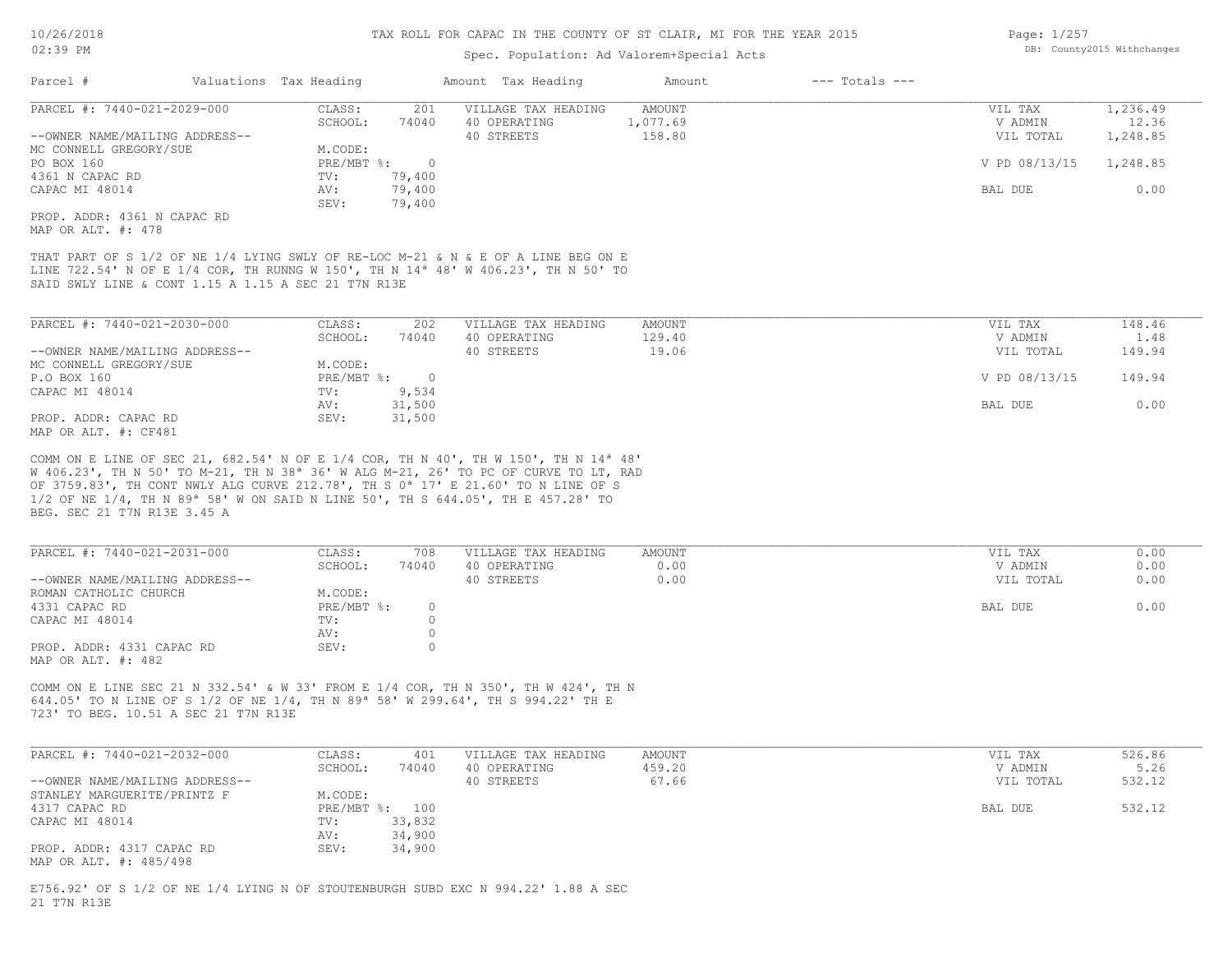# TAX ROLL FOR CAPAC IN THE COUNTY OF ST CLAIR, MI FOR THE YEAR 2015

Spec. Population: Ad Valorem+Special Acts

10/26/2018 02:39 PM — DB: County2015 Withchanges

| Parcel # | Valuations | Tax Heading | Amount | Tax Heading | Amount | --- Totals --- |
|---|---|---|---|---|---|---|

---

**PARCEL #: 7440-021-2029-000**

| | | | | | |
|---|---|---|---|---|---|
| CLASS: | 201 | VILLAGE TAX HEADING | AMOUNT | VIL TAX | 1,236.49 |
| SCHOOL: | 74040 | 40 OPERATING | 1,077.69 | V ADMIN | 12.36 |
| M.CODE: | | 40 STREETS | 158.80 | VIL TOTAL | 1,248.85 |
| PRE/MBT %: | 0 | | | V PD 08/13/15 | 1,248.85 |
| TV: | 79,400 | | | | |
| AV: | 79,400 | | | BAL DUE | 0.00 |
| SEV: | 79,400 | | | | |

--OWNER NAME/MAILING ADDRESS--
MC CONNELL GREGORY/SUE
PO BOX 160
4361 N CAPAC RD
CAPAC MI 48014

PROP. ADDR: 4361 N CAPAC RD
MAP OR ALT. #: 478

THAT PART OF S 1/2 OF NE 1/4 LYING SWLY OF RE-LOC M-21 & N & E OF A LINE BEG ON E LINE 722.54' N OF E 1/4 COR, TH RUNNG W 150', TH N 14ª 48' W 406.23', TH N 50' TO SAID SWLY LINE & CONT 1.15 A 1.15 A SEC 21 T7N R13E

---

**PARCEL #: 7440-021-2030-000**

| | | | | | |
|---|---|---|---|---|---|
| CLASS: | 202 | VILLAGE TAX HEADING | AMOUNT | VIL TAX | 148.46 |
| SCHOOL: | 74040 | 40 OPERATING | 129.40 | V ADMIN | 1.48 |
| M.CODE: | | 40 STREETS | 19.06 | VIL TOTAL | 149.94 |
| PRE/MBT %: | 0 | | | V PD 08/13/15 | 149.94 |
| TV: | 9,534 | | | | |
| AV: | 31,500 | | | BAL DUE | 0.00 |
| SEV: | 31,500 | | | | |

--OWNER NAME/MAILING ADDRESS--
MC CONNELL GREGORY/SUE
P.O BOX 160
CAPAC MI 48014

PROP. ADDR: CAPAC RD
MAP OR ALT. #: CF481

COMM ON E LINE OF SEC 21, 682.54' N OF E 1/4 COR, TH N 40', TH W 150', TH N 14ª 48' W 406.23', TH N 50' TO M-21, TH N 38ª 36' W ALG M-21, 26' TO PC OF CURVE TO LT, RAD OF 3759.83', TH CONT NWLY ALG CURVE 212.78', TH S 0ª 17' E 21.60' TO N LINE OF S 1/2 OF NE 1/4, TH N 89ª 58' W ON SAID N LINE 50', TH S 644.05', TH E 457.28' TO BEG. SEC 21 T7N R13E 3.45 A

---

**PARCEL #: 7440-021-2031-000**

| | | | | | |
|---|---|---|---|---|---|
| CLASS: | 708 | VILLAGE TAX HEADING | AMOUNT | VIL TAX | 0.00 |
| SCHOOL: | 74040 | 40 OPERATING | 0.00 | V ADMIN | 0.00 |
| M.CODE: | | 40 STREETS | 0.00 | VIL TOTAL | 0.00 |
| PRE/MBT %: | 0 | | | BAL DUE | 0.00 |
| TV: | 0 | | | | |
| AV: | 0 | | | | |
| SEV: | 0 | | | | |

--OWNER NAME/MAILING ADDRESS--
ROMAN CATHOLIC CHURCH
4331 CAPAC RD
CAPAC MI 48014

PROP. ADDR: 4331 CAPAC RD
MAP OR ALT. #: 482

COMM ON E LINE SEC 21 N 332.54' & W 33' FROM E 1/4 COR, TH N 350', TH W 424', TH N 644.05' TO N LINE OF S 1/2 OF NE 1/4, TH N 89ª 58' W 299.64', TH S 994.22' TH E 723' TO BEG. 10.51 A SEC 21 T7N R13E

---

**PARCEL #: 7440-021-2032-000**

| | | | | | |
|---|---|---|---|---|---|
| CLASS: | 401 | VILLAGE TAX HEADING | AMOUNT | VIL TAX | 526.86 |
| SCHOOL: | 74040 | 40 OPERATING | 459.20 | V ADMIN | 5.26 |
| M.CODE: | | 40 STREETS | 67.66 | VIL TOTAL | 532.12 |
| PRE/MBT %: | 100 | | | BAL DUE | 532.12 |
| TV: | 33,832 | | | | |
| AV: | 34,900 | | | | |
| SEV: | 34,900 | | | | |

--OWNER NAME/MAILING ADDRESS--
STANLEY MARGUERITE/PRINTZ F
4317 CAPAC RD
CAPAC MI 48014

PROP. ADDR: 4317 CAPAC RD
MAP OR ALT. #: 485/498

E756.92' OF S 1/2 OF NE 1/4 LYING N OF STOUTENBURGH SUBD EXC N 994.22' 1.88 A SEC 21 T7N R13E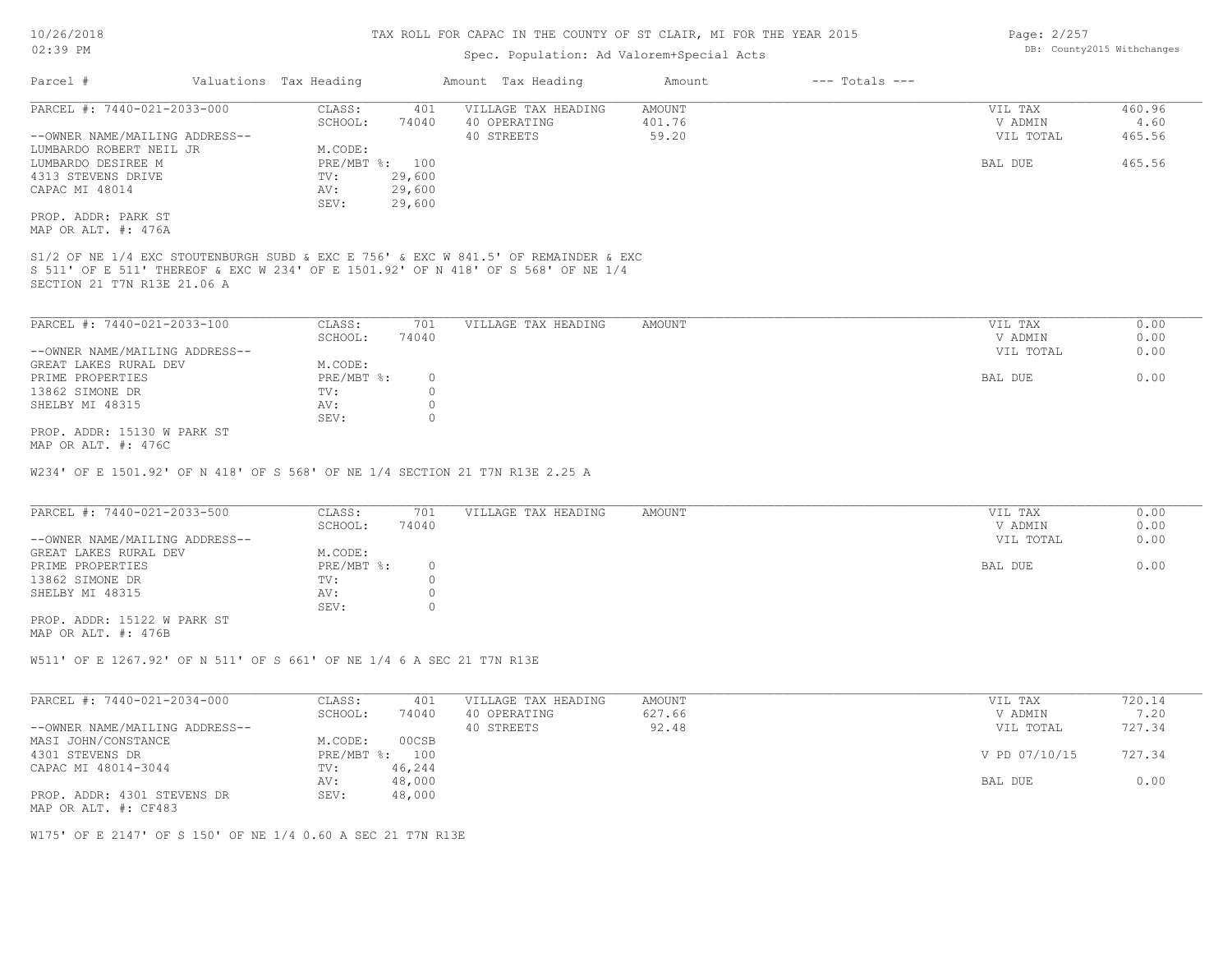# TAX ROLL FOR CAPAC IN THE COUNTY OF ST CLAIR, MI FOR THE YEAR 2015

Spec. Population: Ad Valorem+Special Acts

| Parcel # | Valuations | Tax Heading | Amount | Tax Heading | Amount | --- Totals --- | |
|---|---|---|---|---|---|---|---|

---

**PARCEL #: 7440-021-2033-000**

--OWNER NAME/MAILING ADDRESS--
LUMBARDO ROBERT NEIL JR
LUMBARDO DESIREE M
4313 STEVENS DRIVE
CAPAC MI 48014

PROP. ADDR: PARK ST
MAP OR ALT. #: 476A

| Field | Value | Tax Heading | Amount | Totals | |
|---|---|---|---|---|---|
| CLASS: | 401 | VILLAGE TAX HEADING | AMOUNT | VIL TAX | 460.96 |
| SCHOOL: | 74040 | 40 OPERATING | 401.76 | V ADMIN | 4.60 |
| M.CODE: | | 40 STREETS | 59.20 | VIL TOTAL | 465.56 |
| PRE/MBT %: | 100 | | | BAL DUE | 465.56 |
| TV: | 29,600 | | | | |
| AV: | 29,600 | | | | |
| SEV: | 29,600 | | | | |

S1/2 OF NE 1/4 EXC STOUTENBURGH SUBD & EXC E 756' & EXC W 841.5' OF REMAINDER & EXC S 511' OF E 511' THEREOF & EXC W 234' OF E 1501.92' OF N 418' OF S 568' OF NE 1/4 SECTION 21 T7N R13E 21.06 A

---

**PARCEL #: 7440-021-2033-100**

--OWNER NAME/MAILING ADDRESS--
GREAT LAKES RURAL DEV
PRIME PROPERTIES
13862 SIMONE DR
SHELBY MI 48315

PROP. ADDR: 15130 W PARK ST
MAP OR ALT. #: 476C

| Field | Value | Tax Heading | Amount | Totals | |
|---|---|---|---|---|---|
| CLASS: | 701 | VILLAGE TAX HEADING | AMOUNT | VIL TAX | 0.00 |
| SCHOOL: | 74040 | | | V ADMIN | 0.00 |
| M.CODE: | | | | VIL TOTAL | 0.00 |
| PRE/MBT %: | 0 | | | BAL DUE | 0.00 |
| TV: | 0 | | | | |
| AV: | 0 | | | | |
| SEV: | 0 | | | | |

W234' OF E 1501.92' OF N 418' OF S 568' OF NE 1/4 SECTION 21 T7N R13E 2.25 A

---

**PARCEL #: 7440-021-2033-500**

--OWNER NAME/MAILING ADDRESS--
GREAT LAKES RURAL DEV
PRIME PROPERTIES
13862 SIMONE DR
SHELBY MI 48315

PROP. ADDR: 15122 W PARK ST
MAP OR ALT. #: 476B

| Field | Value | Tax Heading | Amount | Totals | |
|---|---|---|---|---|---|
| CLASS: | 701 | VILLAGE TAX HEADING | AMOUNT | VIL TAX | 0.00 |
| SCHOOL: | 74040 | | | V ADMIN | 0.00 |
| M.CODE: | | | | VIL TOTAL | 0.00 |
| PRE/MBT %: | 0 | | | BAL DUE | 0.00 |
| TV: | 0 | | | | |
| AV: | 0 | | | | |
| SEV: | 0 | | | | |

W511' OF E 1267.92' OF N 511' OF S 661' OF NE 1/4 6 A SEC 21 T7N R13E

---

**PARCEL #: 7440-021-2034-000**

--OWNER NAME/MAILING ADDRESS--
MASI JOHN/CONSTANCE
4301 STEVENS DR
CAPAC MI 48014-3044

PROP. ADDR: 4301 STEVENS DR
MAP OR ALT. #: CF483

| Field | Value | Tax Heading | Amount | Totals | |
|---|---|---|---|---|---|
| CLASS: | 401 | VILLAGE TAX HEADING | AMOUNT | VIL TAX | 720.14 |
| SCHOOL: | 74040 | 40 OPERATING | 627.66 | V ADMIN | 7.20 |
| M.CODE: | 00CSB | 40 STREETS | 92.48 | VIL TOTAL | 727.34 |
| PRE/MBT %: | 100 | | | V PD 07/10/15 | 727.34 |
| TV: | 46,244 | | | | |
| AV: | 48,000 | | | BAL DUE | 0.00 |
| SEV: | 48,000 | | | | |

W175' OF E 2147' OF S 150' OF NE 1/4 0.60 A SEC 21 T7N R13E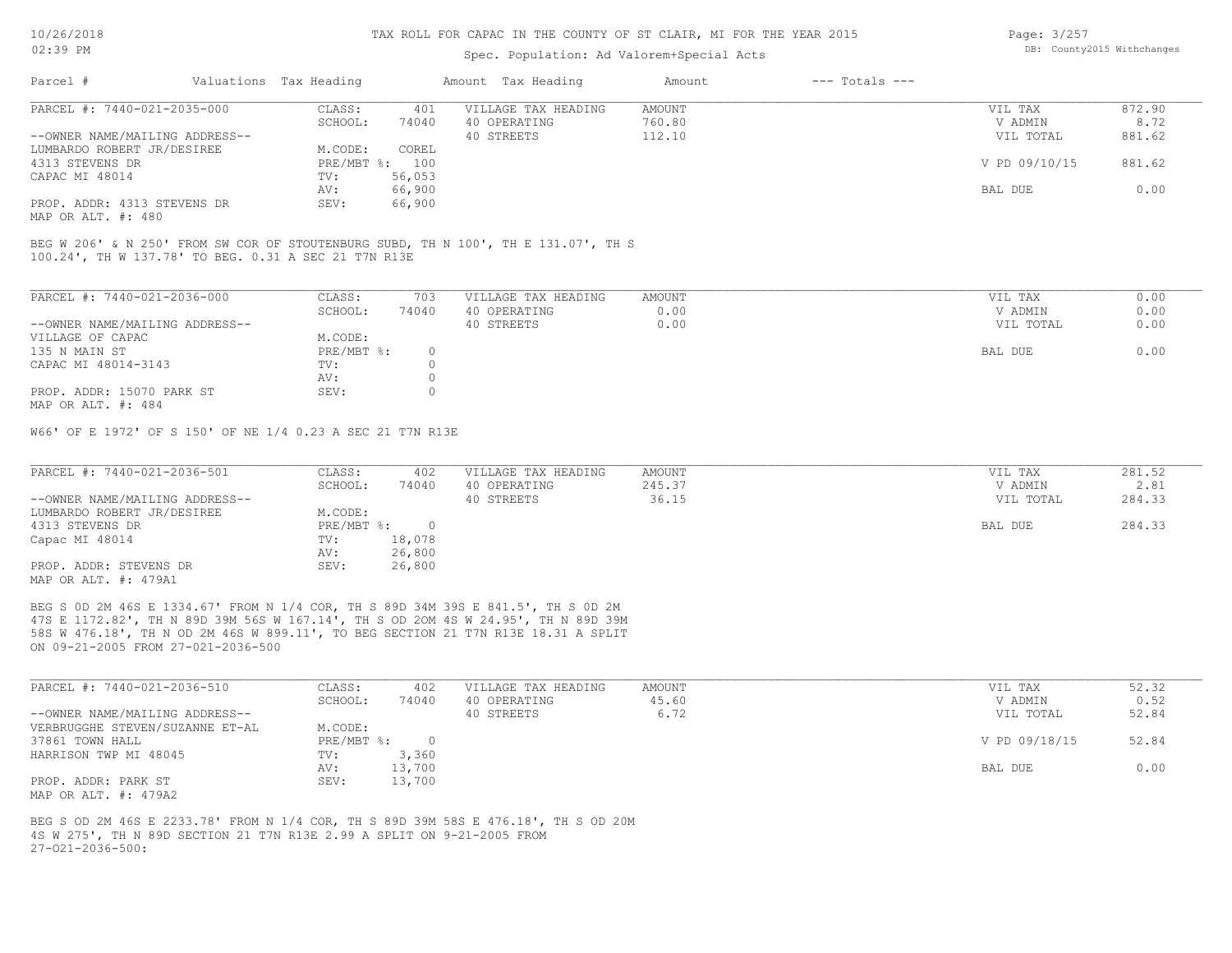# TAX ROLL FOR CAPAC IN THE COUNTY OF ST CLAIR, MI FOR THE YEAR 2015

Spec. Population: Ad Valorem+Special Acts

| Parcel # | Valuations | Tax Heading | Amount | Tax Heading | Amount | --- Totals --- | |
|---|---|---|---|---|---|---|---|
| PARCEL #: 7440-021-2035-000 | CLASS: | 401 | VILLAGE TAX HEADING | AMOUNT | | VIL TAX | 872.90 |
| | SCHOOL: | 74040 | 40 OPERATING | 760.80 | | V ADMIN | 8.72 |
| --OWNER NAME/MAILING ADDRESS-- | | | 40 STREETS | 112.10 | | VIL TOTAL | 881.62 |
| LUMBARDO ROBERT JR/DESIREE | M.CODE: | COREL | | | | | |
| 4313 STEVENS DR | PRE/MBT %: | 100 | | | | | |
| CAPAC MI 48014 | TV: | 56,053 | | | | V PD 09/10/15 | 881.62 |
| | AV: | 66,900 | | | | | |
| PROP. ADDR: 4313 STEVENS DR | SEV: | 66,900 | | | | BAL DUE | 0.00 |
| MAP OR ALT. #: 480 | | | | | | | |

BEG W 206' & N 250' FROM SW COR OF STOUTENBURG SUBD, TH N 100', TH E 131.07', TH S 100.24', TH W 137.78' TO BEG. 0.31 A SEC 21 T7N R13E

| Parcel # | Valuations | Tax Heading | Amount | Tax Heading | Amount | --- Totals --- | |
|---|---|---|---|---|---|---|---|
| PARCEL #: 7440-021-2036-000 | CLASS: | 703 | VILLAGE TAX HEADING | AMOUNT | | VIL TAX | 0.00 |
| | SCHOOL: | 74040 | 40 OPERATING | 0.00 | | V ADMIN | 0.00 |
| --OWNER NAME/MAILING ADDRESS-- | | | 40 STREETS | 0.00 | | VIL TOTAL | 0.00 |
| VILLAGE OF CAPAC | M.CODE: | | | | | | |
| 135 N MAIN ST | PRE/MBT %: | 0 | | | | BAL DUE | 0.00 |
| CAPAC MI 48014-3143 | TV: | 0 | | | | | |
| | AV: | 0 | | | | | |
| PROP. ADDR: 15070 PARK ST | SEV: | 0 | | | | | |
| MAP OR ALT. #: 484 | | | | | | | |

W66' OF E 1972' OF S 150' OF NE 1/4 0.23 A SEC 21 T7N R13E

| Parcel # | Valuations | Tax Heading | Amount | Tax Heading | Amount | --- Totals --- | |
|---|---|---|---|---|---|---|---|
| PARCEL #: 7440-021-2036-501 | CLASS: | 402 | VILLAGE TAX HEADING | AMOUNT | | VIL TAX | 281.52 |
| | SCHOOL: | 74040 | 40 OPERATING | 245.37 | | V ADMIN | 2.81 |
| --OWNER NAME/MAILING ADDRESS-- | | | 40 STREETS | 36.15 | | VIL TOTAL | 284.33 |
| LUMBARDO ROBERT JR/DESIREE | M.CODE: | | | | | | |
| 4313 STEVENS DR | PRE/MBT %: | 0 | | | | BAL DUE | 284.33 |
| Capac MI 48014 | TV: | 18,078 | | | | | |
| | AV: | 26,800 | | | | | |
| PROP. ADDR: STEVENS DR | SEV: | 26,800 | | | | | |
| MAP OR ALT. #: 479A1 | | | | | | | |

BEG S 0D 2M 46S E 1334.67' FROM N 1/4 COR, TH S 89D 34M 39S E 841.5', TH S 0D 2M 47S E 1172.82', TH N 89D 39M 56S W 167.14', TH S OD 20M 4S W 24.95', TH N 89D 39M 58S W 476.18', TH N OD 2M 46S W 899.11', TO BEG SECTION 21 T7N R13E 18.31 A SPLIT ON 09-21-2005 FROM 27-021-2036-500

| Parcel # | Valuations | Tax Heading | Amount | Tax Heading | Amount | --- Totals --- | |
|---|---|---|---|---|---|---|---|
| PARCEL #: 7440-021-2036-510 | CLASS: | 402 | VILLAGE TAX HEADING | AMOUNT | | VIL TAX | 52.32 |
| | SCHOOL: | 74040 | 40 OPERATING | 45.60 | | V ADMIN | 0.52 |
| --OWNER NAME/MAILING ADDRESS-- | | | 40 STREETS | 6.72 | | VIL TOTAL | 52.84 |
| VERBRUGGHE STEVEN/SUZANNE ET-AL | M.CODE: | | | | | | |
| 37861 TOWN HALL | PRE/MBT %: | 0 | | | | V PD 09/18/15 | 52.84 |
| HARRISON TWP MI 48045 | TV: | 3,360 | | | | | |
| | AV: | 13,700 | | | | BAL DUE | 0.00 |
| PROP. ADDR: PARK ST | SEV: | 13,700 | | | | | |
| MAP OR ALT. #: 479A2 | | | | | | | |

BEG S OD 2M 46S E 2233.78' FROM N 1/4 COR, TH S 89D 39M 58S E 476.18', TH S OD 20M 4S W 275', TH N 89D SECTION 21 T7N R13E 2.99 A SPLIT ON 9-21-2005 FROM 27-021-2036-500: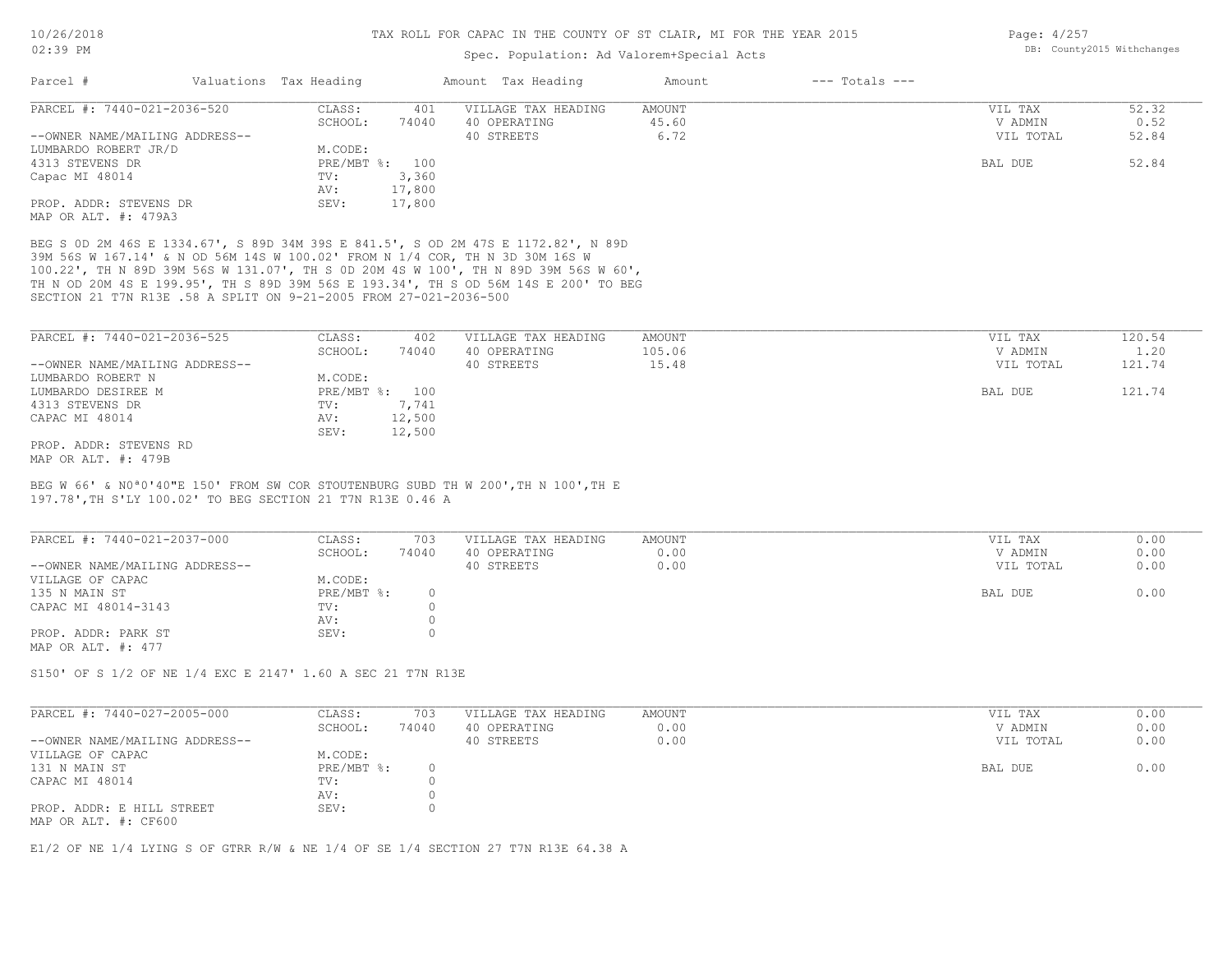# TAX ROLL FOR CAPAC IN THE COUNTY OF ST CLAIR, MI FOR THE YEAR 2015

Spec. Population: Ad Valorem+Special Acts

| Parcel # | Valuations | Tax Heading | Amount | Tax Heading | Amount | --- Totals --- | |
|---|---|---|---|---|---|---|---|
| PARCEL #: 7440-021-2036-520 | CLASS: | 401 | VILLAGE TAX HEADING | AMOUNT | | VIL TAX | 52.32 |
| | SCHOOL: | 74040 | 40 OPERATING | 45.60 | | V ADMIN | 0.52 |
| --OWNER NAME/MAILING ADDRESS-- | | | 40 STREETS | 6.72 | | VIL TOTAL | 52.84 |
| LUMBARDO ROBERT JR/D | M.CODE: | | | | | | |
| 4313 STEVENS DR | PRE/MBT %: | 100 | | | | BAL DUE | 52.84 |
| Capac MI 48014 | TV: | 3,360 | | | | | |
| | AV: | 17,800 | | | | | |
| PROP. ADDR: STEVENS DR | SEV: | 17,800 | | | | | |
| MAP OR ALT. #: 479A3 | | | | | | | |

BEG S 0D 2M 46S E 1334.67', S 89D 34M 39S E 841.5', S OD 2M 47S E 1172.82', N 89D 39M 56S W 167.14' & N OD 56M 14S W 100.02' FROM N 1/4 COR, TH N 3D 30M 16S W 100.22', TH N 89D 39M 56S W 131.07', TH S 0D 20M 4S W 100', TH N 89D 39M 56S W 60', TH N OD 20M 4S E 199.95', TH S 89D 39M 56S E 193.34', TH S OD 56M 14S E 200' TO BEG SECTION 21 T7N R13E .58 A SPLIT ON 9-21-2005 FROM 27-021-2036-500

| Parcel # | Valuations | Tax Heading | Amount | Tax Heading | Amount | --- Totals --- | |
|---|---|---|---|---|---|---|---|
| PARCEL #: 7440-021-2036-525 | CLASS: | 402 | VILLAGE TAX HEADING | AMOUNT | | VIL TAX | 120.54 |
| | SCHOOL: | 74040 | 40 OPERATING | 105.06 | | V ADMIN | 1.20 |
| --OWNER NAME/MAILING ADDRESS-- | | | 40 STREETS | 15.48 | | VIL TOTAL | 121.74 |
| LUMBARDO ROBERT N | M.CODE: | | | | | | |
| LUMBARDO DESIREE M | PRE/MBT %: | 100 | | | | BAL DUE | 121.74 |
| 4313 STEVENS DR | TV: | 7,741 | | | | | |
| CAPAC MI 48014 | AV: | 12,500 | | | | | |
| | SEV: | 12,500 | | | | | |
| PROP. ADDR: STEVENS RD | | | | | | | |
| MAP OR ALT. #: 479B | | | | | | | |

BEG W 66' & N0ª0'40"E 150' FROM SW COR STOUTENBURG SUBD TH W 200',TH N 100',TH E 197.78',TH S'LY 100.02' TO BEG SECTION 21 T7N R13E 0.46 A

| Parcel # | Valuations | Tax Heading | Amount | Tax Heading | Amount | --- Totals --- | |
|---|---|---|---|---|---|---|---|
| PARCEL #: 7440-021-2037-000 | CLASS: | 703 | VILLAGE TAX HEADING | AMOUNT | | VIL TAX | 0.00 |
| | SCHOOL: | 74040 | 40 OPERATING | 0.00 | | V ADMIN | 0.00 |
| --OWNER NAME/MAILING ADDRESS-- | | | 40 STREETS | 0.00 | | VIL TOTAL | 0.00 |
| VILLAGE OF CAPAC | M.CODE: | | | | | | |
| 135 N MAIN ST | PRE/MBT %: | 0 | | | | BAL DUE | 0.00 |
| CAPAC MI 48014-3143 | TV: | 0 | | | | | |
| | AV: | 0 | | | | | |
| PROP. ADDR: PARK ST | SEV: | 0 | | | | | |
| MAP OR ALT. #: 477 | | | | | | | |

S150' OF S 1/2 OF NE 1/4 EXC E 2147' 1.60 A SEC 21 T7N R13E

| Parcel # | Valuations | Tax Heading | Amount | Tax Heading | Amount | --- Totals --- | |
|---|---|---|---|---|---|---|---|
| PARCEL #: 7440-027-2005-000 | CLASS: | 703 | VILLAGE TAX HEADING | AMOUNT | | VIL TAX | 0.00 |
| | SCHOOL: | 74040 | 40 OPERATING | 0.00 | | V ADMIN | 0.00 |
| --OWNER NAME/MAILING ADDRESS-- | | | 40 STREETS | 0.00 | | VIL TOTAL | 0.00 |
| VILLAGE OF CAPAC | M.CODE: | | | | | | |
| 131 N MAIN ST | PRE/MBT %: | 0 | | | | BAL DUE | 0.00 |
| CAPAC MI 48014 | TV: | 0 | | | | | |
| | AV: | 0 | | | | | |
| PROP. ADDR: E HILL STREET | SEV: | 0 | | | | | |
| MAP OR ALT. #: CF600 | | | | | | | |

E1/2 OF NE 1/4 LYING S OF GTRR R/W & NE 1/4 OF SE 1/4 SECTION 27 T7N R13E 64.38 A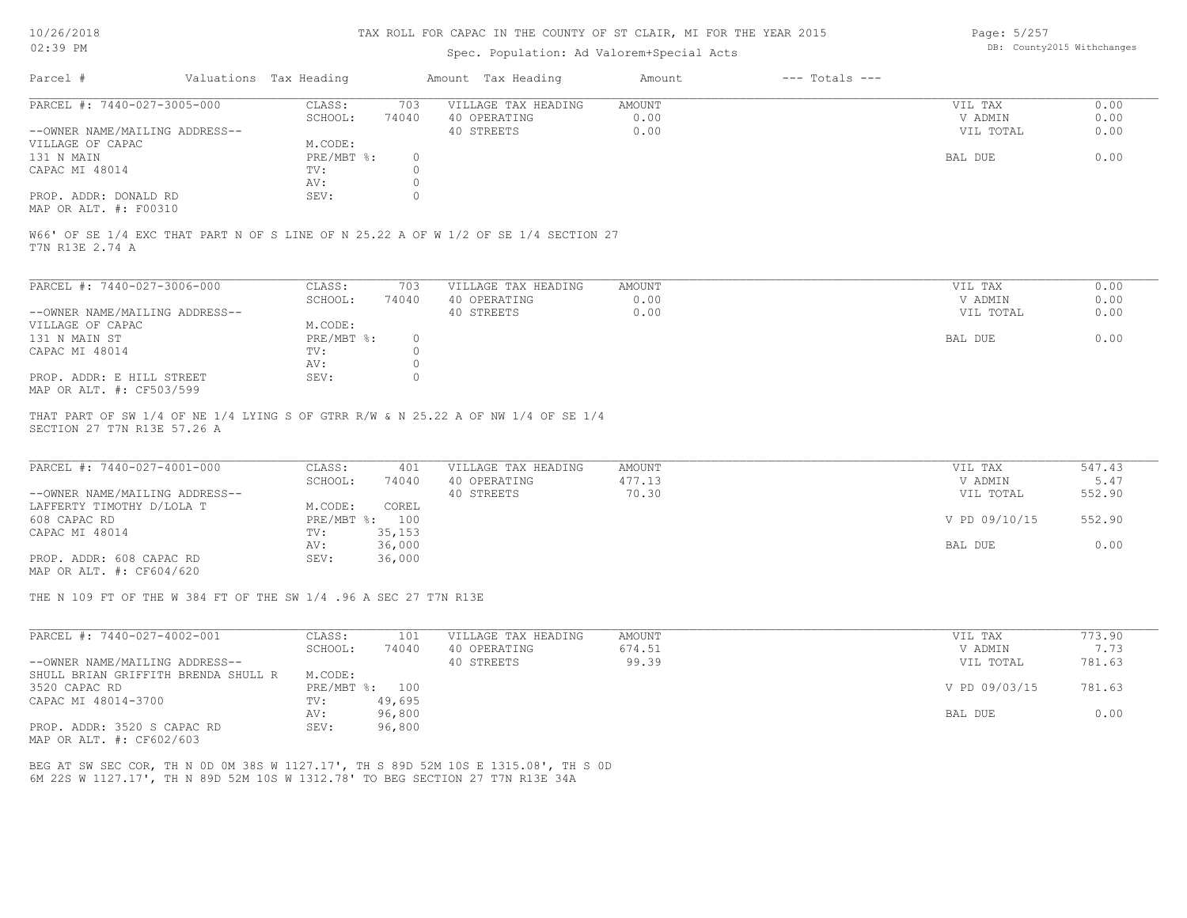TAX ROLL FOR CAPAC IN THE COUNTY OF ST CLAIR, MI FOR THE YEAR 2015

Spec. Population: Ad Valorem+Special Acts

| Parcel # | Valuations | Tax Heading | Amount | Tax Heading | Amount | --- Totals --- | |
|---|---|---|---|---|---|---|---|

**PARCEL #: 7440-027-3005-000**

| | | | | | |
|---|---|---|---|---|---|
| CLASS: | 703 | VILLAGE TAX HEADING | AMOUNT | VIL TAX | 0.00 |
| SCHOOL: | 74040 | 40 OPERATING | 0.00 | V ADMIN | 0.00 |
| | | 40 STREETS | 0.00 | VIL TOTAL | 0.00 |
| M.CODE: | | | | | |
| PRE/MBT %: | 0 | | | BAL DUE | 0.00 |
| TV: | 0 | | | | |
| AV: | 0 | | | | |
| SEV: | 0 | | | | |

--OWNER NAME/MAILING ADDRESS--
VILLAGE OF CAPAC
131 N MAIN
CAPAC MI 48014

PROP. ADDR: DONALD RD
MAP OR ALT. #: F00310

W66' OF SE 1/4 EXC THAT PART N OF S LINE OF N 25.22 A OF W 1/2 OF SE 1/4 SECTION 27 T7N R13E 2.74 A

**PARCEL #: 7440-027-3006-000**

| | | | | | |
|---|---|---|---|---|---|
| CLASS: | 703 | VILLAGE TAX HEADING | AMOUNT | VIL TAX | 0.00 |
| SCHOOL: | 74040 | 40 OPERATING | 0.00 | V ADMIN | 0.00 |
| | | 40 STREETS | 0.00 | VIL TOTAL | 0.00 |
| M.CODE: | | | | | |
| PRE/MBT %: | 0 | | | BAL DUE | 0.00 |
| TV: | 0 | | | | |
| AV: | 0 | | | | |
| SEV: | 0 | | | | |

--OWNER NAME/MAILING ADDRESS--
VILLAGE OF CAPAC
131 N MAIN ST
CAPAC MI 48014

PROP. ADDR: E HILL STREET
MAP OR ALT. #: CF503/599

THAT PART OF SW 1/4 OF NE 1/4 LYING S OF GTRR R/W & N 25.22 A OF NW 1/4 OF SE 1/4 SECTION 27 T7N R13E 57.26 A

**PARCEL #: 7440-027-4001-000**

| | | | | | |
|---|---|---|---|---|---|
| CLASS: | 401 | VILLAGE TAX HEADING | AMOUNT | VIL TAX | 547.43 |
| SCHOOL: | 74040 | 40 OPERATING | 477.13 | V ADMIN | 5.47 |
| | | 40 STREETS | 70.30 | VIL TOTAL | 552.90 |
| M.CODE: | COREL | | | | |
| PRE/MBT %: | 100 | | | V PD 09/10/15 | 552.90 |
| TV: | 35,153 | | | | |
| AV: | 36,000 | | | BAL DUE | 0.00 |
| SEV: | 36,000 | | | | |

--OWNER NAME/MAILING ADDRESS--
LAFFERTY TIMOTHY D/LOLA T
608 CAPAC RD
CAPAC MI 48014

PROP. ADDR: 608 CAPAC RD
MAP OR ALT. #: CF604/620

THE N 109 FT OF THE W 384 FT OF THE SW 1/4 .96 A SEC 27 T7N R13E

**PARCEL #: 7440-027-4002-001**

| | | | | | |
|---|---|---|---|---|---|
| CLASS: | 101 | VILLAGE TAX HEADING | AMOUNT | VIL TAX | 773.90 |
| SCHOOL: | 74040 | 40 OPERATING | 674.51 | V ADMIN | 7.73 |
| | | 40 STREETS | 99.39 | VIL TOTAL | 781.63 |
| M.CODE: | | | | | |
| PRE/MBT %: | 100 | | | V PD 09/03/15 | 781.63 |
| TV: | 49,695 | | | | |
| AV: | 96,800 | | | BAL DUE | 0.00 |
| SEV: | 96,800 | | | | |

--OWNER NAME/MAILING ADDRESS--
SHULL BRIAN GRIFFITH BRENDA SHULL R
3520 CAPAC RD
CAPAC MI 48014-3700

PROP. ADDR: 3520 S CAPAC RD
MAP OR ALT. #: CF602/603

BEG AT SW SEC COR, TH N 0D 0M 38S W 1127.17', TH S 89D 52M 10S E 1315.08', TH S 0D 6M 22S W 1127.17', TH N 89D 52M 10S W 1312.78' TO BEG SECTION 27 T7N R13E 34A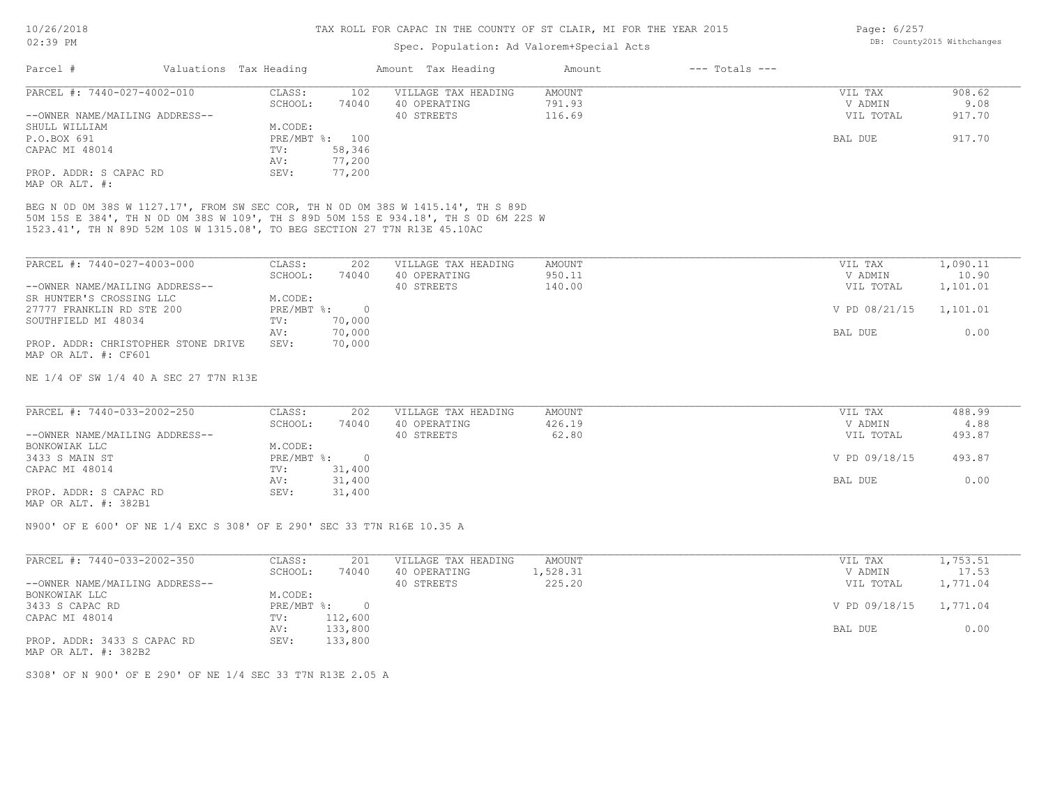# TAX ROLL FOR CAPAC IN THE COUNTY OF ST CLAIR, MI FOR THE YEAR 2015

Spec. Population: Ad Valorem+Special Acts

| Parcel # | Valuations | Tax Heading | Amount | Tax Heading | Amount | --- Totals --- | |
|---|---|---|---|---|---|---|---|
| PARCEL #: 7440-027-4002-010 | CLASS: | 102 | VILLAGE TAX HEADING | AMOUNT | | VIL TAX | 908.62 |
| | SCHOOL: | 74040 | 40 OPERATING | 791.93 | | V ADMIN | 9.08 |
| --OWNER NAME/MAILING ADDRESS-- | | | 40 STREETS | 116.69 | | VIL TOTAL | 917.70 |
| SHULL WILLIAM | M.CODE: | | | | | | |
| P.O.BOX 691 | PRE/MBT %: | 100 | | | | BAL DUE | 917.70 |
| CAPAC MI 48014 | TV: | 58,346 | | | | | |
| | AV: | 77,200 | | | | | |
| PROP. ADDR: S CAPAC RD | SEV: | 77,200 | | | | | |
| MAP OR ALT. #: | | | | | | | |

BEG N 0D 0M 38S W 1127.17', FROM SW SEC COR, TH N 0D 0M 38S W 1415.14', TH S 89D 50M 15S E 384', TH N 0D 0M 38S W 109', TH S 89D 50M 15S E 934.18', TH S 0D 6M 22S W 1523.41', TH N 89D 52M 10S W 1315.08', TO BEG SECTION 27 T7N R13E 45.10AC

| Parcel # | Valuations | Tax Heading | Amount | Tax Heading | Amount | --- Totals --- | |
|---|---|---|---|---|---|---|---|
| PARCEL #: 7440-027-4003-000 | CLASS: | 202 | VILLAGE TAX HEADING | AMOUNT | | VIL TAX | 1,090.11 |
| | SCHOOL: | 74040 | 40 OPERATING | 950.11 | | V ADMIN | 10.90 |
| --OWNER NAME/MAILING ADDRESS-- | | | 40 STREETS | 140.00 | | VIL TOTAL | 1,101.01 |
| SR HUNTER'S CROSSING LLC | M.CODE: | | | | | | |
| 27777 FRANKLIN RD STE 200 | PRE/MBT %: | 0 | | | | V PD 08/21/15 | 1,101.01 |
| SOUTHFIELD MI 48034 | TV: | 70,000 | | | | | |
| | AV: | 70,000 | | | | BAL DUE | 0.00 |
| PROP. ADDR: CHRISTOPHER STONE DRIVE | SEV: | 70,000 | | | | | |
| MAP OR ALT. #: CF601 | | | | | | | |

NE 1/4 OF SW 1/4 40 A SEC 27 T7N R13E

| Parcel # | Valuations | Tax Heading | Amount | Tax Heading | Amount | --- Totals --- | |
|---|---|---|---|---|---|---|---|
| PARCEL #: 7440-033-2002-250 | CLASS: | 202 | VILLAGE TAX HEADING | AMOUNT | | VIL TAX | 488.99 |
| | SCHOOL: | 74040 | 40 OPERATING | 426.19 | | V ADMIN | 4.88 |
| --OWNER NAME/MAILING ADDRESS-- | | | 40 STREETS | 62.80 | | VIL TOTAL | 493.87 |
| BONKOWIAK LLC | M.CODE: | | | | | | |
| 3433 S MAIN ST | PRE/MBT %: | 0 | | | | V PD 09/18/15 | 493.87 |
| CAPAC MI 48014 | TV: | 31,400 | | | | | |
| | AV: | 31,400 | | | | BAL DUE | 0.00 |
| PROP. ADDR: S CAPAC RD | SEV: | 31,400 | | | | | |
| MAP OR ALT. #: 382B1 | | | | | | | |

N900' OF E 600' OF NE 1/4 EXC S 308' OF E 290' SEC 33 T7N R16E 10.35 A

| Parcel # | Valuations | Tax Heading | Amount | Tax Heading | Amount | --- Totals --- | |
|---|---|---|---|---|---|---|---|
| PARCEL #: 7440-033-2002-350 | CLASS: | 201 | VILLAGE TAX HEADING | AMOUNT | | VIL TAX | 1,753.51 |
| | SCHOOL: | 74040 | 40 OPERATING | 1,528.31 | | V ADMIN | 17.53 |
| --OWNER NAME/MAILING ADDRESS-- | | | 40 STREETS | 225.20 | | VIL TOTAL | 1,771.04 |
| BONKOWIAK LLC | M.CODE: | | | | | | |
| 3433 S CAPAC RD | PRE/MBT %: | 0 | | | | V PD 09/18/15 | 1,771.04 |
| CAPAC MI 48014 | TV: | 112,600 | | | | | |
| | AV: | 133,800 | | | | BAL DUE | 0.00 |
| PROP. ADDR: 3433 S CAPAC RD | SEV: | 133,800 | | | | | |
| MAP OR ALT. #: 382B2 | | | | | | | |

S308' OF N 900' OF E 290' OF NE 1/4 SEC 33 T7N R13E 2.05 A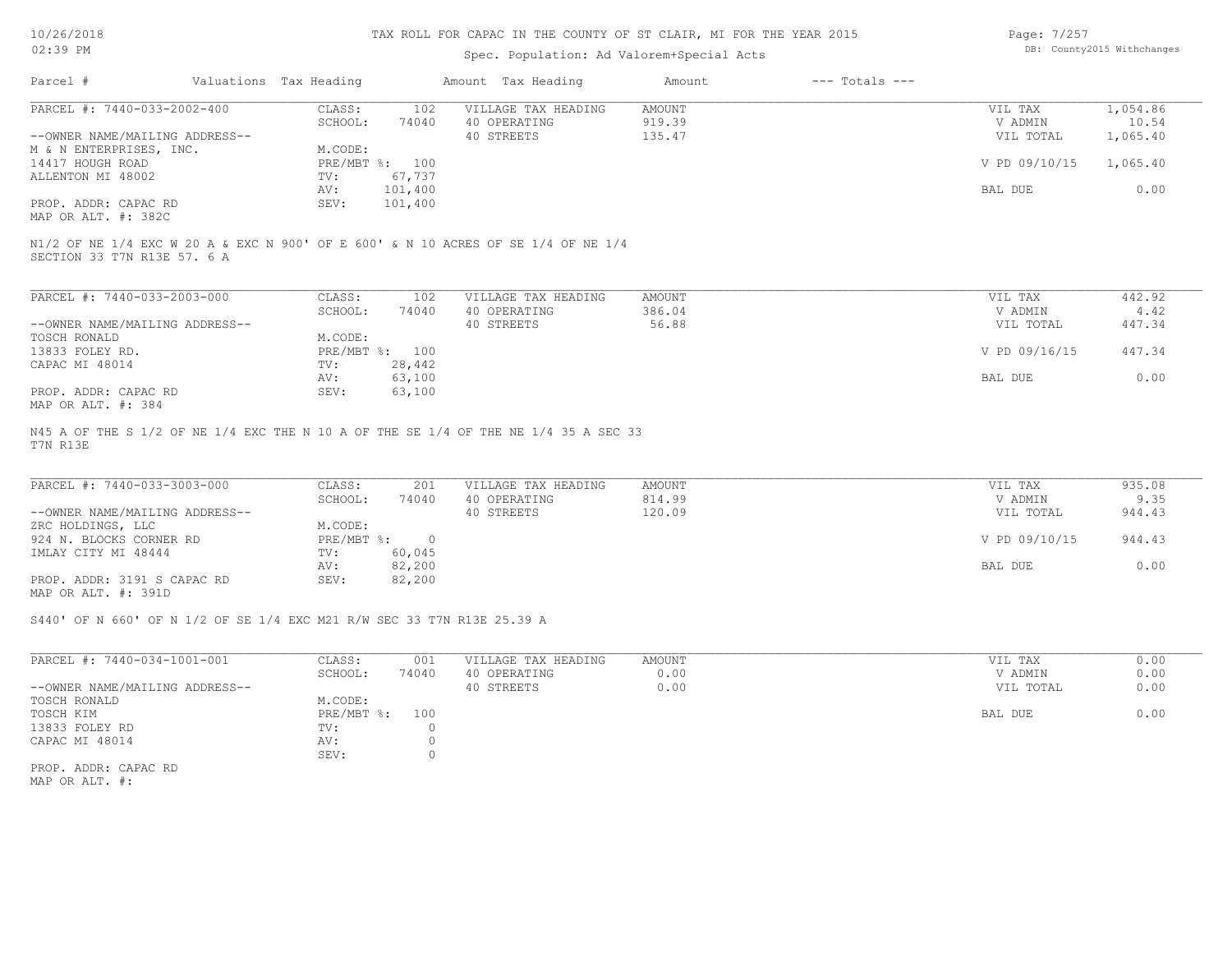# TAX ROLL FOR CAPAC IN THE COUNTY OF ST CLAIR, MI FOR THE YEAR 2015

Spec. Population: Ad Valorem+Special Acts

DB: County2015 Withchanges

| Parcel # | Valuations | Tax Heading | Amount | Tax Heading | Amount | --- Totals --- | |
|---|---|---|---|---|---|---|---|

---

**PARCEL #: 7440-033-2002-400**

| | | | | | |
|---|---|---|---|---|---|
| CLASS: | 102 | VILLAGE TAX HEADING | AMOUNT | VIL TAX | 1,054.86 |
| SCHOOL: | 74040 | 40 OPERATING | 919.39 | V ADMIN | 10.54 |
| | | 40 STREETS | 135.47 | VIL TOTAL | 1,065.40 |
| M.CODE: | | | | | |
| PRE/MBT %: | 100 | | | V PD 09/10/15 | 1,065.40 |
| TV: | 67,737 | | | | |
| AV: | 101,400 | | | BAL DUE | 0.00 |
| SEV: | 101,400 | | | | |

--OWNER NAME/MAILING ADDRESS--
M & N ENTERPRISES, INC.
14417 HOUGH ROAD
ALLENTON MI 48002

PROP. ADDR: CAPAC RD
MAP OR ALT. #: 382C

N1/2 OF NE 1/4 EXC W 20 A & EXC N 900' OF E 600' & N 10 ACRES OF SE 1/4 OF NE 1/4 SECTION 33 T7N R13E 57. 6 A

---

**PARCEL #: 7440-033-2003-000**

| | | | | | |
|---|---|---|---|---|---|
| CLASS: | 102 | VILLAGE TAX HEADING | AMOUNT | VIL TAX | 442.92 |
| SCHOOL: | 74040 | 40 OPERATING | 386.04 | V ADMIN | 4.42 |
| | | 40 STREETS | 56.88 | VIL TOTAL | 447.34 |
| M.CODE: | | | | | |
| PRE/MBT %: | 100 | | | V PD 09/16/15 | 447.34 |
| TV: | 28,442 | | | | |
| AV: | 63,100 | | | BAL DUE | 0.00 |
| SEV: | 63,100 | | | | |

--OWNER NAME/MAILING ADDRESS--
TOSCH RONALD
13833 FOLEY RD.
CAPAC MI 48014

PROP. ADDR: CAPAC RD
MAP OR ALT. #: 384

N45 A OF THE S 1/2 OF NE 1/4 EXC THE N 10 A OF THE SE 1/4 OF THE NE 1/4 35 A SEC 33 T7N R13E

---

**PARCEL #: 7440-033-3003-000**

| | | | | | |
|---|---|---|---|---|---|
| CLASS: | 201 | VILLAGE TAX HEADING | AMOUNT | VIL TAX | 935.08 |
| SCHOOL: | 74040 | 40 OPERATING | 814.99 | V ADMIN | 9.35 |
| | | 40 STREETS | 120.09 | VIL TOTAL | 944.43 |
| M.CODE: | | | | | |
| PRE/MBT %: | 0 | | | V PD 09/10/15 | 944.43 |
| TV: | 60,045 | | | | |
| AV: | 82,200 | | | BAL DUE | 0.00 |
| SEV: | 82,200 | | | | |

--OWNER NAME/MAILING ADDRESS--
ZRC HOLDINGS, LLC
924 N. BLOCKS CORNER RD
IMLAY CITY MI 48444

PROP. ADDR: 3191 S CAPAC RD
MAP OR ALT. #: 391D

S440' OF N 660' OF N 1/2 OF SE 1/4 EXC M21 R/W SEC 33 T7N R13E 25.39 A

---

**PARCEL #: 7440-034-1001-001**

| | | | | | |
|---|---|---|---|---|---|
| CLASS: | 001 | VILLAGE TAX HEADING | AMOUNT | VIL TAX | 0.00 |
| SCHOOL: | 74040 | 40 OPERATING | 0.00 | V ADMIN | 0.00 |
| | | 40 STREETS | 0.00 | VIL TOTAL | 0.00 |
| M.CODE: | | | | | |
| PRE/MBT %: | 100 | | | BAL DUE | 0.00 |
| TV: | 0 | | | | |
| AV: | 0 | | | | |
| SEV: | 0 | | | | |

--OWNER NAME/MAILING ADDRESS--
TOSCH RONALD
TOSCH KIM
13833 FOLEY RD
CAPAC MI 48014

PROP. ADDR: CAPAC RD
MAP OR ALT. #: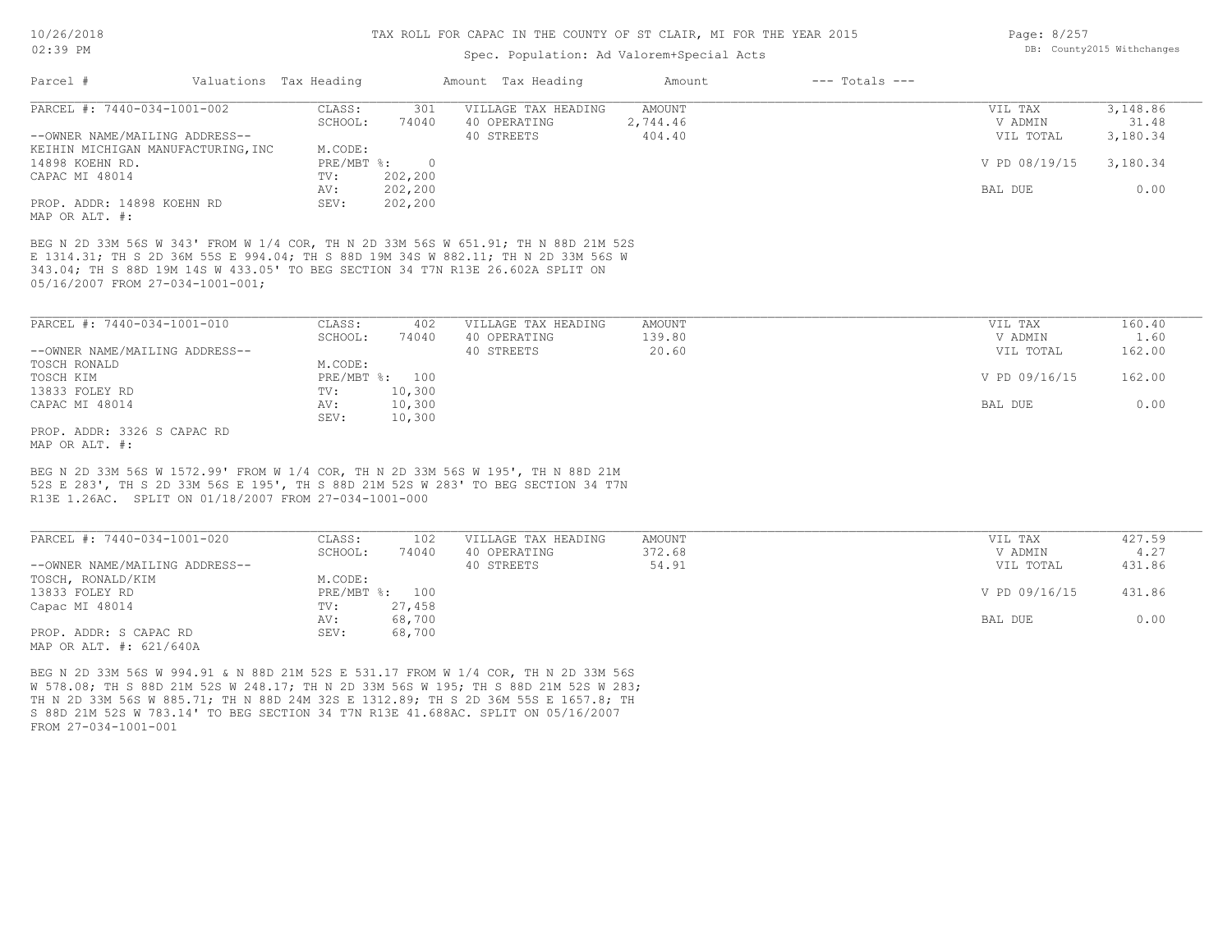# TAX ROLL FOR CAPAC IN THE COUNTY OF ST CLAIR, MI FOR THE YEAR 2015

Spec. Population: Ad Valorem+Special Acts

| Parcel # | Valuations | Tax Heading | Amount | Tax Heading | Amount | --- Totals --- |
|---|---|---|---|---|---|---|

## PARCEL #: 7440-034-1001-002

| | | | | | |
|---|---|---|---|---|---|
| CLASS: | 301 | VILLAGE TAX HEADING | AMOUNT | VIL TAX | 3,148.86 |
| SCHOOL: | 74040 | 40 OPERATING | 2,744.46 | V ADMIN | 31.48 |
| | | 40 STREETS | 404.40 | VIL TOTAL | 3,180.34 |
| M.CODE: | | | | | |
| PRE/MBT %: | 0 | | | V PD 08/19/15 | 3,180.34 |
| TV: | 202,200 | | | | |
| AV: | 202,200 | | | BAL DUE | 0.00 |
| SEV: | 202,200 | | | | |

--OWNER NAME/MAILING ADDRESS--
KEIHIN MICHIGAN MANUFACTURING,INC
14898 KOEHN RD.
CAPAC MI 48014

PROP. ADDR: 14898 KOEHN RD
MAP OR ALT. #:

BEG N 2D 33M 56S W 343' FROM W 1/4 COR, TH N 2D 33M 56S W 651.91; TH N 88D 21M 52S E 1314.31; TH S 2D 36M 55S E 994.04; TH S 88D 19M 34S W 882.11; TH N 2D 33M 56S W 343.04; TH S 88D 19M 14S W 433.05' TO BEG SECTION 34 T7N R13E 26.602A SPLIT ON 05/16/2007 FROM 27-034-1001-001;

## PARCEL #: 7440-034-1001-010

| | | | | | |
|---|---|---|---|---|---|
| CLASS: | 402 | VILLAGE TAX HEADING | AMOUNT | VIL TAX | 160.40 |
| SCHOOL: | 74040 | 40 OPERATING | 139.80 | V ADMIN | 1.60 |
| | | 40 STREETS | 20.60 | VIL TOTAL | 162.00 |
| M.CODE: | | | | | |
| PRE/MBT %: | 100 | | | V PD 09/16/15 | 162.00 |
| TV: | 10,300 | | | | |
| AV: | 10,300 | | | BAL DUE | 0.00 |
| SEV: | 10,300 | | | | |

--OWNER NAME/MAILING ADDRESS--
TOSCH RONALD
TOSCH KIM
13833 FOLEY RD
CAPAC MI 48014

PROP. ADDR: 3326 S CAPAC RD
MAP OR ALT. #:

BEG N 2D 33M 56S W 1572.99' FROM W 1/4 COR, TH N 2D 33M 56S W 195', TH N 88D 21M 52S E 283', TH S 2D 33M 56S E 195', TH S 88D 21M 52S W 283' TO BEG SECTION 34 T7N R13E 1.26AC. SPLIT ON 01/18/2007 FROM 27-034-1001-000

## PARCEL #: 7440-034-1001-020

| | | | | | |
|---|---|---|---|---|---|
| CLASS: | 102 | VILLAGE TAX HEADING | AMOUNT | VIL TAX | 427.59 |
| SCHOOL: | 74040 | 40 OPERATING | 372.68 | V ADMIN | 4.27 |
| | | 40 STREETS | 54.91 | VIL TOTAL | 431.86 |
| M.CODE: | | | | | |
| PRE/MBT %: | 100 | | | V PD 09/16/15 | 431.86 |
| TV: | 27,458 | | | | |
| AV: | 68,700 | | | BAL DUE | 0.00 |
| SEV: | 68,700 | | | | |

--OWNER NAME/MAILING ADDRESS--
TOSCH, RONALD/KIM
13833 FOLEY RD
Capac MI 48014

PROP. ADDR: S CAPAC RD
MAP OR ALT. #: 621/640A

BEG N 2D 33M 56S W 994.91 & N 88D 21M 52S E 531.17 FROM W 1/4 COR, TH N 2D 33M 56S W 578.08; TH S 88D 21M 52S W 248.17; TH N 2D 33M 56S W 195; TH S 88D 21M 52S W 283; TH N 2D 33M 56S W 885.71; TH N 88D 24M 32S E 1312.89; TH S 2D 36M 55S E 1657.8; TH S 88D 21M 52S W 783.14' TO BEG SECTION 34 T7N R13E 41.688AC. SPLIT ON 05/16/2007 FROM 27-034-1001-001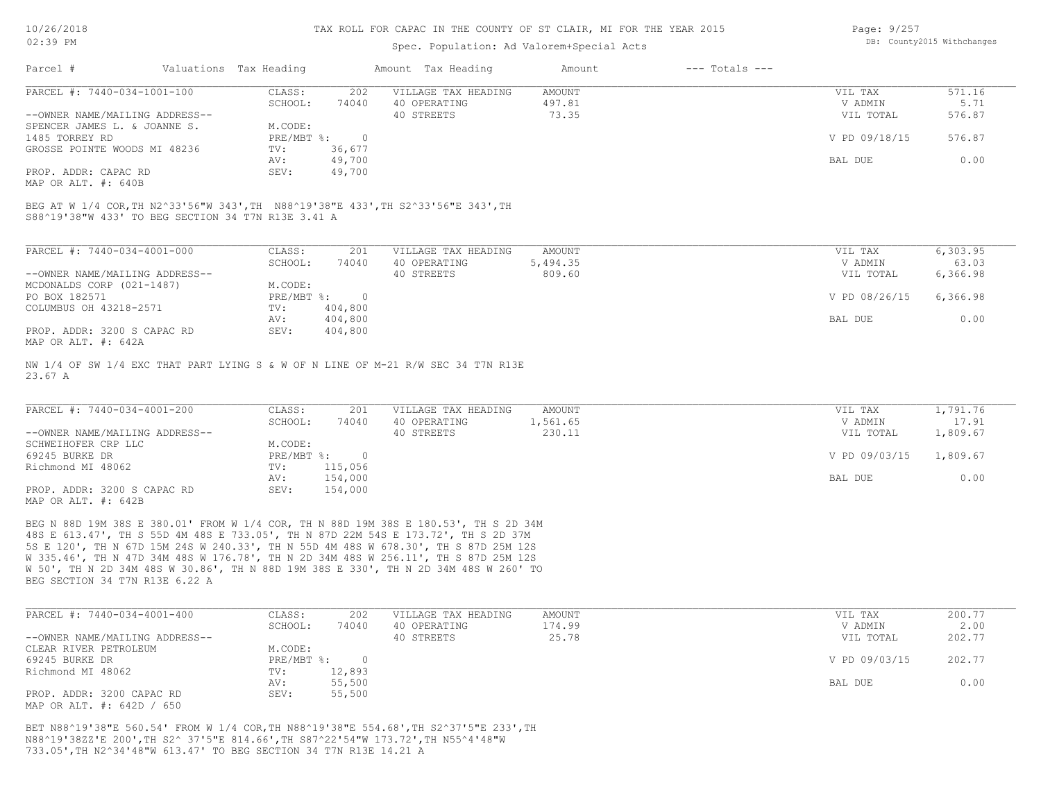Spec. Population: Ad Valorem+Special Acts

| Parcel # | Valuations | Tax Heading | Amount | Tax Heading | Amount | --- Totals --- | |
|---|---|---|---|---|---|---|---|

**PARCEL #: 7440-034-1001-100**

| | | | | | | |
|---|---|---|---|---|---|---|
| --OWNER NAME/MAILING ADDRESS-- | CLASS: | 202 | VILLAGE TAX HEADING | AMOUNT | VIL TAX | 571.16 |
| SPENCER JAMES L. & JOANNE S. | SCHOOL: | 74040 | 40 OPERATING | 497.81 | V ADMIN | 5.71 |
| 1485 TORREY RD | M.CODE: | | 40 STREETS | 73.35 | VIL TOTAL | 576.87 |
| GROSSE POINTE WOODS MI 48236 | PRE/MBT %: | 0 | | | V PD 09/18/15 | 576.87 |
| | TV: | 36,677 | | | | |
| PROP. ADDR: CAPAC RD | AV: | 49,700 | | | BAL DUE | 0.00 |
| MAP OR ALT. #: 640B | SEV: | 49,700 | | | | |

BEG AT W 1/4 COR,TH N2^33'56"W 343',TH N88^19'38"E 433',TH S2^33'56"E 343',TH S88^19'38"W 433' TO BEG SECTION 34 T7N R13E 3.41 A

**PARCEL #: 7440-034-4001-000**

| | | | | | | |
|---|---|---|---|---|---|---|
| --OWNER NAME/MAILING ADDRESS-- | CLASS: | 201 | VILLAGE TAX HEADING | AMOUNT | VIL TAX | 6,303.95 |
| MCDONALDS CORP (021-1487) | SCHOOL: | 74040 | 40 OPERATING | 5,494.35 | V ADMIN | 63.03 |
| PO BOX 182571 | M.CODE: | | 40 STREETS | 809.60 | VIL TOTAL | 6,366.98 |
| COLUMBUS OH 43218-2571 | PRE/MBT %: | 0 | | | V PD 08/26/15 | 6,366.98 |
| | TV: | 404,800 | | | | |
| PROP. ADDR: 3200 S CAPAC RD | AV: | 404,800 | | | BAL DUE | 0.00 |
| MAP OR ALT. #: 642A | SEV: | 404,800 | | | | |

NW 1/4 OF SW 1/4 EXC THAT PART LYING S & W OF N LINE OF M-21 R/W SEC 34 T7N R13E 23.67 A

**PARCEL #: 7440-034-4001-200**

| | | | | | | |
|---|---|---|---|---|---|---|
| --OWNER NAME/MAILING ADDRESS-- | CLASS: | 201 | VILLAGE TAX HEADING | AMOUNT | VIL TAX | 1,791.76 |
| SCHWEIHOFER CRP LLC | SCHOOL: | 74040 | 40 OPERATING | 1,561.65 | V ADMIN | 17.91 |
| 69245 BURKE DR | M.CODE: | | 40 STREETS | 230.11 | VIL TOTAL | 1,809.67 |
| Richmond MI 48062 | PRE/MBT %: | 0 | | | V PD 09/03/15 | 1,809.67 |
| | TV: | 115,056 | | | | |
| PROP. ADDR: 3200 S CAPAC RD | AV: | 154,000 | | | BAL DUE | 0.00 |
| MAP OR ALT. #: 642B | SEV: | 154,000 | | | | |

BEG N 88D 19M 38S E 380.01' FROM W 1/4 COR, TH N 88D 19M 38S E 180.53', TH S 2D 34M 48S E 613.47', TH S 55D 4M 48S E 733.05', TH N 87D 22M 54S E 173.72', TH S 2D 37M 5S E 120', TH N 67D 15M 24S W 240.33', TH N 55D 4M 48S W 678.30', TH S 87D 25M 12S W 335.46', TH N 47D 34M 48S W 176.78', TH N 2D 34M 48S W 256.11', TH S 87D 25M 12S W 50', TH N 2D 34M 48S W 30.86', TH N 88D 19M 38S E 330', TH N 2D 34M 48S W 260' TO BEG SECTION 34 T7N R13E 6.22 A

**PARCEL #: 7440-034-4001-400**

| | | | | | | |
|---|---|---|---|---|---|---|
| --OWNER NAME/MAILING ADDRESS-- | CLASS: | 202 | VILLAGE TAX HEADING | AMOUNT | VIL TAX | 200.77 |
| CLEAR RIVER PETROLEUM | SCHOOL: | 74040 | 40 OPERATING | 174.99 | V ADMIN | 2.00 |
| 69245 BURKE DR | M.CODE: | | 40 STREETS | 25.78 | VIL TOTAL | 202.77 |
| Richmond MI 48062 | PRE/MBT %: | 0 | | | V PD 09/03/15 | 202.77 |
| | TV: | 12,893 | | | | |
| PROP. ADDR: 3200 CAPAC RD | AV: | 55,500 | | | BAL DUE | 0.00 |
| MAP OR ALT. #: 642D / 650 | SEV: | 55,500 | | | | |

BET N88^19'38"E 560.54' FROM W 1/4 COR,TH N88^19'38"E 554.68',TH S2^37'5"E 233',TH N88^19'38ZZ'E 200',TH S2^ 37'5"E 814.66',TH S87^22'54"W 173.72',TH N55^4'48"W 733.05',TH N2^34'48"W 613.47' TO BEG SECTION 34 T7N R13E 14.21 A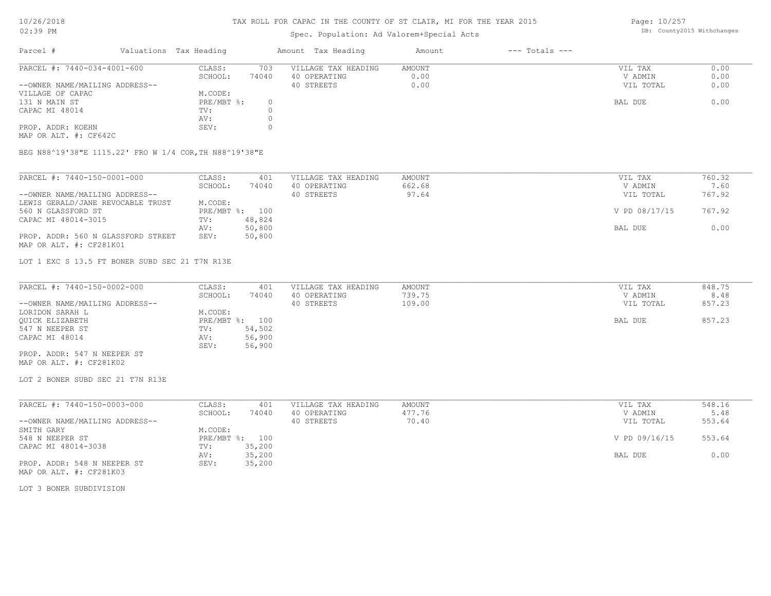# TAX ROLL FOR CAPAC IN THE COUNTY OF ST CLAIR, MI FOR THE YEAR 2015

Spec. Population: Ad Valorem+Special Acts

| Parcel # | Valuations | Tax Heading | Amount | Tax Heading | Amount | --- Totals --- | |
|---|---|---|---|---|---|---|---|
| PARCEL #: 7440-034-4001-600 | CLASS: | 703 | VILLAGE TAX HEADING | AMOUNT | | VIL TAX | 0.00 |
| | SCHOOL: | 74040 | 40 OPERATING | 0.00 | | V ADMIN | 0.00 |
| --OWNER NAME/MAILING ADDRESS-- | | | 40 STREETS | 0.00 | | VIL TOTAL | 0.00 |
| VILLAGE OF CAPAC | M.CODE: | | | | | | |
| 131 N MAIN ST | PRE/MBT %: | 0 | | | | BAL DUE | 0.00 |
| CAPAC MI 48014 | TV: | 0 | | | | | |
| | AV: | 0 | | | | | |
| PROP. ADDR: KOEHN | SEV: | 0 | | | | | |
| MAP OR ALT. #: CF642C | | | | | | | |

BEG N88^19'38"E 1115.22' FRO W 1/4 COR,TH N88^19'38"E

| Parcel # | Valuations | Tax Heading | Amount | Tax Heading | Amount | --- Totals --- | |
|---|---|---|---|---|---|---|---|
| PARCEL #: 7440-150-0001-000 | CLASS: | 401 | VILLAGE TAX HEADING | AMOUNT | | VIL TAX | 760.32 |
| | SCHOOL: | 74040 | 40 OPERATING | 662.68 | | V ADMIN | 7.60 |
| --OWNER NAME/MAILING ADDRESS-- | | | 40 STREETS | 97.64 | | VIL TOTAL | 767.92 |
| LEWIS GERALD/JANE REVOCABLE TRUST | M.CODE: | | | | | | |
| 560 N GLASSFORD ST | PRE/MBT %: | 100 | | | | V PD 08/17/15 | 767.92 |
| CAPAC MI 48014-3015 | TV: | 48,824 | | | | | |
| | AV: | 50,800 | | | | BAL DUE | 0.00 |
| PROP. ADDR: 560 N GLASSFORD STREET | SEV: | 50,800 | | | | | |
| MAP OR ALT. #: CF281K01 | | | | | | | |

LOT 1 EXC S 13.5 FT BONER SUBD SEC 21 T7N R13E

| Parcel # | Valuations | Tax Heading | Amount | Tax Heading | Amount | --- Totals --- | |
|---|---|---|---|---|---|---|---|
| PARCEL #: 7440-150-0002-000 | CLASS: | 401 | VILLAGE TAX HEADING | AMOUNT | | VIL TAX | 848.75 |
| | SCHOOL: | 74040 | 40 OPERATING | 739.75 | | V ADMIN | 8.48 |
| --OWNER NAME/MAILING ADDRESS-- | | | 40 STREETS | 109.00 | | VIL TOTAL | 857.23 |
| LORIDON SARAH L | M.CODE: | | | | | | |
| QUICK ELIZABETH | PRE/MBT %: | 100 | | | | BAL DUE | 857.23 |
| 547 N NEEPER ST | TV: | 54,502 | | | | | |
| CAPAC MI 48014 | AV: | 56,900 | | | | | |
| | SEV: | 56,900 | | | | | |
| PROP. ADDR: 547 N NEEPER ST | | | | | | | |
| MAP OR ALT. #: CF281K02 | | | | | | | |

LOT 2 BONER SUBD SEC 21 T7N R13E

| Parcel # | Valuations | Tax Heading | Amount | Tax Heading | Amount | --- Totals --- | |
|---|---|---|---|---|---|---|---|
| PARCEL #: 7440-150-0003-000 | CLASS: | 401 | VILLAGE TAX HEADING | AMOUNT | | VIL TAX | 548.16 |
| | SCHOOL: | 74040 | 40 OPERATING | 477.76 | | V ADMIN | 5.48 |
| --OWNER NAME/MAILING ADDRESS-- | | | 40 STREETS | 70.40 | | VIL TOTAL | 553.64 |
| SMITH GARY | M.CODE: | | | | | | |
| 548 N NEEPER ST | PRE/MBT %: | 100 | | | | V PD 09/16/15 | 553.64 |
| CAPAC MI 48014-3038 | TV: | 35,200 | | | | | |
| | AV: | 35,200 | | | | BAL DUE | 0.00 |
| PROP. ADDR: 548 N NEEPER ST | SEV: | 35,200 | | | | | |
| MAP OR ALT. #: CF281K03 | | | | | | | |

LOT 3 BONER SUBDIVISION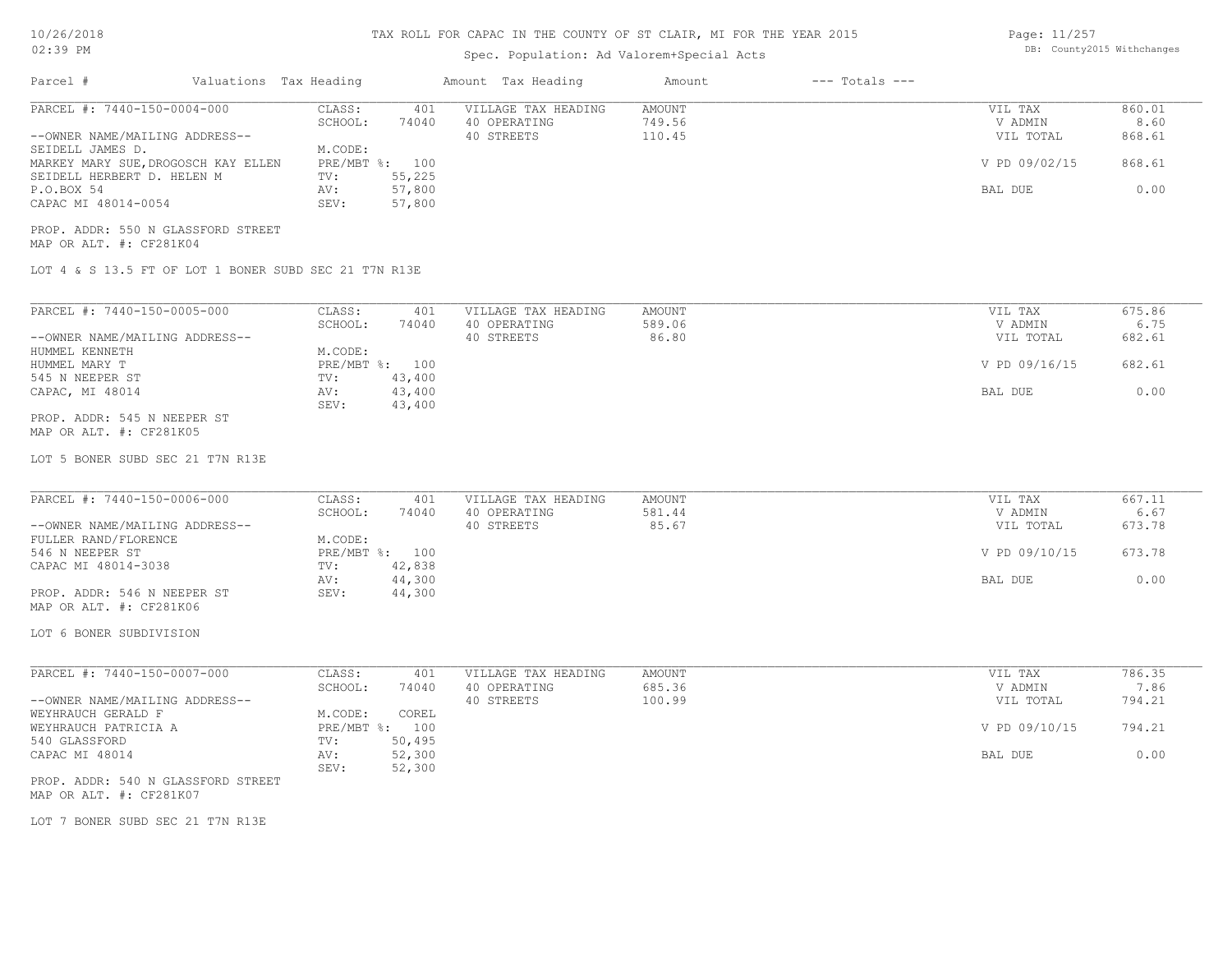# TAX ROLL FOR CAPAC IN THE COUNTY OF ST CLAIR, MI FOR THE YEAR 2015

Spec. Population: Ad Valorem+Special Acts

| Parcel # | Valuations | Tax Heading | Amount | Tax Heading | Amount | --- Totals --- | |
|---|---|---|---|---|---|---|---|

---

**PARCEL #: 7440-150-0004-000**

| | | | | | |
|---|---|---|---|---|---|
| CLASS: | 401 | VILLAGE TAX HEADING | AMOUNT | VIL TAX | 860.01 |
| SCHOOL: | 74040 | 40 OPERATING | 749.56 | V ADMIN | 8.60 |
| | | 40 STREETS | 110.45 | VIL TOTAL | 868.61 |
| M.CODE: | | | | | |
| PRE/MBT %: | 100 | | | V PD 09/02/15 | 868.61 |
| TV: | 55,225 | | | | |
| AV: | 57,800 | | | BAL DUE | 0.00 |
| SEV: | 57,800 | | | | |

--OWNER NAME/MAILING ADDRESS--
SEIDELL JAMES D.
MARKEY MARY SUE,DROGOSCH KAY ELLEN
SEIDELL HERBERT D. HELEN M
P.O.BOX 54
CAPAC MI 48014-0054

PROP. ADDR: 550 N GLASSFORD STREET
MAP OR ALT. #: CF281K04

LOT 4 & S 13.5 FT OF LOT 1 BONER SUBD SEC 21 T7N R13E

---

**PARCEL #: 7440-150-0005-000**

| | | | | | |
|---|---|---|---|---|---|
| CLASS: | 401 | VILLAGE TAX HEADING | AMOUNT | VIL TAX | 675.86 |
| SCHOOL: | 74040 | 40 OPERATING | 589.06 | V ADMIN | 6.75 |
| | | 40 STREETS | 86.80 | VIL TOTAL | 682.61 |
| M.CODE: | | | | | |
| PRE/MBT %: | 100 | | | V PD 09/16/15 | 682.61 |
| TV: | 43,400 | | | | |
| AV: | 43,400 | | | BAL DUE | 0.00 |
| SEV: | 43,400 | | | | |

--OWNER NAME/MAILING ADDRESS--
HUMMEL KENNETH
HUMMEL MARY T
545 N NEEPER ST
CAPAC, MI 48014

PROP. ADDR: 545 N NEEPER ST
MAP OR ALT. #: CF281K05

LOT 5 BONER SUBD SEC 21 T7N R13E

---

**PARCEL #: 7440-150-0006-000**

| | | | | | |
|---|---|---|---|---|---|
| CLASS: | 401 | VILLAGE TAX HEADING | AMOUNT | VIL TAX | 667.11 |
| SCHOOL: | 74040 | 40 OPERATING | 581.44 | V ADMIN | 6.67 |
| | | 40 STREETS | 85.67 | VIL TOTAL | 673.78 |
| M.CODE: | | | | | |
| PRE/MBT %: | 100 | | | V PD 09/10/15 | 673.78 |
| TV: | 42,838 | | | | |
| AV: | 44,300 | | | BAL DUE | 0.00 |
| SEV: | 44,300 | | | | |

--OWNER NAME/MAILING ADDRESS--
FULLER RAND/FLORENCE
546 N NEEPER ST
CAPAC MI 48014-3038

PROP. ADDR: 546 N NEEPER ST
MAP OR ALT. #: CF281K06

LOT 6 BONER SUBDIVISION

---

**PARCEL #: 7440-150-0007-000**

| | | | | | |
|---|---|---|---|---|---|
| CLASS: | 401 | VILLAGE TAX HEADING | AMOUNT | VIL TAX | 786.35 |
| SCHOOL: | 74040 | 40 OPERATING | 685.36 | V ADMIN | 7.86 |
| | | 40 STREETS | 100.99 | VIL TOTAL | 794.21 |
| M.CODE: | COREL | | | | |
| PRE/MBT %: | 100 | | | V PD 09/10/15 | 794.21 |
| TV: | 50,495 | | | | |
| AV: | 52,300 | | | BAL DUE | 0.00 |
| SEV: | 52,300 | | | | |

--OWNER NAME/MAILING ADDRESS--
WEYHRAUCH GERALD F
WEYHRAUCH PATRICIA A
540 GLASSFORD
CAPAC MI 48014

PROP. ADDR: 540 N GLASSFORD STREET
MAP OR ALT. #: CF281K07

LOT 7 BONER SUBD SEC 21 T7N R13E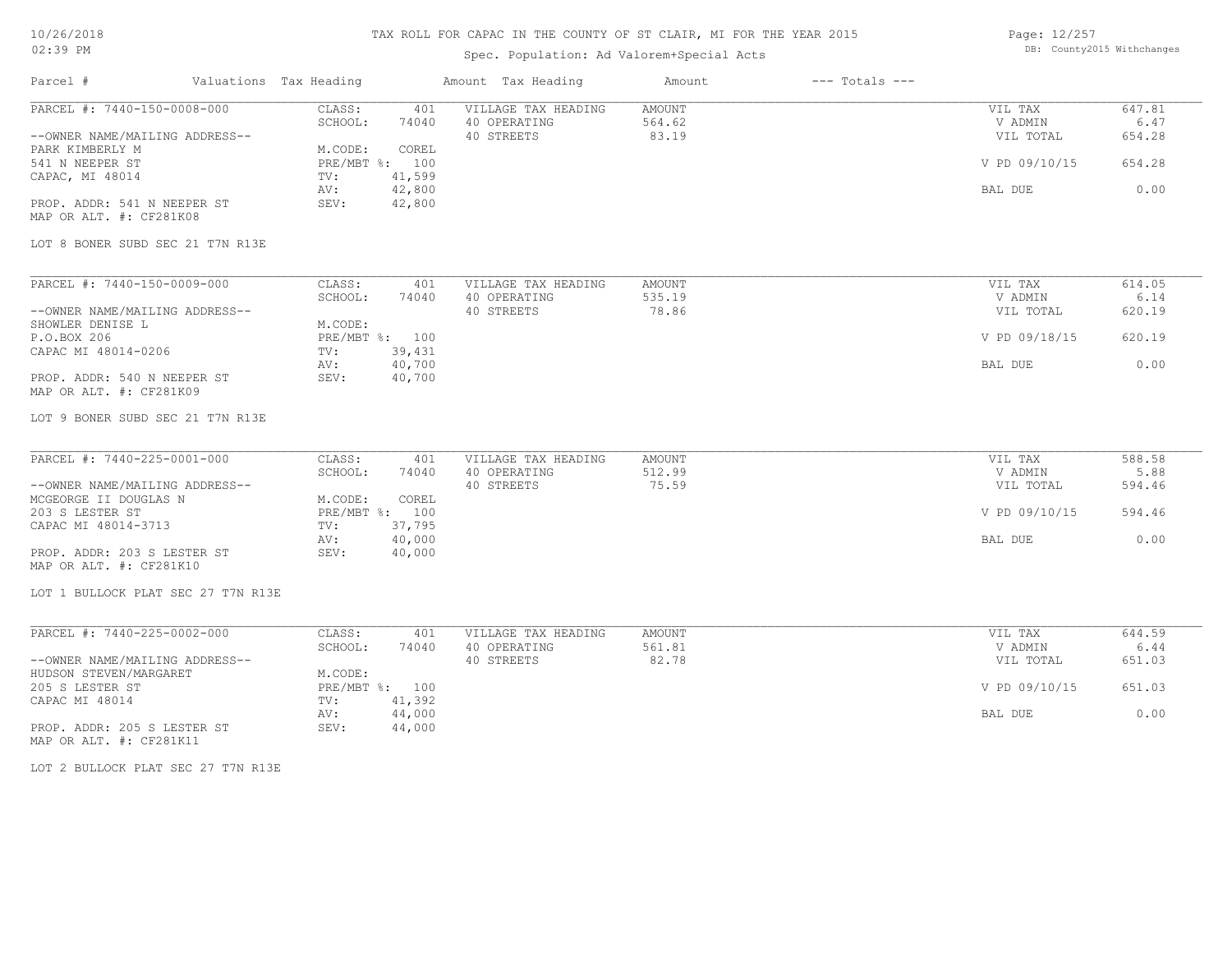# TAX ROLL FOR CAPAC IN THE COUNTY OF ST CLAIR, MI FOR THE YEAR 2015

Spec. Population: Ad Valorem+Special Acts

| Parcel # | Valuations | Tax Heading | Amount | Tax Heading | Amount | --- Totals --- | |
|---|---|---|---|---|---|---|---|
| PARCEL #: 7440-150-0008-000 | CLASS: | 401 | VILLAGE TAX HEADING | AMOUNT | | VIL TAX | 647.81 |
| | SCHOOL: | 74040 | 40 OPERATING | 564.62 | | V ADMIN | 6.47 |
| --OWNER NAME/MAILING ADDRESS-- | | | 40 STREETS | 83.19 | | VIL TOTAL | 654.28 |
| PARK KIMBERLY M | M.CODE: | COREL | | | | | |
| 541 N NEEPER ST | PRE/MBT %: | 100 | | | | V PD 09/10/15 | 654.28 |
| CAPAC, MI 48014 | TV: | 41,599 | | | | | |
| | AV: | 42,800 | | | | BAL DUE | 0.00 |
| PROP. ADDR: 541 N NEEPER ST | SEV: | 42,800 | | | | | |
| MAP OR ALT. #: CF281K08 | | | | | | | |

LOT 8 BONER SUBD SEC 21 T7N R13E

| Parcel # | Valuations | Tax Heading | Amount | Tax Heading | Amount | --- Totals --- | |
|---|---|---|---|---|---|---|---|
| PARCEL #: 7440-150-0009-000 | CLASS: | 401 | VILLAGE TAX HEADING | AMOUNT | | VIL TAX | 614.05 |
| | SCHOOL: | 74040 | 40 OPERATING | 535.19 | | V ADMIN | 6.14 |
| --OWNER NAME/MAILING ADDRESS-- | | | 40 STREETS | 78.86 | | VIL TOTAL | 620.19 |
| SHOWLER DENISE L | M.CODE: | | | | | | |
| P.O.BOX 206 | PRE/MBT %: | 100 | | | | V PD 09/18/15 | 620.19 |
| CAPAC MI 48014-0206 | TV: | 39,431 | | | | | |
| | AV: | 40,700 | | | | BAL DUE | 0.00 |
| PROP. ADDR: 540 N NEEPER ST | SEV: | 40,700 | | | | | |
| MAP OR ALT. #: CF281K09 | | | | | | | |

LOT 9 BONER SUBD SEC 21 T7N R13E

| Parcel # | Valuations | Tax Heading | Amount | Tax Heading | Amount | --- Totals --- | |
|---|---|---|---|---|---|---|---|
| PARCEL #: 7440-225-0001-000 | CLASS: | 401 | VILLAGE TAX HEADING | AMOUNT | | VIL TAX | 588.58 |
| | SCHOOL: | 74040 | 40 OPERATING | 512.99 | | V ADMIN | 5.88 |
| --OWNER NAME/MAILING ADDRESS-- | | | 40 STREETS | 75.59 | | VIL TOTAL | 594.46 |
| MCGEORGE II DOUGLAS N | M.CODE: | COREL | | | | | |
| 203 S LESTER ST | PRE/MBT %: | 100 | | | | V PD 09/10/15 | 594.46 |
| CAPAC MI 48014-3713 | TV: | 37,795 | | | | | |
| | AV: | 40,000 | | | | BAL DUE | 0.00 |
| PROP. ADDR: 203 S LESTER ST | SEV: | 40,000 | | | | | |
| MAP OR ALT. #: CF281K10 | | | | | | | |

LOT 1 BULLOCK PLAT SEC 27 T7N R13E

| Parcel # | Valuations | Tax Heading | Amount | Tax Heading | Amount | --- Totals --- | |
|---|---|---|---|---|---|---|---|
| PARCEL #: 7440-225-0002-000 | CLASS: | 401 | VILLAGE TAX HEADING | AMOUNT | | VIL TAX | 644.59 |
| | SCHOOL: | 74040 | 40 OPERATING | 561.81 | | V ADMIN | 6.44 |
| --OWNER NAME/MAILING ADDRESS-- | | | 40 STREETS | 82.78 | | VIL TOTAL | 651.03 |
| HUDSON STEVEN/MARGARET | M.CODE: | | | | | | |
| 205 S LESTER ST | PRE/MBT %: | 100 | | | | V PD 09/10/15 | 651.03 |
| CAPAC MI 48014 | TV: | 41,392 | | | | | |
| | AV: | 44,000 | | | | BAL DUE | 0.00 |
| PROP. ADDR: 205 S LESTER ST | SEV: | 44,000 | | | | | |
| MAP OR ALT. #: CF281K11 | | | | | | | |

LOT 2 BULLOCK PLAT SEC 27 T7N R13E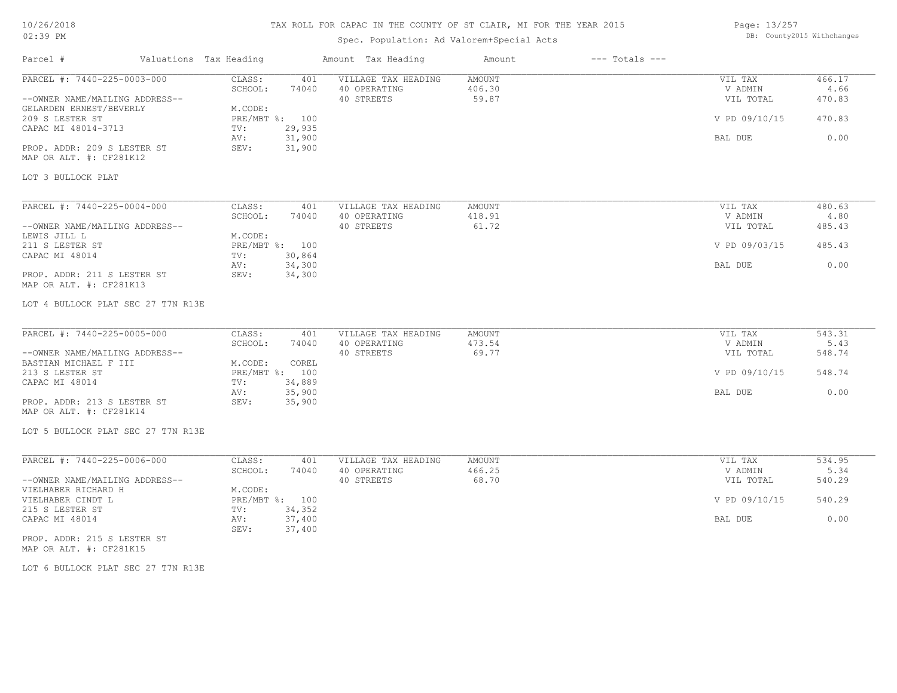# TAX ROLL FOR CAPAC IN THE COUNTY OF ST CLAIR, MI FOR THE YEAR 2015

Spec. Population: Ad Valorem+Special Acts

| Parcel # | Valuations | Tax Heading | Amount | Tax Heading | Amount | --- Totals --- | |
|---|---|---|---|---|---|---|---|

## PARCEL #: 7440-225-0003-000

| | | | | |
|---|---|---|---|---|
| CLASS: | 401 | VILLAGE TAX HEADING | AMOUNT | VIL TAX | 466.17 |
| SCHOOL: | 74040 | 40 OPERATING | 406.30 | V ADMIN | 4.66 |
| M.CODE: | | 40 STREETS | 59.87 | VIL TOTAL | 470.83 |
| PRE/MBT %: | 100 | | | V PD 09/10/15 | 470.83 |
| TV: | 29,935 | | | | |
| AV: | 31,900 | | | BAL DUE | 0.00 |
| SEV: | 31,900 | | | | |

--OWNER NAME/MAILING ADDRESS--
GELARDEN ERNEST/BEVERLY
209 S LESTER ST
CAPAC MI 48014-3713

PROP. ADDR: 209 S LESTER ST
MAP OR ALT. #: CF281K12

LOT 3 BULLOCK PLAT

## PARCEL #: 7440-225-0004-000

| | | | | | |
|---|---|---|---|---|---|
| CLASS: | 401 | VILLAGE TAX HEADING | AMOUNT | VIL TAX | 480.63 |
| SCHOOL: | 74040 | 40 OPERATING | 418.91 | V ADMIN | 4.80 |
| M.CODE: | | 40 STREETS | 61.72 | VIL TOTAL | 485.43 |
| PRE/MBT %: | 100 | | | V PD 09/03/15 | 485.43 |
| TV: | 30,864 | | | | |
| AV: | 34,300 | | | BAL DUE | 0.00 |
| SEV: | 34,300 | | | | |

--OWNER NAME/MAILING ADDRESS--
LEWIS JILL L
211 S LESTER ST
CAPAC MI 48014

PROP. ADDR: 211 S LESTER ST
MAP OR ALT. #: CF281K13

LOT 4 BULLOCK PLAT SEC 27 T7N R13E

## PARCEL #: 7440-225-0005-000

| | | | | | |
|---|---|---|---|---|---|
| CLASS: | 401 | VILLAGE TAX HEADING | AMOUNT | VIL TAX | 543.31 |
| SCHOOL: | 74040 | 40 OPERATING | 473.54 | V ADMIN | 5.43 |
| M.CODE: | COREL | 40 STREETS | 69.77 | VIL TOTAL | 548.74 |
| PRE/MBT %: | 100 | | | V PD 09/10/15 | 548.74 |
| TV: | 34,889 | | | | |
| AV: | 35,900 | | | BAL DUE | 0.00 |
| SEV: | 35,900 | | | | |

--OWNER NAME/MAILING ADDRESS--
BASTIAN MICHAEL F III
213 S LESTER ST
CAPAC MI 48014

PROP. ADDR: 213 S LESTER ST
MAP OR ALT. #: CF281K14

LOT 5 BULLOCK PLAT SEC 27 T7N R13E

## PARCEL #: 7440-225-0006-000

| | | | | | |
|---|---|---|---|---|---|
| CLASS: | 401 | VILLAGE TAX HEADING | AMOUNT | VIL TAX | 534.95 |
| SCHOOL: | 74040 | 40 OPERATING | 466.25 | V ADMIN | 5.34 |
| M.CODE: | | 40 STREETS | 68.70 | VIL TOTAL | 540.29 |
| PRE/MBT %: | 100 | | | V PD 09/10/15 | 540.29 |
| TV: | 34,352 | | | | |
| AV: | 37,400 | | | BAL DUE | 0.00 |
| SEV: | 37,400 | | | | |

--OWNER NAME/MAILING ADDRESS--
VIELHABER RICHARD H
VIELHABER CINDT L
215 S LESTER ST
CAPAC MI 48014

PROP. ADDR: 215 S LESTER ST
MAP OR ALT. #: CF281K15

LOT 6 BULLOCK PLAT SEC 27 T7N R13E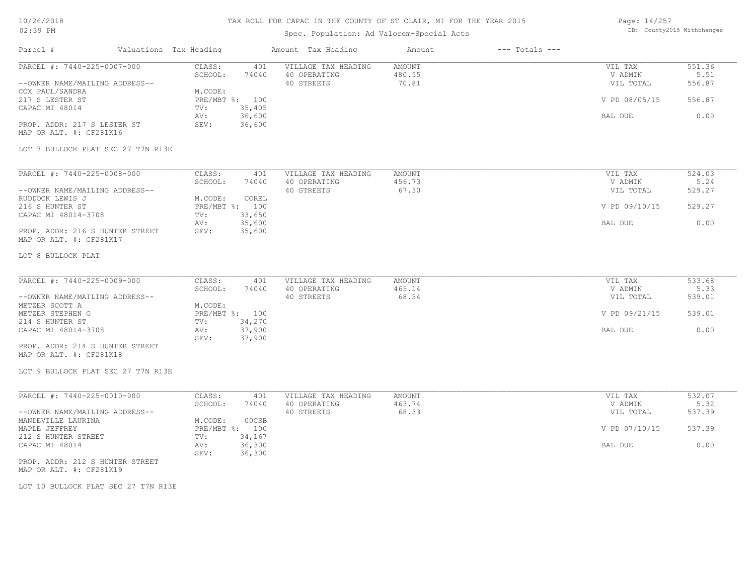# TAX ROLL FOR CAPAC IN THE COUNTY OF ST CLAIR, MI FOR THE YEAR 2015

Spec. Population: Ad Valorem+Special Acts

DB: County2015 Withchanges

| Parcel # | Valuations | Tax Heading | Amount | Tax Heading | Amount | --- Totals --- | |
|---|---|---|---|---|---|---|---|
| PARCEL #: 7440-225-0007-000 | CLASS: | 401 | VILLAGE TAX HEADING | AMOUNT | | VIL TAX | 551.36 |
| | SCHOOL: | 74040 | 40 OPERATING | 480.55 | | V ADMIN | 5.51 |
| --OWNER NAME/MAILING ADDRESS-- | | | 40 STREETS | 70.81 | | VIL TOTAL | 556.87 |
| COX PAUL/SANDRA | M.CODE: | | | | | | |
| 217 S LESTER ST | PRE/MBT %: | 100 | | | | V PD 08/05/15 | 556.87 |
| CAPAC MI 48014 | TV: | 35,405 | | | | | |
| | AV: | 36,600 | | | | BAL DUE | 0.00 |
| PROP. ADDR: 217 S LESTER ST | SEV: | 36,600 | | | | | |
| MAP OR ALT. #: CF281K16 | | | | | | | |

LOT 7 BULLOCK PLAT SEC 27 T7N R13E

| Parcel # | Valuations | Tax Heading | Amount | Tax Heading | Amount | --- Totals --- | |
|---|---|---|---|---|---|---|---|
| PARCEL #: 7440-225-0008-000 | CLASS: | 401 | VILLAGE TAX HEADING | AMOUNT | | VIL TAX | 524.03 |
| | SCHOOL: | 74040 | 40 OPERATING | 456.73 | | V ADMIN | 5.24 |
| --OWNER NAME/MAILING ADDRESS-- | | | 40 STREETS | 67.30 | | VIL TOTAL | 529.27 |
| RUDDOCK LEWIS J | M.CODE: | COREL | | | | | |
| 216 S HUNTER ST | PRE/MBT %: | 100 | | | | V PD 09/10/15 | 529.27 |
| CAPAC MI 48014-3708 | TV: | 33,650 | | | | | |
| | AV: | 35,600 | | | | BAL DUE | 0.00 |
| PROP. ADDR: 216 S HUNTER STREET | SEV: | 35,600 | | | | | |
| MAP OR ALT. #: CF281K17 | | | | | | | |

LOT 8 BULLOCK PLAT

| Parcel # | Valuations | Tax Heading | Amount | Tax Heading | Amount | --- Totals --- | |
|---|---|---|---|---|---|---|---|
| PARCEL #: 7440-225-0009-000 | CLASS: | 401 | VILLAGE TAX HEADING | AMOUNT | | VIL TAX | 533.68 |
| | SCHOOL: | 74040 | 40 OPERATING | 465.14 | | V ADMIN | 5.33 |
| --OWNER NAME/MAILING ADDRESS-- | | | 40 STREETS | 68.54 | | VIL TOTAL | 539.01 |
| METZER SCOTT A | M.CODE: | | | | | | |
| METZER STEPHEN G | PRE/MBT %: | 100 | | | | V PD 09/21/15 | 539.01 |
| 214 S HUNTER ST | TV: | 34,270 | | | | | |
| CAPAC MI 48014-3708 | AV: | 37,900 | | | | BAL DUE | 0.00 |
| | SEV: | 37,900 | | | | | |
| PROP. ADDR: 214 S HUNTER STREET | | | | | | | |
| MAP OR ALT. #: CF281K18 | | | | | | | |

LOT 9 BULLOCK PLAT SEC 27 T7N R13E

| Parcel # | Valuations | Tax Heading | Amount | Tax Heading | Amount | --- Totals --- | |
|---|---|---|---|---|---|---|---|
| PARCEL #: 7440-225-0010-000 | CLASS: | 401 | VILLAGE TAX HEADING | AMOUNT | | VIL TAX | 532.07 |
| | SCHOOL: | 74040 | 40 OPERATING | 463.74 | | V ADMIN | 5.32 |
| --OWNER NAME/MAILING ADDRESS-- | | | 40 STREETS | 68.33 | | VIL TOTAL | 537.39 |
| MANDEVILLE LAURINA | M.CODE: | 00CSB | | | | | |
| MAPLE JEFFREY | PRE/MBT %: | 100 | | | | V PD 07/10/15 | 537.39 |
| 212 S HUNTER STREET | TV: | 34,167 | | | | | |
| CAPAC MI 48014 | AV: | 36,300 | | | | BAL DUE | 0.00 |
| | SEV: | 36,300 | | | | | |
| PROP. ADDR: 212 S HUNTER STREET | | | | | | | |
| MAP OR ALT. #: CF281K19 | | | | | | | |

LOT 10 BULLOCK PLAT SEC 27 T7N R13E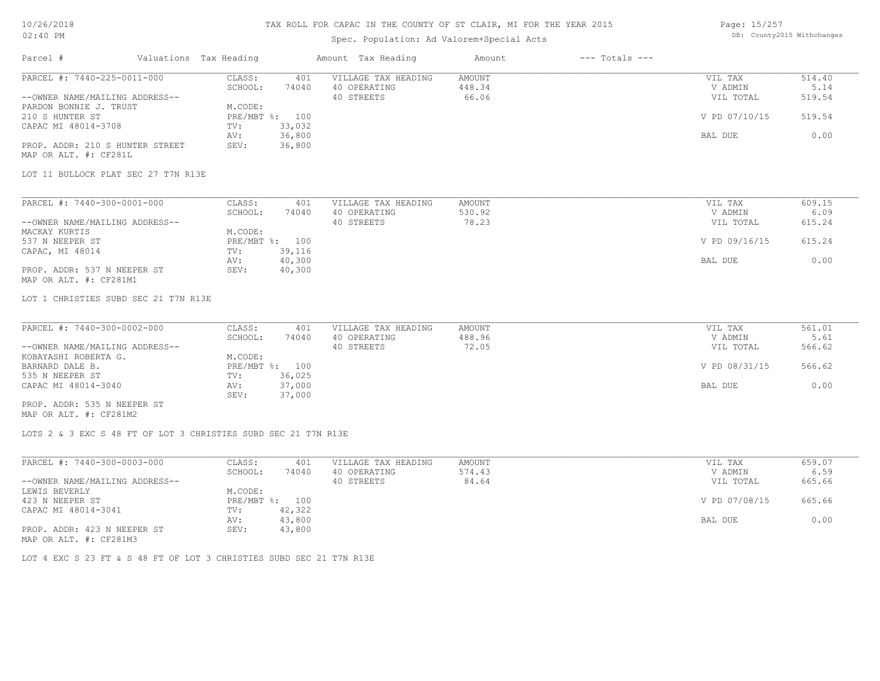# TAX ROLL FOR CAPAC IN THE COUNTY OF ST CLAIR, MI FOR THE YEAR 2015

Spec. Population: Ad Valorem+Special Acts

10/26/2018
02:40 PM

DB: County2015 Withchanges

| Parcel # | Valuations | Tax Heading | Amount | Tax Heading | Amount | --- Totals --- | |
|---|---|---|---|---|---|---|---|
| PARCEL #: 7440-225-0011-000 | CLASS: | 401 | VILLAGE TAX HEADING | AMOUNT | | VIL TAX | 514.40 |
| | SCHOOL: | 74040 | 40 OPERATING | 448.34 | | V ADMIN | 5.14 |
| --OWNER NAME/MAILING ADDRESS-- | | | 40 STREETS | 66.06 | | VIL TOTAL | 519.54 |
| PARDON BONNIE J. TRUST | M.CODE: | | | | | | |
| 210 S HUNTER ST | PRE/MBT %: | 100 | | | | V PD 07/10/15 | 519.54 |
| CAPAC MI 48014-3708 | TV: | 33,032 | | | | | |
| | AV: | 36,800 | | | | BAL DUE | 0.00 |
| PROP. ADDR: 210 S HUNTER STREET | SEV: | 36,800 | | | | | |
| MAP OR ALT. #: CF281L | | | | | | | |

LOT 11 BULLOCK PLAT SEC 27 T7N R13E

| Parcel # | Valuations | Tax Heading | Amount | Tax Heading | Amount | --- Totals --- | |
|---|---|---|---|---|---|---|---|
| PARCEL #: 7440-300-0001-000 | CLASS: | 401 | VILLAGE TAX HEADING | AMOUNT | | VIL TAX | 609.15 |
| | SCHOOL: | 74040 | 40 OPERATING | 530.92 | | V ADMIN | 6.09 |
| --OWNER NAME/MAILING ADDRESS-- | | | 40 STREETS | 78.23 | | VIL TOTAL | 615.24 |
| MACKAY KURTIS | M.CODE: | | | | | | |
| 537 N NEEPER ST | PRE/MBT %: | 100 | | | | V PD 09/16/15 | 615.24 |
| CAPAC, MI 48014 | TV: | 39,116 | | | | | |
| | AV: | 40,300 | | | | BAL DUE | 0.00 |
| PROP. ADDR: 537 N NEEPER ST | SEV: | 40,300 | | | | | |
| MAP OR ALT. #: CF281M1 | | | | | | | |

LOT 1 CHRISTIES SUBD SEC 21 T7N R13E

| Parcel # | Valuations | Tax Heading | Amount | Tax Heading | Amount | --- Totals --- | |
|---|---|---|---|---|---|---|---|
| PARCEL #: 7440-300-0002-000 | CLASS: | 401 | VILLAGE TAX HEADING | AMOUNT | | VIL TAX | 561.01 |
| | SCHOOL: | 74040 | 40 OPERATING | 488.96 | | V ADMIN | 5.61 |
| --OWNER NAME/MAILING ADDRESS-- | | | 40 STREETS | 72.05 | | VIL TOTAL | 566.62 |
| KOBAYASHI ROBERTA G. | M.CODE: | | | | | | |
| BARNARD DALE B. | PRE/MBT %: | 100 | | | | V PD 08/31/15 | 566.62 |
| 535 N NEEPER ST | TV: | 36,025 | | | | | |
| CAPAC MI 48014-3040 | AV: | 37,000 | | | | BAL DUE | 0.00 |
| | SEV: | 37,000 | | | | | |
| PROP. ADDR: 535 N NEEPER ST | | | | | | | |
| MAP OR ALT. #: CF281M2 | | | | | | | |

LOTS 2 & 3 EXC S 48 FT OF LOT 3 CHRISTIES SUBD SEC 21 T7N R13E

| Parcel # | Valuations | Tax Heading | Amount | Tax Heading | Amount | --- Totals --- | |
|---|---|---|---|---|---|---|---|
| PARCEL #: 7440-300-0003-000 | CLASS: | 401 | VILLAGE TAX HEADING | AMOUNT | | VIL TAX | 659.07 |
| | SCHOOL: | 74040 | 40 OPERATING | 574.43 | | V ADMIN | 6.59 |
| --OWNER NAME/MAILING ADDRESS-- | | | 40 STREETS | 84.64 | | VIL TOTAL | 665.66 |
| LEWIS BEVERLY | M.CODE: | | | | | | |
| 423 N NEEPER ST | PRE/MBT %: | 100 | | | | V PD 07/08/15 | 665.66 |
| CAPAC MI 48014-3041 | TV: | 42,322 | | | | | |
| | AV: | 43,800 | | | | BAL DUE | 0.00 |
| PROP. ADDR: 423 N NEEPER ST | SEV: | 43,800 | | | | | |
| MAP OR ALT. #: CF281M3 | | | | | | | |

LOT 4 EXC S 23 FT & S 48 FT OF LOT 3 CHRISTIES SUBD SEC 21 T7N R13E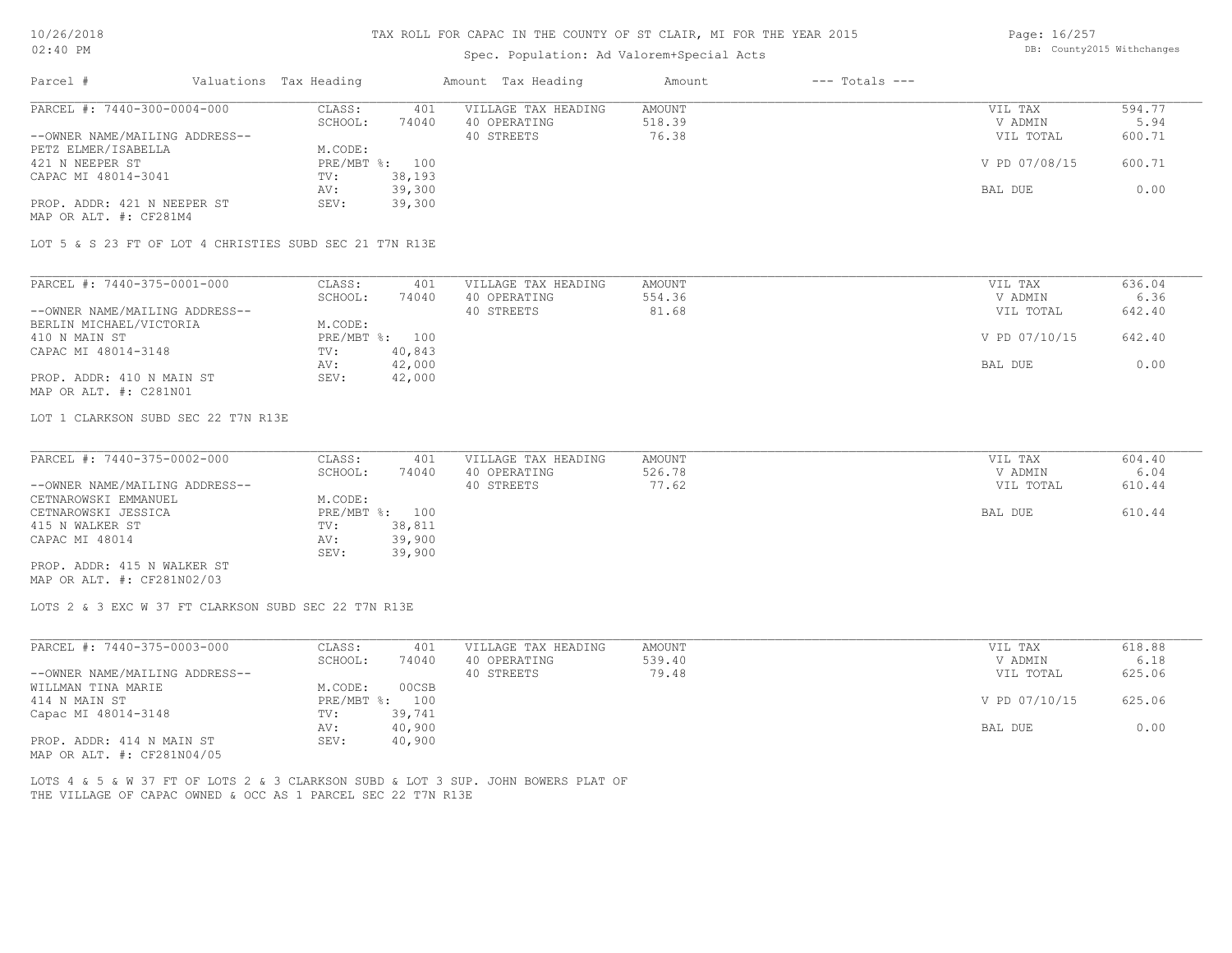# TAX ROLL FOR CAPAC IN THE COUNTY OF ST CLAIR, MI FOR THE YEAR 2015

Spec. Population: Ad Valorem+Special Acts

| Parcel # | Valuations | Tax Heading | Amount | Tax Heading | Amount | --- Totals --- | |
|---|---|---|---|---|---|---|---|

---

PARCEL #: 7440-300-0004-000

| | | | | | |
|---|---|---|---|---|---|
| CLASS: | 401 | VILLAGE TAX HEADING | AMOUNT | VIL TAX | 594.77 |
| SCHOOL: | 74040 | 40 OPERATING | 518.39 | V ADMIN | 5.94 |
| | | 40 STREETS | 76.38 | VIL TOTAL | 600.71 |
| M.CODE: | | | | | |
| PRE/MBT %: | 100 | | | V PD 07/08/15 | 600.71 |
| TV: | 38,193 | | | | |
| AV: | 39,300 | | | BAL DUE | 0.00 |
| SEV: | 39,300 | | | | |

--OWNER NAME/MAILING ADDRESS--
PETZ ELMER/ISABELLA
421 N NEEPER ST
CAPAC MI 48014-3041

PROP. ADDR: 421 N NEEPER ST
MAP OR ALT. #: CF281M4

LOT 5 & S 23 FT OF LOT 4 CHRISTIES SUBD SEC 21 T7N R13E

---

PARCEL #: 7440-375-0001-000

| | | | | | |
|---|---|---|---|---|---|
| CLASS: | 401 | VILLAGE TAX HEADING | AMOUNT | VIL TAX | 636.04 |
| SCHOOL: | 74040 | 40 OPERATING | 554.36 | V ADMIN | 6.36 |
| | | 40 STREETS | 81.68 | VIL TOTAL | 642.40 |
| M.CODE: | | | | | |
| PRE/MBT %: | 100 | | | V PD 07/10/15 | 642.40 |
| TV: | 40,843 | | | | |
| AV: | 42,000 | | | BAL DUE | 0.00 |
| SEV: | 42,000 | | | | |

--OWNER NAME/MAILING ADDRESS--
BERLIN MICHAEL/VICTORIA
410 N MAIN ST
CAPAC MI 48014-3148

PROP. ADDR: 410 N MAIN ST
MAP OR ALT. #: C281N01

LOT 1 CLARKSON SUBD SEC 22 T7N R13E

---

PARCEL #: 7440-375-0002-000

| | | | | | |
|---|---|---|---|---|---|
| CLASS: | 401 | VILLAGE TAX HEADING | AMOUNT | VIL TAX | 604.40 |
| SCHOOL: | 74040 | 40 OPERATING | 526.78 | V ADMIN | 6.04 |
| | | 40 STREETS | 77.62 | VIL TOTAL | 610.44 |
| M.CODE: | | | | | |
| PRE/MBT %: | 100 | | | BAL DUE | 610.44 |
| TV: | 38,811 | | | | |
| AV: | 39,900 | | | | |
| SEV: | 39,900 | | | | |

--OWNER NAME/MAILING ADDRESS--
CETNAROWSKI EMMANUEL
CETNAROWSKI JESSICA
415 N WALKER ST
CAPAC MI 48014

PROP. ADDR: 415 N WALKER ST
MAP OR ALT. #: CF281N02/03

LOTS 2 & 3 EXC W 37 FT CLARKSON SUBD SEC 22 T7N R13E

---

PARCEL #: 7440-375-0003-000

| | | | | | |
|---|---|---|---|---|---|
| CLASS: | 401 | VILLAGE TAX HEADING | AMOUNT | VIL TAX | 618.88 |
| SCHOOL: | 74040 | 40 OPERATING | 539.40 | V ADMIN | 6.18 |
| | | 40 STREETS | 79.48 | VIL TOTAL | 625.06 |
| M.CODE: | 00CSB | | | | |
| PRE/MBT %: | 100 | | | V PD 07/10/15 | 625.06 |
| TV: | 39,741 | | | | |
| AV: | 40,900 | | | BAL DUE | 0.00 |
| SEV: | 40,900 | | | | |

--OWNER NAME/MAILING ADDRESS--
WILLMAN TINA MARIE
414 N MAIN ST
Capac MI 48014-3148

PROP. ADDR: 414 N MAIN ST
MAP OR ALT. #: CF281N04/05

LOTS 4 & 5 & W 37 FT OF LOTS 2 & 3 CLARKSON SUBD & LOT 3 SUP. JOHN BOWERS PLAT OF THE VILLAGE OF CAPAC OWNED & OCC AS 1 PARCEL SEC 22 T7N R13E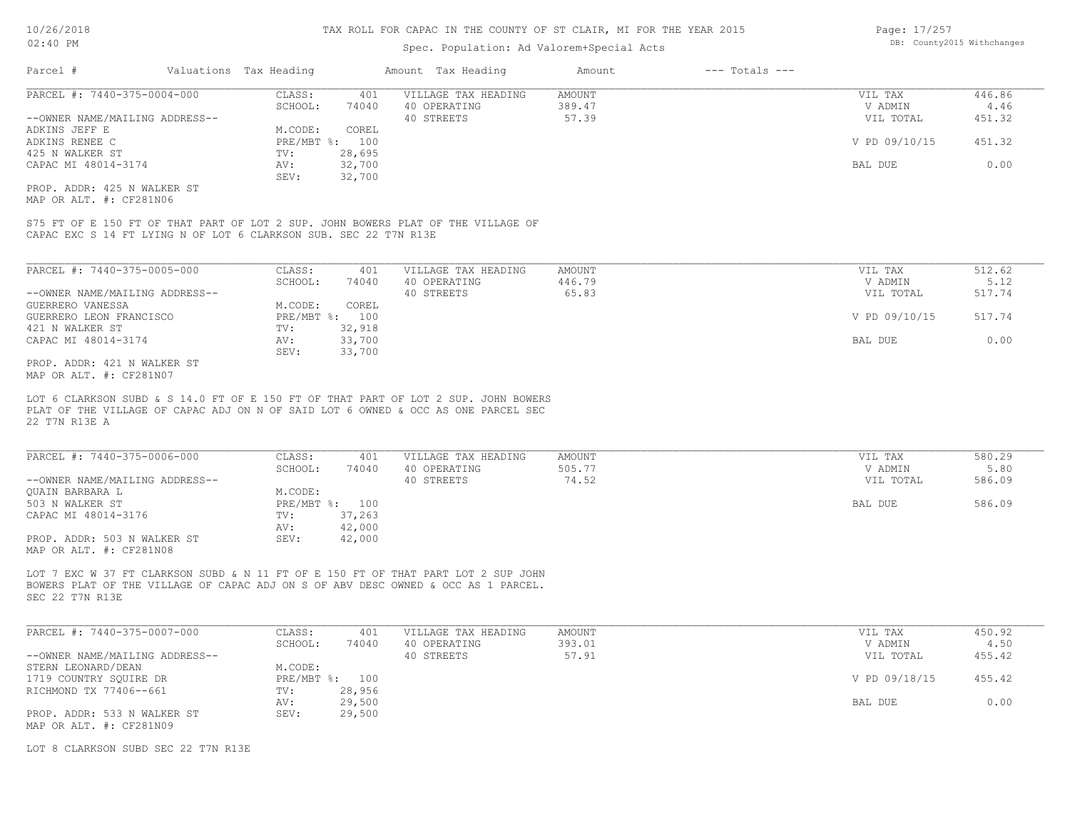# TAX ROLL FOR CAPAC IN THE COUNTY OF ST CLAIR, MI FOR THE YEAR 2015

Spec. Population: Ad Valorem+Special Acts

DB: County2015 Withchanges

| Parcel # | Valuations | Tax Heading | Amount | Tax Heading | Amount | --- Totals --- | |
|---|---|---|---|---|---|---|---|
| PARCEL #: 7440-375-0004-000 | CLASS: | 401 | VILLAGE TAX HEADING | AMOUNT | | VIL TAX | 446.86 |
| | SCHOOL: | 74040 | 40 OPERATING | 389.47 | | V ADMIN | 4.46 |
| --OWNER NAME/MAILING ADDRESS-- | | | 40 STREETS | 57.39 | | VIL TOTAL | 451.32 |
| ADKINS JEFF E | M.CODE: | COREL | | | | | |
| ADKINS RENEE C | PRE/MBT %: | 100 | | | | V PD 09/10/15 | 451.32 |
| 425 N WALKER ST | TV: | 28,695 | | | | | |
| CAPAC MI 48014-3174 | AV: | 32,700 | | | | BAL DUE | 0.00 |
| | SEV: | 32,700 | | | | | |
| PROP. ADDR: 425 N WALKER ST | | | | | | | |
| MAP OR ALT. #: CF281N06 | | | | | | | |

S75 FT OF E 150 FT OF THAT PART OF LOT 2 SUP. JOHN BOWERS PLAT OF THE VILLAGE OF CAPAC EXC S 14 FT LYING N OF LOT 6 CLARKSON SUB. SEC 22 T7N R13E

| Parcel # | Valuations | Tax Heading | Amount | Tax Heading | Amount | --- Totals --- | |
|---|---|---|---|---|---|---|---|
| PARCEL #: 7440-375-0005-000 | CLASS: | 401 | VILLAGE TAX HEADING | AMOUNT | | VIL TAX | 512.62 |
| | SCHOOL: | 74040 | 40 OPERATING | 446.79 | | V ADMIN | 5.12 |
| --OWNER NAME/MAILING ADDRESS-- | | | 40 STREETS | 65.83 | | VIL TOTAL | 517.74 |
| GUERRERO VANESSA | M.CODE: | COREL | | | | | |
| GUERRERO LEON FRANCISCO | PRE/MBT %: | 100 | | | | V PD 09/10/15 | 517.74 |
| 421 N WALKER ST | TV: | 32,918 | | | | | |
| CAPAC MI 48014-3174 | AV: | 33,700 | | | | BAL DUE | 0.00 |
| | SEV: | 33,700 | | | | | |
| PROP. ADDR: 421 N WALKER ST | | | | | | | |
| MAP OR ALT. #: CF281N07 | | | | | | | |

LOT 6 CLARKSON SUBD & S 14.0 FT OF E 150 FT OF THAT PART OF LOT 2 SUP. JOHN BOWERS PLAT OF THE VILLAGE OF CAPAC ADJ ON N OF SAID LOT 6 OWNED & OCC AS ONE PARCEL SEC 22 T7N R13E A

| Parcel # | Valuations | Tax Heading | Amount | Tax Heading | Amount | --- Totals --- | |
|---|---|---|---|---|---|---|---|
| PARCEL #: 7440-375-0006-000 | CLASS: | 401 | VILLAGE TAX HEADING | AMOUNT | | VIL TAX | 580.29 |
| | SCHOOL: | 74040 | 40 OPERATING | 505.77 | | V ADMIN | 5.80 |
| --OWNER NAME/MAILING ADDRESS-- | | | 40 STREETS | 74.52 | | VIL TOTAL | 586.09 |
| QUAIN BARBARA L | M.CODE: | | | | | | |
| 503 N WALKER ST | PRE/MBT %: | 100 | | | | BAL DUE | 586.09 |
| CAPAC MI 48014-3176 | TV: | 37,263 | | | | | |
| | AV: | 42,000 | | | | | |
| PROP. ADDR: 503 N WALKER ST | SEV: | 42,000 | | | | | |
| MAP OR ALT. #: CF281N08 | | | | | | | |

LOT 7 EXC W 37 FT CLARKSON SUBD & N 11 FT OF E 150 FT OF THAT PART LOT 2 SUP JOHN BOWERS PLAT OF THE VILLAGE OF CAPAC ADJ ON S OF ABV DESC OWNED & OCC AS 1 PARCEL. SEC 22 T7N R13E

| Parcel # | Valuations | Tax Heading | Amount | Tax Heading | Amount | --- Totals --- | |
|---|---|---|---|---|---|---|---|
| PARCEL #: 7440-375-0007-000 | CLASS: | 401 | VILLAGE TAX HEADING | AMOUNT | | VIL TAX | 450.92 |
| | SCHOOL: | 74040 | 40 OPERATING | 393.01 | | V ADMIN | 4.50 |
| --OWNER NAME/MAILING ADDRESS-- | | | 40 STREETS | 57.91 | | VIL TOTAL | 455.42 |
| STERN LEONARD/DEAN | M.CODE: | | | | | | |
| 1719 COUNTRY SQUIRE DR | PRE/MBT %: | 100 | | | | V PD 09/18/15 | 455.42 |
| RICHMOND TX 77406--661 | TV: | 28,956 | | | | | |
| | AV: | 29,500 | | | | BAL DUE | 0.00 |
| PROP. ADDR: 533 N WALKER ST | SEV: | 29,500 | | | | | |
| MAP OR ALT. #: CF281N09 | | | | | | | |

LOT 8 CLARKSON SUBD SEC 22 T7N R13E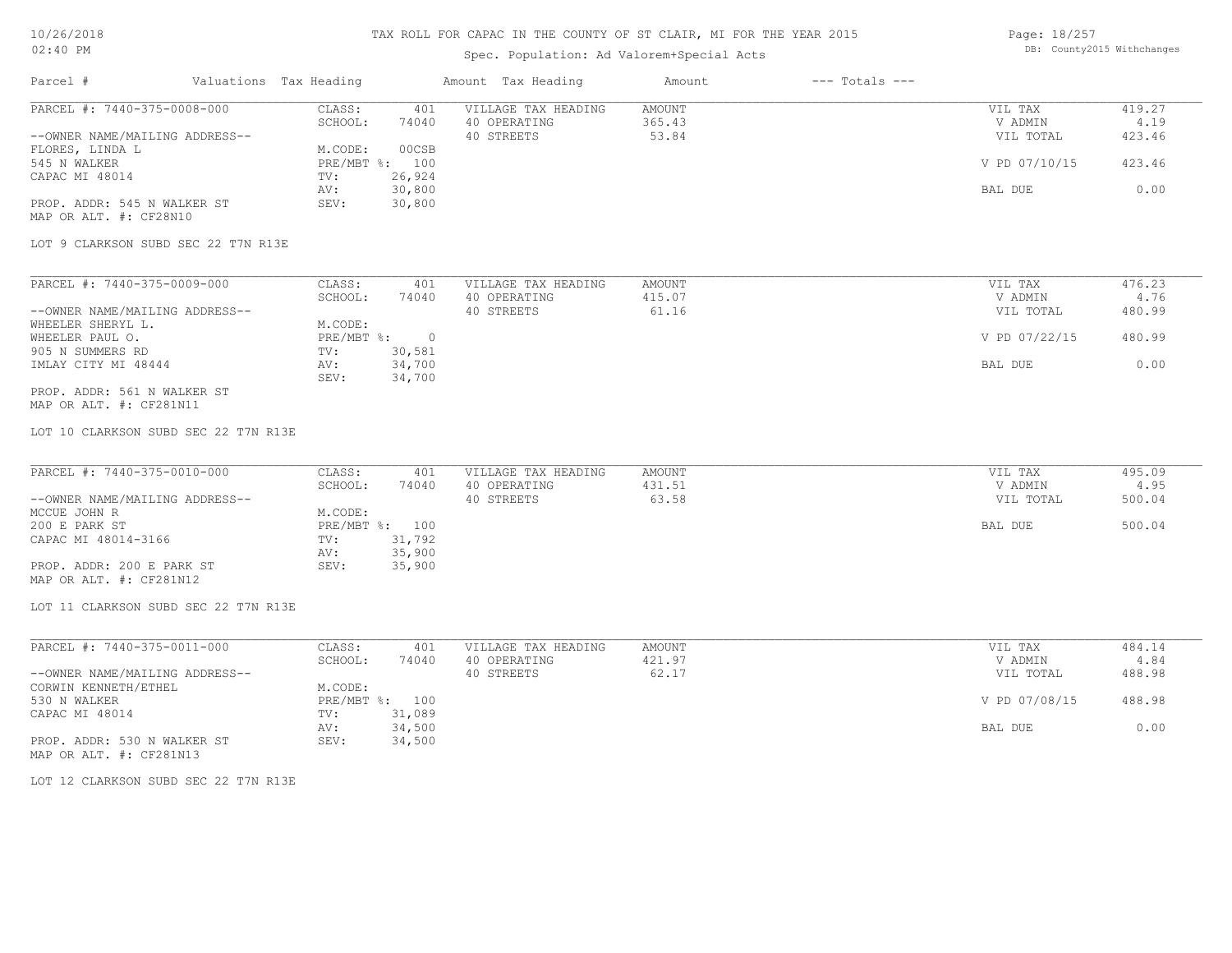# TAX ROLL FOR CAPAC IN THE COUNTY OF ST CLAIR, MI FOR THE YEAR 2015

Spec. Population: Ad Valorem+Special Acts

| Parcel # | Valuations | Tax Heading | Amount | Tax Heading | Amount | --- Totals --- | |
|---|---|---|---|---|---|---|---|

## PARCEL #: 7440-375-0008-000

| | | | | | | |
|---|---|---|---|---|---|---|
| --OWNER NAME/MAILING ADDRESS-- | CLASS: | 401 | VILLAGE TAX HEADING | AMOUNT | VIL TAX | 419.27 |
| FLORES, LINDA L | SCHOOL: | 74040 | 40 OPERATING | 365.43 | V ADMIN | 4.19 |
| 545 N WALKER | M.CODE: | 00CSB | 40 STREETS | 53.84 | VIL TOTAL | 423.46 |
| CAPAC MI 48014 | PRE/MBT %: | 100 | | | V PD 07/10/15 | 423.46 |
| | TV: | 26,924 | | | | |
| | AV: | 30,800 | | | BAL DUE | 0.00 |
| PROP. ADDR: 545 N WALKER ST | SEV: | 30,800 | | | | |

MAP OR ALT. #: CF28N10

LOT 9 CLARKSON SUBD SEC 22 T7N R13E

## PARCEL #: 7440-375-0009-000

| | | | | | | |
|---|---|---|---|---|---|---|
| --OWNER NAME/MAILING ADDRESS-- | CLASS: | 401 | VILLAGE TAX HEADING | AMOUNT | VIL TAX | 476.23 |
| WHEELER SHERYL L. | SCHOOL: | 74040 | 40 OPERATING | 415.07 | V ADMIN | 4.76 |
| WHEELER PAUL O. | M.CODE: | | 40 STREETS | 61.16 | VIL TOTAL | 480.99 |
| 905 N SUMMERS RD | PRE/MBT %: | 0 | | | V PD 07/22/15 | 480.99 |
| IMLAY CITY MI 48444 | TV: | 30,581 | | | | |
| | AV: | 34,700 | | | BAL DUE | 0.00 |
| | SEV: | 34,700 | | | | |

PROP. ADDR: 561 N WALKER ST
MAP OR ALT. #: CF281N11

LOT 10 CLARKSON SUBD SEC 22 T7N R13E

## PARCEL #: 7440-375-0010-000

| | | | | | | |
|---|---|---|---|---|---|---|
| --OWNER NAME/MAILING ADDRESS-- | CLASS: | 401 | VILLAGE TAX HEADING | AMOUNT | VIL TAX | 495.09 |
| MCCUE JOHN R | SCHOOL: | 74040 | 40 OPERATING | 431.51 | V ADMIN | 4.95 |
| 200 E PARK ST | M.CODE: | | 40 STREETS | 63.58 | VIL TOTAL | 500.04 |
| CAPAC MI 48014-3166 | PRE/MBT %: | 100 | | | BAL DUE | 500.04 |
| | TV: | 31,792 | | | | |
| | AV: | 35,900 | | | | |
| PROP. ADDR: 200 E PARK ST | SEV: | 35,900 | | | | |

MAP OR ALT. #: CF281N12

LOT 11 CLARKSON SUBD SEC 22 T7N R13E

## PARCEL #: 7440-375-0011-000

| | | | | | | |
|---|---|---|---|---|---|---|
| --OWNER NAME/MAILING ADDRESS-- | CLASS: | 401 | VILLAGE TAX HEADING | AMOUNT | VIL TAX | 484.14 |
| CORWIN KENNETH/ETHEL | SCHOOL: | 74040 | 40 OPERATING | 421.97 | V ADMIN | 4.84 |
| 530 N WALKER | M.CODE: | | 40 STREETS | 62.17 | VIL TOTAL | 488.98 |
| CAPAC MI 48014 | PRE/MBT %: | 100 | | | V PD 07/08/15 | 488.98 |
| | TV: | 31,089 | | | | |
| | AV: | 34,500 | | | BAL DUE | 0.00 |
| PROP. ADDR: 530 N WALKER ST | SEV: | 34,500 | | | | |

MAP OR ALT. #: CF281N13

LOT 12 CLARKSON SUBD SEC 22 T7N R13E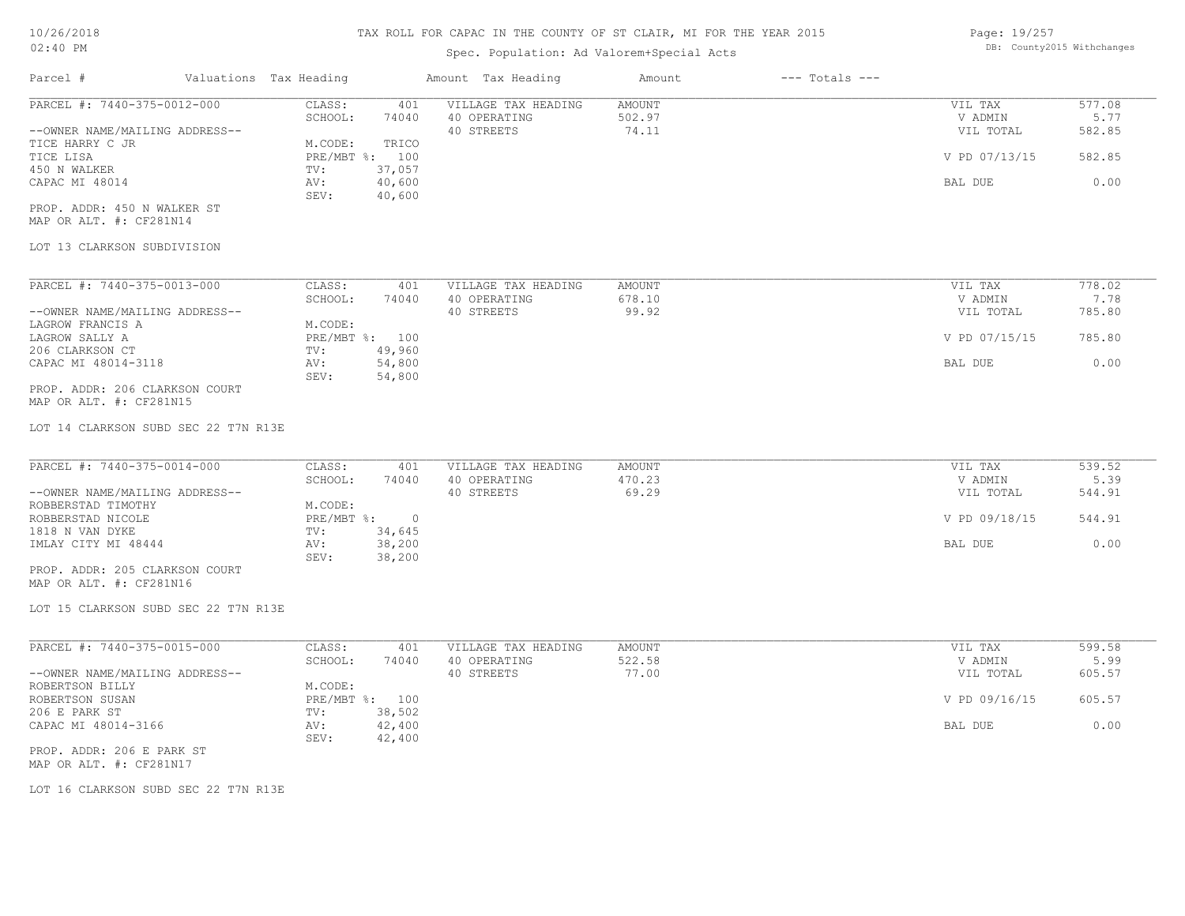# TAX ROLL FOR CAPAC IN THE COUNTY OF ST CLAIR, MI FOR THE YEAR 2015

Spec. Population: Ad Valorem+Special Acts

DB: County2015 Withchanges

| Parcel # | Valuations | Tax Heading | Amount | Tax Heading | Amount | --- Totals --- | |
|---|---|---|---|---|---|---|---|
| PARCEL #: 7440-375-0012-000 | CLASS: | 401 | VILLAGE TAX HEADING | AMOUNT | | VIL TAX | 577.08 |
| | SCHOOL: | 74040 | 40 OPERATING | 502.97 | | V ADMIN | 5.77 |
| --OWNER NAME/MAILING ADDRESS-- | | | 40 STREETS | 74.11 | | VIL TOTAL | 582.85 |
| TICE HARRY C JR | M.CODE: | TRICO | | | | | |
| TICE LISA | PRE/MBT %: | 100 | | | | V PD 07/13/15 | 582.85 |
| 450 N WALKER | TV: | 37,057 | | | | | |
| CAPAC MI 48014 | AV: | 40,600 | | | | BAL DUE | 0.00 |
| | SEV: | 40,600 | | | | | |
| PROP. ADDR: 450 N WALKER ST | | | | | | | |
| MAP OR ALT. #: CF281N14 | | | | | | | |
| LOT 13 CLARKSON SUBDIVISION | | | | | | | |
| PARCEL #: 7440-375-0013-000 | CLASS: | 401 | VILLAGE TAX HEADING | AMOUNT | | VIL TAX | 778.02 |
| | SCHOOL: | 74040 | 40 OPERATING | 678.10 | | V ADMIN | 7.78 |
| --OWNER NAME/MAILING ADDRESS-- | | | 40 STREETS | 99.92 | | VIL TOTAL | 785.80 |
| LAGROW FRANCIS A | M.CODE: | | | | | | |
| LAGROW SALLY A | PRE/MBT %: | 100 | | | | V PD 07/15/15 | 785.80 |
| 206 CLARKSON CT | TV: | 49,960 | | | | | |
| CAPAC MI 48014-3118 | AV: | 54,800 | | | | BAL DUE | 0.00 |
| | SEV: | 54,800 | | | | | |
| PROP. ADDR: 206 CLARKSON COURT | | | | | | | |
| MAP OR ALT. #: CF281N15 | | | | | | | |
| LOT 14 CLARKSON SUBD SEC 22 T7N R13E | | | | | | | |
| PARCEL #: 7440-375-0014-000 | CLASS: | 401 | VILLAGE TAX HEADING | AMOUNT | | VIL TAX | 539.52 |
| | SCHOOL: | 74040 | 40 OPERATING | 470.23 | | V ADMIN | 5.39 |
| --OWNER NAME/MAILING ADDRESS-- | | | 40 STREETS | 69.29 | | VIL TOTAL | 544.91 |
| ROBBERSTAD TIMOTHY | M.CODE: | | | | | | |
| ROBBERSTAD NICOLE | PRE/MBT %: | 0 | | | | V PD 09/18/15 | 544.91 |
| 1818 N VAN DYKE | TV: | 34,645 | | | | | |
| IMLAY CITY MI 48444 | AV: | 38,200 | | | | BAL DUE | 0.00 |
| | SEV: | 38,200 | | | | | |
| PROP. ADDR: 205 CLARKSON COURT | | | | | | | |
| MAP OR ALT. #: CF281N16 | | | | | | | |
| LOT 15 CLARKSON SUBD SEC 22 T7N R13E | | | | | | | |
| PARCEL #: 7440-375-0015-000 | CLASS: | 401 | VILLAGE TAX HEADING | AMOUNT | | VIL TAX | 599.58 |
| | SCHOOL: | 74040 | 40 OPERATING | 522.58 | | V ADMIN | 5.99 |
| --OWNER NAME/MAILING ADDRESS-- | | | 40 STREETS | 77.00 | | VIL TOTAL | 605.57 |
| ROBERTSON BILLY | M.CODE: | | | | | | |
| ROBERTSON SUSAN | PRE/MBT %: | 100 | | | | V PD 09/16/15 | 605.57 |
| 206 E PARK ST | TV: | 38,502 | | | | | |
| CAPAC MI 48014-3166 | AV: | 42,400 | | | | BAL DUE | 0.00 |
| | SEV: | 42,400 | | | | | |
| PROP. ADDR: 206 E PARK ST | | | | | | | |
| MAP OR ALT. #: CF281N17 | | | | | | | |
| LOT 16 CLARKSON SUBD SEC 22 T7N R13E | | | | | | | |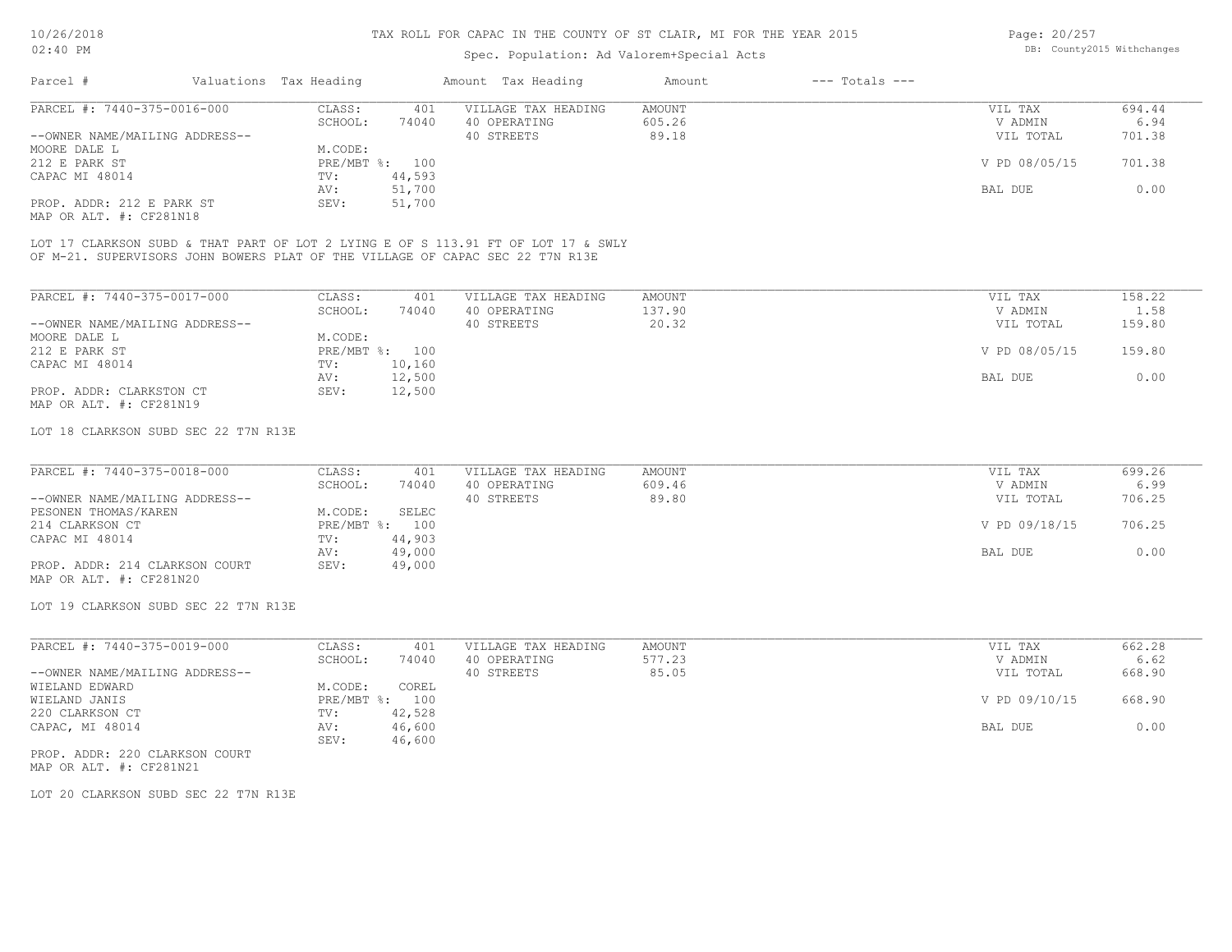TAX ROLL FOR CAPAC IN THE COUNTY OF ST CLAIR, MI FOR THE YEAR 2015

Spec. Population: Ad Valorem+Special Acts

| Parcel # | Valuations | Tax Heading | Amount | Tax Heading | Amount | --- Totals --- | |
|---|---|---|---|---|---|---|---|
| PARCEL #: 7440-375-0016-000 | CLASS: | 401 | VILLAGE TAX HEADING | AMOUNT | | VIL TAX | 694.44 |
| | SCHOOL: | 74040 | 40 OPERATING | 605.26 | | V ADMIN | 6.94 |
| --OWNER NAME/MAILING ADDRESS-- | | | 40 STREETS | 89.18 | | VIL TOTAL | 701.38 |
| MOORE DALE L | M.CODE: | | | | | | |
| 212 E PARK ST | PRE/MBT %: | 100 | | | | V PD 08/05/15 | 701.38 |
| CAPAC MI 48014 | TV: | 44,593 | | | | | |
| | AV: | 51,700 | | | | BAL DUE | 0.00 |
| PROP. ADDR: 212 E PARK ST | SEV: | 51,700 | | | | | |
| MAP OR ALT. #: CF281N18 | | | | | | | |

LOT 17 CLARKSON SUBD & THAT PART OF LOT 2 LYING E OF S 113.91 FT OF LOT 17 & SWLY OF M-21. SUPERVISORS JOHN BOWERS PLAT OF THE VILLAGE OF CAPAC SEC 22 T7N R13E

| Parcel # | Valuations | Tax Heading | Amount | Tax Heading | Amount | --- Totals --- | |
|---|---|---|---|---|---|---|---|
| PARCEL #: 7440-375-0017-000 | CLASS: | 401 | VILLAGE TAX HEADING | AMOUNT | | VIL TAX | 158.22 |
| | SCHOOL: | 74040 | 40 OPERATING | 137.90 | | V ADMIN | 1.58 |
| --OWNER NAME/MAILING ADDRESS-- | | | 40 STREETS | 20.32 | | VIL TOTAL | 159.80 |
| MOORE DALE L | M.CODE: | | | | | | |
| 212 E PARK ST | PRE/MBT %: | 100 | | | | V PD 08/05/15 | 159.80 |
| CAPAC MI 48014 | TV: | 10,160 | | | | | |
| | AV: | 12,500 | | | | BAL DUE | 0.00 |
| PROP. ADDR: CLARKSTON CT | SEV: | 12,500 | | | | | |
| MAP OR ALT. #: CF281N19 | | | | | | | |

LOT 18 CLARKSON SUBD SEC 22 T7N R13E

| Parcel # | Valuations | Tax Heading | Amount | Tax Heading | Amount | --- Totals --- | |
|---|---|---|---|---|---|---|---|
| PARCEL #: 7440-375-0018-000 | CLASS: | 401 | VILLAGE TAX HEADING | AMOUNT | | VIL TAX | 699.26 |
| | SCHOOL: | 74040 | 40 OPERATING | 609.46 | | V ADMIN | 6.99 |
| --OWNER NAME/MAILING ADDRESS-- | | | 40 STREETS | 89.80 | | VIL TOTAL | 706.25 |
| PESONEN THOMAS/KAREN | M.CODE: | SELEC | | | | | |
| 214 CLARKSON CT | PRE/MBT %: | 100 | | | | V PD 09/18/15 | 706.25 |
| CAPAC MI 48014 | TV: | 44,903 | | | | | |
| | AV: | 49,000 | | | | BAL DUE | 0.00 |
| PROP. ADDR: 214 CLARKSON COURT | SEV: | 49,000 | | | | | |
| MAP OR ALT. #: CF281N20 | | | | | | | |

LOT 19 CLARKSON SUBD SEC 22 T7N R13E

| Parcel # | Valuations | Tax Heading | Amount | Tax Heading | Amount | --- Totals --- | |
|---|---|---|---|---|---|---|---|
| PARCEL #: 7440-375-0019-000 | CLASS: | 401 | VILLAGE TAX HEADING | AMOUNT | | VIL TAX | 662.28 |
| | SCHOOL: | 74040 | 40 OPERATING | 577.23 | | V ADMIN | 6.62 |
| --OWNER NAME/MAILING ADDRESS-- | | | 40 STREETS | 85.05 | | VIL TOTAL | 668.90 |
| WIELAND EDWARD | M.CODE: | COREL | | | | | |
| WIELAND JANIS | PRE/MBT %: | 100 | | | | V PD 09/10/15 | 668.90 |
| 220 CLARKSON CT | TV: | 42,528 | | | | | |
| CAPAC, MI 48014 | AV: | 46,600 | | | | BAL DUE | 0.00 |
| | SEV: | 46,600 | | | | | |
| PROP. ADDR: 220 CLARKSON COURT | | | | | | | |
| MAP OR ALT. #: CF281N21 | | | | | | | |

LOT 20 CLARKSON SUBD SEC 22 T7N R13E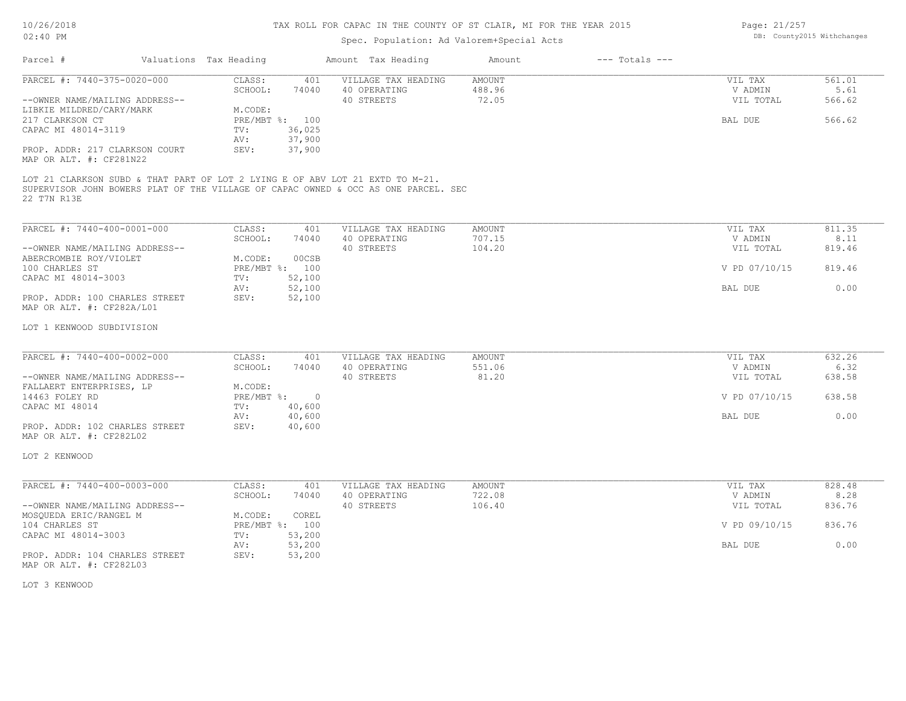TAX ROLL FOR CAPAC IN THE COUNTY OF ST CLAIR, MI FOR THE YEAR 2015

Spec. Population: Ad Valorem+Special Acts

| Parcel # | Valuations | Tax Heading | Amount | Tax Heading | Amount | --- Totals --- | |
|---|---|---|---|---|---|---|---|
| PARCEL #: 7440-375-0020-000 | CLASS: | 401 | VILLAGE TAX HEADING | AMOUNT | | VIL TAX | 561.01 |
| | SCHOOL: | 74040 | 40 OPERATING | 488.96 | | V ADMIN | 5.61 |
| --OWNER NAME/MAILING ADDRESS-- | | | 40 STREETS | 72.05 | | VIL TOTAL | 566.62 |
| LIBKIE MILDRED/CARY/MARK | M.CODE: | | | | | | |
| 217 CLARKSON CT | PRE/MBT %: | 100 | | | | BAL DUE | 566.62 |
| CAPAC MI 48014-3119 | TV: | 36,025 | | | | | |
| | AV: | 37,900 | | | | | |
| PROP. ADDR: 217 CLARKSON COURT | SEV: | 37,900 | | | | | |
| MAP OR ALT. #: CF281N22 | | | | | | | |

LOT 21 CLARKSON SUBD & THAT PART OF LOT 2 LYING E OF ABV LOT 21 EXTD TO M-21. SUPERVISOR JOHN BOWERS PLAT OF THE VILLAGE OF CAPAC OWNED & OCC AS ONE PARCEL. SEC 22 T7N R13E

| Parcel # | Valuations | Tax Heading | Amount | Tax Heading | Amount | --- Totals --- | |
|---|---|---|---|---|---|---|---|
| PARCEL #: 7440-400-0001-000 | CLASS: | 401 | VILLAGE TAX HEADING | AMOUNT | | VIL TAX | 811.35 |
| | SCHOOL: | 74040 | 40 OPERATING | 707.15 | | V ADMIN | 8.11 |
| --OWNER NAME/MAILING ADDRESS-- | | | 40 STREETS | 104.20 | | VIL TOTAL | 819.46 |
| ABERCROMBIE ROY/VIOLET | M.CODE: | 00CSB | | | | | |
| 100 CHARLES ST | PRE/MBT %: | 100 | | | | V PD 07/10/15 | 819.46 |
| CAPAC MI 48014-3003 | TV: | 52,100 | | | | | |
| | AV: | 52,100 | | | | BAL DUE | 0.00 |
| PROP. ADDR: 100 CHARLES STREET | SEV: | 52,100 | | | | | |
| MAP OR ALT. #: CF282A/L01 | | | | | | | |

LOT 1 KENWOOD SUBDIVISION

| Parcel # | Valuations | Tax Heading | Amount | Tax Heading | Amount | --- Totals --- | |
|---|---|---|---|---|---|---|---|
| PARCEL #: 7440-400-0002-000 | CLASS: | 401 | VILLAGE TAX HEADING | AMOUNT | | VIL TAX | 632.26 |
| | SCHOOL: | 74040 | 40 OPERATING | 551.06 | | V ADMIN | 6.32 |
| --OWNER NAME/MAILING ADDRESS-- | | | 40 STREETS | 81.20 | | VIL TOTAL | 638.58 |
| FALLAERT ENTERPRISES, LP | M.CODE: | | | | | | |
| 14463 FOLEY RD | PRE/MBT %: | 0 | | | | V PD 07/10/15 | 638.58 |
| CAPAC MI 48014 | TV: | 40,600 | | | | | |
| | AV: | 40,600 | | | | BAL DUE | 0.00 |
| PROP. ADDR: 102 CHARLES STREET | SEV: | 40,600 | | | | | |
| MAP OR ALT. #: CF282L02 | | | | | | | |

LOT 2 KENWOOD

| Parcel # | Valuations | Tax Heading | Amount | Tax Heading | Amount | --- Totals --- | |
|---|---|---|---|---|---|---|---|
| PARCEL #: 7440-400-0003-000 | CLASS: | 401 | VILLAGE TAX HEADING | AMOUNT | | VIL TAX | 828.48 |
| | SCHOOL: | 74040 | 40 OPERATING | 722.08 | | V ADMIN | 8.28 |
| --OWNER NAME/MAILING ADDRESS-- | | | 40 STREETS | 106.40 | | VIL TOTAL | 836.76 |
| MOSQUEDA ERIC/RANGEL M | M.CODE: | COREL | | | | | |
| 104 CHARLES ST | PRE/MBT %: | 100 | | | | V PD 09/10/15 | 836.76 |
| CAPAC MI 48014-3003 | TV: | 53,200 | | | | | |
| | AV: | 53,200 | | | | BAL DUE | 0.00 |
| PROP. ADDR: 104 CHARLES STREET | SEV: | 53,200 | | | | | |
| MAP OR ALT. #: CF282L03 | | | | | | | |

LOT 3 KENWOOD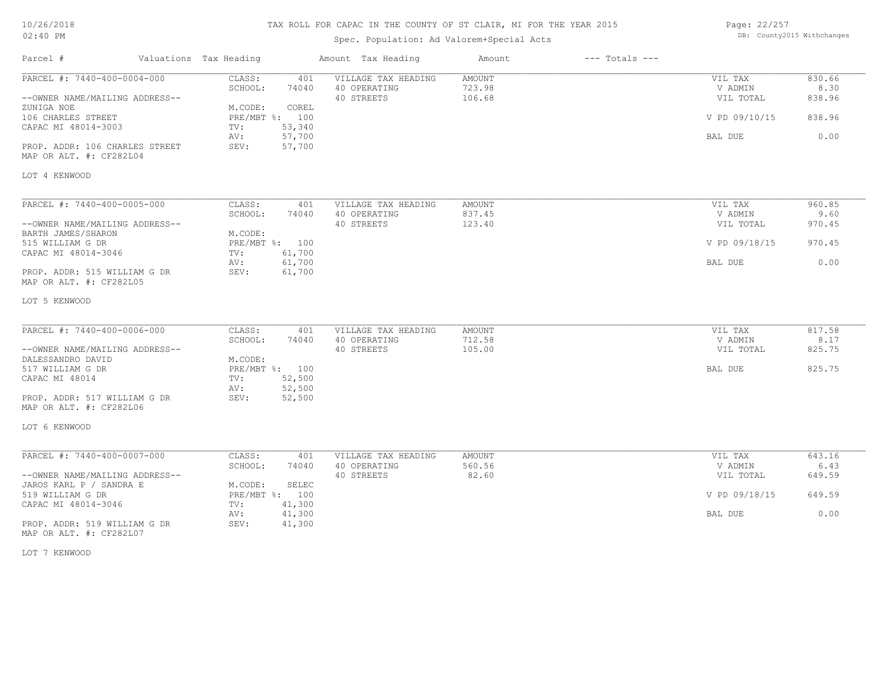# TAX ROLL FOR CAPAC IN THE COUNTY OF ST CLAIR, MI FOR THE YEAR 2015

Spec. Population: Ad Valorem+Special Acts

| Parcel # | Valuations | Tax Heading | Amount | Tax Heading | Amount | --- Totals --- | |
|---|---|---|---|---|---|---|---|

## PARCEL #: 7440-400-0004-000

| | | | | | |
|---|---|---|---|---|---|
| --OWNER NAME/MAILING ADDRESS-- | CLASS: 401 | VILLAGE TAX HEADING | AMOUNT | VIL TAX | 830.66 |
| ZUNIGA NOE | SCHOOL: 74040 | 40 OPERATING | 723.98 | V ADMIN | 8.30 |
| 106 CHARLES STREET | M.CODE: COREL | 40 STREETS | 106.68 | VIL TOTAL | 838.96 |
| CAPAC MI 48014-3003 | PRE/MBT %: 100 | | | V PD 09/10/15 | 838.96 |
| PROP. ADDR: 106 CHARLES STREET | TV: 53,340 | | | BAL DUE | 0.00 |
| MAP OR ALT. #: CF282L04 | AV: 57,700 | | | | |
| | SEV: 57,700 | | | | |

LOT 4 KENWOOD

## PARCEL #: 7440-400-0005-000

| | | | | | |
|---|---|---|---|---|---|
| --OWNER NAME/MAILING ADDRESS-- | CLASS: 401 | VILLAGE TAX HEADING | AMOUNT | VIL TAX | 960.85 |
| BARTH JAMES/SHARON | SCHOOL: 74040 | 40 OPERATING | 837.45 | V ADMIN | 9.60 |
| 515 WILLIAM G DR | M.CODE: | 40 STREETS | 123.40 | VIL TOTAL | 970.45 |
| CAPAC MI 48014-3046 | PRE/MBT %: 100 | | | V PD 09/18/15 | 970.45 |
| PROP. ADDR: 515 WILLIAM G DR | TV: 61,700 | | | BAL DUE | 0.00 |
| MAP OR ALT. #: CF282L05 | AV: 61,700 | | | | |
| | SEV: 61,700 | | | | |

LOT 5 KENWOOD

## PARCEL #: 7440-400-0006-000

| | | | | | |
|---|---|---|---|---|---|
| --OWNER NAME/MAILING ADDRESS-- | CLASS: 401 | VILLAGE TAX HEADING | AMOUNT | VIL TAX | 817.58 |
| DALESSANDRO DAVID | SCHOOL: 74040 | 40 OPERATING | 712.58 | V ADMIN | 8.17 |
| 517 WILLIAM G DR | M.CODE: | 40 STREETS | 105.00 | VIL TOTAL | 825.75 |
| CAPAC MI 48014 | PRE/MBT %: 100 | | | BAL DUE | 825.75 |
| PROP. ADDR: 517 WILLIAM G DR | TV: 52,500 | | | | |
| MAP OR ALT. #: CF282L06 | AV: 52,500 | | | | |
| | SEV: 52,500 | | | | |

LOT 6 KENWOOD

## PARCEL #: 7440-400-0007-000

| | | | | | |
|---|---|---|---|---|---|
| --OWNER NAME/MAILING ADDRESS-- | CLASS: 401 | VILLAGE TAX HEADING | AMOUNT | VIL TAX | 643.16 |
| JAROS KARL P / SANDRA E | SCHOOL: 74040 | 40 OPERATING | 560.56 | V ADMIN | 6.43 |
| 519 WILLIAM G DR | M.CODE: SELEC | 40 STREETS | 82.60 | VIL TOTAL | 649.59 |
| CAPAC MI 48014-3046 | PRE/MBT %: 100 | | | V PD 09/18/15 | 649.59 |
| PROP. ADDR: 519 WILLIAM G DR | TV: 41,300 | | | BAL DUE | 0.00 |
| MAP OR ALT. #: CF282L07 | AV: 41,300 | | | | |
| | SEV: 41,300 | | | | |

LOT 7 KENWOOD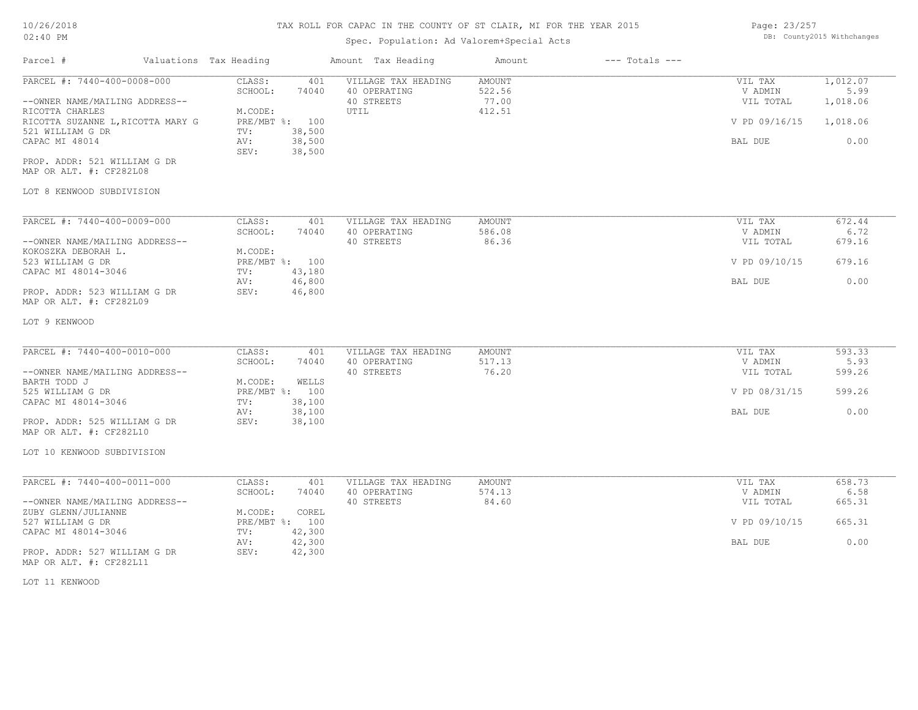# TAX ROLL FOR CAPAC IN THE COUNTY OF ST CLAIR, MI FOR THE YEAR 2015

Spec. Population: Ad Valorem+Special Acts

| Parcel # | Valuations | Tax Heading | Amount | Tax Heading | Amount | --- Totals --- | |
|---|---|---|---|---|---|---|---|
| PARCEL #: 7440-400-0008-000 | CLASS: | 401 | VILLAGE TAX HEADING | AMOUNT | | VIL TAX | 1,012.07 |
| | SCHOOL: | 74040 | 40 OPERATING | 522.56 | | V ADMIN | 5.99 |
| --OWNER NAME/MAILING ADDRESS-- | | | 40 STREETS | 77.00 | | VIL TOTAL | 1,018.06 |
| RICOTTA CHARLES | M.CODE: | | UTIL | 412.51 | | | |
| RICOTTA SUZANNE L,RICOTTA MARY G | PRE/MBT %: | 100 | | | | V PD 09/16/15 | 1,018.06 |
| 521 WILLIAM G DR | TV: | 38,500 | | | | | |
| CAPAC MI 48014 | AV: | 38,500 | | | | BAL DUE | 0.00 |
| | SEV: | 38,500 | | | | | |
| PROP. ADDR: 521 WILLIAM G DR | | | | | | | |
| MAP OR ALT. #: CF282L08 | | | | | | | |
| LOT 8 KENWOOD SUBDIVISION | | | | | | | |
| PARCEL #: 7440-400-0009-000 | CLASS: | 401 | VILLAGE TAX HEADING | AMOUNT | | VIL TAX | 672.44 |
| | SCHOOL: | 74040 | 40 OPERATING | 586.08 | | V ADMIN | 6.72 |
| --OWNER NAME/MAILING ADDRESS-- | | | 40 STREETS | 86.36 | | VIL TOTAL | 679.16 |
| KOKOSZKA DEBORAH L. | M.CODE: | | | | | | |
| 523 WILLIAM G DR | PRE/MBT %: | 100 | | | | V PD 09/10/15 | 679.16 |
| CAPAC MI 48014-3046 | TV: | 43,180 | | | | | |
| | AV: | 46,800 | | | | BAL DUE | 0.00 |
| PROP. ADDR: 523 WILLIAM G DR | SEV: | 46,800 | | | | | |
| MAP OR ALT. #: CF282L09 | | | | | | | |
| LOT 9 KENWOOD | | | | | | | |
| PARCEL #: 7440-400-0010-000 | CLASS: | 401 | VILLAGE TAX HEADING | AMOUNT | | VIL TAX | 593.33 |
| | SCHOOL: | 74040 | 40 OPERATING | 517.13 | | V ADMIN | 5.93 |
| --OWNER NAME/MAILING ADDRESS-- | | | 40 STREETS | 76.20 | | VIL TOTAL | 599.26 |
| BARTH TODD J | M.CODE: | WELLS | | | | | |
| 525 WILLIAM G DR | PRE/MBT %: | 100 | | | | V PD 08/31/15 | 599.26 |
| CAPAC MI 48014-3046 | TV: | 38,100 | | | | | |
| | AV: | 38,100 | | | | BAL DUE | 0.00 |
| PROP. ADDR: 525 WILLIAM G DR | SEV: | 38,100 | | | | | |
| MAP OR ALT. #: CF282L10 | | | | | | | |
| LOT 10 KENWOOD SUBDIVISION | | | | | | | |
| PARCEL #: 7440-400-0011-000 | CLASS: | 401 | VILLAGE TAX HEADING | AMOUNT | | VIL TAX | 658.73 |
| | SCHOOL: | 74040 | 40 OPERATING | 574.13 | | V ADMIN | 6.58 |
| --OWNER NAME/MAILING ADDRESS-- | | | 40 STREETS | 84.60 | | VIL TOTAL | 665.31 |
| ZUBY GLENN/JULIANNE | M.CODE: | COREL | | | | | |
| 527 WILLIAM G DR | PRE/MBT %: | 100 | | | | V PD 09/10/15 | 665.31 |
| CAPAC MI 48014-3046 | TV: | 42,300 | | | | | |
| | AV: | 42,300 | | | | BAL DUE | 0.00 |
| PROP. ADDR: 527 WILLIAM G DR | SEV: | 42,300 | | | | | |
| MAP OR ALT. #: CF282L11 | | | | | | | |
| LOT 11 KENWOOD | | | | | | | |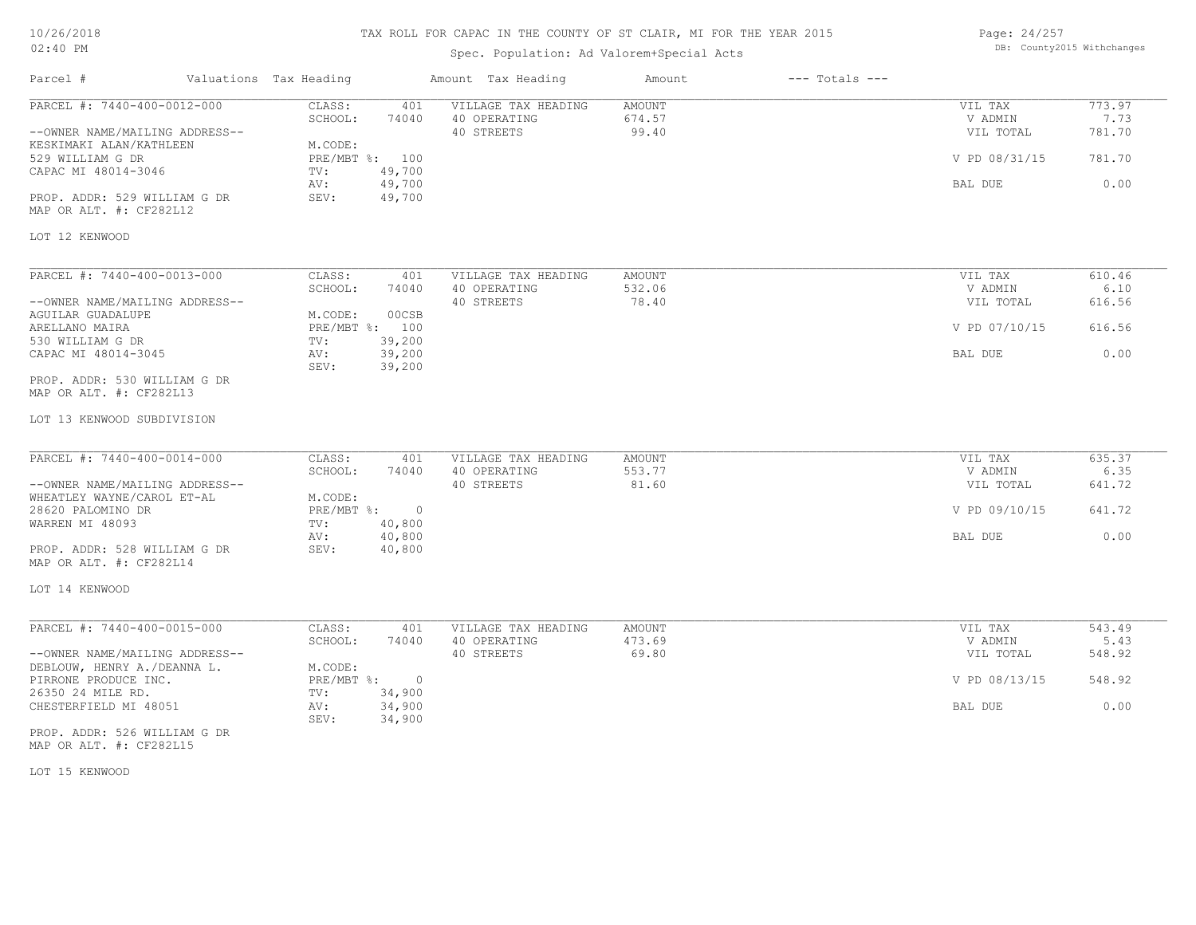# TAX ROLL FOR CAPAC IN THE COUNTY OF ST CLAIR, MI FOR THE YEAR 2015

Spec. Population: Ad Valorem+Special Acts

DB: County2015 Withchanges

| Parcel # | Valuations | Tax Heading | Amount | Tax Heading | Amount | --- Totals --- | |
|---|---|---|---|---|---|---|---|
| PARCEL #: 7440-400-0012-000 | CLASS: | 401 | VILLAGE TAX HEADING | AMOUNT | | VIL TAX | 773.97 |
| | SCHOOL: | 74040 | 40 OPERATING | 674.57 | | V ADMIN | 7.73 |
| --OWNER NAME/MAILING ADDRESS-- | | | 40 STREETS | 99.40 | | VIL TOTAL | 781.70 |
| KESKIMAKI ALAN/KATHLEEN | M.CODE: | | | | | | |
| 529 WILLIAM G DR | PRE/MBT %: | 100 | | | | V PD 08/31/15 | 781.70 |
| CAPAC MI 48014-3046 | TV: | 49,700 | | | | | |
| | AV: | 49,700 | | | | BAL DUE | 0.00 |
| PROP. ADDR: 529 WILLIAM G DR | SEV: | 49,700 | | | | | |
| MAP OR ALT. #: CF282L12 | | | | | | | |

LOT 12 KENWOOD

| Parcel # | Valuations | Tax Heading | Amount | Tax Heading | Amount | --- Totals --- | |
|---|---|---|---|---|---|---|---|
| PARCEL #: 7440-400-0013-000 | CLASS: | 401 | VILLAGE TAX HEADING | AMOUNT | | VIL TAX | 610.46 |
| | SCHOOL: | 74040 | 40 OPERATING | 532.06 | | V ADMIN | 6.10 |
| --OWNER NAME/MAILING ADDRESS-- | | | 40 STREETS | 78.40 | | VIL TOTAL | 616.56 |
| AGUILAR GUADALUPE | M.CODE: | 00CSB | | | | | |
| ARELLANO MAIRA | PRE/MBT %: | 100 | | | | V PD 07/10/15 | 616.56 |
| 530 WILLIAM G DR | TV: | 39,200 | | | | | |
| CAPAC MI 48014-3045 | AV: | 39,200 | | | | BAL DUE | 0.00 |
| | SEV: | 39,200 | | | | | |
| PROP. ADDR: 530 WILLIAM G DR | | | | | | | |
| MAP OR ALT. #: CF282L13 | | | | | | | |

LOT 13 KENWOOD SUBDIVISION

| Parcel # | Valuations | Tax Heading | Amount | Tax Heading | Amount | --- Totals --- | |
|---|---|---|---|---|---|---|---|
| PARCEL #: 7440-400-0014-000 | CLASS: | 401 | VILLAGE TAX HEADING | AMOUNT | | VIL TAX | 635.37 |
| | SCHOOL: | 74040 | 40 OPERATING | 553.77 | | V ADMIN | 6.35 |
| --OWNER NAME/MAILING ADDRESS-- | | | 40 STREETS | 81.60 | | VIL TOTAL | 641.72 |
| WHEATLEY WAYNE/CAROL ET-AL | M.CODE: | | | | | | |
| 28620 PALOMINO DR | PRE/MBT %: | 0 | | | | V PD 09/10/15 | 641.72 |
| WARREN MI 48093 | TV: | 40,800 | | | | | |
| | AV: | 40,800 | | | | BAL DUE | 0.00 |
| PROP. ADDR: 528 WILLIAM G DR | SEV: | 40,800 | | | | | |
| MAP OR ALT. #: CF282L14 | | | | | | | |

LOT 14 KENWOOD

| Parcel # | Valuations | Tax Heading | Amount | Tax Heading | Amount | --- Totals --- | |
|---|---|---|---|---|---|---|---|
| PARCEL #: 7440-400-0015-000 | CLASS: | 401 | VILLAGE TAX HEADING | AMOUNT | | VIL TAX | 543.49 |
| | SCHOOL: | 74040 | 40 OPERATING | 473.69 | | V ADMIN | 5.43 |
| --OWNER NAME/MAILING ADDRESS-- | | | 40 STREETS | 69.80 | | VIL TOTAL | 548.92 |
| DEBLOUW, HENRY A./DEANNA L. | M.CODE: | | | | | | |
| PIRRONE PRODUCE INC. | PRE/MBT %: | 0 | | | | V PD 08/13/15 | 548.92 |
| 26350 24 MILE RD. | TV: | 34,900 | | | | | |
| CHESTERFIELD MI 48051 | AV: | 34,900 | | | | BAL DUE | 0.00 |
| | SEV: | 34,900 | | | | | |
| PROP. ADDR: 526 WILLIAM G DR | | | | | | | |
| MAP OR ALT. #: CF282L15 | | | | | | | |

LOT 15 KENWOOD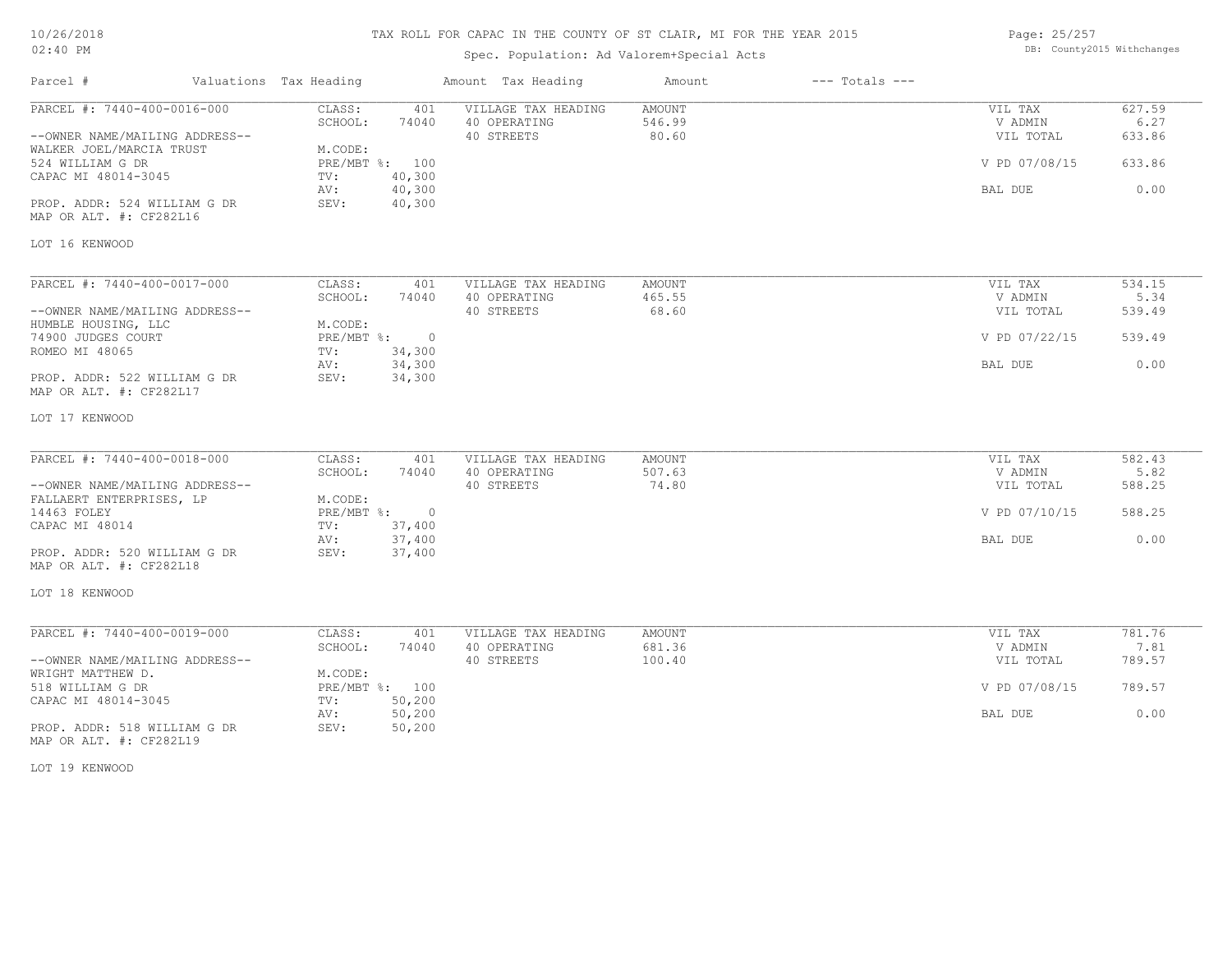# TAX ROLL FOR CAPAC IN THE COUNTY OF ST CLAIR, MI FOR THE YEAR 2015

Spec. Population: Ad Valorem+Special Acts

10/26/2018 02:40 PM — DB: County2015 Withchanges

| Parcel # | Valuations | Tax Heading | Amount | Tax Heading | Amount | --- Totals --- | |
|---|---|---|---|---|---|---|---|
| PARCEL #: 7440-400-0016-000 | CLASS: | 401 | VILLAGE TAX HEADING | AMOUNT | | VIL TAX | 627.59 |
| | SCHOOL: | 74040 | 40 OPERATING | 546.99 | | V ADMIN | 6.27 |
| --OWNER NAME/MAILING ADDRESS-- | | | 40 STREETS | 80.60 | | VIL TOTAL | 633.86 |
| WALKER JOEL/MARCIA TRUST | M.CODE: | | | | | | |
| 524 WILLIAM G DR | PRE/MBT %: | 100 | | | | V PD 07/08/15 | 633.86 |
| CAPAC MI 48014-3045 | TV: | 40,300 | | | | | |
| | AV: | 40,300 | | | | BAL DUE | 0.00 |
| PROP. ADDR: 524 WILLIAM G DR | SEV: | 40,300 | | | | | |
| MAP OR ALT. #: CF282L16 | | | | | | | |
| LOT 16 KENWOOD | | | | | | | |

| Parcel # | Valuations | Tax Heading | Amount | Tax Heading | Amount | --- Totals --- | |
|---|---|---|---|---|---|---|---|
| PARCEL #: 7440-400-0017-000 | CLASS: | 401 | VILLAGE TAX HEADING | AMOUNT | | VIL TAX | 534.15 |
| | SCHOOL: | 74040 | 40 OPERATING | 465.55 | | V ADMIN | 5.34 |
| --OWNER NAME/MAILING ADDRESS-- | | | 40 STREETS | 68.60 | | VIL TOTAL | 539.49 |
| HUMBLE HOUSING, LLC | M.CODE: | | | | | | |
| 74900 JUDGES COURT | PRE/MBT %: | 0 | | | | V PD 07/22/15 | 539.49 |
| ROMEO MI 48065 | TV: | 34,300 | | | | | |
| | AV: | 34,300 | | | | BAL DUE | 0.00 |
| PROP. ADDR: 522 WILLIAM G DR | SEV: | 34,300 | | | | | |
| MAP OR ALT. #: CF282L17 | | | | | | | |
| LOT 17 KENWOOD | | | | | | | |

| Parcel # | Valuations | Tax Heading | Amount | Tax Heading | Amount | --- Totals --- | |
|---|---|---|---|---|---|---|---|
| PARCEL #: 7440-400-0018-000 | CLASS: | 401 | VILLAGE TAX HEADING | AMOUNT | | VIL TAX | 582.43 |
| | SCHOOL: | 74040 | 40 OPERATING | 507.63 | | V ADMIN | 5.82 |
| --OWNER NAME/MAILING ADDRESS-- | | | 40 STREETS | 74.80 | | VIL TOTAL | 588.25 |
| FALLAERT ENTERPRISES, LP | M.CODE: | | | | | | |
| 14463 FOLEY | PRE/MBT %: | 0 | | | | V PD 07/10/15 | 588.25 |
| CAPAC MI 48014 | TV: | 37,400 | | | | | |
| | AV: | 37,400 | | | | BAL DUE | 0.00 |
| PROP. ADDR: 520 WILLIAM G DR | SEV: | 37,400 | | | | | |
| MAP OR ALT. #: CF282L18 | | | | | | | |
| LOT 18 KENWOOD | | | | | | | |

| Parcel # | Valuations | Tax Heading | Amount | Tax Heading | Amount | --- Totals --- | |
|---|---|---|---|---|---|---|---|
| PARCEL #: 7440-400-0019-000 | CLASS: | 401 | VILLAGE TAX HEADING | AMOUNT | | VIL TAX | 781.76 |
| | SCHOOL: | 74040 | 40 OPERATING | 681.36 | | V ADMIN | 7.81 |
| --OWNER NAME/MAILING ADDRESS-- | | | 40 STREETS | 100.40 | | VIL TOTAL | 789.57 |
| WRIGHT MATTHEW D. | M.CODE: | | | | | | |
| 518 WILLIAM G DR | PRE/MBT %: | 100 | | | | V PD 07/08/15 | 789.57 |
| CAPAC MI 48014-3045 | TV: | 50,200 | | | | | |
| | AV: | 50,200 | | | | BAL DUE | 0.00 |
| PROP. ADDR: 518 WILLIAM G DR | SEV: | 50,200 | | | | | |
| MAP OR ALT. #: CF282L19 | | | | | | | |
| LOT 19 KENWOOD | | | | | | | |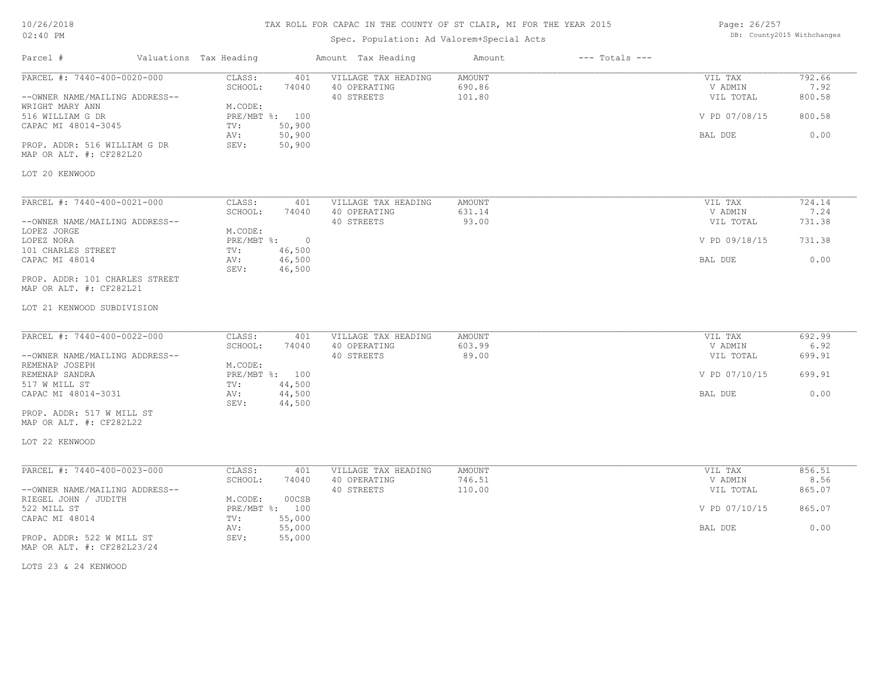# TAX ROLL FOR CAPAC IN THE COUNTY OF ST CLAIR, MI FOR THE YEAR 2015

Spec. Population: Ad Valorem+Special Acts

DB: County2015 Withchanges

| Parcel # | Valuations | Tax Heading | Amount | Tax Heading | Amount | --- Totals --- | |
|---|---|---|---|---|---|---|---|
| PARCEL #: 7440-400-0020-000 | CLASS: | 401 | VILLAGE TAX HEADING | AMOUNT | | VIL TAX | 792.66 |
| | SCHOOL: | 74040 | 40 OPERATING | 690.86 | | V ADMIN | 7.92 |
| --OWNER NAME/MAILING ADDRESS-- | | | 40 STREETS | 101.80 | | VIL TOTAL | 800.58 |
| WRIGHT MARY ANN | M.CODE: | | | | | | |
| 516 WILLIAM G DR | PRE/MBT %: | 100 | | | | V PD 07/08/15 | 800.58 |
| CAPAC MI 48014-3045 | TV: | 50,900 | | | | | |
| | AV: | 50,900 | | | | BAL DUE | 0.00 |
| PROP. ADDR: 516 WILLIAM G DR | SEV: | 50,900 | | | | | |
| MAP OR ALT. #: CF282L20 | | | | | | | |
| LOT 20 KENWOOD | | | | | | | |

| Parcel # | Valuations | Tax Heading | Amount | Tax Heading | Amount | --- Totals --- | |
|---|---|---|---|---|---|---|---|
| PARCEL #: 7440-400-0021-000 | CLASS: | 401 | VILLAGE TAX HEADING | AMOUNT | | VIL TAX | 724.14 |
| | SCHOOL: | 74040 | 40 OPERATING | 631.14 | | V ADMIN | 7.24 |
| --OWNER NAME/MAILING ADDRESS-- | | | 40 STREETS | 93.00 | | VIL TOTAL | 731.38 |
| LOPEZ JORGE | M.CODE: | | | | | | |
| LOPEZ NORA | PRE/MBT %: | 0 | | | | V PD 09/18/15 | 731.38 |
| 101 CHARLES STREET | TV: | 46,500 | | | | | |
| CAPAC MI 48014 | AV: | 46,500 | | | | BAL DUE | 0.00 |
| | SEV: | 46,500 | | | | | |
| PROP. ADDR: 101 CHARLES STREET | | | | | | | |
| MAP OR ALT. #: CF282L21 | | | | | | | |
| LOT 21 KENWOOD SUBDIVISION | | | | | | | |

| Parcel # | Valuations | Tax Heading | Amount | Tax Heading | Amount | --- Totals --- | |
|---|---|---|---|---|---|---|---|
| PARCEL #: 7440-400-0022-000 | CLASS: | 401 | VILLAGE TAX HEADING | AMOUNT | | VIL TAX | 692.99 |
| | SCHOOL: | 74040 | 40 OPERATING | 603.99 | | V ADMIN | 6.92 |
| --OWNER NAME/MAILING ADDRESS-- | | | 40 STREETS | 89.00 | | VIL TOTAL | 699.91 |
| REMENAP JOSEPH | M.CODE: | | | | | | |
| REMENAP SANDRA | PRE/MBT %: | 100 | | | | V PD 07/10/15 | 699.91 |
| 517 W MILL ST | TV: | 44,500 | | | | | |
| CAPAC MI 48014-3031 | AV: | 44,500 | | | | BAL DUE | 0.00 |
| | SEV: | 44,500 | | | | | |
| PROP. ADDR: 517 W MILL ST | | | | | | | |
| MAP OR ALT. #: CF282L22 | | | | | | | |
| LOT 22 KENWOOD | | | | | | | |

| Parcel # | Valuations | Tax Heading | Amount | Tax Heading | Amount | --- Totals --- | |
|---|---|---|---|---|---|---|---|
| PARCEL #: 7440-400-0023-000 | CLASS: | 401 | VILLAGE TAX HEADING | AMOUNT | | VIL TAX | 856.51 |
| | SCHOOL: | 74040 | 40 OPERATING | 746.51 | | V ADMIN | 8.56 |
| --OWNER NAME/MAILING ADDRESS-- | | | 40 STREETS | 110.00 | | VIL TOTAL | 865.07 |
| RIEGEL JOHN / JUDITH | M.CODE: | 00CSB | | | | | |
| 522 MILL ST | PRE/MBT %: | 100 | | | | V PD 07/10/15 | 865.07 |
| CAPAC MI 48014 | TV: | 55,000 | | | | | |
| | AV: | 55,000 | | | | BAL DUE | 0.00 |
| PROP. ADDR: 522 W MILL ST | SEV: | 55,000 | | | | | |
| MAP OR ALT. #: CF282L23/24 | | | | | | | |
| LOTS 23 & 24 KENWOOD | | | | | | | |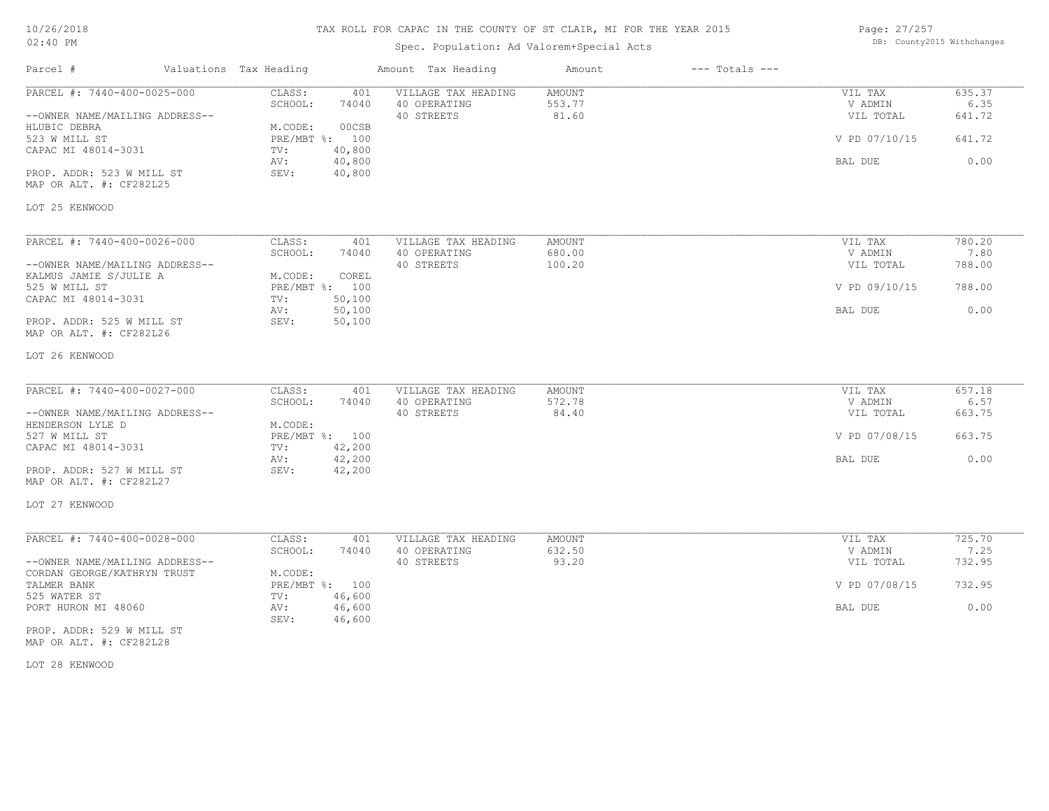# TAX ROLL FOR CAPAC IN THE COUNTY OF ST CLAIR, MI FOR THE YEAR 2015

Spec. Population: Ad Valorem+Special Acts

| Parcel # | Valuations | Tax Heading | Amount | Tax Heading | Amount | --- Totals --- | |
|---|---|---|---|---|---|---|---|
| PARCEL #: 7440-400-0025-000 | CLASS: | 401 | VILLAGE TAX HEADING | AMOUNT | | VIL TAX | 635.37 |
| | SCHOOL: | 74040 | 40 OPERATING | 553.77 | | V ADMIN | 6.35 |
| --OWNER NAME/MAILING ADDRESS-- | | | 40 STREETS | 81.60 | | VIL TOTAL | 641.72 |
| HLUBIC DEBRA | M.CODE: | 00CSB | | | | | |
| 523 W MILL ST | PRE/MBT %: | 100 | | | | V PD 07/10/15 | 641.72 |
| CAPAC MI 48014-3031 | TV: | 40,800 | | | | | |
| | AV: | 40,800 | | | | BAL DUE | 0.00 |
| PROP. ADDR: 523 W MILL ST | SEV: | 40,800 | | | | | |
| MAP OR ALT. #: CF282L25 | | | | | | | |
| LOT 25 KENWOOD | | | | | | | |

| Parcel # | Valuations | Tax Heading | Amount | Tax Heading | Amount | --- Totals --- | |
|---|---|---|---|---|---|---|---|
| PARCEL #: 7440-400-0026-000 | CLASS: | 401 | VILLAGE TAX HEADING | AMOUNT | | VIL TAX | 780.20 |
| | SCHOOL: | 74040 | 40 OPERATING | 680.00 | | V ADMIN | 7.80 |
| --OWNER NAME/MAILING ADDRESS-- | | | 40 STREETS | 100.20 | | VIL TOTAL | 788.00 |
| KALMUS JAMIE S/JULIE A | M.CODE: | COREL | | | | | |
| 525 W MILL ST | PRE/MBT %: | 100 | | | | V PD 09/10/15 | 788.00 |
| CAPAC MI 48014-3031 | TV: | 50,100 | | | | | |
| | AV: | 50,100 | | | | BAL DUE | 0.00 |
| PROP. ADDR: 525 W MILL ST | SEV: | 50,100 | | | | | |
| MAP OR ALT. #: CF282L26 | | | | | | | |
| LOT 26 KENWOOD | | | | | | | |

| Parcel # | Valuations | Tax Heading | Amount | Tax Heading | Amount | --- Totals --- | |
|---|---|---|---|---|---|---|---|
| PARCEL #: 7440-400-0027-000 | CLASS: | 401 | VILLAGE TAX HEADING | AMOUNT | | VIL TAX | 657.18 |
| | SCHOOL: | 74040 | 40 OPERATING | 572.78 | | V ADMIN | 6.57 |
| --OWNER NAME/MAILING ADDRESS-- | | | 40 STREETS | 84.40 | | VIL TOTAL | 663.75 |
| HENDERSON LYLE D | M.CODE: | | | | | | |
| 527 W MILL ST | PRE/MBT %: | 100 | | | | V PD 07/08/15 | 663.75 |
| CAPAC MI 48014-3031 | TV: | 42,200 | | | | | |
| | AV: | 42,200 | | | | BAL DUE | 0.00 |
| PROP. ADDR: 527 W MILL ST | SEV: | 42,200 | | | | | |
| MAP OR ALT. #: CF282L27 | | | | | | | |
| LOT 27 KENWOOD | | | | | | | |

| Parcel # | Valuations | Tax Heading | Amount | Tax Heading | Amount | --- Totals --- | |
|---|---|---|---|---|---|---|---|
| PARCEL #: 7440-400-0028-000 | CLASS: | 401 | VILLAGE TAX HEADING | AMOUNT | | VIL TAX | 725.70 |
| | SCHOOL: | 74040 | 40 OPERATING | 632.50 | | V ADMIN | 7.25 |
| --OWNER NAME/MAILING ADDRESS-- | | | 40 STREETS | 93.20 | | VIL TOTAL | 732.95 |
| CORDAN GEORGE/KATHRYN TRUST | M.CODE: | | | | | | |
| TALMER BANK | PRE/MBT %: | 100 | | | | V PD 07/08/15 | 732.95 |
| 525 WATER ST | TV: | 46,600 | | | | | |
| PORT HURON MI 48060 | AV: | 46,600 | | | | BAL DUE | 0.00 |
| | SEV: | 46,600 | | | | | |
| PROP. ADDR: 529 W MILL ST | | | | | | | |
| MAP OR ALT. #: CF282L28 | | | | | | | |
| LOT 28 KENWOOD | | | | | | | |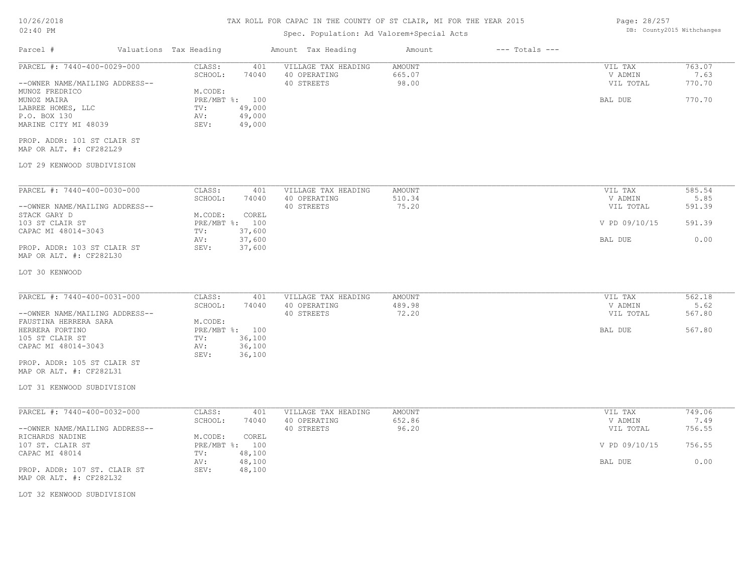# TAX ROLL FOR CAPAC IN THE COUNTY OF ST CLAIR, MI FOR THE YEAR 2015

Spec. Population: Ad Valorem+Special Acts

| Parcel # | Valuations | Tax Heading | Amount | Tax Heading | Amount | --- Totals --- | |
|---|---|---|---|---|---|---|---|
| PARCEL #: 7440-400-0029-000 | CLASS: | 401 | VILLAGE TAX HEADING | AMOUNT | | VIL TAX | 763.07 |
| | SCHOOL: | 74040 | 40 OPERATING | 665.07 | | V ADMIN | 7.63 |
| --OWNER NAME/MAILING ADDRESS-- | | | 40 STREETS | 98.00 | | VIL TOTAL | 770.70 |
| MUNOZ FREDRICO | M.CODE: | | | | | | |
| MUNOZ MAIRA | PRE/MBT %: | 100 | | | | BAL DUE | 770.70 |
| LABREE HOMES, LLC | TV: | 49,000 | | | | | |
| P.O. BOX 130 | AV: | 49,000 | | | | | |
| MARINE CITY MI 48039 | SEV: | 49,000 | | | | | |
| PROP. ADDR: 101 ST CLAIR ST | | | | | | | |
| MAP OR ALT. #: CF282L29 | | | | | | | |
| LOT 29 KENWOOD SUBDIVISION | | | | | | | |
| PARCEL #: 7440-400-0030-000 | CLASS: | 401 | VILLAGE TAX HEADING | AMOUNT | | VIL TAX | 585.54 |
| | SCHOOL: | 74040 | 40 OPERATING | 510.34 | | V ADMIN | 5.85 |
| --OWNER NAME/MAILING ADDRESS-- | | | 40 STREETS | 75.20 | | VIL TOTAL | 591.39 |
| STACK GARY D | M.CODE: | COREL | | | | | |
| 103 ST CLAIR ST | PRE/MBT %: | 100 | | | | V PD 09/10/15 | 591.39 |
| CAPAC MI 48014-3043 | TV: | 37,600 | | | | | |
| | AV: | 37,600 | | | | BAL DUE | 0.00 |
| PROP. ADDR: 103 ST CLAIR ST | SEV: | 37,600 | | | | | |
| MAP OR ALT. #: CF282L30 | | | | | | | |
| LOT 30 KENWOOD | | | | | | | |
| PARCEL #: 7440-400-0031-000 | CLASS: | 401 | VILLAGE TAX HEADING | AMOUNT | | VIL TAX | 562.18 |
| | SCHOOL: | 74040 | 40 OPERATING | 489.98 | | V ADMIN | 5.62 |
| --OWNER NAME/MAILING ADDRESS-- | | | 40 STREETS | 72.20 | | VIL TOTAL | 567.80 |
| FAUSTINA HERRERA SARA | M.CODE: | | | | | | |
| HERRERA FORTINO | PRE/MBT %: | 100 | | | | BAL DUE | 567.80 |
| 105 ST CLAIR ST | TV: | 36,100 | | | | | |
| CAPAC MI 48014-3043 | AV: | 36,100 | | | | | |
| | SEV: | 36,100 | | | | | |
| PROP. ADDR: 105 ST CLAIR ST | | | | | | | |
| MAP OR ALT. #: CF282L31 | | | | | | | |
| LOT 31 KENWOOD SUBDIVISION | | | | | | | |
| PARCEL #: 7440-400-0032-000 | CLASS: | 401 | VILLAGE TAX HEADING | AMOUNT | | VIL TAX | 749.06 |
| | SCHOOL: | 74040 | 40 OPERATING | 652.86 | | V ADMIN | 7.49 |
| --OWNER NAME/MAILING ADDRESS-- | | | 40 STREETS | 96.20 | | VIL TOTAL | 756.55 |
| RICHARDS NADINE | M.CODE: | COREL | | | | | |
| 107 ST. CLAIR ST | PRE/MBT %: | 100 | | | | V PD 09/10/15 | 756.55 |
| CAPAC MI 48014 | TV: | 48,100 | | | | | |
| | AV: | 48,100 | | | | BAL DUE | 0.00 |
| PROP. ADDR: 107 ST. CLAIR ST | SEV: | 48,100 | | | | | |
| MAP OR ALT. #: CF282L32 | | | | | | | |
| LOT 32 KENWOOD SUBDIVISION | | | | | | | |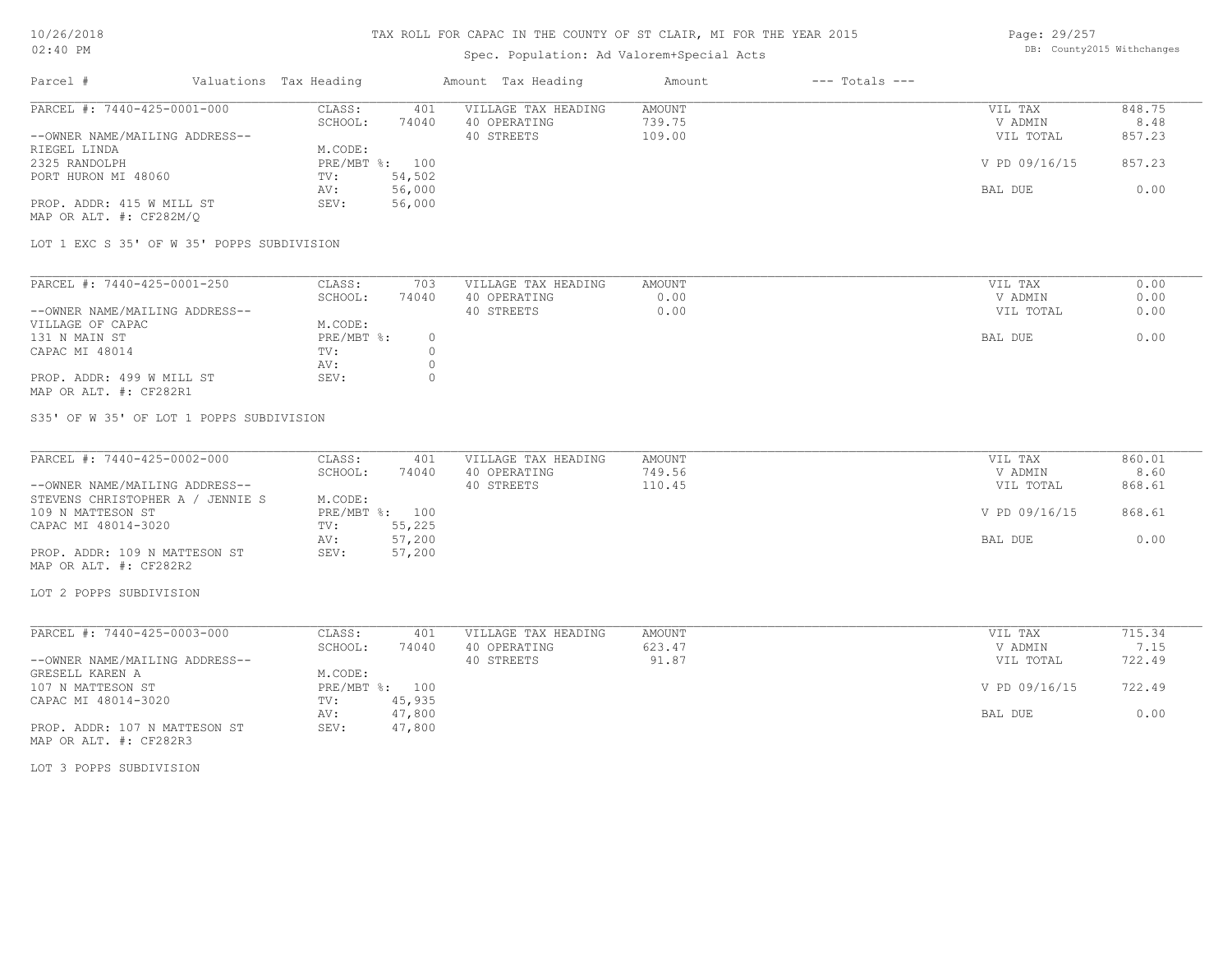# TAX ROLL FOR CAPAC IN THE COUNTY OF ST CLAIR, MI FOR THE YEAR 2015

Spec. Population: Ad Valorem+Special Acts

10/26/2018
02:40 PM

DB: County2015 Withchanges

| Parcel # | Valuations | Tax Heading | Amount | Tax Heading | Amount | --- Totals --- | |
|---|---|---|---|---|---|---|---|

## PARCEL #: 7440-425-0001-000

| --OWNER NAME/MAILING ADDRESS-- | | | | | | |
|---|---|---|---|---|---|---|
| RIEGEL LINDA | CLASS: | 401 | VILLAGE TAX HEADING | AMOUNT | VIL TAX | 848.75 |
| 2325 RANDOLPH | SCHOOL: | 74040 | 40 OPERATING | 739.75 | V ADMIN | 8.48 |
| PORT HURON MI 48060 | M.CODE: | | 40 STREETS | 109.00 | VIL TOTAL | 857.23 |
| | PRE/MBT %: | 100 | | | V PD 09/16/15 | 857.23 |
| | TV: | 54,502 | | | | |
| | AV: | 56,000 | | | BAL DUE | 0.00 |
| PROP. ADDR: 415 W MILL ST | SEV: | 56,000 | | | | |
| MAP OR ALT. #: CF282M/Q | | | | | | |

LOT 1 EXC S 35' OF W 35' POPPS SUBDIVISION

## PARCEL #: 7440-425-0001-250

| --OWNER NAME/MAILING ADDRESS-- | | | | | | |
|---|---|---|---|---|---|---|
| VILLAGE OF CAPAC | CLASS: | 703 | VILLAGE TAX HEADING | AMOUNT | VIL TAX | 0.00 |
| 131 N MAIN ST | SCHOOL: | 74040 | 40 OPERATING | 0.00 | V ADMIN | 0.00 |
| CAPAC MI 48014 | M.CODE: | | 40 STREETS | 0.00 | VIL TOTAL | 0.00 |
| | PRE/MBT %: | 0 | | | BAL DUE | 0.00 |
| | TV: | 0 | | | | |
| | AV: | 0 | | | | |
| PROP. ADDR: 499 W MILL ST | SEV: | 0 | | | | |
| MAP OR ALT. #: CF282R1 | | | | | | |

S35' OF W 35' OF LOT 1 POPPS SUBDIVISION

## PARCEL #: 7440-425-0002-000

| --OWNER NAME/MAILING ADDRESS-- | | | | | | |
|---|---|---|---|---|---|---|
| STEVENS CHRISTOPHER A / JENNIE S | CLASS: | 401 | VILLAGE TAX HEADING | AMOUNT | VIL TAX | 860.01 |
| 109 N MATTESON ST | SCHOOL: | 74040 | 40 OPERATING | 749.56 | V ADMIN | 8.60 |
| CAPAC MI 48014-3020 | M.CODE: | | 40 STREETS | 110.45 | VIL TOTAL | 868.61 |
| | PRE/MBT %: | 100 | | | V PD 09/16/15 | 868.61 |
| | TV: | 55,225 | | | | |
| | AV: | 57,200 | | | BAL DUE | 0.00 |
| PROP. ADDR: 109 N MATTESON ST | SEV: | 57,200 | | | | |
| MAP OR ALT. #: CF282R2 | | | | | | |

LOT 2 POPPS SUBDIVISION

## PARCEL #: 7440-425-0003-000

| --OWNER NAME/MAILING ADDRESS-- | | | | | | |
|---|---|---|---|---|---|---|
| GRESELL KAREN A | CLASS: | 401 | VILLAGE TAX HEADING | AMOUNT | VIL TAX | 715.34 |
| 107 N MATTESON ST | SCHOOL: | 74040 | 40 OPERATING | 623.47 | V ADMIN | 7.15 |
| CAPAC MI 48014-3020 | M.CODE: | | 40 STREETS | 91.87 | VIL TOTAL | 722.49 |
| | PRE/MBT %: | 100 | | | V PD 09/16/15 | 722.49 |
| | TV: | 45,935 | | | | |
| | AV: | 47,800 | | | BAL DUE | 0.00 |
| PROP. ADDR: 107 N MATTESON ST | SEV: | 47,800 | | | | |
| MAP OR ALT. #: CF282R3 | | | | | | |

LOT 3 POPPS SUBDIVISION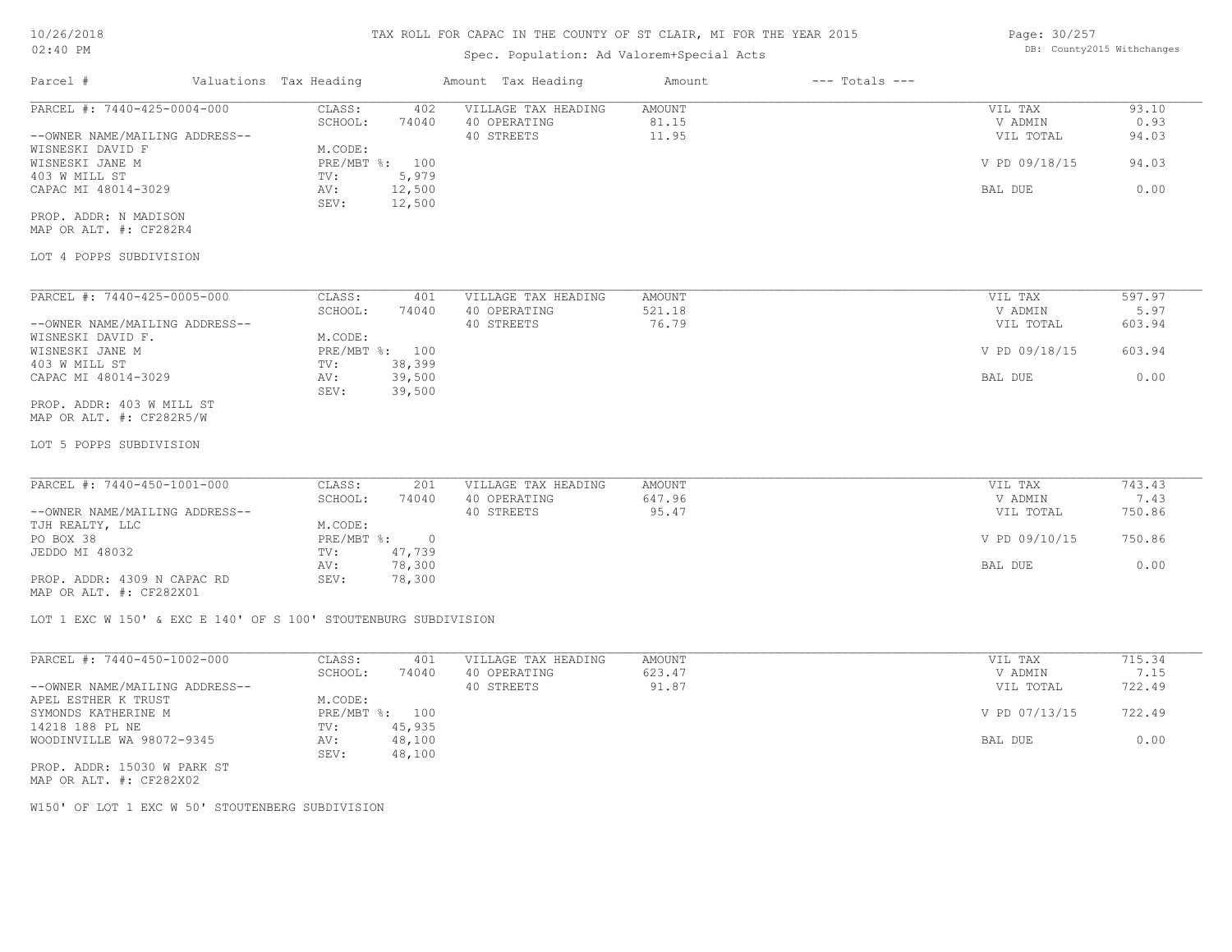# TAX ROLL FOR CAPAC IN THE COUNTY OF ST CLAIR, MI FOR THE YEAR 2015

Spec. Population: Ad Valorem+Special Acts

| Parcel # | Valuations | Tax Heading | Amount | Tax Heading | Amount | --- Totals --- | |
|---|---|---|---|---|---|---|---|
| PARCEL #: 7440-425-0004-000 | CLASS: | 402 | VILLAGE TAX HEADING | AMOUNT | | VIL TAX | 93.10 |
| | SCHOOL: | 74040 | 40 OPERATING | 81.15 | | V ADMIN | 0.93 |
| --OWNER NAME/MAILING ADDRESS-- | | | 40 STREETS | 11.95 | | VIL TOTAL | 94.03 |
| WISNESKI DAVID F | M.CODE: | | | | | | |
| WISNESKI JANE M | PRE/MBT %: | 100 | | | | V PD 09/18/15 | 94.03 |
| 403 W MILL ST | TV: | 5,979 | | | | | |
| CAPAC MI 48014-3029 | AV: | 12,500 | | | | BAL DUE | 0.00 |
| | SEV: | 12,500 | | | | | |
| PROP. ADDR: N MADISON | | | | | | | |
| MAP OR ALT. #: CF282R4 | | | | | | | |

LOT 4 POPPS SUBDIVISION

| Parcel # | Valuations | Tax Heading | Amount | Tax Heading | Amount | --- Totals --- | |
|---|---|---|---|---|---|---|---|
| PARCEL #: 7440-425-0005-000 | CLASS: | 401 | VILLAGE TAX HEADING | AMOUNT | | VIL TAX | 597.97 |
| | SCHOOL: | 74040 | 40 OPERATING | 521.18 | | V ADMIN | 5.97 |
| --OWNER NAME/MAILING ADDRESS-- | | | 40 STREETS | 76.79 | | VIL TOTAL | 603.94 |
| WISNESKI DAVID F. | M.CODE: | | | | | | |
| WISNESKI JANE M | PRE/MBT %: | 100 | | | | V PD 09/18/15 | 603.94 |
| 403 W MILL ST | TV: | 38,399 | | | | | |
| CAPAC MI 48014-3029 | AV: | 39,500 | | | | BAL DUE | 0.00 |
| | SEV: | 39,500 | | | | | |
| PROP. ADDR: 403 W MILL ST | | | | | | | |
| MAP OR ALT. #: CF282R5/W | | | | | | | |

LOT 5 POPPS SUBDIVISION

| Parcel # | Valuations | Tax Heading | Amount | Tax Heading | Amount | --- Totals --- | |
|---|---|---|---|---|---|---|---|
| PARCEL #: 7440-450-1001-000 | CLASS: | 201 | VILLAGE TAX HEADING | AMOUNT | | VIL TAX | 743.43 |
| | SCHOOL: | 74040 | 40 OPERATING | 647.96 | | V ADMIN | 7.43 |
| --OWNER NAME/MAILING ADDRESS-- | | | 40 STREETS | 95.47 | | VIL TOTAL | 750.86 |
| TJH REALTY, LLC | M.CODE: | | | | | | |
| PO BOX 38 | PRE/MBT %: | 0 | | | | V PD 09/10/15 | 750.86 |
| JEDDO MI 48032 | TV: | 47,739 | | | | | |
| | AV: | 78,300 | | | | BAL DUE | 0.00 |
| PROP. ADDR: 4309 N CAPAC RD | SEV: | 78,300 | | | | | |
| MAP OR ALT. #: CF282X01 | | | | | | | |

LOT 1 EXC W 150' & EXC E 140' OF S 100' STOUTENBURG SUBDIVISION

| Parcel # | Valuations | Tax Heading | Amount | Tax Heading | Amount | --- Totals --- | |
|---|---|---|---|---|---|---|---|
| PARCEL #: 7440-450-1002-000 | CLASS: | 401 | VILLAGE TAX HEADING | AMOUNT | | VIL TAX | 715.34 |
| | SCHOOL: | 74040 | 40 OPERATING | 623.47 | | V ADMIN | 7.15 |
| --OWNER NAME/MAILING ADDRESS-- | | | 40 STREETS | 91.87 | | VIL TOTAL | 722.49 |
| APEL ESTHER K TRUST | M.CODE: | | | | | | |
| SYMONDS KATHERINE M | PRE/MBT %: | 100 | | | | V PD 07/13/15 | 722.49 |
| 14218 188 PL NE | TV: | 45,935 | | | | | |
| WOODINVILLE WA 98072-9345 | AV: | 48,100 | | | | BAL DUE | 0.00 |
| | SEV: | 48,100 | | | | | |
| PROP. ADDR: 15030 W PARK ST | | | | | | | |
| MAP OR ALT. #: CF282X02 | | | | | | | |

W150' OF LOT 1 EXC W 50' STOUTENBERG SUBDIVISION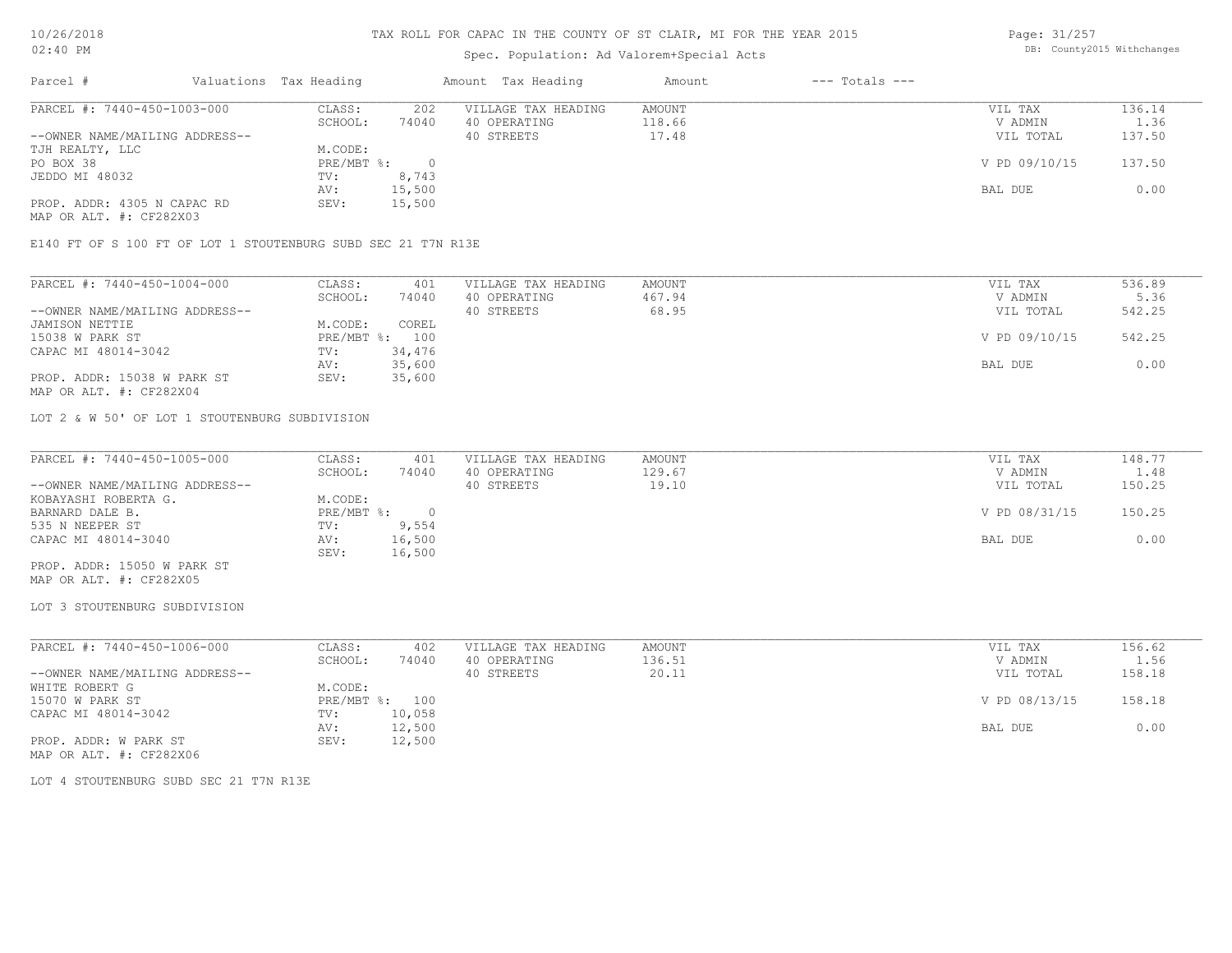# TAX ROLL FOR CAPAC IN THE COUNTY OF ST CLAIR, MI FOR THE YEAR 2015

Spec. Population: Ad Valorem+Special Acts

| Parcel # | Valuations | Tax Heading | Amount | Tax Heading | Amount | --- Totals --- | |
|---|---|---|---|---|---|---|---|
| PARCEL #: 7440-450-1003-000 | CLASS: | 202 | VILLAGE TAX HEADING | AMOUNT | | VIL TAX | 136.14 |
| | SCHOOL: | 74040 | 40 OPERATING | 118.66 | | V ADMIN | 1.36 |
| --OWNER NAME/MAILING ADDRESS-- | | | 40 STREETS | 17.48 | | VIL TOTAL | 137.50 |
| TJH REALTY, LLC | M.CODE: | | | | | | |
| PO BOX 38 | PRE/MBT %: | 0 | | | | V PD 09/10/15 | 137.50 |
| JEDDO MI 48032 | TV: | 8,743 | | | | | |
| | AV: | 15,500 | | | | BAL DUE | 0.00 |
| PROP. ADDR: 4305 N CAPAC RD | SEV: | 15,500 | | | | | |
| MAP OR ALT. #: CF282X03 | | | | | | | |

E140 FT OF S 100 FT OF LOT 1 STOUTENBURG SUBD SEC 21 T7N R13E

| Parcel # | Valuations | Tax Heading | Amount | Tax Heading | Amount | --- Totals --- | |
|---|---|---|---|---|---|---|---|
| PARCEL #: 7440-450-1004-000 | CLASS: | 401 | VILLAGE TAX HEADING | AMOUNT | | VIL TAX | 536.89 |
| | SCHOOL: | 74040 | 40 OPERATING | 467.94 | | V ADMIN | 5.36 |
| --OWNER NAME/MAILING ADDRESS-- | | | 40 STREETS | 68.95 | | VIL TOTAL | 542.25 |
| JAMISON NETTIE | M.CODE: | COREL | | | | | |
| 15038 W PARK ST | PRE/MBT %: | 100 | | | | V PD 09/10/15 | 542.25 |
| CAPAC MI 48014-3042 | TV: | 34,476 | | | | | |
| | AV: | 35,600 | | | | BAL DUE | 0.00 |
| PROP. ADDR: 15038 W PARK ST | SEV: | 35,600 | | | | | |
| MAP OR ALT. #: CF282X04 | | | | | | | |

LOT 2 & W 50' OF LOT 1 STOUTENBURG SUBDIVISION

| Parcel # | Valuations | Tax Heading | Amount | Tax Heading | Amount | --- Totals --- | |
|---|---|---|---|---|---|---|---|
| PARCEL #: 7440-450-1005-000 | CLASS: | 401 | VILLAGE TAX HEADING | AMOUNT | | VIL TAX | 148.77 |
| | SCHOOL: | 74040 | 40 OPERATING | 129.67 | | V ADMIN | 1.48 |
| --OWNER NAME/MAILING ADDRESS-- | | | 40 STREETS | 19.10 | | VIL TOTAL | 150.25 |
| KOBAYASHI ROBERTA G. | M.CODE: | | | | | | |
| BARNARD DALE B. | PRE/MBT %: | 0 | | | | V PD 08/31/15 | 150.25 |
| 535 N NEEPER ST | TV: | 9,554 | | | | | |
| CAPAC MI 48014-3040 | AV: | 16,500 | | | | BAL DUE | 0.00 |
| | SEV: | 16,500 | | | | | |
| PROP. ADDR: 15050 W PARK ST | | | | | | | |
| MAP OR ALT. #: CF282X05 | | | | | | | |

LOT 3 STOUTENBURG SUBDIVISION

| Parcel # | Valuations | Tax Heading | Amount | Tax Heading | Amount | --- Totals --- | |
|---|---|---|---|---|---|---|---|
| PARCEL #: 7440-450-1006-000 | CLASS: | 402 | VILLAGE TAX HEADING | AMOUNT | | VIL TAX | 156.62 |
| | SCHOOL: | 74040 | 40 OPERATING | 136.51 | | V ADMIN | 1.56 |
| --OWNER NAME/MAILING ADDRESS-- | | | 40 STREETS | 20.11 | | VIL TOTAL | 158.18 |
| WHITE ROBERT G | M.CODE: | | | | | | |
| 15070 W PARK ST | PRE/MBT %: | 100 | | | | V PD 08/13/15 | 158.18 |
| CAPAC MI 48014-3042 | TV: | 10,058 | | | | | |
| | AV: | 12,500 | | | | BAL DUE | 0.00 |
| PROP. ADDR: W PARK ST | SEV: | 12,500 | | | | | |
| MAP OR ALT. #: CF282X06 | | | | | | | |

LOT 4 STOUTENBURG SUBD SEC 21 T7N R13E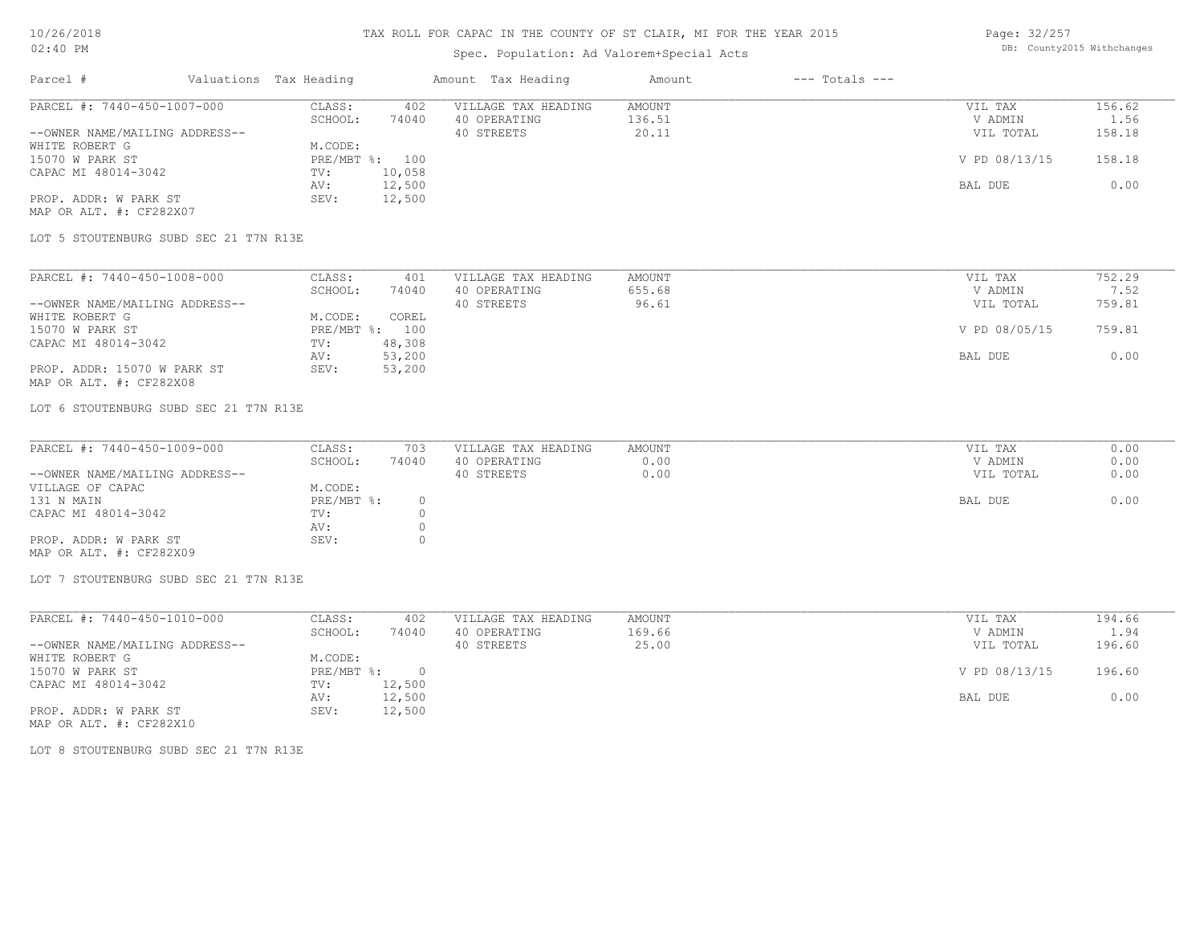# TAX ROLL FOR CAPAC IN THE COUNTY OF ST CLAIR, MI FOR THE YEAR 2015

Spec. Population: Ad Valorem+Special Acts

10/26/2018
02:40 PM

DB: County2015 Withchanges

| Parcel # | Valuations | Tax Heading | Amount | Tax Heading | Amount | --- Totals --- |
|---|---|---|---|---|---|---|

---

PARCEL #: 7440-450-1007-000

| | | | | | |
|---|---|---|---|---|---|
| CLASS: | 402 | VILLAGE TAX HEADING | AMOUNT | VIL TAX | 156.62 |
| SCHOOL: | 74040 | 40 OPERATING | 136.51 | V ADMIN | 1.56 |
| | | 40 STREETS | 20.11 | VIL TOTAL | 158.18 |
| M.CODE: | | | | | |
| PRE/MBT %: | 100 | | | V PD 08/13/15 | 158.18 |
| TV: | 10,058 | | | | |
| AV: | 12,500 | | | BAL DUE | 0.00 |
| SEV: | 12,500 | | | | |

--OWNER NAME/MAILING ADDRESS--
WHITE ROBERT G
15070 W PARK ST
CAPAC MI 48014-3042

PROP. ADDR: W PARK ST
MAP OR ALT. #: CF282X07

LOT 5 STOUTENBURG SUBD SEC 21 T7N R13E

---

PARCEL #: 7440-450-1008-000

| | | | | | |
|---|---|---|---|---|---|
| CLASS: | 401 | VILLAGE TAX HEADING | AMOUNT | VIL TAX | 752.29 |
| SCHOOL: | 74040 | 40 OPERATING | 655.68 | V ADMIN | 7.52 |
| | | 40 STREETS | 96.61 | VIL TOTAL | 759.81 |
| M.CODE: | COREL | | | | |
| PRE/MBT %: | 100 | | | V PD 08/05/15 | 759.81 |
| TV: | 48,308 | | | | |
| AV: | 53,200 | | | BAL DUE | 0.00 |
| SEV: | 53,200 | | | | |

--OWNER NAME/MAILING ADDRESS--
WHITE ROBERT G
15070 W PARK ST
CAPAC MI 48014-3042

PROP. ADDR: 15070 W PARK ST
MAP OR ALT. #: CF282X08

LOT 6 STOUTENBURG SUBD SEC 21 T7N R13E

---

PARCEL #: 7440-450-1009-000

| | | | | | |
|---|---|---|---|---|---|
| CLASS: | 703 | VILLAGE TAX HEADING | AMOUNT | VIL TAX | 0.00 |
| SCHOOL: | 74040 | 40 OPERATING | 0.00 | V ADMIN | 0.00 |
| | | 40 STREETS | 0.00 | VIL TOTAL | 0.00 |
| M.CODE: | | | | | |
| PRE/MBT %: | 0 | | | BAL DUE | 0.00 |
| TV: | 0 | | | | |
| AV: | 0 | | | | |
| SEV: | 0 | | | | |

--OWNER NAME/MAILING ADDRESS--
VILLAGE OF CAPAC
131 N MAIN
CAPAC MI 48014-3042

PROP. ADDR: W PARK ST
MAP OR ALT. #: CF282X09

LOT 7 STOUTENBURG SUBD SEC 21 T7N R13E

---

PARCEL #: 7440-450-1010-000

| | | | | | |
|---|---|---|---|---|---|
| CLASS: | 402 | VILLAGE TAX HEADING | AMOUNT | VIL TAX | 194.66 |
| SCHOOL: | 74040 | 40 OPERATING | 169.66 | V ADMIN | 1.94 |
| | | 40 STREETS | 25.00 | VIL TOTAL | 196.60 |
| M.CODE: | | | | | |
| PRE/MBT %: | 0 | | | V PD 08/13/15 | 196.60 |
| TV: | 12,500 | | | | |
| AV: | 12,500 | | | BAL DUE | 0.00 |
| SEV: | 12,500 | | | | |

--OWNER NAME/MAILING ADDRESS--
WHITE ROBERT G
15070 W PARK ST
CAPAC MI 48014-3042

PROP. ADDR: W PARK ST
MAP OR ALT. #: CF282X10

LOT 8 STOUTENBURG SUBD SEC 21 T7N R13E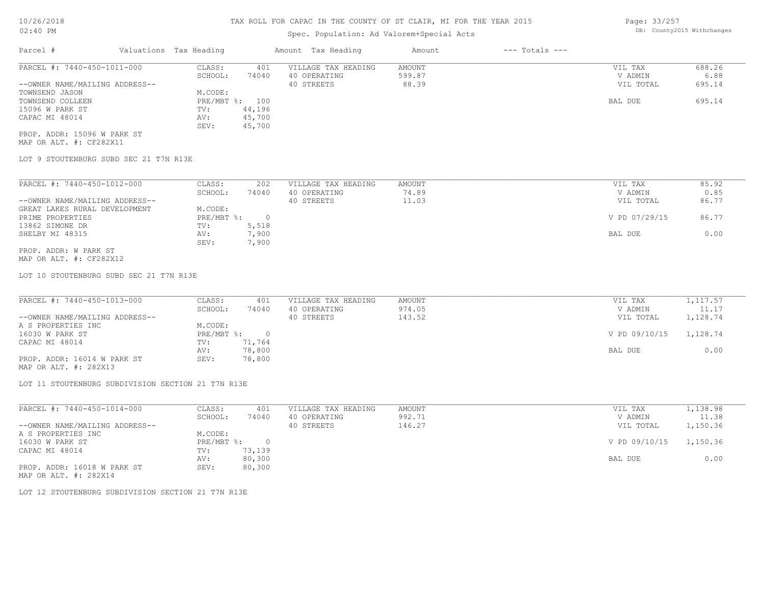# TAX ROLL FOR CAPAC IN THE COUNTY OF ST CLAIR, MI FOR THE YEAR 2015

10/26/2018
02:40 PM

Spec. Population: Ad Valorem+Special Acts

DB: County2015 Withchanges

| Parcel # | Valuations | Tax Heading | Amount | Tax Heading | Amount | --- Totals --- |
|---|---|---|---|---|---|---|

---

PARCEL #: 7440-450-1011-000

--OWNER NAME/MAILING ADDRESS--
TOWNSEND JASON
TOWNSEND COLLEEN
15096 W PARK ST
CAPAC MI 48014

PROP. ADDR: 15096 W PARK ST
MAP OR ALT. #: CF282X11

| | | | | | |
|---|---|---|---|---|---|
| CLASS: | 401 | VILLAGE TAX HEADING | AMOUNT | VIL TAX | 688.26 |
| SCHOOL: | 74040 | 40 OPERATING | 599.87 | V ADMIN | 6.88 |
| M.CODE: | | 40 STREETS | 88.39 | VIL TOTAL | 695.14 |
| PRE/MBT %: | 100 | | | BAL DUE | 695.14 |
| TV: | 44,196 | | | | |
| AV: | 45,700 | | | | |
| SEV: | 45,700 | | | | |

LOT 9 STOUTENBURG SUBD SEC 21 T7N R13E

---

PARCEL #: 7440-450-1012-000

--OWNER NAME/MAILING ADDRESS--
GREAT LAKES RURAL DEVELOPMENT
PRIME PROPERTIES
13862 SIMONE DR
SHELBY MI 48315

PROP. ADDR: W PARK ST
MAP OR ALT. #: CF282X12

| | | | | | |
|---|---|---|---|---|---|
| CLASS: | 202 | VILLAGE TAX HEADING | AMOUNT | VIL TAX | 85.92 |
| SCHOOL: | 74040 | 40 OPERATING | 74.89 | V ADMIN | 0.85 |
| M.CODE: | | 40 STREETS | 11.03 | VIL TOTAL | 86.77 |
| PRE/MBT %: | 0 | | | V PD 07/29/15 | 86.77 |
| TV: | 5,518 | | | | |
| AV: | 7,900 | | | BAL DUE | 0.00 |
| SEV: | 7,900 | | | | |

LOT 10 STOUTENBURG SUBD SEC 21 T7N R13E

---

PARCEL #: 7440-450-1013-000

--OWNER NAME/MAILING ADDRESS--
A S PROPERTIES INC
16030 W PARK ST
CAPAC MI 48014

PROP. ADDR: 16014 W PARK ST
MAP OR ALT. #: 282X13

| | | | | | |
|---|---|---|---|---|---|
| CLASS: | 401 | VILLAGE TAX HEADING | AMOUNT | VIL TAX | 1,117.57 |
| SCHOOL: | 74040 | 40 OPERATING | 974.05 | V ADMIN | 11.17 |
| M.CODE: | | 40 STREETS | 143.52 | VIL TOTAL | 1,128.74 |
| PRE/MBT %: | 0 | | | V PD 09/10/15 | 1,128.74 |
| TV: | 71,764 | | | | |
| AV: | 78,800 | | | BAL DUE | 0.00 |
| SEV: | 78,800 | | | | |

LOT 11 STOUTENBURG SUBDIVISION SECTION 21 T7N R13E

---

PARCEL #: 7440-450-1014-000

--OWNER NAME/MAILING ADDRESS--
A S PROPERTIES INC
16030 W PARK ST
CAPAC MI 48014

PROP. ADDR: 16018 W PARK ST
MAP OR ALT. #: 282X14

| | | | | | |
|---|---|---|---|---|---|
| CLASS: | 401 | VILLAGE TAX HEADING | AMOUNT | VIL TAX | 1,138.98 |
| SCHOOL: | 74040 | 40 OPERATING | 992.71 | V ADMIN | 11.38 |
| M.CODE: | | 40 STREETS | 146.27 | VIL TOTAL | 1,150.36 |
| PRE/MBT %: | 0 | | | V PD 09/10/15 | 1,150.36 |
| TV: | 73,139 | | | | |
| AV: | 80,300 | | | BAL DUE | 0.00 |
| SEV: | 80,300 | | | | |

LOT 12 STOUTENBURG SUBDIVISION SECTION 21 T7N R13E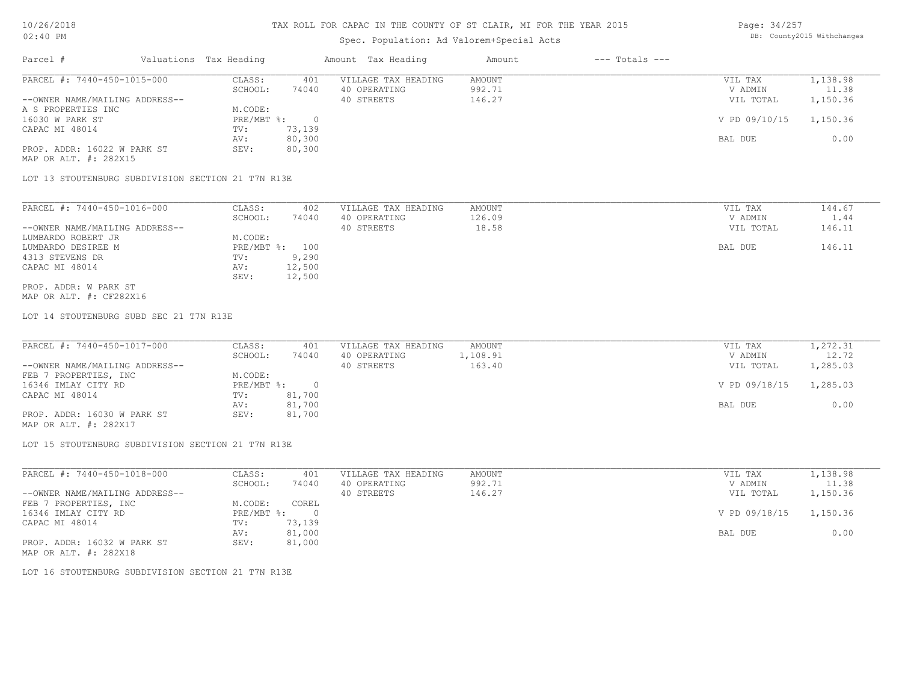TAX ROLL FOR CAPAC IN THE COUNTY OF ST CLAIR, MI FOR THE YEAR 2015

Spec. Population: Ad Valorem+Special Acts

| Parcel # | Valuations | Tax Heading | Amount | Tax Heading | Amount | --- Totals --- | |
|---|---|---|---|---|---|---|---|
| PARCEL #: 7440-450-1015-000 | CLASS: | 401 | VILLAGE TAX HEADING | AMOUNT | | VIL TAX | 1,138.98 |
| | SCHOOL: | 74040 | 40 OPERATING | 992.71 | | V ADMIN | 11.38 |
| --OWNER NAME/MAILING ADDRESS-- | | | 40 STREETS | 146.27 | | VIL TOTAL | 1,150.36 |
| A S PROPERTIES INC | M.CODE: | | | | | | |
| 16030 W PARK ST | PRE/MBT %: | 0 | | | | V PD 09/10/15 | 1,150.36 |
| CAPAC MI 48014 | TV: | 73,139 | | | | | |
| | AV: | 80,300 | | | | BAL DUE | 0.00 |
| PROP. ADDR: 16022 W PARK ST | SEV: | 80,300 | | | | | |
| MAP OR ALT. #: 282X15 | | | | | | | |

LOT 13 STOUTENBURG SUBDIVISION SECTION 21 T7N R13E

| Parcel # | Valuations | Tax Heading | Amount | Tax Heading | Amount | --- Totals --- | |
|---|---|---|---|---|---|---|---|
| PARCEL #: 7440-450-1016-000 | CLASS: | 402 | VILLAGE TAX HEADING | AMOUNT | | VIL TAX | 144.67 |
| | SCHOOL: | 74040 | 40 OPERATING | 126.09 | | V ADMIN | 1.44 |
| --OWNER NAME/MAILING ADDRESS-- | | | 40 STREETS | 18.58 | | VIL TOTAL | 146.11 |
| LUMBARDO ROBERT JR | M.CODE: | | | | | | |
| LUMBARDO DESIREE M | PRE/MBT %: | 100 | | | | BAL DUE | 146.11 |
| 4313 STEVENS DR | TV: | 9,290 | | | | | |
| CAPAC MI 48014 | AV: | 12,500 | | | | | |
| | SEV: | 12,500 | | | | | |
| PROP. ADDR: W PARK ST | | | | | | | |
| MAP OR ALT. #: CF282X16 | | | | | | | |

LOT 14 STOUTENBURG SUBD SEC 21 T7N R13E

| Parcel # | Valuations | Tax Heading | Amount | Tax Heading | Amount | --- Totals --- | |
|---|---|---|---|---|---|---|---|
| PARCEL #: 7440-450-1017-000 | CLASS: | 401 | VILLAGE TAX HEADING | AMOUNT | | VIL TAX | 1,272.31 |
| | SCHOOL: | 74040 | 40 OPERATING | 1,108.91 | | V ADMIN | 12.72 |
| --OWNER NAME/MAILING ADDRESS-- | | | 40 STREETS | 163.40 | | VIL TOTAL | 1,285.03 |
| FEB 7 PROPERTIES, INC | M.CODE: | | | | | | |
| 16346 IMLAY CITY RD | PRE/MBT %: | 0 | | | | V PD 09/18/15 | 1,285.03 |
| CAPAC MI 48014 | TV: | 81,700 | | | | | |
| | AV: | 81,700 | | | | BAL DUE | 0.00 |
| PROP. ADDR: 16030 W PARK ST | SEV: | 81,700 | | | | | |
| MAP OR ALT. #: 282X17 | | | | | | | |

LOT 15 STOUTENBURG SUBDIVISION SECTION 21 T7N R13E

| Parcel # | Valuations | Tax Heading | Amount | Tax Heading | Amount | --- Totals --- | |
|---|---|---|---|---|---|---|---|
| PARCEL #: 7440-450-1018-000 | CLASS: | 401 | VILLAGE TAX HEADING | AMOUNT | | VIL TAX | 1,138.98 |
| | SCHOOL: | 74040 | 40 OPERATING | 992.71 | | V ADMIN | 11.38 |
| --OWNER NAME/MAILING ADDRESS-- | | | 40 STREETS | 146.27 | | VIL TOTAL | 1,150.36 |
| FEB 7 PROPERTIES, INC | M.CODE: | COREL | | | | | |
| 16346 IMLAY CITY RD | PRE/MBT %: | 0 | | | | V PD 09/18/15 | 1,150.36 |
| CAPAC MI 48014 | TV: | 73,139 | | | | | |
| | AV: | 81,000 | | | | BAL DUE | 0.00 |
| PROP. ADDR: 16032 W PARK ST | SEV: | 81,000 | | | | | |
| MAP OR ALT. #: 282X18 | | | | | | | |

LOT 16 STOUTENBURG SUBDIVISION SECTION 21 T7N R13E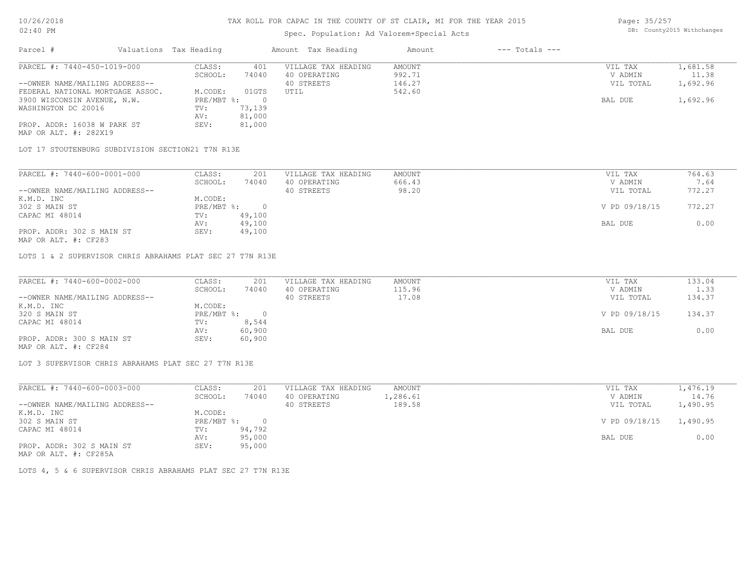# TAX ROLL FOR CAPAC IN THE COUNTY OF ST CLAIR, MI FOR THE YEAR 2015

Spec. Population: Ad Valorem+Special Acts

| Parcel # | Valuations | Tax Heading | Amount | Tax Heading | Amount | --- Totals --- | |
|---|---|---|---|---|---|---|---|
| PARCEL #: 7440-450-1019-000 | CLASS: | 401 | VILLAGE TAX HEADING | AMOUNT | | VIL TAX | 1,681.58 |
| | SCHOOL: | 74040 | 40 OPERATING | 992.71 | | V ADMIN | 11.38 |
| --OWNER NAME/MAILING ADDRESS-- | | | 40 STREETS | 146.27 | | VIL TOTAL | 1,692.96 |
| FEDERAL NATIONAL MORTGAGE ASSOC. | M.CODE: | 01GTS | UTIL | 542.60 | | | |
| 3900 WISCONSIN AVENUE, N.W. | PRE/MBT %: | 0 | | | | BAL DUE | 1,692.96 |
| WASHINGTON DC 20016 | TV: | 73,139 | | | | | |
| | AV: | 81,000 | | | | | |
| PROP. ADDR: 16038 W PARK ST | SEV: | 81,000 | | | | | |
| MAP OR ALT. #: 282X19 | | | | | | | |

LOT 17 STOUTENBURG SUBDIVISION SECTION21 T7N R13E

| Parcel # | Valuations | Tax Heading | Amount | Tax Heading | Amount | --- Totals --- | |
|---|---|---|---|---|---|---|---|
| PARCEL #: 7440-600-0001-000 | CLASS: | 201 | VILLAGE TAX HEADING | AMOUNT | | VIL TAX | 764.63 |
| | SCHOOL: | 74040 | 40 OPERATING | 666.43 | | V ADMIN | 7.64 |
| --OWNER NAME/MAILING ADDRESS-- | | | 40 STREETS | 98.20 | | VIL TOTAL | 772.27 |
| K.M.D. INC | M.CODE: | | | | | | |
| 302 S MAIN ST | PRE/MBT %: | 0 | | | | V PD 09/18/15 | 772.27 |
| CAPAC MI 48014 | TV: | 49,100 | | | | | |
| | AV: | 49,100 | | | | BAL DUE | 0.00 |
| PROP. ADDR: 302 S MAIN ST | SEV: | 49,100 | | | | | |
| MAP OR ALT. #: CF283 | | | | | | | |

LOTS 1 & 2 SUPERVISOR CHRIS ABRAHAMS PLAT SEC 27 T7N R13E

| Parcel # | Valuations | Tax Heading | Amount | Tax Heading | Amount | --- Totals --- | |
|---|---|---|---|---|---|---|---|
| PARCEL #: 7440-600-0002-000 | CLASS: | 201 | VILLAGE TAX HEADING | AMOUNT | | VIL TAX | 133.04 |
| | SCHOOL: | 74040 | 40 OPERATING | 115.96 | | V ADMIN | 1.33 |
| --OWNER NAME/MAILING ADDRESS-- | | | 40 STREETS | 17.08 | | VIL TOTAL | 134.37 |
| K.M.D. INC | M.CODE: | | | | | | |
| 320 S MAIN ST | PRE/MBT %: | 0 | | | | V PD 09/18/15 | 134.37 |
| CAPAC MI 48014 | TV: | 8,544 | | | | | |
| | AV: | 60,900 | | | | BAL DUE | 0.00 |
| PROP. ADDR: 300 S MAIN ST | SEV: | 60,900 | | | | | |
| MAP OR ALT. #: CF284 | | | | | | | |

LOT 3 SUPERVISOR CHRIS ABRAHAMS PLAT SEC 27 T7N R13E

| Parcel # | Valuations | Tax Heading | Amount | Tax Heading | Amount | --- Totals --- | |
|---|---|---|---|---|---|---|---|
| PARCEL #: 7440-600-0003-000 | CLASS: | 201 | VILLAGE TAX HEADING | AMOUNT | | VIL TAX | 1,476.19 |
| | SCHOOL: | 74040 | 40 OPERATING | 1,286.61 | | V ADMIN | 14.76 |
| --OWNER NAME/MAILING ADDRESS-- | | | 40 STREETS | 189.58 | | VIL TOTAL | 1,490.95 |
| K.M.D. INC | M.CODE: | | | | | | |
| 302 S MAIN ST | PRE/MBT %: | 0 | | | | V PD 09/18/15 | 1,490.95 |
| CAPAC MI 48014 | TV: | 94,792 | | | | | |
| | AV: | 95,000 | | | | BAL DUE | 0.00 |
| PROP. ADDR: 302 S MAIN ST | SEV: | 95,000 | | | | | |
| MAP OR ALT. #: CF285A | | | | | | | |

LOTS 4, 5 & 6 SUPERVISOR CHRIS ABRAHAMS PLAT SEC 27 T7N R13E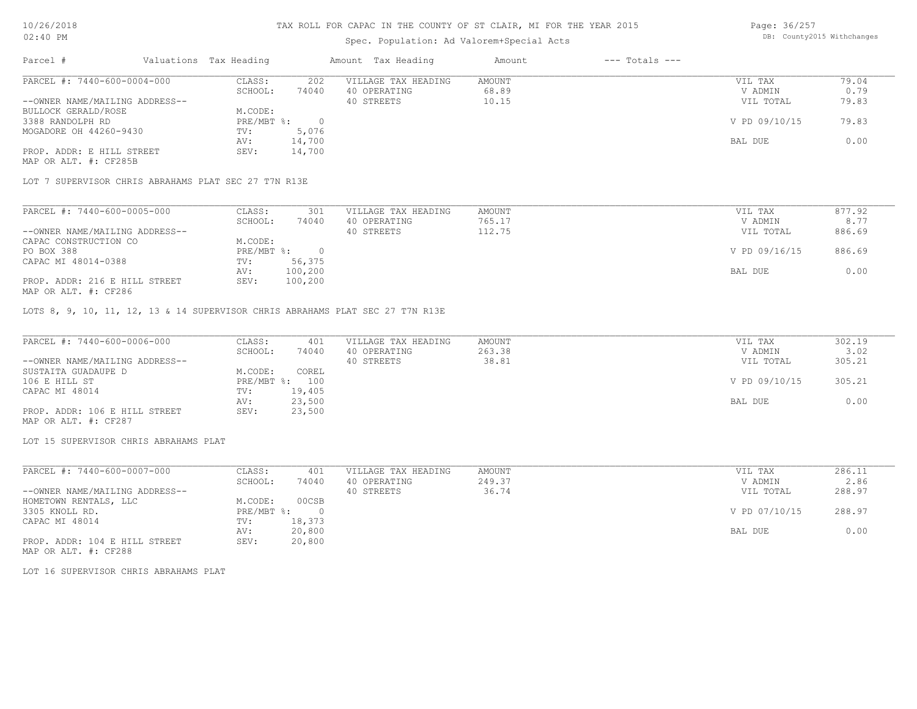# TAX ROLL FOR CAPAC IN THE COUNTY OF ST CLAIR, MI FOR THE YEAR 2015

Spec. Population: Ad Valorem+Special Acts

| Parcel # | Valuations | Tax Heading | Amount | Tax Heading | Amount | --- Totals --- | |
|---|---|---|---|---|---|---|---|
| PARCEL #: 7440-600-0004-000 | CLASS: | 202 | VILLAGE TAX HEADING | AMOUNT | | VIL TAX | 79.04 |
| | SCHOOL: | 74040 | 40 OPERATING | 68.89 | | V ADMIN | 0.79 |
| --OWNER NAME/MAILING ADDRESS-- | | | 40 STREETS | 10.15 | | VIL TOTAL | 79.83 |
| BULLOCK GERALD/ROSE | M.CODE: | | | | | | |
| 3388 RANDOLPH RD | PRE/MBT %: | 0 | | | | V PD 09/10/15 | 79.83 |
| MOGADORE OH 44260-9430 | TV: | 5,076 | | | | | |
| | AV: | 14,700 | | | | BAL DUE | 0.00 |
| PROP. ADDR: E HILL STREET | SEV: | 14,700 | | | | | |
| MAP OR ALT. #: CF285B | | | | | | | |

LOT 7 SUPERVISOR CHRIS ABRAHAMS PLAT SEC 27 T7N R13E

| Parcel # | Valuations | Tax Heading | Amount | Tax Heading | Amount | --- Totals --- | |
|---|---|---|---|---|---|---|---|
| PARCEL #: 7440-600-0005-000 | CLASS: | 301 | VILLAGE TAX HEADING | AMOUNT | | VIL TAX | 877.92 |
| | SCHOOL: | 74040 | 40 OPERATING | 765.17 | | V ADMIN | 8.77 |
| --OWNER NAME/MAILING ADDRESS-- | | | 40 STREETS | 112.75 | | VIL TOTAL | 886.69 |
| CAPAC CONSTRUCTION CO | M.CODE: | | | | | | |
| PO BOX 388 | PRE/MBT %: | 0 | | | | V PD 09/16/15 | 886.69 |
| CAPAC MI 48014-0388 | TV: | 56,375 | | | | | |
| | AV: | 100,200 | | | | BAL DUE | 0.00 |
| PROP. ADDR: 216 E HILL STREET | SEV: | 100,200 | | | | | |
| MAP OR ALT. #: CF286 | | | | | | | |

LOTS 8, 9, 10, 11, 12, 13 & 14 SUPERVISOR CHRIS ABRAHAMS PLAT SEC 27 T7N R13E

| Parcel # | Valuations | Tax Heading | Amount | Tax Heading | Amount | --- Totals --- | |
|---|---|---|---|---|---|---|---|
| PARCEL #: 7440-600-0006-000 | CLASS: | 401 | VILLAGE TAX HEADING | AMOUNT | | VIL TAX | 302.19 |
| | SCHOOL: | 74040 | 40 OPERATING | 263.38 | | V ADMIN | 3.02 |
| --OWNER NAME/MAILING ADDRESS-- | | | 40 STREETS | 38.81 | | VIL TOTAL | 305.21 |
| SUSTAITA GUADAUPE D | M.CODE: | COREL | | | | | |
| 106 E HILL ST | PRE/MBT %: | 100 | | | | V PD 09/10/15 | 305.21 |
| CAPAC MI 48014 | TV: | 19,405 | | | | | |
| | AV: | 23,500 | | | | BAL DUE | 0.00 |
| PROP. ADDR: 106 E HILL STREET | SEV: | 23,500 | | | | | |
| MAP OR ALT. #: CF287 | | | | | | | |

LOT 15 SUPERVISOR CHRIS ABRAHAMS PLAT

| Parcel # | Valuations | Tax Heading | Amount | Tax Heading | Amount | --- Totals --- | |
|---|---|---|---|---|---|---|---|
| PARCEL #: 7440-600-0007-000 | CLASS: | 401 | VILLAGE TAX HEADING | AMOUNT | | VIL TAX | 286.11 |
| | SCHOOL: | 74040 | 40 OPERATING | 249.37 | | V ADMIN | 2.86 |
| --OWNER NAME/MAILING ADDRESS-- | | | 40 STREETS | 36.74 | | VIL TOTAL | 288.97 |
| HOMETOWN RENTALS, LLC | M.CODE: | 00CSB | | | | | |
| 3305 KNOLL RD. | PRE/MBT %: | 0 | | | | V PD 07/10/15 | 288.97 |
| CAPAC MI 48014 | TV: | 18,373 | | | | | |
| | AV: | 20,800 | | | | BAL DUE | 0.00 |
| PROP. ADDR: 104 E HILL STREET | SEV: | 20,800 | | | | | |
| MAP OR ALT. #: CF288 | | | | | | | |

LOT 16 SUPERVISOR CHRIS ABRAHAMS PLAT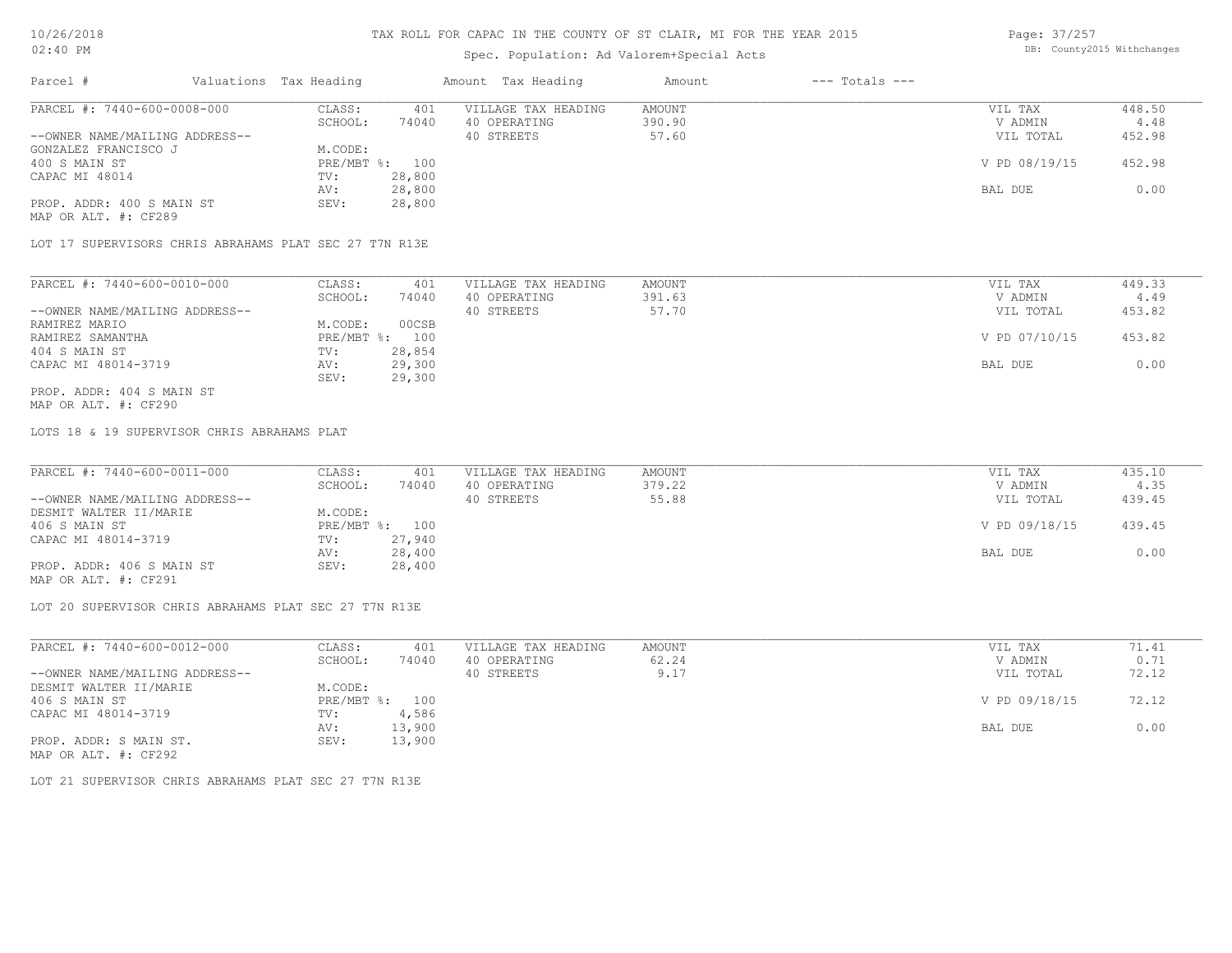# TAX ROLL FOR CAPAC IN THE COUNTY OF ST CLAIR, MI FOR THE YEAR 2015

Spec. Population: Ad Valorem+Special Acts

| Parcel # | Valuations | Tax Heading | Amount | Tax Heading | Amount | --- Totals --- | |
|---|---|---|---|---|---|---|---|
| PARCEL #: 7440-600-0008-000 | CLASS: | 401 | VILLAGE TAX HEADING | AMOUNT | | VIL TAX | 448.50 |
| | SCHOOL: | 74040 | 40 OPERATING | 390.90 | | V ADMIN | 4.48 |
| --OWNER NAME/MAILING ADDRESS-- | | | 40 STREETS | 57.60 | | VIL TOTAL | 452.98 |
| GONZALEZ FRANCISCO J | M.CODE: | | | | | | |
| 400 S MAIN ST | PRE/MBT %: | 100 | | | | V PD 08/19/15 | 452.98 |
| CAPAC MI 48014 | TV: | 28,800 | | | | | |
| | AV: | 28,800 | | | | BAL DUE | 0.00 |
| PROP. ADDR: 400 S MAIN ST | SEV: | 28,800 | | | | | |
| MAP OR ALT. #: CF289 | | | | | | | |

LOT 17 SUPERVISORS CHRIS ABRAHAMS PLAT SEC 27 T7N R13E

| Parcel # | Valuations | Tax Heading | Amount | Tax Heading | Amount | --- Totals --- | |
|---|---|---|---|---|---|---|---|
| PARCEL #: 7440-600-0010-000 | CLASS: | 401 | VILLAGE TAX HEADING | AMOUNT | | VIL TAX | 449.33 |
| | SCHOOL: | 74040 | 40 OPERATING | 391.63 | | V ADMIN | 4.49 |
| --OWNER NAME/MAILING ADDRESS-- | | | 40 STREETS | 57.70 | | VIL TOTAL | 453.82 |
| RAMIREZ MARIO | M.CODE: | 00CSB | | | | | |
| RAMIREZ SAMANTHA | PRE/MBT %: | 100 | | | | V PD 07/10/15 | 453.82 |
| 404 S MAIN ST | TV: | 28,854 | | | | | |
| CAPAC MI 48014-3719 | AV: | 29,300 | | | | BAL DUE | 0.00 |
| | SEV: | 29,300 | | | | | |
| PROP. ADDR: 404 S MAIN ST | | | | | | | |
| MAP OR ALT. #: CF290 | | | | | | | |

LOTS 18 & 19 SUPERVISOR CHRIS ABRAHAMS PLAT

| Parcel # | Valuations | Tax Heading | Amount | Tax Heading | Amount | --- Totals --- | |
|---|---|---|---|---|---|---|---|
| PARCEL #: 7440-600-0011-000 | CLASS: | 401 | VILLAGE TAX HEADING | AMOUNT | | VIL TAX | 435.10 |
| | SCHOOL: | 74040 | 40 OPERATING | 379.22 | | V ADMIN | 4.35 |
| --OWNER NAME/MAILING ADDRESS-- | | | 40 STREETS | 55.88 | | VIL TOTAL | 439.45 |
| DESMIT WALTER II/MARIE | M.CODE: | | | | | | |
| 406 S MAIN ST | PRE/MBT %: | 100 | | | | V PD 09/18/15 | 439.45 |
| CAPAC MI 48014-3719 | TV: | 27,940 | | | | | |
| | AV: | 28,400 | | | | BAL DUE | 0.00 |
| PROP. ADDR: 406 S MAIN ST | SEV: | 28,400 | | | | | |
| MAP OR ALT. #: CF291 | | | | | | | |

LOT 20 SUPERVISOR CHRIS ABRAHAMS PLAT SEC 27 T7N R13E

| Parcel # | Valuations | Tax Heading | Amount | Tax Heading | Amount | --- Totals --- | |
|---|---|---|---|---|---|---|---|
| PARCEL #: 7440-600-0012-000 | CLASS: | 401 | VILLAGE TAX HEADING | AMOUNT | | VIL TAX | 71.41 |
| | SCHOOL: | 74040 | 40 OPERATING | 62.24 | | V ADMIN | 0.71 |
| --OWNER NAME/MAILING ADDRESS-- | | | 40 STREETS | 9.17 | | VIL TOTAL | 72.12 |
| DESMIT WALTER II/MARIE | M.CODE: | | | | | | |
| 406 S MAIN ST | PRE/MBT %: | 100 | | | | V PD 09/18/15 | 72.12 |
| CAPAC MI 48014-3719 | TV: | 4,586 | | | | | |
| | AV: | 13,900 | | | | BAL DUE | 0.00 |
| PROP. ADDR: S MAIN ST. | SEV: | 13,900 | | | | | |
| MAP OR ALT. #: CF292 | | | | | | | |

LOT 21 SUPERVISOR CHRIS ABRAHAMS PLAT SEC 27 T7N R13E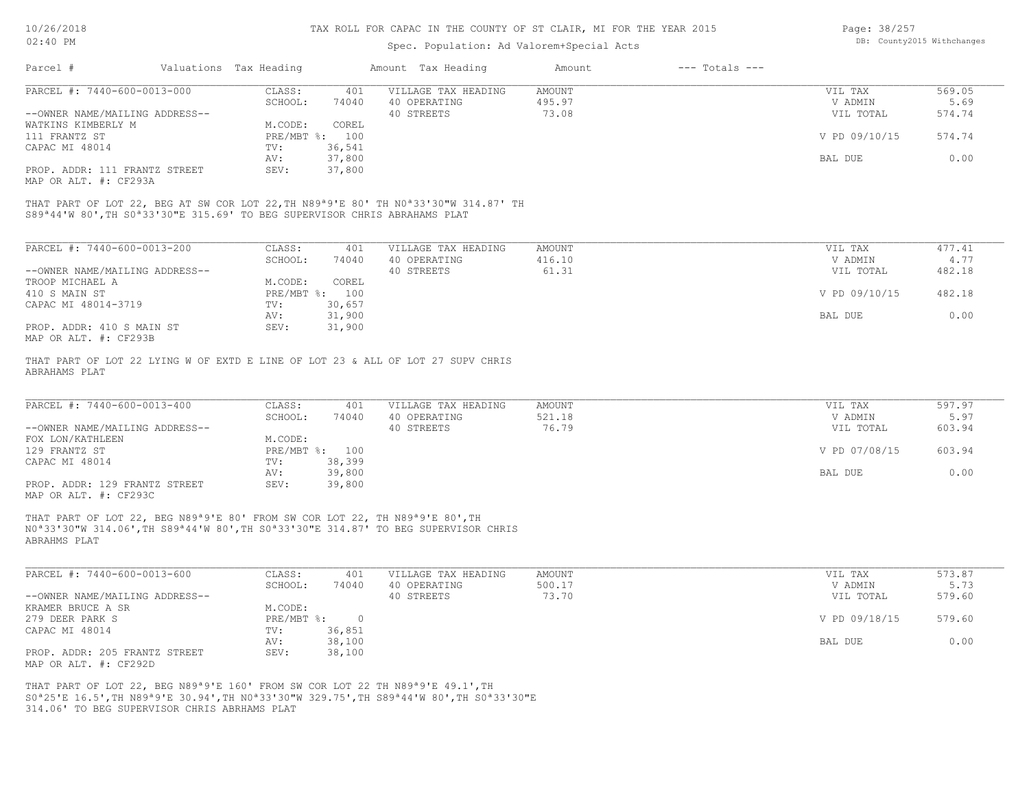# TAX ROLL FOR CAPAC IN THE COUNTY OF ST CLAIR, MI FOR THE YEAR 2015

Spec. Population: Ad Valorem+Special Acts

| Parcel # | Valuations | Tax Heading | Amount | Tax Heading | Amount | --- Totals --- | |
|---|---|---|---|---|---|---|---|
| PARCEL #: 7440-600-0013-000 | CLASS: | 401 | VILLAGE TAX HEADING | AMOUNT | | VIL TAX | 569.05 |
| | SCHOOL: | 74040 | 40 OPERATING | 495.97 | | V ADMIN | 5.69 |
| --OWNER NAME/MAILING ADDRESS-- | | | 40 STREETS | 73.08 | | VIL TOTAL | 574.74 |
| WATKINS KIMBERLY M | M.CODE: | COREL | | | | | |
| 111 FRANTZ ST | PRE/MBT %: | 100 | | | | V PD 09/10/15 | 574.74 |
| CAPAC MI 48014 | TV: | 36,541 | | | | | |
| | AV: | 37,800 | | | | BAL DUE | 0.00 |
| PROP. ADDR: 111 FRANTZ STREET | SEV: | 37,800 | | | | | |
| MAP OR ALT. #: CF293A | | | | | | | |

THAT PART OF LOT 22, BEG AT SW COR LOT 22,TH N89ª9'E 80' TH N0ª33'30"W 314.87' TH S89ª44'W 80',TH S0ª33'30"E 315.69' TO BEG SUPERVISOR CHRIS ABRAHAMS PLAT

| Parcel # | Valuations | Tax Heading | Amount | Tax Heading | Amount | --- Totals --- | |
|---|---|---|---|---|---|---|---|
| PARCEL #: 7440-600-0013-200 | CLASS: | 401 | VILLAGE TAX HEADING | AMOUNT | | VIL TAX | 477.41 |
| | SCHOOL: | 74040 | 40 OPERATING | 416.10 | | V ADMIN | 4.77 |
| --OWNER NAME/MAILING ADDRESS-- | | | 40 STREETS | 61.31 | | VIL TOTAL | 482.18 |
| TROOP MICHAEL A | M.CODE: | COREL | | | | | |
| 410 S MAIN ST | PRE/MBT %: | 100 | | | | V PD 09/10/15 | 482.18 |
| CAPAC MI 48014-3719 | TV: | 30,657 | | | | | |
| | AV: | 31,900 | | | | BAL DUE | 0.00 |
| PROP. ADDR: 410 S MAIN ST | SEV: | 31,900 | | | | | |
| MAP OR ALT. #: CF293B | | | | | | | |

THAT PART OF LOT 22 LYING W OF EXTD E LINE OF LOT 23 & ALL OF LOT 27 SUPV CHRIS ABRAHAMS PLAT

| Parcel # | Valuations | Tax Heading | Amount | Tax Heading | Amount | --- Totals --- | |
|---|---|---|---|---|---|---|---|
| PARCEL #: 7440-600-0013-400 | CLASS: | 401 | VILLAGE TAX HEADING | AMOUNT | | VIL TAX | 597.97 |
| | SCHOOL: | 74040 | 40 OPERATING | 521.18 | | V ADMIN | 5.97 |
| --OWNER NAME/MAILING ADDRESS-- | | | 40 STREETS | 76.79 | | VIL TOTAL | 603.94 |
| FOX LON/KATHLEEN | M.CODE: | | | | | | |
| 129 FRANTZ ST | PRE/MBT %: | 100 | | | | V PD 07/08/15 | 603.94 |
| CAPAC MI 48014 | TV: | 38,399 | | | | | |
| | AV: | 39,800 | | | | BAL DUE | 0.00 |
| PROP. ADDR: 129 FRANTZ STREET | SEV: | 39,800 | | | | | |
| MAP OR ALT. #: CF293C | | | | | | | |

THAT PART OF LOT 22, BEG N89ª9'E 80' FROM SW COR LOT 22, TH N89ª9'E 80',TH N0ª33'30"W 314.06',TH S89ª44'W 80',TH S0ª33'30"E 314.87' TO BEG SUPERVISOR CHRIS ABRHMS PLAT

| Parcel # | Valuations | Tax Heading | Amount | Tax Heading | Amount | --- Totals --- | |
|---|---|---|---|---|---|---|---|
| PARCEL #: 7440-600-0013-600 | CLASS: | 401 | VILLAGE TAX HEADING | AMOUNT | | VIL TAX | 573.87 |
| | SCHOOL: | 74040 | 40 OPERATING | 500.17 | | V ADMIN | 5.73 |
| --OWNER NAME/MAILING ADDRESS-- | | | 40 STREETS | 73.70 | | VIL TOTAL | 579.60 |
| KRAMER BRUCE A SR | M.CODE: | | | | | | |
| 279 DEER PARK S | PRE/MBT %: | 0 | | | | V PD 09/18/15 | 579.60 |
| CAPAC MI 48014 | TV: | 36,851 | | | | | |
| | AV: | 38,100 | | | | BAL DUE | 0.00 |
| PROP. ADDR: 205 FRANTZ STREET | SEV: | 38,100 | | | | | |
| MAP OR ALT. #: CF292D | | | | | | | |

THAT PART OF LOT 22, BEG N89ª9'E 160' FROM SW COR LOT 22 TH N89ª9'E 49.1',TH S0ª25'E 16.5',TH N89ª9'E 30.94',TH N0ª33'30"W 329.75',TH S89ª44'W 80',TH S0ª33'30"E 314.06' TO BEG SUPERVISOR CHRIS ABRHAMS PLAT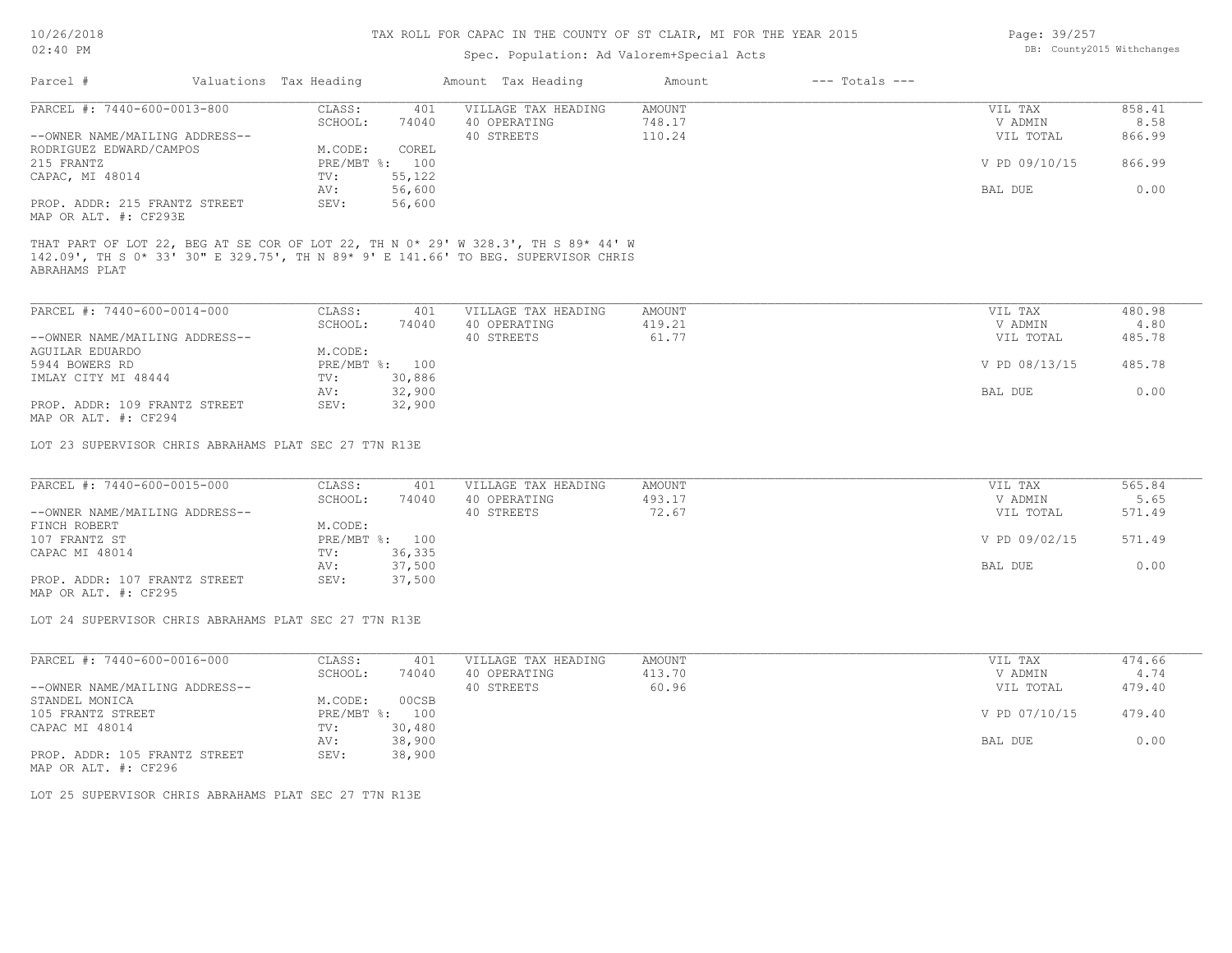# TAX ROLL FOR CAPAC IN THE COUNTY OF ST CLAIR, MI FOR THE YEAR 2015

Spec. Population: Ad Valorem+Special Acts

| Parcel # | Valuations | Tax Heading | Amount | Tax Heading | Amount | --- Totals --- | |
|---|---|---|---|---|---|---|---|

## PARCEL #: 7440-600-0013-800

| | | | | | |
|---|---|---|---|---|---|
| --OWNER NAME/MAILING ADDRESS-- | CLASS: 401 | VILLAGE TAX HEADING | AMOUNT | VIL TAX | 858.41 |
| RODRIGUEZ EDWARD/CAMPOS | SCHOOL: 74040 | 40 OPERATING | 748.17 | V ADMIN | 8.58 |
| 215 FRANTZ | M.CODE: COREL | 40 STREETS | 110.24 | VIL TOTAL | 866.99 |
| CAPAC, MI 48014 | PRE/MBT %: 100 | | | V PD 09/10/15 | 866.99 |
| PROP. ADDR: 215 FRANTZ STREET | TV: 55,122 | | | | |
| MAP OR ALT. #: CF293E | AV: 56,600 | | | BAL DUE | 0.00 |
| | SEV: 56,600 | | | | |

THAT PART OF LOT 22, BEG AT SE COR OF LOT 22, TH N 0* 29' W 328.3', TH S 89* 44' W 142.09', TH S 0* 33' 30" E 329.75', TH N 89* 9' E 141.66' TO BEG. SUPERVISOR CHRIS ABRAHAMS PLAT

## PARCEL #: 7440-600-0014-000

| | | | | | |
|---|---|---|---|---|---|
| --OWNER NAME/MAILING ADDRESS-- | CLASS: 401 | VILLAGE TAX HEADING | AMOUNT | VIL TAX | 480.98 |
| AGUILAR EDUARDO | SCHOOL: 74040 | 40 OPERATING | 419.21 | V ADMIN | 4.80 |
| 5944 BOWERS RD | M.CODE: | 40 STREETS | 61.77 | VIL TOTAL | 485.78 |
| IMLAY CITY MI 48444 | PRE/MBT %: 100 | | | V PD 08/13/15 | 485.78 |
| PROP. ADDR: 109 FRANTZ STREET | TV: 30,886 | | | | |
| MAP OR ALT. #: CF294 | AV: 32,900 | | | BAL DUE | 0.00 |
| | SEV: 32,900 | | | | |

LOT 23 SUPERVISOR CHRIS ABRAHAMS PLAT SEC 27 T7N R13E

## PARCEL #: 7440-600-0015-000

| | | | | | |
|---|---|---|---|---|---|
| --OWNER NAME/MAILING ADDRESS-- | CLASS: 401 | VILLAGE TAX HEADING | AMOUNT | VIL TAX | 565.84 |
| FINCH ROBERT | SCHOOL: 74040 | 40 OPERATING | 493.17 | V ADMIN | 5.65 |
| 107 FRANTZ ST | M.CODE: | 40 STREETS | 72.67 | VIL TOTAL | 571.49 |
| CAPAC MI 48014 | PRE/MBT %: 100 | | | V PD 09/02/15 | 571.49 |
| PROP. ADDR: 107 FRANTZ STREET | TV: 36,335 | | | | |
| MAP OR ALT. #: CF295 | AV: 37,500 | | | BAL DUE | 0.00 |
| | SEV: 37,500 | | | | |

LOT 24 SUPERVISOR CHRIS ABRAHAMS PLAT SEC 27 T7N R13E

## PARCEL #: 7440-600-0016-000

| | | | | | |
|---|---|---|---|---|---|
| --OWNER NAME/MAILING ADDRESS-- | CLASS: 401 | VILLAGE TAX HEADING | AMOUNT | VIL TAX | 474.66 |
| STANDEL MONICA | SCHOOL: 74040 | 40 OPERATING | 413.70 | V ADMIN | 4.74 |
| 105 FRANTZ STREET | M.CODE: 00CSB | 40 STREETS | 60.96 | VIL TOTAL | 479.40 |
| CAPAC MI 48014 | PRE/MBT %: 100 | | | V PD 07/10/15 | 479.40 |
| PROP. ADDR: 105 FRANTZ STREET | TV: 30,480 | | | | |
| MAP OR ALT. #: CF296 | AV: 38,900 | | | BAL DUE | 0.00 |
| | SEV: 38,900 | | | | |

LOT 25 SUPERVISOR CHRIS ABRAHAMS PLAT SEC 27 T7N R13E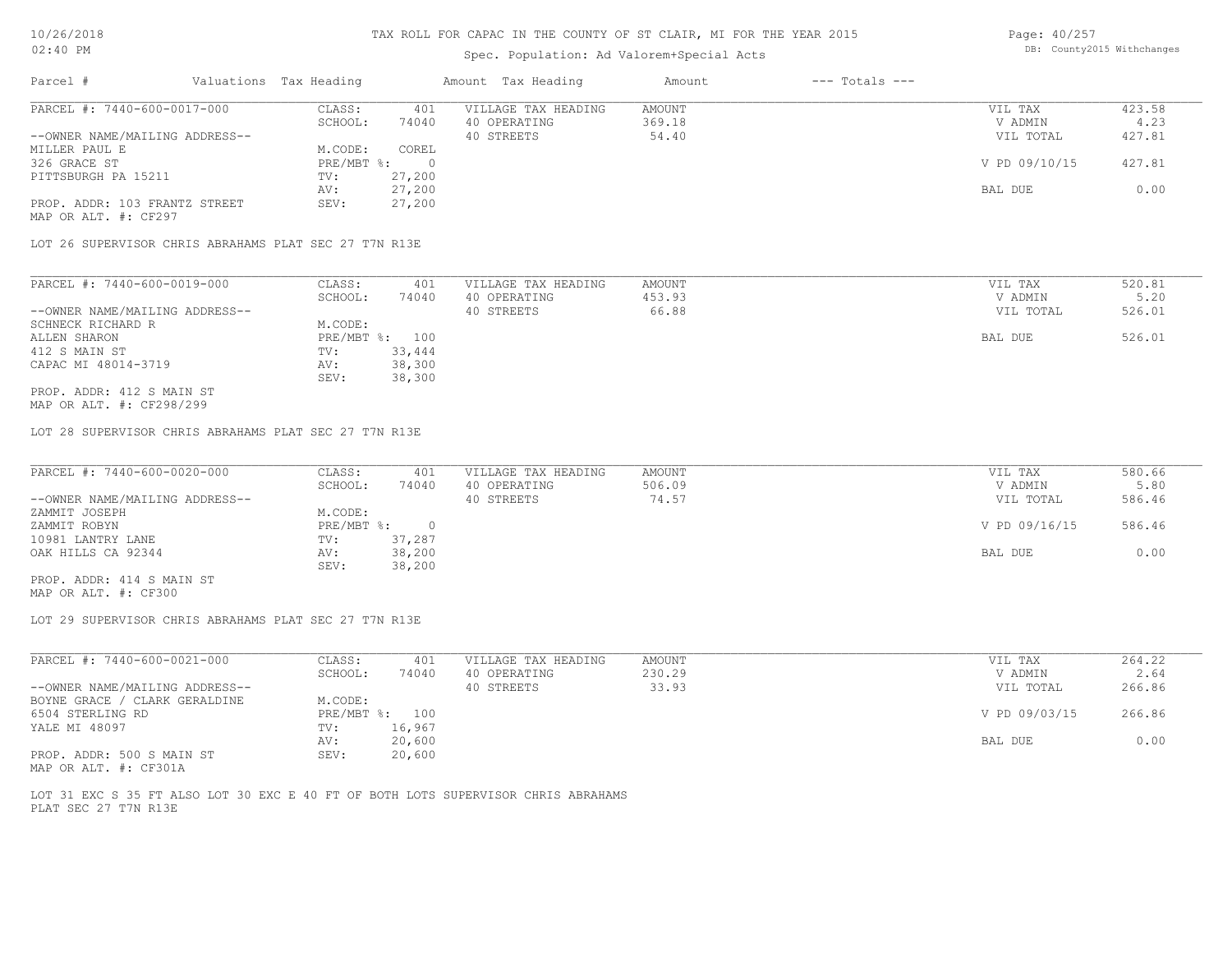# TAX ROLL FOR CAPAC IN THE COUNTY OF ST CLAIR, MI FOR THE YEAR 2015

Spec. Population: Ad Valorem+Special Acts

10/26/2018 02:40 PM — DB: County2015 Withchanges

| Parcel # | Valuations | Tax Heading | Amount | Tax Heading | Amount | --- Totals --- | |
|---|---|---|---|---|---|---|---|
| PARCEL #: 7440-600-0017-000 | CLASS: | 401 | VILLAGE TAX HEADING | AMOUNT | | VIL TAX | 423.58 |
| | SCHOOL: | 74040 | 40 OPERATING | 369.18 | | V ADMIN | 4.23 |
| --OWNER NAME/MAILING ADDRESS-- | | | 40 STREETS | 54.40 | | VIL TOTAL | 427.81 |
| MILLER PAUL E | M.CODE: | COREL | | | | | |
| 326 GRACE ST | PRE/MBT %: | 0 | | | | V PD 09/10/15 | 427.81 |
| PITTSBURGH PA 15211 | TV: | 27,200 | | | | | |
| | AV: | 27,200 | | | | BAL DUE | 0.00 |
| PROP. ADDR: 103 FRANTZ STREET | SEV: | 27,200 | | | | | |
| MAP OR ALT. #: CF297 | | | | | | | |

LOT 26 SUPERVISOR CHRIS ABRAHAMS PLAT SEC 27 T7N R13E

| Parcel # | Valuations | Tax Heading | Amount | Tax Heading | Amount | --- Totals --- | |
|---|---|---|---|---|---|---|---|
| PARCEL #: 7440-600-0019-000 | CLASS: | 401 | VILLAGE TAX HEADING | AMOUNT | | VIL TAX | 520.81 |
| | SCHOOL: | 74040 | 40 OPERATING | 453.93 | | V ADMIN | 5.20 |
| --OWNER NAME/MAILING ADDRESS-- | | | 40 STREETS | 66.88 | | VIL TOTAL | 526.01 |
| SCHNECK RICHARD R | M.CODE: | | | | | | |
| ALLEN SHARON | PRE/MBT %: | 100 | | | | BAL DUE | 526.01 |
| 412 S MAIN ST | TV: | 33,444 | | | | | |
| CAPAC MI 48014-3719 | AV: | 38,300 | | | | | |
| | SEV: | 38,300 | | | | | |
| PROP. ADDR: 412 S MAIN ST | | | | | | | |
| MAP OR ALT. #: CF298/299 | | | | | | | |

LOT 28 SUPERVISOR CHRIS ABRAHAMS PLAT SEC 27 T7N R13E

| Parcel # | Valuations | Tax Heading | Amount | Tax Heading | Amount | --- Totals --- | |
|---|---|---|---|---|---|---|---|
| PARCEL #: 7440-600-0020-000 | CLASS: | 401 | VILLAGE TAX HEADING | AMOUNT | | VIL TAX | 580.66 |
| | SCHOOL: | 74040 | 40 OPERATING | 506.09 | | V ADMIN | 5.80 |
| --OWNER NAME/MAILING ADDRESS-- | | | 40 STREETS | 74.57 | | VIL TOTAL | 586.46 |
| ZAMMIT JOSEPH | M.CODE: | | | | | | |
| ZAMMIT ROBYN | PRE/MBT %: | 0 | | | | V PD 09/16/15 | 586.46 |
| 10981 LANTRY LANE | TV: | 37,287 | | | | | |
| OAK HILLS CA 92344 | AV: | 38,200 | | | | BAL DUE | 0.00 |
| | SEV: | 38,200 | | | | | |
| PROP. ADDR: 414 S MAIN ST | | | | | | | |
| MAP OR ALT. #: CF300 | | | | | | | |

LOT 29 SUPERVISOR CHRIS ABRAHAMS PLAT SEC 27 T7N R13E

| Parcel # | Valuations | Tax Heading | Amount | Tax Heading | Amount | --- Totals --- | |
|---|---|---|---|---|---|---|---|
| PARCEL #: 7440-600-0021-000 | CLASS: | 401 | VILLAGE TAX HEADING | AMOUNT | | VIL TAX | 264.22 |
| | SCHOOL: | 74040 | 40 OPERATING | 230.29 | | V ADMIN | 2.64 |
| --OWNER NAME/MAILING ADDRESS-- | | | 40 STREETS | 33.93 | | VIL TOTAL | 266.86 |
| BOYNE GRACE / CLARK GERALDINE | M.CODE: | | | | | | |
| 6504 STERLING RD | PRE/MBT %: | 100 | | | | V PD 09/03/15 | 266.86 |
| YALE MI 48097 | TV: | 16,967 | | | | | |
| | AV: | 20,600 | | | | BAL DUE | 0.00 |
| PROP. ADDR: 500 S MAIN ST | SEV: | 20,600 | | | | | |
| MAP OR ALT. #: CF301A | | | | | | | |

LOT 31 EXC S 35 FT ALSO LOT 30 EXC E 40 FT OF BOTH LOTS SUPERVISOR CHRIS ABRAHAMS PLAT SEC 27 T7N R13E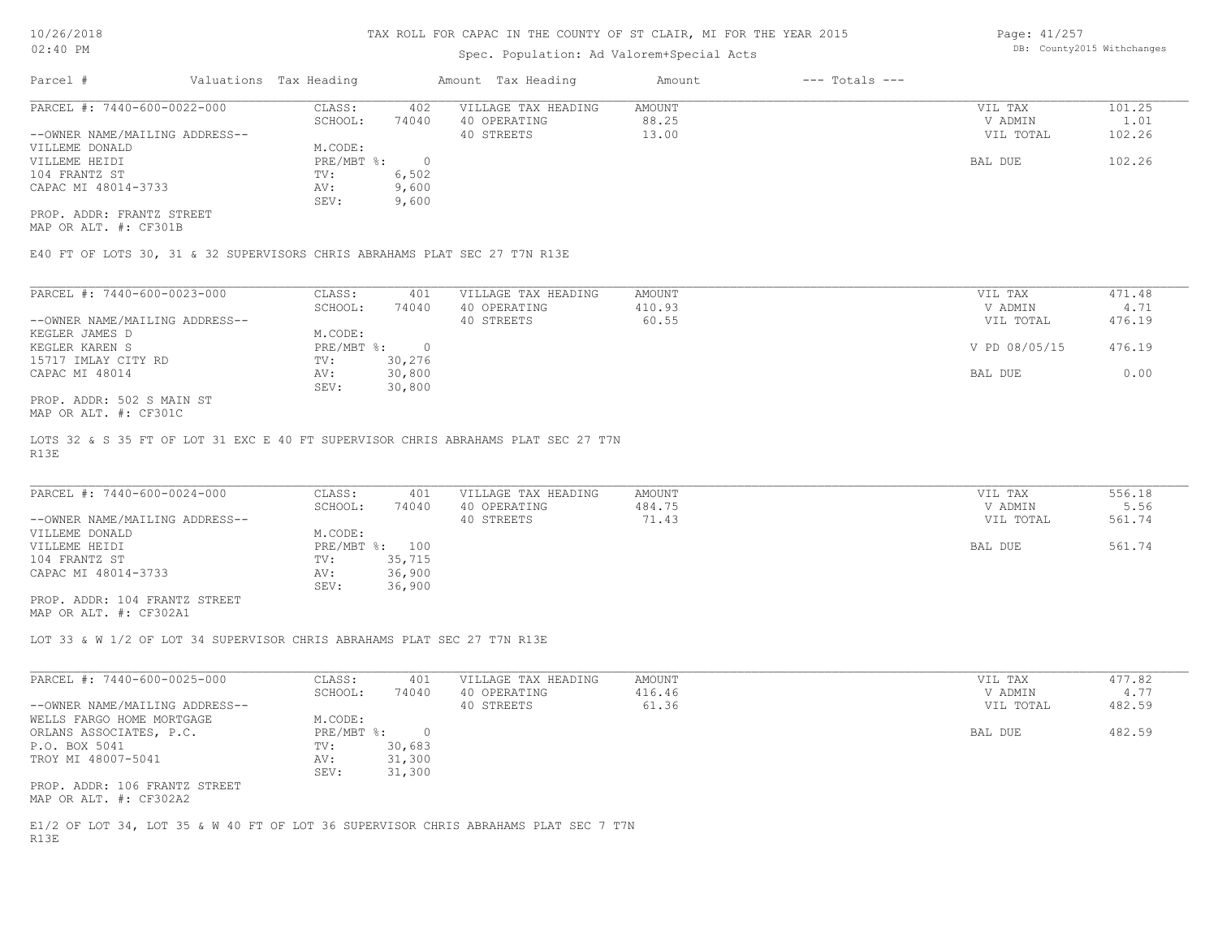# TAX ROLL FOR CAPAC IN THE COUNTY OF ST CLAIR, MI FOR THE YEAR 2015

Spec. Population: Ad Valorem+Special Acts

| Parcel # | Valuations | Tax Heading | Amount | Tax Heading | Amount | --- Totals --- | |
|---|---|---|---|---|---|---|---|

---

**PARCEL #: 7440-600-0022-000**

| | | | | | |
|---|---|---|---|---|---|
| CLASS: | 402 | VILLAGE TAX HEADING | AMOUNT | VIL TAX | 101.25 |
| SCHOOL: | 74040 | 40 OPERATING | 88.25 | V ADMIN | 1.01 |
| | | 40 STREETS | 13.00 | VIL TOTAL | 102.26 |
| M.CODE: | | | | | |
| PRE/MBT %: | 0 | | | BAL DUE | 102.26 |
| TV: | 6,502 | | | | |
| AV: | 9,600 | | | | |
| SEV: | 9,600 | | | | |

--OWNER NAME/MAILING ADDRESS--
VILLEME DONALD
VILLEME HEIDI
104 FRANTZ ST
CAPAC MI 48014-3733

PROP. ADDR: FRANTZ STREET
MAP OR ALT. #: CF301B

E40 FT OF LOTS 30, 31 & 32 SUPERVISORS CHRIS ABRAHAMS PLAT SEC 27 T7N R13E

---

**PARCEL #: 7440-600-0023-000**

| | | | | | |
|---|---|---|---|---|---|
| CLASS: | 401 | VILLAGE TAX HEADING | AMOUNT | VIL TAX | 471.48 |
| SCHOOL: | 74040 | 40 OPERATING | 410.93 | V ADMIN | 4.71 |
| | | 40 STREETS | 60.55 | VIL TOTAL | 476.19 |
| M.CODE: | | | | | |
| PRE/MBT %: | 0 | | | V PD 08/05/15 | 476.19 |
| TV: | 30,276 | | | | |
| AV: | 30,800 | | | BAL DUE | 0.00 |
| SEV: | 30,800 | | | | |

--OWNER NAME/MAILING ADDRESS--
KEGLER JAMES D
KEGLER KAREN S
15717 IMLAY CITY RD
CAPAC MI 48014

PROP. ADDR: 502 S MAIN ST
MAP OR ALT. #: CF301C

LOTS 32 & S 35 FT OF LOT 31 EXC E 40 FT SUPERVISOR CHRIS ABRAHAMS PLAT SEC 27 T7N R13E

---

**PARCEL #: 7440-600-0024-000**

| | | | | | |
|---|---|---|---|---|---|
| CLASS: | 401 | VILLAGE TAX HEADING | AMOUNT | VIL TAX | 556.18 |
| SCHOOL: | 74040 | 40 OPERATING | 484.75 | V ADMIN | 5.56 |
| | | 40 STREETS | 71.43 | VIL TOTAL | 561.74 |
| M.CODE: | | | | | |
| PRE/MBT %: | 100 | | | BAL DUE | 561.74 |
| TV: | 35,715 | | | | |
| AV: | 36,900 | | | | |
| SEV: | 36,900 | | | | |

--OWNER NAME/MAILING ADDRESS--
VILLEME DONALD
VILLEME HEIDI
104 FRANTZ ST
CAPAC MI 48014-3733

PROP. ADDR: 104 FRANTZ STREET
MAP OR ALT. #: CF302A1

LOT 33 & W 1/2 OF LOT 34 SUPERVISOR CHRIS ABRAHAMS PLAT SEC 27 T7N R13E

---

**PARCEL #: 7440-600-0025-000**

| | | | | | |
|---|---|---|---|---|---|
| CLASS: | 401 | VILLAGE TAX HEADING | AMOUNT | VIL TAX | 477.82 |
| SCHOOL: | 74040 | 40 OPERATING | 416.46 | V ADMIN | 4.77 |
| | | 40 STREETS | 61.36 | VIL TOTAL | 482.59 |
| M.CODE: | | | | | |
| PRE/MBT %: | 0 | | | BAL DUE | 482.59 |
| TV: | 30,683 | | | | |
| AV: | 31,300 | | | | |
| SEV: | 31,300 | | | | |

--OWNER NAME/MAILING ADDRESS--
WELLS FARGO HOME MORTGAGE
ORLANS ASSOCIATES, P.C.
P.O. BOX 5041
TROY MI 48007-5041

PROP. ADDR: 106 FRANTZ STREET
MAP OR ALT. #: CF302A2

E1/2 OF LOT 34, LOT 35 & W 40 FT OF LOT 36 SUPERVISOR CHRIS ABRAHAMS PLAT SEC 7 T7N R13E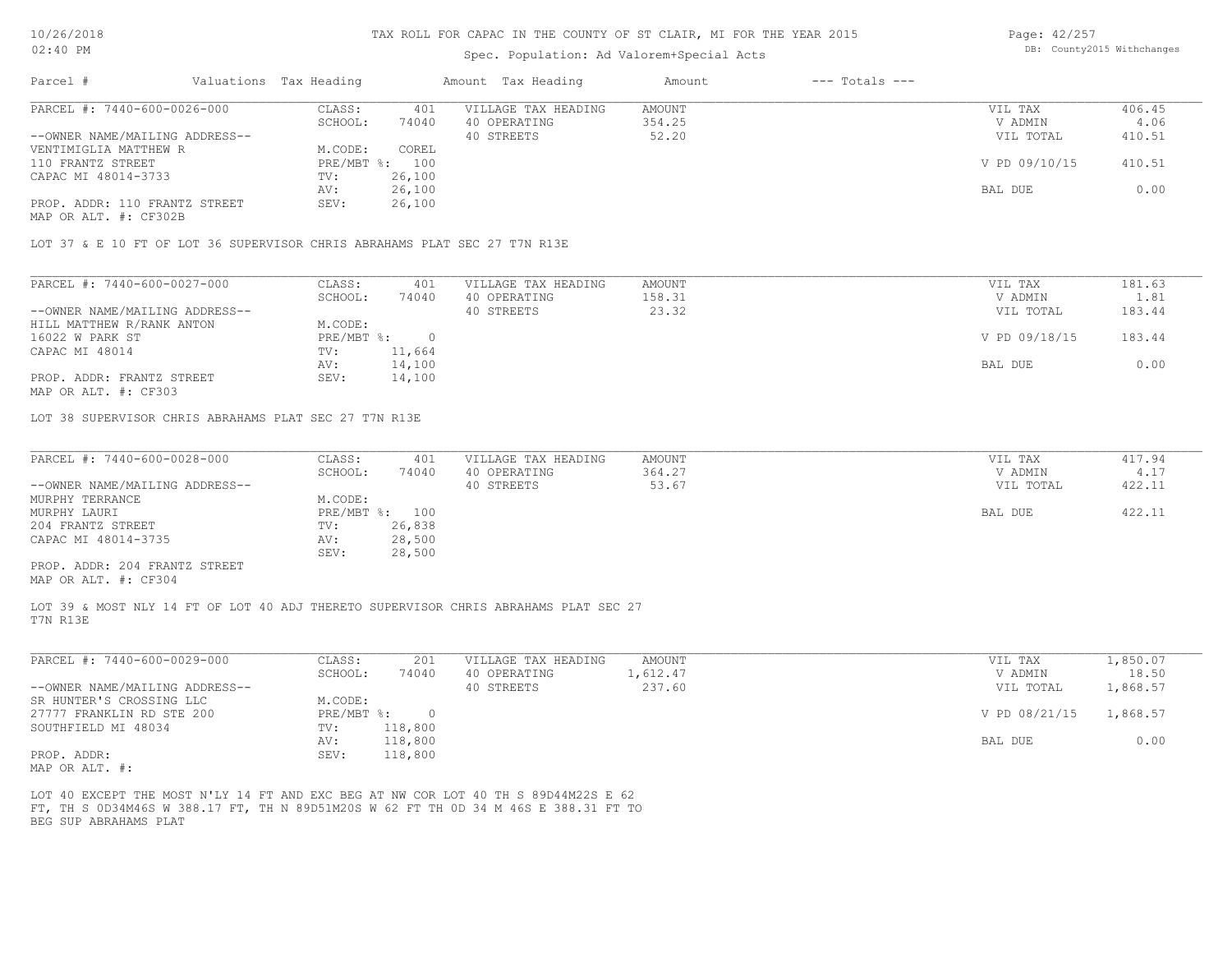# TAX ROLL FOR CAPAC IN THE COUNTY OF ST CLAIR, MI FOR THE YEAR 2015

Spec. Population: Ad Valorem+Special Acts

| Parcel # | Valuations | Tax Heading | Amount | Tax Heading | Amount | --- Totals --- | |
|---|---|---|---|---|---|---|---|
| PARCEL #: 7440-600-0026-000 | CLASS: | 401 | VILLAGE TAX HEADING | AMOUNT | | VIL TAX | 406.45 |
| | SCHOOL: | 74040 | 40 OPERATING | 354.25 | | V ADMIN | 4.06 |
| --OWNER NAME/MAILING ADDRESS-- | | | 40 STREETS | 52.20 | | VIL TOTAL | 410.51 |
| VENTIMIGLIA MATTHEW R | M.CODE: | COREL | | | | | |
| 110 FRANTZ STREET | PRE/MBT %: | 100 | | | | V PD 09/10/15 | 410.51 |
| CAPAC MI 48014-3733 | TV: | 26,100 | | | | | |
| | AV: | 26,100 | | | | BAL DUE | 0.00 |
| PROP. ADDR: 110 FRANTZ STREET | SEV: | 26,100 | | | | | |
| MAP OR ALT. #: CF302B | | | | | | | |

LOT 37 & E 10 FT OF LOT 36 SUPERVISOR CHRIS ABRAHAMS PLAT SEC 27 T7N R13E

| Parcel # | Valuations | Tax Heading | Amount | Tax Heading | Amount | --- Totals --- | |
|---|---|---|---|---|---|---|---|
| PARCEL #: 7440-600-0027-000 | CLASS: | 401 | VILLAGE TAX HEADING | AMOUNT | | VIL TAX | 181.63 |
| | SCHOOL: | 74040 | 40 OPERATING | 158.31 | | V ADMIN | 1.81 |
| --OWNER NAME/MAILING ADDRESS-- | | | 40 STREETS | 23.32 | | VIL TOTAL | 183.44 |
| HILL MATTHEW R/RANK ANTON | M.CODE: | | | | | | |
| 16022 W PARK ST | PRE/MBT %: | 0 | | | | V PD 09/18/15 | 183.44 |
| CAPAC MI 48014 | TV: | 11,664 | | | | | |
| | AV: | 14,100 | | | | BAL DUE | 0.00 |
| PROP. ADDR: FRANTZ STREET | SEV: | 14,100 | | | | | |
| MAP OR ALT. #: CF303 | | | | | | | |

LOT 38 SUPERVISOR CHRIS ABRAHAMS PLAT SEC 27 T7N R13E

| Parcel # | Valuations | Tax Heading | Amount | Tax Heading | Amount | --- Totals --- | |
|---|---|---|---|---|---|---|---|
| PARCEL #: 7440-600-0028-000 | CLASS: | 401 | VILLAGE TAX HEADING | AMOUNT | | VIL TAX | 417.94 |
| | SCHOOL: | 74040 | 40 OPERATING | 364.27 | | V ADMIN | 4.17 |
| --OWNER NAME/MAILING ADDRESS-- | | | 40 STREETS | 53.67 | | VIL TOTAL | 422.11 |
| MURPHY TERRANCE | M.CODE: | | | | | | |
| MURPHY LAURI | PRE/MBT %: | 100 | | | | BAL DUE | 422.11 |
| 204 FRANTZ STREET | TV: | 26,838 | | | | | |
| CAPAC MI 48014-3735 | AV: | 28,500 | | | | | |
| | SEV: | 28,500 | | | | | |
| PROP. ADDR: 204 FRANTZ STREET | | | | | | | |
| MAP OR ALT. #: CF304 | | | | | | | |

LOT 39 & MOST NLY 14 FT OF LOT 40 ADJ THERETO SUPERVISOR CHRIS ABRAHAMS PLAT SEC 27 T7N R13E

| Parcel # | Valuations | Tax Heading | Amount | Tax Heading | Amount | --- Totals --- | |
|---|---|---|---|---|---|---|---|
| PARCEL #: 7440-600-0029-000 | CLASS: | 201 | VILLAGE TAX HEADING | AMOUNT | | VIL TAX | 1,850.07 |
| | SCHOOL: | 74040 | 40 OPERATING | 1,612.47 | | V ADMIN | 18.50 |
| --OWNER NAME/MAILING ADDRESS-- | | | 40 STREETS | 237.60 | | VIL TOTAL | 1,868.57 |
| SR HUNTER'S CROSSING LLC | M.CODE: | | | | | | |
| 27777 FRANKLIN RD STE 200 | PRE/MBT %: | 0 | | | | V PD 08/21/15 | 1,868.57 |
| SOUTHFIELD MI 48034 | TV: | 118,800 | | | | | |
| | AV: | 118,800 | | | | BAL DUE | 0.00 |
| PROP. ADDR: | SEV: | 118,800 | | | | | |
| MAP OR ALT. #: | | | | | | | |

LOT 40 EXCEPT THE MOST N'LY 14 FT AND EXC BEG AT NW COR LOT 40 TH S 89D44M22S E 62 FT, TH S 0D34M46S W 388.17 FT, TH N 89D51M20S W 62 FT TH 0D 34 M 46S E 388.31 FT TO BEG SUP ABRAHAMS PLAT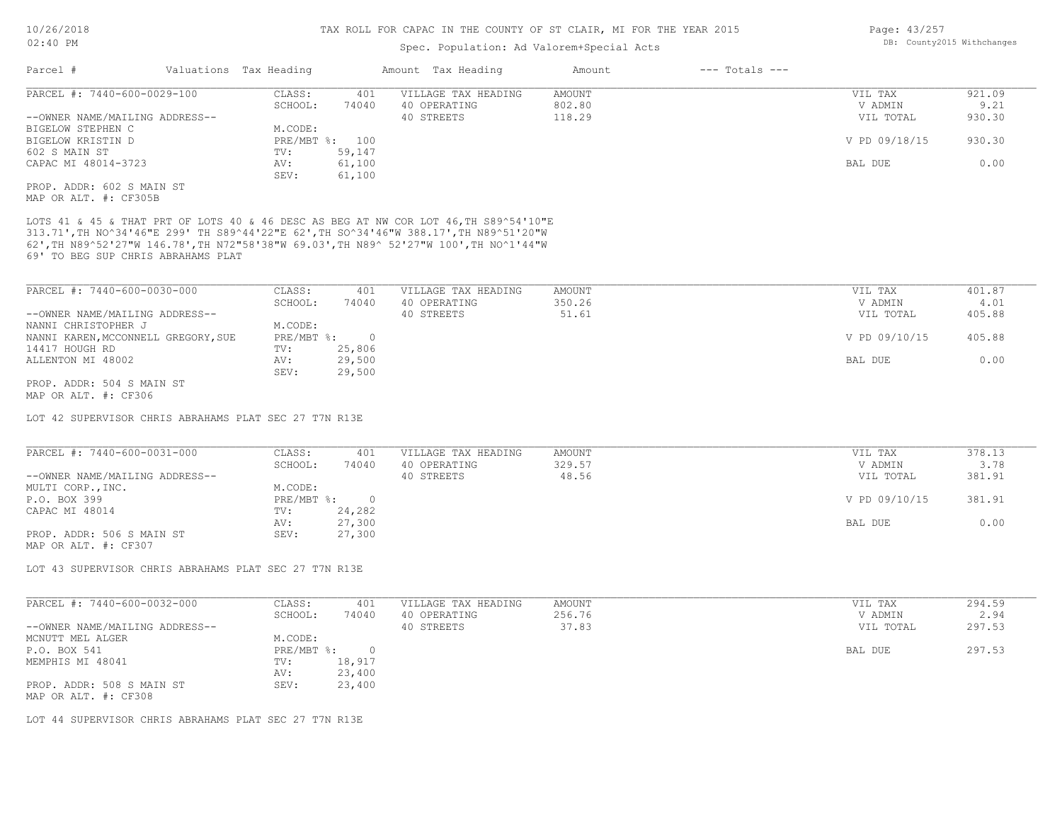# TAX ROLL FOR CAPAC IN THE COUNTY OF ST CLAIR, MI FOR THE YEAR 2015

Spec. Population: Ad Valorem+Special Acts

| Parcel # | Valuations | Tax Heading | Amount | Tax Heading | Amount | --- Totals --- | |
|---|---|---|---|---|---|---|---|

---

**PARCEL #: 7440-600-0029-100**

| | | | | | |
|---|---|---|---|---|---|
| CLASS: | 401 | VILLAGE TAX HEADING | AMOUNT | VIL TAX | 921.09 |
| SCHOOL: | 74040 | 40 OPERATING | 802.80 | V ADMIN | 9.21 |
| | | 40 STREETS | 118.29 | VIL TOTAL | 930.30 |
| M.CODE: | | | | | |
| PRE/MBT %: | 100 | | | V PD 09/18/15 | 930.30 |
| TV: | 59,147 | | | | |
| AV: | 61,100 | | | BAL DUE | 0.00 |
| SEV: | 61,100 | | | | |

--OWNER NAME/MAILING ADDRESS--
BIGELOW STEPHEN C
BIGELOW KRISTIN D
602 S MAIN ST
CAPAC MI 48014-3723

PROP. ADDR: 602 S MAIN ST
MAP OR ALT. #: CF305B

LOTS 41 & 45 & THAT PRT OF LOTS 40 & 46 DESC AS BEG AT NW COR LOT 46,TH S89^54'10"E 313.71',TH NO^34'46"E 299' TH S89^44'22"E 62',TH SO^34'46"W 388.17',TH N89^51'20"W 62',TH N89^52'27"W 146.78',TH N72"58'38"W 69.03',TH N89^ 52'27"W 100',TH NO^1'44"W 69' TO BEG SUP CHRIS ABRAHAMS PLAT

---

**PARCEL #: 7440-600-0030-000**

| | | | | | |
|---|---|---|---|---|---|
| CLASS: | 401 | VILLAGE TAX HEADING | AMOUNT | VIL TAX | 401.87 |
| SCHOOL: | 74040 | 40 OPERATING | 350.26 | V ADMIN | 4.01 |
| | | 40 STREETS | 51.61 | VIL TOTAL | 405.88 |
| M.CODE: | | | | | |
| PRE/MBT %: | 0 | | | V PD 09/10/15 | 405.88 |
| TV: | 25,806 | | | | |
| AV: | 29,500 | | | BAL DUE | 0.00 |
| SEV: | 29,500 | | | | |

--OWNER NAME/MAILING ADDRESS--
NANNI CHRISTOPHER J
NANNI KAREN,MCCONNELL GREGORY,SUE
14417 HOUGH RD
ALLENTON MI 48002

PROP. ADDR: 504 S MAIN ST
MAP OR ALT. #: CF306

LOT 42 SUPERVISOR CHRIS ABRAHAMS PLAT SEC 27 T7N R13E

---

**PARCEL #: 7440-600-0031-000**

| | | | | | |
|---|---|---|---|---|---|
| CLASS: | 401 | VILLAGE TAX HEADING | AMOUNT | VIL TAX | 378.13 |
| SCHOOL: | 74040 | 40 OPERATING | 329.57 | V ADMIN | 3.78 |
| | | 40 STREETS | 48.56 | VIL TOTAL | 381.91 |
| M.CODE: | | | | | |
| PRE/MBT %: | 0 | | | V PD 09/10/15 | 381.91 |
| TV: | 24,282 | | | | |
| AV: | 27,300 | | | BAL DUE | 0.00 |
| SEV: | 27,300 | | | | |

--OWNER NAME/MAILING ADDRESS--
MULTI CORP.,INC.
P.O. BOX 399
CAPAC MI 48014

PROP. ADDR: 506 S MAIN ST
MAP OR ALT. #: CF307

LOT 43 SUPERVISOR CHRIS ABRAHAMS PLAT SEC 27 T7N R13E

---

**PARCEL #: 7440-600-0032-000**

| | | | | | |
|---|---|---|---|---|---|
| CLASS: | 401 | VILLAGE TAX HEADING | AMOUNT | VIL TAX | 294.59 |
| SCHOOL: | 74040 | 40 OPERATING | 256.76 | V ADMIN | 2.94 |
| | | 40 STREETS | 37.83 | VIL TOTAL | 297.53 |
| M.CODE: | | | | | |
| PRE/MBT %: | 0 | | | BAL DUE | 297.53 |
| TV: | 18,917 | | | | |
| AV: | 23,400 | | | | |
| SEV: | 23,400 | | | | |

--OWNER NAME/MAILING ADDRESS--
MCNUTT MEL ALGER
P.O. BOX 541
MEMPHIS MI 48041

PROP. ADDR: 508 S MAIN ST
MAP OR ALT. #: CF308

LOT 44 SUPERVISOR CHRIS ABRAHAMS PLAT SEC 27 T7N R13E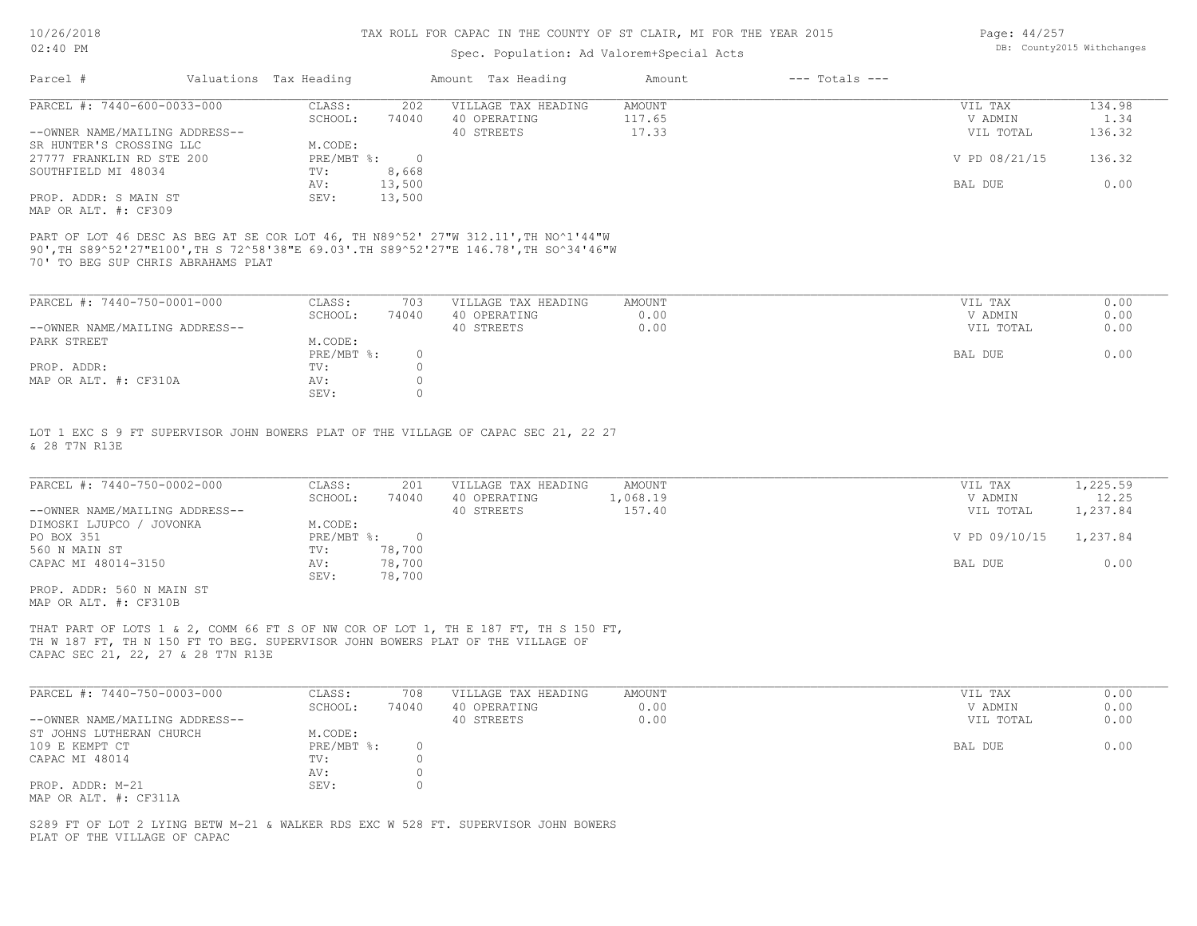# TAX ROLL FOR CAPAC IN THE COUNTY OF ST CLAIR, MI FOR THE YEAR 2015

Spec. Population: Ad Valorem+Special Acts

| Parcel # | Valuations | Tax Heading | Amount | Tax Heading | Amount | --- Totals --- | |
|---|---|---|---|---|---|---|---|

## PARCEL #: 7440-600-0033-000

| | | | | | |
|---|---|---|---|---|---|
| CLASS: | 202 | VILLAGE TAX HEADING | AMOUNT | VIL TAX | 134.98 |
| SCHOOL: | 74040 | 40 OPERATING | 117.65 | V ADMIN | 1.34 |
| | | 40 STREETS | 17.33 | VIL TOTAL | 136.32 |
| M.CODE: | | | | | |
| PRE/MBT %: | 0 | | | V PD 08/21/15 | 136.32 |
| TV: | 8,668 | | | | |
| AV: | 13,500 | | | BAL DUE | 0.00 |
| SEV: | 13,500 | | | | |

--OWNER NAME/MAILING ADDRESS--
SR HUNTER'S CROSSING LLC
27777 FRANKLIN RD STE 200
SOUTHFIELD MI 48034

PROP. ADDR: S MAIN ST
MAP OR ALT. #: CF309

PART OF LOT 46 DESC AS BEG AT SE COR LOT 46, TH N89^52' 27"W 312.11',TH NO^1'44"W 90',TH S89^52'27"E100',TH S 72^58'38"E 69.03'.TH S89^52'27"E 146.78',TH SO^34'46"W 70' TO BEG SUP CHRIS ABRAHAMS PLAT

## PARCEL #: 7440-750-0001-000

| | | | | | |
|---|---|---|---|---|---|
| CLASS: | 703 | VILLAGE TAX HEADING | AMOUNT | VIL TAX | 0.00 |
| SCHOOL: | 74040 | 40 OPERATING | 0.00 | V ADMIN | 0.00 |
| | | 40 STREETS | 0.00 | VIL TOTAL | 0.00 |
| M.CODE: | | | | | |
| PRE/MBT %: | 0 | | | BAL DUE | 0.00 |
| TV: | 0 | | | | |
| AV: | 0 | | | | |
| SEV: | 0 | | | | |

--OWNER NAME/MAILING ADDRESS--
PARK STREET

PROP. ADDR:
MAP OR ALT. #: CF310A

LOT 1 EXC S 9 FT SUPERVISOR JOHN BOWERS PLAT OF THE VILLAGE OF CAPAC SEC 21, 22 27 & 28 T7N R13E

## PARCEL #: 7440-750-0002-000

| | | | | | |
|---|---|---|---|---|---|
| CLASS: | 201 | VILLAGE TAX HEADING | AMOUNT | VIL TAX | 1,225.59 |
| SCHOOL: | 74040 | 40 OPERATING | 1,068.19 | V ADMIN | 12.25 |
| | | 40 STREETS | 157.40 | VIL TOTAL | 1,237.84 |
| M.CODE: | | | | | |
| PRE/MBT %: | 0 | | | V PD 09/10/15 | 1,237.84 |
| TV: | 78,700 | | | | |
| AV: | 78,700 | | | BAL DUE | 0.00 |
| SEV: | 78,700 | | | | |

--OWNER NAME/MAILING ADDRESS--
DIMOSKI LJUPCO / JOVONKA
PO BOX 351
560 N MAIN ST
CAPAC MI 48014-3150

PROP. ADDR: 560 N MAIN ST
MAP OR ALT. #: CF310B

THAT PART OF LOTS 1 & 2, COMM 66 FT S OF NW COR OF LOT 1, TH E 187 FT, TH S 150 FT, TH W 187 FT, TH N 150 FT TO BEG. SUPERVISOR JOHN BOWERS PLAT OF THE VILLAGE OF CAPAC SEC 21, 22, 27 & 28 T7N R13E

## PARCEL #: 7440-750-0003-000

| | | | | | |
|---|---|---|---|---|---|
| CLASS: | 708 | VILLAGE TAX HEADING | AMOUNT | VIL TAX | 0.00 |
| SCHOOL: | 74040 | 40 OPERATING | 0.00 | V ADMIN | 0.00 |
| | | 40 STREETS | 0.00 | VIL TOTAL | 0.00 |
| M.CODE: | | | | | |
| PRE/MBT %: | 0 | | | BAL DUE | 0.00 |
| TV: | 0 | | | | |
| AV: | 0 | | | | |
| SEV: | 0 | | | | |

--OWNER NAME/MAILING ADDRESS--
ST JOHNS LUTHERAN CHURCH
109 E KEMPT CT
CAPAC MI 48014

PROP. ADDR: M-21
MAP OR ALT. #: CF311A

S289 FT OF LOT 2 LYING BETW M-21 & WALKER RDS EXC W 528 FT. SUPERVISOR JOHN BOWERS PLAT OF THE VILLAGE OF CAPAC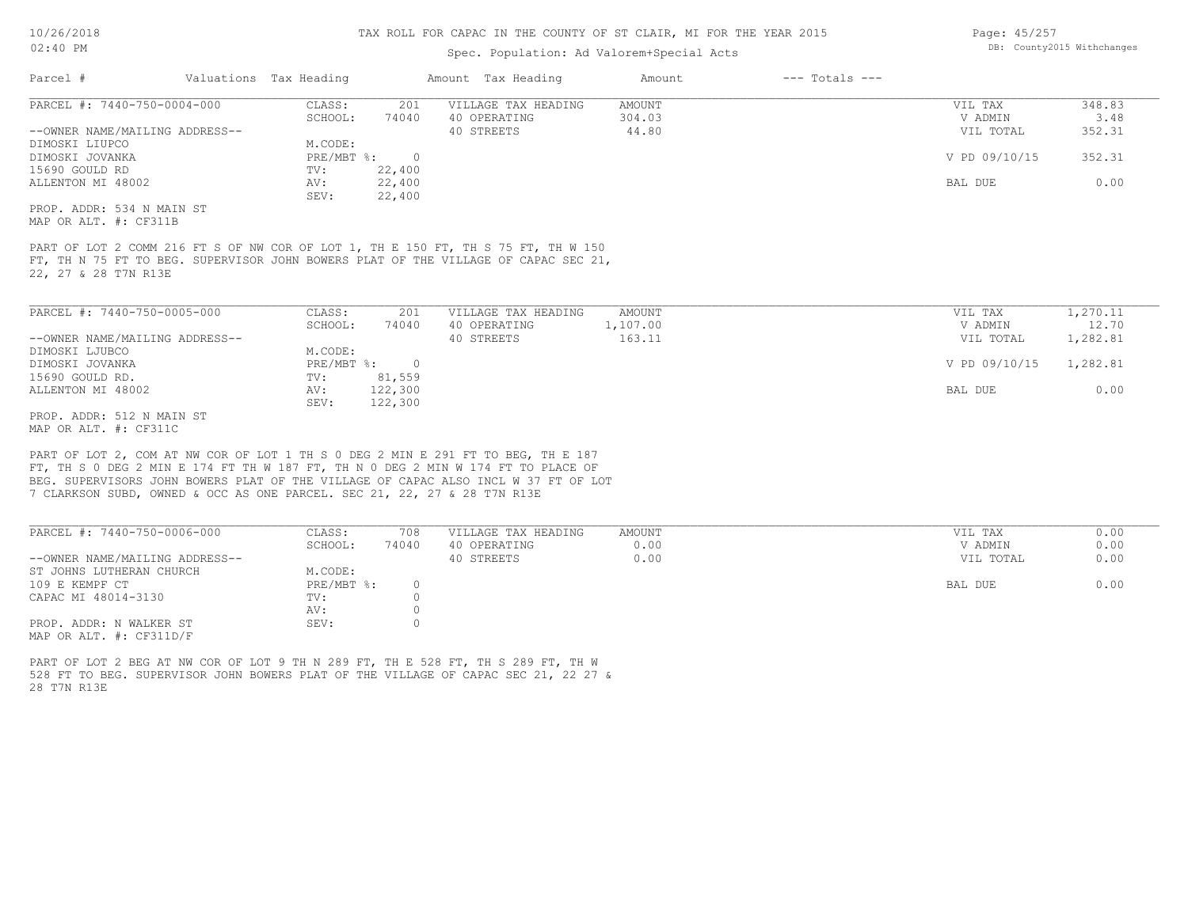# TAX ROLL FOR CAPAC IN THE COUNTY OF ST CLAIR, MI FOR THE YEAR 2015

Spec. Population: Ad Valorem+Special Acts

| Parcel # | Valuations Tax Heading | | Amount Tax Heading | Amount | --- Totals --- | |
|---|---|---|---|---|---|---|

---

**PARCEL #: 7440-750-0004-000**

| | | | | | |
|---|---|---|---|---|---|
| CLASS: | 201 | VILLAGE TAX HEADING | AMOUNT | VIL TAX | 348.83 |
| SCHOOL: | 74040 | 40 OPERATING | 304.03 | V ADMIN | 3.48 |
| M.CODE: | | 40 STREETS | 44.80 | VIL TOTAL | 352.31 |
| PRE/MBT %: | 0 | | | V PD 09/10/15 | 352.31 |
| TV: | 22,400 | | | | |
| AV: | 22,400 | | | BAL DUE | 0.00 |
| SEV: | 22,400 | | | | |

--OWNER NAME/MAILING ADDRESS--
DIMOSKI LIUPCO
DIMOSKI JOVANKA
15690 GOULD RD
ALLENTON MI 48002

PROP. ADDR: 534 N MAIN ST
MAP OR ALT. #: CF311B

PART OF LOT 2 COMM 216 FT S OF NW COR OF LOT 1, TH E 150 FT, TH S 75 FT, TH W 150 FT, TH N 75 FT TO BEG. SUPERVISOR JOHN BOWERS PLAT OF THE VILLAGE OF CAPAC SEC 21, 22, 27 & 28 T7N R13E

---

**PARCEL #: 7440-750-0005-000**

| | | | | | |
|---|---|---|---|---|---|
| CLASS: | 201 | VILLAGE TAX HEADING | AMOUNT | VIL TAX | 1,270.11 |
| SCHOOL: | 74040 | 40 OPERATING | 1,107.00 | V ADMIN | 12.70 |
| M.CODE: | | 40 STREETS | 163.11 | VIL TOTAL | 1,282.81 |
| PRE/MBT %: | 0 | | | V PD 09/10/15 | 1,282.81 |
| TV: | 81,559 | | | | |
| AV: | 122,300 | | | BAL DUE | 0.00 |
| SEV: | 122,300 | | | | |

--OWNER NAME/MAILING ADDRESS--
DIMOSKI LJUBCO
DIMOSKI JOVANKA
15690 GOULD RD.
ALLENTON MI 48002

PROP. ADDR: 512 N MAIN ST
MAP OR ALT. #: CF311C

PART OF LOT 2, COM AT NW COR OF LOT 1 TH S 0 DEG 2 MIN E 291 FT TO BEG, TH E 187 FT, TH S 0 DEG 2 MIN E 174 FT TH W 187 FT, TH N 0 DEG 2 MIN W 174 FT TO PLACE OF BEG. SUPERVISORS JOHN BOWERS PLAT OF THE VILLAGE OF CAPAC ALSO INCL W 37 FT OF LOT 7 CLARKSON SUBD, OWNED & OCC AS ONE PARCEL. SEC 21, 22, 27 & 28 T7N R13E

---

**PARCEL #: 7440-750-0006-000**

| | | | | | |
|---|---|---|---|---|---|
| CLASS: | 708 | VILLAGE TAX HEADING | AMOUNT | VIL TAX | 0.00 |
| SCHOOL: | 74040 | 40 OPERATING | 0.00 | V ADMIN | 0.00 |
| M.CODE: | | 40 STREETS | 0.00 | VIL TOTAL | 0.00 |
| PRE/MBT %: | 0 | | | BAL DUE | 0.00 |
| TV: | 0 | | | | |
| AV: | 0 | | | | |
| SEV: | 0 | | | | |

--OWNER NAME/MAILING ADDRESS--
ST JOHNS LUTHERAN CHURCH
109 E KEMPF CT
CAPAC MI 48014-3130

PROP. ADDR: N WALKER ST
MAP OR ALT. #: CF311D/F

PART OF LOT 2 BEG AT NW COR OF LOT 9 TH N 289 FT, TH E 528 FT, TH S 289 FT, TH W 528 FT TO BEG. SUPERVISOR JOHN BOWERS PLAT OF THE VILLAGE OF CAPAC SEC 21, 22 27 & 28 T7N R13E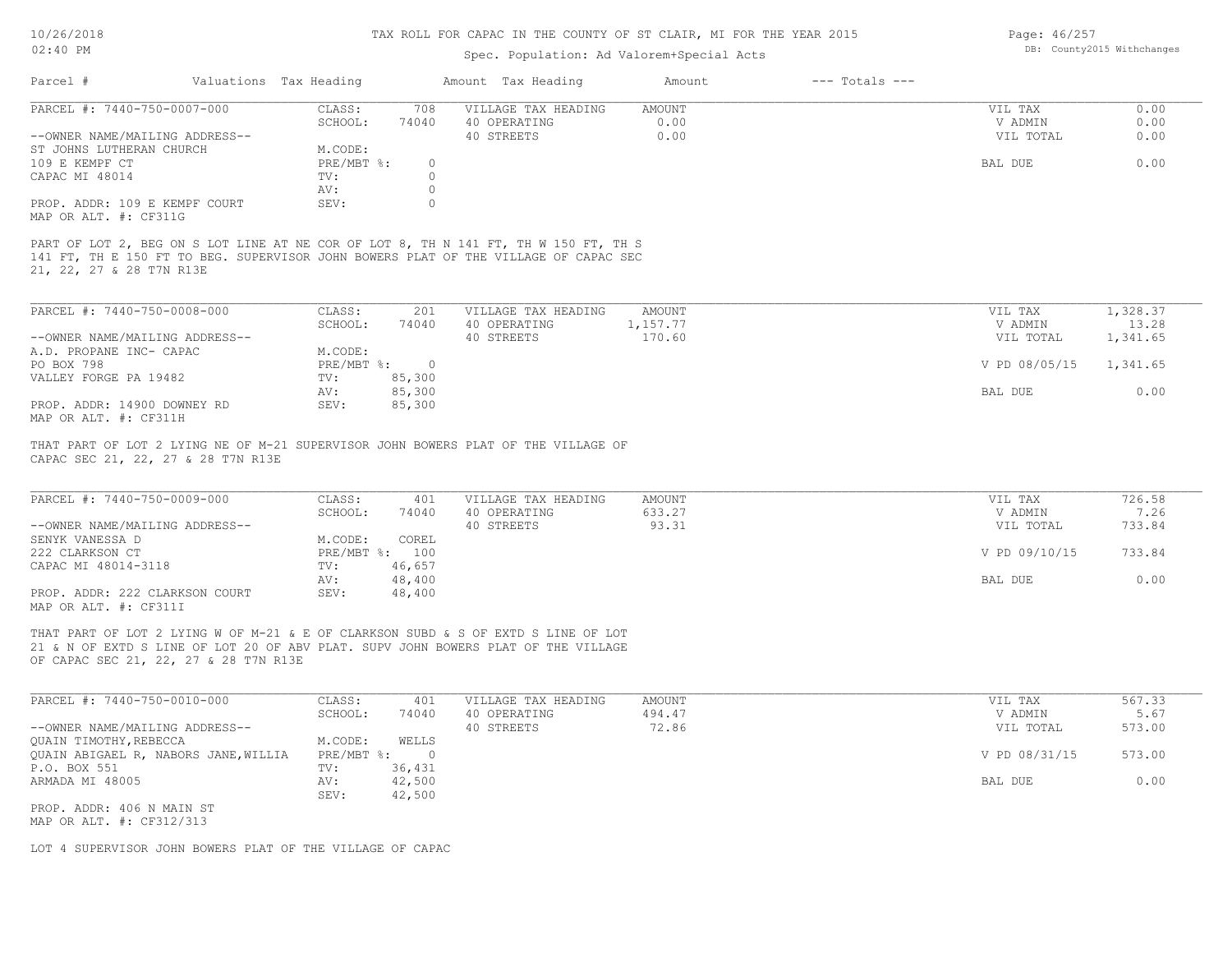# TAX ROLL FOR CAPAC IN THE COUNTY OF ST CLAIR, MI FOR THE YEAR 2015

Spec. Population: Ad Valorem+Special Acts

| Parcel # | Valuations | Tax Heading | Amount | Tax Heading | Amount | --- Totals --- |
|---|---|---|---|---|---|---|

---

**PARCEL #: 7440-750-0007-000**

| | | | | | |
|---|---|---|---|---|---|
| CLASS: | 708 | VILLAGE TAX HEADING | AMOUNT | VIL TAX | 0.00 |
| SCHOOL: | 74040 | 40 OPERATING | 0.00 | V ADMIN | 0.00 |
| | | 40 STREETS | 0.00 | VIL TOTAL | 0.00 |
| M.CODE: | | | | | |
| PRE/MBT %: | 0 | | | BAL DUE | 0.00 |
| TV: | 0 | | | | |
| AV: | 0 | | | | |
| SEV: | 0 | | | | |

--OWNER NAME/MAILING ADDRESS--
ST JOHNS LUTHERAN CHURCH
109 E KEMPF CT
CAPAC MI 48014

PROP. ADDR: 109 E KEMPF COURT
MAP OR ALT. #: CF311G

PART OF LOT 2, BEG ON S LOT LINE AT NE COR OF LOT 8, TH N 141 FT, TH W 150 FT, TH S 141 FT, TH E 150 FT TO BEG. SUPERVISOR JOHN BOWERS PLAT OF THE VILLAGE OF CAPAC SEC 21, 22, 27 & 28 T7N R13E

---

**PARCEL #: 7440-750-0008-000**

| | | | | | |
|---|---|---|---|---|---|
| CLASS: | 201 | VILLAGE TAX HEADING | AMOUNT | VIL TAX | 1,328.37 |
| SCHOOL: | 74040 | 40 OPERATING | 1,157.77 | V ADMIN | 13.28 |
| | | 40 STREETS | 170.60 | VIL TOTAL | 1,341.65 |
| M.CODE: | | | | | |
| PRE/MBT %: | 0 | | | V PD 08/05/15 | 1,341.65 |
| TV: | 85,300 | | | | |
| AV: | 85,300 | | | BAL DUE | 0.00 |
| SEV: | 85,300 | | | | |

--OWNER NAME/MAILING ADDRESS--
A.D. PROPANE INC- CAPAC
PO BOX 798
VALLEY FORGE PA 19482

PROP. ADDR: 14900 DOWNEY RD
MAP OR ALT. #: CF311H

THAT PART OF LOT 2 LYING NE OF M-21 SUPERVISOR JOHN BOWERS PLAT OF THE VILLAGE OF CAPAC SEC 21, 22, 27 & 28 T7N R13E

---

**PARCEL #: 7440-750-0009-000**

| | | | | | |
|---|---|---|---|---|---|
| CLASS: | 401 | VILLAGE TAX HEADING | AMOUNT | VIL TAX | 726.58 |
| SCHOOL: | 74040 | 40 OPERATING | 633.27 | V ADMIN | 7.26 |
| | | 40 STREETS | 93.31 | VIL TOTAL | 733.84 |
| M.CODE: | COREL | | | | |
| PRE/MBT %: | 100 | | | V PD 09/10/15 | 733.84 |
| TV: | 46,657 | | | | |
| AV: | 48,400 | | | BAL DUE | 0.00 |
| SEV: | 48,400 | | | | |

--OWNER NAME/MAILING ADDRESS--
SENYK VANESSA D
222 CLARKSON CT
CAPAC MI 48014-3118

PROP. ADDR: 222 CLARKSON COURT
MAP OR ALT. #: CF311I

THAT PART OF LOT 2 LYING W OF M-21 & E OF CLARKSON SUBD & S OF EXTD S LINE OF LOT 21 & N OF EXTD S LINE OF LOT 20 OF ABV PLAT. SUPV JOHN BOWERS PLAT OF THE VILLAGE OF CAPAC SEC 21, 22, 27 & 28 T7N R13E

---

**PARCEL #: 7440-750-0010-000**

| | | | | | |
|---|---|---|---|---|---|
| CLASS: | 401 | VILLAGE TAX HEADING | AMOUNT | VIL TAX | 567.33 |
| SCHOOL: | 74040 | 40 OPERATING | 494.47 | V ADMIN | 5.67 |
| | | 40 STREETS | 72.86 | VIL TOTAL | 573.00 |
| M.CODE: | WELLS | | | | |
| PRE/MBT %: | 0 | | | V PD 08/31/15 | 573.00 |
| TV: | 36,431 | | | | |
| AV: | 42,500 | | | BAL DUE | 0.00 |
| SEV: | 42,500 | | | | |

--OWNER NAME/MAILING ADDRESS--
QUAIN TIMOTHY,REBECCA
QUAIN ABIGAEL R, NABORS JANE,WILLIA
P.O. BOX 551
ARMADA MI 48005

PROP. ADDR: 406 N MAIN ST
MAP OR ALT. #: CF312/313

LOT 4 SUPERVISOR JOHN BOWERS PLAT OF THE VILLAGE OF CAPAC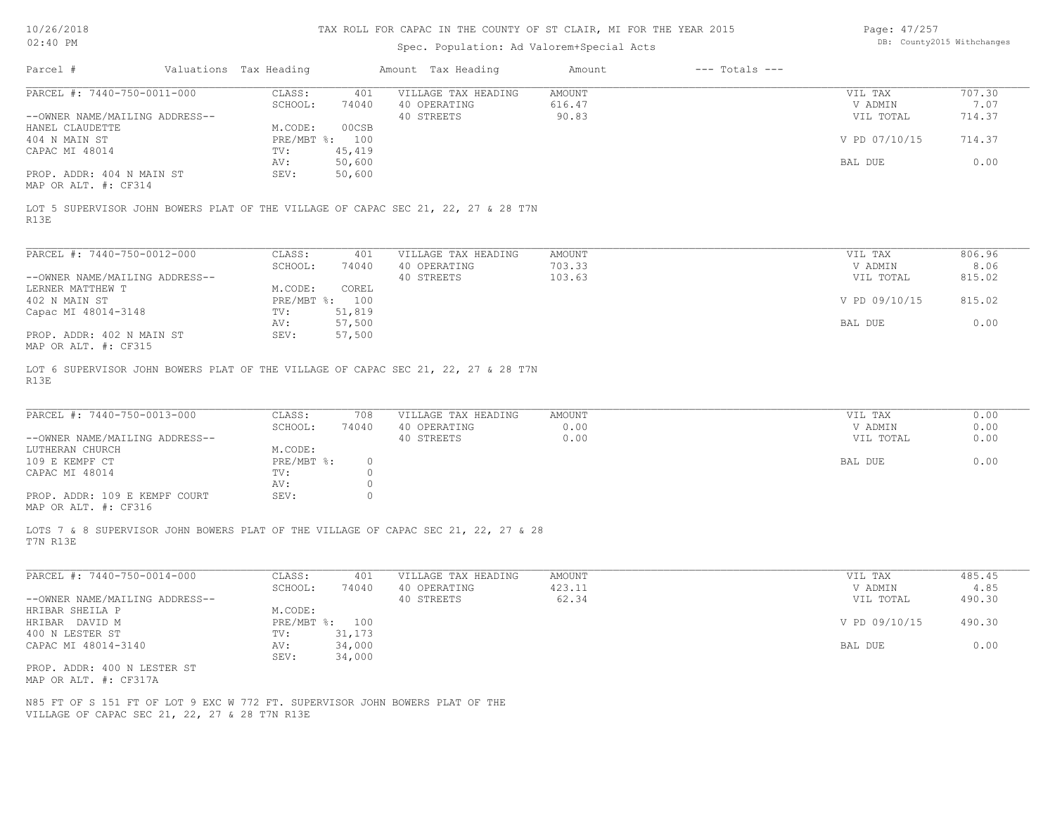# TAX ROLL FOR CAPAC IN THE COUNTY OF ST CLAIR, MI FOR THE YEAR 2015

Spec. Population: Ad Valorem+Special Acts

| Parcel # | Valuations | Tax Heading | Amount | Tax Heading | Amount | --- Totals --- | |
|---|---|---|---|---|---|---|---|
| PARCEL #: 7440-750-0011-000 | CLASS: | 401 | VILLAGE TAX HEADING | AMOUNT | | VIL TAX | 707.30 |
| | SCHOOL: | 74040 | 40 OPERATING | 616.47 | | V ADMIN | 7.07 |
| --OWNER NAME/MAILING ADDRESS-- | | | 40 STREETS | 90.83 | | VIL TOTAL | 714.37 |
| HANEL CLAUDETTE | M.CODE: | 00CSB | | | | | |
| 404 N MAIN ST | PRE/MBT %: | 100 | | | | V PD 07/10/15 | 714.37 |
| CAPAC MI 48014 | TV: | 45,419 | | | | | |
| | AV: | 50,600 | | | | BAL DUE | 0.00 |
| PROP. ADDR: 404 N MAIN ST | SEV: | 50,600 | | | | | |
| MAP OR ALT. #: CF314 | | | | | | | |

LOT 5 SUPERVISOR JOHN BOWERS PLAT OF THE VILLAGE OF CAPAC SEC 21, 22, 27 & 28 T7N R13E

| Parcel # | Valuations | Tax Heading | Amount | Tax Heading | Amount | --- Totals --- | |
|---|---|---|---|---|---|---|---|
| PARCEL #: 7440-750-0012-000 | CLASS: | 401 | VILLAGE TAX HEADING | AMOUNT | | VIL TAX | 806.96 |
| | SCHOOL: | 74040 | 40 OPERATING | 703.33 | | V ADMIN | 8.06 |
| --OWNER NAME/MAILING ADDRESS-- | | | 40 STREETS | 103.63 | | VIL TOTAL | 815.02 |
| LERNER MATTHEW T | M.CODE: | COREL | | | | | |
| 402 N MAIN ST | PRE/MBT %: | 100 | | | | V PD 09/10/15 | 815.02 |
| Capac MI 48014-3148 | TV: | 51,819 | | | | | |
| | AV: | 57,500 | | | | BAL DUE | 0.00 |
| PROP. ADDR: 402 N MAIN ST | SEV: | 57,500 | | | | | |
| MAP OR ALT. #: CF315 | | | | | | | |

LOT 6 SUPERVISOR JOHN BOWERS PLAT OF THE VILLAGE OF CAPAC SEC 21, 22, 27 & 28 T7N R13E

| Parcel # | Valuations | Tax Heading | Amount | Tax Heading | Amount | --- Totals --- | |
|---|---|---|---|---|---|---|---|
| PARCEL #: 7440-750-0013-000 | CLASS: | 708 | VILLAGE TAX HEADING | AMOUNT | | VIL TAX | 0.00 |
| | SCHOOL: | 74040 | 40 OPERATING | 0.00 | | V ADMIN | 0.00 |
| --OWNER NAME/MAILING ADDRESS-- | | | 40 STREETS | 0.00 | | VIL TOTAL | 0.00 |
| LUTHERAN CHURCH | M.CODE: | | | | | | |
| 109 E KEMPF CT | PRE/MBT %: | 0 | | | | BAL DUE | 0.00 |
| CAPAC MI 48014 | TV: | 0 | | | | | |
| | AV: | 0 | | | | | |
| PROP. ADDR: 109 E KEMPF COURT | SEV: | 0 | | | | | |
| MAP OR ALT. #: CF316 | | | | | | | |

LOTS 7 & 8 SUPERVISOR JOHN BOWERS PLAT OF THE VILLAGE OF CAPAC SEC 21, 22, 27 & 28 T7N R13E

| Parcel # | Valuations | Tax Heading | Amount | Tax Heading | Amount | --- Totals --- | |
|---|---|---|---|---|---|---|---|
| PARCEL #: 7440-750-0014-000 | CLASS: | 401 | VILLAGE TAX HEADING | AMOUNT | | VIL TAX | 485.45 |
| | SCHOOL: | 74040 | 40 OPERATING | 423.11 | | V ADMIN | 4.85 |
| --OWNER NAME/MAILING ADDRESS-- | | | 40 STREETS | 62.34 | | VIL TOTAL | 490.30 |
| HRIBAR SHEILA P | M.CODE: | | | | | | |
| HRIBAR DAVID M | PRE/MBT %: | 100 | | | | V PD 09/10/15 | 490.30 |
| 400 N LESTER ST | TV: | 31,173 | | | | | |
| CAPAC MI 48014-3140 | AV: | 34,000 | | | | BAL DUE | 0.00 |
| | SEV: | 34,000 | | | | | |
| PROP. ADDR: 400 N LESTER ST | | | | | | | |
| MAP OR ALT. #: CF317A | | | | | | | |

N85 FT OF S 151 FT OF LOT 9 EXC W 772 FT. SUPERVISOR JOHN BOWERS PLAT OF THE VILLAGE OF CAPAC SEC 21, 22, 27 & 28 T7N R13E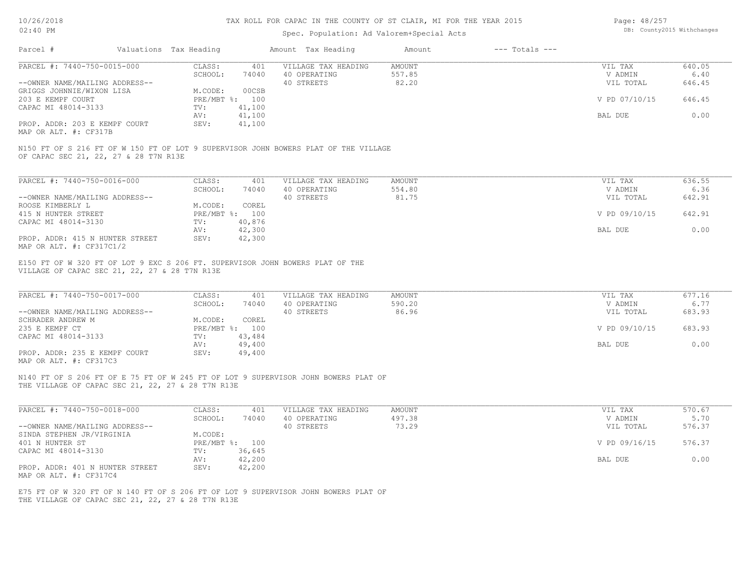# TAX ROLL FOR CAPAC IN THE COUNTY OF ST CLAIR, MI FOR THE YEAR 2015

Spec. Population: Ad Valorem+Special Acts

| Parcel # | Valuations | Tax Heading | Amount | Tax Heading | Amount | --- Totals --- | |
|---|---|---|---|---|---|---|---|
| PARCEL #: 7440-750-0015-000 | CLASS: | 401 | VILLAGE TAX HEADING | AMOUNT | | VIL TAX | 640.05 |
| | SCHOOL: | 74040 | 40 OPERATING | 557.85 | | V ADMIN | 6.40 |
| --OWNER NAME/MAILING ADDRESS-- | | | 40 STREETS | 82.20 | | VIL TOTAL | 646.45 |
| GRIGGS JOHNNIE/WIXON LISA | M.CODE: | 00CSB | | | | | |
| 203 E KEMPF COURT | PRE/MBT %: | 100 | | | | V PD 07/10/15 | 646.45 |
| CAPAC MI 48014-3133 | TV: | 41,100 | | | | | |
| | AV: | 41,100 | | | | BAL DUE | 0.00 |
| PROP. ADDR: 203 E KEMPF COURT | SEV: | 41,100 | | | | | |
| MAP OR ALT. #: CF317B | | | | | | | |

N150 FT OF S 216 FT OF W 150 FT OF LOT 9 SUPERVISOR JOHN BOWERS PLAT OF THE VILLAGE OF CAPAC SEC 21, 22, 27 & 28 T7N R13E

| Parcel # | Valuations | Tax Heading | Amount | Tax Heading | Amount | --- Totals --- | |
|---|---|---|---|---|---|---|---|
| PARCEL #: 7440-750-0016-000 | CLASS: | 401 | VILLAGE TAX HEADING | AMOUNT | | VIL TAX | 636.55 |
| | SCHOOL: | 74040 | 40 OPERATING | 554.80 | | V ADMIN | 6.36 |
| --OWNER NAME/MAILING ADDRESS-- | | | 40 STREETS | 81.75 | | VIL TOTAL | 642.91 |
| ROOSE KIMBERLY L | M.CODE: | COREL | | | | | |
| 415 N HUNTER STREET | PRE/MBT %: | 100 | | | | V PD 09/10/15 | 642.91 |
| CAPAC MI 48014-3130 | TV: | 40,876 | | | | | |
| | AV: | 42,300 | | | | BAL DUE | 0.00 |
| PROP. ADDR: 415 N HUNTER STREET | SEV: | 42,300 | | | | | |
| MAP OR ALT. #: CF317C1/2 | | | | | | | |

E150 FT OF W 320 FT OF LOT 9 EXC S 206 FT. SUPERVISOR JOHN BOWERS PLAT OF THE VILLAGE OF CAPAC SEC 21, 22, 27 & 28 T7N R13E

| Parcel # | Valuations | Tax Heading | Amount | Tax Heading | Amount | --- Totals --- | |
|---|---|---|---|---|---|---|---|
| PARCEL #: 7440-750-0017-000 | CLASS: | 401 | VILLAGE TAX HEADING | AMOUNT | | VIL TAX | 677.16 |
| | SCHOOL: | 74040 | 40 OPERATING | 590.20 | | V ADMIN | 6.77 |
| --OWNER NAME/MAILING ADDRESS-- | | | 40 STREETS | 86.96 | | VIL TOTAL | 683.93 |
| SCHRADER ANDREW M | M.CODE: | COREL | | | | | |
| 235 E KEMPF CT | PRE/MBT %: | 100 | | | | V PD 09/10/15 | 683.93 |
| CAPAC MI 48014-3133 | TV: | 43,484 | | | | | |
| | AV: | 49,400 | | | | BAL DUE | 0.00 |
| PROP. ADDR: 235 E KEMPF COURT | SEV: | 49,400 | | | | | |
| MAP OR ALT. #: CF317C3 | | | | | | | |

N140 FT OF S 206 FT OF E 75 FT OF W 245 FT OF LOT 9 SUPERVISOR JOHN BOWERS PLAT OF THE VILLAGE OF CAPAC SEC 21, 22, 27 & 28 T7N R13E

| Parcel # | Valuations | Tax Heading | Amount | Tax Heading | Amount | --- Totals --- | |
|---|---|---|---|---|---|---|---|
| PARCEL #: 7440-750-0018-000 | CLASS: | 401 | VILLAGE TAX HEADING | AMOUNT | | VIL TAX | 570.67 |
| | SCHOOL: | 74040 | 40 OPERATING | 497.38 | | V ADMIN | 5.70 |
| --OWNER NAME/MAILING ADDRESS-- | | | 40 STREETS | 73.29 | | VIL TOTAL | 576.37 |
| SINDA STEPHEN JR/VIRGINIA | M.CODE: | | | | | | |
| 401 N HUNTER ST | PRE/MBT %: | 100 | | | | V PD 09/16/15 | 576.37 |
| CAPAC MI 48014-3130 | TV: | 36,645 | | | | | |
| | AV: | 42,200 | | | | BAL DUE | 0.00 |
| PROP. ADDR: 401 N HUNTER STREET | SEV: | 42,200 | | | | | |
| MAP OR ALT. #: CF317C4 | | | | | | | |

E75 FT OF W 320 FT OF N 140 FT OF S 206 FT OF LOT 9 SUPERVISOR JOHN BOWERS PLAT OF THE VILLAGE OF CAPAC SEC 21, 22, 27 & 28 T7N R13E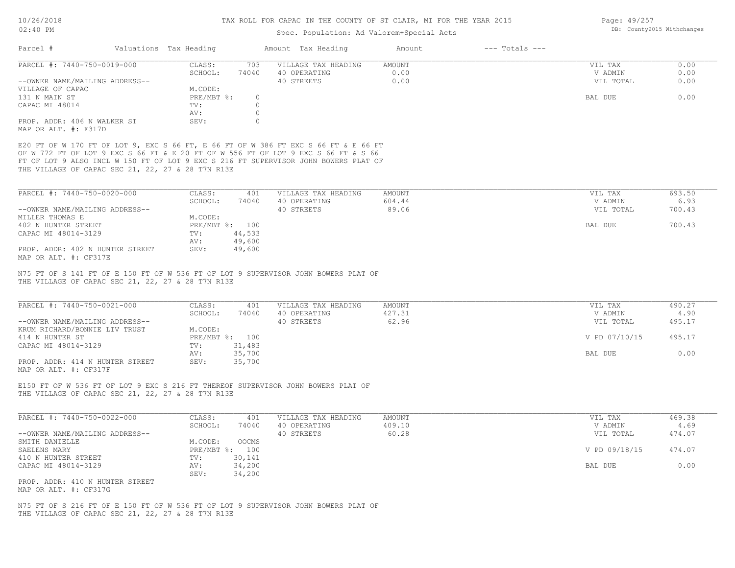# TAX ROLL FOR CAPAC IN THE COUNTY OF ST CLAIR, MI FOR THE YEAR 2015

Spec. Population: Ad Valorem+Special Acts

10/26/2018
02:40 PM

DB: County2015 Withchanges

| Parcel # | Valuations | Tax Heading | Amount | Tax Heading | Amount | --- Totals --- | |
|---|---|---|---|---|---|---|---|

**PARCEL #: 7440-750-0019-000**

| | | | | | |
|---|---|---|---|---|---|
| CLASS: | 703 | VILLAGE TAX HEADING | AMOUNT | VIL TAX | 0.00 |
| SCHOOL: | 74040 | 40 OPERATING | 0.00 | V ADMIN | 0.00 |
| M.CODE: | | 40 STREETS | 0.00 | VIL TOTAL | 0.00 |
| PRE/MBT %: | 0 | | | BAL DUE | 0.00 |
| TV: | 0 | | | | |
| AV: | 0 | | | | |
| SEV: | 0 | | | | |

--OWNER NAME/MAILING ADDRESS--
VILLAGE OF CAPAC
131 N MAIN ST
CAPAC MI 48014

PROP. ADDR: 406 N WALKER ST
MAP OR ALT. #: F317D

E20 FT OF W 170 FT OF LOT 9, EXC S 66 FT, E 66 FT OF W 386 FT EXC S 66 FT & E 66 FT OF W 772 FT OF LOT 9 EXC S 66 FT & E 20 FT OF W 556 FT OF LOT 9 EXC S 66 FT & S 66 FT OF LOT 9 ALSO INCL W 150 FT OF LOT 9 EXC S 216 FT SUPERVISOR JOHN BOWERS PLAT OF THE VILLAGE OF CAPAC SEC 21, 22, 27 & 28 T7N R13E

**PARCEL #: 7440-750-0020-000**

| | | | | | |
|---|---|---|---|---|---|
| CLASS: | 401 | VILLAGE TAX HEADING | AMOUNT | VIL TAX | 693.50 |
| SCHOOL: | 74040 | 40 OPERATING | 604.44 | V ADMIN | 6.93 |
| M.CODE: | | 40 STREETS | 89.06 | VIL TOTAL | 700.43 |
| PRE/MBT %: | 100 | | | BAL DUE | 700.43 |
| TV: | 44,533 | | | | |
| AV: | 49,600 | | | | |
| SEV: | 49,600 | | | | |

--OWNER NAME/MAILING ADDRESS--
MILLER THOMAS E
402 N HUNTER STREET
CAPAC MI 48014-3129

PROP. ADDR: 402 N HUNTER STREET
MAP OR ALT. #: CF317E

N75 FT OF S 141 FT OF E 150 FT OF W 536 FT OF LOT 9 SUPERVISOR JOHN BOWERS PLAT OF THE VILLAGE OF CAPAC SEC 21, 22, 27 & 28 T7N R13E

**PARCEL #: 7440-750-0021-000**

| | | | | | |
|---|---|---|---|---|---|
| CLASS: | 401 | VILLAGE TAX HEADING | AMOUNT | VIL TAX | 490.27 |
| SCHOOL: | 74040 | 40 OPERATING | 427.31 | V ADMIN | 4.90 |
| M.CODE: | | 40 STREETS | 62.96 | VIL TOTAL | 495.17 |
| PRE/MBT %: | 100 | | | V PD 07/10/15 | 495.17 |
| TV: | 31,483 | | | | |
| AV: | 35,700 | | | BAL DUE | 0.00 |
| SEV: | 35,700 | | | | |

--OWNER NAME/MAILING ADDRESS--
KRUM RICHARD/BONNIE LIV TRUST
414 N HUNTER ST
CAPAC MI 48014-3129

PROP. ADDR: 414 N HUNTER STREET
MAP OR ALT. #: CF317F

E150 FT OF W 536 FT OF LOT 9 EXC S 216 FT THEREOF SUPERVISOR JOHN BOWERS PLAT OF THE VILLAGE OF CAPAC SEC 21, 22, 27 & 28 T7N R13E

**PARCEL #: 7440-750-0022-000**

| | | | | | |
|---|---|---|---|---|---|
| CLASS: | 401 | VILLAGE TAX HEADING | AMOUNT | VIL TAX | 469.38 |
| SCHOOL: | 74040 | 40 OPERATING | 409.10 | V ADMIN | 4.69 |
| M.CODE: | OOCMS | 40 STREETS | 60.28 | VIL TOTAL | 474.07 |
| PRE/MBT %: | 100 | | | V PD 09/18/15 | 474.07 |
| TV: | 30,141 | | | | |
| AV: | 34,200 | | | BAL DUE | 0.00 |
| SEV: | 34,200 | | | | |

--OWNER NAME/MAILING ADDRESS--
SMITH DANIELLE
SAELENS MARY
410 N HUNTER STREET
CAPAC MI 48014-3129

PROP. ADDR: 410 N HUNTER STREET
MAP OR ALT. #: CF317G

N75 FT OF S 216 FT OF E 150 FT OF W 536 FT OF LOT 9 SUPERVISOR JOHN BOWERS PLAT OF THE VILLAGE OF CAPAC SEC 21, 22, 27 & 28 T7N R13E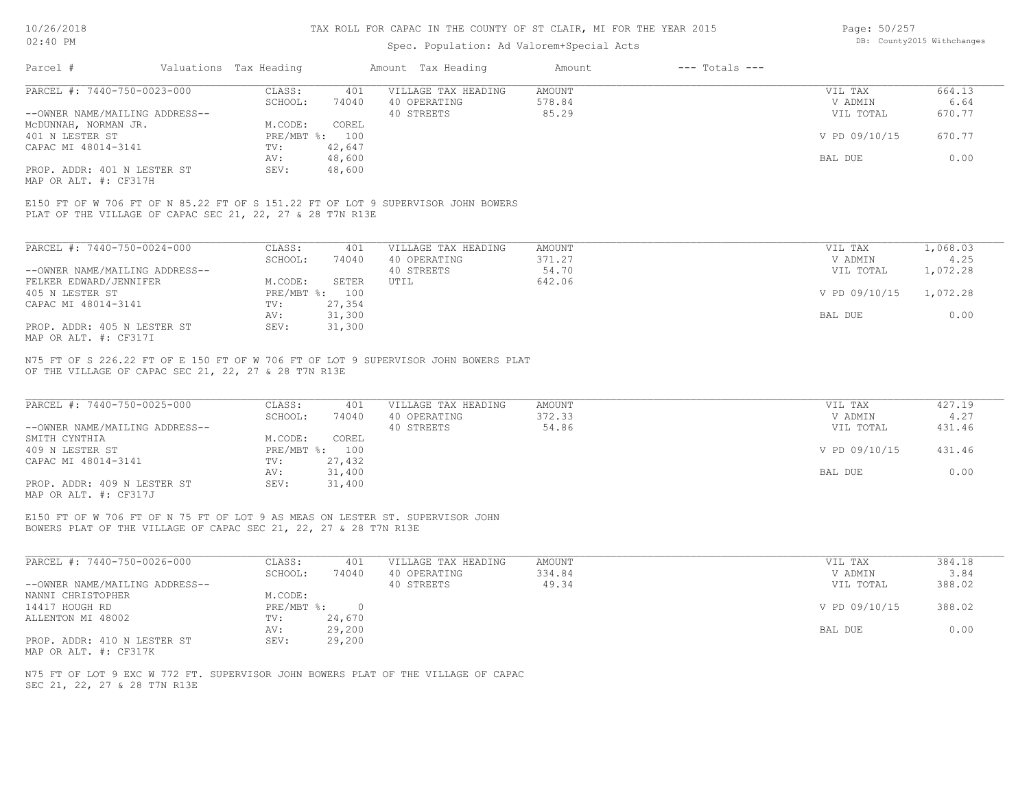# TAX ROLL FOR CAPAC IN THE COUNTY OF ST CLAIR, MI FOR THE YEAR 2015

Spec. Population: Ad Valorem+Special Acts

DB: County2015 Withchanges

10/26/2018
02:40 PM

| Parcel # | Valuations | Tax Heading | Amount | Tax Heading | Amount | --- Totals --- | |
|---|---|---|---|---|---|---|---|
| PARCEL #: 7440-750-0023-000 | CLASS: | 401 | VILLAGE TAX HEADING | AMOUNT | | VIL TAX | 664.13 |
| | SCHOOL: | 74040 | 40 OPERATING | 578.84 | | V ADMIN | 6.64 |
| --OWNER NAME/MAILING ADDRESS-- | | | 40 STREETS | 85.29 | | VIL TOTAL | 670.77 |
| McDUNNAH, NORMAN JR. | M.CODE: | COREL | | | | | |
| 401 N LESTER ST | PRE/MBT %: | 100 | | | | V PD 09/10/15 | 670.77 |
| CAPAC MI 48014-3141 | TV: | 42,647 | | | | | |
| | AV: | 48,600 | | | | BAL DUE | 0.00 |
| PROP. ADDR: 401 N LESTER ST | SEV: | 48,600 | | | | | |
| MAP OR ALT. #: CF317H | | | | | | | |

E150 FT OF W 706 FT OF N 85.22 FT OF S 151.22 FT OF LOT 9 SUPERVISOR JOHN BOWERS PLAT OF THE VILLAGE OF CAPAC SEC 21, 22, 27 & 28 T7N R13E

| Parcel # | Valuations | Tax Heading | Amount | Tax Heading | Amount | --- Totals --- | |
|---|---|---|---|---|---|---|---|
| PARCEL #: 7440-750-0024-000 | CLASS: | 401 | VILLAGE TAX HEADING | AMOUNT | | VIL TAX | 1,068.03 |
| | SCHOOL: | 74040 | 40 OPERATING | 371.27 | | V ADMIN | 4.25 |
| --OWNER NAME/MAILING ADDRESS-- | | | 40 STREETS | 54.70 | | VIL TOTAL | 1,072.28 |
| FELKER EDWARD/JENNIFER | M.CODE: | SETER | UTIL | 642.06 | | | |
| 405 N LESTER ST | PRE/MBT %: | 100 | | | | V PD 09/10/15 | 1,072.28 |
| CAPAC MI 48014-3141 | TV: | 27,354 | | | | | |
| | AV: | 31,300 | | | | BAL DUE | 0.00 |
| PROP. ADDR: 405 N LESTER ST | SEV: | 31,300 | | | | | |
| MAP OR ALT. #: CF317I | | | | | | | |

N75 FT OF S 226.22 FT OF E 150 FT OF W 706 FT OF LOT 9 SUPERVISOR JOHN BOWERS PLAT OF THE VILLAGE OF CAPAC SEC 21, 22, 27 & 28 T7N R13E

| Parcel # | Valuations | Tax Heading | Amount | Tax Heading | Amount | --- Totals --- | |
|---|---|---|---|---|---|---|---|
| PARCEL #: 7440-750-0025-000 | CLASS: | 401 | VILLAGE TAX HEADING | AMOUNT | | VIL TAX | 427.19 |
| | SCHOOL: | 74040 | 40 OPERATING | 372.33 | | V ADMIN | 4.27 |
| --OWNER NAME/MAILING ADDRESS-- | | | 40 STREETS | 54.86 | | VIL TOTAL | 431.46 |
| SMITH CYNTHIA | M.CODE: | COREL | | | | | |
| 409 N LESTER ST | PRE/MBT %: | 100 | | | | V PD 09/10/15 | 431.46 |
| CAPAC MI 48014-3141 | TV: | 27,432 | | | | | |
| | AV: | 31,400 | | | | BAL DUE | 0.00 |
| PROP. ADDR: 409 N LESTER ST | SEV: | 31,400 | | | | | |
| MAP OR ALT. #: CF317J | | | | | | | |

E150 FT OF W 706 FT OF N 75 FT OF LOT 9 AS MEAS ON LESTER ST. SUPERVISOR JOHN BOWERS PLAT OF THE VILLAGE OF CAPAC SEC 21, 22, 27 & 28 T7N R13E

| Parcel # | Valuations | Tax Heading | Amount | Tax Heading | Amount | --- Totals --- | |
|---|---|---|---|---|---|---|---|
| PARCEL #: 7440-750-0026-000 | CLASS: | 401 | VILLAGE TAX HEADING | AMOUNT | | VIL TAX | 384.18 |
| | SCHOOL: | 74040 | 40 OPERATING | 334.84 | | V ADMIN | 3.84 |
| --OWNER NAME/MAILING ADDRESS-- | | | 40 STREETS | 49.34 | | VIL TOTAL | 388.02 |
| NANNI CHRISTOPHER | M.CODE: | | | | | | |
| 14417 HOUGH RD | PRE/MBT %: | 0 | | | | V PD 09/10/15 | 388.02 |
| ALLENTON MI 48002 | TV: | 24,670 | | | | | |
| | AV: | 29,200 | | | | BAL DUE | 0.00 |
| PROP. ADDR: 410 N LESTER ST | SEV: | 29,200 | | | | | |
| MAP OR ALT. #: CF317K | | | | | | | |

N75 FT OF LOT 9 EXC W 772 FT. SUPERVISOR JOHN BOWERS PLAT OF THE VILLAGE OF CAPAC SEC 21, 22, 27 & 28 T7N R13E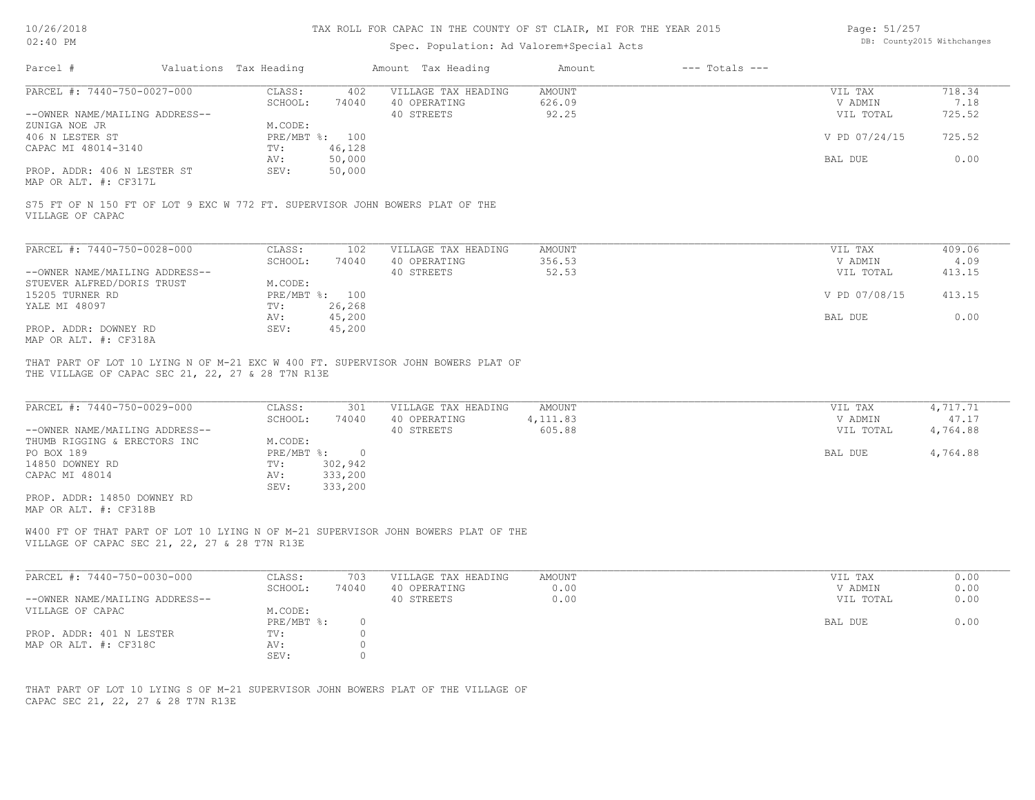10/26/2018
02:40 PM

TAX ROLL FOR CAPAC IN THE COUNTY OF ST CLAIR, MI FOR THE YEAR 2015

Spec. Population: Ad Valorem+Special Acts

DB: County2015 Withchanges

| Parcel # | Valuations | Tax Heading | Amount | Tax Heading | Amount | --- Totals --- | |
|---|---|---|---|---|---|---|---|

| PARCEL #: 7440-750-0027-000 | CLASS: | 402 | VILLAGE TAX HEADING | AMOUNT | VIL TAX | 718.34 |
|---|---|---|---|---|---|---|
| | SCHOOL: | 74040 | 40 OPERATING | 626.09 | V ADMIN | 7.18 |
| --OWNER NAME/MAILING ADDRESS-- | | | 40 STREETS | 92.25 | VIL TOTAL | 725.52 |
| ZUNIGA NOE JR | M.CODE: | | | | | |
| 406 N LESTER ST | PRE/MBT %: | 100 | | | V PD 07/24/15 | 725.52 |
| CAPAC MI 48014-3140 | TV: | 46,128 | | | | |
| | AV: | 50,000 | | | BAL DUE | 0.00 |
| PROP. ADDR: 406 N LESTER ST | SEV: | 50,000 | | | | |
| MAP OR ALT. #: CF317L | | | | | | |

S75 FT OF N 150 FT OF LOT 9 EXC W 772 FT. SUPERVISOR JOHN BOWERS PLAT OF THE VILLAGE OF CAPAC

| PARCEL #: 7440-750-0028-000 | CLASS: | 102 | VILLAGE TAX HEADING | AMOUNT | VIL TAX | 409.06 |
|---|---|---|---|---|---|---|
| | SCHOOL: | 74040 | 40 OPERATING | 356.53 | V ADMIN | 4.09 |
| --OWNER NAME/MAILING ADDRESS-- | | | 40 STREETS | 52.53 | VIL TOTAL | 413.15 |
| STUEVER ALFRED/DORIS TRUST | M.CODE: | | | | | |
| 15205 TURNER RD | PRE/MBT %: | 100 | | | V PD 07/08/15 | 413.15 |
| YALE MI 48097 | TV: | 26,268 | | | | |
| | AV: | 45,200 | | | BAL DUE | 0.00 |
| PROP. ADDR: DOWNEY RD | SEV: | 45,200 | | | | |
| MAP OR ALT. #: CF318A | | | | | | |

THAT PART OF LOT 10 LYING N OF M-21 EXC W 400 FT. SUPERVISOR JOHN BOWERS PLAT OF THE VILLAGE OF CAPAC SEC 21, 22, 27 & 28 T7N R13E

| PARCEL #: 7440-750-0029-000 | CLASS: | 301 | VILLAGE TAX HEADING | AMOUNT | VIL TAX | 4,717.71 |
|---|---|---|---|---|---|---|
| | SCHOOL: | 74040 | 40 OPERATING | 4,111.83 | V ADMIN | 47.17 |
| --OWNER NAME/MAILING ADDRESS-- | | | 40 STREETS | 605.88 | VIL TOTAL | 4,764.88 |
| THUMB RIGGING & ERECTORS INC | M.CODE: | | | | | |
| PO BOX 189 | PRE/MBT %: | 0 | | | BAL DUE | 4,764.88 |
| 14850 DOWNEY RD | TV: | 302,942 | | | | |
| CAPAC MI 48014 | AV: | 333,200 | | | | |
| | SEV: | 333,200 | | | | |
| PROP. ADDR: 14850 DOWNEY RD | | | | | | |
| MAP OR ALT. #: CF318B | | | | | | |

W400 FT OF THAT PART OF LOT 10 LYING N OF M-21 SUPERVISOR JOHN BOWERS PLAT OF THE VILLAGE OF CAPAC SEC 21, 22, 27 & 28 T7N R13E

| PARCEL #: 7440-750-0030-000 | CLASS: | 703 | VILLAGE TAX HEADING | AMOUNT | VIL TAX | 0.00 |
|---|---|---|---|---|---|---|
| | SCHOOL: | 74040 | 40 OPERATING | 0.00 | V ADMIN | 0.00 |
| --OWNER NAME/MAILING ADDRESS-- | | | 40 STREETS | 0.00 | VIL TOTAL | 0.00 |
| VILLAGE OF CAPAC | M.CODE: | | | | | |
| | PRE/MBT %: | 0 | | | BAL DUE | 0.00 |
| PROP. ADDR: 401 N LESTER | TV: | 0 | | | | |
| MAP OR ALT. #: CF318C | AV: | 0 | | | | |
| | SEV: | 0 | | | | |

THAT PART OF LOT 10 LYING S OF M-21 SUPERVISOR JOHN BOWERS PLAT OF THE VILLAGE OF CAPAC SEC 21, 22, 27 & 28 T7N R13E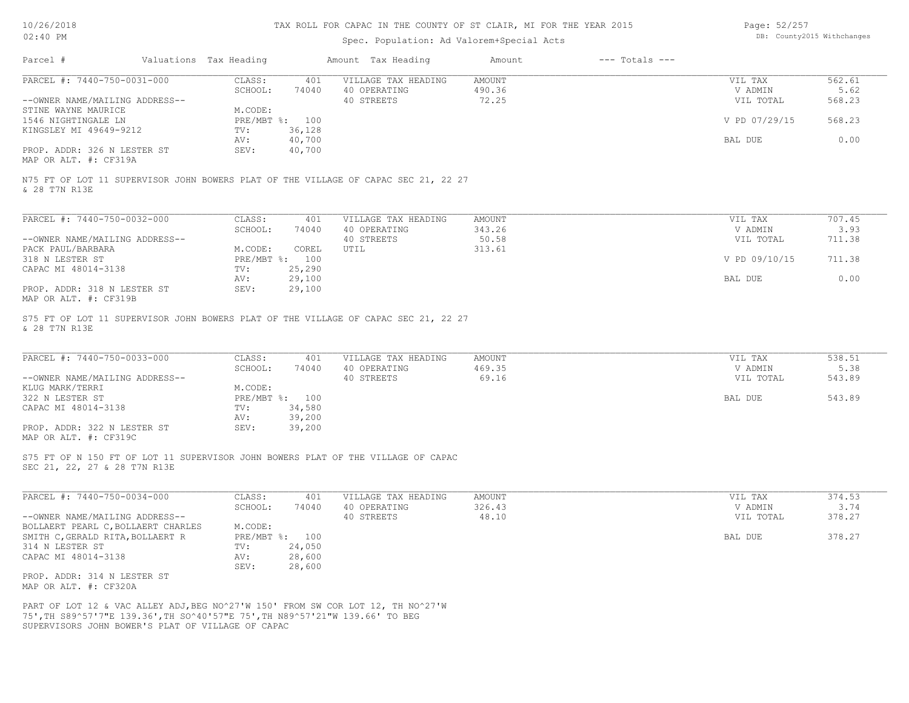# TAX ROLL FOR CAPAC IN THE COUNTY OF ST CLAIR, MI FOR THE YEAR 2015

Spec. Population: Ad Valorem+Special Acts

| Parcel # | Valuations | Tax Heading | Amount | Tax Heading | Amount | --- Totals --- | |
|---|---|---|---|---|---|---|---|
| PARCEL #: 7440-750-0031-000 | CLASS: | 401 | VILLAGE TAX HEADING | AMOUNT | | VIL TAX | 562.61 |
| | SCHOOL: | 74040 | 40 OPERATING | 490.36 | | V ADMIN | 5.62 |
| --OWNER NAME/MAILING ADDRESS-- | | | 40 STREETS | 72.25 | | VIL TOTAL | 568.23 |
| STINE WAYNE MAURICE | M.CODE: | | | | | | |
| 1546 NIGHTINGALE LN | PRE/MBT %: | 100 | | | | V PD 07/29/15 | 568.23 |
| KINGSLEY MI 49649-9212 | TV: | 36,128 | | | | | |
| | AV: | 40,700 | | | | BAL DUE | 0.00 |
| PROP. ADDR: 326 N LESTER ST | SEV: | 40,700 | | | | | |
| MAP OR ALT. #: CF319A | | | | | | | |

N75 FT OF LOT 11 SUPERVISOR JOHN BOWERS PLAT OF THE VILLAGE OF CAPAC SEC 21, 22 27 & 28 T7N R13E

| Parcel # | Valuations | Tax Heading | Amount | Tax Heading | Amount | --- Totals --- | |
|---|---|---|---|---|---|---|---|
| PARCEL #: 7440-750-0032-000 | CLASS: | 401 | VILLAGE TAX HEADING | AMOUNT | | VIL TAX | 707.45 |
| | SCHOOL: | 74040 | 40 OPERATING | 343.26 | | V ADMIN | 3.93 |
| --OWNER NAME/MAILING ADDRESS-- | | | 40 STREETS | 50.58 | | VIL TOTAL | 711.38 |
| PACK PAUL/BARBARA | M.CODE: | COREL | UTIL | 313.61 | | | |
| 318 N LESTER ST | PRE/MBT %: | 100 | | | | V PD 09/10/15 | 711.38 |
| CAPAC MI 48014-3138 | TV: | 25,290 | | | | | |
| | AV: | 29,100 | | | | BAL DUE | 0.00 |
| PROP. ADDR: 318 N LESTER ST | SEV: | 29,100 | | | | | |
| MAP OR ALT. #: CF319B | | | | | | | |

S75 FT OF LOT 11 SUPERVISOR JOHN BOWERS PLAT OF THE VILLAGE OF CAPAC SEC 21, 22 27 & 28 T7N R13E

| Parcel # | Valuations | Tax Heading | Amount | Tax Heading | Amount | --- Totals --- | |
|---|---|---|---|---|---|---|---|
| PARCEL #: 7440-750-0033-000 | CLASS: | 401 | VILLAGE TAX HEADING | AMOUNT | | VIL TAX | 538.51 |
| | SCHOOL: | 74040 | 40 OPERATING | 469.35 | | V ADMIN | 5.38 |
| --OWNER NAME/MAILING ADDRESS-- | | | 40 STREETS | 69.16 | | VIL TOTAL | 543.89 |
| KLUG MARK/TERRI | M.CODE: | | | | | | |
| 322 N LESTER ST | PRE/MBT %: | 100 | | | | BAL DUE | 543.89 |
| CAPAC MI 48014-3138 | TV: | 34,580 | | | | | |
| | AV: | 39,200 | | | | | |
| PROP. ADDR: 322 N LESTER ST | SEV: | 39,200 | | | | | |
| MAP OR ALT. #: CF319C | | | | | | | |

S75 FT OF N 150 FT OF LOT 11 SUPERVISOR JOHN BOWERS PLAT OF THE VILLAGE OF CAPAC SEC 21, 22, 27 & 28 T7N R13E

| Parcel # | Valuations | Tax Heading | Amount | Tax Heading | Amount | --- Totals --- | |
|---|---|---|---|---|---|---|---|
| PARCEL #: 7440-750-0034-000 | CLASS: | 401 | VILLAGE TAX HEADING | AMOUNT | | VIL TAX | 374.53 |
| | SCHOOL: | 74040 | 40 OPERATING | 326.43 | | V ADMIN | 3.74 |
| --OWNER NAME/MAILING ADDRESS-- | | | 40 STREETS | 48.10 | | VIL TOTAL | 378.27 |
| BOLLAERT PEARL C,BOLLAERT CHARLES | M.CODE: | | | | | | |
| SMITH C,GERALD RITA,BOLLAERT R | PRE/MBT %: | 100 | | | | BAL DUE | 378.27 |
| 314 N LESTER ST | TV: | 24,050 | | | | | |
| CAPAC MI 48014-3138 | AV: | 28,600 | | | | | |
| | SEV: | 28,600 | | | | | |
| PROP. ADDR: 314 N LESTER ST | | | | | | | |
| MAP OR ALT. #: CF320A | | | | | | | |

PART OF LOT 12 & VAC ALLEY ADJ,BEG NO^27'W 150' FROM SW COR LOT 12, TH NO^27'W 75',TH S89^57'7"E 139.36',TH SO^40'57"E 75',TH N89^57'21"W 139.66' TO BEG SUPERVISORS JOHN BOWER'S PLAT OF VILLAGE OF CAPAC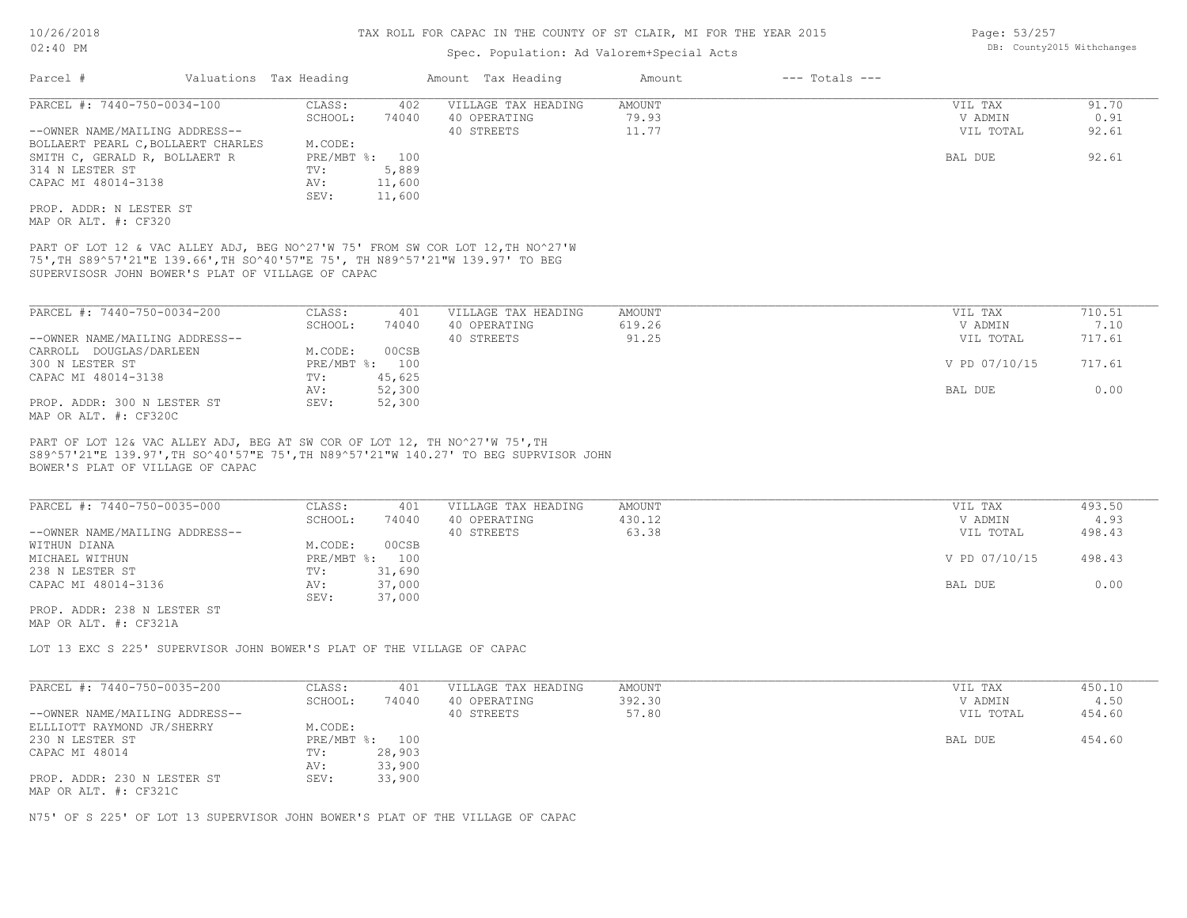# TAX ROLL FOR CAPAC IN THE COUNTY OF ST CLAIR, MI FOR THE YEAR 2015

Spec. Population: Ad Valorem+Special Acts

| Parcel # | Valuations Tax Heading | | Amount Tax Heading | Amount | --- Totals --- | |
|---|---|---|---|---|---|---|

---

**PARCEL #: 7440-750-0034-100**

| | | | | | |
|---|---|---|---|---|---|
| CLASS: | 402 | VILLAGE TAX HEADING | AMOUNT | VIL TAX | 91.70 |
| SCHOOL: | 74040 | 40 OPERATING | 79.93 | V ADMIN | 0.91 |
| M.CODE: | | 40 STREETS | 11.77 | VIL TOTAL | 92.61 |
| PRE/MBT %: | 100 | | | BAL DUE | 92.61 |
| TV: | 5,889 | | | | |
| AV: | 11,600 | | | | |
| SEV: | 11,600 | | | | |

--OWNER NAME/MAILING ADDRESS--
BOLLAERT PEARL C,BOLLAERT CHARLES
SMITH C, GERALD R, BOLLAERT R
314 N LESTER ST
CAPAC MI 48014-3138

PROP. ADDR: N LESTER ST
MAP OR ALT. #: CF320

PART OF LOT 12 & VAC ALLEY ADJ, BEG NO^27'W 75' FROM SW COR LOT 12,TH NO^27'W 75',TH S89^57'21"E 139.66',TH SO^40'57"E 75', TH N89^57'21"W 139.97' TO BEG SUPERVISOSR JOHN BOWER'S PLAT OF VILLAGE OF CAPAC

---

**PARCEL #: 7440-750-0034-200**

| | | | | | |
|---|---|---|---|---|---|
| CLASS: | 401 | VILLAGE TAX HEADING | AMOUNT | VIL TAX | 710.51 |
| SCHOOL: | 74040 | 40 OPERATING | 619.26 | V ADMIN | 7.10 |
| M.CODE: | 00CSB | 40 STREETS | 91.25 | VIL TOTAL | 717.61 |
| PRE/MBT %: | 100 | | | V PD 07/10/15 | 717.61 |
| TV: | 45,625 | | | | |
| AV: | 52,300 | | | BAL DUE | 0.00 |
| SEV: | 52,300 | | | | |

--OWNER NAME/MAILING ADDRESS--
CARROLL DOUGLAS/DARLEEN
300 N LESTER ST
CAPAC MI 48014-3138

PROP. ADDR: 300 N LESTER ST
MAP OR ALT. #: CF320C

PART OF LOT 12& VAC ALLEY ADJ, BEG AT SW COR OF LOT 12, TH NO^27'W 75',TH S89^57'21"E 139.97',TH SO^40'57"E 75',TH N89^57'21"W 140.27' TO BEG SUPRVISOR JOHN BOWER'S PLAT OF VILLAGE OF CAPAC

---

**PARCEL #: 7440-750-0035-000**

| | | | | | |
|---|---|---|---|---|---|
| CLASS: | 401 | VILLAGE TAX HEADING | AMOUNT | VIL TAX | 493.50 |
| SCHOOL: | 74040 | 40 OPERATING | 430.12 | V ADMIN | 4.93 |
| M.CODE: | 00CSB | 40 STREETS | 63.38 | VIL TOTAL | 498.43 |
| PRE/MBT %: | 100 | | | V PD 07/10/15 | 498.43 |
| TV: | 31,690 | | | | |
| AV: | 37,000 | | | BAL DUE | 0.00 |
| SEV: | 37,000 | | | | |

--OWNER NAME/MAILING ADDRESS--
WITHUN DIANA
MICHAEL WITHUN
238 N LESTER ST
CAPAC MI 48014-3136

PROP. ADDR: 238 N LESTER ST
MAP OR ALT. #: CF321A

LOT 13 EXC S 225' SUPERVISOR JOHN BOWER'S PLAT OF THE VILLAGE OF CAPAC

---

**PARCEL #: 7440-750-0035-200**

| | | | | | |
|---|---|---|---|---|---|
| CLASS: | 401 | VILLAGE TAX HEADING | AMOUNT | VIL TAX | 450.10 |
| SCHOOL: | 74040 | 40 OPERATING | 392.30 | V ADMIN | 4.50 |
| M.CODE: | | 40 STREETS | 57.80 | VIL TOTAL | 454.60 |
| PRE/MBT %: | 100 | | | BAL DUE | 454.60 |
| TV: | 28,903 | | | | |
| AV: | 33,900 | | | | |
| SEV: | 33,900 | | | | |

--OWNER NAME/MAILING ADDRESS--
ELLLIOTT RAYMOND JR/SHERRY
230 N LESTER ST
CAPAC MI 48014

PROP. ADDR: 230 N LESTER ST
MAP OR ALT. #: CF321C

N75' OF S 225' OF LOT 13 SUPERVISOR JOHN BOWER'S PLAT OF THE VILLAGE OF CAPAC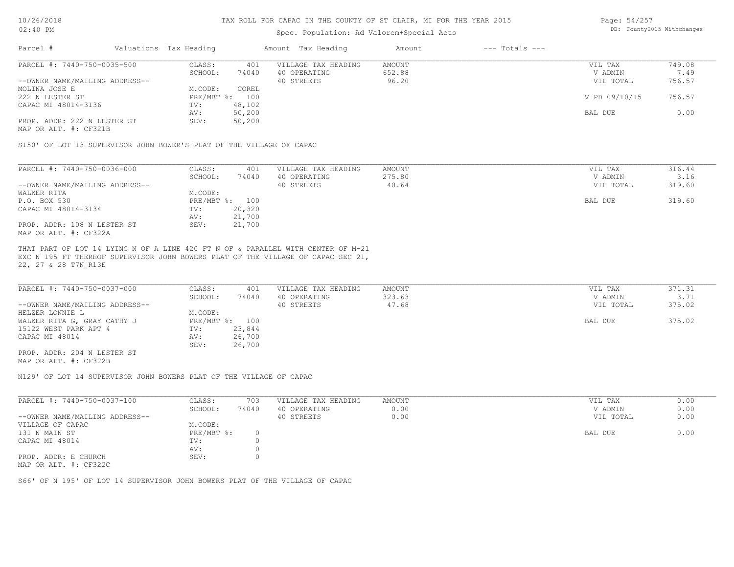# TAX ROLL FOR CAPAC IN THE COUNTY OF ST CLAIR, MI FOR THE YEAR 2015

Spec. Population: Ad Valorem+Special Acts

| Parcel # | Valuations | Tax Heading | Amount | Tax Heading | Amount | --- Totals --- | |
|---|---|---|---|---|---|---|---|
| PARCEL #: 7440-750-0035-500 | CLASS: | 401 | VILLAGE TAX HEADING | AMOUNT | | VIL TAX | 749.08 |
| | SCHOOL: | 74040 | 40 OPERATING | 652.88 | | V ADMIN | 7.49 |
| --OWNER NAME/MAILING ADDRESS-- | | | 40 STREETS | 96.20 | | VIL TOTAL | 756.57 |
| MOLINA JOSE E | M.CODE: | COREL | | | | | |
| 222 N LESTER ST | PRE/MBT %: | 100 | | | | V PD 09/10/15 | 756.57 |
| CAPAC MI 48014-3136 | TV: | 48,102 | | | | | |
| | AV: | 50,200 | | | | BAL DUE | 0.00 |
| PROP. ADDR: 222 N LESTER ST | SEV: | 50,200 | | | | | |
| MAP OR ALT. #: CF321B | | | | | | | |

S150' OF LOT 13 SUPERVISOR JOHN BOWER'S PLAT OF THE VILLAGE OF CAPAC

| Parcel # | Valuations | Tax Heading | Amount | Tax Heading | Amount | --- Totals --- | |
|---|---|---|---|---|---|---|---|
| PARCEL #: 7440-750-0036-000 | CLASS: | 401 | VILLAGE TAX HEADING | AMOUNT | | VIL TAX | 316.44 |
| | SCHOOL: | 74040 | 40 OPERATING | 275.80 | | V ADMIN | 3.16 |
| --OWNER NAME/MAILING ADDRESS-- | | | 40 STREETS | 40.64 | | VIL TOTAL | 319.60 |
| WALKER RITA | M.CODE: | | | | | | |
| P.O. BOX 530 | PRE/MBT %: | 100 | | | | BAL DUE | 319.60 |
| CAPAC MI 48014-3134 | TV: | 20,320 | | | | | |
| | AV: | 21,700 | | | | | |
| PROP. ADDR: 108 N LESTER ST | SEV: | 21,700 | | | | | |
| MAP OR ALT. #: CF322A | | | | | | | |

THAT PART OF LOT 14 LYING N OF A LINE 420 FT N OF & PARALLEL WITH CENTER OF M-21 EXC N 195 FT THEREOF SUPERVISOR JOHN BOWERS PLAT OF THE VILLAGE OF CAPAC SEC 21, 22, 27 & 28 T7N R13E

| Parcel # | Valuations | Tax Heading | Amount | Tax Heading | Amount | --- Totals --- | |
|---|---|---|---|---|---|---|---|
| PARCEL #: 7440-750-0037-000 | CLASS: | 401 | VILLAGE TAX HEADING | AMOUNT | | VIL TAX | 371.31 |
| | SCHOOL: | 74040 | 40 OPERATING | 323.63 | | V ADMIN | 3.71 |
| --OWNER NAME/MAILING ADDRESS-- | | | 40 STREETS | 47.68 | | VIL TOTAL | 375.02 |
| HELZER LONNIE L | M.CODE: | | | | | | |
| WALKER RITA G, GRAY CATHY J | PRE/MBT %: | 100 | | | | BAL DUE | 375.02 |
| 15122 WEST PARK APT 4 | TV: | 23,844 | | | | | |
| CAPAC MI 48014 | AV: | 26,700 | | | | | |
| | SEV: | 26,700 | | | | | |
| PROP. ADDR: 204 N LESTER ST | | | | | | | |
| MAP OR ALT. #: CF322B | | | | | | | |

N129' OF LOT 14 SUPERVISOR JOHN BOWERS PLAT OF THE VILLAGE OF CAPAC

| Parcel # | Valuations | Tax Heading | Amount | Tax Heading | Amount | --- Totals --- | |
|---|---|---|---|---|---|---|---|
| PARCEL #: 7440-750-0037-100 | CLASS: | 703 | VILLAGE TAX HEADING | AMOUNT | | VIL TAX | 0.00 |
| | SCHOOL: | 74040 | 40 OPERATING | 0.00 | | V ADMIN | 0.00 |
| --OWNER NAME/MAILING ADDRESS-- | | | 40 STREETS | 0.00 | | VIL TOTAL | 0.00 |
| VILLAGE OF CAPAC | M.CODE: | | | | | | |
| 131 N MAIN ST | PRE/MBT %: | 0 | | | | BAL DUE | 0.00 |
| CAPAC MI 48014 | TV: | 0 | | | | | |
| | AV: | 0 | | | | | |
| PROP. ADDR: E CHURCH | SEV: | 0 | | | | | |
| MAP OR ALT. #: CF322C | | | | | | | |

S66' OF N 195' OF LOT 14 SUPERVISOR JOHN BOWERS PLAT OF THE VILLAGE OF CAPAC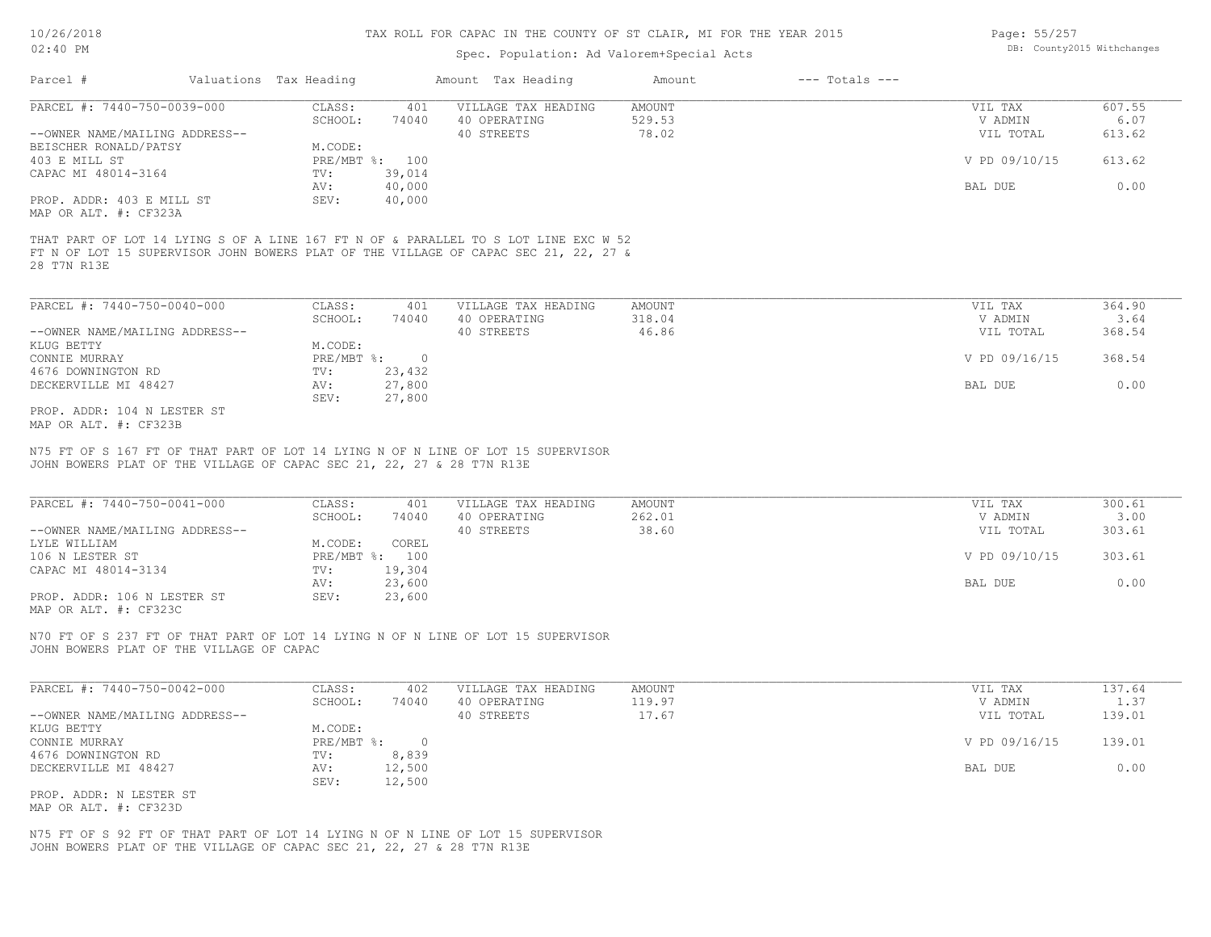# TAX ROLL FOR CAPAC IN THE COUNTY OF ST CLAIR, MI FOR THE YEAR 2015

Spec. Population: Ad Valorem+Special Acts

| Parcel # | Valuations Tax Heading | Amount Tax Heading | Amount | --- Totals --- |
|---|---|---|---|---|

---

**PARCEL #: 7440-750-0039-000**

| | | | | |
|---|---|---|---|---|
| CLASS: 401 | VILLAGE TAX HEADING | AMOUNT | VIL TAX | 607.55 |
| SCHOOL: 74040 | 40 OPERATING | 529.53 | V ADMIN | 6.07 |
| M.CODE: | 40 STREETS | 78.02 | VIL TOTAL | 613.62 |
| PRE/MBT %: 100 | | | V PD 09/10/15 | 613.62 |
| TV: 39,014 | | | | |
| AV: 40,000 | | | BAL DUE | 0.00 |
| SEV: 40,000 | | | | |

--OWNER NAME/MAILING ADDRESS--
BEISCHER RONALD/PATSY
403 E MILL ST
CAPAC MI 48014-3164

PROP. ADDR: 403 E MILL ST
MAP OR ALT. #: CF323A

THAT PART OF LOT 14 LYING S OF A LINE 167 FT N OF & PARALLEL TO S LOT LINE EXC W 52 FT N OF LOT 15 SUPERVISOR JOHN BOWERS PLAT OF THE VILLAGE OF CAPAC SEC 21, 22, 27 & 28 T7N R13E

---

**PARCEL #: 7440-750-0040-000**

| | | | | |
|---|---|---|---|---|
| CLASS: 401 | VILLAGE TAX HEADING | AMOUNT | VIL TAX | 364.90 |
| SCHOOL: 74040 | 40 OPERATING | 318.04 | V ADMIN | 3.64 |
| M.CODE: | 40 STREETS | 46.86 | VIL TOTAL | 368.54 |
| PRE/MBT %: 0 | | | V PD 09/16/15 | 368.54 |
| TV: 23,432 | | | | |
| AV: 27,800 | | | BAL DUE | 0.00 |
| SEV: 27,800 | | | | |

--OWNER NAME/MAILING ADDRESS--
KLUG BETTY
CONNIE MURRAY
4676 DOWNINGTON RD
DECKERVILLE MI 48427

PROP. ADDR: 104 N LESTER ST
MAP OR ALT. #: CF323B

N75 FT OF S 167 FT OF THAT PART OF LOT 14 LYING N OF N LINE OF LOT 15 SUPERVISOR JOHN BOWERS PLAT OF THE VILLAGE OF CAPAC SEC 21, 22, 27 & 28 T7N R13E

---

**PARCEL #: 7440-750-0041-000**

| | | | | |
|---|---|---|---|---|
| CLASS: 401 | VILLAGE TAX HEADING | AMOUNT | VIL TAX | 300.61 |
| SCHOOL: 74040 | 40 OPERATING | 262.01 | V ADMIN | 3.00 |
| M.CODE: COREL | 40 STREETS | 38.60 | VIL TOTAL | 303.61 |
| PRE/MBT %: 100 | | | V PD 09/10/15 | 303.61 |
| TV: 19,304 | | | | |
| AV: 23,600 | | | BAL DUE | 0.00 |
| SEV: 23,600 | | | | |

--OWNER NAME/MAILING ADDRESS--
LYLE WILLIAM
106 N LESTER ST
CAPAC MI 48014-3134

PROP. ADDR: 106 N LESTER ST
MAP OR ALT. #: CF323C

N70 FT OF S 237 FT OF THAT PART OF LOT 14 LYING N OF N LINE OF LOT 15 SUPERVISOR JOHN BOWERS PLAT OF THE VILLAGE OF CAPAC

---

**PARCEL #: 7440-750-0042-000**

| | | | | |
|---|---|---|---|---|
| CLASS: 402 | VILLAGE TAX HEADING | AMOUNT | VIL TAX | 137.64 |
| SCHOOL: 74040 | 40 OPERATING | 119.97 | V ADMIN | 1.37 |
| M.CODE: | 40 STREETS | 17.67 | VIL TOTAL | 139.01 |
| PRE/MBT %: 0 | | | V PD 09/16/15 | 139.01 |
| TV: 8,839 | | | | |
| AV: 12,500 | | | BAL DUE | 0.00 |
| SEV: 12,500 | | | | |

--OWNER NAME/MAILING ADDRESS--
KLUG BETTY
CONNIE MURRAY
4676 DOWNINGTON RD
DECKERVILLE MI 48427

PROP. ADDR: N LESTER ST
MAP OR ALT. #: CF323D

N75 FT OF S 92 FT OF THAT PART OF LOT 14 LYING N OF N LINE OF LOT 15 SUPERVISOR JOHN BOWERS PLAT OF THE VILLAGE OF CAPAC SEC 21, 22, 27 & 28 T7N R13E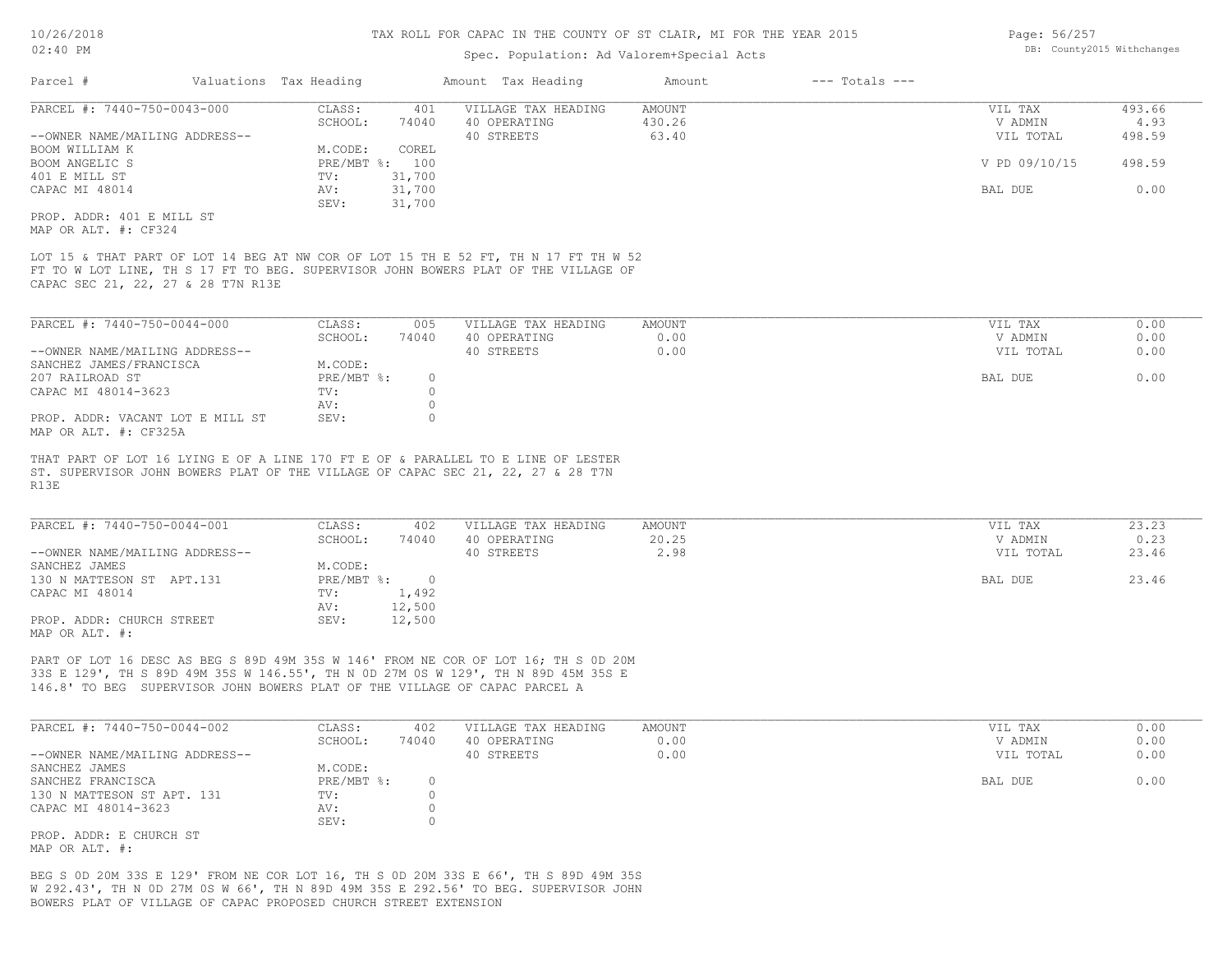# TAX ROLL FOR CAPAC IN THE COUNTY OF ST CLAIR, MI FOR THE YEAR 2015

Spec. Population: Ad Valorem+Special Acts

| Parcel # | Valuations | Tax Heading | Amount | Tax Heading | Amount | --- Totals --- |
|---|---|---|---|---|---|---|

---

**PARCEL #: 7440-750-0043-000**

| | | | | | |
|---|---|---|---|---|---|
| CLASS: | 401 | VILLAGE TAX HEADING | AMOUNT | VIL TAX | 493.66 |
| SCHOOL: | 74040 | 40 OPERATING | 430.26 | V ADMIN | 4.93 |
| | | 40 STREETS | 63.40 | VIL TOTAL | 498.59 |
| M.CODE: | COREL | | | | |
| PRE/MBT %: | 100 | | | V PD 09/10/15 | 498.59 |
| TV: | 31,700 | | | | |
| AV: | 31,700 | | | BAL DUE | 0.00 |
| SEV: | 31,700 | | | | |

--OWNER NAME/MAILING ADDRESS--
BOOM WILLIAM K
BOOM ANGELIC S
401 E MILL ST
CAPAC MI 48014

PROP. ADDR: 401 E MILL ST
MAP OR ALT. #: CF324

LOT 15 & THAT PART OF LOT 14 BEG AT NW COR OF LOT 15 TH E 52 FT, TH N 17 FT TH W 52 FT TO W LOT LINE, TH S 17 FT TO BEG. SUPERVISOR JOHN BOWERS PLAT OF THE VILLAGE OF CAPAC SEC 21, 22, 27 & 28 T7N R13E

---

**PARCEL #: 7440-750-0044-000**

| | | | | | |
|---|---|---|---|---|---|
| CLASS: | 005 | VILLAGE TAX HEADING | AMOUNT | VIL TAX | 0.00 |
| SCHOOL: | 74040 | 40 OPERATING | 0.00 | V ADMIN | 0.00 |
| | | 40 STREETS | 0.00 | VIL TOTAL | 0.00 |
| M.CODE: | | | | | |
| PRE/MBT %: | 0 | | | BAL DUE | 0.00 |
| TV: | 0 | | | | |
| AV: | 0 | | | | |
| SEV: | 0 | | | | |

--OWNER NAME/MAILING ADDRESS--
SANCHEZ JAMES/FRANCISCA
207 RAILROAD ST
CAPAC MI 48014-3623

PROP. ADDR: VACANT LOT E MILL ST
MAP OR ALT. #: CF325A

THAT PART OF LOT 16 LYING E OF A LINE 170 FT E OF & PARALLEL TO E LINE OF LESTER ST. SUPERVISOR JOHN BOWERS PLAT OF THE VILLAGE OF CAPAC SEC 21, 22, 27 & 28 T7N R13E

---

**PARCEL #: 7440-750-0044-001**

| | | | | | |
|---|---|---|---|---|---|
| CLASS: | 402 | VILLAGE TAX HEADING | AMOUNT | VIL TAX | 23.23 |
| SCHOOL: | 74040 | 40 OPERATING | 20.25 | V ADMIN | 0.23 |
| | | 40 STREETS | 2.98 | VIL TOTAL | 23.46 |
| M.CODE: | | | | | |
| PRE/MBT %: | 0 | | | BAL DUE | 23.46 |
| TV: | 1,492 | | | | |
| AV: | 12,500 | | | | |
| SEV: | 12,500 | | | | |

--OWNER NAME/MAILING ADDRESS--
SANCHEZ JAMES
130 N MATTESON ST APT.131
CAPAC MI 48014

PROP. ADDR: CHURCH STREET
MAP OR ALT. #:

PART OF LOT 16 DESC AS BEG S 89D 49M 35S W 146' FROM NE COR OF LOT 16; TH S 0D 20M 33S E 129', TH S 89D 49M 35S W 146.55', TH N 0D 27M 0S W 129', TH N 89D 45M 35S E 146.8' TO BEG SUPERVISOR JOHN BOWERS PLAT OF THE VILLAGE OF CAPAC PARCEL A

---

**PARCEL #: 7440-750-0044-002**

| | | | | | |
|---|---|---|---|---|---|
| CLASS: | 402 | VILLAGE TAX HEADING | AMOUNT | VIL TAX | 0.00 |
| SCHOOL: | 74040 | 40 OPERATING | 0.00 | V ADMIN | 0.00 |
| | | 40 STREETS | 0.00 | VIL TOTAL | 0.00 |
| M.CODE: | | | | | |
| PRE/MBT %: | 0 | | | BAL DUE | 0.00 |
| TV: | 0 | | | | |
| AV: | 0 | | | | |
| SEV: | 0 | | | | |

--OWNER NAME/MAILING ADDRESS--
SANCHEZ JAMES
SANCHEZ FRANCISCA
130 N MATTESON ST APT. 131
CAPAC MI 48014-3623

PROP. ADDR: E CHURCH ST
MAP OR ALT. #:

BEG S 0D 20M 33S E 129' FROM NE COR LOT 16, TH S 0D 20M 33S E 66', TH S 89D 49M 35S W 292.43', TH N 0D 27M 0S W 66', TH N 89D 49M 35S E 292.56' TO BEG. SUPERVISOR JOHN BOWERS PLAT OF VILLAGE OF CAPAC PROPOSED CHURCH STREET EXTENSION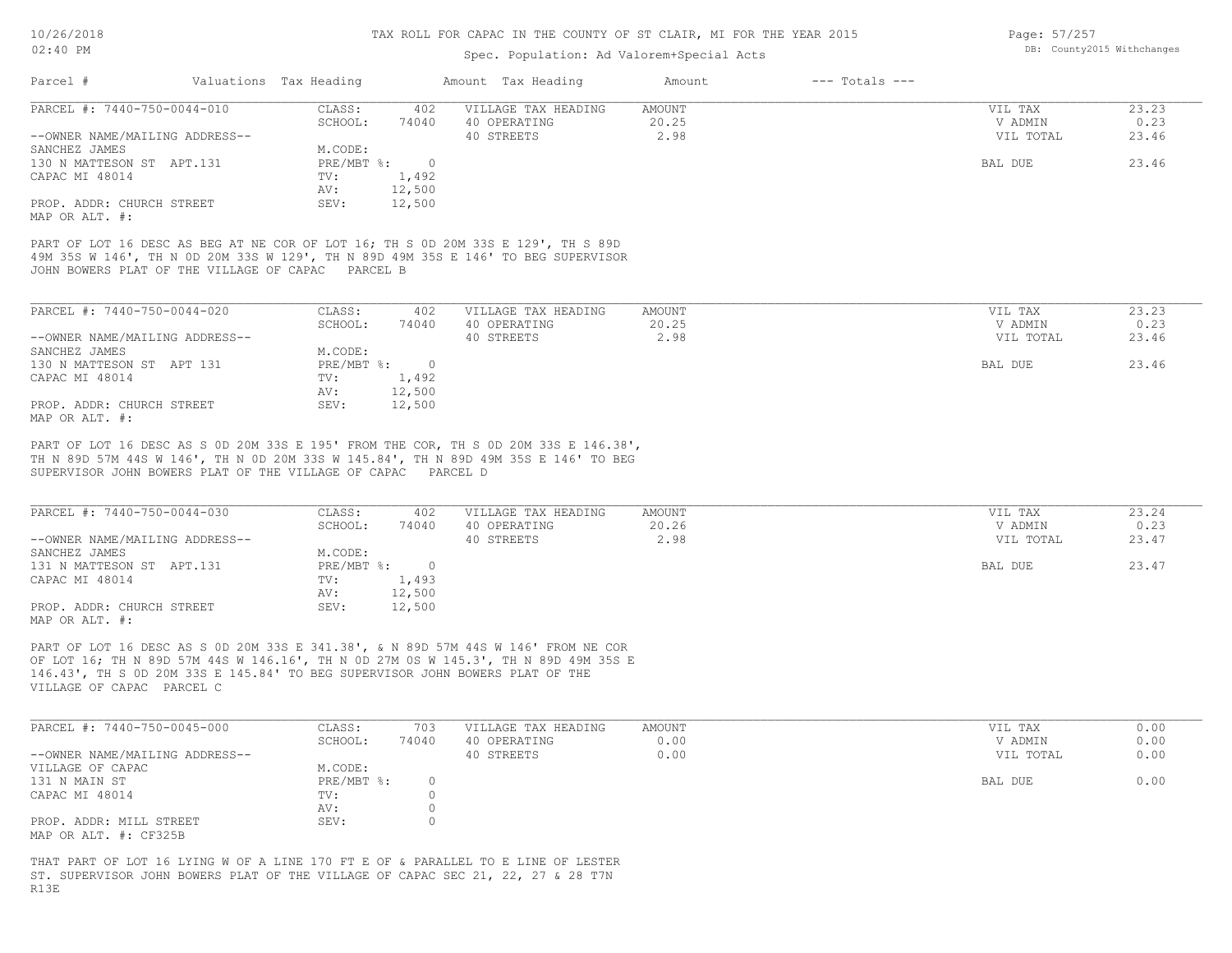# TAX ROLL FOR CAPAC IN THE COUNTY OF ST CLAIR, MI FOR THE YEAR 2015

Spec. Population: Ad Valorem+Special Acts

| Parcel # | Valuations | Tax Heading | Amount | Tax Heading | Amount | --- Totals --- | |
|---|---|---|---|---|---|---|---|
| PARCEL #: 7440-750-0044-010 | CLASS: | 402 | VILLAGE TAX HEADING | AMOUNT | | VIL TAX | 23.23 |
| | SCHOOL: | 74040 | 40 OPERATING | 20.25 | | V ADMIN | 0.23 |
| --OWNER NAME/MAILING ADDRESS-- | | | 40 STREETS | 2.98 | | VIL TOTAL | 23.46 |
| SANCHEZ JAMES | M.CODE: | | | | | | |
| 130 N MATTESON ST APT.131 | PRE/MBT %: | 0 | | | | BAL DUE | 23.46 |
| CAPAC MI 48014 | TV: | 1,492 | | | | | |
| | AV: | 12,500 | | | | | |
| PROP. ADDR: CHURCH STREET | SEV: | 12,500 | | | | | |
| MAP OR ALT. #: | | | | | | | |

PART OF LOT 16 DESC AS BEG AT NE COR OF LOT 16; TH S 0D 20M 33S E 129', TH S 89D 49M 35S W 146', TH N 0D 20M 33S W 129', TH N 89D 49M 35S E 146' TO BEG SUPERVISOR JOHN BOWERS PLAT OF THE VILLAGE OF CAPAC PARCEL B

| Parcel # | Valuations | Tax Heading | Amount | Tax Heading | Amount | --- Totals --- | |
|---|---|---|---|---|---|---|---|
| PARCEL #: 7440-750-0044-020 | CLASS: | 402 | VILLAGE TAX HEADING | AMOUNT | | VIL TAX | 23.23 |
| | SCHOOL: | 74040 | 40 OPERATING | 20.25 | | V ADMIN | 0.23 |
| --OWNER NAME/MAILING ADDRESS-- | | | 40 STREETS | 2.98 | | VIL TOTAL | 23.46 |
| SANCHEZ JAMES | M.CODE: | | | | | | |
| 130 N MATTESON ST APT 131 | PRE/MBT %: | 0 | | | | BAL DUE | 23.46 |
| CAPAC MI 48014 | TV: | 1,492 | | | | | |
| | AV: | 12,500 | | | | | |
| PROP. ADDR: CHURCH STREET | SEV: | 12,500 | | | | | |
| MAP OR ALT. #: | | | | | | | |

PART OF LOT 16 DESC AS S 0D 20M 33S E 195' FROM THE COR, TH S 0D 20M 33S E 146.38', TH N 89D 57M 44S W 146', TH N 0D 20M 33S W 145.84', TH N 89D 49M 35S E 146' TO BEG SUPERVISOR JOHN BOWERS PLAT OF THE VILLAGE OF CAPAC PARCEL D

| Parcel # | Valuations | Tax Heading | Amount | Tax Heading | Amount | --- Totals --- | |
|---|---|---|---|---|---|---|---|
| PARCEL #: 7440-750-0044-030 | CLASS: | 402 | VILLAGE TAX HEADING | AMOUNT | | VIL TAX | 23.24 |
| | SCHOOL: | 74040 | 40 OPERATING | 20.26 | | V ADMIN | 0.23 |
| --OWNER NAME/MAILING ADDRESS-- | | | 40 STREETS | 2.98 | | VIL TOTAL | 23.47 |
| SANCHEZ JAMES | M.CODE: | | | | | | |
| 131 N MATTESON ST APT.131 | PRE/MBT %: | 0 | | | | BAL DUE | 23.47 |
| CAPAC MI 48014 | TV: | 1,493 | | | | | |
| | AV: | 12,500 | | | | | |
| PROP. ADDR: CHURCH STREET | SEV: | 12,500 | | | | | |
| MAP OR ALT. #: | | | | | | | |

PART OF LOT 16 DESC AS S 0D 20M 33S E 341.38', & N 89D 57M 44S W 146' FROM NE COR OF LOT 16; TH N 89D 57M 44S W 146.16', TH N 0D 27M 0S W 145.3', TH N 89D 49M 35S E 146.43', TH S 0D 20M 33S E 145.84' TO BEG SUPERVISOR JOHN BOWERS PLAT OF THE VILLAGE OF CAPAC PARCEL C

| Parcel # | Valuations | Tax Heading | Amount | Tax Heading | Amount | --- Totals --- | |
|---|---|---|---|---|---|---|---|
| PARCEL #: 7440-750-0045-000 | CLASS: | 703 | VILLAGE TAX HEADING | AMOUNT | | VIL TAX | 0.00 |
| | SCHOOL: | 74040 | 40 OPERATING | 0.00 | | V ADMIN | 0.00 |
| --OWNER NAME/MAILING ADDRESS-- | | | 40 STREETS | 0.00 | | VIL TOTAL | 0.00 |
| VILLAGE OF CAPAC | M.CODE: | | | | | | |
| 131 N MAIN ST | PRE/MBT %: | 0 | | | | BAL DUE | 0.00 |
| CAPAC MI 48014 | TV: | 0 | | | | | |
| | AV: | 0 | | | | | |
| PROP. ADDR: MILL STREET | SEV: | 0 | | | | | |
| MAP OR ALT. #: CF325B | | | | | | | |

THAT PART OF LOT 16 LYING W OF A LINE 170 FT E OF & PARALLEL TO E LINE OF LESTER ST. SUPERVISOR JOHN BOWERS PLAT OF THE VILLAGE OF CAPAC SEC 21, 22, 27 & 28 T7N R13E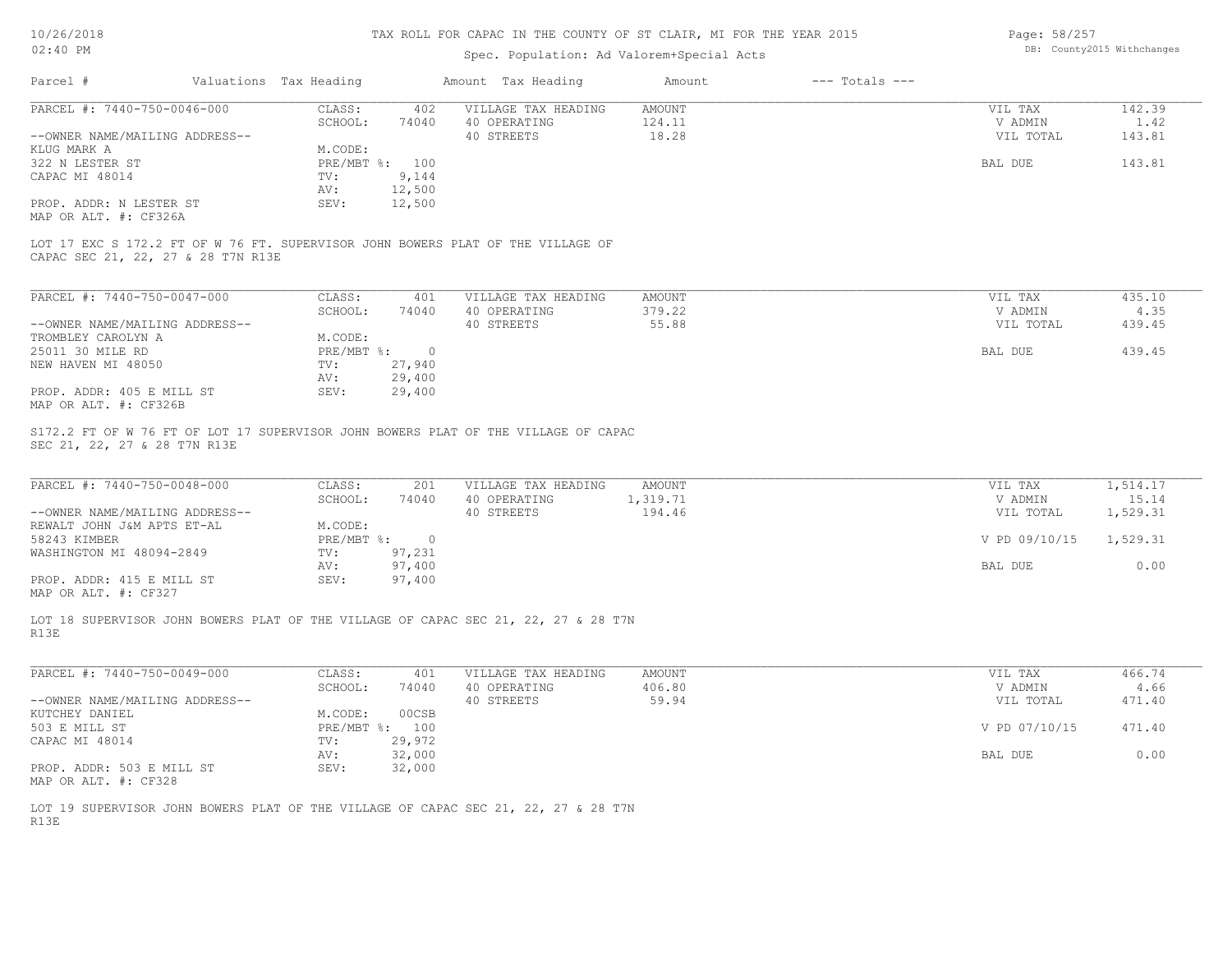# TAX ROLL FOR CAPAC IN THE COUNTY OF ST CLAIR, MI FOR THE YEAR 2015

Spec. Population: Ad Valorem+Special Acts

| Parcel # | Valuations | Tax Heading | Amount | Tax Heading | Amount | --- Totals --- | |
|---|---|---|---|---|---|---|---|

## PARCEL #: 7440-750-0046-000

| | | | | | | |
|---|---|---|---|---|---|---|
| CLASS: | 402 | VILLAGE TAX HEADING | AMOUNT | | VIL TAX | 142.39 |
| SCHOOL: | 74040 | 40 OPERATING | 124.11 | | V ADMIN | 1.42 |
| | | 40 STREETS | 18.28 | | VIL TOTAL | 143.81 |
| M.CODE: | | | | | | |
| PRE/MBT %: | 100 | | | | BAL DUE | 143.81 |
| TV: | 9,144 | | | | | |
| AV: | 12,500 | | | | | |
| SEV: | 12,500 | | | | | |

--OWNER NAME/MAILING ADDRESS--
KLUG MARK A
322 N LESTER ST
CAPAC MI 48014

PROP. ADDR: N LESTER ST
MAP OR ALT. #: CF326A

LOT 17 EXC S 172.2 FT OF W 76 FT. SUPERVISOR JOHN BOWERS PLAT OF THE VILLAGE OF CAPAC SEC 21, 22, 27 & 28 T7N R13E

## PARCEL #: 7440-750-0047-000

| | | | | | | |
|---|---|---|---|---|---|---|
| CLASS: | 401 | VILLAGE TAX HEADING | AMOUNT | | VIL TAX | 435.10 |
| SCHOOL: | 74040 | 40 OPERATING | 379.22 | | V ADMIN | 4.35 |
| | | 40 STREETS | 55.88 | | VIL TOTAL | 439.45 |
| M.CODE: | | | | | | |
| PRE/MBT %: | 0 | | | | BAL DUE | 439.45 |
| TV: | 27,940 | | | | | |
| AV: | 29,400 | | | | | |
| SEV: | 29,400 | | | | | |

--OWNER NAME/MAILING ADDRESS--
TROMBLEY CAROLYN A
25011 30 MILE RD
NEW HAVEN MI 48050

PROP. ADDR: 405 E MILL ST
MAP OR ALT. #: CF326B

S172.2 FT OF W 76 FT OF LOT 17 SUPERVISOR JOHN BOWERS PLAT OF THE VILLAGE OF CAPAC SEC 21, 22, 27 & 28 T7N R13E

## PARCEL #: 7440-750-0048-000

| | | | | | | |
|---|---|---|---|---|---|---|
| CLASS: | 201 | VILLAGE TAX HEADING | AMOUNT | | VIL TAX | 1,514.17 |
| SCHOOL: | 74040 | 40 OPERATING | 1,319.71 | | V ADMIN | 15.14 |
| | | 40 STREETS | 194.46 | | VIL TOTAL | 1,529.31 |
| M.CODE: | | | | | | |
| PRE/MBT %: | 0 | | | | V PD 09/10/15 | 1,529.31 |
| TV: | 97,231 | | | | | |
| AV: | 97,400 | | | | BAL DUE | 0.00 |
| SEV: | 97,400 | | | | | |

--OWNER NAME/MAILING ADDRESS--
REWALT JOHN J&M APTS ET-AL
58243 KIMBER
WASHINGTON MI 48094-2849

PROP. ADDR: 415 E MILL ST
MAP OR ALT. #: CF327

LOT 18 SUPERVISOR JOHN BOWERS PLAT OF THE VILLAGE OF CAPAC SEC 21, 22, 27 & 28 T7N R13E

## PARCEL #: 7440-750-0049-000

| | | | | | | |
|---|---|---|---|---|---|---|
| CLASS: | 401 | VILLAGE TAX HEADING | AMOUNT | | VIL TAX | 466.74 |
| SCHOOL: | 74040 | 40 OPERATING | 406.80 | | V ADMIN | 4.66 |
| | | 40 STREETS | 59.94 | | VIL TOTAL | 471.40 |
| M.CODE: | 00CSB | | | | | |
| PRE/MBT %: | 100 | | | | V PD 07/10/15 | 471.40 |
| TV: | 29,972 | | | | | |
| AV: | 32,000 | | | | BAL DUE | 0.00 |
| SEV: | 32,000 | | | | | |

--OWNER NAME/MAILING ADDRESS--
KUTCHEY DANIEL
503 E MILL ST
CAPAC MI 48014

PROP. ADDR: 503 E MILL ST
MAP OR ALT. #: CF328

LOT 19 SUPERVISOR JOHN BOWERS PLAT OF THE VILLAGE OF CAPAC SEC 21, 22, 27 & 28 T7N R13E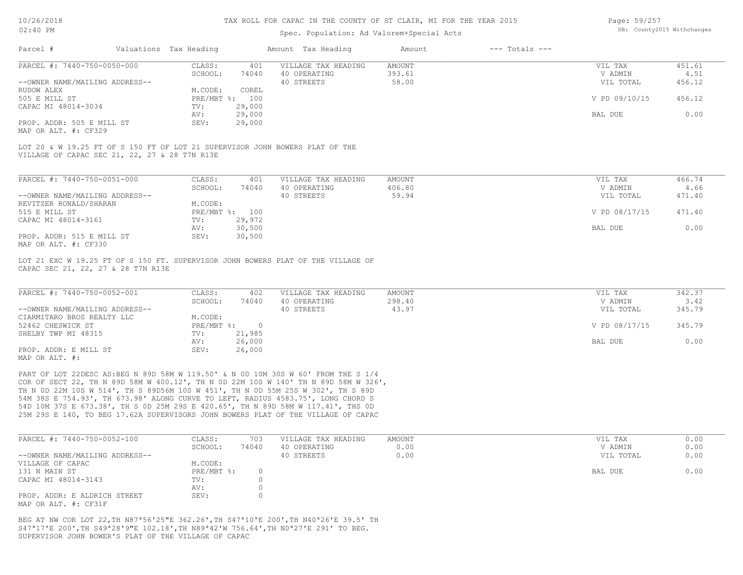Spec. Population: Ad Valorem+Special Acts

| Parcel # | Valuations | Tax Heading | Amount | Tax Heading | Amount | --- Totals --- |
|---|---|---|---|---|---|---|

**PARCEL #: 7440-750-0050-000**

| | | | | | |
|---|---|---|---|---|---|
| CLASS: | 401 | VILLAGE TAX HEADING | AMOUNT | VIL TAX | 451.61 |
| SCHOOL: | 74040 | 40 OPERATING | 393.61 | V ADMIN | 4.51 |
| | | 40 STREETS | 58.00 | VIL TOTAL | 456.12 |
| M.CODE: | COREL | | | | |
| PRE/MBT %: | 100 | | | V PD 09/10/15 | 456.12 |
| TV: | 29,000 | | | | |
| AV: | 29,000 | | | BAL DUE | 0.00 |
| SEV: | 29,000 | | | | |

--OWNER NAME/MAILING ADDRESS--
RUDOW ALEX
505 E MILL ST
CAPAC MI 48014-3034

PROP. ADDR: 505 E MILL ST
MAP OR ALT. #: CF329

LOT 20 & W 19.25 FT OF S 150 FT OF LOT 21 SUPERVISOR JOHN BOWERS PLAT OF THE VILLAGE OF CAPAC SEC 21, 22, 27 & 28 T7N R13E

**PARCEL #: 7440-750-0051-000**

| | | | | | |
|---|---|---|---|---|---|
| CLASS: | 401 | VILLAGE TAX HEADING | AMOUNT | VIL TAX | 466.74 |
| SCHOOL: | 74040 | 40 OPERATING | 406.80 | V ADMIN | 4.66 |
| | | 40 STREETS | 59.94 | VIL TOTAL | 471.40 |
| M.CODE: | | | | | |
| PRE/MBT %: | 100 | | | V PD 08/17/15 | 471.40 |
| TV: | 29,972 | | | | |
| AV: | 30,500 | | | BAL DUE | 0.00 |
| SEV: | 30,500 | | | | |

--OWNER NAME/MAILING ADDRESS--
REVITZER RONALD/SHARAN
515 E MILL ST
CAPAC MI 48014-3161

PROP. ADDR: 515 E MILL ST
MAP OR ALT. #: CF330

LOT 21 EXC W 19.25 FT OF S 150 FT. SUPERVISOR JOHN BOWERS PLAT OF THE VILLAGE OF CAPAC SEC 21, 22, 27 & 28 T7N R13E

**PARCEL #: 7440-750-0052-001**

| | | | | | |
|---|---|---|---|---|---|
| CLASS: | 402 | VILLAGE TAX HEADING | AMOUNT | VIL TAX | 342.37 |
| SCHOOL: | 74040 | 40 OPERATING | 298.40 | V ADMIN | 3.42 |
| | | 40 STREETS | 43.97 | VIL TOTAL | 345.79 |
| M.CODE: | | | | | |
| PRE/MBT %: | 0 | | | V PD 08/17/15 | 345.79 |
| TV: | 21,985 | | | | |
| AV: | 26,000 | | | BAL DUE | 0.00 |
| SEV: | 26,000 | | | | |

--OWNER NAME/MAILING ADDRESS--
CIARMITARO BROS REALTY LLC
52462 CHESWICK ST
SHELBY TWP MI 48315

PROP. ADDR: E MILL ST
MAP OR ALT. #:

PART OF LOT 22DESC AS:BEG N 89D 58M W 119.50' & N 0D 10M 30S W 60' FROM THE S 1/4 COR OF SECT 22, TH N 89D 58M W 400.12', TH N 0D 22M 10S W 140' TH N 89D 58M W 326', TH N 0D 22M 10S W 514', TH S 89D56M 10S W 451', TH N 0D 55M 25S W 302', TH S 89D 54M 38S E 754.93', TH 673.98' ALONG CURVE TO LEFT, RADIUS 4583.75', LONG CHORD S 54D 10M 37S E 673.38', TH S 0D 25M 29S E 420.65', TH N 89D 58M W 117.41', THS 0D 25M 29S E 140, TO BEG 17.62A SUPERVISORS JOHN BOWERS PLAT OF THE VILLAGE OF CAPAC

**PARCEL #: 7440-750-0052-100**

| | | | | | |
|---|---|---|---|---|---|
| CLASS: | 703 | VILLAGE TAX HEADING | AMOUNT | VIL TAX | 0.00 |
| SCHOOL: | 74040 | 40 OPERATING | 0.00 | V ADMIN | 0.00 |
| | | 40 STREETS | 0.00 | VIL TOTAL | 0.00 |
| M.CODE: | | | | | |
| PRE/MBT %: | 0 | | | BAL DUE | 0.00 |
| TV: | 0 | | | | |
| AV: | 0 | | | | |
| SEV: | 0 | | | | |

--OWNER NAME/MAILING ADDRESS--
VILLAGE OF CAPAC
131 N MAIN ST
CAPAC MI 48014-3143

PROP. ADDR: E ALDRICH STREET
MAP OR ALT. #: CF31F

BEG AT NW COR LOT 22,TH N87ª56'25"E 362.26',TH S47ª10'E 200',TH N40ª26'E 39.5' TH S47ª17'E 200',TH S49ª28'9"E 102.18',TH N89ª42'W 756.64',TH N0ª27'E 291' TO BEG. SUPERVISOR JOHN BOWER'S PLAT OF THE VILLAGE OF CAPAC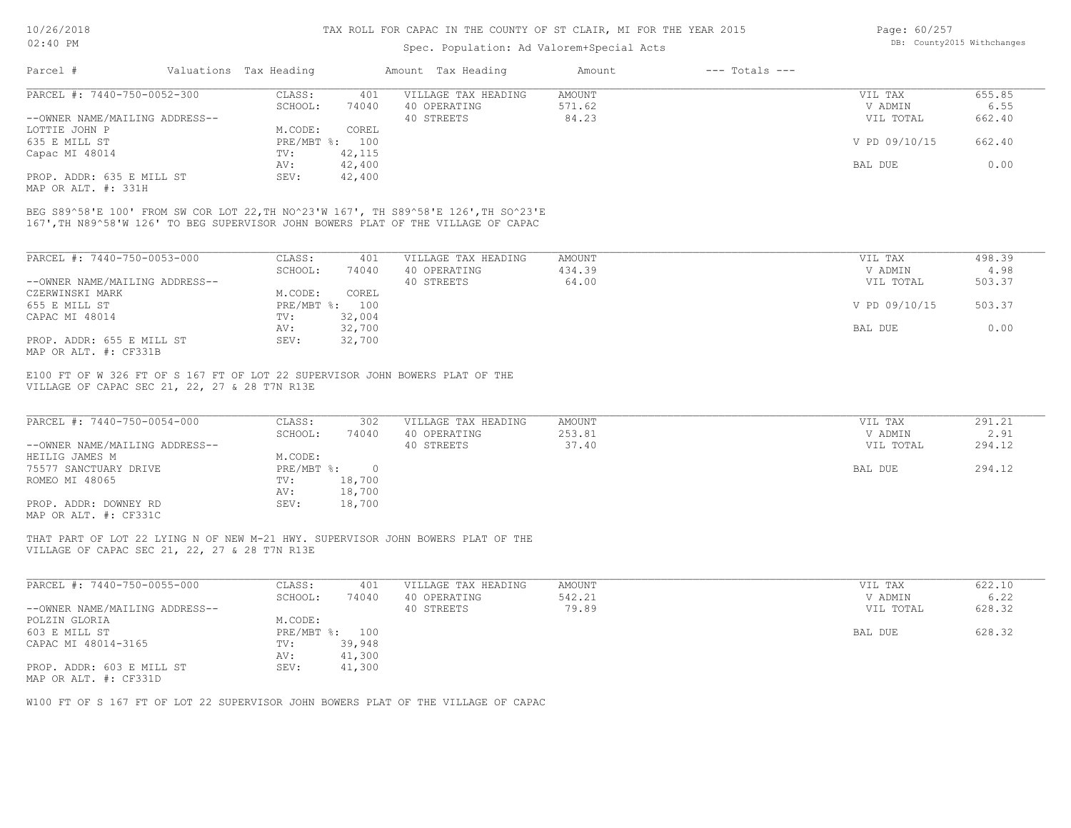# TAX ROLL FOR CAPAC IN THE COUNTY OF ST CLAIR, MI FOR THE YEAR 2015

Spec. Population: Ad Valorem+Special Acts

DB: County2015 Withchanges

| Parcel # | Valuations | Tax Heading | Amount | Tax Heading | Amount | --- Totals --- | |
|---|---|---|---|---|---|---|---|
| PARCEL #: 7440-750-0052-300 | CLASS: | 401 | VILLAGE TAX HEADING | AMOUNT | | VIL TAX | 655.85 |
| | SCHOOL: | 74040 | 40 OPERATING | 571.62 | | V ADMIN | 6.55 |
| --OWNER NAME/MAILING ADDRESS-- | | | 40 STREETS | 84.23 | | VIL TOTAL | 662.40 |
| LOTTIE JOHN P | M.CODE: | COREL | | | | | |
| 635 E MILL ST | PRE/MBT %: | 100 | | | | V PD 09/10/15 | 662.40 |
| Capac MI 48014 | TV: | 42,115 | | | | | |
| | AV: | 42,400 | | | | BAL DUE | 0.00 |
| PROP. ADDR: 635 E MILL ST | SEV: | 42,400 | | | | | |
| MAP OR ALT. #: 331H | | | | | | | |

BEG S89^58'E 100' FROM SW COR LOT 22,TH NO^23'W 167', TH S89^58'E 126',TH SO^23'E 167',TH N89^58'W 126' TO BEG SUPERVISOR JOHN BOWERS PLAT OF THE VILLAGE OF CAPAC

| Parcel # | Valuations | Tax Heading | Amount | Tax Heading | Amount | --- Totals --- | |
|---|---|---|---|---|---|---|---|
| PARCEL #: 7440-750-0053-000 | CLASS: | 401 | VILLAGE TAX HEADING | AMOUNT | | VIL TAX | 498.39 |
| | SCHOOL: | 74040 | 40 OPERATING | 434.39 | | V ADMIN | 4.98 |
| --OWNER NAME/MAILING ADDRESS-- | | | 40 STREETS | 64.00 | | VIL TOTAL | 503.37 |
| CZERWINSKI MARK | M.CODE: | COREL | | | | | |
| 655 E MILL ST | PRE/MBT %: | 100 | | | | V PD 09/10/15 | 503.37 |
| CAPAC MI 48014 | TV: | 32,004 | | | | | |
| | AV: | 32,700 | | | | BAL DUE | 0.00 |
| PROP. ADDR: 655 E MILL ST | SEV: | 32,700 | | | | | |
| MAP OR ALT. #: CF331B | | | | | | | |

E100 FT OF W 326 FT OF S 167 FT OF LOT 22 SUPERVISOR JOHN BOWERS PLAT OF THE VILLAGE OF CAPAC SEC 21, 22, 27 & 28 T7N R13E

| Parcel # | Valuations | Tax Heading | Amount | Tax Heading | Amount | --- Totals --- | |
|---|---|---|---|---|---|---|---|
| PARCEL #: 7440-750-0054-000 | CLASS: | 302 | VILLAGE TAX HEADING | AMOUNT | | VIL TAX | 291.21 |
| | SCHOOL: | 74040 | 40 OPERATING | 253.81 | | V ADMIN | 2.91 |
| --OWNER NAME/MAILING ADDRESS-- | | | 40 STREETS | 37.40 | | VIL TOTAL | 294.12 |
| HEILIG JAMES M | M.CODE: | | | | | | |
| 75577 SANCTUARY DRIVE | PRE/MBT %: | 0 | | | | BAL DUE | 294.12 |
| ROMEO MI 48065 | TV: | 18,700 | | | | | |
| | AV: | 18,700 | | | | | |
| PROP. ADDR: DOWNEY RD | SEV: | 18,700 | | | | | |
| MAP OR ALT. #: CF331C | | | | | | | |

THAT PART OF LOT 22 LYING N OF NEW M-21 HWY. SUPERVISOR JOHN BOWERS PLAT OF THE VILLAGE OF CAPAC SEC 21, 22, 27 & 28 T7N R13E

| Parcel # | Valuations | Tax Heading | Amount | Tax Heading | Amount | --- Totals --- | |
|---|---|---|---|---|---|---|---|
| PARCEL #: 7440-750-0055-000 | CLASS: | 401 | VILLAGE TAX HEADING | AMOUNT | | VIL TAX | 622.10 |
| | SCHOOL: | 74040 | 40 OPERATING | 542.21 | | V ADMIN | 6.22 |
| --OWNER NAME/MAILING ADDRESS-- | | | 40 STREETS | 79.89 | | VIL TOTAL | 628.32 |
| POLZIN GLORIA | M.CODE: | | | | | | |
| 603 E MILL ST | PRE/MBT %: | 100 | | | | BAL DUE | 628.32 |
| CAPAC MI 48014-3165 | TV: | 39,948 | | | | | |
| | AV: | 41,300 | | | | | |
| PROP. ADDR: 603 E MILL ST | SEV: | 41,300 | | | | | |
| MAP OR ALT. #: CF331D | | | | | | | |

W100 FT OF S 167 FT OF LOT 22 SUPERVISOR JOHN BOWERS PLAT OF THE VILLAGE OF CAPAC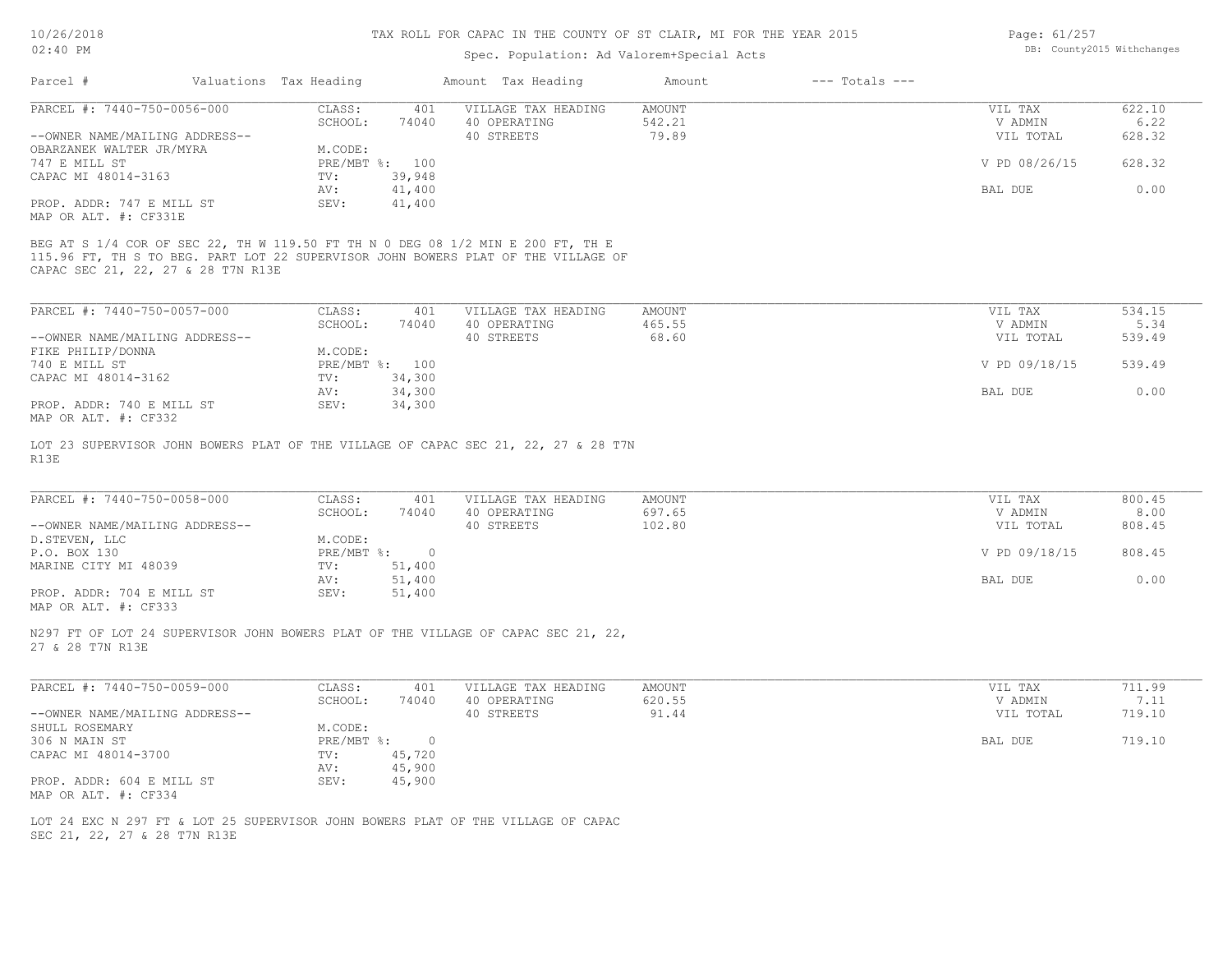# TAX ROLL FOR CAPAC IN THE COUNTY OF ST CLAIR, MI FOR THE YEAR 2015

Spec. Population: Ad Valorem+Special Acts

DB: County2015 Withchanges

| Parcel # | Valuations | Tax Heading | Amount | Tax Heading | Amount | --- Totals --- | |
|---|---|---|---|---|---|---|---|
| PARCEL #: 7440-750-0056-000 | CLASS: | 401 | VILLAGE TAX HEADING | AMOUNT | | VIL TAX | 622.10 |
| | SCHOOL: | 74040 | 40 OPERATING | 542.21 | | V ADMIN | 6.22 |
| --OWNER NAME/MAILING ADDRESS-- | | | 40 STREETS | 79.89 | | VIL TOTAL | 628.32 |
| OBARZANEK WALTER JR/MYRA | M.CODE: | | | | | | |
| 747 E MILL ST | PRE/MBT %: | 100 | | | | V PD 08/26/15 | 628.32 |
| CAPAC MI 48014-3163 | TV: | 39,948 | | | | | |
| | AV: | 41,400 | | | | BAL DUE | 0.00 |
| PROP. ADDR: 747 E MILL ST | SEV: | 41,400 | | | | | |
| MAP OR ALT. #: CF331E | | | | | | | |

BEG AT S 1/4 COR OF SEC 22, TH W 119.50 FT TH N 0 DEG 08 1/2 MIN E 200 FT, TH E 115.96 FT, TH S TO BEG. PART LOT 22 SUPERVISOR JOHN BOWERS PLAT OF THE VILLAGE OF CAPAC SEC 21, 22, 27 & 28 T7N R13E

| Parcel # | Valuations | Tax Heading | Amount | Tax Heading | Amount | --- Totals --- | |
|---|---|---|---|---|---|---|---|
| PARCEL #: 7440-750-0057-000 | CLASS: | 401 | VILLAGE TAX HEADING | AMOUNT | | VIL TAX | 534.15 |
| | SCHOOL: | 74040 | 40 OPERATING | 465.55 | | V ADMIN | 5.34 |
| --OWNER NAME/MAILING ADDRESS-- | | | 40 STREETS | 68.60 | | VIL TOTAL | 539.49 |
| FIKE PHILIP/DONNA | M.CODE: | | | | | | |
| 740 E MILL ST | PRE/MBT %: | 100 | | | | V PD 09/18/15 | 539.49 |
| CAPAC MI 48014-3162 | TV: | 34,300 | | | | | |
| | AV: | 34,300 | | | | BAL DUE | 0.00 |
| PROP. ADDR: 740 E MILL ST | SEV: | 34,300 | | | | | |
| MAP OR ALT. #: CF332 | | | | | | | |

LOT 23 SUPERVISOR JOHN BOWERS PLAT OF THE VILLAGE OF CAPAC SEC 21, 22, 27 & 28 T7N R13E

| Parcel # | Valuations | Tax Heading | Amount | Tax Heading | Amount | --- Totals --- | |
|---|---|---|---|---|---|---|---|
| PARCEL #: 7440-750-0058-000 | CLASS: | 401 | VILLAGE TAX HEADING | AMOUNT | | VIL TAX | 800.45 |
| | SCHOOL: | 74040 | 40 OPERATING | 697.65 | | V ADMIN | 8.00 |
| --OWNER NAME/MAILING ADDRESS-- | | | 40 STREETS | 102.80 | | VIL TOTAL | 808.45 |
| D.STEVEN, LLC | M.CODE: | | | | | | |
| P.O. BOX 130 | PRE/MBT %: | 0 | | | | V PD 09/18/15 | 808.45 |
| MARINE CITY MI 48039 | TV: | 51,400 | | | | | |
| | AV: | 51,400 | | | | BAL DUE | 0.00 |
| PROP. ADDR: 704 E MILL ST | SEV: | 51,400 | | | | | |
| MAP OR ALT. #: CF333 | | | | | | | |

N297 FT OF LOT 24 SUPERVISOR JOHN BOWERS PLAT OF THE VILLAGE OF CAPAC SEC 21, 22, 27 & 28 T7N R13E

| Parcel # | Valuations | Tax Heading | Amount | Tax Heading | Amount | --- Totals --- | |
|---|---|---|---|---|---|---|---|
| PARCEL #: 7440-750-0059-000 | CLASS: | 401 | VILLAGE TAX HEADING | AMOUNT | | VIL TAX | 711.99 |
| | SCHOOL: | 74040 | 40 OPERATING | 620.55 | | V ADMIN | 7.11 |
| --OWNER NAME/MAILING ADDRESS-- | | | 40 STREETS | 91.44 | | VIL TOTAL | 719.10 |
| SHULL ROSEMARY | M.CODE: | | | | | | |
| 306 N MAIN ST | PRE/MBT %: | 0 | | | | BAL DUE | 719.10 |
| CAPAC MI 48014-3700 | TV: | 45,720 | | | | | |
| | AV: | 45,900 | | | | | |
| PROP. ADDR: 604 E MILL ST | SEV: | 45,900 | | | | | |
| MAP OR ALT. #: CF334 | | | | | | | |

LOT 24 EXC N 297 FT & LOT 25 SUPERVISOR JOHN BOWERS PLAT OF THE VILLAGE OF CAPAC SEC 21, 22, 27 & 28 T7N R13E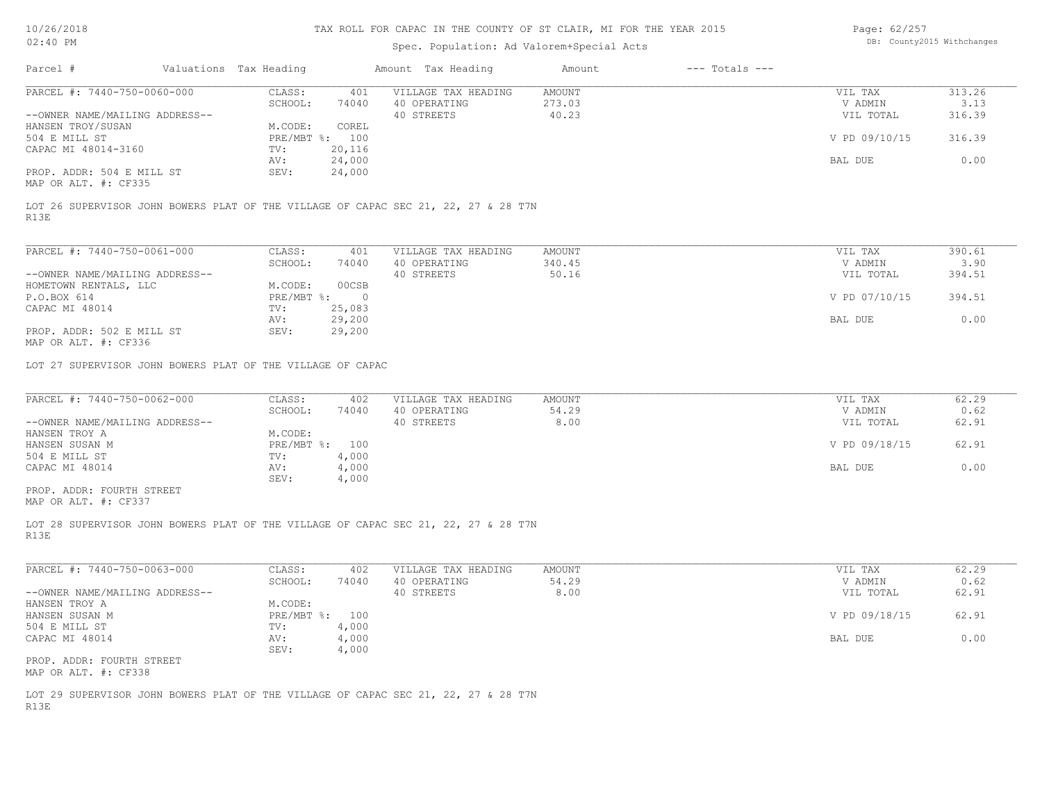# TAX ROLL FOR CAPAC IN THE COUNTY OF ST CLAIR, MI FOR THE YEAR 2015

Spec. Population: Ad Valorem+Special Acts

DB: County2015 Withchanges

10/26/2018
02:40 PM

| Parcel # | Valuations Tax Heading | | Amount Tax Heading | Amount | --- Totals --- | |
|---|---|---|---|---|---|---|
| PARCEL #: 7440-750-0060-000 | CLASS: | 401 | VILLAGE TAX HEADING | AMOUNT | VIL TAX | 313.26 |
| | SCHOOL: | 74040 | 40 OPERATING | 273.03 | V ADMIN | 3.13 |
| --OWNER NAME/MAILING ADDRESS-- | | | 40 STREETS | 40.23 | VIL TOTAL | 316.39 |
| HANSEN TROY/SUSAN | M.CODE: | COREL | | | | |
| 504 E MILL ST | PRE/MBT %: | 100 | | | V PD 09/10/15 | 316.39 |
| CAPAC MI 48014-3160 | TV: | 20,116 | | | | |
| | AV: | 24,000 | | | BAL DUE | 0.00 |
| PROP. ADDR: 504 E MILL ST | SEV: | 24,000 | | | | |
| MAP OR ALT. #: CF335 | | | | | | |

LOT 26 SUPERVISOR JOHN BOWERS PLAT OF THE VILLAGE OF CAPAC SEC 21, 22, 27 & 28 T7N R13E

| Parcel # | Valuations Tax Heading | | Amount Tax Heading | Amount | --- Totals --- | |
|---|---|---|---|---|---|---|
| PARCEL #: 7440-750-0061-000 | CLASS: | 401 | VILLAGE TAX HEADING | AMOUNT | VIL TAX | 390.61 |
| | SCHOOL: | 74040 | 40 OPERATING | 340.45 | V ADMIN | 3.90 |
| --OWNER NAME/MAILING ADDRESS-- | | | 40 STREETS | 50.16 | VIL TOTAL | 394.51 |
| HOMETOWN RENTALS, LLC | M.CODE: | 00CSB | | | | |
| P.O.BOX 614 | PRE/MBT %: | 0 | | | V PD 07/10/15 | 394.51 |
| CAPAC MI 48014 | TV: | 25,083 | | | | |
| | AV: | 29,200 | | | BAL DUE | 0.00 |
| PROP. ADDR: 502 E MILL ST | SEV: | 29,200 | | | | |
| MAP OR ALT. #: CF336 | | | | | | |

LOT 27 SUPERVISOR JOHN BOWERS PLAT OF THE VILLAGE OF CAPAC

| Parcel # | Valuations Tax Heading | | Amount Tax Heading | Amount | --- Totals --- | |
|---|---|---|---|---|---|---|
| PARCEL #: 7440-750-0062-000 | CLASS: | 402 | VILLAGE TAX HEADING | AMOUNT | VIL TAX | 62.29 |
| | SCHOOL: | 74040 | 40 OPERATING | 54.29 | V ADMIN | 0.62 |
| --OWNER NAME/MAILING ADDRESS-- | | | 40 STREETS | 8.00 | VIL TOTAL | 62.91 |
| HANSEN TROY A | M.CODE: | | | | | |
| HANSEN SUSAN M | PRE/MBT %: | 100 | | | V PD 09/18/15 | 62.91 |
| 504 E MILL ST | TV: | 4,000 | | | | |
| CAPAC MI 48014 | AV: | 4,000 | | | BAL DUE | 0.00 |
| | SEV: | 4,000 | | | | |
| PROP. ADDR: FOURTH STREET | | | | | | |
| MAP OR ALT. #: CF337 | | | | | | |

LOT 28 SUPERVISOR JOHN BOWERS PLAT OF THE VILLAGE OF CAPAC SEC 21, 22, 27 & 28 T7N R13E

| Parcel # | Valuations Tax Heading | | Amount Tax Heading | Amount | --- Totals --- | |
|---|---|---|---|---|---|---|
| PARCEL #: 7440-750-0063-000 | CLASS: | 402 | VILLAGE TAX HEADING | AMOUNT | VIL TAX | 62.29 |
| | SCHOOL: | 74040 | 40 OPERATING | 54.29 | V ADMIN | 0.62 |
| --OWNER NAME/MAILING ADDRESS-- | | | 40 STREETS | 8.00 | VIL TOTAL | 62.91 |
| HANSEN TROY A | M.CODE: | | | | | |
| HANSEN SUSAN M | PRE/MBT %: | 100 | | | V PD 09/18/15 | 62.91 |
| 504 E MILL ST | TV: | 4,000 | | | | |
| CAPAC MI 48014 | AV: | 4,000 | | | BAL DUE | 0.00 |
| | SEV: | 4,000 | | | | |
| PROP. ADDR: FOURTH STREET | | | | | | |
| MAP OR ALT. #: CF338 | | | | | | |

LOT 29 SUPERVISOR JOHN BOWERS PLAT OF THE VILLAGE OF CAPAC SEC 21, 22, 27 & 28 T7N R13E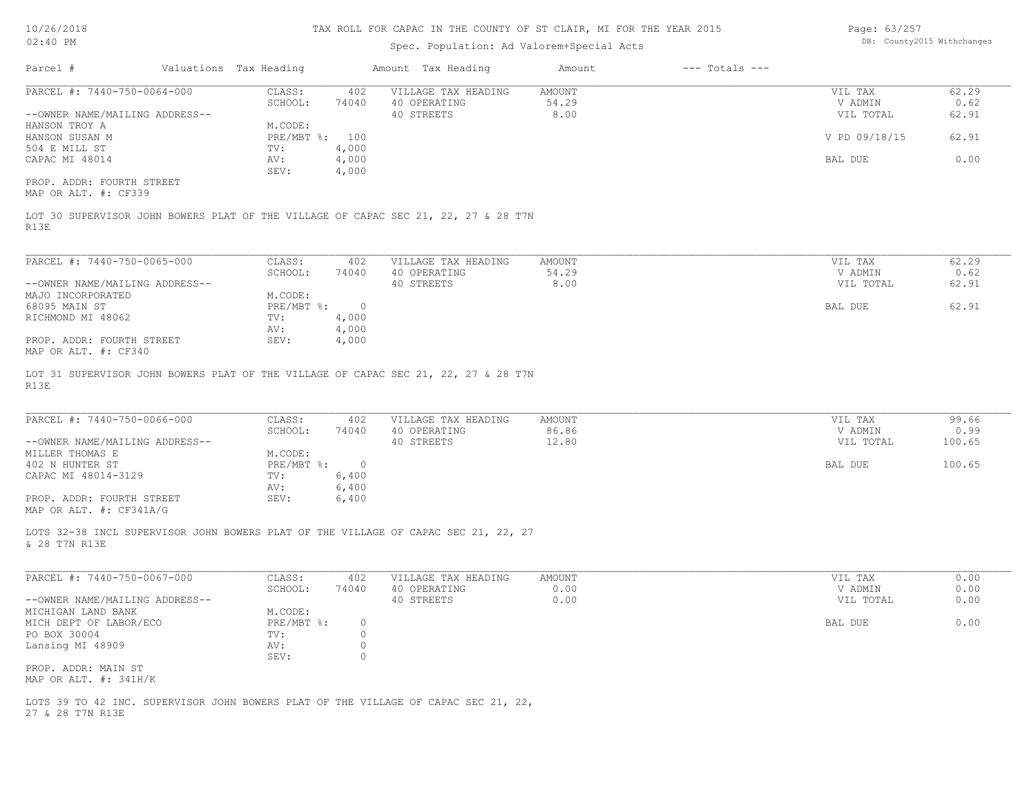# TAX ROLL FOR CAPAC IN THE COUNTY OF ST CLAIR, MI FOR THE YEAR 2015

Spec. Population: Ad Valorem+Special Acts

| Parcel # | Valuations Tax Heading | | Amount Tax Heading | Amount | --- Totals --- | |
|---|---|---|---|---|---|---|
| PARCEL #: 7440-750-0064-000 | CLASS: | 402 | VILLAGE TAX HEADING | AMOUNT | VIL TAX | 62.29 |
| | SCHOOL: | 74040 | 40 OPERATING | 54.29 | V ADMIN | 0.62 |
| --OWNER NAME/MAILING ADDRESS-- | | | 40 STREETS | 8.00 | VIL TOTAL | 62.91 |
| HANSON TROY A | M.CODE: | | | | | |
| HANSON SUSAN M | PRE/MBT %: | 100 | | | V PD 09/18/15 | 62.91 |
| 504 E MILL ST | TV: | 4,000 | | | | |
| CAPAC MI 48014 | AV: | 4,000 | | | BAL DUE | 0.00 |
| | SEV: | 4,000 | | | | |

PROP. ADDR: FOURTH STREET
MAP OR ALT. #: CF339

LOT 30 SUPERVISOR JOHN BOWERS PLAT OF THE VILLAGE OF CAPAC SEC 21, 22, 27 & 28 T7N R13E

| Parcel # | Valuations Tax Heading | | Amount Tax Heading | Amount | --- Totals --- | |
|---|---|---|---|---|---|---|
| PARCEL #: 7440-750-0065-000 | CLASS: | 402 | VILLAGE TAX HEADING | AMOUNT | VIL TAX | 62.29 |
| | SCHOOL: | 74040 | 40 OPERATING | 54.29 | V ADMIN | 0.62 |
| --OWNER NAME/MAILING ADDRESS-- | | | 40 STREETS | 8.00 | VIL TOTAL | 62.91 |
| MAJO INCORPORATED | M.CODE: | | | | | |
| 68095 MAIN ST | PRE/MBT %: | 0 | | | BAL DUE | 62.91 |
| RICHMOND MI 48062 | TV: | 4,000 | | | | |
| | AV: | 4,000 | | | | |
| PROP. ADDR: FOURTH STREET | SEV: | 4,000 | | | | |

MAP OR ALT. #: CF340

LOT 31 SUPERVISOR JOHN BOWERS PLAT OF THE VILLAGE OF CAPAC SEC 21, 22, 27 & 28 T7N R13E

| Parcel # | Valuations Tax Heading | | Amount Tax Heading | Amount | --- Totals --- | |
|---|---|---|---|---|---|---|
| PARCEL #: 7440-750-0066-000 | CLASS: | 402 | VILLAGE TAX HEADING | AMOUNT | VIL TAX | 99.66 |
| | SCHOOL: | 74040 | 40 OPERATING | 86.86 | V ADMIN | 0.99 |
| --OWNER NAME/MAILING ADDRESS-- | | | 40 STREETS | 12.80 | VIL TOTAL | 100.65 |
| MILLER THOMAS E | M.CODE: | | | | | |
| 402 N HUNTER ST | PRE/MBT %: | 0 | | | BAL DUE | 100.65 |
| CAPAC MI 48014-3129 | TV: | 6,400 | | | | |
| | AV: | 6,400 | | | | |
| PROP. ADDR: FOURTH STREET | SEV: | 6,400 | | | | |

MAP OR ALT. #: CF341A/G

LOTS 32-38 INCL SUPERVISOR JOHN BOWERS PLAT OF THE VILLAGE OF CAPAC SEC 21, 22, 27 & 28 T7N R13E

| Parcel # | Valuations Tax Heading | | Amount Tax Heading | Amount | --- Totals --- | |
|---|---|---|---|---|---|---|
| PARCEL #: 7440-750-0067-000 | CLASS: | 402 | VILLAGE TAX HEADING | AMOUNT | VIL TAX | 0.00 |
| | SCHOOL: | 74040 | 40 OPERATING | 0.00 | V ADMIN | 0.00 |
| --OWNER NAME/MAILING ADDRESS-- | | | 40 STREETS | 0.00 | VIL TOTAL | 0.00 |
| MICHIGAN LAND BANK | M.CODE: | | | | | |
| MICH DEPT OF LABOR/ECO | PRE/MBT %: | 0 | | | BAL DUE | 0.00 |
| PO BOX 30004 | TV: | 0 | | | | |
| Lansing MI 48909 | AV: | 0 | | | | |
| | SEV: | 0 | | | | |

PROP. ADDR: MAIN ST
MAP OR ALT. #: 341H/K

LOTS 39 TO 42 INC. SUPERVISOR JOHN BOWERS PLAT OF THE VILLAGE OF CAPAC SEC 21, 22, 27 & 28 T7N R13E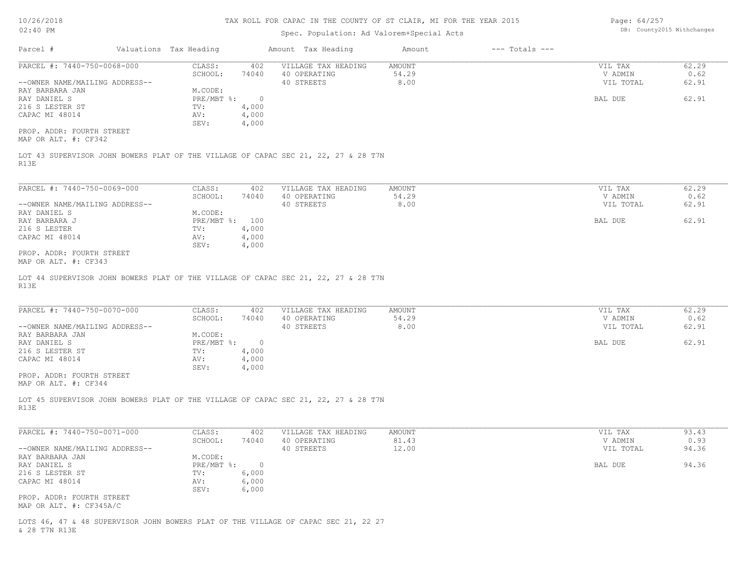# TAX ROLL FOR CAPAC IN THE COUNTY OF ST CLAIR, MI FOR THE YEAR 2015

Spec. Population: Ad Valorem+Special Acts

DB: County2015 Withchanges

| Parcel # | Valuations | Tax Heading | Amount | Tax Heading | Amount | --- Totals --- | |
|---|---|---|---|---|---|---|---|
| PARCEL #: 7440-750-0068-000 | CLASS: | 402 | VILLAGE TAX HEADING | AMOUNT | | VIL TAX | 62.29 |
| | SCHOOL: | 74040 | 40 OPERATING | 54.29 | | V ADMIN | 0.62 |
| --OWNER NAME/MAILING ADDRESS-- | | | 40 STREETS | 8.00 | | VIL TOTAL | 62.91 |
| RAY BARBARA JAN | M.CODE: | | | | | | |
| RAY DANIEL S | PRE/MBT %: | 0 | | | | BAL DUE | 62.91 |
| 216 S LESTER ST | TV: | 4,000 | | | | | |
| CAPAC MI 48014 | AV: | 4,000 | | | | | |
| | SEV: | 4,000 | | | | | |

PROP. ADDR: FOURTH STREET
MAP OR ALT. #: CF342

LOT 43 SUPERVISOR JOHN BOWERS PLAT OF THE VILLAGE OF CAPAC SEC 21, 22, 27 & 28 T7N R13E

| Parcel # | Valuations | Tax Heading | Amount | Tax Heading | Amount | --- Totals --- | |
|---|---|---|---|---|---|---|---|
| PARCEL #: 7440-750-0069-000 | CLASS: | 402 | VILLAGE TAX HEADING | AMOUNT | | VIL TAX | 62.29 |
| | SCHOOL: | 74040 | 40 OPERATING | 54.29 | | V ADMIN | 0.62 |
| --OWNER NAME/MAILING ADDRESS-- | | | 40 STREETS | 8.00 | | VIL TOTAL | 62.91 |
| RAY DANIEL S | M.CODE: | | | | | | |
| RAY BARBARA J | PRE/MBT %: | 100 | | | | BAL DUE | 62.91 |
| 216 S LESTER | TV: | 4,000 | | | | | |
| CAPAC MI 48014 | AV: | 4,000 | | | | | |
| | SEV: | 4,000 | | | | | |

PROP. ADDR: FOURTH STREET
MAP OR ALT. #: CF343

LOT 44 SUPERVISOR JOHN BOWERS PLAT OF THE VILLAGE OF CAPAC SEC 21, 22, 27 & 28 T7N R13E

| Parcel # | Valuations | Tax Heading | Amount | Tax Heading | Amount | --- Totals --- | |
|---|---|---|---|---|---|---|---|
| PARCEL #: 7440-750-0070-000 | CLASS: | 402 | VILLAGE TAX HEADING | AMOUNT | | VIL TAX | 62.29 |
| | SCHOOL: | 74040 | 40 OPERATING | 54.29 | | V ADMIN | 0.62 |
| --OWNER NAME/MAILING ADDRESS-- | | | 40 STREETS | 8.00 | | VIL TOTAL | 62.91 |
| RAY BARBARA JAN | M.CODE: | | | | | | |
| RAY DANIEL S | PRE/MBT %: | 0 | | | | BAL DUE | 62.91 |
| 216 S LESTER ST | TV: | 4,000 | | | | | |
| CAPAC MI 48014 | AV: | 4,000 | | | | | |
| | SEV: | 4,000 | | | | | |

PROP. ADDR: FOURTH STREET
MAP OR ALT. #: CF344

LOT 45 SUPERVISOR JOHN BOWERS PLAT OF THE VILLAGE OF CAPAC SEC 21, 22, 27 & 28 T7N R13E

| Parcel # | Valuations | Tax Heading | Amount | Tax Heading | Amount | --- Totals --- | |
|---|---|---|---|---|---|---|---|
| PARCEL #: 7440-750-0071-000 | CLASS: | 402 | VILLAGE TAX HEADING | AMOUNT | | VIL TAX | 93.43 |
| | SCHOOL: | 74040 | 40 OPERATING | 81.43 | | V ADMIN | 0.93 |
| --OWNER NAME/MAILING ADDRESS-- | | | 40 STREETS | 12.00 | | VIL TOTAL | 94.36 |
| RAY BARBARA JAN | M.CODE: | | | | | | |
| RAY DANIEL S | PRE/MBT %: | 0 | | | | BAL DUE | 94.36 |
| 216 S LESTER ST | TV: | 6,000 | | | | | |
| CAPAC MI 48014 | AV: | 6,000 | | | | | |
| | SEV: | 6,000 | | | | | |

PROP. ADDR: FOURTH STREET
MAP OR ALT. #: CF345A/C

LOTS 46, 47 & 48 SUPERVISOR JOHN BOWERS PLAT OF THE VILLAGE OF CAPAC SEC 21, 22 27 & 28 T7N R13E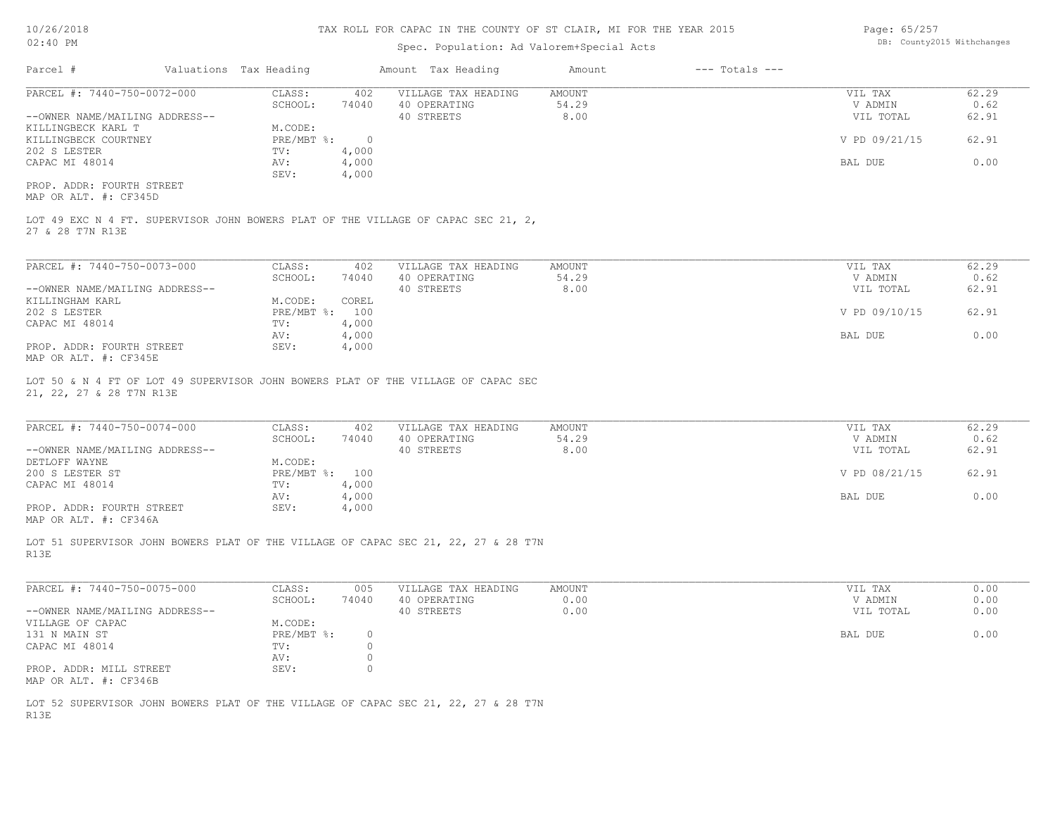# TAX ROLL FOR CAPAC IN THE COUNTY OF ST CLAIR, MI FOR THE YEAR 2015

Spec. Population: Ad Valorem+Special Acts

| Parcel # | Valuations | Tax Heading | Amount | Tax Heading | Amount | --- Totals --- | |
|---|---|---|---|---|---|---|---|

---

PARCEL #: 7440-750-0072-000

| | | | | | | |
|---|---|---|---|---|---|---|
| CLASS: | 402 | VILLAGE TAX HEADING | AMOUNT | | VIL TAX | 62.29 |
| SCHOOL: | 74040 | 40 OPERATING | 54.29 | | V ADMIN | 0.62 |
| | | 40 STREETS | 8.00 | | VIL TOTAL | 62.91 |
| M.CODE: | | | | | | |
| PRE/MBT %: | 0 | | | | V PD 09/21/15 | 62.91 |
| TV: | 4,000 | | | | | |
| AV: | 4,000 | | | | BAL DUE | 0.00 |
| SEV: | 4,000 | | | | | |

--OWNER NAME/MAILING ADDRESS--
KILLINGBECK KARL T
KILLINGBECK COURTNEY
202 S LESTER
CAPAC MI 48014

PROP. ADDR: FOURTH STREET
MAP OR ALT. #: CF345D

LOT 49 EXC N 4 FT. SUPERVISOR JOHN BOWERS PLAT OF THE VILLAGE OF CAPAC SEC 21, 2, 27 & 28 T7N R13E

---

PARCEL #: 7440-750-0073-000

| | | | | | | |
|---|---|---|---|---|---|---|
| CLASS: | 402 | VILLAGE TAX HEADING | AMOUNT | | VIL TAX | 62.29 |
| SCHOOL: | 74040 | 40 OPERATING | 54.29 | | V ADMIN | 0.62 |
| | | 40 STREETS | 8.00 | | VIL TOTAL | 62.91 |
| M.CODE: | COREL | | | | | |
| PRE/MBT %: | 100 | | | | V PD 09/10/15 | 62.91 |
| TV: | 4,000 | | | | | |
| AV: | 4,000 | | | | BAL DUE | 0.00 |
| SEV: | 4,000 | | | | | |

--OWNER NAME/MAILING ADDRESS--
KILLINGHAM KARL
202 S LESTER
CAPAC MI 48014

PROP. ADDR: FOURTH STREET
MAP OR ALT. #: CF345E

LOT 50 & N 4 FT OF LOT 49 SUPERVISOR JOHN BOWERS PLAT OF THE VILLAGE OF CAPAC SEC 21, 22, 27 & 28 T7N R13E

---

PARCEL #: 7440-750-0074-000

| | | | | | | |
|---|---|---|---|---|---|---|
| CLASS: | 402 | VILLAGE TAX HEADING | AMOUNT | | VIL TAX | 62.29 |
| SCHOOL: | 74040 | 40 OPERATING | 54.29 | | V ADMIN | 0.62 |
| | | 40 STREETS | 8.00 | | VIL TOTAL | 62.91 |
| M.CODE: | | | | | | |
| PRE/MBT %: | 100 | | | | V PD 08/21/15 | 62.91 |
| TV: | 4,000 | | | | | |
| AV: | 4,000 | | | | BAL DUE | 0.00 |
| SEV: | 4,000 | | | | | |

--OWNER NAME/MAILING ADDRESS--
DETLOFF WAYNE
200 S LESTER ST
CAPAC MI 48014

PROP. ADDR: FOURTH STREET
MAP OR ALT. #: CF346A

LOT 51 SUPERVISOR JOHN BOWERS PLAT OF THE VILLAGE OF CAPAC SEC 21, 22, 27 & 28 T7N R13E

---

PARCEL #: 7440-750-0075-000

| | | | | | | |
|---|---|---|---|---|---|---|
| CLASS: | 005 | VILLAGE TAX HEADING | AMOUNT | | VIL TAX | 0.00 |
| SCHOOL: | 74040 | 40 OPERATING | 0.00 | | V ADMIN | 0.00 |
| | | 40 STREETS | 0.00 | | VIL TOTAL | 0.00 |
| M.CODE: | | | | | | |
| PRE/MBT %: | 0 | | | | BAL DUE | 0.00 |
| TV: | 0 | | | | | |
| AV: | 0 | | | | | |
| SEV: | 0 | | | | | |

--OWNER NAME/MAILING ADDRESS--
VILLAGE OF CAPAC
131 N MAIN ST
CAPAC MI 48014

PROP. ADDR: MILL STREET
MAP OR ALT. #: CF346B

LOT 52 SUPERVISOR JOHN BOWERS PLAT OF THE VILLAGE OF CAPAC SEC 21, 22, 27 & 28 T7N R13E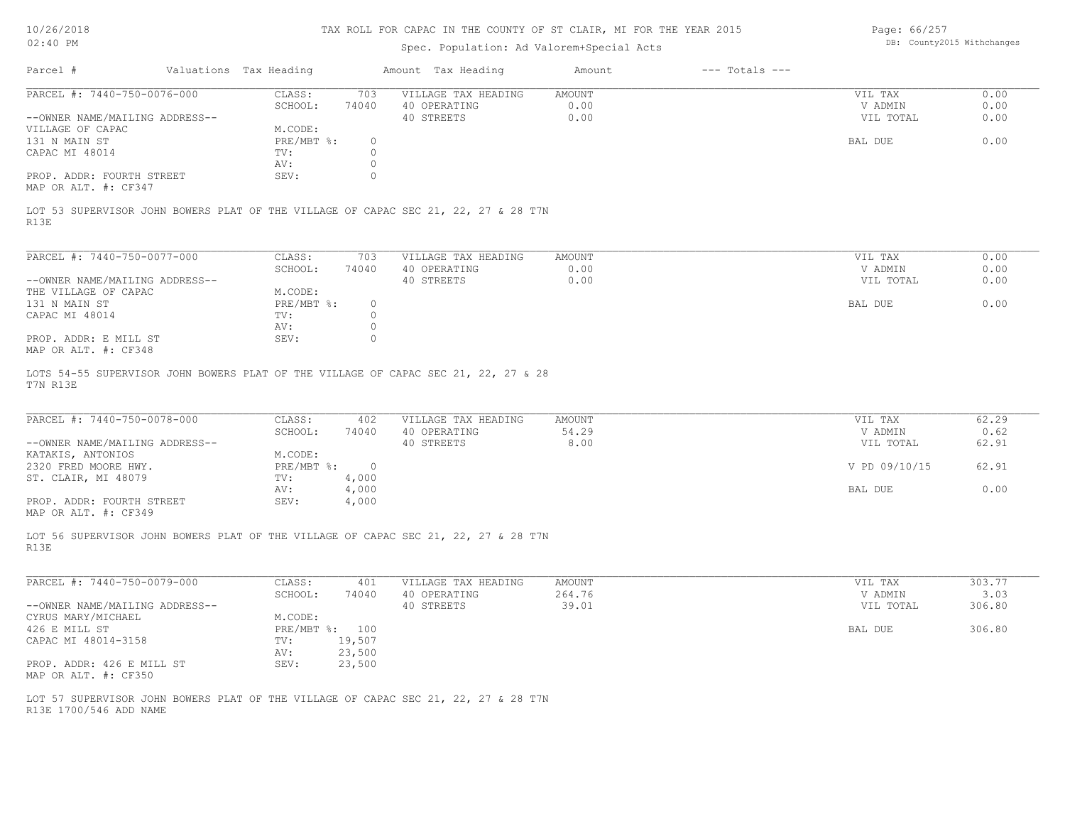# TAX ROLL FOR CAPAC IN THE COUNTY OF ST CLAIR, MI FOR THE YEAR 2015

Spec. Population: Ad Valorem+Special Acts

| Parcel # | Valuations | Tax Heading | Amount | Tax Heading | Amount | --- Totals --- | |
|---|---|---|---|---|---|---|---|
| PARCEL #: 7440-750-0076-000 | CLASS: | 703 | VILLAGE TAX HEADING | AMOUNT | | VIL TAX | 0.00 |
| | SCHOOL: | 74040 | 40 OPERATING | 0.00 | | V ADMIN | 0.00 |
| --OWNER NAME/MAILING ADDRESS-- | | | 40 STREETS | 0.00 | | VIL TOTAL | 0.00 |
| VILLAGE OF CAPAC | M.CODE: | | | | | | |
| 131 N MAIN ST | PRE/MBT %: | 0 | | | | BAL DUE | 0.00 |
| CAPAC MI 48014 | TV: | 0 | | | | | |
| | AV: | 0 | | | | | |
| PROP. ADDR: FOURTH STREET | SEV: | 0 | | | | | |
| MAP OR ALT. #: CF347 | | | | | | | |

LOT 53 SUPERVISOR JOHN BOWERS PLAT OF THE VILLAGE OF CAPAC SEC 21, 22, 27 & 28 T7N R13E

| Parcel # | Valuations | Tax Heading | Amount | Tax Heading | Amount | --- Totals --- | |
|---|---|---|---|---|---|---|---|
| PARCEL #: 7440-750-0077-000 | CLASS: | 703 | VILLAGE TAX HEADING | AMOUNT | | VIL TAX | 0.00 |
| | SCHOOL: | 74040 | 40 OPERATING | 0.00 | | V ADMIN | 0.00 |
| --OWNER NAME/MAILING ADDRESS-- | | | 40 STREETS | 0.00 | | VIL TOTAL | 0.00 |
| THE VILLAGE OF CAPAC | M.CODE: | | | | | | |
| 131 N MAIN ST | PRE/MBT %: | 0 | | | | BAL DUE | 0.00 |
| CAPAC MI 48014 | TV: | 0 | | | | | |
| | AV: | 0 | | | | | |
| PROP. ADDR: E MILL ST | SEV: | 0 | | | | | |
| MAP OR ALT. #: CF348 | | | | | | | |

LOTS 54-55 SUPERVISOR JOHN BOWERS PLAT OF THE VILLAGE OF CAPAC SEC 21, 22, 27 & 28 T7N R13E

| Parcel # | Valuations | Tax Heading | Amount | Tax Heading | Amount | --- Totals --- | |
|---|---|---|---|---|---|---|---|
| PARCEL #: 7440-750-0078-000 | CLASS: | 402 | VILLAGE TAX HEADING | AMOUNT | | VIL TAX | 62.29 |
| | SCHOOL: | 74040 | 40 OPERATING | 54.29 | | V ADMIN | 0.62 |
| --OWNER NAME/MAILING ADDRESS-- | | | 40 STREETS | 8.00 | | VIL TOTAL | 62.91 |
| KATAKIS, ANTONIOS | M.CODE: | | | | | | |
| 2320 FRED MOORE HWY. | PRE/MBT %: | 0 | | | | V PD 09/10/15 | 62.91 |
| ST. CLAIR, MI 48079 | TV: | 4,000 | | | | | |
| | AV: | 4,000 | | | | BAL DUE | 0.00 |
| PROP. ADDR: FOURTH STREET | SEV: | 4,000 | | | | | |
| MAP OR ALT. #: CF349 | | | | | | | |

LOT 56 SUPERVISOR JOHN BOWERS PLAT OF THE VILLAGE OF CAPAC SEC 21, 22, 27 & 28 T7N R13E

| Parcel # | Valuations | Tax Heading | Amount | Tax Heading | Amount | --- Totals --- | |
|---|---|---|---|---|---|---|---|
| PARCEL #: 7440-750-0079-000 | CLASS: | 401 | VILLAGE TAX HEADING | AMOUNT | | VIL TAX | 303.77 |
| | SCHOOL: | 74040 | 40 OPERATING | 264.76 | | V ADMIN | 3.03 |
| --OWNER NAME/MAILING ADDRESS-- | | | 40 STREETS | 39.01 | | VIL TOTAL | 306.80 |
| CYRUS MARY/MICHAEL | M.CODE: | | | | | | |
| 426 E MILL ST | PRE/MBT %: | 100 | | | | BAL DUE | 306.80 |
| CAPAC MI 48014-3158 | TV: | 19,507 | | | | | |
| | AV: | 23,500 | | | | | |
| PROP. ADDR: 426 E MILL ST | SEV: | 23,500 | | | | | |
| MAP OR ALT. #: CF350 | | | | | | | |

LOT 57 SUPERVISOR JOHN BOWERS PLAT OF THE VILLAGE OF CAPAC SEC 21, 22, 27 & 28 T7N R13E 1700/546 ADD NAME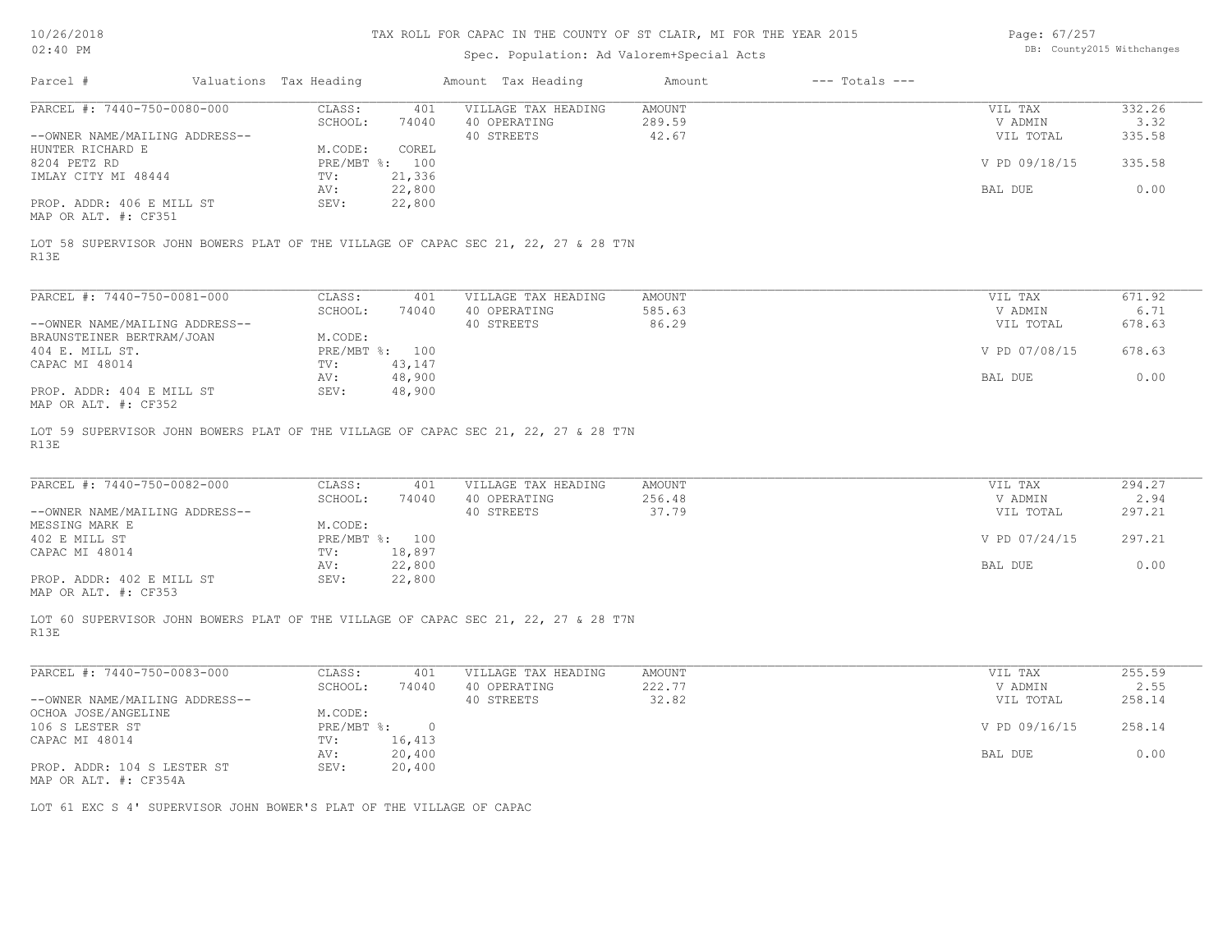# TAX ROLL FOR CAPAC IN THE COUNTY OF ST CLAIR, MI FOR THE YEAR 2015

Spec. Population: Ad Valorem+Special Acts

| Parcel # | Valuations | Tax Heading | Amount | Tax Heading | Amount | --- Totals --- | |
|---|---|---|---|---|---|---|---|
| PARCEL #: 7440-750-0080-000 | CLASS: | 401 | VILLAGE TAX HEADING | AMOUNT | | VIL TAX | 332.26 |
| | SCHOOL: | 74040 | 40 OPERATING | 289.59 | | V ADMIN | 3.32 |
| --OWNER NAME/MAILING ADDRESS-- | | | 40 STREETS | 42.67 | | VIL TOTAL | 335.58 |
| HUNTER RICHARD E | M.CODE: | COREL | | | | | |
| 8204 PETZ RD | PRE/MBT %: | 100 | | | | V PD 09/18/15 | 335.58 |
| IMLAY CITY MI 48444 | TV: | 21,336 | | | | | |
| | AV: | 22,800 | | | | BAL DUE | 0.00 |
| PROP. ADDR: 406 E MILL ST | SEV: | 22,800 | | | | | |
| MAP OR ALT. #: CF351 | | | | | | | |

LOT 58 SUPERVISOR JOHN BOWERS PLAT OF THE VILLAGE OF CAPAC SEC 21, 22, 27 & 28 T7N R13E

| Parcel # | Valuations | Tax Heading | Amount | Tax Heading | Amount | --- Totals --- | |
|---|---|---|---|---|---|---|---|
| PARCEL #: 7440-750-0081-000 | CLASS: | 401 | VILLAGE TAX HEADING | AMOUNT | | VIL TAX | 671.92 |
| | SCHOOL: | 74040 | 40 OPERATING | 585.63 | | V ADMIN | 6.71 |
| --OWNER NAME/MAILING ADDRESS-- | | | 40 STREETS | 86.29 | | VIL TOTAL | 678.63 |
| BRAUNSTEINER BERTRAM/JOAN | M.CODE: | | | | | | |
| 404 E. MILL ST. | PRE/MBT %: | 100 | | | | V PD 07/08/15 | 678.63 |
| CAPAC MI 48014 | TV: | 43,147 | | | | | |
| | AV: | 48,900 | | | | BAL DUE | 0.00 |
| PROP. ADDR: 404 E MILL ST | SEV: | 48,900 | | | | | |
| MAP OR ALT. #: CF352 | | | | | | | |

LOT 59 SUPERVISOR JOHN BOWERS PLAT OF THE VILLAGE OF CAPAC SEC 21, 22, 27 & 28 T7N R13E

| Parcel # | Valuations | Tax Heading | Amount | Tax Heading | Amount | --- Totals --- | |
|---|---|---|---|---|---|---|---|
| PARCEL #: 7440-750-0082-000 | CLASS: | 401 | VILLAGE TAX HEADING | AMOUNT | | VIL TAX | 294.27 |
| | SCHOOL: | 74040 | 40 OPERATING | 256.48 | | V ADMIN | 2.94 |
| --OWNER NAME/MAILING ADDRESS-- | | | 40 STREETS | 37.79 | | VIL TOTAL | 297.21 |
| MESSING MARK E | M.CODE: | | | | | | |
| 402 E MILL ST | PRE/MBT %: | 100 | | | | V PD 07/24/15 | 297.21 |
| CAPAC MI 48014 | TV: | 18,897 | | | | | |
| | AV: | 22,800 | | | | BAL DUE | 0.00 |
| PROP. ADDR: 402 E MILL ST | SEV: | 22,800 | | | | | |
| MAP OR ALT. #: CF353 | | | | | | | |

LOT 60 SUPERVISOR JOHN BOWERS PLAT OF THE VILLAGE OF CAPAC SEC 21, 22, 27 & 28 T7N R13E

| Parcel # | Valuations | Tax Heading | Amount | Tax Heading | Amount | --- Totals --- | |
|---|---|---|---|---|---|---|---|
| PARCEL #: 7440-750-0083-000 | CLASS: | 401 | VILLAGE TAX HEADING | AMOUNT | | VIL TAX | 255.59 |
| | SCHOOL: | 74040 | 40 OPERATING | 222.77 | | V ADMIN | 2.55 |
| --OWNER NAME/MAILING ADDRESS-- | | | 40 STREETS | 32.82 | | VIL TOTAL | 258.14 |
| OCHOA JOSE/ANGELINE | M.CODE: | | | | | | |
| 106 S LESTER ST | PRE/MBT %: | 0 | | | | V PD 09/16/15 | 258.14 |
| CAPAC MI 48014 | TV: | 16,413 | | | | | |
| | AV: | 20,400 | | | | BAL DUE | 0.00 |
| PROP. ADDR: 104 S LESTER ST | SEV: | 20,400 | | | | | |
| MAP OR ALT. #: CF354A | | | | | | | |

LOT 61 EXC S 4' SUPERVISOR JOHN BOWER'S PLAT OF THE VILLAGE OF CAPAC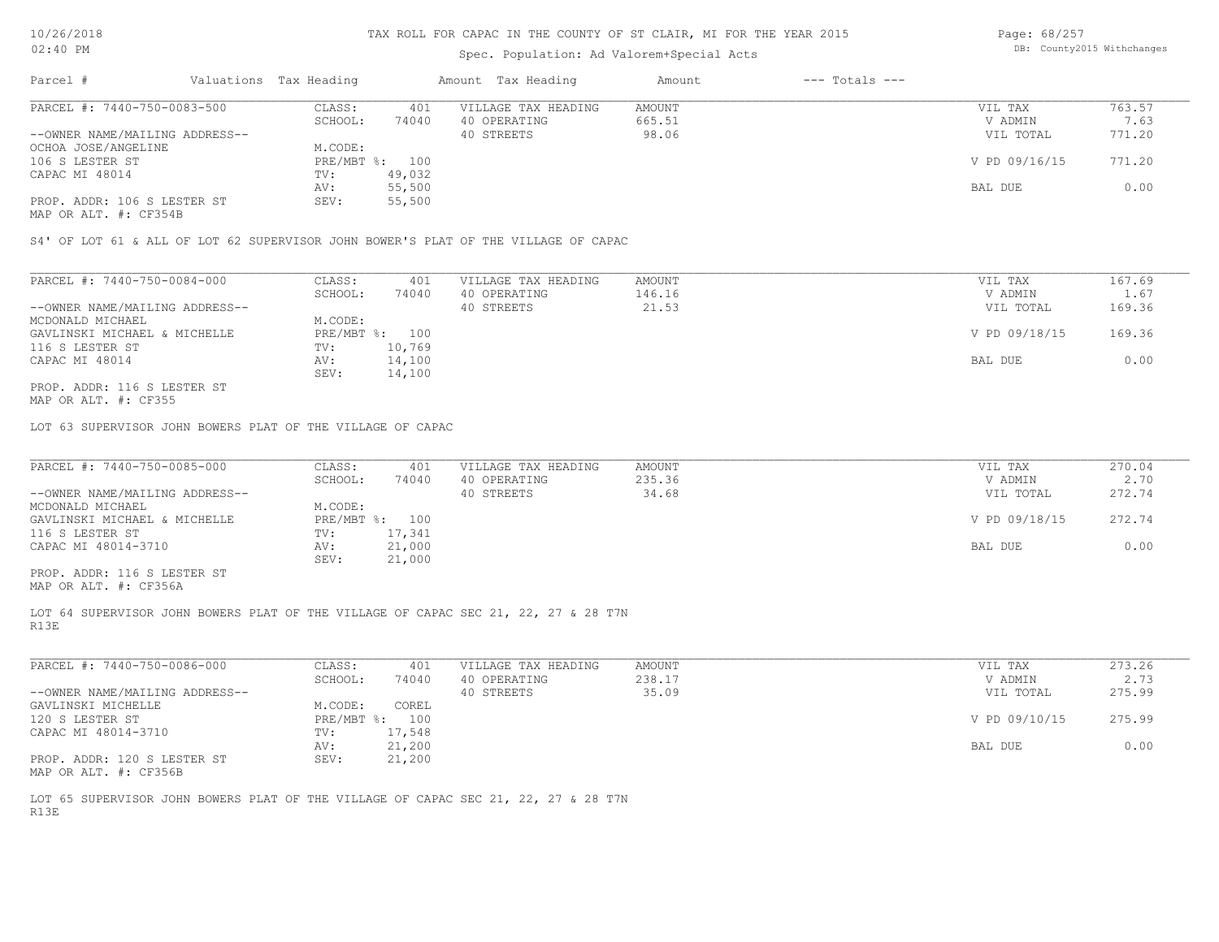# TAX ROLL FOR CAPAC IN THE COUNTY OF ST CLAIR, MI FOR THE YEAR 2015

Spec. Population: Ad Valorem+Special Acts

| Parcel # | Valuations | Tax Heading | Amount | Tax Heading | Amount | --- Totals --- | |
|---|---|---|---|---|---|---|---|
| PARCEL #: 7440-750-0083-500 | CLASS: | 401 | VILLAGE TAX HEADING | AMOUNT | | VIL TAX | 763.57 |
| | SCHOOL: | 74040 | 40 OPERATING | 665.51 | | V ADMIN | 7.63 |
| --OWNER NAME/MAILING ADDRESS-- | | | 40 STREETS | 98.06 | | VIL TOTAL | 771.20 |
| OCHOA JOSE/ANGELINE | M.CODE: | | | | | | |
| 106 S LESTER ST | PRE/MBT %: | 100 | | | | V PD 09/16/15 | 771.20 |
| CAPAC MI 48014 | TV: | 49,032 | | | | | |
| | AV: | 55,500 | | | | BAL DUE | 0.00 |
| PROP. ADDR: 106 S LESTER ST | SEV: | 55,500 | | | | | |
| MAP OR ALT. #: CF354B | | | | | | | |

S4' OF LOT 61 & ALL OF LOT 62 SUPERVISOR JOHN BOWER'S PLAT OF THE VILLAGE OF CAPAC

| Parcel # | Valuations | Tax Heading | Amount | Tax Heading | Amount | --- Totals --- | |
|---|---|---|---|---|---|---|---|
| PARCEL #: 7440-750-0084-000 | CLASS: | 401 | VILLAGE TAX HEADING | AMOUNT | | VIL TAX | 167.69 |
| | SCHOOL: | 74040 | 40 OPERATING | 146.16 | | V ADMIN | 1.67 |
| --OWNER NAME/MAILING ADDRESS-- | | | 40 STREETS | 21.53 | | VIL TOTAL | 169.36 |
| MCDONALD MICHAEL | M.CODE: | | | | | | |
| GAVLINSKI MICHAEL & MICHELLE | PRE/MBT %: | 100 | | | | V PD 09/18/15 | 169.36 |
| 116 S LESTER ST | TV: | 10,769 | | | | | |
| CAPAC MI 48014 | AV: | 14,100 | | | | BAL DUE | 0.00 |
| | SEV: | 14,100 | | | | | |
| PROP. ADDR: 116 S LESTER ST | | | | | | | |
| MAP OR ALT. #: CF355 | | | | | | | |

LOT 63 SUPERVISOR JOHN BOWERS PLAT OF THE VILLAGE OF CAPAC

| Parcel # | Valuations | Tax Heading | Amount | Tax Heading | Amount | --- Totals --- | |
|---|---|---|---|---|---|---|---|
| PARCEL #: 7440-750-0085-000 | CLASS: | 401 | VILLAGE TAX HEADING | AMOUNT | | VIL TAX | 270.04 |
| | SCHOOL: | 74040 | 40 OPERATING | 235.36 | | V ADMIN | 2.70 |
| --OWNER NAME/MAILING ADDRESS-- | | | 40 STREETS | 34.68 | | VIL TOTAL | 272.74 |
| MCDONALD MICHAEL | M.CODE: | | | | | | |
| GAVLINSKI MICHAEL & MICHELLE | PRE/MBT %: | 100 | | | | V PD 09/18/15 | 272.74 |
| 116 S LESTER ST | TV: | 17,341 | | | | | |
| CAPAC MI 48014-3710 | AV: | 21,000 | | | | BAL DUE | 0.00 |
| | SEV: | 21,000 | | | | | |
| PROP. ADDR: 116 S LESTER ST | | | | | | | |
| MAP OR ALT. #: CF356A | | | | | | | |

LOT 64 SUPERVISOR JOHN BOWERS PLAT OF THE VILLAGE OF CAPAC SEC 21, 22, 27 & 28 T7N R13E

| Parcel # | Valuations | Tax Heading | Amount | Tax Heading | Amount | --- Totals --- | |
|---|---|---|---|---|---|---|---|
| PARCEL #: 7440-750-0086-000 | CLASS: | 401 | VILLAGE TAX HEADING | AMOUNT | | VIL TAX | 273.26 |
| | SCHOOL: | 74040 | 40 OPERATING | 238.17 | | V ADMIN | 2.73 |
| --OWNER NAME/MAILING ADDRESS-- | | | 40 STREETS | 35.09 | | VIL TOTAL | 275.99 |
| GAVLINSKI MICHELLE | M.CODE: | COREL | | | | | |
| 120 S LESTER ST | PRE/MBT %: | 100 | | | | V PD 09/10/15 | 275.99 |
| CAPAC MI 48014-3710 | TV: | 17,548 | | | | | |
| | AV: | 21,200 | | | | BAL DUE | 0.00 |
| PROP. ADDR: 120 S LESTER ST | SEV: | 21,200 | | | | | |
| MAP OR ALT. #: CF356B | | | | | | | |

LOT 65 SUPERVISOR JOHN BOWERS PLAT OF THE VILLAGE OF CAPAC SEC 21, 22, 27 & 28 T7N R13E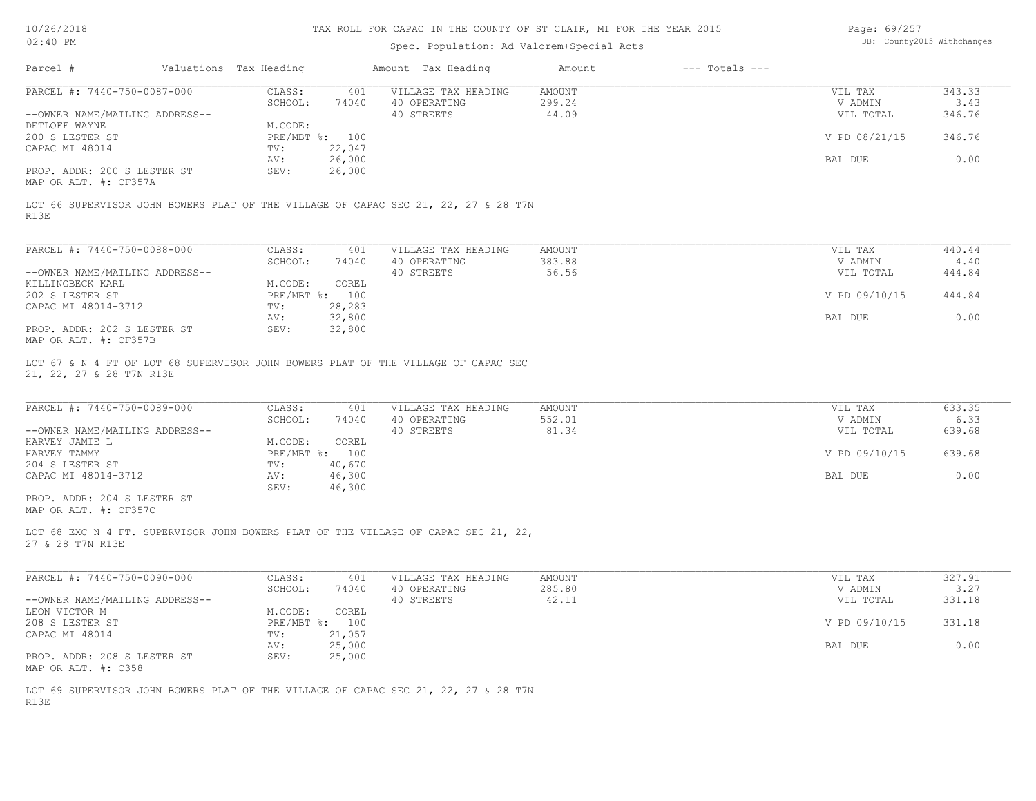# TAX ROLL FOR CAPAC IN THE COUNTY OF ST CLAIR, MI FOR THE YEAR 2015

Spec. Population: Ad Valorem+Special Acts

| Parcel # | Valuations Tax Heading | | Amount Tax Heading | Amount | --- Totals --- | |
|---|---|---|---|---|---|---|
| PARCEL #: 7440-750-0087-000 | CLASS: | 401 | VILLAGE TAX HEADING | AMOUNT | VIL TAX | 343.33 |
| | SCHOOL: | 74040 | 40 OPERATING | 299.24 | V ADMIN | 3.43 |
| --OWNER NAME/MAILING ADDRESS-- | | | 40 STREETS | 44.09 | VIL TOTAL | 346.76 |
| DETLOFF WAYNE | M.CODE: | | | | | |
| 200 S LESTER ST | PRE/MBT %: | 100 | | | V PD 08/21/15 | 346.76 |
| CAPAC MI 48014 | TV: | 22,047 | | | | |
| | AV: | 26,000 | | | BAL DUE | 0.00 |
| PROP. ADDR: 200 S LESTER ST | SEV: | 26,000 | | | | |
| MAP OR ALT. #: CF357A | | | | | | |

LOT 66 SUPERVISOR JOHN BOWERS PLAT OF THE VILLAGE OF CAPAC SEC 21, 22, 27 & 28 T7N R13E

| Parcel # | Valuations Tax Heading | | Amount Tax Heading | Amount | --- Totals --- | |
|---|---|---|---|---|---|---|
| PARCEL #: 7440-750-0088-000 | CLASS: | 401 | VILLAGE TAX HEADING | AMOUNT | VIL TAX | 440.44 |
| | SCHOOL: | 74040 | 40 OPERATING | 383.88 | V ADMIN | 4.40 |
| --OWNER NAME/MAILING ADDRESS-- | | | 40 STREETS | 56.56 | VIL TOTAL | 444.84 |
| KILLINGBECK KARL | M.CODE: | COREL | | | | |
| 202 S LESTER ST | PRE/MBT %: | 100 | | | V PD 09/10/15 | 444.84 |
| CAPAC MI 48014-3712 | TV: | 28,283 | | | | |
| | AV: | 32,800 | | | BAL DUE | 0.00 |
| PROP. ADDR: 202 S LESTER ST | SEV: | 32,800 | | | | |
| MAP OR ALT. #: CF357B | | | | | | |

LOT 67 & N 4 FT OF LOT 68 SUPERVISOR JOHN BOWERS PLAT OF THE VILLAGE OF CAPAC SEC 21, 22, 27 & 28 T7N R13E

| Parcel # | Valuations Tax Heading | | Amount Tax Heading | Amount | --- Totals --- | |
|---|---|---|---|---|---|---|
| PARCEL #: 7440-750-0089-000 | CLASS: | 401 | VILLAGE TAX HEADING | AMOUNT | VIL TAX | 633.35 |
| | SCHOOL: | 74040 | 40 OPERATING | 552.01 | V ADMIN | 6.33 |
| --OWNER NAME/MAILING ADDRESS-- | | | 40 STREETS | 81.34 | VIL TOTAL | 639.68 |
| HARVEY JAMIE L | M.CODE: | COREL | | | | |
| HARVEY TAMMY | PRE/MBT %: | 100 | | | V PD 09/10/15 | 639.68 |
| 204 S LESTER ST | TV: | 40,670 | | | | |
| CAPAC MI 48014-3712 | AV: | 46,300 | | | BAL DUE | 0.00 |
| | SEV: | 46,300 | | | | |
| PROP. ADDR: 204 S LESTER ST | | | | | | |
| MAP OR ALT. #: CF357C | | | | | | |

LOT 68 EXC N 4 FT. SUPERVISOR JOHN BOWERS PLAT OF THE VILLAGE OF CAPAC SEC 21, 22, 27 & 28 T7N R13E

| Parcel # | Valuations Tax Heading | | Amount Tax Heading | Amount | --- Totals --- | |
|---|---|---|---|---|---|---|
| PARCEL #: 7440-750-0090-000 | CLASS: | 401 | VILLAGE TAX HEADING | AMOUNT | VIL TAX | 327.91 |
| | SCHOOL: | 74040 | 40 OPERATING | 285.80 | V ADMIN | 3.27 |
| --OWNER NAME/MAILING ADDRESS-- | | | 40 STREETS | 42.11 | VIL TOTAL | 331.18 |
| LEON VICTOR M | M.CODE: | COREL | | | | |
| 208 S LESTER ST | PRE/MBT %: | 100 | | | V PD 09/10/15 | 331.18 |
| CAPAC MI 48014 | TV: | 21,057 | | | | |
| | AV: | 25,000 | | | BAL DUE | 0.00 |
| PROP. ADDR: 208 S LESTER ST | SEV: | 25,000 | | | | |
| MAP OR ALT. #: C358 | | | | | | |

LOT 69 SUPERVISOR JOHN BOWERS PLAT OF THE VILLAGE OF CAPAC SEC 21, 22, 27 & 28 T7N R13E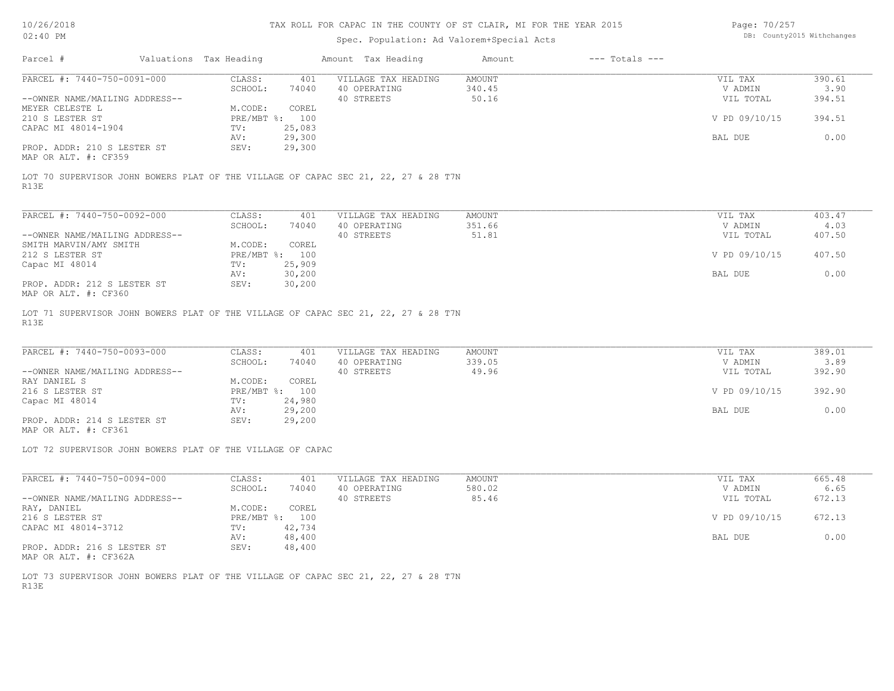# TAX ROLL FOR CAPAC IN THE COUNTY OF ST CLAIR, MI FOR THE YEAR 2015

Spec. Population: Ad Valorem+Special Acts

DB: County2015 Withchanges

| Parcel # | Valuations | Tax Heading | Amount | Tax Heading | Amount | --- Totals --- | |
|---|---|---|---|---|---|---|---|
| PARCEL #: 7440-750-0091-000 | CLASS: | 401 | VILLAGE TAX HEADING | AMOUNT | | VIL TAX | 390.61 |
| | SCHOOL: | 74040 | 40 OPERATING | 340.45 | | V ADMIN | 3.90 |
| --OWNER NAME/MAILING ADDRESS-- | | | 40 STREETS | 50.16 | | VIL TOTAL | 394.51 |
| MEYER CELESTE L | M.CODE: | COREL | | | | | |
| 210 S LESTER ST | PRE/MBT %: | 100 | | | | V PD 09/10/15 | 394.51 |
| CAPAC MI 48014-1904 | TV: | 25,083 | | | | | |
| | AV: | 29,300 | | | | BAL DUE | 0.00 |
| PROP. ADDR: 210 S LESTER ST | SEV: | 29,300 | | | | | |
| MAP OR ALT. #: CF359 | | | | | | | |

LOT 70 SUPERVISOR JOHN BOWERS PLAT OF THE VILLAGE OF CAPAC SEC 21, 22, 27 & 28 T7N R13E

| Parcel # | Valuations | Tax Heading | Amount | Tax Heading | Amount | --- Totals --- | |
|---|---|---|---|---|---|---|---|
| PARCEL #: 7440-750-0092-000 | CLASS: | 401 | VILLAGE TAX HEADING | AMOUNT | | VIL TAX | 403.47 |
| | SCHOOL: | 74040 | 40 OPERATING | 351.66 | | V ADMIN | 4.03 |
| --OWNER NAME/MAILING ADDRESS-- | | | 40 STREETS | 51.81 | | VIL TOTAL | 407.50 |
| SMITH MARVIN/AMY SMITH | M.CODE: | COREL | | | | | |
| 212 S LESTER ST | PRE/MBT %: | 100 | | | | V PD 09/10/15 | 407.50 |
| Capac MI 48014 | TV: | 25,909 | | | | | |
| | AV: | 30,200 | | | | BAL DUE | 0.00 |
| PROP. ADDR: 212 S LESTER ST | SEV: | 30,200 | | | | | |
| MAP OR ALT. #: CF360 | | | | | | | |

LOT 71 SUPERVISOR JOHN BOWERS PLAT OF THE VILLAGE OF CAPAC SEC 21, 22, 27 & 28 T7N R13E

| Parcel # | Valuations | Tax Heading | Amount | Tax Heading | Amount | --- Totals --- | |
|---|---|---|---|---|---|---|---|
| PARCEL #: 7440-750-0093-000 | CLASS: | 401 | VILLAGE TAX HEADING | AMOUNT | | VIL TAX | 389.01 |
| | SCHOOL: | 74040 | 40 OPERATING | 339.05 | | V ADMIN | 3.89 |
| --OWNER NAME/MAILING ADDRESS-- | | | 40 STREETS | 49.96 | | VIL TOTAL | 392.90 |
| RAY DANIEL S | M.CODE: | COREL | | | | | |
| 216 S LESTER ST | PRE/MBT %: | 100 | | | | V PD 09/10/15 | 392.90 |
| Capac MI 48014 | TV: | 24,980 | | | | | |
| | AV: | 29,200 | | | | BAL DUE | 0.00 |
| PROP. ADDR: 214 S LESTER ST | SEV: | 29,200 | | | | | |
| MAP OR ALT. #: CF361 | | | | | | | |

LOT 72 SUPERVISOR JOHN BOWERS PLAT OF THE VILLAGE OF CAPAC

| Parcel # | Valuations | Tax Heading | Amount | Tax Heading | Amount | --- Totals --- | |
|---|---|---|---|---|---|---|---|
| PARCEL #: 7440-750-0094-000 | CLASS: | 401 | VILLAGE TAX HEADING | AMOUNT | | VIL TAX | 665.48 |
| | SCHOOL: | 74040 | 40 OPERATING | 580.02 | | V ADMIN | 6.65 |
| --OWNER NAME/MAILING ADDRESS-- | | | 40 STREETS | 85.46 | | VIL TOTAL | 672.13 |
| RAY, DANIEL | M.CODE: | COREL | | | | | |
| 216 S LESTER ST | PRE/MBT %: | 100 | | | | V PD 09/10/15 | 672.13 |
| CAPAC MI 48014-3712 | TV: | 42,734 | | | | | |
| | AV: | 48,400 | | | | BAL DUE | 0.00 |
| PROP. ADDR: 216 S LESTER ST | SEV: | 48,400 | | | | | |
| MAP OR ALT. #: CF362A | | | | | | | |

LOT 73 SUPERVISOR JOHN BOWERS PLAT OF THE VILLAGE OF CAPAC SEC 21, 22, 27 & 28 T7N R13E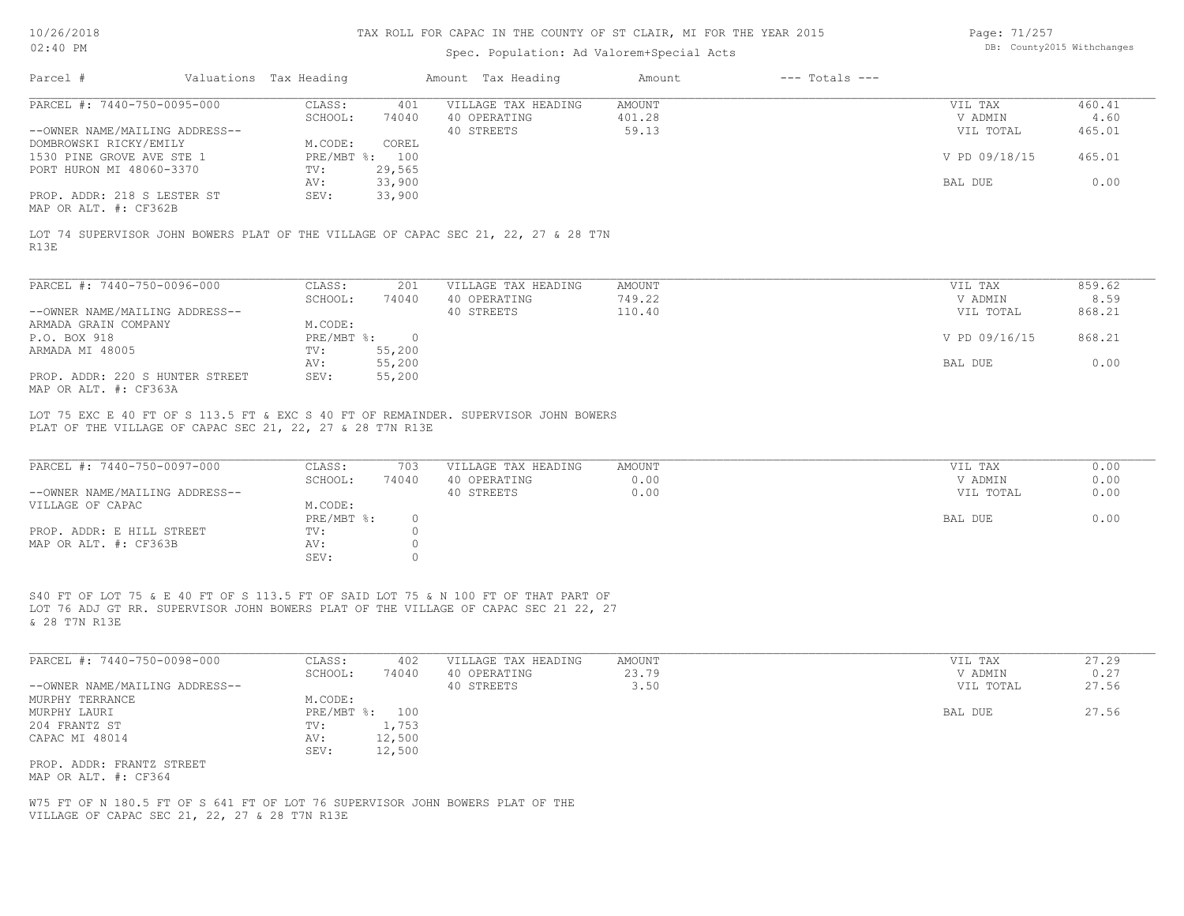# TAX ROLL FOR CAPAC IN THE COUNTY OF ST CLAIR, MI FOR THE YEAR 2015

Spec. Population: Ad Valorem+Special Acts

| Parcel # | Valuations | Tax Heading | Amount | Tax Heading | Amount | --- Totals --- | |
|---|---|---|---|---|---|---|---|

## PARCEL #: 7440-750-0095-000

| | | | | | |
|---|---|---|---|---|---|
| CLASS: | 401 | VILLAGE TAX HEADING | AMOUNT | VIL TAX | 460.41 |
| SCHOOL: | 74040 | 40 OPERATING | 401.28 | V ADMIN | 4.60 |
| | | 40 STREETS | 59.13 | VIL TOTAL | 465.01 |
| M.CODE: | COREL | | | | |
| PRE/MBT %: | 100 | | | V PD 09/18/15 | 465.01 |
| TV: | 29,565 | | | | |
| AV: | 33,900 | | | BAL DUE | 0.00 |
| SEV: | 33,900 | | | | |

--OWNER NAME/MAILING ADDRESS--
DOMBROWSKI RICKY/EMILY
1530 PINE GROVE AVE STE 1
PORT HURON MI 48060-3370

PROP. ADDR: 218 S LESTER ST
MAP OR ALT. #: CF362B

LOT 74 SUPERVISOR JOHN BOWERS PLAT OF THE VILLAGE OF CAPAC SEC 21, 22, 27 & 28 T7N R13E

## PARCEL #: 7440-750-0096-000

| | | | | | |
|---|---|---|---|---|---|
| CLASS: | 201 | VILLAGE TAX HEADING | AMOUNT | VIL TAX | 859.62 |
| SCHOOL: | 74040 | 40 OPERATING | 749.22 | V ADMIN | 8.59 |
| | | 40 STREETS | 110.40 | VIL TOTAL | 868.21 |
| M.CODE: | | | | | |
| PRE/MBT %: | 0 | | | V PD 09/16/15 | 868.21 |
| TV: | 55,200 | | | | |
| AV: | 55,200 | | | BAL DUE | 0.00 |
| SEV: | 55,200 | | | | |

--OWNER NAME/MAILING ADDRESS--
ARMADA GRAIN COMPANY
P.O. BOX 918
ARMADA MI 48005

PROP. ADDR: 220 S HUNTER STREET
MAP OR ALT. #: CF363A

LOT 75 EXC E 40 FT OF S 113.5 FT & EXC S 40 FT OF REMAINDER. SUPERVISOR JOHN BOWERS PLAT OF THE VILLAGE OF CAPAC SEC 21, 22, 27 & 28 T7N R13E

## PARCEL #: 7440-750-0097-000

| | | | | | |
|---|---|---|---|---|---|
| CLASS: | 703 | VILLAGE TAX HEADING | AMOUNT | VIL TAX | 0.00 |
| SCHOOL: | 74040 | 40 OPERATING | 0.00 | V ADMIN | 0.00 |
| | | 40 STREETS | 0.00 | VIL TOTAL | 0.00 |
| M.CODE: | | | | | |
| PRE/MBT %: | 0 | | | BAL DUE | 0.00 |
| TV: | 0 | | | | |
| AV: | 0 | | | | |
| SEV: | 0 | | | | |

--OWNER NAME/MAILING ADDRESS--
VILLAGE OF CAPAC

PROP. ADDR: E HILL STREET
MAP OR ALT. #: CF363B

S40 FT OF LOT 75 & E 40 FT OF S 113.5 FT OF SAID LOT 75 & N 100 FT OF THAT PART OF LOT 76 ADJ GT RR. SUPERVISOR JOHN BOWERS PLAT OF THE VILLAGE OF CAPAC SEC 21 22, 27 & 28 T7N R13E

## PARCEL #: 7440-750-0098-000

| | | | | | |
|---|---|---|---|---|---|
| CLASS: | 402 | VILLAGE TAX HEADING | AMOUNT | VIL TAX | 27.29 |
| SCHOOL: | 74040 | 40 OPERATING | 23.79 | V ADMIN | 0.27 |
| | | 40 STREETS | 3.50 | VIL TOTAL | 27.56 |
| M.CODE: | | | | | |
| PRE/MBT %: | 100 | | | BAL DUE | 27.56 |
| TV: | 1,753 | | | | |
| AV: | 12,500 | | | | |
| SEV: | 12,500 | | | | |

--OWNER NAME/MAILING ADDRESS--
MURPHY TERRANCE
MURPHY LAURI
204 FRANTZ ST
CAPAC MI 48014

PROP. ADDR: FRANTZ STREET
MAP OR ALT. #: CF364

W75 FT OF N 180.5 FT OF S 641 FT OF LOT 76 SUPERVISOR JOHN BOWERS PLAT OF THE VILLAGE OF CAPAC SEC 21, 22, 27 & 28 T7N R13E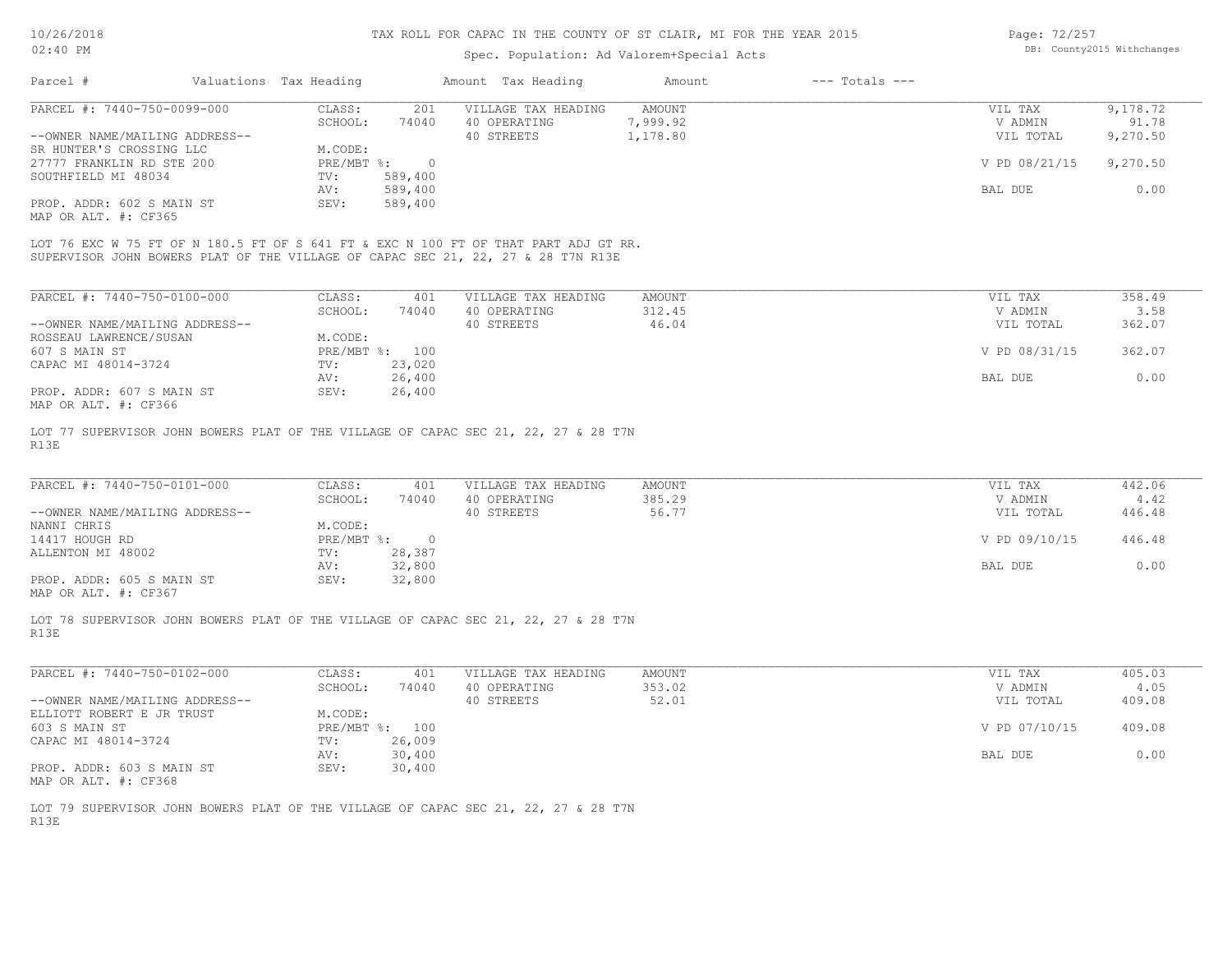# TAX ROLL FOR CAPAC IN THE COUNTY OF ST CLAIR, MI FOR THE YEAR 2015

Spec. Population: Ad Valorem+Special Acts

| Parcel # | Valuations | Tax Heading | Amount | Tax Heading | Amount | --- Totals --- | |
|---|---|---|---|---|---|---|---|

**PARCEL #: 7440-750-0099-000**

| | | | | | |
|---|---|---|---|---|---|
| CLASS: | 201 | VILLAGE TAX HEADING | AMOUNT | VIL TAX | 9,178.72 |
| SCHOOL: | 74040 | 40 OPERATING | 7,999.92 | V ADMIN | 91.78 |
| | | 40 STREETS | 1,178.80 | VIL TOTAL | 9,270.50 |
| M.CODE: | | | | | |
| PRE/MBT %: | 0 | | | V PD 08/21/15 | 9,270.50 |
| TV: | 589,400 | | | | |
| AV: | 589,400 | | | BAL DUE | 0.00 |
| SEV: | 589,400 | | | | |

--OWNER NAME/MAILING ADDRESS--
SR HUNTER'S CROSSING LLC
27777 FRANKLIN RD STE 200
SOUTHFIELD MI 48034

PROP. ADDR: 602 S MAIN ST
MAP OR ALT. #: CF365

LOT 76 EXC W 75 FT OF N 180.5 FT OF S 641 FT & EXC N 100 FT OF THAT PART ADJ GT RR.
SUPERVISOR JOHN BOWERS PLAT OF THE VILLAGE OF CAPAC SEC 21, 22, 27 & 28 T7N R13E

**PARCEL #: 7440-750-0100-000**

| | | | | | |
|---|---|---|---|---|---|
| CLASS: | 401 | VILLAGE TAX HEADING | AMOUNT | VIL TAX | 358.49 |
| SCHOOL: | 74040 | 40 OPERATING | 312.45 | V ADMIN | 3.58 |
| | | 40 STREETS | 46.04 | VIL TOTAL | 362.07 |
| M.CODE: | | | | | |
| PRE/MBT %: | 100 | | | V PD 08/31/15 | 362.07 |
| TV: | 23,020 | | | | |
| AV: | 26,400 | | | BAL DUE | 0.00 |
| SEV: | 26,400 | | | | |

--OWNER NAME/MAILING ADDRESS--
ROSSEAU LAWRENCE/SUSAN
607 S MAIN ST
CAPAC MI 48014-3724

PROP. ADDR: 607 S MAIN ST
MAP OR ALT. #: CF366

LOT 77 SUPERVISOR JOHN BOWERS PLAT OF THE VILLAGE OF CAPAC SEC 21, 22, 27 & 28 T7N R13E

**PARCEL #: 7440-750-0101-000**

| | | | | | |
|---|---|---|---|---|---|
| CLASS: | 401 | VILLAGE TAX HEADING | AMOUNT | VIL TAX | 442.06 |
| SCHOOL: | 74040 | 40 OPERATING | 385.29 | V ADMIN | 4.42 |
| | | 40 STREETS | 56.77 | VIL TOTAL | 446.48 |
| M.CODE: | | | | | |
| PRE/MBT %: | 0 | | | V PD 09/10/15 | 446.48 |
| TV: | 28,387 | | | | |
| AV: | 32,800 | | | BAL DUE | 0.00 |
| SEV: | 32,800 | | | | |

--OWNER NAME/MAILING ADDRESS--
NANNI CHRIS
14417 HOUGH RD
ALLENTON MI 48002

PROP. ADDR: 605 S MAIN ST
MAP OR ALT. #: CF367

LOT 78 SUPERVISOR JOHN BOWERS PLAT OF THE VILLAGE OF CAPAC SEC 21, 22, 27 & 28 T7N R13E

**PARCEL #: 7440-750-0102-000**

| | | | | | |
|---|---|---|---|---|---|
| CLASS: | 401 | VILLAGE TAX HEADING | AMOUNT | VIL TAX | 405.03 |
| SCHOOL: | 74040 | 40 OPERATING | 353.02 | V ADMIN | 4.05 |
| | | 40 STREETS | 52.01 | VIL TOTAL | 409.08 |
| M.CODE: | | | | | |
| PRE/MBT %: | 100 | | | V PD 07/10/15 | 409.08 |
| TV: | 26,009 | | | | |
| AV: | 30,400 | | | BAL DUE | 0.00 |
| SEV: | 30,400 | | | | |

--OWNER NAME/MAILING ADDRESS--
ELLIOTT ROBERT E JR TRUST
603 S MAIN ST
CAPAC MI 48014-3724

PROP. ADDR: 603 S MAIN ST
MAP OR ALT. #: CF368

LOT 79 SUPERVISOR JOHN BOWERS PLAT OF THE VILLAGE OF CAPAC SEC 21, 22, 27 & 28 T7N R13E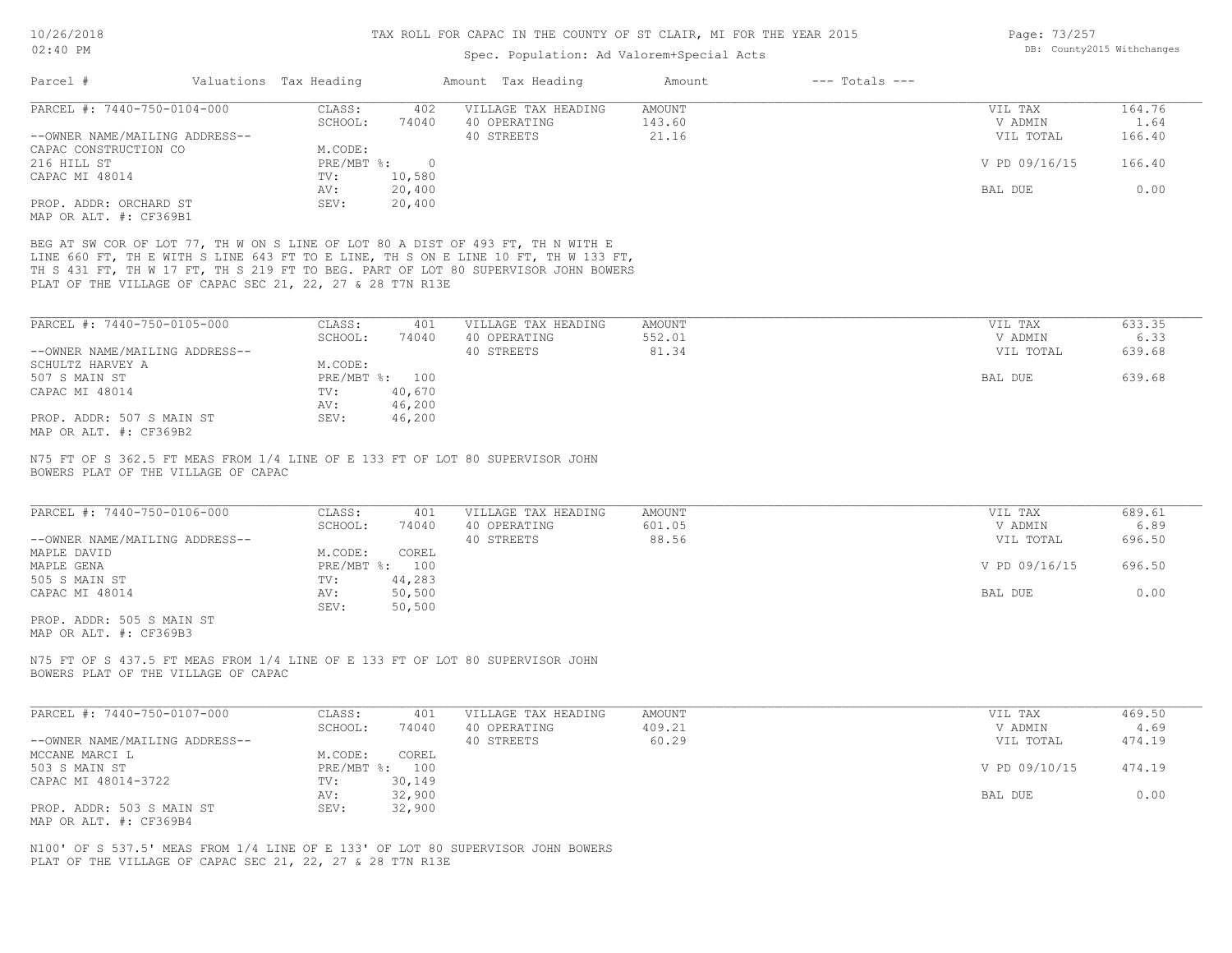# TAX ROLL FOR CAPAC IN THE COUNTY OF ST CLAIR, MI FOR THE YEAR 2015

Spec. Population: Ad Valorem+Special Acts

| Parcel # | Valuations | Tax Heading | Amount | Tax Heading | Amount | --- Totals --- |
|---|---|---|---|---|---|---|

---

**PARCEL #: 7440-750-0104-000**

| | | | |
|---|---|---|---|
| CLASS: | 402 | VILLAGE TAX HEADING | AMOUNT |
| SCHOOL: | 74040 | 40 OPERATING | 143.60 |
| M.CODE: | | 40 STREETS | 21.16 |
| PRE/MBT %: | 0 | | |
| TV: | 10,580 | | |
| AV: | 20,400 | | |
| SEV: | 20,400 | | |

--OWNER NAME/MAILING ADDRESS--
CAPAC CONSTRUCTION CO
216 HILL ST
CAPAC MI 48014

PROP. ADDR: ORCHARD ST
MAP OR ALT. #: CF369B1

| | |
|---|---|
| VIL TAX | 164.76 |
| V ADMIN | 1.64 |
| VIL TOTAL | 166.40 |
| V PD 09/16/15 | 166.40 |
| BAL DUE | 0.00 |

BEG AT SW COR OF LOT 77, TH W ON S LINE OF LOT 80 A DIST OF 493 FT, TH N WITH E LINE 660 FT, TH E WITH S LINE 643 FT TO E LINE, TH S ON E LINE 10 FT, TH W 133 FT, TH S 431 FT, TH W 17 FT, TH S 219 FT TO BEG. PART OF LOT 80 SUPERVISOR JOHN BOWERS PLAT OF THE VILLAGE OF CAPAC SEC 21, 22, 27 & 28 T7N R13E

---

**PARCEL #: 7440-750-0105-000**

| | | | |
|---|---|---|---|
| CLASS: | 401 | VILLAGE TAX HEADING | AMOUNT |
| SCHOOL: | 74040 | 40 OPERATING | 552.01 |
| M.CODE: | | 40 STREETS | 81.34 |
| PRE/MBT %: | 100 | | |
| TV: | 40,670 | | |
| AV: | 46,200 | | |
| SEV: | 46,200 | | |

--OWNER NAME/MAILING ADDRESS--
SCHULTZ HARVEY A
507 S MAIN ST
CAPAC MI 48014

PROP. ADDR: 507 S MAIN ST
MAP OR ALT. #: CF369B2

| | |
|---|---|
| VIL TAX | 633.35 |
| V ADMIN | 6.33 |
| VIL TOTAL | 639.68 |
| BAL DUE | 639.68 |

N75 FT OF S 362.5 FT MEAS FROM 1/4 LINE OF E 133 FT OF LOT 80 SUPERVISOR JOHN BOWERS PLAT OF THE VILLAGE OF CAPAC

---

**PARCEL #: 7440-750-0106-000**

| | | | |
|---|---|---|---|
| CLASS: | 401 | VILLAGE TAX HEADING | AMOUNT |
| SCHOOL: | 74040 | 40 OPERATING | 601.05 |
| M.CODE: | COREL | 40 STREETS | 88.56 |
| PRE/MBT %: | 100 | | |
| TV: | 44,283 | | |
| AV: | 50,500 | | |
| SEV: | 50,500 | | |

--OWNER NAME/MAILING ADDRESS--
MAPLE DAVID
MAPLE GENA
505 S MAIN ST
CAPAC MI 48014

PROP. ADDR: 505 S MAIN ST
MAP OR ALT. #: CF369B3

| | |
|---|---|
| VIL TAX | 689.61 |
| V ADMIN | 6.89 |
| VIL TOTAL | 696.50 |
| V PD 09/16/15 | 696.50 |
| BAL DUE | 0.00 |

N75 FT OF S 437.5 FT MEAS FROM 1/4 LINE OF E 133 FT OF LOT 80 SUPERVISOR JOHN BOWERS PLAT OF THE VILLAGE OF CAPAC

---

**PARCEL #: 7440-750-0107-000**

| | | | |
|---|---|---|---|
| CLASS: | 401 | VILLAGE TAX HEADING | AMOUNT |
| SCHOOL: | 74040 | 40 OPERATING | 409.21 |
| M.CODE: | COREL | 40 STREETS | 60.29 |
| PRE/MBT %: | 100 | | |
| TV: | 30,149 | | |
| AV: | 32,900 | | |
| SEV: | 32,900 | | |

--OWNER NAME/MAILING ADDRESS--
MCCANE MARCI L
503 S MAIN ST
CAPAC MI 48014-3722

PROP. ADDR: 503 S MAIN ST
MAP OR ALT. #: CF369B4

| | |
|---|---|
| VIL TAX | 469.50 |
| V ADMIN | 4.69 |
| VIL TOTAL | 474.19 |
| V PD 09/10/15 | 474.19 |
| BAL DUE | 0.00 |

N100' OF S 537.5' MEAS FROM 1/4 LINE OF E 133' OF LOT 80 SUPERVISOR JOHN BOWERS PLAT OF THE VILLAGE OF CAPAC SEC 21, 22, 27 & 28 T7N R13E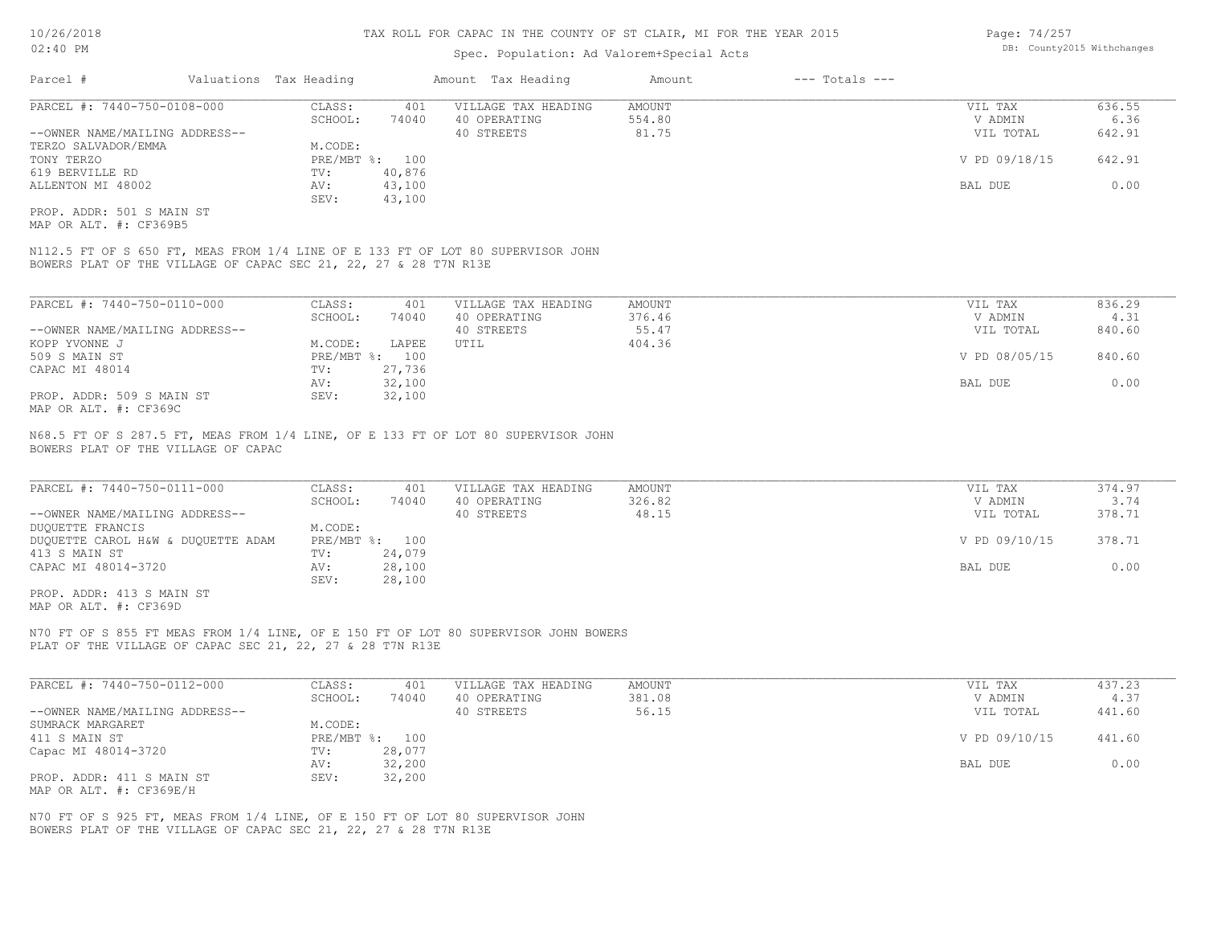# TAX ROLL FOR CAPAC IN THE COUNTY OF ST CLAIR, MI FOR THE YEAR 2015

Spec. Population: Ad Valorem+Special Acts

| Parcel # | Valuations | Tax Heading | Amount | Tax Heading | Amount | --- Totals --- | |
|---|---|---|---|---|---|---|---|
| PARCEL #: 7440-750-0108-000 | CLASS: | 401 | VILLAGE TAX HEADING | AMOUNT | | VIL TAX | 636.55 |
| | SCHOOL: | 74040 | 40 OPERATING | 554.80 | | V ADMIN | 6.36 |
| --OWNER NAME/MAILING ADDRESS-- | | | 40 STREETS | 81.75 | | VIL TOTAL | 642.91 |
| TERZO SALVADOR/EMMA | M.CODE: | | | | | | |
| TONY TERZO | PRE/MBT %: | 100 | | | | V PD 09/18/15 | 642.91 |
| 619 BERVILLE RD | TV: | 40,876 | | | | | |
| ALLENTON MI 48002 | AV: | 43,100 | | | | BAL DUE | 0.00 |
| | SEV: | 43,100 | | | | | |
| PROP. ADDR: 501 S MAIN ST | | | | | | | |
| MAP OR ALT. #: CF369B5 | | | | | | | |

N112.5 FT OF S 650 FT, MEAS FROM 1/4 LINE OF E 133 FT OF LOT 80 SUPERVISOR JOHN BOWERS PLAT OF THE VILLAGE OF CAPAC SEC 21, 22, 27 & 28 T7N R13E

| Parcel # | Valuations | Tax Heading | Amount | Tax Heading | Amount | --- Totals --- | |
|---|---|---|---|---|---|---|---|
| PARCEL #: 7440-750-0110-000 | CLASS: | 401 | VILLAGE TAX HEADING | AMOUNT | | VIL TAX | 836.29 |
| | SCHOOL: | 74040 | 40 OPERATING | 376.46 | | V ADMIN | 4.31 |
| --OWNER NAME/MAILING ADDRESS-- | | | 40 STREETS | 55.47 | | VIL TOTAL | 840.60 |
| KOPP YVONNE J | M.CODE: | LAPEE | UTIL | 404.36 | | | |
| 509 S MAIN ST | PRE/MBT %: | 100 | | | | V PD 08/05/15 | 840.60 |
| CAPAC MI 48014 | TV: | 27,736 | | | | | |
| | AV: | 32,100 | | | | BAL DUE | 0.00 |
| PROP. ADDR: 509 S MAIN ST | SEV: | 32,100 | | | | | |
| MAP OR ALT. #: CF369C | | | | | | | |

N68.5 FT OF S 287.5 FT, MEAS FROM 1/4 LINE, OF E 133 FT OF LOT 80 SUPERVISOR JOHN BOWERS PLAT OF THE VILLAGE OF CAPAC

| Parcel # | Valuations | Tax Heading | Amount | Tax Heading | Amount | --- Totals --- | |
|---|---|---|---|---|---|---|---|
| PARCEL #: 7440-750-0111-000 | CLASS: | 401 | VILLAGE TAX HEADING | AMOUNT | | VIL TAX | 374.97 |
| | SCHOOL: | 74040 | 40 OPERATING | 326.82 | | V ADMIN | 3.74 |
| --OWNER NAME/MAILING ADDRESS-- | | | 40 STREETS | 48.15 | | VIL TOTAL | 378.71 |
| DUQUETTE FRANCIS | M.CODE: | | | | | | |
| DUQUETTE CAROL H&W & DUQUETTE ADAM | PRE/MBT %: | 100 | | | | V PD 09/10/15 | 378.71 |
| 413 S MAIN ST | TV: | 24,079 | | | | | |
| CAPAC MI 48014-3720 | AV: | 28,100 | | | | BAL DUE | 0.00 |
| | SEV: | 28,100 | | | | | |
| PROP. ADDR: 413 S MAIN ST | | | | | | | |
| MAP OR ALT. #: CF369D | | | | | | | |

N70 FT OF S 855 FT MEAS FROM 1/4 LINE, OF E 150 FT OF LOT 80 SUPERVISOR JOHN BOWERS PLAT OF THE VILLAGE OF CAPAC SEC 21, 22, 27 & 28 T7N R13E

| Parcel # | Valuations | Tax Heading | Amount | Tax Heading | Amount | --- Totals --- | |
|---|---|---|---|---|---|---|---|
| PARCEL #: 7440-750-0112-000 | CLASS: | 401 | VILLAGE TAX HEADING | AMOUNT | | VIL TAX | 437.23 |
| | SCHOOL: | 74040 | 40 OPERATING | 381.08 | | V ADMIN | 4.37 |
| --OWNER NAME/MAILING ADDRESS-- | | | 40 STREETS | 56.15 | | VIL TOTAL | 441.60 |
| SUMRACK MARGARET | M.CODE: | | | | | | |
| 411 S MAIN ST | PRE/MBT %: | 100 | | | | V PD 09/10/15 | 441.60 |
| Capac MI 48014-3720 | TV: | 28,077 | | | | | |
| | AV: | 32,200 | | | | BAL DUE | 0.00 |
| PROP. ADDR: 411 S MAIN ST | SEV: | 32,200 | | | | | |
| MAP OR ALT. #: CF369E/H | | | | | | | |

N70 FT OF S 925 FT, MEAS FROM 1/4 LINE, OF E 150 FT OF LOT 80 SUPERVISOR JOHN BOWERS PLAT OF THE VILLAGE OF CAPAC SEC 21, 22, 27 & 28 T7N R13E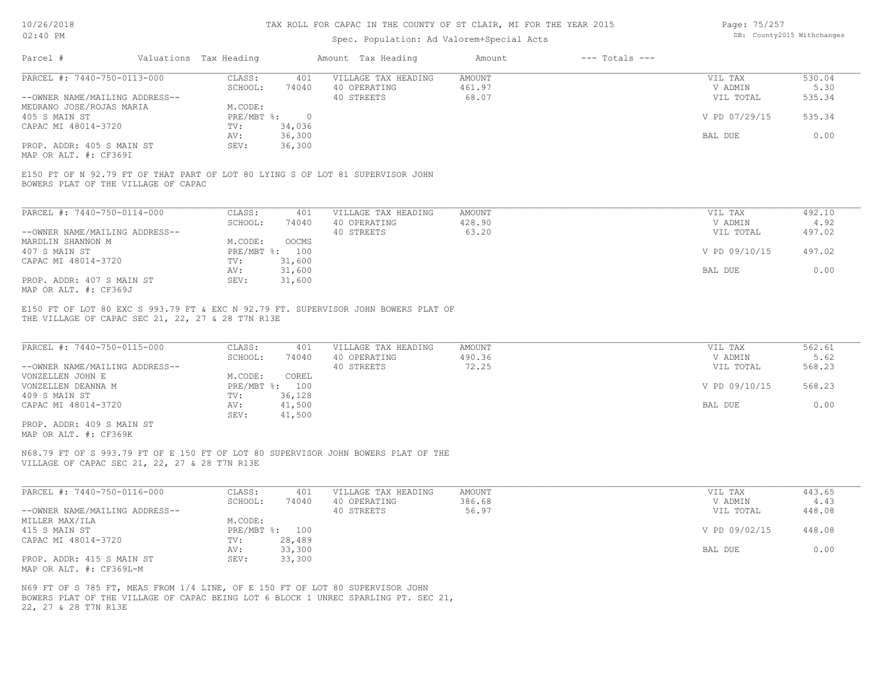# TAX ROLL FOR CAPAC IN THE COUNTY OF ST CLAIR, MI FOR THE YEAR 2015

Spec. Population: Ad Valorem+Special Acts

| Parcel # | Valuations | Tax Heading | Amount | Tax Heading | Amount | --- Totals --- | |
|---|---|---|---|---|---|---|---|
| PARCEL #: 7440-750-0113-000 | CLASS: | 401 | VILLAGE TAX HEADING | AMOUNT | | VIL TAX | 530.04 |
| | SCHOOL: | 74040 | 40 OPERATING | 461.97 | | V ADMIN | 5.30 |
| --OWNER NAME/MAILING ADDRESS-- | | | 40 STREETS | 68.07 | | VIL TOTAL | 535.34 |
| MEDRANO JOSE/ROJAS MARIA | M.CODE: | | | | | | |
| 405 S MAIN ST | PRE/MBT %: | 0 | | | | V PD 07/29/15 | 535.34 |
| CAPAC MI 48014-3720 | TV: | 34,036 | | | | | |
| | AV: | 36,300 | | | | BAL DUE | 0.00 |
| PROP. ADDR: 405 S MAIN ST | SEV: | 36,300 | | | | | |
| MAP OR ALT. #: CF369I | | | | | | | |

E150 FT OF N 92.79 FT OF THAT PART OF LOT 80 LYING S OF LOT 81 SUPERVISOR JOHN BOWERS PLAT OF THE VILLAGE OF CAPAC

| Parcel # | Valuations | Tax Heading | Amount | Tax Heading | Amount | --- Totals --- | |
|---|---|---|---|---|---|---|---|
| PARCEL #: 7440-750-0114-000 | CLASS: | 401 | VILLAGE TAX HEADING | AMOUNT | | VIL TAX | 492.10 |
| | SCHOOL: | 74040 | 40 OPERATING | 428.90 | | V ADMIN | 4.92 |
| --OWNER NAME/MAILING ADDRESS-- | | | 40 STREETS | 63.20 | | VIL TOTAL | 497.02 |
| MARDLIN SHANNON M | M.CODE: | OOCMS | | | | | |
| 407 S MAIN ST | PRE/MBT %: | 100 | | | | V PD 09/10/15 | 497.02 |
| CAPAC MI 48014-3720 | TV: | 31,600 | | | | | |
| | AV: | 31,600 | | | | BAL DUE | 0.00 |
| PROP. ADDR: 407 S MAIN ST | SEV: | 31,600 | | | | | |
| MAP OR ALT. #: CF369J | | | | | | | |

E150 FT OF LOT 80 EXC S 993.79 FT & EXC N 92.79 FT. SUPERVISOR JOHN BOWERS PLAT OF THE VILLAGE OF CAPAC SEC 21, 22, 27 & 28 T7N R13E

| Parcel # | Valuations | Tax Heading | Amount | Tax Heading | Amount | --- Totals --- | |
|---|---|---|---|---|---|---|---|
| PARCEL #: 7440-750-0115-000 | CLASS: | 401 | VILLAGE TAX HEADING | AMOUNT | | VIL TAX | 562.61 |
| | SCHOOL: | 74040 | 40 OPERATING | 490.36 | | V ADMIN | 5.62 |
| --OWNER NAME/MAILING ADDRESS-- | | | 40 STREETS | 72.25 | | VIL TOTAL | 568.23 |
| VONZELLEN JOHN E | M.CODE: | COREL | | | | | |
| VONZELLEN DEANNA M | PRE/MBT %: | 100 | | | | V PD 09/10/15 | 568.23 |
| 409 S MAIN ST | TV: | 36,128 | | | | | |
| CAPAC MI 48014-3720 | AV: | 41,500 | | | | BAL DUE | 0.00 |
| | SEV: | 41,500 | | | | | |
| PROP. ADDR: 409 S MAIN ST | | | | | | | |
| MAP OR ALT. #: CF369K | | | | | | | |

N68.79 FT OF S 993.79 FT OF E 150 FT OF LOT 80 SUPERVISOR JOHN BOWERS PLAT OF THE VILLAGE OF CAPAC SEC 21, 22, 27 & 28 T7N R13E

| Parcel # | Valuations | Tax Heading | Amount | Tax Heading | Amount | --- Totals --- | |
|---|---|---|---|---|---|---|---|
| PARCEL #: 7440-750-0116-000 | CLASS: | 401 | VILLAGE TAX HEADING | AMOUNT | | VIL TAX | 443.65 |
| | SCHOOL: | 74040 | 40 OPERATING | 386.68 | | V ADMIN | 4.43 |
| --OWNER NAME/MAILING ADDRESS-- | | | 40 STREETS | 56.97 | | VIL TOTAL | 448.08 |
| MILLER MAX/ILA | M.CODE: | | | | | | |
| 415 S MAIN ST | PRE/MBT %: | 100 | | | | V PD 09/02/15 | 448.08 |
| CAPAC MI 48014-3720 | TV: | 28,489 | | | | | |
| | AV: | 33,300 | | | | BAL DUE | 0.00 |
| PROP. ADDR: 415 S MAIN ST | SEV: | 33,300 | | | | | |
| MAP OR ALT. #: CF369L-M | | | | | | | |

N69 FT OF S 785 FT, MEAS FROM 1/4 LINE, OF E 150 FT OF LOT 80 SUPERVISOR JOHN BOWERS PLAT OF THE VILLAGE OF CAPAC BEING LOT 6 BLOCK 1 UNREC SPARLING PT. SEC 21, 22, 27 & 28 T7N R13E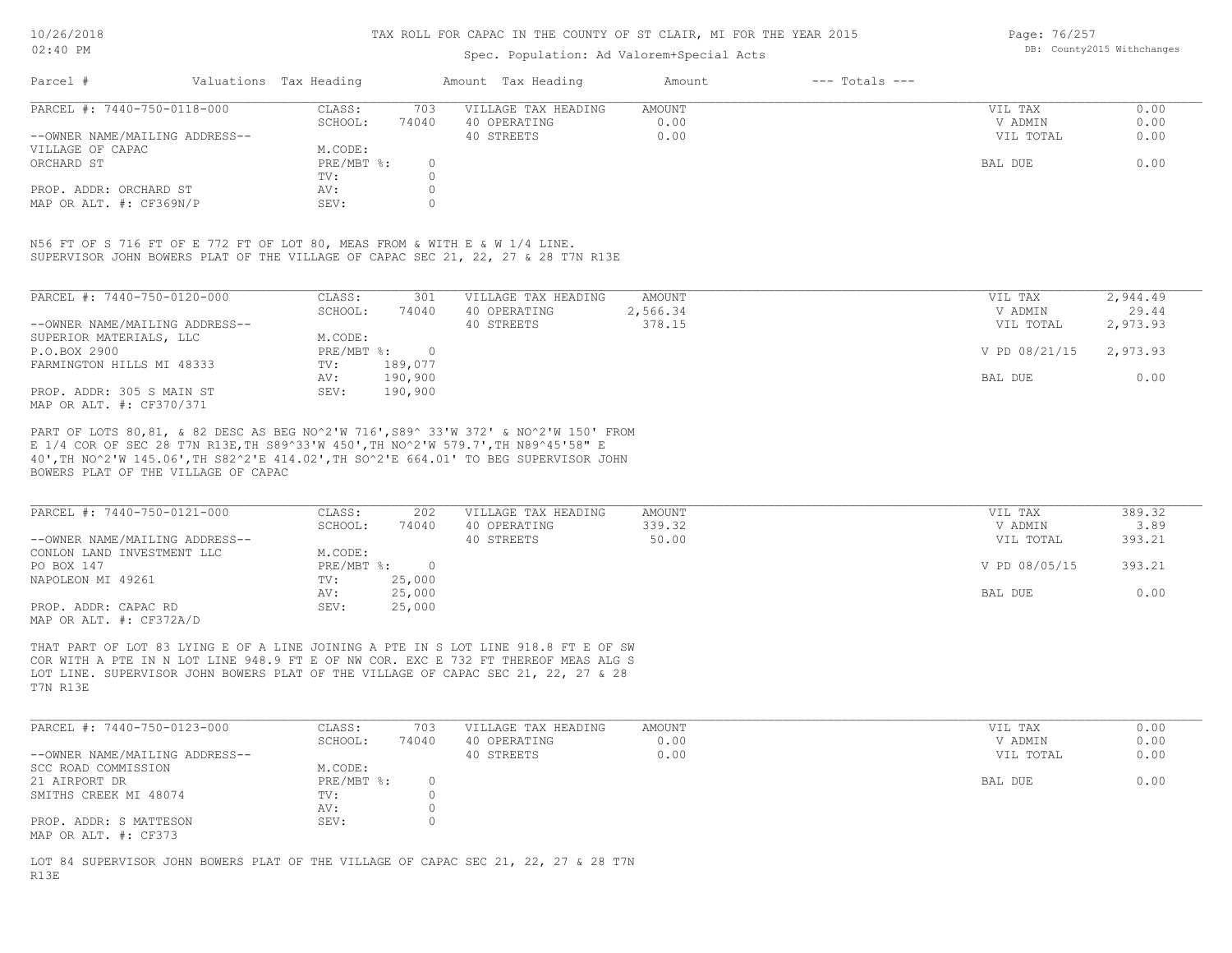# TAX ROLL FOR CAPAC IN THE COUNTY OF ST CLAIR, MI FOR THE YEAR 2015

Spec. Population: Ad Valorem+Special Acts

| Parcel # | Valuations | Tax Heading | Amount | Tax Heading | Amount | --- Totals --- | |
|---|---|---|---|---|---|---|---|

**PARCEL #: 7440-750-0118-000**

| | | | | | |
|---|---|---|---|---|---|
| CLASS: | 703 | VILLAGE TAX HEADING | AMOUNT | VIL TAX | 0.00 |
| SCHOOL: | 74040 | 40 OPERATING | 0.00 | V ADMIN | 0.00 |
| | | 40 STREETS | 0.00 | VIL TOTAL | 0.00 |
| M.CODE: | | | | | |
| PRE/MBT %: | 0 | | | BAL DUE | 0.00 |
| TV: | 0 | | | | |
| AV: | 0 | | | | |
| SEV: | 0 | | | | |

--OWNER NAME/MAILING ADDRESS--
VILLAGE OF CAPAC
ORCHARD ST

PROP. ADDR: ORCHARD ST
MAP OR ALT. #: CF369N/P

N56 FT OF S 716 FT OF E 772 FT OF LOT 80, MEAS FROM & WITH E & W 1/4 LINE.
SUPERVISOR JOHN BOWERS PLAT OF THE VILLAGE OF CAPAC SEC 21, 22, 27 & 28 T7N R13E

**PARCEL #: 7440-750-0120-000**

| | | | | | |
|---|---|---|---|---|---|
| CLASS: | 301 | VILLAGE TAX HEADING | AMOUNT | VIL TAX | 2,944.49 |
| SCHOOL: | 74040 | 40 OPERATING | 2,566.34 | V ADMIN | 29.44 |
| | | 40 STREETS | 378.15 | VIL TOTAL | 2,973.93 |
| M.CODE: | | | | | |
| PRE/MBT %: | 0 | | | V PD 08/21/15 | 2,973.93 |
| TV: | 189,077 | | | | |
| AV: | 190,900 | | | BAL DUE | 0.00 |
| SEV: | 190,900 | | | | |

--OWNER NAME/MAILING ADDRESS--
SUPERIOR MATERIALS, LLC
P.O.BOX 2900
FARMINGTON HILLS MI 48333

PROP. ADDR: 305 S MAIN ST
MAP OR ALT. #: CF370/371

PART OF LOTS 80,81, & 82 DESC AS BEG NO^2'W 716',S89^ 33'W 372' & NO^2'W 150' FROM E 1/4 COR OF SEC 28 T7N R13E,TH S89^33'W 450',TH NO^2'W 579.7',TH N89^45'58" E 40',TH NO^2'W 145.06',TH S82^2'E 414.02',TH SO^2'E 664.01' TO BEG SUPERVISOR JOHN BOWERS PLAT OF THE VILLAGE OF CAPAC

**PARCEL #: 7440-750-0121-000**

| | | | | | |
|---|---|---|---|---|---|
| CLASS: | 202 | VILLAGE TAX HEADING | AMOUNT | VIL TAX | 389.32 |
| SCHOOL: | 74040 | 40 OPERATING | 339.32 | V ADMIN | 3.89 |
| | | 40 STREETS | 50.00 | VIL TOTAL | 393.21 |
| M.CODE: | | | | | |
| PRE/MBT %: | 0 | | | V PD 08/05/15 | 393.21 |
| TV: | 25,000 | | | | |
| AV: | 25,000 | | | BAL DUE | 0.00 |
| SEV: | 25,000 | | | | |

--OWNER NAME/MAILING ADDRESS--
CONLON LAND INVESTMENT LLC
PO BOX 147
NAPOLEON MI 49261

PROP. ADDR: CAPAC RD
MAP OR ALT. #: CF372A/D

THAT PART OF LOT 83 LYING E OF A LINE JOINING A PTE IN S LOT LINE 918.8 FT E OF SW COR WITH A PTE IN N LOT LINE 948.9 FT E OF NW COR. EXC E 732 FT THEREOF MEAS ALG S LOT LINE. SUPERVISOR JOHN BOWERS PLAT OF THE VILLAGE OF CAPAC SEC 21, 22, 27 & 28 T7N R13E

**PARCEL #: 7440-750-0123-000**

| | | | | | |
|---|---|---|---|---|---|
| CLASS: | 703 | VILLAGE TAX HEADING | AMOUNT | VIL TAX | 0.00 |
| SCHOOL: | 74040 | 40 OPERATING | 0.00 | V ADMIN | 0.00 |
| | | 40 STREETS | 0.00 | VIL TOTAL | 0.00 |
| M.CODE: | | | | | |
| PRE/MBT %: | 0 | | | BAL DUE | 0.00 |
| TV: | 0 | | | | |
| AV: | 0 | | | | |
| SEV: | 0 | | | | |

--OWNER NAME/MAILING ADDRESS--
SCC ROAD COMMISSION
21 AIRPORT DR
SMITHS CREEK MI 48074

PROP. ADDR: S MATTESON
MAP OR ALT. #: CF373

LOT 84 SUPERVISOR JOHN BOWERS PLAT OF THE VILLAGE OF CAPAC SEC 21, 22, 27 & 28 T7N R13E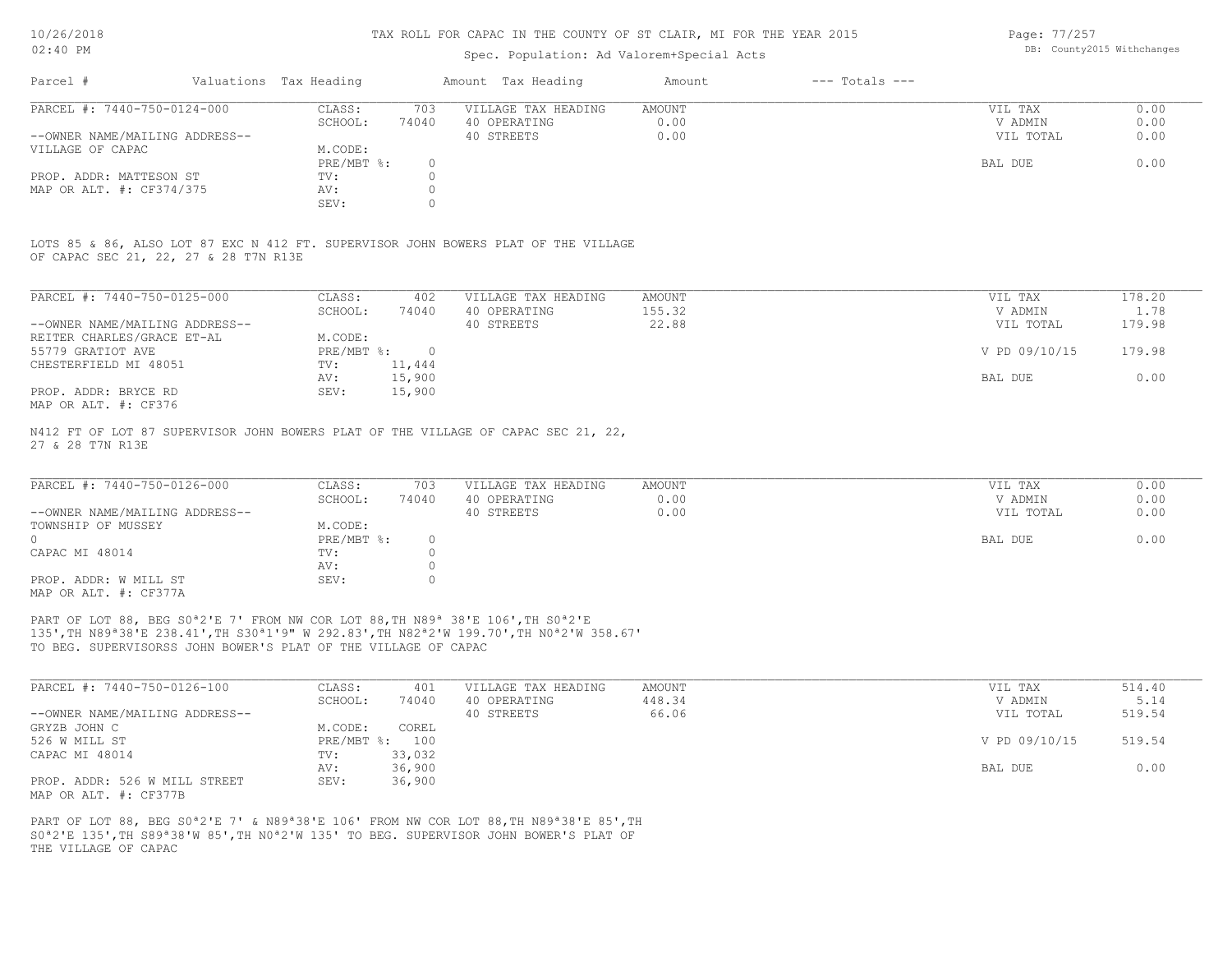# TAX ROLL FOR CAPAC IN THE COUNTY OF ST CLAIR, MI FOR THE YEAR 2015

Spec. Population: Ad Valorem+Special Acts

| Parcel # | Valuations | Tax Heading | Amount | Tax Heading | Amount | --- Totals --- | |
|---|---|---|---|---|---|---|---|

---

| PARCEL #: 7440-750-0124-000 | CLASS: | 703 | VILLAGE TAX HEADING | AMOUNT | VIL TAX | 0.00 |
|---|---|---|---|---|---|---|
| | SCHOOL: | 74040 | 40 OPERATING | 0.00 | V ADMIN | 0.00 |
| --OWNER NAME/MAILING ADDRESS-- | | | 40 STREETS | 0.00 | VIL TOTAL | 0.00 |
| VILLAGE OF CAPAC | M.CODE: | | | | | |
| | PRE/MBT %: | 0 | | | BAL DUE | 0.00 |
| PROP. ADDR: MATTESON ST | TV: | 0 | | | | |
| MAP OR ALT. #: CF374/375 | AV: | 0 | | | | |
| | SEV: | 0 | | | | |

LOTS 85 & 86, ALSO LOT 87 EXC N 412 FT. SUPERVISOR JOHN BOWERS PLAT OF THE VILLAGE OF CAPAC SEC 21, 22, 27 & 28 T7N R13E

---

| PARCEL #: 7440-750-0125-000 | CLASS: | 402 | VILLAGE TAX HEADING | AMOUNT | VIL TAX | 178.20 |
|---|---|---|---|---|---|---|
| | SCHOOL: | 74040 | 40 OPERATING | 155.32 | V ADMIN | 1.78 |
| --OWNER NAME/MAILING ADDRESS-- | | | 40 STREETS | 22.88 | VIL TOTAL | 179.98 |
| REITER CHARLES/GRACE ET-AL | M.CODE: | | | | | |
| 55779 GRATIOT AVE | PRE/MBT %: | 0 | | | V PD 09/10/15 | 179.98 |
| CHESTERFIELD MI 48051 | TV: | 11,444 | | | | |
| | AV: | 15,900 | | | BAL DUE | 0.00 |
| PROP. ADDR: BRYCE RD | SEV: | 15,900 | | | | |
| MAP OR ALT. #: CF376 | | | | | | |

N412 FT OF LOT 87 SUPERVISOR JOHN BOWERS PLAT OF THE VILLAGE OF CAPAC SEC 21, 22, 27 & 28 T7N R13E

---

| PARCEL #: 7440-750-0126-000 | CLASS: | 703 | VILLAGE TAX HEADING | AMOUNT | VIL TAX | 0.00 |
|---|---|---|---|---|---|---|
| | SCHOOL: | 74040 | 40 OPERATING | 0.00 | V ADMIN | 0.00 |
| --OWNER NAME/MAILING ADDRESS-- | | | 40 STREETS | 0.00 | VIL TOTAL | 0.00 |
| TOWNSHIP OF MUSSEY | M.CODE: | | | | | |
| 0 | PRE/MBT %: | 0 | | | BAL DUE | 0.00 |
| CAPAC MI 48014 | TV: | 0 | | | | |
| | AV: | 0 | | | | |
| PROP. ADDR: W MILL ST | SEV: | 0 | | | | |
| MAP OR ALT. #: CF377A | | | | | | |

PART OF LOT 88, BEG S0ª2'E 7' FROM NW COR LOT 88,TH N89ª 38'E 106',TH S0ª2'E 135',TH N89ª38'E 238.41',TH S30ª1'9" W 292.83',TH N82ª2'W 199.70',TH N0ª2'W 358.67' TO BEG. SUPERVISORSS JOHN BOWER'S PLAT OF THE VILLAGE OF CAPAC

---

| PARCEL #: 7440-750-0126-100 | CLASS: | 401 | VILLAGE TAX HEADING | AMOUNT | VIL TAX | 514.40 |
|---|---|---|---|---|---|---|
| | SCHOOL: | 74040 | 40 OPERATING | 448.34 | V ADMIN | 5.14 |
| --OWNER NAME/MAILING ADDRESS-- | | | 40 STREETS | 66.06 | VIL TOTAL | 519.54 |
| GRYZB JOHN C | M.CODE: | COREL | | | | |
| 526 W MILL ST | PRE/MBT %: | 100 | | | V PD 09/10/15 | 519.54 |
| CAPAC MI 48014 | TV: | 33,032 | | | | |
| | AV: | 36,900 | | | BAL DUE | 0.00 |
| PROP. ADDR: 526 W MILL STREET | SEV: | 36,900 | | | | |
| MAP OR ALT. #: CF377B | | | | | | |

PART OF LOT 88, BEG S0ª2'E 7' & N89ª38'E 106' FROM NW COR LOT 88,TH N89ª38'E 85',TH S0ª2'E 135',TH S89ª38'W 85',TH N0ª2'W 135' TO BEG. SUPERVISOR JOHN BOWER'S PLAT OF THE VILLAGE OF CAPAC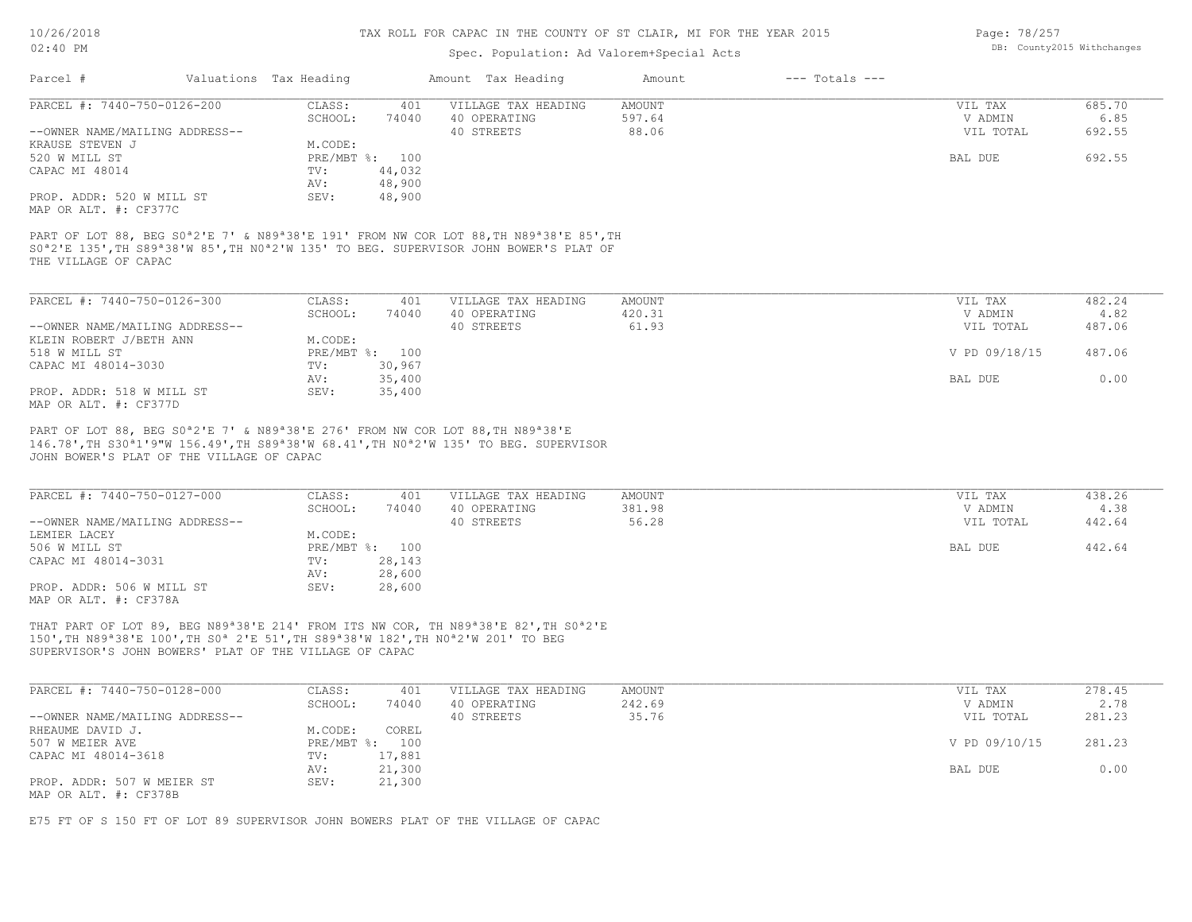# TAX ROLL FOR CAPAC IN THE COUNTY OF ST CLAIR, MI FOR THE YEAR 2015

Spec. Population: Ad Valorem+Special Acts

| Parcel # | Valuations | Tax Heading | Amount | Tax Heading | Amount | --- Totals --- | | |
|---|---|---|---|---|---|---|---|---|
| PARCEL #: 7440-750-0126-200 | CLASS: | 401 | VILLAGE TAX HEADING | AMOUNT | | VIL TAX | 685.70 |
| | SCHOOL: | 74040 | 40 OPERATING | 597.64 | | V ADMIN | 6.85 |
| --OWNER NAME/MAILING ADDRESS-- | | | 40 STREETS | 88.06 | | VIL TOTAL | 692.55 |
| KRAUSE STEVEN J | M.CODE: | | | | | | |
| 520 W MILL ST | PRE/MBT %: | 100 | | | | BAL DUE | 692.55 |
| CAPAC MI 48014 | TV: | 44,032 | | | | | |
| | AV: | 48,900 | | | | | |
| PROP. ADDR: 520 W MILL ST | SEV: | 48,900 | | | | | |
| MAP OR ALT. #: CF377C | | | | | | | |

PART OF LOT 88, BEG S0ª2'E 7' & N89ª38'E 191' FROM NW COR LOT 88,TH N89ª38'E 85',TH S0ª2'E 135',TH S89ª38'W 85',TH N0ª2'W 135' TO BEG. SUPERVISOR JOHN BOWER'S PLAT OF THE VILLAGE OF CAPAC

| Parcel # | Valuations | Tax Heading | Amount | Tax Heading | Amount | --- Totals --- | | |
|---|---|---|---|---|---|---|---|---|
| PARCEL #: 7440-750-0126-300 | CLASS: | 401 | VILLAGE TAX HEADING | AMOUNT | | VIL TAX | 482.24 |
| | SCHOOL: | 74040 | 40 OPERATING | 420.31 | | V ADMIN | 4.82 |
| --OWNER NAME/MAILING ADDRESS-- | | | 40 STREETS | 61.93 | | VIL TOTAL | 487.06 |
| KLEIN ROBERT J/BETH ANN | M.CODE: | | | | | | |
| 518 W MILL ST | PRE/MBT %: | 100 | | | | V PD 09/18/15 | 487.06 |
| CAPAC MI 48014-3030 | TV: | 30,967 | | | | | |
| | AV: | 35,400 | | | | BAL DUE | 0.00 |
| PROP. ADDR: 518 W MILL ST | SEV: | 35,400 | | | | | |
| MAP OR ALT. #: CF377D | | | | | | | |

PART OF LOT 88, BEG S0ª2'E 7' & N89ª38'E 276' FROM NW COR LOT 88,TH N89ª38'E 146.78',TH S30ª1'9"W 156.49',TH S89ª38'W 68.41',TH N0ª2'W 135' TO BEG. SUPERVISOR JOHN BOWER'S PLAT OF THE VILLAGE OF CAPAC

| Parcel # | Valuations | Tax Heading | Amount | Tax Heading | Amount | --- Totals --- | | |
|---|---|---|---|---|---|---|---|---|
| PARCEL #: 7440-750-0127-000 | CLASS: | 401 | VILLAGE TAX HEADING | AMOUNT | | VIL TAX | 438.26 |
| | SCHOOL: | 74040 | 40 OPERATING | 381.98 | | V ADMIN | 4.38 |
| --OWNER NAME/MAILING ADDRESS-- | | | 40 STREETS | 56.28 | | VIL TOTAL | 442.64 |
| LEMIER LACEY | M.CODE: | | | | | | |
| 506 W MILL ST | PRE/MBT %: | 100 | | | | BAL DUE | 442.64 |
| CAPAC MI 48014-3031 | TV: | 28,143 | | | | | |
| | AV: | 28,600 | | | | | |
| PROP. ADDR: 506 W MILL ST | SEV: | 28,600 | | | | | |
| MAP OR ALT. #: CF378A | | | | | | | |

THAT PART OF LOT 89, BEG N89ª38'E 214' FROM ITS NW COR, TH N89ª38'E 82',TH S0ª2'E 150',TH N89ª38'E 100',TH S0ª 2'E 51',TH S89ª38'W 182',TH N0ª2'W 201' TO BEG SUPERVISOR'S JOHN BOWERS' PLAT OF THE VILLAGE OF CAPAC

| Parcel # | Valuations | Tax Heading | Amount | Tax Heading | Amount | --- Totals --- | | |
|---|---|---|---|---|---|---|---|---|
| PARCEL #: 7440-750-0128-000 | CLASS: | 401 | VILLAGE TAX HEADING | AMOUNT | | VIL TAX | 278.45 |
| | SCHOOL: | 74040 | 40 OPERATING | 242.69 | | V ADMIN | 2.78 |
| --OWNER NAME/MAILING ADDRESS-- | | | 40 STREETS | 35.76 | | VIL TOTAL | 281.23 |
| RHEAUME DAVID J. | M.CODE: | COREL | | | | | |
| 507 W MEIER AVE | PRE/MBT %: | 100 | | | | V PD 09/10/15 | 281.23 |
| CAPAC MI 48014-3618 | TV: | 17,881 | | | | | |
| | AV: | 21,300 | | | | BAL DUE | 0.00 |
| PROP. ADDR: 507 W MEIER ST | SEV: | 21,300 | | | | | |
| MAP OR ALT. #: CF378B | | | | | | | |

E75 FT OF S 150 FT OF LOT 89 SUPERVISOR JOHN BOWERS PLAT OF THE VILLAGE OF CAPAC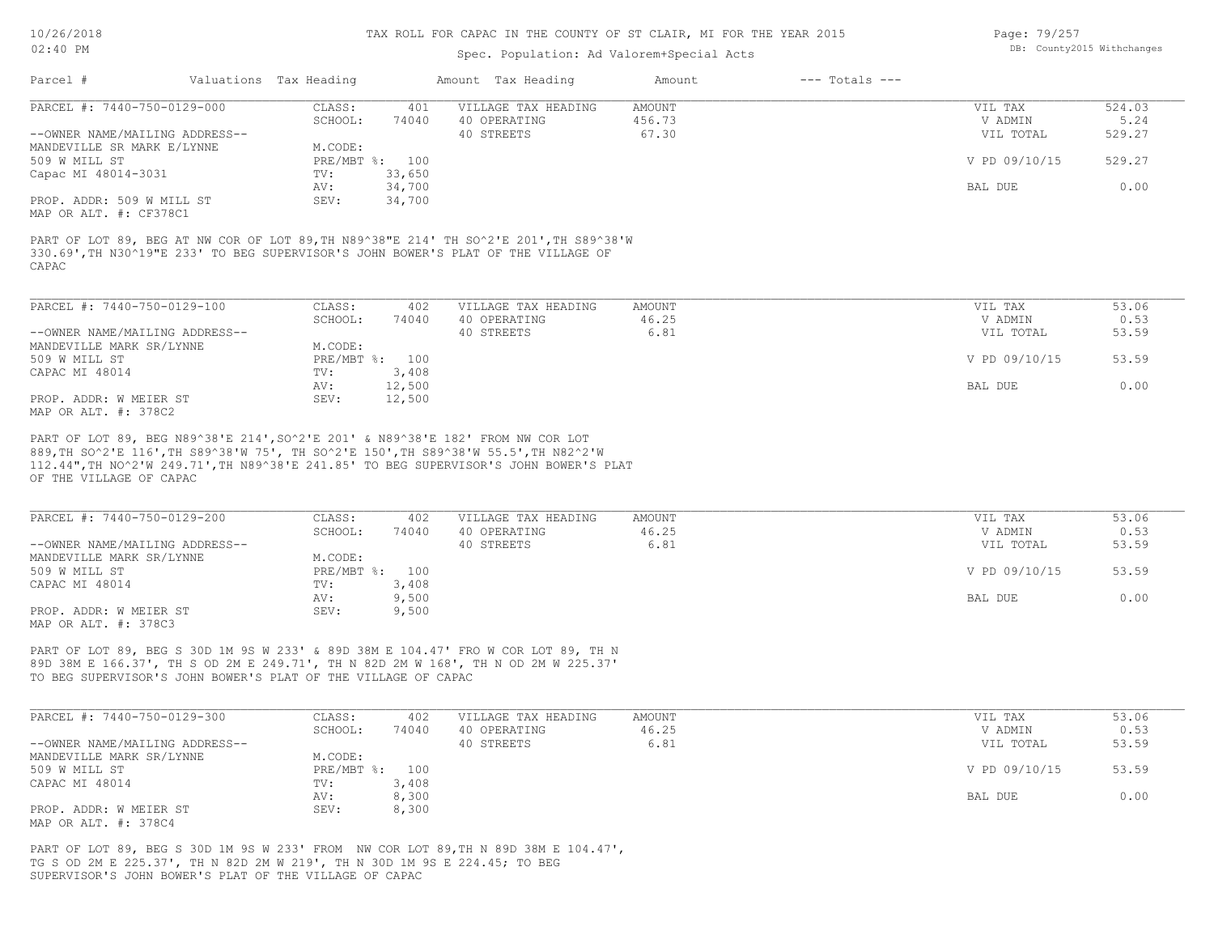# TAX ROLL FOR CAPAC IN THE COUNTY OF ST CLAIR, MI FOR THE YEAR 2015

Spec. Population: Ad Valorem+Special Acts

DB: County2015 Withchanges

| Parcel # | Valuations | Tax Heading | Amount | Tax Heading | Amount | --- Totals --- | |
|---|---|---|---|---|---|---|---|
| PARCEL #: 7440-750-0129-000 | CLASS: | 401 | VILLAGE TAX HEADING | AMOUNT | | VIL TAX | 524.03 |
| | SCHOOL: | 74040 | 40 OPERATING | 456.73 | | V ADMIN | 5.24 |
| --OWNER NAME/MAILING ADDRESS-- | | | 40 STREETS | 67.30 | | VIL TOTAL | 529.27 |
| MANDEVILLE SR MARK E/LYNNE | M.CODE: | | | | | | |
| 509 W MILL ST | PRE/MBT %: | 100 | | | | V PD 09/10/15 | 529.27 |
| Capac MI 48014-3031 | TV: | 33,650 | | | | | |
| | AV: | 34,700 | | | | BAL DUE | 0.00 |
| PROP. ADDR: 509 W MILL ST | SEV: | 34,700 | | | | | |
| MAP OR ALT. #: CF378C1 | | | | | | | |

PART OF LOT 89, BEG AT NW COR OF LOT 89,TH N89^38"E 214' TH SO^2'E 201',TH S89^38'W 330.69',TH N30^19"E 233' TO BEG SUPERVISOR'S JOHN BOWER'S PLAT OF THE VILLAGE OF CAPAC

| Parcel # | Valuations | Tax Heading | Amount | Tax Heading | Amount | --- Totals --- | |
|---|---|---|---|---|---|---|---|
| PARCEL #: 7440-750-0129-100 | CLASS: | 402 | VILLAGE TAX HEADING | AMOUNT | | VIL TAX | 53.06 |
| | SCHOOL: | 74040 | 40 OPERATING | 46.25 | | V ADMIN | 0.53 |
| --OWNER NAME/MAILING ADDRESS-- | | | 40 STREETS | 6.81 | | VIL TOTAL | 53.59 |
| MANDEVILLE MARK SR/LYNNE | M.CODE: | | | | | | |
| 509 W MILL ST | PRE/MBT %: | 100 | | | | V PD 09/10/15 | 53.59 |
| CAPAC MI 48014 | TV: | 3,408 | | | | | |
| | AV: | 12,500 | | | | BAL DUE | 0.00 |
| PROP. ADDR: W MEIER ST | SEV: | 12,500 | | | | | |
| MAP OR ALT. #: 378C2 | | | | | | | |

PART OF LOT 89, BEG N89^38'E 214',SO^2'E 201' & N89^38'E 182' FROM NW COR LOT 889,TH SO^2'E 116',TH S89^38'W 75', TH SO^2'E 150',TH S89^38'W 55.5',TH N82^2'W 112.44",TH NO^2'W 249.71',TH N89^38'E 241.85' TO BEG SUPERVISOR'S JOHN BOWER'S PLAT OF THE VILLAGE OF CAPAC

| Parcel # | Valuations | Tax Heading | Amount | Tax Heading | Amount | --- Totals --- | |
|---|---|---|---|---|---|---|---|
| PARCEL #: 7440-750-0129-200 | CLASS: | 402 | VILLAGE TAX HEADING | AMOUNT | | VIL TAX | 53.06 |
| | SCHOOL: | 74040 | 40 OPERATING | 46.25 | | V ADMIN | 0.53 |
| --OWNER NAME/MAILING ADDRESS-- | | | 40 STREETS | 6.81 | | VIL TOTAL | 53.59 |
| MANDEVILLE MARK SR/LYNNE | M.CODE: | | | | | | |
| 509 W MILL ST | PRE/MBT %: | 100 | | | | V PD 09/10/15 | 53.59 |
| CAPAC MI 48014 | TV: | 3,408 | | | | | |
| | AV: | 9,500 | | | | BAL DUE | 0.00 |
| PROP. ADDR: W MEIER ST | SEV: | 9,500 | | | | | |
| MAP OR ALT. #: 378C3 | | | | | | | |

PART OF LOT 89, BEG S 30D 1M 9S W 233' & 89D 38M E 104.47' FRO W COR LOT 89, TH N 89D 38M E 166.37', TH S OD 2M E 249.71', TH N 82D 2M W 168', TH N OD 2M W 225.37' TO BEG SUPERVISOR'S JOHN BOWER'S PLAT OF THE VILLAGE OF CAPAC

| Parcel # | Valuations | Tax Heading | Amount | Tax Heading | Amount | --- Totals --- | |
|---|---|---|---|---|---|---|---|
| PARCEL #: 7440-750-0129-300 | CLASS: | 402 | VILLAGE TAX HEADING | AMOUNT | | VIL TAX | 53.06 |
| | SCHOOL: | 74040 | 40 OPERATING | 46.25 | | V ADMIN | 0.53 |
| --OWNER NAME/MAILING ADDRESS-- | | | 40 STREETS | 6.81 | | VIL TOTAL | 53.59 |
| MANDEVILLE MARK SR/LYNNE | M.CODE: | | | | | | |
| 509 W MILL ST | PRE/MBT %: | 100 | | | | V PD 09/10/15 | 53.59 |
| CAPAC MI 48014 | TV: | 3,408 | | | | | |
| | AV: | 8,300 | | | | BAL DUE | 0.00 |
| PROP. ADDR: W MEIER ST | SEV: | 8,300 | | | | | |
| MAP OR ALT. #: 378C4 | | | | | | | |

PART OF LOT 89, BEG S 30D 1M 9S W 233' FROM NW COR LOT 89,TH N 89D 38M E 104.47', TG S OD 2M E 225.37', TH N 82D 2M W 219', TH N 30D 1M 9S E 224.45; TO BEG SUPERVISOR'S JOHN BOWER'S PLAT OF THE VILLAGE OF CAPAC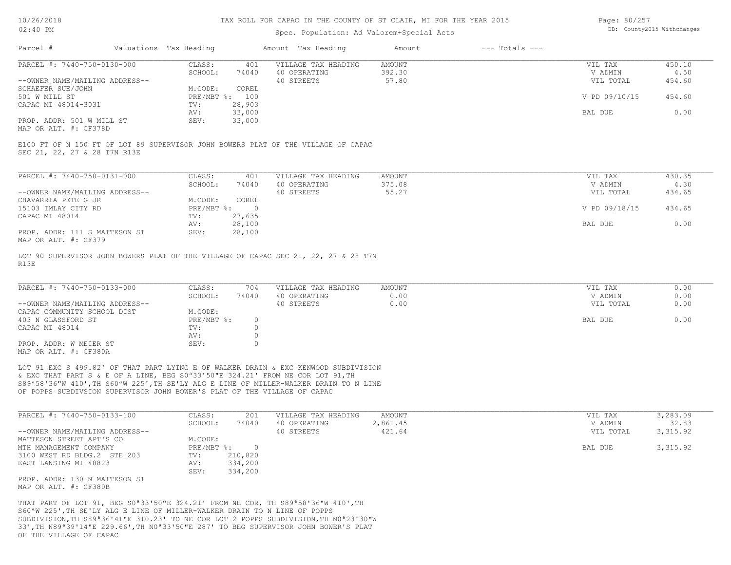# TAX ROLL FOR CAPAC IN THE COUNTY OF ST CLAIR, MI FOR THE YEAR 2015

Spec. Population: Ad Valorem+Special Acts

| Parcel # | Valuations | Tax Heading | Amount | Tax Heading | Amount | --- Totals --- | |
|---|---|---|---|---|---|---|---|

---

**PARCEL #: 7440-750-0130-000**

| | | | | | | |
|---|---|---|---|---|---|---|
| CLASS: | 401 | VILLAGE TAX HEADING | AMOUNT | | VIL TAX | 450.10 |
| SCHOOL: | 74040 | 40 OPERATING | 392.30 | | V ADMIN | 4.50 |
| | | 40 STREETS | 57.80 | | VIL TOTAL | 454.60 |
| M.CODE: | COREL | | | | | |
| PRE/MBT %: | 100 | | | | V PD 09/10/15 | 454.60 |
| TV: | 28,903 | | | | | |
| AV: | 33,000 | | | | BAL DUE | 0.00 |
| SEV: | 33,000 | | | | | |

--OWNER NAME/MAILING ADDRESS--
SCHAEFER SUE/JOHN
501 W MILL ST
CAPAC MI 48014-3031

PROP. ADDR: 501 W MILL ST
MAP OR ALT. #: CF378D

E100 FT OF N 150 FT OF LOT 89 SUPERVISOR JOHN BOWERS PLAT OF THE VILLAGE OF CAPAC SEC 21, 22, 27 & 28 T7N R13E

---

**PARCEL #: 7440-750-0131-000**

| | | | | | | |
|---|---|---|---|---|---|---|
| CLASS: | 401 | VILLAGE TAX HEADING | AMOUNT | | VIL TAX | 430.35 |
| SCHOOL: | 74040 | 40 OPERATING | 375.08 | | V ADMIN | 4.30 |
| | | 40 STREETS | 55.27 | | VIL TOTAL | 434.65 |
| M.CODE: | COREL | | | | | |
| PRE/MBT %: | 0 | | | | V PD 09/18/15 | 434.65 |
| TV: | 27,635 | | | | | |
| AV: | 28,100 | | | | BAL DUE | 0.00 |
| SEV: | 28,100 | | | | | |

--OWNER NAME/MAILING ADDRESS--
CHAVARRIA PETE G JR
15103 IMLAY CITY RD
CAPAC MI 48014

PROP. ADDR: 111 S MATTESON ST
MAP OR ALT. #: CF379

LOT 90 SUPERVISOR JOHN BOWERS PLAT OF THE VILLAGE OF CAPAC SEC 21, 22, 27 & 28 T7N R13E

---

**PARCEL #: 7440-750-0133-000**

| | | | | | | |
|---|---|---|---|---|---|---|
| CLASS: | 704 | VILLAGE TAX HEADING | AMOUNT | | VIL TAX | 0.00 |
| SCHOOL: | 74040 | 40 OPERATING | 0.00 | | V ADMIN | 0.00 |
| | | 40 STREETS | 0.00 | | VIL TOTAL | 0.00 |
| M.CODE: | | | | | | |
| PRE/MBT %: | 0 | | | | BAL DUE | 0.00 |
| TV: | 0 | | | | | |
| AV: | 0 | | | | | |
| SEV: | 0 | | | | | |

--OWNER NAME/MAILING ADDRESS--
CAPAC COMMUNITY SCHOOL DIST
403 N GLASSFORD ST
CAPAC MI 48014

PROP. ADDR: W MEIER ST
MAP OR ALT. #: CF380A

LOT 91 EXC S 499.82' OF THAT PART LYING E OF WALKER DRAIN & EXC KENWOOD SUBDIVISION & EXC THAT PART S & E OF A LINE, BEG S0ª33'50"E 324.21' FROM NE COR LOT 91,TH S89ª58'36"W 410',TH S60ªW 225',TH SE'LY ALG E LINE OF MILLER-WALKER DRAIN TO N LINE OF POPPS SUBDIVSION SUPERVISOR JOHN BOWER'S PLAT OF THE VILLAGE OF CAPAC

---

**PARCEL #: 7440-750-0133-100**

| | | | | | | |
|---|---|---|---|---|---|---|
| CLASS: | 201 | VILLAGE TAX HEADING | AMOUNT | | VIL TAX | 3,283.09 |
| SCHOOL: | 74040 | 40 OPERATING | 2,861.45 | | V ADMIN | 32.83 |
| | | 40 STREETS | 421.64 | | VIL TOTAL | 3,315.92 |
| M.CODE: | | | | | | |
| PRE/MBT %: | 0 | | | | BAL DUE | 3,315.92 |
| TV: | 210,820 | | | | | |
| AV: | 334,200 | | | | | |
| SEV: | 334,200 | | | | | |

--OWNER NAME/MAILING ADDRESS--
MATTESON STREET APT'S CO
MTH MANAGEMENT COMPANY
3100 WEST RD BLDG.2 STE 203
EAST LANSING MI 48823

PROP. ADDR: 130 N MATTESON ST
MAP OR ALT. #: CF380B

THAT PART OF LOT 91, BEG S0ª33'50"E 324.21' FROM NE COR, TH S89ª58'36"W 410',TH S60ªW 225',TH SE'LY ALG E LINE OF MILLER-WALKER DRAIN TO N LINE OF POPPS SUBDIVISION,TH S89ª36'41"E 310.23' TO NE COR LOT 2 POPPS SUBDIVISION,TH N0ª23'30"W 33',TH N89ª39'14"E 229.66',TH N0ª33'50"E 287' TO BEG SUPERVISOR JOHN BOWER'S PLAT OF THE VILLAGE OF CAPAC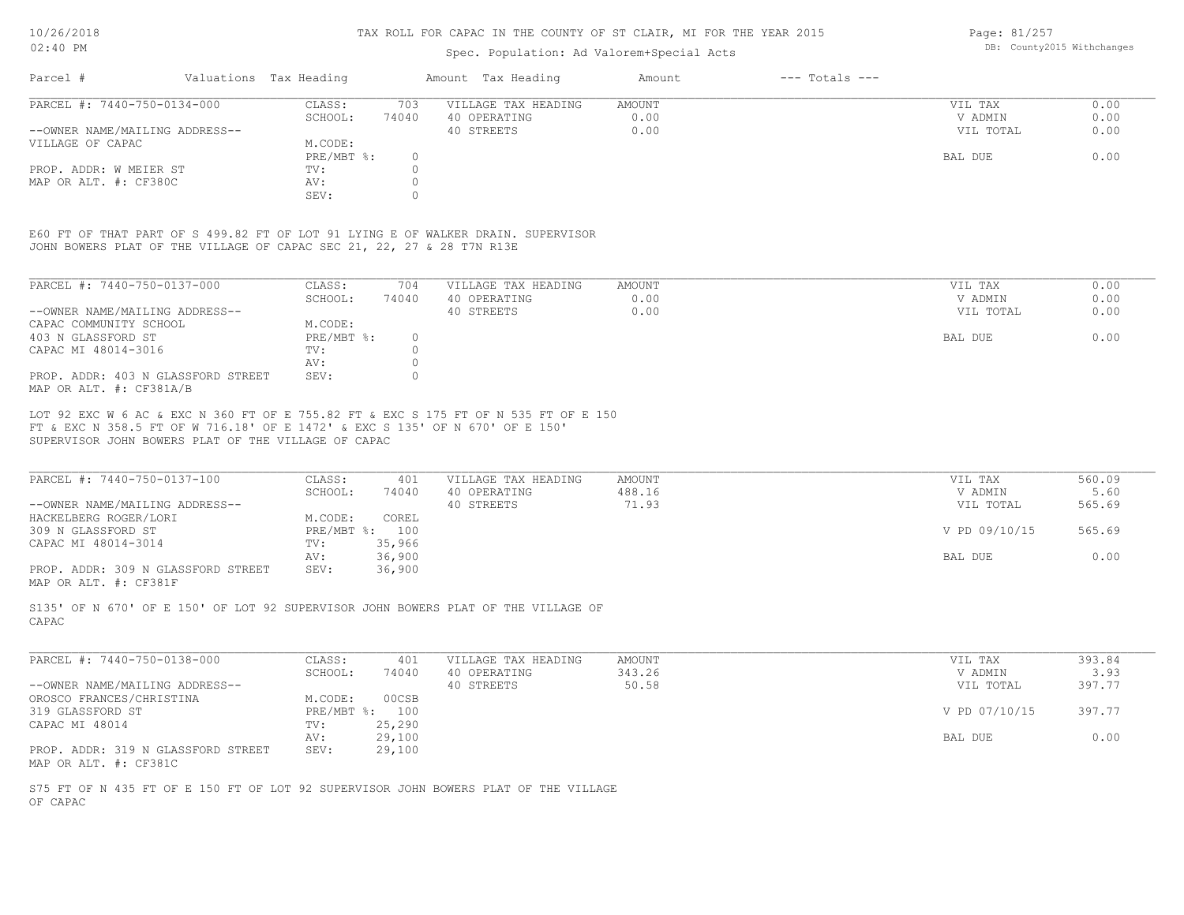# TAX ROLL FOR CAPAC IN THE COUNTY OF ST CLAIR, MI FOR THE YEAR 2015

Spec. Population: Ad Valorem+Special Acts

| Parcel # | Valuations | Tax Heading | Amount | Tax Heading | Amount | --- Totals --- |
|---|---|---|---|---|---|---|

## PARCEL #: 7440-750-0134-000

| | | | | | |
|---|---|---|---|---|---|
| --OWNER NAME/MAILING ADDRESS-- | CLASS: 703 | VILLAGE TAX HEADING | AMOUNT | VIL TAX | 0.00 |
| VILLAGE OF CAPAC | SCHOOL: 74040 | 40 OPERATING | 0.00 | V ADMIN | 0.00 |
| | M.CODE: | 40 STREETS | 0.00 | VIL TOTAL | 0.00 |
| PROP. ADDR: W MEIER ST | PRE/MBT %: 0 | | | BAL DUE | 0.00 |
| MAP OR ALT. #: CF380C | TV: 0 | | | | |
| | AV: 0 | | | | |
| | SEV: 0 | | | | |

E60 FT OF THAT PART OF S 499.82 FT OF LOT 91 LYING E OF WALKER DRAIN. SUPERVISOR JOHN BOWERS PLAT OF THE VILLAGE OF CAPAC SEC 21, 22, 27 & 28 T7N R13E

## PARCEL #: 7440-750-0137-000

| | | | | | |
|---|---|---|---|---|---|
| --OWNER NAME/MAILING ADDRESS-- | CLASS: 704 | VILLAGE TAX HEADING | AMOUNT | VIL TAX | 0.00 |
| CAPAC COMMUNITY SCHOOL | SCHOOL: 74040 | 40 OPERATING | 0.00 | V ADMIN | 0.00 |
| 403 N GLASSFORD ST | M.CODE: | 40 STREETS | 0.00 | VIL TOTAL | 0.00 |
| CAPAC MI 48014-3016 | PRE/MBT %: 0 | | | BAL DUE | 0.00 |
| PROP. ADDR: 403 N GLASSFORD STREET | TV: 0 | | | | |
| MAP OR ALT. #: CF381A/B | AV: 0 | | | | |
| | SEV: 0 | | | | |

LOT 92 EXC W 6 AC & EXC N 360 FT OF E 755.82 FT & EXC S 175 FT OF N 535 FT OF E 150 FT & EXC N 358.5 FT OF W 716.18' OF E 1472' & EXC S 135' OF N 670' OF E 150' SUPERVISOR JOHN BOWERS PLAT OF THE VILLAGE OF CAPAC

## PARCEL #: 7440-750-0137-100

| | | | | | |
|---|---|---|---|---|---|
| --OWNER NAME/MAILING ADDRESS-- | CLASS: 401 | VILLAGE TAX HEADING | AMOUNT | VIL TAX | 560.09 |
| HACKELBERG ROGER/LORI | SCHOOL: 74040 | 40 OPERATING | 488.16 | V ADMIN | 5.60 |
| 309 N GLASSFORD ST | M.CODE: COREL | 40 STREETS | 71.93 | VIL TOTAL | 565.69 |
| CAPAC MI 48014-3014 | PRE/MBT %: 100 | | | V PD 09/10/15 | 565.69 |
| PROP. ADDR: 309 N GLASSFORD STREET | TV: 35,966 | | | BAL DUE | 0.00 |
| MAP OR ALT. #: CF381F | AV: 36,900 | | | | |
| | SEV: 36,900 | | | | |

S135' OF N 670' OF E 150' OF LOT 92 SUPERVISOR JOHN BOWERS PLAT OF THE VILLAGE OF CAPAC

## PARCEL #: 7440-750-0138-000

| | | | | | |
|---|---|---|---|---|---|
| --OWNER NAME/MAILING ADDRESS-- | CLASS: 401 | VILLAGE TAX HEADING | AMOUNT | VIL TAX | 393.84 |
| OROSCO FRANCES/CHRISTINA | SCHOOL: 74040 | 40 OPERATING | 343.26 | V ADMIN | 3.93 |
| 319 GLASSFORD ST | M.CODE: 00CSB | 40 STREETS | 50.58 | VIL TOTAL | 397.77 |
| CAPAC MI 48014 | PRE/MBT %: 100 | | | V PD 07/10/15 | 397.77 |
| PROP. ADDR: 319 N GLASSFORD STREET | TV: 25,290 | | | BAL DUE | 0.00 |
| MAP OR ALT. #: CF381C | AV: 29,100 | | | | |
| | SEV: 29,100 | | | | |

S75 FT OF N 435 FT OF E 150 FT OF LOT 92 SUPERVISOR JOHN BOWERS PLAT OF THE VILLAGE OF CAPAC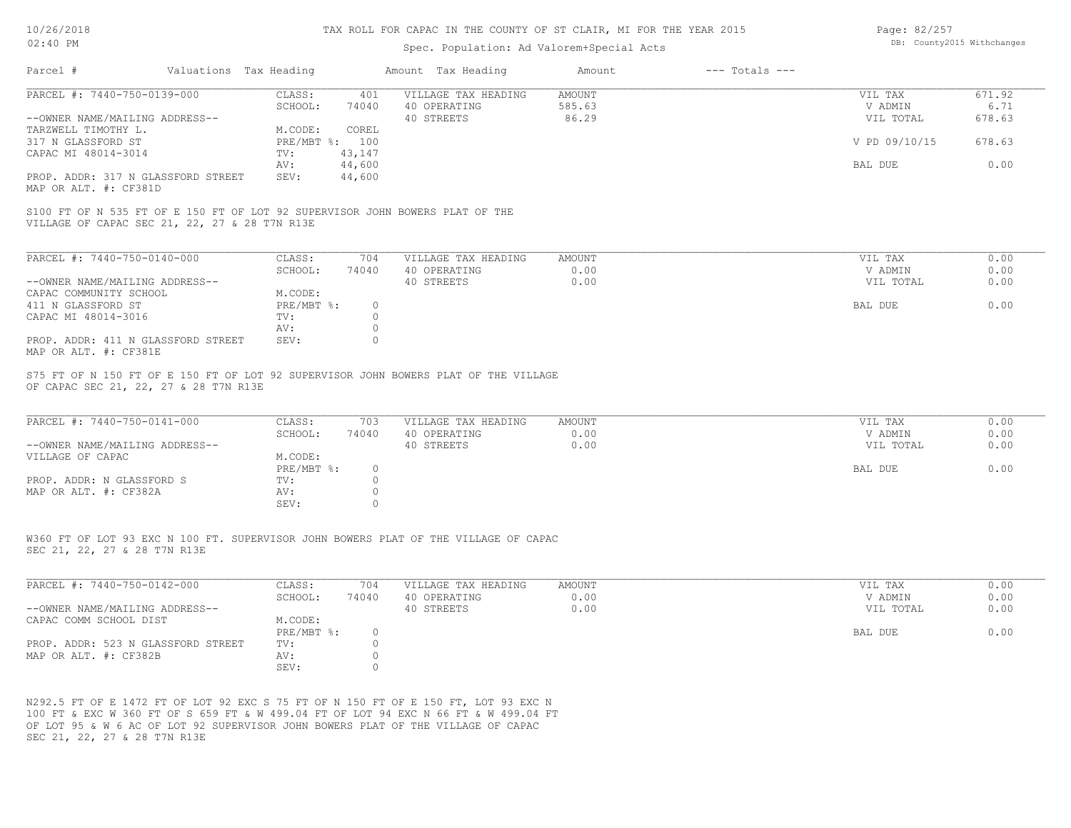# TAX ROLL FOR CAPAC IN THE COUNTY OF ST CLAIR, MI FOR THE YEAR 2015

Spec. Population: Ad Valorem+Special Acts

DB: County2015 Withchanges

10/26/2018
02:40 PM

| Parcel # | Valuations | Tax Heading | Amount | Tax Heading | Amount | --- Totals --- | |
|---|---|---|---|---|---|---|---|

## PARCEL #: 7440-750-0139-000

| | | | | | |
|---|---|---|---|---|---|
| --OWNER NAME/MAILING ADDRESS-- | CLASS: 401 | VILLAGE TAX HEADING | AMOUNT | VIL TAX | 671.92 |
| TARZWELL TIMOTHY L. | SCHOOL: 74040 | 40 OPERATING | 585.63 | V ADMIN | 6.71 |
| 317 N GLASSFORD ST | M.CODE: COREL | 40 STREETS | 86.29 | VIL TOTAL | 678.63 |
| CAPAC MI 48014-3014 | PRE/MBT %: 100 | | | | |
| | TV: 43,147 | | | V PD 09/10/15 | 678.63 |
| | AV: 44,600 | | | | |
| PROP. ADDR: 317 N GLASSFORD STREET | SEV: 44,600 | | | BAL DUE | 0.00 |
| MAP OR ALT. #: CF381D | | | | | |

S100 FT OF N 535 FT OF E 150 FT OF LOT 92 SUPERVISOR JOHN BOWERS PLAT OF THE VILLAGE OF CAPAC SEC 21, 22, 27 & 28 T7N R13E

## PARCEL #: 7440-750-0140-000

| | | | | | |
|---|---|---|---|---|---|
| --OWNER NAME/MAILING ADDRESS-- | CLASS: 704 | VILLAGE TAX HEADING | AMOUNT | VIL TAX | 0.00 |
| CAPAC COMMUNITY SCHOOL | SCHOOL: 74040 | 40 OPERATING | 0.00 | V ADMIN | 0.00 |
| 411 N GLASSFORD ST | M.CODE: | 40 STREETS | 0.00 | VIL TOTAL | 0.00 |
| CAPAC MI 48014-3016 | PRE/MBT %: 0 | | | BAL DUE | 0.00 |
| | TV: 0 | | | | |
| | AV: 0 | | | | |
| PROP. ADDR: 411 N GLASSFORD STREET | SEV: 0 | | | | |
| MAP OR ALT. #: CF381E | | | | | |

S75 FT OF N 150 FT OF E 150 FT OF LOT 92 SUPERVISOR JOHN BOWERS PLAT OF THE VILLAGE OF CAPAC SEC 21, 22, 27 & 28 T7N R13E

## PARCEL #: 7440-750-0141-000

| | | | | | |
|---|---|---|---|---|---|
| --OWNER NAME/MAILING ADDRESS-- | CLASS: 703 | VILLAGE TAX HEADING | AMOUNT | VIL TAX | 0.00 |
| VILLAGE OF CAPAC | SCHOOL: 74040 | 40 OPERATING | 0.00 | V ADMIN | 0.00 |
| | M.CODE: | 40 STREETS | 0.00 | VIL TOTAL | 0.00 |
| PROP. ADDR: N GLASSFORD S | PRE/MBT %: 0 | | | BAL DUE | 0.00 |
| MAP OR ALT. #: CF382A | TV: 0 | | | | |
| | AV: 0 | | | | |
| | SEV: 0 | | | | |

W360 FT OF LOT 93 EXC N 100 FT. SUPERVISOR JOHN BOWERS PLAT OF THE VILLAGE OF CAPAC SEC 21, 22, 27 & 28 T7N R13E

## PARCEL #: 7440-750-0142-000

| | | | | | |
|---|---|---|---|---|---|
| --OWNER NAME/MAILING ADDRESS-- | CLASS: 704 | VILLAGE TAX HEADING | AMOUNT | VIL TAX | 0.00 |
| CAPAC COMM SCHOOL DIST | SCHOOL: 74040 | 40 OPERATING | 0.00 | V ADMIN | 0.00 |
| | M.CODE: | 40 STREETS | 0.00 | VIL TOTAL | 0.00 |
| PROP. ADDR: 523 N GLASSFORD STREET | PRE/MBT %: 0 | | | BAL DUE | 0.00 |
| MAP OR ALT. #: CF382B | TV: 0 | | | | |
| | AV: 0 | | | | |
| | SEV: 0 | | | | |

N292.5 FT OF E 1472 FT OF LOT 92 EXC S 75 FT OF N 150 FT OF E 150 FT, LOT 93 EXC N 100 FT & EXC W 360 FT OF S 659 FT & W 499.04 FT OF LOT 94 EXC N 66 FT & W 499.04 FT OF LOT 95 & W 6 AC OF LOT 92 SUPERVISOR JOHN BOWERS PLAT OF THE VILLAGE OF CAPAC SEC 21, 22, 27 & 28 T7N R13E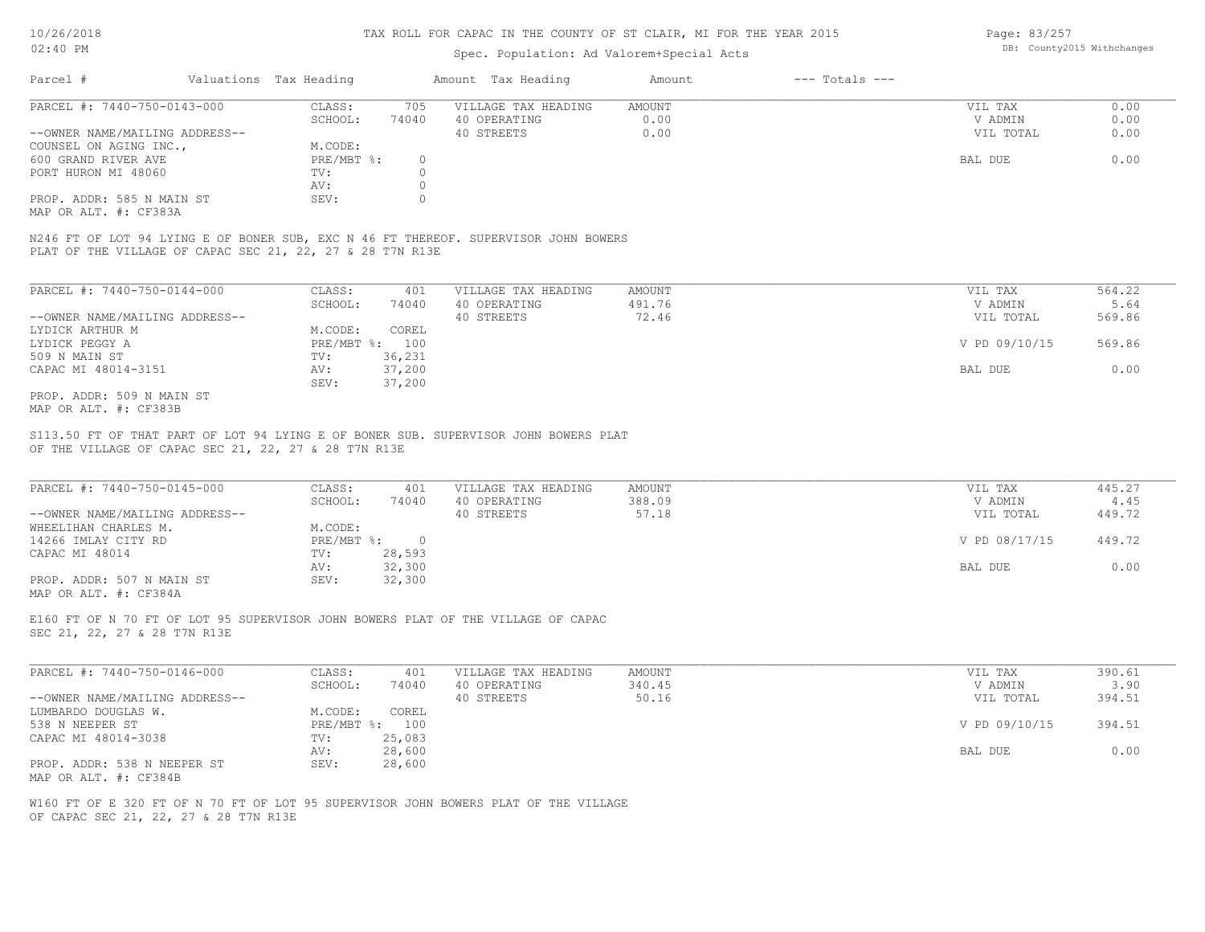# TAX ROLL FOR CAPAC IN THE COUNTY OF ST CLAIR, MI FOR THE YEAR 2015

Spec. Population: Ad Valorem+Special Acts

| Parcel # | Valuations | Tax Heading | Amount | Tax Heading | Amount | --- Totals --- | |
|---|---|---|---|---|---|---|---|
| PARCEL #: 7440-750-0143-000 | CLASS: | 705 | VILLAGE TAX HEADING | AMOUNT | | VIL TAX | 0.00 |
| | SCHOOL: | 74040 | 40 OPERATING | 0.00 | | V ADMIN | 0.00 |
| --OWNER NAME/MAILING ADDRESS-- | | | 40 STREETS | 0.00 | | VIL TOTAL | 0.00 |
| COUNSEL ON AGING INC., | M.CODE: | | | | | | |
| 600 GRAND RIVER AVE | PRE/MBT %: | 0 | | | | BAL DUE | 0.00 |
| PORT HURON MI 48060 | TV: | 0 | | | | | |
| | AV: | 0 | | | | | |
| PROP. ADDR: 585 N MAIN ST | SEV: | 0 | | | | | |
| MAP OR ALT. #: CF383A | | | | | | | |

N246 FT OF LOT 94 LYING E OF BONER SUB, EXC N 46 FT THEREOF. SUPERVISOR JOHN BOWERS PLAT OF THE VILLAGE OF CAPAC SEC 21, 22, 27 & 28 T7N R13E

| Parcel # | Valuations | Tax Heading | Amount | Tax Heading | Amount | --- Totals --- | |
|---|---|---|---|---|---|---|---|
| PARCEL #: 7440-750-0144-000 | CLASS: | 401 | VILLAGE TAX HEADING | AMOUNT | | VIL TAX | 564.22 |
| | SCHOOL: | 74040 | 40 OPERATING | 491.76 | | V ADMIN | 5.64 |
| --OWNER NAME/MAILING ADDRESS-- | | | 40 STREETS | 72.46 | | VIL TOTAL | 569.86 |
| LYDICK ARTHUR M | M.CODE: | COREL | | | | | |
| LYDICK PEGGY A | PRE/MBT %: | 100 | | | | V PD 09/10/15 | 569.86 |
| 509 N MAIN ST | TV: | 36,231 | | | | | |
| CAPAC MI 48014-3151 | AV: | 37,200 | | | | BAL DUE | 0.00 |
| | SEV: | 37,200 | | | | | |
| PROP. ADDR: 509 N MAIN ST | | | | | | | |
| MAP OR ALT. #: CF383B | | | | | | | |

S113.50 FT OF THAT PART OF LOT 94 LYING E OF BONER SUB. SUPERVISOR JOHN BOWERS PLAT OF THE VILLAGE OF CAPAC SEC 21, 22, 27 & 28 T7N R13E

| Parcel # | Valuations | Tax Heading | Amount | Tax Heading | Amount | --- Totals --- | |
|---|---|---|---|---|---|---|---|
| PARCEL #: 7440-750-0145-000 | CLASS: | 401 | VILLAGE TAX HEADING | AMOUNT | | VIL TAX | 445.27 |
| | SCHOOL: | 74040 | 40 OPERATING | 388.09 | | V ADMIN | 4.45 |
| --OWNER NAME/MAILING ADDRESS-- | | | 40 STREETS | 57.18 | | VIL TOTAL | 449.72 |
| WHEELIHAN CHARLES M. | M.CODE: | | | | | | |
| 14266 IMLAY CITY RD | PRE/MBT %: | 0 | | | | V PD 08/17/15 | 449.72 |
| CAPAC MI 48014 | TV: | 28,593 | | | | | |
| | AV: | 32,300 | | | | BAL DUE | 0.00 |
| PROP. ADDR: 507 N MAIN ST | SEV: | 32,300 | | | | | |
| MAP OR ALT. #: CF384A | | | | | | | |

E160 FT OF N 70 FT OF LOT 95 SUPERVISOR JOHN BOWERS PLAT OF THE VILLAGE OF CAPAC SEC 21, 22, 27 & 28 T7N R13E

| Parcel # | Valuations | Tax Heading | Amount | Tax Heading | Amount | --- Totals --- | |
|---|---|---|---|---|---|---|---|
| PARCEL #: 7440-750-0146-000 | CLASS: | 401 | VILLAGE TAX HEADING | AMOUNT | | VIL TAX | 390.61 |
| | SCHOOL: | 74040 | 40 OPERATING | 340.45 | | V ADMIN | 3.90 |
| --OWNER NAME/MAILING ADDRESS-- | | | 40 STREETS | 50.16 | | VIL TOTAL | 394.51 |
| LUMBARDO DOUGLAS W. | M.CODE: | COREL | | | | | |
| 538 N NEEPER ST | PRE/MBT %: | 100 | | | | V PD 09/10/15 | 394.51 |
| CAPAC MI 48014-3038 | TV: | 25,083 | | | | | |
| | AV: | 28,600 | | | | BAL DUE | 0.00 |
| PROP. ADDR: 538 N NEEPER ST | SEV: | 28,600 | | | | | |
| MAP OR ALT. #: CF384B | | | | | | | |

W160 FT OF E 320 FT OF N 70 FT OF LOT 95 SUPERVISOR JOHN BOWERS PLAT OF THE VILLAGE OF CAPAC SEC 21, 22, 27 & 28 T7N R13E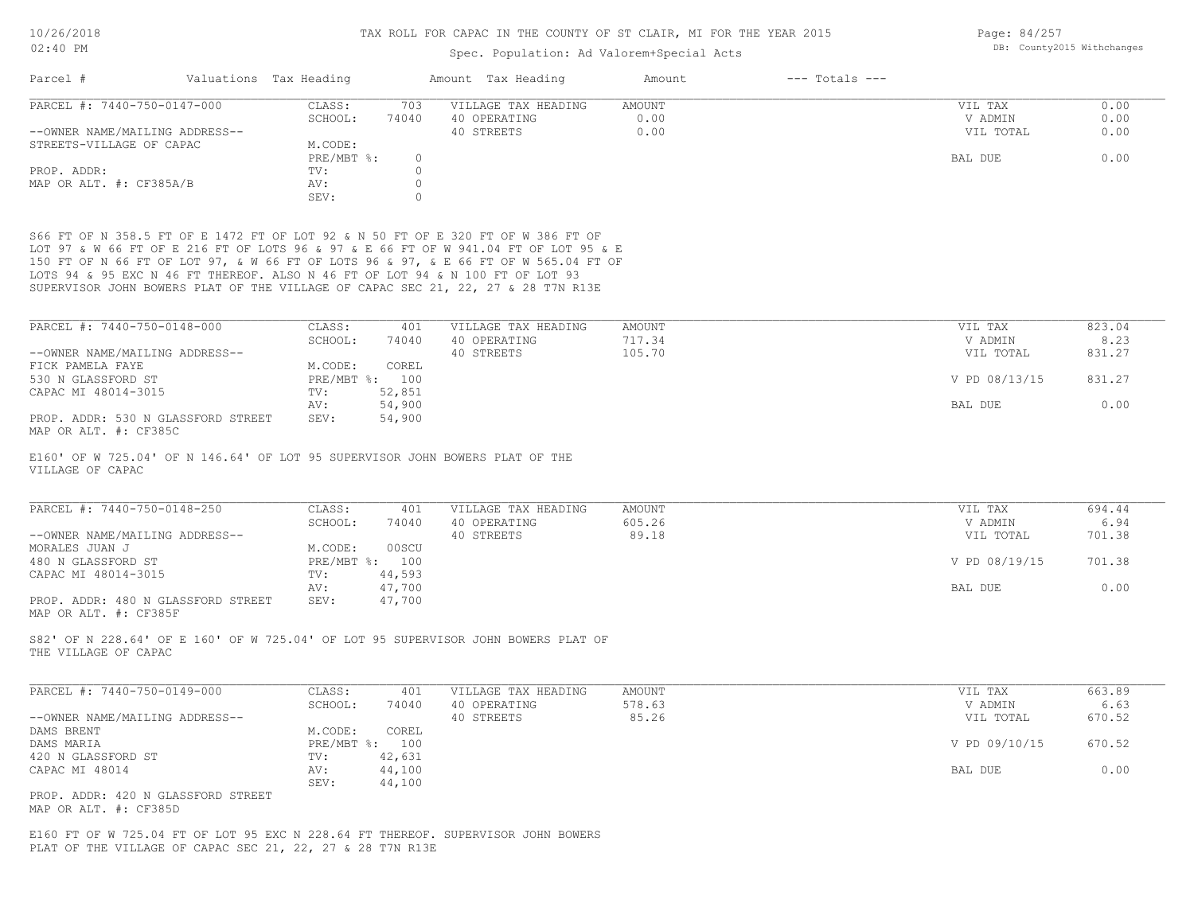# TAX ROLL FOR CAPAC IN THE COUNTY OF ST CLAIR, MI FOR THE YEAR 2015

Spec. Population: Ad Valorem+Special Acts

| Parcel # | Valuations | Tax Heading | Amount | Tax Heading | Amount | --- Totals --- | |
|---|---|---|---|---|---|---|---|
| PARCEL #: 7440-750-0147-000 | CLASS: | 703 | VILLAGE TAX HEADING | AMOUNT | | VIL TAX | 0.00 |
| | SCHOOL: | 74040 | 40 OPERATING | 0.00 | | V ADMIN | 0.00 |
| --OWNER NAME/MAILING ADDRESS-- | | | 40 STREETS | 0.00 | | VIL TOTAL | 0.00 |
| STREETS-VILLAGE OF CAPAC | M.CODE: | | | | | | |
| | PRE/MBT %: | 0 | | | | BAL DUE | 0.00 |
| PROP. ADDR: | TV: | 0 | | | | | |
| MAP OR ALT. #: CF385A/B | AV: | 0 | | | | | |
| | SEV: | 0 | | | | | |

S66 FT OF N 358.5 FT OF E 1472 FT OF LOT 92 & N 50 FT OF E 320 FT OF W 386 FT OF LOT 97 & W 66 FT OF E 216 FT OF LOTS 96 & 97 & E 66 FT OF W 941.04 FT OF LOT 95 & E 150 FT OF N 66 FT OF LOT 97, & W 66 FT OF LOTS 96 & 97, & E 66 FT OF W 565.04 FT OF LOTS 94 & 95 EXC N 46 FT THEREOF. ALSO N 46 FT OF LOT 94 & N 100 FT OF LOT 93 SUPERVISOR JOHN BOWERS PLAT OF THE VILLAGE OF CAPAC SEC 21, 22, 27 & 28 T7N R13E

| Parcel # | Valuations | Tax Heading | Amount | Tax Heading | Amount | --- Totals --- | |
|---|---|---|---|---|---|---|---|
| PARCEL #: 7440-750-0148-000 | CLASS: | 401 | VILLAGE TAX HEADING | AMOUNT | | VIL TAX | 823.04 |
| | SCHOOL: | 74040 | 40 OPERATING | 717.34 | | V ADMIN | 8.23 |
| --OWNER NAME/MAILING ADDRESS-- | | | 40 STREETS | 105.70 | | VIL TOTAL | 831.27 |
| FICK PAMELA FAYE | M.CODE: | COREL | | | | | |
| 530 N GLASSFORD ST | PRE/MBT %: | 100 | | | | V PD 08/13/15 | 831.27 |
| CAPAC MI 48014-3015 | TV: | 52,851 | | | | | |
| | AV: | 54,900 | | | | BAL DUE | 0.00 |
| PROP. ADDR: 530 N GLASSFORD STREET | SEV: | 54,900 | | | | | |
| MAP OR ALT. #: CF385C | | | | | | | |

E160' OF W 725.04' OF N 146.64' OF LOT 95 SUPERVISOR JOHN BOWERS PLAT OF THE VILLAGE OF CAPAC

| Parcel # | Valuations | Tax Heading | Amount | Tax Heading | Amount | --- Totals --- | |
|---|---|---|---|---|---|---|---|
| PARCEL #: 7440-750-0148-250 | CLASS: | 401 | VILLAGE TAX HEADING | AMOUNT | | VIL TAX | 694.44 |
| | SCHOOL: | 74040 | 40 OPERATING | 605.26 | | V ADMIN | 6.94 |
| --OWNER NAME/MAILING ADDRESS-- | | | 40 STREETS | 89.18 | | VIL TOTAL | 701.38 |
| MORALES JUAN J | M.CODE: | 00SCU | | | | | |
| 480 N GLASSFORD ST | PRE/MBT %: | 100 | | | | V PD 08/19/15 | 701.38 |
| CAPAC MI 48014-3015 | TV: | 44,593 | | | | | |
| | AV: | 47,700 | | | | BAL DUE | 0.00 |
| PROP. ADDR: 480 N GLASSFORD STREET | SEV: | 47,700 | | | | | |
| MAP OR ALT. #: CF385F | | | | | | | |

S82' OF N 228.64' OF E 160' OF W 725.04' OF LOT 95 SUPERVISOR JOHN BOWERS PLAT OF THE VILLAGE OF CAPAC

| Parcel # | Valuations | Tax Heading | Amount | Tax Heading | Amount | --- Totals --- | |
|---|---|---|---|---|---|---|---|
| PARCEL #: 7440-750-0149-000 | CLASS: | 401 | VILLAGE TAX HEADING | AMOUNT | | VIL TAX | 663.89 |
| | SCHOOL: | 74040 | 40 OPERATING | 578.63 | | V ADMIN | 6.63 |
| --OWNER NAME/MAILING ADDRESS-- | | | 40 STREETS | 85.26 | | VIL TOTAL | 670.52 |
| DAMS BRENT | M.CODE: | COREL | | | | | |
| DAMS MARIA | PRE/MBT %: | 100 | | | | V PD 09/10/15 | 670.52 |
| 420 N GLASSFORD ST | TV: | 42,631 | | | | | |
| CAPAC MI 48014 | AV: | 44,100 | | | | BAL DUE | 0.00 |
| | SEV: | 44,100 | | | | | |
| PROP. ADDR: 420 N GLASSFORD STREET | | | | | | | |
| MAP OR ALT. #: CF385D | | | | | | | |

E160 FT OF W 725.04 FT OF LOT 95 EXC N 228.64 FT THEREOF. SUPERVISOR JOHN BOWERS PLAT OF THE VILLAGE OF CAPAC SEC 21, 22, 27 & 28 T7N R13E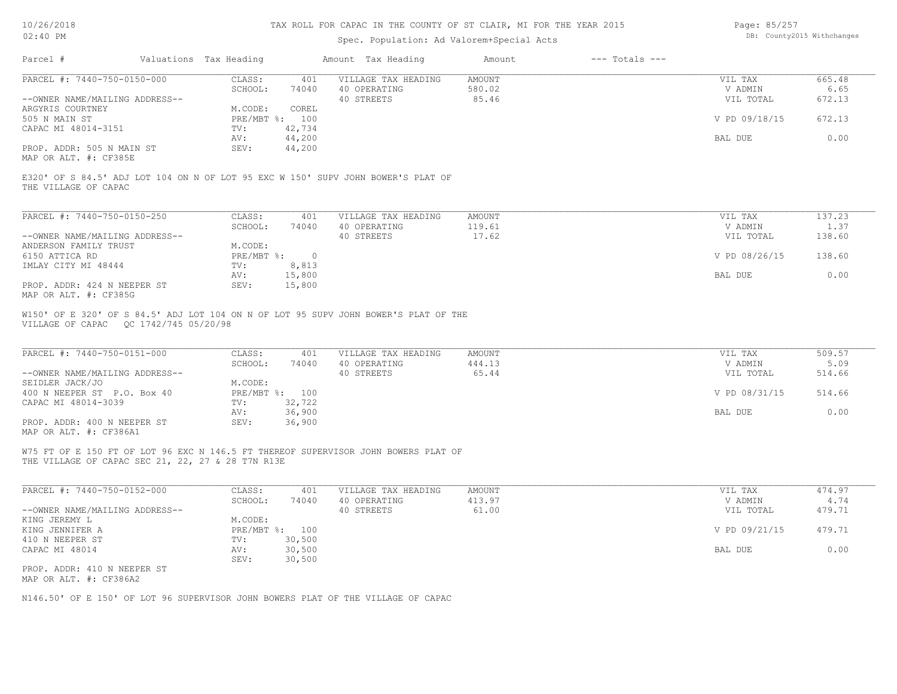# TAX ROLL FOR CAPAC IN THE COUNTY OF ST CLAIR, MI FOR THE YEAR 2015

Spec. Population: Ad Valorem+Special Acts

| Parcel # | Valuations | Tax Heading | Amount | Tax Heading | Amount | --- Totals --- | |
|---|---|---|---|---|---|---|---|
| PARCEL #: 7440-750-0150-000 | CLASS: | 401 | VILLAGE TAX HEADING | AMOUNT | | VIL TAX | 665.48 |
| | SCHOOL: | 74040 | 40 OPERATING | 580.02 | | V ADMIN | 6.65 |
| --OWNER NAME/MAILING ADDRESS-- | | | 40 STREETS | 85.46 | | VIL TOTAL | 672.13 |
| ARGYRIS COURTNEY | M.CODE: | COREL | | | | | |
| 505 N MAIN ST | PRE/MBT %: | 100 | | | | V PD 09/18/15 | 672.13 |
| CAPAC MI 48014-3151 | TV: | 42,734 | | | | | |
| | AV: | 44,200 | | | | BAL DUE | 0.00 |
| PROP. ADDR: 505 N MAIN ST | SEV: | 44,200 | | | | | |
| MAP OR ALT. #: CF385E | | | | | | | |

E320' OF S 84.5' ADJ LOT 104 ON N OF LOT 95 EXC W 150' SUPV JOHN BOWER'S PLAT OF THE VILLAGE OF CAPAC

| Parcel # | Valuations | Tax Heading | Amount | Tax Heading | Amount | --- Totals --- | |
|---|---|---|---|---|---|---|---|
| PARCEL #: 7440-750-0150-250 | CLASS: | 401 | VILLAGE TAX HEADING | AMOUNT | | VIL TAX | 137.23 |
| | SCHOOL: | 74040 | 40 OPERATING | 119.61 | | V ADMIN | 1.37 |
| --OWNER NAME/MAILING ADDRESS-- | | | 40 STREETS | 17.62 | | VIL TOTAL | 138.60 |
| ANDERSON FAMILY TRUST | M.CODE: | | | | | | |
| 6150 ATTICA RD | PRE/MBT %: | 0 | | | | V PD 08/26/15 | 138.60 |
| IMLAY CITY MI 48444 | TV: | 8,813 | | | | | |
| | AV: | 15,800 | | | | BAL DUE | 0.00 |
| PROP. ADDR: 424 N NEEPER ST | SEV: | 15,800 | | | | | |
| MAP OR ALT. #: CF385G | | | | | | | |

W150' OF E 320' OF S 84.5' ADJ LOT 104 ON N OF LOT 95 SUPV JOHN BOWER'S PLAT OF THE VILLAGE OF CAPAC QC 1742/745 05/20/98

| Parcel # | Valuations | Tax Heading | Amount | Tax Heading | Amount | --- Totals --- | |
|---|---|---|---|---|---|---|---|
| PARCEL #: 7440-750-0151-000 | CLASS: | 401 | VILLAGE TAX HEADING | AMOUNT | | VIL TAX | 509.57 |
| | SCHOOL: | 74040 | 40 OPERATING | 444.13 | | V ADMIN | 5.09 |
| --OWNER NAME/MAILING ADDRESS-- | | | 40 STREETS | 65.44 | | VIL TOTAL | 514.66 |
| SEIDLER JACK/JO | M.CODE: | | | | | | |
| 400 N NEEPER ST P.O. Box 40 | PRE/MBT %: | 100 | | | | V PD 08/31/15 | 514.66 |
| CAPAC MI 48014-3039 | TV: | 32,722 | | | | | |
| | AV: | 36,900 | | | | BAL DUE | 0.00 |
| PROP. ADDR: 400 N NEEPER ST | SEV: | 36,900 | | | | | |
| MAP OR ALT. #: CF386A1 | | | | | | | |

W75 FT OF E 150 FT OF LOT 96 EXC N 146.5 FT THEREOF SUPERVISOR JOHN BOWERS PLAT OF THE VILLAGE OF CAPAC SEC 21, 22, 27 & 28 T7N R13E

| Parcel # | Valuations | Tax Heading | Amount | Tax Heading | Amount | --- Totals --- | |
|---|---|---|---|---|---|---|---|
| PARCEL #: 7440-750-0152-000 | CLASS: | 401 | VILLAGE TAX HEADING | AMOUNT | | VIL TAX | 474.97 |
| | SCHOOL: | 74040 | 40 OPERATING | 413.97 | | V ADMIN | 4.74 |
| --OWNER NAME/MAILING ADDRESS-- | | | 40 STREETS | 61.00 | | VIL TOTAL | 479.71 |
| KING JEREMY L | M.CODE: | | | | | | |
| KING JENNIFER A | PRE/MBT %: | 100 | | | | V PD 09/21/15 | 479.71 |
| 410 N NEEPER ST | TV: | 30,500 | | | | | |
| CAPAC MI 48014 | AV: | 30,500 | | | | BAL DUE | 0.00 |
| | SEV: | 30,500 | | | | | |
| PROP. ADDR: 410 N NEEPER ST | | | | | | | |
| MAP OR ALT. #: CF386A2 | | | | | | | |

N146.50' OF E 150' OF LOT 96 SUPERVISOR JOHN BOWERS PLAT OF THE VILLAGE OF CAPAC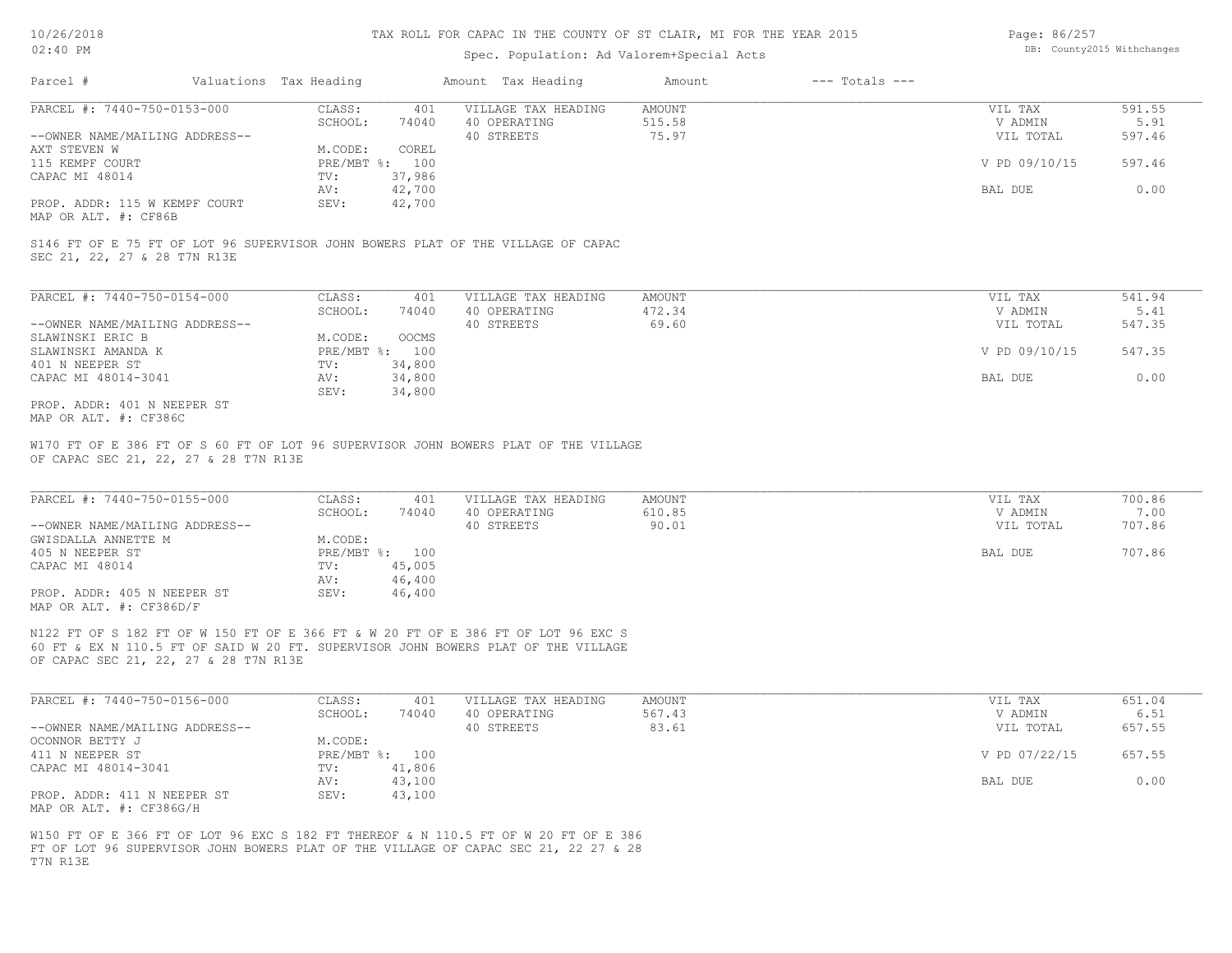# TAX ROLL FOR CAPAC IN THE COUNTY OF ST CLAIR, MI FOR THE YEAR 2015

Spec. Population: Ad Valorem+Special Acts

| Parcel # | Valuations | Tax Heading | Amount | Tax Heading | Amount | --- Totals --- | |
|---|---|---|---|---|---|---|---|

---

**PARCEL #: 7440-750-0153-000**

| | | | | | |
|---|---|---|---|---|---|
| CLASS: | 401 | VILLAGE TAX HEADING | AMOUNT | VIL TAX | 591.55 |
| SCHOOL: | 74040 | 40 OPERATING | 515.58 | V ADMIN | 5.91 |
| | | 40 STREETS | 75.97 | VIL TOTAL | 597.46 |
| M.CODE: | COREL | | | | |
| PRE/MBT %: | 100 | | | V PD 09/10/15 | 597.46 |
| TV: | 37,986 | | | | |
| AV: | 42,700 | | | BAL DUE | 0.00 |
| SEV: | 42,700 | | | | |

--OWNER NAME/MAILING ADDRESS--
AXT STEVEN W
115 KEMPF COURT
CAPAC MI 48014

PROP. ADDR: 115 W KEMPF COURT
MAP OR ALT. #: CF86B

S146 FT OF E 75 FT OF LOT 96 SUPERVISOR JOHN BOWERS PLAT OF THE VILLAGE OF CAPAC SEC 21, 22, 27 & 28 T7N R13E

---

**PARCEL #: 7440-750-0154-000**

| | | | | | |
|---|---|---|---|---|---|
| CLASS: | 401 | VILLAGE TAX HEADING | AMOUNT | VIL TAX | 541.94 |
| SCHOOL: | 74040 | 40 OPERATING | 472.34 | V ADMIN | 5.41 |
| | | 40 STREETS | 69.60 | VIL TOTAL | 547.35 |
| M.CODE: | OOCMS | | | | |
| PRE/MBT %: | 100 | | | V PD 09/10/15 | 547.35 |
| TV: | 34,800 | | | | |
| AV: | 34,800 | | | BAL DUE | 0.00 |
| SEV: | 34,800 | | | | |

--OWNER NAME/MAILING ADDRESS--
SLAWINSKI ERIC B
SLAWINSKI AMANDA K
401 N NEEPER ST
CAPAC MI 48014-3041

PROP. ADDR: 401 N NEEPER ST
MAP OR ALT. #: CF386C

W170 FT OF E 386 FT OF S 60 FT OF LOT 96 SUPERVISOR JOHN BOWERS PLAT OF THE VILLAGE OF CAPAC SEC 21, 22, 27 & 28 T7N R13E

---

**PARCEL #: 7440-750-0155-000**

| | | | | | |
|---|---|---|---|---|---|
| CLASS: | 401 | VILLAGE TAX HEADING | AMOUNT | VIL TAX | 700.86 |
| SCHOOL: | 74040 | 40 OPERATING | 610.85 | V ADMIN | 7.00 |
| | | 40 STREETS | 90.01 | VIL TOTAL | 707.86 |
| M.CODE: | | | | | |
| PRE/MBT %: | 100 | | | BAL DUE | 707.86 |
| TV: | 45,005 | | | | |
| AV: | 46,400 | | | | |
| SEV: | 46,400 | | | | |

--OWNER NAME/MAILING ADDRESS--
GWISDALLA ANNETTE M
405 N NEEPER ST
CAPAC MI 48014

PROP. ADDR: 405 N NEEPER ST
MAP OR ALT. #: CF386D/F

N122 FT OF S 182 FT OF W 150 FT OF E 366 FT & W 20 FT OF E 386 FT OF LOT 96 EXC S 60 FT & EX N 110.5 FT OF SAID W 20 FT. SUPERVISOR JOHN BOWERS PLAT OF THE VILLAGE OF CAPAC SEC 21, 22, 27 & 28 T7N R13E

---

**PARCEL #: 7440-750-0156-000**

| | | | | | |
|---|---|---|---|---|---|
| CLASS: | 401 | VILLAGE TAX HEADING | AMOUNT | VIL TAX | 651.04 |
| SCHOOL: | 74040 | 40 OPERATING | 567.43 | V ADMIN | 6.51 |
| | | 40 STREETS | 83.61 | VIL TOTAL | 657.55 |
| M.CODE: | | | | | |
| PRE/MBT %: | 100 | | | V PD 07/22/15 | 657.55 |
| TV: | 41,806 | | | | |
| AV: | 43,100 | | | BAL DUE | 0.00 |
| SEV: | 43,100 | | | | |

--OWNER NAME/MAILING ADDRESS--
OCONNOR BETTY J
411 N NEEPER ST
CAPAC MI 48014-3041

PROP. ADDR: 411 N NEEPER ST
MAP OR ALT. #: CF386G/H

W150 FT OF E 366 FT OF LOT 96 EXC S 182 FT THEREOF & N 110.5 FT OF W 20 FT OF E 386 FT OF LOT 96 SUPERVISOR JOHN BOWERS PLAT OF THE VILLAGE OF CAPAC SEC 21, 22 27 & 28 T7N R13E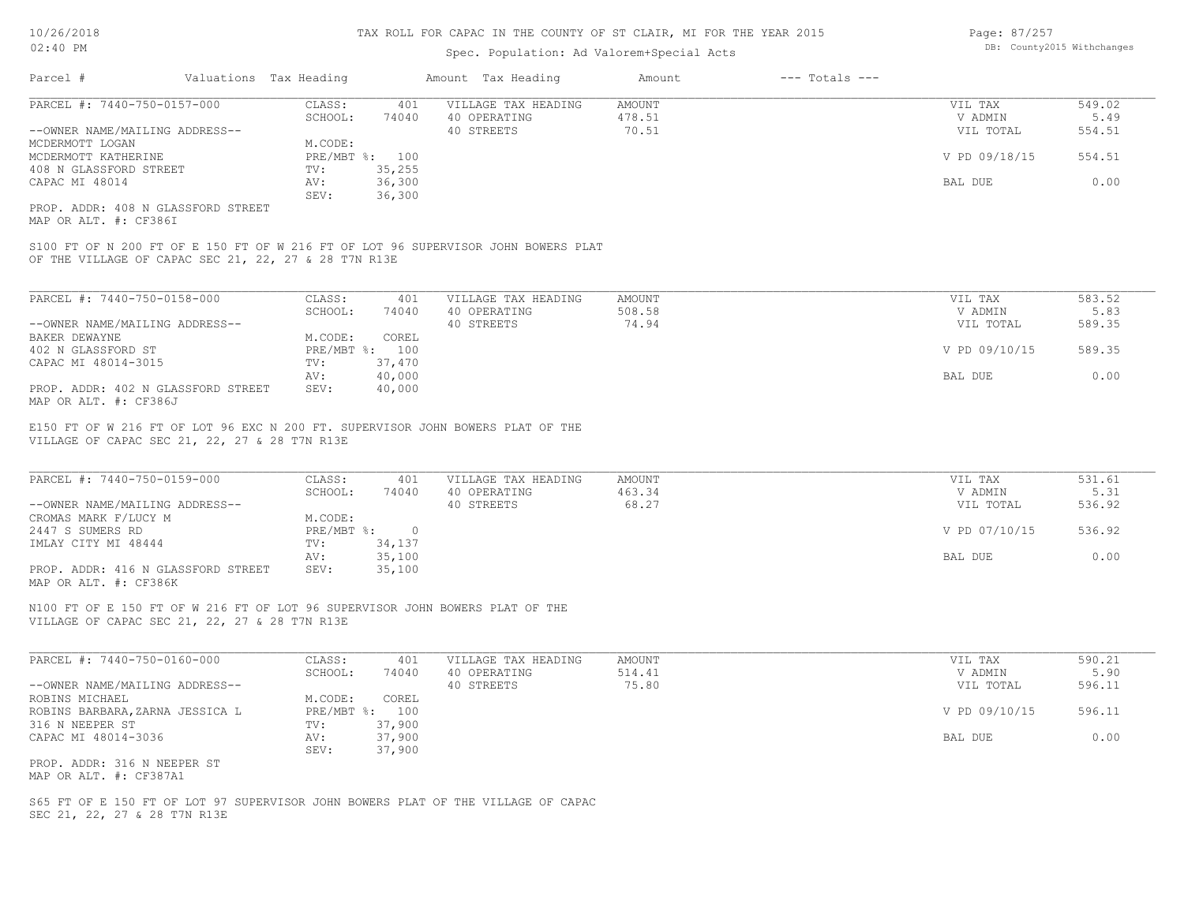# TAX ROLL FOR CAPAC IN THE COUNTY OF ST CLAIR, MI FOR THE YEAR 2015

Spec. Population: Ad Valorem+Special Acts

DB: County2015 Withchanges

| Parcel # | Valuations | Tax Heading | Amount | Tax Heading | Amount | --- Totals --- | |
|---|---|---|---|---|---|---|---|

---

**PARCEL #: 7440-750-0157-000**

| | | | | | |
|---|---|---|---|---|---|
| CLASS: | 401 | VILLAGE TAX HEADING | AMOUNT | VIL TAX | 549.02 |
| SCHOOL: | 74040 | 40 OPERATING | 478.51 | V ADMIN | 5.49 |
| | | 40 STREETS | 70.51 | VIL TOTAL | 554.51 |
| M.CODE: | | | | | |
| PRE/MBT %: | 100 | | | V PD 09/18/15 | 554.51 |
| TV: | 35,255 | | | | |
| AV: | 36,300 | | | BAL DUE | 0.00 |
| SEV: | 36,300 | | | | |

--OWNER NAME/MAILING ADDRESS--
MCDERMOTT LOGAN
MCDERMOTT KATHERINE
408 N GLASSFORD STREET
CAPAC MI 48014

PROP. ADDR: 408 N GLASSFORD STREET
MAP OR ALT. #: CF386I

S100 FT OF N 200 FT OF E 150 FT OF W 216 FT OF LOT 96 SUPERVISOR JOHN BOWERS PLAT OF THE VILLAGE OF CAPAC SEC 21, 22, 27 & 28 T7N R13E

---

**PARCEL #: 7440-750-0158-000**

| | | | | | |
|---|---|---|---|---|---|
| CLASS: | 401 | VILLAGE TAX HEADING | AMOUNT | VIL TAX | 583.52 |
| SCHOOL: | 74040 | 40 OPERATING | 508.58 | V ADMIN | 5.83 |
| | | 40 STREETS | 74.94 | VIL TOTAL | 589.35 |
| M.CODE: | COREL | | | | |
| PRE/MBT %: | 100 | | | V PD 09/10/15 | 589.35 |
| TV: | 37,470 | | | | |
| AV: | 40,000 | | | BAL DUE | 0.00 |
| SEV: | 40,000 | | | | |

--OWNER NAME/MAILING ADDRESS--
BAKER DEWAYNE
402 N GLASSFORD ST
CAPAC MI 48014-3015

PROP. ADDR: 402 N GLASSFORD STREET
MAP OR ALT. #: CF386J

E150 FT OF W 216 FT OF LOT 96 EXC N 200 FT. SUPERVISOR JOHN BOWERS PLAT OF THE VILLAGE OF CAPAC SEC 21, 22, 27 & 28 T7N R13E

---

**PARCEL #: 7440-750-0159-000**

| | | | | | |
|---|---|---|---|---|---|
| CLASS: | 401 | VILLAGE TAX HEADING | AMOUNT | VIL TAX | 531.61 |
| SCHOOL: | 74040 | 40 OPERATING | 463.34 | V ADMIN | 5.31 |
| | | 40 STREETS | 68.27 | VIL TOTAL | 536.92 |
| M.CODE: | | | | | |
| PRE/MBT %: | 0 | | | V PD 07/10/15 | 536.92 |
| TV: | 34,137 | | | | |
| AV: | 35,100 | | | BAL DUE | 0.00 |
| SEV: | 35,100 | | | | |

--OWNER NAME/MAILING ADDRESS--
CROMAS MARK F/LUCY M
2447 S SUMERS RD
IMLAY CITY MI 48444

PROP. ADDR: 416 N GLASSFORD STREET
MAP OR ALT. #: CF386K

N100 FT OF E 150 FT OF W 216 FT OF LOT 96 SUPERVISOR JOHN BOWERS PLAT OF THE VILLAGE OF CAPAC SEC 21, 22, 27 & 28 T7N R13E

---

**PARCEL #: 7440-750-0160-000**

| | | | | | |
|---|---|---|---|---|---|
| CLASS: | 401 | VILLAGE TAX HEADING | AMOUNT | VIL TAX | 590.21 |
| SCHOOL: | 74040 | 40 OPERATING | 514.41 | V ADMIN | 5.90 |
| | | 40 STREETS | 75.80 | VIL TOTAL | 596.11 |
| M.CODE: | COREL | | | | |
| PRE/MBT %: | 100 | | | V PD 09/10/15 | 596.11 |
| TV: | 37,900 | | | | |
| AV: | 37,900 | | | BAL DUE | 0.00 |
| SEV: | 37,900 | | | | |

--OWNER NAME/MAILING ADDRESS--
ROBINS MICHAEL
ROBINS BARBARA,ZARNA JESSICA L
316 N NEEPER ST
CAPAC MI 48014-3036

PROP. ADDR: 316 N NEEPER ST
MAP OR ALT. #: CF387A1

S65 FT OF E 150 FT OF LOT 97 SUPERVISOR JOHN BOWERS PLAT OF THE VILLAGE OF CAPAC SEC 21, 22, 27 & 28 T7N R13E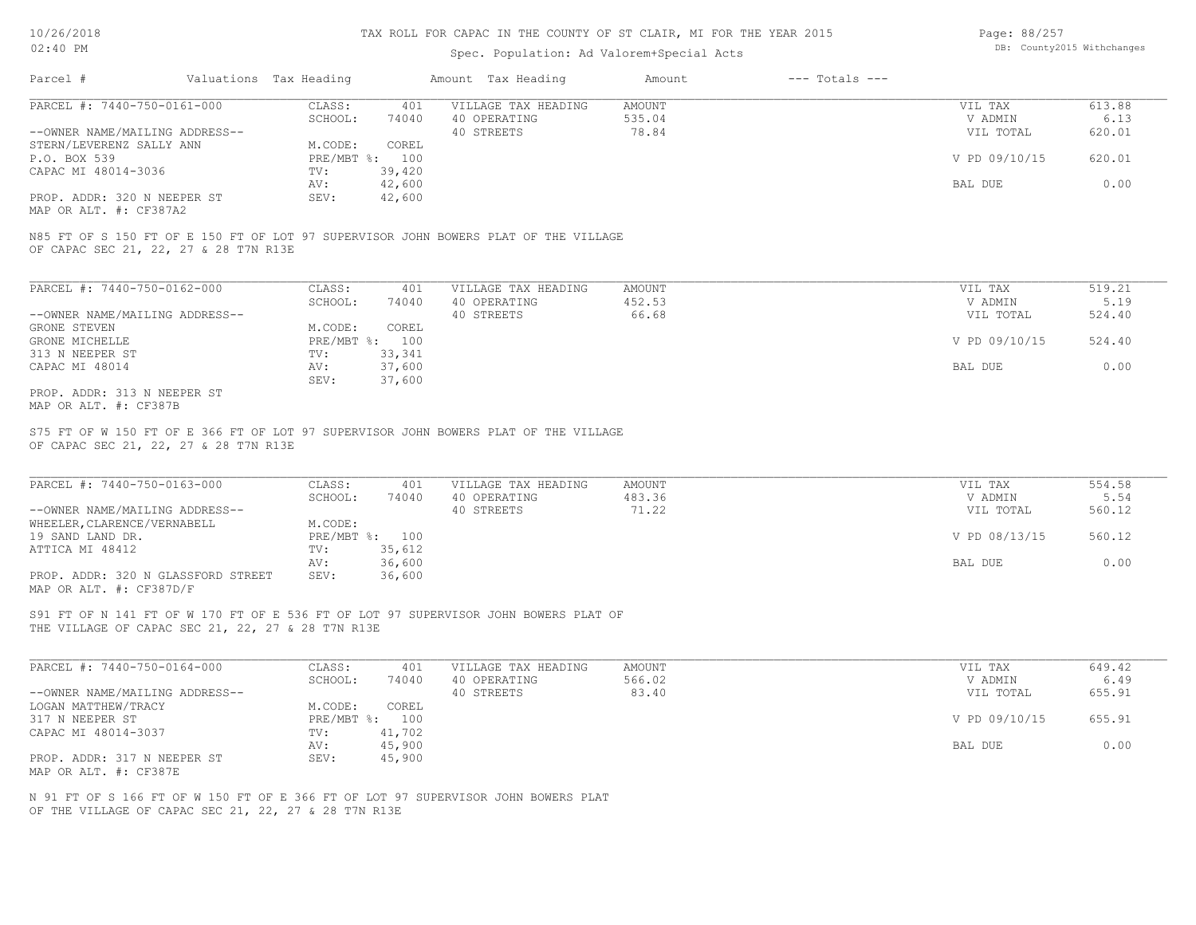# TAX ROLL FOR CAPAC IN THE COUNTY OF ST CLAIR, MI FOR THE YEAR 2015

Spec. Population: Ad Valorem+Special Acts

| Parcel # | Valuations | Tax Heading | Amount | Tax Heading | Amount | --- Totals --- |
|---|---|---|---|---|---|---|

---

PARCEL #: 7440-750-0161-000

| | | | | | |
|---|---|---|---|---|---|
| CLASS: | 401 | VILLAGE TAX HEADING | AMOUNT | VIL TAX | 613.88 |
| SCHOOL: | 74040 | 40 OPERATING | 535.04 | V ADMIN | 6.13 |
| | | 40 STREETS | 78.84 | VIL TOTAL | 620.01 |
| M.CODE: | COREL | | | | |
| PRE/MBT %: | 100 | | | V PD 09/10/15 | 620.01 |
| TV: | 39,420 | | | | |
| AV: | 42,600 | | | BAL DUE | 0.00 |
| SEV: | 42,600 | | | | |

--OWNER NAME/MAILING ADDRESS--
STERN/LEVERENZ SALLY ANN
P.O. BOX 539
CAPAC MI 48014-3036

PROP. ADDR: 320 N NEEPER ST
MAP OR ALT. #: CF387A2

N85 FT OF S 150 FT OF E 150 FT OF LOT 97 SUPERVISOR JOHN BOWERS PLAT OF THE VILLAGE OF CAPAC SEC 21, 22, 27 & 28 T7N R13E

---

PARCEL #: 7440-750-0162-000

| | | | | | |
|---|---|---|---|---|---|
| CLASS: | 401 | VILLAGE TAX HEADING | AMOUNT | VIL TAX | 519.21 |
| SCHOOL: | 74040 | 40 OPERATING | 452.53 | V ADMIN | 5.19 |
| | | 40 STREETS | 66.68 | VIL TOTAL | 524.40 |
| M.CODE: | COREL | | | | |
| PRE/MBT %: | 100 | | | V PD 09/10/15 | 524.40 |
| TV: | 33,341 | | | | |
| AV: | 37,600 | | | BAL DUE | 0.00 |
| SEV: | 37,600 | | | | |

--OWNER NAME/MAILING ADDRESS--
GRONE STEVEN
GRONE MICHELLE
313 N NEEPER ST
CAPAC MI 48014

PROP. ADDR: 313 N NEEPER ST
MAP OR ALT. #: CF387B

S75 FT OF W 150 FT OF E 366 FT OF LOT 97 SUPERVISOR JOHN BOWERS PLAT OF THE VILLAGE OF CAPAC SEC 21, 22, 27 & 28 T7N R13E

---

PARCEL #: 7440-750-0163-000

| | | | | | |
|---|---|---|---|---|---|
| CLASS: | 401 | VILLAGE TAX HEADING | AMOUNT | VIL TAX | 554.58 |
| SCHOOL: | 74040 | 40 OPERATING | 483.36 | V ADMIN | 5.54 |
| | | 40 STREETS | 71.22 | VIL TOTAL | 560.12 |
| M.CODE: | | | | | |
| PRE/MBT %: | 100 | | | V PD 08/13/15 | 560.12 |
| TV: | 35,612 | | | | |
| AV: | 36,600 | | | BAL DUE | 0.00 |
| SEV: | 36,600 | | | | |

--OWNER NAME/MAILING ADDRESS--
WHEELER,CLARENCE/VERNABELL
19 SAND LAND DR.
ATTICA MI 48412

PROP. ADDR: 320 N GLASSFORD STREET
MAP OR ALT. #: CF387D/F

S91 FT OF N 141 FT OF W 170 FT OF E 536 FT OF LOT 97 SUPERVISOR JOHN BOWERS PLAT OF THE VILLAGE OF CAPAC SEC 21, 22, 27 & 28 T7N R13E

---

PARCEL #: 7440-750-0164-000

| | | | | | |
|---|---|---|---|---|---|
| CLASS: | 401 | VILLAGE TAX HEADING | AMOUNT | VIL TAX | 649.42 |
| SCHOOL: | 74040 | 40 OPERATING | 566.02 | V ADMIN | 6.49 |
| | | 40 STREETS | 83.40 | VIL TOTAL | 655.91 |
| M.CODE: | COREL | | | | |
| PRE/MBT %: | 100 | | | V PD 09/10/15 | 655.91 |
| TV: | 41,702 | | | | |
| AV: | 45,900 | | | BAL DUE | 0.00 |
| SEV: | 45,900 | | | | |

--OWNER NAME/MAILING ADDRESS--
LOGAN MATTHEW/TRACY
317 N NEEPER ST
CAPAC MI 48014-3037

PROP. ADDR: 317 N NEEPER ST
MAP OR ALT. #: CF387E

N 91 FT OF S 166 FT OF W 150 FT OF E 366 FT OF LOT 97 SUPERVISOR JOHN BOWERS PLAT OF THE VILLAGE OF CAPAC SEC 21, 22, 27 & 28 T7N R13E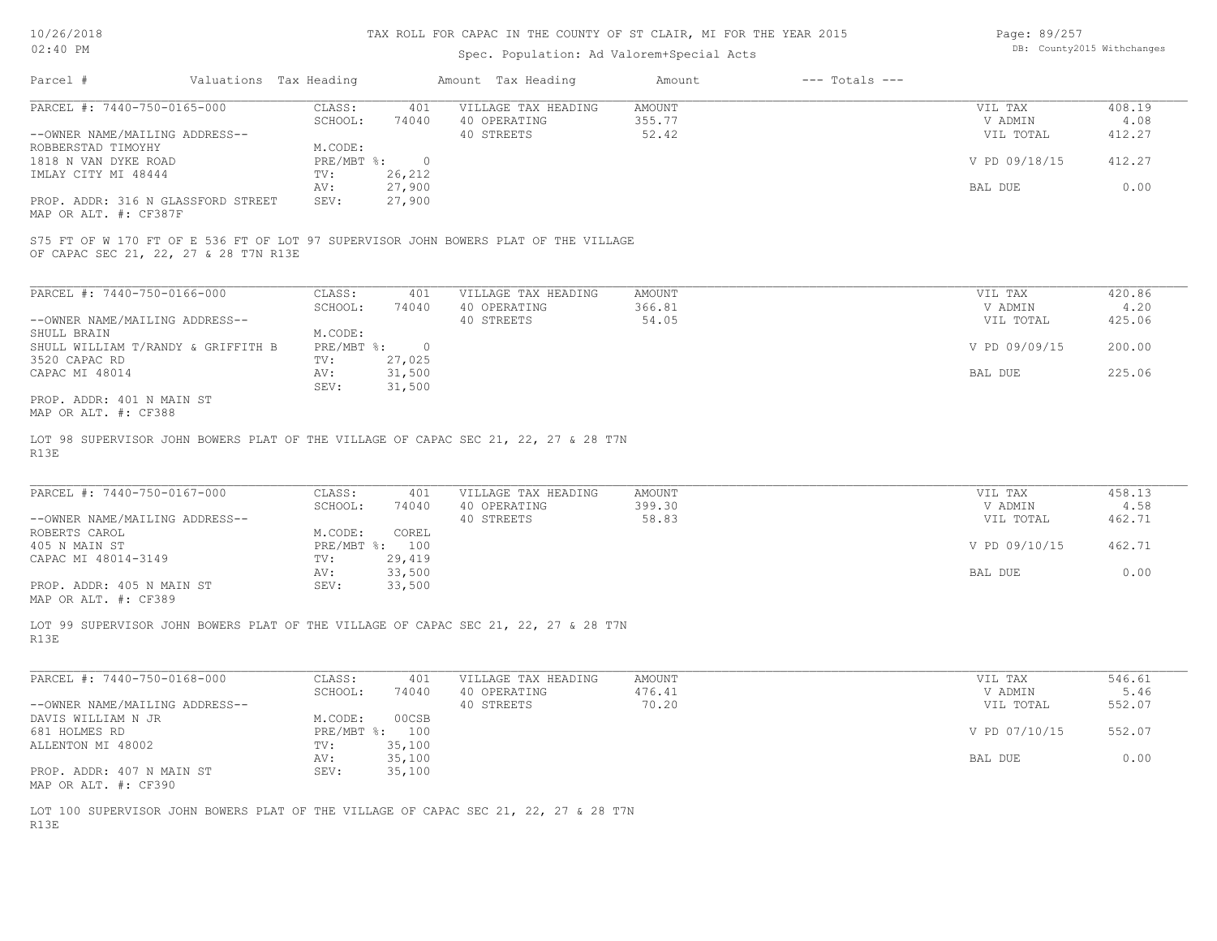# TAX ROLL FOR CAPAC IN THE COUNTY OF ST CLAIR, MI FOR THE YEAR 2015

Spec. Population: Ad Valorem+Special Acts

| Parcel # | Valuations | Tax Heading | Amount | Tax Heading | Amount | --- Totals --- | |
|---|---|---|---|---|---|---|---|

---

**PARCEL #: 7440-750-0165-000**

| | | | | | |
|---|---|---|---|---|---|
| CLASS: | 401 | VILLAGE TAX HEADING | AMOUNT | VIL TAX | 408.19 |
| SCHOOL: | 74040 | 40 OPERATING | 355.77 | V ADMIN | 4.08 |
| | | 40 STREETS | 52.42 | VIL TOTAL | 412.27 |
| M.CODE: | | | | | |
| PRE/MBT %: | 0 | | | V PD 09/18/15 | 412.27 |
| TV: | 26,212 | | | | |
| AV: | 27,900 | | | BAL DUE | 0.00 |
| SEV: | 27,900 | | | | |

--OWNER NAME/MAILING ADDRESS--
ROBBERSTAD TIMOYHY
1818 N VAN DYKE ROAD
IMLAY CITY MI 48444

PROP. ADDR: 316 N GLASSFORD STREET
MAP OR ALT. #: CF387F

S75 FT OF W 170 FT OF E 536 FT OF LOT 97 SUPERVISOR JOHN BOWERS PLAT OF THE VILLAGE OF CAPAC SEC 21, 22, 27 & 28 T7N R13E

---

**PARCEL #: 7440-750-0166-000**

| | | | | | |
|---|---|---|---|---|---|
| CLASS: | 401 | VILLAGE TAX HEADING | AMOUNT | VIL TAX | 420.86 |
| SCHOOL: | 74040 | 40 OPERATING | 366.81 | V ADMIN | 4.20 |
| | | 40 STREETS | 54.05 | VIL TOTAL | 425.06 |
| M.CODE: | | | | | |
| PRE/MBT %: | 0 | | | V PD 09/09/15 | 200.00 |
| TV: | 27,025 | | | | |
| AV: | 31,500 | | | BAL DUE | 225.06 |
| SEV: | 31,500 | | | | |

--OWNER NAME/MAILING ADDRESS--
SHULL BRAIN
SHULL WILLIAM T/RANDY & GRIFFITH B
3520 CAPAC RD
CAPAC MI 48014

PROP. ADDR: 401 N MAIN ST
MAP OR ALT. #: CF388

LOT 98 SUPERVISOR JOHN BOWERS PLAT OF THE VILLAGE OF CAPAC SEC 21, 22, 27 & 28 T7N R13E

---

**PARCEL #: 7440-750-0167-000**

| | | | | | |
|---|---|---|---|---|---|
| CLASS: | 401 | VILLAGE TAX HEADING | AMOUNT | VIL TAX | 458.13 |
| SCHOOL: | 74040 | 40 OPERATING | 399.30 | V ADMIN | 4.58 |
| | | 40 STREETS | 58.83 | VIL TOTAL | 462.71 |
| M.CODE: | COREL | | | | |
| PRE/MBT %: | 100 | | | V PD 09/10/15 | 462.71 |
| TV: | 29,419 | | | | |
| AV: | 33,500 | | | BAL DUE | 0.00 |
| SEV: | 33,500 | | | | |

--OWNER NAME/MAILING ADDRESS--
ROBERTS CAROL
405 N MAIN ST
CAPAC MI 48014-3149

PROP. ADDR: 405 N MAIN ST
MAP OR ALT. #: CF389

LOT 99 SUPERVISOR JOHN BOWERS PLAT OF THE VILLAGE OF CAPAC SEC 21, 22, 27 & 28 T7N R13E

---

**PARCEL #: 7440-750-0168-000**

| | | | | | |
|---|---|---|---|---|---|
| CLASS: | 401 | VILLAGE TAX HEADING | AMOUNT | VIL TAX | 546.61 |
| SCHOOL: | 74040 | 40 OPERATING | 476.41 | V ADMIN | 5.46 |
| | | 40 STREETS | 70.20 | VIL TOTAL | 552.07 |
| M.CODE: | 00CSB | | | | |
| PRE/MBT %: | 100 | | | V PD 07/10/15 | 552.07 |
| TV: | 35,100 | | | | |
| AV: | 35,100 | | | BAL DUE | 0.00 |
| SEV: | 35,100 | | | | |

--OWNER NAME/MAILING ADDRESS--
DAVIS WILLIAM N JR
681 HOLMES RD
ALLENTON MI 48002

PROP. ADDR: 407 N MAIN ST
MAP OR ALT. #: CF390

LOT 100 SUPERVISOR JOHN BOWERS PLAT OF THE VILLAGE OF CAPAC SEC 21, 22, 27 & 28 T7N R13E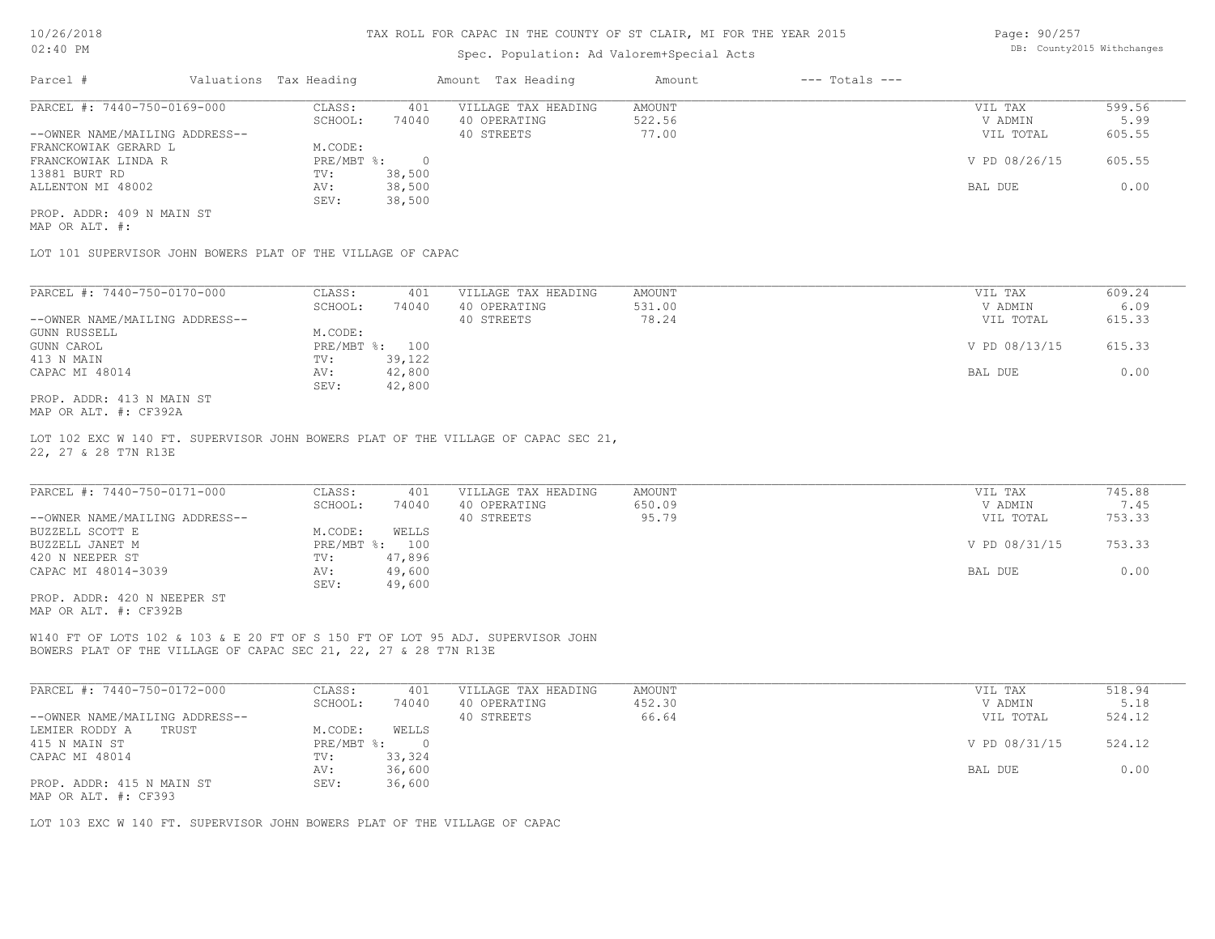# TAX ROLL FOR CAPAC IN THE COUNTY OF ST CLAIR, MI FOR THE YEAR 2015

Spec. Population: Ad Valorem+Special Acts

| Parcel # | Valuations | Tax Heading | Amount | Tax Heading | Amount | --- Totals --- | |
|---|---|---|---|---|---|---|---|

---

**PARCEL #: 7440-750-0169-000**

| | | | | | |
|---|---|---|---|---|---|
| CLASS: | 401 | VILLAGE TAX HEADING | AMOUNT | VIL TAX | 599.56 |
| SCHOOL: | 74040 | 40 OPERATING | 522.56 | V ADMIN | 5.99 |
| | | 40 STREETS | 77.00 | VIL TOTAL | 605.55 |
| M.CODE: | | | | | |
| PRE/MBT %: | 0 | | | V PD 08/26/15 | 605.55 |
| TV: | 38,500 | | | | |
| AV: | 38,500 | | | BAL DUE | 0.00 |
| SEV: | 38,500 | | | | |

--OWNER NAME/MAILING ADDRESS--
FRANCKOWIAK GERARD L
FRANCKOWIAK LINDA R
13881 BURT RD
ALLENTON MI 48002

PROP. ADDR: 409 N MAIN ST
MAP OR ALT. #:

LOT 101 SUPERVISOR JOHN BOWERS PLAT OF THE VILLAGE OF CAPAC

---

**PARCEL #: 7440-750-0170-000**

| | | | | | |
|---|---|---|---|---|---|
| CLASS: | 401 | VILLAGE TAX HEADING | AMOUNT | VIL TAX | 609.24 |
| SCHOOL: | 74040 | 40 OPERATING | 531.00 | V ADMIN | 6.09 |
| | | 40 STREETS | 78.24 | VIL TOTAL | 615.33 |
| M.CODE: | | | | | |
| PRE/MBT %: | 100 | | | V PD 08/13/15 | 615.33 |
| TV: | 39,122 | | | | |
| AV: | 42,800 | | | BAL DUE | 0.00 |
| SEV: | 42,800 | | | | |

--OWNER NAME/MAILING ADDRESS--
GUNN RUSSELL
GUNN CAROL
413 N MAIN
CAPAC MI 48014

PROP. ADDR: 413 N MAIN ST
MAP OR ALT. #: CF392A

LOT 102 EXC W 140 FT. SUPERVISOR JOHN BOWERS PLAT OF THE VILLAGE OF CAPAC SEC 21, 22, 27 & 28 T7N R13E

---

**PARCEL #: 7440-750-0171-000**

| | | | | | |
|---|---|---|---|---|---|
| CLASS: | 401 | VILLAGE TAX HEADING | AMOUNT | VIL TAX | 745.88 |
| SCHOOL: | 74040 | 40 OPERATING | 650.09 | V ADMIN | 7.45 |
| | | 40 STREETS | 95.79 | VIL TOTAL | 753.33 |
| M.CODE: | WELLS | | | | |
| PRE/MBT %: | 100 | | | V PD 08/31/15 | 753.33 |
| TV: | 47,896 | | | | |
| AV: | 49,600 | | | BAL DUE | 0.00 |
| SEV: | 49,600 | | | | |

--OWNER NAME/MAILING ADDRESS--
BUZZELL SCOTT E
BUZZELL JANET M
420 N NEEPER ST
CAPAC MI 48014-3039

PROP. ADDR: 420 N NEEPER ST
MAP OR ALT. #: CF392B

W140 FT OF LOTS 102 & 103 & E 20 FT OF S 150 FT OF LOT 95 ADJ. SUPERVISOR JOHN BOWERS PLAT OF THE VILLAGE OF CAPAC SEC 21, 22, 27 & 28 T7N R13E

---

**PARCEL #: 7440-750-0172-000**

| | | | | | |
|---|---|---|---|---|---|
| CLASS: | 401 | VILLAGE TAX HEADING | AMOUNT | VIL TAX | 518.94 |
| SCHOOL: | 74040 | 40 OPERATING | 452.30 | V ADMIN | 5.18 |
| | | 40 STREETS | 66.64 | VIL TOTAL | 524.12 |
| M.CODE: | WELLS | | | | |
| PRE/MBT %: | 0 | | | V PD 08/31/15 | 524.12 |
| TV: | 33,324 | | | | |
| AV: | 36,600 | | | BAL DUE | 0.00 |
| SEV: | 36,600 | | | | |

--OWNER NAME/MAILING ADDRESS--
LEMIER RODDY A TRUST
415 N MAIN ST
CAPAC MI 48014

PROP. ADDR: 415 N MAIN ST
MAP OR ALT. #: CF393

LOT 103 EXC W 140 FT. SUPERVISOR JOHN BOWERS PLAT OF THE VILLAGE OF CAPAC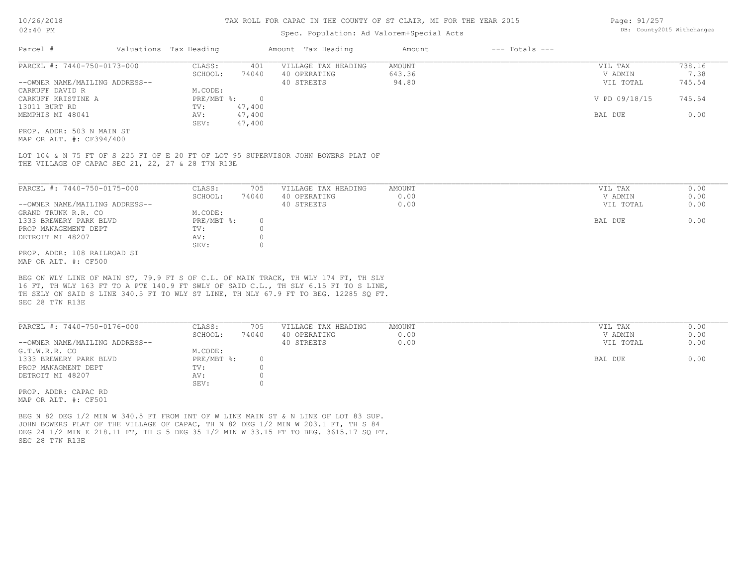# TAX ROLL FOR CAPAC IN THE COUNTY OF ST CLAIR, MI FOR THE YEAR 2015

Spec. Population: Ad Valorem+Special Acts

| Parcel # | Valuations | Tax Heading | Amount | Tax Heading | Amount | --- Totals --- | |
|---|---|---|---|---|---|---|---|

## PARCEL #: 7440-750-0173-000

| | | | | | |
|---|---|---|---|---|---|
| CLASS: | 401 | VILLAGE TAX HEADING | AMOUNT | VIL TAX | 738.16 |
| SCHOOL: | 74040 | 40 OPERATING | 643.36 | V ADMIN | 7.38 |
| M.CODE: | | 40 STREETS | 94.80 | VIL TOTAL | 745.54 |
| PRE/MBT %: | 0 | | | V PD 09/18/15 | 745.54 |
| TV: | 47,400 | | | | |
| AV: | 47,400 | | | BAL DUE | 0.00 |
| SEV: | 47,400 | | | | |

--OWNER NAME/MAILING ADDRESS--
CARKUFF DAVID R
CARKUFF KRISTINE A
13011 BURT RD
MEMPHIS MI 48041

PROP. ADDR: 503 N MAIN ST
MAP OR ALT. #: CF394/400

LOT 104 & N 75 FT OF S 225 FT OF E 20 FT OF LOT 95 SUPERVISOR JOHN BOWERS PLAT OF THE VILLAGE OF CAPAC SEC 21, 22, 27 & 28 T7N R13E

## PARCEL #: 7440-750-0175-000

| | | | | | |
|---|---|---|---|---|---|
| CLASS: | 705 | VILLAGE TAX HEADING | AMOUNT | VIL TAX | 0.00 |
| SCHOOL: | 74040 | 40 OPERATING | 0.00 | V ADMIN | 0.00 |
| M.CODE: | | 40 STREETS | 0.00 | VIL TOTAL | 0.00 |
| PRE/MBT %: | 0 | | | BAL DUE | 0.00 |
| TV: | 0 | | | | |
| AV: | 0 | | | | |
| SEV: | 0 | | | | |

--OWNER NAME/MAILING ADDRESS--
GRAND TRUNK R.R. CO
1333 BREWERY PARK BLVD
PROP MANAGEMENT DEPT
DETROIT MI 48207

PROP. ADDR: 108 RAILROAD ST
MAP OR ALT. #: CF500

BEG ON WLY LINE OF MAIN ST, 79.9 FT S OF C.L. OF MAIN TRACK, TH WLY 174 FT, TH SLY 16 FT, TH WLY 163 FT TO A PTE 140.9 FT SWLY OF SAID C.L., TH SLY 6.15 FT TO S LINE, TH SELY ON SAID S LINE 340.5 FT TO WLY ST LINE, TH NLY 67.9 FT TO BEG. 12285 SQ FT. SEC 28 T7N R13E

## PARCEL #: 7440-750-0176-000

| | | | | | |
|---|---|---|---|---|---|
| CLASS: | 705 | VILLAGE TAX HEADING | AMOUNT | VIL TAX | 0.00 |
| SCHOOL: | 74040 | 40 OPERATING | 0.00 | V ADMIN | 0.00 |
| M.CODE: | | 40 STREETS | 0.00 | VIL TOTAL | 0.00 |
| PRE/MBT %: | 0 | | | BAL DUE | 0.00 |
| TV: | 0 | | | | |
| AV: | 0 | | | | |
| SEV: | 0 | | | | |

--OWNER NAME/MAILING ADDRESS--
G.T.W.R.R. CO
1333 BREWERY PARK BLVD
PROP MANAGMENT DEPT
DETROIT MI 48207

PROP. ADDR: CAPAC RD
MAP OR ALT. #: CF501

BEG N 82 DEG 1/2 MIN W 340.5 FT FROM INT OF W LINE MAIN ST & N LINE OF LOT 83 SUP. JOHN BOWERS PLAT OF THE VILLAGE OF CAPAC, TH N 82 DEG 1/2 MIN W 203.1 FT, TH S 84 DEG 24 1/2 MIN E 218.11 FT, TH S 5 DEG 35 1/2 MIN W 33.15 FT TO BEG. 3615.17 SQ FT. SEC 28 T7N R13E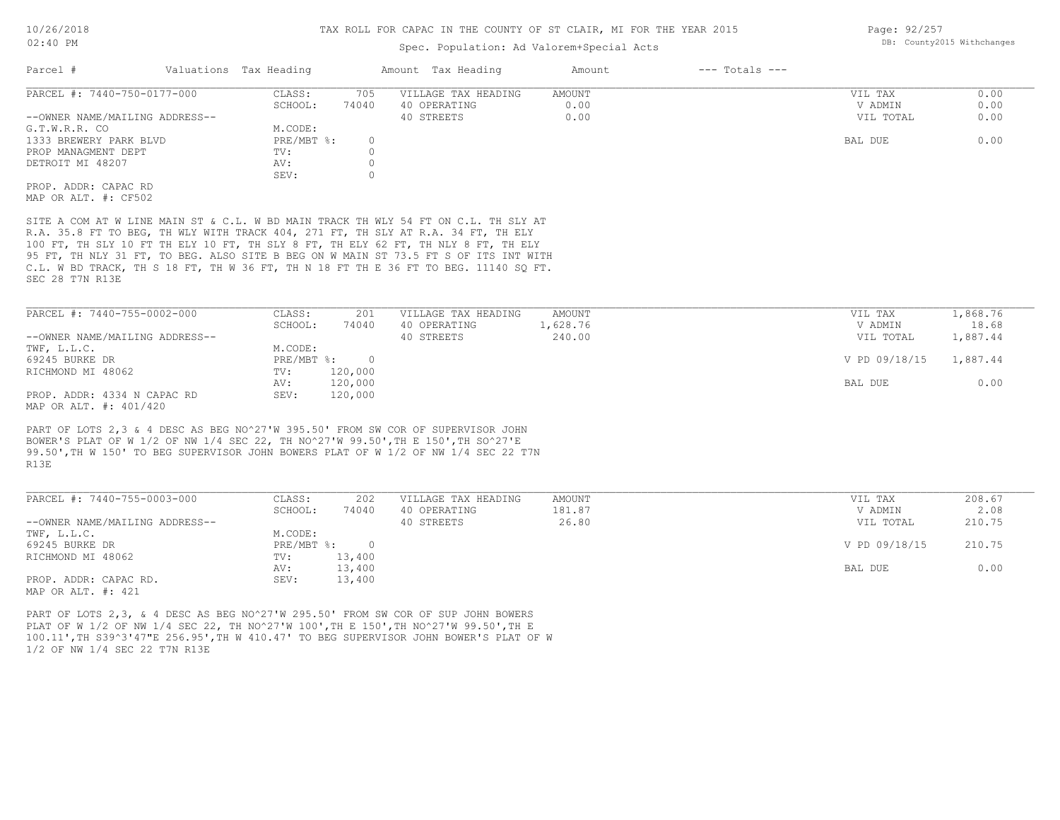# TAX ROLL FOR CAPAC IN THE COUNTY OF ST CLAIR, MI FOR THE YEAR 2015

Spec. Population: Ad Valorem+Special Acts

| Parcel # | Valuations | Tax Heading | Amount | Tax Heading | Amount | --- Totals --- | |
|---|---|---|---|---|---|---|---|

---

**PARCEL #: 7440-750-0177-000**

| | | | | | | |
|---|---|---|---|---|---|---|
| CLASS: | 705 | VILLAGE TAX HEADING | AMOUNT | | VIL TAX | 0.00 |
| SCHOOL: | 74040 | 40 OPERATING | 0.00 | | V ADMIN | 0.00 |
| | | 40 STREETS | 0.00 | | VIL TOTAL | 0.00 |
| M.CODE: | | | | | | |
| PRE/MBT %: | 0 | | | | BAL DUE | 0.00 |
| TV: | 0 | | | | | |
| AV: | 0 | | | | | |
| SEV: | 0 | | | | | |

--OWNER NAME/MAILING ADDRESS--
G.T.W.R.R. CO
1333 BREWERY PARK BLVD
PROP MANAGMENT DEPT
DETROIT MI 48207

PROP. ADDR: CAPAC RD
MAP OR ALT. #: CF502

SITE A COM AT W LINE MAIN ST & C.L. W BD MAIN TRACK TH WLY 54 FT ON C.L. TH SLY AT R.A. 35.8 FT TO BEG, TH WLY WITH TRACK 404, 271 FT, TH SLY AT R.A. 34 FT, TH ELY 100 FT, TH SLY 10 FT TH ELY 10 FT, TH SLY 8 FT, TH ELY 62 FT, TH NLY 8 FT, TH ELY 95 FT, TH NLY 31 FT, TO BEG. ALSO SITE B BEG ON W MAIN ST 73.5 FT S OF ITS INT WITH C.L. W BD TRACK, TH S 18 FT, TH W 36 FT, TH N 18 FT TH E 36 FT TO BEG. 11140 SQ FT. SEC 28 T7N R13E

---

**PARCEL #: 7440-755-0002-000**

| | | | | | | |
|---|---|---|---|---|---|---|
| CLASS: | 201 | VILLAGE TAX HEADING | AMOUNT | | VIL TAX | 1,868.76 |
| SCHOOL: | 74040 | 40 OPERATING | 1,628.76 | | V ADMIN | 18.68 |
| | | 40 STREETS | 240.00 | | VIL TOTAL | 1,887.44 |
| M.CODE: | | | | | | |
| PRE/MBT %: | 0 | | | | V PD 09/18/15 | 1,887.44 |
| TV: | 120,000 | | | | | |
| AV: | 120,000 | | | | BAL DUE | 0.00 |
| SEV: | 120,000 | | | | | |

--OWNER NAME/MAILING ADDRESS--
TWF, L.L.C.
69245 BURKE DR
RICHMOND MI 48062

PROP. ADDR: 4334 N CAPAC RD
MAP OR ALT. #: 401/420

PART OF LOTS 2,3 & 4 DESC AS BEG NO^27'W 395.50' FROM SW COR OF SUPERVISOR JOHN BOWER'S PLAT OF W 1/2 OF NW 1/4 SEC 22, TH NO^27'W 99.50',TH E 150',TH SO^27'E 99.50',TH W 150' TO BEG SUPERVISOR JOHN BOWERS PLAT OF W 1/2 OF NW 1/4 SEC 22 T7N R13E

---

**PARCEL #: 7440-755-0003-000**

| | | | | | | |
|---|---|---|---|---|---|---|
| CLASS: | 202 | VILLAGE TAX HEADING | AMOUNT | | VIL TAX | 208.67 |
| SCHOOL: | 74040 | 40 OPERATING | 181.87 | | V ADMIN | 2.08 |
| | | 40 STREETS | 26.80 | | VIL TOTAL | 210.75 |
| M.CODE: | | | | | | |
| PRE/MBT %: | 0 | | | | V PD 09/18/15 | 210.75 |
| TV: | 13,400 | | | | | |
| AV: | 13,400 | | | | BAL DUE | 0.00 |
| SEV: | 13,400 | | | | | |

--OWNER NAME/MAILING ADDRESS--
TWF, L.L.C.
69245 BURKE DR
RICHMOND MI 48062

PROP. ADDR: CAPAC RD.
MAP OR ALT. #: 421

PART OF LOTS 2,3, & 4 DESC AS BEG NO^27'W 295.50' FROM SW COR OF SUP JOHN BOWERS PLAT OF W 1/2 OF NW 1/4 SEC 22, TH NO^27'W 100',TH E 150',TH NO^27'W 99.50',TH E 100.11',TH S39^3'47"E 256.95',TH W 410.47' TO BEG SUPERVISOR JOHN BOWER'S PLAT OF W 1/2 OF NW 1/4 SEC 22 T7N R13E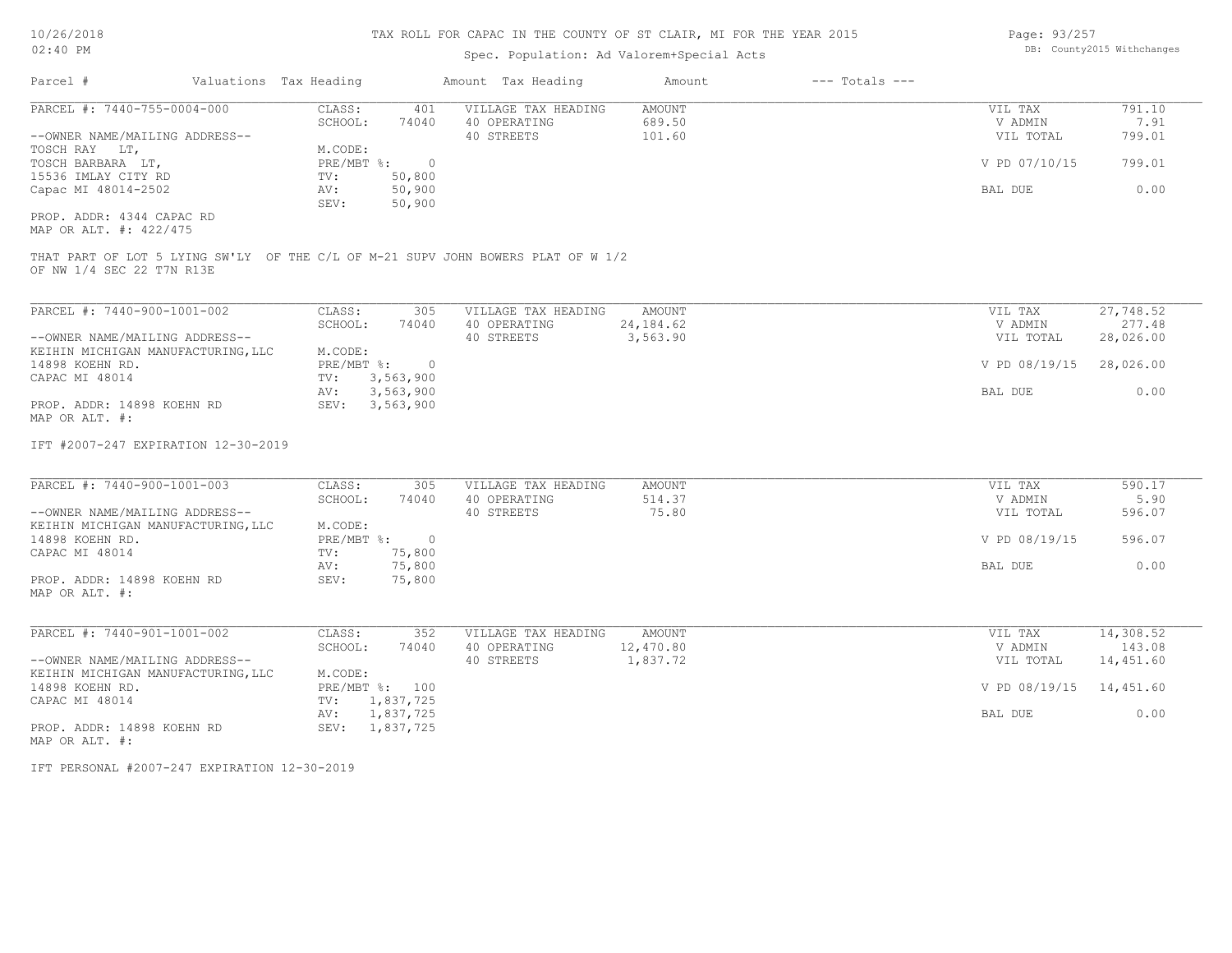TAX ROLL FOR CAPAC IN THE COUNTY OF ST CLAIR, MI FOR THE YEAR 2015

Spec. Population: Ad Valorem+Special Acts

| Parcel # | Valuations | Tax Heading | Amount | Tax Heading | Amount | --- Totals --- | |
|---|---|---|---|---|---|---|---|
| PARCEL #: 7440-755-0004-000 | CLASS: | 401 | VILLAGE TAX HEADING | AMOUNT | | VIL TAX | 791.10 |
| | SCHOOL: | 74040 | 40 OPERATING | 689.50 | | V ADMIN | 7.91 |
| --OWNER NAME/MAILING ADDRESS-- | | | 40 STREETS | 101.60 | | VIL TOTAL | 799.01 |
| TOSCH RAY LT, | M.CODE: | | | | | | |
| TOSCH BARBARA LT, | PRE/MBT %: | 0 | | | | V PD 07/10/15 | 799.01 |
| 15536 IMLAY CITY RD | TV: | 50,800 | | | | | |
| Capac MI 48014-2502 | AV: | 50,900 | | | | BAL DUE | 0.00 |
| | SEV: | 50,900 | | | | | |
| PROP. ADDR: 4344 CAPAC RD | | | | | | | |
| MAP OR ALT. #: 422/475 | | | | | | | |

THAT PART OF LOT 5 LYING SW'LY OF THE C/L OF M-21 SUPV JOHN BOWERS PLAT OF W 1/2 OF NW 1/4 SEC 22 T7N R13E

| Parcel # | Valuations | Tax Heading | Amount | Tax Heading | Amount | --- Totals --- | |
|---|---|---|---|---|---|---|---|
| PARCEL #: 7440-900-1001-002 | CLASS: | 305 | VILLAGE TAX HEADING | AMOUNT | | VIL TAX | 27,748.52 |
| | SCHOOL: | 74040 | 40 OPERATING | 24,184.62 | | V ADMIN | 277.48 |
| --OWNER NAME/MAILING ADDRESS-- | | | 40 STREETS | 3,563.90 | | VIL TOTAL | 28,026.00 |
| KEIHIN MICHIGAN MANUFACTURING,LLC | M.CODE: | | | | | | |
| 14898 KOEHN RD. | PRE/MBT %: | 0 | | | | V PD 08/19/15 | 28,026.00 |
| CAPAC MI 48014 | TV: | 3,563,900 | | | | | |
| | AV: | 3,563,900 | | | | BAL DUE | 0.00 |
| PROP. ADDR: 14898 KOEHN RD | SEV: | 3,563,900 | | | | | |
| MAP OR ALT. #: | | | | | | | |

IFT #2007-247 EXPIRATION 12-30-2019

| Parcel # | Valuations | Tax Heading | Amount | Tax Heading | Amount | --- Totals --- | |
|---|---|---|---|---|---|---|---|
| PARCEL #: 7440-900-1001-003 | CLASS: | 305 | VILLAGE TAX HEADING | AMOUNT | | VIL TAX | 590.17 |
| | SCHOOL: | 74040 | 40 OPERATING | 514.37 | | V ADMIN | 5.90 |
| --OWNER NAME/MAILING ADDRESS-- | | | 40 STREETS | 75.80 | | VIL TOTAL | 596.07 |
| KEIHIN MICHIGAN MANUFACTURING,LLC | M.CODE: | | | | | | |
| 14898 KOEHN RD. | PRE/MBT %: | 0 | | | | V PD 08/19/15 | 596.07 |
| CAPAC MI 48014 | TV: | 75,800 | | | | | |
| | AV: | 75,800 | | | | BAL DUE | 0.00 |
| PROP. ADDR: 14898 KOEHN RD | SEV: | 75,800 | | | | | |
| MAP OR ALT. #: | | | | | | | |

| Parcel # | Valuations | Tax Heading | Amount | Tax Heading | Amount | --- Totals --- | |
|---|---|---|---|---|---|---|---|
| PARCEL #: 7440-901-1001-002 | CLASS: | 352 | VILLAGE TAX HEADING | AMOUNT | | VIL TAX | 14,308.52 |
| | SCHOOL: | 74040 | 40 OPERATING | 12,470.80 | | V ADMIN | 143.08 |
| --OWNER NAME/MAILING ADDRESS-- | | | 40 STREETS | 1,837.72 | | VIL TOTAL | 14,451.60 |
| KEIHIN MICHIGAN MANUFACTURING,LLC | M.CODE: | | | | | | |
| 14898 KOEHN RD. | PRE/MBT %: | 100 | | | | V PD 08/19/15 | 14,451.60 |
| CAPAC MI 48014 | TV: | 1,837,725 | | | | | |
| | AV: | 1,837,725 | | | | BAL DUE | 0.00 |
| PROP. ADDR: 14898 KOEHN RD | SEV: | 1,837,725 | | | | | |
| MAP OR ALT. #: | | | | | | | |

IFT PERSONAL #2007-247 EXPIRATION 12-30-2019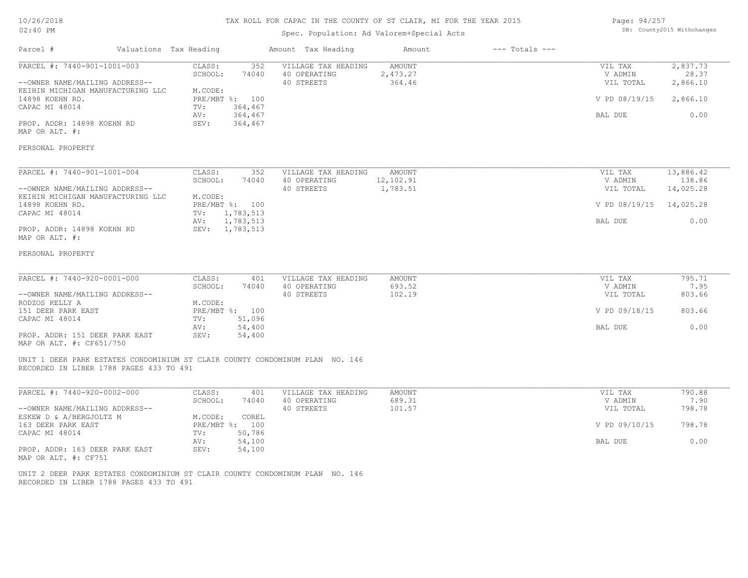# TAX ROLL FOR CAPAC IN THE COUNTY OF ST CLAIR, MI FOR THE YEAR 2015

Spec. Population: Ad Valorem+Special Acts

| Parcel # | Valuations | Tax Heading | Amount | Tax Heading | Amount | --- Totals --- |
|---|---|---|---|---|---|---|

---

PARCEL #: 7440-901-1001-003

--OWNER NAME/MAILING ADDRESS--
KEIHIN MICHIGAN MANUFACTURING LLC
14898 KOEHN RD.
CAPAC MI 48014

PROP. ADDR: 14898 KOEHN RD
MAP OR ALT. #:

| CLASS: | 352 | VILLAGE TAX HEADING | AMOUNT | | |
|---|---|---|---|---|---|
| SCHOOL: | 74040 | 40 OPERATING | 2,473.27 | VIL TAX | 2,837.73 |
| M.CODE: | | 40 STREETS | 364.46 | V ADMIN | 28.37 |
| PRE/MBT %: | 100 | | | VIL TOTAL | 2,866.10 |
| TV: | 364,467 | | | V PD 08/19/15 | 2,866.10 |
| AV: | 364,467 | | | | |
| SEV: | 364,467 | | | BAL DUE | 0.00 |

PERSONAL PROPERTY

---

PARCEL #: 7440-901-1001-004

--OWNER NAME/MAILING ADDRESS--
KEIHIN MICHIGAN MANUFACTURING LLC
14898 KOEHN RD.
CAPAC MI 48014

PROP. ADDR: 14898 KOEHN RD
MAP OR ALT. #:

| CLASS: | 352 | VILLAGE TAX HEADING | AMOUNT | | |
|---|---|---|---|---|---|
| SCHOOL: | 74040 | 40 OPERATING | 12,102.91 | VIL TAX | 13,886.42 |
| M.CODE: | | 40 STREETS | 1,783.51 | V ADMIN | 138.86 |
| PRE/MBT %: | 100 | | | VIL TOTAL | 14,025.28 |
| TV: | 1,783,513 | | | V PD 08/19/15 | 14,025.28 |
| AV: | 1,783,513 | | | | |
| SEV: | 1,783,513 | | | BAL DUE | 0.00 |

PERSONAL PROPERTY

---

PARCEL #: 7440-920-0001-000

--OWNER NAME/MAILING ADDRESS--
RODZOS KELLY A
151 DEER PARK EAST
CAPAC MI 48014

PROP. ADDR: 151 DEER PARK EAST
MAP OR ALT. #: CF651/750

| CLASS: | 401 | VILLAGE TAX HEADING | AMOUNT | | |
|---|---|---|---|---|---|
| SCHOOL: | 74040 | 40 OPERATING | 693.52 | VIL TAX | 795.71 |
| M.CODE: | | 40 STREETS | 102.19 | V ADMIN | 7.95 |
| PRE/MBT %: | 100 | | | VIL TOTAL | 803.66 |
| TV: | 51,096 | | | V PD 09/18/15 | 803.66 |
| AV: | 54,400 | | | | |
| SEV: | 54,400 | | | BAL DUE | 0.00 |

UNIT 1 DEER PARK ESTATES CONDOMINIUM ST CLAIR COUNTY CONDOMINUM PLAN NO. 146
RECORDED IN LIBER 1788 PAGES 433 TO 491

---

PARCEL #: 7440-920-0002-000

--OWNER NAME/MAILING ADDRESS--
ESKEW D & A/BERGJOLTZ M
163 DEER PARK EAST
CAPAC MI 48014

PROP. ADDR: 163 DEER PARK EAST
MAP OR ALT. #: CF751

| CLASS: | 401 | VILLAGE TAX HEADING | AMOUNT | | |
|---|---|---|---|---|---|
| SCHOOL: | 74040 | 40 OPERATING | 689.31 | VIL TAX | 790.88 |
| M.CODE: | COREL | 40 STREETS | 101.57 | V ADMIN | 7.90 |
| PRE/MBT %: | 100 | | | VIL TOTAL | 798.78 |
| TV: | 50,786 | | | V PD 09/10/15 | 798.78 |
| AV: | 54,100 | | | | |
| SEV: | 54,100 | | | BAL DUE | 0.00 |

UNIT 2 DEER PARK ESTATES CONDOMINIUM ST CLAIR COUNTY CONDOMINUM PLAN NO. 146
RECORDED IN LIBER 1788 PAGES 433 TO 491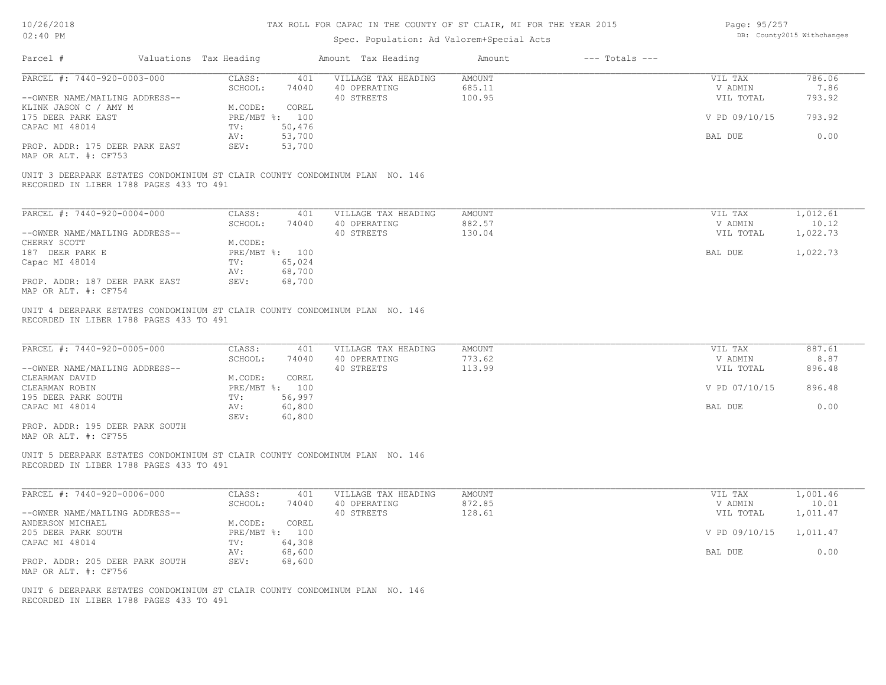# TAX ROLL FOR CAPAC IN THE COUNTY OF ST CLAIR, MI FOR THE YEAR 2015

Spec. Population: Ad Valorem+Special Acts

| Parcel # | Valuations | Tax Heading | Amount | Tax Heading | Amount | --- Totals --- |
|---|---|---|---|---|---|---|

PARCEL #: 7440-920-0003-000

| | | | | |
|---|---|---|---|---|
| CLASS: 401 | VILLAGE TAX HEADING | AMOUNT | VIL TAX | 786.06 |
| SCHOOL: 74040 | 40 OPERATING | 685.11 | V ADMIN | 7.86 |
| M.CODE: COREL | 40 STREETS | 100.95 | VIL TOTAL | 793.92 |
| PRE/MBT %: 100 | | | V PD 09/10/15 | 793.92 |
| TV: 50,476 | | | | |
| AV: 53,700 | | | BAL DUE | 0.00 |
| SEV: 53,700 | | | | |

--OWNER NAME/MAILING ADDRESS--
KLINK JASON C / AMY M
175 DEER PARK EAST
CAPAC MI 48014

PROP. ADDR: 175 DEER PARK EAST
MAP OR ALT. #: CF753

UNIT 3 DEERPARK ESTATES CONDOMINIUM ST CLAIR COUNTY CONDOMINUM PLAN NO. 146
RECORDED IN LIBER 1788 PAGES 433 TO 491

PARCEL #: 7440-920-0004-000

| | | | | |
|---|---|---|---|---|
| CLASS: 401 | VILLAGE TAX HEADING | AMOUNT | VIL TAX | 1,012.61 |
| SCHOOL: 74040 | 40 OPERATING | 882.57 | V ADMIN | 10.12 |
| M.CODE: | 40 STREETS | 130.04 | VIL TOTAL | 1,022.73 |
| PRE/MBT %: 100 | | | BAL DUE | 1,022.73 |
| TV: 65,024 | | | | |
| AV: 68,700 | | | | |
| SEV: 68,700 | | | | |

--OWNER NAME/MAILING ADDRESS--
CHERRY SCOTT
187 DEER PARK E
Capac MI 48014

PROP. ADDR: 187 DEER PARK EAST
MAP OR ALT. #: CF754

UNIT 4 DEERPARK ESTATES CONDOMINIUM ST CLAIR COUNTY CONDOMINUM PLAN NO. 146
RECORDED IN LIBER 1788 PAGES 433 TO 491

PARCEL #: 7440-920-0005-000

| | | | | |
|---|---|---|---|---|
| CLASS: 401 | VILLAGE TAX HEADING | AMOUNT | VIL TAX | 887.61 |
| SCHOOL: 74040 | 40 OPERATING | 773.62 | V ADMIN | 8.87 |
| M.CODE: COREL | 40 STREETS | 113.99 | VIL TOTAL | 896.48 |
| PRE/MBT %: 100 | | | V PD 07/10/15 | 896.48 |
| TV: 56,997 | | | | |
| AV: 60,800 | | | BAL DUE | 0.00 |
| SEV: 60,800 | | | | |

--OWNER NAME/MAILING ADDRESS--
CLEARMAN DAVID
CLEARMAN ROBIN
195 DEER PARK SOUTH
CAPAC MI 48014

PROP. ADDR: 195 DEER PARK SOUTH
MAP OR ALT. #: CF755

UNIT 5 DEERPARK ESTATES CONDOMINIUM ST CLAIR COUNTY CONDOMINUM PLAN NO. 146
RECORDED IN LIBER 1788 PAGES 433 TO 491

PARCEL #: 7440-920-0006-000

| | | | | |
|---|---|---|---|---|
| CLASS: 401 | VILLAGE TAX HEADING | AMOUNT | VIL TAX | 1,001.46 |
| SCHOOL: 74040 | 40 OPERATING | 872.85 | V ADMIN | 10.01 |
| M.CODE: COREL | 40 STREETS | 128.61 | VIL TOTAL | 1,011.47 |
| PRE/MBT %: 100 | | | V PD 09/10/15 | 1,011.47 |
| TV: 64,308 | | | | |
| AV: 68,600 | | | BAL DUE | 0.00 |
| SEV: 68,600 | | | | |

--OWNER NAME/MAILING ADDRESS--
ANDERSON MICHAEL
205 DEER PARK SOUTH
CAPAC MI 48014

PROP. ADDR: 205 DEER PARK SOUTH
MAP OR ALT. #: CF756

UNIT 6 DEERPARK ESTATES CONDOMINIUM ST CLAIR COUNTY CONDOMINUM PLAN NO. 146
RECORDED IN LIBER 1788 PAGES 433 TO 491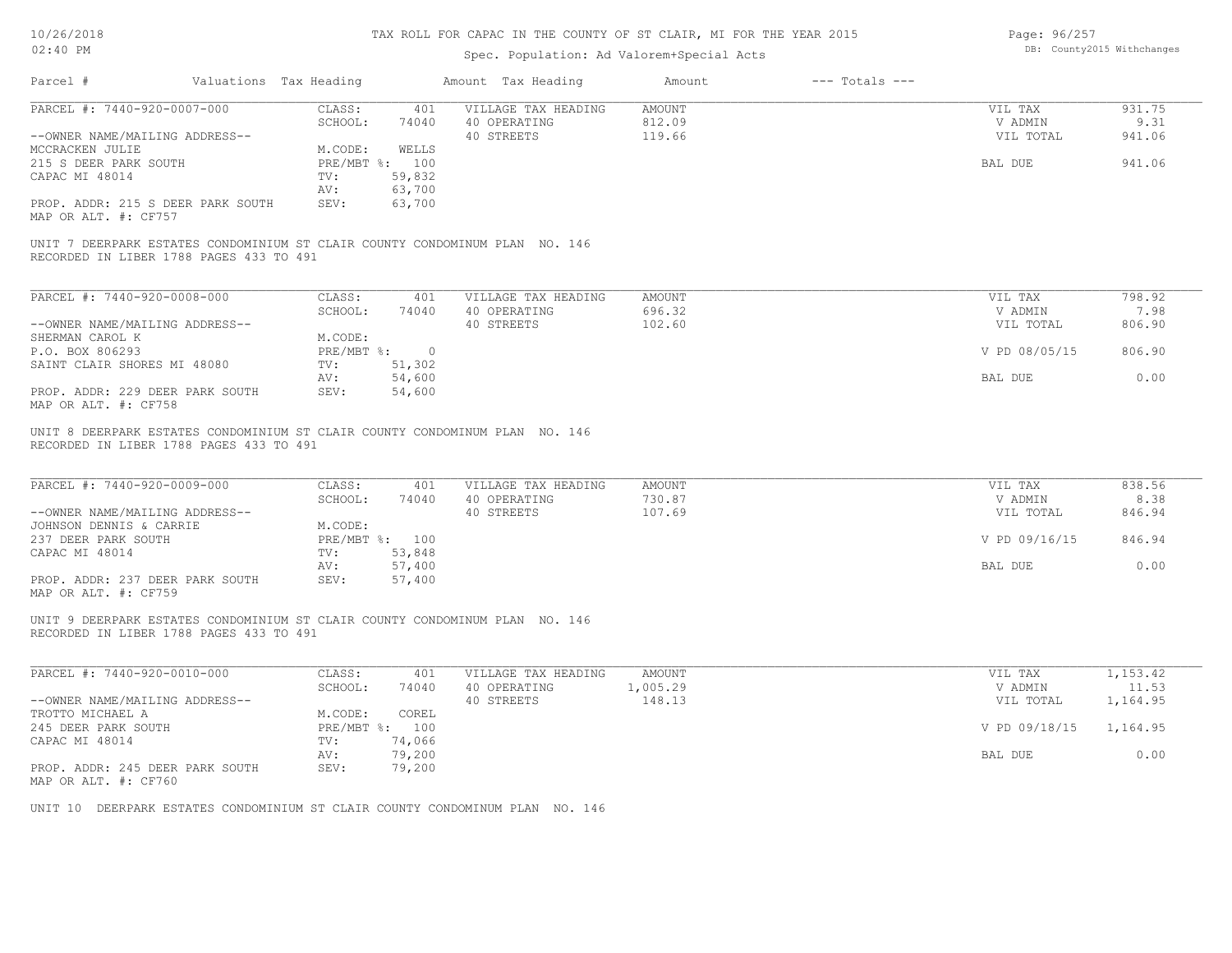# TAX ROLL FOR CAPAC IN THE COUNTY OF ST CLAIR, MI FOR THE YEAR 2015

Spec. Population: Ad Valorem+Special Acts

10/26/2018
02:40 PM

DB: County2015 Withchanges

| Parcel # | Valuations | Tax Heading | Amount | Tax Heading | Amount | --- Totals --- | |
|---|---|---|---|---|---|---|---|

**PARCEL #: 7440-920-0007-000**

| | | | | | |
|---|---|---|---|---|---|
| CLASS: | 401 | VILLAGE TAX HEADING | AMOUNT | VIL TAX | 931.75 |
| SCHOOL: | 74040 | 40 OPERATING | 812.09 | V ADMIN | 9.31 |
| | | 40 STREETS | 119.66 | VIL TOTAL | 941.06 |
| M.CODE: | WELLS | | | | |
| PRE/MBT %: | 100 | | | BAL DUE | 941.06 |
| TV: | 59,832 | | | | |
| AV: | 63,700 | | | | |
| SEV: | 63,700 | | | | |

--OWNER NAME/MAILING ADDRESS--
MCCRACKEN JULIE
215 S DEER PARK SOUTH
CAPAC MI 48014

PROP. ADDR: 215 S DEER PARK SOUTH
MAP OR ALT. #: CF757

UNIT 7 DEERPARK ESTATES CONDOMINIUM ST CLAIR COUNTY CONDOMINUM PLAN NO. 146
RECORDED IN LIBER 1788 PAGES 433 TO 491

**PARCEL #: 7440-920-0008-000**

| | | | | | |
|---|---|---|---|---|---|
| CLASS: | 401 | VILLAGE TAX HEADING | AMOUNT | VIL TAX | 798.92 |
| SCHOOL: | 74040 | 40 OPERATING | 696.32 | V ADMIN | 7.98 |
| | | 40 STREETS | 102.60 | VIL TOTAL | 806.90 |
| M.CODE: | | | | | |
| PRE/MBT %: | 0 | | | V PD 08/05/15 | 806.90 |
| TV: | 51,302 | | | | |
| AV: | 54,600 | | | BAL DUE | 0.00 |
| SEV: | 54,600 | | | | |

--OWNER NAME/MAILING ADDRESS--
SHERMAN CAROL K
P.O. BOX 806293
SAINT CLAIR SHORES MI 48080

PROP. ADDR: 229 DEER PARK SOUTH
MAP OR ALT. #: CF758

UNIT 8 DEERPARK ESTATES CONDOMINIUM ST CLAIR COUNTY CONDOMINUM PLAN NO. 146
RECORDED IN LIBER 1788 PAGES 433 TO 491

**PARCEL #: 7440-920-0009-000**

| | | | | | |
|---|---|---|---|---|---|
| CLASS: | 401 | VILLAGE TAX HEADING | AMOUNT | VIL TAX | 838.56 |
| SCHOOL: | 74040 | 40 OPERATING | 730.87 | V ADMIN | 8.38 |
| | | 40 STREETS | 107.69 | VIL TOTAL | 846.94 |
| M.CODE: | | | | | |
| PRE/MBT %: | 100 | | | V PD 09/16/15 | 846.94 |
| TV: | 53,848 | | | | |
| AV: | 57,400 | | | BAL DUE | 0.00 |
| SEV: | 57,400 | | | | |

--OWNER NAME/MAILING ADDRESS--
JOHNSON DENNIS & CARRIE
237 DEER PARK SOUTH
CAPAC MI 48014

PROP. ADDR: 237 DEER PARK SOUTH
MAP OR ALT. #: CF759

UNIT 9 DEERPARK ESTATES CONDOMINIUM ST CLAIR COUNTY CONDOMINUM PLAN NO. 146
RECORDED IN LIBER 1788 PAGES 433 TO 491

**PARCEL #: 7440-920-0010-000**

| | | | | | |
|---|---|---|---|---|---|
| CLASS: | 401 | VILLAGE TAX HEADING | AMOUNT | VIL TAX | 1,153.42 |
| SCHOOL: | 74040 | 40 OPERATING | 1,005.29 | V ADMIN | 11.53 |
| | | 40 STREETS | 148.13 | VIL TOTAL | 1,164.95 |
| M.CODE: | COREL | | | | |
| PRE/MBT %: | 100 | | | V PD 09/18/15 | 1,164.95 |
| TV: | 74,066 | | | | |
| AV: | 79,200 | | | BAL DUE | 0.00 |
| SEV: | 79,200 | | | | |

--OWNER NAME/MAILING ADDRESS--
TROTTO MICHAEL A
245 DEER PARK SOUTH
CAPAC MI 48014

PROP. ADDR: 245 DEER PARK SOUTH
MAP OR ALT. #: CF760

UNIT 10 DEERPARK ESTATES CONDOMINIUM ST CLAIR COUNTY CONDOMINUM PLAN NO. 146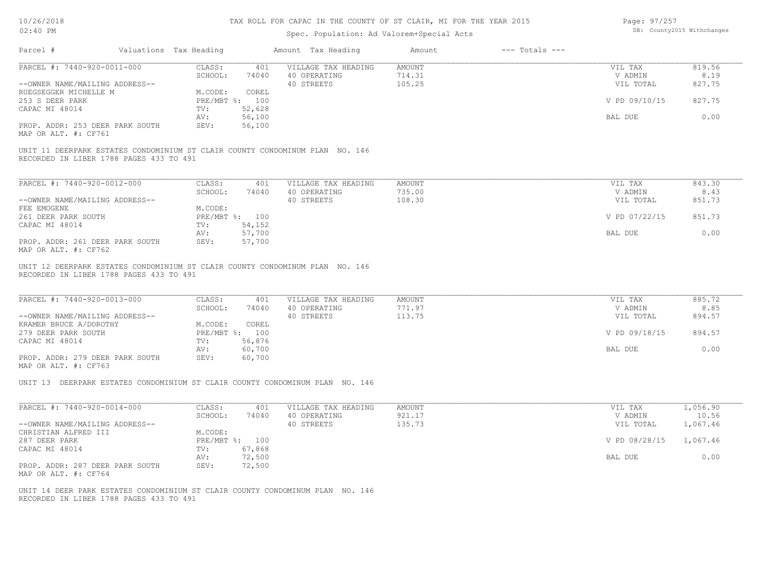# TAX ROLL FOR CAPAC IN THE COUNTY OF ST CLAIR, MI FOR THE YEAR 2015

Spec. Population: Ad Valorem+Special Acts

DB: County2015 Withchanges

| Parcel # | Valuations | Tax Heading | Amount | Tax Heading | Amount | --- Totals --- | |
|---|---|---|---|---|---|---|---|
| PARCEL #: 7440-920-0011-000 | CLASS: | 401 | VILLAGE TAX HEADING | AMOUNT | | VIL TAX | 819.56 |
| | SCHOOL: | 74040 | 40 OPERATING | 714.31 | | V ADMIN | 8.19 |
| --OWNER NAME/MAILING ADDRESS-- | | | 40 STREETS | 105.25 | | VIL TOTAL | 827.75 |
| RUEGSEGGER MICHELLE M | M.CODE: | COREL | | | | | |
| 253 S DEER PARK | PRE/MBT %: | 100 | | | | V PD 09/10/15 | 827.75 |
| CAPAC MI 48014 | TV: | 52,628 | | | | | |
| | AV: | 56,100 | | | | BAL DUE | 0.00 |
| PROP. ADDR: 253 DEER PARK SOUTH | SEV: | 56,100 | | | | | |
| MAP OR ALT. #: CF761 | | | | | | | |

UNIT 11 DEERPARK ESTATES CONDOMINIUM ST CLAIR COUNTY CONDOMINUM PLAN NO. 146
RECORDED IN LIBER 1788 PAGES 433 TO 491

| Parcel # | Valuations | Tax Heading | Amount | Tax Heading | Amount | --- Totals --- | |
|---|---|---|---|---|---|---|---|
| PARCEL #: 7440-920-0012-000 | CLASS: | 401 | VILLAGE TAX HEADING | AMOUNT | | VIL TAX | 843.30 |
| | SCHOOL: | 74040 | 40 OPERATING | 735.00 | | V ADMIN | 8.43 |
| --OWNER NAME/MAILING ADDRESS-- | | | 40 STREETS | 108.30 | | VIL TOTAL | 851.73 |
| FEE EMOGENE | M.CODE: | | | | | | |
| 261 DEER PARK SOUTH | PRE/MBT %: | 100 | | | | V PD 07/22/15 | 851.73 |
| CAPAC MI 48014 | TV: | 54,152 | | | | | |
| | AV: | 57,700 | | | | BAL DUE | 0.00 |
| PROP. ADDR: 261 DEER PARK SOUTH | SEV: | 57,700 | | | | | |
| MAP OR ALT. #: CF762 | | | | | | | |

UNIT 12 DEERPARK ESTATES CONDOMINIUM ST CLAIR COUNTY CONDOMINUM PLAN NO. 146
RECORDED IN LIBER 1788 PAGES 433 TO 491

| Parcel # | Valuations | Tax Heading | Amount | Tax Heading | Amount | --- Totals --- | |
|---|---|---|---|---|---|---|---|
| PARCEL #: 7440-920-0013-000 | CLASS: | 401 | VILLAGE TAX HEADING | AMOUNT | | VIL TAX | 885.72 |
| | SCHOOL: | 74040 | 40 OPERATING | 771.97 | | V ADMIN | 8.85 |
| --OWNER NAME/MAILING ADDRESS-- | | | 40 STREETS | 113.75 | | VIL TOTAL | 894.57 |
| KRAMER BRUCE A/DOROTHY | M.CODE: | COREL | | | | | |
| 279 DEER PARK SOUTH | PRE/MBT %: | 100 | | | | V PD 09/18/15 | 894.57 |
| CAPAC MI 48014 | TV: | 56,876 | | | | | |
| | AV: | 60,700 | | | | BAL DUE | 0.00 |
| PROP. ADDR: 279 DEER PARK SOUTH | SEV: | 60,700 | | | | | |
| MAP OR ALT. #: CF763 | | | | | | | |

UNIT 13 DEERPARK ESTATES CONDOMINIUM ST CLAIR COUNTY CONDOMINUM PLAN NO. 146

| Parcel # | Valuations | Tax Heading | Amount | Tax Heading | Amount | --- Totals --- | |
|---|---|---|---|---|---|---|---|
| PARCEL #: 7440-920-0014-000 | CLASS: | 401 | VILLAGE TAX HEADING | AMOUNT | | VIL TAX | 1,056.90 |
| | SCHOOL: | 74040 | 40 OPERATING | 921.17 | | V ADMIN | 10.56 |
| --OWNER NAME/MAILING ADDRESS-- | | | 40 STREETS | 135.73 | | VIL TOTAL | 1,067.46 |
| CHRISTIAN ALFRED III | M.CODE: | | | | | | |
| 287 DEER PARK | PRE/MBT %: | 100 | | | | V PD 08/28/15 | 1,067.46 |
| CAPAC MI 48014 | TV: | 67,868 | | | | | |
| | AV: | 72,500 | | | | BAL DUE | 0.00 |
| PROP. ADDR: 287 DEER PARK SOUTH | SEV: | 72,500 | | | | | |
| MAP OR ALT. #: CF764 | | | | | | | |

UNIT 14 DEER PARK ESTATES CONDOMINIUM ST CLAIR COUNTY CONDOMINUM PLAN NO. 146
RECORDED IN LIBER 1788 PAGES 433 TO 491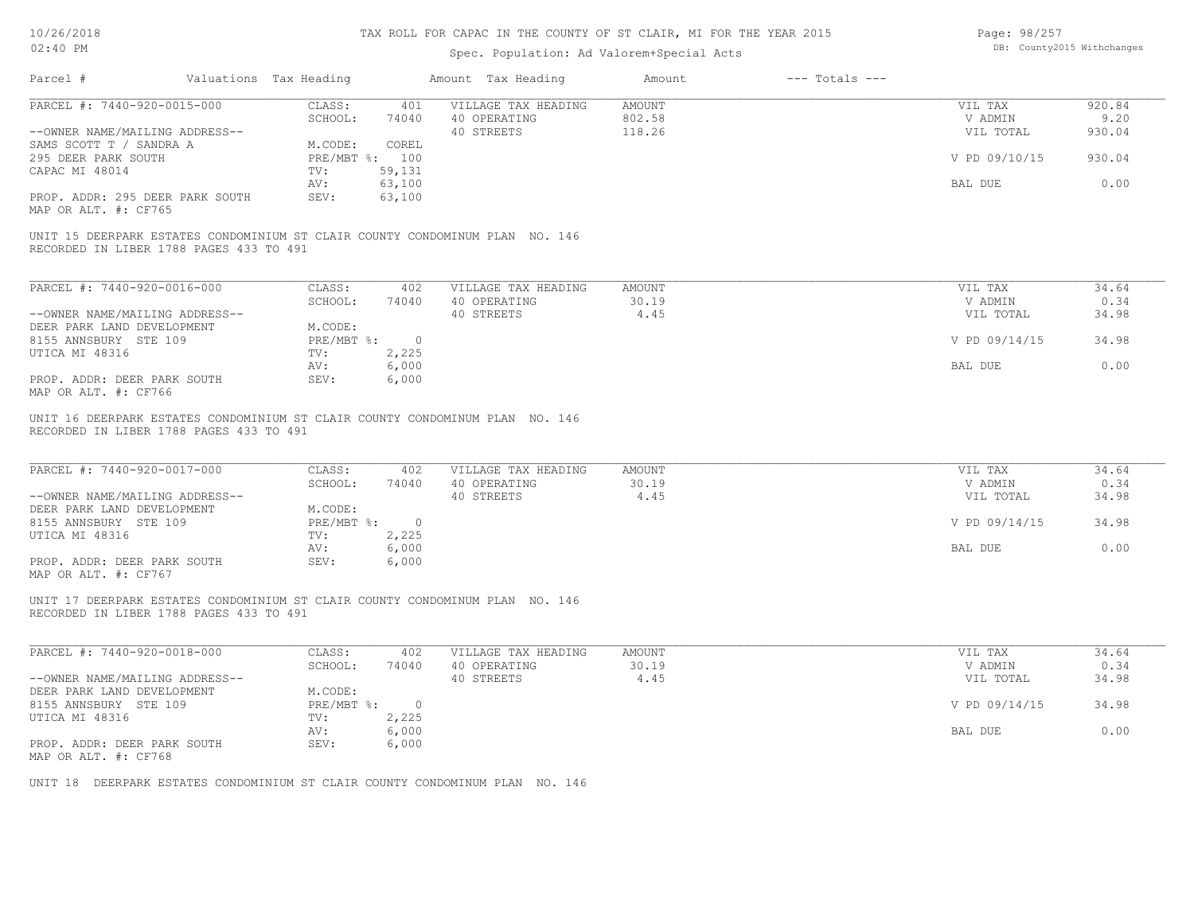# TAX ROLL FOR CAPAC IN THE COUNTY OF ST CLAIR, MI FOR THE YEAR 2015

Spec. Population: Ad Valorem+Special Acts

10/26/2018
02:40 PM

DB: County2015 Withchanges

| Parcel # | Valuations | Tax Heading | Amount | Tax Heading | Amount | --- Totals --- | |
|---|---|---|---|---|---|---|---|
| PARCEL #: 7440-920-0015-000 | CLASS: | 401 | VILLAGE TAX HEADING | AMOUNT | | VIL TAX | 920.84 |
| | SCHOOL: | 74040 | 40 OPERATING | 802.58 | | V ADMIN | 9.20 |
| --OWNER NAME/MAILING ADDRESS-- | | | 40 STREETS | 118.26 | | VIL TOTAL | 930.04 |
| SAMS SCOTT T / SANDRA A | M.CODE: | COREL | | | | | |
| 295 DEER PARK SOUTH | PRE/MBT %: | 100 | | | | V PD 09/10/15 | 930.04 |
| CAPAC MI 48014 | TV: | 59,131 | | | | | |
| | AV: | 63,100 | | | | BAL DUE | 0.00 |
| PROP. ADDR: 295 DEER PARK SOUTH | SEV: | 63,100 | | | | | |
| MAP OR ALT. #: CF765 | | | | | | | |

UNIT 15 DEERPARK ESTATES CONDOMINIUM ST CLAIR COUNTY CONDOMINUM PLAN NO. 146
RECORDED IN LIBER 1788 PAGES 433 TO 491

| Parcel # | Valuations | Tax Heading | Amount | Tax Heading | Amount | --- Totals --- | |
|---|---|---|---|---|---|---|---|
| PARCEL #: 7440-920-0016-000 | CLASS: | 402 | VILLAGE TAX HEADING | AMOUNT | | VIL TAX | 34.64 |
| | SCHOOL: | 74040 | 40 OPERATING | 30.19 | | V ADMIN | 0.34 |
| --OWNER NAME/MAILING ADDRESS-- | | | 40 STREETS | 4.45 | | VIL TOTAL | 34.98 |
| DEER PARK LAND DEVELOPMENT | M.CODE: | | | | | | |
| 8155 ANNSBURY STE 109 | PRE/MBT %: | 0 | | | | V PD 09/14/15 | 34.98 |
| UTICA MI 48316 | TV: | 2,225 | | | | | |
| | AV: | 6,000 | | | | BAL DUE | 0.00 |
| PROP. ADDR: DEER PARK SOUTH | SEV: | 6,000 | | | | | |
| MAP OR ALT. #: CF766 | | | | | | | |

UNIT 16 DEERPARK ESTATES CONDOMINIUM ST CLAIR COUNTY CONDOMINUM PLAN NO. 146
RECORDED IN LIBER 1788 PAGES 433 TO 491

| Parcel # | Valuations | Tax Heading | Amount | Tax Heading | Amount | --- Totals --- | |
|---|---|---|---|---|---|---|---|
| PARCEL #: 7440-920-0017-000 | CLASS: | 402 | VILLAGE TAX HEADING | AMOUNT | | VIL TAX | 34.64 |
| | SCHOOL: | 74040 | 40 OPERATING | 30.19 | | V ADMIN | 0.34 |
| --OWNER NAME/MAILING ADDRESS-- | | | 40 STREETS | 4.45 | | VIL TOTAL | 34.98 |
| DEER PARK LAND DEVELOPMENT | M.CODE: | | | | | | |
| 8155 ANNSBURY STE 109 | PRE/MBT %: | 0 | | | | V PD 09/14/15 | 34.98 |
| UTICA MI 48316 | TV: | 2,225 | | | | | |
| | AV: | 6,000 | | | | BAL DUE | 0.00 |
| PROP. ADDR: DEER PARK SOUTH | SEV: | 6,000 | | | | | |
| MAP OR ALT. #: CF767 | | | | | | | |

UNIT 17 DEERPARK ESTATES CONDOMINIUM ST CLAIR COUNTY CONDOMINUM PLAN NO. 146
RECORDED IN LIBER 1788 PAGES 433 TO 491

| Parcel # | Valuations | Tax Heading | Amount | Tax Heading | Amount | --- Totals --- | |
|---|---|---|---|---|---|---|---|
| PARCEL #: 7440-920-0018-000 | CLASS: | 402 | VILLAGE TAX HEADING | AMOUNT | | VIL TAX | 34.64 |
| | SCHOOL: | 74040 | 40 OPERATING | 30.19 | | V ADMIN | 0.34 |
| --OWNER NAME/MAILING ADDRESS-- | | | 40 STREETS | 4.45 | | VIL TOTAL | 34.98 |
| DEER PARK LAND DEVELOPMENT | M.CODE: | | | | | | |
| 8155 ANNSBURY STE 109 | PRE/MBT %: | 0 | | | | V PD 09/14/15 | 34.98 |
| UTICA MI 48316 | TV: | 2,225 | | | | | |
| | AV: | 6,000 | | | | BAL DUE | 0.00 |
| PROP. ADDR: DEER PARK SOUTH | SEV: | 6,000 | | | | | |
| MAP OR ALT. #: CF768 | | | | | | | |

UNIT 18 DEERPARK ESTATES CONDOMINIUM ST CLAIR COUNTY CONDOMINUM PLAN NO. 146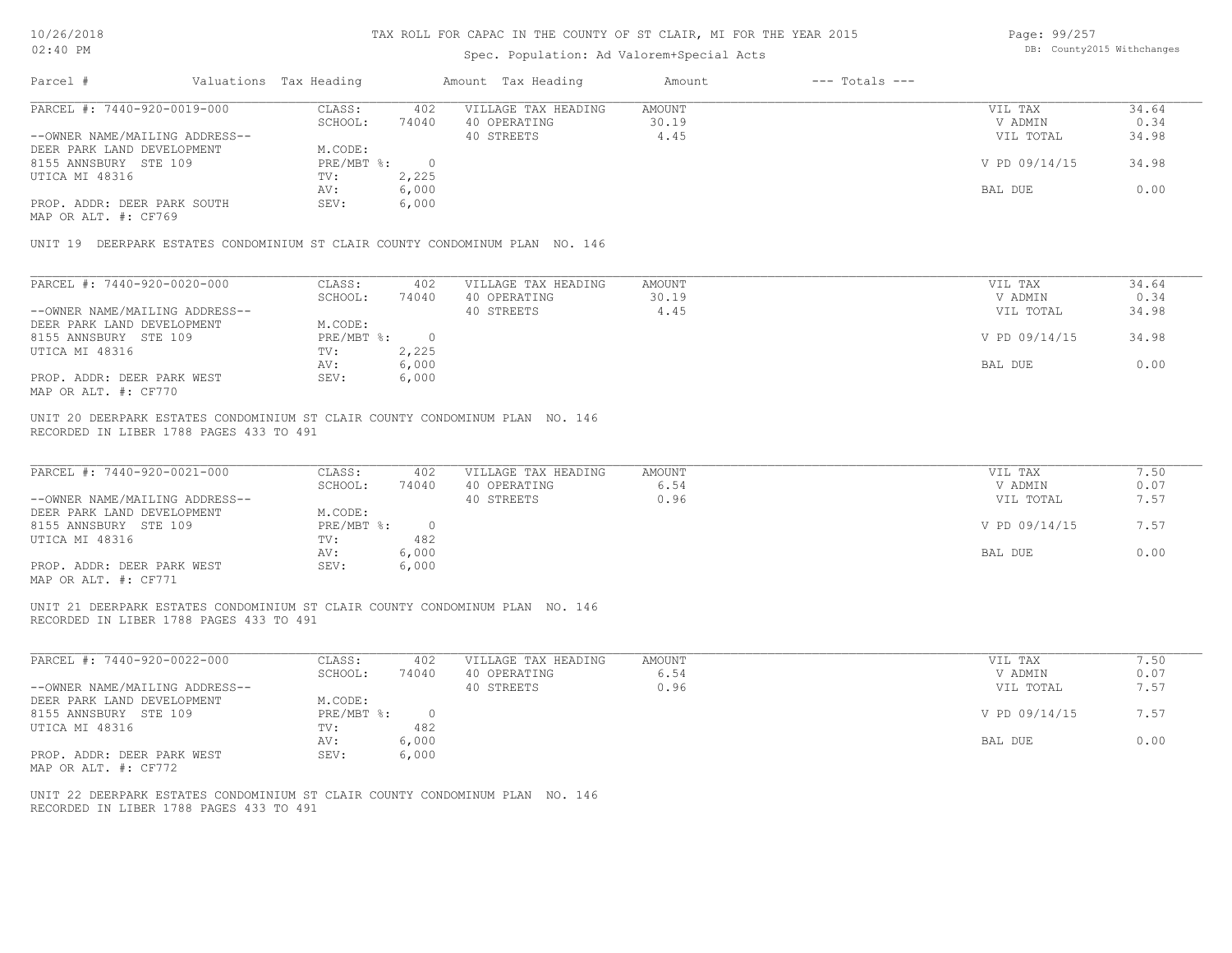# TAX ROLL FOR CAPAC IN THE COUNTY OF ST CLAIR, MI FOR THE YEAR 2015

Spec. Population: Ad Valorem+Special Acts

| Parcel # | Valuations | Tax Heading | Amount | Tax Heading | Amount | --- Totals --- | |
|---|---|---|---|---|---|---|---|

## PARCEL #: 7440-920-0019-000

| | | | | | | |
|---|---|---|---|---|---|---|
| --OWNER NAME/MAILING ADDRESS-- | CLASS: | 402 | VILLAGE TAX HEADING | AMOUNT | VIL TAX | 34.64 |
| DEER PARK LAND DEVELOPMENT | SCHOOL: | 74040 | 40 OPERATING | 30.19 | V ADMIN | 0.34 |
| 8155 ANNSBURY STE 109 | M.CODE: | | 40 STREETS | 4.45 | VIL TOTAL | 34.98 |
| UTICA MI 48316 | PRE/MBT %: | 0 | | | V PD 09/14/15 | 34.98 |
| | TV: | 2,225 | | | | |
| | AV: | 6,000 | | | BAL DUE | 0.00 |
| PROP. ADDR: DEER PARK SOUTH | SEV: | 6,000 | | | | |
| MAP OR ALT. #: CF769 | | | | | | |

UNIT 19 DEERPARK ESTATES CONDOMINIUM ST CLAIR COUNTY CONDOMINUM PLAN NO. 146

## PARCEL #: 7440-920-0020-000

| | | | | | | |
|---|---|---|---|---|---|---|
| --OWNER NAME/MAILING ADDRESS-- | CLASS: | 402 | VILLAGE TAX HEADING | AMOUNT | VIL TAX | 34.64 |
| DEER PARK LAND DEVELOPMENT | SCHOOL: | 74040 | 40 OPERATING | 30.19 | V ADMIN | 0.34 |
| 8155 ANNSBURY STE 109 | M.CODE: | | 40 STREETS | 4.45 | VIL TOTAL | 34.98 |
| UTICA MI 48316 | PRE/MBT %: | 0 | | | V PD 09/14/15 | 34.98 |
| | TV: | 2,225 | | | | |
| | AV: | 6,000 | | | BAL DUE | 0.00 |
| PROP. ADDR: DEER PARK WEST | SEV: | 6,000 | | | | |
| MAP OR ALT. #: CF770 | | | | | | |

UNIT 20 DEERPARK ESTATES CONDOMINIUM ST CLAIR COUNTY CONDOMINUM PLAN NO. 146
RECORDED IN LIBER 1788 PAGES 433 TO 491

## PARCEL #: 7440-920-0021-000

| | | | | | | |
|---|---|---|---|---|---|---|
| --OWNER NAME/MAILING ADDRESS-- | CLASS: | 402 | VILLAGE TAX HEADING | AMOUNT | VIL TAX | 7.50 |
| DEER PARK LAND DEVELOPMENT | SCHOOL: | 74040 | 40 OPERATING | 6.54 | V ADMIN | 0.07 |
| 8155 ANNSBURY STE 109 | M.CODE: | | 40 STREETS | 0.96 | VIL TOTAL | 7.57 |
| UTICA MI 48316 | PRE/MBT %: | 0 | | | V PD 09/14/15 | 7.57 |
| | TV: | 482 | | | | |
| | AV: | 6,000 | | | BAL DUE | 0.00 |
| PROP. ADDR: DEER PARK WEST | SEV: | 6,000 | | | | |
| MAP OR ALT. #: CF771 | | | | | | |

UNIT 21 DEERPARK ESTATES CONDOMINIUM ST CLAIR COUNTY CONDOMINUM PLAN NO. 146
RECORDED IN LIBER 1788 PAGES 433 TO 491

## PARCEL #: 7440-920-0022-000

| | | | | | | |
|---|---|---|---|---|---|---|
| --OWNER NAME/MAILING ADDRESS-- | CLASS: | 402 | VILLAGE TAX HEADING | AMOUNT | VIL TAX | 7.50 |
| DEER PARK LAND DEVELOPMENT | SCHOOL: | 74040 | 40 OPERATING | 6.54 | V ADMIN | 0.07 |
| 8155 ANNSBURY STE 109 | M.CODE: | | 40 STREETS | 0.96 | VIL TOTAL | 7.57 |
| UTICA MI 48316 | PRE/MBT %: | 0 | | | V PD 09/14/15 | 7.57 |
| | TV: | 482 | | | | |
| | AV: | 6,000 | | | BAL DUE | 0.00 |
| PROP. ADDR: DEER PARK WEST | SEV: | 6,000 | | | | |
| MAP OR ALT. #: CF772 | | | | | | |

UNIT 22 DEERPARK ESTATES CONDOMINIUM ST CLAIR COUNTY CONDOMINUM PLAN NO. 146
RECORDED IN LIBER 1788 PAGES 433 TO 491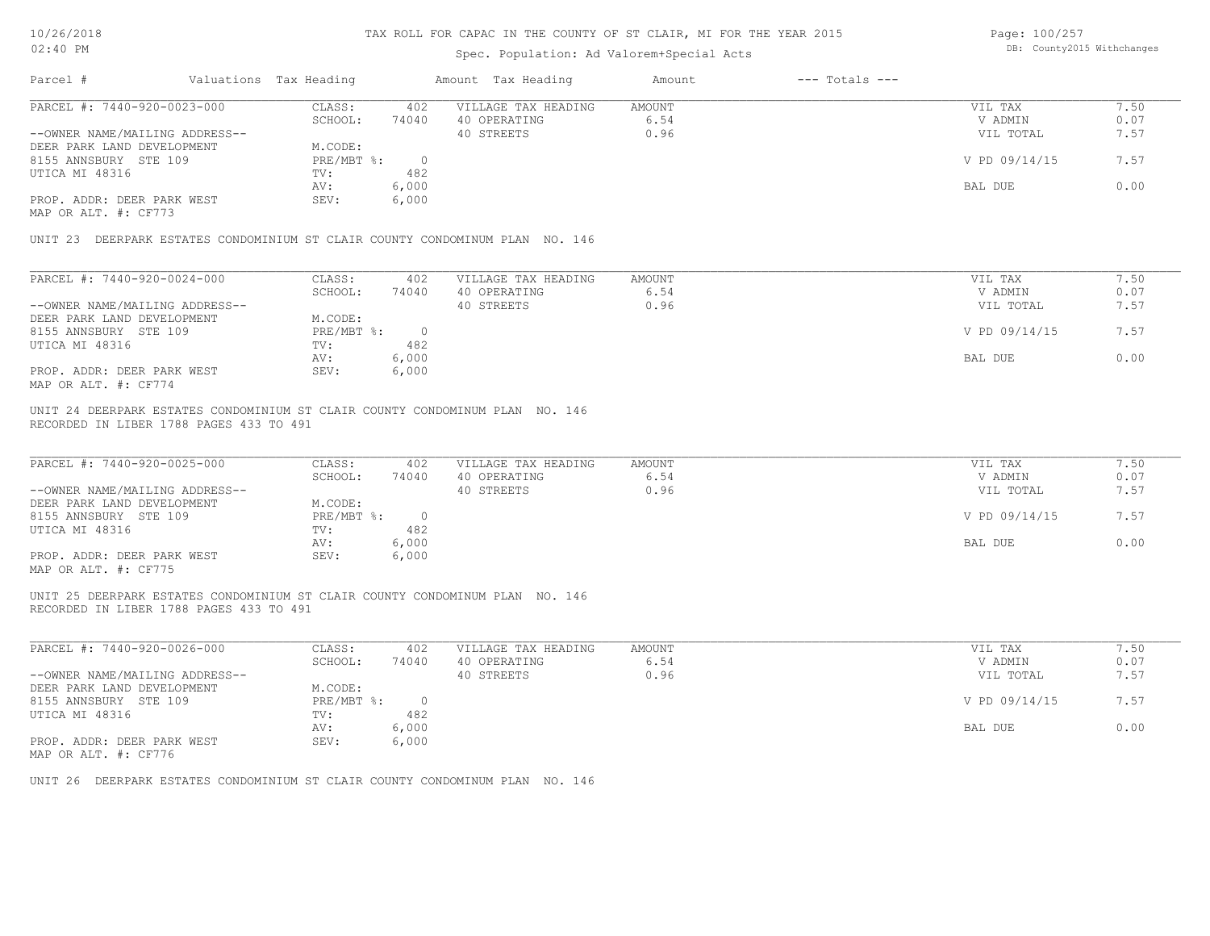# TAX ROLL FOR CAPAC IN THE COUNTY OF ST CLAIR, MI FOR THE YEAR 2015

Spec. Population: Ad Valorem+Special Acts

| Parcel # | Valuations | Tax Heading | Amount | Tax Heading | Amount | --- Totals --- | |
|---|---|---|---|---|---|---|---|
| PARCEL #: 7440-920-0023-000 | CLASS: | 402 | VILLAGE TAX HEADING | AMOUNT | | VIL TAX | 7.50 |
| | SCHOOL: | 74040 | 40 OPERATING | 6.54 | | V ADMIN | 0.07 |
| --OWNER NAME/MAILING ADDRESS-- | | | 40 STREETS | 0.96 | | VIL TOTAL | 7.57 |
| DEER PARK LAND DEVELOPMENT | M.CODE: | | | | | | |
| 8155 ANNSBURY STE 109 | PRE/MBT %: | 0 | | | | V PD 09/14/15 | 7.57 |
| UTICA MI 48316 | TV: | 482 | | | | | |
| | AV: | 6,000 | | | | BAL DUE | 0.00 |
| PROP. ADDR: DEER PARK WEST | SEV: | 6,000 | | | | | |
| MAP OR ALT. #: CF773 | | | | | | | |

UNIT 23 DEERPARK ESTATES CONDOMINIUM ST CLAIR COUNTY CONDOMINUM PLAN NO. 146

| Parcel # | Valuations | Tax Heading | Amount | Tax Heading | Amount | --- Totals --- | |
|---|---|---|---|---|---|---|---|
| PARCEL #: 7440-920-0024-000 | CLASS: | 402 | VILLAGE TAX HEADING | AMOUNT | | VIL TAX | 7.50 |
| | SCHOOL: | 74040 | 40 OPERATING | 6.54 | | V ADMIN | 0.07 |
| --OWNER NAME/MAILING ADDRESS-- | | | 40 STREETS | 0.96 | | VIL TOTAL | 7.57 |
| DEER PARK LAND DEVELOPMENT | M.CODE: | | | | | | |
| 8155 ANNSBURY STE 109 | PRE/MBT %: | 0 | | | | V PD 09/14/15 | 7.57 |
| UTICA MI 48316 | TV: | 482 | | | | | |
| | AV: | 6,000 | | | | BAL DUE | 0.00 |
| PROP. ADDR: DEER PARK WEST | SEV: | 6,000 | | | | | |
| MAP OR ALT. #: CF774 | | | | | | | |

UNIT 24 DEERPARK ESTATES CONDOMINIUM ST CLAIR COUNTY CONDOMINUM PLAN NO. 146
RECORDED IN LIBER 1788 PAGES 433 TO 491

| Parcel # | Valuations | Tax Heading | Amount | Tax Heading | Amount | --- Totals --- | |
|---|---|---|---|---|---|---|---|
| PARCEL #: 7440-920-0025-000 | CLASS: | 402 | VILLAGE TAX HEADING | AMOUNT | | VIL TAX | 7.50 |
| | SCHOOL: | 74040 | 40 OPERATING | 6.54 | | V ADMIN | 0.07 |
| --OWNER NAME/MAILING ADDRESS-- | | | 40 STREETS | 0.96 | | VIL TOTAL | 7.57 |
| DEER PARK LAND DEVELOPMENT | M.CODE: | | | | | | |
| 8155 ANNSBURY STE 109 | PRE/MBT %: | 0 | | | | V PD 09/14/15 | 7.57 |
| UTICA MI 48316 | TV: | 482 | | | | | |
| | AV: | 6,000 | | | | BAL DUE | 0.00 |
| PROP. ADDR: DEER PARK WEST | SEV: | 6,000 | | | | | |
| MAP OR ALT. #: CF775 | | | | | | | |

UNIT 25 DEERPARK ESTATES CONDOMINIUM ST CLAIR COUNTY CONDOMINUM PLAN NO. 146
RECORDED IN LIBER 1788 PAGES 433 TO 491

| Parcel # | Valuations | Tax Heading | Amount | Tax Heading | Amount | --- Totals --- | |
|---|---|---|---|---|---|---|---|
| PARCEL #: 7440-920-0026-000 | CLASS: | 402 | VILLAGE TAX HEADING | AMOUNT | | VIL TAX | 7.50 |
| | SCHOOL: | 74040 | 40 OPERATING | 6.54 | | V ADMIN | 0.07 |
| --OWNER NAME/MAILING ADDRESS-- | | | 40 STREETS | 0.96 | | VIL TOTAL | 7.57 |
| DEER PARK LAND DEVELOPMENT | M.CODE: | | | | | | |
| 8155 ANNSBURY STE 109 | PRE/MBT %: | 0 | | | | V PD 09/14/15 | 7.57 |
| UTICA MI 48316 | TV: | 482 | | | | | |
| | AV: | 6,000 | | | | BAL DUE | 0.00 |
| PROP. ADDR: DEER PARK WEST | SEV: | 6,000 | | | | | |
| MAP OR ALT. #: CF776 | | | | | | | |

UNIT 26 DEERPARK ESTATES CONDOMINIUM ST CLAIR COUNTY CONDOMINUM PLAN NO. 146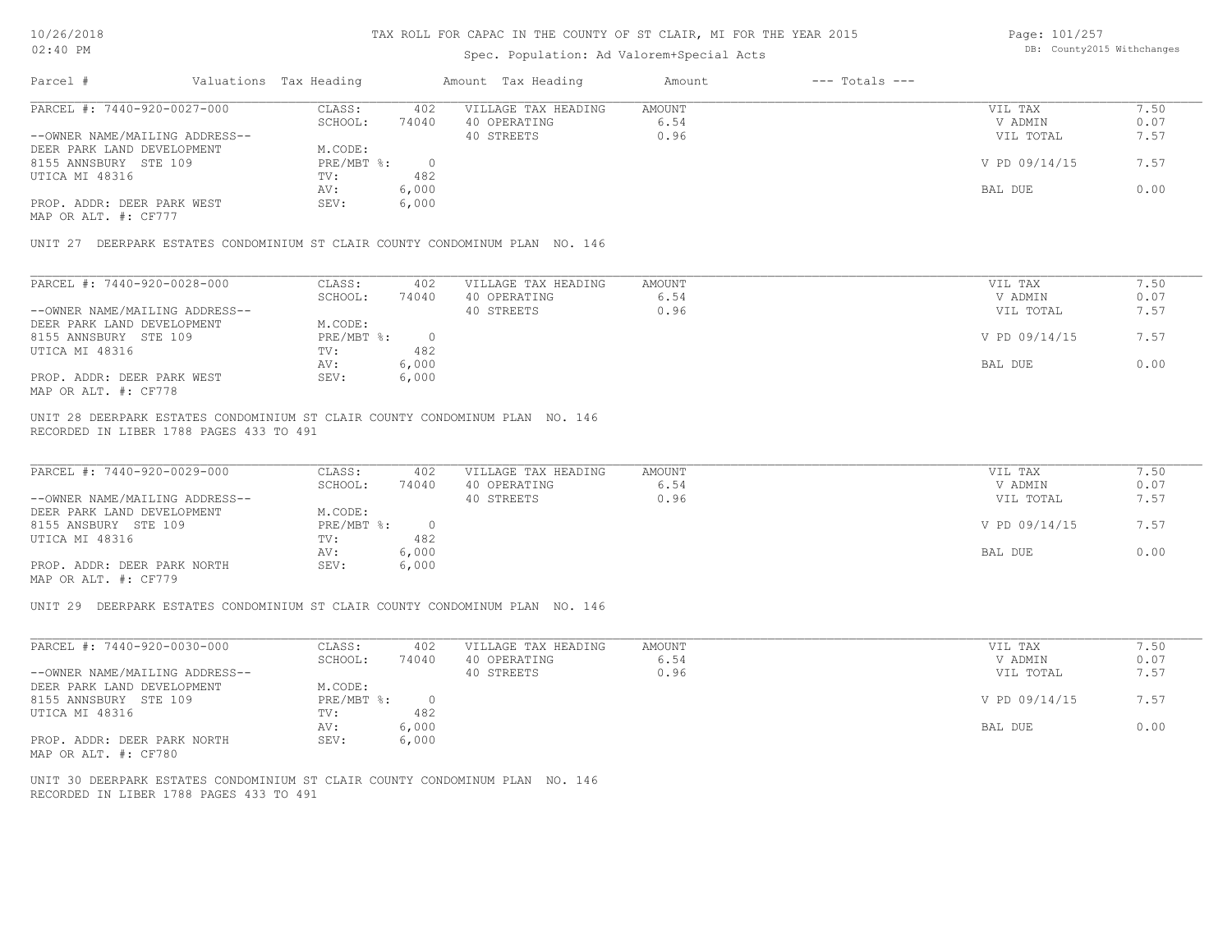# TAX ROLL FOR CAPAC IN THE COUNTY OF ST CLAIR, MI FOR THE YEAR 2015

Spec. Population: Ad Valorem+Special Acts

10/26/2018
02:40 PM

DB: County2015 Withchanges

| Parcel # | Valuations | Tax Heading | Amount | Tax Heading | Amount | --- Totals --- | |
|---|---|---|---|---|---|---|---|
| PARCEL #: 7440-920-0027-000 | CLASS: | 402 | VILLAGE TAX HEADING | AMOUNT | | VIL TAX | 7.50 |
| | SCHOOL: | 74040 | 40 OPERATING | 6.54 | | V ADMIN | 0.07 |
| --OWNER NAME/MAILING ADDRESS-- | | | 40 STREETS | 0.96 | | VIL TOTAL | 7.57 |
| DEER PARK LAND DEVELOPMENT | M.CODE: | | | | | | |
| 8155 ANNSBURY STE 109 | PRE/MBT %: | 0 | | | | V PD 09/14/15 | 7.57 |
| UTICA MI 48316 | TV: | 482 | | | | | |
| | AV: | 6,000 | | | | BAL DUE | 0.00 |
| PROP. ADDR: DEER PARK WEST | SEV: | 6,000 | | | | | |
| MAP OR ALT. #: CF777 | | | | | | | |

UNIT 27 DEERPARK ESTATES CONDOMINIUM ST CLAIR COUNTY CONDOMINUM PLAN NO. 146

| Parcel # | Valuations | Tax Heading | Amount | Tax Heading | Amount | --- Totals --- | |
|---|---|---|---|---|---|---|---|
| PARCEL #: 7440-920-0028-000 | CLASS: | 402 | VILLAGE TAX HEADING | AMOUNT | | VIL TAX | 7.50 |
| | SCHOOL: | 74040 | 40 OPERATING | 6.54 | | V ADMIN | 0.07 |
| --OWNER NAME/MAILING ADDRESS-- | | | 40 STREETS | 0.96 | | VIL TOTAL | 7.57 |
| DEER PARK LAND DEVELOPMENT | M.CODE: | | | | | | |
| 8155 ANNSBURY STE 109 | PRE/MBT %: | 0 | | | | V PD 09/14/15 | 7.57 |
| UTICA MI 48316 | TV: | 482 | | | | | |
| | AV: | 6,000 | | | | BAL DUE | 0.00 |
| PROP. ADDR: DEER PARK WEST | SEV: | 6,000 | | | | | |
| MAP OR ALT. #: CF778 | | | | | | | |

UNIT 28 DEERPARK ESTATES CONDOMINIUM ST CLAIR COUNTY CONDOMINUM PLAN NO. 146
RECORDED IN LIBER 1788 PAGES 433 TO 491

| Parcel # | Valuations | Tax Heading | Amount | Tax Heading | Amount | --- Totals --- | |
|---|---|---|---|---|---|---|---|
| PARCEL #: 7440-920-0029-000 | CLASS: | 402 | VILLAGE TAX HEADING | AMOUNT | | VIL TAX | 7.50 |
| | SCHOOL: | 74040 | 40 OPERATING | 6.54 | | V ADMIN | 0.07 |
| --OWNER NAME/MAILING ADDRESS-- | | | 40 STREETS | 0.96 | | VIL TOTAL | 7.57 |
| DEER PARK LAND DEVELOPMENT | M.CODE: | | | | | | |
| 8155 ANSBURY STE 109 | PRE/MBT %: | 0 | | | | V PD 09/14/15 | 7.57 |
| UTICA MI 48316 | TV: | 482 | | | | | |
| | AV: | 6,000 | | | | BAL DUE | 0.00 |
| PROP. ADDR: DEER PARK NORTH | SEV: | 6,000 | | | | | |
| MAP OR ALT. #: CF779 | | | | | | | |

UNIT 29 DEERPARK ESTATES CONDOMINIUM ST CLAIR COUNTY CONDOMINUM PLAN NO. 146

| Parcel # | Valuations | Tax Heading | Amount | Tax Heading | Amount | --- Totals --- | |
|---|---|---|---|---|---|---|---|
| PARCEL #: 7440-920-0030-000 | CLASS: | 402 | VILLAGE TAX HEADING | AMOUNT | | VIL TAX | 7.50 |
| | SCHOOL: | 74040 | 40 OPERATING | 6.54 | | V ADMIN | 0.07 |
| --OWNER NAME/MAILING ADDRESS-- | | | 40 STREETS | 0.96 | | VIL TOTAL | 7.57 |
| DEER PARK LAND DEVELOPMENT | M.CODE: | | | | | | |
| 8155 ANNSBURY STE 109 | PRE/MBT %: | 0 | | | | V PD 09/14/15 | 7.57 |
| UTICA MI 48316 | TV: | 482 | | | | | |
| | AV: | 6,000 | | | | BAL DUE | 0.00 |
| PROP. ADDR: DEER PARK NORTH | SEV: | 6,000 | | | | | |
| MAP OR ALT. #: CF780 | | | | | | | |

UNIT 30 DEERPARK ESTATES CONDOMINIUM ST CLAIR COUNTY CONDOMINUM PLAN NO. 146
RECORDED IN LIBER 1788 PAGES 433 TO 491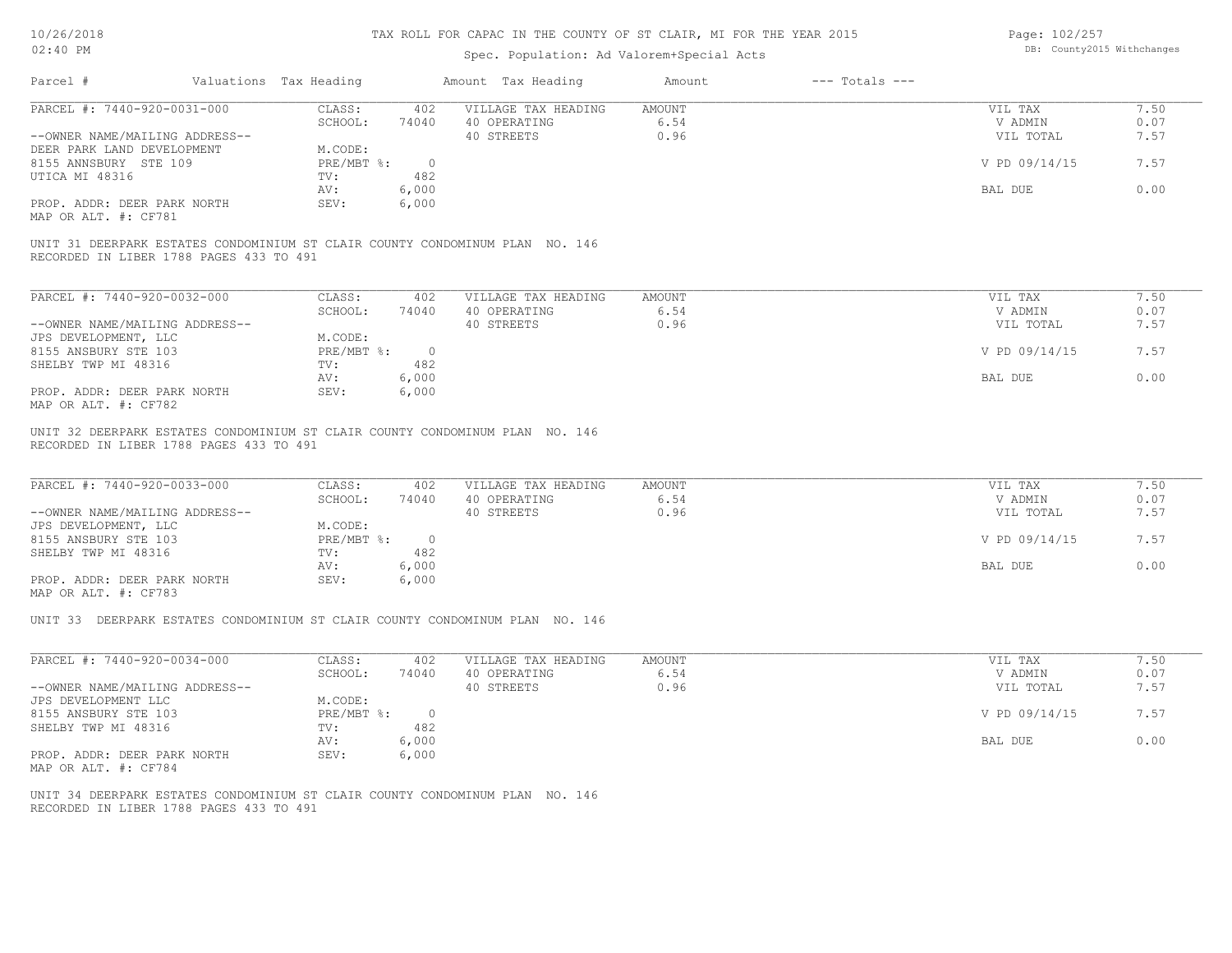# TAX ROLL FOR CAPAC IN THE COUNTY OF ST CLAIR, MI FOR THE YEAR 2015

Spec. Population: Ad Valorem+Special Acts

10/26/2018 02:40 PM — DB: County2015 Withchanges

| Parcel # | Valuations | Tax Heading | Amount | Tax Heading | Amount | --- Totals --- | |
|---|---|---|---|---|---|---|---|

---

| PARCEL #: 7440-920-0031-000 | CLASS: | 402 | VILLAGE TAX HEADING | AMOUNT | VIL TAX | 7.50 |
|---|---|---|---|---|---|---|
| | SCHOOL: | 74040 | 40 OPERATING | 6.54 | V ADMIN | 0.07 |
| --OWNER NAME/MAILING ADDRESS-- | | | 40 STREETS | 0.96 | VIL TOTAL | 7.57 |
| DEER PARK LAND DEVELOPMENT | M.CODE: | | | | | |
| 8155 ANNSBURY STE 109 | PRE/MBT %: | 0 | | | V PD 09/14/15 | 7.57 |
| UTICA MI 48316 | TV: | 482 | | | | |
| | AV: | 6,000 | | | BAL DUE | 0.00 |
| PROP. ADDR: DEER PARK NORTH | SEV: | 6,000 | | | | |
| MAP OR ALT. #: CF781 | | | | | | |

UNIT 31 DEERPARK ESTATES CONDOMINIUM ST CLAIR COUNTY CONDOMINUM PLAN NO. 146
RECORDED IN LIBER 1788 PAGES 433 TO 491

---

| PARCEL #: 7440-920-0032-000 | CLASS: | 402 | VILLAGE TAX HEADING | AMOUNT | VIL TAX | 7.50 |
|---|---|---|---|---|---|---|
| | SCHOOL: | 74040 | 40 OPERATING | 6.54 | V ADMIN | 0.07 |
| --OWNER NAME/MAILING ADDRESS-- | | | 40 STREETS | 0.96 | VIL TOTAL | 7.57 |
| JPS DEVELOPMENT, LLC | M.CODE: | | | | | |
| 8155 ANSBURY STE 103 | PRE/MBT %: | 0 | | | V PD 09/14/15 | 7.57 |
| SHELBY TWP MI 48316 | TV: | 482 | | | | |
| | AV: | 6,000 | | | BAL DUE | 0.00 |
| PROP. ADDR: DEER PARK NORTH | SEV: | 6,000 | | | | |
| MAP OR ALT. #: CF782 | | | | | | |

UNIT 32 DEERPARK ESTATES CONDOMINIUM ST CLAIR COUNTY CONDOMINUM PLAN NO. 146
RECORDED IN LIBER 1788 PAGES 433 TO 491

---

| PARCEL #: 7440-920-0033-000 | CLASS: | 402 | VILLAGE TAX HEADING | AMOUNT | VIL TAX | 7.50 |
|---|---|---|---|---|---|---|
| | SCHOOL: | 74040 | 40 OPERATING | 6.54 | V ADMIN | 0.07 |
| --OWNER NAME/MAILING ADDRESS-- | | | 40 STREETS | 0.96 | VIL TOTAL | 7.57 |
| JPS DEVELOPMENT, LLC | M.CODE: | | | | | |
| 8155 ANSBURY STE 103 | PRE/MBT %: | 0 | | | V PD 09/14/15 | 7.57 |
| SHELBY TWP MI 48316 | TV: | 482 | | | | |
| | AV: | 6,000 | | | BAL DUE | 0.00 |
| PROP. ADDR: DEER PARK NORTH | SEV: | 6,000 | | | | |
| MAP OR ALT. #: CF783 | | | | | | |

UNIT 33 DEERPARK ESTATES CONDOMINIUM ST CLAIR COUNTY CONDOMINUM PLAN NO. 146

---

| PARCEL #: 7440-920-0034-000 | CLASS: | 402 | VILLAGE TAX HEADING | AMOUNT | VIL TAX | 7.50 |
|---|---|---|---|---|---|---|
| | SCHOOL: | 74040 | 40 OPERATING | 6.54 | V ADMIN | 0.07 |
| --OWNER NAME/MAILING ADDRESS-- | | | 40 STREETS | 0.96 | VIL TOTAL | 7.57 |
| JPS DEVELOPMENT LLC | M.CODE: | | | | | |
| 8155 ANSBURY STE 103 | PRE/MBT %: | 0 | | | V PD 09/14/15 | 7.57 |
| SHELBY TWP MI 48316 | TV: | 482 | | | | |
| | AV: | 6,000 | | | BAL DUE | 0.00 |
| PROP. ADDR: DEER PARK NORTH | SEV: | 6,000 | | | | |
| MAP OR ALT. #: CF784 | | | | | | |

UNIT 34 DEERPARK ESTATES CONDOMINIUM ST CLAIR COUNTY CONDOMINUM PLAN NO. 146
RECORDED IN LIBER 1788 PAGES 433 TO 491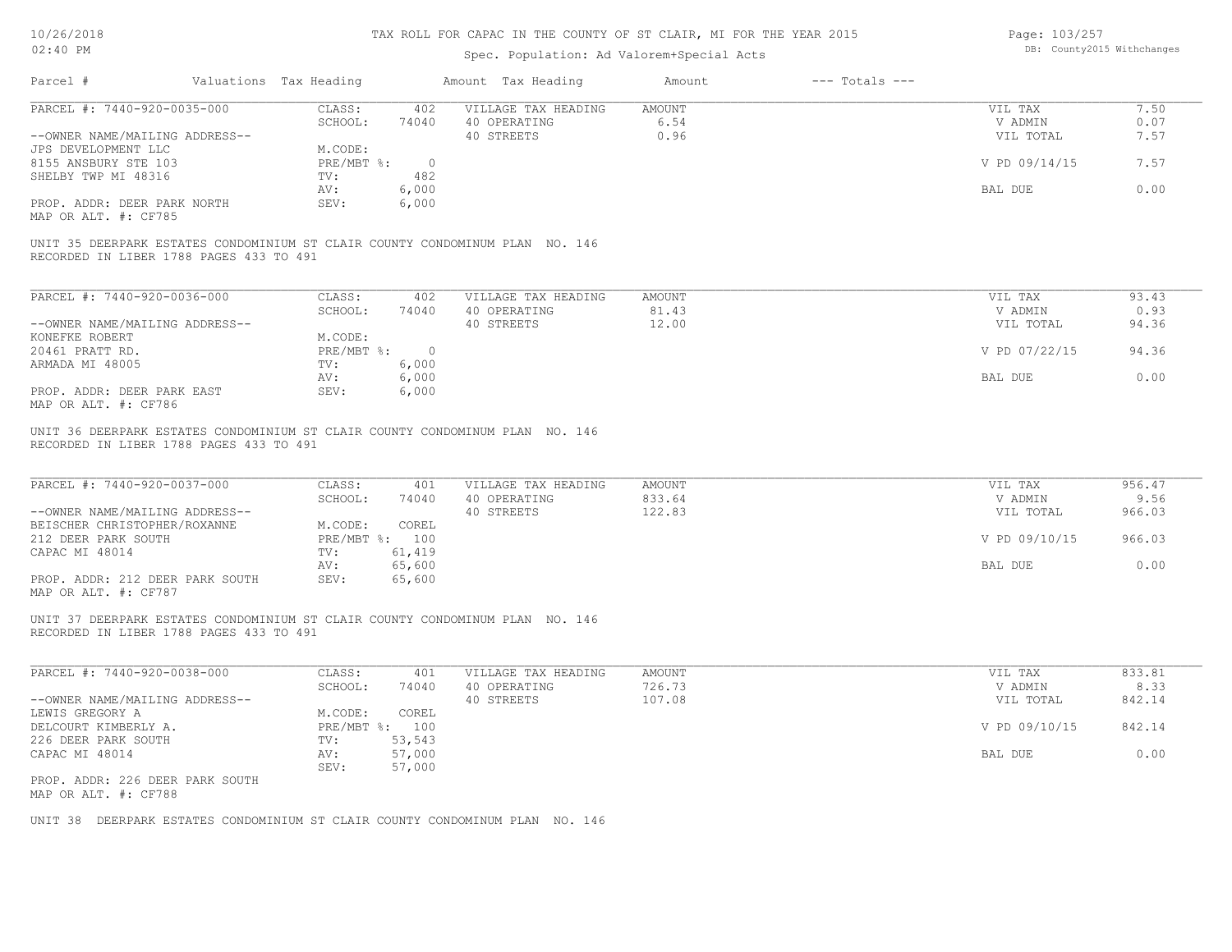# TAX ROLL FOR CAPAC IN THE COUNTY OF ST CLAIR, MI FOR THE YEAR 2015

Spec. Population: Ad Valorem+Special Acts

| Parcel # | Valuations | Tax Heading | Amount | Tax Heading | Amount | --- Totals --- | |
|---|---|---|---|---|---|---|---|
| PARCEL #: 7440-920-0035-000 | CLASS: | 402 | VILLAGE TAX HEADING | AMOUNT | | VIL TAX | 7.50 |
| | SCHOOL: | 74040 | 40 OPERATING | 6.54 | | V ADMIN | 0.07 |
| --OWNER NAME/MAILING ADDRESS-- | | | 40 STREETS | 0.96 | | VIL TOTAL | 7.57 |
| JPS DEVELOPMENT LLC | M.CODE: | | | | | | |
| 8155 ANSBURY STE 103 | PRE/MBT %: | 0 | | | | V PD 09/14/15 | 7.57 |
| SHELBY TWP MI 48316 | TV: | 482 | | | | | |
| | AV: | 6,000 | | | | BAL DUE | 0.00 |
| PROP. ADDR: DEER PARK NORTH | SEV: | 6,000 | | | | | |
| MAP OR ALT. #: CF785 | | | | | | | |

UNIT 35 DEERPARK ESTATES CONDOMINIUM ST CLAIR COUNTY CONDOMINUM PLAN NO. 146
RECORDED IN LIBER 1788 PAGES 433 TO 491

| Parcel # | Valuations | Tax Heading | Amount | Tax Heading | Amount | --- Totals --- | |
|---|---|---|---|---|---|---|---|
| PARCEL #: 7440-920-0036-000 | CLASS: | 402 | VILLAGE TAX HEADING | AMOUNT | | VIL TAX | 93.43 |
| | SCHOOL: | 74040 | 40 OPERATING | 81.43 | | V ADMIN | 0.93 |
| --OWNER NAME/MAILING ADDRESS-- | | | 40 STREETS | 12.00 | | VIL TOTAL | 94.36 |
| KONEFKE ROBERT | M.CODE: | | | | | | |
| 20461 PRATT RD. | PRE/MBT %: | 0 | | | | V PD 07/22/15 | 94.36 |
| ARMADA MI 48005 | TV: | 6,000 | | | | | |
| | AV: | 6,000 | | | | BAL DUE | 0.00 |
| PROP. ADDR: DEER PARK EAST | SEV: | 6,000 | | | | | |
| MAP OR ALT. #: CF786 | | | | | | | |

UNIT 36 DEERPARK ESTATES CONDOMINIUM ST CLAIR COUNTY CONDOMINUM PLAN NO. 146
RECORDED IN LIBER 1788 PAGES 433 TO 491

| Parcel # | Valuations | Tax Heading | Amount | Tax Heading | Amount | --- Totals --- | |
|---|---|---|---|---|---|---|---|
| PARCEL #: 7440-920-0037-000 | CLASS: | 401 | VILLAGE TAX HEADING | AMOUNT | | VIL TAX | 956.47 |
| | SCHOOL: | 74040 | 40 OPERATING | 833.64 | | V ADMIN | 9.56 |
| --OWNER NAME/MAILING ADDRESS-- | | | 40 STREETS | 122.83 | | VIL TOTAL | 966.03 |
| BEISCHER CHRISTOPHER/ROXANNE | M.CODE: | COREL | | | | | |
| 212 DEER PARK SOUTH | PRE/MBT %: | 100 | | | | V PD 09/10/15 | 966.03 |
| CAPAC MI 48014 | TV: | 61,419 | | | | | |
| | AV: | 65,600 | | | | BAL DUE | 0.00 |
| PROP. ADDR: 212 DEER PARK SOUTH | SEV: | 65,600 | | | | | |
| MAP OR ALT. #: CF787 | | | | | | | |

UNIT 37 DEERPARK ESTATES CONDOMINIUM ST CLAIR COUNTY CONDOMINUM PLAN NO. 146
RECORDED IN LIBER 1788 PAGES 433 TO 491

| Parcel # | Valuations | Tax Heading | Amount | Tax Heading | Amount | --- Totals --- | |
|---|---|---|---|---|---|---|---|
| PARCEL #: 7440-920-0038-000 | CLASS: | 401 | VILLAGE TAX HEADING | AMOUNT | | VIL TAX | 833.81 |
| | SCHOOL: | 74040 | 40 OPERATING | 726.73 | | V ADMIN | 8.33 |
| --OWNER NAME/MAILING ADDRESS-- | | | 40 STREETS | 107.08 | | VIL TOTAL | 842.14 |
| LEWIS GREGORY A | M.CODE: | COREL | | | | | |
| DELCOURT KIMBERLY A. | PRE/MBT %: | 100 | | | | V PD 09/10/15 | 842.14 |
| 226 DEER PARK SOUTH | TV: | 53,543 | | | | | |
| CAPAC MI 48014 | AV: | 57,000 | | | | BAL DUE | 0.00 |
| | SEV: | 57,000 | | | | | |
| PROP. ADDR: 226 DEER PARK SOUTH | | | | | | | |
| MAP OR ALT. #: CF788 | | | | | | | |

UNIT 38 DEERPARK ESTATES CONDOMINIUM ST CLAIR COUNTY CONDOMINUM PLAN NO. 146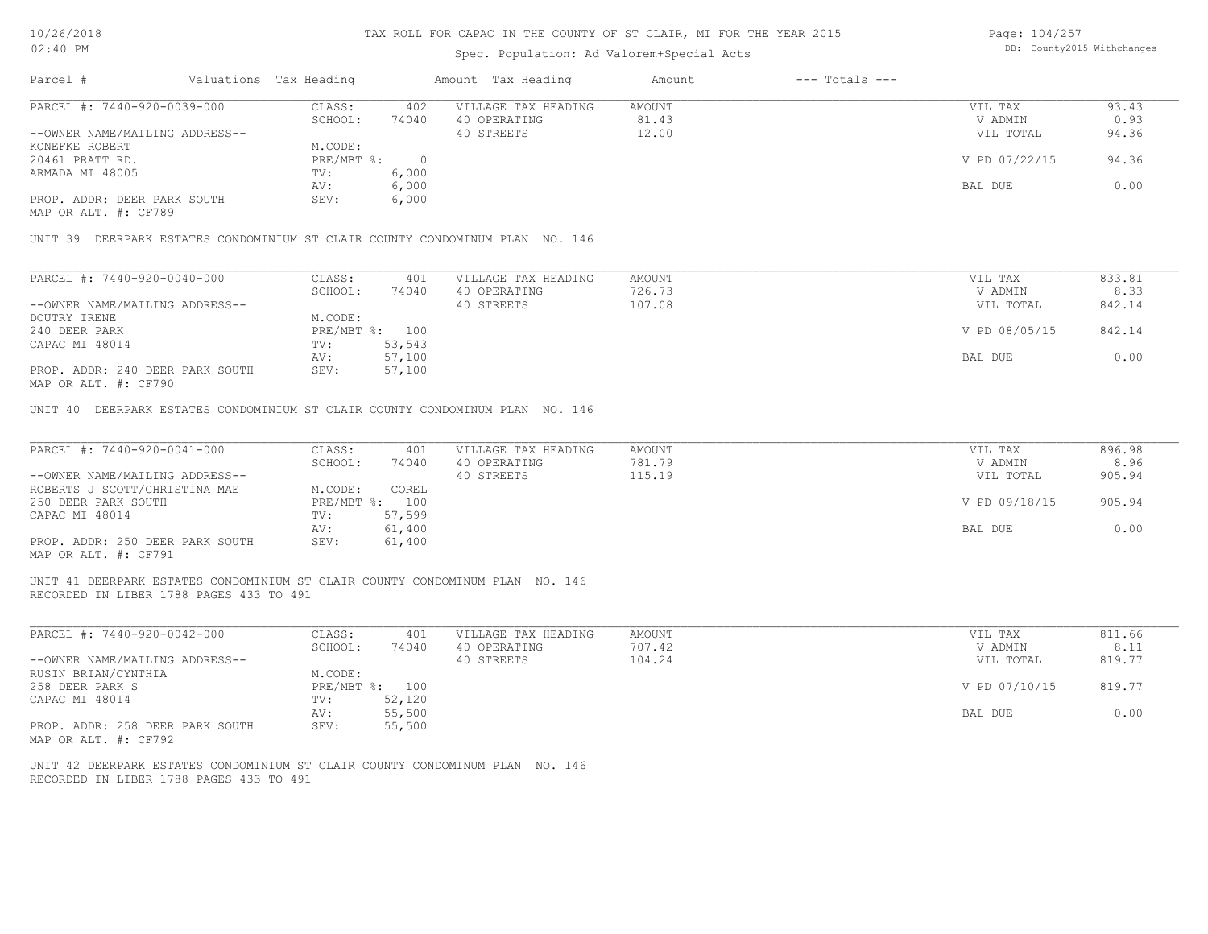# TAX ROLL FOR CAPAC IN THE COUNTY OF ST CLAIR, MI FOR THE YEAR 2015

Spec. Population: Ad Valorem+Special Acts

| Parcel # | Valuations | Tax Heading | Amount | Tax Heading | Amount | --- Totals --- | |
|---|---|---|---|---|---|---|---|
| PARCEL #: 7440-920-0039-000 | CLASS: | 402 | VILLAGE TAX HEADING | AMOUNT | | VIL TAX | 93.43 |
| | SCHOOL: | 74040 | 40 OPERATING | 81.43 | | V ADMIN | 0.93 |
| --OWNER NAME/MAILING ADDRESS-- | | | 40 STREETS | 12.00 | | VIL TOTAL | 94.36 |
| KONEFKE ROBERT | M.CODE: | | | | | | |
| 20461 PRATT RD. | PRE/MBT %: | 0 | | | | V PD 07/22/15 | 94.36 |
| ARMADA MI 48005 | TV: | 6,000 | | | | | |
| | AV: | 6,000 | | | | BAL DUE | 0.00 |
| PROP. ADDR: DEER PARK SOUTH | SEV: | 6,000 | | | | | |
| MAP OR ALT. #: CF789 | | | | | | | |

UNIT 39 DEERPARK ESTATES CONDOMINIUM ST CLAIR COUNTY CONDOMINUM PLAN NO. 146

| Parcel # | Valuations | Tax Heading | Amount | Tax Heading | Amount | --- Totals --- | |
|---|---|---|---|---|---|---|---|
| PARCEL #: 7440-920-0040-000 | CLASS: | 401 | VILLAGE TAX HEADING | AMOUNT | | VIL TAX | 833.81 |
| | SCHOOL: | 74040 | 40 OPERATING | 726.73 | | V ADMIN | 8.33 |
| --OWNER NAME/MAILING ADDRESS-- | | | 40 STREETS | 107.08 | | VIL TOTAL | 842.14 |
| DOUTRY IRENE | M.CODE: | | | | | | |
| 240 DEER PARK | PRE/MBT %: | 100 | | | | V PD 08/05/15 | 842.14 |
| CAPAC MI 48014 | TV: | 53,543 | | | | | |
| | AV: | 57,100 | | | | BAL DUE | 0.00 |
| PROP. ADDR: 240 DEER PARK SOUTH | SEV: | 57,100 | | | | | |
| MAP OR ALT. #: CF790 | | | | | | | |

UNIT 40 DEERPARK ESTATES CONDOMINIUM ST CLAIR COUNTY CONDOMINUM PLAN NO. 146

| Parcel # | Valuations | Tax Heading | Amount | Tax Heading | Amount | --- Totals --- | |
|---|---|---|---|---|---|---|---|
| PARCEL #: 7440-920-0041-000 | CLASS: | 401 | VILLAGE TAX HEADING | AMOUNT | | VIL TAX | 896.98 |
| | SCHOOL: | 74040 | 40 OPERATING | 781.79 | | V ADMIN | 8.96 |
| --OWNER NAME/MAILING ADDRESS-- | | | 40 STREETS | 115.19 | | VIL TOTAL | 905.94 |
| ROBERTS J SCOTT/CHRISTINA MAE | M.CODE: | COREL | | | | | |
| 250 DEER PARK SOUTH | PRE/MBT %: | 100 | | | | V PD 09/18/15 | 905.94 |
| CAPAC MI 48014 | TV: | 57,599 | | | | | |
| | AV: | 61,400 | | | | BAL DUE | 0.00 |
| PROP. ADDR: 250 DEER PARK SOUTH | SEV: | 61,400 | | | | | |
| MAP OR ALT. #: CF791 | | | | | | | |

UNIT 41 DEERPARK ESTATES CONDOMINIUM ST CLAIR COUNTY CONDOMINUM PLAN NO. 146
RECORDED IN LIBER 1788 PAGES 433 TO 491

| Parcel # | Valuations | Tax Heading | Amount | Tax Heading | Amount | --- Totals --- | |
|---|---|---|---|---|---|---|---|
| PARCEL #: 7440-920-0042-000 | CLASS: | 401 | VILLAGE TAX HEADING | AMOUNT | | VIL TAX | 811.66 |
| | SCHOOL: | 74040 | 40 OPERATING | 707.42 | | V ADMIN | 8.11 |
| --OWNER NAME/MAILING ADDRESS-- | | | 40 STREETS | 104.24 | | VIL TOTAL | 819.77 |
| RUSIN BRIAN/CYNTHIA | M.CODE: | | | | | | |
| 258 DEER PARK S | PRE/MBT %: | 100 | | | | V PD 07/10/15 | 819.77 |
| CAPAC MI 48014 | TV: | 52,120 | | | | | |
| | AV: | 55,500 | | | | BAL DUE | 0.00 |
| PROP. ADDR: 258 DEER PARK SOUTH | SEV: | 55,500 | | | | | |
| MAP OR ALT. #: CF792 | | | | | | | |

UNIT 42 DEERPARK ESTATES CONDOMINIUM ST CLAIR COUNTY CONDOMINUM PLAN NO. 146
RECORDED IN LIBER 1788 PAGES 433 TO 491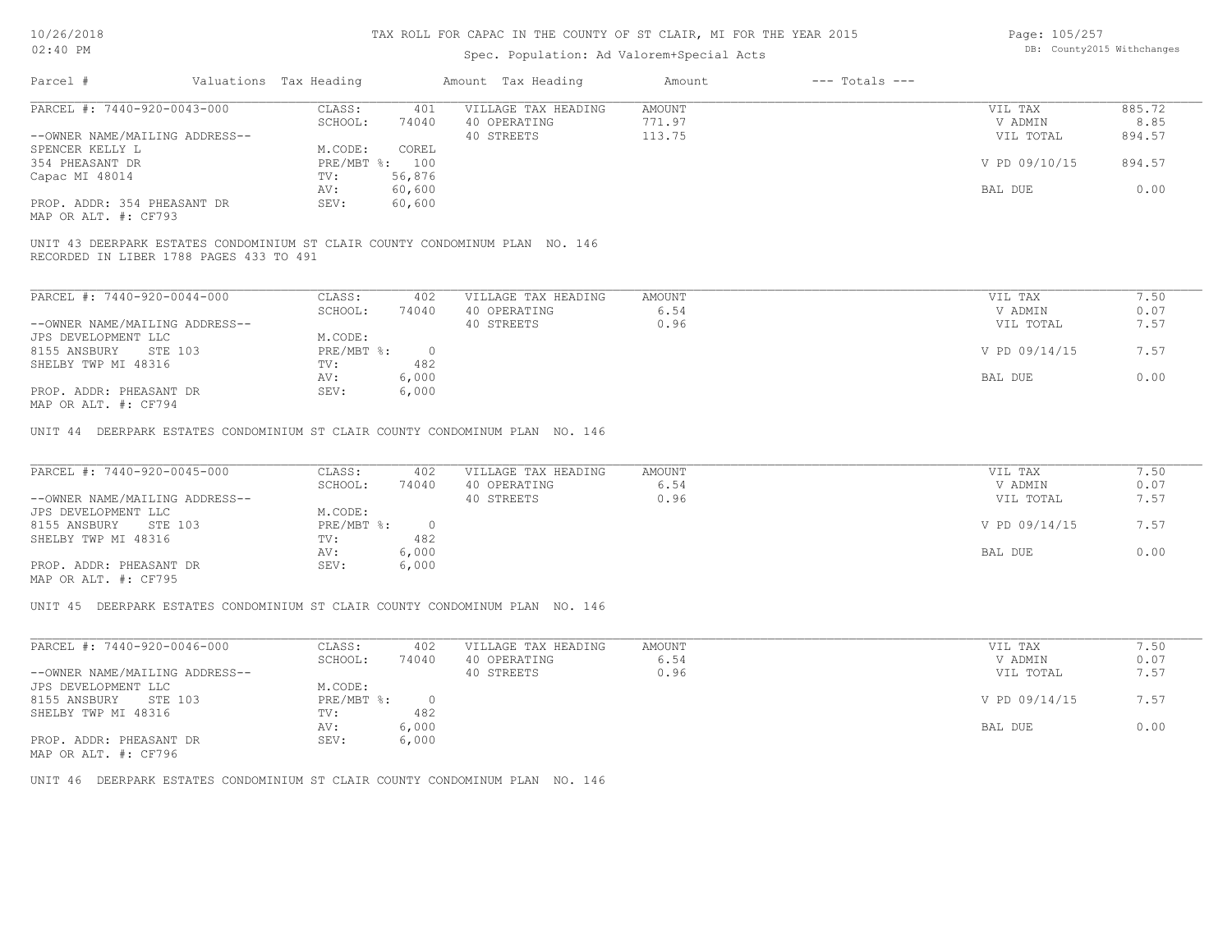# TAX ROLL FOR CAPAC IN THE COUNTY OF ST CLAIR, MI FOR THE YEAR 2015

Spec. Population: Ad Valorem+Special Acts

| Parcel # | Valuations | Tax Heading | Amount | Tax Heading | Amount | --- Totals --- | |
|---|---|---|---|---|---|---|---|
| PARCEL #: 7440-920-0043-000 | CLASS: | 401 | VILLAGE TAX HEADING | AMOUNT | | VIL TAX | 885.72 |
| | SCHOOL: | 74040 | 40 OPERATING | 771.97 | | V ADMIN | 8.85 |
| --OWNER NAME/MAILING ADDRESS-- | | | 40 STREETS | 113.75 | | VIL TOTAL | 894.57 |
| SPENCER KELLY L | M.CODE: | COREL | | | | | |
| 354 PHEASANT DR | PRE/MBT %: | 100 | | | | V PD 09/10/15 | 894.57 |
| Capac MI 48014 | TV: | 56,876 | | | | | |
| | AV: | 60,600 | | | | BAL DUE | 0.00 |
| PROP. ADDR: 354 PHEASANT DR | SEV: | 60,600 | | | | | |
| MAP OR ALT. #: CF793 | | | | | | | |

UNIT 43 DEERPARK ESTATES CONDOMINIUM ST CLAIR COUNTY CONDOMINUM PLAN NO. 146
RECORDED IN LIBER 1788 PAGES 433 TO 491

| Parcel # | Valuations | Tax Heading | Amount | Tax Heading | Amount | --- Totals --- | |
|---|---|---|---|---|---|---|---|
| PARCEL #: 7440-920-0044-000 | CLASS: | 402 | VILLAGE TAX HEADING | AMOUNT | | VIL TAX | 7.50 |
| | SCHOOL: | 74040 | 40 OPERATING | 6.54 | | V ADMIN | 0.07 |
| --OWNER NAME/MAILING ADDRESS-- | | | 40 STREETS | 0.96 | | VIL TOTAL | 7.57 |
| JPS DEVELOPMENT LLC | M.CODE: | | | | | | |
| 8155 ANSBURY STE 103 | PRE/MBT %: | 0 | | | | V PD 09/14/15 | 7.57 |
| SHELBY TWP MI 48316 | TV: | 482 | | | | | |
| | AV: | 6,000 | | | | BAL DUE | 0.00 |
| PROP. ADDR: PHEASANT DR | SEV: | 6,000 | | | | | |
| MAP OR ALT. #: CF794 | | | | | | | |

UNIT 44 DEERPARK ESTATES CONDOMINIUM ST CLAIR COUNTY CONDOMINUM PLAN NO. 146

| Parcel # | Valuations | Tax Heading | Amount | Tax Heading | Amount | --- Totals --- | |
|---|---|---|---|---|---|---|---|
| PARCEL #: 7440-920-0045-000 | CLASS: | 402 | VILLAGE TAX HEADING | AMOUNT | | VIL TAX | 7.50 |
| | SCHOOL: | 74040 | 40 OPERATING | 6.54 | | V ADMIN | 0.07 |
| --OWNER NAME/MAILING ADDRESS-- | | | 40 STREETS | 0.96 | | VIL TOTAL | 7.57 |
| JPS DEVELOPMENT LLC | M.CODE: | | | | | | |
| 8155 ANSBURY STE 103 | PRE/MBT %: | 0 | | | | V PD 09/14/15 | 7.57 |
| SHELBY TWP MI 48316 | TV: | 482 | | | | | |
| | AV: | 6,000 | | | | BAL DUE | 0.00 |
| PROP. ADDR: PHEASANT DR | SEV: | 6,000 | | | | | |
| MAP OR ALT. #: CF795 | | | | | | | |

UNIT 45 DEERPARK ESTATES CONDOMINIUM ST CLAIR COUNTY CONDOMINUM PLAN NO. 146

| Parcel # | Valuations | Tax Heading | Amount | Tax Heading | Amount | --- Totals --- | |
|---|---|---|---|---|---|---|---|
| PARCEL #: 7440-920-0046-000 | CLASS: | 402 | VILLAGE TAX HEADING | AMOUNT | | VIL TAX | 7.50 |
| | SCHOOL: | 74040 | 40 OPERATING | 6.54 | | V ADMIN | 0.07 |
| --OWNER NAME/MAILING ADDRESS-- | | | 40 STREETS | 0.96 | | VIL TOTAL | 7.57 |
| JPS DEVELOPMENT LLC | M.CODE: | | | | | | |
| 8155 ANSBURY STE 103 | PRE/MBT %: | 0 | | | | V PD 09/14/15 | 7.57 |
| SHELBY TWP MI 48316 | TV: | 482 | | | | | |
| | AV: | 6,000 | | | | BAL DUE | 0.00 |
| PROP. ADDR: PHEASANT DR | SEV: | 6,000 | | | | | |
| MAP OR ALT. #: CF796 | | | | | | | |

UNIT 46 DEERPARK ESTATES CONDOMINIUM ST CLAIR COUNTY CONDOMINUM PLAN NO. 146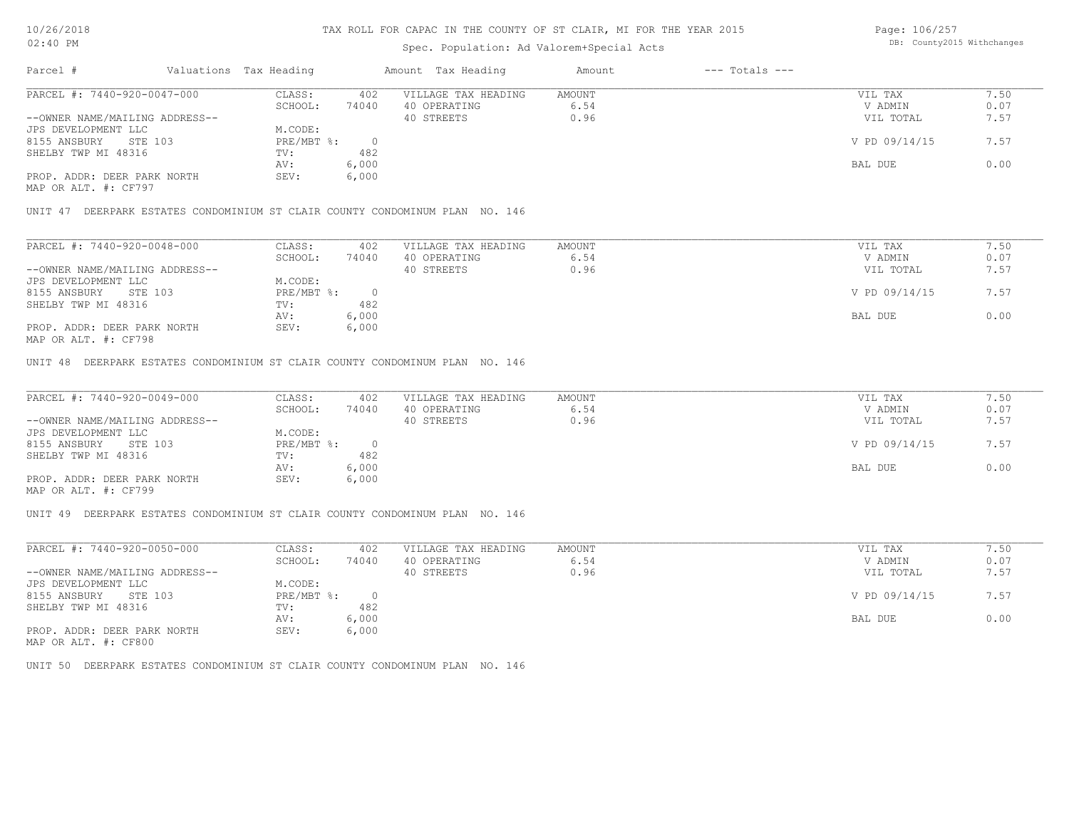# TAX ROLL FOR CAPAC IN THE COUNTY OF ST CLAIR, MI FOR THE YEAR 2015

Spec. Population: Ad Valorem+Special Acts

| Parcel # | Valuations | Tax Heading | Amount | Tax Heading | Amount | --- Totals --- | |
|---|---|---|---|---|---|---|---|
| PARCEL #: 7440-920-0047-000 | CLASS: | 402 | VILLAGE TAX HEADING | AMOUNT | | VIL TAX | 7.50 |
| | SCHOOL: | 74040 | 40 OPERATING | 6.54 | | V ADMIN | 0.07 |
| --OWNER NAME/MAILING ADDRESS-- | | | 40 STREETS | 0.96 | | VIL TOTAL | 7.57 |
| JPS DEVELOPMENT LLC | M.CODE: | | | | | | |
| 8155 ANSBURY STE 103 | PRE/MBT %: | 0 | | | | V PD 09/14/15 | 7.57 |
| SHELBY TWP MI 48316 | TV: | 482 | | | | | |
| | AV: | 6,000 | | | | BAL DUE | 0.00 |
| PROP. ADDR: DEER PARK NORTH | SEV: | 6,000 | | | | | |
| MAP OR ALT. #: CF797 | | | | | | | |

UNIT 47 DEERPARK ESTATES CONDOMINIUM ST CLAIR COUNTY CONDOMINUM PLAN NO. 146

| Parcel # | Valuations | Tax Heading | Amount | Tax Heading | Amount | --- Totals --- | |
|---|---|---|---|---|---|---|---|
| PARCEL #: 7440-920-0048-000 | CLASS: | 402 | VILLAGE TAX HEADING | AMOUNT | | VIL TAX | 7.50 |
| | SCHOOL: | 74040 | 40 OPERATING | 6.54 | | V ADMIN | 0.07 |
| --OWNER NAME/MAILING ADDRESS-- | | | 40 STREETS | 0.96 | | VIL TOTAL | 7.57 |
| JPS DEVELOPMENT LLC | M.CODE: | | | | | | |
| 8155 ANSBURY STE 103 | PRE/MBT %: | 0 | | | | V PD 09/14/15 | 7.57 |
| SHELBY TWP MI 48316 | TV: | 482 | | | | | |
| | AV: | 6,000 | | | | BAL DUE | 0.00 |
| PROP. ADDR: DEER PARK NORTH | SEV: | 6,000 | | | | | |
| MAP OR ALT. #: CF798 | | | | | | | |

UNIT 48 DEERPARK ESTATES CONDOMINIUM ST CLAIR COUNTY CONDOMINUM PLAN NO. 146

| Parcel # | Valuations | Tax Heading | Amount | Tax Heading | Amount | --- Totals --- | |
|---|---|---|---|---|---|---|---|
| PARCEL #: 7440-920-0049-000 | CLASS: | 402 | VILLAGE TAX HEADING | AMOUNT | | VIL TAX | 7.50 |
| | SCHOOL: | 74040 | 40 OPERATING | 6.54 | | V ADMIN | 0.07 |
| --OWNER NAME/MAILING ADDRESS-- | | | 40 STREETS | 0.96 | | VIL TOTAL | 7.57 |
| JPS DEVELOPMENT LLC | M.CODE: | | | | | | |
| 8155 ANSBURY STE 103 | PRE/MBT %: | 0 | | | | V PD 09/14/15 | 7.57 |
| SHELBY TWP MI 48316 | TV: | 482 | | | | | |
| | AV: | 6,000 | | | | BAL DUE | 0.00 |
| PROP. ADDR: DEER PARK NORTH | SEV: | 6,000 | | | | | |
| MAP OR ALT. #: CF799 | | | | | | | |

UNIT 49 DEERPARK ESTATES CONDOMINIUM ST CLAIR COUNTY CONDOMINUM PLAN NO. 146

| Parcel # | Valuations | Tax Heading | Amount | Tax Heading | Amount | --- Totals --- | |
|---|---|---|---|---|---|---|---|
| PARCEL #: 7440-920-0050-000 | CLASS: | 402 | VILLAGE TAX HEADING | AMOUNT | | VIL TAX | 7.50 |
| | SCHOOL: | 74040 | 40 OPERATING | 6.54 | | V ADMIN | 0.07 |
| --OWNER NAME/MAILING ADDRESS-- | | | 40 STREETS | 0.96 | | VIL TOTAL | 7.57 |
| JPS DEVELOPMENT LLC | M.CODE: | | | | | | |
| 8155 ANSBURY STE 103 | PRE/MBT %: | 0 | | | | V PD 09/14/15 | 7.57 |
| SHELBY TWP MI 48316 | TV: | 482 | | | | | |
| | AV: | 6,000 | | | | BAL DUE | 0.00 |
| PROP. ADDR: DEER PARK NORTH | SEV: | 6,000 | | | | | |
| MAP OR ALT. #: CF800 | | | | | | | |

UNIT 50 DEERPARK ESTATES CONDOMINIUM ST CLAIR COUNTY CONDOMINUM PLAN NO. 146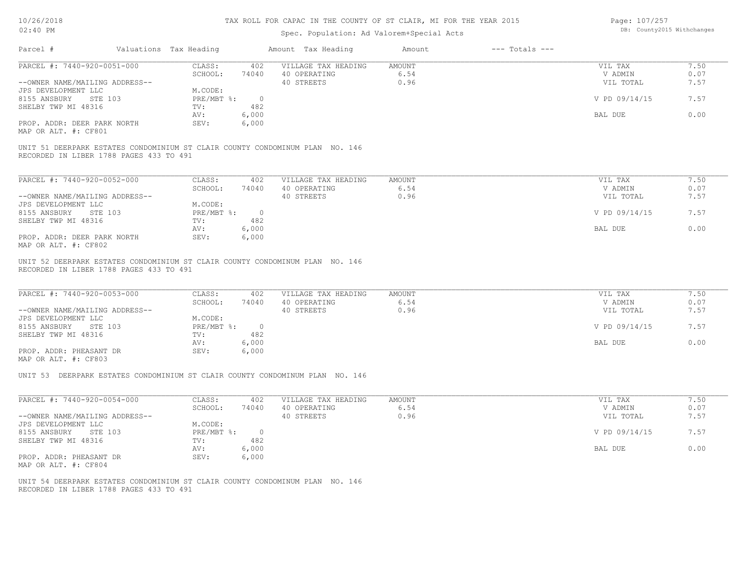# TAX ROLL FOR CAPAC IN THE COUNTY OF ST CLAIR, MI FOR THE YEAR 2015

Spec. Population: Ad Valorem+Special Acts

| Parcel # | Valuations | Tax Heading | Amount | Tax Heading | Amount | --- Totals --- | |
|---|---|---|---|---|---|---|---|
| PARCEL #: 7440-920-0051-000 | CLASS: | 402 | VILLAGE TAX HEADING | AMOUNT | | VIL TAX | 7.50 |
| | SCHOOL: | 74040 | 40 OPERATING | 6.54 | | V ADMIN | 0.07 |
| --OWNER NAME/MAILING ADDRESS-- | | | 40 STREETS | 0.96 | | VIL TOTAL | 7.57 |
| JPS DEVELOPMENT LLC | M.CODE: | | | | | | |
| 8155 ANSBURY STE 103 | PRE/MBT %: | 0 | | | | V PD 09/14/15 | 7.57 |
| SHELBY TWP MI 48316 | TV: | 482 | | | | | |
| | AV: | 6,000 | | | | BAL DUE | 0.00 |
| PROP. ADDR: DEER PARK NORTH | SEV: | 6,000 | | | | | |
| MAP OR ALT. #: CF801 | | | | | | | |

UNIT 51 DEERPARK ESTATES CONDOMINIUM ST CLAIR COUNTY CONDOMINUM PLAN NO. 146
RECORDED IN LIBER 1788 PAGES 433 TO 491

| Parcel # | Valuations | Tax Heading | Amount | Tax Heading | Amount | --- Totals --- | |
|---|---|---|---|---|---|---|---|
| PARCEL #: 7440-920-0052-000 | CLASS: | 402 | VILLAGE TAX HEADING | AMOUNT | | VIL TAX | 7.50 |
| | SCHOOL: | 74040 | 40 OPERATING | 6.54 | | V ADMIN | 0.07 |
| --OWNER NAME/MAILING ADDRESS-- | | | 40 STREETS | 0.96 | | VIL TOTAL | 7.57 |
| JPS DEVELOPMENT LLC | M.CODE: | | | | | | |
| 8155 ANSBURY STE 103 | PRE/MBT %: | 0 | | | | V PD 09/14/15 | 7.57 |
| SHELBY TWP MI 48316 | TV: | 482 | | | | | |
| | AV: | 6,000 | | | | BAL DUE | 0.00 |
| PROP. ADDR: DEER PARK NORTH | SEV: | 6,000 | | | | | |
| MAP OR ALT. #: CF802 | | | | | | | |

UNIT 52 DEERPARK ESTATES CONDOMINIUM ST CLAIR COUNTY CONDOMINUM PLAN NO. 146
RECORDED IN LIBER 1788 PAGES 433 TO 491

| Parcel # | Valuations | Tax Heading | Amount | Tax Heading | Amount | --- Totals --- | |
|---|---|---|---|---|---|---|---|
| PARCEL #: 7440-920-0053-000 | CLASS: | 402 | VILLAGE TAX HEADING | AMOUNT | | VIL TAX | 7.50 |
| | SCHOOL: | 74040 | 40 OPERATING | 6.54 | | V ADMIN | 0.07 |
| --OWNER NAME/MAILING ADDRESS-- | | | 40 STREETS | 0.96 | | VIL TOTAL | 7.57 |
| JPS DEVELOPMENT LLC | M.CODE: | | | | | | |
| 8155 ANSBURY STE 103 | PRE/MBT %: | 0 | | | | V PD 09/14/15 | 7.57 |
| SHELBY TWP MI 48316 | TV: | 482 | | | | | |
| | AV: | 6,000 | | | | BAL DUE | 0.00 |
| PROP. ADDR: PHEASANT DR | SEV: | 6,000 | | | | | |
| MAP OR ALT. #: CF803 | | | | | | | |

UNIT 53 DEERPARK ESTATES CONDOMINIUM ST CLAIR COUNTY CONDOMINUM PLAN NO. 146

| Parcel # | Valuations | Tax Heading | Amount | Tax Heading | Amount | --- Totals --- | |
|---|---|---|---|---|---|---|---|
| PARCEL #: 7440-920-0054-000 | CLASS: | 402 | VILLAGE TAX HEADING | AMOUNT | | VIL TAX | 7.50 |
| | SCHOOL: | 74040 | 40 OPERATING | 6.54 | | V ADMIN | 0.07 |
| --OWNER NAME/MAILING ADDRESS-- | | | 40 STREETS | 0.96 | | VIL TOTAL | 7.57 |
| JPS DEVELOPMENT LLC | M.CODE: | | | | | | |
| 8155 ANSBURY STE 103 | PRE/MBT %: | 0 | | | | V PD 09/14/15 | 7.57 |
| SHELBY TWP MI 48316 | TV: | 482 | | | | | |
| | AV: | 6,000 | | | | BAL DUE | 0.00 |
| PROP. ADDR: PHEASANT DR | SEV: | 6,000 | | | | | |
| MAP OR ALT. #: CF804 | | | | | | | |

UNIT 54 DEERPARK ESTATES CONDOMINIUM ST CLAIR COUNTY CONDOMINUM PLAN NO. 146
RECORDED IN LIBER 1788 PAGES 433 TO 491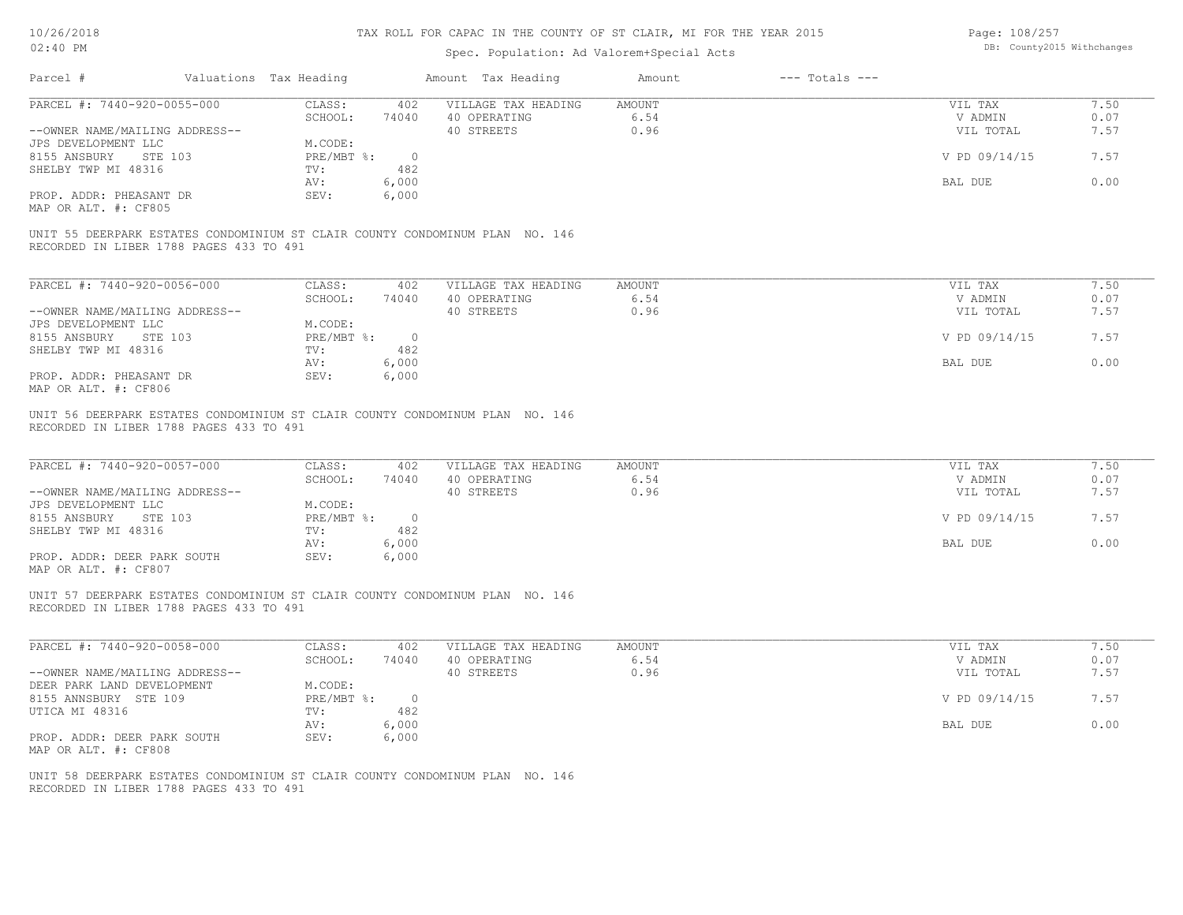# TAX ROLL FOR CAPAC IN THE COUNTY OF ST CLAIR, MI FOR THE YEAR 2015

Spec. Population: Ad Valorem+Special Acts

| Parcel # | Valuations | Tax Heading | Amount | Tax Heading | Amount | --- Totals --- | |
|---|---|---|---|---|---|---|---|
| PARCEL #: 7440-920-0055-000 | CLASS: | 402 | VILLAGE TAX HEADING | AMOUNT | | VIL TAX | 7.50 |
| | SCHOOL: | 74040 | 40 OPERATING | 6.54 | | V ADMIN | 0.07 |
| --OWNER NAME/MAILING ADDRESS-- | | | 40 STREETS | 0.96 | | VIL TOTAL | 7.57 |
| JPS DEVELOPMENT LLC | M.CODE: | | | | | | |
| 8155 ANSBURY STE 103 | PRE/MBT %: | 0 | | | | V PD 09/14/15 | 7.57 |
| SHELBY TWP MI 48316 | TV: | 482 | | | | | |
| | AV: | 6,000 | | | | BAL DUE | 0.00 |
| PROP. ADDR: PHEASANT DR | SEV: | 6,000 | | | | | |
| MAP OR ALT. #: CF805 | | | | | | | |

UNIT 55 DEERPARK ESTATES CONDOMINIUM ST CLAIR COUNTY CONDOMINUM PLAN NO. 146
RECORDED IN LIBER 1788 PAGES 433 TO 491

| Parcel # | Valuations | Tax Heading | Amount | Tax Heading | Amount | --- Totals --- | |
|---|---|---|---|---|---|---|---|
| PARCEL #: 7440-920-0056-000 | CLASS: | 402 | VILLAGE TAX HEADING | AMOUNT | | VIL TAX | 7.50 |
| | SCHOOL: | 74040 | 40 OPERATING | 6.54 | | V ADMIN | 0.07 |
| --OWNER NAME/MAILING ADDRESS-- | | | 40 STREETS | 0.96 | | VIL TOTAL | 7.57 |
| JPS DEVELOPMENT LLC | M.CODE: | | | | | | |
| 8155 ANSBURY STE 103 | PRE/MBT %: | 0 | | | | V PD 09/14/15 | 7.57 |
| SHELBY TWP MI 48316 | TV: | 482 | | | | | |
| | AV: | 6,000 | | | | BAL DUE | 0.00 |
| PROP. ADDR: PHEASANT DR | SEV: | 6,000 | | | | | |
| MAP OR ALT. #: CF806 | | | | | | | |

UNIT 56 DEERPARK ESTATES CONDOMINIUM ST CLAIR COUNTY CONDOMINUM PLAN NO. 146
RECORDED IN LIBER 1788 PAGES 433 TO 491

| Parcel # | Valuations | Tax Heading | Amount | Tax Heading | Amount | --- Totals --- | |
|---|---|---|---|---|---|---|---|
| PARCEL #: 7440-920-0057-000 | CLASS: | 402 | VILLAGE TAX HEADING | AMOUNT | | VIL TAX | 7.50 |
| | SCHOOL: | 74040 | 40 OPERATING | 6.54 | | V ADMIN | 0.07 |
| --OWNER NAME/MAILING ADDRESS-- | | | 40 STREETS | 0.96 | | VIL TOTAL | 7.57 |
| JPS DEVELOPMENT LLC | M.CODE: | | | | | | |
| 8155 ANSBURY STE 103 | PRE/MBT %: | 0 | | | | V PD 09/14/15 | 7.57 |
| SHELBY TWP MI 48316 | TV: | 482 | | | | | |
| | AV: | 6,000 | | | | BAL DUE | 0.00 |
| PROP. ADDR: DEER PARK SOUTH | SEV: | 6,000 | | | | | |
| MAP OR ALT. #: CF807 | | | | | | | |

UNIT 57 DEERPARK ESTATES CONDOMINIUM ST CLAIR COUNTY CONDOMINUM PLAN NO. 146
RECORDED IN LIBER 1788 PAGES 433 TO 491

| Parcel # | Valuations | Tax Heading | Amount | Tax Heading | Amount | --- Totals --- | |
|---|---|---|---|---|---|---|---|
| PARCEL #: 7440-920-0058-000 | CLASS: | 402 | VILLAGE TAX HEADING | AMOUNT | | VIL TAX | 7.50 |
| | SCHOOL: | 74040 | 40 OPERATING | 6.54 | | V ADMIN | 0.07 |
| --OWNER NAME/MAILING ADDRESS-- | | | 40 STREETS | 0.96 | | VIL TOTAL | 7.57 |
| DEER PARK LAND DEVELOPMENT | M.CODE: | | | | | | |
| 8155 ANNSBURY STE 109 | PRE/MBT %: | 0 | | | | V PD 09/14/15 | 7.57 |
| UTICA MI 48316 | TV: | 482 | | | | | |
| | AV: | 6,000 | | | | BAL DUE | 0.00 |
| PROP. ADDR: DEER PARK SOUTH | SEV: | 6,000 | | | | | |
| MAP OR ALT. #: CF808 | | | | | | | |

UNIT 58 DEERPARK ESTATES CONDOMINIUM ST CLAIR COUNTY CONDOMINUM PLAN NO. 146
RECORDED IN LIBER 1788 PAGES 433 TO 491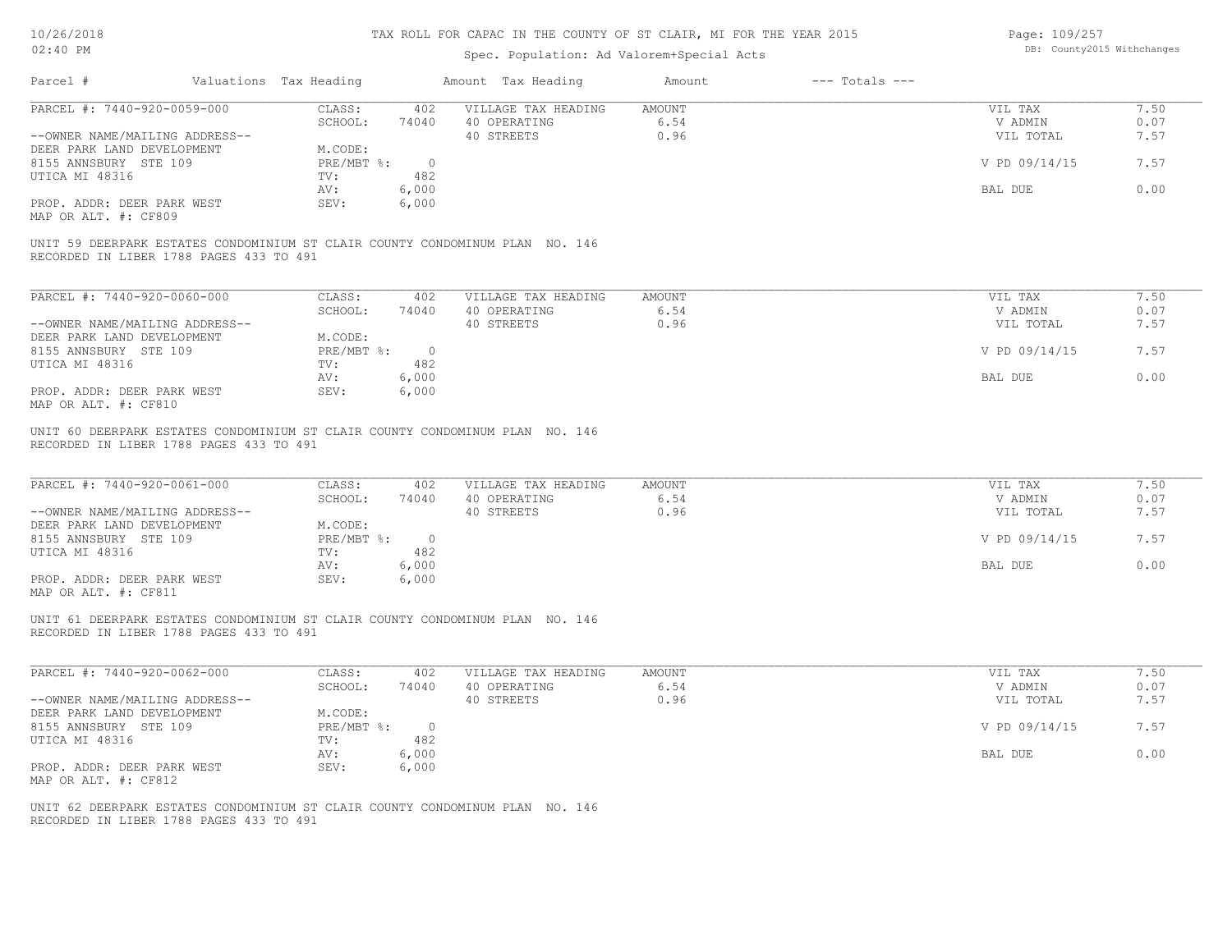# TAX ROLL FOR CAPAC IN THE COUNTY OF ST CLAIR, MI FOR THE YEAR 2015

Spec. Population: Ad Valorem+Special Acts

| Parcel # | Valuations | Tax Heading | Amount | Tax Heading | Amount | --- Totals --- | |
|---|---|---|---|---|---|---|---|
| PARCEL #: 7440-920-0059-000 | CLASS: | 402 | VILLAGE TAX HEADING | AMOUNT | | VIL TAX | 7.50 |
| | SCHOOL: | 74040 | 40 OPERATING | 6.54 | | V ADMIN | 0.07 |
| --OWNER NAME/MAILING ADDRESS-- | | | 40 STREETS | 0.96 | | VIL TOTAL | 7.57 |
| DEER PARK LAND DEVELOPMENT | M.CODE: | | | | | | |
| 8155 ANNSBURY STE 109 | PRE/MBT %: | 0 | | | | V PD 09/14/15 | 7.57 |
| UTICA MI 48316 | TV: | 482 | | | | | |
| | AV: | 6,000 | | | | BAL DUE | 0.00 |
| PROP. ADDR: DEER PARK WEST | SEV: | 6,000 | | | | | |
| MAP OR ALT. #: CF809 | | | | | | | |

UNIT 59 DEERPARK ESTATES CONDOMINIUM ST CLAIR COUNTY CONDOMINUM PLAN NO. 146
RECORDED IN LIBER 1788 PAGES 433 TO 491

| Parcel # | Valuations | Tax Heading | Amount | Tax Heading | Amount | --- Totals --- | |
|---|---|---|---|---|---|---|---|
| PARCEL #: 7440-920-0060-000 | CLASS: | 402 | VILLAGE TAX HEADING | AMOUNT | | VIL TAX | 7.50 |
| | SCHOOL: | 74040 | 40 OPERATING | 6.54 | | V ADMIN | 0.07 |
| --OWNER NAME/MAILING ADDRESS-- | | | 40 STREETS | 0.96 | | VIL TOTAL | 7.57 |
| DEER PARK LAND DEVELOPMENT | M.CODE: | | | | | | |
| 8155 ANNSBURY STE 109 | PRE/MBT %: | 0 | | | | V PD 09/14/15 | 7.57 |
| UTICA MI 48316 | TV: | 482 | | | | | |
| | AV: | 6,000 | | | | BAL DUE | 0.00 |
| PROP. ADDR: DEER PARK WEST | SEV: | 6,000 | | | | | |
| MAP OR ALT. #: CF810 | | | | | | | |

UNIT 60 DEERPARK ESTATES CONDOMINIUM ST CLAIR COUNTY CONDOMINUM PLAN NO. 146
RECORDED IN LIBER 1788 PAGES 433 TO 491

| Parcel # | Valuations | Tax Heading | Amount | Tax Heading | Amount | --- Totals --- | |
|---|---|---|---|---|---|---|---|
| PARCEL #: 7440-920-0061-000 | CLASS: | 402 | VILLAGE TAX HEADING | AMOUNT | | VIL TAX | 7.50 |
| | SCHOOL: | 74040 | 40 OPERATING | 6.54 | | V ADMIN | 0.07 |
| --OWNER NAME/MAILING ADDRESS-- | | | 40 STREETS | 0.96 | | VIL TOTAL | 7.57 |
| DEER PARK LAND DEVELOPMENT | M.CODE: | | | | | | |
| 8155 ANNSBURY STE 109 | PRE/MBT %: | 0 | | | | V PD 09/14/15 | 7.57 |
| UTICA MI 48316 | TV: | 482 | | | | | |
| | AV: | 6,000 | | | | BAL DUE | 0.00 |
| PROP. ADDR: DEER PARK WEST | SEV: | 6,000 | | | | | |
| MAP OR ALT. #: CF811 | | | | | | | |

UNIT 61 DEERPARK ESTATES CONDOMINIUM ST CLAIR COUNTY CONDOMINUM PLAN NO. 146
RECORDED IN LIBER 1788 PAGES 433 TO 491

| Parcel # | Valuations | Tax Heading | Amount | Tax Heading | Amount | --- Totals --- | |
|---|---|---|---|---|---|---|---|
| PARCEL #: 7440-920-0062-000 | CLASS: | 402 | VILLAGE TAX HEADING | AMOUNT | | VIL TAX | 7.50 |
| | SCHOOL: | 74040 | 40 OPERATING | 6.54 | | V ADMIN | 0.07 |
| --OWNER NAME/MAILING ADDRESS-- | | | 40 STREETS | 0.96 | | VIL TOTAL | 7.57 |
| DEER PARK LAND DEVELOPMENT | M.CODE: | | | | | | |
| 8155 ANNSBURY STE 109 | PRE/MBT %: | 0 | | | | V PD 09/14/15 | 7.57 |
| UTICA MI 48316 | TV: | 482 | | | | | |
| | AV: | 6,000 | | | | BAL DUE | 0.00 |
| PROP. ADDR: DEER PARK WEST | SEV: | 6,000 | | | | | |
| MAP OR ALT. #: CF812 | | | | | | | |

UNIT 62 DEERPARK ESTATES CONDOMINIUM ST CLAIR COUNTY CONDOMINUM PLAN NO. 146
RECORDED IN LIBER 1788 PAGES 433 TO 491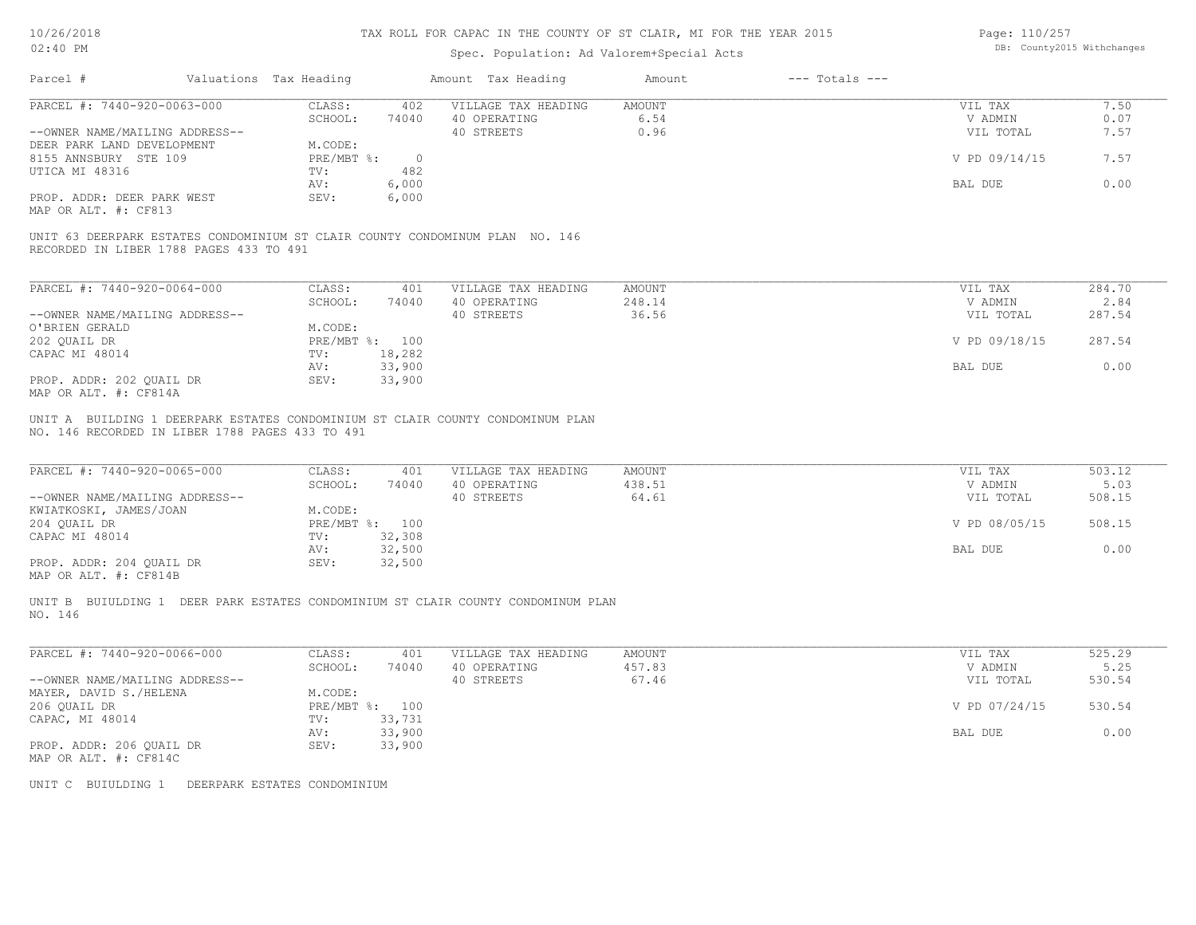# TAX ROLL FOR CAPAC IN THE COUNTY OF ST CLAIR, MI FOR THE YEAR 2015

Spec. Population: Ad Valorem+Special Acts

DB: County2015 Withchanges

| Parcel # | Valuations | Tax Heading | Amount | Tax Heading | Amount | --- Totals --- | |
|---|---|---|---|---|---|---|---|
| PARCEL #: 7440-920-0063-000 | CLASS: | 402 | VILLAGE TAX HEADING | AMOUNT | | VIL TAX | 7.50 |
| | SCHOOL: | 74040 | 40 OPERATING | 6.54 | | V ADMIN | 0.07 |
| --OWNER NAME/MAILING ADDRESS-- | | | 40 STREETS | 0.96 | | VIL TOTAL | 7.57 |
| DEER PARK LAND DEVELOPMENT | M.CODE: | | | | | | |
| 8155 ANNSBURY STE 109 | PRE/MBT %: | 0 | | | | V PD 09/14/15 | 7.57 |
| UTICA MI 48316 | TV: | 482 | | | | | |
| | AV: | 6,000 | | | | BAL DUE | 0.00 |
| PROP. ADDR: DEER PARK WEST | SEV: | 6,000 | | | | | |
| MAP OR ALT. #: CF813 | | | | | | | |

UNIT 63 DEERPARK ESTATES CONDOMINIUM ST CLAIR COUNTY CONDOMINUM PLAN NO. 146 RECORDED IN LIBER 1788 PAGES 433 TO 491

| Parcel # | Valuations | Tax Heading | Amount | Tax Heading | Amount | --- Totals --- | |
|---|---|---|---|---|---|---|---|
| PARCEL #: 7440-920-0064-000 | CLASS: | 401 | VILLAGE TAX HEADING | AMOUNT | | VIL TAX | 284.70 |
| | SCHOOL: | 74040 | 40 OPERATING | 248.14 | | V ADMIN | 2.84 |
| --OWNER NAME/MAILING ADDRESS-- | | | 40 STREETS | 36.56 | | VIL TOTAL | 287.54 |
| O'BRIEN GERALD | M.CODE: | | | | | | |
| 202 QUAIL DR | PRE/MBT %: | 100 | | | | V PD 09/18/15 | 287.54 |
| CAPAC MI 48014 | TV: | 18,282 | | | | | |
| | AV: | 33,900 | | | | BAL DUE | 0.00 |
| PROP. ADDR: 202 QUAIL DR | SEV: | 33,900 | | | | | |
| MAP OR ALT. #: CF814A | | | | | | | |

UNIT A BUILDING 1 DEERPARK ESTATES CONDOMINIUM ST CLAIR COUNTY CONDOMINUM PLAN NO. 146 RECORDED IN LIBER 1788 PAGES 433 TO 491

| Parcel # | Valuations | Tax Heading | Amount | Tax Heading | Amount | --- Totals --- | |
|---|---|---|---|---|---|---|---|
| PARCEL #: 7440-920-0065-000 | CLASS: | 401 | VILLAGE TAX HEADING | AMOUNT | | VIL TAX | 503.12 |
| | SCHOOL: | 74040 | 40 OPERATING | 438.51 | | V ADMIN | 5.03 |
| --OWNER NAME/MAILING ADDRESS-- | | | 40 STREETS | 64.61 | | VIL TOTAL | 508.15 |
| KWIATKOSKI, JAMES/JOAN | M.CODE: | | | | | | |
| 204 QUAIL DR | PRE/MBT %: | 100 | | | | V PD 08/05/15 | 508.15 |
| CAPAC MI 48014 | TV: | 32,308 | | | | | |
| | AV: | 32,500 | | | | BAL DUE | 0.00 |
| PROP. ADDR: 204 QUAIL DR | SEV: | 32,500 | | | | | |
| MAP OR ALT. #: CF814B | | | | | | | |

UNIT B BUIULDING 1 DEER PARK ESTATES CONDOMINIUM ST CLAIR COUNTY CONDOMINUM PLAN NO. 146

| Parcel # | Valuations | Tax Heading | Amount | Tax Heading | Amount | --- Totals --- | |
|---|---|---|---|---|---|---|---|
| PARCEL #: 7440-920-0066-000 | CLASS: | 401 | VILLAGE TAX HEADING | AMOUNT | | VIL TAX | 525.29 |
| | SCHOOL: | 74040 | 40 OPERATING | 457.83 | | V ADMIN | 5.25 |
| --OWNER NAME/MAILING ADDRESS-- | | | 40 STREETS | 67.46 | | VIL TOTAL | 530.54 |
| MAYER, DAVID S./HELENA | M.CODE: | | | | | | |
| 206 QUAIL DR | PRE/MBT %: | 100 | | | | V PD 07/24/15 | 530.54 |
| CAPAC, MI 48014 | TV: | 33,731 | | | | | |
| | AV: | 33,900 | | | | BAL DUE | 0.00 |
| PROP. ADDR: 206 QUAIL DR | SEV: | 33,900 | | | | | |
| MAP OR ALT. #: CF814C | | | | | | | |

UNIT C BUIULDING 1 DEERPARK ESTATES CONDOMINIUM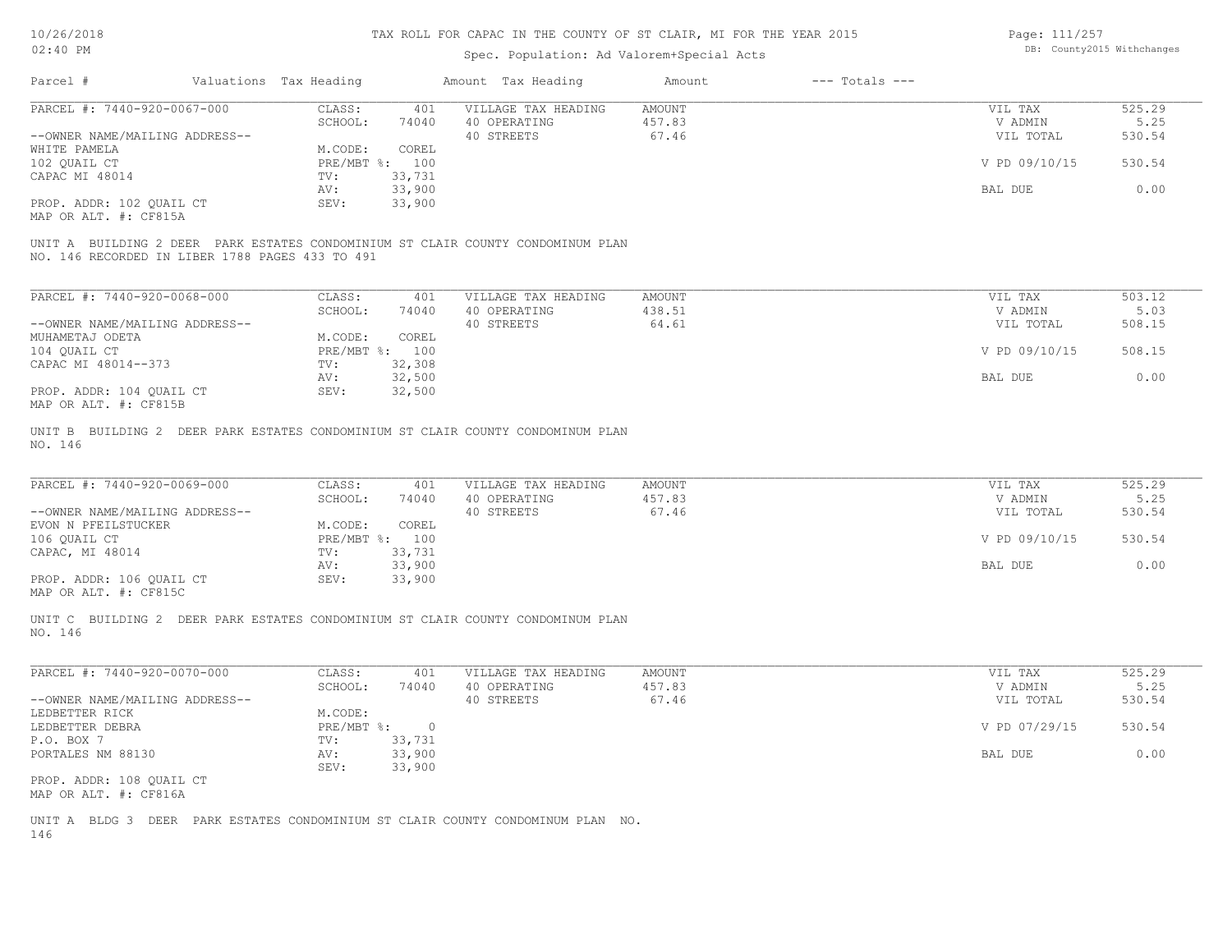# TAX ROLL FOR CAPAC IN THE COUNTY OF ST CLAIR, MI FOR THE YEAR 2015

Spec. Population: Ad Valorem+Special Acts

| Parcel # | Valuations | Tax Heading | Amount | Tax Heading | Amount | --- Totals --- | |
|---|---|---|---|---|---|---|---|
| PARCEL #: 7440-920-0067-000 | CLASS: | 401 | VILLAGE TAX HEADING | AMOUNT | | VIL TAX | 525.29 |
| | SCHOOL: | 74040 | 40 OPERATING | 457.83 | | V ADMIN | 5.25 |
| --OWNER NAME/MAILING ADDRESS-- | | | 40 STREETS | 67.46 | | VIL TOTAL | 530.54 |
| WHITE PAMELA | M.CODE: | COREL | | | | | |
| 102 QUAIL CT | PRE/MBT %: | 100 | | | | V PD 09/10/15 | 530.54 |
| CAPAC MI 48014 | TV: | 33,731 | | | | | |
| | AV: | 33,900 | | | | BAL DUE | 0.00 |
| PROP. ADDR: 102 QUAIL CT | SEV: | 33,900 | | | | | |
| MAP OR ALT. #: CF815A | | | | | | | |

UNIT A BUILDING 2 DEER PARK ESTATES CONDOMINIUM ST CLAIR COUNTY CONDOMINUM PLAN NO. 146 RECORDED IN LIBER 1788 PAGES 433 TO 491

| Parcel # | Valuations | Tax Heading | Amount | Tax Heading | Amount | --- Totals --- | |
|---|---|---|---|---|---|---|---|
| PARCEL #: 7440-920-0068-000 | CLASS: | 401 | VILLAGE TAX HEADING | AMOUNT | | VIL TAX | 503.12 |
| | SCHOOL: | 74040 | 40 OPERATING | 438.51 | | V ADMIN | 5.03 |
| --OWNER NAME/MAILING ADDRESS-- | | | 40 STREETS | 64.61 | | VIL TOTAL | 508.15 |
| MUHAMETAJ ODETA | M.CODE: | COREL | | | | | |
| 104 QUAIL CT | PRE/MBT %: | 100 | | | | V PD 09/10/15 | 508.15 |
| CAPAC MI 48014--373 | TV: | 32,308 | | | | | |
| | AV: | 32,500 | | | | BAL DUE | 0.00 |
| PROP. ADDR: 104 QUAIL CT | SEV: | 32,500 | | | | | |
| MAP OR ALT. #: CF815B | | | | | | | |

UNIT B BUILDING 2 DEER PARK ESTATES CONDOMINIUM ST CLAIR COUNTY CONDOMINUM PLAN NO. 146

| Parcel # | Valuations | Tax Heading | Amount | Tax Heading | Amount | --- Totals --- | |
|---|---|---|---|---|---|---|---|
| PARCEL #: 7440-920-0069-000 | CLASS: | 401 | VILLAGE TAX HEADING | AMOUNT | | VIL TAX | 525.29 |
| | SCHOOL: | 74040 | 40 OPERATING | 457.83 | | V ADMIN | 5.25 |
| --OWNER NAME/MAILING ADDRESS-- | | | 40 STREETS | 67.46 | | VIL TOTAL | 530.54 |
| EVON N PFEILSTUCKER | M.CODE: | COREL | | | | | |
| 106 QUAIL CT | PRE/MBT %: | 100 | | | | V PD 09/10/15 | 530.54 |
| CAPAC, MI 48014 | TV: | 33,731 | | | | | |
| | AV: | 33,900 | | | | BAL DUE | 0.00 |
| PROP. ADDR: 106 QUAIL CT | SEV: | 33,900 | | | | | |
| MAP OR ALT. #: CF815C | | | | | | | |

UNIT C BUILDING 2 DEER PARK ESTATES CONDOMINIUM ST CLAIR COUNTY CONDOMINUM PLAN NO. 146

| Parcel # | Valuations | Tax Heading | Amount | Tax Heading | Amount | --- Totals --- | |
|---|---|---|---|---|---|---|---|
| PARCEL #: 7440-920-0070-000 | CLASS: | 401 | VILLAGE TAX HEADING | AMOUNT | | VIL TAX | 525.29 |
| | SCHOOL: | 74040 | 40 OPERATING | 457.83 | | V ADMIN | 5.25 |
| --OWNER NAME/MAILING ADDRESS-- | | | 40 STREETS | 67.46 | | VIL TOTAL | 530.54 |
| LEDBETTER RICK | M.CODE: | | | | | | |
| LEDBETTER DEBRA | PRE/MBT %: | 0 | | | | V PD 07/29/15 | 530.54 |
| P.O. BOX 7 | TV: | 33,731 | | | | | |
| PORTALES NM 88130 | AV: | 33,900 | | | | BAL DUE | 0.00 |
| | SEV: | 33,900 | | | | | |
| PROP. ADDR: 108 QUAIL CT | | | | | | | |
| MAP OR ALT. #: CF816A | | | | | | | |

UNIT A BLDG 3 DEER PARK ESTATES CONDOMINIUM ST CLAIR COUNTY CONDOMINUM PLAN NO. 146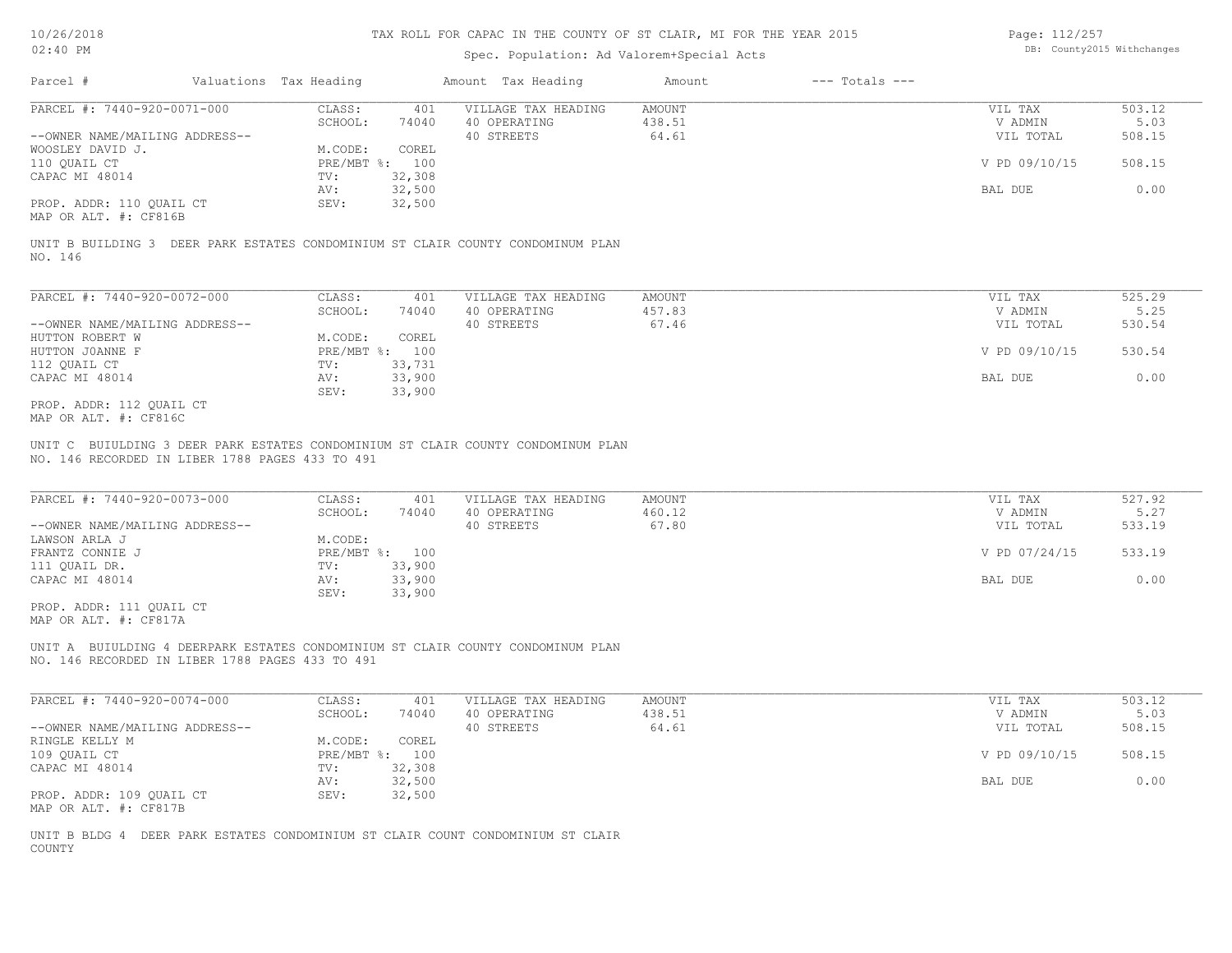# TAX ROLL FOR CAPAC IN THE COUNTY OF ST CLAIR, MI FOR THE YEAR 2015

Spec. Population: Ad Valorem+Special Acts

| Parcel # | Valuations | Tax Heading | Amount | Tax Heading | Amount | --- Totals --- | |
|---|---|---|---|---|---|---|---|
| PARCEL #: 7440-920-0071-000 | CLASS: | 401 | VILLAGE TAX HEADING | AMOUNT | | VIL TAX | 503.12 |
| | SCHOOL: | 74040 | 40 OPERATING | 438.51 | | V ADMIN | 5.03 |
| --OWNER NAME/MAILING ADDRESS-- | | | 40 STREETS | 64.61 | | VIL TOTAL | 508.15 |
| WOOSLEY DAVID J. | M.CODE: | COREL | | | | | |
| 110 QUAIL CT | PRE/MBT %: | 100 | | | | V PD 09/10/15 | 508.15 |
| CAPAC MI 48014 | TV: | 32,308 | | | | | |
| | AV: | 32,500 | | | | BAL DUE | 0.00 |
| PROP. ADDR: 110 QUAIL CT | SEV: | 32,500 | | | | | |
| MAP OR ALT. #: CF816B | | | | | | | |

UNIT B BUILDING 3 DEER PARK ESTATES CONDOMINIUM ST CLAIR COUNTY CONDOMINUM PLAN NO. 146

| Parcel # | Valuations | Tax Heading | Amount | Tax Heading | Amount | --- Totals --- | |
|---|---|---|---|---|---|---|---|
| PARCEL #: 7440-920-0072-000 | CLASS: | 401 | VILLAGE TAX HEADING | AMOUNT | | VIL TAX | 525.29 |
| | SCHOOL: | 74040 | 40 OPERATING | 457.83 | | V ADMIN | 5.25 |
| --OWNER NAME/MAILING ADDRESS-- | | | 40 STREETS | 67.46 | | VIL TOTAL | 530.54 |
| HUTTON ROBERT W | M.CODE: | COREL | | | | | |
| HUTTON JOANNE F | PRE/MBT %: | 100 | | | | V PD 09/10/15 | 530.54 |
| 112 QUAIL CT | TV: | 33,731 | | | | | |
| CAPAC MI 48014 | AV: | 33,900 | | | | BAL DUE | 0.00 |
| | SEV: | 33,900 | | | | | |
| PROP. ADDR: 112 QUAIL CT | | | | | | | |
| MAP OR ALT. #: CF816C | | | | | | | |

UNIT C BUIULDING 3 DEER PARK ESTATES CONDOMINIUM ST CLAIR COUNTY CONDOMINUM PLAN NO. 146 RECORDED IN LIBER 1788 PAGES 433 TO 491

| Parcel # | Valuations | Tax Heading | Amount | Tax Heading | Amount | --- Totals --- | |
|---|---|---|---|---|---|---|---|
| PARCEL #: 7440-920-0073-000 | CLASS: | 401 | VILLAGE TAX HEADING | AMOUNT | | VIL TAX | 527.92 |
| | SCHOOL: | 74040 | 40 OPERATING | 460.12 | | V ADMIN | 5.27 |
| --OWNER NAME/MAILING ADDRESS-- | | | 40 STREETS | 67.80 | | VIL TOTAL | 533.19 |
| LAWSON ARLA J | M.CODE: | | | | | | |
| FRANTZ CONNIE J | PRE/MBT %: | 100 | | | | V PD 07/24/15 | 533.19 |
| 111 QUAIL DR. | TV: | 33,900 | | | | | |
| CAPAC MI 48014 | AV: | 33,900 | | | | BAL DUE | 0.00 |
| | SEV: | 33,900 | | | | | |
| PROP. ADDR: 111 QUAIL CT | | | | | | | |
| MAP OR ALT. #: CF817A | | | | | | | |

UNIT A BUIULDING 4 DEERPARK ESTATES CONDOMINIUM ST CLAIR COUNTY CONDOMINUM PLAN NO. 146 RECORDED IN LIBER 1788 PAGES 433 TO 491

| Parcel # | Valuations | Tax Heading | Amount | Tax Heading | Amount | --- Totals --- | |
|---|---|---|---|---|---|---|---|
| PARCEL #: 7440-920-0074-000 | CLASS: | 401 | VILLAGE TAX HEADING | AMOUNT | | VIL TAX | 503.12 |
| | SCHOOL: | 74040 | 40 OPERATING | 438.51 | | V ADMIN | 5.03 |
| --OWNER NAME/MAILING ADDRESS-- | | | 40 STREETS | 64.61 | | VIL TOTAL | 508.15 |
| RINGLE KELLY M | M.CODE: | COREL | | | | | |
| 109 QUAIL CT | PRE/MBT %: | 100 | | | | V PD 09/10/15 | 508.15 |
| CAPAC MI 48014 | TV: | 32,308 | | | | | |
| | AV: | 32,500 | | | | BAL DUE | 0.00 |
| PROP. ADDR: 109 QUAIL CT | SEV: | 32,500 | | | | | |
| MAP OR ALT. #: CF817B | | | | | | | |

UNIT B BLDG 4 DEER PARK ESTATES CONDOMINIUM ST CLAIR COUNT CONDOMINIUM ST CLAIR COUNTY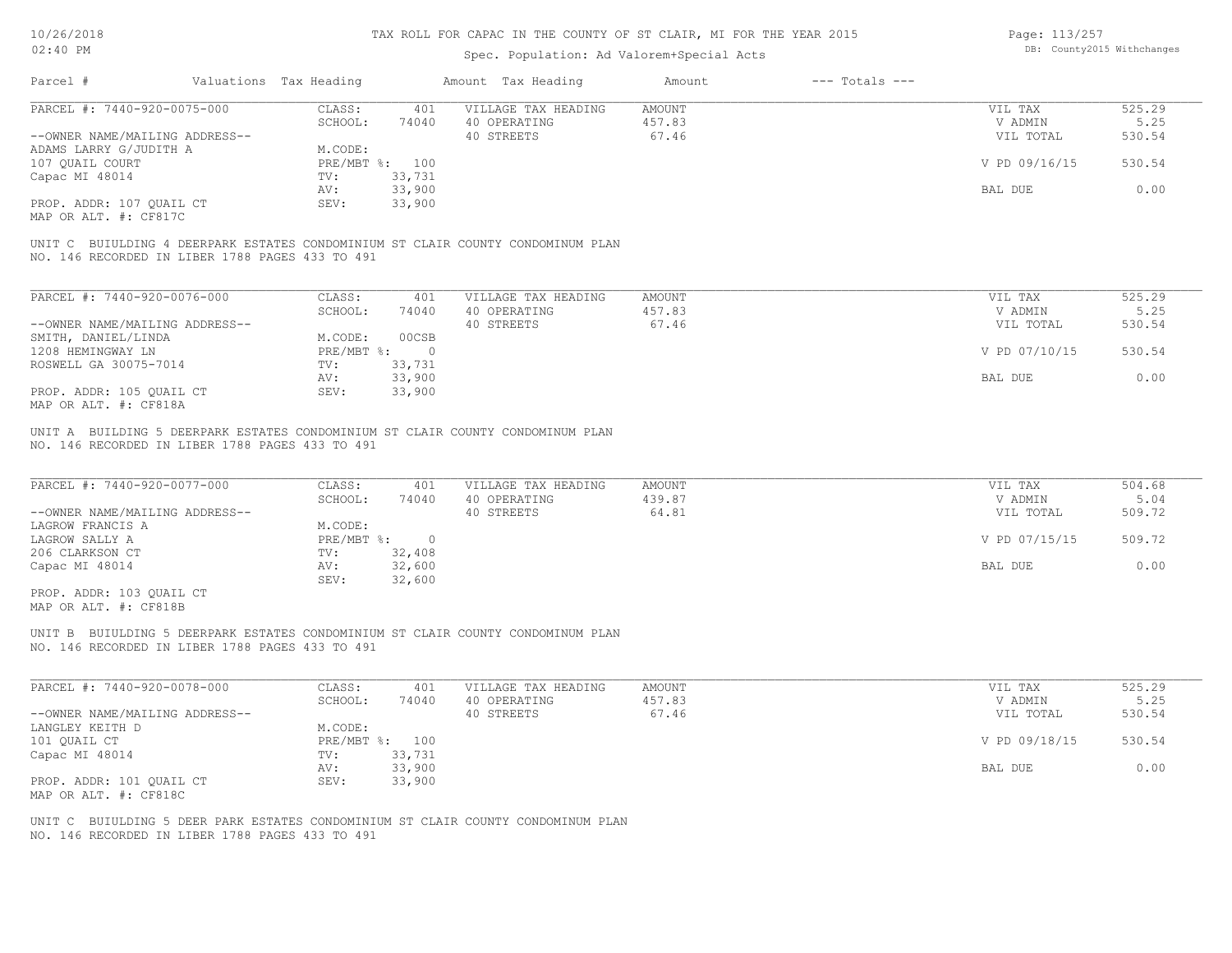# TAX ROLL FOR CAPAC IN THE COUNTY OF ST CLAIR, MI FOR THE YEAR 2015

Spec. Population: Ad Valorem+Special Acts

DB: County2015 Withchanges

| Parcel # | Valuations | Tax Heading | Amount | Tax Heading | Amount | --- Totals --- | |
|---|---|---|---|---|---|---|---|
| PARCEL #: 7440-920-0075-000 | CLASS: | 401 | VILLAGE TAX HEADING | AMOUNT | | VIL TAX | 525.29 |
| | SCHOOL: | 74040 | 40 OPERATING | 457.83 | | V ADMIN | 5.25 |
| --OWNER NAME/MAILING ADDRESS-- | | | 40 STREETS | 67.46 | | VIL TOTAL | 530.54 |
| ADAMS LARRY G/JUDITH A | M.CODE: | | | | | | |
| 107 QUAIL COURT | PRE/MBT %: | 100 | | | | V PD 09/16/15 | 530.54 |
| Capac MI 48014 | TV: | 33,731 | | | | | |
| | AV: | 33,900 | | | | BAL DUE | 0.00 |
| PROP. ADDR: 107 QUAIL CT | SEV: | 33,900 | | | | | |
| MAP OR ALT. #: CF817C | | | | | | | |

UNIT C BUIULDING 4 DEERPARK ESTATES CONDOMINIUM ST CLAIR COUNTY CONDOMINUM PLAN NO. 146 RECORDED IN LIBER 1788 PAGES 433 TO 491

| Parcel # | Valuations | Tax Heading | Amount | Tax Heading | Amount | --- Totals --- | |
|---|---|---|---|---|---|---|---|
| PARCEL #: 7440-920-0076-000 | CLASS: | 401 | VILLAGE TAX HEADING | AMOUNT | | VIL TAX | 525.29 |
| | SCHOOL: | 74040 | 40 OPERATING | 457.83 | | V ADMIN | 5.25 |
| --OWNER NAME/MAILING ADDRESS-- | | | 40 STREETS | 67.46 | | VIL TOTAL | 530.54 |
| SMITH, DANIEL/LINDA | M.CODE: | 00CSB | | | | | |
| 1208 HEMINGWAY LN | PRE/MBT %: | 0 | | | | V PD 07/10/15 | 530.54 |
| ROSWELL GA 30075-7014 | TV: | 33,731 | | | | | |
| | AV: | 33,900 | | | | BAL DUE | 0.00 |
| PROP. ADDR: 105 QUAIL CT | SEV: | 33,900 | | | | | |
| MAP OR ALT. #: CF818A | | | | | | | |

UNIT A BUILDING 5 DEERPARK ESTATES CONDOMINIUM ST CLAIR COUNTY CONDOMINUM PLAN NO. 146 RECORDED IN LIBER 1788 PAGES 433 TO 491

| Parcel # | Valuations | Tax Heading | Amount | Tax Heading | Amount | --- Totals --- | |
|---|---|---|---|---|---|---|---|
| PARCEL #: 7440-920-0077-000 | CLASS: | 401 | VILLAGE TAX HEADING | AMOUNT | | VIL TAX | 504.68 |
| | SCHOOL: | 74040 | 40 OPERATING | 439.87 | | V ADMIN | 5.04 |
| --OWNER NAME/MAILING ADDRESS-- | | | 40 STREETS | 64.81 | | VIL TOTAL | 509.72 |
| LAGROW FRANCIS A | M.CODE: | | | | | | |
| LAGROW SALLY A | PRE/MBT %: | 0 | | | | V PD 07/15/15 | 509.72 |
| 206 CLARKSON CT | TV: | 32,408 | | | | | |
| Capac MI 48014 | AV: | 32,600 | | | | BAL DUE | 0.00 |
| | SEV: | 32,600 | | | | | |
| PROP. ADDR: 103 QUAIL CT | | | | | | | |
| MAP OR ALT. #: CF818B | | | | | | | |

UNIT B BUIULDING 5 DEERPARK ESTATES CONDOMINIUM ST CLAIR COUNTY CONDOMINUM PLAN NO. 146 RECORDED IN LIBER 1788 PAGES 433 TO 491

| Parcel # | Valuations | Tax Heading | Amount | Tax Heading | Amount | --- Totals --- | |
|---|---|---|---|---|---|---|---|
| PARCEL #: 7440-920-0078-000 | CLASS: | 401 | VILLAGE TAX HEADING | AMOUNT | | VIL TAX | 525.29 |
| | SCHOOL: | 74040 | 40 OPERATING | 457.83 | | V ADMIN | 5.25 |
| --OWNER NAME/MAILING ADDRESS-- | | | 40 STREETS | 67.46 | | VIL TOTAL | 530.54 |
| LANGLEY KEITH D | M.CODE: | | | | | | |
| 101 QUAIL CT | PRE/MBT %: | 100 | | | | V PD 09/18/15 | 530.54 |
| Capac MI 48014 | TV: | 33,731 | | | | | |
| | AV: | 33,900 | | | | BAL DUE | 0.00 |
| PROP. ADDR: 101 QUAIL CT | SEV: | 33,900 | | | | | |
| MAP OR ALT. #: CF818C | | | | | | | |

UNIT C BUIULDING 5 DEER PARK ESTATES CONDOMINIUM ST CLAIR COUNTY CONDOMINUM PLAN NO. 146 RECORDED IN LIBER 1788 PAGES 433 TO 491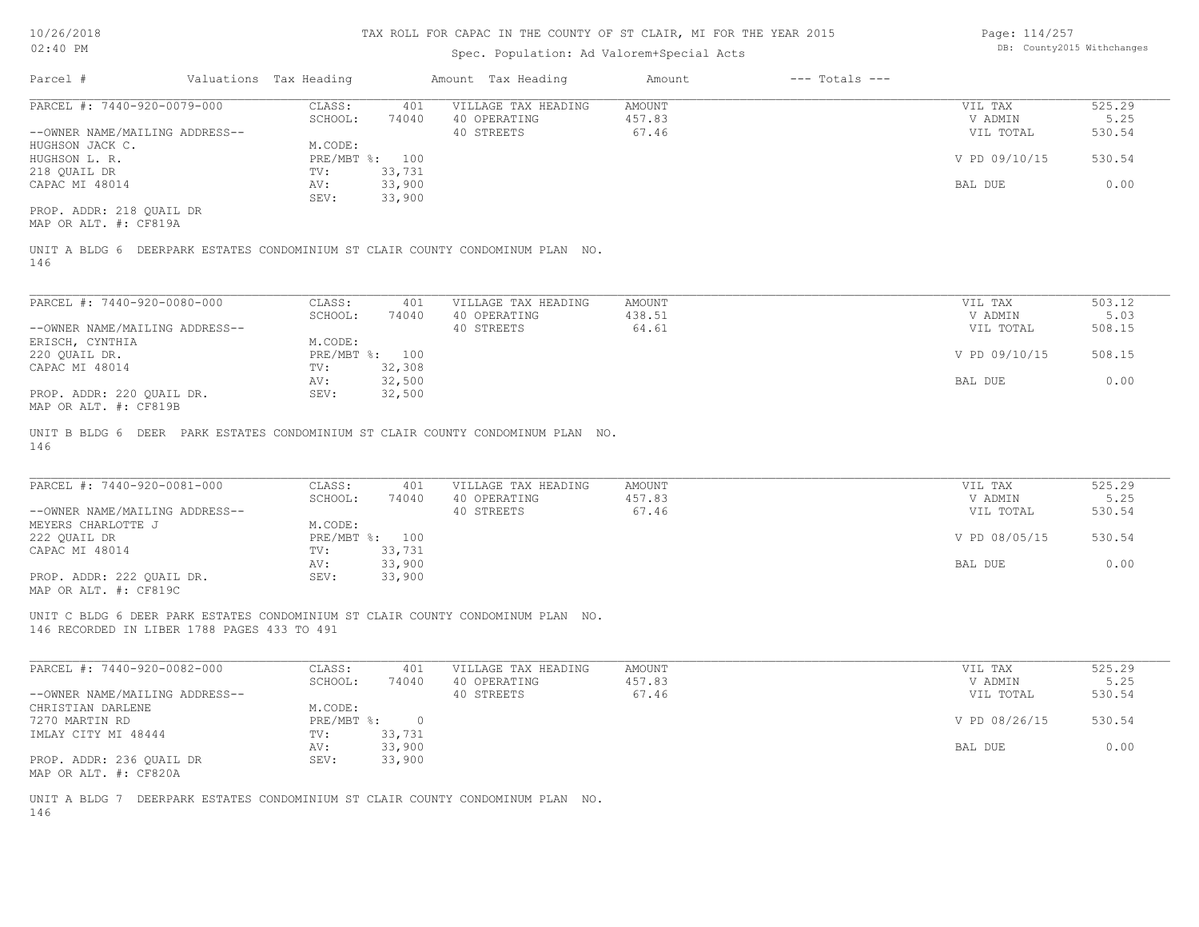# TAX ROLL FOR CAPAC IN THE COUNTY OF ST CLAIR, MI FOR THE YEAR 2015

Spec. Population: Ad Valorem+Special Acts

DB: County2015 Withchanges

| Parcel # | Valuations Tax Heading | | Amount Tax Heading | Amount | --- Totals --- | |
|---|---|---|---|---|---|---|
| PARCEL #: 7440-920-0079-000 | CLASS: | 401 | VILLAGE TAX HEADING | AMOUNT | VIL TAX | 525.29 |
| | SCHOOL: | 74040 | 40 OPERATING | 457.83 | V ADMIN | 5.25 |
| --OWNER NAME/MAILING ADDRESS-- | | | 40 STREETS | 67.46 | VIL TOTAL | 530.54 |
| HUGHSON JACK C. | M.CODE: | | | | | |
| HUGHSON L. R. | PRE/MBT %: | 100 | | | V PD 09/10/15 | 530.54 |
| 218 QUAIL DR | TV: | 33,731 | | | | |
| CAPAC MI 48014 | AV: | 33,900 | | | BAL DUE | 0.00 |
| | SEV: | 33,900 | | | | |
| PROP. ADDR: 218 QUAIL DR | | | | | | |
| MAP OR ALT. #: CF819A | | | | | | |

UNIT A BLDG 6 DEERPARK ESTATES CONDOMINIUM ST CLAIR COUNTY CONDOMINUM PLAN NO. 146

| Parcel # | Valuations Tax Heading | | Amount Tax Heading | Amount | --- Totals --- | |
|---|---|---|---|---|---|---|
| PARCEL #: 7440-920-0080-000 | CLASS: | 401 | VILLAGE TAX HEADING | AMOUNT | VIL TAX | 503.12 |
| | SCHOOL: | 74040 | 40 OPERATING | 438.51 | V ADMIN | 5.03 |
| --OWNER NAME/MAILING ADDRESS-- | | | 40 STREETS | 64.61 | VIL TOTAL | 508.15 |
| ERISCH, CYNTHIA | M.CODE: | | | | | |
| 220 QUAIL DR. | PRE/MBT %: | 100 | | | V PD 09/10/15 | 508.15 |
| CAPAC MI 48014 | TV: | 32,308 | | | | |
| | AV: | 32,500 | | | BAL DUE | 0.00 |
| PROP. ADDR: 220 QUAIL DR. | SEV: | 32,500 | | | | |
| MAP OR ALT. #: CF819B | | | | | | |

UNIT B BLDG 6 DEER PARK ESTATES CONDOMINIUM ST CLAIR COUNTY CONDOMINUM PLAN NO. 146

| Parcel # | Valuations Tax Heading | | Amount Tax Heading | Amount | --- Totals --- | |
|---|---|---|---|---|---|---|
| PARCEL #: 7440-920-0081-000 | CLASS: | 401 | VILLAGE TAX HEADING | AMOUNT | VIL TAX | 525.29 |
| | SCHOOL: | 74040 | 40 OPERATING | 457.83 | V ADMIN | 5.25 |
| --OWNER NAME/MAILING ADDRESS-- | | | 40 STREETS | 67.46 | VIL TOTAL | 530.54 |
| MEYERS CHARLOTTE J | M.CODE: | | | | | |
| 222 QUAIL DR | PRE/MBT %: | 100 | | | V PD 08/05/15 | 530.54 |
| CAPAC MI 48014 | TV: | 33,731 | | | | |
| | AV: | 33,900 | | | BAL DUE | 0.00 |
| PROP. ADDR: 222 QUAIL DR. | SEV: | 33,900 | | | | |
| MAP OR ALT. #: CF819C | | | | | | |

UNIT C BLDG 6 DEER PARK ESTATES CONDOMINIUM ST CLAIR COUNTY CONDOMINUM PLAN NO. 146 RECORDED IN LIBER 1788 PAGES 433 TO 491

| Parcel # | Valuations Tax Heading | | Amount Tax Heading | Amount | --- Totals --- | |
|---|---|---|---|---|---|---|
| PARCEL #: 7440-920-0082-000 | CLASS: | 401 | VILLAGE TAX HEADING | AMOUNT | VIL TAX | 525.29 |
| | SCHOOL: | 74040 | 40 OPERATING | 457.83 | V ADMIN | 5.25 |
| --OWNER NAME/MAILING ADDRESS-- | | | 40 STREETS | 67.46 | VIL TOTAL | 530.54 |
| CHRISTIAN DARLENE | M.CODE: | | | | | |
| 7270 MARTIN RD | PRE/MBT %: | 0 | | | V PD 08/26/15 | 530.54 |
| IMLAY CITY MI 48444 | TV: | 33,731 | | | | |
| | AV: | 33,900 | | | BAL DUE | 0.00 |
| PROP. ADDR: 236 QUAIL DR | SEV: | 33,900 | | | | |
| MAP OR ALT. #: CF820A | | | | | | |

UNIT A BLDG 7 DEERPARK ESTATES CONDOMINIUM ST CLAIR COUNTY CONDOMINUM PLAN NO. 146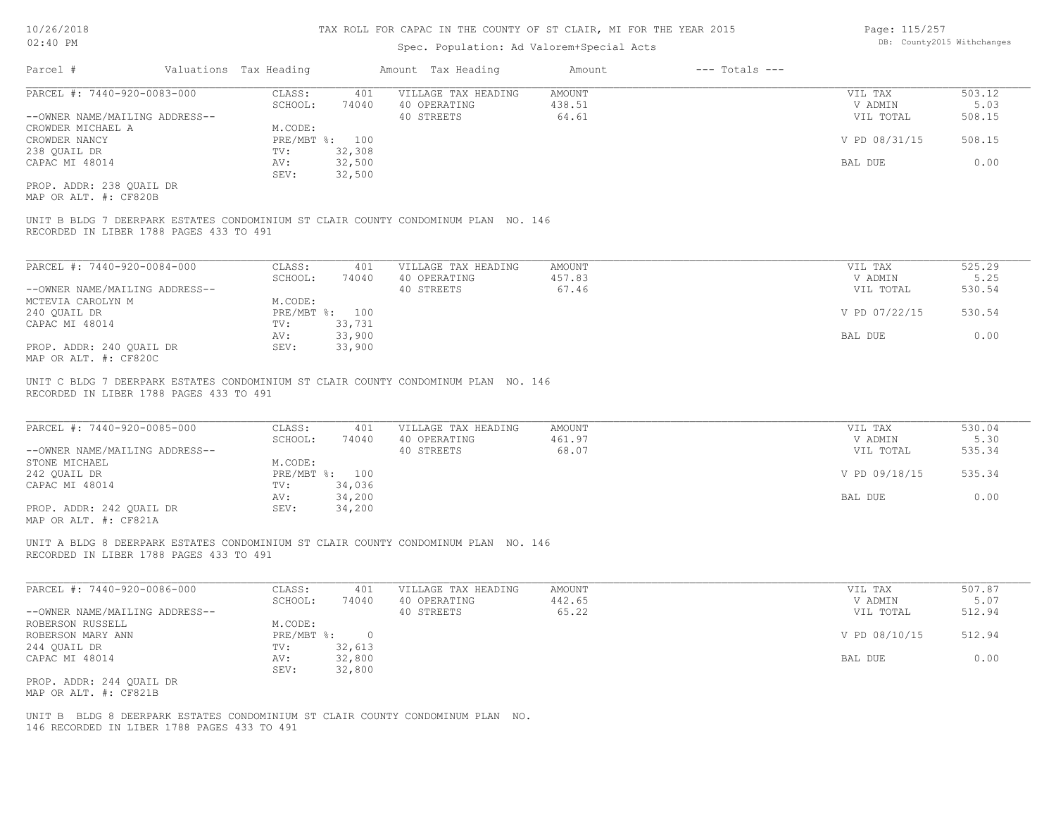# TAX ROLL FOR CAPAC IN THE COUNTY OF ST CLAIR, MI FOR THE YEAR 2015

Spec. Population: Ad Valorem+Special Acts

| Parcel # | Valuations | Tax Heading | Amount | Tax Heading | Amount | --- Totals --- | |
|---|---|---|---|---|---|---|---|
| PARCEL #: 7440-920-0083-000 | CLASS: | 401 | VILLAGE TAX HEADING | AMOUNT | | VIL TAX | 503.12 |
| | SCHOOL: | 74040 | 40 OPERATING | 438.51 | | V ADMIN | 5.03 |
| --OWNER NAME/MAILING ADDRESS-- | | | 40 STREETS | 64.61 | | VIL TOTAL | 508.15 |
| CROWDER MICHAEL A | M.CODE: | | | | | | |
| CROWDER NANCY | PRE/MBT %: | 100 | | | | V PD 08/31/15 | 508.15 |
| 238 QUAIL DR | TV: | 32,308 | | | | | |
| CAPAC MI 48014 | AV: | 32,500 | | | | BAL DUE | 0.00 |
| | SEV: | 32,500 | | | | | |
| PROP. ADDR: 238 QUAIL DR | | | | | | | |
| MAP OR ALT. #: CF820B | | | | | | | |

UNIT B BLDG 7 DEERPARK ESTATES CONDOMINIUM ST CLAIR COUNTY CONDOMINUM PLAN NO. 146
RECORDED IN LIBER 1788 PAGES 433 TO 491

| Parcel # | Valuations | Tax Heading | Amount | Tax Heading | Amount | --- Totals --- | |
|---|---|---|---|---|---|---|---|
| PARCEL #: 7440-920-0084-000 | CLASS: | 401 | VILLAGE TAX HEADING | AMOUNT | | VIL TAX | 525.29 |
| | SCHOOL: | 74040 | 40 OPERATING | 457.83 | | V ADMIN | 5.25 |
| --OWNER NAME/MAILING ADDRESS-- | | | 40 STREETS | 67.46 | | VIL TOTAL | 530.54 |
| MCTEVIA CAROLYN M | M.CODE: | | | | | | |
| 240 QUAIL DR | PRE/MBT %: | 100 | | | | V PD 07/22/15 | 530.54 |
| CAPAC MI 48014 | TV: | 33,731 | | | | | |
| | AV: | 33,900 | | | | BAL DUE | 0.00 |
| PROP. ADDR: 240 QUAIL DR | SEV: | 33,900 | | | | | |
| MAP OR ALT. #: CF820C | | | | | | | |

UNIT C BLDG 7 DEERPARK ESTATES CONDOMINIUM ST CLAIR COUNTY CONDOMINUM PLAN NO. 146
RECORDED IN LIBER 1788 PAGES 433 TO 491

| Parcel # | Valuations | Tax Heading | Amount | Tax Heading | Amount | --- Totals --- | |
|---|---|---|---|---|---|---|---|
| PARCEL #: 7440-920-0085-000 | CLASS: | 401 | VILLAGE TAX HEADING | AMOUNT | | VIL TAX | 530.04 |
| | SCHOOL: | 74040 | 40 OPERATING | 461.97 | | V ADMIN | 5.30 |
| --OWNER NAME/MAILING ADDRESS-- | | | 40 STREETS | 68.07 | | VIL TOTAL | 535.34 |
| STONE MICHAEL | M.CODE: | | | | | | |
| 242 QUAIL DR | PRE/MBT %: | 100 | | | | V PD 09/18/15 | 535.34 |
| CAPAC MI 48014 | TV: | 34,036 | | | | | |
| | AV: | 34,200 | | | | BAL DUE | 0.00 |
| PROP. ADDR: 242 QUAIL DR | SEV: | 34,200 | | | | | |
| MAP OR ALT. #: CF821A | | | | | | | |

UNIT A BLDG 8 DEERPARK ESTATES CONDOMINIUM ST CLAIR COUNTY CONDOMINUM PLAN NO. 146
RECORDED IN LIBER 1788 PAGES 433 TO 491

| Parcel # | Valuations | Tax Heading | Amount | Tax Heading | Amount | --- Totals --- | |
|---|---|---|---|---|---|---|---|
| PARCEL #: 7440-920-0086-000 | CLASS: | 401 | VILLAGE TAX HEADING | AMOUNT | | VIL TAX | 507.87 |
| | SCHOOL: | 74040 | 40 OPERATING | 442.65 | | V ADMIN | 5.07 |
| --OWNER NAME/MAILING ADDRESS-- | | | 40 STREETS | 65.22 | | VIL TOTAL | 512.94 |
| ROBERSON RUSSELL | M.CODE: | | | | | | |
| ROBERSON MARY ANN | PRE/MBT %: | 0 | | | | V PD 08/10/15 | 512.94 |
| 244 QUAIL DR | TV: | 32,613 | | | | | |
| CAPAC MI 48014 | AV: | 32,800 | | | | BAL DUE | 0.00 |
| | SEV: | 32,800 | | | | | |
| PROP. ADDR: 244 QUAIL DR | | | | | | | |
| MAP OR ALT. #: CF821B | | | | | | | |

UNIT B BLDG 8 DEERPARK ESTATES CONDOMINIUM ST CLAIR COUNTY CONDOMINUM PLAN NO.
146 RECORDED IN LIBER 1788 PAGES 433 TO 491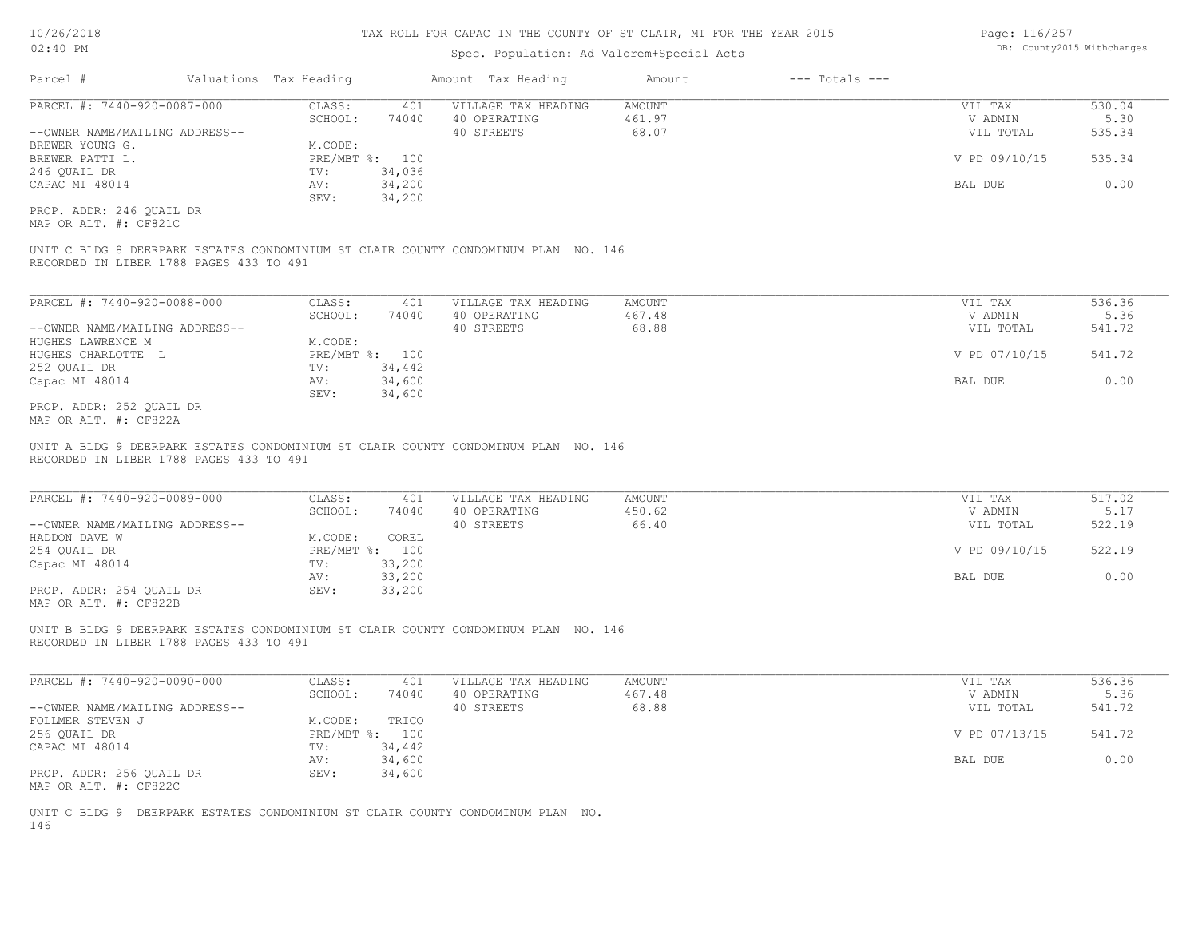# TAX ROLL FOR CAPAC IN THE COUNTY OF ST CLAIR, MI FOR THE YEAR 2015

Spec. Population: Ad Valorem+Special Acts

| Parcel # | Valuations | Tax Heading | Amount | Tax Heading | Amount | --- Totals --- | |
|---|---|---|---|---|---|---|---|

---

**PARCEL #: 7440-920-0087-000**

| | | | | | |
|---|---|---|---|---|---|
| CLASS: | 401 | VILLAGE TAX HEADING | AMOUNT | VIL TAX | 530.04 |
| SCHOOL: | 74040 | 40 OPERATING | 461.97 | V ADMIN | 5.30 |
| | | 40 STREETS | 68.07 | VIL TOTAL | 535.34 |
| M.CODE: | | | | | |
| PRE/MBT %: | 100 | | | V PD 09/10/15 | 535.34 |
| TV: | 34,036 | | | | |
| AV: | 34,200 | | | BAL DUE | 0.00 |
| SEV: | 34,200 | | | | |

--OWNER NAME/MAILING ADDRESS--
BREWER YOUNG G.
BREWER PATTI L.
246 QUAIL DR
CAPAC MI 48014

PROP. ADDR: 246 QUAIL DR
MAP OR ALT. #: CF821C

UNIT C BLDG 8 DEERPARK ESTATES CONDOMINIUM ST CLAIR COUNTY CONDOMINUM PLAN NO. 146
RECORDED IN LIBER 1788 PAGES 433 TO 491

---

**PARCEL #: 7440-920-0088-000**

| | | | | | |
|---|---|---|---|---|---|
| CLASS: | 401 | VILLAGE TAX HEADING | AMOUNT | VIL TAX | 536.36 |
| SCHOOL: | 74040 | 40 OPERATING | 467.48 | V ADMIN | 5.36 |
| | | 40 STREETS | 68.88 | VIL TOTAL | 541.72 |
| M.CODE: | | | | | |
| PRE/MBT %: | 100 | | | V PD 07/10/15 | 541.72 |
| TV: | 34,442 | | | | |
| AV: | 34,600 | | | BAL DUE | 0.00 |
| SEV: | 34,600 | | | | |

--OWNER NAME/MAILING ADDRESS--
HUGHES LAWRENCE M
HUGHES CHARLOTTE L
252 QUAIL DR
Capac MI 48014

PROP. ADDR: 252 QUAIL DR
MAP OR ALT. #: CF822A

UNIT A BLDG 9 DEERPARK ESTATES CONDOMINIUM ST CLAIR COUNTY CONDOMINUM PLAN NO. 146
RECORDED IN LIBER 1788 PAGES 433 TO 491

---

**PARCEL #: 7440-920-0089-000**

| | | | | | |
|---|---|---|---|---|---|
| CLASS: | 401 | VILLAGE TAX HEADING | AMOUNT | VIL TAX | 517.02 |
| SCHOOL: | 74040 | 40 OPERATING | 450.62 | V ADMIN | 5.17 |
| | | 40 STREETS | 66.40 | VIL TOTAL | 522.19 |
| M.CODE: | COREL | | | | |
| PRE/MBT %: | 100 | | | V PD 09/10/15 | 522.19 |
| TV: | 33,200 | | | | |
| AV: | 33,200 | | | BAL DUE | 0.00 |
| SEV: | 33,200 | | | | |

--OWNER NAME/MAILING ADDRESS--
HADDON DAVE W
254 QUAIL DR
Capac MI 48014

PROP. ADDR: 254 QUAIL DR
MAP OR ALT. #: CF822B

UNIT B BLDG 9 DEERPARK ESTATES CONDOMINIUM ST CLAIR COUNTY CONDOMINUM PLAN NO. 146
RECORDED IN LIBER 1788 PAGES 433 TO 491

---

**PARCEL #: 7440-920-0090-000**

| | | | | | |
|---|---|---|---|---|---|
| CLASS: | 401 | VILLAGE TAX HEADING | AMOUNT | VIL TAX | 536.36 |
| SCHOOL: | 74040 | 40 OPERATING | 467.48 | V ADMIN | 5.36 |
| | | 40 STREETS | 68.88 | VIL TOTAL | 541.72 |
| M.CODE: | TRICO | | | | |
| PRE/MBT %: | 100 | | | V PD 07/13/15 | 541.72 |
| TV: | 34,442 | | | | |
| AV: | 34,600 | | | BAL DUE | 0.00 |
| SEV: | 34,600 | | | | |

--OWNER NAME/MAILING ADDRESS--
FOLLMER STEVEN J
256 QUAIL DR
CAPAC MI 48014

PROP. ADDR: 256 QUAIL DR
MAP OR ALT. #: CF822C

UNIT C BLDG 9 DEERPARK ESTATES CONDOMINIUM ST CLAIR COUNTY CONDOMINUM PLAN NO.
146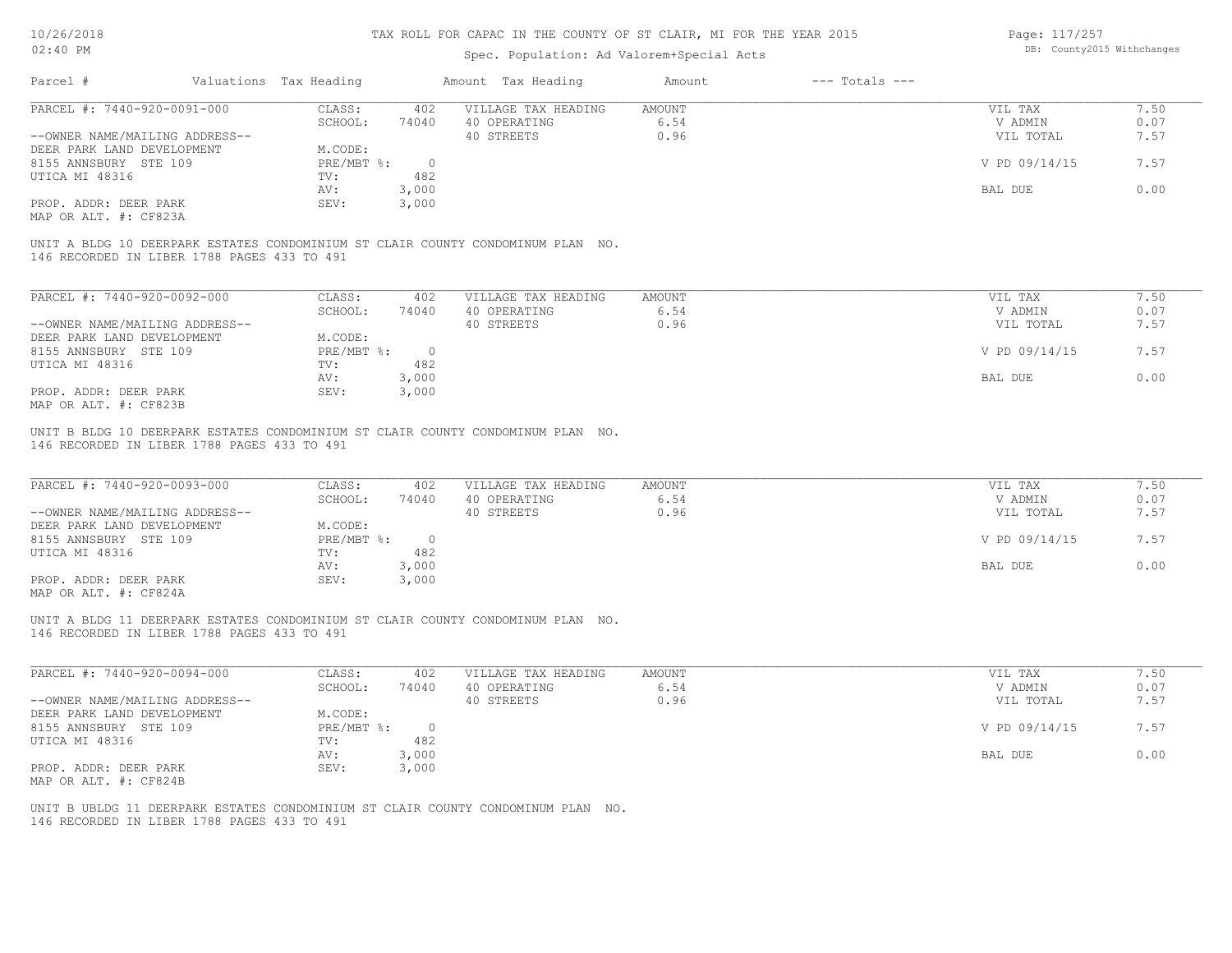# TAX ROLL FOR CAPAC IN THE COUNTY OF ST CLAIR, MI FOR THE YEAR 2015

Spec. Population: Ad Valorem+Special Acts

| Parcel # | Valuations | Tax Heading | Amount | Tax Heading | Amount | --- Totals --- | |
|---|---|---|---|---|---|---|---|
| PARCEL #: 7440-920-0091-000 | CLASS: | 402 | VILLAGE TAX HEADING | AMOUNT | | VIL TAX | 7.50 |
| | SCHOOL: | 74040 | 40 OPERATING | 6.54 | | V ADMIN | 0.07 |
| --OWNER NAME/MAILING ADDRESS-- | | | 40 STREETS | 0.96 | | VIL TOTAL | 7.57 |
| DEER PARK LAND DEVELOPMENT | M.CODE: | | | | | | |
| 8155 ANNSBURY STE 109 | PRE/MBT %: | 0 | | | | V PD 09/14/15 | 7.57 |
| UTICA MI 48316 | TV: | 482 | | | | | |
| | AV: | 3,000 | | | | BAL DUE | 0.00 |
| PROP. ADDR: DEER PARK | SEV: | 3,000 | | | | | |
| MAP OR ALT. #: CF823A | | | | | | | |

UNIT A BLDG 10 DEERPARK ESTATES CONDOMINIUM ST CLAIR COUNTY CONDOMINUM PLAN NO. 146 RECORDED IN LIBER 1788 PAGES 433 TO 491

| Parcel # | Valuations | Tax Heading | Amount | Tax Heading | Amount | --- Totals --- | |
|---|---|---|---|---|---|---|---|
| PARCEL #: 7440-920-0092-000 | CLASS: | 402 | VILLAGE TAX HEADING | AMOUNT | | VIL TAX | 7.50 |
| | SCHOOL: | 74040 | 40 OPERATING | 6.54 | | V ADMIN | 0.07 |
| --OWNER NAME/MAILING ADDRESS-- | | | 40 STREETS | 0.96 | | VIL TOTAL | 7.57 |
| DEER PARK LAND DEVELOPMENT | M.CODE: | | | | | | |
| 8155 ANNSBURY STE 109 | PRE/MBT %: | 0 | | | | V PD 09/14/15 | 7.57 |
| UTICA MI 48316 | TV: | 482 | | | | | |
| | AV: | 3,000 | | | | BAL DUE | 0.00 |
| PROP. ADDR: DEER PARK | SEV: | 3,000 | | | | | |
| MAP OR ALT. #: CF823B | | | | | | | |

UNIT B BLDG 10 DEERPARK ESTATES CONDOMINIUM ST CLAIR COUNTY CONDOMINUM PLAN NO. 146 RECORDED IN LIBER 1788 PAGES 433 TO 491

| Parcel # | Valuations | Tax Heading | Amount | Tax Heading | Amount | --- Totals --- | |
|---|---|---|---|---|---|---|---|
| PARCEL #: 7440-920-0093-000 | CLASS: | 402 | VILLAGE TAX HEADING | AMOUNT | | VIL TAX | 7.50 |
| | SCHOOL: | 74040 | 40 OPERATING | 6.54 | | V ADMIN | 0.07 |
| --OWNER NAME/MAILING ADDRESS-- | | | 40 STREETS | 0.96 | | VIL TOTAL | 7.57 |
| DEER PARK LAND DEVELOPMENT | M.CODE: | | | | | | |
| 8155 ANNSBURY STE 109 | PRE/MBT %: | 0 | | | | V PD 09/14/15 | 7.57 |
| UTICA MI 48316 | TV: | 482 | | | | | |
| | AV: | 3,000 | | | | BAL DUE | 0.00 |
| PROP. ADDR: DEER PARK | SEV: | 3,000 | | | | | |
| MAP OR ALT. #: CF824A | | | | | | | |

UNIT A BLDG 11 DEERPARK ESTATES CONDOMINIUM ST CLAIR COUNTY CONDOMINUM PLAN NO. 146 RECORDED IN LIBER 1788 PAGES 433 TO 491

| Parcel # | Valuations | Tax Heading | Amount | Tax Heading | Amount | --- Totals --- | |
|---|---|---|---|---|---|---|---|
| PARCEL #: 7440-920-0094-000 | CLASS: | 402 | VILLAGE TAX HEADING | AMOUNT | | VIL TAX | 7.50 |
| | SCHOOL: | 74040 | 40 OPERATING | 6.54 | | V ADMIN | 0.07 |
| --OWNER NAME/MAILING ADDRESS-- | | | 40 STREETS | 0.96 | | VIL TOTAL | 7.57 |
| DEER PARK LAND DEVELOPMENT | M.CODE: | | | | | | |
| 8155 ANNSBURY STE 109 | PRE/MBT %: | 0 | | | | V PD 09/14/15 | 7.57 |
| UTICA MI 48316 | TV: | 482 | | | | | |
| | AV: | 3,000 | | | | BAL DUE | 0.00 |
| PROP. ADDR: DEER PARK | SEV: | 3,000 | | | | | |
| MAP OR ALT. #: CF824B | | | | | | | |

UNIT B UBLDG 11 DEERPARK ESTATES CONDOMINIUM ST CLAIR COUNTY CONDOMINUM PLAN NO. 146 RECORDED IN LIBER 1788 PAGES 433 TO 491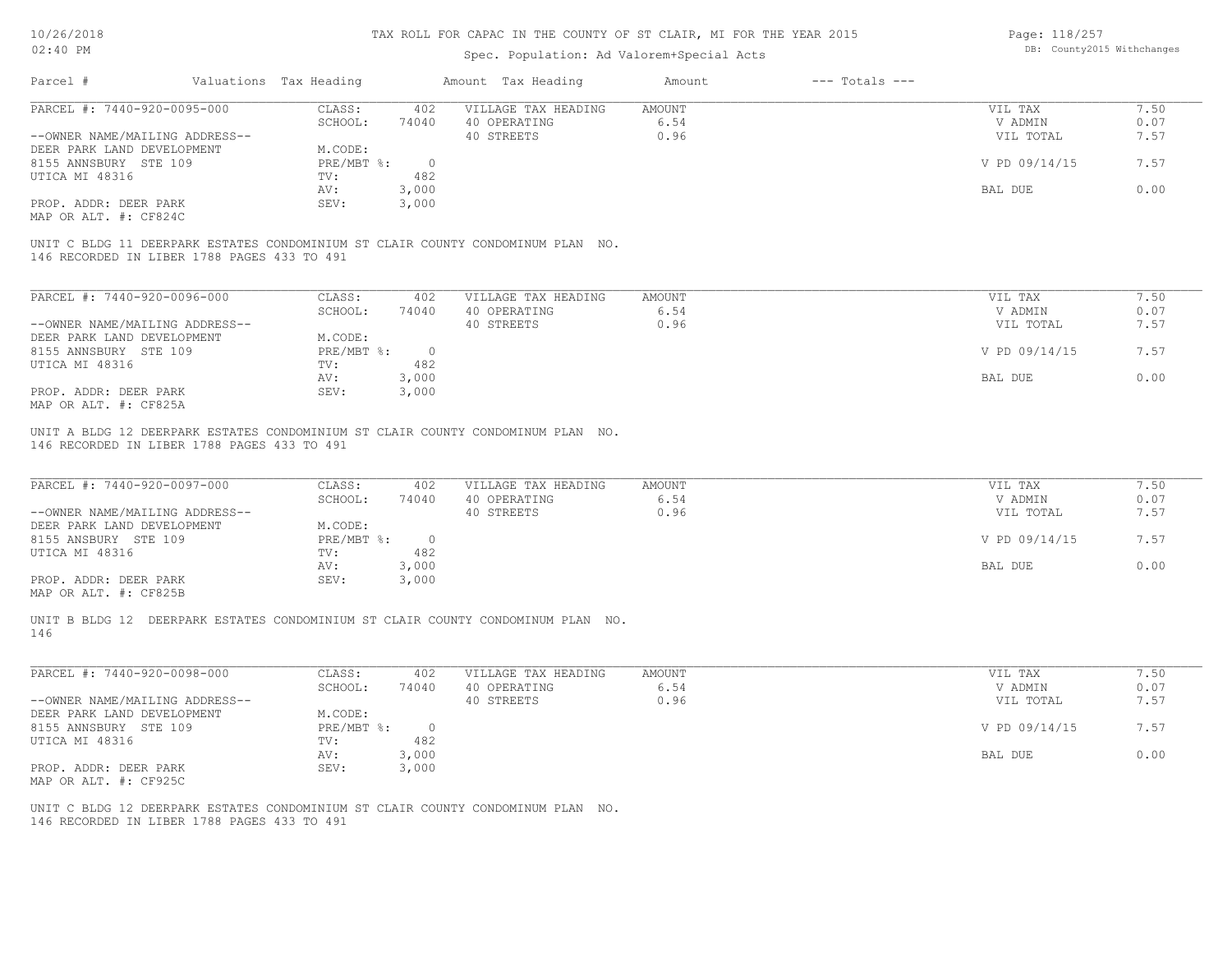# TAX ROLL FOR CAPAC IN THE COUNTY OF ST CLAIR, MI FOR THE YEAR 2015

Spec. Population: Ad Valorem+Special Acts

| Parcel # | Valuations Tax Heading | Amount | Tax Heading | Amount | --- Totals --- | |
|---|---|---|---|---|---|---|

---

**PARCEL #: 7440-920-0095-000**

| | | | | | |
|---|---|---|---|---|---|
| CLASS: | 402 | VILLAGE TAX HEADING | AMOUNT | VIL TAX | 7.50 |
| SCHOOL: | 74040 | 40 OPERATING | 6.54 | V ADMIN | 0.07 |
| | | 40 STREETS | 0.96 | VIL TOTAL | 7.57 |
| M.CODE: | | | | | |
| PRE/MBT %: | 0 | | | V PD 09/14/15 | 7.57 |
| TV: | 482 | | | | |
| AV: | 3,000 | | | BAL DUE | 0.00 |
| SEV: | 3,000 | | | | |

--OWNER NAME/MAILING ADDRESS--
DEER PARK LAND DEVELOPMENT
8155 ANNSBURY STE 109
UTICA MI 48316

PROP. ADDR: DEER PARK
MAP OR ALT. #: CF824C

UNIT C BLDG 11 DEERPARK ESTATES CONDOMINIUM ST CLAIR COUNTY CONDOMINUM PLAN NO.
146 RECORDED IN LIBER 1788 PAGES 433 TO 491

---

**PARCEL #: 7440-920-0096-000**

| | | | | | |
|---|---|---|---|---|---|
| CLASS: | 402 | VILLAGE TAX HEADING | AMOUNT | VIL TAX | 7.50 |
| SCHOOL: | 74040 | 40 OPERATING | 6.54 | V ADMIN | 0.07 |
| | | 40 STREETS | 0.96 | VIL TOTAL | 7.57 |
| M.CODE: | | | | | |
| PRE/MBT %: | 0 | | | V PD 09/14/15 | 7.57 |
| TV: | 482 | | | | |
| AV: | 3,000 | | | BAL DUE | 0.00 |
| SEV: | 3,000 | | | | |

--OWNER NAME/MAILING ADDRESS--
DEER PARK LAND DEVELOPMENT
8155 ANNSBURY STE 109
UTICA MI 48316

PROP. ADDR: DEER PARK
MAP OR ALT. #: CF825A

UNIT A BLDG 12 DEERPARK ESTATES CONDOMINIUM ST CLAIR COUNTY CONDOMINUM PLAN NO.
146 RECORDED IN LIBER 1788 PAGES 433 TO 491

---

**PARCEL #: 7440-920-0097-000**

| | | | | | |
|---|---|---|---|---|---|
| CLASS: | 402 | VILLAGE TAX HEADING | AMOUNT | VIL TAX | 7.50 |
| SCHOOL: | 74040 | 40 OPERATING | 6.54 | V ADMIN | 0.07 |
| | | 40 STREETS | 0.96 | VIL TOTAL | 7.57 |
| M.CODE: | | | | | |
| PRE/MBT %: | 0 | | | V PD 09/14/15 | 7.57 |
| TV: | 482 | | | | |
| AV: | 3,000 | | | BAL DUE | 0.00 |
| SEV: | 3,000 | | | | |

--OWNER NAME/MAILING ADDRESS--
DEER PARK LAND DEVELOPMENT
8155 ANSBURY STE 109
UTICA MI 48316

PROP. ADDR: DEER PARK
MAP OR ALT. #: CF825B

UNIT B BLDG 12 DEERPARK ESTATES CONDOMINIUM ST CLAIR COUNTY CONDOMINUM PLAN NO.
146

---

**PARCEL #: 7440-920-0098-000**

| | | | | | |
|---|---|---|---|---|---|
| CLASS: | 402 | VILLAGE TAX HEADING | AMOUNT | VIL TAX | 7.50 |
| SCHOOL: | 74040 | 40 OPERATING | 6.54 | V ADMIN | 0.07 |
| | | 40 STREETS | 0.96 | VIL TOTAL | 7.57 |
| M.CODE: | | | | | |
| PRE/MBT %: | 0 | | | V PD 09/14/15 | 7.57 |
| TV: | 482 | | | | |
| AV: | 3,000 | | | BAL DUE | 0.00 |
| SEV: | 3,000 | | | | |

--OWNER NAME/MAILING ADDRESS--
DEER PARK LAND DEVELOPMENT
8155 ANNSBURY STE 109
UTICA MI 48316

PROP. ADDR: DEER PARK
MAP OR ALT. #: CF925C

UNIT C BLDG 12 DEERPARK ESTATES CONDOMINIUM ST CLAIR COUNTY CONDOMINUM PLAN NO.
146 RECORDED IN LIBER 1788 PAGES 433 TO 491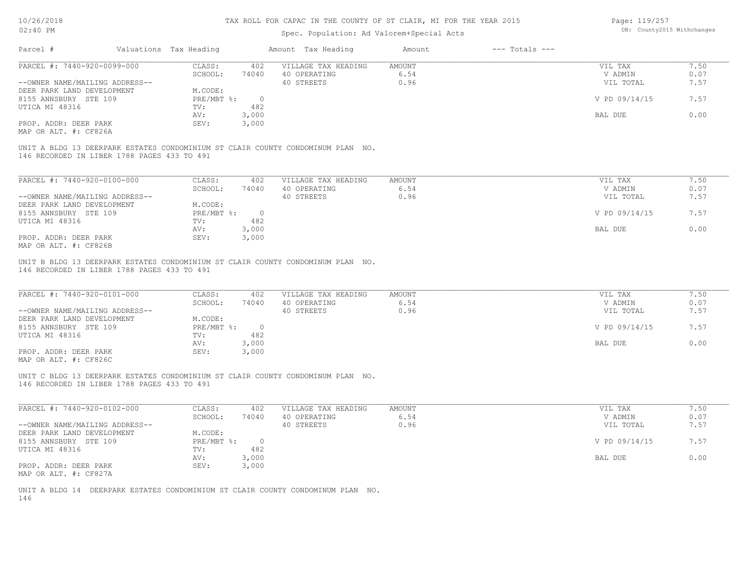TAX ROLL FOR CAPAC IN THE COUNTY OF ST CLAIR, MI FOR THE YEAR 2015

Spec. Population: Ad Valorem+Special Acts

| Parcel # | Valuations | Tax Heading | Amount | Tax Heading | Amount | --- Totals --- | |
|---|---|---|---|---|---|---|---|
| PARCEL #: 7440-920-0099-000 | CLASS: | 402 | VILLAGE TAX HEADING | AMOUNT | | VIL TAX | 7.50 |
| | SCHOOL: | 74040 | 40 OPERATING | 6.54 | | V ADMIN | 0.07 |
| --OWNER NAME/MAILING ADDRESS-- | | | 40 STREETS | 0.96 | | VIL TOTAL | 7.57 |
| DEER PARK LAND DEVELOPMENT | M.CODE: | | | | | | |
| 8155 ANNSBURY STE 109 | PRE/MBT %: | 0 | | | | V PD 09/14/15 | 7.57 |
| UTICA MI 48316 | TV: | 482 | | | | | |
| | AV: | 3,000 | | | | BAL DUE | 0.00 |
| PROP. ADDR: DEER PARK | SEV: | 3,000 | | | | | |
| MAP OR ALT. #: CF826A | | | | | | | |

UNIT A BLDG 13 DEERPARK ESTATES CONDOMINIUM ST CLAIR COUNTY CONDOMINUM PLAN NO. 146 RECORDED IN LIBER 1788 PAGES 433 TO 491

| Parcel # | Valuations | Tax Heading | Amount | Tax Heading | Amount | --- Totals --- | |
|---|---|---|---|---|---|---|---|
| PARCEL #: 7440-920-0100-000 | CLASS: | 402 | VILLAGE TAX HEADING | AMOUNT | | VIL TAX | 7.50 |
| | SCHOOL: | 74040 | 40 OPERATING | 6.54 | | V ADMIN | 0.07 |
| --OWNER NAME/MAILING ADDRESS-- | | | 40 STREETS | 0.96 | | VIL TOTAL | 7.57 |
| DEER PARK LAND DEVELOPMENT | M.CODE: | | | | | | |
| 8155 ANNSBURY STE 109 | PRE/MBT %: | 0 | | | | V PD 09/14/15 | 7.57 |
| UTICA MI 48316 | TV: | 482 | | | | | |
| | AV: | 3,000 | | | | BAL DUE | 0.00 |
| PROP. ADDR: DEER PARK | SEV: | 3,000 | | | | | |
| MAP OR ALT. #: CF826B | | | | | | | |

UNIT B BLDG 13 DEERPARK ESTATES CONDOMINIUM ST CLAIR COUNTY CONDOMINUM PLAN NO. 146 RECORDED IN LIBER 1788 PAGES 433 TO 491

| Parcel # | Valuations | Tax Heading | Amount | Tax Heading | Amount | --- Totals --- | |
|---|---|---|---|---|---|---|---|
| PARCEL #: 7440-920-0101-000 | CLASS: | 402 | VILLAGE TAX HEADING | AMOUNT | | VIL TAX | 7.50 |
| | SCHOOL: | 74040 | 40 OPERATING | 6.54 | | V ADMIN | 0.07 |
| --OWNER NAME/MAILING ADDRESS-- | | | 40 STREETS | 0.96 | | VIL TOTAL | 7.57 |
| DEER PARK LAND DEVELOPMENT | M.CODE: | | | | | | |
| 8155 ANNSBURY STE 109 | PRE/MBT %: | 0 | | | | V PD 09/14/15 | 7.57 |
| UTICA MI 48316 | TV: | 482 | | | | | |
| | AV: | 3,000 | | | | BAL DUE | 0.00 |
| PROP. ADDR: DEER PARK | SEV: | 3,000 | | | | | |
| MAP OR ALT. #: CF826C | | | | | | | |

UNIT C BLDG 13 DEERPARK ESTATES CONDOMINIUM ST CLAIR COUNTY CONDOMINUM PLAN NO. 146 RECORDED IN LIBER 1788 PAGES 433 TO 491

| Parcel # | Valuations | Tax Heading | Amount | Tax Heading | Amount | --- Totals --- | |
|---|---|---|---|---|---|---|---|
| PARCEL #: 7440-920-0102-000 | CLASS: | 402 | VILLAGE TAX HEADING | AMOUNT | | VIL TAX | 7.50 |
| | SCHOOL: | 74040 | 40 OPERATING | 6.54 | | V ADMIN | 0.07 |
| --OWNER NAME/MAILING ADDRESS-- | | | 40 STREETS | 0.96 | | VIL TOTAL | 7.57 |
| DEER PARK LAND DEVELOPMENT | M.CODE: | | | | | | |
| 8155 ANNSBURY STE 109 | PRE/MBT %: | 0 | | | | V PD 09/14/15 | 7.57 |
| UTICA MI 48316 | TV: | 482 | | | | | |
| | AV: | 3,000 | | | | BAL DUE | 0.00 |
| PROP. ADDR: DEER PARK | SEV: | 3,000 | | | | | |
| MAP OR ALT. #: CF827A | | | | | | | |

UNIT A BLDG 14 DEERPARK ESTATES CONDOMINIUM ST CLAIR COUNTY CONDOMINUM PLAN NO. 146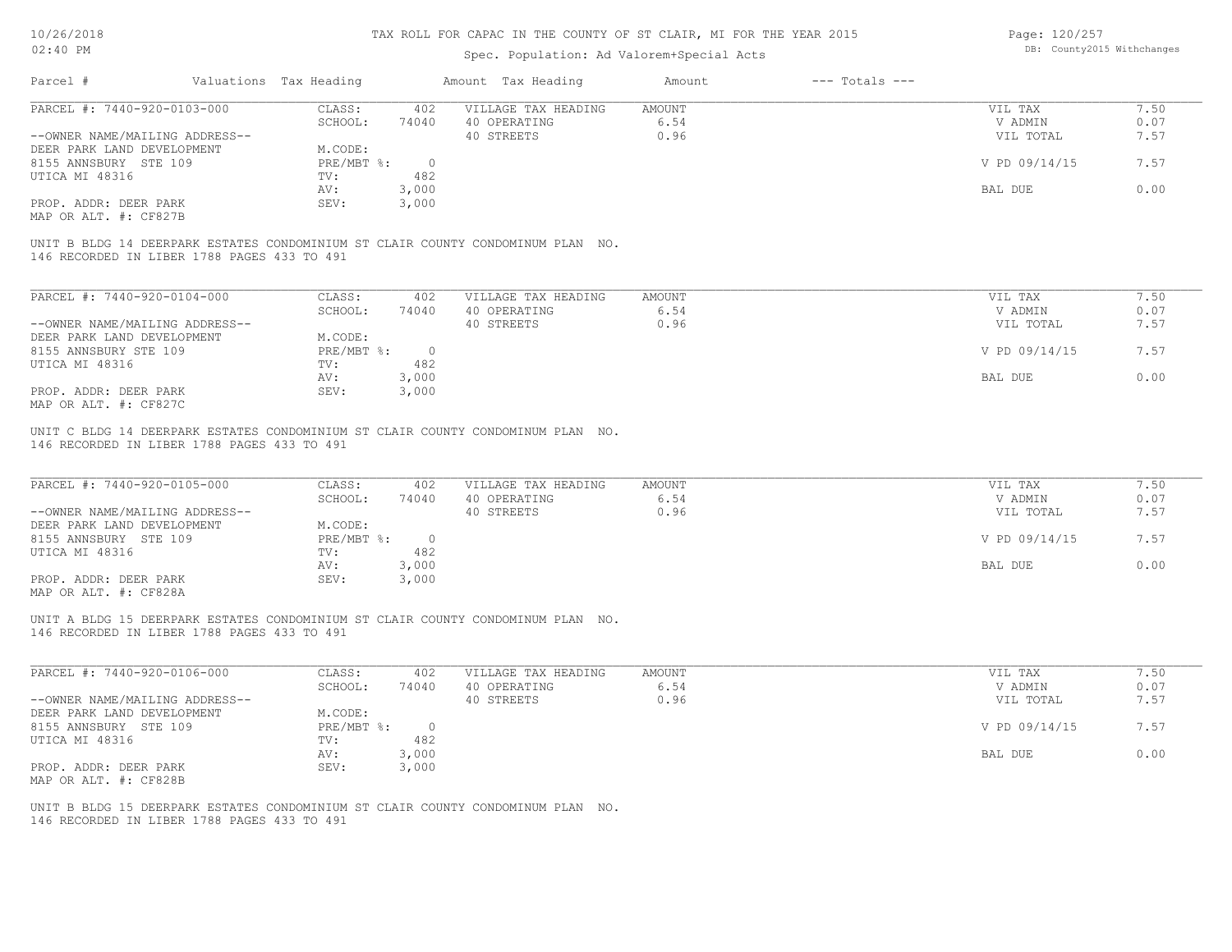# TAX ROLL FOR CAPAC IN THE COUNTY OF ST CLAIR, MI FOR THE YEAR 2015

Spec. Population: Ad Valorem+Special Acts

| Parcel # | Valuations | Tax Heading | Amount | Tax Heading | Amount | --- Totals --- | |
|---|---|---|---|---|---|---|---|
| PARCEL #: 7440-920-0103-000 | CLASS: | 402 | VILLAGE TAX HEADING | AMOUNT | | VIL TAX | 7.50 |
| | SCHOOL: | 74040 | 40 OPERATING | 6.54 | | V ADMIN | 0.07 |
| --OWNER NAME/MAILING ADDRESS-- | | | 40 STREETS | 0.96 | | VIL TOTAL | 7.57 |
| DEER PARK LAND DEVELOPMENT | M.CODE: | | | | | | |
| 8155 ANNSBURY STE 109 | PRE/MBT %: | 0 | | | | V PD 09/14/15 | 7.57 |
| UTICA MI 48316 | TV: | 482 | | | | | |
| | AV: | 3,000 | | | | BAL DUE | 0.00 |
| PROP. ADDR: DEER PARK | SEV: | 3,000 | | | | | |
| MAP OR ALT. #: CF827B | | | | | | | |

UNIT B BLDG 14 DEERPARK ESTATES CONDOMINIUM ST CLAIR COUNTY CONDOMINUM PLAN NO. 146 RECORDED IN LIBER 1788 PAGES 433 TO 491

| Parcel # | Valuations | Tax Heading | Amount | Tax Heading | Amount | --- Totals --- | |
|---|---|---|---|---|---|---|---|
| PARCEL #: 7440-920-0104-000 | CLASS: | 402 | VILLAGE TAX HEADING | AMOUNT | | VIL TAX | 7.50 |
| | SCHOOL: | 74040 | 40 OPERATING | 6.54 | | V ADMIN | 0.07 |
| --OWNER NAME/MAILING ADDRESS-- | | | 40 STREETS | 0.96 | | VIL TOTAL | 7.57 |
| DEER PARK LAND DEVELOPMENT | M.CODE: | | | | | | |
| 8155 ANNSBURY STE 109 | PRE/MBT %: | 0 | | | | V PD 09/14/15 | 7.57 |
| UTICA MI 48316 | TV: | 482 | | | | | |
| | AV: | 3,000 | | | | BAL DUE | 0.00 |
| PROP. ADDR: DEER PARK | SEV: | 3,000 | | | | | |
| MAP OR ALT. #: CF827C | | | | | | | |

UNIT C BLDG 14 DEERPARK ESTATES CONDOMINIUM ST CLAIR COUNTY CONDOMINUM PLAN NO. 146 RECORDED IN LIBER 1788 PAGES 433 TO 491

| Parcel # | Valuations | Tax Heading | Amount | Tax Heading | Amount | --- Totals --- | |
|---|---|---|---|---|---|---|---|
| PARCEL #: 7440-920-0105-000 | CLASS: | 402 | VILLAGE TAX HEADING | AMOUNT | | VIL TAX | 7.50 |
| | SCHOOL: | 74040 | 40 OPERATING | 6.54 | | V ADMIN | 0.07 |
| --OWNER NAME/MAILING ADDRESS-- | | | 40 STREETS | 0.96 | | VIL TOTAL | 7.57 |
| DEER PARK LAND DEVELOPMENT | M.CODE: | | | | | | |
| 8155 ANNSBURY STE 109 | PRE/MBT %: | 0 | | | | V PD 09/14/15 | 7.57 |
| UTICA MI 48316 | TV: | 482 | | | | | |
| | AV: | 3,000 | | | | BAL DUE | 0.00 |
| PROP. ADDR: DEER PARK | SEV: | 3,000 | | | | | |
| MAP OR ALT. #: CF828A | | | | | | | |

UNIT A BLDG 15 DEERPARK ESTATES CONDOMINIUM ST CLAIR COUNTY CONDOMINUM PLAN NO. 146 RECORDED IN LIBER 1788 PAGES 433 TO 491

| Parcel # | Valuations | Tax Heading | Amount | Tax Heading | Amount | --- Totals --- | |
|---|---|---|---|---|---|---|---|
| PARCEL #: 7440-920-0106-000 | CLASS: | 402 | VILLAGE TAX HEADING | AMOUNT | | VIL TAX | 7.50 |
| | SCHOOL: | 74040 | 40 OPERATING | 6.54 | | V ADMIN | 0.07 |
| --OWNER NAME/MAILING ADDRESS-- | | | 40 STREETS | 0.96 | | VIL TOTAL | 7.57 |
| DEER PARK LAND DEVELOPMENT | M.CODE: | | | | | | |
| 8155 ANNSBURY STE 109 | PRE/MBT %: | 0 | | | | V PD 09/14/15 | 7.57 |
| UTICA MI 48316 | TV: | 482 | | | | | |
| | AV: | 3,000 | | | | BAL DUE | 0.00 |
| PROP. ADDR: DEER PARK | SEV: | 3,000 | | | | | |
| MAP OR ALT. #: CF828B | | | | | | | |

UNIT B BLDG 15 DEERPARK ESTATES CONDOMINIUM ST CLAIR COUNTY CONDOMINUM PLAN NO. 146 RECORDED IN LIBER 1788 PAGES 433 TO 491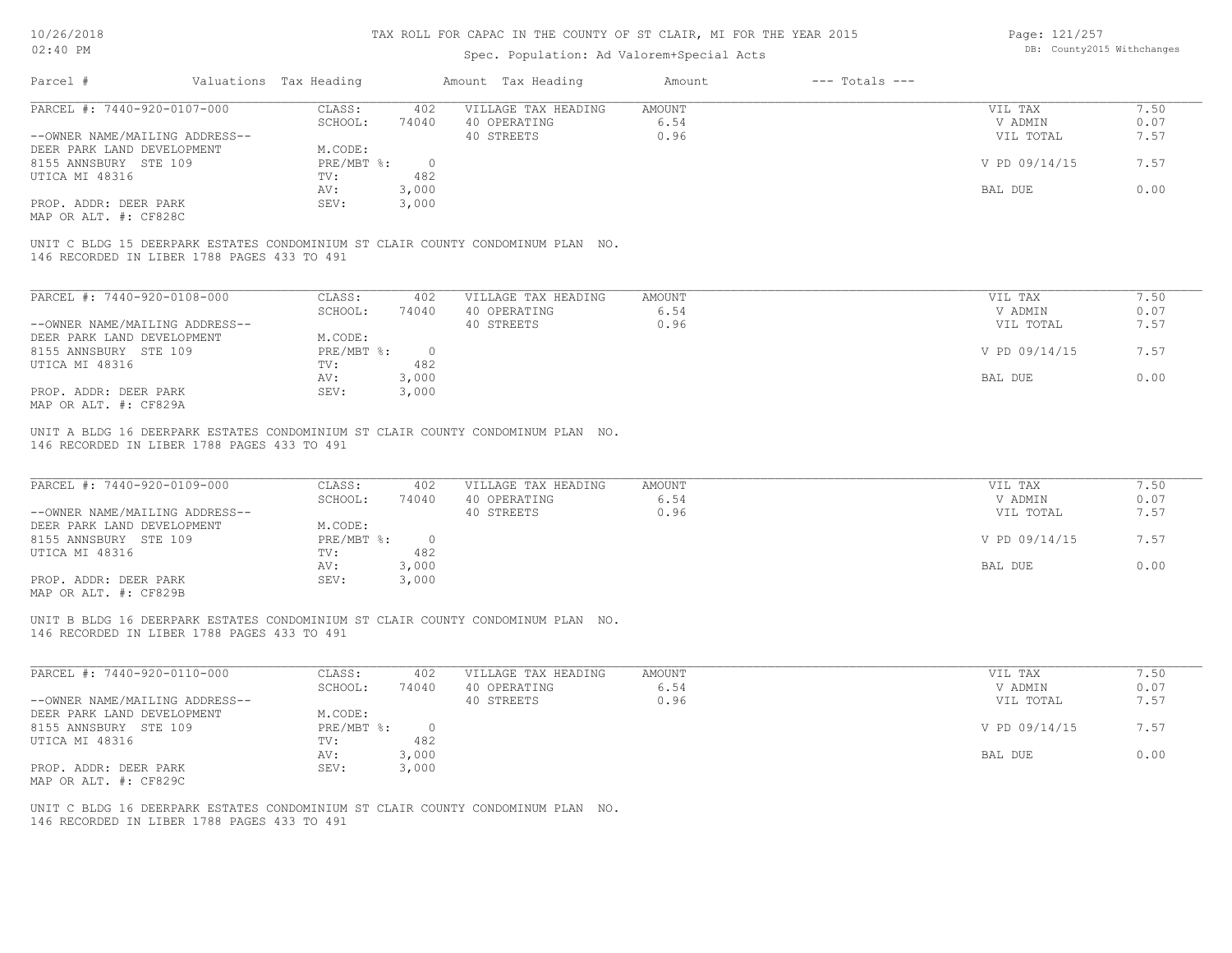# TAX ROLL FOR CAPAC IN THE COUNTY OF ST CLAIR, MI FOR THE YEAR 2015

Spec. Population: Ad Valorem+Special Acts

DB: County2015 Withchanges

| Parcel # | Valuations | Tax Heading | Amount | Tax Heading | Amount | --- Totals --- | |
|---|---|---|---|---|---|---|---|
| PARCEL #: 7440-920-0107-000 | CLASS: | 402 | VILLAGE TAX HEADING | AMOUNT | | VIL TAX | 7.50 |
| | SCHOOL: | 74040 | 40 OPERATING | 6.54 | | V ADMIN | 0.07 |
| --OWNER NAME/MAILING ADDRESS-- | | | 40 STREETS | 0.96 | | VIL TOTAL | 7.57 |
| DEER PARK LAND DEVELOPMENT | M.CODE: | | | | | | |
| 8155 ANNSBURY STE 109 | PRE/MBT %: | 0 | | | | V PD 09/14/15 | 7.57 |
| UTICA MI 48316 | TV: | 482 | | | | | |
| | AV: | 3,000 | | | | BAL DUE | 0.00 |
| PROP. ADDR: DEER PARK | SEV: | 3,000 | | | | | |
| MAP OR ALT. #: CF828C | | | | | | | |

UNIT C BLDG 15 DEERPARK ESTATES CONDOMINIUM ST CLAIR COUNTY CONDOMINUM PLAN NO. 146 RECORDED IN LIBER 1788 PAGES 433 TO 491

| Parcel # | Valuations | Tax Heading | Amount | Tax Heading | Amount | --- Totals --- | |
|---|---|---|---|---|---|---|---|
| PARCEL #: 7440-920-0108-000 | CLASS: | 402 | VILLAGE TAX HEADING | AMOUNT | | VIL TAX | 7.50 |
| | SCHOOL: | 74040 | 40 OPERATING | 6.54 | | V ADMIN | 0.07 |
| --OWNER NAME/MAILING ADDRESS-- | | | 40 STREETS | 0.96 | | VIL TOTAL | 7.57 |
| DEER PARK LAND DEVELOPMENT | M.CODE: | | | | | | |
| 8155 ANNSBURY STE 109 | PRE/MBT %: | 0 | | | | V PD 09/14/15 | 7.57 |
| UTICA MI 48316 | TV: | 482 | | | | | |
| | AV: | 3,000 | | | | BAL DUE | 0.00 |
| PROP. ADDR: DEER PARK | SEV: | 3,000 | | | | | |
| MAP OR ALT. #: CF829A | | | | | | | |

UNIT A BLDG 16 DEERPARK ESTATES CONDOMINIUM ST CLAIR COUNTY CONDOMINUM PLAN NO. 146 RECORDED IN LIBER 1788 PAGES 433 TO 491

| Parcel # | Valuations | Tax Heading | Amount | Tax Heading | Amount | --- Totals --- | |
|---|---|---|---|---|---|---|---|
| PARCEL #: 7440-920-0109-000 | CLASS: | 402 | VILLAGE TAX HEADING | AMOUNT | | VIL TAX | 7.50 |
| | SCHOOL: | 74040 | 40 OPERATING | 6.54 | | V ADMIN | 0.07 |
| --OWNER NAME/MAILING ADDRESS-- | | | 40 STREETS | 0.96 | | VIL TOTAL | 7.57 |
| DEER PARK LAND DEVELOPMENT | M.CODE: | | | | | | |
| 8155 ANNSBURY STE 109 | PRE/MBT %: | 0 | | | | V PD 09/14/15 | 7.57 |
| UTICA MI 48316 | TV: | 482 | | | | | |
| | AV: | 3,000 | | | | BAL DUE | 0.00 |
| PROP. ADDR: DEER PARK | SEV: | 3,000 | | | | | |
| MAP OR ALT. #: CF829B | | | | | | | |

UNIT B BLDG 16 DEERPARK ESTATES CONDOMINIUM ST CLAIR COUNTY CONDOMINUM PLAN NO. 146 RECORDED IN LIBER 1788 PAGES 433 TO 491

| Parcel # | Valuations | Tax Heading | Amount | Tax Heading | Amount | --- Totals --- | |
|---|---|---|---|---|---|---|---|
| PARCEL #: 7440-920-0110-000 | CLASS: | 402 | VILLAGE TAX HEADING | AMOUNT | | VIL TAX | 7.50 |
| | SCHOOL: | 74040 | 40 OPERATING | 6.54 | | V ADMIN | 0.07 |
| --OWNER NAME/MAILING ADDRESS-- | | | 40 STREETS | 0.96 | | VIL TOTAL | 7.57 |
| DEER PARK LAND DEVELOPMENT | M.CODE: | | | | | | |
| 8155 ANNSBURY STE 109 | PRE/MBT %: | 0 | | | | V PD 09/14/15 | 7.57 |
| UTICA MI 48316 | TV: | 482 | | | | | |
| | AV: | 3,000 | | | | BAL DUE | 0.00 |
| PROP. ADDR: DEER PARK | SEV: | 3,000 | | | | | |
| MAP OR ALT. #: CF829C | | | | | | | |

UNIT C BLDG 16 DEERPARK ESTATES CONDOMINIUM ST CLAIR COUNTY CONDOMINUM PLAN NO. 146 RECORDED IN LIBER 1788 PAGES 433 TO 491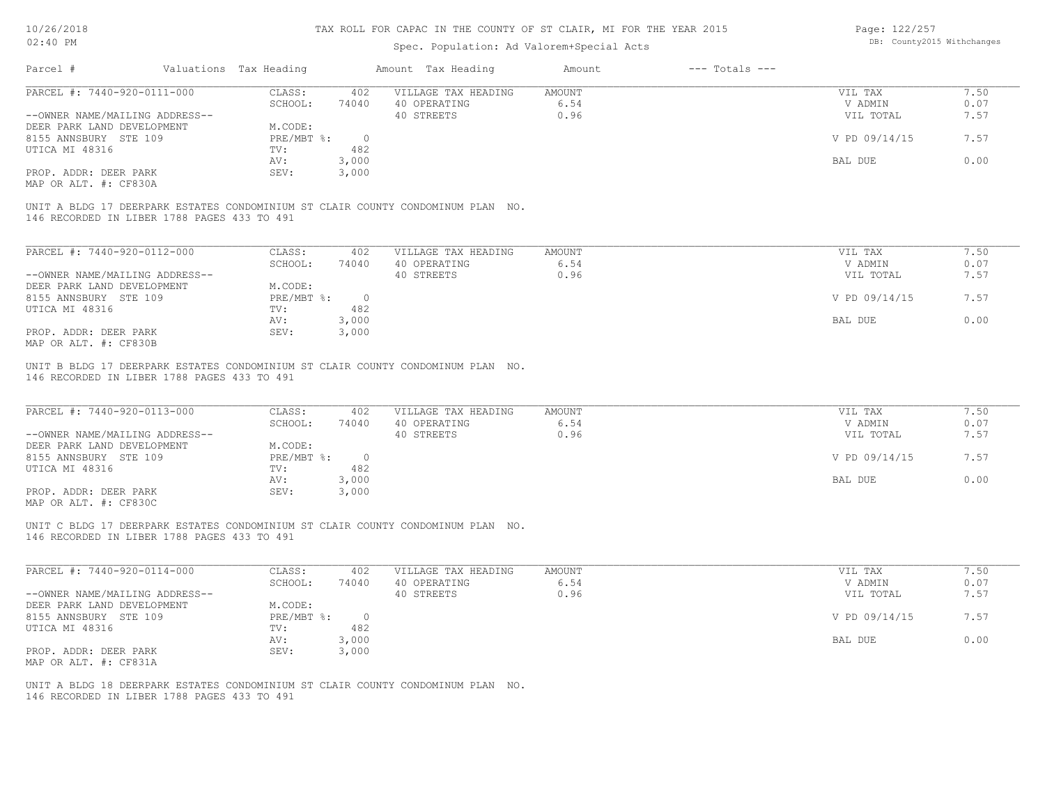# TAX ROLL FOR CAPAC IN THE COUNTY OF ST CLAIR, MI FOR THE YEAR 2015

Spec. Population: Ad Valorem+Special Acts

DB: County2015 Withchanges

10/26/2018
02:40 PM

| Parcel # | Valuations Tax Heading | | Amount Tax Heading | Amount | --- Totals --- | |
|---|---|---|---|---|---|---|
| PARCEL #: 7440-920-0111-000 | CLASS: | 402 | VILLAGE TAX HEADING | AMOUNT | VIL TAX | 7.50 |
| | SCHOOL: | 74040 | 40 OPERATING | 6.54 | V ADMIN | 0.07 |
| --OWNER NAME/MAILING ADDRESS-- | | | 40 STREETS | 0.96 | VIL TOTAL | 7.57 |
| DEER PARK LAND DEVELOPMENT | M.CODE: | | | | | |
| 8155 ANNSBURY STE 109 | PRE/MBT %: | 0 | | | V PD 09/14/15 | 7.57 |
| UTICA MI 48316 | TV: | 482 | | | | |
| | AV: | 3,000 | | | BAL DUE | 0.00 |
| PROP. ADDR: DEER PARK | SEV: | 3,000 | | | | |
| MAP OR ALT. #: CF830A | | | | | | |

UNIT A BLDG 17 DEERPARK ESTATES CONDOMINIUM ST CLAIR COUNTY CONDOMINUM PLAN NO. 146 RECORDED IN LIBER 1788 PAGES 433 TO 491

| Parcel # | Valuations Tax Heading | | Amount Tax Heading | Amount | --- Totals --- | |
|---|---|---|---|---|---|---|
| PARCEL #: 7440-920-0112-000 | CLASS: | 402 | VILLAGE TAX HEADING | AMOUNT | VIL TAX | 7.50 |
| | SCHOOL: | 74040 | 40 OPERATING | 6.54 | V ADMIN | 0.07 |
| --OWNER NAME/MAILING ADDRESS-- | | | 40 STREETS | 0.96 | VIL TOTAL | 7.57 |
| DEER PARK LAND DEVELOPMENT | M.CODE: | | | | | |
| 8155 ANNSBURY STE 109 | PRE/MBT %: | 0 | | | V PD 09/14/15 | 7.57 |
| UTICA MI 48316 | TV: | 482 | | | | |
| | AV: | 3,000 | | | BAL DUE | 0.00 |
| PROP. ADDR: DEER PARK | SEV: | 3,000 | | | | |
| MAP OR ALT. #: CF830B | | | | | | |

UNIT B BLDG 17 DEERPARK ESTATES CONDOMINIUM ST CLAIR COUNTY CONDOMINUM PLAN NO. 146 RECORDED IN LIBER 1788 PAGES 433 TO 491

| Parcel # | Valuations Tax Heading | | Amount Tax Heading | Amount | --- Totals --- | |
|---|---|---|---|---|---|---|
| PARCEL #: 7440-920-0113-000 | CLASS: | 402 | VILLAGE TAX HEADING | AMOUNT | VIL TAX | 7.50 |
| | SCHOOL: | 74040 | 40 OPERATING | 6.54 | V ADMIN | 0.07 |
| --OWNER NAME/MAILING ADDRESS-- | | | 40 STREETS | 0.96 | VIL TOTAL | 7.57 |
| DEER PARK LAND DEVELOPMENT | M.CODE: | | | | | |
| 8155 ANNSBURY STE 109 | PRE/MBT %: | 0 | | | V PD 09/14/15 | 7.57 |
| UTICA MI 48316 | TV: | 482 | | | | |
| | AV: | 3,000 | | | BAL DUE | 0.00 |
| PROP. ADDR: DEER PARK | SEV: | 3,000 | | | | |
| MAP OR ALT. #: CF830C | | | | | | |

UNIT C BLDG 17 DEERPARK ESTATES CONDOMINIUM ST CLAIR COUNTY CONDOMINUM PLAN NO. 146 RECORDED IN LIBER 1788 PAGES 433 TO 491

| Parcel # | Valuations Tax Heading | | Amount Tax Heading | Amount | --- Totals --- | |
|---|---|---|---|---|---|---|
| PARCEL #: 7440-920-0114-000 | CLASS: | 402 | VILLAGE TAX HEADING | AMOUNT | VIL TAX | 7.50 |
| | SCHOOL: | 74040 | 40 OPERATING | 6.54 | V ADMIN | 0.07 |
| --OWNER NAME/MAILING ADDRESS-- | | | 40 STREETS | 0.96 | VIL TOTAL | 7.57 |
| DEER PARK LAND DEVELOPMENT | M.CODE: | | | | | |
| 8155 ANNSBURY STE 109 | PRE/MBT %: | 0 | | | V PD 09/14/15 | 7.57 |
| UTICA MI 48316 | TV: | 482 | | | | |
| | AV: | 3,000 | | | BAL DUE | 0.00 |
| PROP. ADDR: DEER PARK | SEV: | 3,000 | | | | |
| MAP OR ALT. #: CF831A | | | | | | |

UNIT A BLDG 18 DEERPARK ESTATES CONDOMINIUM ST CLAIR COUNTY CONDOMINUM PLAN NO. 146 RECORDED IN LIBER 1788 PAGES 433 TO 491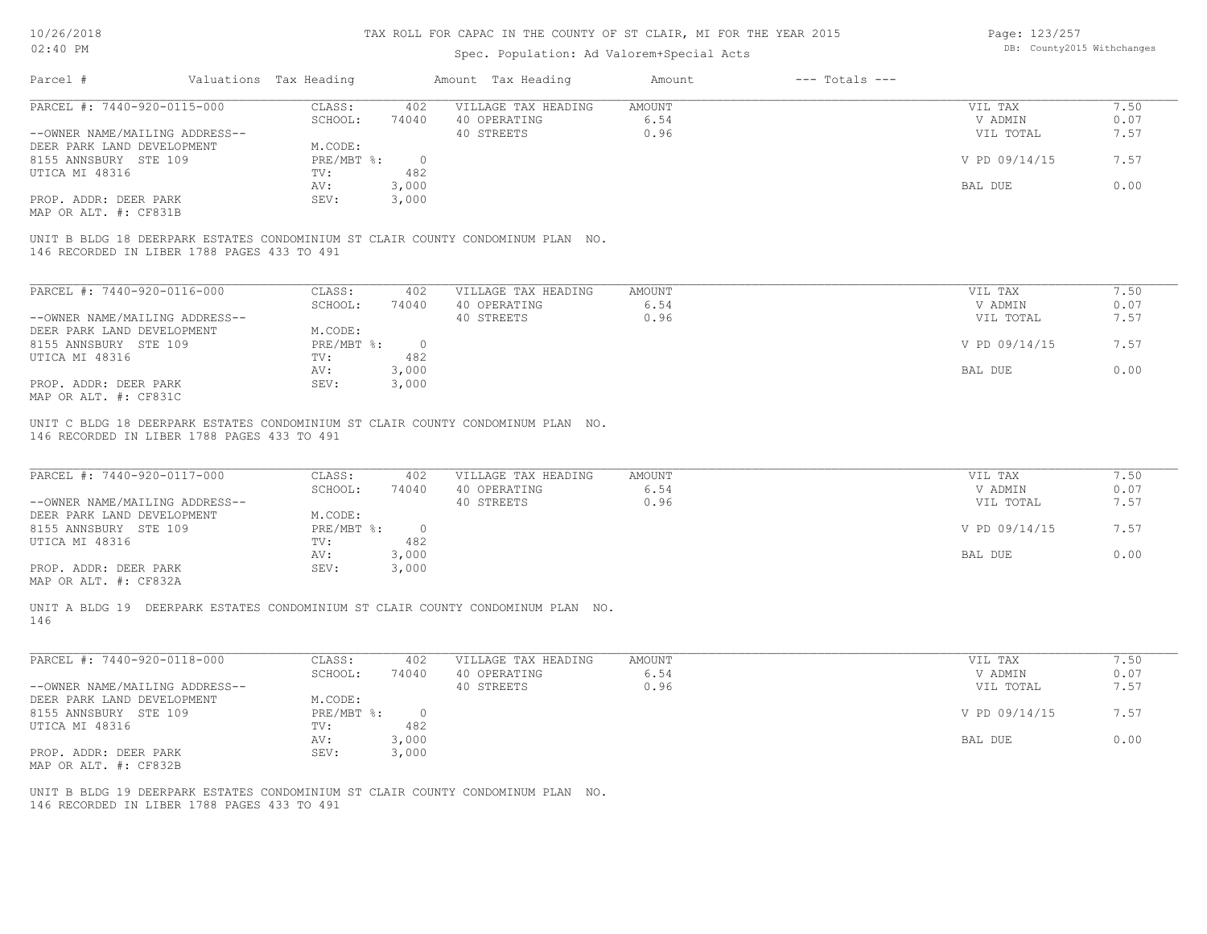# TAX ROLL FOR CAPAC IN THE COUNTY OF ST CLAIR, MI FOR THE YEAR 2015

Spec. Population: Ad Valorem+Special Acts

| Parcel # | Valuations | Tax Heading | Amount | Tax Heading | Amount | --- Totals --- | |
|---|---|---|---|---|---|---|---|
| PARCEL #: 7440-920-0115-000 | CLASS: | 402 | VILLAGE TAX HEADING | AMOUNT | | VIL TAX | 7.50 |
| | SCHOOL: | 74040 | 40 OPERATING | 6.54 | | V ADMIN | 0.07 |
| --OWNER NAME/MAILING ADDRESS-- | | | 40 STREETS | 0.96 | | VIL TOTAL | 7.57 |
| DEER PARK LAND DEVELOPMENT | M.CODE: | | | | | | |
| 8155 ANNSBURY STE 109 | PRE/MBT %: | 0 | | | | V PD 09/14/15 | 7.57 |
| UTICA MI 48316 | TV: | 482 | | | | | |
| | AV: | 3,000 | | | | BAL DUE | 0.00 |
| PROP. ADDR: DEER PARK | SEV: | 3,000 | | | | | |
| MAP OR ALT. #: CF831B | | | | | | | |

UNIT B BLDG 18 DEERPARK ESTATES CONDOMINIUM ST CLAIR COUNTY CONDOMINUM PLAN NO. 146 RECORDED IN LIBER 1788 PAGES 433 TO 491

| Parcel # | Valuations | Tax Heading | Amount | Tax Heading | Amount | --- Totals --- | |
|---|---|---|---|---|---|---|---|
| PARCEL #: 7440-920-0116-000 | CLASS: | 402 | VILLAGE TAX HEADING | AMOUNT | | VIL TAX | 7.50 |
| | SCHOOL: | 74040 | 40 OPERATING | 6.54 | | V ADMIN | 0.07 |
| --OWNER NAME/MAILING ADDRESS-- | | | 40 STREETS | 0.96 | | VIL TOTAL | 7.57 |
| DEER PARK LAND DEVELOPMENT | M.CODE: | | | | | | |
| 8155 ANNSBURY STE 109 | PRE/MBT %: | 0 | | | | V PD 09/14/15 | 7.57 |
| UTICA MI 48316 | TV: | 482 | | | | | |
| | AV: | 3,000 | | | | BAL DUE | 0.00 |
| PROP. ADDR: DEER PARK | SEV: | 3,000 | | | | | |
| MAP OR ALT. #: CF831C | | | | | | | |

UNIT C BLDG 18 DEERPARK ESTATES CONDOMINIUM ST CLAIR COUNTY CONDOMINUM PLAN NO. 146 RECORDED IN LIBER 1788 PAGES 433 TO 491

| Parcel # | Valuations | Tax Heading | Amount | Tax Heading | Amount | --- Totals --- | |
|---|---|---|---|---|---|---|---|
| PARCEL #: 7440-920-0117-000 | CLASS: | 402 | VILLAGE TAX HEADING | AMOUNT | | VIL TAX | 7.50 |
| | SCHOOL: | 74040 | 40 OPERATING | 6.54 | | V ADMIN | 0.07 |
| --OWNER NAME/MAILING ADDRESS-- | | | 40 STREETS | 0.96 | | VIL TOTAL | 7.57 |
| DEER PARK LAND DEVELOPMENT | M.CODE: | | | | | | |
| 8155 ANNSBURY STE 109 | PRE/MBT %: | 0 | | | | V PD 09/14/15 | 7.57 |
| UTICA MI 48316 | TV: | 482 | | | | | |
| | AV: | 3,000 | | | | BAL DUE | 0.00 |
| PROP. ADDR: DEER PARK | SEV: | 3,000 | | | | | |
| MAP OR ALT. #: CF832A | | | | | | | |

UNIT A BLDG 19 DEERPARK ESTATES CONDOMINIUM ST CLAIR COUNTY CONDOMINUM PLAN NO. 146

| Parcel # | Valuations | Tax Heading | Amount | Tax Heading | Amount | --- Totals --- | |
|---|---|---|---|---|---|---|---|
| PARCEL #: 7440-920-0118-000 | CLASS: | 402 | VILLAGE TAX HEADING | AMOUNT | | VIL TAX | 7.50 |
| | SCHOOL: | 74040 | 40 OPERATING | 6.54 | | V ADMIN | 0.07 |
| --OWNER NAME/MAILING ADDRESS-- | | | 40 STREETS | 0.96 | | VIL TOTAL | 7.57 |
| DEER PARK LAND DEVELOPMENT | M.CODE: | | | | | | |
| 8155 ANNSBURY STE 109 | PRE/MBT %: | 0 | | | | V PD 09/14/15 | 7.57 |
| UTICA MI 48316 | TV: | 482 | | | | | |
| | AV: | 3,000 | | | | BAL DUE | 0.00 |
| PROP. ADDR: DEER PARK | SEV: | 3,000 | | | | | |
| MAP OR ALT. #: CF832B | | | | | | | |

UNIT B BLDG 19 DEERPARK ESTATES CONDOMINIUM ST CLAIR COUNTY CONDOMINUM PLAN NO. 146 RECORDED IN LIBER 1788 PAGES 433 TO 491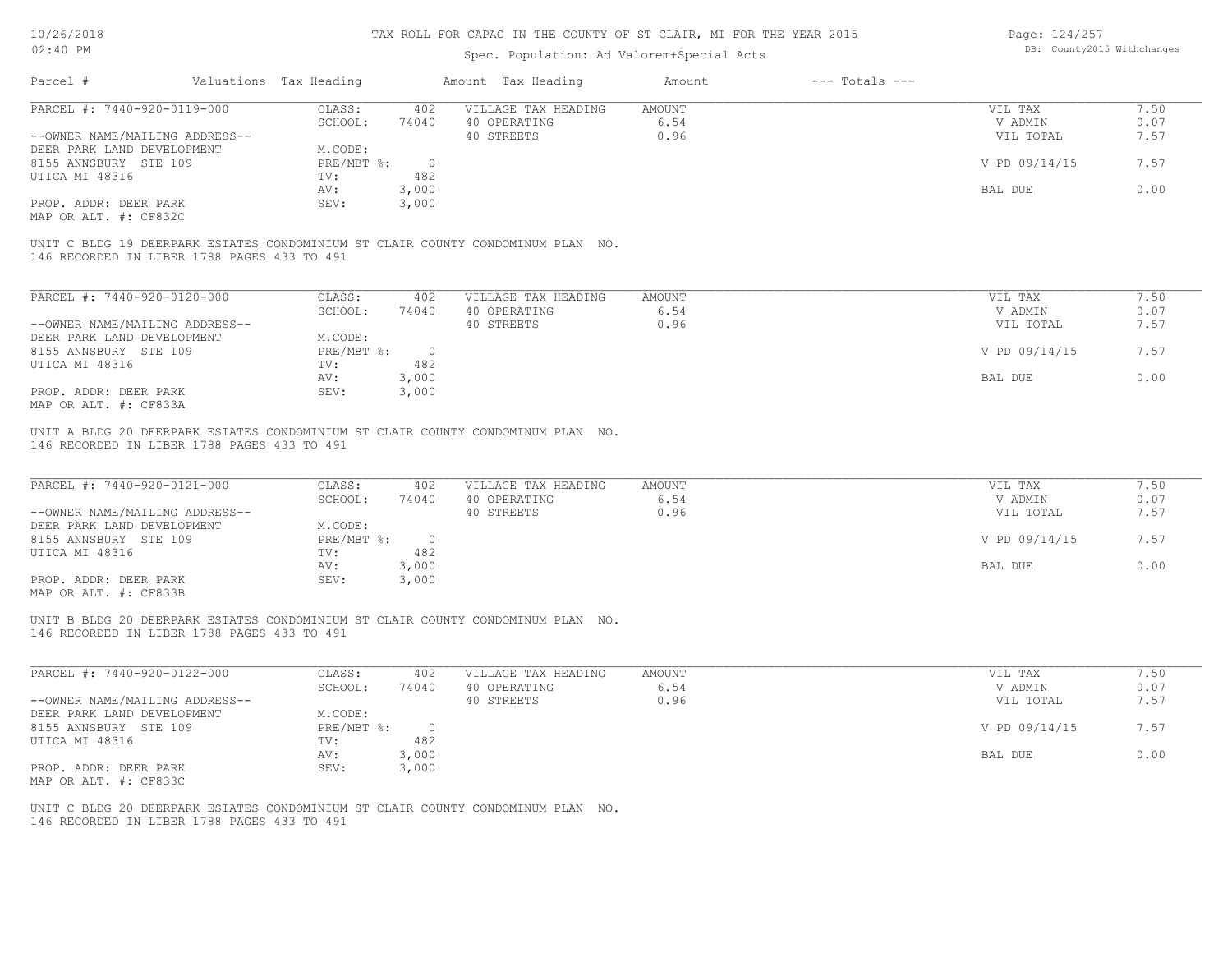# TAX ROLL FOR CAPAC IN THE COUNTY OF ST CLAIR, MI FOR THE YEAR 2015

Spec. Population: Ad Valorem+Special Acts

DB: County2015 Withchanges

| Parcel # | Valuations | Tax Heading | Amount | Tax Heading | Amount | --- Totals --- | |
|---|---|---|---|---|---|---|---|
| PARCEL #: 7440-920-0119-000 | CLASS: | 402 | VILLAGE TAX HEADING | AMOUNT | | VIL TAX | 7.50 |
| | SCHOOL: | 74040 | 40 OPERATING | 6.54 | | V ADMIN | 0.07 |
| --OWNER NAME/MAILING ADDRESS-- | | | 40 STREETS | 0.96 | | VIL TOTAL | 7.57 |
| DEER PARK LAND DEVELOPMENT | M.CODE: | | | | | | |
| 8155 ANNSBURY STE 109 | PRE/MBT %: | 0 | | | | V PD 09/14/15 | 7.57 |
| UTICA MI 48316 | TV: | 482 | | | | | |
| | AV: | 3,000 | | | | BAL DUE | 0.00 |
| PROP. ADDR: DEER PARK | SEV: | 3,000 | | | | | |
| MAP OR ALT. #: CF832C | | | | | | | |

UNIT C BLDG 19 DEERPARK ESTATES CONDOMINIUM ST CLAIR COUNTY CONDOMINUM PLAN NO. 146 RECORDED IN LIBER 1788 PAGES 433 TO 491

| Parcel # | Valuations | Tax Heading | Amount | Tax Heading | Amount | --- Totals --- | |
|---|---|---|---|---|---|---|---|
| PARCEL #: 7440-920-0120-000 | CLASS: | 402 | VILLAGE TAX HEADING | AMOUNT | | VIL TAX | 7.50 |
| | SCHOOL: | 74040 | 40 OPERATING | 6.54 | | V ADMIN | 0.07 |
| --OWNER NAME/MAILING ADDRESS-- | | | 40 STREETS | 0.96 | | VIL TOTAL | 7.57 |
| DEER PARK LAND DEVELOPMENT | M.CODE: | | | | | | |
| 8155 ANNSBURY STE 109 | PRE/MBT %: | 0 | | | | V PD 09/14/15 | 7.57 |
| UTICA MI 48316 | TV: | 482 | | | | | |
| | AV: | 3,000 | | | | BAL DUE | 0.00 |
| PROP. ADDR: DEER PARK | SEV: | 3,000 | | | | | |
| MAP OR ALT. #: CF833A | | | | | | | |

UNIT A BLDG 20 DEERPARK ESTATES CONDOMINIUM ST CLAIR COUNTY CONDOMINUM PLAN NO. 146 RECORDED IN LIBER 1788 PAGES 433 TO 491

| Parcel # | Valuations | Tax Heading | Amount | Tax Heading | Amount | --- Totals --- | |
|---|---|---|---|---|---|---|---|
| PARCEL #: 7440-920-0121-000 | CLASS: | 402 | VILLAGE TAX HEADING | AMOUNT | | VIL TAX | 7.50 |
| | SCHOOL: | 74040 | 40 OPERATING | 6.54 | | V ADMIN | 0.07 |
| --OWNER NAME/MAILING ADDRESS-- | | | 40 STREETS | 0.96 | | VIL TOTAL | 7.57 |
| DEER PARK LAND DEVELOPMENT | M.CODE: | | | | | | |
| 8155 ANNSBURY STE 109 | PRE/MBT %: | 0 | | | | V PD 09/14/15 | 7.57 |
| UTICA MI 48316 | TV: | 482 | | | | | |
| | AV: | 3,000 | | | | BAL DUE | 0.00 |
| PROP. ADDR: DEER PARK | SEV: | 3,000 | | | | | |
| MAP OR ALT. #: CF833B | | | | | | | |

UNIT B BLDG 20 DEERPARK ESTATES CONDOMINIUM ST CLAIR COUNTY CONDOMINUM PLAN NO. 146 RECORDED IN LIBER 1788 PAGES 433 TO 491

| Parcel # | Valuations | Tax Heading | Amount | Tax Heading | Amount | --- Totals --- | |
|---|---|---|---|---|---|---|---|
| PARCEL #: 7440-920-0122-000 | CLASS: | 402 | VILLAGE TAX HEADING | AMOUNT | | VIL TAX | 7.50 |
| | SCHOOL: | 74040 | 40 OPERATING | 6.54 | | V ADMIN | 0.07 |
| --OWNER NAME/MAILING ADDRESS-- | | | 40 STREETS | 0.96 | | VIL TOTAL | 7.57 |
| DEER PARK LAND DEVELOPMENT | M.CODE: | | | | | | |
| 8155 ANNSBURY STE 109 | PRE/MBT %: | 0 | | | | V PD 09/14/15 | 7.57 |
| UTICA MI 48316 | TV: | 482 | | | | | |
| | AV: | 3,000 | | | | BAL DUE | 0.00 |
| PROP. ADDR: DEER PARK | SEV: | 3,000 | | | | | |
| MAP OR ALT. #: CF833C | | | | | | | |

UNIT C BLDG 20 DEERPARK ESTATES CONDOMINIUM ST CLAIR COUNTY CONDOMINUM PLAN NO. 146 RECORDED IN LIBER 1788 PAGES 433 TO 491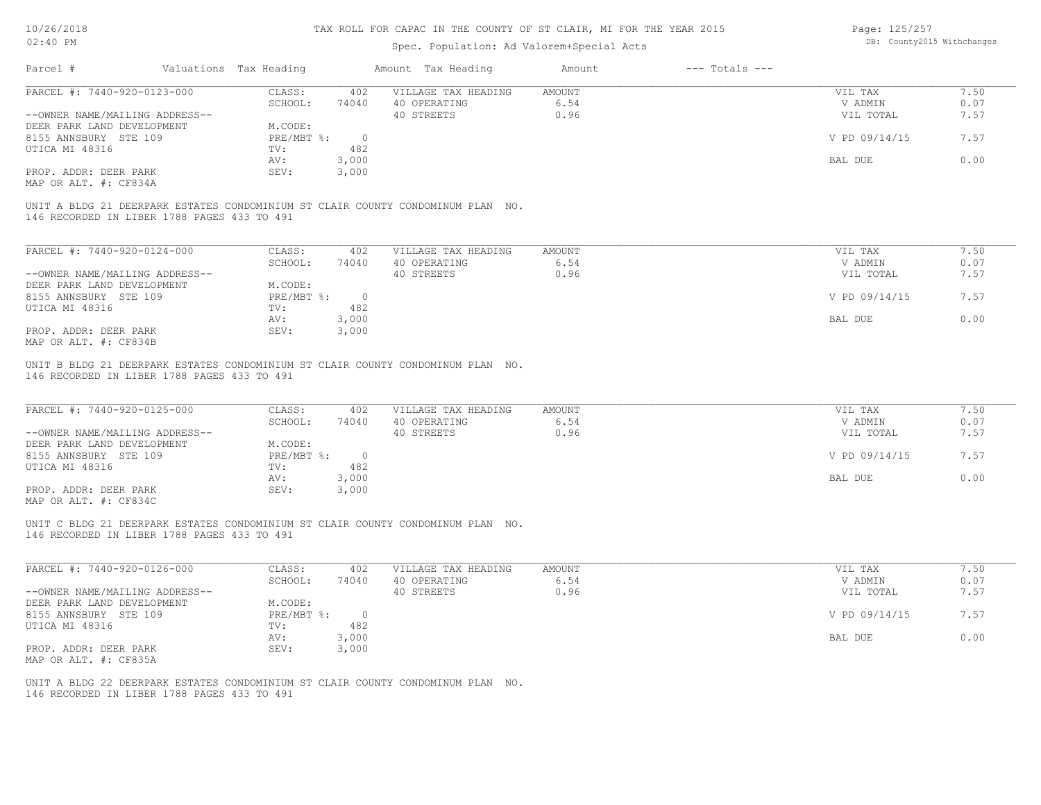# TAX ROLL FOR CAPAC IN THE COUNTY OF ST CLAIR, MI FOR THE YEAR 2015

Spec. Population: Ad Valorem+Special Acts

| Parcel # | Valuations | Tax Heading | Amount | Tax Heading | Amount | --- Totals --- | |
|---|---|---|---|---|---|---|---|
| PARCEL #: 7440-920-0123-000 | CLASS: | 402 | VILLAGE TAX HEADING | AMOUNT | | VIL TAX | 7.50 |
| | SCHOOL: | 74040 | 40 OPERATING | 6.54 | | V ADMIN | 0.07 |
| --OWNER NAME/MAILING ADDRESS-- | | | 40 STREETS | 0.96 | | VIL TOTAL | 7.57 |
| DEER PARK LAND DEVELOPMENT | M.CODE: | | | | | | |
| 8155 ANNSBURY STE 109 | PRE/MBT %: | 0 | | | | V PD 09/14/15 | 7.57 |
| UTICA MI 48316 | TV: | 482 | | | | | |
| | AV: | 3,000 | | | | BAL DUE | 0.00 |
| PROP. ADDR: DEER PARK | SEV: | 3,000 | | | | | |
| MAP OR ALT. #: CF834A | | | | | | | |

UNIT A BLDG 21 DEERPARK ESTATES CONDOMINIUM ST CLAIR COUNTY CONDOMINUM PLAN NO. 146 RECORDED IN LIBER 1788 PAGES 433 TO 491

| Parcel # | Valuations | Tax Heading | Amount | Tax Heading | Amount | --- Totals --- | |
|---|---|---|---|---|---|---|---|
| PARCEL #: 7440-920-0124-000 | CLASS: | 402 | VILLAGE TAX HEADING | AMOUNT | | VIL TAX | 7.50 |
| | SCHOOL: | 74040 | 40 OPERATING | 6.54 | | V ADMIN | 0.07 |
| --OWNER NAME/MAILING ADDRESS-- | | | 40 STREETS | 0.96 | | VIL TOTAL | 7.57 |
| DEER PARK LAND DEVELOPMENT | M.CODE: | | | | | | |
| 8155 ANNSBURY STE 109 | PRE/MBT %: | 0 | | | | V PD 09/14/15 | 7.57 |
| UTICA MI 48316 | TV: | 482 | | | | | |
| | AV: | 3,000 | | | | BAL DUE | 0.00 |
| PROP. ADDR: DEER PARK | SEV: | 3,000 | | | | | |
| MAP OR ALT. #: CF834B | | | | | | | |

UNIT B BLDG 21 DEERPARK ESTATES CONDOMINIUM ST CLAIR COUNTY CONDOMINUM PLAN NO. 146 RECORDED IN LIBER 1788 PAGES 433 TO 491

| Parcel # | Valuations | Tax Heading | Amount | Tax Heading | Amount | --- Totals --- | |
|---|---|---|---|---|---|---|---|
| PARCEL #: 7440-920-0125-000 | CLASS: | 402 | VILLAGE TAX HEADING | AMOUNT | | VIL TAX | 7.50 |
| | SCHOOL: | 74040 | 40 OPERATING | 6.54 | | V ADMIN | 0.07 |
| --OWNER NAME/MAILING ADDRESS-- | | | 40 STREETS | 0.96 | | VIL TOTAL | 7.57 |
| DEER PARK LAND DEVELOPMENT | M.CODE: | | | | | | |
| 8155 ANNSBURY STE 109 | PRE/MBT %: | 0 | | | | V PD 09/14/15 | 7.57 |
| UTICA MI 48316 | TV: | 482 | | | | | |
| | AV: | 3,000 | | | | BAL DUE | 0.00 |
| PROP. ADDR: DEER PARK | SEV: | 3,000 | | | | | |
| MAP OR ALT. #: CF834C | | | | | | | |

UNIT C BLDG 21 DEERPARK ESTATES CONDOMINIUM ST CLAIR COUNTY CONDOMINUM PLAN NO. 146 RECORDED IN LIBER 1788 PAGES 433 TO 491

| Parcel # | Valuations | Tax Heading | Amount | Tax Heading | Amount | --- Totals --- | |
|---|---|---|---|---|---|---|---|
| PARCEL #: 7440-920-0126-000 | CLASS: | 402 | VILLAGE TAX HEADING | AMOUNT | | VIL TAX | 7.50 |
| | SCHOOL: | 74040 | 40 OPERATING | 6.54 | | V ADMIN | 0.07 |
| --OWNER NAME/MAILING ADDRESS-- | | | 40 STREETS | 0.96 | | VIL TOTAL | 7.57 |
| DEER PARK LAND DEVELOPMENT | M.CODE: | | | | | | |
| 8155 ANNSBURY STE 109 | PRE/MBT %: | 0 | | | | V PD 09/14/15 | 7.57 |
| UTICA MI 48316 | TV: | 482 | | | | | |
| | AV: | 3,000 | | | | BAL DUE | 0.00 |
| PROP. ADDR: DEER PARK | SEV: | 3,000 | | | | | |
| MAP OR ALT. #: CF835A | | | | | | | |

UNIT A BLDG 22 DEERPARK ESTATES CONDOMINIUM ST CLAIR COUNTY CONDOMINUM PLAN NO. 146 RECORDED IN LIBER 1788 PAGES 433 TO 491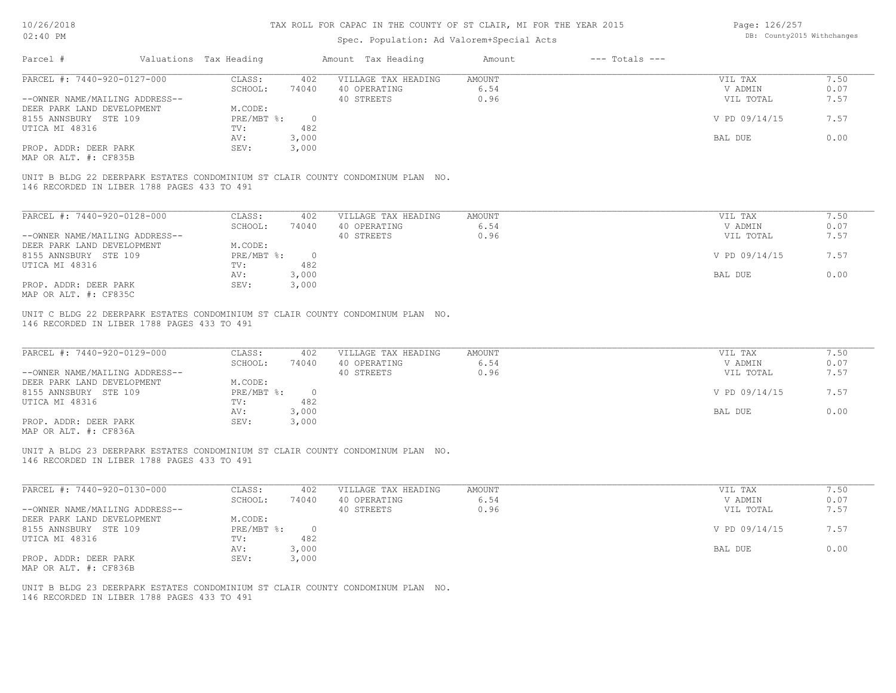# TAX ROLL FOR CAPAC IN THE COUNTY OF ST CLAIR, MI FOR THE YEAR 2015

Spec. Population: Ad Valorem+Special Acts

| Parcel # | Valuations | Tax Heading | Amount | Tax Heading | Amount | --- Totals --- | |
|---|---|---|---|---|---|---|---|
| PARCEL #: 7440-920-0127-000 | CLASS: | 402 | VILLAGE TAX HEADING | AMOUNT | | VIL TAX | 7.50 |
| | SCHOOL: | 74040 | 40 OPERATING | 6.54 | | V ADMIN | 0.07 |
| --OWNER NAME/MAILING ADDRESS-- | | | 40 STREETS | 0.96 | | VIL TOTAL | 7.57 |
| DEER PARK LAND DEVELOPMENT | M.CODE: | | | | | | |
| 8155 ANNSBURY STE 109 | PRE/MBT %: | 0 | | | | V PD 09/14/15 | 7.57 |
| UTICA MI 48316 | TV: | 482 | | | | | |
| | AV: | 3,000 | | | | BAL DUE | 0.00 |
| PROP. ADDR: DEER PARK | SEV: | 3,000 | | | | | |
| MAP OR ALT. #: CF835B | | | | | | | |

UNIT B BLDG 22 DEERPARK ESTATES CONDOMINIUM ST CLAIR COUNTY CONDOMINUM PLAN NO. 146 RECORDED IN LIBER 1788 PAGES 433 TO 491

| Parcel # | Valuations | Tax Heading | Amount | Tax Heading | Amount | --- Totals --- | |
|---|---|---|---|---|---|---|---|
| PARCEL #: 7440-920-0128-000 | CLASS: | 402 | VILLAGE TAX HEADING | AMOUNT | | VIL TAX | 7.50 |
| | SCHOOL: | 74040 | 40 OPERATING | 6.54 | | V ADMIN | 0.07 |
| --OWNER NAME/MAILING ADDRESS-- | | | 40 STREETS | 0.96 | | VIL TOTAL | 7.57 |
| DEER PARK LAND DEVELOPMENT | M.CODE: | | | | | | |
| 8155 ANNSBURY STE 109 | PRE/MBT %: | 0 | | | | V PD 09/14/15 | 7.57 |
| UTICA MI 48316 | TV: | 482 | | | | | |
| | AV: | 3,000 | | | | BAL DUE | 0.00 |
| PROP. ADDR: DEER PARK | SEV: | 3,000 | | | | | |
| MAP OR ALT. #: CF835C | | | | | | | |

UNIT C BLDG 22 DEERPARK ESTATES CONDOMINIUM ST CLAIR COUNTY CONDOMINUM PLAN NO. 146 RECORDED IN LIBER 1788 PAGES 433 TO 491

| Parcel # | Valuations | Tax Heading | Amount | Tax Heading | Amount | --- Totals --- | |
|---|---|---|---|---|---|---|---|
| PARCEL #: 7440-920-0129-000 | CLASS: | 402 | VILLAGE TAX HEADING | AMOUNT | | VIL TAX | 7.50 |
| | SCHOOL: | 74040 | 40 OPERATING | 6.54 | | V ADMIN | 0.07 |
| --OWNER NAME/MAILING ADDRESS-- | | | 40 STREETS | 0.96 | | VIL TOTAL | 7.57 |
| DEER PARK LAND DEVELOPMENT | M.CODE: | | | | | | |
| 8155 ANNSBURY STE 109 | PRE/MBT %: | 0 | | | | V PD 09/14/15 | 7.57 |
| UTICA MI 48316 | TV: | 482 | | | | | |
| | AV: | 3,000 | | | | BAL DUE | 0.00 |
| PROP. ADDR: DEER PARK | SEV: | 3,000 | | | | | |
| MAP OR ALT. #: CF836A | | | | | | | |

UNIT A BLDG 23 DEERPARK ESTATES CONDOMINIUM ST CLAIR COUNTY CONDOMINUM PLAN NO. 146 RECORDED IN LIBER 1788 PAGES 433 TO 491

| Parcel # | Valuations | Tax Heading | Amount | Tax Heading | Amount | --- Totals --- | |
|---|---|---|---|---|---|---|---|
| PARCEL #: 7440-920-0130-000 | CLASS: | 402 | VILLAGE TAX HEADING | AMOUNT | | VIL TAX | 7.50 |
| | SCHOOL: | 74040 | 40 OPERATING | 6.54 | | V ADMIN | 0.07 |
| --OWNER NAME/MAILING ADDRESS-- | | | 40 STREETS | 0.96 | | VIL TOTAL | 7.57 |
| DEER PARK LAND DEVELOPMENT | M.CODE: | | | | | | |
| 8155 ANNSBURY STE 109 | PRE/MBT %: | 0 | | | | V PD 09/14/15 | 7.57 |
| UTICA MI 48316 | TV: | 482 | | | | | |
| | AV: | 3,000 | | | | BAL DUE | 0.00 |
| PROP. ADDR: DEER PARK | SEV: | 3,000 | | | | | |
| MAP OR ALT. #: CF836B | | | | | | | |

UNIT B BLDG 23 DEERPARK ESTATES CONDOMINIUM ST CLAIR COUNTY CONDOMINUM PLAN NO. 146 RECORDED IN LIBER 1788 PAGES 433 TO 491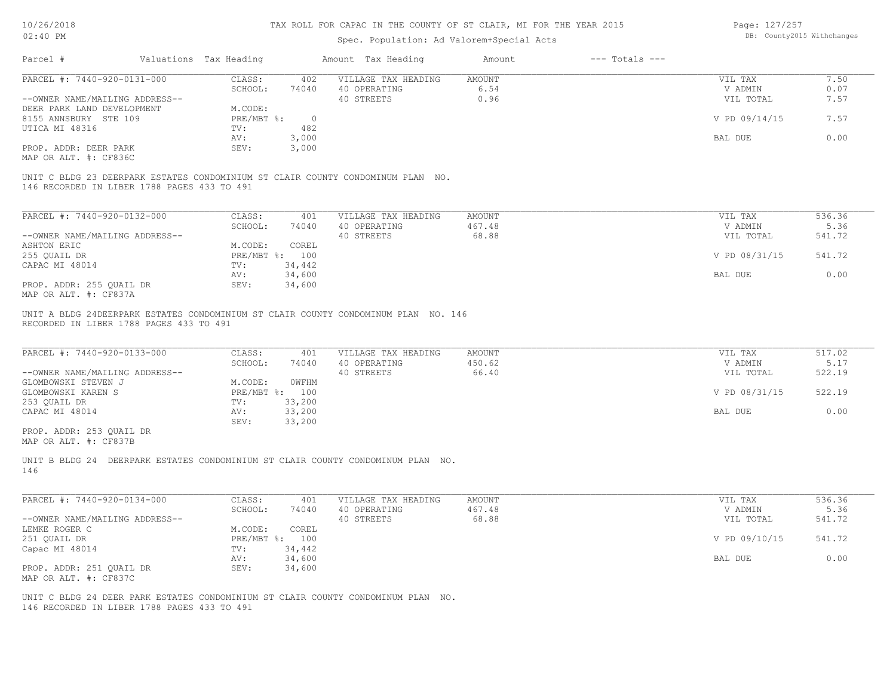# TAX ROLL FOR CAPAC IN THE COUNTY OF ST CLAIR, MI FOR THE YEAR 2015

Spec. Population: Ad Valorem+Special Acts

| Parcel # | Valuations | Tax Heading | Amount | Tax Heading | Amount | --- Totals --- |
|---|---|---|---|---|---|---|

## PARCEL #: 7440-920-0131-000

| | | | | | |
|---|---|---|---|---|---|
| CLASS: | 402 | VILLAGE TAX HEADING | AMOUNT | VIL TAX | 7.50 |
| SCHOOL: | 74040 | 40 OPERATING | 6.54 | V ADMIN | 0.07 |
| | | 40 STREETS | 0.96 | VIL TOTAL | 7.57 |
| M.CODE: | | | | | |
| PRE/MBT %: | 0 | | | V PD 09/14/15 | 7.57 |
| TV: | 482 | | | | |
| AV: | 3,000 | | | BAL DUE | 0.00 |
| SEV: | 3,000 | | | | |

--OWNER NAME/MAILING ADDRESS--
DEER PARK LAND DEVELOPMENT
8155 ANNSBURY STE 109
UTICA MI 48316

PROP. ADDR: DEER PARK
MAP OR ALT. #: CF836C

UNIT C BLDG 23 DEERPARK ESTATES CONDOMINIUM ST CLAIR COUNTY CONDOMINUM PLAN NO. 146 RECORDED IN LIBER 1788 PAGES 433 TO 491

## PARCEL #: 7440-920-0132-000

| | | | | | |
|---|---|---|---|---|---|
| CLASS: | 401 | VILLAGE TAX HEADING | AMOUNT | VIL TAX | 536.36 |
| SCHOOL: | 74040 | 40 OPERATING | 467.48 | V ADMIN | 5.36 |
| | | 40 STREETS | 68.88 | VIL TOTAL | 541.72 |
| M.CODE: | COREL | | | | |
| PRE/MBT %: | 100 | | | V PD 08/31/15 | 541.72 |
| TV: | 34,442 | | | | |
| AV: | 34,600 | | | BAL DUE | 0.00 |
| SEV: | 34,600 | | | | |

--OWNER NAME/MAILING ADDRESS--
ASHTON ERIC
255 QUAIL DR
CAPAC MI 48014

PROP. ADDR: 255 QUAIL DR
MAP OR ALT. #: CF837A

UNIT A BLDG 24DEERPARK ESTATES CONDOMINIUM ST CLAIR COUNTY CONDOMINUM PLAN NO. 146 RECORDED IN LIBER 1788 PAGES 433 TO 491

## PARCEL #: 7440-920-0133-000

| | | | | | |
|---|---|---|---|---|---|
| CLASS: | 401 | VILLAGE TAX HEADING | AMOUNT | VIL TAX | 517.02 |
| SCHOOL: | 74040 | 40 OPERATING | 450.62 | V ADMIN | 5.17 |
| | | 40 STREETS | 66.40 | VIL TOTAL | 522.19 |
| M.CODE: | 0WFHM | | | | |
| PRE/MBT %: | 100 | | | V PD 08/31/15 | 522.19 |
| TV: | 33,200 | | | | |
| AV: | 33,200 | | | BAL DUE | 0.00 |
| SEV: | 33,200 | | | | |

--OWNER NAME/MAILING ADDRESS--
GLOMBOWSKI STEVEN J
GLOMBOWSKI KAREN S
253 QUAIL DR
CAPAC MI 48014

PROP. ADDR: 253 QUAIL DR
MAP OR ALT. #: CF837B

UNIT B BLDG 24 DEERPARK ESTATES CONDOMINIUM ST CLAIR COUNTY CONDOMINUM PLAN NO. 146

## PARCEL #: 7440-920-0134-000

| | | | | | |
|---|---|---|---|---|---|
| CLASS: | 401 | VILLAGE TAX HEADING | AMOUNT | VIL TAX | 536.36 |
| SCHOOL: | 74040 | 40 OPERATING | 467.48 | V ADMIN | 5.36 |
| | | 40 STREETS | 68.88 | VIL TOTAL | 541.72 |
| M.CODE: | COREL | | | | |
| PRE/MBT %: | 100 | | | V PD 09/10/15 | 541.72 |
| TV: | 34,442 | | | | |
| AV: | 34,600 | | | BAL DUE | 0.00 |
| SEV: | 34,600 | | | | |

--OWNER NAME/MAILING ADDRESS--
LEMKE ROGER C
251 QUAIL DR
Capac MI 48014

PROP. ADDR: 251 QUAIL DR
MAP OR ALT. #: CF837C

UNIT C BLDG 24 DEER PARK ESTATES CONDOMINIUM ST CLAIR COUNTY CONDOMINUM PLAN NO. 146 RECORDED IN LIBER 1788 PAGES 433 TO 491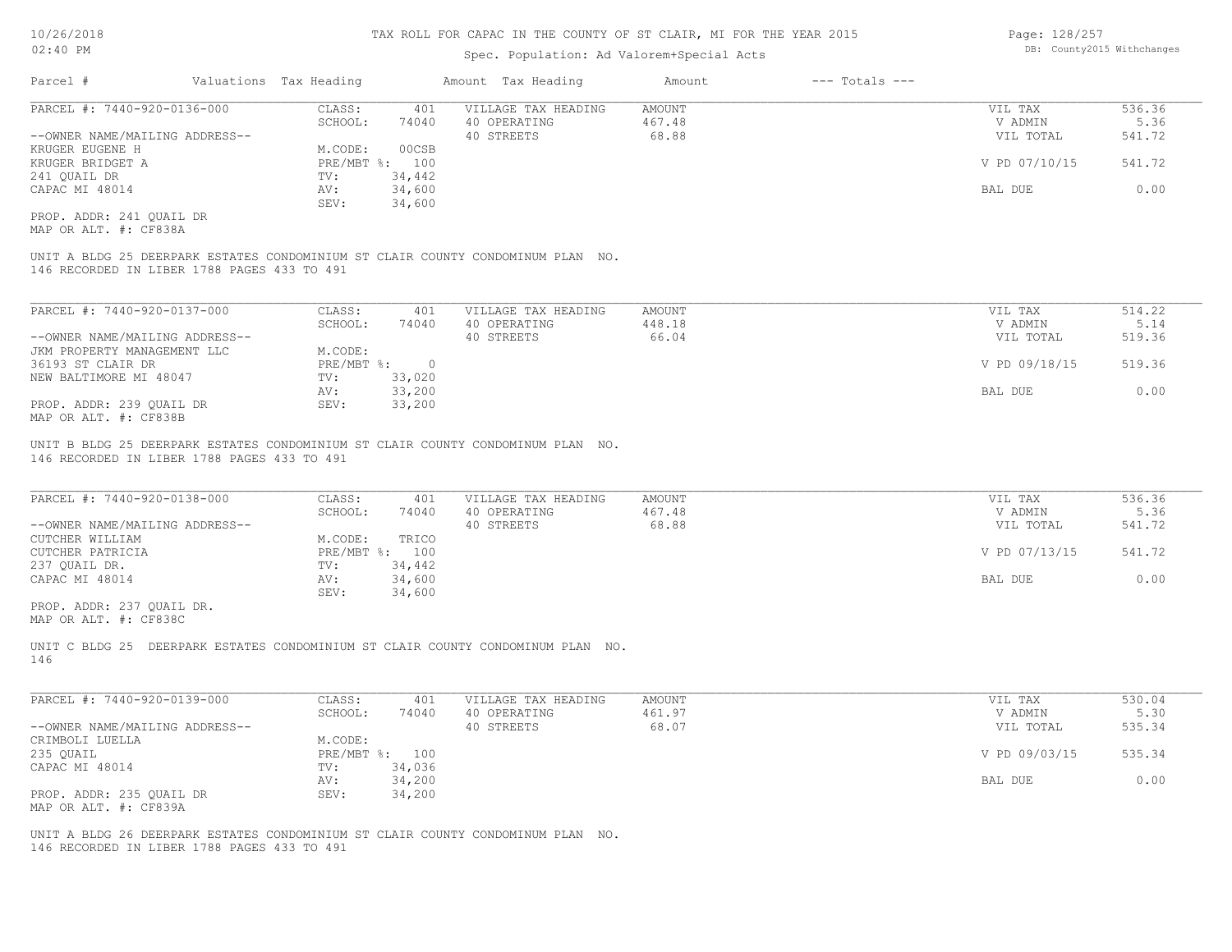# TAX ROLL FOR CAPAC IN THE COUNTY OF ST CLAIR, MI FOR THE YEAR 2015

Spec. Population: Ad Valorem+Special Acts

| Parcel # | Valuations | Tax Heading | Amount | Tax Heading | Amount | --- Totals --- | |
|---|---|---|---|---|---|---|---|
| PARCEL #: 7440-920-0136-000 | CLASS: | 401 | VILLAGE TAX HEADING | AMOUNT | | VIL TAX | 536.36 |
| | SCHOOL: | 74040 | 40 OPERATING | 467.48 | | V ADMIN | 5.36 |
| --OWNER NAME/MAILING ADDRESS-- | | | 40 STREETS | 68.88 | | VIL TOTAL | 541.72 |
| KRUGER EUGENE H | M.CODE: | 00CSB | | | | | |
| KRUGER BRIDGET A | PRE/MBT %: | 100 | | | | V PD 07/10/15 | 541.72 |
| 241 QUAIL DR | TV: | 34,442 | | | | | |
| CAPAC MI 48014 | AV: | 34,600 | | | | BAL DUE | 0.00 |
| | SEV: | 34,600 | | | | | |
| PROP. ADDR: 241 QUAIL DR | | | | | | | |
| MAP OR ALT. #: CF838A | | | | | | | |

UNIT A BLDG 25 DEERPARK ESTATES CONDOMINIUM ST CLAIR COUNTY CONDOMINUM PLAN NO. 146 RECORDED IN LIBER 1788 PAGES 433 TO 491

| Parcel # | Valuations | Tax Heading | Amount | Tax Heading | Amount | --- Totals --- | |
|---|---|---|---|---|---|---|---|
| PARCEL #: 7440-920-0137-000 | CLASS: | 401 | VILLAGE TAX HEADING | AMOUNT | | VIL TAX | 514.22 |
| | SCHOOL: | 74040 | 40 OPERATING | 448.18 | | V ADMIN | 5.14 |
| --OWNER NAME/MAILING ADDRESS-- | | | 40 STREETS | 66.04 | | VIL TOTAL | 519.36 |
| JKM PROPERTY MANAGEMENT LLC | M.CODE: | | | | | | |
| 36193 ST CLAIR DR | PRE/MBT %: | 0 | | | | V PD 09/18/15 | 519.36 |
| NEW BALTIMORE MI 48047 | TV: | 33,020 | | | | | |
| | AV: | 33,200 | | | | BAL DUE | 0.00 |
| PROP. ADDR: 239 QUAIL DR | SEV: | 33,200 | | | | | |
| MAP OR ALT. #: CF838B | | | | | | | |

UNIT B BLDG 25 DEERPARK ESTATES CONDOMINIUM ST CLAIR COUNTY CONDOMINUM PLAN NO. 146 RECORDED IN LIBER 1788 PAGES 433 TO 491

| Parcel # | Valuations | Tax Heading | Amount | Tax Heading | Amount | --- Totals --- | |
|---|---|---|---|---|---|---|---|
| PARCEL #: 7440-920-0138-000 | CLASS: | 401 | VILLAGE TAX HEADING | AMOUNT | | VIL TAX | 536.36 |
| | SCHOOL: | 74040 | 40 OPERATING | 467.48 | | V ADMIN | 5.36 |
| --OWNER NAME/MAILING ADDRESS-- | | | 40 STREETS | 68.88 | | VIL TOTAL | 541.72 |
| CUTCHER WILLIAM | M.CODE: | TRICO | | | | | |
| CUTCHER PATRICIA | PRE/MBT %: | 100 | | | | V PD 07/13/15 | 541.72 |
| 237 QUAIL DR. | TV: | 34,442 | | | | | |
| CAPAC MI 48014 | AV: | 34,600 | | | | BAL DUE | 0.00 |
| | SEV: | 34,600 | | | | | |
| PROP. ADDR: 237 QUAIL DR. | | | | | | | |
| MAP OR ALT. #: CF838C | | | | | | | |

UNIT C BLDG 25 DEERPARK ESTATES CONDOMINIUM ST CLAIR COUNTY CONDOMINUM PLAN NO. 146

| Parcel # | Valuations | Tax Heading | Amount | Tax Heading | Amount | --- Totals --- | |
|---|---|---|---|---|---|---|---|
| PARCEL #: 7440-920-0139-000 | CLASS: | 401 | VILLAGE TAX HEADING | AMOUNT | | VIL TAX | 530.04 |
| | SCHOOL: | 74040 | 40 OPERATING | 461.97 | | V ADMIN | 5.30 |
| --OWNER NAME/MAILING ADDRESS-- | | | 40 STREETS | 68.07 | | VIL TOTAL | 535.34 |
| CRIMBOLI LUELLA | M.CODE: | | | | | | |
| 235 QUAIL | PRE/MBT %: | 100 | | | | V PD 09/03/15 | 535.34 |
| CAPAC MI 48014 | TV: | 34,036 | | | | | |
| | AV: | 34,200 | | | | BAL DUE | 0.00 |
| PROP. ADDR: 235 QUAIL DR | SEV: | 34,200 | | | | | |
| MAP OR ALT. #: CF839A | | | | | | | |

UNIT A BLDG 26 DEERPARK ESTATES CONDOMINIUM ST CLAIR COUNTY CONDOMINUM PLAN NO. 146 RECORDED IN LIBER 1788 PAGES 433 TO 491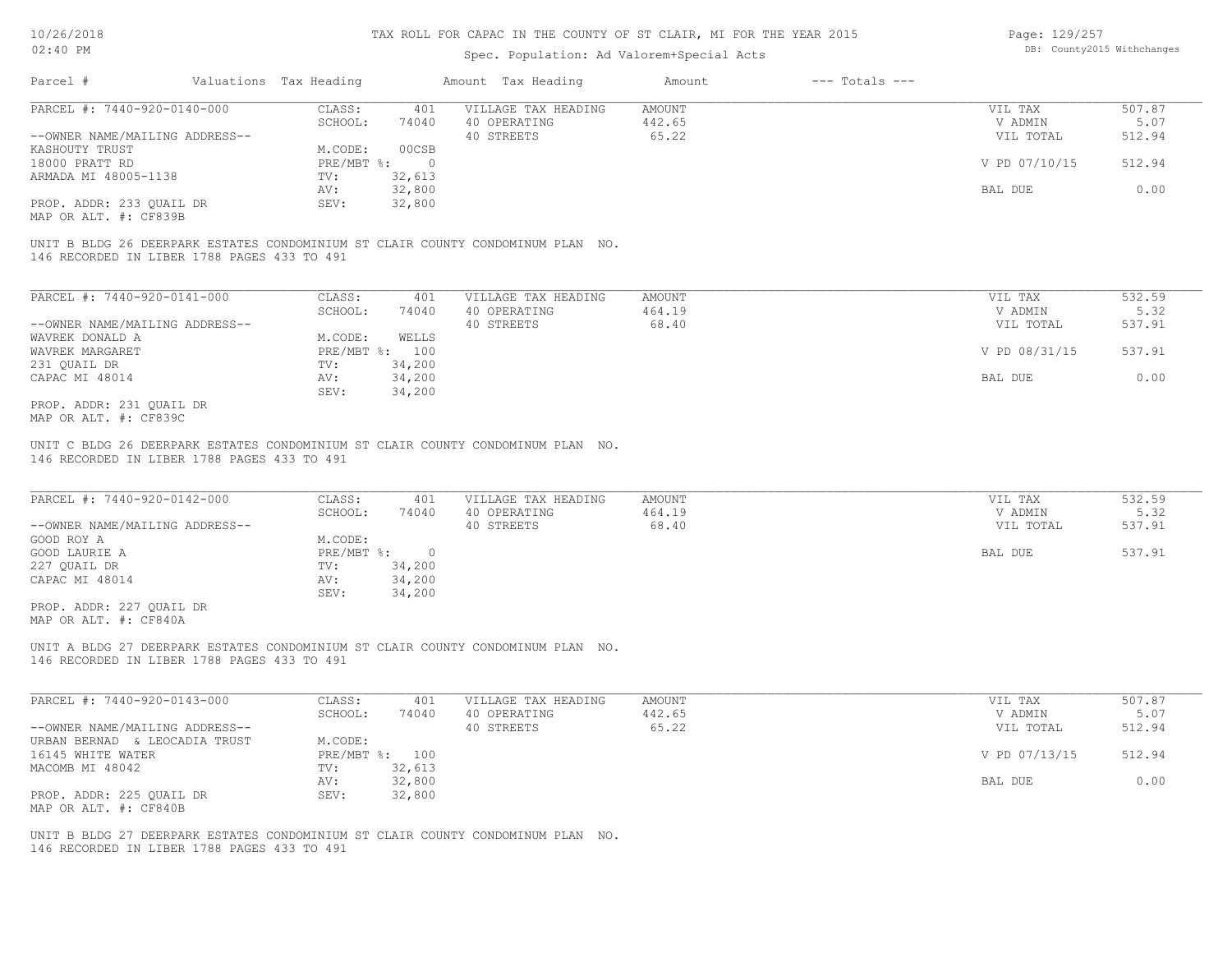# TAX ROLL FOR CAPAC IN THE COUNTY OF ST CLAIR, MI FOR THE YEAR 2015

Spec. Population: Ad Valorem+Special Acts

| Parcel # | Valuations | Tax Heading | Amount | Tax Heading | Amount | --- Totals --- | |
|---|---|---|---|---|---|---|---|
| PARCEL #: 7440-920-0140-000 | CLASS: | 401 | VILLAGE TAX HEADING | AMOUNT | | VIL TAX | 507.87 |
| | SCHOOL: | 74040 | 40 OPERATING | 442.65 | | V ADMIN | 5.07 |
| --OWNER NAME/MAILING ADDRESS-- | | | 40 STREETS | 65.22 | | VIL TOTAL | 512.94 |
| KASHOUTY TRUST | M.CODE: | 00CSB | | | | | |
| 18000 PRATT RD | PRE/MBT %: | 0 | | | | V PD 07/10/15 | 512.94 |
| ARMADA MI 48005-1138 | TV: | 32,613 | | | | | |
| | AV: | 32,800 | | | | BAL DUE | 0.00 |
| PROP. ADDR: 233 QUAIL DR | SEV: | 32,800 | | | | | |
| MAP OR ALT. #: CF839B | | | | | | | |

UNIT B BLDG 26 DEERPARK ESTATES CONDOMINIUM ST CLAIR COUNTY CONDOMINUM PLAN NO. 146 RECORDED IN LIBER 1788 PAGES 433 TO 491

| Parcel # | Valuations | Tax Heading | Amount | Tax Heading | Amount | --- Totals --- | |
|---|---|---|---|---|---|---|---|
| PARCEL #: 7440-920-0141-000 | CLASS: | 401 | VILLAGE TAX HEADING | AMOUNT | | VIL TAX | 532.59 |
| | SCHOOL: | 74040 | 40 OPERATING | 464.19 | | V ADMIN | 5.32 |
| --OWNER NAME/MAILING ADDRESS-- | | | 40 STREETS | 68.40 | | VIL TOTAL | 537.91 |
| WAVREK DONALD A | M.CODE: | WELLS | | | | | |
| WAVREK MARGARET | PRE/MBT %: | 100 | | | | V PD 08/31/15 | 537.91 |
| 231 QUAIL DR | TV: | 34,200 | | | | | |
| CAPAC MI 48014 | AV: | 34,200 | | | | BAL DUE | 0.00 |
| | SEV: | 34,200 | | | | | |
| PROP. ADDR: 231 QUAIL DR | | | | | | | |
| MAP OR ALT. #: CF839C | | | | | | | |

UNIT C BLDG 26 DEERPARK ESTATES CONDOMINIUM ST CLAIR COUNTY CONDOMINUM PLAN NO. 146 RECORDED IN LIBER 1788 PAGES 433 TO 491

| Parcel # | Valuations | Tax Heading | Amount | Tax Heading | Amount | --- Totals --- | |
|---|---|---|---|---|---|---|---|
| PARCEL #: 7440-920-0142-000 | CLASS: | 401 | VILLAGE TAX HEADING | AMOUNT | | VIL TAX | 532.59 |
| | SCHOOL: | 74040 | 40 OPERATING | 464.19 | | V ADMIN | 5.32 |
| --OWNER NAME/MAILING ADDRESS-- | | | 40 STREETS | 68.40 | | VIL TOTAL | 537.91 |
| GOOD ROY A | M.CODE: | | | | | | |
| GOOD LAURIE A | PRE/MBT %: | 0 | | | | BAL DUE | 537.91 |
| 227 QUAIL DR | TV: | 34,200 | | | | | |
| CAPAC MI 48014 | AV: | 34,200 | | | | | |
| | SEV: | 34,200 | | | | | |
| PROP. ADDR: 227 QUAIL DR | | | | | | | |
| MAP OR ALT. #: CF840A | | | | | | | |

UNIT A BLDG 27 DEERPARK ESTATES CONDOMINIUM ST CLAIR COUNTY CONDOMINUM PLAN NO. 146 RECORDED IN LIBER 1788 PAGES 433 TO 491

| Parcel # | Valuations | Tax Heading | Amount | Tax Heading | Amount | --- Totals --- | |
|---|---|---|---|---|---|---|---|
| PARCEL #: 7440-920-0143-000 | CLASS: | 401 | VILLAGE TAX HEADING | AMOUNT | | VIL TAX | 507.87 |
| | SCHOOL: | 74040 | 40 OPERATING | 442.65 | | V ADMIN | 5.07 |
| --OWNER NAME/MAILING ADDRESS-- | | | 40 STREETS | 65.22 | | VIL TOTAL | 512.94 |
| URBAN BERNAD & LEOCADIA TRUST | M.CODE: | | | | | | |
| 16145 WHITE WATER | PRE/MBT %: | 100 | | | | V PD 07/13/15 | 512.94 |
| MACOMB MI 48042 | TV: | 32,613 | | | | | |
| | AV: | 32,800 | | | | BAL DUE | 0.00 |
| PROP. ADDR: 225 QUAIL DR | SEV: | 32,800 | | | | | |
| MAP OR ALT. #: CF840B | | | | | | | |

UNIT B BLDG 27 DEERPARK ESTATES CONDOMINIUM ST CLAIR COUNTY CONDOMINUM PLAN NO. 146 RECORDED IN LIBER 1788 PAGES 433 TO 491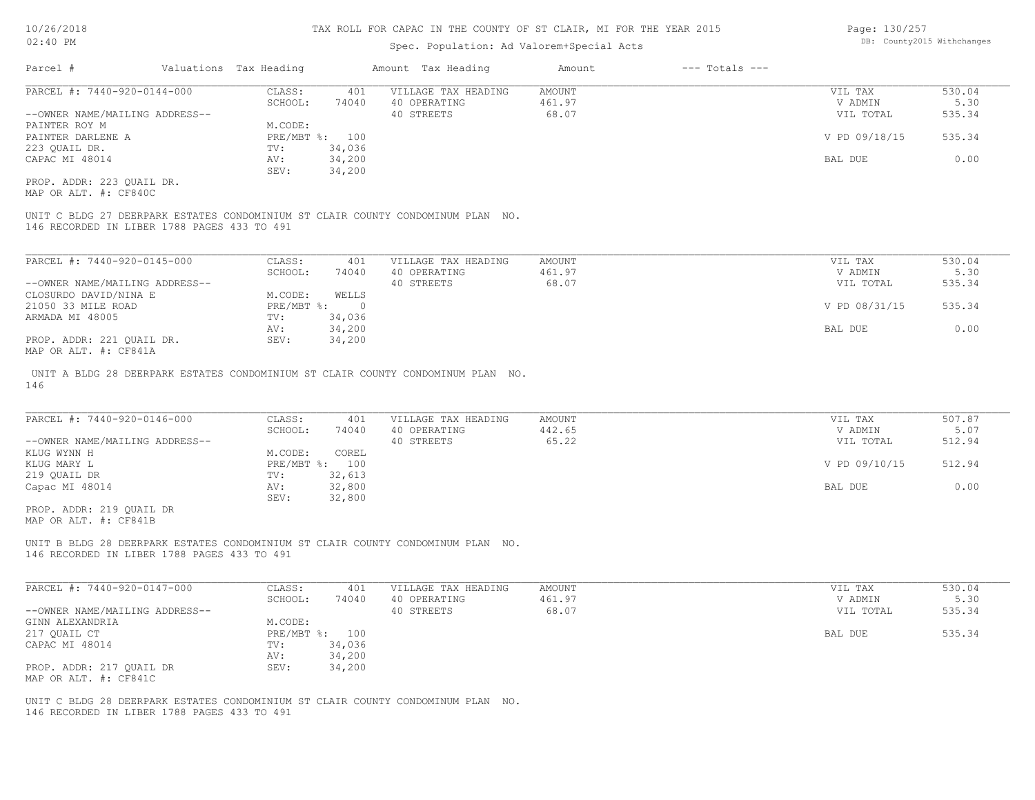TAX ROLL FOR CAPAC IN THE COUNTY OF ST CLAIR, MI FOR THE YEAR 2015

Spec. Population: Ad Valorem+Special Acts

DB: County2015 Withchanges

| Parcel # | Valuations | Tax Heading | Amount | Tax Heading | Amount | --- Totals --- | |
|---|---|---|---|---|---|---|---|
| PARCEL #: 7440-920-0144-000 | CLASS: | 401 | VILLAGE TAX HEADING | AMOUNT | | VIL TAX | 530.04 |
| | SCHOOL: | 74040 | 40 OPERATING | 461.97 | | V ADMIN | 5.30 |
| --OWNER NAME/MAILING ADDRESS-- | | | 40 STREETS | 68.07 | | VIL TOTAL | 535.34 |
| PAINTER ROY M | M.CODE: | | | | | | |
| PAINTER DARLENE A | PRE/MBT %: | 100 | | | | V PD 09/18/15 | 535.34 |
| 223 QUAIL DR. | TV: | 34,036 | | | | | |
| CAPAC MI 48014 | AV: | 34,200 | | | | BAL DUE | 0.00 |
| | SEV: | 34,200 | | | | | |
| PROP. ADDR: 223 QUAIL DR. | | | | | | | |
| MAP OR ALT. #: CF840C | | | | | | | |

UNIT C BLDG 27 DEERPARK ESTATES CONDOMINIUM ST CLAIR COUNTY CONDOMINUM PLAN NO.
146 RECORDED IN LIBER 1788 PAGES 433 TO 491

| Parcel # | Valuations | Tax Heading | Amount | Tax Heading | Amount | --- Totals --- | |
|---|---|---|---|---|---|---|---|
| PARCEL #: 7440-920-0145-000 | CLASS: | 401 | VILLAGE TAX HEADING | AMOUNT | | VIL TAX | 530.04 |
| | SCHOOL: | 74040 | 40 OPERATING | 461.97 | | V ADMIN | 5.30 |
| --OWNER NAME/MAILING ADDRESS-- | | | 40 STREETS | 68.07 | | VIL TOTAL | 535.34 |
| CLOSURDO DAVID/NINA E | M.CODE: | WELLS | | | | | |
| 21050 33 MILE ROAD | PRE/MBT %: | 0 | | | | V PD 08/31/15 | 535.34 |
| ARMADA MI 48005 | TV: | 34,036 | | | | | |
| | AV: | 34,200 | | | | BAL DUE | 0.00 |
| PROP. ADDR: 221 QUAIL DR. | SEV: | 34,200 | | | | | |
| MAP OR ALT. #: CF841A | | | | | | | |

UNIT A BLDG 28 DEERPARK ESTATES CONDOMINIUM ST CLAIR COUNTY CONDOMINUM PLAN NO.
146

| Parcel # | Valuations | Tax Heading | Amount | Tax Heading | Amount | --- Totals --- | |
|---|---|---|---|---|---|---|---|
| PARCEL #: 7440-920-0146-000 | CLASS: | 401 | VILLAGE TAX HEADING | AMOUNT | | VIL TAX | 507.87 |
| | SCHOOL: | 74040 | 40 OPERATING | 442.65 | | V ADMIN | 5.07 |
| --OWNER NAME/MAILING ADDRESS-- | | | 40 STREETS | 65.22 | | VIL TOTAL | 512.94 |
| KLUG WYNN H | M.CODE: | COREL | | | | | |
| KLUG MARY L | PRE/MBT %: | 100 | | | | V PD 09/10/15 | 512.94 |
| 219 QUAIL DR | TV: | 32,613 | | | | | |
| Capac MI 48014 | AV: | 32,800 | | | | BAL DUE | 0.00 |
| | SEV: | 32,800 | | | | | |
| PROP. ADDR: 219 QUAIL DR | | | | | | | |
| MAP OR ALT. #: CF841B | | | | | | | |

UNIT B BLDG 28 DEERPARK ESTATES CONDOMINIUM ST CLAIR COUNTY CONDOMINUM PLAN NO.
146 RECORDED IN LIBER 1788 PAGES 433 TO 491

| Parcel # | Valuations | Tax Heading | Amount | Tax Heading | Amount | --- Totals --- | |
|---|---|---|---|---|---|---|---|
| PARCEL #: 7440-920-0147-000 | CLASS: | 401 | VILLAGE TAX HEADING | AMOUNT | | VIL TAX | 530.04 |
| | SCHOOL: | 74040 | 40 OPERATING | 461.97 | | V ADMIN | 5.30 |
| --OWNER NAME/MAILING ADDRESS-- | | | 40 STREETS | 68.07 | | VIL TOTAL | 535.34 |
| GINN ALEXANDRIA | M.CODE: | | | | | | |
| 217 QUAIL CT | PRE/MBT %: | 100 | | | | BAL DUE | 535.34 |
| CAPAC MI 48014 | TV: | 34,036 | | | | | |
| | AV: | 34,200 | | | | | |
| PROP. ADDR: 217 QUAIL DR | SEV: | 34,200 | | | | | |
| MAP OR ALT. #: CF841C | | | | | | | |

UNIT C BLDG 28 DEERPARK ESTATES CONDOMINIUM ST CLAIR COUNTY CONDOMINUM PLAN NO.
146 RECORDED IN LIBER 1788 PAGES 433 TO 491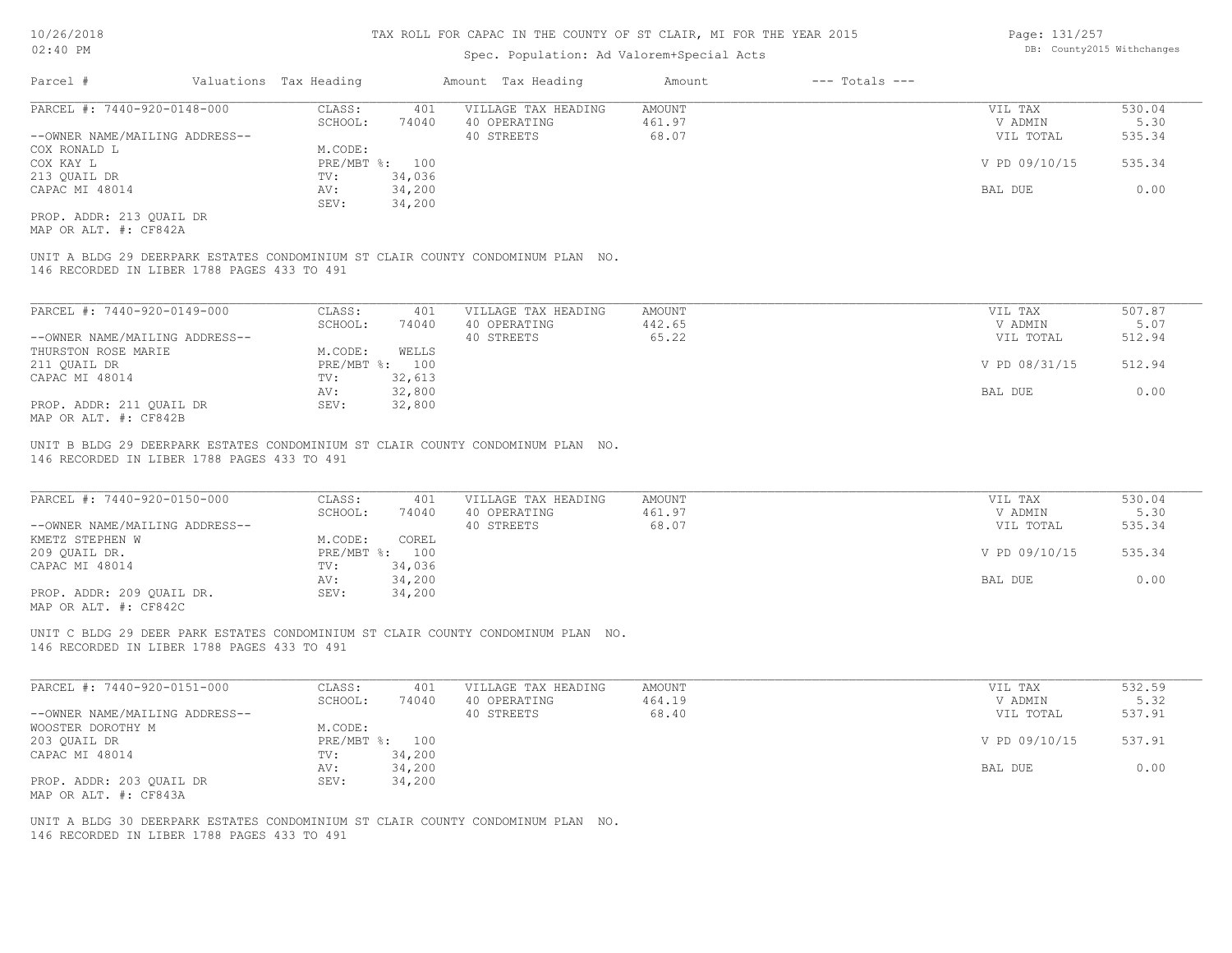# TAX ROLL FOR CAPAC IN THE COUNTY OF ST CLAIR, MI FOR THE YEAR 2015

Spec. Population: Ad Valorem+Special Acts

| Parcel # | Valuations | Tax Heading | Amount | Tax Heading | Amount | --- Totals --- | |
|---|---|---|---|---|---|---|---|
| PARCEL #: 7440-920-0148-000 | CLASS: | 401 | VILLAGE TAX HEADING | AMOUNT | | VIL TAX | 530.04 |
| | SCHOOL: | 74040 | 40 OPERATING | 461.97 | | V ADMIN | 5.30 |
| --OWNER NAME/MAILING ADDRESS-- | | | 40 STREETS | 68.07 | | VIL TOTAL | 535.34 |
| COX RONALD L | M.CODE: | | | | | | |
| COX KAY L | PRE/MBT %: | 100 | | | | V PD 09/10/15 | 535.34 |
| 213 QUAIL DR | TV: | 34,036 | | | | | |
| CAPAC MI 48014 | AV: | 34,200 | | | | BAL DUE | 0.00 |
| | SEV: | 34,200 | | | | | |
| PROP. ADDR: 213 QUAIL DR | | | | | | | |
| MAP OR ALT. #: CF842A | | | | | | | |

UNIT A BLDG 29 DEERPARK ESTATES CONDOMINIUM ST CLAIR COUNTY CONDOMINUM PLAN NO. 146 RECORDED IN LIBER 1788 PAGES 433 TO 491

| Parcel # | Valuations | Tax Heading | Amount | Tax Heading | Amount | --- Totals --- | |
|---|---|---|---|---|---|---|---|
| PARCEL #: 7440-920-0149-000 | CLASS: | 401 | VILLAGE TAX HEADING | AMOUNT | | VIL TAX | 507.87 |
| | SCHOOL: | 74040 | 40 OPERATING | 442.65 | | V ADMIN | 5.07 |
| --OWNER NAME/MAILING ADDRESS-- | | | 40 STREETS | 65.22 | | VIL TOTAL | 512.94 |
| THURSTON ROSE MARIE | M.CODE: | WELLS | | | | | |
| 211 QUAIL DR | PRE/MBT %: | 100 | | | | V PD 08/31/15 | 512.94 |
| CAPAC MI 48014 | TV: | 32,613 | | | | | |
| | AV: | 32,800 | | | | BAL DUE | 0.00 |
| PROP. ADDR: 211 QUAIL DR | SEV: | 32,800 | | | | | |
| MAP OR ALT. #: CF842B | | | | | | | |

UNIT B BLDG 29 DEERPARK ESTATES CONDOMINIUM ST CLAIR COUNTY CONDOMINUM PLAN NO. 146 RECORDED IN LIBER 1788 PAGES 433 TO 491

| Parcel # | Valuations | Tax Heading | Amount | Tax Heading | Amount | --- Totals --- | |
|---|---|---|---|---|---|---|---|
| PARCEL #: 7440-920-0150-000 | CLASS: | 401 | VILLAGE TAX HEADING | AMOUNT | | VIL TAX | 530.04 |
| | SCHOOL: | 74040 | 40 OPERATING | 461.97 | | V ADMIN | 5.30 |
| --OWNER NAME/MAILING ADDRESS-- | | | 40 STREETS | 68.07 | | VIL TOTAL | 535.34 |
| KMETZ STEPHEN W | M.CODE: | COREL | | | | | |
| 209 QUAIL DR. | PRE/MBT %: | 100 | | | | V PD 09/10/15 | 535.34 |
| CAPAC MI 48014 | TV: | 34,036 | | | | | |
| | AV: | 34,200 | | | | BAL DUE | 0.00 |
| PROP. ADDR: 209 QUAIL DR. | SEV: | 34,200 | | | | | |
| MAP OR ALT. #: CF842C | | | | | | | |

UNIT C BLDG 29 DEER PARK ESTATES CONDOMINIUM ST CLAIR COUNTY CONDOMINUM PLAN NO. 146 RECORDED IN LIBER 1788 PAGES 433 TO 491

| Parcel # | Valuations | Tax Heading | Amount | Tax Heading | Amount | --- Totals --- | |
|---|---|---|---|---|---|---|---|
| PARCEL #: 7440-920-0151-000 | CLASS: | 401 | VILLAGE TAX HEADING | AMOUNT | | VIL TAX | 532.59 |
| | SCHOOL: | 74040 | 40 OPERATING | 464.19 | | V ADMIN | 5.32 |
| --OWNER NAME/MAILING ADDRESS-- | | | 40 STREETS | 68.40 | | VIL TOTAL | 537.91 |
| WOOSTER DOROTHY M | M.CODE: | | | | | | |
| 203 QUAIL DR | PRE/MBT %: | 100 | | | | V PD 09/10/15 | 537.91 |
| CAPAC MI 48014 | TV: | 34,200 | | | | | |
| | AV: | 34,200 | | | | BAL DUE | 0.00 |
| PROP. ADDR: 203 QUAIL DR | SEV: | 34,200 | | | | | |
| MAP OR ALT. #: CF843A | | | | | | | |

UNIT A BLDG 30 DEERPARK ESTATES CONDOMINIUM ST CLAIR COUNTY CONDOMINUM PLAN NO. 146 RECORDED IN LIBER 1788 PAGES 433 TO 491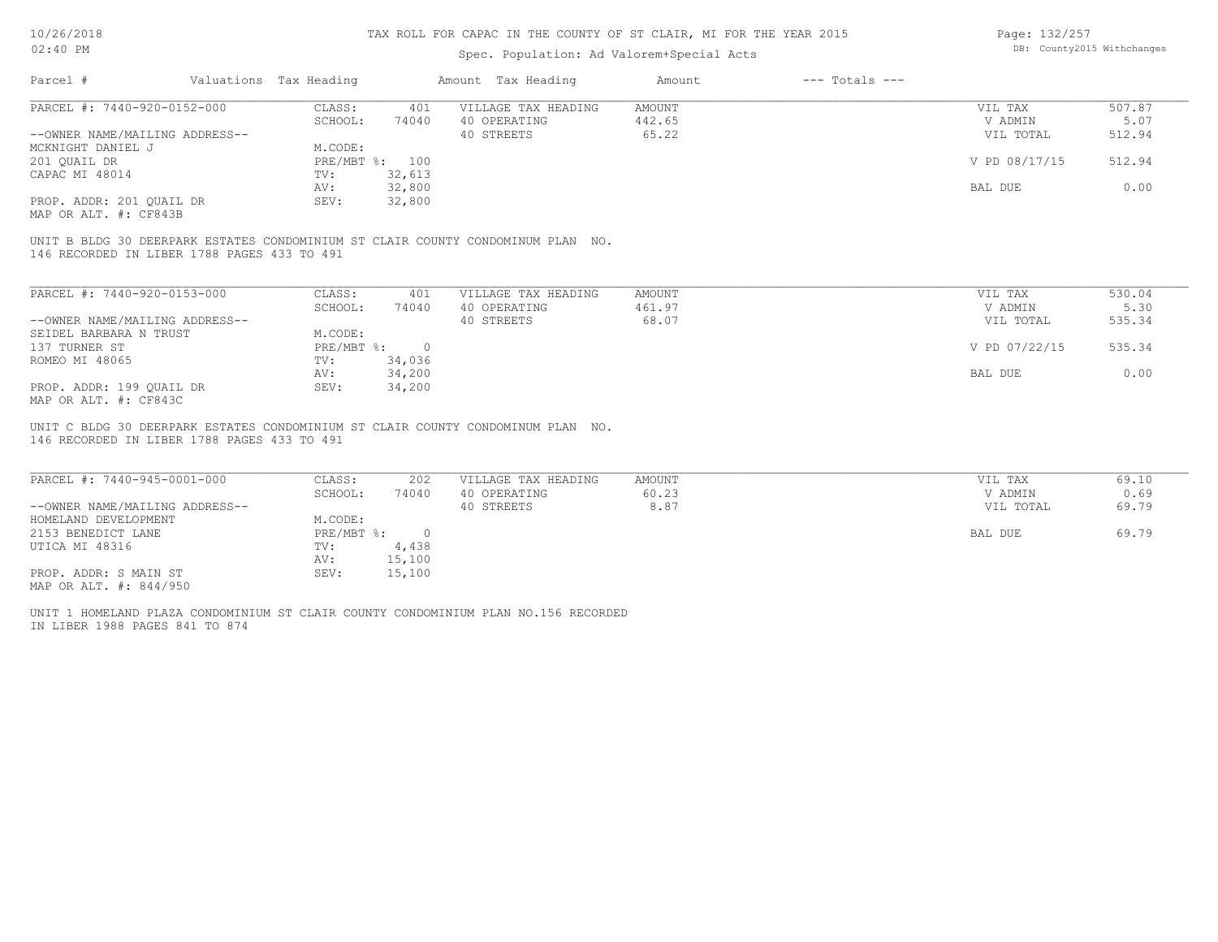# TAX ROLL FOR CAPAC IN THE COUNTY OF ST CLAIR, MI FOR THE YEAR 2015

Spec. Population: Ad Valorem+Special Acts

DB: County2015 Withchanges

| Parcel # | Valuations | Tax Heading | Amount | Tax Heading | Amount | --- Totals --- | |
|---|---|---|---|---|---|---|---|
| PARCEL #: 7440-920-0152-000 | CLASS: | 401 | VILLAGE TAX HEADING | AMOUNT | | VIL TAX | 507.87 |
| | SCHOOL: | 74040 | 40 OPERATING | 442.65 | | V ADMIN | 5.07 |
| --OWNER NAME/MAILING ADDRESS-- | | | 40 STREETS | 65.22 | | VIL TOTAL | 512.94 |
| MCKNIGHT DANIEL J | M.CODE: | | | | | | |
| 201 QUAIL DR | PRE/MBT %: | 100 | | | | V PD 08/17/15 | 512.94 |
| CAPAC MI 48014 | TV: | 32,613 | | | | | |
| | AV: | 32,800 | | | | BAL DUE | 0.00 |
| PROP. ADDR: 201 QUAIL DR | SEV: | 32,800 | | | | | |
| MAP OR ALT. #: CF843B | | | | | | | |

UNIT B BLDG 30 DEERPARK ESTATES CONDOMINIUM ST CLAIR COUNTY CONDOMINUM PLAN NO. 146 RECORDED IN LIBER 1788 PAGES 433 TO 491

| Parcel # | Valuations | Tax Heading | Amount | Tax Heading | Amount | --- Totals --- | |
|---|---|---|---|---|---|---|---|
| PARCEL #: 7440-920-0153-000 | CLASS: | 401 | VILLAGE TAX HEADING | AMOUNT | | VIL TAX | 530.04 |
| | SCHOOL: | 74040 | 40 OPERATING | 461.97 | | V ADMIN | 5.30 |
| --OWNER NAME/MAILING ADDRESS-- | | | 40 STREETS | 68.07 | | VIL TOTAL | 535.34 |
| SEIDEL BARBARA N TRUST | M.CODE: | | | | | | |
| 137 TURNER ST | PRE/MBT %: | 0 | | | | V PD 07/22/15 | 535.34 |
| ROMEO MI 48065 | TV: | 34,036 | | | | | |
| | AV: | 34,200 | | | | BAL DUE | 0.00 |
| PROP. ADDR: 199 QUAIL DR | SEV: | 34,200 | | | | | |
| MAP OR ALT. #: CF843C | | | | | | | |

UNIT C BLDG 30 DEERPARK ESTATES CONDOMINIUM ST CLAIR COUNTY CONDOMINUM PLAN NO. 146 RECORDED IN LIBER 1788 PAGES 433 TO 491

| Parcel # | Valuations | Tax Heading | Amount | Tax Heading | Amount | --- Totals --- | |
|---|---|---|---|---|---|---|---|
| PARCEL #: 7440-945-0001-000 | CLASS: | 202 | VILLAGE TAX HEADING | AMOUNT | | VIL TAX | 69.10 |
| | SCHOOL: | 74040 | 40 OPERATING | 60.23 | | V ADMIN | 0.69 |
| --OWNER NAME/MAILING ADDRESS-- | | | 40 STREETS | 8.87 | | VIL TOTAL | 69.79 |
| HOMELAND DEVELOPMENT | M.CODE: | | | | | | |
| 2153 BENEDICT LANE | PRE/MBT %: | 0 | | | | BAL DUE | 69.79 |
| UTICA MI 48316 | TV: | 4,438 | | | | | |
| | AV: | 15,100 | | | | | |
| PROP. ADDR: S MAIN ST | SEV: | 15,100 | | | | | |
| MAP OR ALT. #: 844/950 | | | | | | | |

UNIT 1 HOMELAND PLAZA CONDOMINIUM ST CLAIR COUNTY CONDOMINIUM PLAN NO.156 RECORDED IN LIBER 1988 PAGES 841 TO 874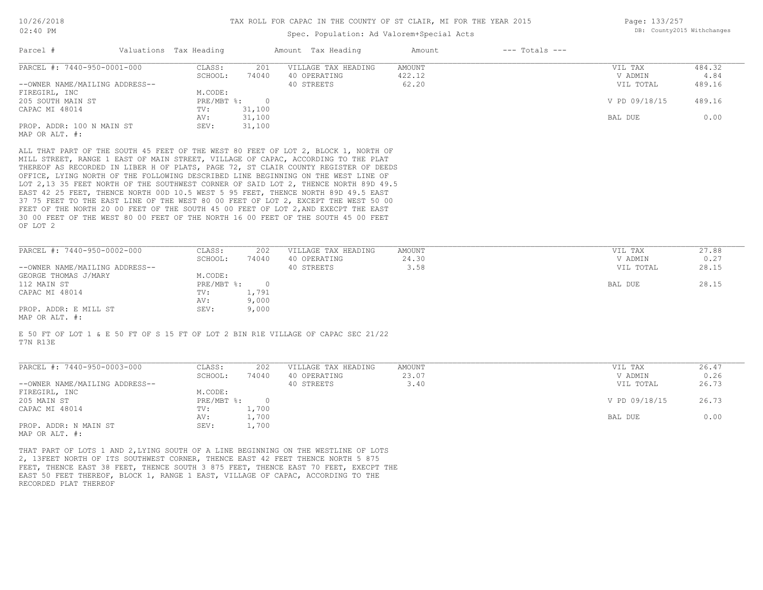# TAX ROLL FOR CAPAC IN THE COUNTY OF ST CLAIR, MI FOR THE YEAR 2015

Spec. Population: Ad Valorem+Special Acts

| Parcel # | Valuations | Tax Heading | Amount | Tax Heading | Amount | --- Totals --- | |
|---|---|---|---|---|---|---|---|
| PARCEL #: 7440-950-0001-000 | CLASS: | 201 | VILLAGE TAX HEADING | AMOUNT | | VIL TAX | 484.32 |
| | SCHOOL: | 74040 | 40 OPERATING | 422.12 | | V ADMIN | 4.84 |
| --OWNER NAME/MAILING ADDRESS-- | | | 40 STREETS | 62.20 | | VIL TOTAL | 489.16 |
| FIREGIRL, INC | M.CODE: | | | | | | |
| 205 SOUTH MAIN ST | PRE/MBT %: | 0 | | | | V PD 09/18/15 | 489.16 |
| CAPAC MI 48014 | TV: | 31,100 | | | | | |
| | AV: | 31,100 | | | | BAL DUE | 0.00 |
| PROP. ADDR: 100 N MAIN ST | SEV: | 31,100 | | | | | |
| MAP OR ALT. #: | | | | | | | |

ALL THAT PART OF THE SOUTH 45 FEET OF THE WEST 80 FEET OF LOT 2, BLOCK 1, NORTH OF MILL STREET, RANGE 1 EAST OF MAIN STREET, VILLAGE OF CAPAC, ACCORDING TO THE PLAT THEREOF AS RECORDED IN LIBER H OF PLATS, PAGE 72, ST CLAIR COUNTY REGISTER OF DEEDS OFFICE, LYING NORTH OF THE FOLLOWING DESCRIBED LINE BEGINNING ON THE WEST LINE OF LOT 2,13 35 FEET NORTH OF THE SOUTHWEST CORNER OF SAID LOT 2, THENCE NORTH 89D 49.5 EAST 42 25 FEET, THENCE NORTH 00D 10.5 WEST 5 95 FEET, THENCE NORTH 89D 49.5 EAST 37 75 FEET TO THE EAST LINE OF THE WEST 80 00 FEET OF LOT 2, EXCEPT THE WEST 50 00 FEET OF THE NORTH 20 00 FEET OF THE SOUTH 45 00 FEET OF LOT 2,AND EXECPT THE EAST 30 00 FEET OF THE WEST 80 00 FEET OF THE NORTH 16 00 FEET OF THE SOUTH 45 00 FEET OF LOT 2

| Parcel # | Valuations | Tax Heading | Amount | Tax Heading | Amount | --- Totals --- | |
|---|---|---|---|---|---|---|---|
| PARCEL #: 7440-950-0002-000 | CLASS: | 202 | VILLAGE TAX HEADING | AMOUNT | | VIL TAX | 27.88 |
| | SCHOOL: | 74040 | 40 OPERATING | 24.30 | | V ADMIN | 0.27 |
| --OWNER NAME/MAILING ADDRESS-- | | | 40 STREETS | 3.58 | | VIL TOTAL | 28.15 |
| GEORGE THOMAS J/MARY | M.CODE: | | | | | | |
| 112 MAIN ST | PRE/MBT %: | 0 | | | | BAL DUE | 28.15 |
| CAPAC MI 48014 | TV: | 1,791 | | | | | |
| | AV: | 9,000 | | | | | |
| PROP. ADDR: E MILL ST | SEV: | 9,000 | | | | | |
| MAP OR ALT. #: | | | | | | | |

E 50 FT OF LOT 1 & E 50 FT OF S 15 FT OF LOT 2 BIN R1E VILLAGE OF CAPAC SEC 21/22 T7N R13E

| Parcel # | Valuations | Tax Heading | Amount | Tax Heading | Amount | --- Totals --- | |
|---|---|---|---|---|---|---|---|
| PARCEL #: 7440-950-0003-000 | CLASS: | 202 | VILLAGE TAX HEADING | AMOUNT | | VIL TAX | 26.47 |
| | SCHOOL: | 74040 | 40 OPERATING | 23.07 | | V ADMIN | 0.26 |
| --OWNER NAME/MAILING ADDRESS-- | | | 40 STREETS | 3.40 | | VIL TOTAL | 26.73 |
| FIREGIRL, INC | M.CODE: | | | | | | |
| 205 MAIN ST | PRE/MBT %: | 0 | | | | V PD 09/18/15 | 26.73 |
| CAPAC MI 48014 | TV: | 1,700 | | | | | |
| | AV: | 1,700 | | | | BAL DUE | 0.00 |
| PROP. ADDR: N MAIN ST | SEV: | 1,700 | | | | | |
| MAP OR ALT. #: | | | | | | | |

THAT PART OF LOTS 1 AND 2,LYING SOUTH OF A LINE BEGINNING ON THE WESTLINE OF LOTS 2, 13FEET NORTH OF ITS SOUTHWEST CORNER, THENCE EAST 42 FEET THENCE NORTH 5 875 FEET, THENCE EAST 38 FEET, THENCE SOUTH 3 875 FEET, THENCE EAST 70 FEET, EXECPT THE EAST 50 FEET THEREOF, BLOCK 1, RANGE 1 EAST, VILLAGE OF CAPAC, ACCORDING TO THE RECORDED PLAT THEREOF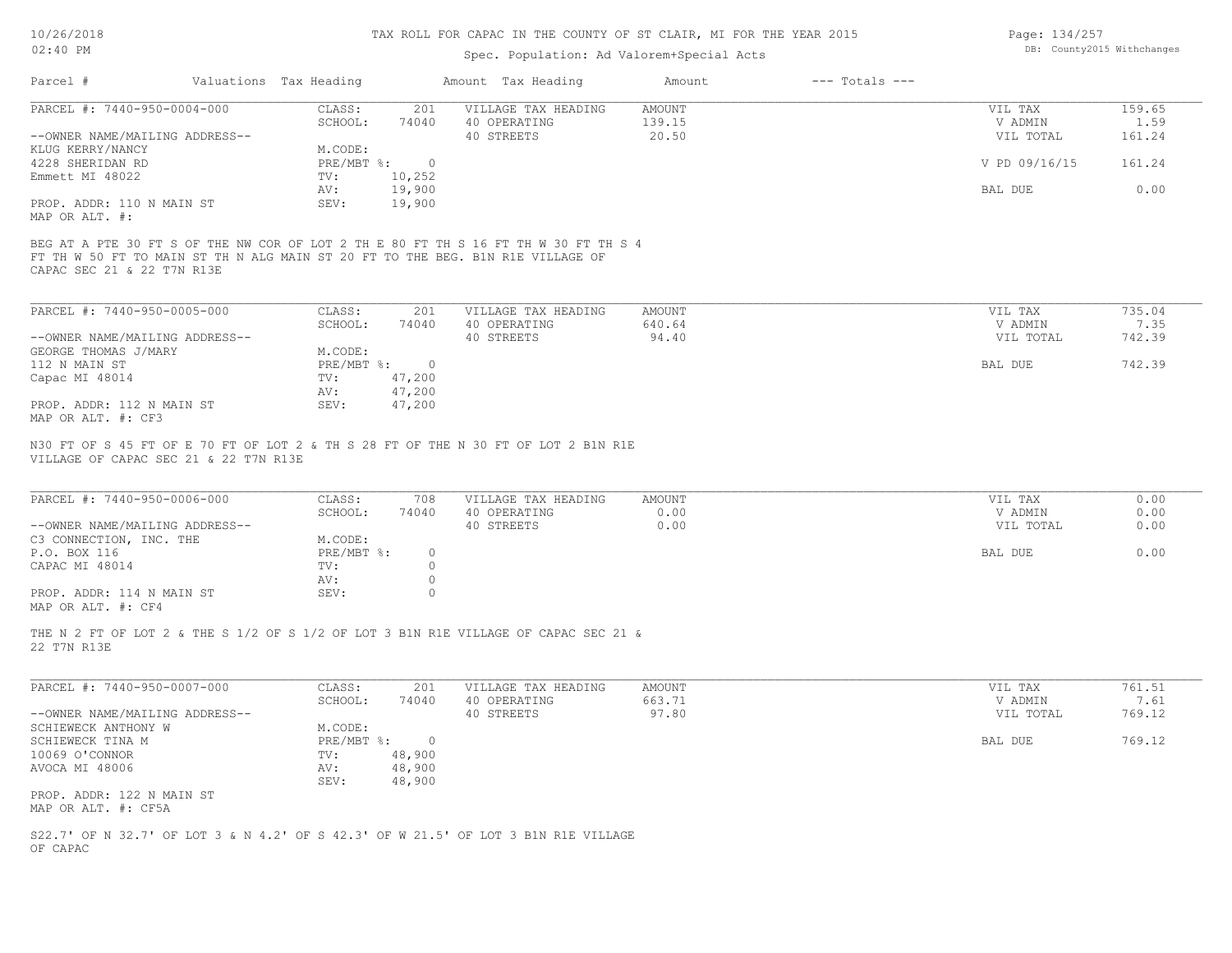# TAX ROLL FOR CAPAC IN THE COUNTY OF ST CLAIR, MI FOR THE YEAR 2015

Spec. Population: Ad Valorem+Special Acts

| Parcel # | Valuations | Tax Heading | Amount | Tax Heading | Amount | --- Totals --- |
|---|---|---|---|---|---|---|

---

PARCEL #: 7440-950-0004-000

| | | | | | |
|---|---|---|---|---|---|
| CLASS: | 201 | VILLAGE TAX HEADING | AMOUNT | VIL TAX | 159.65 |
| SCHOOL: | 74040 | 40 OPERATING | 139.15 | V ADMIN | 1.59 |
| M.CODE: | | 40 STREETS | 20.50 | VIL TOTAL | 161.24 |
| PRE/MBT %: | 0 | | | V PD 09/16/15 | 161.24 |
| TV: | 10,252 | | | | |
| AV: | 19,900 | | | BAL DUE | 0.00 |
| SEV: | 19,900 | | | | |

--OWNER NAME/MAILING ADDRESS--
KLUG KERRY/NANCY
4228 SHERIDAN RD
Emmett MI 48022

PROP. ADDR: 110 N MAIN ST
MAP OR ALT. #:

BEG AT A PTE 30 FT S OF THE NW COR OF LOT 2 TH E 80 FT TH S 16 FT TH W 30 FT TH S 4 FT TH W 50 FT TO MAIN ST TH N ALG MAIN ST 20 FT TO THE BEG. B1N R1E VILLAGE OF CAPAC SEC 21 & 22 T7N R13E

---

PARCEL #: 7440-950-0005-000

| | | | | | |
|---|---|---|---|---|---|
| CLASS: | 201 | VILLAGE TAX HEADING | AMOUNT | VIL TAX | 735.04 |
| SCHOOL: | 74040 | 40 OPERATING | 640.64 | V ADMIN | 7.35 |
| M.CODE: | | 40 STREETS | 94.40 | VIL TOTAL | 742.39 |
| PRE/MBT %: | 0 | | | BAL DUE | 742.39 |
| TV: | 47,200 | | | | |
| AV: | 47,200 | | | | |
| SEV: | 47,200 | | | | |

--OWNER NAME/MAILING ADDRESS--
GEORGE THOMAS J/MARY
112 N MAIN ST
Capac MI 48014

PROP. ADDR: 112 N MAIN ST
MAP OR ALT. #: CF3

N30 FT OF S 45 FT OF E 70 FT OF LOT 2 & TH S 28 FT OF THE N 30 FT OF LOT 2 B1N R1E VILLAGE OF CAPAC SEC 21 & 22 T7N R13E

---

PARCEL #: 7440-950-0006-000

| | | | | | |
|---|---|---|---|---|---|
| CLASS: | 708 | VILLAGE TAX HEADING | AMOUNT | VIL TAX | 0.00 |
| SCHOOL: | 74040 | 40 OPERATING | 0.00 | V ADMIN | 0.00 |
| M.CODE: | | 40 STREETS | 0.00 | VIL TOTAL | 0.00 |
| PRE/MBT %: | 0 | | | BAL DUE | 0.00 |
| TV: | 0 | | | | |
| AV: | 0 | | | | |
| SEV: | 0 | | | | |

--OWNER NAME/MAILING ADDRESS--
C3 CONNECTION, INC. THE
P.O. BOX 116
CAPAC MI 48014

PROP. ADDR: 114 N MAIN ST
MAP OR ALT. #: CF4

THE N 2 FT OF LOT 2 & THE S 1/2 OF S 1/2 OF LOT 3 B1N R1E VILLAGE OF CAPAC SEC 21 & 22 T7N R13E

---

PARCEL #: 7440-950-0007-000

| | | | | | |
|---|---|---|---|---|---|
| CLASS: | 201 | VILLAGE TAX HEADING | AMOUNT | VIL TAX | 761.51 |
| SCHOOL: | 74040 | 40 OPERATING | 663.71 | V ADMIN | 7.61 |
| M.CODE: | | 40 STREETS | 97.80 | VIL TOTAL | 769.12 |
| PRE/MBT %: | 0 | | | BAL DUE | 769.12 |
| TV: | 48,900 | | | | |
| AV: | 48,900 | | | | |
| SEV: | 48,900 | | | | |

--OWNER NAME/MAILING ADDRESS--
SCHIEWECK ANTHONY W
SCHIEWECK TINA M
10069 O'CONNOR
AVOCA MI 48006

PROP. ADDR: 122 N MAIN ST
MAP OR ALT. #: CF5A

S22.7' OF N 32.7' OF LOT 3 & N 4.2' OF S 42.3' OF W 21.5' OF LOT 3 B1N R1E VILLAGE OF CAPAC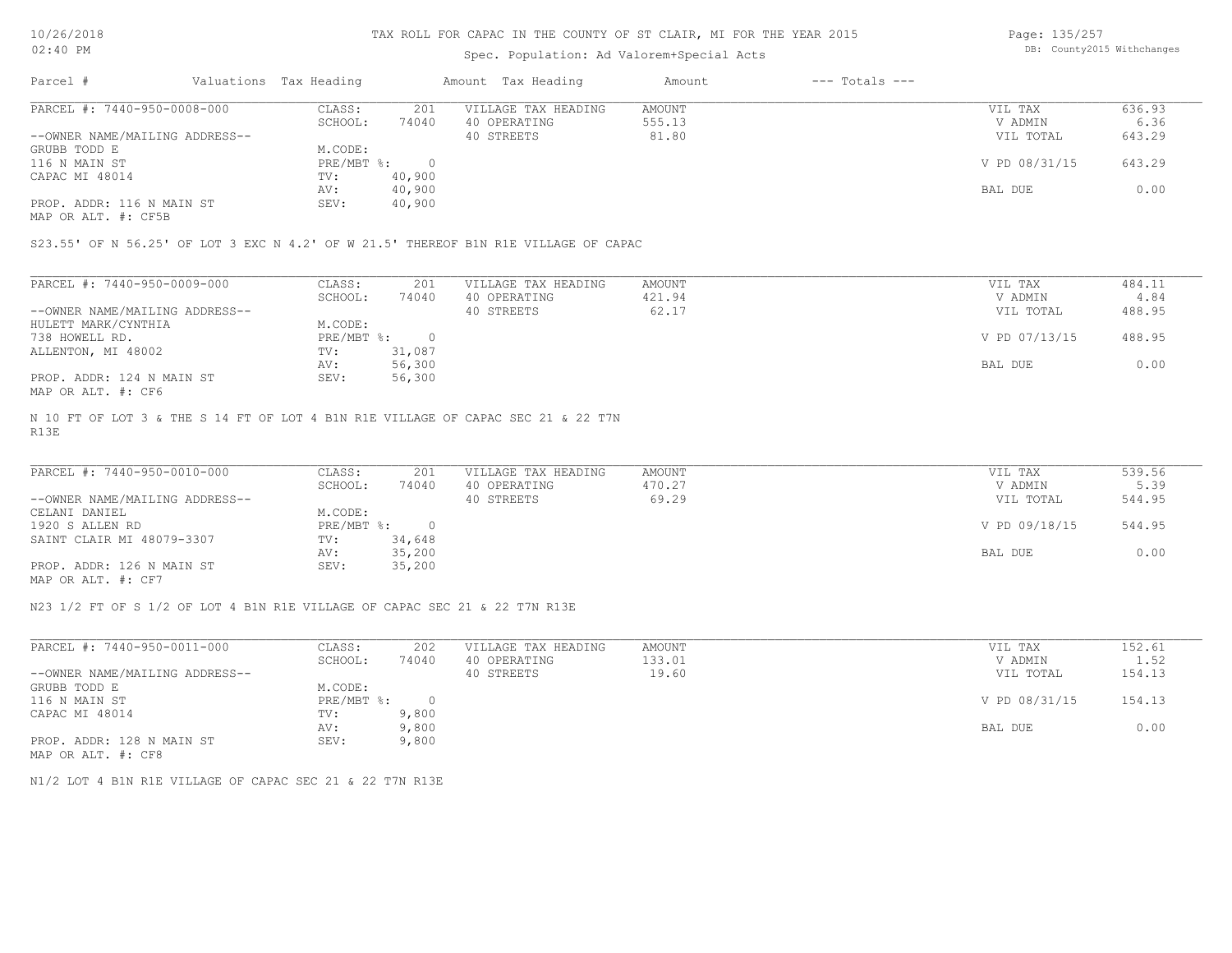# TAX ROLL FOR CAPAC IN THE COUNTY OF ST CLAIR, MI FOR THE YEAR 2015

Spec. Population: Ad Valorem+Special Acts

| Parcel # | Valuations | Tax Heading | Amount | Tax Heading | Amount | --- Totals --- | |
|---|---|---|---|---|---|---|---|
| PARCEL #: 7440-950-0008-000 | CLASS: | 201 | VILLAGE TAX HEADING | AMOUNT | | VIL TAX | 636.93 |
| | SCHOOL: | 74040 | 40 OPERATING | 555.13 | | V ADMIN | 6.36 |
| --OWNER NAME/MAILING ADDRESS-- | | | 40 STREETS | 81.80 | | VIL TOTAL | 643.29 |
| GRUBB TODD E | M.CODE: | | | | | | |
| 116 N MAIN ST | PRE/MBT %: | 0 | | | | V PD 08/31/15 | 643.29 |
| CAPAC MI 48014 | TV: | 40,900 | | | | | |
| | AV: | 40,900 | | | | BAL DUE | 0.00 |
| PROP. ADDR: 116 N MAIN ST | SEV: | 40,900 | | | | | |
| MAP OR ALT. #: CF5B | | | | | | | |

S23.55' OF N 56.25' OF LOT 3 EXC N 4.2' OF W 21.5' THEREOF B1N R1E VILLAGE OF CAPAC

| Parcel # | Valuations | Tax Heading | Amount | Tax Heading | Amount | --- Totals --- | |
|---|---|---|---|---|---|---|---|
| PARCEL #: 7440-950-0009-000 | CLASS: | 201 | VILLAGE TAX HEADING | AMOUNT | | VIL TAX | 484.11 |
| | SCHOOL: | 74040 | 40 OPERATING | 421.94 | | V ADMIN | 4.84 |
| --OWNER NAME/MAILING ADDRESS-- | | | 40 STREETS | 62.17 | | VIL TOTAL | 488.95 |
| HULETT MARK/CYNTHIA | M.CODE: | | | | | | |
| 738 HOWELL RD. | PRE/MBT %: | 0 | | | | V PD 07/13/15 | 488.95 |
| ALLENTON, MI 48002 | TV: | 31,087 | | | | | |
| | AV: | 56,300 | | | | BAL DUE | 0.00 |
| PROP. ADDR: 124 N MAIN ST | SEV: | 56,300 | | | | | |
| MAP OR ALT. #: CF6 | | | | | | | |

N 10 FT OF LOT 3 & THE S 14 FT OF LOT 4 B1N R1E VILLAGE OF CAPAC SEC 21 & 22 T7N R13E

| Parcel # | Valuations | Tax Heading | Amount | Tax Heading | Amount | --- Totals --- | |
|---|---|---|---|---|---|---|---|
| PARCEL #: 7440-950-0010-000 | CLASS: | 201 | VILLAGE TAX HEADING | AMOUNT | | VIL TAX | 539.56 |
| | SCHOOL: | 74040 | 40 OPERATING | 470.27 | | V ADMIN | 5.39 |
| --OWNER NAME/MAILING ADDRESS-- | | | 40 STREETS | 69.29 | | VIL TOTAL | 544.95 |
| CELANI DANIEL | M.CODE: | | | | | | |
| 1920 S ALLEN RD | PRE/MBT %: | 0 | | | | V PD 09/18/15 | 544.95 |
| SAINT CLAIR MI 48079-3307 | TV: | 34,648 | | | | | |
| | AV: | 35,200 | | | | BAL DUE | 0.00 |
| PROP. ADDR: 126 N MAIN ST | SEV: | 35,200 | | | | | |
| MAP OR ALT. #: CF7 | | | | | | | |

N23 1/2 FT OF S 1/2 OF LOT 4 B1N R1E VILLAGE OF CAPAC SEC 21 & 22 T7N R13E

| Parcel # | Valuations | Tax Heading | Amount | Tax Heading | Amount | --- Totals --- | |
|---|---|---|---|---|---|---|---|
| PARCEL #: 7440-950-0011-000 | CLASS: | 202 | VILLAGE TAX HEADING | AMOUNT | | VIL TAX | 152.61 |
| | SCHOOL: | 74040 | 40 OPERATING | 133.01 | | V ADMIN | 1.52 |
| --OWNER NAME/MAILING ADDRESS-- | | | 40 STREETS | 19.60 | | VIL TOTAL | 154.13 |
| GRUBB TODD E | M.CODE: | | | | | | |
| 116 N MAIN ST | PRE/MBT %: | 0 | | | | V PD 08/31/15 | 154.13 |
| CAPAC MI 48014 | TV: | 9,800 | | | | | |
| | AV: | 9,800 | | | | BAL DUE | 0.00 |
| PROP. ADDR: 128 N MAIN ST | SEV: | 9,800 | | | | | |
| MAP OR ALT. #: CF8 | | | | | | | |

N1/2 LOT 4 B1N R1E VILLAGE OF CAPAC SEC 21 & 22 T7N R13E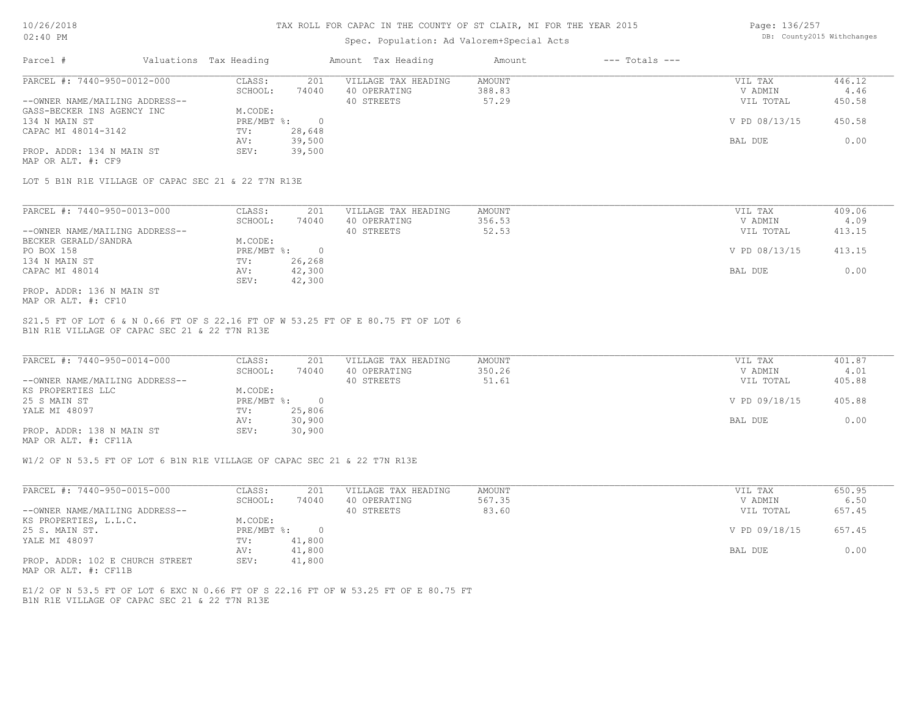# TAX ROLL FOR CAPAC IN THE COUNTY OF ST CLAIR, MI FOR THE YEAR 2015

Spec. Population: Ad Valorem+Special Acts

| Parcel # | Valuations | Tax Heading | Amount | Tax Heading | Amount | --- Totals --- | |
|---|---|---|---|---|---|---|---|
| PARCEL #: 7440-950-0012-000 | CLASS: | 201 | VILLAGE TAX HEADING | AMOUNT | | VIL TAX | 446.12 |
| | SCHOOL: | 74040 | 40 OPERATING | 388.83 | | V ADMIN | 4.46 |
| --OWNER NAME/MAILING ADDRESS-- | | | 40 STREETS | 57.29 | | VIL TOTAL | 450.58 |
| GASS-BECKER INS AGENCY INC | M.CODE: | | | | | | |
| 134 N MAIN ST | PRE/MBT %: | 0 | | | | V PD 08/13/15 | 450.58 |
| CAPAC MI 48014-3142 | TV: | 28,648 | | | | | |
| | AV: | 39,500 | | | | BAL DUE | 0.00 |
| PROP. ADDR: 134 N MAIN ST | SEV: | 39,500 | | | | | |
| MAP OR ALT. #: CF9 | | | | | | | |

LOT 5 B1N R1E VILLAGE OF CAPAC SEC 21 & 22 T7N R13E

| Parcel # | Valuations | Tax Heading | Amount | Tax Heading | Amount | --- Totals --- | |
|---|---|---|---|---|---|---|---|
| PARCEL #: 7440-950-0013-000 | CLASS: | 201 | VILLAGE TAX HEADING | AMOUNT | | VIL TAX | 409.06 |
| | SCHOOL: | 74040 | 40 OPERATING | 356.53 | | V ADMIN | 4.09 |
| --OWNER NAME/MAILING ADDRESS-- | | | 40 STREETS | 52.53 | | VIL TOTAL | 413.15 |
| BECKER GERALD/SANDRA | M.CODE: | | | | | | |
| PO BOX 158 | PRE/MBT %: | 0 | | | | V PD 08/13/15 | 413.15 |
| 134 N MAIN ST | TV: | 26,268 | | | | | |
| CAPAC MI 48014 | AV: | 42,300 | | | | BAL DUE | 0.00 |
| | SEV: | 42,300 | | | | | |
| PROP. ADDR: 136 N MAIN ST | | | | | | | |
| MAP OR ALT. #: CF10 | | | | | | | |

S21.5 FT OF LOT 6 & N 0.66 FT OF S 22.16 FT OF W 53.25 FT OF E 80.75 FT OF LOT 6
B1N R1E VILLAGE OF CAPAC SEC 21 & 22 T7N R13E

| Parcel # | Valuations | Tax Heading | Amount | Tax Heading | Amount | --- Totals --- | |
|---|---|---|---|---|---|---|---|
| PARCEL #: 7440-950-0014-000 | CLASS: | 201 | VILLAGE TAX HEADING | AMOUNT | | VIL TAX | 401.87 |
| | SCHOOL: | 74040 | 40 OPERATING | 350.26 | | V ADMIN | 4.01 |
| --OWNER NAME/MAILING ADDRESS-- | | | 40 STREETS | 51.61 | | VIL TOTAL | 405.88 |
| KS PROPERTIES LLC | M.CODE: | | | | | | |
| 25 S MAIN ST | PRE/MBT %: | 0 | | | | V PD 09/18/15 | 405.88 |
| YALE MI 48097 | TV: | 25,806 | | | | | |
| | AV: | 30,900 | | | | BAL DUE | 0.00 |
| PROP. ADDR: 138 N MAIN ST | SEV: | 30,900 | | | | | |
| MAP OR ALT. #: CF11A | | | | | | | |

W1/2 OF N 53.5 FT OF LOT 6 B1N R1E VILLAGE OF CAPAC SEC 21 & 22 T7N R13E

| Parcel # | Valuations | Tax Heading | Amount | Tax Heading | Amount | --- Totals --- | |
|---|---|---|---|---|---|---|---|
| PARCEL #: 7440-950-0015-000 | CLASS: | 201 | VILLAGE TAX HEADING | AMOUNT | | VIL TAX | 650.95 |
| | SCHOOL: | 74040 | 40 OPERATING | 567.35 | | V ADMIN | 6.50 |
| --OWNER NAME/MAILING ADDRESS-- | | | 40 STREETS | 83.60 | | VIL TOTAL | 657.45 |
| KS PROPERTIES, L.L.C. | M.CODE: | | | | | | |
| 25 S. MAIN ST. | PRE/MBT %: | 0 | | | | V PD 09/18/15 | 657.45 |
| YALE MI 48097 | TV: | 41,800 | | | | | |
| | AV: | 41,800 | | | | BAL DUE | 0.00 |
| PROP. ADDR: 102 E CHURCH STREET | SEV: | 41,800 | | | | | |
| MAP OR ALT. #: CF11B | | | | | | | |

E1/2 OF N 53.5 FT OF LOT 6 EXC N 0.66 FT OF S 22.16 FT OF W 53.25 FT OF E 80.75 FT
B1N R1E VILLAGE OF CAPAC SEC 21 & 22 T7N R13E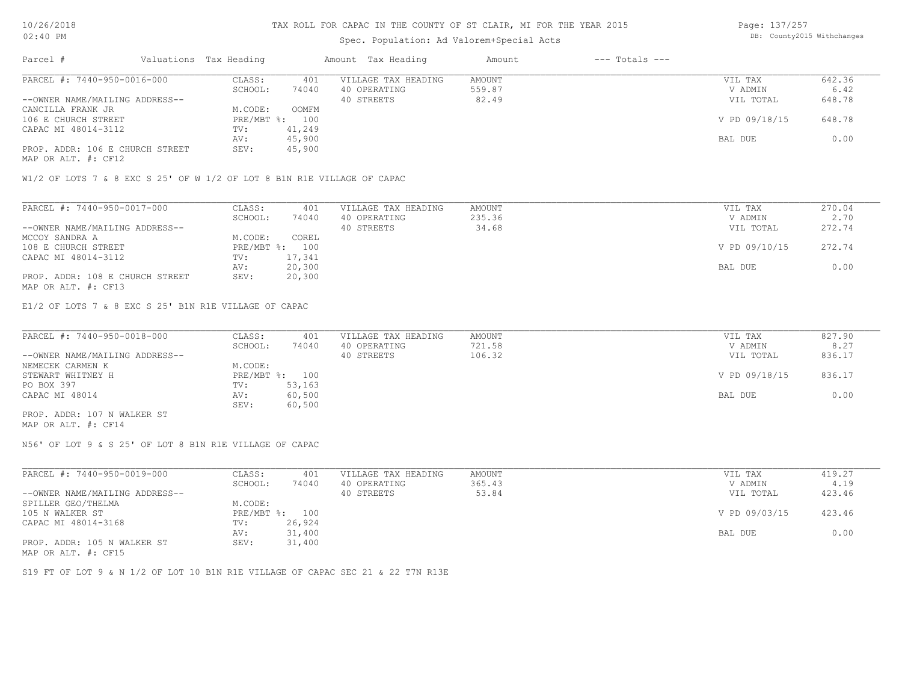# TAX ROLL FOR CAPAC IN THE COUNTY OF ST CLAIR, MI FOR THE YEAR 2015

Spec. Population: Ad Valorem+Special Acts

| Parcel # | Valuations | Tax Heading | Amount | Tax Heading | Amount | --- Totals --- | |
|---|---|---|---|---|---|---|---|
| PARCEL #: 7440-950-0016-000 | CLASS: | 401 | VILLAGE TAX HEADING | AMOUNT | | VIL TAX | 642.36 |
| | SCHOOL: | 74040 | 40 OPERATING | 559.87 | | V ADMIN | 6.42 |
| --OWNER NAME/MAILING ADDRESS-- | | | 40 STREETS | 82.49 | | VIL TOTAL | 648.78 |
| CANCILLA FRANK JR | M.CODE: | OOMFM | | | | | |
| 106 E CHURCH STREET | PRE/MBT %: | 100 | | | | V PD 09/18/15 | 648.78 |
| CAPAC MI 48014-3112 | TV: | 41,249 | | | | | |
| | AV: | 45,900 | | | | BAL DUE | 0.00 |
| PROP. ADDR: 106 E CHURCH STREET | SEV: | 45,900 | | | | | |
| MAP OR ALT. #: CF12 | | | | | | | |

W1/2 OF LOTS 7 & 8 EXC S 25' OF W 1/2 OF LOT 8 B1N R1E VILLAGE OF CAPAC

| Parcel # | Valuations | Tax Heading | Amount | Tax Heading | Amount | --- Totals --- | |
|---|---|---|---|---|---|---|---|
| PARCEL #: 7440-950-0017-000 | CLASS: | 401 | VILLAGE TAX HEADING | AMOUNT | | VIL TAX | 270.04 |
| | SCHOOL: | 74040 | 40 OPERATING | 235.36 | | V ADMIN | 2.70 |
| --OWNER NAME/MAILING ADDRESS-- | | | 40 STREETS | 34.68 | | VIL TOTAL | 272.74 |
| MCCOY SANDRA A | M.CODE: | COREL | | | | | |
| 108 E CHURCH STREET | PRE/MBT %: | 100 | | | | V PD 09/10/15 | 272.74 |
| CAPAC MI 48014-3112 | TV: | 17,341 | | | | | |
| | AV: | 20,300 | | | | BAL DUE | 0.00 |
| PROP. ADDR: 108 E CHURCH STREET | SEV: | 20,300 | | | | | |
| MAP OR ALT. #: CF13 | | | | | | | |

E1/2 OF LOTS 7 & 8 EXC S 25' B1N R1E VILLAGE OF CAPAC

| Parcel # | Valuations | Tax Heading | Amount | Tax Heading | Amount | --- Totals --- | |
|---|---|---|---|---|---|---|---|
| PARCEL #: 7440-950-0018-000 | CLASS: | 401 | VILLAGE TAX HEADING | AMOUNT | | VIL TAX | 827.90 |
| | SCHOOL: | 74040 | 40 OPERATING | 721.58 | | V ADMIN | 8.27 |
| --OWNER NAME/MAILING ADDRESS-- | | | 40 STREETS | 106.32 | | VIL TOTAL | 836.17 |
| NEMECEK CARMEN K | M.CODE: | | | | | | |
| STEWART WHITNEY H | PRE/MBT %: | 100 | | | | V PD 09/18/15 | 836.17 |
| PO BOX 397 | TV: | 53,163 | | | | | |
| CAPAC MI 48014 | AV: | 60,500 | | | | BAL DUE | 0.00 |
| | SEV: | 60,500 | | | | | |
| PROP. ADDR: 107 N WALKER ST | | | | | | | |
| MAP OR ALT. #: CF14 | | | | | | | |

N56' OF LOT 9 & S 25' OF LOT 8 B1N R1E VILLAGE OF CAPAC

| Parcel # | Valuations | Tax Heading | Amount | Tax Heading | Amount | --- Totals --- | |
|---|---|---|---|---|---|---|---|
| PARCEL #: 7440-950-0019-000 | CLASS: | 401 | VILLAGE TAX HEADING | AMOUNT | | VIL TAX | 419.27 |
| | SCHOOL: | 74040 | 40 OPERATING | 365.43 | | V ADMIN | 4.19 |
| --OWNER NAME/MAILING ADDRESS-- | | | 40 STREETS | 53.84 | | VIL TOTAL | 423.46 |
| SPILLER GEO/THELMA | M.CODE: | | | | | | |
| 105 N WALKER ST | PRE/MBT %: | 100 | | | | V PD 09/03/15 | 423.46 |
| CAPAC MI 48014-3168 | TV: | 26,924 | | | | | |
| | AV: | 31,400 | | | | BAL DUE | 0.00 |
| PROP. ADDR: 105 N WALKER ST | SEV: | 31,400 | | | | | |
| MAP OR ALT. #: CF15 | | | | | | | |

S19 FT OF LOT 9 & N 1/2 OF LOT 10 B1N R1E VILLAGE OF CAPAC SEC 21 & 22 T7N R13E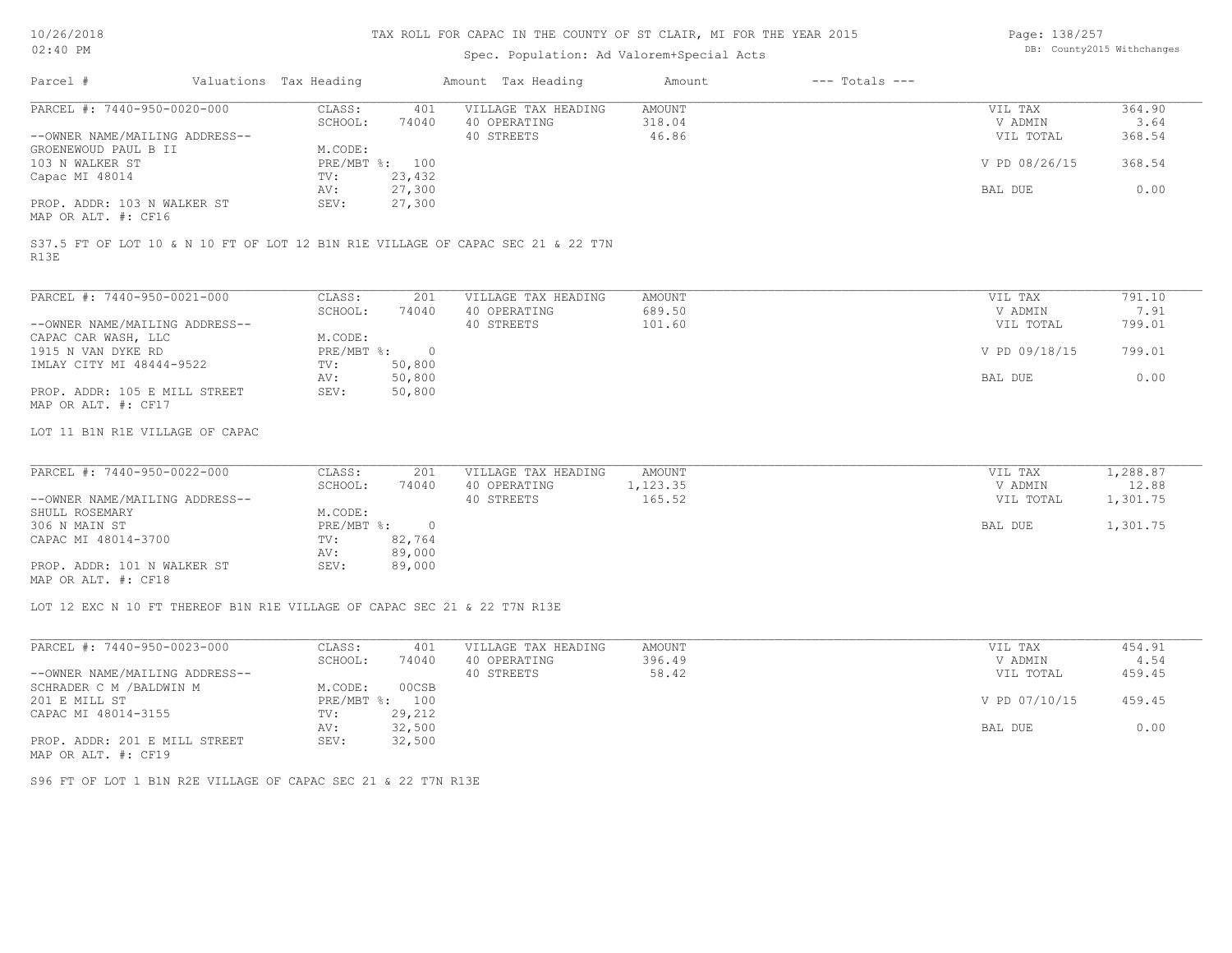# TAX ROLL FOR CAPAC IN THE COUNTY OF ST CLAIR, MI FOR THE YEAR 2015

Spec. Population: Ad Valorem+Special Acts

DB: County2015 Withchanges

| Parcel # | Valuations | Tax Heading | Amount | Tax Heading | Amount | --- Totals --- | |
|---|---|---|---|---|---|---|---|
| PARCEL #: 7440-950-0020-000 | CLASS: | 401 | VILLAGE TAX HEADING | AMOUNT | | VIL TAX | 364.90 |
| | SCHOOL: | 74040 | 40 OPERATING | 318.04 | | V ADMIN | 3.64 |
| --OWNER NAME/MAILING ADDRESS-- | | | 40 STREETS | 46.86 | | VIL TOTAL | 368.54 |
| GROENEWOUD PAUL B II | M.CODE: | | | | | | |
| 103 N WALKER ST | PRE/MBT %: | 100 | | | | V PD 08/26/15 | 368.54 |
| Capac MI 48014 | TV: | 23,432 | | | | | |
| | AV: | 27,300 | | | | BAL DUE | 0.00 |
| PROP. ADDR: 103 N WALKER ST | SEV: | 27,300 | | | | | |
| MAP OR ALT. #: CF16 | | | | | | | |

S37.5 FT OF LOT 10 & N 10 FT OF LOT 12 B1N R1E VILLAGE OF CAPAC SEC 21 & 22 T7N R13E

| Parcel # | Valuations | Tax Heading | Amount | Tax Heading | Amount | --- Totals --- | |
|---|---|---|---|---|---|---|---|
| PARCEL #: 7440-950-0021-000 | CLASS: | 201 | VILLAGE TAX HEADING | AMOUNT | | VIL TAX | 791.10 |
| | SCHOOL: | 74040 | 40 OPERATING | 689.50 | | V ADMIN | 7.91 |
| --OWNER NAME/MAILING ADDRESS-- | | | 40 STREETS | 101.60 | | VIL TOTAL | 799.01 |
| CAPAC CAR WASH, LLC | M.CODE: | | | | | | |
| 1915 N VAN DYKE RD | PRE/MBT %: | 0 | | | | V PD 09/18/15 | 799.01 |
| IMLAY CITY MI 48444-9522 | TV: | 50,800 | | | | | |
| | AV: | 50,800 | | | | BAL DUE | 0.00 |
| PROP. ADDR: 105 E MILL STREET | SEV: | 50,800 | | | | | |
| MAP OR ALT. #: CF17 | | | | | | | |

LOT 11 B1N R1E VILLAGE OF CAPAC

| Parcel # | Valuations | Tax Heading | Amount | Tax Heading | Amount | --- Totals --- | |
|---|---|---|---|---|---|---|---|
| PARCEL #: 7440-950-0022-000 | CLASS: | 201 | VILLAGE TAX HEADING | AMOUNT | | VIL TAX | 1,288.87 |
| | SCHOOL: | 74040 | 40 OPERATING | 1,123.35 | | V ADMIN | 12.88 |
| --OWNER NAME/MAILING ADDRESS-- | | | 40 STREETS | 165.52 | | VIL TOTAL | 1,301.75 |
| SHULL ROSEMARY | M.CODE: | | | | | | |
| 306 N MAIN ST | PRE/MBT %: | 0 | | | | BAL DUE | 1,301.75 |
| CAPAC MI 48014-3700 | TV: | 82,764 | | | | | |
| | AV: | 89,000 | | | | | |
| PROP. ADDR: 101 N WALKER ST | SEV: | 89,000 | | | | | |
| MAP OR ALT. #: CF18 | | | | | | | |

LOT 12 EXC N 10 FT THEREOF B1N R1E VILLAGE OF CAPAC SEC 21 & 22 T7N R13E

| Parcel # | Valuations | Tax Heading | Amount | Tax Heading | Amount | --- Totals --- | |
|---|---|---|---|---|---|---|---|
| PARCEL #: 7440-950-0023-000 | CLASS: | 401 | VILLAGE TAX HEADING | AMOUNT | | VIL TAX | 454.91 |
| | SCHOOL: | 74040 | 40 OPERATING | 396.49 | | V ADMIN | 4.54 |
| --OWNER NAME/MAILING ADDRESS-- | | | 40 STREETS | 58.42 | | VIL TOTAL | 459.45 |
| SCHRADER C M /BALDWIN M | M.CODE: | 00CSB | | | | | |
| 201 E MILL ST | PRE/MBT %: | 100 | | | | V PD 07/10/15 | 459.45 |
| CAPAC MI 48014-3155 | TV: | 29,212 | | | | | |
| | AV: | 32,500 | | | | BAL DUE | 0.00 |
| PROP. ADDR: 201 E MILL STREET | SEV: | 32,500 | | | | | |
| MAP OR ALT. #: CF19 | | | | | | | |

S96 FT OF LOT 1 B1N R2E VILLAGE OF CAPAC SEC 21 & 22 T7N R13E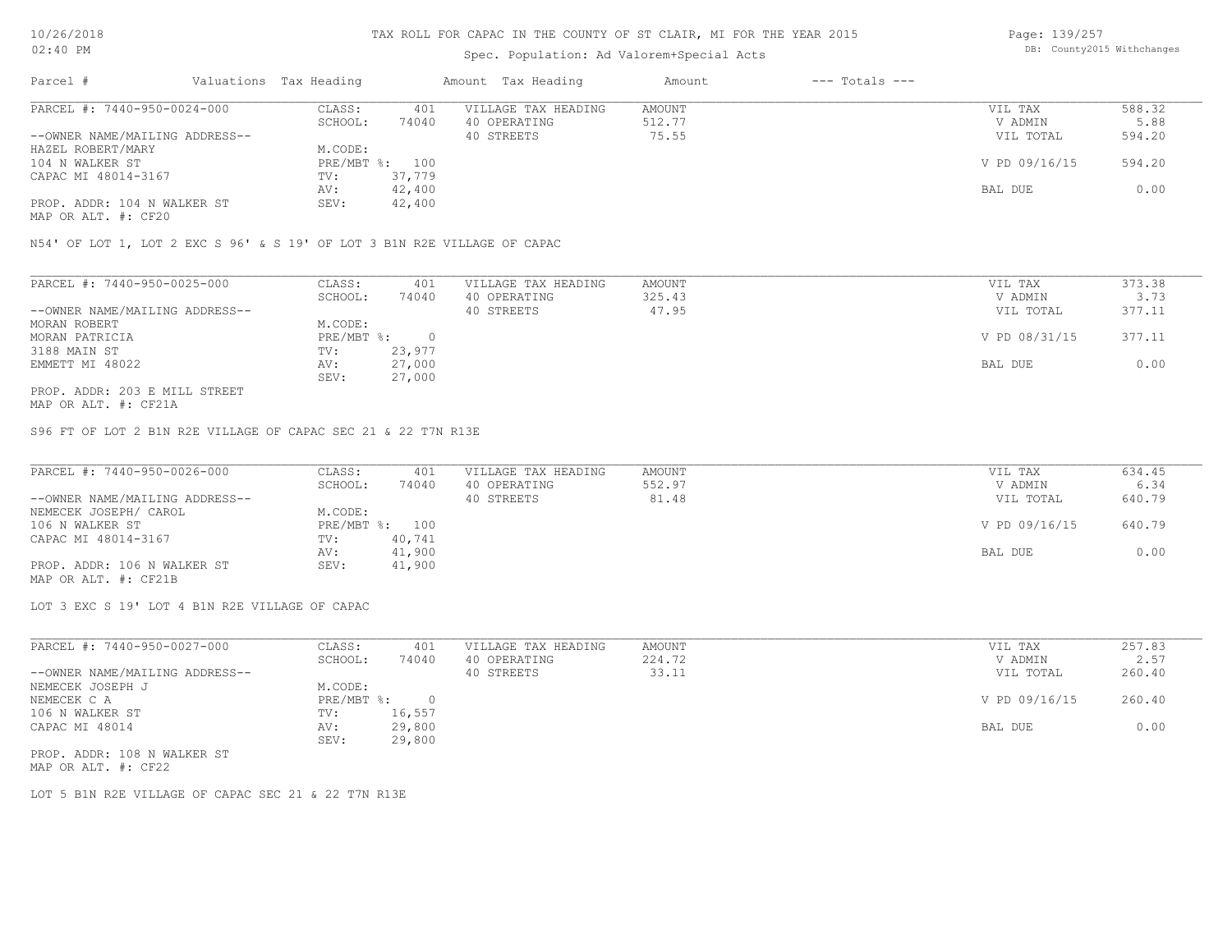# TAX ROLL FOR CAPAC IN THE COUNTY OF ST CLAIR, MI FOR THE YEAR 2015

Spec. Population: Ad Valorem+Special Acts

| Parcel # | Valuations | Tax Heading | Amount | Tax Heading | Amount | --- Totals --- | |
|---|---|---|---|---|---|---|---|
| PARCEL #: 7440-950-0024-000 | CLASS: | 401 | VILLAGE TAX HEADING | AMOUNT | | VIL TAX | 588.32 |
| | SCHOOL: | 74040 | 40 OPERATING | 512.77 | | V ADMIN | 5.88 |
| --OWNER NAME/MAILING ADDRESS-- | | | 40 STREETS | 75.55 | | VIL TOTAL | 594.20 |
| HAZEL ROBERT/MARY | M.CODE: | | | | | | |
| 104 N WALKER ST | PRE/MBT %: | 100 | | | | V PD 09/16/15 | 594.20 |
| CAPAC MI 48014-3167 | TV: | 37,779 | | | | | |
| | AV: | 42,400 | | | | BAL DUE | 0.00 |
| PROP. ADDR: 104 N WALKER ST | SEV: | 42,400 | | | | | |
| MAP OR ALT. #: CF20 | | | | | | | |

N54' OF LOT 1, LOT 2 EXC S 96' & S 19' OF LOT 3 B1N R2E VILLAGE OF CAPAC

| Parcel # | Valuations | Tax Heading | Amount | Tax Heading | Amount | --- Totals --- | |
|---|---|---|---|---|---|---|---|
| PARCEL #: 7440-950-0025-000 | CLASS: | 401 | VILLAGE TAX HEADING | AMOUNT | | VIL TAX | 373.38 |
| | SCHOOL: | 74040 | 40 OPERATING | 325.43 | | V ADMIN | 3.73 |
| --OWNER NAME/MAILING ADDRESS-- | | | 40 STREETS | 47.95 | | VIL TOTAL | 377.11 |
| MORAN ROBERT | M.CODE: | | | | | | |
| MORAN PATRICIA | PRE/MBT %: | 0 | | | | V PD 08/31/15 | 377.11 |
| 3188 MAIN ST | TV: | 23,977 | | | | | |
| EMMETT MI 48022 | AV: | 27,000 | | | | BAL DUE | 0.00 |
| | SEV: | 27,000 | | | | | |
| PROP. ADDR: 203 E MILL STREET | | | | | | | |
| MAP OR ALT. #: CF21A | | | | | | | |

S96 FT OF LOT 2 B1N R2E VILLAGE OF CAPAC SEC 21 & 22 T7N R13E

| Parcel # | Valuations | Tax Heading | Amount | Tax Heading | Amount | --- Totals --- | |
|---|---|---|---|---|---|---|---|
| PARCEL #: 7440-950-0026-000 | CLASS: | 401 | VILLAGE TAX HEADING | AMOUNT | | VIL TAX | 634.45 |
| | SCHOOL: | 74040 | 40 OPERATING | 552.97 | | V ADMIN | 6.34 |
| --OWNER NAME/MAILING ADDRESS-- | | | 40 STREETS | 81.48 | | VIL TOTAL | 640.79 |
| NEMECEK JOSEPH/ CAROL | M.CODE: | | | | | | |
| 106 N WALKER ST | PRE/MBT %: | 100 | | | | V PD 09/16/15 | 640.79 |
| CAPAC MI 48014-3167 | TV: | 40,741 | | | | | |
| | AV: | 41,900 | | | | BAL DUE | 0.00 |
| PROP. ADDR: 106 N WALKER ST | SEV: | 41,900 | | | | | |
| MAP OR ALT. #: CF21B | | | | | | | |

LOT 3 EXC S 19' LOT 4 B1N R2E VILLAGE OF CAPAC

| Parcel # | Valuations | Tax Heading | Amount | Tax Heading | Amount | --- Totals --- | |
|---|---|---|---|---|---|---|---|
| PARCEL #: 7440-950-0027-000 | CLASS: | 401 | VILLAGE TAX HEADING | AMOUNT | | VIL TAX | 257.83 |
| | SCHOOL: | 74040 | 40 OPERATING | 224.72 | | V ADMIN | 2.57 |
| --OWNER NAME/MAILING ADDRESS-- | | | 40 STREETS | 33.11 | | VIL TOTAL | 260.40 |
| NEMECEK JOSEPH J | M.CODE: | | | | | | |
| NEMECEK C A | PRE/MBT %: | 0 | | | | V PD 09/16/15 | 260.40 |
| 106 N WALKER ST | TV: | 16,557 | | | | | |
| CAPAC MI 48014 | AV: | 29,800 | | | | BAL DUE | 0.00 |
| | SEV: | 29,800 | | | | | |
| PROP. ADDR: 108 N WALKER ST | | | | | | | |
| MAP OR ALT. #: CF22 | | | | | | | |

LOT 5 B1N R2E VILLAGE OF CAPAC SEC 21 & 22 T7N R13E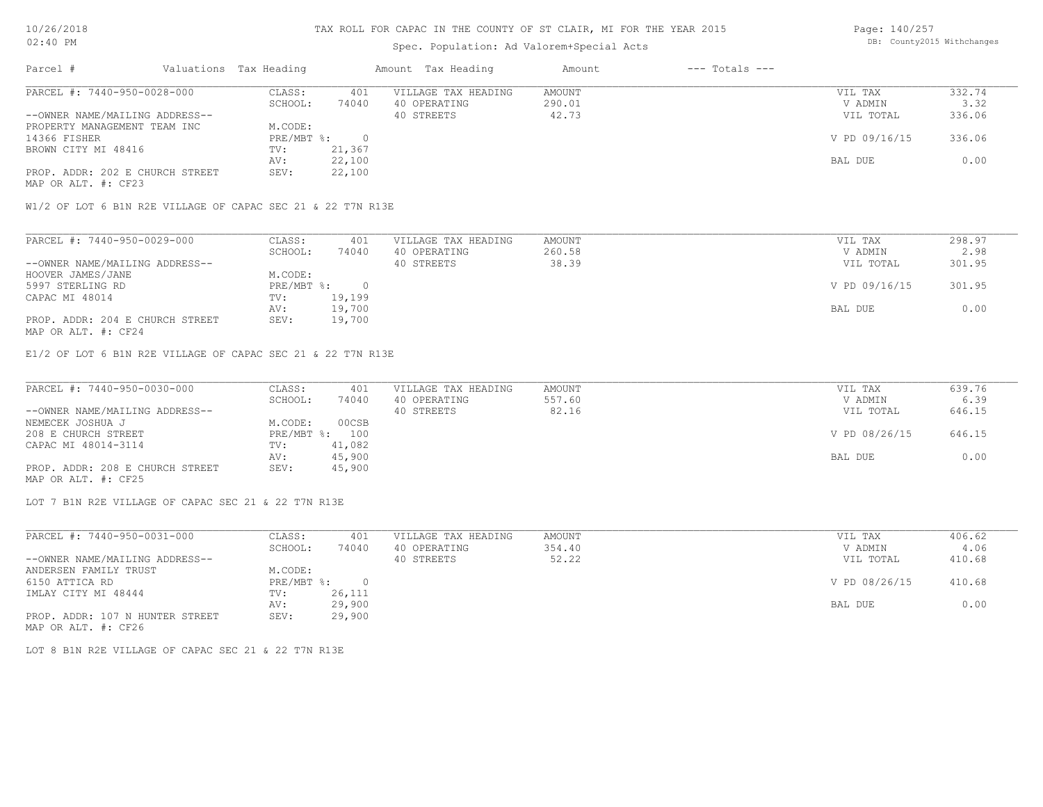# TAX ROLL FOR CAPAC IN THE COUNTY OF ST CLAIR, MI FOR THE YEAR 2015

Spec. Population: Ad Valorem+Special Acts

DB: County2015 Withchanges

| Parcel # | Valuations Tax Heading | | Amount Tax Heading | Amount | --- Totals --- | |
|---|---|---|---|---|---|---|
| PARCEL #: 7440-950-0028-000 | CLASS: | 401 | VILLAGE TAX HEADING | AMOUNT | VIL TAX | 332.74 |
| | SCHOOL: | 74040 | 40 OPERATING | 290.01 | V ADMIN | 3.32 |
| --OWNER NAME/MAILING ADDRESS-- | | | 40 STREETS | 42.73 | VIL TOTAL | 336.06 |
| PROPERTY MANAGEMENT TEAM INC | M.CODE: | | | | | |
| 14366 FISHER | PRE/MBT %: | 0 | | | V PD 09/16/15 | 336.06 |
| BROWN CITY MI 48416 | TV: | 21,367 | | | | |
| | AV: | 22,100 | | | BAL DUE | 0.00 |
| PROP. ADDR: 202 E CHURCH STREET | SEV: | 22,100 | | | | |
| MAP OR ALT. #: CF23 | | | | | | |

W1/2 OF LOT 6 B1N R2E VILLAGE OF CAPAC SEC 21 & 22 T7N R13E

| Parcel # | Valuations Tax Heading | | Amount Tax Heading | Amount | --- Totals --- | |
|---|---|---|---|---|---|---|
| PARCEL #: 7440-950-0029-000 | CLASS: | 401 | VILLAGE TAX HEADING | AMOUNT | VIL TAX | 298.97 |
| | SCHOOL: | 74040 | 40 OPERATING | 260.58 | V ADMIN | 2.98 |
| --OWNER NAME/MAILING ADDRESS-- | | | 40 STREETS | 38.39 | VIL TOTAL | 301.95 |
| HOOVER JAMES/JANE | M.CODE: | | | | | |
| 5997 STERLING RD | PRE/MBT %: | 0 | | | V PD 09/16/15 | 301.95 |
| CAPAC MI 48014 | TV: | 19,199 | | | | |
| | AV: | 19,700 | | | BAL DUE | 0.00 |
| PROP. ADDR: 204 E CHURCH STREET | SEV: | 19,700 | | | | |
| MAP OR ALT. #: CF24 | | | | | | |

E1/2 OF LOT 6 B1N R2E VILLAGE OF CAPAC SEC 21 & 22 T7N R13E

| Parcel # | Valuations Tax Heading | | Amount Tax Heading | Amount | --- Totals --- | |
|---|---|---|---|---|---|---|
| PARCEL #: 7440-950-0030-000 | CLASS: | 401 | VILLAGE TAX HEADING | AMOUNT | VIL TAX | 639.76 |
| | SCHOOL: | 74040 | 40 OPERATING | 557.60 | V ADMIN | 6.39 |
| --OWNER NAME/MAILING ADDRESS-- | | | 40 STREETS | 82.16 | VIL TOTAL | 646.15 |
| NEMECEK JOSHUA J | M.CODE: | 00CSB | | | | |
| 208 E CHURCH STREET | PRE/MBT %: | 100 | | | V PD 08/26/15 | 646.15 |
| CAPAC MI 48014-3114 | TV: | 41,082 | | | | |
| | AV: | 45,900 | | | BAL DUE | 0.00 |
| PROP. ADDR: 208 E CHURCH STREET | SEV: | 45,900 | | | | |
| MAP OR ALT. #: CF25 | | | | | | |

LOT 7 B1N R2E VILLAGE OF CAPAC SEC 21 & 22 T7N R13E

| Parcel # | Valuations Tax Heading | | Amount Tax Heading | Amount | --- Totals --- | |
|---|---|---|---|---|---|---|
| PARCEL #: 7440-950-0031-000 | CLASS: | 401 | VILLAGE TAX HEADING | AMOUNT | VIL TAX | 406.62 |
| | SCHOOL: | 74040 | 40 OPERATING | 354.40 | V ADMIN | 4.06 |
| --OWNER NAME/MAILING ADDRESS-- | | | 40 STREETS | 52.22 | VIL TOTAL | 410.68 |
| ANDERSEN FAMILY TRUST | M.CODE: | | | | | |
| 6150 ATTICA RD | PRE/MBT %: | 0 | | | V PD 08/26/15 | 410.68 |
| IMLAY CITY MI 48444 | TV: | 26,111 | | | | |
| | AV: | 29,900 | | | BAL DUE | 0.00 |
| PROP. ADDR: 107 N HUNTER STREET | SEV: | 29,900 | | | | |
| MAP OR ALT. #: CF26 | | | | | | |

LOT 8 B1N R2E VILLAGE OF CAPAC SEC 21 & 22 T7N R13E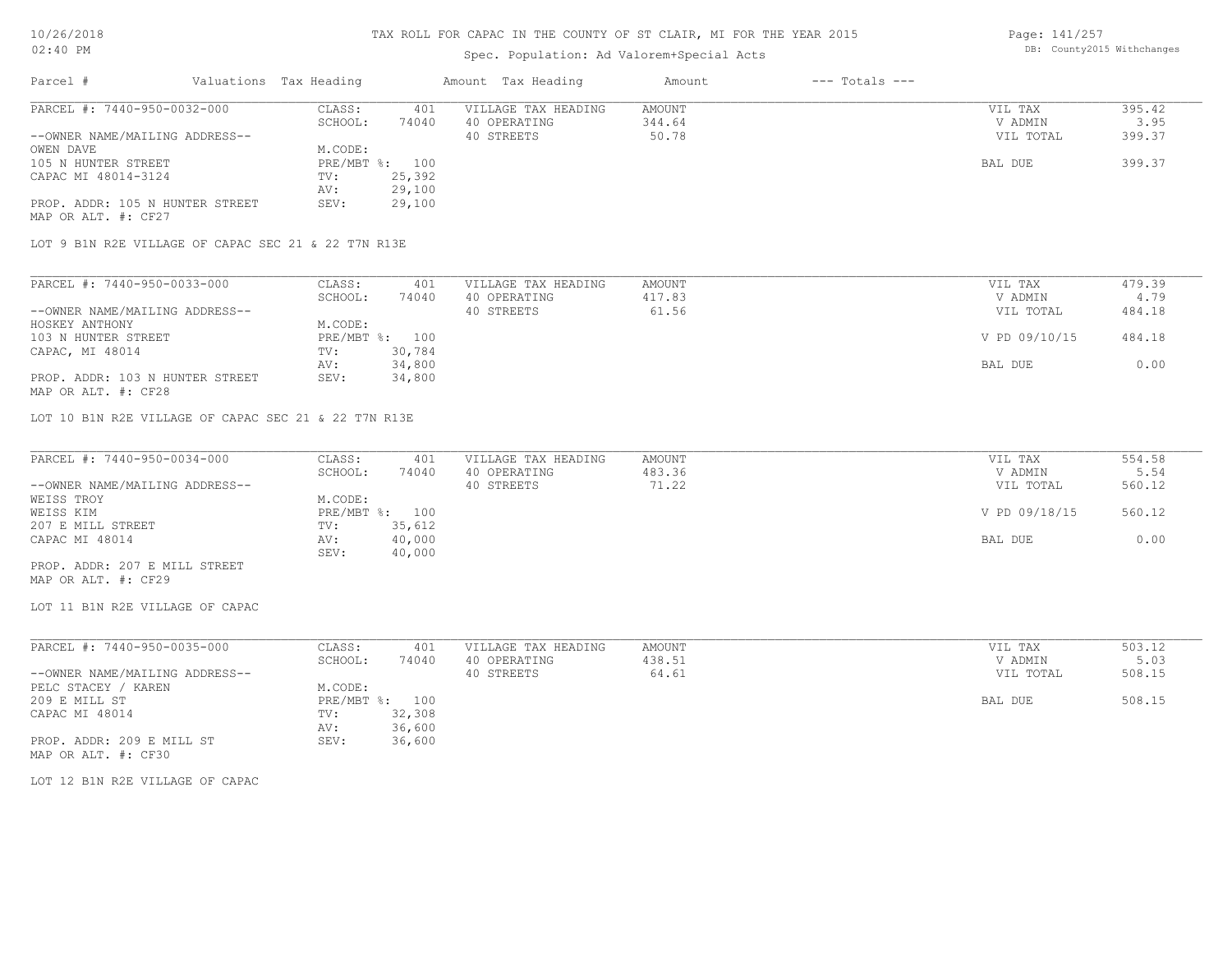# TAX ROLL FOR CAPAC IN THE COUNTY OF ST CLAIR, MI FOR THE YEAR 2015

Spec. Population: Ad Valorem+Special Acts

| Parcel # | Valuations | Tax Heading | Amount | Tax Heading | Amount | --- Totals --- | |
|---|---|---|---|---|---|---|---|
| PARCEL #: 7440-950-0032-000 | CLASS: | 401 | VILLAGE TAX HEADING | AMOUNT | | VIL TAX | 395.42 |
| | SCHOOL: | 74040 | 40 OPERATING | 344.64 | | V ADMIN | 3.95 |
| --OWNER NAME/MAILING ADDRESS-- | | | 40 STREETS | 50.78 | | VIL TOTAL | 399.37 |
| OWEN DAVE | M.CODE: | | | | | | |
| 105 N HUNTER STREET | PRE/MBT %: | 100 | | | | BAL DUE | 399.37 |
| CAPAC MI 48014-3124 | TV: | 25,392 | | | | | |
| | AV: | 29,100 | | | | | |
| PROP. ADDR: 105 N HUNTER STREET | SEV: | 29,100 | | | | | |
| MAP OR ALT. #: CF27 | | | | | | | |

LOT 9 B1N R2E VILLAGE OF CAPAC SEC 21 & 22 T7N R13E

| Parcel # | Valuations | Tax Heading | Amount | Tax Heading | Amount | --- Totals --- | |
|---|---|---|---|---|---|---|---|
| PARCEL #: 7440-950-0033-000 | CLASS: | 401 | VILLAGE TAX HEADING | AMOUNT | | VIL TAX | 479.39 |
| | SCHOOL: | 74040 | 40 OPERATING | 417.83 | | V ADMIN | 4.79 |
| --OWNER NAME/MAILING ADDRESS-- | | | 40 STREETS | 61.56 | | VIL TOTAL | 484.18 |
| HOSKEY ANTHONY | M.CODE: | | | | | | |
| 103 N HUNTER STREET | PRE/MBT %: | 100 | | | | V PD 09/10/15 | 484.18 |
| CAPAC, MI 48014 | TV: | 30,784 | | | | | |
| | AV: | 34,800 | | | | BAL DUE | 0.00 |
| PROP. ADDR: 103 N HUNTER STREET | SEV: | 34,800 | | | | | |
| MAP OR ALT. #: CF28 | | | | | | | |

LOT 10 B1N R2E VILLAGE OF CAPAC SEC 21 & 22 T7N R13E

| Parcel # | Valuations | Tax Heading | Amount | Tax Heading | Amount | --- Totals --- | |
|---|---|---|---|---|---|---|---|
| PARCEL #: 7440-950-0034-000 | CLASS: | 401 | VILLAGE TAX HEADING | AMOUNT | | VIL TAX | 554.58 |
| | SCHOOL: | 74040 | 40 OPERATING | 483.36 | | V ADMIN | 5.54 |
| --OWNER NAME/MAILING ADDRESS-- | | | 40 STREETS | 71.22 | | VIL TOTAL | 560.12 |
| WEISS TROY | M.CODE: | | | | | | |
| WEISS KIM | PRE/MBT %: | 100 | | | | V PD 09/18/15 | 560.12 |
| 207 E MILL STREET | TV: | 35,612 | | | | | |
| CAPAC MI 48014 | AV: | 40,000 | | | | BAL DUE | 0.00 |
| | SEV: | 40,000 | | | | | |
| PROP. ADDR: 207 E MILL STREET | | | | | | | |
| MAP OR ALT. #: CF29 | | | | | | | |

LOT 11 B1N R2E VILLAGE OF CAPAC

| Parcel # | Valuations | Tax Heading | Amount | Tax Heading | Amount | --- Totals --- | |
|---|---|---|---|---|---|---|---|
| PARCEL #: 7440-950-0035-000 | CLASS: | 401 | VILLAGE TAX HEADING | AMOUNT | | VIL TAX | 503.12 |
| | SCHOOL: | 74040 | 40 OPERATING | 438.51 | | V ADMIN | 5.03 |
| --OWNER NAME/MAILING ADDRESS-- | | | 40 STREETS | 64.61 | | VIL TOTAL | 508.15 |
| PELC STACEY / KAREN | M.CODE: | | | | | | |
| 209 E MILL ST | PRE/MBT %: | 100 | | | | BAL DUE | 508.15 |
| CAPAC MI 48014 | TV: | 32,308 | | | | | |
| | AV: | 36,600 | | | | | |
| PROP. ADDR: 209 E MILL ST | SEV: | 36,600 | | | | | |
| MAP OR ALT. #: CF30 | | | | | | | |

LOT 12 B1N R2E VILLAGE OF CAPAC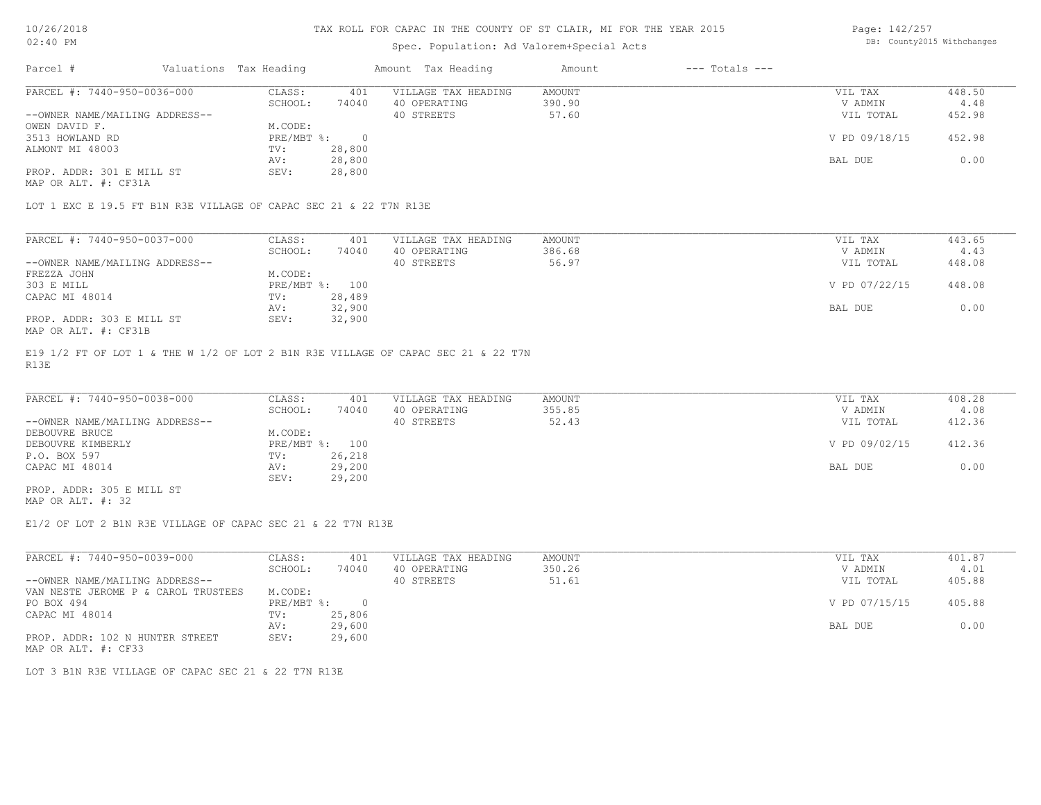# TAX ROLL FOR CAPAC IN THE COUNTY OF ST CLAIR, MI FOR THE YEAR 2015

Spec. Population: Ad Valorem+Special Acts

| Parcel # | Valuations | Tax Heading | Amount | Tax Heading | Amount | --- Totals --- | |
|---|---|---|---|---|---|---|---|
| PARCEL #: 7440-950-0036-000 | CLASS: | 401 | VILLAGE TAX HEADING | AMOUNT | | VIL TAX | 448.50 |
| | SCHOOL: | 74040 | 40 OPERATING | 390.90 | | V ADMIN | 4.48 |
| --OWNER NAME/MAILING ADDRESS-- | | | 40 STREETS | 57.60 | | VIL TOTAL | 452.98 |
| OWEN DAVID F. | M.CODE: | | | | | | |
| 3513 HOWLAND RD | PRE/MBT %: | 0 | | | | V PD 09/18/15 | 452.98 |
| ALMONT MI 48003 | TV: | 28,800 | | | | | |
| | AV: | 28,800 | | | | BAL DUE | 0.00 |
| PROP. ADDR: 301 E MILL ST | SEV: | 28,800 | | | | | |
| MAP OR ALT. #: CF31A | | | | | | | |

LOT 1 EXC E 19.5 FT B1N R3E VILLAGE OF CAPAC SEC 21 & 22 T7N R13E

| Parcel # | Valuations | Tax Heading | Amount | Tax Heading | Amount | --- Totals --- | |
|---|---|---|---|---|---|---|---|
| PARCEL #: 7440-950-0037-000 | CLASS: | 401 | VILLAGE TAX HEADING | AMOUNT | | VIL TAX | 443.65 |
| | SCHOOL: | 74040 | 40 OPERATING | 386.68 | | V ADMIN | 4.43 |
| --OWNER NAME/MAILING ADDRESS-- | | | 40 STREETS | 56.97 | | VIL TOTAL | 448.08 |
| FREZZA JOHN | M.CODE: | | | | | | |
| 303 E MILL | PRE/MBT %: | 100 | | | | V PD 07/22/15 | 448.08 |
| CAPAC MI 48014 | TV: | 28,489 | | | | | |
| | AV: | 32,900 | | | | BAL DUE | 0.00 |
| PROP. ADDR: 303 E MILL ST | SEV: | 32,900 | | | | | |
| MAP OR ALT. #: CF31B | | | | | | | |

E19 1/2 FT OF LOT 1 & THE W 1/2 OF LOT 2 B1N R3E VILLAGE OF CAPAC SEC 21 & 22 T7N R13E

| Parcel # | Valuations | Tax Heading | Amount | Tax Heading | Amount | --- Totals --- | |
|---|---|---|---|---|---|---|---|
| PARCEL #: 7440-950-0038-000 | CLASS: | 401 | VILLAGE TAX HEADING | AMOUNT | | VIL TAX | 408.28 |
| | SCHOOL: | 74040 | 40 OPERATING | 355.85 | | V ADMIN | 4.08 |
| --OWNER NAME/MAILING ADDRESS-- | | | 40 STREETS | 52.43 | | VIL TOTAL | 412.36 |
| DEBOUVRE BRUCE | M.CODE: | | | | | | |
| DEBOUVRE KIMBERLY | PRE/MBT %: | 100 | | | | V PD 09/02/15 | 412.36 |
| P.O. BOX 597 | TV: | 26,218 | | | | | |
| CAPAC MI 48014 | AV: | 29,200 | | | | BAL DUE | 0.00 |
| | SEV: | 29,200 | | | | | |
| PROP. ADDR: 305 E MILL ST | | | | | | | |
| MAP OR ALT. #: 32 | | | | | | | |

E1/2 OF LOT 2 B1N R3E VILLAGE OF CAPAC SEC 21 & 22 T7N R13E

| Parcel # | Valuations | Tax Heading | Amount | Tax Heading | Amount | --- Totals --- | |
|---|---|---|---|---|---|---|---|
| PARCEL #: 7440-950-0039-000 | CLASS: | 401 | VILLAGE TAX HEADING | AMOUNT | | VIL TAX | 401.87 |
| | SCHOOL: | 74040 | 40 OPERATING | 350.26 | | V ADMIN | 4.01 |
| --OWNER NAME/MAILING ADDRESS-- | | | 40 STREETS | 51.61 | | VIL TOTAL | 405.88 |
| VAN NESTE JEROME P & CAROL TRUSTEES | M.CODE: | | | | | | |
| PO BOX 494 | PRE/MBT %: | 0 | | | | V PD 07/15/15 | 405.88 |
| CAPAC MI 48014 | TV: | 25,806 | | | | | |
| | AV: | 29,600 | | | | BAL DUE | 0.00 |
| PROP. ADDR: 102 N HUNTER STREET | SEV: | 29,600 | | | | | |
| MAP OR ALT. #: CF33 | | | | | | | |

LOT 3 B1N R3E VILLAGE OF CAPAC SEC 21 & 22 T7N R13E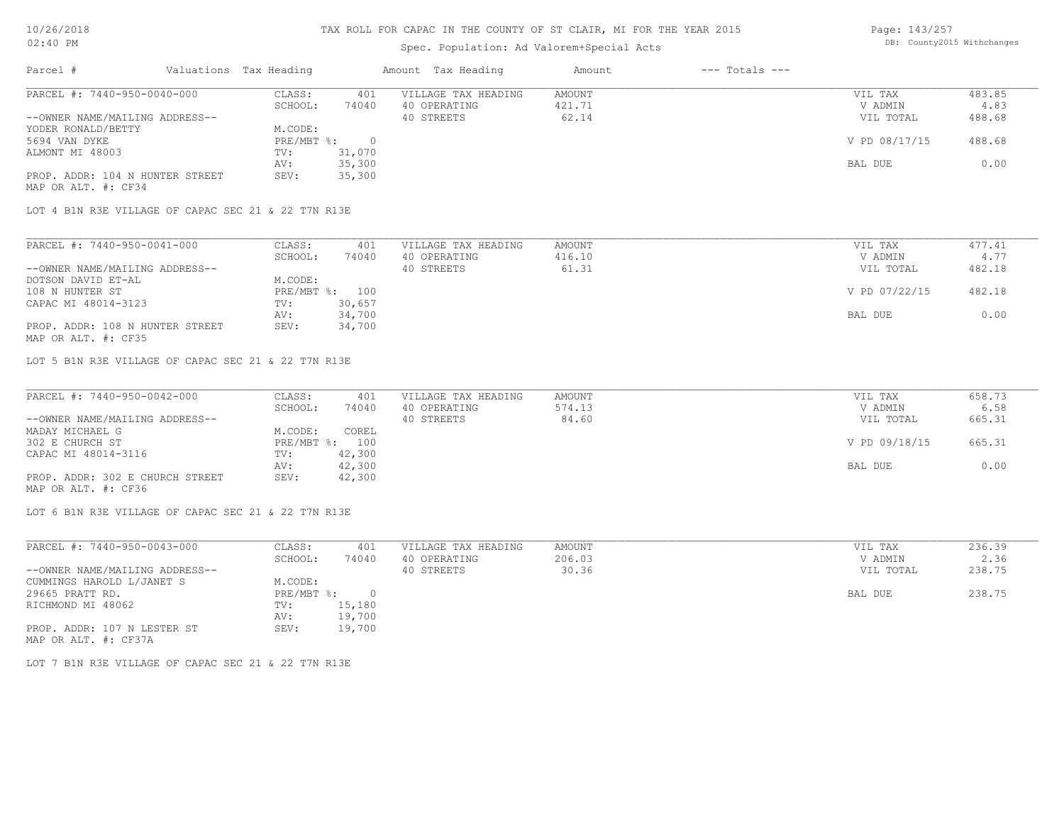# TAX ROLL FOR CAPAC IN THE COUNTY OF ST CLAIR, MI FOR THE YEAR 2015

Spec. Population: Ad Valorem+Special Acts

| Parcel # | Valuations | Tax Heading | Amount | Tax Heading | Amount | --- Totals --- | |
|---|---|---|---|---|---|---|---|
| PARCEL #: 7440-950-0040-000 | CLASS: | 401 | VILLAGE TAX HEADING | AMOUNT | | VIL TAX | 483.85 |
| | SCHOOL: | 74040 | 40 OPERATING | 421.71 | | V ADMIN | 4.83 |
| --OWNER NAME/MAILING ADDRESS-- | | | 40 STREETS | 62.14 | | VIL TOTAL | 488.68 |
| YODER RONALD/BETTY | M.CODE: | | | | | | |
| 5694 VAN DYKE | PRE/MBT %: | 0 | | | | V PD 08/17/15 | 488.68 |
| ALMONT MI 48003 | TV: | 31,070 | | | | | |
| | AV: | 35,300 | | | | BAL DUE | 0.00 |
| PROP. ADDR: 104 N HUNTER STREET | SEV: | 35,300 | | | | | |
| MAP OR ALT. #: CF34 | | | | | | | |

LOT 4 B1N R3E VILLAGE OF CAPAC SEC 21 & 22 T7N R13E

| Parcel # | Valuations | Tax Heading | Amount | Tax Heading | Amount | --- Totals --- | |
|---|---|---|---|---|---|---|---|
| PARCEL #: 7440-950-0041-000 | CLASS: | 401 | VILLAGE TAX HEADING | AMOUNT | | VIL TAX | 477.41 |
| | SCHOOL: | 74040 | 40 OPERATING | 416.10 | | V ADMIN | 4.77 |
| --OWNER NAME/MAILING ADDRESS-- | | | 40 STREETS | 61.31 | | VIL TOTAL | 482.18 |
| DOTSON DAVID ET-AL | M.CODE: | | | | | | |
| 108 N HUNTER ST | PRE/MBT %: | 100 | | | | V PD 07/22/15 | 482.18 |
| CAPAC MI 48014-3123 | TV: | 30,657 | | | | | |
| | AV: | 34,700 | | | | BAL DUE | 0.00 |
| PROP. ADDR: 108 N HUNTER STREET | SEV: | 34,700 | | | | | |
| MAP OR ALT. #: CF35 | | | | | | | |

LOT 5 B1N R3E VILLAGE OF CAPAC SEC 21 & 22 T7N R13E

| Parcel # | Valuations | Tax Heading | Amount | Tax Heading | Amount | --- Totals --- | |
|---|---|---|---|---|---|---|---|
| PARCEL #: 7440-950-0042-000 | CLASS: | 401 | VILLAGE TAX HEADING | AMOUNT | | VIL TAX | 658.73 |
| | SCHOOL: | 74040 | 40 OPERATING | 574.13 | | V ADMIN | 6.58 |
| --OWNER NAME/MAILING ADDRESS-- | | | 40 STREETS | 84.60 | | VIL TOTAL | 665.31 |
| MADAY MICHAEL G | M.CODE: | COREL | | | | | |
| 302 E CHURCH ST | PRE/MBT %: | 100 | | | | V PD 09/18/15 | 665.31 |
| CAPAC MI 48014-3116 | TV: | 42,300 | | | | | |
| | AV: | 42,300 | | | | BAL DUE | 0.00 |
| PROP. ADDR: 302 E CHURCH STREET | SEV: | 42,300 | | | | | |
| MAP OR ALT. #: CF36 | | | | | | | |

LOT 6 B1N R3E VILLAGE OF CAPAC SEC 21 & 22 T7N R13E

| Parcel # | Valuations | Tax Heading | Amount | Tax Heading | Amount | --- Totals --- | |
|---|---|---|---|---|---|---|---|
| PARCEL #: 7440-950-0043-000 | CLASS: | 401 | VILLAGE TAX HEADING | AMOUNT | | VIL TAX | 236.39 |
| | SCHOOL: | 74040 | 40 OPERATING | 206.03 | | V ADMIN | 2.36 |
| --OWNER NAME/MAILING ADDRESS-- | | | 40 STREETS | 30.36 | | VIL TOTAL | 238.75 |
| CUMMINGS HAROLD L/JANET S | M.CODE: | | | | | | |
| 29665 PRATT RD. | PRE/MBT %: | 0 | | | | BAL DUE | 238.75 |
| RICHMOND MI 48062 | TV: | 15,180 | | | | | |
| | AV: | 19,700 | | | | | |
| PROP. ADDR: 107 N LESTER ST | SEV: | 19,700 | | | | | |
| MAP OR ALT. #: CF37A | | | | | | | |

LOT 7 B1N R3E VILLAGE OF CAPAC SEC 21 & 22 T7N R13E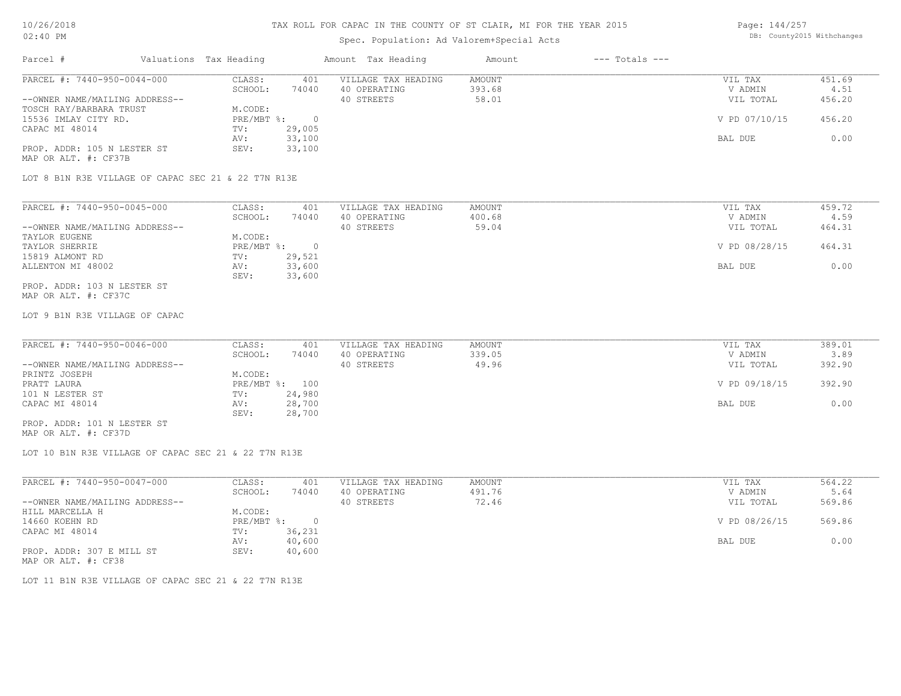# TAX ROLL FOR CAPAC IN THE COUNTY OF ST CLAIR, MI FOR THE YEAR 2015

Spec. Population: Ad Valorem+Special Acts

| Parcel # | Valuations | Tax Heading | Amount | Tax Heading | Amount | --- Totals --- | |
|---|---|---|---|---|---|---|---|
| PARCEL #: 7440-950-0044-000 | CLASS: | 401 | VILLAGE TAX HEADING | AMOUNT | | VIL TAX | 451.69 |
| | SCHOOL: | 74040 | 40 OPERATING | 393.68 | | V ADMIN | 4.51 |
| --OWNER NAME/MAILING ADDRESS-- | | | 40 STREETS | 58.01 | | VIL TOTAL | 456.20 |
| TOSCH RAY/BARBARA TRUST | M.CODE: | | | | | | |
| 15536 IMLAY CITY RD. | PRE/MBT %: | 0 | | | | V PD 07/10/15 | 456.20 |
| CAPAC MI 48014 | TV: | 29,005 | | | | | |
| | AV: | 33,100 | | | | BAL DUE | 0.00 |
| PROP. ADDR: 105 N LESTER ST | SEV: | 33,100 | | | | | |
| MAP OR ALT. #: CF37B | | | | | | | |

LOT 8 B1N R3E VILLAGE OF CAPAC SEC 21 & 22 T7N R13E

| Parcel # | Valuations | Tax Heading | Amount | Tax Heading | Amount | --- Totals --- | |
|---|---|---|---|---|---|---|---|
| PARCEL #: 7440-950-0045-000 | CLASS: | 401 | VILLAGE TAX HEADING | AMOUNT | | VIL TAX | 459.72 |
| | SCHOOL: | 74040 | 40 OPERATING | 400.68 | | V ADMIN | 4.59 |
| --OWNER NAME/MAILING ADDRESS-- | | | 40 STREETS | 59.04 | | VIL TOTAL | 464.31 |
| TAYLOR EUGENE | M.CODE: | | | | | | |
| TAYLOR SHERRIE | PRE/MBT %: | 0 | | | | V PD 08/28/15 | 464.31 |
| 15819 ALMONT RD | TV: | 29,521 | | | | | |
| ALLENTON MI 48002 | AV: | 33,600 | | | | BAL DUE | 0.00 |
| | SEV: | 33,600 | | | | | |
| PROP. ADDR: 103 N LESTER ST | | | | | | | |
| MAP OR ALT. #: CF37C | | | | | | | |

LOT 9 B1N R3E VILLAGE OF CAPAC

| Parcel # | Valuations | Tax Heading | Amount | Tax Heading | Amount | --- Totals --- | |
|---|---|---|---|---|---|---|---|
| PARCEL #: 7440-950-0046-000 | CLASS: | 401 | VILLAGE TAX HEADING | AMOUNT | | VIL TAX | 389.01 |
| | SCHOOL: | 74040 | 40 OPERATING | 339.05 | | V ADMIN | 3.89 |
| --OWNER NAME/MAILING ADDRESS-- | | | 40 STREETS | 49.96 | | VIL TOTAL | 392.90 |
| PRINTZ JOSEPH | M.CODE: | | | | | | |
| PRATT LAURA | PRE/MBT %: | 100 | | | | V PD 09/18/15 | 392.90 |
| 101 N LESTER ST | TV: | 24,980 | | | | | |
| CAPAC MI 48014 | AV: | 28,700 | | | | BAL DUE | 0.00 |
| | SEV: | 28,700 | | | | | |
| PROP. ADDR: 101 N LESTER ST | | | | | | | |
| MAP OR ALT. #: CF37D | | | | | | | |

LOT 10 B1N R3E VILLAGE OF CAPAC SEC 21 & 22 T7N R13E

| Parcel # | Valuations | Tax Heading | Amount | Tax Heading | Amount | --- Totals --- | |
|---|---|---|---|---|---|---|---|
| PARCEL #: 7440-950-0047-000 | CLASS: | 401 | VILLAGE TAX HEADING | AMOUNT | | VIL TAX | 564.22 |
| | SCHOOL: | 74040 | 40 OPERATING | 491.76 | | V ADMIN | 5.64 |
| --OWNER NAME/MAILING ADDRESS-- | | | 40 STREETS | 72.46 | | VIL TOTAL | 569.86 |
| HILL MARCELLA H | M.CODE: | | | | | | |
| 14660 KOEHN RD | PRE/MBT %: | 0 | | | | V PD 08/26/15 | 569.86 |
| CAPAC MI 48014 | TV: | 36,231 | | | | | |
| | AV: | 40,600 | | | | BAL DUE | 0.00 |
| PROP. ADDR: 307 E MILL ST | SEV: | 40,600 | | | | | |
| MAP OR ALT. #: CF38 | | | | | | | |

LOT 11 B1N R3E VILLAGE OF CAPAC SEC 21 & 22 T7N R13E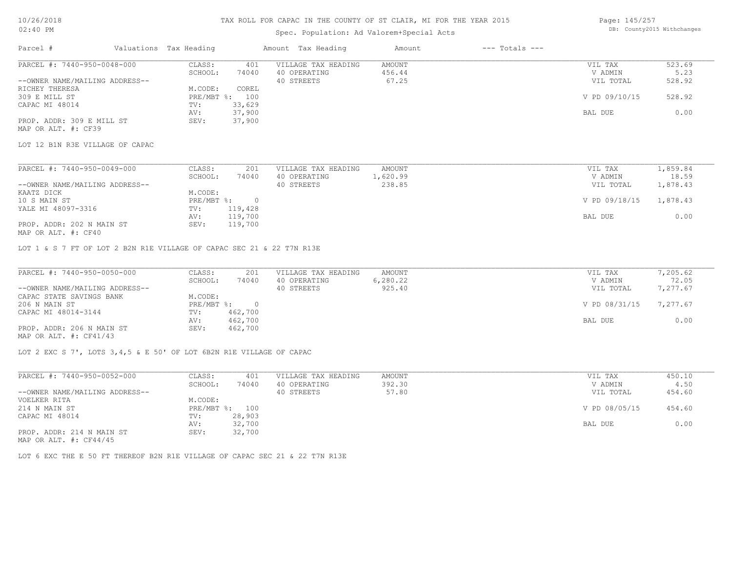# TAX ROLL FOR CAPAC IN THE COUNTY OF ST CLAIR, MI FOR THE YEAR 2015

Spec. Population: Ad Valorem+Special Acts

DB: County2015 Withchanges

| Parcel # | Valuations | Tax Heading | Amount | Tax Heading | Amount | --- Totals --- | |
|---|---|---|---|---|---|---|---|
| PARCEL #: 7440-950-0048-000 | CLASS: | 401 | VILLAGE TAX HEADING | AMOUNT | | VIL TAX | 523.69 |
| | SCHOOL: | 74040 | 40 OPERATING | 456.44 | | V ADMIN | 5.23 |
| --OWNER NAME/MAILING ADDRESS-- | | | 40 STREETS | 67.25 | | VIL TOTAL | 528.92 |
| RICHEY THERESA | M.CODE: | COREL | | | | | |
| 309 E MILL ST | PRE/MBT %: | 100 | | | | V PD 09/10/15 | 528.92 |
| CAPAC MI 48014 | TV: | 33,629 | | | | | |
| | AV: | 37,900 | | | | BAL DUE | 0.00 |
| PROP. ADDR: 309 E MILL ST | SEV: | 37,900 | | | | | |
| MAP OR ALT. #: CF39 | | | | | | | |

LOT 12 B1N R3E VILLAGE OF CAPAC

| Parcel # | Valuations | Tax Heading | Amount | Tax Heading | Amount | --- Totals --- | |
|---|---|---|---|---|---|---|---|
| PARCEL #: 7440-950-0049-000 | CLASS: | 201 | VILLAGE TAX HEADING | AMOUNT | | VIL TAX | 1,859.84 |
| | SCHOOL: | 74040 | 40 OPERATING | 1,620.99 | | V ADMIN | 18.59 |
| --OWNER NAME/MAILING ADDRESS-- | | | 40 STREETS | 238.85 | | VIL TOTAL | 1,878.43 |
| KAATZ DICK | M.CODE: | | | | | | |
| 10 S MAIN ST | PRE/MBT %: | 0 | | | | V PD 09/18/15 | 1,878.43 |
| YALE MI 48097-3316 | TV: | 119,428 | | | | | |
| | AV: | 119,700 | | | | BAL DUE | 0.00 |
| PROP. ADDR: 202 N MAIN ST | SEV: | 119,700 | | | | | |
| MAP OR ALT. #: CF40 | | | | | | | |

LOT 1 & S 7 FT OF LOT 2 B2N R1E VILLAGE OF CAPAC SEC 21 & 22 T7N R13E

| Parcel # | Valuations | Tax Heading | Amount | Tax Heading | Amount | --- Totals --- | |
|---|---|---|---|---|---|---|---|
| PARCEL #: 7440-950-0050-000 | CLASS: | 201 | VILLAGE TAX HEADING | AMOUNT | | VIL TAX | 7,205.62 |
| | SCHOOL: | 74040 | 40 OPERATING | 6,280.22 | | V ADMIN | 72.05 |
| --OWNER NAME/MAILING ADDRESS-- | | | 40 STREETS | 925.40 | | VIL TOTAL | 7,277.67 |
| CAPAC STATE SAVINGS BANK | M.CODE: | | | | | | |
| 206 N MAIN ST | PRE/MBT %: | 0 | | | | V PD 08/31/15 | 7,277.67 |
| CAPAC MI 48014-3144 | TV: | 462,700 | | | | | |
| | AV: | 462,700 | | | | BAL DUE | 0.00 |
| PROP. ADDR: 206 N MAIN ST | SEV: | 462,700 | | | | | |
| MAP OR ALT. #: CF41/43 | | | | | | | |

LOT 2 EXC S 7', LOTS 3,4,5 & E 50' OF LOT 6B2N R1E VILLAGE OF CAPAC

| Parcel # | Valuations | Tax Heading | Amount | Tax Heading | Amount | --- Totals --- | |
|---|---|---|---|---|---|---|---|
| PARCEL #: 7440-950-0052-000 | CLASS: | 401 | VILLAGE TAX HEADING | AMOUNT | | VIL TAX | 450.10 |
| | SCHOOL: | 74040 | 40 OPERATING | 392.30 | | V ADMIN | 4.50 |
| --OWNER NAME/MAILING ADDRESS-- | | | 40 STREETS | 57.80 | | VIL TOTAL | 454.60 |
| VOELKER RITA | M.CODE: | | | | | | |
| 214 N MAIN ST | PRE/MBT %: | 100 | | | | V PD 08/05/15 | 454.60 |
| CAPAC MI 48014 | TV: | 28,903 | | | | | |
| | AV: | 32,700 | | | | BAL DUE | 0.00 |
| PROP. ADDR: 214 N MAIN ST | SEV: | 32,700 | | | | | |
| MAP OR ALT. #: CF44/45 | | | | | | | |

LOT 6 EXC THE E 50 FT THEREOF B2N R1E VILLAGE OF CAPAC SEC 21 & 22 T7N R13E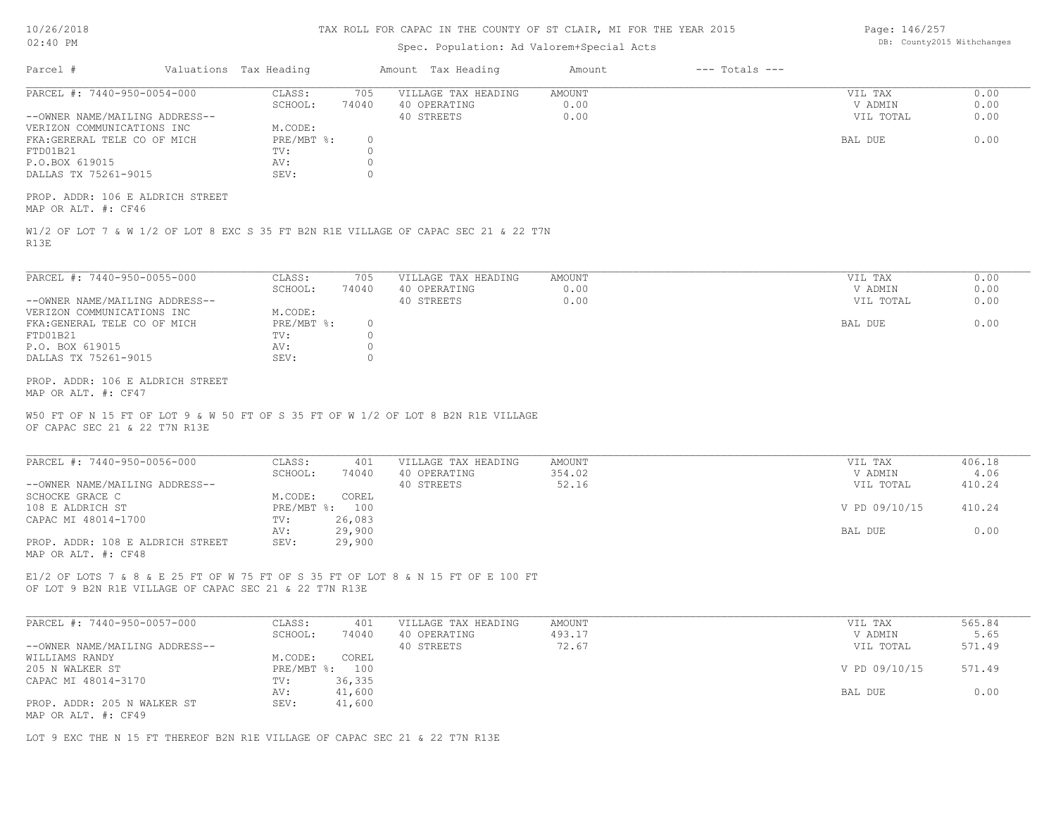# TAX ROLL FOR CAPAC IN THE COUNTY OF ST CLAIR, MI FOR THE YEAR 2015

Spec. Population: Ad Valorem+Special Acts

| Parcel # | Valuations | Tax Heading | Amount | Tax Heading | Amount | --- Totals --- | |
|---|---|---|---|---|---|---|---|

**PARCEL #: 7440-950-0054-000**

| | | | | |
|---|---|---|---|---|
| CLASS: 705 | VILLAGE TAX HEADING | AMOUNT | VIL TAX | 0.00 |
| SCHOOL: 74040 | 40 OPERATING | 0.00 | V ADMIN | 0.00 |
| M.CODE: | 40 STREETS | 0.00 | VIL TOTAL | 0.00 |
| PRE/MBT %: 0 | | | BAL DUE | 0.00 |
| TV: 0 | | | | |
| AV: 0 | | | | |
| SEV: 0 | | | | |

--OWNER NAME/MAILING ADDRESS--
VERIZON COMMUNICATIONS INC
FKA:GERERAL TELE CO OF MICH
FTD01B21
P.O.BOX 619015
DALLAS TX 75261-9015

PROP. ADDR: 106 E ALDRICH STREET
MAP OR ALT. #: CF46

W1/2 OF LOT 7 & W 1/2 OF LOT 8 EXC S 35 FT B2N R1E VILLAGE OF CAPAC SEC 21 & 22 T7N R13E

**PARCEL #: 7440-950-0055-000**

| | | | | |
|---|---|---|---|---|
| CLASS: 705 | VILLAGE TAX HEADING | AMOUNT | VIL TAX | 0.00 |
| SCHOOL: 74040 | 40 OPERATING | 0.00 | V ADMIN | 0.00 |
| M.CODE: | 40 STREETS | 0.00 | VIL TOTAL | 0.00 |
| PRE/MBT %: 0 | | | BAL DUE | 0.00 |
| TV: 0 | | | | |
| AV: 0 | | | | |
| SEV: 0 | | | | |

--OWNER NAME/MAILING ADDRESS--
VERIZON COMMUNICATIONS INC
FKA:GENERAL TELE CO OF MICH
FTD01B21
P.O. BOX 619015
DALLAS TX 75261-9015

PROP. ADDR: 106 E ALDRICH STREET
MAP OR ALT. #: CF47

W50 FT OF N 15 FT OF LOT 9 & W 50 FT OF S 35 FT OF W 1/2 OF LOT 8 B2N R1E VILLAGE OF CAPAC SEC 21 & 22 T7N R13E

**PARCEL #: 7440-950-0056-000**

| | | | | |
|---|---|---|---|---|
| CLASS: 401 | VILLAGE TAX HEADING | AMOUNT | VIL TAX | 406.18 |
| SCHOOL: 74040 | 40 OPERATING | 354.02 | V ADMIN | 4.06 |
| M.CODE: COREL | 40 STREETS | 52.16 | VIL TOTAL | 410.24 |
| PRE/MBT %: 100 | | | V PD 09/10/15 | 410.24 |
| TV: 26,083 | | | | |
| AV: 29,900 | | | BAL DUE | 0.00 |
| SEV: 29,900 | | | | |

--OWNER NAME/MAILING ADDRESS--
SCHOCKE GRACE C
108 E ALDRICH ST
CAPAC MI 48014-1700

PROP. ADDR: 108 E ALDRICH STREET
MAP OR ALT. #: CF48

E1/2 OF LOTS 7 & 8 & E 25 FT OF W 75 FT OF S 35 FT OF LOT 8 & N 15 FT OF E 100 FT OF LOT 9 B2N R1E VILLAGE OF CAPAC SEC 21 & 22 T7N R13E

**PARCEL #: 7440-950-0057-000**

| | | | | |
|---|---|---|---|---|
| CLASS: 401 | VILLAGE TAX HEADING | AMOUNT | VIL TAX | 565.84 |
| SCHOOL: 74040 | 40 OPERATING | 493.17 | V ADMIN | 5.65 |
| M.CODE: COREL | 40 STREETS | 72.67 | VIL TOTAL | 571.49 |
| PRE/MBT %: 100 | | | V PD 09/10/15 | 571.49 |
| TV: 36,335 | | | | |
| AV: 41,600 | | | BAL DUE | 0.00 |
| SEV: 41,600 | | | | |

--OWNER NAME/MAILING ADDRESS--
WILLIAMS RANDY
205 N WALKER ST
CAPAC MI 48014-3170

PROP. ADDR: 205 N WALKER ST
MAP OR ALT. #: CF49

LOT 9 EXC THE N 15 FT THEREOF B2N R1E VILLAGE OF CAPAC SEC 21 & 22 T7N R13E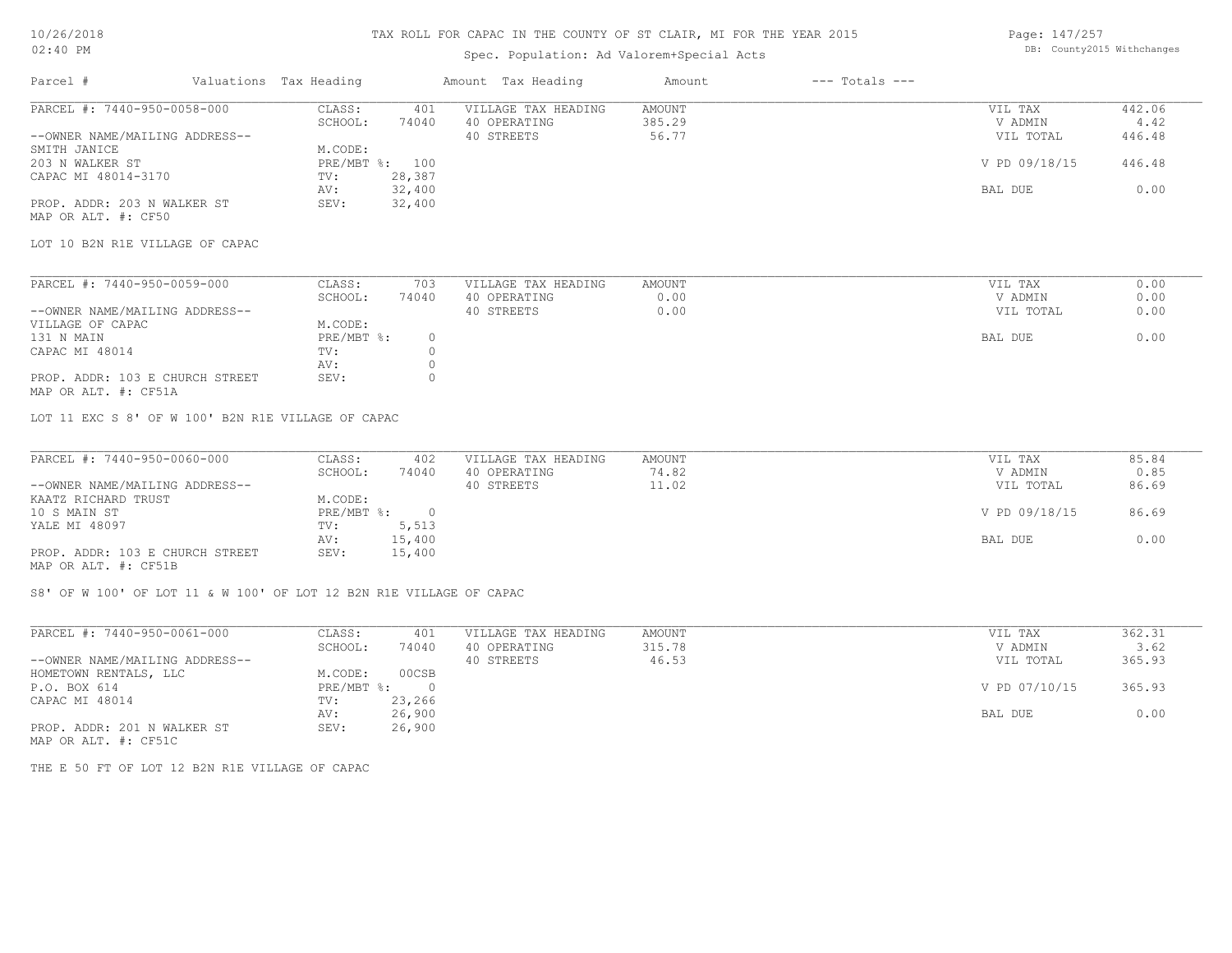# TAX ROLL FOR CAPAC IN THE COUNTY OF ST CLAIR, MI FOR THE YEAR 2015

Spec. Population: Ad Valorem+Special Acts

| Parcel # | Valuations | Tax Heading | Amount | Tax Heading | Amount | --- Totals --- | |
|---|---|---|---|---|---|---|---|
| PARCEL #: 7440-950-0058-000 | CLASS: | 401 | VILLAGE TAX HEADING | AMOUNT | | VIL TAX | 442.06 |
| | SCHOOL: | 74040 | 40 OPERATING | 385.29 | | V ADMIN | 4.42 |
| --OWNER NAME/MAILING ADDRESS-- | | | 40 STREETS | 56.77 | | VIL TOTAL | 446.48 |
| SMITH JANICE | M.CODE: | | | | | | |
| 203 N WALKER ST | PRE/MBT %: | 100 | | | | V PD 09/18/15 | 446.48 |
| CAPAC MI 48014-3170 | TV: | 28,387 | | | | | |
| | AV: | 32,400 | | | | BAL DUE | 0.00 |
| PROP. ADDR: 203 N WALKER ST | SEV: | 32,400 | | | | | |
| MAP OR ALT. #: CF50 | | | | | | | |

LOT 10 B2N R1E VILLAGE OF CAPAC

| Parcel # | Valuations | Tax Heading | Amount | Tax Heading | Amount | --- Totals --- | |
|---|---|---|---|---|---|---|---|
| PARCEL #: 7440-950-0059-000 | CLASS: | 703 | VILLAGE TAX HEADING | AMOUNT | | VIL TAX | 0.00 |
| | SCHOOL: | 74040 | 40 OPERATING | 0.00 | | V ADMIN | 0.00 |
| --OWNER NAME/MAILING ADDRESS-- | | | 40 STREETS | 0.00 | | VIL TOTAL | 0.00 |
| VILLAGE OF CAPAC | M.CODE: | | | | | | |
| 131 N MAIN | PRE/MBT %: | 0 | | | | BAL DUE | 0.00 |
| CAPAC MI 48014 | TV: | 0 | | | | | |
| | AV: | 0 | | | | | |
| PROP. ADDR: 103 E CHURCH STREET | SEV: | 0 | | | | | |
| MAP OR ALT. #: CF51A | | | | | | | |

LOT 11 EXC S 8' OF W 100' B2N R1E VILLAGE OF CAPAC

| Parcel # | Valuations | Tax Heading | Amount | Tax Heading | Amount | --- Totals --- | |
|---|---|---|---|---|---|---|---|
| PARCEL #: 7440-950-0060-000 | CLASS: | 402 | VILLAGE TAX HEADING | AMOUNT | | VIL TAX | 85.84 |
| | SCHOOL: | 74040 | 40 OPERATING | 74.82 | | V ADMIN | 0.85 |
| --OWNER NAME/MAILING ADDRESS-- | | | 40 STREETS | 11.02 | | VIL TOTAL | 86.69 |
| KAATZ RICHARD TRUST | M.CODE: | | | | | | |
| 10 S MAIN ST | PRE/MBT %: | 0 | | | | V PD 09/18/15 | 86.69 |
| YALE MI 48097 | TV: | 5,513 | | | | | |
| | AV: | 15,400 | | | | BAL DUE | 0.00 |
| PROP. ADDR: 103 E CHURCH STREET | SEV: | 15,400 | | | | | |
| MAP OR ALT. #: CF51B | | | | | | | |

S8' OF W 100' OF LOT 11 & W 100' OF LOT 12 B2N R1E VILLAGE OF CAPAC

| Parcel # | Valuations | Tax Heading | Amount | Tax Heading | Amount | --- Totals --- | |
|---|---|---|---|---|---|---|---|
| PARCEL #: 7440-950-0061-000 | CLASS: | 401 | VILLAGE TAX HEADING | AMOUNT | | VIL TAX | 362.31 |
| | SCHOOL: | 74040 | 40 OPERATING | 315.78 | | V ADMIN | 3.62 |
| --OWNER NAME/MAILING ADDRESS-- | | | 40 STREETS | 46.53 | | VIL TOTAL | 365.93 |
| HOMETOWN RENTALS, LLC | M.CODE: | 00CSB | | | | | |
| P.O. BOX 614 | PRE/MBT %: | 0 | | | | V PD 07/10/15 | 365.93 |
| CAPAC MI 48014 | TV: | 23,266 | | | | | |
| | AV: | 26,900 | | | | BAL DUE | 0.00 |
| PROP. ADDR: 201 N WALKER ST | SEV: | 26,900 | | | | | |
| MAP OR ALT. #: CF51C | | | | | | | |

THE E 50 FT OF LOT 12 B2N R1E VILLAGE OF CAPAC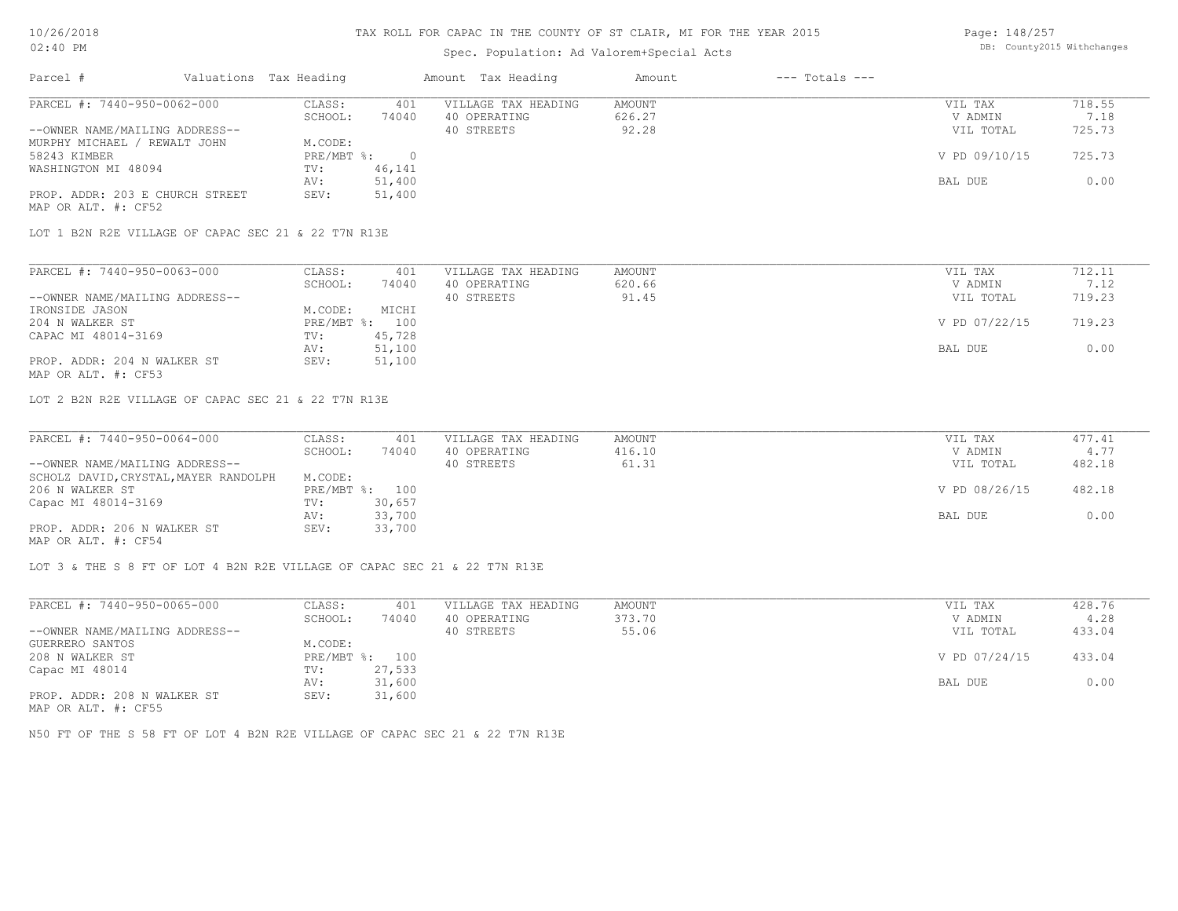# TAX ROLL FOR CAPAC IN THE COUNTY OF ST CLAIR, MI FOR THE YEAR 2015

Spec. Population: Ad Valorem+Special Acts

| Parcel # | Valuations | Tax Heading | Amount | Tax Heading | Amount | --- Totals --- | |
|---|---|---|---|---|---|---|---|

---

**PARCEL #: 7440-950-0062-000**

| | | | | | |
|---|---|---|---|---|---|
| CLASS: | 401 | VILLAGE TAX HEADING | AMOUNT | VIL TAX | 718.55 |
| SCHOOL: | 74040 | 40 OPERATING | 626.27 | V ADMIN | 7.18 |
| | | 40 STREETS | 92.28 | VIL TOTAL | 725.73 |
| M.CODE: | | | | | |
| PRE/MBT %: | 0 | | | V PD 09/10/15 | 725.73 |
| TV: | 46,141 | | | | |
| AV: | 51,400 | | | BAL DUE | 0.00 |
| SEV: | 51,400 | | | | |

--OWNER NAME/MAILING ADDRESS--
MURPHY MICHAEL / REWALT JOHN
58243 KIMBER
WASHINGTON MI 48094

PROP. ADDR: 203 E CHURCH STREET
MAP OR ALT. #: CF52

LOT 1 B2N R2E VILLAGE OF CAPAC SEC 21 & 22 T7N R13E

---

**PARCEL #: 7440-950-0063-000**

| | | | | | |
|---|---|---|---|---|---|
| CLASS: | 401 | VILLAGE TAX HEADING | AMOUNT | VIL TAX | 712.11 |
| SCHOOL: | 74040 | 40 OPERATING | 620.66 | V ADMIN | 7.12 |
| | | 40 STREETS | 91.45 | VIL TOTAL | 719.23 |
| M.CODE: | MICHI | | | | |
| PRE/MBT %: | 100 | | | V PD 07/22/15 | 719.23 |
| TV: | 45,728 | | | | |
| AV: | 51,100 | | | BAL DUE | 0.00 |
| SEV: | 51,100 | | | | |

--OWNER NAME/MAILING ADDRESS--
IRONSIDE JASON
204 N WALKER ST
CAPAC MI 48014-3169

PROP. ADDR: 204 N WALKER ST
MAP OR ALT. #: CF53

LOT 2 B2N R2E VILLAGE OF CAPAC SEC 21 & 22 T7N R13E

---

**PARCEL #: 7440-950-0064-000**

| | | | | | |
|---|---|---|---|---|---|
| CLASS: | 401 | VILLAGE TAX HEADING | AMOUNT | VIL TAX | 477.41 |
| SCHOOL: | 74040 | 40 OPERATING | 416.10 | V ADMIN | 4.77 |
| | | 40 STREETS | 61.31 | VIL TOTAL | 482.18 |
| M.CODE: | | | | | |
| PRE/MBT %: | 100 | | | V PD 08/26/15 | 482.18 |
| TV: | 30,657 | | | | |
| AV: | 33,700 | | | BAL DUE | 0.00 |
| SEV: | 33,700 | | | | |

--OWNER NAME/MAILING ADDRESS--
SCHOLZ DAVID,CRYSTAL,MAYER RANDOLPH
206 N WALKER ST
Capac MI 48014-3169

PROP. ADDR: 206 N WALKER ST
MAP OR ALT. #: CF54

LOT 3 & THE S 8 FT OF LOT 4 B2N R2E VILLAGE OF CAPAC SEC 21 & 22 T7N R13E

---

**PARCEL #: 7440-950-0065-000**

| | | | | | |
|---|---|---|---|---|---|
| CLASS: | 401 | VILLAGE TAX HEADING | AMOUNT | VIL TAX | 428.76 |
| SCHOOL: | 74040 | 40 OPERATING | 373.70 | V ADMIN | 4.28 |
| | | 40 STREETS | 55.06 | VIL TOTAL | 433.04 |
| M.CODE: | | | | | |
| PRE/MBT %: | 100 | | | V PD 07/24/15 | 433.04 |
| TV: | 27,533 | | | | |
| AV: | 31,600 | | | BAL DUE | 0.00 |
| SEV: | 31,600 | | | | |

--OWNER NAME/MAILING ADDRESS--
GUERRERO SANTOS
208 N WALKER ST
Capac MI 48014

PROP. ADDR: 208 N WALKER ST
MAP OR ALT. #: CF55

N50 FT OF THE S 58 FT OF LOT 4 B2N R2E VILLAGE OF CAPAC SEC 21 & 22 T7N R13E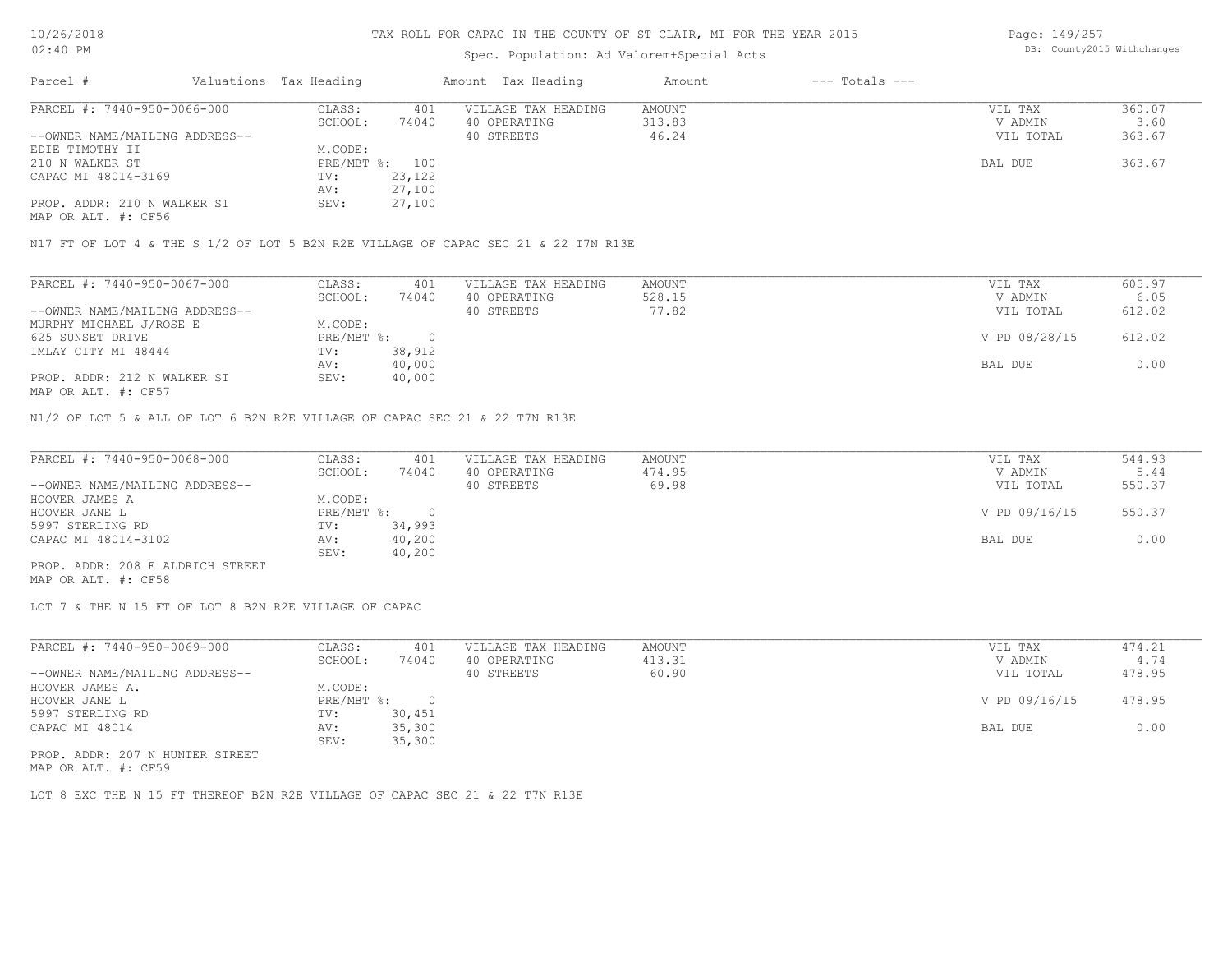TAX ROLL FOR CAPAC IN THE COUNTY OF ST CLAIR, MI FOR THE YEAR 2015

Spec. Population: Ad Valorem+Special Acts

| Parcel # | Valuations | Tax Heading | Amount | Tax Heading | Amount | --- Totals --- | |
|---|---|---|---|---|---|---|---|
| PARCEL #: 7440-950-0066-000 | CLASS: | 401 | | VILLAGE TAX HEADING | AMOUNT | VIL TAX | 360.07 |
| | SCHOOL: | 74040 | | 40 OPERATING | 313.83 | V ADMIN | 3.60 |
| --OWNER NAME/MAILING ADDRESS-- | | | | 40 STREETS | 46.24 | VIL TOTAL | 363.67 |
| EDIE TIMOTHY II | M.CODE: | | | | | | |
| 210 N WALKER ST | PRE/MBT %: | 100 | | | | BAL DUE | 363.67 |
| CAPAC MI 48014-3169 | TV: | 23,122 | | | | | |
| | AV: | 27,100 | | | | | |
| PROP. ADDR: 210 N WALKER ST | SEV: | 27,100 | | | | | |
| MAP OR ALT. #: CF56 | | | | | | | |

N17 FT OF LOT 4 & THE S 1/2 OF LOT 5 B2N R2E VILLAGE OF CAPAC SEC 21 & 22 T7N R13E

| Parcel # | Valuations | Tax Heading | Amount | Tax Heading | Amount | --- Totals --- | |
|---|---|---|---|---|---|---|---|
| PARCEL #: 7440-950-0067-000 | CLASS: | 401 | | VILLAGE TAX HEADING | AMOUNT | VIL TAX | 605.97 |
| | SCHOOL: | 74040 | | 40 OPERATING | 528.15 | V ADMIN | 6.05 |
| --OWNER NAME/MAILING ADDRESS-- | | | | 40 STREETS | 77.82 | VIL TOTAL | 612.02 |
| MURPHY MICHAEL J/ROSE E | M.CODE: | | | | | | |
| 625 SUNSET DRIVE | PRE/MBT %: | 0 | | | | V PD 08/28/15 | 612.02 |
| IMLAY CITY MI 48444 | TV: | 38,912 | | | | | |
| | AV: | 40,000 | | | | BAL DUE | 0.00 |
| PROP. ADDR: 212 N WALKER ST | SEV: | 40,000 | | | | | |
| MAP OR ALT. #: CF57 | | | | | | | |

N1/2 OF LOT 5 & ALL OF LOT 6 B2N R2E VILLAGE OF CAPAC SEC 21 & 22 T7N R13E

| Parcel # | Valuations | Tax Heading | Amount | Tax Heading | Amount | --- Totals --- | |
|---|---|---|---|---|---|---|---|
| PARCEL #: 7440-950-0068-000 | CLASS: | 401 | | VILLAGE TAX HEADING | AMOUNT | VIL TAX | 544.93 |
| | SCHOOL: | 74040 | | 40 OPERATING | 474.95 | V ADMIN | 5.44 |
| --OWNER NAME/MAILING ADDRESS-- | | | | 40 STREETS | 69.98 | VIL TOTAL | 550.37 |
| HOOVER JAMES A | M.CODE: | | | | | | |
| HOOVER JANE L | PRE/MBT %: | 0 | | | | V PD 09/16/15 | 550.37 |
| 5997 STERLING RD | TV: | 34,993 | | | | | |
| CAPAC MI 48014-3102 | AV: | 40,200 | | | | BAL DUE | 0.00 |
| | SEV: | 40,200 | | | | | |
| PROP. ADDR: 208 E ALDRICH STREET | | | | | | | |
| MAP OR ALT. #: CF58 | | | | | | | |

LOT 7 & THE N 15 FT OF LOT 8 B2N R2E VILLAGE OF CAPAC

| Parcel # | Valuations | Tax Heading | Amount | Tax Heading | Amount | --- Totals --- | |
|---|---|---|---|---|---|---|---|
| PARCEL #: 7440-950-0069-000 | CLASS: | 401 | | VILLAGE TAX HEADING | AMOUNT | VIL TAX | 474.21 |
| | SCHOOL: | 74040 | | 40 OPERATING | 413.31 | V ADMIN | 4.74 |
| --OWNER NAME/MAILING ADDRESS-- | | | | 40 STREETS | 60.90 | VIL TOTAL | 478.95 |
| HOOVER JAMES A. | M.CODE: | | | | | | |
| HOOVER JANE L | PRE/MBT %: | 0 | | | | V PD 09/16/15 | 478.95 |
| 5997 STERLING RD | TV: | 30,451 | | | | | |
| CAPAC MI 48014 | AV: | 35,300 | | | | BAL DUE | 0.00 |
| | SEV: | 35,300 | | | | | |
| PROP. ADDR: 207 N HUNTER STREET | | | | | | | |
| MAP OR ALT. #: CF59 | | | | | | | |

LOT 8 EXC THE N 15 FT THEREOF B2N R2E VILLAGE OF CAPAC SEC 21 & 22 T7N R13E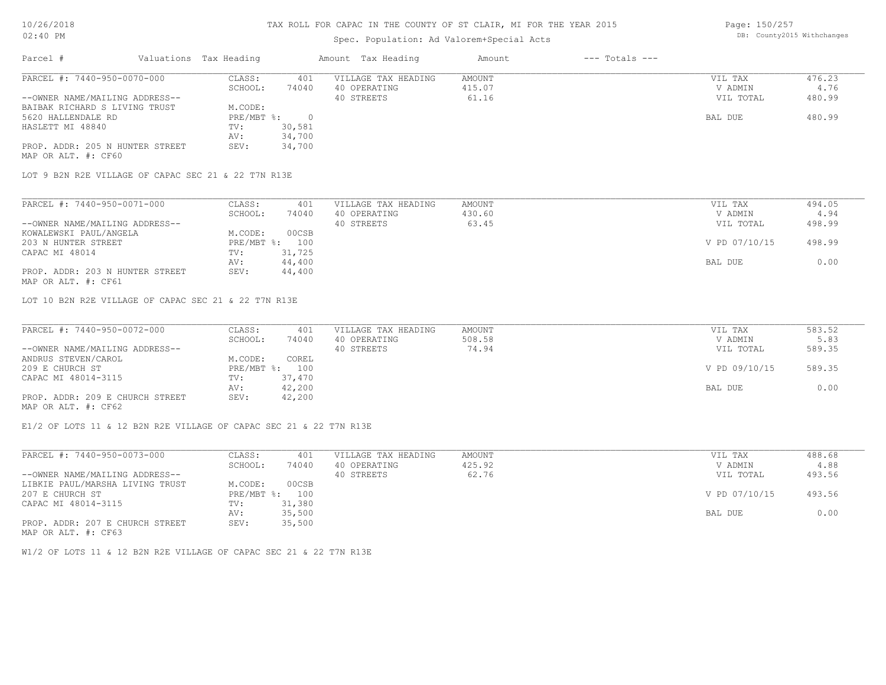TAX ROLL FOR CAPAC IN THE COUNTY OF ST CLAIR, MI FOR THE YEAR 2015

Spec. Population: Ad Valorem+Special Acts

| Parcel # | Valuations | Tax Heading | Amount | Tax Heading | Amount | --- Totals --- | |
|---|---|---|---|---|---|---|---|
| PARCEL #: 7440-950-0070-000 | CLASS: | 401 | VILLAGE TAX HEADING | AMOUNT | | VIL TAX | 476.23 |
| | SCHOOL: | 74040 | 40 OPERATING | 415.07 | | V ADMIN | 4.76 |
| --OWNER NAME/MAILING ADDRESS-- | | | 40 STREETS | 61.16 | | VIL TOTAL | 480.99 |
| BAIBAK RICHARD S LIVING TRUST | M.CODE: | | | | | | |
| 5620 HALLENDALE RD | PRE/MBT %: | 0 | | | | BAL DUE | 480.99 |
| HASLETT MI 48840 | TV: | 30,581 | | | | | |
| | AV: | 34,700 | | | | | |
| PROP. ADDR: 205 N HUNTER STREET | SEV: | 34,700 | | | | | |
| MAP OR ALT. #: CF60 | | | | | | | |

LOT 9 B2N R2E VILLAGE OF CAPAC SEC 21 & 22 T7N R13E

| Parcel # | Valuations | Tax Heading | Amount | Tax Heading | Amount | --- Totals --- | |
|---|---|---|---|---|---|---|---|
| PARCEL #: 7440-950-0071-000 | CLASS: | 401 | VILLAGE TAX HEADING | AMOUNT | | VIL TAX | 494.05 |
| | SCHOOL: | 74040 | 40 OPERATING | 430.60 | | V ADMIN | 4.94 |
| --OWNER NAME/MAILING ADDRESS-- | | | 40 STREETS | 63.45 | | VIL TOTAL | 498.99 |
| KOWALEWSKI PAUL/ANGELA | M.CODE: | 00CSB | | | | | |
| 203 N HUNTER STREET | PRE/MBT %: | 100 | | | | V PD 07/10/15 | 498.99 |
| CAPAC MI 48014 | TV: | 31,725 | | | | | |
| | AV: | 44,400 | | | | BAL DUE | 0.00 |
| PROP. ADDR: 203 N HUNTER STREET | SEV: | 44,400 | | | | | |
| MAP OR ALT. #: CF61 | | | | | | | |

LOT 10 B2N R2E VILLAGE OF CAPAC SEC 21 & 22 T7N R13E

| Parcel # | Valuations | Tax Heading | Amount | Tax Heading | Amount | --- Totals --- | |
|---|---|---|---|---|---|---|---|
| PARCEL #: 7440-950-0072-000 | CLASS: | 401 | VILLAGE TAX HEADING | AMOUNT | | VIL TAX | 583.52 |
| | SCHOOL: | 74040 | 40 OPERATING | 508.58 | | V ADMIN | 5.83 |
| --OWNER NAME/MAILING ADDRESS-- | | | 40 STREETS | 74.94 | | VIL TOTAL | 589.35 |
| ANDRUS STEVEN/CAROL | M.CODE: | COREL | | | | | |
| 209 E CHURCH ST | PRE/MBT %: | 100 | | | | V PD 09/10/15 | 589.35 |
| CAPAC MI 48014-3115 | TV: | 37,470 | | | | | |
| | AV: | 42,200 | | | | BAL DUE | 0.00 |
| PROP. ADDR: 209 E CHURCH STREET | SEV: | 42,200 | | | | | |
| MAP OR ALT. #: CF62 | | | | | | | |

E1/2 OF LOTS 11 & 12 B2N R2E VILLAGE OF CAPAC SEC 21 & 22 T7N R13E

| Parcel # | Valuations | Tax Heading | Amount | Tax Heading | Amount | --- Totals --- | |
|---|---|---|---|---|---|---|---|
| PARCEL #: 7440-950-0073-000 | CLASS: | 401 | VILLAGE TAX HEADING | AMOUNT | | VIL TAX | 488.68 |
| | SCHOOL: | 74040 | 40 OPERATING | 425.92 | | V ADMIN | 4.88 |
| --OWNER NAME/MAILING ADDRESS-- | | | 40 STREETS | 62.76 | | VIL TOTAL | 493.56 |
| LIBKIE PAUL/MARSHA LIVING TRUST | M.CODE: | 00CSB | | | | | |
| 207 E CHURCH ST | PRE/MBT %: | 100 | | | | V PD 07/10/15 | 493.56 |
| CAPAC MI 48014-3115 | TV: | 31,380 | | | | | |
| | AV: | 35,500 | | | | BAL DUE | 0.00 |
| PROP. ADDR: 207 E CHURCH STREET | SEV: | 35,500 | | | | | |
| MAP OR ALT. #: CF63 | | | | | | | |

W1/2 OF LOTS 11 & 12 B2N R2E VILLAGE OF CAPAC SEC 21 & 22 T7N R13E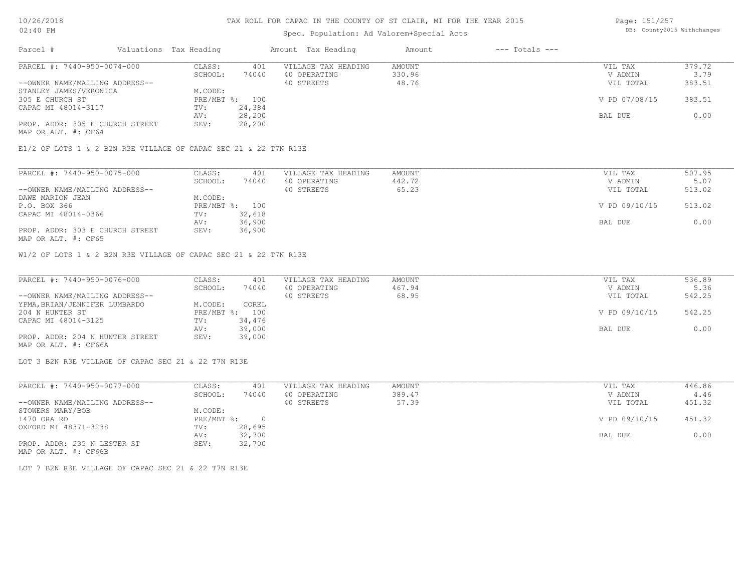# TAX ROLL FOR CAPAC IN THE COUNTY OF ST CLAIR, MI FOR THE YEAR 2015

Spec. Population: Ad Valorem+Special Acts

| Parcel # | Valuations | Tax Heading | Amount | Tax Heading | Amount | --- Totals --- | |
|---|---|---|---|---|---|---|---|

## PARCEL #: 7440-950-0074-000

| | | | | | |
|---|---|---|---|---|---|
| --OWNER NAME/MAILING ADDRESS-- | CLASS: 401 | VILLAGE TAX HEADING | AMOUNT | VIL TAX | 379.72 |
| STANLEY JAMES/VERONICA | SCHOOL: 74040 | 40 OPERATING | 330.96 | V ADMIN | 3.79 |
| 305 E CHURCH ST | M.CODE: | 40 STREETS | 48.76 | VIL TOTAL | 383.51 |
| CAPAC MI 48014-3117 | PRE/MBT %: 100 | | | V PD 07/08/15 | 383.51 |
| | TV: 24,384 | | | | |
| | AV: 28,200 | | | BAL DUE | 0.00 |
| PROP. ADDR: 305 E CHURCH STREET | SEV: 28,200 | | | | |
| MAP OR ALT. #: CF64 | | | | | |

E1/2 OF LOTS 1 & 2 B2N R3E VILLAGE OF CAPAC SEC 21 & 22 T7N R13E

## PARCEL #: 7440-950-0075-000

| | | | | | |
|---|---|---|---|---|---|
| --OWNER NAME/MAILING ADDRESS-- | CLASS: 401 | VILLAGE TAX HEADING | AMOUNT | VIL TAX | 507.95 |
| DAWE MARION JEAN | SCHOOL: 74040 | 40 OPERATING | 442.72 | V ADMIN | 5.07 |
| P.O. BOX 366 | M.CODE: | 40 STREETS | 65.23 | VIL TOTAL | 513.02 |
| CAPAC MI 48014-0366 | PRE/MBT %: 100 | | | V PD 09/10/15 | 513.02 |
| | TV: 32,618 | | | | |
| | AV: 36,900 | | | BAL DUE | 0.00 |
| PROP. ADDR: 303 E CHURCH STREET | SEV: 36,900 | | | | |
| MAP OR ALT. #: CF65 | | | | | |

W1/2 OF LOTS 1 & 2 B2N R3E VILLAGE OF CAPAC SEC 21 & 22 T7N R13E

## PARCEL #: 7440-950-0076-000

| | | | | | |
|---|---|---|---|---|---|
| --OWNER NAME/MAILING ADDRESS-- | CLASS: 401 | VILLAGE TAX HEADING | AMOUNT | VIL TAX | 536.89 |
| YPMA,BRIAN/JENNIFER LUMBARDO | SCHOOL: 74040 | 40 OPERATING | 467.94 | V ADMIN | 5.36 |
| 204 N HUNTER ST | M.CODE: COREL | 40 STREETS | 68.95 | VIL TOTAL | 542.25 |
| CAPAC MI 48014-3125 | PRE/MBT %: 100 | | | V PD 09/10/15 | 542.25 |
| | TV: 34,476 | | | | |
| | AV: 39,000 | | | BAL DUE | 0.00 |
| PROP. ADDR: 204 N HUNTER STREET | SEV: 39,000 | | | | |
| MAP OR ALT. #: CF66A | | | | | |

LOT 3 B2N R3E VILLAGE OF CAPAC SEC 21 & 22 T7N R13E

## PARCEL #: 7440-950-0077-000

| | | | | | |
|---|---|---|---|---|---|
| --OWNER NAME/MAILING ADDRESS-- | CLASS: 401 | VILLAGE TAX HEADING | AMOUNT | VIL TAX | 446.86 |
| STOWERS MARY/BOB | SCHOOL: 74040 | 40 OPERATING | 389.47 | V ADMIN | 4.46 |
| 1470 ORA RD | M.CODE: | 40 STREETS | 57.39 | VIL TOTAL | 451.32 |
| OXFORD MI 48371-3238 | PRE/MBT %: 0 | | | V PD 09/10/15 | 451.32 |
| | TV: 28,695 | | | | |
| | AV: 32,700 | | | BAL DUE | 0.00 |
| PROP. ADDR: 235 N LESTER ST | SEV: 32,700 | | | | |
| MAP OR ALT. #: CF66B | | | | | |

LOT 7 B2N R3E VILLAGE OF CAPAC SEC 21 & 22 T7N R13E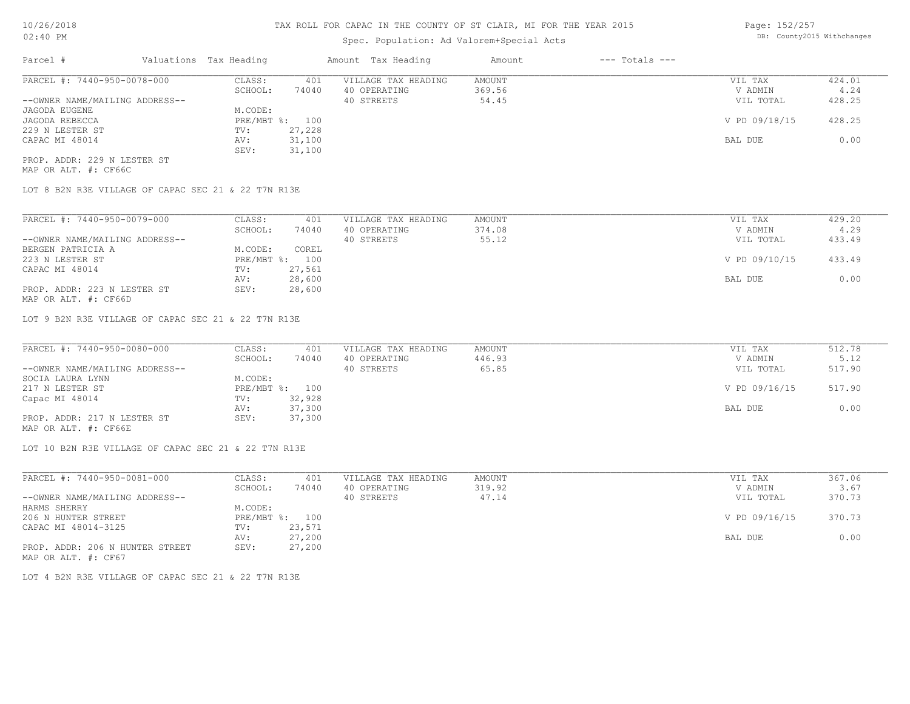# TAX ROLL FOR CAPAC IN THE COUNTY OF ST CLAIR, MI FOR THE YEAR 2015

Spec. Population: Ad Valorem+Special Acts

DB: County2015 Withchanges

| Parcel # | Valuations | Tax Heading | Amount | Tax Heading | Amount | --- Totals --- | |
|---|---|---|---|---|---|---|---|
| PARCEL #: 7440-950-0078-000 | CLASS: | 401 | VILLAGE TAX HEADING | AMOUNT | | VIL TAX | 424.01 |
| | SCHOOL: | 74040 | 40 OPERATING | 369.56 | | V ADMIN | 4.24 |
| --OWNER NAME/MAILING ADDRESS-- | | | 40 STREETS | 54.45 | | VIL TOTAL | 428.25 |
| JAGODA EUGENE | M.CODE: | | | | | | |
| JAGODA REBECCA | PRE/MBT %: | 100 | | | | V PD 09/18/15 | 428.25 |
| 229 N LESTER ST | TV: | 27,228 | | | | | |
| CAPAC MI 48014 | AV: | 31,100 | | | | BAL DUE | 0.00 |
| | SEV: | 31,100 | | | | | |

PROP. ADDR: 229 N LESTER ST
MAP OR ALT. #: CF66C

LOT 8 B2N R3E VILLAGE OF CAPAC SEC 21 & 22 T7N R13E

| Parcel # | Valuations | Tax Heading | Amount | Tax Heading | Amount | --- Totals --- | |
|---|---|---|---|---|---|---|---|
| PARCEL #: 7440-950-0079-000 | CLASS: | 401 | VILLAGE TAX HEADING | AMOUNT | | VIL TAX | 429.20 |
| | SCHOOL: | 74040 | 40 OPERATING | 374.08 | | V ADMIN | 4.29 |
| --OWNER NAME/MAILING ADDRESS-- | | | 40 STREETS | 55.12 | | VIL TOTAL | 433.49 |
| BERGEN PATRICIA A | M.CODE: | COREL | | | | | |
| 223 N LESTER ST | PRE/MBT %: | 100 | | | | V PD 09/10/15 | 433.49 |
| CAPAC MI 48014 | TV: | 27,561 | | | | | |
| | AV: | 28,600 | | | | BAL DUE | 0.00 |
| PROP. ADDR: 223 N LESTER ST | SEV: | 28,600 | | | | | |

MAP OR ALT. #: CF66D

LOT 9 B2N R3E VILLAGE OF CAPAC SEC 21 & 22 T7N R13E

| Parcel # | Valuations | Tax Heading | Amount | Tax Heading | Amount | --- Totals --- | |
|---|---|---|---|---|---|---|---|
| PARCEL #: 7440-950-0080-000 | CLASS: | 401 | VILLAGE TAX HEADING | AMOUNT | | VIL TAX | 512.78 |
| | SCHOOL: | 74040 | 40 OPERATING | 446.93 | | V ADMIN | 5.12 |
| --OWNER NAME/MAILING ADDRESS-- | | | 40 STREETS | 65.85 | | VIL TOTAL | 517.90 |
| SOCIA LAURA LYNN | M.CODE: | | | | | | |
| 217 N LESTER ST | PRE/MBT %: | 100 | | | | V PD 09/16/15 | 517.90 |
| Capac MI 48014 | TV: | 32,928 | | | | | |
| | AV: | 37,300 | | | | BAL DUE | 0.00 |
| PROP. ADDR: 217 N LESTER ST | SEV: | 37,300 | | | | | |

MAP OR ALT. #: CF66E

LOT 10 B2N R3E VILLAGE OF CAPAC SEC 21 & 22 T7N R13E

| Parcel # | Valuations | Tax Heading | Amount | Tax Heading | Amount | --- Totals --- | |
|---|---|---|---|---|---|---|---|
| PARCEL #: 7440-950-0081-000 | CLASS: | 401 | VILLAGE TAX HEADING | AMOUNT | | VIL TAX | 367.06 |
| | SCHOOL: | 74040 | 40 OPERATING | 319.92 | | V ADMIN | 3.67 |
| --OWNER NAME/MAILING ADDRESS-- | | | 40 STREETS | 47.14 | | VIL TOTAL | 370.73 |
| HARMS SHERRY | M.CODE: | | | | | | |
| 206 N HUNTER STREET | PRE/MBT %: | 100 | | | | V PD 09/16/15 | 370.73 |
| CAPAC MI 48014-3125 | TV: | 23,571 | | | | | |
| | AV: | 27,200 | | | | BAL DUE | 0.00 |
| PROP. ADDR: 206 N HUNTER STREET | SEV: | 27,200 | | | | | |

MAP OR ALT. #: CF67

LOT 4 B2N R3E VILLAGE OF CAPAC SEC 21 & 22 T7N R13E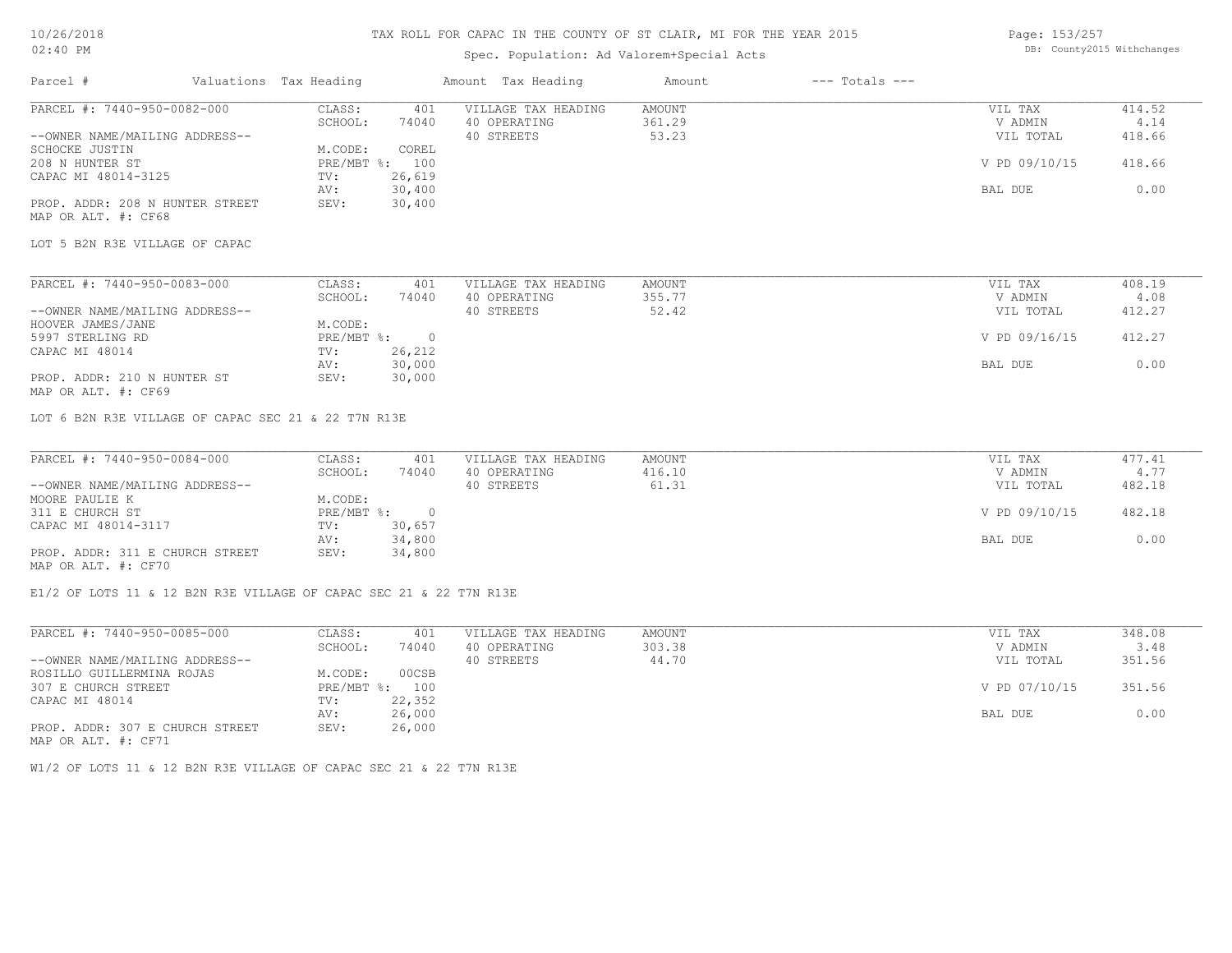# TAX ROLL FOR CAPAC IN THE COUNTY OF ST CLAIR, MI FOR THE YEAR 2015

Spec. Population: Ad Valorem+Special Acts

| Parcel # | Valuations | Tax Heading | Amount | Tax Heading | Amount | --- Totals --- | |
|---|---|---|---|---|---|---|---|
| PARCEL #: 7440-950-0082-000 | CLASS: | 401 | VILLAGE TAX HEADING | AMOUNT | | VIL TAX | 414.52 |
| | SCHOOL: | 74040 | 40 OPERATING | 361.29 | | V ADMIN | 4.14 |
| --OWNER NAME/MAILING ADDRESS-- | | | 40 STREETS | 53.23 | | VIL TOTAL | 418.66 |
| SCHOCKE JUSTIN | M.CODE: | COREL | | | | | |
| 208 N HUNTER ST | PRE/MBT %: | 100 | | | | V PD 09/10/15 | 418.66 |
| CAPAC MI 48014-3125 | TV: | 26,619 | | | | | |
| | AV: | 30,400 | | | | BAL DUE | 0.00 |
| PROP. ADDR: 208 N HUNTER STREET | SEV: | 30,400 | | | | | |
| MAP OR ALT. #: CF68 | | | | | | | |

LOT 5 B2N R3E VILLAGE OF CAPAC

| Parcel # | Valuations | Tax Heading | Amount | Tax Heading | Amount | --- Totals --- | |
|---|---|---|---|---|---|---|---|
| PARCEL #: 7440-950-0083-000 | CLASS: | 401 | VILLAGE TAX HEADING | AMOUNT | | VIL TAX | 408.19 |
| | SCHOOL: | 74040 | 40 OPERATING | 355.77 | | V ADMIN | 4.08 |
| --OWNER NAME/MAILING ADDRESS-- | | | 40 STREETS | 52.42 | | VIL TOTAL | 412.27 |
| HOOVER JAMES/JANE | M.CODE: | | | | | | |
| 5997 STERLING RD | PRE/MBT %: | 0 | | | | V PD 09/16/15 | 412.27 |
| CAPAC MI 48014 | TV: | 26,212 | | | | | |
| | AV: | 30,000 | | | | BAL DUE | 0.00 |
| PROP. ADDR: 210 N HUNTER ST | SEV: | 30,000 | | | | | |
| MAP OR ALT. #: CF69 | | | | | | | |

LOT 6 B2N R3E VILLAGE OF CAPAC SEC 21 & 22 T7N R13E

| Parcel # | Valuations | Tax Heading | Amount | Tax Heading | Amount | --- Totals --- | |
|---|---|---|---|---|---|---|---|
| PARCEL #: 7440-950-0084-000 | CLASS: | 401 | VILLAGE TAX HEADING | AMOUNT | | VIL TAX | 477.41 |
| | SCHOOL: | 74040 | 40 OPERATING | 416.10 | | V ADMIN | 4.77 |
| --OWNER NAME/MAILING ADDRESS-- | | | 40 STREETS | 61.31 | | VIL TOTAL | 482.18 |
| MOORE PAULIE K | M.CODE: | | | | | | |
| 311 E CHURCH ST | PRE/MBT %: | 0 | | | | V PD 09/10/15 | 482.18 |
| CAPAC MI 48014-3117 | TV: | 30,657 | | | | | |
| | AV: | 34,800 | | | | BAL DUE | 0.00 |
| PROP. ADDR: 311 E CHURCH STREET | SEV: | 34,800 | | | | | |
| MAP OR ALT. #: CF70 | | | | | | | |

E1/2 OF LOTS 11 & 12 B2N R3E VILLAGE OF CAPAC SEC 21 & 22 T7N R13E

| Parcel # | Valuations | Tax Heading | Amount | Tax Heading | Amount | --- Totals --- | |
|---|---|---|---|---|---|---|---|
| PARCEL #: 7440-950-0085-000 | CLASS: | 401 | VILLAGE TAX HEADING | AMOUNT | | VIL TAX | 348.08 |
| | SCHOOL: | 74040 | 40 OPERATING | 303.38 | | V ADMIN | 3.48 |
| --OWNER NAME/MAILING ADDRESS-- | | | 40 STREETS | 44.70 | | VIL TOTAL | 351.56 |
| ROSILLO GUILLERMINA ROJAS | M.CODE: | 00CSB | | | | | |
| 307 E CHURCH STREET | PRE/MBT %: | 100 | | | | V PD 07/10/15 | 351.56 |
| CAPAC MI 48014 | TV: | 22,352 | | | | | |
| | AV: | 26,000 | | | | BAL DUE | 0.00 |
| PROP. ADDR: 307 E CHURCH STREET | SEV: | 26,000 | | | | | |
| MAP OR ALT. #: CF71 | | | | | | | |

W1/2 OF LOTS 11 & 12 B2N R3E VILLAGE OF CAPAC SEC 21 & 22 T7N R13E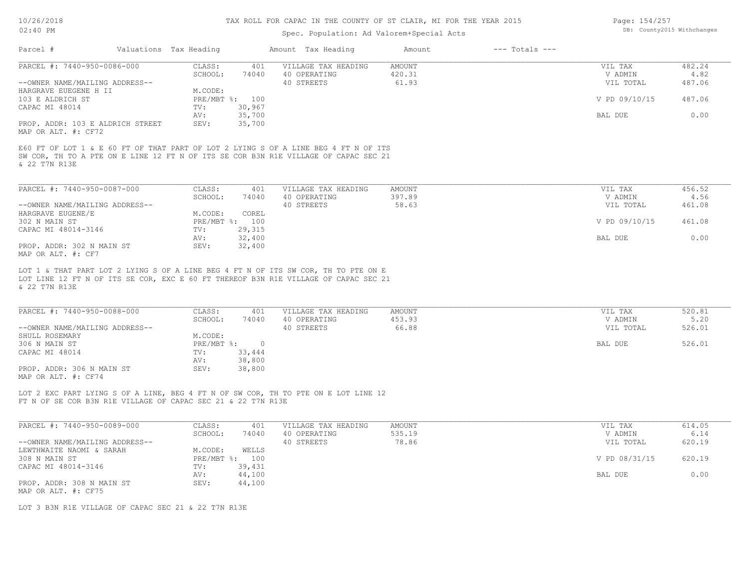# TAX ROLL FOR CAPAC IN THE COUNTY OF ST CLAIR, MI FOR THE YEAR 2015

Spec. Population: Ad Valorem+Special Acts

| Parcel # | Valuations | Tax Heading | Amount | Tax Heading | Amount | --- Totals --- | |
|---|---|---|---|---|---|---|---|
| PARCEL #: 7440-950-0086-000 | CLASS: | 401 | VILLAGE TAX HEADING | AMOUNT | | VIL TAX | 482.24 |
| | SCHOOL: | 74040 | 40 OPERATING | 420.31 | | V ADMIN | 4.82 |
| --OWNER NAME/MAILING ADDRESS-- | | | 40 STREETS | 61.93 | | VIL TOTAL | 487.06 |
| HARGRAVE EUEGENE H II | M.CODE: | | | | | | |
| 103 E ALDRICH ST | PRE/MBT %: | 100 | | | | V PD 09/10/15 | 487.06 |
| CAPAC MI 48014 | TV: | 30,967 | | | | | |
| | AV: | 35,700 | | | | BAL DUE | 0.00 |
| PROP. ADDR: 103 E ALDRICH STREET | SEV: | 35,700 | | | | | |
| MAP OR ALT. #: CF72 | | | | | | | |

E60 FT OF LOT 1 & E 60 FT OF THAT PART OF LOT 2 LYING S OF A LINE BEG 4 FT N OF ITS SW COR, TH TO A PTE ON E LINE 12 FT N OF ITS SE COR B3N R1E VILLAGE OF CAPAC SEC 21 & 22 T7N R13E

| Parcel # | Valuations | Tax Heading | Amount | Tax Heading | Amount | --- Totals --- | |
|---|---|---|---|---|---|---|---|
| PARCEL #: 7440-950-0087-000 | CLASS: | 401 | VILLAGE TAX HEADING | AMOUNT | | VIL TAX | 456.52 |
| | SCHOOL: | 74040 | 40 OPERATING | 397.89 | | V ADMIN | 4.56 |
| --OWNER NAME/MAILING ADDRESS-- | | | 40 STREETS | 58.63 | | VIL TOTAL | 461.08 |
| HARGRAVE EUGENE/E | M.CODE: | COREL | | | | | |
| 302 N MAIN ST | PRE/MBT %: | 100 | | | | V PD 09/10/15 | 461.08 |
| CAPAC MI 48014-3146 | TV: | 29,315 | | | | | |
| | AV: | 32,400 | | | | BAL DUE | 0.00 |
| PROP. ADDR: 302 N MAIN ST | SEV: | 32,400 | | | | | |
| MAP OR ALT. #: CF7 | | | | | | | |

LOT 1 & THAT PART LOT 2 LYING S OF A LINE BEG 4 FT N OF ITS SW COR, TH TO PTE ON E LOT LINE 12 FT N OF ITS SE COR, EXC E 60 FT THEREOF B3N R1E VILLAGE OF CAPAC SEC 21 & 22 T7N R13E

| Parcel # | Valuations | Tax Heading | Amount | Tax Heading | Amount | --- Totals --- | |
|---|---|---|---|---|---|---|---|
| PARCEL #: 7440-950-0088-000 | CLASS: | 401 | VILLAGE TAX HEADING | AMOUNT | | VIL TAX | 520.81 |
| | SCHOOL: | 74040 | 40 OPERATING | 453.93 | | V ADMIN | 5.20 |
| --OWNER NAME/MAILING ADDRESS-- | | | 40 STREETS | 66.88 | | VIL TOTAL | 526.01 |
| SHULL ROSEMARY | M.CODE: | | | | | | |
| 306 N MAIN ST | PRE/MBT %: | 0 | | | | BAL DUE | 526.01 |
| CAPAC MI 48014 | TV: | 33,444 | | | | | |
| | AV: | 38,800 | | | | | |
| PROP. ADDR: 306 N MAIN ST | SEV: | 38,800 | | | | | |
| MAP OR ALT. #: CF74 | | | | | | | |

LOT 2 EXC PART LYING S OF A LINE, BEG 4 FT N OF SW COR, TH TO PTE ON E LOT LINE 12 FT N OF SE COR B3N R1E VILLAGE OF CAPAC SEC 21 & 22 T7N R13E

| Parcel # | Valuations | Tax Heading | Amount | Tax Heading | Amount | --- Totals --- | |
|---|---|---|---|---|---|---|---|
| PARCEL #: 7440-950-0089-000 | CLASS: | 401 | VILLAGE TAX HEADING | AMOUNT | | VIL TAX | 614.05 |
| | SCHOOL: | 74040 | 40 OPERATING | 535.19 | | V ADMIN | 6.14 |
| --OWNER NAME/MAILING ADDRESS-- | | | 40 STREETS | 78.86 | | VIL TOTAL | 620.19 |
| LEWTHWAITE NAOMI & SARAH | M.CODE: | WELLS | | | | | |
| 308 N MAIN ST | PRE/MBT %: | 100 | | | | V PD 08/31/15 | 620.19 |
| CAPAC MI 48014-3146 | TV: | 39,431 | | | | | |
| | AV: | 44,100 | | | | BAL DUE | 0.00 |
| PROP. ADDR: 308 N MAIN ST | SEV: | 44,100 | | | | | |
| MAP OR ALT. #: CF75 | | | | | | | |

LOT 3 B3N R1E VILLAGE OF CAPAC SEC 21 & 22 T7N R13E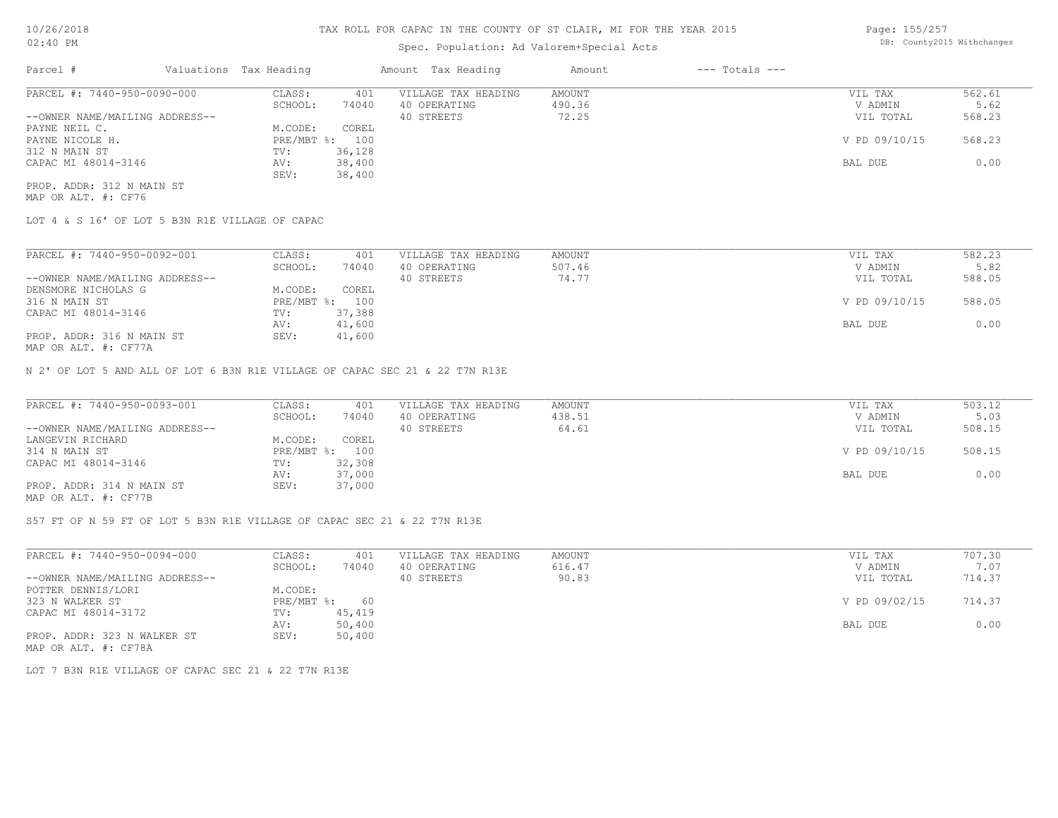# TAX ROLL FOR CAPAC IN THE COUNTY OF ST CLAIR, MI FOR THE YEAR 2015

Spec. Population: Ad Valorem+Special Acts

| Parcel # | Valuations | Tax Heading | Amount | Tax Heading | Amount | --- Totals --- | |
|---|---|---|---|---|---|---|---|
| PARCEL #: 7440-950-0090-000 | CLASS: | 401 | VILLAGE TAX HEADING | AMOUNT | | VIL TAX | 562.61 |
| | SCHOOL: | 74040 | 40 OPERATING | 490.36 | | V ADMIN | 5.62 |
| --OWNER NAME/MAILING ADDRESS-- | | | 40 STREETS | 72.25 | | VIL TOTAL | 568.23 |
| PAYNE NEIL C. | M.CODE: | COREL | | | | | |
| PAYNE NICOLE H. | PRE/MBT %: | 100 | | | | V PD 09/10/15 | 568.23 |
| 312 N MAIN ST | TV: | 36,128 | | | | | |
| CAPAC MI 48014-3146 | AV: | 38,400 | | | | BAL DUE | 0.00 |
| | SEV: | 38,400 | | | | | |
| PROP. ADDR: 312 N MAIN ST | | | | | | | |
| MAP OR ALT. #: CF76 | | | | | | | |

LOT 4 & S 16' OF LOT 5 B3N R1E VILLAGE OF CAPAC

| Parcel # | Valuations | Tax Heading | Amount | Tax Heading | Amount | --- Totals --- | |
|---|---|---|---|---|---|---|---|
| PARCEL #: 7440-950-0092-001 | CLASS: | 401 | VILLAGE TAX HEADING | AMOUNT | | VIL TAX | 582.23 |
| | SCHOOL: | 74040 | 40 OPERATING | 507.46 | | V ADMIN | 5.82 |
| --OWNER NAME/MAILING ADDRESS-- | | | 40 STREETS | 74.77 | | VIL TOTAL | 588.05 |
| DENSMORE NICHOLAS G | M.CODE: | COREL | | | | | |
| 316 N MAIN ST | PRE/MBT %: | 100 | | | | V PD 09/10/15 | 588.05 |
| CAPAC MI 48014-3146 | TV: | 37,388 | | | | | |
| | AV: | 41,600 | | | | BAL DUE | 0.00 |
| PROP. ADDR: 316 N MAIN ST | SEV: | 41,600 | | | | | |
| MAP OR ALT. #: CF77A | | | | | | | |

N 2' OF LOT 5 AND ALL OF LOT 6 B3N R1E VILLAGE OF CAPAC SEC 21 & 22 T7N R13E

| Parcel # | Valuations | Tax Heading | Amount | Tax Heading | Amount | --- Totals --- | |
|---|---|---|---|---|---|---|---|
| PARCEL #: 7440-950-0093-001 | CLASS: | 401 | VILLAGE TAX HEADING | AMOUNT | | VIL TAX | 503.12 |
| | SCHOOL: | 74040 | 40 OPERATING | 438.51 | | V ADMIN | 5.03 |
| --OWNER NAME/MAILING ADDRESS-- | | | 40 STREETS | 64.61 | | VIL TOTAL | 508.15 |
| LANGEVIN RICHARD | M.CODE: | COREL | | | | | |
| 314 N MAIN ST | PRE/MBT %: | 100 | | | | V PD 09/10/15 | 508.15 |
| CAPAC MI 48014-3146 | TV: | 32,308 | | | | | |
| | AV: | 37,000 | | | | BAL DUE | 0.00 |
| PROP. ADDR: 314 N MAIN ST | SEV: | 37,000 | | | | | |
| MAP OR ALT. #: CF77B | | | | | | | |

S57 FT OF N 59 FT OF LOT 5 B3N R1E VILLAGE OF CAPAC SEC 21 & 22 T7N R13E

| Parcel # | Valuations | Tax Heading | Amount | Tax Heading | Amount | --- Totals --- | |
|---|---|---|---|---|---|---|---|
| PARCEL #: 7440-950-0094-000 | CLASS: | 401 | VILLAGE TAX HEADING | AMOUNT | | VIL TAX | 707.30 |
| | SCHOOL: | 74040 | 40 OPERATING | 616.47 | | V ADMIN | 7.07 |
| --OWNER NAME/MAILING ADDRESS-- | | | 40 STREETS | 90.83 | | VIL TOTAL | 714.37 |
| POTTER DENNIS/LORI | M.CODE: | | | | | | |
| 323 N WALKER ST | PRE/MBT %: | 60 | | | | V PD 09/02/15 | 714.37 |
| CAPAC MI 48014-3172 | TV: | 45,419 | | | | | |
| | AV: | 50,400 | | | | BAL DUE | 0.00 |
| PROP. ADDR: 323 N WALKER ST | SEV: | 50,400 | | | | | |
| MAP OR ALT. #: CF78A | | | | | | | |

LOT 7 B3N R1E VILLAGE OF CAPAC SEC 21 & 22 T7N R13E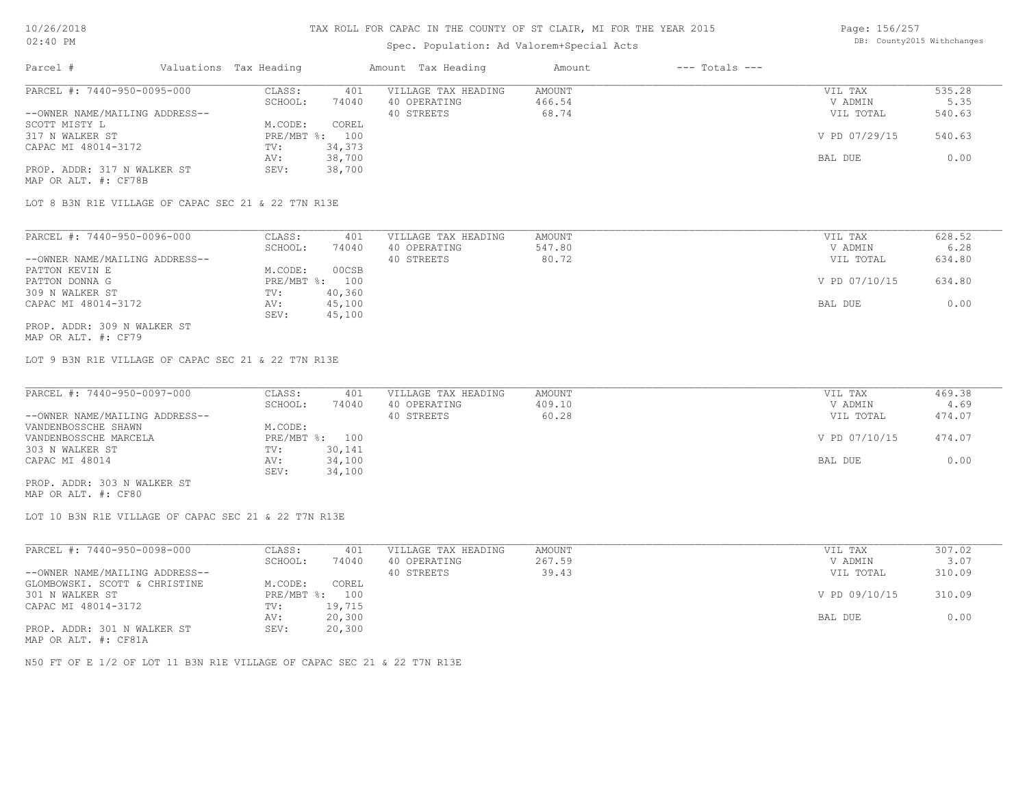# TAX ROLL FOR CAPAC IN THE COUNTY OF ST CLAIR, MI FOR THE YEAR 2015

Spec. Population: Ad Valorem+Special Acts

| Parcel # | Valuations | Tax Heading | Amount | Tax Heading | Amount | --- Totals --- | |
|---|---|---|---|---|---|---|---|

---

**PARCEL #: 7440-950-0095-000**

| | | | | | |
|---|---|---|---|---|---|
| CLASS: | 401 | VILLAGE TAX HEADING | AMOUNT | VIL TAX | 535.28 |
| SCHOOL: | 74040 | 40 OPERATING | 466.54 | V ADMIN | 5.35 |
| | | 40 STREETS | 68.74 | VIL TOTAL | 540.63 |
| M.CODE: | COREL | | | | |
| PRE/MBT %: | 100 | | | V PD 07/29/15 | 540.63 |
| TV: | 34,373 | | | | |
| AV: | 38,700 | | | BAL DUE | 0.00 |
| SEV: | 38,700 | | | | |

--OWNER NAME/MAILING ADDRESS--
SCOTT MISTY L
317 N WALKER ST
CAPAC MI 48014-3172

PROP. ADDR: 317 N WALKER ST
MAP OR ALT. #: CF78B

LOT 8 B3N R1E VILLAGE OF CAPAC SEC 21 & 22 T7N R13E

---

**PARCEL #: 7440-950-0096-000**

| | | | | | |
|---|---|---|---|---|---|
| CLASS: | 401 | VILLAGE TAX HEADING | AMOUNT | VIL TAX | 628.52 |
| SCHOOL: | 74040 | 40 OPERATING | 547.80 | V ADMIN | 6.28 |
| | | 40 STREETS | 80.72 | VIL TOTAL | 634.80 |
| M.CODE: | 00CSB | | | | |
| PRE/MBT %: | 100 | | | V PD 07/10/15 | 634.80 |
| TV: | 40,360 | | | | |
| AV: | 45,100 | | | BAL DUE | 0.00 |
| SEV: | 45,100 | | | | |

--OWNER NAME/MAILING ADDRESS--
PATTON KEVIN E
PATTON DONNA G
309 N WALKER ST
CAPAC MI 48014-3172

PROP. ADDR: 309 N WALKER ST
MAP OR ALT. #: CF79

LOT 9 B3N R1E VILLAGE OF CAPAC SEC 21 & 22 T7N R13E

---

**PARCEL #: 7440-950-0097-000**

| | | | | | |
|---|---|---|---|---|---|
| CLASS: | 401 | VILLAGE TAX HEADING | AMOUNT | VIL TAX | 469.38 |
| SCHOOL: | 74040 | 40 OPERATING | 409.10 | V ADMIN | 4.69 |
| | | 40 STREETS | 60.28 | VIL TOTAL | 474.07 |
| M.CODE: | | | | | |
| PRE/MBT %: | 100 | | | V PD 07/10/15 | 474.07 |
| TV: | 30,141 | | | | |
| AV: | 34,100 | | | BAL DUE | 0.00 |
| SEV: | 34,100 | | | | |

--OWNER NAME/MAILING ADDRESS--
VANDENBOSSCHE SHAWN
VANDENBOSSCHE MARCELA
303 N WALKER ST
CAPAC MI 48014

PROP. ADDR: 303 N WALKER ST
MAP OR ALT. #: CF80

LOT 10 B3N R1E VILLAGE OF CAPAC SEC 21 & 22 T7N R13E

---

**PARCEL #: 7440-950-0098-000**

| | | | | | |
|---|---|---|---|---|---|
| CLASS: | 401 | VILLAGE TAX HEADING | AMOUNT | VIL TAX | 307.02 |
| SCHOOL: | 74040 | 40 OPERATING | 267.59 | V ADMIN | 3.07 |
| | | 40 STREETS | 39.43 | VIL TOTAL | 310.09 |
| M.CODE: | COREL | | | | |
| PRE/MBT %: | 100 | | | V PD 09/10/15 | 310.09 |
| TV: | 19,715 | | | | |
| AV: | 20,300 | | | BAL DUE | 0.00 |
| SEV: | 20,300 | | | | |

--OWNER NAME/MAILING ADDRESS--
GLOMBOWSKI. SCOTT & CHRISTINE
301 N WALKER ST
CAPAC MI 48014-3172

PROP. ADDR: 301 N WALKER ST
MAP OR ALT. #: CF81A

N50 FT OF E 1/2 OF LOT 11 B3N R1E VILLAGE OF CAPAC SEC 21 & 22 T7N R13E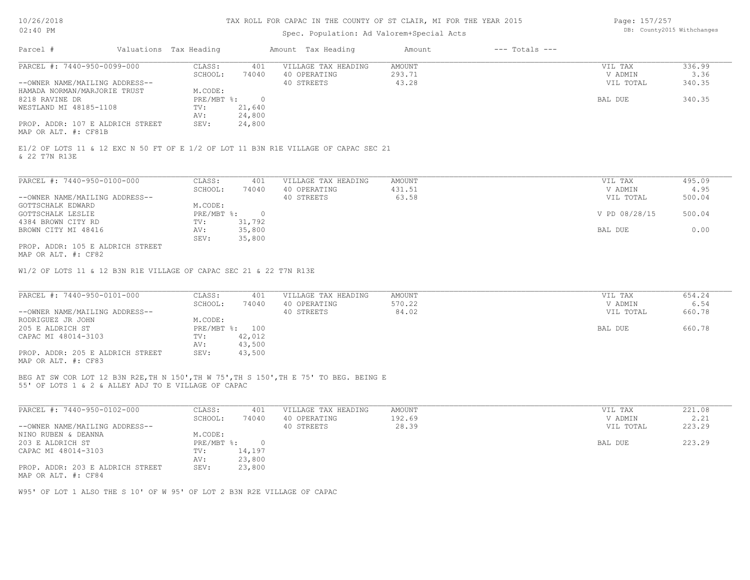# TAX ROLL FOR CAPAC IN THE COUNTY OF ST CLAIR, MI FOR THE YEAR 2015

Spec. Population: Ad Valorem+Special Acts

10/26/2018
02:40 PM

DB: County2015 Withchanges

| Parcel # | Valuations | Tax Heading | Amount | Tax Heading | Amount | --- Totals --- | |
|---|---|---|---|---|---|---|---|
| PARCEL #: 7440-950-0099-000 | CLASS: | 401 | VILLAGE TAX HEADING | AMOUNT | | VIL TAX | 336.99 |
| | SCHOOL: | 74040 | 40 OPERATING | 293.71 | | V ADMIN | 3.36 |
| --OWNER NAME/MAILING ADDRESS-- | | | 40 STREETS | 43.28 | | VIL TOTAL | 340.35 |
| HAMADA NORMAN/MARJORIE TRUST | M.CODE: | | | | | | |
| 8218 RAVINE DR | PRE/MBT %: | 0 | | | | BAL DUE | 340.35 |
| WESTLAND MI 48185-1108 | TV: | 21,640 | | | | | |
| | AV: | 24,800 | | | | | |
| PROP. ADDR: 107 E ALDRICH STREET | SEV: | 24,800 | | | | | |
| MAP OR ALT. #: CF81B | | | | | | | |

E1/2 OF LOTS 11 & 12 EXC N 50 FT OF E 1/2 OF LOT 11 B3N R1E VILLAGE OF CAPAC SEC 21 & 22 T7N R13E

| Parcel # | Valuations | Tax Heading | Amount | Tax Heading | Amount | --- Totals --- | |
|---|---|---|---|---|---|---|---|
| PARCEL #: 7440-950-0100-000 | CLASS: | 401 | VILLAGE TAX HEADING | AMOUNT | | VIL TAX | 495.09 |
| | SCHOOL: | 74040 | 40 OPERATING | 431.51 | | V ADMIN | 4.95 |
| --OWNER NAME/MAILING ADDRESS-- | | | 40 STREETS | 63.58 | | VIL TOTAL | 500.04 |
| GOTTSCHALK EDWARD | M.CODE: | | | | | | |
| GOTTSCHALK LESLIE | PRE/MBT %: | 0 | | | | V PD 08/28/15 | 500.04 |
| 4384 BROWN CITY RD | TV: | 31,792 | | | | | |
| BROWN CITY MI 48416 | AV: | 35,800 | | | | BAL DUE | 0.00 |
| | SEV: | 35,800 | | | | | |
| PROP. ADDR: 105 E ALDRICH STREET | | | | | | | |
| MAP OR ALT. #: CF82 | | | | | | | |

W1/2 OF LOTS 11 & 12 B3N R1E VILLAGE OF CAPAC SEC 21 & 22 T7N R13E

| Parcel # | Valuations | Tax Heading | Amount | Tax Heading | Amount | --- Totals --- | |
|---|---|---|---|---|---|---|---|
| PARCEL #: 7440-950-0101-000 | CLASS: | 401 | VILLAGE TAX HEADING | AMOUNT | | VIL TAX | 654.24 |
| | SCHOOL: | 74040 | 40 OPERATING | 570.22 | | V ADMIN | 6.54 |
| --OWNER NAME/MAILING ADDRESS-- | | | 40 STREETS | 84.02 | | VIL TOTAL | 660.78 |
| RODRIGUEZ JR JOHN | M.CODE: | | | | | | |
| 205 E ALDRICH ST | PRE/MBT %: | 100 | | | | BAL DUE | 660.78 |
| CAPAC MI 48014-3103 | TV: | 42,012 | | | | | |
| | AV: | 43,500 | | | | | |
| PROP. ADDR: 205 E ALDRICH STREET | SEV: | 43,500 | | | | | |
| MAP OR ALT. #: CF83 | | | | | | | |

BEG AT SW COR LOT 12 B3N R2E,TH N 150',TH W 75',TH S 150',TH E 75' TO BEG. BEING E 55' OF LOTS 1 & 2 & ALLEY ADJ TO E VILLAGE OF CAPAC

| Parcel # | Valuations | Tax Heading | Amount | Tax Heading | Amount | --- Totals --- | |
|---|---|---|---|---|---|---|---|
| PARCEL #: 7440-950-0102-000 | CLASS: | 401 | VILLAGE TAX HEADING | AMOUNT | | VIL TAX | 221.08 |
| | SCHOOL: | 74040 | 40 OPERATING | 192.69 | | V ADMIN | 2.21 |
| --OWNER NAME/MAILING ADDRESS-- | | | 40 STREETS | 28.39 | | VIL TOTAL | 223.29 |
| NINO RUBEN & DEANNA | M.CODE: | | | | | | |
| 203 E ALDRICH ST | PRE/MBT %: | 0 | | | | BAL DUE | 223.29 |
| CAPAC MI 48014-3103 | TV: | 14,197 | | | | | |
| | AV: | 23,800 | | | | | |
| PROP. ADDR: 203 E ALDRICH STREET | SEV: | 23,800 | | | | | |
| MAP OR ALT. #: CF84 | | | | | | | |

W95' OF LOT 1 ALSO THE S 10' OF W 95' OF LOT 2 B3N R2E VILLAGE OF CAPAC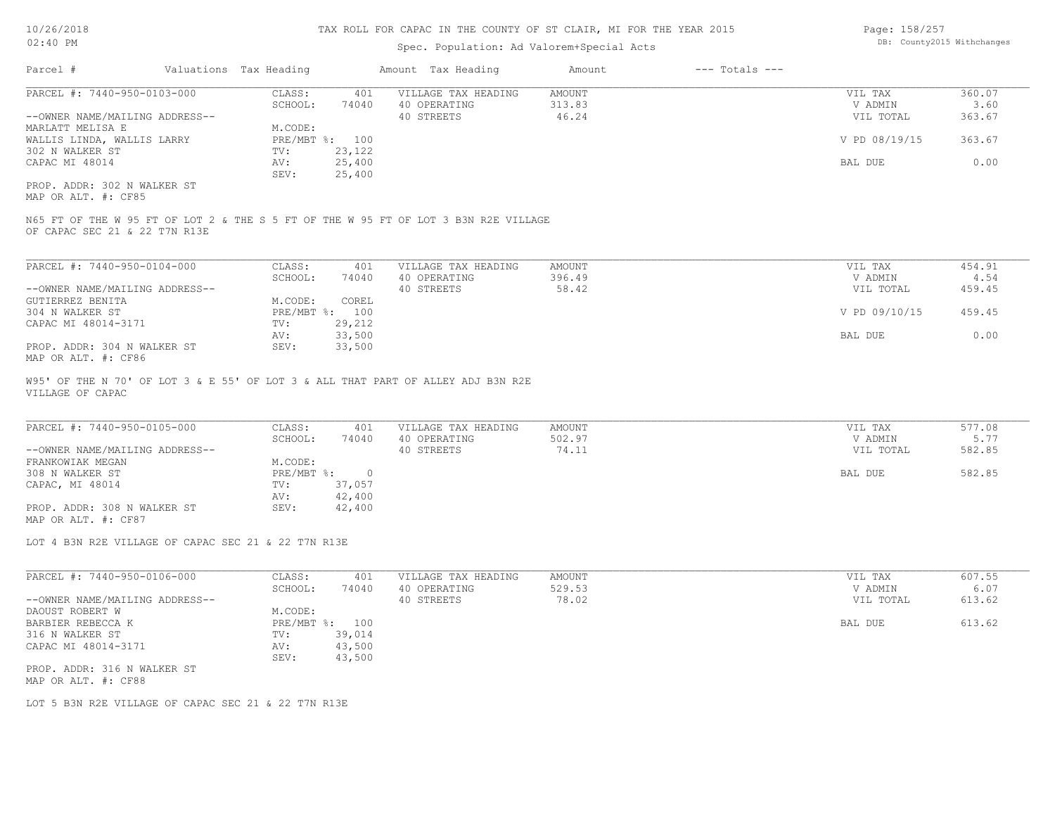# TAX ROLL FOR CAPAC IN THE COUNTY OF ST CLAIR, MI FOR THE YEAR 2015

Spec. Population: Ad Valorem+Special Acts

DB: County2015 Withchanges

| Parcel # | Valuations | Tax Heading | Amount | Tax Heading | Amount | --- Totals --- | |
|---|---|---|---|---|---|---|---|
| PARCEL #: 7440-950-0103-000 | CLASS: | 401 | VILLAGE TAX HEADING | AMOUNT | | VIL TAX | 360.07 |
| | SCHOOL: | 74040 | 40 OPERATING | 313.83 | | V ADMIN | 3.60 |
| --OWNER NAME/MAILING ADDRESS-- | | | 40 STREETS | 46.24 | | VIL TOTAL | 363.67 |
| MARLATT MELISA E | M.CODE: | | | | | | |
| WALLIS LINDA, WALLIS LARRY | PRE/MBT %: | 100 | | | | V PD 08/19/15 | 363.67 |
| 302 N WALKER ST | TV: | 23,122 | | | | | |
| CAPAC MI 48014 | AV: | 25,400 | | | | BAL DUE | 0.00 |
| | SEV: | 25,400 | | | | | |
| PROP. ADDR: 302 N WALKER ST | | | | | | | |
| MAP OR ALT. #: CF85 | | | | | | | |

N65 FT OF THE W 95 FT OF LOT 2 & THE S 5 FT OF THE W 95 FT OF LOT 3 B3N R2E VILLAGE OF CAPAC SEC 21 & 22 T7N R13E

| Parcel # | Valuations | Tax Heading | Amount | Tax Heading | Amount | --- Totals --- | |
|---|---|---|---|---|---|---|---|
| PARCEL #: 7440-950-0104-000 | CLASS: | 401 | VILLAGE TAX HEADING | AMOUNT | | VIL TAX | 454.91 |
| | SCHOOL: | 74040 | 40 OPERATING | 396.49 | | V ADMIN | 4.54 |
| --OWNER NAME/MAILING ADDRESS-- | | | 40 STREETS | 58.42 | | VIL TOTAL | 459.45 |
| GUTIERREZ BENITA | M.CODE: | COREL | | | | | |
| 304 N WALKER ST | PRE/MBT %: | 100 | | | | V PD 09/10/15 | 459.45 |
| CAPAC MI 48014-3171 | TV: | 29,212 | | | | | |
| | AV: | 33,500 | | | | BAL DUE | 0.00 |
| PROP. ADDR: 304 N WALKER ST | SEV: | 33,500 | | | | | |
| MAP OR ALT. #: CF86 | | | | | | | |

W95' OF THE N 70' OF LOT 3 & E 55' OF LOT 3 & ALL THAT PART OF ALLEY ADJ B3N R2E VILLAGE OF CAPAC

| Parcel # | Valuations | Tax Heading | Amount | Tax Heading | Amount | --- Totals --- | |
|---|---|---|---|---|---|---|---|
| PARCEL #: 7440-950-0105-000 | CLASS: | 401 | VILLAGE TAX HEADING | AMOUNT | | VIL TAX | 577.08 |
| | SCHOOL: | 74040 | 40 OPERATING | 502.97 | | V ADMIN | 5.77 |
| --OWNER NAME/MAILING ADDRESS-- | | | 40 STREETS | 74.11 | | VIL TOTAL | 582.85 |
| FRANKOWIAK MEGAN | M.CODE: | | | | | | |
| 308 N WALKER ST | PRE/MBT %: | 0 | | | | BAL DUE | 582.85 |
| CAPAC, MI 48014 | TV: | 37,057 | | | | | |
| | AV: | 42,400 | | | | | |
| PROP. ADDR: 308 N WALKER ST | SEV: | 42,400 | | | | | |
| MAP OR ALT. #: CF87 | | | | | | | |

LOT 4 B3N R2E VILLAGE OF CAPAC SEC 21 & 22 T7N R13E

| Parcel # | Valuations | Tax Heading | Amount | Tax Heading | Amount | --- Totals --- | |
|---|---|---|---|---|---|---|---|
| PARCEL #: 7440-950-0106-000 | CLASS: | 401 | VILLAGE TAX HEADING | AMOUNT | | VIL TAX | 607.55 |
| | SCHOOL: | 74040 | 40 OPERATING | 529.53 | | V ADMIN | 6.07 |
| --OWNER NAME/MAILING ADDRESS-- | | | 40 STREETS | 78.02 | | VIL TOTAL | 613.62 |
| DAOUST ROBERT W | M.CODE: | | | | | | |
| BARBIER REBECCA K | PRE/MBT %: | 100 | | | | BAL DUE | 613.62 |
| 316 N WALKER ST | TV: | 39,014 | | | | | |
| CAPAC MI 48014-3171 | AV: | 43,500 | | | | | |
| | SEV: | 43,500 | | | | | |
| PROP. ADDR: 316 N WALKER ST | | | | | | | |
| MAP OR ALT. #: CF88 | | | | | | | |

LOT 5 B3N R2E VILLAGE OF CAPAC SEC 21 & 22 T7N R13E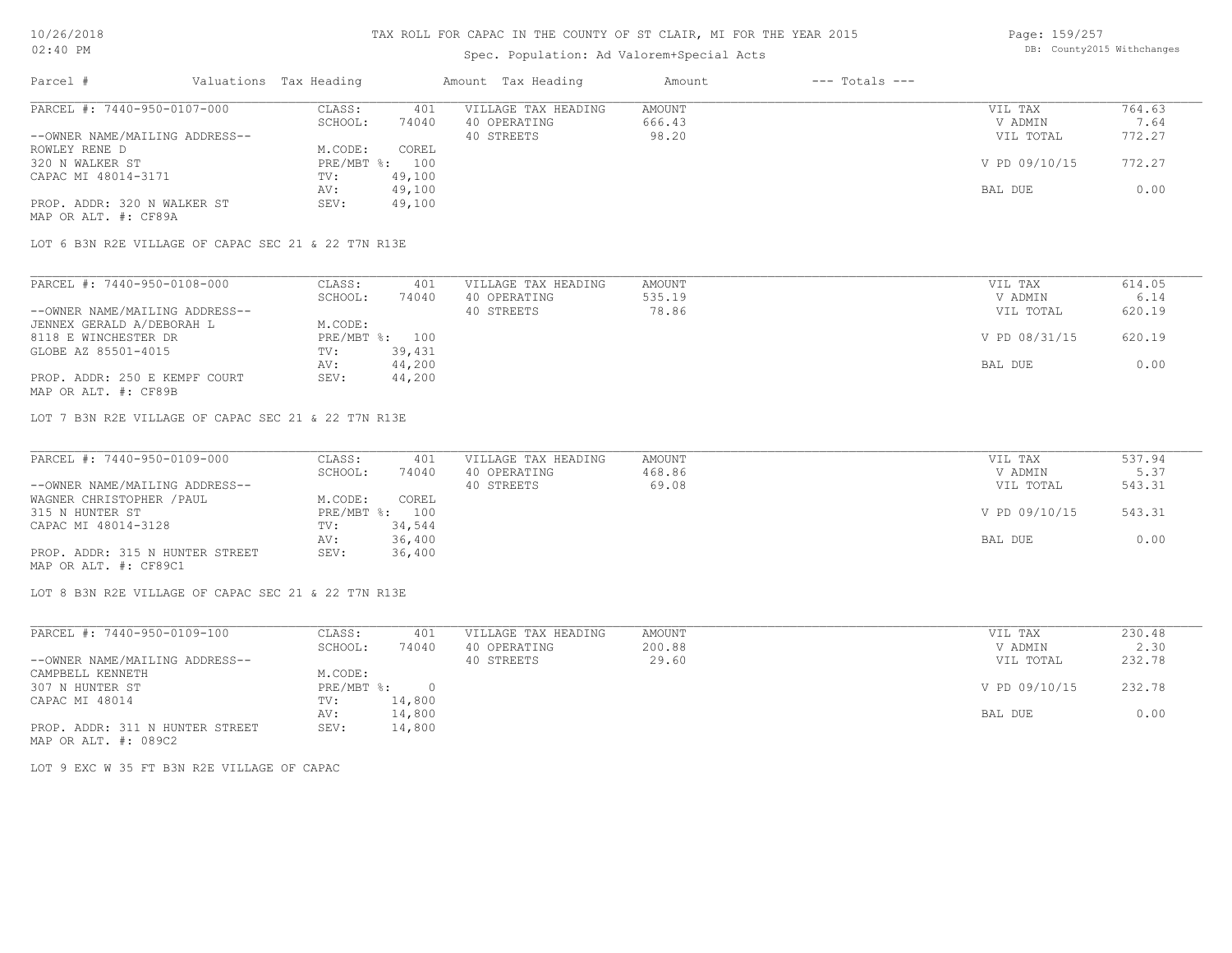# TAX ROLL FOR CAPAC IN THE COUNTY OF ST CLAIR, MI FOR THE YEAR 2015

Spec. Population: Ad Valorem+Special Acts

DB: County2015 Withchanges

10/26/2018 02:40 PM

| Parcel # | Valuations | Tax Heading | Amount | Tax Heading | Amount | --- Totals --- | |
|---|---|---|---|---|---|---|---|
| PARCEL #: 7440-950-0107-000 | CLASS: | 401 | VILLAGE TAX HEADING | AMOUNT | | VIL TAX | 764.63 |
| | SCHOOL: | 74040 | 40 OPERATING | 666.43 | | V ADMIN | 7.64 |
| --OWNER NAME/MAILING ADDRESS-- | | | 40 STREETS | 98.20 | | VIL TOTAL | 772.27 |
| ROWLEY RENE D | M.CODE: | COREL | | | | | |
| 320 N WALKER ST | PRE/MBT %: | 100 | | | | V PD 09/10/15 | 772.27 |
| CAPAC MI 48014-3171 | TV: | 49,100 | | | | | |
| | AV: | 49,100 | | | | BAL DUE | 0.00 |
| PROP. ADDR: 320 N WALKER ST | SEV: | 49,100 | | | | | |
| MAP OR ALT. #: CF89A | | | | | | | |

LOT 6 B3N R2E VILLAGE OF CAPAC SEC 21 & 22 T7N R13E

| Parcel # | Valuations | Tax Heading | Amount | Tax Heading | Amount | --- Totals --- | |
|---|---|---|---|---|---|---|---|
| PARCEL #: 7440-950-0108-000 | CLASS: | 401 | VILLAGE TAX HEADING | AMOUNT | | VIL TAX | 614.05 |
| | SCHOOL: | 74040 | 40 OPERATING | 535.19 | | V ADMIN | 6.14 |
| --OWNER NAME/MAILING ADDRESS-- | | | 40 STREETS | 78.86 | | VIL TOTAL | 620.19 |
| JENNEX GERALD A/DEBORAH L | M.CODE: | | | | | | |
| 8118 E WINCHESTER DR | PRE/MBT %: | 100 | | | | V PD 08/31/15 | 620.19 |
| GLOBE AZ 85501-4015 | TV: | 39,431 | | | | | |
| | AV: | 44,200 | | | | BAL DUE | 0.00 |
| PROP. ADDR: 250 E KEMPF COURT | SEV: | 44,200 | | | | | |
| MAP OR ALT. #: CF89B | | | | | | | |

LOT 7 B3N R2E VILLAGE OF CAPAC SEC 21 & 22 T7N R13E

| Parcel # | Valuations | Tax Heading | Amount | Tax Heading | Amount | --- Totals --- | |
|---|---|---|---|---|---|---|---|
| PARCEL #: 7440-950-0109-000 | CLASS: | 401 | VILLAGE TAX HEADING | AMOUNT | | VIL TAX | 537.94 |
| | SCHOOL: | 74040 | 40 OPERATING | 468.86 | | V ADMIN | 5.37 |
| --OWNER NAME/MAILING ADDRESS-- | | | 40 STREETS | 69.08 | | VIL TOTAL | 543.31 |
| WAGNER CHRISTOPHER /PAUL | M.CODE: | COREL | | | | | |
| 315 N HUNTER ST | PRE/MBT %: | 100 | | | | V PD 09/10/15 | 543.31 |
| CAPAC MI 48014-3128 | TV: | 34,544 | | | | | |
| | AV: | 36,400 | | | | BAL DUE | 0.00 |
| PROP. ADDR: 315 N HUNTER STREET | SEV: | 36,400 | | | | | |
| MAP OR ALT. #: CF89C1 | | | | | | | |

LOT 8 B3N R2E VILLAGE OF CAPAC SEC 21 & 22 T7N R13E

| Parcel # | Valuations | Tax Heading | Amount | Tax Heading | Amount | --- Totals --- | |
|---|---|---|---|---|---|---|---|
| PARCEL #: 7440-950-0109-100 | CLASS: | 401 | VILLAGE TAX HEADING | AMOUNT | | VIL TAX | 230.48 |
| | SCHOOL: | 74040 | 40 OPERATING | 200.88 | | V ADMIN | 2.30 |
| --OWNER NAME/MAILING ADDRESS-- | | | 40 STREETS | 29.60 | | VIL TOTAL | 232.78 |
| CAMPBELL KENNETH | M.CODE: | | | | | | |
| 307 N HUNTER ST | PRE/MBT %: | 0 | | | | V PD 09/10/15 | 232.78 |
| CAPAC MI 48014 | TV: | 14,800 | | | | | |
| | AV: | 14,800 | | | | BAL DUE | 0.00 |
| PROP. ADDR: 311 N HUNTER STREET | SEV: | 14,800 | | | | | |
| MAP OR ALT. #: 089C2 | | | | | | | |

LOT 9 EXC W 35 FT B3N R2E VILLAGE OF CAPAC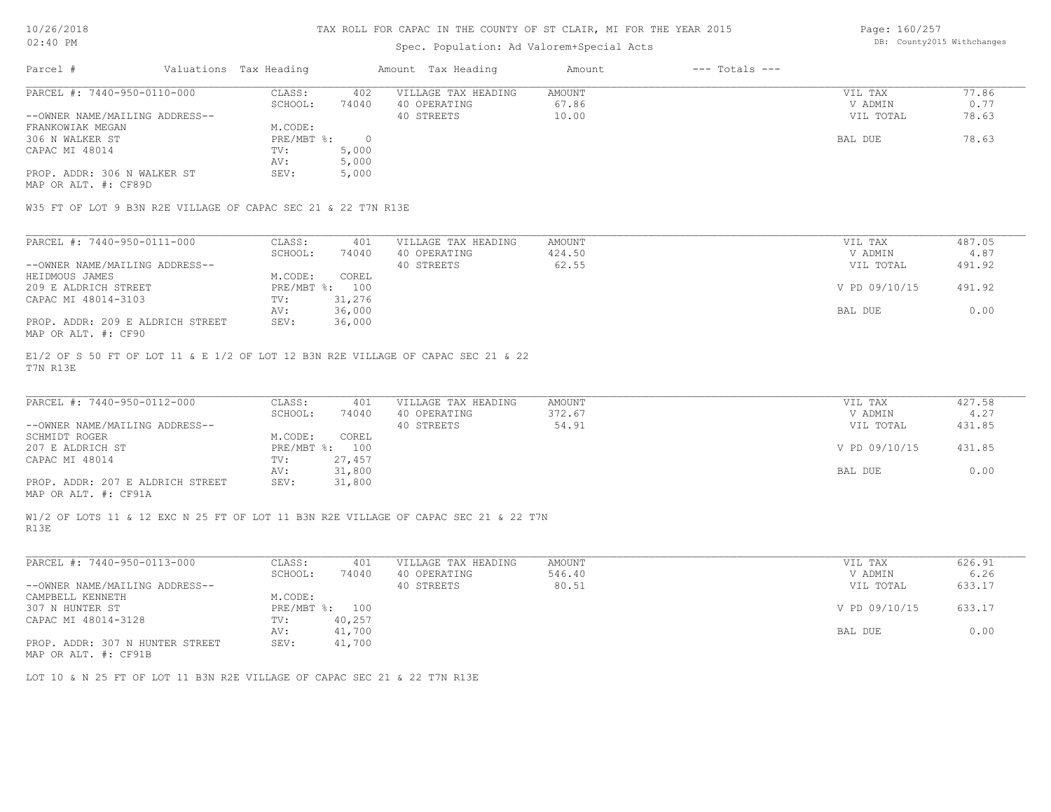# TAX ROLL FOR CAPAC IN THE COUNTY OF ST CLAIR, MI FOR THE YEAR 2015

Spec. Population: Ad Valorem+Special Acts

| Parcel # | Valuations | Tax Heading | Amount | Tax Heading | Amount | --- Totals --- | |
|---|---|---|---|---|---|---|---|

---

PARCEL #: 7440-950-0110-000

| | | | | | |
|---|---|---|---|---|---|
| CLASS: | 402 | VILLAGE TAX HEADING | AMOUNT | VIL TAX | 77.86 |
| SCHOOL: | 74040 | 40 OPERATING | 67.86 | V ADMIN | 0.77 |
| | | 40 STREETS | 10.00 | VIL TOTAL | 78.63 |
| M.CODE: | | | | | |
| PRE/MBT %: | 0 | | | BAL DUE | 78.63 |
| TV: | 5,000 | | | | |
| AV: | 5,000 | | | | |
| SEV: | 5,000 | | | | |

--OWNER NAME/MAILING ADDRESS--
FRANKOWIAK MEGAN
306 N WALKER ST
CAPAC MI 48014

PROP. ADDR: 306 N WALKER ST
MAP OR ALT. #: CF89D

W35 FT OF LOT 9 B3N R2E VILLAGE OF CAPAC SEC 21 & 22 T7N R13E

---

PARCEL #: 7440-950-0111-000

| | | | | | |
|---|---|---|---|---|---|
| CLASS: | 401 | VILLAGE TAX HEADING | AMOUNT | VIL TAX | 487.05 |
| SCHOOL: | 74040 | 40 OPERATING | 424.50 | V ADMIN | 4.87 |
| | | 40 STREETS | 62.55 | VIL TOTAL | 491.92 |
| M.CODE: | COREL | | | | |
| PRE/MBT %: | 100 | | | V PD 09/10/15 | 491.92 |
| TV: | 31,276 | | | | |
| AV: | 36,000 | | | BAL DUE | 0.00 |
| SEV: | 36,000 | | | | |

--OWNER NAME/MAILING ADDRESS--
HEIDMOUS JAMES
209 E ALDRICH STREET
CAPAC MI 48014-3103

PROP. ADDR: 209 E ALDRICH STREET
MAP OR ALT. #: CF90

E1/2 OF S 50 FT OF LOT 11 & E 1/2 OF LOT 12 B3N R2E VILLAGE OF CAPAC SEC 21 & 22 T7N R13E

---

PARCEL #: 7440-950-0112-000

| | | | | | |
|---|---|---|---|---|---|
| CLASS: | 401 | VILLAGE TAX HEADING | AMOUNT | VIL TAX | 427.58 |
| SCHOOL: | 74040 | 40 OPERATING | 372.67 | V ADMIN | 4.27 |
| | | 40 STREETS | 54.91 | VIL TOTAL | 431.85 |
| M.CODE: | COREL | | | | |
| PRE/MBT %: | 100 | | | V PD 09/10/15 | 431.85 |
| TV: | 27,457 | | | | |
| AV: | 31,800 | | | BAL DUE | 0.00 |
| SEV: | 31,800 | | | | |

--OWNER NAME/MAILING ADDRESS--
SCHMIDT ROGER
207 E ALDRICH ST
CAPAC MI 48014

PROP. ADDR: 207 E ALDRICH STREET
MAP OR ALT. #: CF91A

W1/2 OF LOTS 11 & 12 EXC N 25 FT OF LOT 11 B3N R2E VILLAGE OF CAPAC SEC 21 & 22 T7N R13E

---

PARCEL #: 7440-950-0113-000

| | | | | | |
|---|---|---|---|---|---|
| CLASS: | 401 | VILLAGE TAX HEADING | AMOUNT | VIL TAX | 626.91 |
| SCHOOL: | 74040 | 40 OPERATING | 546.40 | V ADMIN | 6.26 |
| | | 40 STREETS | 80.51 | VIL TOTAL | 633.17 |
| M.CODE: | | | | | |
| PRE/MBT %: | 100 | | | V PD 09/10/15 | 633.17 |
| TV: | 40,257 | | | | |
| AV: | 41,700 | | | BAL DUE | 0.00 |
| SEV: | 41,700 | | | | |

--OWNER NAME/MAILING ADDRESS--
CAMPBELL KENNETH
307 N HUNTER ST
CAPAC MI 48014-3128

PROP. ADDR: 307 N HUNTER STREET
MAP OR ALT. #: CF91B

LOT 10 & N 25 FT OF LOT 11 B3N R2E VILLAGE OF CAPAC SEC 21 & 22 T7N R13E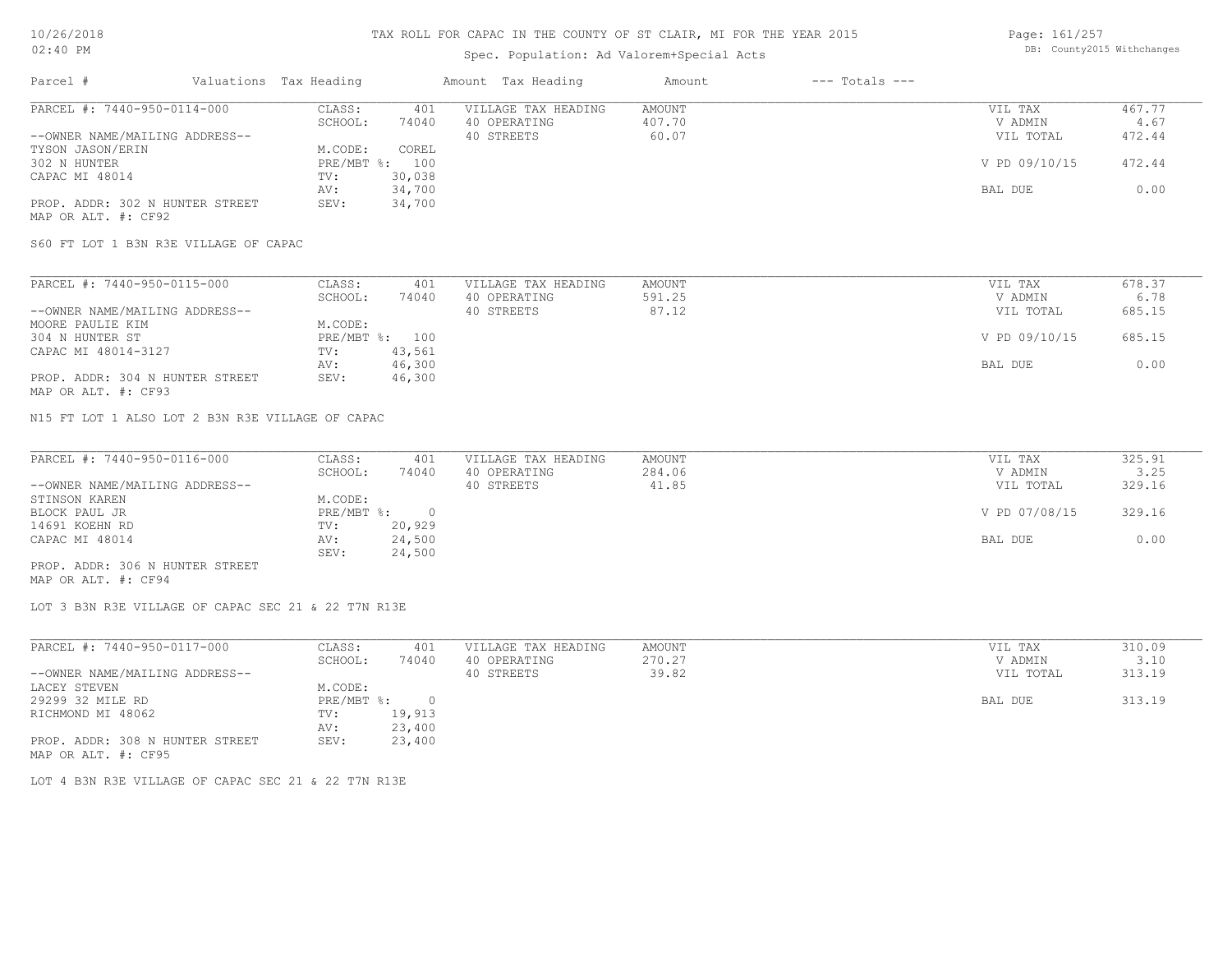# TAX ROLL FOR CAPAC IN THE COUNTY OF ST CLAIR, MI FOR THE YEAR 2015

Spec. Population: Ad Valorem+Special Acts

| Parcel # | Valuations | Tax Heading | Amount | Tax Heading | Amount | --- Totals --- | |
|---|---|---|---|---|---|---|---|
| PARCEL #: 7440-950-0114-000 | CLASS: | 401 | VILLAGE TAX HEADING | AMOUNT | | VIL TAX | 467.77 |
| | SCHOOL: | 74040 | 40 OPERATING | 407.70 | | V ADMIN | 4.67 |
| --OWNER NAME/MAILING ADDRESS-- | | | 40 STREETS | 60.07 | | VIL TOTAL | 472.44 |
| TYSON JASON/ERIN | M.CODE: | COREL | | | | | |
| 302 N HUNTER | PRE/MBT %: | 100 | | | | V PD 09/10/15 | 472.44 |
| CAPAC MI 48014 | TV: | 30,038 | | | | | |
| | AV: | 34,700 | | | | BAL DUE | 0.00 |
| PROP. ADDR: 302 N HUNTER STREET | SEV: | 34,700 | | | | | |
| MAP OR ALT. #: CF92 | | | | | | | |

S60 FT LOT 1 B3N R3E VILLAGE OF CAPAC

| Parcel # | Valuations | Tax Heading | Amount | Tax Heading | Amount | --- Totals --- | |
|---|---|---|---|---|---|---|---|
| PARCEL #: 7440-950-0115-000 | CLASS: | 401 | VILLAGE TAX HEADING | AMOUNT | | VIL TAX | 678.37 |
| | SCHOOL: | 74040 | 40 OPERATING | 591.25 | | V ADMIN | 6.78 |
| --OWNER NAME/MAILING ADDRESS-- | | | 40 STREETS | 87.12 | | VIL TOTAL | 685.15 |
| MOORE PAULIE KIM | M.CODE: | | | | | | |
| 304 N HUNTER ST | PRE/MBT %: | 100 | | | | V PD 09/10/15 | 685.15 |
| CAPAC MI 48014-3127 | TV: | 43,561 | | | | | |
| | AV: | 46,300 | | | | BAL DUE | 0.00 |
| PROP. ADDR: 304 N HUNTER STREET | SEV: | 46,300 | | | | | |
| MAP OR ALT. #: CF93 | | | | | | | |

N15 FT LOT 1 ALSO LOT 2 B3N R3E VILLAGE OF CAPAC

| Parcel # | Valuations | Tax Heading | Amount | Tax Heading | Amount | --- Totals --- | |
|---|---|---|---|---|---|---|---|
| PARCEL #: 7440-950-0116-000 | CLASS: | 401 | VILLAGE TAX HEADING | AMOUNT | | VIL TAX | 325.91 |
| | SCHOOL: | 74040 | 40 OPERATING | 284.06 | | V ADMIN | 3.25 |
| --OWNER NAME/MAILING ADDRESS-- | | | 40 STREETS | 41.85 | | VIL TOTAL | 329.16 |
| STINSON KAREN | M.CODE: | | | | | | |
| BLOCK PAUL JR | PRE/MBT %: | 0 | | | | V PD 07/08/15 | 329.16 |
| 14691 KOEHN RD | TV: | 20,929 | | | | | |
| CAPAC MI 48014 | AV: | 24,500 | | | | BAL DUE | 0.00 |
| | SEV: | 24,500 | | | | | |
| PROP. ADDR: 306 N HUNTER STREET | | | | | | | |
| MAP OR ALT. #: CF94 | | | | | | | |

LOT 3 B3N R3E VILLAGE OF CAPAC SEC 21 & 22 T7N R13E

| Parcel # | Valuations | Tax Heading | Amount | Tax Heading | Amount | --- Totals --- | |
|---|---|---|---|---|---|---|---|
| PARCEL #: 7440-950-0117-000 | CLASS: | 401 | VILLAGE TAX HEADING | AMOUNT | | VIL TAX | 310.09 |
| | SCHOOL: | 74040 | 40 OPERATING | 270.27 | | V ADMIN | 3.10 |
| --OWNER NAME/MAILING ADDRESS-- | | | 40 STREETS | 39.82 | | VIL TOTAL | 313.19 |
| LACEY STEVEN | M.CODE: | | | | | | |
| 29299 32 MILE RD | PRE/MBT %: | 0 | | | | BAL DUE | 313.19 |
| RICHMOND MI 48062 | TV: | 19,913 | | | | | |
| | AV: | 23,400 | | | | | |
| PROP. ADDR: 308 N HUNTER STREET | SEV: | 23,400 | | | | | |
| MAP OR ALT. #: CF95 | | | | | | | |

LOT 4 B3N R3E VILLAGE OF CAPAC SEC 21 & 22 T7N R13E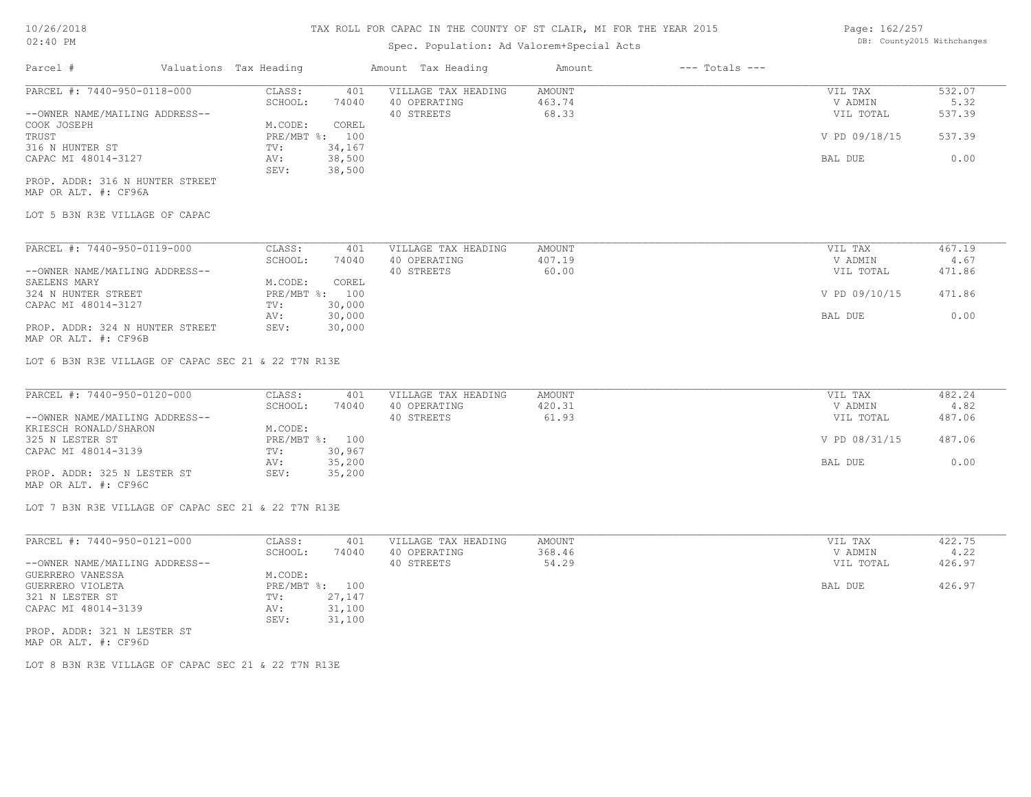# TAX ROLL FOR CAPAC IN THE COUNTY OF ST CLAIR, MI FOR THE YEAR 2015

Spec. Population: Ad Valorem+Special Acts

DB: County2015 Withchanges

| Parcel # | Valuations | Tax Heading | Amount | Tax Heading | Amount | --- Totals --- | |
|---|---|---|---|---|---|---|---|
| PARCEL #: 7440-950-0118-000 | CLASS: | 401 | VILLAGE TAX HEADING | AMOUNT | | VIL TAX | 532.07 |
| | SCHOOL: | 74040 | 40 OPERATING | 463.74 | | V ADMIN | 5.32 |
| --OWNER NAME/MAILING ADDRESS-- | | | 40 STREETS | 68.33 | | VIL TOTAL | 537.39 |
| COOK JOSEPH | M.CODE: | COREL | | | | | |
| TRUST | PRE/MBT %: | 100 | | | | V PD 09/18/15 | 537.39 |
| 316 N HUNTER ST | TV: | 34,167 | | | | | |
| CAPAC MI 48014-3127 | AV: | 38,500 | | | | BAL DUE | 0.00 |
| | SEV: | 38,500 | | | | | |
| PROP. ADDR: 316 N HUNTER STREET | | | | | | | |
| MAP OR ALT. #: CF96A | | | | | | | |

LOT 5 B3N R3E VILLAGE OF CAPAC

| Parcel # | Valuations | Tax Heading | Amount | Tax Heading | Amount | --- Totals --- | |
|---|---|---|---|---|---|---|---|
| PARCEL #: 7440-950-0119-000 | CLASS: | 401 | VILLAGE TAX HEADING | AMOUNT | | VIL TAX | 467.19 |
| | SCHOOL: | 74040 | 40 OPERATING | 407.19 | | V ADMIN | 4.67 |
| --OWNER NAME/MAILING ADDRESS-- | | | 40 STREETS | 60.00 | | VIL TOTAL | 471.86 |
| SAELENS MARY | M.CODE: | COREL | | | | | |
| 324 N HUNTER STREET | PRE/MBT %: | 100 | | | | V PD 09/10/15 | 471.86 |
| CAPAC MI 48014-3127 | TV: | 30,000 | | | | | |
| | AV: | 30,000 | | | | BAL DUE | 0.00 |
| PROP. ADDR: 324 N HUNTER STREET | SEV: | 30,000 | | | | | |
| MAP OR ALT. #: CF96B | | | | | | | |

LOT 6 B3N R3E VILLAGE OF CAPAC SEC 21 & 22 T7N R13E

| Parcel # | Valuations | Tax Heading | Amount | Tax Heading | Amount | --- Totals --- | |
|---|---|---|---|---|---|---|---|
| PARCEL #: 7440-950-0120-000 | CLASS: | 401 | VILLAGE TAX HEADING | AMOUNT | | VIL TAX | 482.24 |
| | SCHOOL: | 74040 | 40 OPERATING | 420.31 | | V ADMIN | 4.82 |
| --OWNER NAME/MAILING ADDRESS-- | | | 40 STREETS | 61.93 | | VIL TOTAL | 487.06 |
| KRIESCH RONALD/SHARON | M.CODE: | | | | | | |
| 325 N LESTER ST | PRE/MBT %: | 100 | | | | V PD 08/31/15 | 487.06 |
| CAPAC MI 48014-3139 | TV: | 30,967 | | | | | |
| | AV: | 35,200 | | | | BAL DUE | 0.00 |
| PROP. ADDR: 325 N LESTER ST | SEV: | 35,200 | | | | | |
| MAP OR ALT. #: CF96C | | | | | | | |

LOT 7 B3N R3E VILLAGE OF CAPAC SEC 21 & 22 T7N R13E

| Parcel # | Valuations | Tax Heading | Amount | Tax Heading | Amount | --- Totals --- | |
|---|---|---|---|---|---|---|---|
| PARCEL #: 7440-950-0121-000 | CLASS: | 401 | VILLAGE TAX HEADING | AMOUNT | | VIL TAX | 422.75 |
| | SCHOOL: | 74040 | 40 OPERATING | 368.46 | | V ADMIN | 4.22 |
| --OWNER NAME/MAILING ADDRESS-- | | | 40 STREETS | 54.29 | | VIL TOTAL | 426.97 |
| GUERRERO VANESSA | M.CODE: | | | | | | |
| GUERRERO VIOLETA | PRE/MBT %: | 100 | | | | BAL DUE | 426.97 |
| 321 N LESTER ST | TV: | 27,147 | | | | | |
| CAPAC MI 48014-3139 | AV: | 31,100 | | | | | |
| | SEV: | 31,100 | | | | | |
| PROP. ADDR: 321 N LESTER ST | | | | | | | |
| MAP OR ALT. #: CF96D | | | | | | | |

LOT 8 B3N R3E VILLAGE OF CAPAC SEC 21 & 22 T7N R13E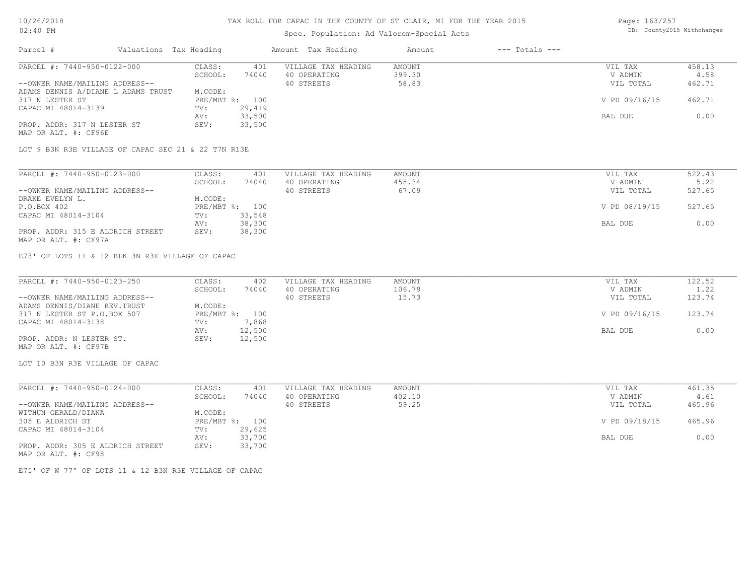# TAX ROLL FOR CAPAC IN THE COUNTY OF ST CLAIR, MI FOR THE YEAR 2015

Spec. Population: Ad Valorem+Special Acts

| Parcel # | Valuations | Tax Heading | Amount | Tax Heading | Amount | --- Totals --- | |
|---|---|---|---|---|---|---|---|

---

**PARCEL #: 7440-950-0122-000**

--OWNER NAME/MAILING ADDRESS--
ADAMS DENNIS A/DIANE L ADAMS TRUST
317 N LESTER ST
CAPAC MI 48014-3139

PROP. ADDR: 317 N LESTER ST
MAP OR ALT. #: CF96E

| | | | | | |
|---|---|---|---|---|---|
| CLASS: | 401 | VILLAGE TAX HEADING | AMOUNT | VIL TAX | 458.13 |
| SCHOOL: | 74040 | 40 OPERATING | 399.30 | V ADMIN | 4.58 |
| M.CODE: | | 40 STREETS | 58.83 | VIL TOTAL | 462.71 |
| PRE/MBT %: | 100 | | | V PD 09/16/15 | 462.71 |
| TV: | 29,419 | | | | |
| AV: | 33,500 | | | BAL DUE | 0.00 |
| SEV: | 33,500 | | | | |

LOT 9 B3N R3E VILLAGE OF CAPAC SEC 21 & 22 T7N R13E

---

**PARCEL #: 7440-950-0123-000**

--OWNER NAME/MAILING ADDRESS--
DRAKE EVELYN L.
P.O.BOX 402
CAPAC MI 48014-3104

PROP. ADDR: 315 E ALDRICH STREET
MAP OR ALT. #: CF97A

| | | | | | |
|---|---|---|---|---|---|
| CLASS: | 401 | VILLAGE TAX HEADING | AMOUNT | VIL TAX | 522.43 |
| SCHOOL: | 74040 | 40 OPERATING | 455.34 | V ADMIN | 5.22 |
| M.CODE: | | 40 STREETS | 67.09 | VIL TOTAL | 527.65 |
| PRE/MBT %: | 100 | | | V PD 08/19/15 | 527.65 |
| TV: | 33,548 | | | | |
| AV: | 38,300 | | | BAL DUE | 0.00 |
| SEV: | 38,300 | | | | |

E73' OF LOTS 11 & 12 BLK 3N R3E VILLAGE OF CAPAC

---

**PARCEL #: 7440-950-0123-250**

--OWNER NAME/MAILING ADDRESS--
ADAMS DENNIS/DIANE REV.TRUST
317 N LESTER ST P.O.BOX 507
CAPAC MI 48014-3138

PROP. ADDR: N LESTER ST.
MAP OR ALT. #: CF97B

| | | | | | |
|---|---|---|---|---|---|
| CLASS: | 402 | VILLAGE TAX HEADING | AMOUNT | VIL TAX | 122.52 |
| SCHOOL: | 74040 | 40 OPERATING | 106.79 | V ADMIN | 1.22 |
| M.CODE: | | 40 STREETS | 15.73 | VIL TOTAL | 123.74 |
| PRE/MBT %: | 100 | | | V PD 09/16/15 | 123.74 |
| TV: | 7,868 | | | | |
| AV: | 12,500 | | | BAL DUE | 0.00 |
| SEV: | 12,500 | | | | |

LOT 10 B3N R3E VILLAGE OF CAPAC

---

**PARCEL #: 7440-950-0124-000**

--OWNER NAME/MAILING ADDRESS--
WITHUN GERALD/DIANA
305 E ALDRICH ST
CAPAC MI 48014-3104

PROP. ADDR: 305 E ALDRICH STREET
MAP OR ALT. #: CF98

| | | | | | |
|---|---|---|---|---|---|
| CLASS: | 401 | VILLAGE TAX HEADING | AMOUNT | VIL TAX | 461.35 |
| SCHOOL: | 74040 | 40 OPERATING | 402.10 | V ADMIN | 4.61 |
| M.CODE: | | 40 STREETS | 59.25 | VIL TOTAL | 465.96 |
| PRE/MBT %: | 100 | | | V PD 09/18/15 | 465.96 |
| TV: | 29,625 | | | | |
| AV: | 33,700 | | | BAL DUE | 0.00 |
| SEV: | 33,700 | | | | |

E75' OF W 77' OF LOTS 11 & 12 B3N R3E VILLAGE OF CAPAC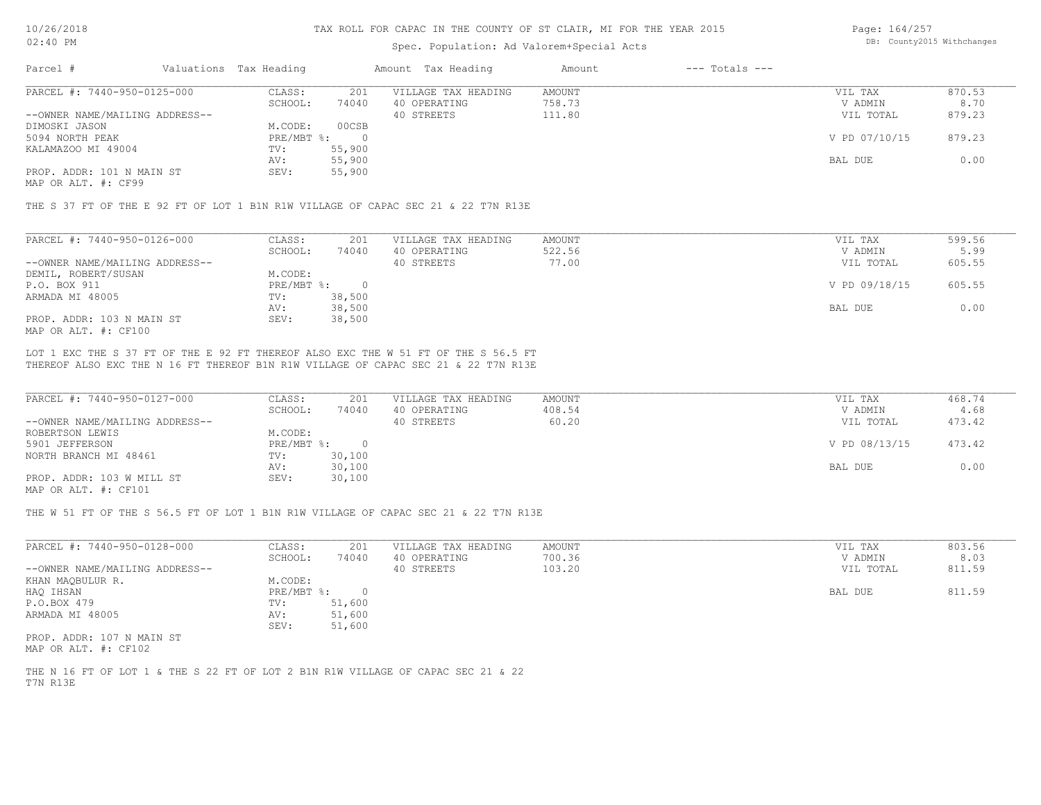# TAX ROLL FOR CAPAC IN THE COUNTY OF ST CLAIR, MI FOR THE YEAR 2015

Spec. Population: Ad Valorem+Special Acts

DB: County2015 Withchanges

| Parcel # | Valuations | Tax Heading | Amount | Tax Heading | Amount | --- Totals --- | |
|---|---|---|---|---|---|---|---|
| PARCEL #: 7440-950-0125-000 | CLASS: | 201 | VILLAGE TAX HEADING | AMOUNT | | VIL TAX | 870.53 |
| | SCHOOL: | 74040 | 40 OPERATING | 758.73 | | V ADMIN | 8.70 |
| --OWNER NAME/MAILING ADDRESS-- | | | 40 STREETS | 111.80 | | VIL TOTAL | 879.23 |
| DIMOSKI JASON | M.CODE: | 00CSB | | | | | |
| 5094 NORTH PEAK | PRE/MBT %: | 0 | | | | V PD 07/10/15 | 879.23 |
| KALAMAZOO MI 49004 | TV: | 55,900 | | | | | |
| | AV: | 55,900 | | | | BAL DUE | 0.00 |
| PROP. ADDR: 101 N MAIN ST | SEV: | 55,900 | | | | | |
| MAP OR ALT. #: CF99 | | | | | | | |

THE S 37 FT OF THE E 92 FT OF LOT 1 B1N R1W VILLAGE OF CAPAC SEC 21 & 22 T7N R13E

| Parcel # | Valuations | Tax Heading | Amount | Tax Heading | Amount | --- Totals --- | |
|---|---|---|---|---|---|---|---|
| PARCEL #: 7440-950-0126-000 | CLASS: | 201 | VILLAGE TAX HEADING | AMOUNT | | VIL TAX | 599.56 |
| | SCHOOL: | 74040 | 40 OPERATING | 522.56 | | V ADMIN | 5.99 |
| --OWNER NAME/MAILING ADDRESS-- | | | 40 STREETS | 77.00 | | VIL TOTAL | 605.55 |
| DEMIL, ROBERT/SUSAN | M.CODE: | | | | | | |
| P.O. BOX 911 | PRE/MBT %: | 0 | | | | V PD 09/18/15 | 605.55 |
| ARMADA MI 48005 | TV: | 38,500 | | | | | |
| | AV: | 38,500 | | | | BAL DUE | 0.00 |
| PROP. ADDR: 103 N MAIN ST | SEV: | 38,500 | | | | | |
| MAP OR ALT. #: CF100 | | | | | | | |

LOT 1 EXC THE S 37 FT OF THE E 92 FT THEREOF ALSO EXC THE W 51 FT OF THE S 56.5 FT THEREOF ALSO EXC THE N 16 FT THEREOF B1N R1W VILLAGE OF CAPAC SEC 21 & 22 T7N R13E

| Parcel # | Valuations | Tax Heading | Amount | Tax Heading | Amount | --- Totals --- | |
|---|---|---|---|---|---|---|---|
| PARCEL #: 7440-950-0127-000 | CLASS: | 201 | VILLAGE TAX HEADING | AMOUNT | | VIL TAX | 468.74 |
| | SCHOOL: | 74040 | 40 OPERATING | 408.54 | | V ADMIN | 4.68 |
| --OWNER NAME/MAILING ADDRESS-- | | | 40 STREETS | 60.20 | | VIL TOTAL | 473.42 |
| ROBERTSON LEWIS | M.CODE: | | | | | | |
| 5901 JEFFERSON | PRE/MBT %: | 0 | | | | V PD 08/13/15 | 473.42 |
| NORTH BRANCH MI 48461 | TV: | 30,100 | | | | | |
| | AV: | 30,100 | | | | BAL DUE | 0.00 |
| PROP. ADDR: 103 W MILL ST | SEV: | 30,100 | | | | | |
| MAP OR ALT. #: CF101 | | | | | | | |

THE W 51 FT OF THE S 56.5 FT OF LOT 1 B1N R1W VILLAGE OF CAPAC SEC 21 & 22 T7N R13E

| Parcel # | Valuations | Tax Heading | Amount | Tax Heading | Amount | --- Totals --- | |
|---|---|---|---|---|---|---|---|
| PARCEL #: 7440-950-0128-000 | CLASS: | 201 | VILLAGE TAX HEADING | AMOUNT | | VIL TAX | 803.56 |
| | SCHOOL: | 74040 | 40 OPERATING | 700.36 | | V ADMIN | 8.03 |
| --OWNER NAME/MAILING ADDRESS-- | | | 40 STREETS | 103.20 | | VIL TOTAL | 811.59 |
| KHAN MAQBULUR R. | M.CODE: | | | | | | |
| HAQ IHSAN | PRE/MBT %: | 0 | | | | BAL DUE | 811.59 |
| P.O.BOX 479 | TV: | 51,600 | | | | | |
| ARMADA MI 48005 | AV: | 51,600 | | | | | |
| | SEV: | 51,600 | | | | | |
| PROP. ADDR: 107 N MAIN ST | | | | | | | |
| MAP OR ALT. #: CF102 | | | | | | | |

THE N 16 FT OF LOT 1 & THE S 22 FT OF LOT 2 B1N R1W VILLAGE OF CAPAC SEC 21 & 22 T7N R13E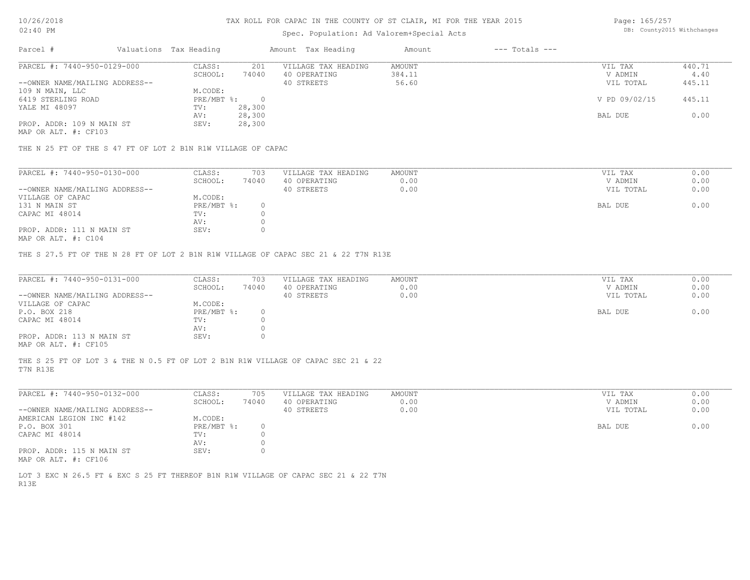# TAX ROLL FOR CAPAC IN THE COUNTY OF ST CLAIR, MI FOR THE YEAR 2015

Spec. Population: Ad Valorem+Special Acts

DB: County2015 Withchanges

| Parcel # | Valuations | Tax Heading | Amount | Tax Heading | Amount | --- Totals --- | |
|---|---|---|---|---|---|---|---|
| PARCEL #: 7440-950-0129-000 | CLASS: | 201 | VILLAGE TAX HEADING | AMOUNT | | VIL TAX | 440.71 |
| | SCHOOL: | 74040 | 40 OPERATING | 384.11 | | V ADMIN | 4.40 |
| --OWNER NAME/MAILING ADDRESS-- | | | 40 STREETS | 56.60 | | VIL TOTAL | 445.11 |
| 109 N MAIN, LLC | M.CODE: | | | | | | |
| 6419 STERLING ROAD | PRE/MBT %: | 0 | | | | V PD 09/02/15 | 445.11 |
| YALE MI 48097 | TV: | 28,300 | | | | | |
| | AV: | 28,300 | | | | BAL DUE | 0.00 |
| PROP. ADDR: 109 N MAIN ST | SEV: | 28,300 | | | | | |
| MAP OR ALT. #: CF103 | | | | | | | |

THE N 25 FT OF THE S 47 FT OF LOT 2 B1N R1W VILLAGE OF CAPAC

| Parcel # | Valuations | Tax Heading | Amount | Tax Heading | Amount | --- Totals --- | |
|---|---|---|---|---|---|---|---|
| PARCEL #: 7440-950-0130-000 | CLASS: | 703 | VILLAGE TAX HEADING | AMOUNT | | VIL TAX | 0.00 |
| | SCHOOL: | 74040 | 40 OPERATING | 0.00 | | V ADMIN | 0.00 |
| --OWNER NAME/MAILING ADDRESS-- | | | 40 STREETS | 0.00 | | VIL TOTAL | 0.00 |
| VILLAGE OF CAPAC | M.CODE: | | | | | | |
| 131 N MAIN ST | PRE/MBT %: | 0 | | | | BAL DUE | 0.00 |
| CAPAC MI 48014 | TV: | 0 | | | | | |
| | AV: | 0 | | | | | |
| PROP. ADDR: 111 N MAIN ST | SEV: | 0 | | | | | |
| MAP OR ALT. #: C104 | | | | | | | |

THE S 27.5 FT OF THE N 28 FT OF LOT 2 B1N R1W VILLAGE OF CAPAC SEC 21 & 22 T7N R13E

| Parcel # | Valuations | Tax Heading | Amount | Tax Heading | Amount | --- Totals --- | |
|---|---|---|---|---|---|---|---|
| PARCEL #: 7440-950-0131-000 | CLASS: | 703 | VILLAGE TAX HEADING | AMOUNT | | VIL TAX | 0.00 |
| | SCHOOL: | 74040 | 40 OPERATING | 0.00 | | V ADMIN | 0.00 |
| --OWNER NAME/MAILING ADDRESS-- | | | 40 STREETS | 0.00 | | VIL TOTAL | 0.00 |
| VILLAGE OF CAPAC | M.CODE: | | | | | | |
| P.O. BOX 218 | PRE/MBT %: | 0 | | | | BAL DUE | 0.00 |
| CAPAC MI 48014 | TV: | 0 | | | | | |
| | AV: | 0 | | | | | |
| PROP. ADDR: 113 N MAIN ST | SEV: | 0 | | | | | |
| MAP OR ALT. #: CF105 | | | | | | | |

THE S 25 FT OF LOT 3 & THE N 0.5 FT OF LOT 2 B1N R1W VILLAGE OF CAPAC SEC 21 & 22 T7N R13E

| Parcel # | Valuations | Tax Heading | Amount | Tax Heading | Amount | --- Totals --- | |
|---|---|---|---|---|---|---|---|
| PARCEL #: 7440-950-0132-000 | CLASS: | 705 | VILLAGE TAX HEADING | AMOUNT | | VIL TAX | 0.00 |
| | SCHOOL: | 74040 | 40 OPERATING | 0.00 | | V ADMIN | 0.00 |
| --OWNER NAME/MAILING ADDRESS-- | | | 40 STREETS | 0.00 | | VIL TOTAL | 0.00 |
| AMERICAN LEGION INC #142 | M.CODE: | | | | | | |
| P.O. BOX 301 | PRE/MBT %: | 0 | | | | BAL DUE | 0.00 |
| CAPAC MI 48014 | TV: | 0 | | | | | |
| | AV: | 0 | | | | | |
| PROP. ADDR: 115 N MAIN ST | SEV: | 0 | | | | | |
| MAP OR ALT. #: CF106 | | | | | | | |

LOT 3 EXC N 26.5 FT & EXC S 25 FT THEREOF B1N R1W VILLAGE OF CAPAC SEC 21 & 22 T7N R13E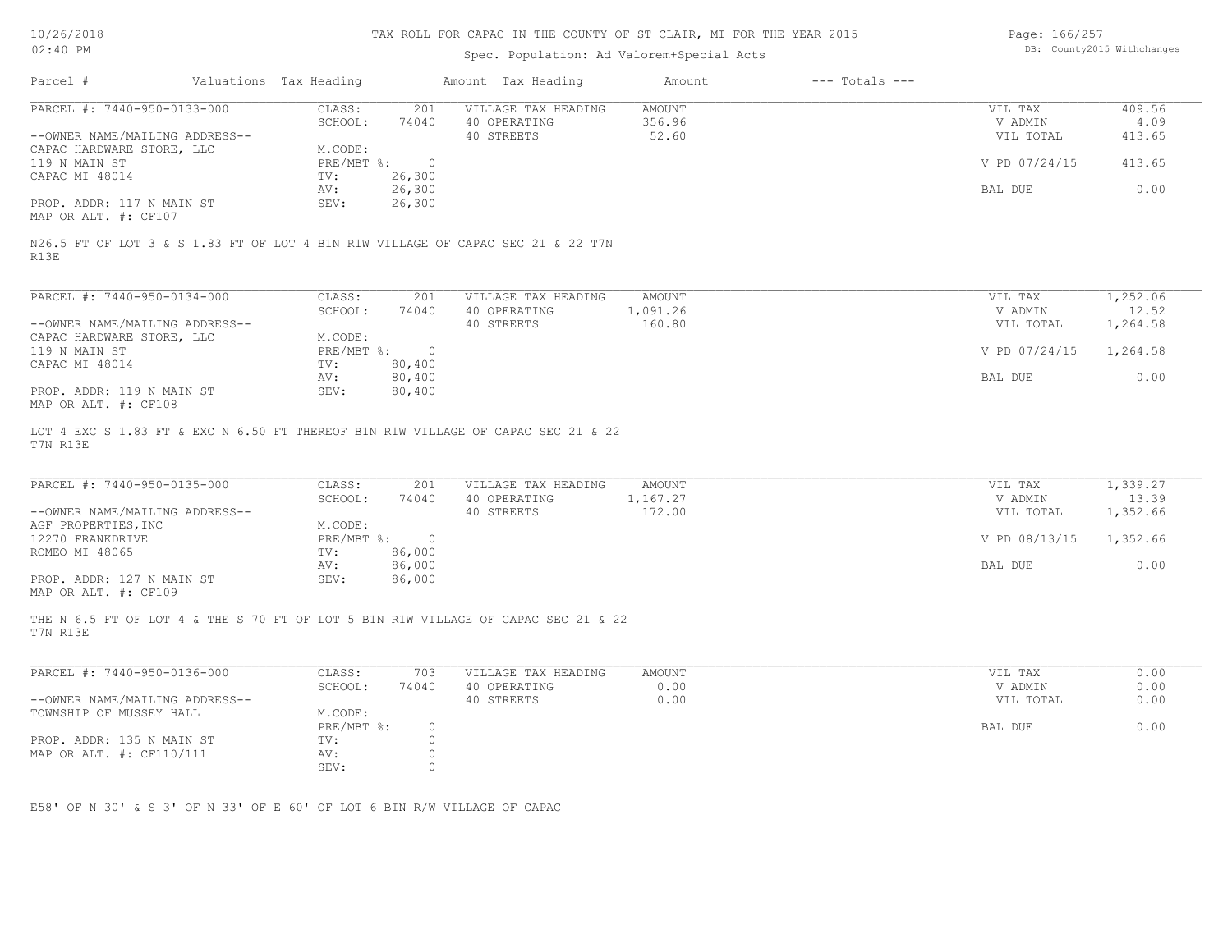# TAX ROLL FOR CAPAC IN THE COUNTY OF ST CLAIR, MI FOR THE YEAR 2015

Spec. Population: Ad Valorem+Special Acts

| Parcel # | Valuations | Tax Heading | Amount | Tax Heading | Amount | --- Totals --- | |
|---|---|---|---|---|---|---|---|
| PARCEL #: 7440-950-0133-000 | CLASS: | 201 | VILLAGE TAX HEADING | AMOUNT | | VIL TAX | 409.56 |
| | SCHOOL: | 74040 | 40 OPERATING | 356.96 | | V ADMIN | 4.09 |
| --OWNER NAME/MAILING ADDRESS-- | | | 40 STREETS | 52.60 | | VIL TOTAL | 413.65 |
| CAPAC HARDWARE STORE, LLC | M.CODE: | | | | | | |
| 119 N MAIN ST | PRE/MBT %: | 0 | | | | V PD 07/24/15 | 413.65 |
| CAPAC MI 48014 | TV: | 26,300 | | | | | |
| | AV: | 26,300 | | | | BAL DUE | 0.00 |
| PROP. ADDR: 117 N MAIN ST | SEV: | 26,300 | | | | | |
| MAP OR ALT. #: CF107 | | | | | | | |

N26.5 FT OF LOT 3 & S 1.83 FT OF LOT 4 B1N R1W VILLAGE OF CAPAC SEC 21 & 22 T7N R13E

| Parcel # | Valuations | Tax Heading | Amount | Tax Heading | Amount | --- Totals --- | |
|---|---|---|---|---|---|---|---|
| PARCEL #: 7440-950-0134-000 | CLASS: | 201 | VILLAGE TAX HEADING | AMOUNT | | VIL TAX | 1,252.06 |
| | SCHOOL: | 74040 | 40 OPERATING | 1,091.26 | | V ADMIN | 12.52 |
| --OWNER NAME/MAILING ADDRESS-- | | | 40 STREETS | 160.80 | | VIL TOTAL | 1,264.58 |
| CAPAC HARDWARE STORE, LLC | M.CODE: | | | | | | |
| 119 N MAIN ST | PRE/MBT %: | 0 | | | | V PD 07/24/15 | 1,264.58 |
| CAPAC MI 48014 | TV: | 80,400 | | | | | |
| | AV: | 80,400 | | | | BAL DUE | 0.00 |
| PROP. ADDR: 119 N MAIN ST | SEV: | 80,400 | | | | | |
| MAP OR ALT. #: CF108 | | | | | | | |

LOT 4 EXC S 1.83 FT & EXC N 6.50 FT THEREOF B1N R1W VILLAGE OF CAPAC SEC 21 & 22 T7N R13E

| Parcel # | Valuations | Tax Heading | Amount | Tax Heading | Amount | --- Totals --- | |
|---|---|---|---|---|---|---|---|
| PARCEL #: 7440-950-0135-000 | CLASS: | 201 | VILLAGE TAX HEADING | AMOUNT | | VIL TAX | 1,339.27 |
| | SCHOOL: | 74040 | 40 OPERATING | 1,167.27 | | V ADMIN | 13.39 |
| --OWNER NAME/MAILING ADDRESS-- | | | 40 STREETS | 172.00 | | VIL TOTAL | 1,352.66 |
| AGF PROPERTIES,INC | M.CODE: | | | | | | |
| 12270 FRANKDRIVE | PRE/MBT %: | 0 | | | | V PD 08/13/15 | 1,352.66 |
| ROMEO MI 48065 | TV: | 86,000 | | | | | |
| | AV: | 86,000 | | | | BAL DUE | 0.00 |
| PROP. ADDR: 127 N MAIN ST | SEV: | 86,000 | | | | | |
| MAP OR ALT. #: CF109 | | | | | | | |

THE N 6.5 FT OF LOT 4 & THE S 70 FT OF LOT 5 B1N R1W VILLAGE OF CAPAC SEC 21 & 22 T7N R13E

| Parcel # | Valuations | Tax Heading | Amount | Tax Heading | Amount | --- Totals --- | |
|---|---|---|---|---|---|---|---|
| PARCEL #: 7440-950-0136-000 | CLASS: | 703 | VILLAGE TAX HEADING | AMOUNT | | VIL TAX | 0.00 |
| | SCHOOL: | 74040 | 40 OPERATING | 0.00 | | V ADMIN | 0.00 |
| --OWNER NAME/MAILING ADDRESS-- | | | 40 STREETS | 0.00 | | VIL TOTAL | 0.00 |
| TOWNSHIP OF MUSSEY HALL | M.CODE: | | | | | | |
| | PRE/MBT %: | 0 | | | | BAL DUE | 0.00 |
| PROP. ADDR: 135 N MAIN ST | TV: | 0 | | | | | |
| MAP OR ALT. #: CF110/111 | AV: | 0 | | | | | |
| | SEV: | 0 | | | | | |

E58' OF N 30' & S 3' OF N 33' OF E 60' OF LOT 6 BIN R/W VILLAGE OF CAPAC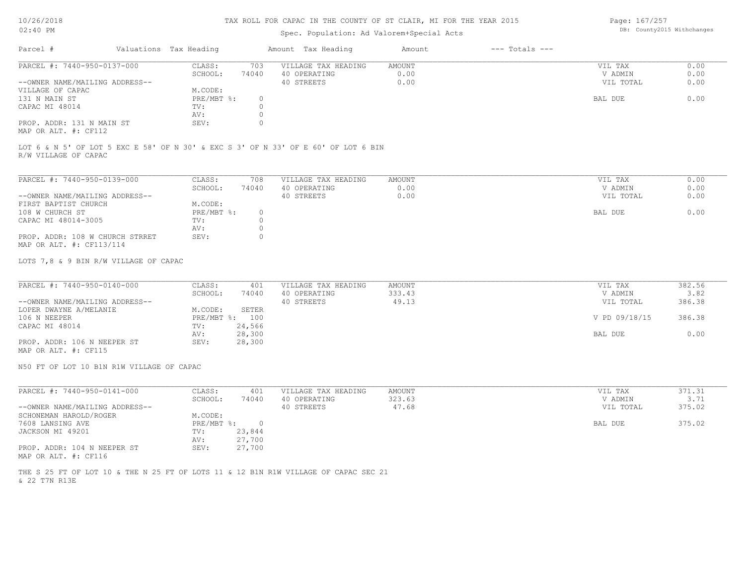# TAX ROLL FOR CAPAC IN THE COUNTY OF ST CLAIR, MI FOR THE YEAR 2015

Spec. Population: Ad Valorem+Special Acts

DB: County2015 Withchanges

| Parcel # | Valuations Tax Heading | | Amount Tax Heading | Amount | --- Totals --- | |
|---|---|---|---|---|---|---|
| PARCEL #: 7440-950-0137-000 | CLASS: | 703 | VILLAGE TAX HEADING | AMOUNT | VIL TAX | 0.00 |
| | SCHOOL: | 74040 | 40 OPERATING | 0.00 | V ADMIN | 0.00 |
| --OWNER NAME/MAILING ADDRESS-- | | | 40 STREETS | 0.00 | VIL TOTAL | 0.00 |
| VILLAGE OF CAPAC | M.CODE: | | | | | |
| 131 N MAIN ST | PRE/MBT %: | 0 | | | BAL DUE | 0.00 |
| CAPAC MI 48014 | TV: | 0 | | | | |
| | AV: | 0 | | | | |
| PROP. ADDR: 131 N MAIN ST | SEV: | 0 | | | | |
| MAP OR ALT. #: CF112 | | | | | | |

LOT 6 & N 5' OF LOT 5 EXC E 58' OF N 30' & EXC S 3' OF N 33' OF E 60' OF LOT 6 BIN R/W VILLAGE OF CAPAC

| Parcel # | Valuations Tax Heading | | Amount Tax Heading | Amount | --- Totals --- | |
|---|---|---|---|---|---|---|
| PARCEL #: 7440-950-0139-000 | CLASS: | 708 | VILLAGE TAX HEADING | AMOUNT | VIL TAX | 0.00 |
| | SCHOOL: | 74040 | 40 OPERATING | 0.00 | V ADMIN | 0.00 |
| --OWNER NAME/MAILING ADDRESS-- | | | 40 STREETS | 0.00 | VIL TOTAL | 0.00 |
| FIRST BAPTIST CHURCH | M.CODE: | | | | | |
| 108 W CHURCH ST | PRE/MBT %: | 0 | | | BAL DUE | 0.00 |
| CAPAC MI 48014-3005 | TV: | 0 | | | | |
| | AV: | 0 | | | | |
| PROP. ADDR: 108 W CHURCH STRRET | SEV: | 0 | | | | |
| MAP OR ALT. #: CF113/114 | | | | | | |

LOTS 7,8 & 9 BIN R/W VILLAGE OF CAPAC

| Parcel # | Valuations Tax Heading | | Amount Tax Heading | Amount | --- Totals --- | |
|---|---|---|---|---|---|---|
| PARCEL #: 7440-950-0140-000 | CLASS: | 401 | VILLAGE TAX HEADING | AMOUNT | VIL TAX | 382.56 |
| | SCHOOL: | 74040 | 40 OPERATING | 333.43 | V ADMIN | 3.82 |
| --OWNER NAME/MAILING ADDRESS-- | | | 40 STREETS | 49.13 | VIL TOTAL | 386.38 |
| LOPER DWAYNE A/MELANIE | M.CODE: | SETER | | | | |
| 106 N NEEPER | PRE/MBT %: | 100 | | | V PD 09/18/15 | 386.38 |
| CAPAC MI 48014 | TV: | 24,566 | | | | |
| | AV: | 28,300 | | | BAL DUE | 0.00 |
| PROP. ADDR: 106 N NEEPER ST | SEV: | 28,300 | | | | |
| MAP OR ALT. #: CF115 | | | | | | |

N50 FT OF LOT 10 B1N R1W VILLAGE OF CAPAC

| Parcel # | Valuations Tax Heading | | Amount Tax Heading | Amount | --- Totals --- | |
|---|---|---|---|---|---|---|
| PARCEL #: 7440-950-0141-000 | CLASS: | 401 | VILLAGE TAX HEADING | AMOUNT | VIL TAX | 371.31 |
| | SCHOOL: | 74040 | 40 OPERATING | 323.63 | V ADMIN | 3.71 |
| --OWNER NAME/MAILING ADDRESS-- | | | 40 STREETS | 47.68 | VIL TOTAL | 375.02 |
| SCHONEMAN HAROLD/ROGER | M.CODE: | | | | | |
| 7608 LANSING AVE | PRE/MBT %: | 0 | | | BAL DUE | 375.02 |
| JACKSON MI 49201 | TV: | 23,844 | | | | |
| | AV: | 27,700 | | | | |
| PROP. ADDR: 104 N NEEPER ST | SEV: | 27,700 | | | | |
| MAP OR ALT. #: CF116 | | | | | | |

THE S 25 FT OF LOT 10 & THE N 25 FT OF LOTS 11 & 12 B1N R1W VILLAGE OF CAPAC SEC 21 & 22 T7N R13E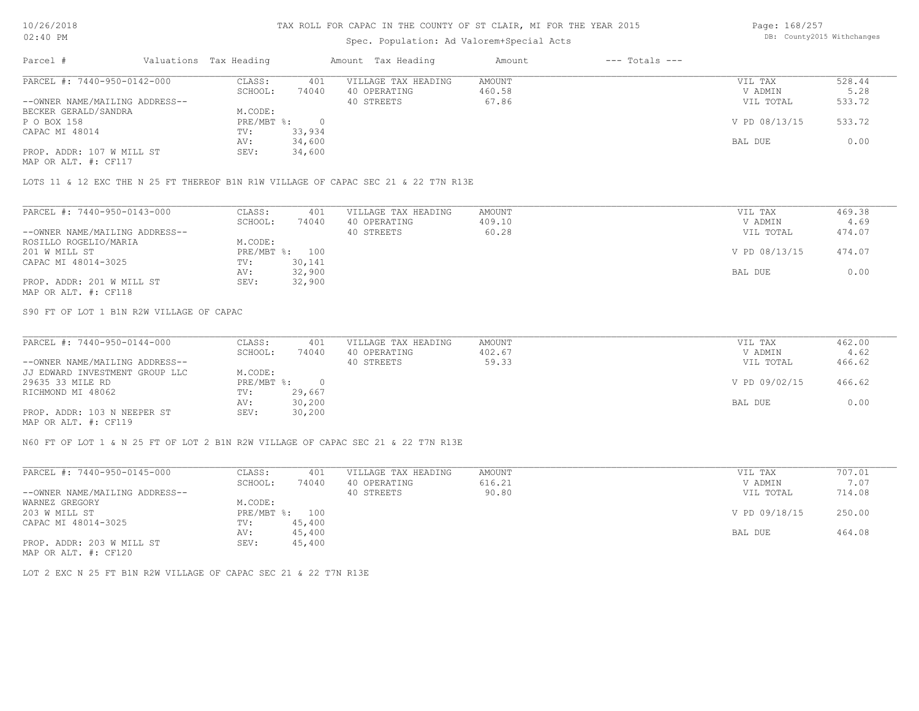# TAX ROLL FOR CAPAC IN THE COUNTY OF ST CLAIR, MI FOR THE YEAR 2015

Spec. Population: Ad Valorem+Special Acts

| Parcel # | Valuations | Tax Heading | Amount | Tax Heading | Amount | --- Totals --- | |
|---|---|---|---|---|---|---|---|
| PARCEL #: 7440-950-0142-000 | CLASS: | 401 | VILLAGE TAX HEADING | AMOUNT | | VIL TAX | 528.44 |
| | SCHOOL: | 74040 | 40 OPERATING | 460.58 | | V ADMIN | 5.28 |
| --OWNER NAME/MAILING ADDRESS-- | | | 40 STREETS | 67.86 | | VIL TOTAL | 533.72 |
| BECKER GERALD/SANDRA | M.CODE: | | | | | | |
| P O BOX 158 | PRE/MBT %: | 0 | | | | V PD 08/13/15 | 533.72 |
| CAPAC MI 48014 | TV: | 33,934 | | | | | |
| | AV: | 34,600 | | | | BAL DUE | 0.00 |
| PROP. ADDR: 107 W MILL ST | SEV: | 34,600 | | | | | |
| MAP OR ALT. #: CF117 | | | | | | | |

LOTS 11 & 12 EXC THE N 25 FT THEREOF B1N R1W VILLAGE OF CAPAC SEC 21 & 22 T7N R13E

| Parcel # | Valuations | Tax Heading | Amount | Tax Heading | Amount | --- Totals --- | |
|---|---|---|---|---|---|---|---|
| PARCEL #: 7440-950-0143-000 | CLASS: | 401 | VILLAGE TAX HEADING | AMOUNT | | VIL TAX | 469.38 |
| | SCHOOL: | 74040 | 40 OPERATING | 409.10 | | V ADMIN | 4.69 |
| --OWNER NAME/MAILING ADDRESS-- | | | 40 STREETS | 60.28 | | VIL TOTAL | 474.07 |
| ROSILLO ROGELIO/MARIA | M.CODE: | | | | | | |
| 201 W MILL ST | PRE/MBT %: | 100 | | | | V PD 08/13/15 | 474.07 |
| CAPAC MI 48014-3025 | TV: | 30,141 | | | | | |
| | AV: | 32,900 | | | | BAL DUE | 0.00 |
| PROP. ADDR: 201 W MILL ST | SEV: | 32,900 | | | | | |
| MAP OR ALT. #: CF118 | | | | | | | |

S90 FT OF LOT 1 B1N R2W VILLAGE OF CAPAC

| Parcel # | Valuations | Tax Heading | Amount | Tax Heading | Amount | --- Totals --- | |
|---|---|---|---|---|---|---|---|
| PARCEL #: 7440-950-0144-000 | CLASS: | 401 | VILLAGE TAX HEADING | AMOUNT | | VIL TAX | 462.00 |
| | SCHOOL: | 74040 | 40 OPERATING | 402.67 | | V ADMIN | 4.62 |
| --OWNER NAME/MAILING ADDRESS-- | | | 40 STREETS | 59.33 | | VIL TOTAL | 466.62 |
| JJ EDWARD INVESTMENT GROUP LLC | M.CODE: | | | | | | |
| 29635 33 MILE RD | PRE/MBT %: | 0 | | | | V PD 09/02/15 | 466.62 |
| RICHMOND MI 48062 | TV: | 29,667 | | | | | |
| | AV: | 30,200 | | | | BAL DUE | 0.00 |
| PROP. ADDR: 103 N NEEPER ST | SEV: | 30,200 | | | | | |
| MAP OR ALT. #: CF119 | | | | | | | |

N60 FT OF LOT 1 & N 25 FT OF LOT 2 B1N R2W VILLAGE OF CAPAC SEC 21 & 22 T7N R13E

| Parcel # | Valuations | Tax Heading | Amount | Tax Heading | Amount | --- Totals --- | |
|---|---|---|---|---|---|---|---|
| PARCEL #: 7440-950-0145-000 | CLASS: | 401 | VILLAGE TAX HEADING | AMOUNT | | VIL TAX | 707.01 |
| | SCHOOL: | 74040 | 40 OPERATING | 616.21 | | V ADMIN | 7.07 |
| --OWNER NAME/MAILING ADDRESS-- | | | 40 STREETS | 90.80 | | VIL TOTAL | 714.08 |
| WARNEZ GREGORY | M.CODE: | | | | | | |
| 203 W MILL ST | PRE/MBT %: | 100 | | | | V PD 09/18/15 | 250.00 |
| CAPAC MI 48014-3025 | TV: | 45,400 | | | | | |
| | AV: | 45,400 | | | | BAL DUE | 464.08 |
| PROP. ADDR: 203 W MILL ST | SEV: | 45,400 | | | | | |
| MAP OR ALT. #: CF120 | | | | | | | |

LOT 2 EXC N 25 FT B1N R2W VILLAGE OF CAPAC SEC 21 & 22 T7N R13E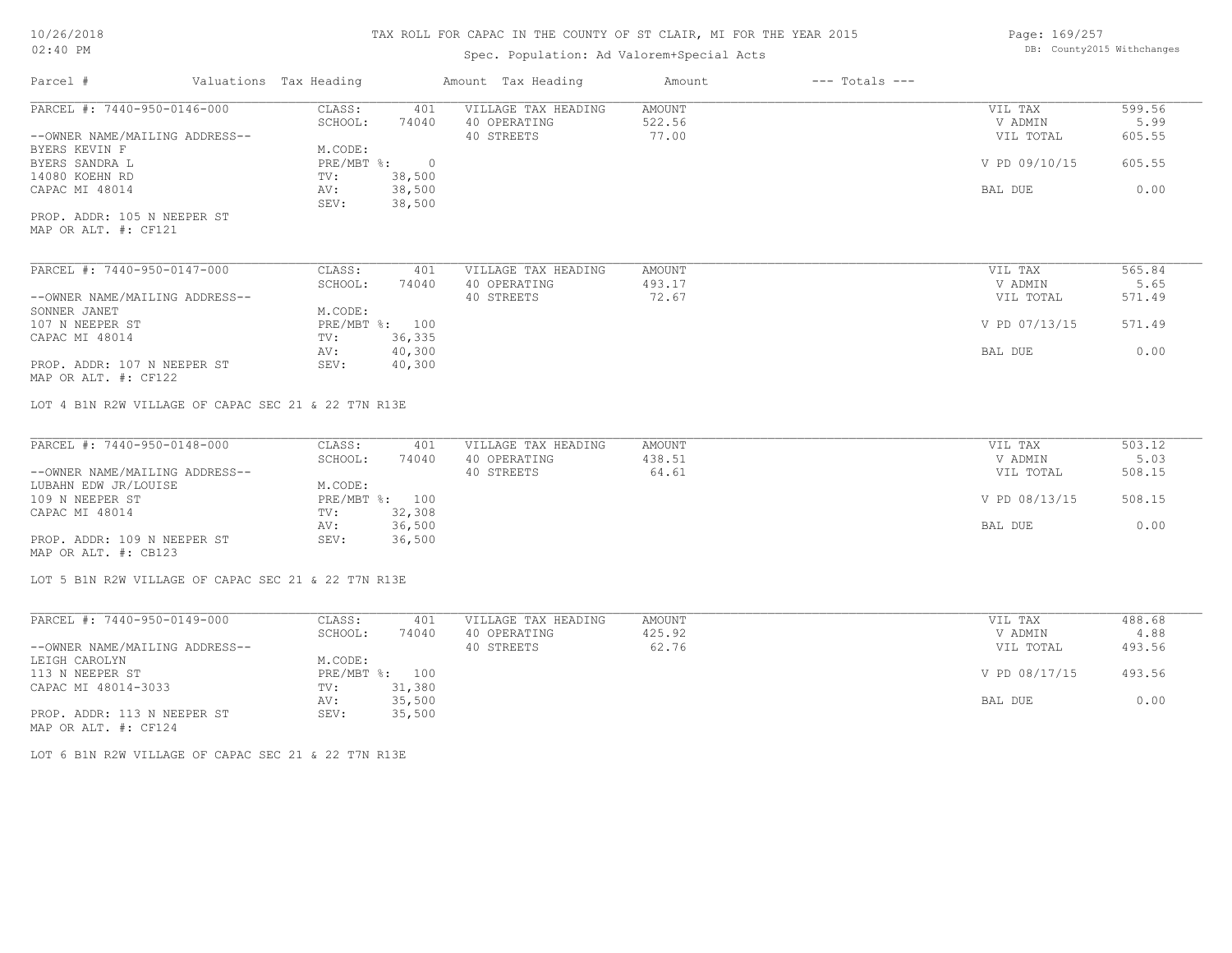# TAX ROLL FOR CAPAC IN THE COUNTY OF ST CLAIR, MI FOR THE YEAR 2015

Spec. Population: Ad Valorem+Special Acts

| Parcel # | Valuations | Tax Heading | Amount | Tax Heading | Amount | --- Totals --- | |
|---|---|---|---|---|---|---|---|
| PARCEL #: 7440-950-0146-000 | CLASS: | 401 | VILLAGE TAX HEADING | AMOUNT | | VIL TAX | 599.56 |
| | SCHOOL: | 74040 | 40 OPERATING | 522.56 | | V ADMIN | 5.99 |
| --OWNER NAME/MAILING ADDRESS-- | | | 40 STREETS | 77.00 | | VIL TOTAL | 605.55 |
| BYERS KEVIN F | M.CODE: | | | | | | |
| BYERS SANDRA L | PRE/MBT %: | 0 | | | | V PD 09/10/15 | 605.55 |
| 14080 KOEHN RD | TV: | 38,500 | | | | | |
| CAPAC MI 48014 | AV: | 38,500 | | | | BAL DUE | 0.00 |
| | SEV: | 38,500 | | | | | |
| PROP. ADDR: 105 N NEEPER ST | | | | | | | |
| MAP OR ALT. #: CF121 | | | | | | | |

| Parcel # | Valuations | Tax Heading | Amount | Tax Heading | Amount | --- Totals --- | |
|---|---|---|---|---|---|---|---|
| PARCEL #: 7440-950-0147-000 | CLASS: | 401 | VILLAGE TAX HEADING | AMOUNT | | VIL TAX | 565.84 |
| | SCHOOL: | 74040 | 40 OPERATING | 493.17 | | V ADMIN | 5.65 |
| --OWNER NAME/MAILING ADDRESS-- | | | 40 STREETS | 72.67 | | VIL TOTAL | 571.49 |
| SONNER JANET | M.CODE: | | | | | | |
| 107 N NEEPER ST | PRE/MBT %: | 100 | | | | V PD 07/13/15 | 571.49 |
| CAPAC MI 48014 | TV: | 36,335 | | | | | |
| | AV: | 40,300 | | | | BAL DUE | 0.00 |
| PROP. ADDR: 107 N NEEPER ST | SEV: | 40,300 | | | | | |
| MAP OR ALT. #: CF122 | | | | | | | |

LOT 4 B1N R2W VILLAGE OF CAPAC SEC 21 & 22 T7N R13E

| Parcel # | Valuations | Tax Heading | Amount | Tax Heading | Amount | --- Totals --- | |
|---|---|---|---|---|---|---|---|
| PARCEL #: 7440-950-0148-000 | CLASS: | 401 | VILLAGE TAX HEADING | AMOUNT | | VIL TAX | 503.12 |
| | SCHOOL: | 74040 | 40 OPERATING | 438.51 | | V ADMIN | 5.03 |
| --OWNER NAME/MAILING ADDRESS-- | | | 40 STREETS | 64.61 | | VIL TOTAL | 508.15 |
| LUBAHN EDW JR/LOUISE | M.CODE: | | | | | | |
| 109 N NEEPER ST | PRE/MBT %: | 100 | | | | V PD 08/13/15 | 508.15 |
| CAPAC MI 48014 | TV: | 32,308 | | | | | |
| | AV: | 36,500 | | | | BAL DUE | 0.00 |
| PROP. ADDR: 109 N NEEPER ST | SEV: | 36,500 | | | | | |
| MAP OR ALT. #: CB123 | | | | | | | |

LOT 5 B1N R2W VILLAGE OF CAPAC SEC 21 & 22 T7N R13E

| Parcel # | Valuations | Tax Heading | Amount | Tax Heading | Amount | --- Totals --- | |
|---|---|---|---|---|---|---|---|
| PARCEL #: 7440-950-0149-000 | CLASS: | 401 | VILLAGE TAX HEADING | AMOUNT | | VIL TAX | 488.68 |
| | SCHOOL: | 74040 | 40 OPERATING | 425.92 | | V ADMIN | 4.88 |
| --OWNER NAME/MAILING ADDRESS-- | | | 40 STREETS | 62.76 | | VIL TOTAL | 493.56 |
| LEIGH CAROLYN | M.CODE: | | | | | | |
| 113 N NEEPER ST | PRE/MBT %: | 100 | | | | V PD 08/17/15 | 493.56 |
| CAPAC MI 48014-3033 | TV: | 31,380 | | | | | |
| | AV: | 35,500 | | | | BAL DUE | 0.00 |
| PROP. ADDR: 113 N NEEPER ST | SEV: | 35,500 | | | | | |
| MAP OR ALT. #: CF124 | | | | | | | |

LOT 6 B1N R2W VILLAGE OF CAPAC SEC 21 & 22 T7N R13E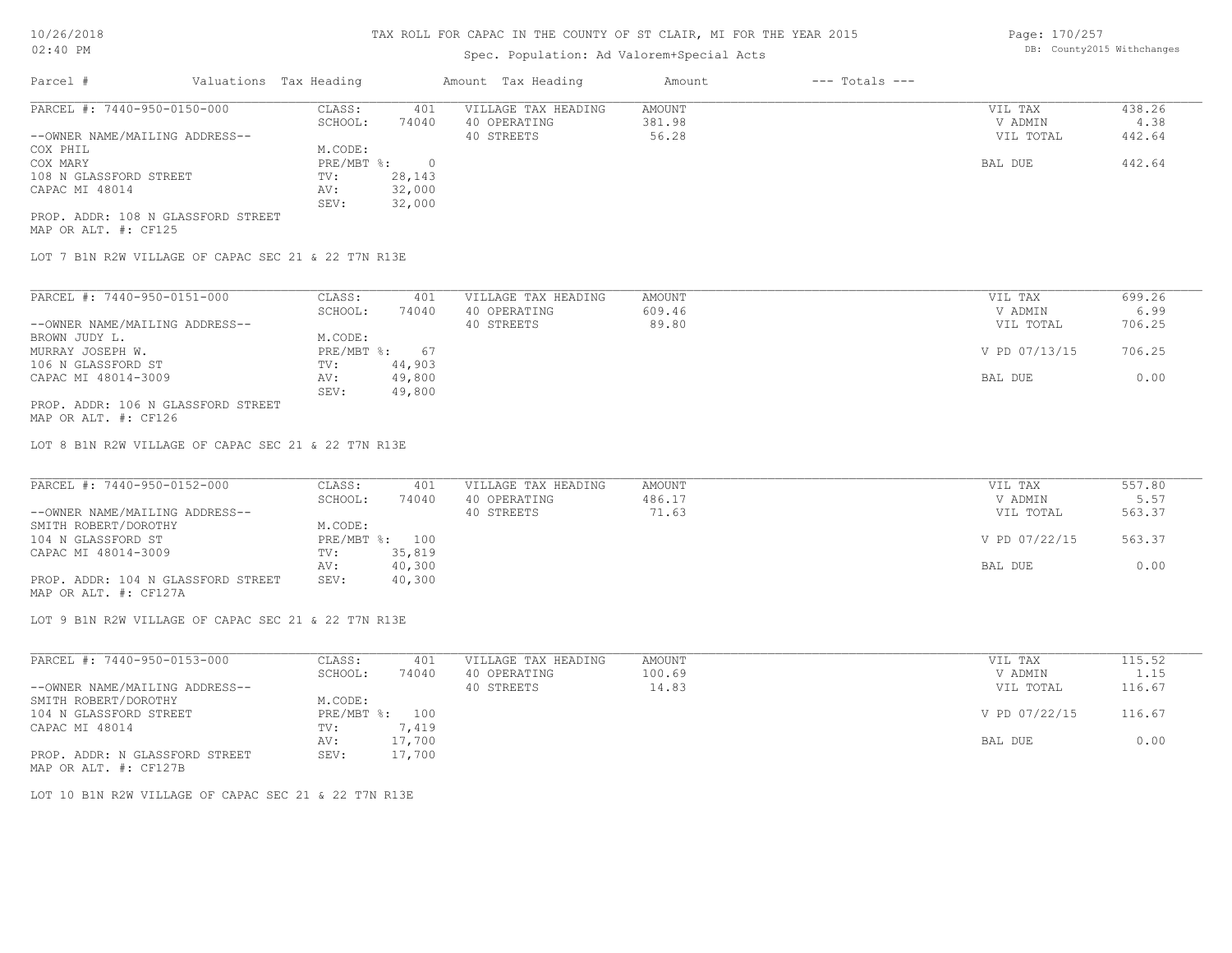# TAX ROLL FOR CAPAC IN THE COUNTY OF ST CLAIR, MI FOR THE YEAR 2015

Spec. Population: Ad Valorem+Special Acts

DB: County2015 Withchanges

10/26/2018
02:40 PM

| Parcel # | Valuations | Tax Heading | Amount | Tax Heading | Amount | --- Totals --- | |
|---|---|---|---|---|---|---|---|

---

**PARCEL #: 7440-950-0150-000**

| | | | | | |
|---|---|---|---|---|---|
| CLASS: | 401 | VILLAGE TAX HEADING | AMOUNT | VIL TAX | 438.26 |
| SCHOOL: | 74040 | 40 OPERATING | 381.98 | V ADMIN | 4.38 |
| M.CODE: | | 40 STREETS | 56.28 | VIL TOTAL | 442.64 |
| PRE/MBT %: | 0 | | | BAL DUE | 442.64 |
| TV: | 28,143 | | | | |
| AV: | 32,000 | | | | |
| SEV: | 32,000 | | | | |

--OWNER NAME/MAILING ADDRESS--
COX PHIL
COX MARY
108 N GLASSFORD STREET
CAPAC MI 48014

PROP. ADDR: 108 N GLASSFORD STREET
MAP OR ALT. #: CF125

LOT 7 B1N R2W VILLAGE OF CAPAC SEC 21 & 22 T7N R13E

---

**PARCEL #: 7440-950-0151-000**

| | | | | | |
|---|---|---|---|---|---|
| CLASS: | 401 | VILLAGE TAX HEADING | AMOUNT | VIL TAX | 699.26 |
| SCHOOL: | 74040 | 40 OPERATING | 609.46 | V ADMIN | 6.99 |
| M.CODE: | | 40 STREETS | 89.80 | VIL TOTAL | 706.25 |
| PRE/MBT %: | 67 | | | V PD 07/13/15 | 706.25 |
| TV: | 44,903 | | | | |
| AV: | 49,800 | | | BAL DUE | 0.00 |
| SEV: | 49,800 | | | | |

--OWNER NAME/MAILING ADDRESS--
BROWN JUDY L.
MURRAY JOSEPH W.
106 N GLASSFORD ST
CAPAC MI 48014-3009

PROP. ADDR: 106 N GLASSFORD STREET
MAP OR ALT. #: CF126

LOT 8 B1N R2W VILLAGE OF CAPAC SEC 21 & 22 T7N R13E

---

**PARCEL #: 7440-950-0152-000**

| | | | | | |
|---|---|---|---|---|---|
| CLASS: | 401 | VILLAGE TAX HEADING | AMOUNT | VIL TAX | 557.80 |
| SCHOOL: | 74040 | 40 OPERATING | 486.17 | V ADMIN | 5.57 |
| M.CODE: | | 40 STREETS | 71.63 | VIL TOTAL | 563.37 |
| PRE/MBT %: | 100 | | | V PD 07/22/15 | 563.37 |
| TV: | 35,819 | | | | |
| AV: | 40,300 | | | BAL DUE | 0.00 |
| SEV: | 40,300 | | | | |

--OWNER NAME/MAILING ADDRESS--
SMITH ROBERT/DOROTHY
104 N GLASSFORD ST
CAPAC MI 48014-3009

PROP. ADDR: 104 N GLASSFORD STREET
MAP OR ALT. #: CF127A

LOT 9 B1N R2W VILLAGE OF CAPAC SEC 21 & 22 T7N R13E

---

**PARCEL #: 7440-950-0153-000**

| | | | | | |
|---|---|---|---|---|---|
| CLASS: | 401 | VILLAGE TAX HEADING | AMOUNT | VIL TAX | 115.52 |
| SCHOOL: | 74040 | 40 OPERATING | 100.69 | V ADMIN | 1.15 |
| M.CODE: | | 40 STREETS | 14.83 | VIL TOTAL | 116.67 |
| PRE/MBT %: | 100 | | | V PD 07/22/15 | 116.67 |
| TV: | 7,419 | | | | |
| AV: | 17,700 | | | BAL DUE | 0.00 |
| SEV: | 17,700 | | | | |

--OWNER NAME/MAILING ADDRESS--
SMITH ROBERT/DOROTHY
104 N GLASSFORD STREET
CAPAC MI 48014

PROP. ADDR: N GLASSFORD STREET
MAP OR ALT. #: CF127B

LOT 10 B1N R2W VILLAGE OF CAPAC SEC 21 & 22 T7N R13E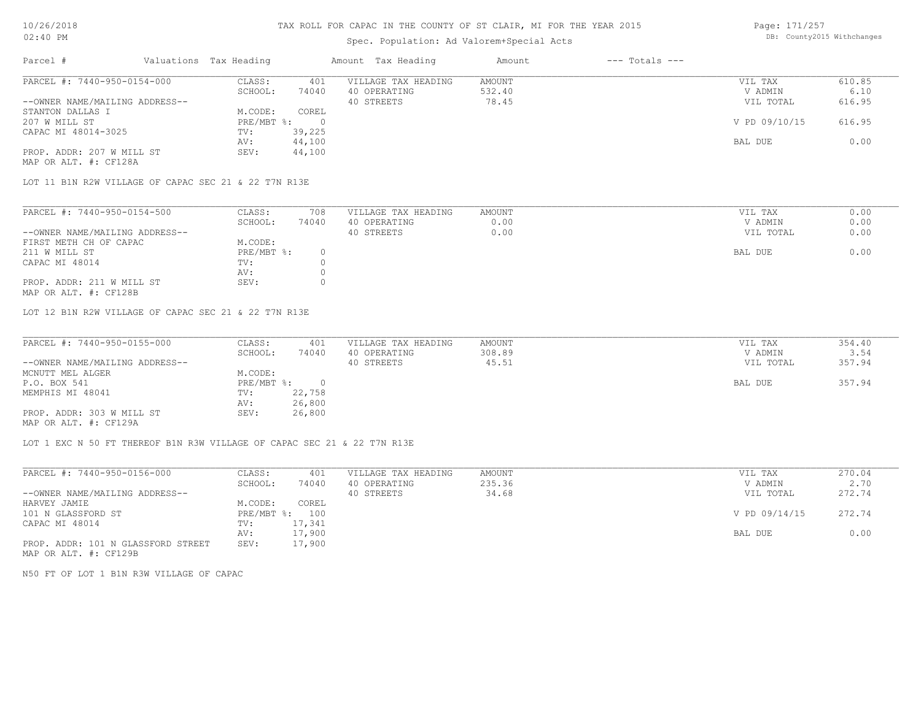# TAX ROLL FOR CAPAC IN THE COUNTY OF ST CLAIR, MI FOR THE YEAR 2015

Spec. Population: Ad Valorem+Special Acts

| Parcel # | Valuations | Tax Heading | Amount | Tax Heading | Amount | --- Totals --- | |
|---|---|---|---|---|---|---|---|
| PARCEL #: 7440-950-0154-000 | CLASS: | 401 | VILLAGE TAX HEADING | AMOUNT | | VIL TAX | 610.85 |
| | SCHOOL: | 74040 | 40 OPERATING | 532.40 | | V ADMIN | 6.10 |
| --OWNER NAME/MAILING ADDRESS-- | | | 40 STREETS | 78.45 | | VIL TOTAL | 616.95 |
| STANTON DALLAS I | M.CODE: | COREL | | | | | |
| 207 W MILL ST | PRE/MBT %: | 0 | | | | V PD 09/10/15 | 616.95 |
| CAPAC MI 48014-3025 | TV: | 39,225 | | | | | |
| | AV: | 44,100 | | | | BAL DUE | 0.00 |
| PROP. ADDR: 207 W MILL ST | SEV: | 44,100 | | | | | |
| MAP OR ALT. #: CF128A | | | | | | | |

LOT 11 B1N R2W VILLAGE OF CAPAC SEC 21 & 22 T7N R13E

| Parcel # | Valuations | Tax Heading | Amount | Tax Heading | Amount | --- Totals --- | |
|---|---|---|---|---|---|---|---|
| PARCEL #: 7440-950-0154-500 | CLASS: | 708 | VILLAGE TAX HEADING | AMOUNT | | VIL TAX | 0.00 |
| | SCHOOL: | 74040 | 40 OPERATING | 0.00 | | V ADMIN | 0.00 |
| --OWNER NAME/MAILING ADDRESS-- | | | 40 STREETS | 0.00 | | VIL TOTAL | 0.00 |
| FIRST METH CH OF CAPAC | M.CODE: | | | | | | |
| 211 W MILL ST | PRE/MBT %: | 0 | | | | BAL DUE | 0.00 |
| CAPAC MI 48014 | TV: | 0 | | | | | |
| | AV: | 0 | | | | | |
| PROP. ADDR: 211 W MILL ST | SEV: | 0 | | | | | |
| MAP OR ALT. #: CF128B | | | | | | | |

LOT 12 B1N R2W VILLAGE OF CAPAC SEC 21 & 22 T7N R13E

| Parcel # | Valuations | Tax Heading | Amount | Tax Heading | Amount | --- Totals --- | |
|---|---|---|---|---|---|---|---|
| PARCEL #: 7440-950-0155-000 | CLASS: | 401 | VILLAGE TAX HEADING | AMOUNT | | VIL TAX | 354.40 |
| | SCHOOL: | 74040 | 40 OPERATING | 308.89 | | V ADMIN | 3.54 |
| --OWNER NAME/MAILING ADDRESS-- | | | 40 STREETS | 45.51 | | VIL TOTAL | 357.94 |
| MCNUTT MEL ALGER | M.CODE: | | | | | | |
| P.O. BOX 541 | PRE/MBT %: | 0 | | | | BAL DUE | 357.94 |
| MEMPHIS MI 48041 | TV: | 22,758 | | | | | |
| | AV: | 26,800 | | | | | |
| PROP. ADDR: 303 W MILL ST | SEV: | 26,800 | | | | | |
| MAP OR ALT. #: CF129A | | | | | | | |

LOT 1 EXC N 50 FT THEREOF B1N R3W VILLAGE OF CAPAC SEC 21 & 22 T7N R13E

| Parcel # | Valuations | Tax Heading | Amount | Tax Heading | Amount | --- Totals --- | |
|---|---|---|---|---|---|---|---|
| PARCEL #: 7440-950-0156-000 | CLASS: | 401 | VILLAGE TAX HEADING | AMOUNT | | VIL TAX | 270.04 |
| | SCHOOL: | 74040 | 40 OPERATING | 235.36 | | V ADMIN | 2.70 |
| --OWNER NAME/MAILING ADDRESS-- | | | 40 STREETS | 34.68 | | VIL TOTAL | 272.74 |
| HARVEY JAMIE | M.CODE: | COREL | | | | | |
| 101 N GLASSFORD ST | PRE/MBT %: | 100 | | | | V PD 09/14/15 | 272.74 |
| CAPAC MI 48014 | TV: | 17,341 | | | | | |
| | AV: | 17,900 | | | | BAL DUE | 0.00 |
| PROP. ADDR: 101 N GLASSFORD STREET | SEV: | 17,900 | | | | | |
| MAP OR ALT. #: CF129B | | | | | | | |

N50 FT OF LOT 1 B1N R3W VILLAGE OF CAPAC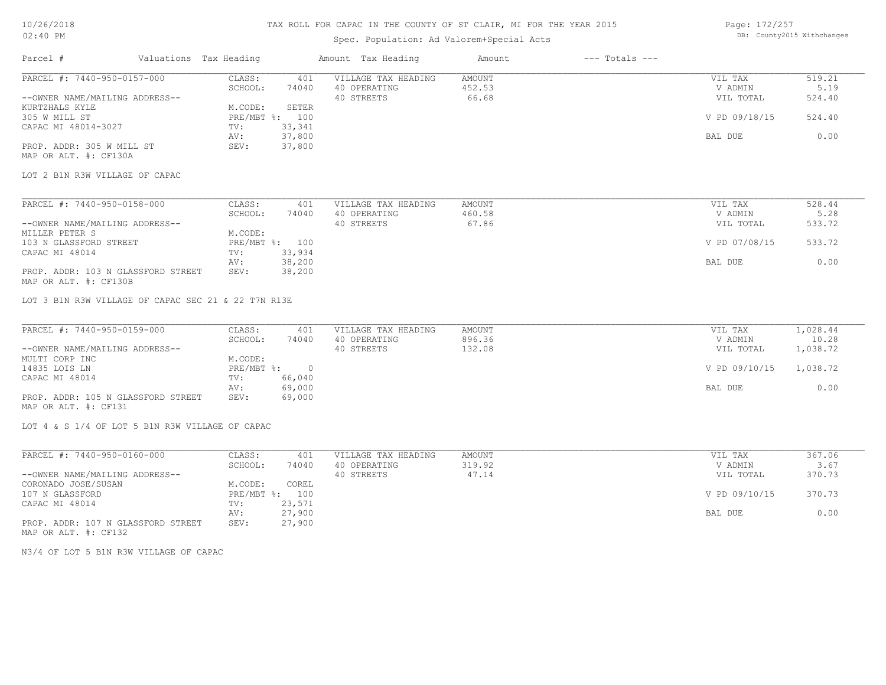# TAX ROLL FOR CAPAC IN THE COUNTY OF ST CLAIR, MI FOR THE YEAR 2015

Spec. Population: Ad Valorem+Special Acts

DB: County2015 Withchanges

| Parcel # | Valuations | Tax Heading | Amount | Tax Heading | Amount | --- Totals --- | |
|---|---|---|---|---|---|---|---|
| PARCEL #: 7440-950-0157-000 | CLASS: | 401 | VILLAGE TAX HEADING | AMOUNT | | VIL TAX | 519.21 |
| | SCHOOL: | 74040 | 40 OPERATING | 452.53 | | V ADMIN | 5.19 |
| --OWNER NAME/MAILING ADDRESS-- | | | 40 STREETS | 66.68 | | VIL TOTAL | 524.40 |
| KURTZHALS KYLE | M.CODE: | SETER | | | | | |
| 305 W MILL ST | PRE/MBT %: | 100 | | | | V PD 09/18/15 | 524.40 |
| CAPAC MI 48014-3027 | TV: | 33,341 | | | | | |
| | AV: | 37,800 | | | | BAL DUE | 0.00 |
| PROP. ADDR: 305 W MILL ST | SEV: | 37,800 | | | | | |
| MAP OR ALT. #: CF130A | | | | | | | |

LOT 2 B1N R3W VILLAGE OF CAPAC

| Parcel # | Valuations | Tax Heading | Amount | Tax Heading | Amount | --- Totals --- | |
|---|---|---|---|---|---|---|---|
| PARCEL #: 7440-950-0158-000 | CLASS: | 401 | VILLAGE TAX HEADING | AMOUNT | | VIL TAX | 528.44 |
| | SCHOOL: | 74040 | 40 OPERATING | 460.58 | | V ADMIN | 5.28 |
| --OWNER NAME/MAILING ADDRESS-- | | | 40 STREETS | 67.86 | | VIL TOTAL | 533.72 |
| MILLER PETER S | M.CODE: | | | | | | |
| 103 N GLASSFORD STREET | PRE/MBT %: | 100 | | | | V PD 07/08/15 | 533.72 |
| CAPAC MI 48014 | TV: | 33,934 | | | | | |
| | AV: | 38,200 | | | | BAL DUE | 0.00 |
| PROP. ADDR: 103 N GLASSFORD STREET | SEV: | 38,200 | | | | | |
| MAP OR ALT. #: CF130B | | | | | | | |

LOT 3 B1N R3W VILLAGE OF CAPAC SEC 21 & 22 T7N R13E

| Parcel # | Valuations | Tax Heading | Amount | Tax Heading | Amount | --- Totals --- | |
|---|---|---|---|---|---|---|---|
| PARCEL #: 7440-950-0159-000 | CLASS: | 401 | VILLAGE TAX HEADING | AMOUNT | | VIL TAX | 1,028.44 |
| | SCHOOL: | 74040 | 40 OPERATING | 896.36 | | V ADMIN | 10.28 |
| --OWNER NAME/MAILING ADDRESS-- | | | 40 STREETS | 132.08 | | VIL TOTAL | 1,038.72 |
| MULTI CORP INC | M.CODE: | | | | | | |
| 14835 LOIS LN | PRE/MBT %: | 0 | | | | V PD 09/10/15 | 1,038.72 |
| CAPAC MI 48014 | TV: | 66,040 | | | | | |
| | AV: | 69,000 | | | | BAL DUE | 0.00 |
| PROP. ADDR: 105 N GLASSFORD STREET | SEV: | 69,000 | | | | | |
| MAP OR ALT. #: CF131 | | | | | | | |

LOT 4 & S 1/4 OF LOT 5 B1N R3W VILLAGE OF CAPAC

| Parcel # | Valuations | Tax Heading | Amount | Tax Heading | Amount | --- Totals --- | |
|---|---|---|---|---|---|---|---|
| PARCEL #: 7440-950-0160-000 | CLASS: | 401 | VILLAGE TAX HEADING | AMOUNT | | VIL TAX | 367.06 |
| | SCHOOL: | 74040 | 40 OPERATING | 319.92 | | V ADMIN | 3.67 |
| --OWNER NAME/MAILING ADDRESS-- | | | 40 STREETS | 47.14 | | VIL TOTAL | 370.73 |
| CORONADO JOSE/SUSAN | M.CODE: | COREL | | | | | |
| 107 N GLASSFORD | PRE/MBT %: | 100 | | | | V PD 09/10/15 | 370.73 |
| CAPAC MI 48014 | TV: | 23,571 | | | | | |
| | AV: | 27,900 | | | | BAL DUE | 0.00 |
| PROP. ADDR: 107 N GLASSFORD STREET | SEV: | 27,900 | | | | | |
| MAP OR ALT. #: CF132 | | | | | | | |

N3/4 OF LOT 5 B1N R3W VILLAGE OF CAPAC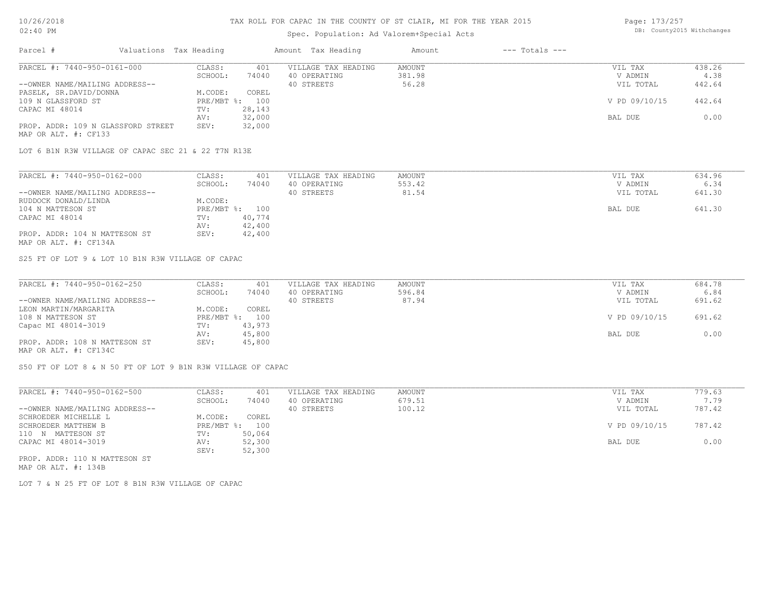# TAX ROLL FOR CAPAC IN THE COUNTY OF ST CLAIR, MI FOR THE YEAR 2015

Spec. Population: Ad Valorem+Special Acts

10/26/2018 02:40 PM

DB: County2015 Withchanges

| Parcel # | Valuations | Tax Heading | Amount | Tax Heading | Amount | --- Totals --- | |
|---|---|---|---|---|---|---|---|

## PARCEL #: 7440-950-0161-000

| | | | | | |
|---|---|---|---|---|---|
| CLASS: | 401 | VILLAGE TAX HEADING | AMOUNT | VIL TAX | 438.26 |
| SCHOOL: | 74040 | 40 OPERATING | 381.98 | V ADMIN | 4.38 |
| | | 40 STREETS | 56.28 | VIL TOTAL | 442.64 |
| M.CODE: | COREL | | | | |
| PRE/MBT %: | 100 | | | V PD 09/10/15 | 442.64 |
| TV: | 28,143 | | | | |
| AV: | 32,000 | | | BAL DUE | 0.00 |
| SEV: | 32,000 | | | | |

--OWNER NAME/MAILING ADDRESS--
PASELK, SR.DAVID/DONNA
109 N GLASSFORD ST
CAPAC MI 48014

PROP. ADDR: 109 N GLASSFORD STREET
MAP OR ALT. #: CF133

LOT 6 B1N R3W VILLAGE OF CAPAC SEC 21 & 22 T7N R13E

## PARCEL #: 7440-950-0162-000

| | | | | | |
|---|---|---|---|---|---|
| CLASS: | 401 | VILLAGE TAX HEADING | AMOUNT | VIL TAX | 634.96 |
| SCHOOL: | 74040 | 40 OPERATING | 553.42 | V ADMIN | 6.34 |
| | | 40 STREETS | 81.54 | VIL TOTAL | 641.30 |
| M.CODE: | | | | | |
| PRE/MBT %: | 100 | | | BAL DUE | 641.30 |
| TV: | 40,774 | | | | |
| AV: | 42,400 | | | | |
| SEV: | 42,400 | | | | |

--OWNER NAME/MAILING ADDRESS--
RUDDOCK DONALD/LINDA
104 N MATTESON ST
CAPAC MI 48014

PROP. ADDR: 104 N MATTESON ST
MAP OR ALT. #: CF134A

S25 FT OF LOT 9 & LOT 10 B1N R3W VILLAGE OF CAPAC

## PARCEL #: 7440-950-0162-250

| | | | | | |
|---|---|---|---|---|---|
| CLASS: | 401 | VILLAGE TAX HEADING | AMOUNT | VIL TAX | 684.78 |
| SCHOOL: | 74040 | 40 OPERATING | 596.84 | V ADMIN | 6.84 |
| | | 40 STREETS | 87.94 | VIL TOTAL | 691.62 |
| M.CODE: | COREL | | | | |
| PRE/MBT %: | 100 | | | V PD 09/10/15 | 691.62 |
| TV: | 43,973 | | | | |
| AV: | 45,800 | | | BAL DUE | 0.00 |
| SEV: | 45,800 | | | | |

--OWNER NAME/MAILING ADDRESS--
LEON MARTIN/MARGARITA
108 N MATTESON ST
Capac MI 48014-3019

PROP. ADDR: 108 N MATTESON ST
MAP OR ALT. #: CF134C

S50 FT OF LOT 8 & N 50 FT OF LOT 9 B1N R3W VILLAGE OF CAPAC

## PARCEL #: 7440-950-0162-500

| | | | | | |
|---|---|---|---|---|---|
| CLASS: | 401 | VILLAGE TAX HEADING | AMOUNT | VIL TAX | 779.63 |
| SCHOOL: | 74040 | 40 OPERATING | 679.51 | V ADMIN | 7.79 |
| | | 40 STREETS | 100.12 | VIL TOTAL | 787.42 |
| M.CODE: | COREL | | | | |
| PRE/MBT %: | 100 | | | V PD 09/10/15 | 787.42 |
| TV: | 50,064 | | | | |
| AV: | 52,300 | | | BAL DUE | 0.00 |
| SEV: | 52,300 | | | | |

--OWNER NAME/MAILING ADDRESS--
SCHROEDER MICHELLE L
SCHROEDER MATTHEW B
110 N MATTESON ST
CAPAC MI 48014-3019

PROP. ADDR: 110 N MATTESON ST
MAP OR ALT. #: 134B

LOT 7 & N 25 FT OF LOT 8 B1N R3W VILLAGE OF CAPAC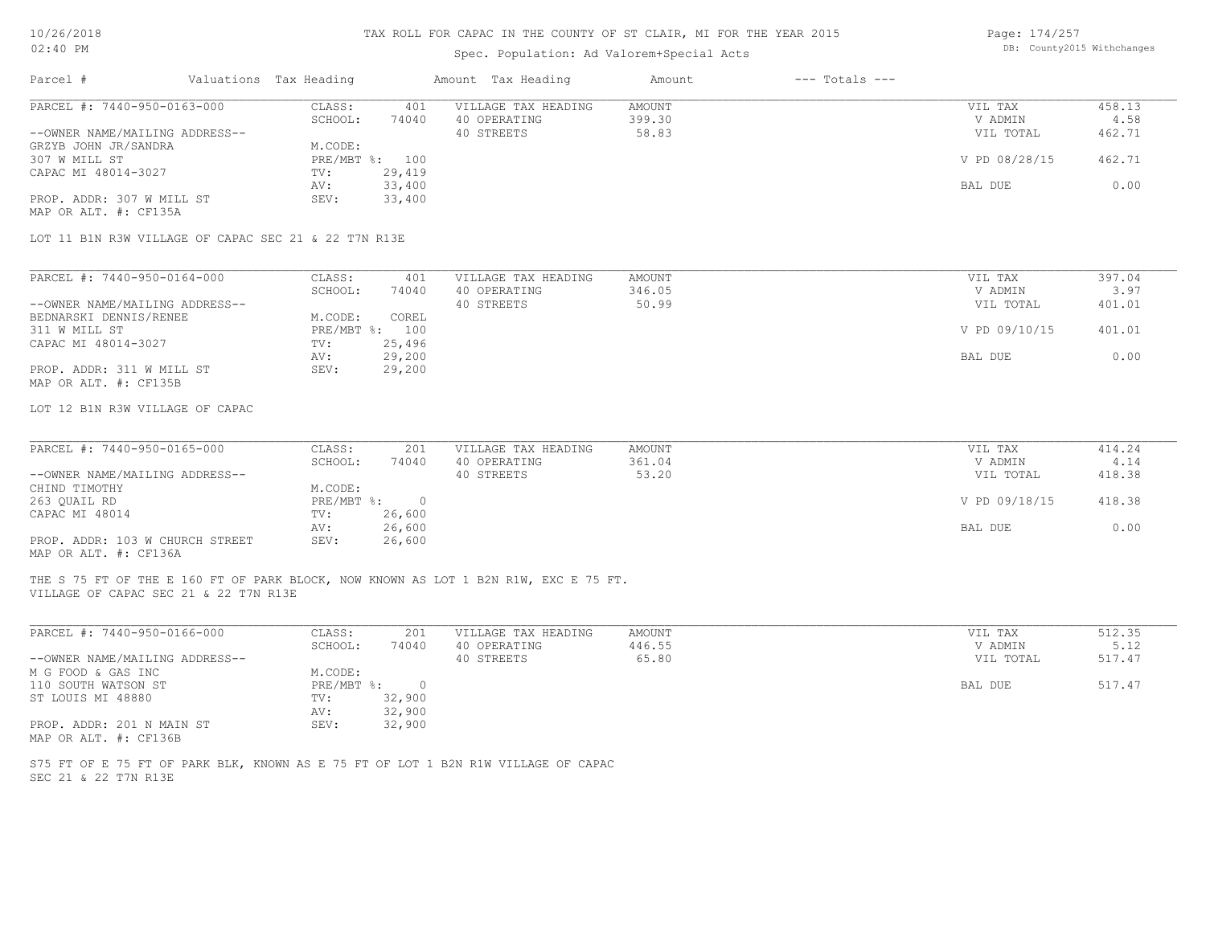# TAX ROLL FOR CAPAC IN THE COUNTY OF ST CLAIR, MI FOR THE YEAR 2015

Spec. Population: Ad Valorem+Special Acts

DB: County2015 Withchanges

| Parcel # | Valuations | Tax Heading | Amount | Tax Heading | Amount | --- Totals --- | |
|---|---|---|---|---|---|---|---|
| PARCEL #: 7440-950-0163-000 | CLASS: | 401 | VILLAGE TAX HEADING | AMOUNT | | VIL TAX | 458.13 |
| | SCHOOL: | 74040 | 40 OPERATING | 399.30 | | V ADMIN | 4.58 |
| --OWNER NAME/MAILING ADDRESS-- | | | 40 STREETS | 58.83 | | VIL TOTAL | 462.71 |
| GRZYB JOHN JR/SANDRA | M.CODE: | | | | | | |
| 307 W MILL ST | PRE/MBT %: | 100 | | | | V PD 08/28/15 | 462.71 |
| CAPAC MI 48014-3027 | TV: | 29,419 | | | | | |
| | AV: | 33,400 | | | | BAL DUE | 0.00 |
| PROP. ADDR: 307 W MILL ST | SEV: | 33,400 | | | | | |
| MAP OR ALT. #: CF135A | | | | | | | |

LOT 11 B1N R3W VILLAGE OF CAPAC SEC 21 & 22 T7N R13E

| Parcel # | Valuations | Tax Heading | Amount | Tax Heading | Amount | --- Totals --- | |
|---|---|---|---|---|---|---|---|
| PARCEL #: 7440-950-0164-000 | CLASS: | 401 | VILLAGE TAX HEADING | AMOUNT | | VIL TAX | 397.04 |
| | SCHOOL: | 74040 | 40 OPERATING | 346.05 | | V ADMIN | 3.97 |
| --OWNER NAME/MAILING ADDRESS-- | | | 40 STREETS | 50.99 | | VIL TOTAL | 401.01 |
| BEDNARSKI DENNIS/RENEE | M.CODE: | COREL | | | | | |
| 311 W MILL ST | PRE/MBT %: | 100 | | | | V PD 09/10/15 | 401.01 |
| CAPAC MI 48014-3027 | TV: | 25,496 | | | | | |
| | AV: | 29,200 | | | | BAL DUE | 0.00 |
| PROP. ADDR: 311 W MILL ST | SEV: | 29,200 | | | | | |
| MAP OR ALT. #: CF135B | | | | | | | |

LOT 12 B1N R3W VILLAGE OF CAPAC

| Parcel # | Valuations | Tax Heading | Amount | Tax Heading | Amount | --- Totals --- | |
|---|---|---|---|---|---|---|---|
| PARCEL #: 7440-950-0165-000 | CLASS: | 201 | VILLAGE TAX HEADING | AMOUNT | | VIL TAX | 414.24 |
| | SCHOOL: | 74040 | 40 OPERATING | 361.04 | | V ADMIN | 4.14 |
| --OWNER NAME/MAILING ADDRESS-- | | | 40 STREETS | 53.20 | | VIL TOTAL | 418.38 |
| CHIND TIMOTHY | M.CODE: | | | | | | |
| 263 QUAIL RD | PRE/MBT %: | 0 | | | | V PD 09/18/15 | 418.38 |
| CAPAC MI 48014 | TV: | 26,600 | | | | | |
| | AV: | 26,600 | | | | BAL DUE | 0.00 |
| PROP. ADDR: 103 W CHURCH STREET | SEV: | 26,600 | | | | | |
| MAP OR ALT. #: CF136A | | | | | | | |

THE S 75 FT OF THE E 160 FT OF PARK BLOCK, NOW KNOWN AS LOT 1 B2N R1W, EXC E 75 FT.
VILLAGE OF CAPAC SEC 21 & 22 T7N R13E

| Parcel # | Valuations | Tax Heading | Amount | Tax Heading | Amount | --- Totals --- | |
|---|---|---|---|---|---|---|---|
| PARCEL #: 7440-950-0166-000 | CLASS: | 201 | VILLAGE TAX HEADING | AMOUNT | | VIL TAX | 512.35 |
| | SCHOOL: | 74040 | 40 OPERATING | 446.55 | | V ADMIN | 5.12 |
| --OWNER NAME/MAILING ADDRESS-- | | | 40 STREETS | 65.80 | | VIL TOTAL | 517.47 |
| M G FOOD & GAS INC | M.CODE: | | | | | | |
| 110 SOUTH WATSON ST | PRE/MBT %: | 0 | | | | BAL DUE | 517.47 |
| ST LOUIS MI 48880 | TV: | 32,900 | | | | | |
| | AV: | 32,900 | | | | | |
| PROP. ADDR: 201 N MAIN ST | SEV: | 32,900 | | | | | |
| MAP OR ALT. #: CF136B | | | | | | | |

S75 FT OF E 75 FT OF PARK BLK, KNOWN AS E 75 FT OF LOT 1 B2N R1W VILLAGE OF CAPAC
SEC 21 & 22 T7N R13E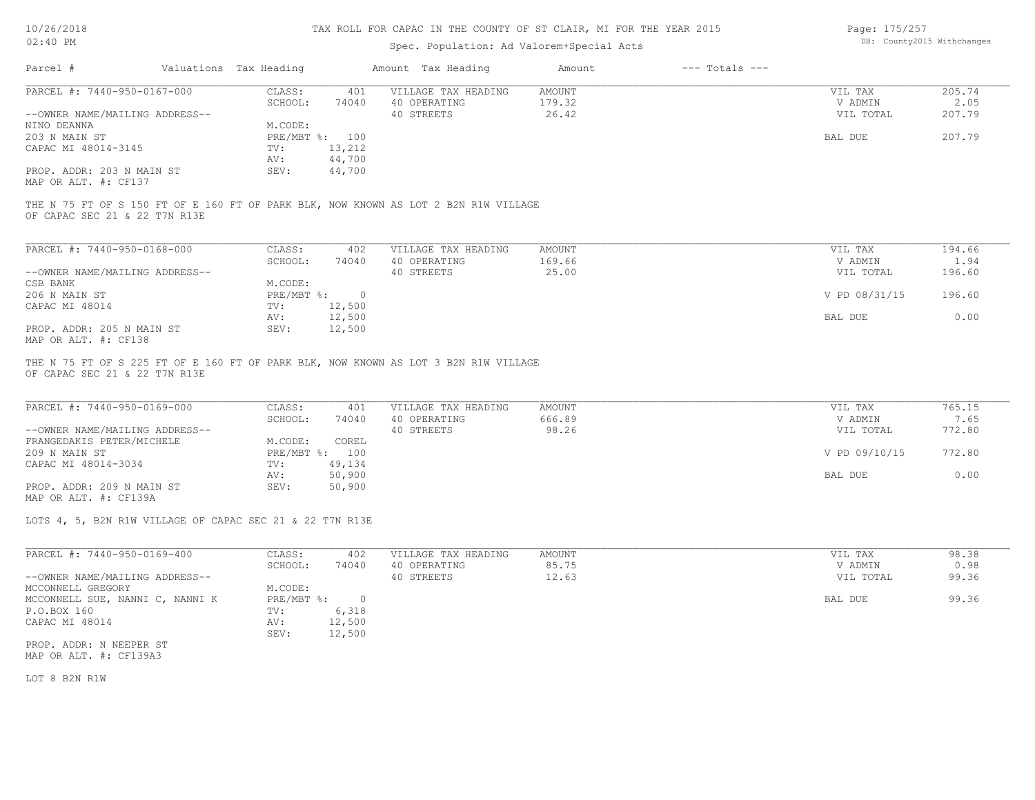# TAX ROLL FOR CAPAC IN THE COUNTY OF ST CLAIR, MI FOR THE YEAR 2015

Spec. Population: Ad Valorem+Special Acts

DB: County2015 Withchanges

| Parcel # | Valuations | Tax Heading | Amount | Tax Heading | Amount | --- Totals --- | |
|---|---|---|---|---|---|---|---|
| PARCEL #: 7440-950-0167-000 | CLASS: | 401 | VILLAGE TAX HEADING | AMOUNT | | VIL TAX | 205.74 |
| | SCHOOL: | 74040 | 40 OPERATING | 179.32 | | V ADMIN | 2.05 |
| --OWNER NAME/MAILING ADDRESS-- | | | 40 STREETS | 26.42 | | VIL TOTAL | 207.79 |
| NINO DEANNA | M.CODE: | | | | | | |
| 203 N MAIN ST | PRE/MBT %: | 100 | | | | BAL DUE | 207.79 |
| CAPAC MI 48014-3145 | TV: | 13,212 | | | | | |
| | AV: | 44,700 | | | | | |
| PROP. ADDR: 203 N MAIN ST | SEV: | 44,700 | | | | | |
| MAP OR ALT. #: CF137 | | | | | | | |

THE N 75 FT OF S 150 FT OF E 160 FT OF PARK BLK, NOW KNOWN AS LOT 2 B2N R1W VILLAGE OF CAPAC SEC 21 & 22 T7N R13E

| Parcel # | Valuations | Tax Heading | Amount | Tax Heading | Amount | --- Totals --- | |
|---|---|---|---|---|---|---|---|
| PARCEL #: 7440-950-0168-000 | CLASS: | 402 | VILLAGE TAX HEADING | AMOUNT | | VIL TAX | 194.66 |
| | SCHOOL: | 74040 | 40 OPERATING | 169.66 | | V ADMIN | 1.94 |
| --OWNER NAME/MAILING ADDRESS-- | | | 40 STREETS | 25.00 | | VIL TOTAL | 196.60 |
| CSB BANK | M.CODE: | | | | | | |
| 206 N MAIN ST | PRE/MBT %: | 0 | | | | V PD 08/31/15 | 196.60 |
| CAPAC MI 48014 | TV: | 12,500 | | | | | |
| | AV: | 12,500 | | | | BAL DUE | 0.00 |
| PROP. ADDR: 205 N MAIN ST | SEV: | 12,500 | | | | | |
| MAP OR ALT. #: CF138 | | | | | | | |

THE N 75 FT OF S 225 FT OF E 160 FT OF PARK BLK, NOW KNOWN AS LOT 3 B2N R1W VILLAGE OF CAPAC SEC 21 & 22 T7N R13E

| Parcel # | Valuations | Tax Heading | Amount | Tax Heading | Amount | --- Totals --- | |
|---|---|---|---|---|---|---|---|
| PARCEL #: 7440-950-0169-000 | CLASS: | 401 | VILLAGE TAX HEADING | AMOUNT | | VIL TAX | 765.15 |
| | SCHOOL: | 74040 | 40 OPERATING | 666.89 | | V ADMIN | 7.65 |
| --OWNER NAME/MAILING ADDRESS-- | | | 40 STREETS | 98.26 | | VIL TOTAL | 772.80 |
| FRANGEDAKIS PETER/MICHELE | M.CODE: | COREL | | | | | |
| 209 N MAIN ST | PRE/MBT %: | 100 | | | | V PD 09/10/15 | 772.80 |
| CAPAC MI 48014-3034 | TV: | 49,134 | | | | | |
| | AV: | 50,900 | | | | BAL DUE | 0.00 |
| PROP. ADDR: 209 N MAIN ST | SEV: | 50,900 | | | | | |
| MAP OR ALT. #: CF139A | | | | | | | |

LOTS 4, 5, B2N R1W VILLAGE OF CAPAC SEC 21 & 22 T7N R13E

| Parcel # | Valuations | Tax Heading | Amount | Tax Heading | Amount | --- Totals --- | |
|---|---|---|---|---|---|---|---|
| PARCEL #: 7440-950-0169-400 | CLASS: | 402 | VILLAGE TAX HEADING | AMOUNT | | VIL TAX | 98.38 |
| | SCHOOL: | 74040 | 40 OPERATING | 85.75 | | V ADMIN | 0.98 |
| --OWNER NAME/MAILING ADDRESS-- | | | 40 STREETS | 12.63 | | VIL TOTAL | 99.36 |
| MCCONNELL GREGORY | M.CODE: | | | | | | |
| MCCONNELL SUE, NANNI C, NANNI K | PRE/MBT %: | 0 | | | | BAL DUE | 99.36 |
| P.O.BOX 160 | TV: | 6,318 | | | | | |
| CAPAC MI 48014 | AV: | 12,500 | | | | | |
| | SEV: | 12,500 | | | | | |
| PROP. ADDR: N NEEPER ST | | | | | | | |
| MAP OR ALT. #: CF139A3 | | | | | | | |

LOT 8 B2N R1W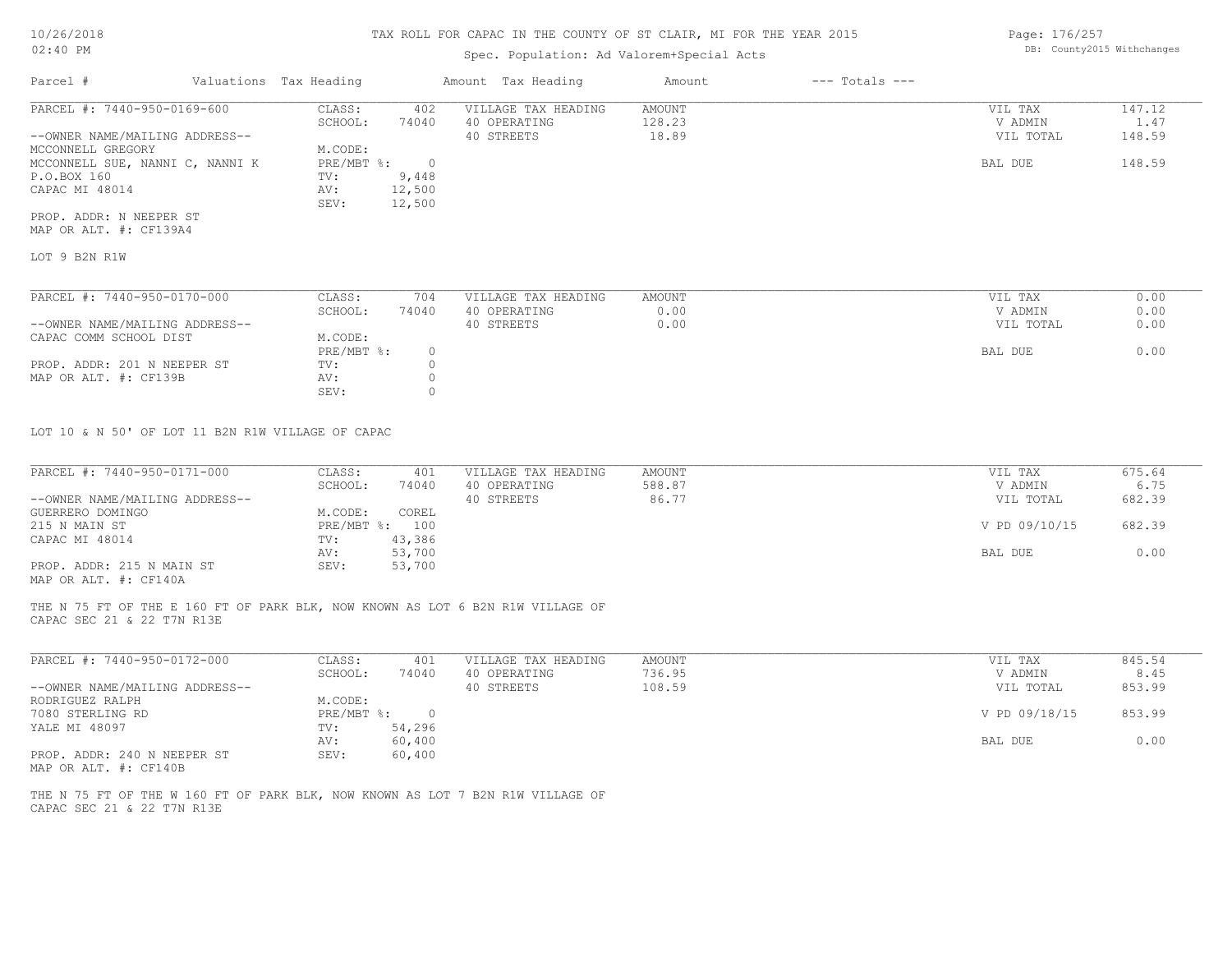TAX ROLL FOR CAPAC IN THE COUNTY OF ST CLAIR, MI FOR THE YEAR 2015

Spec. Population: Ad Valorem+Special Acts

| Parcel # | Valuations | Tax Heading | Amount | Tax Heading | Amount | --- Totals --- | |
|---|---|---|---|---|---|---|---|
| PARCEL #: 7440-950-0169-600 | CLASS: | 402 | VILLAGE TAX HEADING | AMOUNT | | VIL TAX | 147.12 |
| | SCHOOL: | 74040 | 40 OPERATING | 128.23 | | V ADMIN | 1.47 |
| --OWNER NAME/MAILING ADDRESS-- | | | 40 STREETS | 18.89 | | VIL TOTAL | 148.59 |
| MCCONNELL GREGORY | M.CODE: | | | | | | |
| MCCONNELL SUE, NANNI C, NANNI K | PRE/MBT %: | 0 | | | | BAL DUE | 148.59 |
| P.O.BOX 160 | TV: | 9,448 | | | | | |
| CAPAC MI 48014 | AV: | 12,500 | | | | | |
| | SEV: | 12,500 | | | | | |
| PROP. ADDR: N NEEPER ST | | | | | | | |
| MAP OR ALT. #: CF139A4 | | | | | | | |

LOT 9 B2N R1W

| Parcel # | Valuations | Tax Heading | Amount | Tax Heading | Amount | --- Totals --- | |
|---|---|---|---|---|---|---|---|
| PARCEL #: 7440-950-0170-000 | CLASS: | 704 | VILLAGE TAX HEADING | AMOUNT | | VIL TAX | 0.00 |
| | SCHOOL: | 74040 | 40 OPERATING | 0.00 | | V ADMIN | 0.00 |
| --OWNER NAME/MAILING ADDRESS-- | | | 40 STREETS | 0.00 | | VIL TOTAL | 0.00 |
| CAPAC COMM SCHOOL DIST | M.CODE: | | | | | | |
| | PRE/MBT %: | 0 | | | | BAL DUE | 0.00 |
| PROP. ADDR: 201 N NEEPER ST | TV: | 0 | | | | | |
| MAP OR ALT. #: CF139B | AV: | 0 | | | | | |
| | SEV: | 0 | | | | | |

LOT 10 & N 50' OF LOT 11 B2N R1W VILLAGE OF CAPAC

| Parcel # | Valuations | Tax Heading | Amount | Tax Heading | Amount | --- Totals --- | |
|---|---|---|---|---|---|---|---|
| PARCEL #: 7440-950-0171-000 | CLASS: | 401 | VILLAGE TAX HEADING | AMOUNT | | VIL TAX | 675.64 |
| | SCHOOL: | 74040 | 40 OPERATING | 588.87 | | V ADMIN | 6.75 |
| --OWNER NAME/MAILING ADDRESS-- | | | 40 STREETS | 86.77 | | VIL TOTAL | 682.39 |
| GUERRERO DOMINGO | M.CODE: | COREL | | | | | |
| 215 N MAIN ST | PRE/MBT %: | 100 | | | | V PD 09/10/15 | 682.39 |
| CAPAC MI 48014 | TV: | 43,386 | | | | | |
| | AV: | 53,700 | | | | BAL DUE | 0.00 |
| PROP. ADDR: 215 N MAIN ST | SEV: | 53,700 | | | | | |
| MAP OR ALT. #: CF140A | | | | | | | |

THE N 75 FT OF THE E 160 FT OF PARK BLK, NOW KNOWN AS LOT 6 B2N R1W VILLAGE OF CAPAC SEC 21 & 22 T7N R13E

| Parcel # | Valuations | Tax Heading | Amount | Tax Heading | Amount | --- Totals --- | |
|---|---|---|---|---|---|---|---|
| PARCEL #: 7440-950-0172-000 | CLASS: | 401 | VILLAGE TAX HEADING | AMOUNT | | VIL TAX | 845.54 |
| | SCHOOL: | 74040 | 40 OPERATING | 736.95 | | V ADMIN | 8.45 |
| --OWNER NAME/MAILING ADDRESS-- | | | 40 STREETS | 108.59 | | VIL TOTAL | 853.99 |
| RODRIGUEZ RALPH | M.CODE: | | | | | | |
| 7080 STERLING RD | PRE/MBT %: | 0 | | | | V PD 09/18/15 | 853.99 |
| YALE MI 48097 | TV: | 54,296 | | | | | |
| | AV: | 60,400 | | | | BAL DUE | 0.00 |
| PROP. ADDR: 240 N NEEPER ST | SEV: | 60,400 | | | | | |
| MAP OR ALT. #: CF140B | | | | | | | |

THE N 75 FT OF THE W 160 FT OF PARK BLK, NOW KNOWN AS LOT 7 B2N R1W VILLAGE OF CAPAC SEC 21 & 22 T7N R13E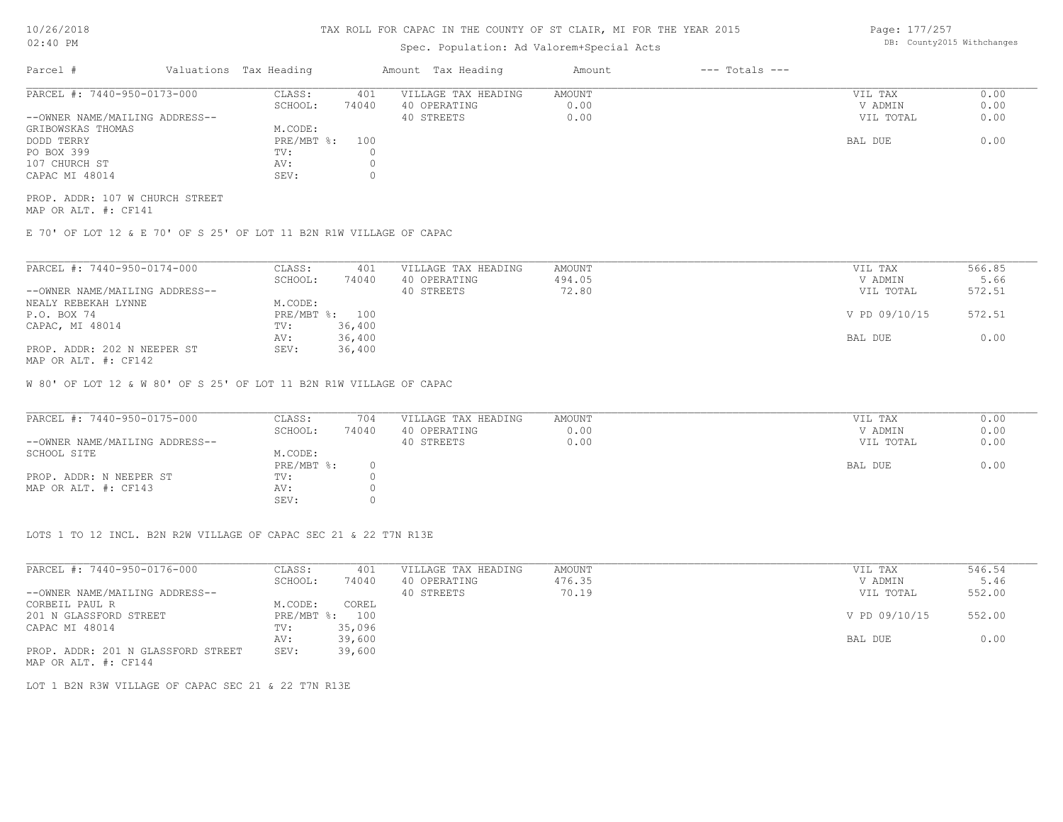# TAX ROLL FOR CAPAC IN THE COUNTY OF ST CLAIR, MI FOR THE YEAR 2015

Spec. Population: Ad Valorem+Special Acts

| Parcel # | Valuations | Tax Heading | Amount | Tax Heading | Amount | --- Totals --- | |
|---|---|---|---|---|---|---|---|
| PARCEL #: 7440-950-0173-000 | CLASS: | 401 | VILLAGE TAX HEADING | AMOUNT | | VIL TAX | 0.00 |
| | SCHOOL: | 74040 | 40 OPERATING | 0.00 | | V ADMIN | 0.00 |
| --OWNER NAME/MAILING ADDRESS-- | | | 40 STREETS | 0.00 | | VIL TOTAL | 0.00 |
| GRIBOWSKAS THOMAS | M.CODE: | | | | | | |
| DODD TERRY | PRE/MBT %: | 100 | | | | BAL DUE | 0.00 |
| PO BOX 399 | TV: | 0 | | | | | |
| 107 CHURCH ST | AV: | 0 | | | | | |
| CAPAC MI 48014 | SEV: | 0 | | | | | |

PROP. ADDR: 107 W CHURCH STREET
MAP OR ALT. #: CF141

E 70' OF LOT 12 & E 70' OF S 25' OF LOT 11 B2N R1W VILLAGE OF CAPAC

| Parcel # | Valuations | Tax Heading | Amount | Tax Heading | Amount | --- Totals --- | |
|---|---|---|---|---|---|---|---|
| PARCEL #: 7440-950-0174-000 | CLASS: | 401 | VILLAGE TAX HEADING | AMOUNT | | VIL TAX | 566.85 |
| | SCHOOL: | 74040 | 40 OPERATING | 494.05 | | V ADMIN | 5.66 |
| --OWNER NAME/MAILING ADDRESS-- | | | 40 STREETS | 72.80 | | VIL TOTAL | 572.51 |
| NEALY REBEKAH LYNNE | M.CODE: | | | | | | |
| P.O. BOX 74 | PRE/MBT %: | 100 | | | | V PD 09/10/15 | 572.51 |
| CAPAC, MI 48014 | TV: | 36,400 | | | | | |
| | AV: | 36,400 | | | | BAL DUE | 0.00 |
| PROP. ADDR: 202 N NEEPER ST | SEV: | 36,400 | | | | | |

MAP OR ALT. #: CF142

W 80' OF LOT 12 & W 80' OF S 25' OF LOT 11 B2N R1W VILLAGE OF CAPAC

| Parcel # | Valuations | Tax Heading | Amount | Tax Heading | Amount | --- Totals --- | |
|---|---|---|---|---|---|---|---|
| PARCEL #: 7440-950-0175-000 | CLASS: | 704 | VILLAGE TAX HEADING | AMOUNT | | VIL TAX | 0.00 |
| | SCHOOL: | 74040 | 40 OPERATING | 0.00 | | V ADMIN | 0.00 |
| --OWNER NAME/MAILING ADDRESS-- | | | 40 STREETS | 0.00 | | VIL TOTAL | 0.00 |
| SCHOOL SITE | M.CODE: | | | | | | |
| | PRE/MBT %: | 0 | | | | BAL DUE | 0.00 |
| PROP. ADDR: N NEEPER ST | TV: | 0 | | | | | |
| MAP OR ALT. #: CF143 | AV: | 0 | | | | | |
| | SEV: | 0 | | | | | |

LOTS 1 TO 12 INCL. B2N R2W VILLAGE OF CAPAC SEC 21 & 22 T7N R13E

| Parcel # | Valuations | Tax Heading | Amount | Tax Heading | Amount | --- Totals --- | |
|---|---|---|---|---|---|---|---|
| PARCEL #: 7440-950-0176-000 | CLASS: | 401 | VILLAGE TAX HEADING | AMOUNT | | VIL TAX | 546.54 |
| | SCHOOL: | 74040 | 40 OPERATING | 476.35 | | V ADMIN | 5.46 |
| --OWNER NAME/MAILING ADDRESS-- | | | 40 STREETS | 70.19 | | VIL TOTAL | 552.00 |
| CORBEIL PAUL R | M.CODE: | COREL | | | | | |
| 201 N GLASSFORD STREET | PRE/MBT %: | 100 | | | | V PD 09/10/15 | 552.00 |
| CAPAC MI 48014 | TV: | 35,096 | | | | | |
| | AV: | 39,600 | | | | BAL DUE | 0.00 |
| PROP. ADDR: 201 N GLASSFORD STREET | SEV: | 39,600 | | | | | |

MAP OR ALT. #: CF144

LOT 1 B2N R3W VILLAGE OF CAPAC SEC 21 & 22 T7N R13E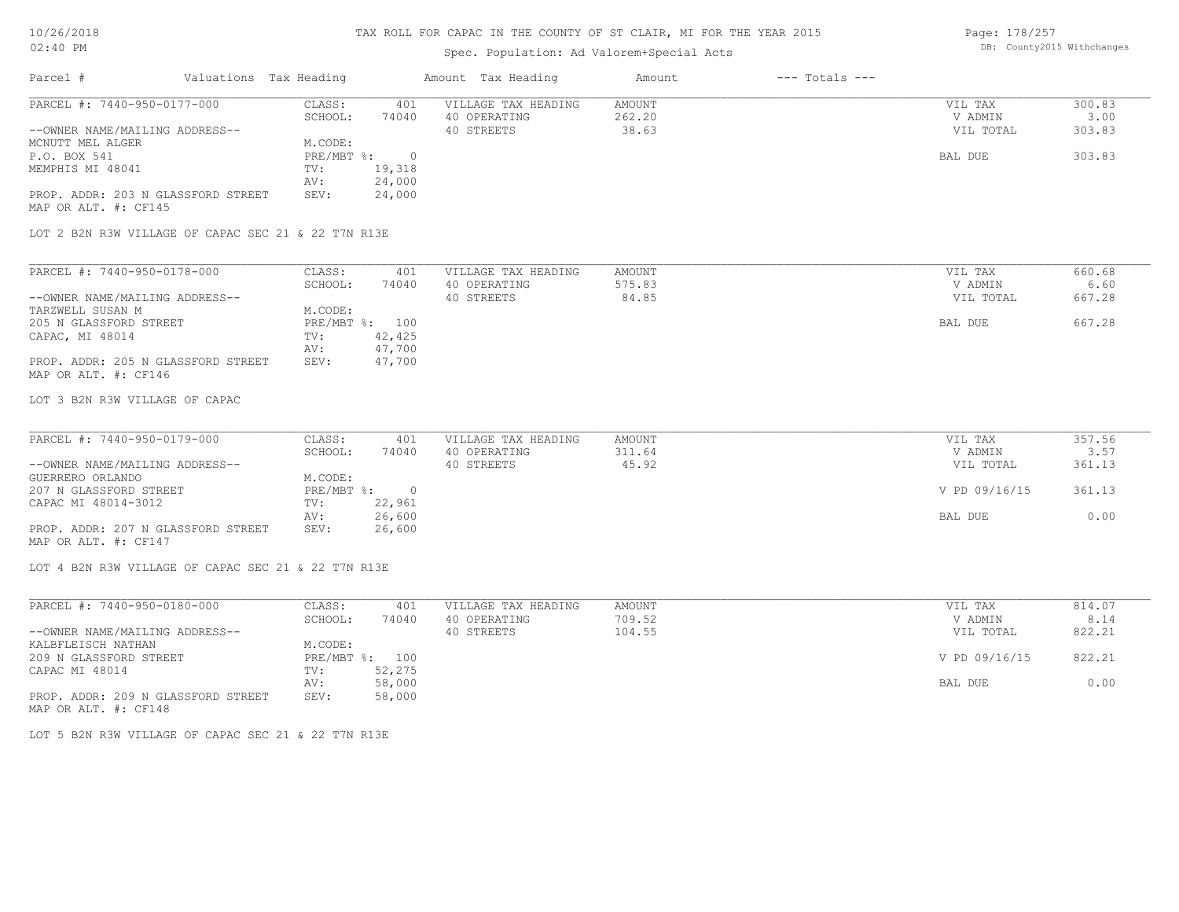# TAX ROLL FOR CAPAC IN THE COUNTY OF ST CLAIR, MI FOR THE YEAR 2015

Spec. Population: Ad Valorem+Special Acts

| Parcel # | Valuations | Tax Heading | Amount | Tax Heading | Amount | --- Totals --- | |
|---|---|---|---|---|---|---|---|
| PARCEL #: 7440-950-0177-000 | CLASS: | 401 | VILLAGE TAX HEADING | AMOUNT | | VIL TAX | 300.83 |
| | SCHOOL: | 74040 | 40 OPERATING | 262.20 | | V ADMIN | 3.00 |
| --OWNER NAME/MAILING ADDRESS-- | | | 40 STREETS | 38.63 | | VIL TOTAL | 303.83 |
| MCNUTT MEL ALGER | M.CODE: | | | | | | |
| P.O. BOX 541 | PRE/MBT %: | 0 | | | | BAL DUE | 303.83 |
| MEMPHIS MI 48041 | TV: | 19,318 | | | | | |
| | AV: | 24,000 | | | | | |
| PROP. ADDR: 203 N GLASSFORD STREET | SEV: | 24,000 | | | | | |
| MAP OR ALT. #: CF145 | | | | | | | |

LOT 2 B2N R3W VILLAGE OF CAPAC SEC 21 & 22 T7N R13E

| Parcel # | Valuations | Tax Heading | Amount | Tax Heading | Amount | --- Totals --- | |
|---|---|---|---|---|---|---|---|
| PARCEL #: 7440-950-0178-000 | CLASS: | 401 | VILLAGE TAX HEADING | AMOUNT | | VIL TAX | 660.68 |
| | SCHOOL: | 74040 | 40 OPERATING | 575.83 | | V ADMIN | 6.60 |
| --OWNER NAME/MAILING ADDRESS-- | | | 40 STREETS | 84.85 | | VIL TOTAL | 667.28 |
| TARZWELL SUSAN M | M.CODE: | | | | | | |
| 205 N GLASSFORD STREET | PRE/MBT %: | 100 | | | | BAL DUE | 667.28 |
| CAPAC, MI 48014 | TV: | 42,425 | | | | | |
| | AV: | 47,700 | | | | | |
| PROP. ADDR: 205 N GLASSFORD STREET | SEV: | 47,700 | | | | | |
| MAP OR ALT. #: CF146 | | | | | | | |

LOT 3 B2N R3W VILLAGE OF CAPAC

| Parcel # | Valuations | Tax Heading | Amount | Tax Heading | Amount | --- Totals --- | |
|---|---|---|---|---|---|---|---|
| PARCEL #: 7440-950-0179-000 | CLASS: | 401 | VILLAGE TAX HEADING | AMOUNT | | VIL TAX | 357.56 |
| | SCHOOL: | 74040 | 40 OPERATING | 311.64 | | V ADMIN | 3.57 |
| --OWNER NAME/MAILING ADDRESS-- | | | 40 STREETS | 45.92 | | VIL TOTAL | 361.13 |
| GUERRERO ORLANDO | M.CODE: | | | | | | |
| 207 N GLASSFORD STREET | PRE/MBT %: | 0 | | | | V PD 09/16/15 | 361.13 |
| CAPAC MI 48014-3012 | TV: | 22,961 | | | | | |
| | AV: | 26,600 | | | | BAL DUE | 0.00 |
| PROP. ADDR: 207 N GLASSFORD STREET | SEV: | 26,600 | | | | | |
| MAP OR ALT. #: CF147 | | | | | | | |

LOT 4 B2N R3W VILLAGE OF CAPAC SEC 21 & 22 T7N R13E

| Parcel # | Valuations | Tax Heading | Amount | Tax Heading | Amount | --- Totals --- | |
|---|---|---|---|---|---|---|---|
| PARCEL #: 7440-950-0180-000 | CLASS: | 401 | VILLAGE TAX HEADING | AMOUNT | | VIL TAX | 814.07 |
| | SCHOOL: | 74040 | 40 OPERATING | 709.52 | | V ADMIN | 8.14 |
| --OWNER NAME/MAILING ADDRESS-- | | | 40 STREETS | 104.55 | | VIL TOTAL | 822.21 |
| KALBFLEISCH NATHAN | M.CODE: | | | | | | |
| 209 N GLASSFORD STREET | PRE/MBT %: | 100 | | | | V PD 09/16/15 | 822.21 |
| CAPAC MI 48014 | TV: | 52,275 | | | | | |
| | AV: | 58,000 | | | | BAL DUE | 0.00 |
| PROP. ADDR: 209 N GLASSFORD STREET | SEV: | 58,000 | | | | | |
| MAP OR ALT. #: CF148 | | | | | | | |

LOT 5 B2N R3W VILLAGE OF CAPAC SEC 21 & 22 T7N R13E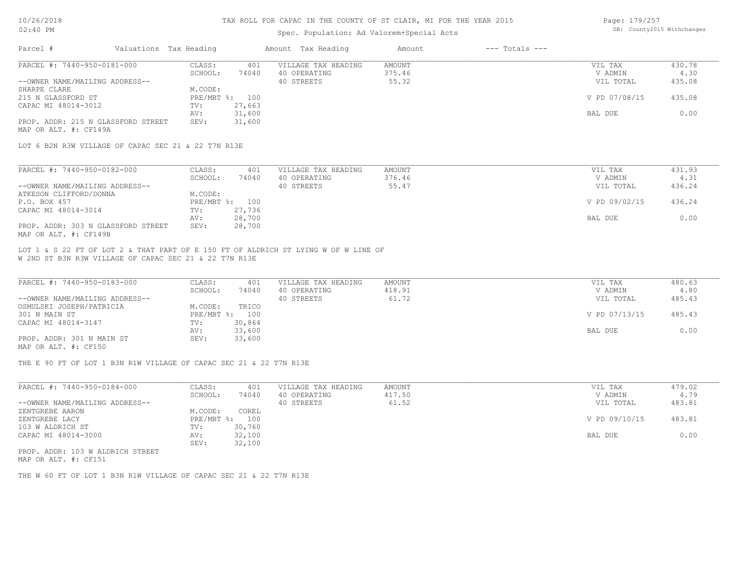# TAX ROLL FOR CAPAC IN THE COUNTY OF ST CLAIR, MI FOR THE YEAR 2015

Spec. Population: Ad Valorem+Special Acts

| Parcel # | Valuations | Tax Heading | Amount | Tax Heading | Amount | --- Totals --- | |
|---|---|---|---|---|---|---|---|
| PARCEL #: 7440-950-0181-000 | CLASS: | 401 | VILLAGE TAX HEADING | AMOUNT | | VIL TAX | 430.78 |
| | SCHOOL: | 74040 | 40 OPERATING | 375.46 | | V ADMIN | 4.30 |
| --OWNER NAME/MAILING ADDRESS-- | | | 40 STREETS | 55.32 | | VIL TOTAL | 435.08 |
| SHARPE CLARE | M.CODE: | | | | | | |
| 215 N GLASSFORD ST | PRE/MBT %: | 100 | | | | V PD 07/08/15 | 435.08 |
| CAPAC MI 48014-3012 | TV: | 27,663 | | | | | |
| | AV: | 31,600 | | | | BAL DUE | 0.00 |
| PROP. ADDR: 215 N GLASSFORD STREET | SEV: | 31,600 | | | | | |
| MAP OR ALT. #: CF149A | | | | | | | |

LOT 6 B2N R3W VILLAGE OF CAPAC SEC 21 & 22 T7N R13E

| Parcel # | Valuations | Tax Heading | Amount | Tax Heading | Amount | --- Totals --- | |
|---|---|---|---|---|---|---|---|
| PARCEL #: 7440-950-0182-000 | CLASS: | 401 | VILLAGE TAX HEADING | AMOUNT | | VIL TAX | 431.93 |
| | SCHOOL: | 74040 | 40 OPERATING | 376.46 | | V ADMIN | 4.31 |
| --OWNER NAME/MAILING ADDRESS-- | | | 40 STREETS | 55.47 | | VIL TOTAL | 436.24 |
| ATKESON CLIFFORD/DONNA | M.CODE: | | | | | | |
| P.O. BOX 457 | PRE/MBT %: | 100 | | | | V PD 09/02/15 | 436.24 |
| CAPAC MI 48014-3014 | TV: | 27,736 | | | | | |
| | AV: | 28,700 | | | | BAL DUE | 0.00 |
| PROP. ADDR: 303 N GLASSFORD STREET | SEV: | 28,700 | | | | | |
| MAP OR ALT. #: CF149B | | | | | | | |

LOT 1 & S 22 FT OF LOT 2 & THAT PART OF E 150 FT OF ALDRICH ST LYING W OF W LINE OF W 2ND ST B3N R3W VILLAGE OF CAPAC SEC 21 & 22 T7N R13E

| Parcel # | Valuations | Tax Heading | Amount | Tax Heading | Amount | --- Totals --- | |
|---|---|---|---|---|---|---|---|
| PARCEL #: 7440-950-0183-000 | CLASS: | 401 | VILLAGE TAX HEADING | AMOUNT | | VIL TAX | 480.63 |
| | SCHOOL: | 74040 | 40 OPERATING | 418.91 | | V ADMIN | 4.80 |
| --OWNER NAME/MAILING ADDRESS-- | | | 40 STREETS | 61.72 | | VIL TOTAL | 485.43 |
| OSMULSKI JOSEPH/PATRICIA | M.CODE: | TRICO | | | | | |
| 301 N MAIN ST | PRE/MBT %: | 100 | | | | V PD 07/13/15 | 485.43 |
| CAPAC MI 48014-3147 | TV: | 30,864 | | | | | |
| | AV: | 33,600 | | | | BAL DUE | 0.00 |
| PROP. ADDR: 301 N MAIN ST | SEV: | 33,600 | | | | | |
| MAP OR ALT. #: CF150 | | | | | | | |

THE E 90 FT OF LOT 1 B3N R1W VILLAGE OF CAPAC SEC 21 & 22 T7N R13E

| Parcel # | Valuations | Tax Heading | Amount | Tax Heading | Amount | --- Totals --- | |
|---|---|---|---|---|---|---|---|
| PARCEL #: 7440-950-0184-000 | CLASS: | 401 | VILLAGE TAX HEADING | AMOUNT | | VIL TAX | 479.02 |
| | SCHOOL: | 74040 | 40 OPERATING | 417.50 | | V ADMIN | 4.79 |
| --OWNER NAME/MAILING ADDRESS-- | | | 40 STREETS | 61.52 | | VIL TOTAL | 483.81 |
| ZENTGREBE AARON | M.CODE: | COREL | | | | | |
| ZENTGREBE LACY | PRE/MBT %: | 100 | | | | V PD 09/10/15 | 483.81 |
| 103 W ALDRICH ST | TV: | 30,760 | | | | | |
| CAPAC MI 48014-3000 | AV: | 32,100 | | | | BAL DUE | 0.00 |
| | SEV: | 32,100 | | | | | |
| PROP. ADDR: 103 W ALDRICH STREET | | | | | | | |
| MAP OR ALT. #: CF151 | | | | | | | |

THE W 60 FT OF LOT 1 B3N R1W VILLAGE OF CAPAC SEC 21 & 22 T7N R13E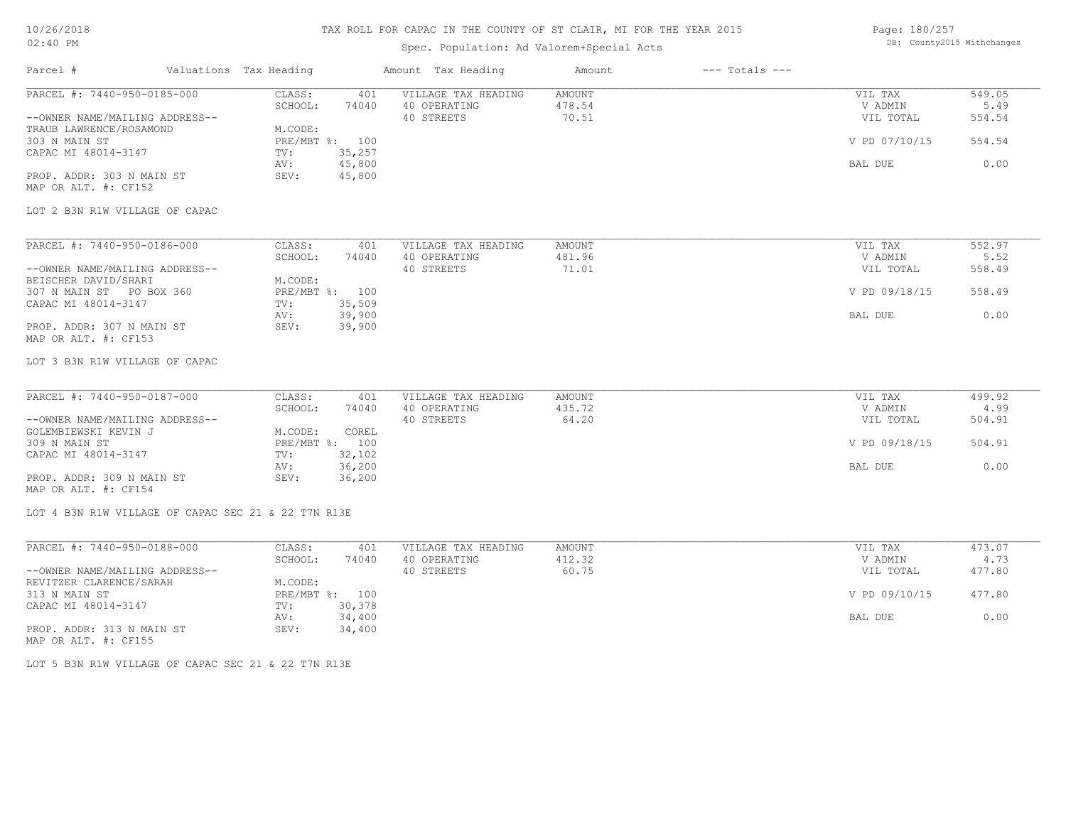# TAX ROLL FOR CAPAC IN THE COUNTY OF ST CLAIR, MI FOR THE YEAR 2015

Spec. Population: Ad Valorem+Special Acts

| Parcel # | Valuations | Tax Heading | Amount | Tax Heading | Amount | --- Totals --- | |
|---|---|---|---|---|---|---|---|
| PARCEL #: 7440-950-0185-000 | CLASS: | 401 | VILLAGE TAX HEADING | AMOUNT | | VIL TAX | 549.05 |
| | SCHOOL: | 74040 | 40 OPERATING | 478.54 | | V ADMIN | 5.49 |
| --OWNER NAME/MAILING ADDRESS-- | | | 40 STREETS | 70.51 | | VIL TOTAL | 554.54 |
| TRAUB LAWRENCE/ROSAMOND | M.CODE: | | | | | | |
| 303 N MAIN ST | PRE/MBT %: | 100 | | | | V PD 07/10/15 | 554.54 |
| CAPAC MI 48014-3147 | TV: | 35,257 | | | | | |
| | AV: | 45,800 | | | | BAL DUE | 0.00 |
| PROP. ADDR: 303 N MAIN ST | SEV: | 45,800 | | | | | |
| MAP OR ALT. #: CF152 | | | | | | | |

LOT 2 B3N R1W VILLAGE OF CAPAC

| Parcel # | Valuations | Tax Heading | Amount | Tax Heading | Amount | --- Totals --- | |
|---|---|---|---|---|---|---|---|
| PARCEL #: 7440-950-0186-000 | CLASS: | 401 | VILLAGE TAX HEADING | AMOUNT | | VIL TAX | 552.97 |
| | SCHOOL: | 74040 | 40 OPERATING | 481.96 | | V ADMIN | 5.52 |
| --OWNER NAME/MAILING ADDRESS-- | | | 40 STREETS | 71.01 | | VIL TOTAL | 558.49 |
| BEISCHER DAVID/SHARI | M.CODE: | | | | | | |
| 307 N MAIN ST PO BOX 360 | PRE/MBT %: | 100 | | | | V PD 09/18/15 | 558.49 |
| CAPAC MI 48014-3147 | TV: | 35,509 | | | | | |
| | AV: | 39,900 | | | | BAL DUE | 0.00 |
| PROP. ADDR: 307 N MAIN ST | SEV: | 39,900 | | | | | |
| MAP OR ALT. #: CF153 | | | | | | | |

LOT 3 B3N R1W VILLAGE OF CAPAC

| Parcel # | Valuations | Tax Heading | Amount | Tax Heading | Amount | --- Totals --- | |
|---|---|---|---|---|---|---|---|
| PARCEL #: 7440-950-0187-000 | CLASS: | 401 | VILLAGE TAX HEADING | AMOUNT | | VIL TAX | 499.92 |
| | SCHOOL: | 74040 | 40 OPERATING | 435.72 | | V ADMIN | 4.99 |
| --OWNER NAME/MAILING ADDRESS-- | | | 40 STREETS | 64.20 | | VIL TOTAL | 504.91 |
| GOLEMBIEWSKI KEVIN J | M.CODE: | COREL | | | | | |
| 309 N MAIN ST | PRE/MBT %: | 100 | | | | V PD 09/18/15 | 504.91 |
| CAPAC MI 48014-3147 | TV: | 32,102 | | | | | |
| | AV: | 36,200 | | | | BAL DUE | 0.00 |
| PROP. ADDR: 309 N MAIN ST | SEV: | 36,200 | | | | | |
| MAP OR ALT. #: CF154 | | | | | | | |

LOT 4 B3N R1W VILLAGE OF CAPAC SEC 21 & 22 T7N R13E

| Parcel # | Valuations | Tax Heading | Amount | Tax Heading | Amount | --- Totals --- | |
|---|---|---|---|---|---|---|---|
| PARCEL #: 7440-950-0188-000 | CLASS: | 401 | VILLAGE TAX HEADING | AMOUNT | | VIL TAX | 473.07 |
| | SCHOOL: | 74040 | 40 OPERATING | 412.32 | | V ADMIN | 4.73 |
| --OWNER NAME/MAILING ADDRESS-- | | | 40 STREETS | 60.75 | | VIL TOTAL | 477.80 |
| REVITZER CLARENCE/SARAH | M.CODE: | | | | | | |
| 313 N MAIN ST | PRE/MBT %: | 100 | | | | V PD 09/10/15 | 477.80 |
| CAPAC MI 48014-3147 | TV: | 30,378 | | | | | |
| | AV: | 34,400 | | | | BAL DUE | 0.00 |
| PROP. ADDR: 313 N MAIN ST | SEV: | 34,400 | | | | | |
| MAP OR ALT. #: CF155 | | | | | | | |

LOT 5 B3N R1W VILLAGE OF CAPAC SEC 21 & 22 T7N R13E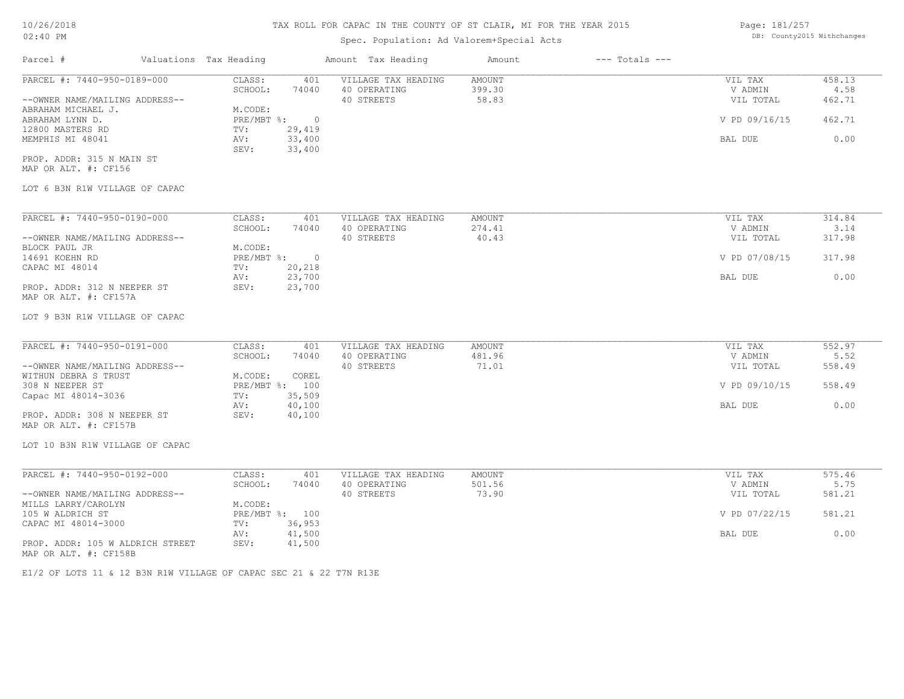# TAX ROLL FOR CAPAC IN THE COUNTY OF ST CLAIR, MI FOR THE YEAR 2015

Spec. Population: Ad Valorem+Special Acts

DB: County2015 Withchanges

10/26/2018
02:40 PM

| Parcel # | Valuations | Tax Heading | Amount | Tax Heading | Amount | --- Totals --- | |
|---|---|---|---|---|---|---|---|

---

**PARCEL #: 7440-950-0189-000**

--OWNER NAME/MAILING ADDRESS--
ABRAHAM MICHAEL J.
ABRAHAM LYNN D.
12800 MASTERS RD
MEMPHIS MI 48041

PROP. ADDR: 315 N MAIN ST
MAP OR ALT. #: CF156

| Valuations | | Tax Heading | Amount | Totals | |
|---|---|---|---|---|---|
| CLASS: | 401 | VILLAGE TAX HEADING | AMOUNT | VIL TAX | 458.13 |
| SCHOOL: | 74040 | 40 OPERATING | 399.30 | V ADMIN | 4.58 |
| M.CODE: | | 40 STREETS | 58.83 | VIL TOTAL | 462.71 |
| PRE/MBT %: | 0 | | | V PD 09/16/15 | 462.71 |
| TV: | 29,419 | | | | |
| AV: | 33,400 | | | BAL DUE | 0.00 |
| SEV: | 33,400 | | | | |

LOT 6 B3N R1W VILLAGE OF CAPAC

---

**PARCEL #: 7440-950-0190-000**

--OWNER NAME/MAILING ADDRESS--
BLOCK PAUL JR
14691 KOEHN RD
CAPAC MI 48014

PROP. ADDR: 312 N NEEPER ST
MAP OR ALT. #: CF157A

| Valuations | | Tax Heading | Amount | Totals | |
|---|---|---|---|---|---|
| CLASS: | 401 | VILLAGE TAX HEADING | AMOUNT | VIL TAX | 314.84 |
| SCHOOL: | 74040 | 40 OPERATING | 274.41 | V ADMIN | 3.14 |
| M.CODE: | | 40 STREETS | 40.43 | VIL TOTAL | 317.98 |
| PRE/MBT %: | 0 | | | V PD 07/08/15 | 317.98 |
| TV: | 20,218 | | | | |
| AV: | 23,700 | | | BAL DUE | 0.00 |
| SEV: | 23,700 | | | | |

LOT 9 B3N R1W VILLAGE OF CAPAC

---

**PARCEL #: 7440-950-0191-000**

--OWNER NAME/MAILING ADDRESS--
WITHUN DEBRA S TRUST
308 N NEEPER ST
Capac MI 48014-3036

PROP. ADDR: 308 N NEEPER ST
MAP OR ALT. #: CF157B

| Valuations | | Tax Heading | Amount | Totals | |
|---|---|---|---|---|---|
| CLASS: | 401 | VILLAGE TAX HEADING | AMOUNT | VIL TAX | 552.97 |
| SCHOOL: | 74040 | 40 OPERATING | 481.96 | V ADMIN | 5.52 |
| M.CODE: | COREL | 40 STREETS | 71.01 | VIL TOTAL | 558.49 |
| PRE/MBT %: | 100 | | | V PD 09/10/15 | 558.49 |
| TV: | 35,509 | | | | |
| AV: | 40,100 | | | BAL DUE | 0.00 |
| SEV: | 40,100 | | | | |

LOT 10 B3N R1W VILLAGE OF CAPAC

---

**PARCEL #: 7440-950-0192-000**

--OWNER NAME/MAILING ADDRESS--
MILLS LARRY/CAROLYN
105 W ALDRICH ST
CAPAC MI 48014-3000

PROP. ADDR: 105 W ALDRICH STREET
MAP OR ALT. #: CF158B

| Valuations | | Tax Heading | Amount | Totals | |
|---|---|---|---|---|---|
| CLASS: | 401 | VILLAGE TAX HEADING | AMOUNT | VIL TAX | 575.46 |
| SCHOOL: | 74040 | 40 OPERATING | 501.56 | V ADMIN | 5.75 |
| M.CODE: | | 40 STREETS | 73.90 | VIL TOTAL | 581.21 |
| PRE/MBT %: | 100 | | | V PD 07/22/15 | 581.21 |
| TV: | 36,953 | | | | |
| AV: | 41,500 | | | BAL DUE | 0.00 |
| SEV: | 41,500 | | | | |

E1/2 OF LOTS 11 & 12 B3N R1W VILLAGE OF CAPAC SEC 21 & 22 T7N R13E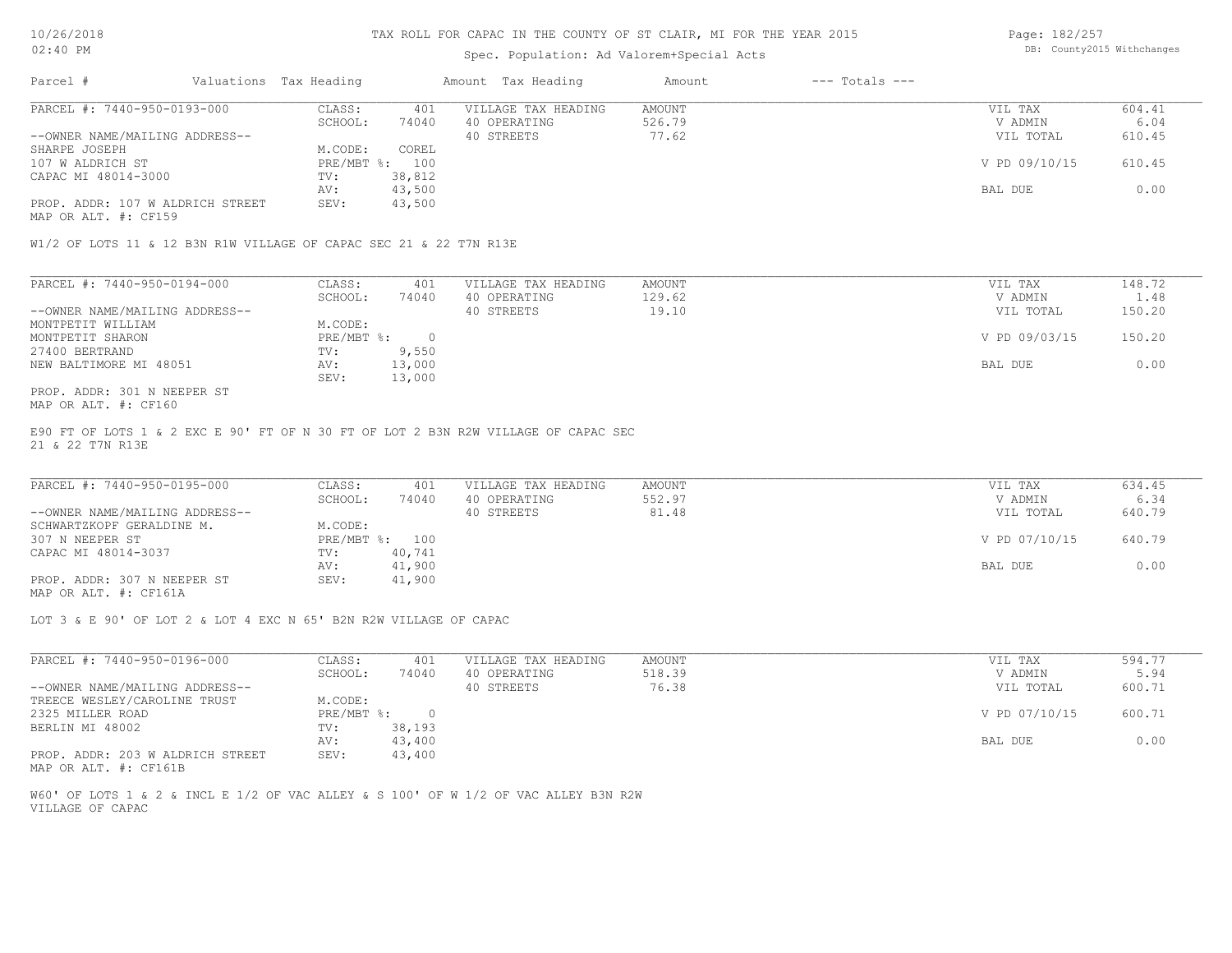# TAX ROLL FOR CAPAC IN THE COUNTY OF ST CLAIR, MI FOR THE YEAR 2015

Spec. Population: Ad Valorem+Special Acts

10/26/2018
02:40 PM

DB: County2015 Withchanges

| Parcel # | Valuations | Tax Heading | Amount | Tax Heading | Amount | --- Totals --- | |
|---|---|---|---|---|---|---|---|
| PARCEL #: 7440-950-0193-000 | CLASS: | 401 | VILLAGE TAX HEADING | AMOUNT | | VIL TAX | 604.41 |
| | SCHOOL: | 74040 | 40 OPERATING | 526.79 | | V ADMIN | 6.04 |
| --OWNER NAME/MAILING ADDRESS-- | | | 40 STREETS | 77.62 | | VIL TOTAL | 610.45 |
| SHARPE JOSEPH | M.CODE: | COREL | | | | | |
| 107 W ALDRICH ST | PRE/MBT %: | 100 | | | | V PD 09/10/15 | 610.45 |
| CAPAC MI 48014-3000 | TV: | 38,812 | | | | | |
| | AV: | 43,500 | | | | BAL DUE | 0.00 |
| PROP. ADDR: 107 W ALDRICH STREET | SEV: | 43,500 | | | | | |
| MAP OR ALT. #: CF159 | | | | | | | |

W1/2 OF LOTS 11 & 12 B3N R1W VILLAGE OF CAPAC SEC 21 & 22 T7N R13E

| Parcel # | Valuations | Tax Heading | Amount | Tax Heading | Amount | --- Totals --- | |
|---|---|---|---|---|---|---|---|
| PARCEL #: 7440-950-0194-000 | CLASS: | 401 | VILLAGE TAX HEADING | AMOUNT | | VIL TAX | 148.72 |
| | SCHOOL: | 74040 | 40 OPERATING | 129.62 | | V ADMIN | 1.48 |
| --OWNER NAME/MAILING ADDRESS-- | | | 40 STREETS | 19.10 | | VIL TOTAL | 150.20 |
| MONTPETIT WILLIAM | M.CODE: | | | | | | |
| MONTPETIT SHARON | PRE/MBT %: | 0 | | | | V PD 09/03/15 | 150.20 |
| 27400 BERTRAND | TV: | 9,550 | | | | | |
| NEW BALTIMORE MI 48051 | AV: | 13,000 | | | | BAL DUE | 0.00 |
| | SEV: | 13,000 | | | | | |
| PROP. ADDR: 301 N NEEPER ST | | | | | | | |
| MAP OR ALT. #: CF160 | | | | | | | |

E90 FT OF LOTS 1 & 2 EXC E 90' FT OF N 30 FT OF LOT 2 B3N R2W VILLAGE OF CAPAC SEC 21 & 22 T7N R13E

| Parcel # | Valuations | Tax Heading | Amount | Tax Heading | Amount | --- Totals --- | |
|---|---|---|---|---|---|---|---|
| PARCEL #: 7440-950-0195-000 | CLASS: | 401 | VILLAGE TAX HEADING | AMOUNT | | VIL TAX | 634.45 |
| | SCHOOL: | 74040 | 40 OPERATING | 552.97 | | V ADMIN | 6.34 |
| --OWNER NAME/MAILING ADDRESS-- | | | 40 STREETS | 81.48 | | VIL TOTAL | 640.79 |
| SCHWARTZKOPF GERALDINE M. | M.CODE: | | | | | | |
| 307 N NEEPER ST | PRE/MBT %: | 100 | | | | V PD 07/10/15 | 640.79 |
| CAPAC MI 48014-3037 | TV: | 40,741 | | | | | |
| | AV: | 41,900 | | | | BAL DUE | 0.00 |
| PROP. ADDR: 307 N NEEPER ST | SEV: | 41,900 | | | | | |
| MAP OR ALT. #: CF161A | | | | | | | |

LOT 3 & E 90' OF LOT 2 & LOT 4 EXC N 65' B2N R2W VILLAGE OF CAPAC

| Parcel # | Valuations | Tax Heading | Amount | Tax Heading | Amount | --- Totals --- | |
|---|---|---|---|---|---|---|---|
| PARCEL #: 7440-950-0196-000 | CLASS: | 401 | VILLAGE TAX HEADING | AMOUNT | | VIL TAX | 594.77 |
| | SCHOOL: | 74040 | 40 OPERATING | 518.39 | | V ADMIN | 5.94 |
| --OWNER NAME/MAILING ADDRESS-- | | | 40 STREETS | 76.38 | | VIL TOTAL | 600.71 |
| TREECE WESLEY/CAROLINE TRUST | M.CODE: | | | | | | |
| 2325 MILLER ROAD | PRE/MBT %: | 0 | | | | V PD 07/10/15 | 600.71 |
| BERLIN MI 48002 | TV: | 38,193 | | | | | |
| | AV: | 43,400 | | | | BAL DUE | 0.00 |
| PROP. ADDR: 203 W ALDRICH STREET | SEV: | 43,400 | | | | | |
| MAP OR ALT. #: CF161B | | | | | | | |

W60' OF LOTS 1 & 2 & INCL E 1/2 OF VAC ALLEY & S 100' OF W 1/2 OF VAC ALLEY B3N R2W VILLAGE OF CAPAC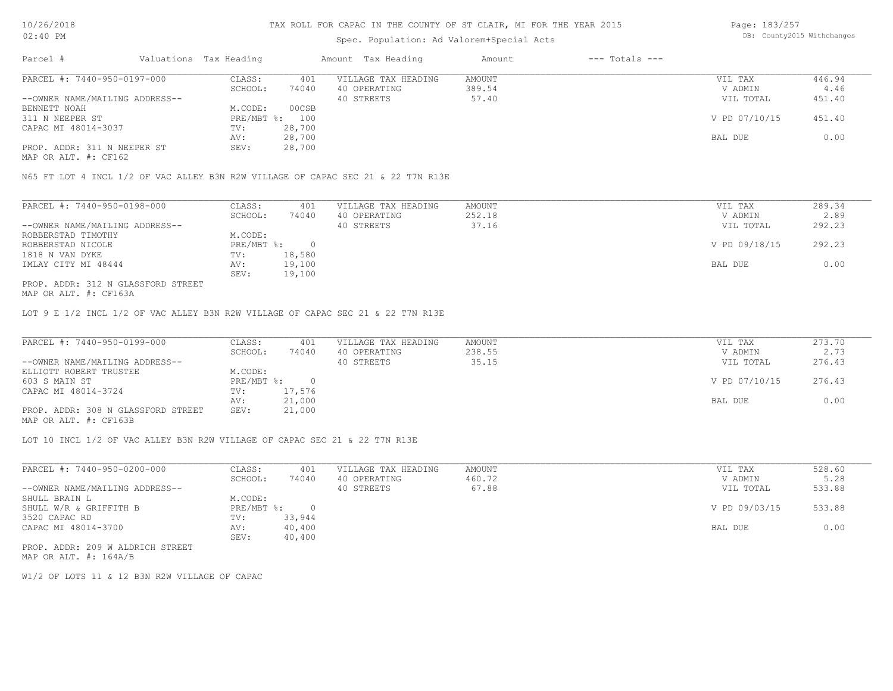# TAX ROLL FOR CAPAC IN THE COUNTY OF ST CLAIR, MI FOR THE YEAR 2015

Spec. Population: Ad Valorem+Special Acts

| Parcel # | Valuations | Tax Heading | Amount | Tax Heading | Amount | --- Totals --- | |
|---|---|---|---|---|---|---|---|
| PARCEL #: 7440-950-0197-000 | CLASS: | 401 | VILLAGE TAX HEADING | AMOUNT | | VIL TAX | 446.94 |
| | SCHOOL: | 74040 | 40 OPERATING | 389.54 | | V ADMIN | 4.46 |
| --OWNER NAME/MAILING ADDRESS-- | | | 40 STREETS | 57.40 | | VIL TOTAL | 451.40 |
| BENNETT NOAH | M.CODE: | 00CSB | | | | | |
| 311 N NEEPER ST | PRE/MBT %: | 100 | | | | V PD 07/10/15 | 451.40 |
| CAPAC MI 48014-3037 | TV: | 28,700 | | | | | |
| | AV: | 28,700 | | | | BAL DUE | 0.00 |
| PROP. ADDR: 311 N NEEPER ST | SEV: | 28,700 | | | | | |
| MAP OR ALT. #: CF162 | | | | | | | |

N65 FT LOT 4 INCL 1/2 OF VAC ALLEY B3N R2W VILLAGE OF CAPAC SEC 21 & 22 T7N R13E

| Parcel # | Valuations | Tax Heading | Amount | Tax Heading | Amount | --- Totals --- | |
|---|---|---|---|---|---|---|---|
| PARCEL #: 7440-950-0198-000 | CLASS: | 401 | VILLAGE TAX HEADING | AMOUNT | | VIL TAX | 289.34 |
| | SCHOOL: | 74040 | 40 OPERATING | 252.18 | | V ADMIN | 2.89 |
| --OWNER NAME/MAILING ADDRESS-- | | | 40 STREETS | 37.16 | | VIL TOTAL | 292.23 |
| ROBBERSTAD TIMOTHY | M.CODE: | | | | | | |
| ROBBERSTAD NICOLE | PRE/MBT %: | 0 | | | | V PD 09/18/15 | 292.23 |
| 1818 N VAN DYKE | TV: | 18,580 | | | | | |
| IMLAY CITY MI 48444 | AV: | 19,100 | | | | BAL DUE | 0.00 |
| | SEV: | 19,100 | | | | | |
| PROP. ADDR: 312 N GLASSFORD STREET | | | | | | | |
| MAP OR ALT. #: CF163A | | | | | | | |

LOT 9 E 1/2 INCL 1/2 OF VAC ALLEY B3N R2W VILLAGE OF CAPAC SEC 21 & 22 T7N R13E

| Parcel # | Valuations | Tax Heading | Amount | Tax Heading | Amount | --- Totals --- | |
|---|---|---|---|---|---|---|---|
| PARCEL #: 7440-950-0199-000 | CLASS: | 401 | VILLAGE TAX HEADING | AMOUNT | | VIL TAX | 273.70 |
| | SCHOOL: | 74040 | 40 OPERATING | 238.55 | | V ADMIN | 2.73 |
| --OWNER NAME/MAILING ADDRESS-- | | | 40 STREETS | 35.15 | | VIL TOTAL | 276.43 |
| ELLIOTT ROBERT TRUSTEE | M.CODE: | | | | | | |
| 603 S MAIN ST | PRE/MBT %: | 0 | | | | V PD 07/10/15 | 276.43 |
| CAPAC MI 48014-3724 | TV: | 17,576 | | | | | |
| | AV: | 21,000 | | | | BAL DUE | 0.00 |
| PROP. ADDR: 308 N GLASSFORD STREET | SEV: | 21,000 | | | | | |
| MAP OR ALT. #: CF163B | | | | | | | |

LOT 10 INCL 1/2 OF VAC ALLEY B3N R2W VILLAGE OF CAPAC SEC 21 & 22 T7N R13E

| Parcel # | Valuations | Tax Heading | Amount | Tax Heading | Amount | --- Totals --- | |
|---|---|---|---|---|---|---|---|
| PARCEL #: 7440-950-0200-000 | CLASS: | 401 | VILLAGE TAX HEADING | AMOUNT | | VIL TAX | 528.60 |
| | SCHOOL: | 74040 | 40 OPERATING | 460.72 | | V ADMIN | 5.28 |
| --OWNER NAME/MAILING ADDRESS-- | | | 40 STREETS | 67.88 | | VIL TOTAL | 533.88 |
| SHULL BRAIN L | M.CODE: | | | | | | |
| SHULL W/R & GRIFFITH B | PRE/MBT %: | 0 | | | | V PD 09/03/15 | 533.88 |
| 3520 CAPAC RD | TV: | 33,944 | | | | | |
| CAPAC MI 48014-3700 | AV: | 40,400 | | | | BAL DUE | 0.00 |
| | SEV: | 40,400 | | | | | |
| PROP. ADDR: 209 W ALDRICH STREET | | | | | | | |
| MAP OR ALT. #: 164A/B | | | | | | | |

W1/2 OF LOTS 11 & 12 B3N R2W VILLAGE OF CAPAC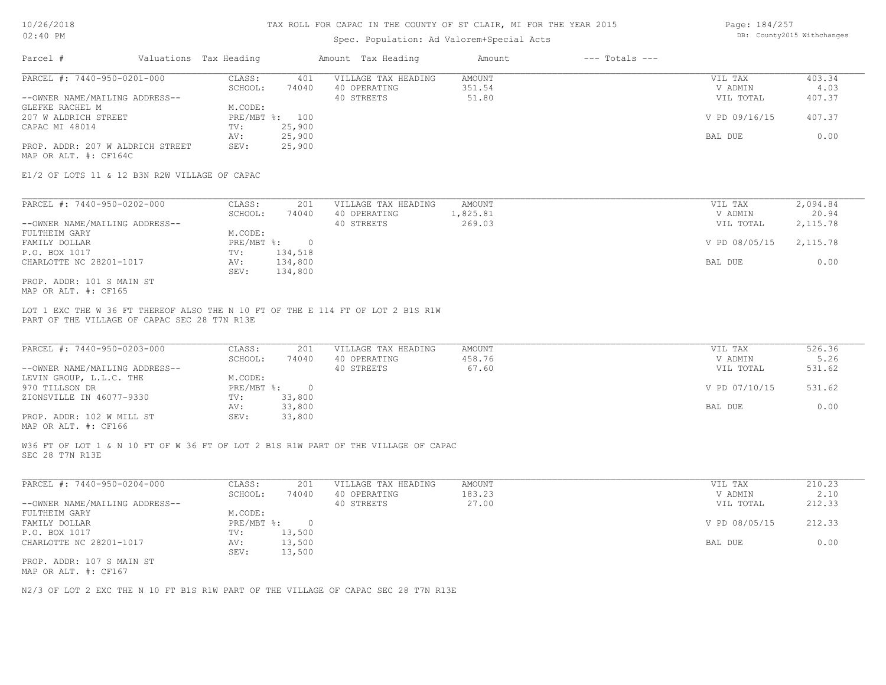# TAX ROLL FOR CAPAC IN THE COUNTY OF ST CLAIR, MI FOR THE YEAR 2015

Spec. Population: Ad Valorem+Special Acts

| Parcel # | Valuations | Tax Heading | Amount | Tax Heading | Amount | --- Totals --- | |
|---|---|---|---|---|---|---|---|

---

**PARCEL #: 7440-950-0201-000**

| | | | | | |
|---|---|---|---|---|---|
| CLASS: | 401 | VILLAGE TAX HEADING | AMOUNT | VIL TAX | 403.34 |
| SCHOOL: | 74040 | 40 OPERATING | 351.54 | V ADMIN | 4.03 |
| | | 40 STREETS | 51.80 | VIL TOTAL | 407.37 |
| M.CODE: | | | | | |
| PRE/MBT %: | 100 | | | V PD 09/16/15 | 407.37 |
| TV: | 25,900 | | | | |
| AV: | 25,900 | | | BAL DUE | 0.00 |
| SEV: | 25,900 | | | | |

--OWNER NAME/MAILING ADDRESS--
GLEFKE RACHEL M
207 W ALDRICH STREET
CAPAC MI 48014

PROP. ADDR: 207 W ALDRICH STREET
MAP OR ALT. #: CF164C

E1/2 OF LOTS 11 & 12 B3N R2W VILLAGE OF CAPAC

---

**PARCEL #: 7440-950-0202-000**

| | | | | | |
|---|---|---|---|---|---|
| CLASS: | 201 | VILLAGE TAX HEADING | AMOUNT | VIL TAX | 2,094.84 |
| SCHOOL: | 74040 | 40 OPERATING | 1,825.81 | V ADMIN | 20.94 |
| | | 40 STREETS | 269.03 | VIL TOTAL | 2,115.78 |
| M.CODE: | | | | | |
| PRE/MBT %: | 0 | | | V PD 08/05/15 | 2,115.78 |
| TV: | 134,518 | | | | |
| AV: | 134,800 | | | BAL DUE | 0.00 |
| SEV: | 134,800 | | | | |

--OWNER NAME/MAILING ADDRESS--
FULTHEIM GARY
FAMILY DOLLAR
P.O. BOX 1017
CHARLOTTE NC 28201-1017

PROP. ADDR: 101 S MAIN ST
MAP OR ALT. #: CF165

LOT 1 EXC THE W 36 FT THEREOF ALSO THE N 10 FT OF THE E 114 FT OF LOT 2 B1S R1W
PART OF THE VILLAGE OF CAPAC SEC 28 T7N R13E

---

**PARCEL #: 7440-950-0203-000**

| | | | | | |
|---|---|---|---|---|---|
| CLASS: | 201 | VILLAGE TAX HEADING | AMOUNT | VIL TAX | 526.36 |
| SCHOOL: | 74040 | 40 OPERATING | 458.76 | V ADMIN | 5.26 |
| | | 40 STREETS | 67.60 | VIL TOTAL | 531.62 |
| M.CODE: | | | | | |
| PRE/MBT %: | 0 | | | V PD 07/10/15 | 531.62 |
| TV: | 33,800 | | | | |
| AV: | 33,800 | | | BAL DUE | 0.00 |
| SEV: | 33,800 | | | | |

--OWNER NAME/MAILING ADDRESS--
LEVIN GROUP, L.L.C. THE
970 TILLSON DR
ZIONSVILLE IN 46077-9330

PROP. ADDR: 102 W MILL ST
MAP OR ALT. #: CF166

W36 FT OF LOT 1 & N 10 FT OF W 36 FT OF LOT 2 B1S R1W PART OF THE VILLAGE OF CAPAC
SEC 28 T7N R13E

---

**PARCEL #: 7440-950-0204-000**

| | | | | | |
|---|---|---|---|---|---|
| CLASS: | 201 | VILLAGE TAX HEADING | AMOUNT | VIL TAX | 210.23 |
| SCHOOL: | 74040 | 40 OPERATING | 183.23 | V ADMIN | 2.10 |
| | | 40 STREETS | 27.00 | VIL TOTAL | 212.33 |
| M.CODE: | | | | | |
| PRE/MBT %: | 0 | | | V PD 08/05/15 | 212.33 |
| TV: | 13,500 | | | | |
| AV: | 13,500 | | | BAL DUE | 0.00 |
| SEV: | 13,500 | | | | |

--OWNER NAME/MAILING ADDRESS--
FULTHEIM GARY
FAMILY DOLLAR
P.O. BOX 1017
CHARLOTTE NC 28201-1017

PROP. ADDR: 107 S MAIN ST
MAP OR ALT. #: CF167

N2/3 OF LOT 2 EXC THE N 10 FT B1S R1W PART OF THE VILLAGE OF CAPAC SEC 28 T7N R13E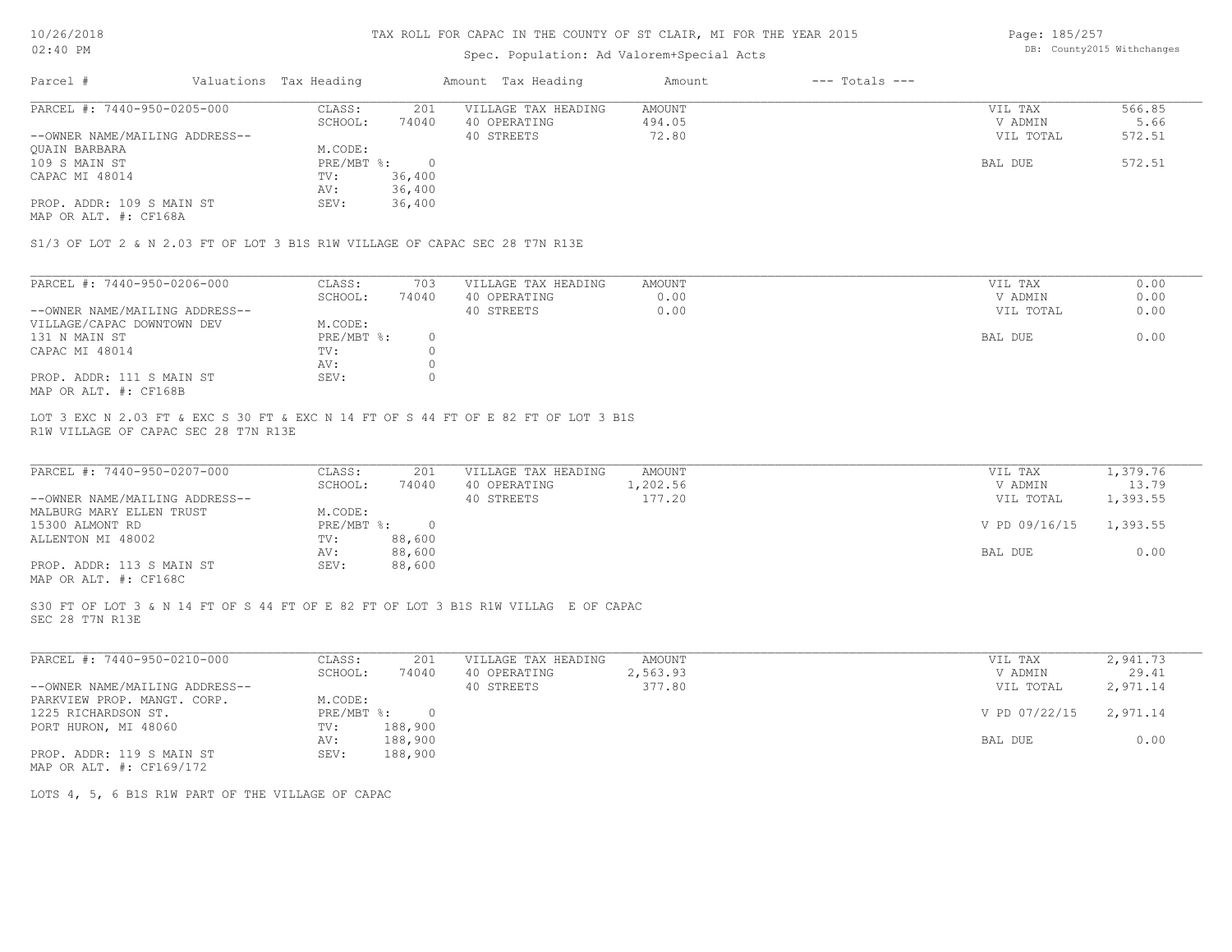# TAX ROLL FOR CAPAC IN THE COUNTY OF ST CLAIR, MI FOR THE YEAR 2015

Spec. Population: Ad Valorem+Special Acts

DB: County2015 Withchanges

| Parcel # | Valuations | Tax Heading | Amount | Tax Heading | Amount | --- Totals --- | |
|---|---|---|---|---|---|---|---|
| PARCEL #: 7440-950-0205-000 | CLASS: | 201 | VILLAGE TAX HEADING | AMOUNT | | VIL TAX | 566.85 |
| | SCHOOL: | 74040 | 40 OPERATING | 494.05 | | V ADMIN | 5.66 |
| --OWNER NAME/MAILING ADDRESS-- | | | 40 STREETS | 72.80 | | VIL TOTAL | 572.51 |
| QUAIN BARBARA | M.CODE: | | | | | | |
| 109 S MAIN ST | PRE/MBT %: | 0 | | | | BAL DUE | 572.51 |
| CAPAC MI 48014 | TV: | 36,400 | | | | | |
| | AV: | 36,400 | | | | | |
| PROP. ADDR: 109 S MAIN ST | SEV: | 36,400 | | | | | |
| MAP OR ALT. #: CF168A | | | | | | | |

S1/3 OF LOT 2 & N 2.03 FT OF LOT 3 B1S R1W VILLAGE OF CAPAC SEC 28 T7N R13E

| Parcel # | Valuations | Tax Heading | Amount | Tax Heading | Amount | --- Totals --- | |
|---|---|---|---|---|---|---|---|
| PARCEL #: 7440-950-0206-000 | CLASS: | 703 | VILLAGE TAX HEADING | AMOUNT | | VIL TAX | 0.00 |
| | SCHOOL: | 74040 | 40 OPERATING | 0.00 | | V ADMIN | 0.00 |
| --OWNER NAME/MAILING ADDRESS-- | | | 40 STREETS | 0.00 | | VIL TOTAL | 0.00 |
| VILLAGE/CAPAC DOWNTOWN DEV | M.CODE: | | | | | | |
| 131 N MAIN ST | PRE/MBT %: | 0 | | | | BAL DUE | 0.00 |
| CAPAC MI 48014 | TV: | 0 | | | | | |
| | AV: | 0 | | | | | |
| PROP. ADDR: 111 S MAIN ST | SEV: | 0 | | | | | |
| MAP OR ALT. #: CF168B | | | | | | | |

LOT 3 EXC N 2.03 FT & EXC S 30 FT & EXC N 14 FT OF S 44 FT OF E 82 FT OF LOT 3 B1S R1W VILLAGE OF CAPAC SEC 28 T7N R13E

| Parcel # | Valuations | Tax Heading | Amount | Tax Heading | Amount | --- Totals --- | |
|---|---|---|---|---|---|---|---|
| PARCEL #: 7440-950-0207-000 | CLASS: | 201 | VILLAGE TAX HEADING | AMOUNT | | VIL TAX | 1,379.76 |
| | SCHOOL: | 74040 | 40 OPERATING | 1,202.56 | | V ADMIN | 13.79 |
| --OWNER NAME/MAILING ADDRESS-- | | | 40 STREETS | 177.20 | | VIL TOTAL | 1,393.55 |
| MALBURG MARY ELLEN TRUST | M.CODE: | | | | | | |
| 15300 ALMONT RD | PRE/MBT %: | 0 | | | | V PD 09/16/15 | 1,393.55 |
| ALLENTON MI 48002 | TV: | 88,600 | | | | | |
| | AV: | 88,600 | | | | BAL DUE | 0.00 |
| PROP. ADDR: 113 S MAIN ST | SEV: | 88,600 | | | | | |
| MAP OR ALT. #: CF168C | | | | | | | |

S30 FT OF LOT 3 & N 14 FT OF S 44 FT OF E 82 FT OF LOT 3 B1S R1W VILLAG E OF CAPAC SEC 28 T7N R13E

| Parcel # | Valuations | Tax Heading | Amount | Tax Heading | Amount | --- Totals --- | |
|---|---|---|---|---|---|---|---|
| PARCEL #: 7440-950-0210-000 | CLASS: | 201 | VILLAGE TAX HEADING | AMOUNT | | VIL TAX | 2,941.73 |
| | SCHOOL: | 74040 | 40 OPERATING | 2,563.93 | | V ADMIN | 29.41 |
| --OWNER NAME/MAILING ADDRESS-- | | | 40 STREETS | 377.80 | | VIL TOTAL | 2,971.14 |
| PARKVIEW PROP. MANGT. CORP. | M.CODE: | | | | | | |
| 1225 RICHARDSON ST. | PRE/MBT %: | 0 | | | | V PD 07/22/15 | 2,971.14 |
| PORT HURON, MI 48060 | TV: | 188,900 | | | | | |
| | AV: | 188,900 | | | | BAL DUE | 0.00 |
| PROP. ADDR: 119 S MAIN ST | SEV: | 188,900 | | | | | |
| MAP OR ALT. #: CF169/172 | | | | | | | |

LOTS 4, 5, 6 B1S R1W PART OF THE VILLAGE OF CAPAC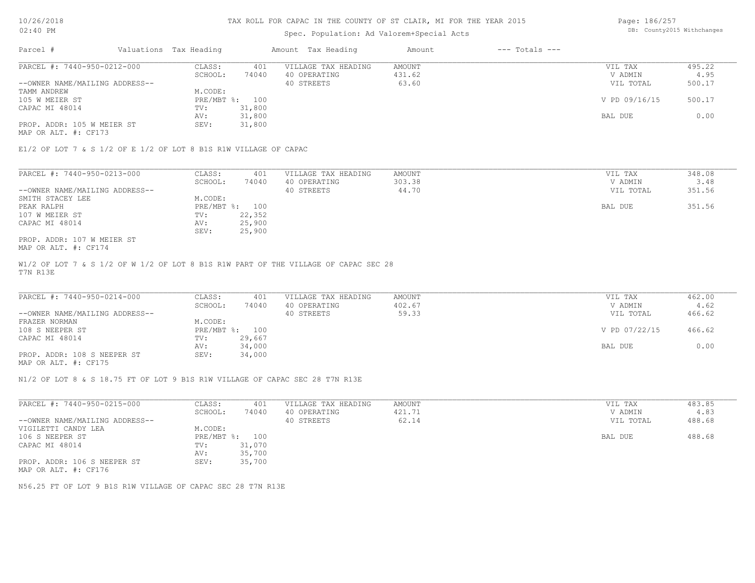# TAX ROLL FOR CAPAC IN THE COUNTY OF ST CLAIR, MI FOR THE YEAR 2015

Spec. Population: Ad Valorem+Special Acts

DB: County2015 Withchanges

| Parcel # | Valuations | Tax Heading | Amount | Tax Heading | Amount | --- Totals --- | |
|---|---|---|---|---|---|---|---|
| PARCEL #: 7440-950-0212-000 | CLASS: | 401 | VILLAGE TAX HEADING | AMOUNT | | VIL TAX | 495.22 |
| | SCHOOL: | 74040 | 40 OPERATING | 431.62 | | V ADMIN | 4.95 |
| --OWNER NAME/MAILING ADDRESS-- | | | 40 STREETS | 63.60 | | VIL TOTAL | 500.17 |
| TAMM ANDREW | M.CODE: | | | | | | |
| 105 W MEIER ST | PRE/MBT %: | 100 | | | | V PD 09/16/15 | 500.17 |
| CAPAC MI 48014 | TV: | 31,800 | | | | | |
| | AV: | 31,800 | | | | BAL DUE | 0.00 |
| PROP. ADDR: 105 W MEIER ST | SEV: | 31,800 | | | | | |
| MAP OR ALT. #: CF173 | | | | | | | |

E1/2 OF LOT 7 & S 1/2 OF E 1/2 OF LOT 8 B1S R1W VILLAGE OF CAPAC

| Parcel # | Valuations | Tax Heading | Amount | Tax Heading | Amount | --- Totals --- | |
|---|---|---|---|---|---|---|---|
| PARCEL #: 7440-950-0213-000 | CLASS: | 401 | VILLAGE TAX HEADING | AMOUNT | | VIL TAX | 348.08 |
| | SCHOOL: | 74040 | 40 OPERATING | 303.38 | | V ADMIN | 3.48 |
| --OWNER NAME/MAILING ADDRESS-- | | | 40 STREETS | 44.70 | | VIL TOTAL | 351.56 |
| SMITH STACEY LEE | M.CODE: | | | | | | |
| PEAK RALPH | PRE/MBT %: | 100 | | | | BAL DUE | 351.56 |
| 107 W MEIER ST | TV: | 22,352 | | | | | |
| CAPAC MI 48014 | AV: | 25,900 | | | | | |
| | SEV: | 25,900 | | | | | |
| PROP. ADDR: 107 W MEIER ST | | | | | | | |
| MAP OR ALT. #: CF174 | | | | | | | |

W1/2 OF LOT 7 & S 1/2 OF W 1/2 OF LOT 8 B1S R1W PART OF THE VILLAGE OF CAPAC SEC 28 T7N R13E

| Parcel # | Valuations | Tax Heading | Amount | Tax Heading | Amount | --- Totals --- | |
|---|---|---|---|---|---|---|---|
| PARCEL #: 7440-950-0214-000 | CLASS: | 401 | VILLAGE TAX HEADING | AMOUNT | | VIL TAX | 462.00 |
| | SCHOOL: | 74040 | 40 OPERATING | 402.67 | | V ADMIN | 4.62 |
| --OWNER NAME/MAILING ADDRESS-- | | | 40 STREETS | 59.33 | | VIL TOTAL | 466.62 |
| FRAZER NORMAN | M.CODE: | | | | | | |
| 108 S NEEPER ST | PRE/MBT %: | 100 | | | | V PD 07/22/15 | 466.62 |
| CAPAC MI 48014 | TV: | 29,667 | | | | | |
| | AV: | 34,000 | | | | BAL DUE | 0.00 |
| PROP. ADDR: 108 S NEEPER ST | SEV: | 34,000 | | | | | |
| MAP OR ALT. #: CF175 | | | | | | | |

N1/2 OF LOT 8 & S 18.75 FT OF LOT 9 B1S R1W VILLAGE OF CAPAC SEC 28 T7N R13E

| Parcel # | Valuations | Tax Heading | Amount | Tax Heading | Amount | --- Totals --- | |
|---|---|---|---|---|---|---|---|
| PARCEL #: 7440-950-0215-000 | CLASS: | 401 | VILLAGE TAX HEADING | AMOUNT | | VIL TAX | 483.85 |
| | SCHOOL: | 74040 | 40 OPERATING | 421.71 | | V ADMIN | 4.83 |
| --OWNER NAME/MAILING ADDRESS-- | | | 40 STREETS | 62.14 | | VIL TOTAL | 488.68 |
| VIGILETTI CANDY LEA | M.CODE: | | | | | | |
| 106 S NEEPER ST | PRE/MBT %: | 100 | | | | BAL DUE | 488.68 |
| CAPAC MI 48014 | TV: | 31,070 | | | | | |
| | AV: | 35,700 | | | | | |
| PROP. ADDR: 106 S NEEPER ST | SEV: | 35,700 | | | | | |
| MAP OR ALT. #: CF176 | | | | | | | |

N56.25 FT OF LOT 9 B1S R1W VILLAGE OF CAPAC SEC 28 T7N R13E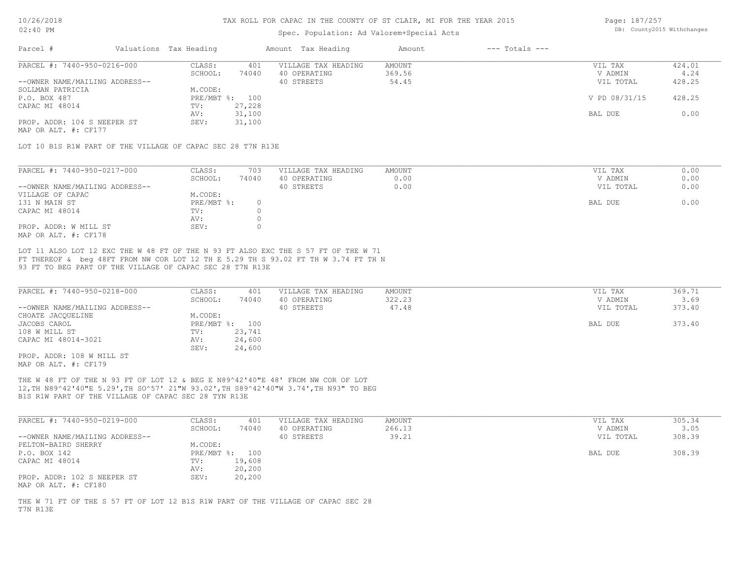# TAX ROLL FOR CAPAC IN THE COUNTY OF ST CLAIR, MI FOR THE YEAR 2015

Spec. Population: Ad Valorem+Special Acts

| Parcel # | Valuations | Tax Heading | Amount | Tax Heading | Amount | --- Totals --- | |
|---|---|---|---|---|---|---|---|

---

**PARCEL #: 7440-950-0216-000**

| | | | | | |
|---|---|---|---|---|---|
| CLASS: | 401 | VILLAGE TAX HEADING | AMOUNT | VIL TAX | 424.01 |
| SCHOOL: | 74040 | 40 OPERATING | 369.56 | V ADMIN | 4.24 |
| | | 40 STREETS | 54.45 | VIL TOTAL | 428.25 |
| M.CODE: | | | | | |
| PRE/MBT %: | 100 | | | V PD 08/31/15 | 428.25 |
| TV: | 27,228 | | | | |
| AV: | 31,100 | | | BAL DUE | 0.00 |
| SEV: | 31,100 | | | | |

--OWNER NAME/MAILING ADDRESS--
SOLLMAN PATRICIA
P.O. BOX 487
CAPAC MI 48014

PROP. ADDR: 104 S NEEPER ST
MAP OR ALT. #: CF177

LOT 10 B1S R1W PART OF THE VILLAGE OF CAPAC SEC 28 T7N R13E

---

**PARCEL #: 7440-950-0217-000**

| | | | | | |
|---|---|---|---|---|---|
| CLASS: | 703 | VILLAGE TAX HEADING | AMOUNT | VIL TAX | 0.00 |
| SCHOOL: | 74040 | 40 OPERATING | 0.00 | V ADMIN | 0.00 |
| | | 40 STREETS | 0.00 | VIL TOTAL | 0.00 |
| M.CODE: | | | | | |
| PRE/MBT %: | 0 | | | BAL DUE | 0.00 |
| TV: | 0 | | | | |
| AV: | 0 | | | | |
| SEV: | 0 | | | | |

--OWNER NAME/MAILING ADDRESS--
VILLAGE OF CAPAC
131 N MAIN ST
CAPAC MI 48014

PROP. ADDR: W MILL ST
MAP OR ALT. #: CF178

LOT 11 ALSO LOT 12 EXC THE W 48 FT OF THE N 93 FT ALSO EXC THE S 57 FT OF THE W 71 FT THEREOF & beg 48FT FROM NW COR LOT 12 TH E 5.29 TH S 93.02 FT TH W 3.74 FT TH N 93 FT TO BEG PART OF THE VILLAGE OF CAPAC SEC 28 T7N R13E

---

**PARCEL #: 7440-950-0218-000**

| | | | | | |
|---|---|---|---|---|---|
| CLASS: | 401 | VILLAGE TAX HEADING | AMOUNT | VIL TAX | 369.71 |
| SCHOOL: | 74040 | 40 OPERATING | 322.23 | V ADMIN | 3.69 |
| | | 40 STREETS | 47.48 | VIL TOTAL | 373.40 |
| M.CODE: | | | | | |
| PRE/MBT %: | 100 | | | BAL DUE | 373.40 |
| TV: | 23,741 | | | | |
| AV: | 24,600 | | | | |
| SEV: | 24,600 | | | | |

--OWNER NAME/MAILING ADDRESS--
CHOATE JACQUELINE
JACOBS CAROL
108 W MILL ST
CAPAC MI 48014-3021

PROP. ADDR: 108 W MILL ST
MAP OR ALT. #: CF179

THE W 48 FT OF THE N 93 FT OF LOT 12 & BEG E N89^42'40"E 48' FROM NW COR OF LOT 12,TH N89^42'40"E 5.29',TH SO^57' 21"W 93.02',TH S89^42'40"W 3.74',TH N93" TO BEG B1S R1W PART OF THE VILLAGE OF CAPAC SEC 28 TYN R13E

---

**PARCEL #: 7440-950-0219-000**

| | | | | | |
|---|---|---|---|---|---|
| CLASS: | 401 | VILLAGE TAX HEADING | AMOUNT | VIL TAX | 305.34 |
| SCHOOL: | 74040 | 40 OPERATING | 266.13 | V ADMIN | 3.05 |
| | | 40 STREETS | 39.21 | VIL TOTAL | 308.39 |
| M.CODE: | | | | | |
| PRE/MBT %: | 100 | | | BAL DUE | 308.39 |
| TV: | 19,608 | | | | |
| AV: | 20,200 | | | | |
| SEV: | 20,200 | | | | |

--OWNER NAME/MAILING ADDRESS--
PELTON-BAIRD SHERRY
P.O. BOX 142
CAPAC MI 48014

PROP. ADDR: 102 S NEEPER ST
MAP OR ALT. #: CF180

THE W 71 FT OF THE S 57 FT OF LOT 12 B1S R1W PART OF THE VILLAGE OF CAPAC SEC 28 T7N R13E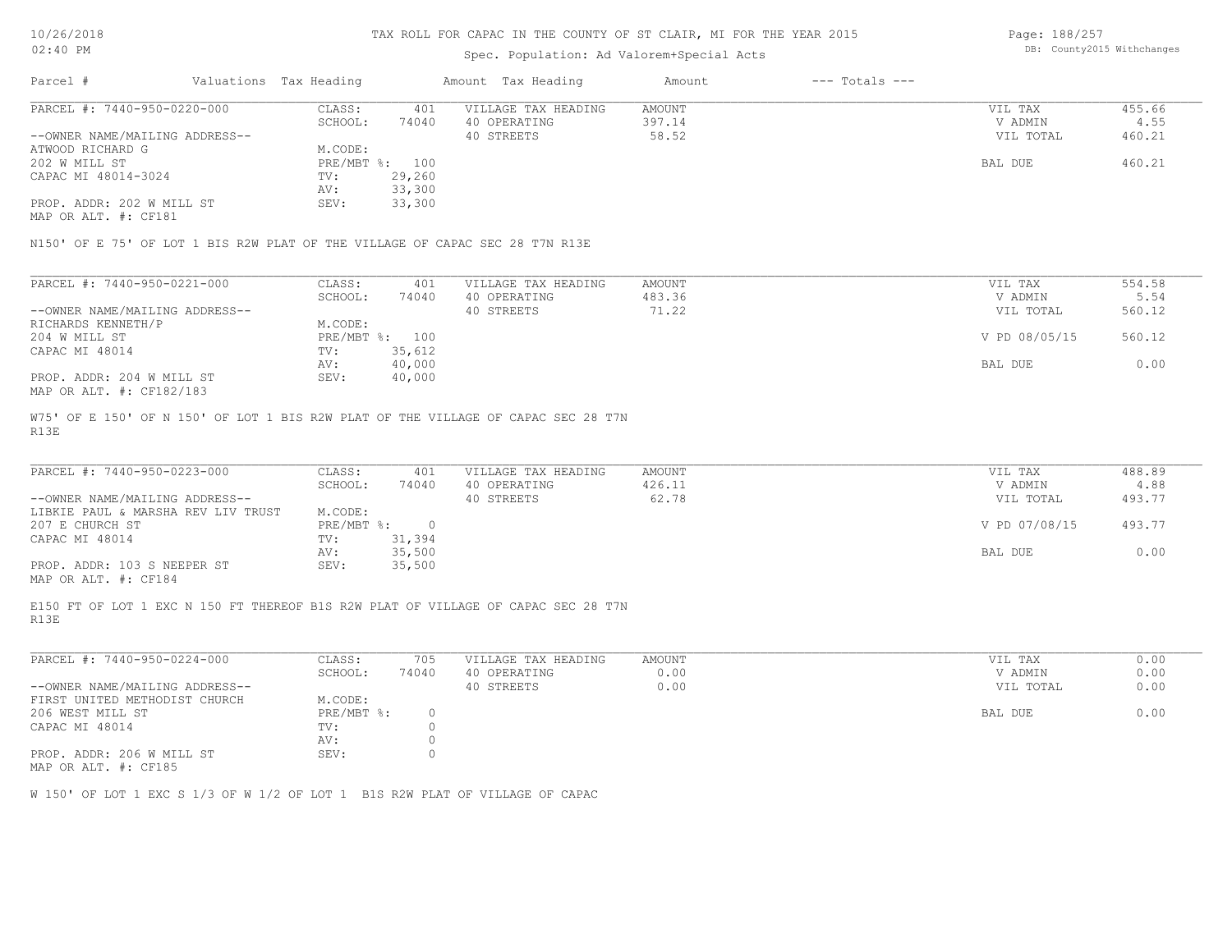# TAX ROLL FOR CAPAC IN THE COUNTY OF ST CLAIR, MI FOR THE YEAR 2015

Spec. Population: Ad Valorem+Special Acts

DB: County2015 Withchanges

| Parcel # | Valuations | Tax Heading | Amount | Tax Heading | Amount | --- Totals --- | |
|---|---|---|---|---|---|---|---|
| PARCEL #: 7440-950-0220-000 | CLASS: | 401 | VILLAGE TAX HEADING | AMOUNT | | VIL TAX | 455.66 |
| | SCHOOL: | 74040 | 40 OPERATING | 397.14 | | V ADMIN | 4.55 |
| --OWNER NAME/MAILING ADDRESS-- | | | 40 STREETS | 58.52 | | VIL TOTAL | 460.21 |
| ATWOOD RICHARD G | M.CODE: | | | | | | |
| 202 W MILL ST | PRE/MBT %: | 100 | | | | BAL DUE | 460.21 |
| CAPAC MI 48014-3024 | TV: | 29,260 | | | | | |
| | AV: | 33,300 | | | | | |
| PROP. ADDR: 202 W MILL ST | SEV: | 33,300 | | | | | |
| MAP OR ALT. #: CF181 | | | | | | | |

N150' OF E 75' OF LOT 1 BIS R2W PLAT OF THE VILLAGE OF CAPAC SEC 28 T7N R13E

| Parcel # | Valuations | Tax Heading | Amount | Tax Heading | Amount | --- Totals --- | |
|---|---|---|---|---|---|---|---|
| PARCEL #: 7440-950-0221-000 | CLASS: | 401 | VILLAGE TAX HEADING | AMOUNT | | VIL TAX | 554.58 |
| | SCHOOL: | 74040 | 40 OPERATING | 483.36 | | V ADMIN | 5.54 |
| --OWNER NAME/MAILING ADDRESS-- | | | 40 STREETS | 71.22 | | VIL TOTAL | 560.12 |
| RICHARDS KENNETH/P | M.CODE: | | | | | | |
| 204 W MILL ST | PRE/MBT %: | 100 | | | | V PD 08/05/15 | 560.12 |
| CAPAC MI 48014 | TV: | 35,612 | | | | | |
| | AV: | 40,000 | | | | BAL DUE | 0.00 |
| PROP. ADDR: 204 W MILL ST | SEV: | 40,000 | | | | | |
| MAP OR ALT. #: CF182/183 | | | | | | | |

W75' OF E 150' OF N 150' OF LOT 1 BIS R2W PLAT OF THE VILLAGE OF CAPAC SEC 28 T7N R13E

| Parcel # | Valuations | Tax Heading | Amount | Tax Heading | Amount | --- Totals --- | |
|---|---|---|---|---|---|---|---|
| PARCEL #: 7440-950-0223-000 | CLASS: | 401 | VILLAGE TAX HEADING | AMOUNT | | VIL TAX | 488.89 |
| | SCHOOL: | 74040 | 40 OPERATING | 426.11 | | V ADMIN | 4.88 |
| --OWNER NAME/MAILING ADDRESS-- | | | 40 STREETS | 62.78 | | VIL TOTAL | 493.77 |
| LIBKIE PAUL & MARSHA REV LIV TRUST | M.CODE: | | | | | | |
| 207 E CHURCH ST | PRE/MBT %: | 0 | | | | V PD 07/08/15 | 493.77 |
| CAPAC MI 48014 | TV: | 31,394 | | | | | |
| | AV: | 35,500 | | | | BAL DUE | 0.00 |
| PROP. ADDR: 103 S NEEPER ST | SEV: | 35,500 | | | | | |
| MAP OR ALT. #: CF184 | | | | | | | |

E150 FT OF LOT 1 EXC N 150 FT THEREOF B1S R2W PLAT OF VILLAGE OF CAPAC SEC 28 T7N R13E

| Parcel # | Valuations | Tax Heading | Amount | Tax Heading | Amount | --- Totals --- | |
|---|---|---|---|---|---|---|---|
| PARCEL #: 7440-950-0224-000 | CLASS: | 705 | VILLAGE TAX HEADING | AMOUNT | | VIL TAX | 0.00 |
| | SCHOOL: | 74040 | 40 OPERATING | 0.00 | | V ADMIN | 0.00 |
| --OWNER NAME/MAILING ADDRESS-- | | | 40 STREETS | 0.00 | | VIL TOTAL | 0.00 |
| FIRST UNITED METHODIST CHURCH | M.CODE: | | | | | | |
| 206 WEST MILL ST | PRE/MBT %: | 0 | | | | BAL DUE | 0.00 |
| CAPAC MI 48014 | TV: | 0 | | | | | |
| | AV: | 0 | | | | | |
| PROP. ADDR: 206 W MILL ST | SEV: | 0 | | | | | |
| MAP OR ALT. #: CF185 | | | | | | | |

W 150' OF LOT 1 EXC S 1/3 OF W 1/2 OF LOT 1 B1S R2W PLAT OF VILLAGE OF CAPAC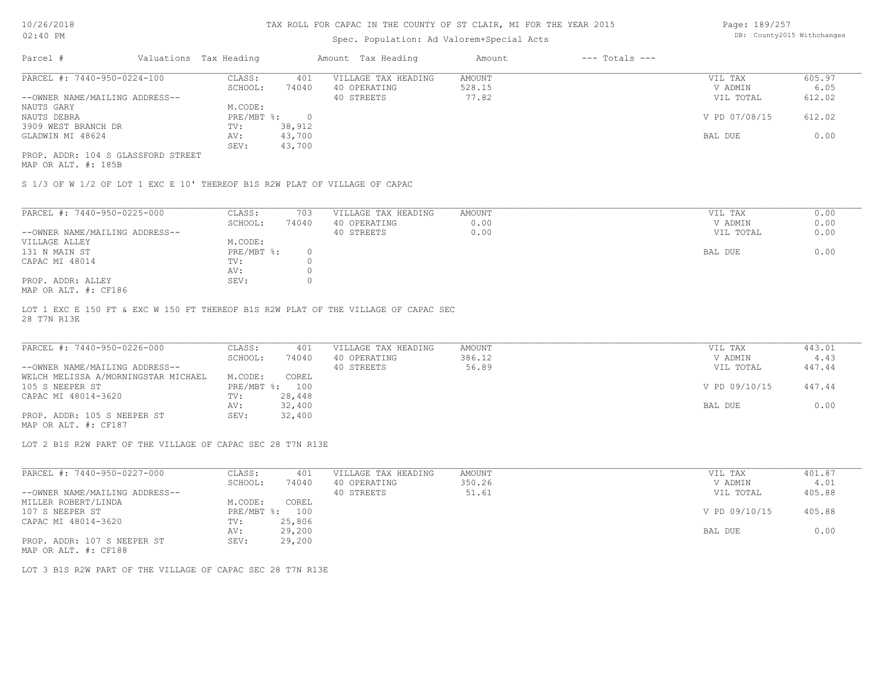# TAX ROLL FOR CAPAC IN THE COUNTY OF ST CLAIR, MI FOR THE YEAR 2015

Spec. Population: Ad Valorem+Special Acts

DB: County2015 Withchanges

| Parcel # | Valuations | Tax Heading | Amount | Tax Heading | Amount | --- Totals --- | |
|---|---|---|---|---|---|---|---|

---

**PARCEL #: 7440-950-0224-100**

| | | | | | |
|---|---|---|---|---|---|
| CLASS: | 401 | VILLAGE TAX HEADING | AMOUNT | VIL TAX | 605.97 |
| SCHOOL: | 74040 | 40 OPERATING | 528.15 | V ADMIN | 6.05 |
| | | 40 STREETS | 77.82 | VIL TOTAL | 612.02 |
| M.CODE: | | | | | |
| PRE/MBT %: | 0 | | | V PD 07/08/15 | 612.02 |
| TV: | 38,912 | | | | |
| AV: | 43,700 | | | BAL DUE | 0.00 |
| SEV: | 43,700 | | | | |

--OWNER NAME/MAILING ADDRESS--
NAUTS GARY
NAUTS DEBRA
3909 WEST BRANCH DR
GLADWIN MI 48624

PROP. ADDR: 104 S GLASSFORD STREET
MAP OR ALT. #: 185B

S 1/3 OF W 1/2 OF LOT 1 EXC E 10' THEREOF B1S R2W PLAT OF VILLAGE OF CAPAC

---

**PARCEL #: 7440-950-0225-000**

| | | | | | |
|---|---|---|---|---|---|
| CLASS: | 703 | VILLAGE TAX HEADING | AMOUNT | VIL TAX | 0.00 |
| SCHOOL: | 74040 | 40 OPERATING | 0.00 | V ADMIN | 0.00 |
| | | 40 STREETS | 0.00 | VIL TOTAL | 0.00 |
| M.CODE: | | | | | |
| PRE/MBT %: | 0 | | | BAL DUE | 0.00 |
| TV: | 0 | | | | |
| AV: | 0 | | | | |
| SEV: | 0 | | | | |

--OWNER NAME/MAILING ADDRESS--
VILLAGE ALLEY
131 N MAIN ST
CAPAC MI 48014

PROP. ADDR: ALLEY
MAP OR ALT. #: CF186

LOT 1 EXC E 150 FT & EXC W 150 FT THEREOF B1S R2W PLAT OF THE VILLAGE OF CAPAC SEC 28 T7N R13E

---

**PARCEL #: 7440-950-0226-000**

| | | | | | |
|---|---|---|---|---|---|
| CLASS: | 401 | VILLAGE TAX HEADING | AMOUNT | VIL TAX | 443.01 |
| SCHOOL: | 74040 | 40 OPERATING | 386.12 | V ADMIN | 4.43 |
| | | 40 STREETS | 56.89 | VIL TOTAL | 447.44 |
| M.CODE: | COREL | | | | |
| PRE/MBT %: | 100 | | | V PD 09/10/15 | 447.44 |
| TV: | 28,448 | | | | |
| AV: | 32,400 | | | BAL DUE | 0.00 |
| SEV: | 32,400 | | | | |

--OWNER NAME/MAILING ADDRESS--
WELCH MELISSA A/MORNINGSTAR MICHAEL
105 S NEEPER ST
CAPAC MI 48014-3620

PROP. ADDR: 105 S NEEPER ST
MAP OR ALT. #: CF187

LOT 2 B1S R2W PART OF THE VILLAGE OF CAPAC SEC 28 T7N R13E

---

**PARCEL #: 7440-950-0227-000**

| | | | | | |
|---|---|---|---|---|---|
| CLASS: | 401 | VILLAGE TAX HEADING | AMOUNT | VIL TAX | 401.87 |
| SCHOOL: | 74040 | 40 OPERATING | 350.26 | V ADMIN | 4.01 |
| | | 40 STREETS | 51.61 | VIL TOTAL | 405.88 |
| M.CODE: | COREL | | | | |
| PRE/MBT %: | 100 | | | V PD 09/10/15 | 405.88 |
| TV: | 25,806 | | | | |
| AV: | 29,200 | | | BAL DUE | 0.00 |
| SEV: | 29,200 | | | | |

--OWNER NAME/MAILING ADDRESS--
MILLER ROBERT/LINDA
107 S NEEPER ST
CAPAC MI 48014-3620

PROP. ADDR: 107 S NEEPER ST
MAP OR ALT. #: CF188

LOT 3 B1S R2W PART OF THE VILLAGE OF CAPAC SEC 28 T7N R13E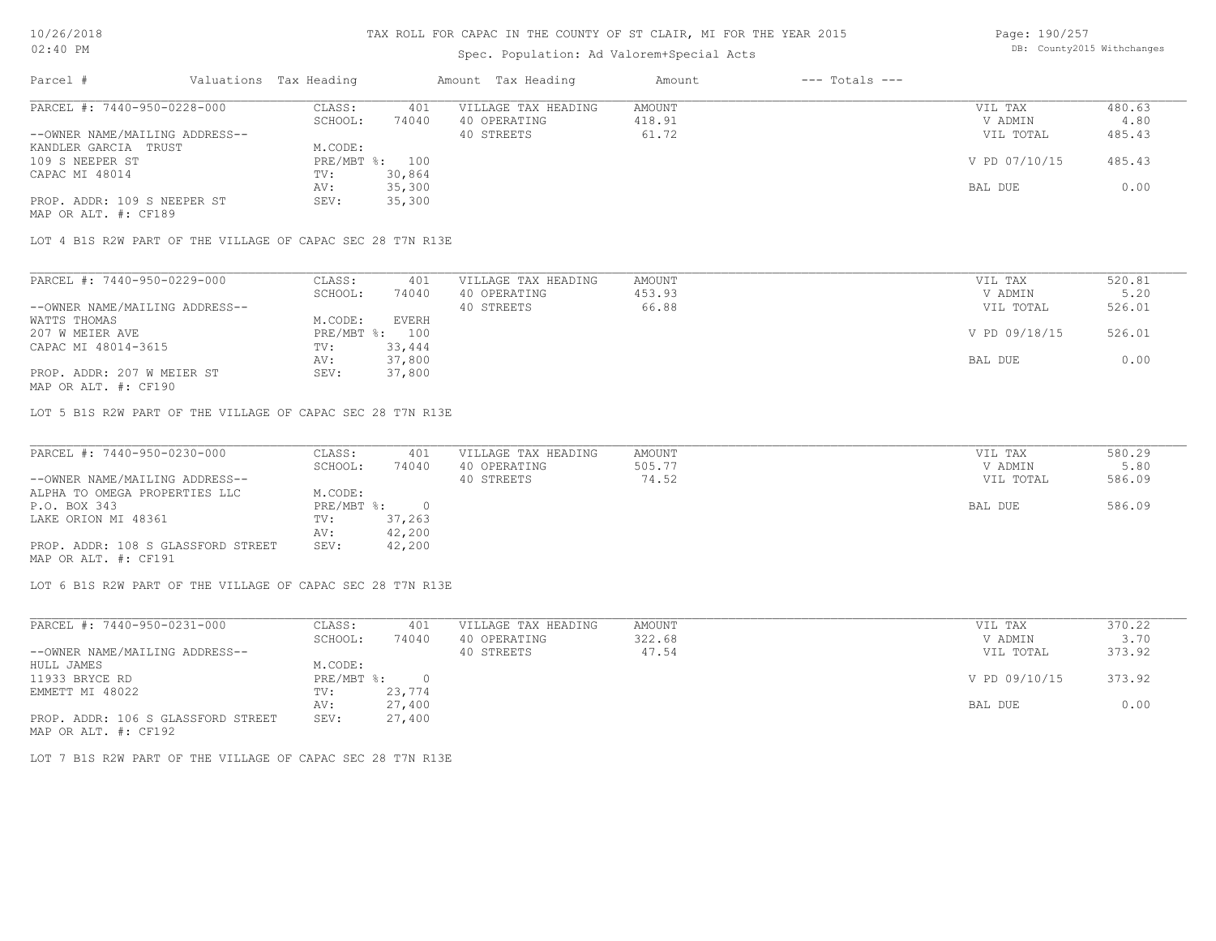# TAX ROLL FOR CAPAC IN THE COUNTY OF ST CLAIR, MI FOR THE YEAR 2015

Spec. Population: Ad Valorem+Special Acts

| Parcel # | Valuations | Tax Heading | Amount | Tax Heading | Amount | --- Totals --- | |
|---|---|---|---|---|---|---|---|
| PARCEL #: 7440-950-0228-000 | CLASS: | 401 | VILLAGE TAX HEADING | AMOUNT | | VIL TAX | 480.63 |
| | SCHOOL: | 74040 | 40 OPERATING | 418.91 | | V ADMIN | 4.80 |
| --OWNER NAME/MAILING ADDRESS-- | | | 40 STREETS | 61.72 | | VIL TOTAL | 485.43 |
| KANDLER GARCIA TRUST | M.CODE: | | | | | | |
| 109 S NEEPER ST | PRE/MBT %: | 100 | | | | V PD 07/10/15 | 485.43 |
| CAPAC MI 48014 | TV: | 30,864 | | | | | |
| | AV: | 35,300 | | | | BAL DUE | 0.00 |
| PROP. ADDR: 109 S NEEPER ST | SEV: | 35,300 | | | | | |
| MAP OR ALT. #: CF189 | | | | | | | |

LOT 4 B1S R2W PART OF THE VILLAGE OF CAPAC SEC 28 T7N R13E

| Parcel # | Valuations | Tax Heading | Amount | Tax Heading | Amount | --- Totals --- | |
|---|---|---|---|---|---|---|---|
| PARCEL #: 7440-950-0229-000 | CLASS: | 401 | VILLAGE TAX HEADING | AMOUNT | | VIL TAX | 520.81 |
| | SCHOOL: | 74040 | 40 OPERATING | 453.93 | | V ADMIN | 5.20 |
| --OWNER NAME/MAILING ADDRESS-- | | | 40 STREETS | 66.88 | | VIL TOTAL | 526.01 |
| WATTS THOMAS | M.CODE: | EVERH | | | | | |
| 207 W MEIER AVE | PRE/MBT %: | 100 | | | | V PD 09/18/15 | 526.01 |
| CAPAC MI 48014-3615 | TV: | 33,444 | | | | | |
| | AV: | 37,800 | | | | BAL DUE | 0.00 |
| PROP. ADDR: 207 W MEIER ST | SEV: | 37,800 | | | | | |
| MAP OR ALT. #: CF190 | | | | | | | |

LOT 5 B1S R2W PART OF THE VILLAGE OF CAPAC SEC 28 T7N R13E

| Parcel # | Valuations | Tax Heading | Amount | Tax Heading | Amount | --- Totals --- | |
|---|---|---|---|---|---|---|---|
| PARCEL #: 7440-950-0230-000 | CLASS: | 401 | VILLAGE TAX HEADING | AMOUNT | | VIL TAX | 580.29 |
| | SCHOOL: | 74040 | 40 OPERATING | 505.77 | | V ADMIN | 5.80 |
| --OWNER NAME/MAILING ADDRESS-- | | | 40 STREETS | 74.52 | | VIL TOTAL | 586.09 |
| ALPHA TO OMEGA PROPERTIES LLC | M.CODE: | | | | | | |
| P.O. BOX 343 | PRE/MBT %: | 0 | | | | BAL DUE | 586.09 |
| LAKE ORION MI 48361 | TV: | 37,263 | | | | | |
| | AV: | 42,200 | | | | | |
| PROP. ADDR: 108 S GLASSFORD STREET | SEV: | 42,200 | | | | | |
| MAP OR ALT. #: CF191 | | | | | | | |

LOT 6 B1S R2W PART OF THE VILLAGE OF CAPAC SEC 28 T7N R13E

| Parcel # | Valuations | Tax Heading | Amount | Tax Heading | Amount | --- Totals --- | |
|---|---|---|---|---|---|---|---|
| PARCEL #: 7440-950-0231-000 | CLASS: | 401 | VILLAGE TAX HEADING | AMOUNT | | VIL TAX | 370.22 |
| | SCHOOL: | 74040 | 40 OPERATING | 322.68 | | V ADMIN | 3.70 |
| --OWNER NAME/MAILING ADDRESS-- | | | 40 STREETS | 47.54 | | VIL TOTAL | 373.92 |
| HULL JAMES | M.CODE: | | | | | | |
| 11933 BRYCE RD | PRE/MBT %: | 0 | | | | V PD 09/10/15 | 373.92 |
| EMMETT MI 48022 | TV: | 23,774 | | | | | |
| | AV: | 27,400 | | | | BAL DUE | 0.00 |
| PROP. ADDR: 106 S GLASSFORD STREET | SEV: | 27,400 | | | | | |
| MAP OR ALT. #: CF192 | | | | | | | |

LOT 7 B1S R2W PART OF THE VILLAGE OF CAPAC SEC 28 T7N R13E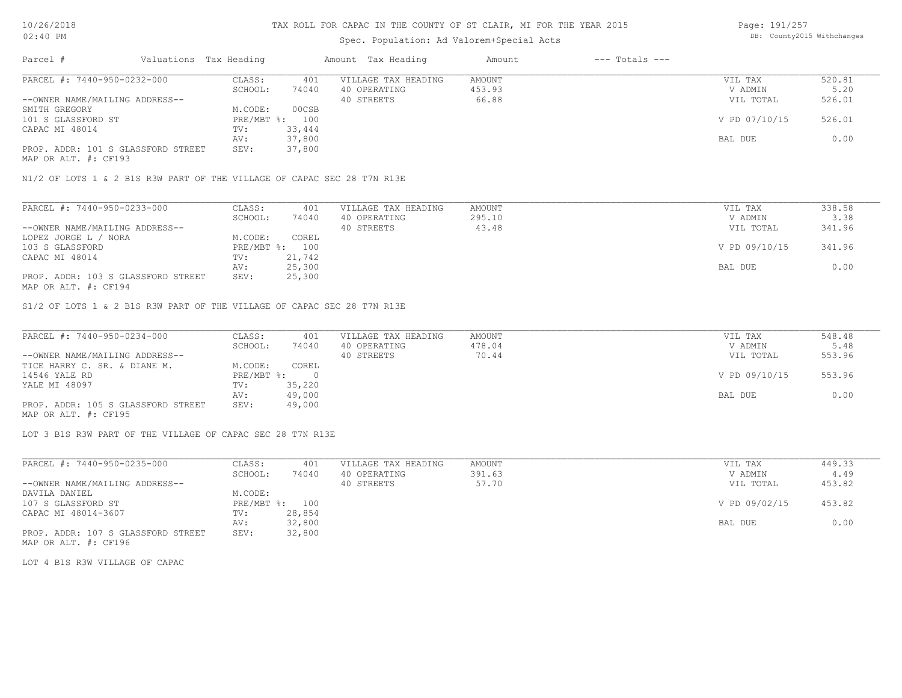# TAX ROLL FOR CAPAC IN THE COUNTY OF ST CLAIR, MI FOR THE YEAR 2015

Spec. Population: Ad Valorem+Special Acts

| Parcel # | Valuations | Tax Heading | Amount | Tax Heading | Amount | --- Totals --- | |
|---|---|---|---|---|---|---|---|
| PARCEL #: 7440-950-0232-000 | CLASS: | 401 | VILLAGE TAX HEADING | AMOUNT | | VIL TAX | 520.81 |
| | SCHOOL: | 74040 | 40 OPERATING | 453.93 | | V ADMIN | 5.20 |
| --OWNER NAME/MAILING ADDRESS-- | | | 40 STREETS | 66.88 | | VIL TOTAL | 526.01 |
| SMITH GREGORY | M.CODE: | 00CSB | | | | | |
| 101 S GLASSFORD ST | PRE/MBT %: | 100 | | | | V PD 07/10/15 | 526.01 |
| CAPAC MI 48014 | TV: | 33,444 | | | | | |
| | AV: | 37,800 | | | | BAL DUE | 0.00 |
| PROP. ADDR: 101 S GLASSFORD STREET | SEV: | 37,800 | | | | | |
| MAP OR ALT. #: CF193 | | | | | | | |

N1/2 OF LOTS 1 & 2 B1S R3W PART OF THE VILLAGE OF CAPAC SEC 28 T7N R13E

| Parcel # | Valuations | Tax Heading | Amount | Tax Heading | Amount | --- Totals --- | |
|---|---|---|---|---|---|---|---|
| PARCEL #: 7440-950-0233-000 | CLASS: | 401 | VILLAGE TAX HEADING | AMOUNT | | VIL TAX | 338.58 |
| | SCHOOL: | 74040 | 40 OPERATING | 295.10 | | V ADMIN | 3.38 |
| --OWNER NAME/MAILING ADDRESS-- | | | 40 STREETS | 43.48 | | VIL TOTAL | 341.96 |
| LOPEZ JORGE L / NORA | M.CODE: | COREL | | | | | |
| 103 S GLASSFORD | PRE/MBT %: | 100 | | | | V PD 09/10/15 | 341.96 |
| CAPAC MI 48014 | TV: | 21,742 | | | | | |
| | AV: | 25,300 | | | | BAL DUE | 0.00 |
| PROP. ADDR: 103 S GLASSFORD STREET | SEV: | 25,300 | | | | | |
| MAP OR ALT. #: CF194 | | | | | | | |

S1/2 OF LOTS 1 & 2 B1S R3W PART OF THE VILLAGE OF CAPAC SEC 28 T7N R13E

| Parcel # | Valuations | Tax Heading | Amount | Tax Heading | Amount | --- Totals --- | |
|---|---|---|---|---|---|---|---|
| PARCEL #: 7440-950-0234-000 | CLASS: | 401 | VILLAGE TAX HEADING | AMOUNT | | VIL TAX | 548.48 |
| | SCHOOL: | 74040 | 40 OPERATING | 478.04 | | V ADMIN | 5.48 |
| --OWNER NAME/MAILING ADDRESS-- | | | 40 STREETS | 70.44 | | VIL TOTAL | 553.96 |
| TICE HARRY C. SR. & DIANE M. | M.CODE: | COREL | | | | | |
| 14546 YALE RD | PRE/MBT %: | 0 | | | | V PD 09/10/15 | 553.96 |
| YALE MI 48097 | TV: | 35,220 | | | | | |
| | AV: | 49,000 | | | | BAL DUE | 0.00 |
| PROP. ADDR: 105 S GLASSFORD STREET | SEV: | 49,000 | | | | | |
| MAP OR ALT. #: CF195 | | | | | | | |

LOT 3 B1S R3W PART OF THE VILLAGE OF CAPAC SEC 28 T7N R13E

| Parcel # | Valuations | Tax Heading | Amount | Tax Heading | Amount | --- Totals --- | |
|---|---|---|---|---|---|---|---|
| PARCEL #: 7440-950-0235-000 | CLASS: | 401 | VILLAGE TAX HEADING | AMOUNT | | VIL TAX | 449.33 |
| | SCHOOL: | 74040 | 40 OPERATING | 391.63 | | V ADMIN | 4.49 |
| --OWNER NAME/MAILING ADDRESS-- | | | 40 STREETS | 57.70 | | VIL TOTAL | 453.82 |
| DAVILA DANIEL | M.CODE: | | | | | | |
| 107 S GLASSFORD ST | PRE/MBT %: | 100 | | | | V PD 09/02/15 | 453.82 |
| CAPAC MI 48014-3607 | TV: | 28,854 | | | | | |
| | AV: | 32,800 | | | | BAL DUE | 0.00 |
| PROP. ADDR: 107 S GLASSFORD STREET | SEV: | 32,800 | | | | | |
| MAP OR ALT. #: CF196 | | | | | | | |

LOT 4 B1S R3W VILLAGE OF CAPAC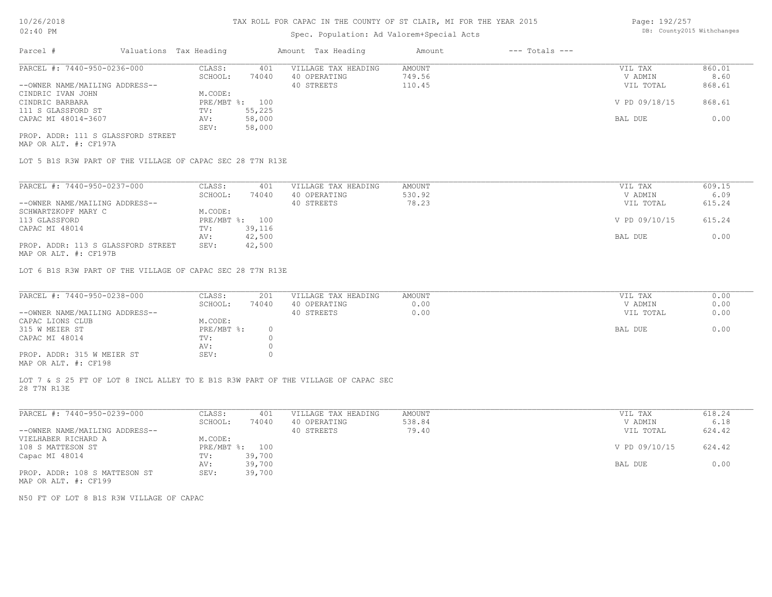# TAX ROLL FOR CAPAC IN THE COUNTY OF ST CLAIR, MI FOR THE YEAR 2015

Spec. Population: Ad Valorem+Special Acts

DB: County2015 Withchanges

| Parcel # | Valuations Tax Heading | | Amount Tax Heading | Amount | --- Totals --- | |
|---|---|---|---|---|---|---|

## PARCEL #: 7440-950-0236-000

| | | | | | |
|---|---|---|---|---|---|
| CLASS: | 401 | VILLAGE TAX HEADING | AMOUNT | VIL TAX | 860.01 |
| SCHOOL: | 74040 | 40 OPERATING | 749.56 | V ADMIN | 8.60 |
| | | 40 STREETS | 110.45 | VIL TOTAL | 868.61 |
| M.CODE: | | | | | |
| PRE/MBT %: | 100 | | | V PD 09/18/15 | 868.61 |
| TV: | 55,225 | | | | |
| AV: | 58,000 | | | BAL DUE | 0.00 |
| SEV: | 58,000 | | | | |

--OWNER NAME/MAILING ADDRESS--
CINDRIC IVAN JOHN
CINDRIC BARBARA
111 S GLASSFORD ST
CAPAC MI 48014-3607

PROP. ADDR: 111 S GLASSFORD STREET
MAP OR ALT. #: CF197A

LOT 5 B1S R3W PART OF THE VILLAGE OF CAPAC SEC 28 T7N R13E

## PARCEL #: 7440-950-0237-000

| | | | | | |
|---|---|---|---|---|---|
| CLASS: | 401 | VILLAGE TAX HEADING | AMOUNT | VIL TAX | 609.15 |
| SCHOOL: | 74040 | 40 OPERATING | 530.92 | V ADMIN | 6.09 |
| | | 40 STREETS | 78.23 | VIL TOTAL | 615.24 |
| M.CODE: | | | | | |
| PRE/MBT %: | 100 | | | V PD 09/10/15 | 615.24 |
| TV: | 39,116 | | | | |
| AV: | 42,500 | | | BAL DUE | 0.00 |
| SEV: | 42,500 | | | | |

--OWNER NAME/MAILING ADDRESS--
SCHWARTZKOPF MARY C
113 GLASSFORD
CAPAC MI 48014

PROP. ADDR: 113 S GLASSFORD STREET
MAP OR ALT. #: CF197B

LOT 6 B1S R3W PART OF THE VILLAGE OF CAPAC SEC 28 T7N R13E

## PARCEL #: 7440-950-0238-000

| | | | | | |
|---|---|---|---|---|---|
| CLASS: | 201 | VILLAGE TAX HEADING | AMOUNT | VIL TAX | 0.00 |
| SCHOOL: | 74040 | 40 OPERATING | 0.00 | V ADMIN | 0.00 |
| | | 40 STREETS | 0.00 | VIL TOTAL | 0.00 |
| M.CODE: | | | | | |
| PRE/MBT %: | 0 | | | BAL DUE | 0.00 |
| TV: | 0 | | | | |
| AV: | 0 | | | | |
| SEV: | 0 | | | | |

--OWNER NAME/MAILING ADDRESS--
CAPAC LIONS CLUB
315 W MEIER ST
CAPAC MI 48014

PROP. ADDR: 315 W MEIER ST
MAP OR ALT. #: CF198

LOT 7 & S 25 FT OF LOT 8 INCL ALLEY TO E B1S R3W PART OF THE VILLAGE OF CAPAC SEC 28 T7N R13E

## PARCEL #: 7440-950-0239-000

| | | | | | |
|---|---|---|---|---|---|
| CLASS: | 401 | VILLAGE TAX HEADING | AMOUNT | VIL TAX | 618.24 |
| SCHOOL: | 74040 | 40 OPERATING | 538.84 | V ADMIN | 6.18 |
| | | 40 STREETS | 79.40 | VIL TOTAL | 624.42 |
| M.CODE: | | | | | |
| PRE/MBT %: | 100 | | | V PD 09/10/15 | 624.42 |
| TV: | 39,700 | | | | |
| AV: | 39,700 | | | BAL DUE | 0.00 |
| SEV: | 39,700 | | | | |

--OWNER NAME/MAILING ADDRESS--
VIELHABER RICHARD A
108 S MATTESON ST
Capac MI 48014

PROP. ADDR: 108 S MATTESON ST
MAP OR ALT. #: CF199

N50 FT OF LOT 8 B1S R3W VILLAGE OF CAPAC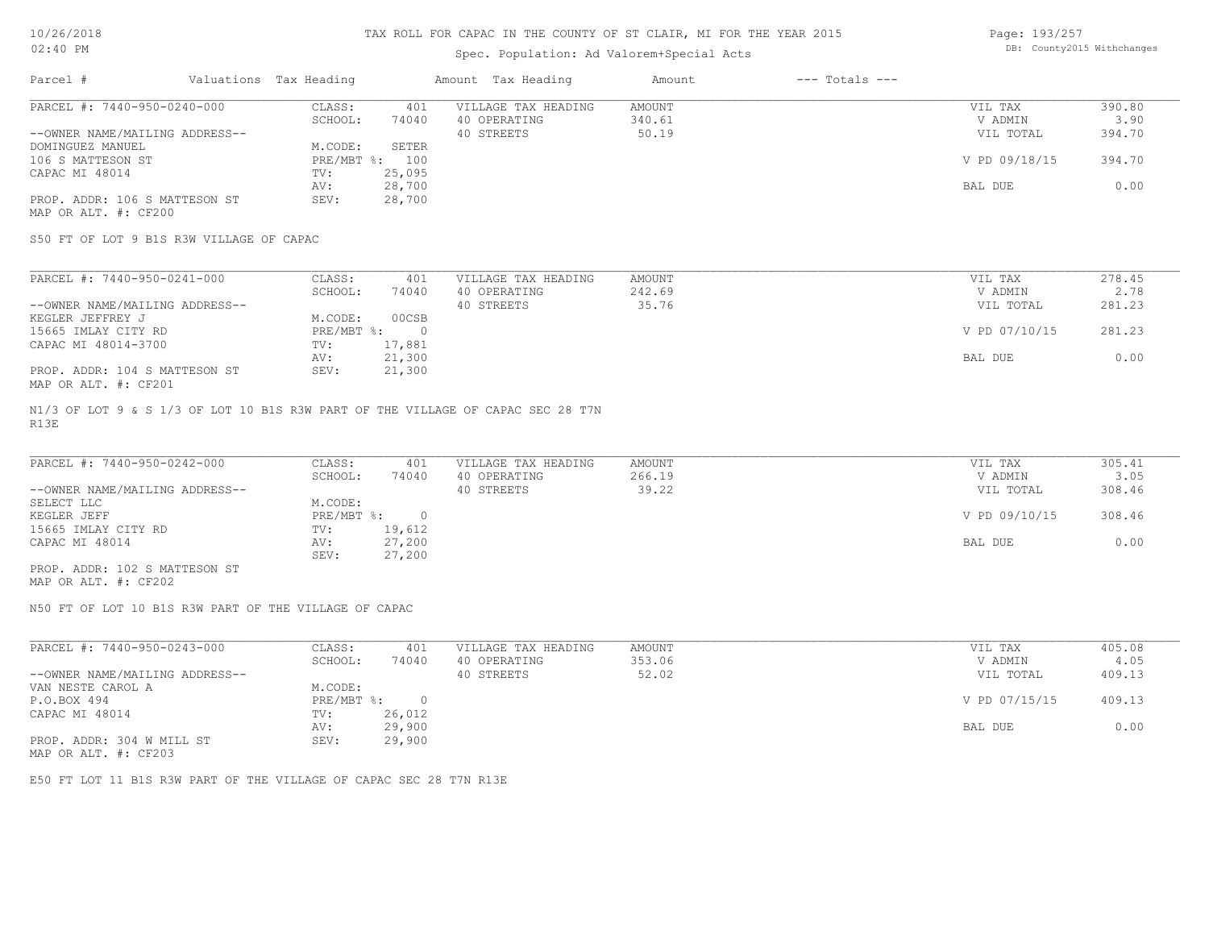# TAX ROLL FOR CAPAC IN THE COUNTY OF ST CLAIR, MI FOR THE YEAR 2015

Spec. Population: Ad Valorem+Special Acts

DB: County2015 Withchanges

| Parcel # | Valuations | Tax Heading | Amount | Tax Heading | Amount | --- Totals --- | |
|---|---|---|---|---|---|---|---|
| PARCEL #: 7440-950-0240-000 | CLASS: | 401 | VILLAGE TAX HEADING | AMOUNT | | VIL TAX | 390.80 |
| | SCHOOL: | 74040 | 40 OPERATING | 340.61 | | V ADMIN | 3.90 |
| --OWNER NAME/MAILING ADDRESS-- | | | 40 STREETS | 50.19 | | VIL TOTAL | 394.70 |
| DOMINGUEZ MANUEL | M.CODE: | SETER | | | | | |
| 106 S MATTESON ST | PRE/MBT %: | 100 | | | | V PD 09/18/15 | 394.70 |
| CAPAC MI 48014 | TV: | 25,095 | | | | | |
| | AV: | 28,700 | | | | BAL DUE | 0.00 |
| PROP. ADDR: 106 S MATTESON ST | SEV: | 28,700 | | | | | |
| MAP OR ALT. #: CF200 | | | | | | | |

S50 FT OF LOT 9 B1S R3W VILLAGE OF CAPAC

| Parcel # | Valuations | Tax Heading | Amount | Tax Heading | Amount | --- Totals --- | |
|---|---|---|---|---|---|---|---|
| PARCEL #: 7440-950-0241-000 | CLASS: | 401 | VILLAGE TAX HEADING | AMOUNT | | VIL TAX | 278.45 |
| | SCHOOL: | 74040 | 40 OPERATING | 242.69 | | V ADMIN | 2.78 |
| --OWNER NAME/MAILING ADDRESS-- | | | 40 STREETS | 35.76 | | VIL TOTAL | 281.23 |
| KEGLER JEFFREY J | M.CODE: | 00CSB | | | | | |
| 15665 IMLAY CITY RD | PRE/MBT %: | 0 | | | | V PD 07/10/15 | 281.23 |
| CAPAC MI 48014-3700 | TV: | 17,881 | | | | | |
| | AV: | 21,300 | | | | BAL DUE | 0.00 |
| PROP. ADDR: 104 S MATTESON ST | SEV: | 21,300 | | | | | |
| MAP OR ALT. #: CF201 | | | | | | | |

N1/3 OF LOT 9 & S 1/3 OF LOT 10 B1S R3W PART OF THE VILLAGE OF CAPAC SEC 28 T7N R13E

| Parcel # | Valuations | Tax Heading | Amount | Tax Heading | Amount | --- Totals --- | |
|---|---|---|---|---|---|---|---|
| PARCEL #: 7440-950-0242-000 | CLASS: | 401 | VILLAGE TAX HEADING | AMOUNT | | VIL TAX | 305.41 |
| | SCHOOL: | 74040 | 40 OPERATING | 266.19 | | V ADMIN | 3.05 |
| --OWNER NAME/MAILING ADDRESS-- | | | 40 STREETS | 39.22 | | VIL TOTAL | 308.46 |
| SELECT LLC | M.CODE: | | | | | | |
| KEGLER JEFF | PRE/MBT %: | 0 | | | | V PD 09/10/15 | 308.46 |
| 15665 IMLAY CITY RD | TV: | 19,612 | | | | | |
| CAPAC MI 48014 | AV: | 27,200 | | | | BAL DUE | 0.00 |
| | SEV: | 27,200 | | | | | |
| PROP. ADDR: 102 S MATTESON ST | | | | | | | |
| MAP OR ALT. #: CF202 | | | | | | | |

N50 FT OF LOT 10 B1S R3W PART OF THE VILLAGE OF CAPAC

| Parcel # | Valuations | Tax Heading | Amount | Tax Heading | Amount | --- Totals --- | |
|---|---|---|---|---|---|---|---|
| PARCEL #: 7440-950-0243-000 | CLASS: | 401 | VILLAGE TAX HEADING | AMOUNT | | VIL TAX | 405.08 |
| | SCHOOL: | 74040 | 40 OPERATING | 353.06 | | V ADMIN | 4.05 |
| --OWNER NAME/MAILING ADDRESS-- | | | 40 STREETS | 52.02 | | VIL TOTAL | 409.13 |
| VAN NESTE CAROL A | M.CODE: | | | | | | |
| P.O.BOX 494 | PRE/MBT %: | 0 | | | | V PD 07/15/15 | 409.13 |
| CAPAC MI 48014 | TV: | 26,012 | | | | | |
| | AV: | 29,900 | | | | BAL DUE | 0.00 |
| PROP. ADDR: 304 W MILL ST | SEV: | 29,900 | | | | | |
| MAP OR ALT. #: CF203 | | | | | | | |

E50 FT LOT 11 B1S R3W PART OF THE VILLAGE OF CAPAC SEC 28 T7N R13E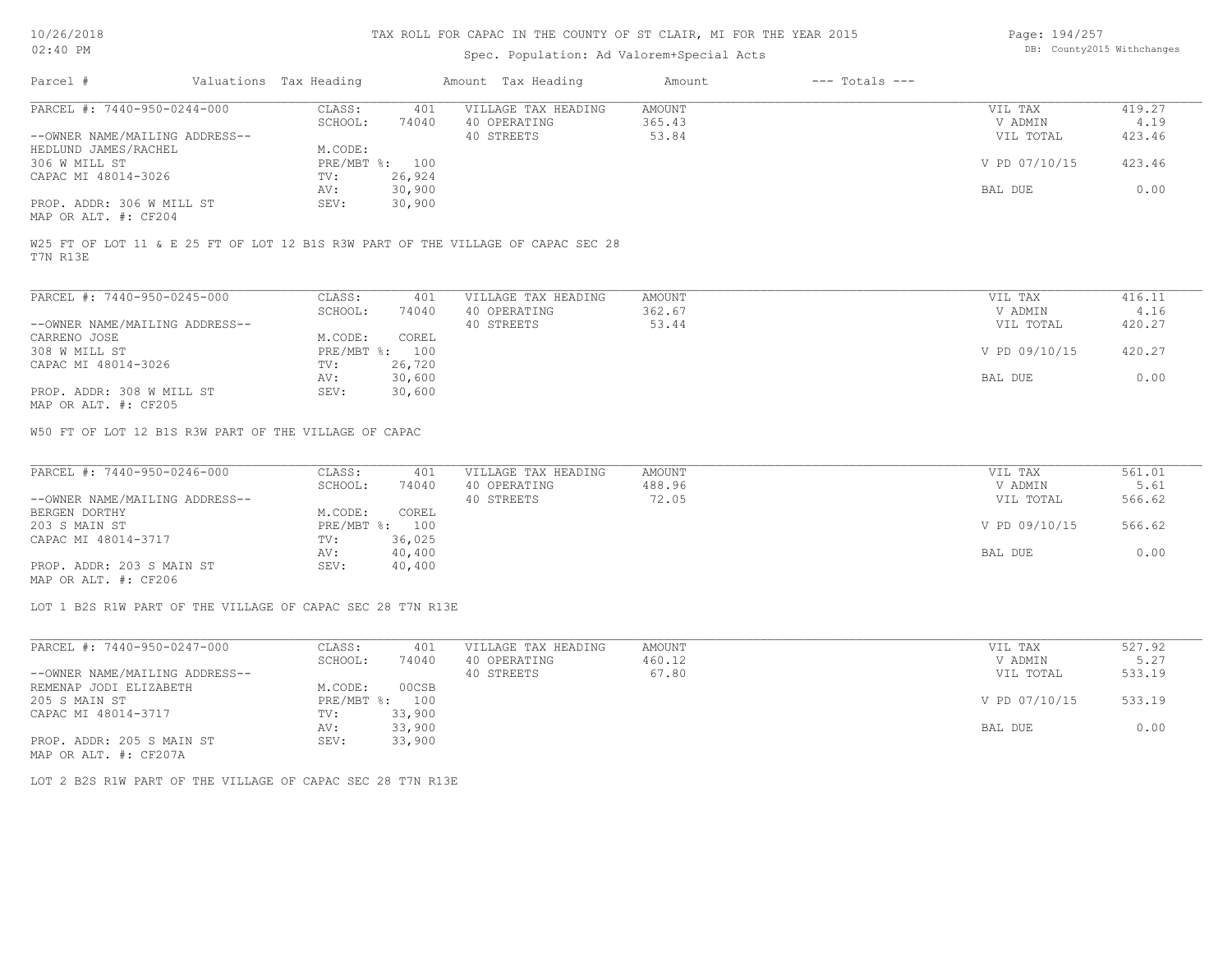# TAX ROLL FOR CAPAC IN THE COUNTY OF ST CLAIR, MI FOR THE YEAR 2015

Spec. Population: Ad Valorem+Special Acts

10/26/2018
02:40 PM

DB: County2015 Withchanges

| Parcel # | Valuations | Tax Heading | Amount | Tax Heading | Amount | --- Totals --- | |
|---|---|---|---|---|---|---|---|
| PARCEL #: 7440-950-0244-000 | CLASS: | 401 | VILLAGE TAX HEADING | AMOUNT | | VIL TAX | 419.27 |
| | SCHOOL: | 74040 | 40 OPERATING | 365.43 | | V ADMIN | 4.19 |
| --OWNER NAME/MAILING ADDRESS-- | | | 40 STREETS | 53.84 | | VIL TOTAL | 423.46 |
| HEDLUND JAMES/RACHEL | M.CODE: | | | | | | |
| 306 W MILL ST | PRE/MBT %: | 100 | | | | V PD 07/10/15 | 423.46 |
| CAPAC MI 48014-3026 | TV: | 26,924 | | | | | |
| | AV: | 30,900 | | | | BAL DUE | 0.00 |
| PROP. ADDR: 306 W MILL ST | SEV: | 30,900 | | | | | |
| MAP OR ALT. #: CF204 | | | | | | | |

W25 FT OF LOT 11 & E 25 FT OF LOT 12 B1S R3W PART OF THE VILLAGE OF CAPAC SEC 28 T7N R13E

| Parcel # | Valuations | Tax Heading | Amount | Tax Heading | Amount | --- Totals --- | |
|---|---|---|---|---|---|---|---|
| PARCEL #: 7440-950-0245-000 | CLASS: | 401 | VILLAGE TAX HEADING | AMOUNT | | VIL TAX | 416.11 |
| | SCHOOL: | 74040 | 40 OPERATING | 362.67 | | V ADMIN | 4.16 |
| --OWNER NAME/MAILING ADDRESS-- | | | 40 STREETS | 53.44 | | VIL TOTAL | 420.27 |
| CARRENO JOSE | M.CODE: | COREL | | | | | |
| 308 W MILL ST | PRE/MBT %: | 100 | | | | V PD 09/10/15 | 420.27 |
| CAPAC MI 48014-3026 | TV: | 26,720 | | | | | |
| | AV: | 30,600 | | | | BAL DUE | 0.00 |
| PROP. ADDR: 308 W MILL ST | SEV: | 30,600 | | | | | |
| MAP OR ALT. #: CF205 | | | | | | | |

W50 FT OF LOT 12 B1S R3W PART OF THE VILLAGE OF CAPAC

| Parcel # | Valuations | Tax Heading | Amount | Tax Heading | Amount | --- Totals --- | |
|---|---|---|---|---|---|---|---|
| PARCEL #: 7440-950-0246-000 | CLASS: | 401 | VILLAGE TAX HEADING | AMOUNT | | VIL TAX | 561.01 |
| | SCHOOL: | 74040 | 40 OPERATING | 488.96 | | V ADMIN | 5.61 |
| --OWNER NAME/MAILING ADDRESS-- | | | 40 STREETS | 72.05 | | VIL TOTAL | 566.62 |
| BERGEN DORTHY | M.CODE: | COREL | | | | | |
| 203 S MAIN ST | PRE/MBT %: | 100 | | | | V PD 09/10/15 | 566.62 |
| CAPAC MI 48014-3717 | TV: | 36,025 | | | | | |
| | AV: | 40,400 | | | | BAL DUE | 0.00 |
| PROP. ADDR: 203 S MAIN ST | SEV: | 40,400 | | | | | |
| MAP OR ALT. #: CF206 | | | | | | | |

LOT 1 B2S R1W PART OF THE VILLAGE OF CAPAC SEC 28 T7N R13E

| Parcel # | Valuations | Tax Heading | Amount | Tax Heading | Amount | --- Totals --- | |
|---|---|---|---|---|---|---|---|
| PARCEL #: 7440-950-0247-000 | CLASS: | 401 | VILLAGE TAX HEADING | AMOUNT | | VIL TAX | 527.92 |
| | SCHOOL: | 74040 | 40 OPERATING | 460.12 | | V ADMIN | 5.27 |
| --OWNER NAME/MAILING ADDRESS-- | | | 40 STREETS | 67.80 | | VIL TOTAL | 533.19 |
| REMENAP JODI ELIZABETH | M.CODE: | 00CSB | | | | | |
| 205 S MAIN ST | PRE/MBT %: | 100 | | | | V PD 07/10/15 | 533.19 |
| CAPAC MI 48014-3717 | TV: | 33,900 | | | | | |
| | AV: | 33,900 | | | | BAL DUE | 0.00 |
| PROP. ADDR: 205 S MAIN ST | SEV: | 33,900 | | | | | |
| MAP OR ALT. #: CF207A | | | | | | | |

LOT 2 B2S R1W PART OF THE VILLAGE OF CAPAC SEC 28 T7N R13E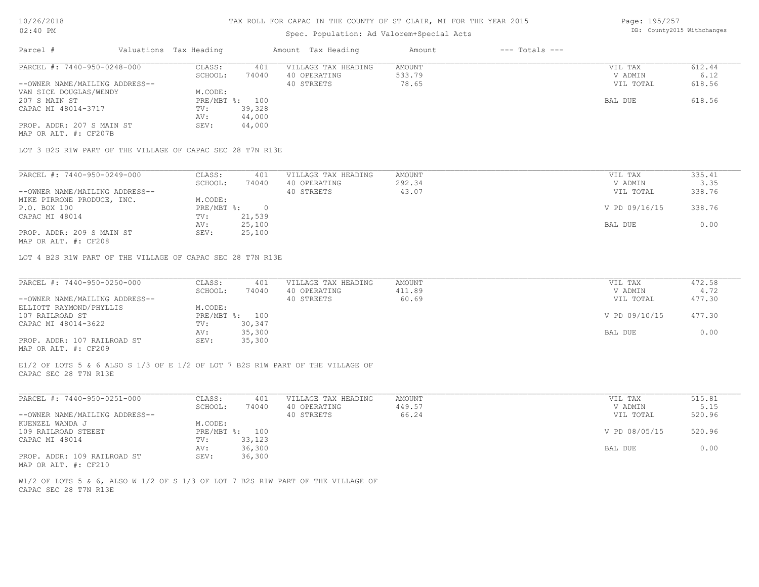# TAX ROLL FOR CAPAC IN THE COUNTY OF ST CLAIR, MI FOR THE YEAR 2015

Spec. Population: Ad Valorem+Special Acts

| Parcel # | Valuations | Tax Heading | Amount | Tax Heading | Amount | --- Totals --- | |
|---|---|---|---|---|---|---|---|
| PARCEL #: 7440-950-0248-000 | CLASS: | 401 | VILLAGE TAX HEADING | AMOUNT | | VIL TAX | 612.44 |
| | SCHOOL: | 74040 | 40 OPERATING | 533.79 | | V ADMIN | 6.12 |
| --OWNER NAME/MAILING ADDRESS-- | | | 40 STREETS | 78.65 | | VIL TOTAL | 618.56 |
| VAN SICE DOUGLAS/WENDY | M.CODE: | | | | | | |
| 207 S MAIN ST | PRE/MBT %: | 100 | | | | BAL DUE | 618.56 |
| CAPAC MI 48014-3717 | TV: | 39,328 | | | | | |
| | AV: | 44,000 | | | | | |
| PROP. ADDR: 207 S MAIN ST | SEV: | 44,000 | | | | | |
| MAP OR ALT. #: CF207B | | | | | | | |

LOT 3 B2S R1W PART OF THE VILLAGE OF CAPAC SEC 28 T7N R13E

| Parcel # | Valuations | Tax Heading | Amount | Tax Heading | Amount | --- Totals --- | |
|---|---|---|---|---|---|---|---|
| PARCEL #: 7440-950-0249-000 | CLASS: | 401 | VILLAGE TAX HEADING | AMOUNT | | VIL TAX | 335.41 |
| | SCHOOL: | 74040 | 40 OPERATING | 292.34 | | V ADMIN | 3.35 |
| --OWNER NAME/MAILING ADDRESS-- | | | 40 STREETS | 43.07 | | VIL TOTAL | 338.76 |
| MIKE PIRRONE PRODUCE, INC. | M.CODE: | | | | | | |
| P.O. BOX 100 | PRE/MBT %: | 0 | | | | V PD 09/16/15 | 338.76 |
| CAPAC MI 48014 | TV: | 21,539 | | | | | |
| | AV: | 25,100 | | | | BAL DUE | 0.00 |
| PROP. ADDR: 209 S MAIN ST | SEV: | 25,100 | | | | | |
| MAP OR ALT. #: CF208 | | | | | | | |

LOT 4 B2S R1W PART OF THE VILLAGE OF CAPAC SEC 28 T7N R13E

| Parcel # | Valuations | Tax Heading | Amount | Tax Heading | Amount | --- Totals --- | |
|---|---|---|---|---|---|---|---|
| PARCEL #: 7440-950-0250-000 | CLASS: | 401 | VILLAGE TAX HEADING | AMOUNT | | VIL TAX | 472.58 |
| | SCHOOL: | 74040 | 40 OPERATING | 411.89 | | V ADMIN | 4.72 |
| --OWNER NAME/MAILING ADDRESS-- | | | 40 STREETS | 60.69 | | VIL TOTAL | 477.30 |
| ELLIOTT RAYMOND/PHYLLIS | M.CODE: | | | | | | |
| 107 RAILROAD ST | PRE/MBT %: | 100 | | | | V PD 09/10/15 | 477.30 |
| CAPAC MI 48014-3622 | TV: | 30,347 | | | | | |
| | AV: | 35,300 | | | | BAL DUE | 0.00 |
| PROP. ADDR: 107 RAILROAD ST | SEV: | 35,300 | | | | | |
| MAP OR ALT. #: CF209 | | | | | | | |

E1/2 OF LOTS 5 & 6 ALSO S 1/3 OF E 1/2 OF LOT 7 B2S R1W PART OF THE VILLAGE OF CAPAC SEC 28 T7N R13E

| Parcel # | Valuations | Tax Heading | Amount | Tax Heading | Amount | --- Totals --- | |
|---|---|---|---|---|---|---|---|
| PARCEL #: 7440-950-0251-000 | CLASS: | 401 | VILLAGE TAX HEADING | AMOUNT | | VIL TAX | 515.81 |
| | SCHOOL: | 74040 | 40 OPERATING | 449.57 | | V ADMIN | 5.15 |
| --OWNER NAME/MAILING ADDRESS-- | | | 40 STREETS | 66.24 | | VIL TOTAL | 520.96 |
| KUENZEL WANDA J | M.CODE: | | | | | | |
| 109 RAILROAD STEEET | PRE/MBT %: | 100 | | | | V PD 08/05/15 | 520.96 |
| CAPAC MI 48014 | TV: | 33,123 | | | | | |
| | AV: | 36,300 | | | | BAL DUE | 0.00 |
| PROP. ADDR: 109 RAILROAD ST | SEV: | 36,300 | | | | | |
| MAP OR ALT. #: CF210 | | | | | | | |

W1/2 OF LOTS 5 & 6, ALSO W 1/2 OF S 1/3 OF LOT 7 B2S R1W PART OF THE VILLAGE OF CAPAC SEC 28 T7N R13E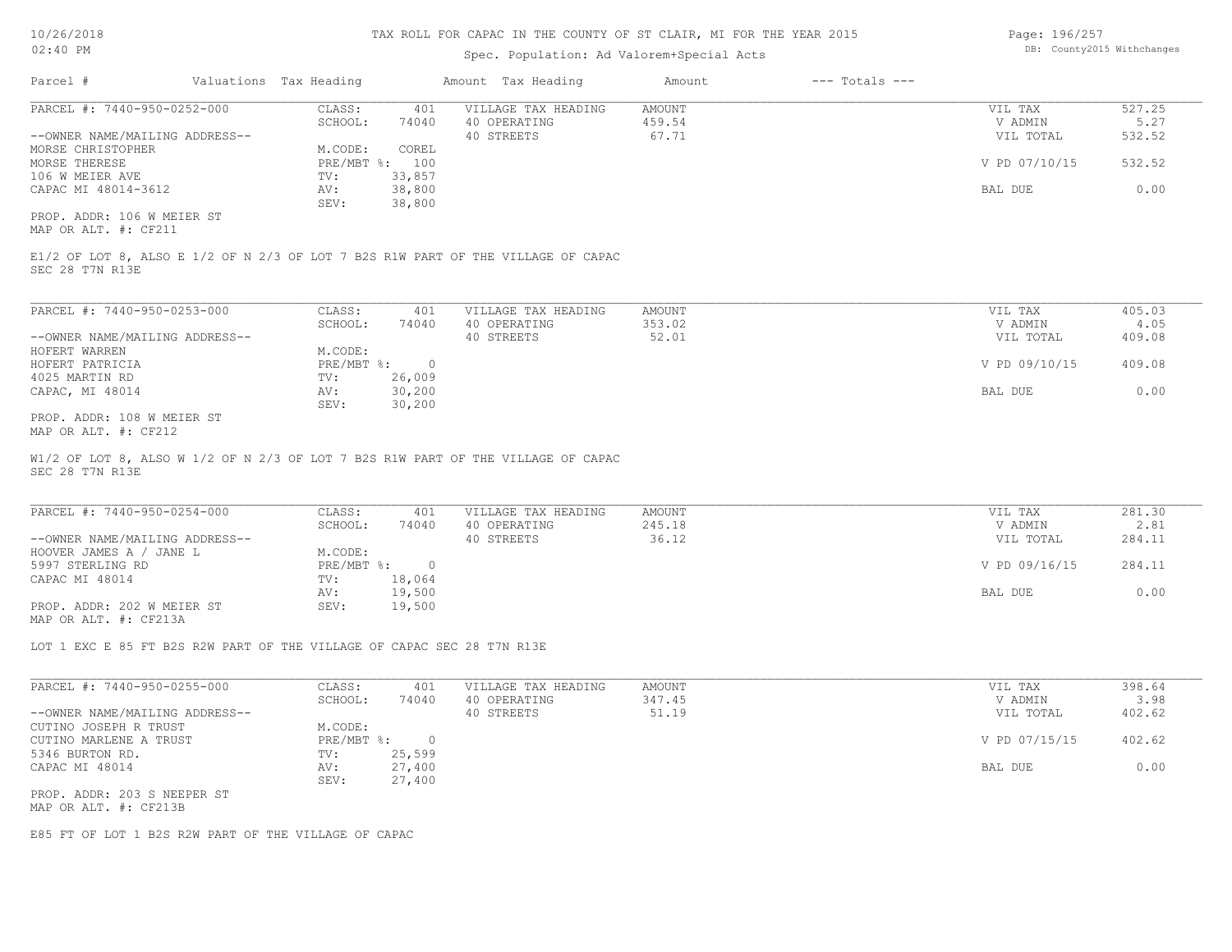# TAX ROLL FOR CAPAC IN THE COUNTY OF ST CLAIR, MI FOR THE YEAR 2015

Spec. Population: Ad Valorem+Special Acts

DB: County2015 Withchanges

10/26/2018 02:40 PM

| Parcel # | Valuations | Tax Heading | Amount | Tax Heading | Amount | --- Totals --- |
|---|---|---|---|---|---|---|

---

**PARCEL #: 7440-950-0252-000**

| | | | | | |
|---|---|---|---|---|---|
| CLASS: | 401 | VILLAGE TAX HEADING | AMOUNT | VIL TAX | 527.25 |
| SCHOOL: | 74040 | 40 OPERATING | 459.54 | V ADMIN | 5.27 |
| | | 40 STREETS | 67.71 | VIL TOTAL | 532.52 |
| M.CODE: | COREL | | | | |
| PRE/MBT %: | 100 | | | V PD 07/10/15 | 532.52 |
| TV: | 33,857 | | | | |
| AV: | 38,800 | | | BAL DUE | 0.00 |
| SEV: | 38,800 | | | | |

--OWNER NAME/MAILING ADDRESS--
MORSE CHRISTOPHER
MORSE THERESE
106 W MEIER AVE
CAPAC MI 48014-3612

PROP. ADDR: 106 W MEIER ST
MAP OR ALT. #: CF211

E1/2 OF LOT 8, ALSO E 1/2 OF N 2/3 OF LOT 7 B2S R1W PART OF THE VILLAGE OF CAPAC SEC 28 T7N R13E

---

**PARCEL #: 7440-950-0253-000**

| | | | | | |
|---|---|---|---|---|---|
| CLASS: | 401 | VILLAGE TAX HEADING | AMOUNT | VIL TAX | 405.03 |
| SCHOOL: | 74040 | 40 OPERATING | 353.02 | V ADMIN | 4.05 |
| | | 40 STREETS | 52.01 | VIL TOTAL | 409.08 |
| M.CODE: | | | | | |
| PRE/MBT %: | 0 | | | V PD 09/10/15 | 409.08 |
| TV: | 26,009 | | | | |
| AV: | 30,200 | | | BAL DUE | 0.00 |
| SEV: | 30,200 | | | | |

--OWNER NAME/MAILING ADDRESS--
HOFERT WARREN
HOFERT PATRICIA
4025 MARTIN RD
CAPAC, MI 48014

PROP. ADDR: 108 W MEIER ST
MAP OR ALT. #: CF212

W1/2 OF LOT 8, ALSO W 1/2 OF N 2/3 OF LOT 7 B2S R1W PART OF THE VILLAGE OF CAPAC SEC 28 T7N R13E

---

**PARCEL #: 7440-950-0254-000**

| | | | | | |
|---|---|---|---|---|---|
| CLASS: | 401 | VILLAGE TAX HEADING | AMOUNT | VIL TAX | 281.30 |
| SCHOOL: | 74040 | 40 OPERATING | 245.18 | V ADMIN | 2.81 |
| | | 40 STREETS | 36.12 | VIL TOTAL | 284.11 |
| M.CODE: | | | | | |
| PRE/MBT %: | 0 | | | V PD 09/16/15 | 284.11 |
| TV: | 18,064 | | | | |
| AV: | 19,500 | | | BAL DUE | 0.00 |
| SEV: | 19,500 | | | | |

--OWNER NAME/MAILING ADDRESS--
HOOVER JAMES A / JANE L
5997 STERLING RD
CAPAC MI 48014

PROP. ADDR: 202 W MEIER ST
MAP OR ALT. #: CF213A

LOT 1 EXC E 85 FT B2S R2W PART OF THE VILLAGE OF CAPAC SEC 28 T7N R13E

---

**PARCEL #: 7440-950-0255-000**

| | | | | | |
|---|---|---|---|---|---|
| CLASS: | 401 | VILLAGE TAX HEADING | AMOUNT | VIL TAX | 398.64 |
| SCHOOL: | 74040 | 40 OPERATING | 347.45 | V ADMIN | 3.98 |
| | | 40 STREETS | 51.19 | VIL TOTAL | 402.62 |
| M.CODE: | | | | | |
| PRE/MBT %: | 0 | | | V PD 07/15/15 | 402.62 |
| TV: | 25,599 | | | | |
| AV: | 27,400 | | | BAL DUE | 0.00 |
| SEV: | 27,400 | | | | |

--OWNER NAME/MAILING ADDRESS--
CUTINO JOSEPH R TRUST
CUTINO MARLENE A TRUST
5346 BURTON RD.
CAPAC MI 48014

PROP. ADDR: 203 S NEEPER ST
MAP OR ALT. #: CF213B

E85 FT OF LOT 1 B2S R2W PART OF THE VILLAGE OF CAPAC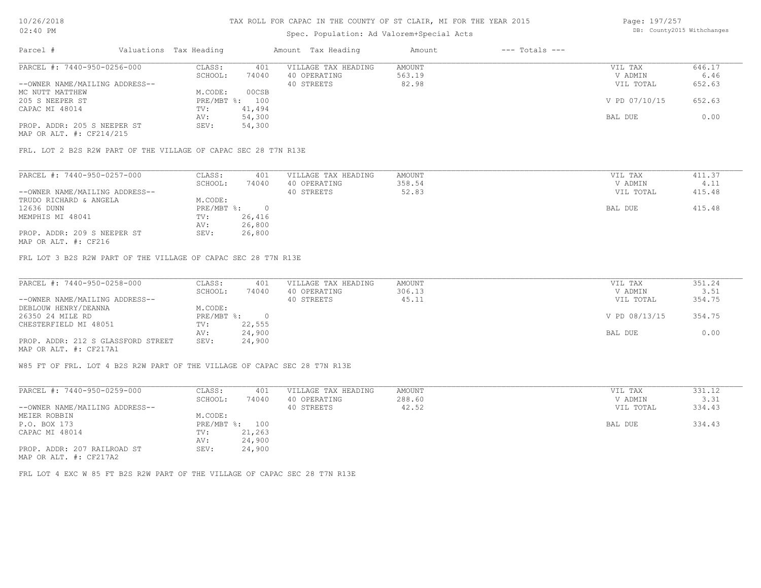# TAX ROLL FOR CAPAC IN THE COUNTY OF ST CLAIR, MI FOR THE YEAR 2015

Spec. Population: Ad Valorem+Special Acts

DB: County2015 Withchanges

10/26/2018
02:40 PM

| Parcel # | Valuations | Tax Heading | Amount | Tax Heading | Amount | --- Totals --- | |
|---|---|---|---|---|---|---|---|
| PARCEL #: 7440-950-0256-000 | CLASS: | 401 | VILLAGE TAX HEADING | AMOUNT | | VIL TAX | 646.17 |
| | SCHOOL: | 74040 | 40 OPERATING | 563.19 | | V ADMIN | 6.46 |
| --OWNER NAME/MAILING ADDRESS-- | | | 40 STREETS | 82.98 | | VIL TOTAL | 652.63 |
| MC NUTT MATTHEW | M.CODE: | 00CSB | | | | | |
| 205 S NEEPER ST | PRE/MBT %: | 100 | | | | V PD 07/10/15 | 652.63 |
| CAPAC MI 48014 | TV: | 41,494 | | | | | |
| | AV: | 54,300 | | | | BAL DUE | 0.00 |
| PROP. ADDR: 205 S NEEPER ST | SEV: | 54,300 | | | | | |
| MAP OR ALT. #: CF214/215 | | | | | | | |

FRL. LOT 2 B2S R2W PART OF THE VILLAGE OF CAPAC SEC 28 T7N R13E

| Parcel # | Valuations | Tax Heading | Amount | Tax Heading | Amount | --- Totals --- | |
|---|---|---|---|---|---|---|---|
| PARCEL #: 7440-950-0257-000 | CLASS: | 401 | VILLAGE TAX HEADING | AMOUNT | | VIL TAX | 411.37 |
| | SCHOOL: | 74040 | 40 OPERATING | 358.54 | | V ADMIN | 4.11 |
| --OWNER NAME/MAILING ADDRESS-- | | | 40 STREETS | 52.83 | | VIL TOTAL | 415.48 |
| TRUDO RICHARD & ANGELA | M.CODE: | | | | | | |
| 12636 DUNN | PRE/MBT %: | 0 | | | | BAL DUE | 415.48 |
| MEMPHIS MI 48041 | TV: | 26,416 | | | | | |
| | AV: | 26,800 | | | | | |
| PROP. ADDR: 209 S NEEPER ST | SEV: | 26,800 | | | | | |
| MAP OR ALT. #: CF216 | | | | | | | |

FRL LOT 3 B2S R2W PART OF THE VILLAGE OF CAPAC SEC 28 T7N R13E

| Parcel # | Valuations | Tax Heading | Amount | Tax Heading | Amount | --- Totals --- | |
|---|---|---|---|---|---|---|---|
| PARCEL #: 7440-950-0258-000 | CLASS: | 401 | VILLAGE TAX HEADING | AMOUNT | | VIL TAX | 351.24 |
| | SCHOOL: | 74040 | 40 OPERATING | 306.13 | | V ADMIN | 3.51 |
| --OWNER NAME/MAILING ADDRESS-- | | | 40 STREETS | 45.11 | | VIL TOTAL | 354.75 |
| DEBLOUW HENRY/DEANNA | M.CODE: | | | | | | |
| 26350 24 MILE RD | PRE/MBT %: | 0 | | | | V PD 08/13/15 | 354.75 |
| CHESTERFIELD MI 48051 | TV: | 22,555 | | | | | |
| | AV: | 24,900 | | | | BAL DUE | 0.00 |
| PROP. ADDR: 212 S GLASSFORD STREET | SEV: | 24,900 | | | | | |
| MAP OR ALT. #: CF217A1 | | | | | | | |

W85 FT OF FRL. LOT 4 B2S R2W PART OF THE VILLAGE OF CAPAC SEC 28 T7N R13E

| Parcel # | Valuations | Tax Heading | Amount | Tax Heading | Amount | --- Totals --- | |
|---|---|---|---|---|---|---|---|
| PARCEL #: 7440-950-0259-000 | CLASS: | 401 | VILLAGE TAX HEADING | AMOUNT | | VIL TAX | 331.12 |
| | SCHOOL: | 74040 | 40 OPERATING | 288.60 | | V ADMIN | 3.31 |
| --OWNER NAME/MAILING ADDRESS-- | | | 40 STREETS | 42.52 | | VIL TOTAL | 334.43 |
| MEIER ROBBIN | M.CODE: | | | | | | |
| P.O. BOX 173 | PRE/MBT %: | 100 | | | | BAL DUE | 334.43 |
| CAPAC MI 48014 | TV: | 21,263 | | | | | |
| | AV: | 24,900 | | | | | |
| PROP. ADDR: 207 RAILROAD ST | SEV: | 24,900 | | | | | |
| MAP OR ALT. #: CF217A2 | | | | | | | |

FRL LOT 4 EXC W 85 FT B2S R2W PART OF THE VILLAGE OF CAPAC SEC 28 T7N R13E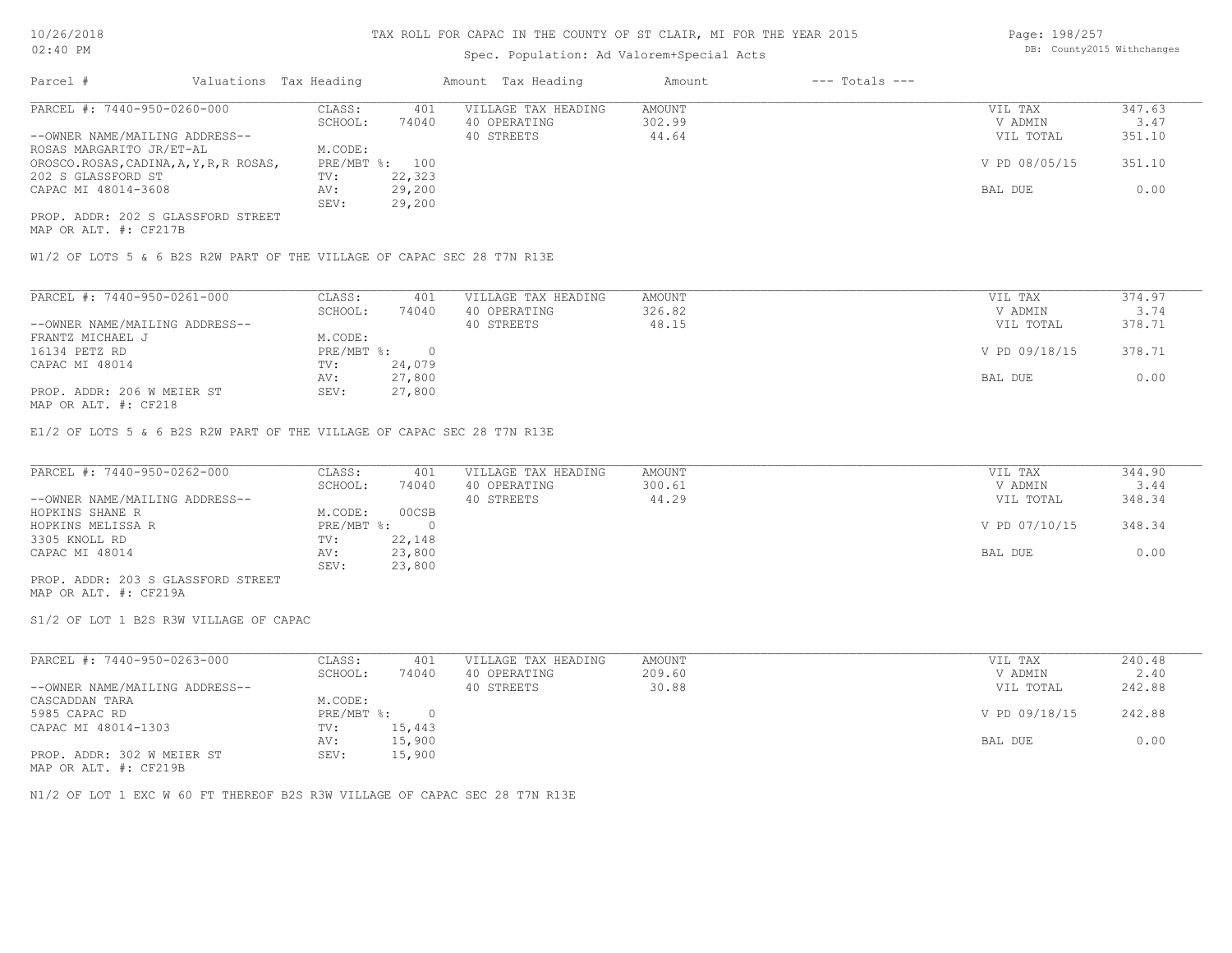# TAX ROLL FOR CAPAC IN THE COUNTY OF ST CLAIR, MI FOR THE YEAR 2015

Spec. Population: Ad Valorem+Special Acts

| Parcel # | Valuations | Tax Heading | Amount | Tax Heading | Amount | --- Totals --- | |
|---|---|---|---|---|---|---|---|

---

PARCEL #: 7440-950-0260-000

| | | | | | |
|---|---|---|---|---|---|
| CLASS: | 401 | VILLAGE TAX HEADING | AMOUNT | VIL TAX | 347.63 |
| SCHOOL: | 74040 | 40 OPERATING | 302.99 | V ADMIN | 3.47 |
| | | 40 STREETS | 44.64 | VIL TOTAL | 351.10 |
| M.CODE: | | | | | |
| PRE/MBT %: | 100 | | | V PD 08/05/15 | 351.10 |
| TV: | 22,323 | | | | |
| AV: | 29,200 | | | BAL DUE | 0.00 |
| SEV: | 29,200 | | | | |

--OWNER NAME/MAILING ADDRESS--
ROSAS MARGARITO JR/ET-AL
OROSCO.ROSAS,CADINA,A,Y,R,R ROSAS,
202 S GLASSFORD ST
CAPAC MI 48014-3608

PROP. ADDR: 202 S GLASSFORD STREET
MAP OR ALT. #: CF217B

W1/2 OF LOTS 5 & 6 B2S R2W PART OF THE VILLAGE OF CAPAC SEC 28 T7N R13E

---

PARCEL #: 7440-950-0261-000

| | | | | | |
|---|---|---|---|---|---|
| CLASS: | 401 | VILLAGE TAX HEADING | AMOUNT | VIL TAX | 374.97 |
| SCHOOL: | 74040 | 40 OPERATING | 326.82 | V ADMIN | 3.74 |
| | | 40 STREETS | 48.15 | VIL TOTAL | 378.71 |
| M.CODE: | | | | | |
| PRE/MBT %: | 0 | | | V PD 09/18/15 | 378.71 |
| TV: | 24,079 | | | | |
| AV: | 27,800 | | | BAL DUE | 0.00 |
| SEV: | 27,800 | | | | |

--OWNER NAME/MAILING ADDRESS--
FRANTZ MICHAEL J
16134 PETZ RD
CAPAC MI 48014

PROP. ADDR: 206 W MEIER ST
MAP OR ALT. #: CF218

E1/2 OF LOTS 5 & 6 B2S R2W PART OF THE VILLAGE OF CAPAC SEC 28 T7N R13E

---

PARCEL #: 7440-950-0262-000

| | | | | | |
|---|---|---|---|---|---|
| CLASS: | 401 | VILLAGE TAX HEADING | AMOUNT | VIL TAX | 344.90 |
| SCHOOL: | 74040 | 40 OPERATING | 300.61 | V ADMIN | 3.44 |
| | | 40 STREETS | 44.29 | VIL TOTAL | 348.34 |
| M.CODE: | 00CSB | | | | |
| PRE/MBT %: | 0 | | | V PD 07/10/15 | 348.34 |
| TV: | 22,148 | | | | |
| AV: | 23,800 | | | BAL DUE | 0.00 |
| SEV: | 23,800 | | | | |

--OWNER NAME/MAILING ADDRESS--
HOPKINS SHANE R
HOPKINS MELISSA R
3305 KNOLL RD
CAPAC MI 48014

PROP. ADDR: 203 S GLASSFORD STREET
MAP OR ALT. #: CF219A

S1/2 OF LOT 1 B2S R3W VILLAGE OF CAPAC

---

PARCEL #: 7440-950-0263-000

| | | | | | |
|---|---|---|---|---|---|
| CLASS: | 401 | VILLAGE TAX HEADING | AMOUNT | VIL TAX | 240.48 |
| SCHOOL: | 74040 | 40 OPERATING | 209.60 | V ADMIN | 2.40 |
| | | 40 STREETS | 30.88 | VIL TOTAL | 242.88 |
| M.CODE: | | | | | |
| PRE/MBT %: | 0 | | | V PD 09/18/15 | 242.88 |
| TV: | 15,443 | | | | |
| AV: | 15,900 | | | BAL DUE | 0.00 |
| SEV: | 15,900 | | | | |

--OWNER NAME/MAILING ADDRESS--
CASCADDAN TARA
5985 CAPAC RD
CAPAC MI 48014-1303

PROP. ADDR: 302 W MEIER ST
MAP OR ALT. #: CF219B

N1/2 OF LOT 1 EXC W 60 FT THEREOF B2S R3W VILLAGE OF CAPAC SEC 28 T7N R13E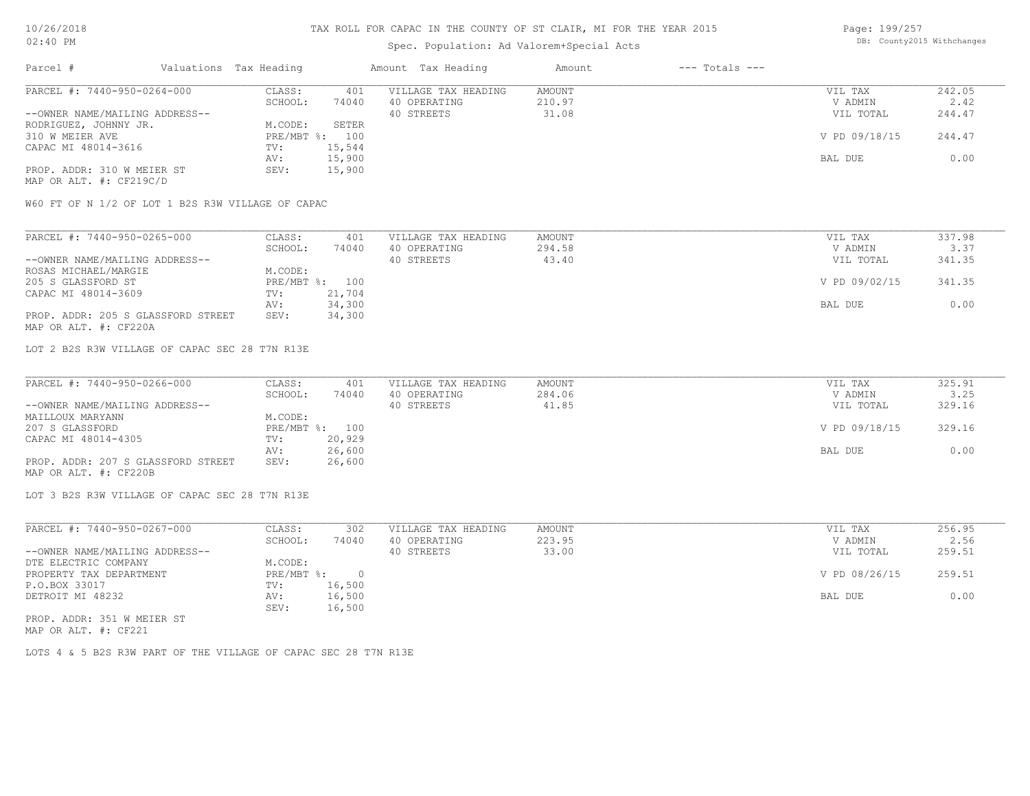# TAX ROLL FOR CAPAC IN THE COUNTY OF ST CLAIR, MI FOR THE YEAR 2015

Spec. Population: Ad Valorem+Special Acts

| Parcel # | Valuations | Tax Heading | Amount | Tax Heading | Amount | --- Totals --- | |
|---|---|---|---|---|---|---|---|

## PARCEL #: 7440-950-0264-000

| | | | | | |
|---|---|---|---|---|---|
| CLASS: | 401 | VILLAGE TAX HEADING | AMOUNT | VIL TAX | 242.05 |
| SCHOOL: | 74040 | 40 OPERATING | 210.97 | V ADMIN | 2.42 |
| M.CODE: | SETER | 40 STREETS | 31.08 | VIL TOTAL | 244.47 |
| PRE/MBT %: | 100 | | | V PD 09/18/15 | 244.47 |
| TV: | 15,544 | | | | |
| AV: | 15,900 | | | BAL DUE | 0.00 |
| SEV: | 15,900 | | | | |

--OWNER NAME/MAILING ADDRESS--
RODRIGUEZ, JOHNNY JR.
310 W MEIER AVE
CAPAC MI 48014-3616

PROP. ADDR: 310 W MEIER ST
MAP OR ALT. #: CF219C/D

W60 FT OF N 1/2 OF LOT 1 B2S R3W VILLAGE OF CAPAC

## PARCEL #: 7440-950-0265-000

| | | | | | |
|---|---|---|---|---|---|
| CLASS: | 401 | VILLAGE TAX HEADING | AMOUNT | VIL TAX | 337.98 |
| SCHOOL: | 74040 | 40 OPERATING | 294.58 | V ADMIN | 3.37 |
| M.CODE: | | 40 STREETS | 43.40 | VIL TOTAL | 341.35 |
| PRE/MBT %: | 100 | | | V PD 09/02/15 | 341.35 |
| TV: | 21,704 | | | | |
| AV: | 34,300 | | | BAL DUE | 0.00 |
| SEV: | 34,300 | | | | |

--OWNER NAME/MAILING ADDRESS--
ROSAS MICHAEL/MARGIE
205 S GLASSFORD ST
CAPAC MI 48014-3609

PROP. ADDR: 205 S GLASSFORD STREET
MAP OR ALT. #: CF220A

LOT 2 B2S R3W VILLAGE OF CAPAC SEC 28 T7N R13E

## PARCEL #: 7440-950-0266-000

| | | | | | |
|---|---|---|---|---|---|
| CLASS: | 401 | VILLAGE TAX HEADING | AMOUNT | VIL TAX | 325.91 |
| SCHOOL: | 74040 | 40 OPERATING | 284.06 | V ADMIN | 3.25 |
| M.CODE: | | 40 STREETS | 41.85 | VIL TOTAL | 329.16 |
| PRE/MBT %: | 100 | | | V PD 09/18/15 | 329.16 |
| TV: | 20,929 | | | | |
| AV: | 26,600 | | | BAL DUE | 0.00 |
| SEV: | 26,600 | | | | |

--OWNER NAME/MAILING ADDRESS--
MAILLOUX MARYANN
207 S GLASSFORD
CAPAC MI 48014-4305

PROP. ADDR: 207 S GLASSFORD STREET
MAP OR ALT. #: CF220B

LOT 3 B2S R3W VILLAGE OF CAPAC SEC 28 T7N R13E

## PARCEL #: 7440-950-0267-000

| | | | | | |
|---|---|---|---|---|---|
| CLASS: | 302 | VILLAGE TAX HEADING | AMOUNT | VIL TAX | 256.95 |
| SCHOOL: | 74040 | 40 OPERATING | 223.95 | V ADMIN | 2.56 |
| M.CODE: | | 40 STREETS | 33.00 | VIL TOTAL | 259.51 |
| PRE/MBT %: | 0 | | | V PD 08/26/15 | 259.51 |
| TV: | 16,500 | | | | |
| AV: | 16,500 | | | BAL DUE | 0.00 |
| SEV: | 16,500 | | | | |

--OWNER NAME/MAILING ADDRESS--
DTE ELECTRIC COMPANY
PROPERTY TAX DEPARTMENT
P.O.BOX 33017
DETROIT MI 48232

PROP. ADDR: 351 W MEIER ST
MAP OR ALT. #: CF221

LOTS 4 & 5 B2S R3W PART OF THE VILLAGE OF CAPAC SEC 28 T7N R13E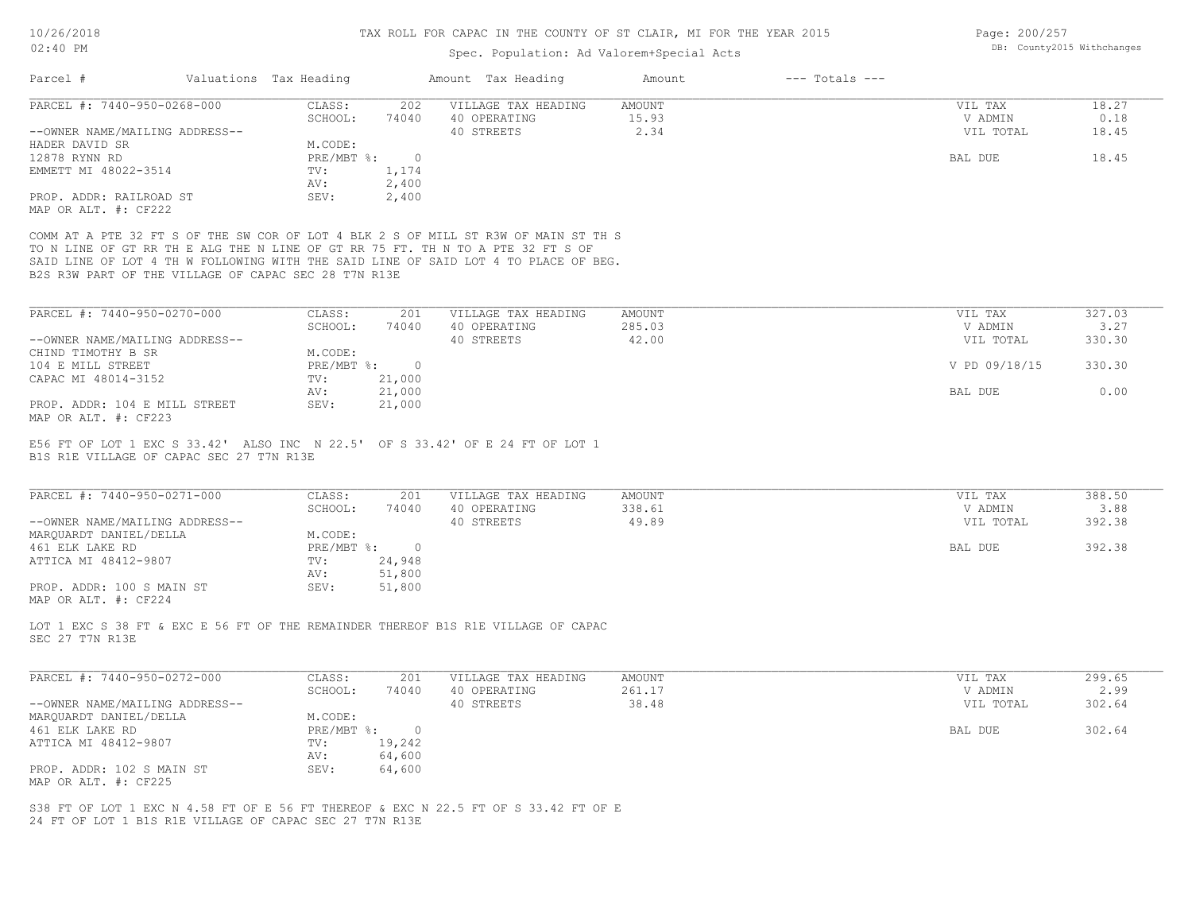# TAX ROLL FOR CAPAC IN THE COUNTY OF ST CLAIR, MI FOR THE YEAR 2015

Spec. Population: Ad Valorem+Special Acts

| Parcel # | Valuations | Tax Heading | Amount | Tax Heading | Amount | --- Totals --- | |
|---|---|---|---|---|---|---|---|

---

**PARCEL #: 7440-950-0268-000**

| | | | | | | |
|---|---|---|---|---|---|---|
| CLASS: | 202 | VILLAGE TAX HEADING | AMOUNT | | VIL TAX | 18.27 |
| SCHOOL: | 74040 | 40 OPERATING | 15.93 | | V ADMIN | 0.18 |
| | | 40 STREETS | 2.34 | | VIL TOTAL | 18.45 |
| M.CODE: | | | | | | |
| PRE/MBT %: | 0 | | | | BAL DUE | 18.45 |
| TV: | 1,174 | | | | | |
| AV: | 2,400 | | | | | |
| SEV: | 2,400 | | | | | |

--OWNER NAME/MAILING ADDRESS--
HADER DAVID SR
12878 RYNN RD
EMMETT MI 48022-3514

PROP. ADDR: RAILROAD ST
MAP OR ALT. #: CF222

COMM AT A PTE 32 FT S OF THE SW COR OF LOT 4 BLK 2 S OF MILL ST R3W OF MAIN ST TH S TO N LINE OF GT RR TH E ALG THE N LINE OF GT RR 75 FT. TH N TO A PTE 32 FT S OF SAID LINE OF LOT 4 TH W FOLLOWING WITH THE SAID LINE OF SAID LOT 4 TO PLACE OF BEG. B2S R3W PART OF THE VILLAGE OF CAPAC SEC 28 T7N R13E

---

**PARCEL #: 7440-950-0270-000**

| | | | | | | |
|---|---|---|---|---|---|---|
| CLASS: | 201 | VILLAGE TAX HEADING | AMOUNT | | VIL TAX | 327.03 |
| SCHOOL: | 74040 | 40 OPERATING | 285.03 | | V ADMIN | 3.27 |
| | | 40 STREETS | 42.00 | | VIL TOTAL | 330.30 |
| M.CODE: | | | | | | |
| PRE/MBT %: | 0 | | | | V PD 09/18/15 | 330.30 |
| TV: | 21,000 | | | | | |
| AV: | 21,000 | | | | BAL DUE | 0.00 |
| SEV: | 21,000 | | | | | |

--OWNER NAME/MAILING ADDRESS--
CHIND TIMOTHY B SR
104 E MILL STREET
CAPAC MI 48014-3152

PROP. ADDR: 104 E MILL STREET
MAP OR ALT. #: CF223

E56 FT OF LOT 1 EXC S 33.42' ALSO INC N 22.5' OF S 33.42' OF E 24 FT OF LOT 1 B1S R1E VILLAGE OF CAPAC SEC 27 T7N R13E

---

**PARCEL #: 7440-950-0271-000**

| | | | | | | |
|---|---|---|---|---|---|---|
| CLASS: | 201 | VILLAGE TAX HEADING | AMOUNT | | VIL TAX | 388.50 |
| SCHOOL: | 74040 | 40 OPERATING | 338.61 | | V ADMIN | 3.88 |
| | | 40 STREETS | 49.89 | | VIL TOTAL | 392.38 |
| M.CODE: | | | | | | |
| PRE/MBT %: | 0 | | | | BAL DUE | 392.38 |
| TV: | 24,948 | | | | | |
| AV: | 51,800 | | | | | |
| SEV: | 51,800 | | | | | |

--OWNER NAME/MAILING ADDRESS--
MARQUARDT DANIEL/DELLA
461 ELK LAKE RD
ATTICA MI 48412-9807

PROP. ADDR: 100 S MAIN ST
MAP OR ALT. #: CF224

LOT 1 EXC S 38 FT & EXC E 56 FT OF THE REMAINDER THEREOF B1S R1E VILLAGE OF CAPAC SEC 27 T7N R13E

---

**PARCEL #: 7440-950-0272-000**

| | | | | | | |
|---|---|---|---|---|---|---|
| CLASS: | 201 | VILLAGE TAX HEADING | AMOUNT | | VIL TAX | 299.65 |
| SCHOOL: | 74040 | 40 OPERATING | 261.17 | | V ADMIN | 2.99 |
| | | 40 STREETS | 38.48 | | VIL TOTAL | 302.64 |
| M.CODE: | | | | | | |
| PRE/MBT %: | 0 | | | | BAL DUE | 302.64 |
| TV: | 19,242 | | | | | |
| AV: | 64,600 | | | | | |
| SEV: | 64,600 | | | | | |

--OWNER NAME/MAILING ADDRESS--
MARQUARDT DANIEL/DELLA
461 ELK LAKE RD
ATTICA MI 48412-9807

PROP. ADDR: 102 S MAIN ST
MAP OR ALT. #: CF225

S38 FT OF LOT 1 EXC N 4.58 FT OF E 56 FT THEREOF & EXC N 22.5 FT OF S 33.42 FT OF E 24 FT OF LOT 1 B1S R1E VILLAGE OF CAPAC SEC 27 T7N R13E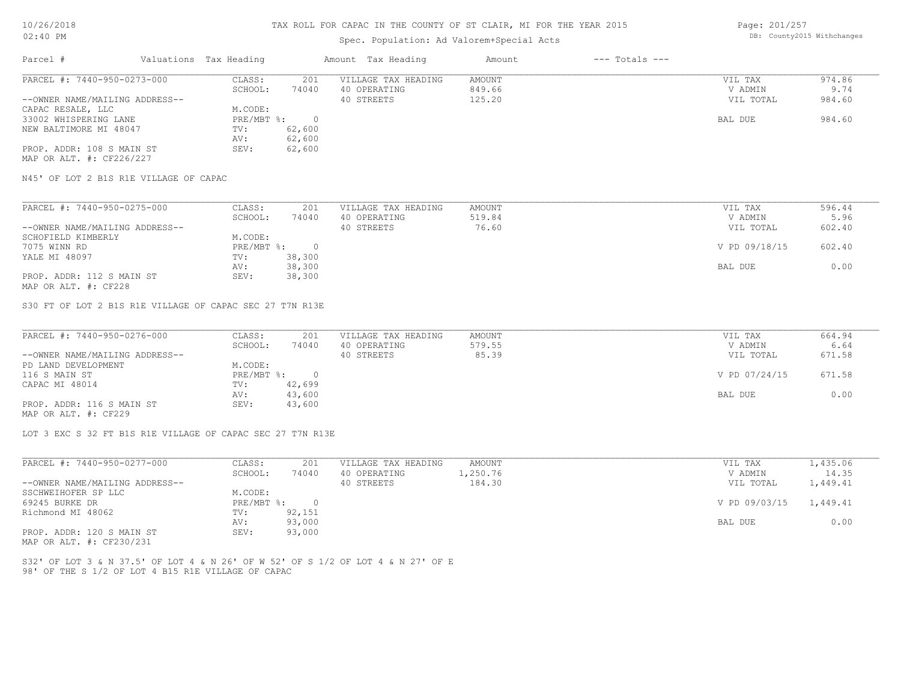# TAX ROLL FOR CAPAC IN THE COUNTY OF ST CLAIR, MI FOR THE YEAR 2015

Spec. Population: Ad Valorem+Special Acts

DB: County2015 Withchanges

| Parcel # | Valuations | Tax Heading | Amount | Tax Heading | Amount | --- Totals --- | |
|---|---|---|---|---|---|---|---|
| PARCEL #: 7440-950-0273-000 | CLASS: | 201 | VILLAGE TAX HEADING | AMOUNT | | VIL TAX | 974.86 |
| | SCHOOL: | 74040 | 40 OPERATING | 849.66 | | V ADMIN | 9.74 |
| --OWNER NAME/MAILING ADDRESS-- | | | 40 STREETS | 125.20 | | VIL TOTAL | 984.60 |
| CAPAC RESALE, LLC | M.CODE: | | | | | | |
| 33002 WHISPERING LANE | PRE/MBT %: | 0 | | | | BAL DUE | 984.60 |
| NEW BALTIMORE MI 48047 | TV: | 62,600 | | | | | |
| | AV: | 62,600 | | | | | |
| PROP. ADDR: 108 S MAIN ST | SEV: | 62,600 | | | | | |
| MAP OR ALT. #: CF226/227 | | | | | | | |

N45' OF LOT 2 B1S R1E VILLAGE OF CAPAC

| Parcel # | Valuations | Tax Heading | Amount | Tax Heading | Amount | --- Totals --- | |
|---|---|---|---|---|---|---|---|
| PARCEL #: 7440-950-0275-000 | CLASS: | 201 | VILLAGE TAX HEADING | AMOUNT | | VIL TAX | 596.44 |
| | SCHOOL: | 74040 | 40 OPERATING | 519.84 | | V ADMIN | 5.96 |
| --OWNER NAME/MAILING ADDRESS-- | | | 40 STREETS | 76.60 | | VIL TOTAL | 602.40 |
| SCHOFIELD KIMBERLY | M.CODE: | | | | | | |
| 7075 WINN RD | PRE/MBT %: | 0 | | | | V PD 09/18/15 | 602.40 |
| YALE MI 48097 | TV: | 38,300 | | | | | |
| | AV: | 38,300 | | | | BAL DUE | 0.00 |
| PROP. ADDR: 112 S MAIN ST | SEV: | 38,300 | | | | | |
| MAP OR ALT. #: CF228 | | | | | | | |

S30 FT OF LOT 2 B1S R1E VILLAGE OF CAPAC SEC 27 T7N R13E

| Parcel # | Valuations | Tax Heading | Amount | Tax Heading | Amount | --- Totals --- | |
|---|---|---|---|---|---|---|---|
| PARCEL #: 7440-950-0276-000 | CLASS: | 201 | VILLAGE TAX HEADING | AMOUNT | | VIL TAX | 664.94 |
| | SCHOOL: | 74040 | 40 OPERATING | 579.55 | | V ADMIN | 6.64 |
| --OWNER NAME/MAILING ADDRESS-- | | | 40 STREETS | 85.39 | | VIL TOTAL | 671.58 |
| PD LAND DEVELOPMENT | M.CODE: | | | | | | |
| 116 S MAIN ST | PRE/MBT %: | 0 | | | | V PD 07/24/15 | 671.58 |
| CAPAC MI 48014 | TV: | 42,699 | | | | | |
| | AV: | 43,600 | | | | BAL DUE | 0.00 |
| PROP. ADDR: 116 S MAIN ST | SEV: | 43,600 | | | | | |
| MAP OR ALT. #: CF229 | | | | | | | |

LOT 3 EXC S 32 FT B1S R1E VILLAGE OF CAPAC SEC 27 T7N R13E

| Parcel # | Valuations | Tax Heading | Amount | Tax Heading | Amount | --- Totals --- | |
|---|---|---|---|---|---|---|---|
| PARCEL #: 7440-950-0277-000 | CLASS: | 201 | VILLAGE TAX HEADING | AMOUNT | | VIL TAX | 1,435.06 |
| | SCHOOL: | 74040 | 40 OPERATING | 1,250.76 | | V ADMIN | 14.35 |
| --OWNER NAME/MAILING ADDRESS-- | | | 40 STREETS | 184.30 | | VIL TOTAL | 1,449.41 |
| SSCHWEIHOFER SP LLC | M.CODE: | | | | | | |
| 69245 BURKE DR | PRE/MBT %: | 0 | | | | V PD 09/03/15 | 1,449.41 |
| Richmond MI 48062 | TV: | 92,151 | | | | | |
| | AV: | 93,000 | | | | BAL DUE | 0.00 |
| PROP. ADDR: 120 S MAIN ST | SEV: | 93,000 | | | | | |
| MAP OR ALT. #: CF230/231 | | | | | | | |

S32' OF LOT 3 & N 37.5' OF LOT 4 & N 26' OF W 52' OF S 1/2 OF LOT 4 & N 27' OF E 98' OF THE S 1/2 OF LOT 4 B15 R1E VILLAGE OF CAPAC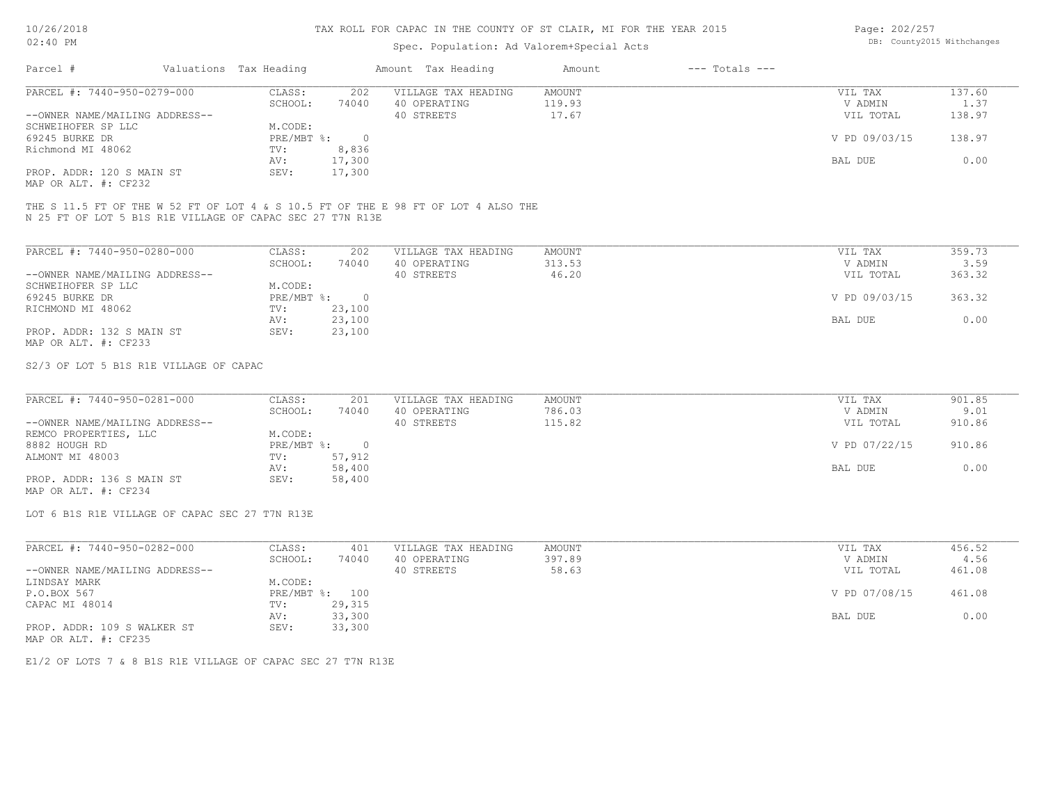# TAX ROLL FOR CAPAC IN THE COUNTY OF ST CLAIR, MI FOR THE YEAR 2015

Spec. Population: Ad Valorem+Special Acts

| Parcel # | Valuations | Tax Heading | Amount | Tax Heading | Amount | --- Totals --- | |
|---|---|---|---|---|---|---|---|
| PARCEL #: 7440-950-0279-000 | CLASS: | 202 | VILLAGE TAX HEADING | AMOUNT | | VIL TAX | 137.60 |
| | SCHOOL: | 74040 | 40 OPERATING | 119.93 | | V ADMIN | 1.37 |
| --OWNER NAME/MAILING ADDRESS-- | | | 40 STREETS | 17.67 | | VIL TOTAL | 138.97 |
| SCHWEIHOFER SP LLC | M.CODE: | | | | | | |
| 69245 BURKE DR | PRE/MBT %: | 0 | | | | V PD 09/03/15 | 138.97 |
| Richmond MI 48062 | TV: | 8,836 | | | | | |
| | AV: | 17,300 | | | | BAL DUE | 0.00 |
| PROP. ADDR: 120 S MAIN ST | SEV: | 17,300 | | | | | |
| MAP OR ALT. #: CF232 | | | | | | | |

THE S 11.5 FT OF THE W 52 FT OF LOT 4 & S 10.5 FT OF THE E 98 FT OF LOT 4 ALSO THE N 25 FT OF LOT 5 B1S R1E VILLAGE OF CAPAC SEC 27 T7N R13E

| Parcel # | Valuations | Tax Heading | Amount | Tax Heading | Amount | --- Totals --- | |
|---|---|---|---|---|---|---|---|
| PARCEL #: 7440-950-0280-000 | CLASS: | 202 | VILLAGE TAX HEADING | AMOUNT | | VIL TAX | 359.73 |
| | SCHOOL: | 74040 | 40 OPERATING | 313.53 | | V ADMIN | 3.59 |
| --OWNER NAME/MAILING ADDRESS-- | | | 40 STREETS | 46.20 | | VIL TOTAL | 363.32 |
| SCHWEIHOFER SP LLC | M.CODE: | | | | | | |
| 69245 BURKE DR | PRE/MBT %: | 0 | | | | V PD 09/03/15 | 363.32 |
| RICHMOND MI 48062 | TV: | 23,100 | | | | | |
| | AV: | 23,100 | | | | BAL DUE | 0.00 |
| PROP. ADDR: 132 S MAIN ST | SEV: | 23,100 | | | | | |
| MAP OR ALT. #: CF233 | | | | | | | |

S2/3 OF LOT 5 B1S R1E VILLAGE OF CAPAC

| Parcel # | Valuations | Tax Heading | Amount | Tax Heading | Amount | --- Totals --- | |
|---|---|---|---|---|---|---|---|
| PARCEL #: 7440-950-0281-000 | CLASS: | 201 | VILLAGE TAX HEADING | AMOUNT | | VIL TAX | 901.85 |
| | SCHOOL: | 74040 | 40 OPERATING | 786.03 | | V ADMIN | 9.01 |
| --OWNER NAME/MAILING ADDRESS-- | | | 40 STREETS | 115.82 | | VIL TOTAL | 910.86 |
| REMCO PROPERTIES, LLC | M.CODE: | | | | | | |
| 8882 HOUGH RD | PRE/MBT %: | 0 | | | | V PD 07/22/15 | 910.86 |
| ALMONT MI 48003 | TV: | 57,912 | | | | | |
| | AV: | 58,400 | | | | BAL DUE | 0.00 |
| PROP. ADDR: 136 S MAIN ST | SEV: | 58,400 | | | | | |
| MAP OR ALT. #: CF234 | | | | | | | |

LOT 6 B1S R1E VILLAGE OF CAPAC SEC 27 T7N R13E

| Parcel # | Valuations | Tax Heading | Amount | Tax Heading | Amount | --- Totals --- | |
|---|---|---|---|---|---|---|---|
| PARCEL #: 7440-950-0282-000 | CLASS: | 401 | VILLAGE TAX HEADING | AMOUNT | | VIL TAX | 456.52 |
| | SCHOOL: | 74040 | 40 OPERATING | 397.89 | | V ADMIN | 4.56 |
| --OWNER NAME/MAILING ADDRESS-- | | | 40 STREETS | 58.63 | | VIL TOTAL | 461.08 |
| LINDSAY MARK | M.CODE: | | | | | | |
| P.O.BOX 567 | PRE/MBT %: | 100 | | | | V PD 07/08/15 | 461.08 |
| CAPAC MI 48014 | TV: | 29,315 | | | | | |
| | AV: | 33,300 | | | | BAL DUE | 0.00 |
| PROP. ADDR: 109 S WALKER ST | SEV: | 33,300 | | | | | |
| MAP OR ALT. #: CF235 | | | | | | | |

E1/2 OF LOTS 7 & 8 B1S R1E VILLAGE OF CAPAC SEC 27 T7N R13E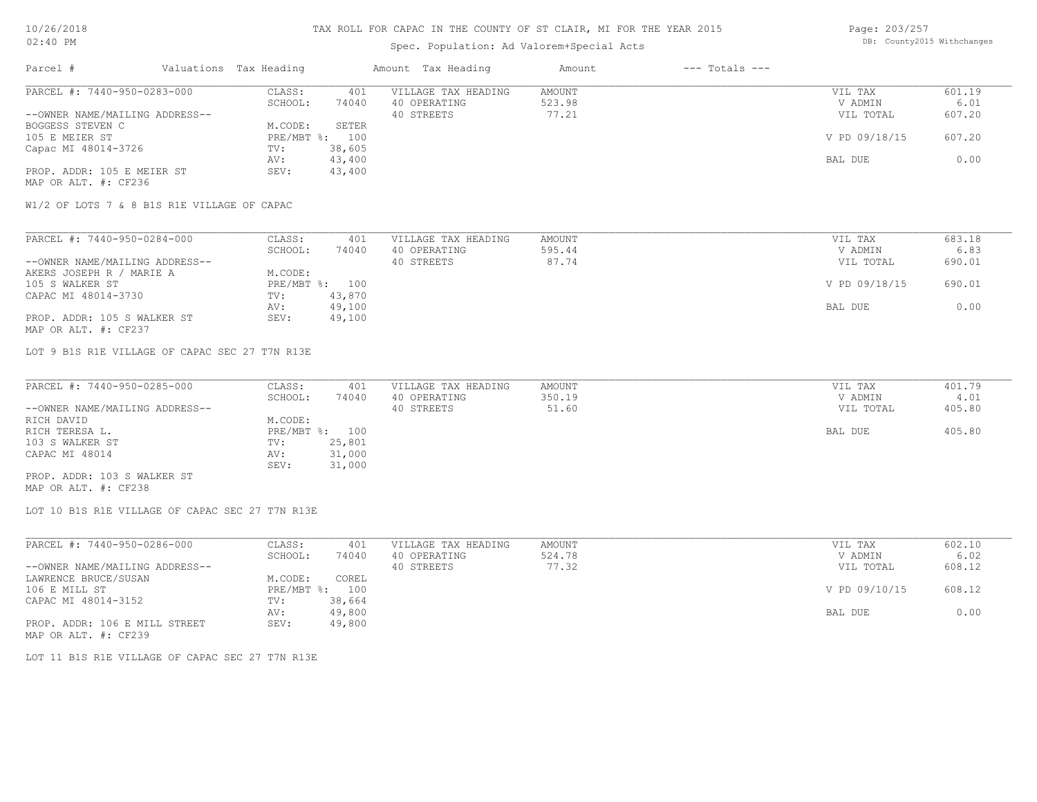# TAX ROLL FOR CAPAC IN THE COUNTY OF ST CLAIR, MI FOR THE YEAR 2015

Spec. Population: Ad Valorem+Special Acts

| Parcel # | Valuations | Tax Heading | Amount | Tax Heading | Amount | --- Totals --- | |
|---|---|---|---|---|---|---|---|

**PARCEL #: 7440-950-0283-000**

| | | | | | |
|---|---|---|---|---|---|
| CLASS: | 401 | VILLAGE TAX HEADING | AMOUNT | VIL TAX | 601.19 |
| SCHOOL: | 74040 | 40 OPERATING | 523.98 | V ADMIN | 6.01 |
| M.CODE: | SETER | 40 STREETS | 77.21 | VIL TOTAL | 607.20 |
| PRE/MBT %: | 100 | | | V PD 09/18/15 | 607.20 |
| TV: | 38,605 | | | | |
| AV: | 43,400 | | | BAL DUE | 0.00 |
| SEV: | 43,400 | | | | |

--OWNER NAME/MAILING ADDRESS--
BOGGESS STEVEN C
105 E MEIER ST
Capac MI 48014-3726

PROP. ADDR: 105 E MEIER ST
MAP OR ALT. #: CF236

W1/2 OF LOTS 7 & 8 B1S R1E VILLAGE OF CAPAC

**PARCEL #: 7440-950-0284-000**

| | | | | | |
|---|---|---|---|---|---|
| CLASS: | 401 | VILLAGE TAX HEADING | AMOUNT | VIL TAX | 683.18 |
| SCHOOL: | 74040 | 40 OPERATING | 595.44 | V ADMIN | 6.83 |
| M.CODE: | | 40 STREETS | 87.74 | VIL TOTAL | 690.01 |
| PRE/MBT %: | 100 | | | V PD 09/18/15 | 690.01 |
| TV: | 43,870 | | | | |
| AV: | 49,100 | | | BAL DUE | 0.00 |
| SEV: | 49,100 | | | | |

--OWNER NAME/MAILING ADDRESS--
AKERS JOSEPH R / MARIE A
105 S WALKER ST
CAPAC MI 48014-3730

PROP. ADDR: 105 S WALKER ST
MAP OR ALT. #: CF237

LOT 9 B1S R1E VILLAGE OF CAPAC SEC 27 T7N R13E

**PARCEL #: 7440-950-0285-000**

| | | | | | |
|---|---|---|---|---|---|
| CLASS: | 401 | VILLAGE TAX HEADING | AMOUNT | VIL TAX | 401.79 |
| SCHOOL: | 74040 | 40 OPERATING | 350.19 | V ADMIN | 4.01 |
| M.CODE: | | 40 STREETS | 51.60 | VIL TOTAL | 405.80 |
| PRE/MBT %: | 100 | | | BAL DUE | 405.80 |
| TV: | 25,801 | | | | |
| AV: | 31,000 | | | | |
| SEV: | 31,000 | | | | |

--OWNER NAME/MAILING ADDRESS--
RICH DAVID
RICH TERESA L.
103 S WALKER ST
CAPAC MI 48014

PROP. ADDR: 103 S WALKER ST
MAP OR ALT. #: CF238

LOT 10 B1S R1E VILLAGE OF CAPAC SEC 27 T7N R13E

**PARCEL #: 7440-950-0286-000**

| | | | | | |
|---|---|---|---|---|---|
| CLASS: | 401 | VILLAGE TAX HEADING | AMOUNT | VIL TAX | 602.10 |
| SCHOOL: | 74040 | 40 OPERATING | 524.78 | V ADMIN | 6.02 |
| M.CODE: | COREL | 40 STREETS | 77.32 | VIL TOTAL | 608.12 |
| PRE/MBT %: | 100 | | | V PD 09/10/15 | 608.12 |
| TV: | 38,664 | | | | |
| AV: | 49,800 | | | BAL DUE | 0.00 |
| SEV: | 49,800 | | | | |

--OWNER NAME/MAILING ADDRESS--
LAWRENCE BRUCE/SUSAN
106 E MILL ST
CAPAC MI 48014-3152

PROP. ADDR: 106 E MILL STREET
MAP OR ALT. #: CF239

LOT 11 B1S R1E VILLAGE OF CAPAC SEC 27 T7N R13E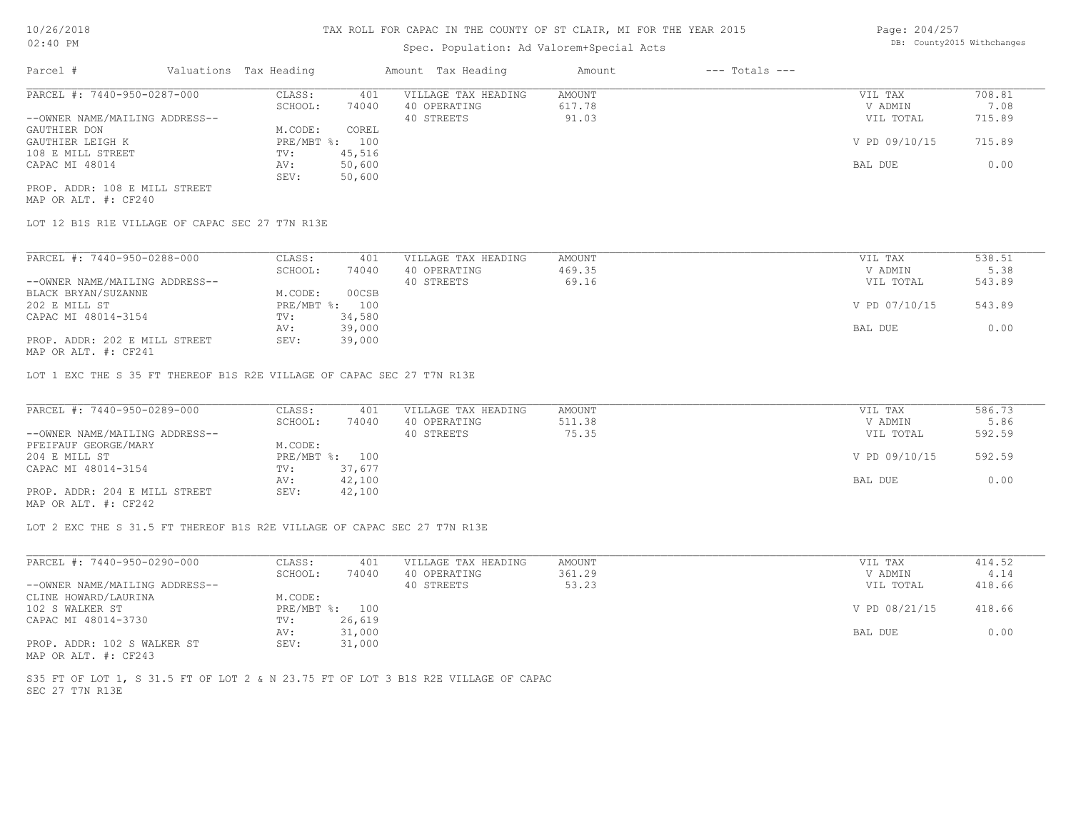# TAX ROLL FOR CAPAC IN THE COUNTY OF ST CLAIR, MI FOR THE YEAR 2015

Spec. Population: Ad Valorem+Special Acts

DB: County2015 Withchanges

| Parcel # | Valuations | Tax Heading | Amount | Tax Heading | Amount | --- Totals --- | |
|---|---|---|---|---|---|---|---|
| PARCEL #: 7440-950-0287-000 | CLASS: | 401 | VILLAGE TAX HEADING | AMOUNT | | VIL TAX | 708.81 |
| | SCHOOL: | 74040 | 40 OPERATING | 617.78 | | V ADMIN | 7.08 |
| --OWNER NAME/MAILING ADDRESS-- | | | 40 STREETS | 91.03 | | VIL TOTAL | 715.89 |
| GAUTHIER DON | M.CODE: | COREL | | | | | |
| GAUTHIER LEIGH K | PRE/MBT %: | 100 | | | | V PD 09/10/15 | 715.89 |
| 108 E MILL STREET | TV: | 45,516 | | | | | |
| CAPAC MI 48014 | AV: | 50,600 | | | | BAL DUE | 0.00 |
| | SEV: | 50,600 | | | | | |
| PROP. ADDR: 108 E MILL STREET | | | | | | | |
| MAP OR ALT. #: CF240 | | | | | | | |

LOT 12 B1S R1E VILLAGE OF CAPAC SEC 27 T7N R13E

| Parcel # | Valuations | Tax Heading | Amount | Tax Heading | Amount | --- Totals --- | |
|---|---|---|---|---|---|---|---|
| PARCEL #: 7440-950-0288-000 | CLASS: | 401 | VILLAGE TAX HEADING | AMOUNT | | VIL TAX | 538.51 |
| | SCHOOL: | 74040 | 40 OPERATING | 469.35 | | V ADMIN | 5.38 |
| --OWNER NAME/MAILING ADDRESS-- | | | 40 STREETS | 69.16 | | VIL TOTAL | 543.89 |
| BLACK BRYAN/SUZANNE | M.CODE: | 00CSB | | | | | |
| 202 E MILL ST | PRE/MBT %: | 100 | | | | V PD 07/10/15 | 543.89 |
| CAPAC MI 48014-3154 | TV: | 34,580 | | | | | |
| | AV: | 39,000 | | | | BAL DUE | 0.00 |
| PROP. ADDR: 202 E MILL STREET | SEV: | 39,000 | | | | | |
| MAP OR ALT. #: CF241 | | | | | | | |

LOT 1 EXC THE S 35 FT THEREOF B1S R2E VILLAGE OF CAPAC SEC 27 T7N R13E

| Parcel # | Valuations | Tax Heading | Amount | Tax Heading | Amount | --- Totals --- | |
|---|---|---|---|---|---|---|---|
| PARCEL #: 7440-950-0289-000 | CLASS: | 401 | VILLAGE TAX HEADING | AMOUNT | | VIL TAX | 586.73 |
| | SCHOOL: | 74040 | 40 OPERATING | 511.38 | | V ADMIN | 5.86 |
| --OWNER NAME/MAILING ADDRESS-- | | | 40 STREETS | 75.35 | | VIL TOTAL | 592.59 |
| PFEIFAUF GEORGE/MARY | M.CODE: | | | | | | |
| 204 E MILL ST | PRE/MBT %: | 100 | | | | V PD 09/10/15 | 592.59 |
| CAPAC MI 48014-3154 | TV: | 37,677 | | | | | |
| | AV: | 42,100 | | | | BAL DUE | 0.00 |
| PROP. ADDR: 204 E MILL STREET | SEV: | 42,100 | | | | | |
| MAP OR ALT. #: CF242 | | | | | | | |

LOT 2 EXC THE S 31.5 FT THEREOF B1S R2E VILLAGE OF CAPAC SEC 27 T7N R13E

| Parcel # | Valuations | Tax Heading | Amount | Tax Heading | Amount | --- Totals --- | |
|---|---|---|---|---|---|---|---|
| PARCEL #: 7440-950-0290-000 | CLASS: | 401 | VILLAGE TAX HEADING | AMOUNT | | VIL TAX | 414.52 |
| | SCHOOL: | 74040 | 40 OPERATING | 361.29 | | V ADMIN | 4.14 |
| --OWNER NAME/MAILING ADDRESS-- | | | 40 STREETS | 53.23 | | VIL TOTAL | 418.66 |
| CLINE HOWARD/LAURINA | M.CODE: | | | | | | |
| 102 S WALKER ST | PRE/MBT %: | 100 | | | | V PD 08/21/15 | 418.66 |
| CAPAC MI 48014-3730 | TV: | 26,619 | | | | | |
| | AV: | 31,000 | | | | BAL DUE | 0.00 |
| PROP. ADDR: 102 S WALKER ST | SEV: | 31,000 | | | | | |
| MAP OR ALT. #: CF243 | | | | | | | |

S35 FT OF LOT 1, S 31.5 FT OF LOT 2 & N 23.75 FT OF LOT 3 B1S R2E VILLAGE OF CAPAC SEC 27 T7N R13E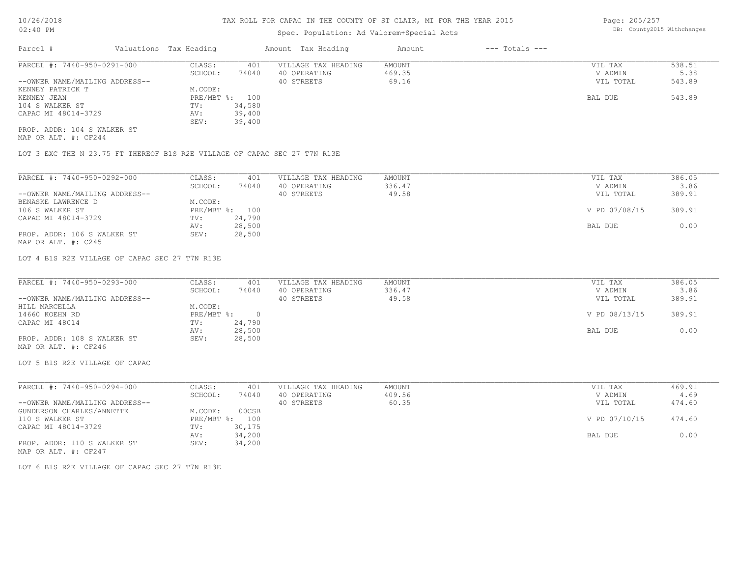# TAX ROLL FOR CAPAC IN THE COUNTY OF ST CLAIR, MI FOR THE YEAR 2015

Spec. Population: Ad Valorem+Special Acts

| Parcel # | Valuations | Tax Heading | Amount | Tax Heading | Amount | --- Totals --- | |
|---|---|---|---|---|---|---|---|
| PARCEL #: 7440-950-0291-000 | CLASS: | 401 | VILLAGE TAX HEADING | AMOUNT | | VIL TAX | 538.51 |
| | SCHOOL: | 74040 | 40 OPERATING | 469.35 | | V ADMIN | 5.38 |
| --OWNER NAME/MAILING ADDRESS-- | | | 40 STREETS | 69.16 | | VIL TOTAL | 543.89 |
| KENNEY PATRICK T | M.CODE: | | | | | | |
| KENNEY JEAN | PRE/MBT %: | 100 | | | | BAL DUE | 543.89 |
| 104 S WALKER ST | TV: | 34,580 | | | | | |
| CAPAC MI 48014-3729 | AV: | 39,400 | | | | | |
| | SEV: | 39,400 | | | | | |
| PROP. ADDR: 104 S WALKER ST | | | | | | | |
| MAP OR ALT. #: CF244 | | | | | | | |

LOT 3 EXC THE N 23.75 FT THEREOF B1S R2E VILLAGE OF CAPAC SEC 27 T7N R13E

| Parcel # | Valuations | Tax Heading | Amount | Tax Heading | Amount | --- Totals --- | |
|---|---|---|---|---|---|---|---|
| PARCEL #: 7440-950-0292-000 | CLASS: | 401 | VILLAGE TAX HEADING | AMOUNT | | VIL TAX | 386.05 |
| | SCHOOL: | 74040 | 40 OPERATING | 336.47 | | V ADMIN | 3.86 |
| --OWNER NAME/MAILING ADDRESS-- | | | 40 STREETS | 49.58 | | VIL TOTAL | 389.91 |
| BENASKE LAWRENCE D | M.CODE: | | | | | | |
| 106 S WALKER ST | PRE/MBT %: | 100 | | | | V PD 07/08/15 | 389.91 |
| CAPAC MI 48014-3729 | TV: | 24,790 | | | | | |
| | AV: | 28,500 | | | | BAL DUE | 0.00 |
| PROP. ADDR: 106 S WALKER ST | SEV: | 28,500 | | | | | |
| MAP OR ALT. #: C245 | | | | | | | |

LOT 4 B1S R2E VILLAGE OF CAPAC SEC 27 T7N R13E

| Parcel # | Valuations | Tax Heading | Amount | Tax Heading | Amount | --- Totals --- | |
|---|---|---|---|---|---|---|---|
| PARCEL #: 7440-950-0293-000 | CLASS: | 401 | VILLAGE TAX HEADING | AMOUNT | | VIL TAX | 386.05 |
| | SCHOOL: | 74040 | 40 OPERATING | 336.47 | | V ADMIN | 3.86 |
| --OWNER NAME/MAILING ADDRESS-- | | | 40 STREETS | 49.58 | | VIL TOTAL | 389.91 |
| HILL MARCELLA | M.CODE: | | | | | | |
| 14660 KOEHN RD | PRE/MBT %: | 0 | | | | V PD 08/13/15 | 389.91 |
| CAPAC MI 48014 | TV: | 24,790 | | | | | |
| | AV: | 28,500 | | | | BAL DUE | 0.00 |
| PROP. ADDR: 108 S WALKER ST | SEV: | 28,500 | | | | | |
| MAP OR ALT. #: CF246 | | | | | | | |

LOT 5 B1S R2E VILLAGE OF CAPAC

| Parcel # | Valuations | Tax Heading | Amount | Tax Heading | Amount | --- Totals --- | |
|---|---|---|---|---|---|---|---|
| PARCEL #: 7440-950-0294-000 | CLASS: | 401 | VILLAGE TAX HEADING | AMOUNT | | VIL TAX | 469.91 |
| | SCHOOL: | 74040 | 40 OPERATING | 409.56 | | V ADMIN | 4.69 |
| --OWNER NAME/MAILING ADDRESS-- | | | 40 STREETS | 60.35 | | VIL TOTAL | 474.60 |
| GUNDERSON CHARLES/ANNETTE | M.CODE: | 00CSB | | | | | |
| 110 S WALKER ST | PRE/MBT %: | 100 | | | | V PD 07/10/15 | 474.60 |
| CAPAC MI 48014-3729 | TV: | 30,175 | | | | | |
| | AV: | 34,200 | | | | BAL DUE | 0.00 |
| PROP. ADDR: 110 S WALKER ST | SEV: | 34,200 | | | | | |
| MAP OR ALT. #: CF247 | | | | | | | |

LOT 6 B1S R2E VILLAGE OF CAPAC SEC 27 T7N R13E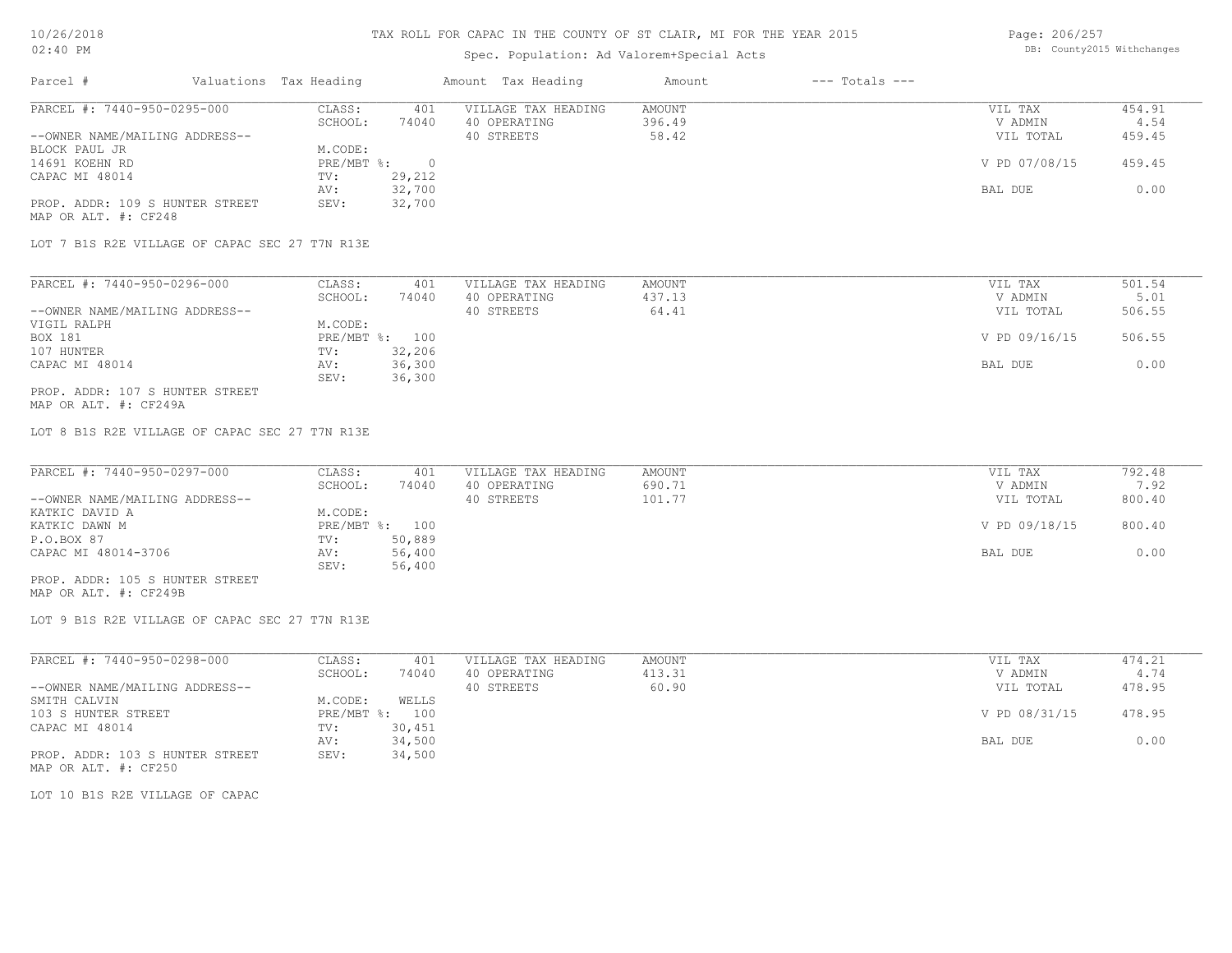# TAX ROLL FOR CAPAC IN THE COUNTY OF ST CLAIR, MI FOR THE YEAR 2015

Spec. Population: Ad Valorem+Special Acts

DB: County2015 Withchanges

| Parcel # | Valuations | Tax Heading | Amount | Tax Heading | Amount | --- Totals --- |
|---|---|---|---|---|---|---|

---

**PARCEL #: 7440-950-0295-000**

| | | | | | |
|---|---|---|---|---|---|
| CLASS: | 401 | VILLAGE TAX HEADING | AMOUNT | VIL TAX | 454.91 |
| SCHOOL: | 74040 | 40 OPERATING | 396.49 | V ADMIN | 4.54 |
| | | 40 STREETS | 58.42 | VIL TOTAL | 459.45 |
| M.CODE: | | | | | |
| PRE/MBT %: | 0 | | | V PD 07/08/15 | 459.45 |
| TV: | 29,212 | | | | |
| AV: | 32,700 | | | BAL DUE | 0.00 |
| SEV: | 32,700 | | | | |

--OWNER NAME/MAILING ADDRESS--
BLOCK PAUL JR
14691 KOEHN RD
CAPAC MI 48014

PROP. ADDR: 109 S HUNTER STREET
MAP OR ALT. #: CF248

LOT 7 B1S R2E VILLAGE OF CAPAC SEC 27 T7N R13E

---

**PARCEL #: 7440-950-0296-000**

| | | | | | |
|---|---|---|---|---|---|
| CLASS: | 401 | VILLAGE TAX HEADING | AMOUNT | VIL TAX | 501.54 |
| SCHOOL: | 74040 | 40 OPERATING | 437.13 | V ADMIN | 5.01 |
| | | 40 STREETS | 64.41 | VIL TOTAL | 506.55 |
| M.CODE: | | | | | |
| PRE/MBT %: | 100 | | | V PD 09/16/15 | 506.55 |
| TV: | 32,206 | | | | |
| AV: | 36,300 | | | BAL DUE | 0.00 |
| SEV: | 36,300 | | | | |

--OWNER NAME/MAILING ADDRESS--
VIGIL RALPH
BOX 181
107 HUNTER
CAPAC MI 48014

PROP. ADDR: 107 S HUNTER STREET
MAP OR ALT. #: CF249A

LOT 8 B1S R2E VILLAGE OF CAPAC SEC 27 T7N R13E

---

**PARCEL #: 7440-950-0297-000**

| | | | | | |
|---|---|---|---|---|---|
| CLASS: | 401 | VILLAGE TAX HEADING | AMOUNT | VIL TAX | 792.48 |
| SCHOOL: | 74040 | 40 OPERATING | 690.71 | V ADMIN | 7.92 |
| | | 40 STREETS | 101.77 | VIL TOTAL | 800.40 |
| M.CODE: | | | | | |
| PRE/MBT %: | 100 | | | V PD 09/18/15 | 800.40 |
| TV: | 50,889 | | | | |
| AV: | 56,400 | | | BAL DUE | 0.00 |
| SEV: | 56,400 | | | | |

--OWNER NAME/MAILING ADDRESS--
KATKIC DAVID A
KATKIC DAWN M
P.O.BOX 87
CAPAC MI 48014-3706

PROP. ADDR: 105 S HUNTER STREET
MAP OR ALT. #: CF249B

LOT 9 B1S R2E VILLAGE OF CAPAC SEC 27 T7N R13E

---

**PARCEL #: 7440-950-0298-000**

| | | | | | |
|---|---|---|---|---|---|
| CLASS: | 401 | VILLAGE TAX HEADING | AMOUNT | VIL TAX | 474.21 |
| SCHOOL: | 74040 | 40 OPERATING | 413.31 | V ADMIN | 4.74 |
| | | 40 STREETS | 60.90 | VIL TOTAL | 478.95 |
| M.CODE: | WELLS | | | | |
| PRE/MBT %: | 100 | | | V PD 08/31/15 | 478.95 |
| TV: | 30,451 | | | | |
| AV: | 34,500 | | | BAL DUE | 0.00 |
| SEV: | 34,500 | | | | |

--OWNER NAME/MAILING ADDRESS--
SMITH CALVIN
103 S HUNTER STREET
CAPAC MI 48014

PROP. ADDR: 103 S HUNTER STREET
MAP OR ALT. #: CF250

LOT 10 B1S R2E VILLAGE OF CAPAC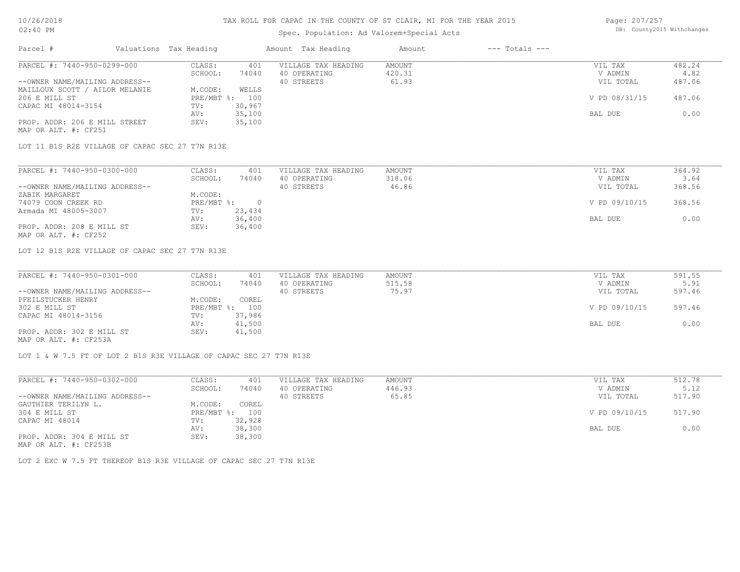# TAX ROLL FOR CAPAC IN THE COUNTY OF ST CLAIR, MI FOR THE YEAR 2015

Spec. Population: Ad Valorem+Special Acts

| Parcel # | Valuations | Tax Heading | Amount | Tax Heading | Amount | --- Totals --- |
|---|---|---|---|---|---|---|

**PARCEL #: 7440-950-0299-000**

| | | | | | |
|---|---|---|---|---|---|
| CLASS: | 401 | VILLAGE TAX HEADING | AMOUNT | VIL TAX | 482.24 |
| SCHOOL: | 74040 | 40 OPERATING | 420.31 | V ADMIN | 4.82 |
| | | 40 STREETS | 61.93 | VIL TOTAL | 487.06 |
| M.CODE: | WELLS | | | | |
| PRE/MBT %: | 100 | | | V PD 08/31/15 | 487.06 |
| TV: | 30,967 | | | | |
| AV: | 35,100 | | | BAL DUE | 0.00 |
| SEV: | 35,100 | | | | |

--OWNER NAME/MAILING ADDRESS--
MAILLOUX SCOTT / AILOR MELANIE
206 E MILL ST
CAPAC MI 48014-3154

PROP. ADDR: 206 E MILL STREET
MAP OR ALT. #: CF251

LOT 11 B1S R2E VILLAGE OF CAPAC SEC 27 T7N R13E

**PARCEL #: 7440-950-0300-000**

| | | | | | |
|---|---|---|---|---|---|
| CLASS: | 401 | VILLAGE TAX HEADING | AMOUNT | VIL TAX | 364.92 |
| SCHOOL: | 74040 | 40 OPERATING | 318.06 | V ADMIN | 3.64 |
| | | 40 STREETS | 46.86 | VIL TOTAL | 368.56 |
| M.CODE: | | | | | |
| PRE/MBT %: | 0 | | | V PD 09/10/15 | 368.56 |
| TV: | 23,434 | | | | |
| AV: | 36,400 | | | BAL DUE | 0.00 |
| SEV: | 36,400 | | | | |

--OWNER NAME/MAILING ADDRESS--
ZABIK MARGARET
74079 COON CREEK RD
Armada MI 48005-3007

PROP. ADDR: 208 E MILL ST
MAP OR ALT. #: CF252

LOT 12 B1S R2E VILLAGE OF CAPAC SEC 27 T7N R13E

**PARCEL #: 7440-950-0301-000**

| | | | | | |
|---|---|---|---|---|---|
| CLASS: | 401 | VILLAGE TAX HEADING | AMOUNT | VIL TAX | 591.55 |
| SCHOOL: | 74040 | 40 OPERATING | 515.58 | V ADMIN | 5.91 |
| | | 40 STREETS | 75.97 | VIL TOTAL | 597.46 |
| M.CODE: | COREL | | | | |
| PRE/MBT %: | 100 | | | V PD 09/10/15 | 597.46 |
| TV: | 37,986 | | | | |
| AV: | 41,500 | | | BAL DUE | 0.00 |
| SEV: | 41,500 | | | | |

--OWNER NAME/MAILING ADDRESS--
PFEILSTUCKER HENRY
302 E MILL ST
CAPAC MI 48014-3156

PROP. ADDR: 302 E MILL ST
MAP OR ALT. #: CF253A

LOT 1 & W 7.5 FT OF LOT 2 B1S R3E VILLAGE OF CAPAC SEC 27 T7N R13E

**PARCEL #: 7440-950-0302-000**

| | | | | | |
|---|---|---|---|---|---|
| CLASS: | 401 | VILLAGE TAX HEADING | AMOUNT | VIL TAX | 512.78 |
| SCHOOL: | 74040 | 40 OPERATING | 446.93 | V ADMIN | 5.12 |
| | | 40 STREETS | 65.85 | VIL TOTAL | 517.90 |
| M.CODE: | COREL | | | | |
| PRE/MBT %: | 100 | | | V PD 09/10/15 | 517.90 |
| TV: | 32,928 | | | | |
| AV: | 38,300 | | | BAL DUE | 0.00 |
| SEV: | 38,300 | | | | |

--OWNER NAME/MAILING ADDRESS--
GAUTHIER TERILYN L.
304 E MILL ST
CAPAC MI 48014

PROP. ADDR: 304 E MILL ST
MAP OR ALT. #: CF253B

LOT 2 EXC W 7.5 FT THEREOF B1S R3E VILLAGE OF CAPAC SEC 27 T7N R13E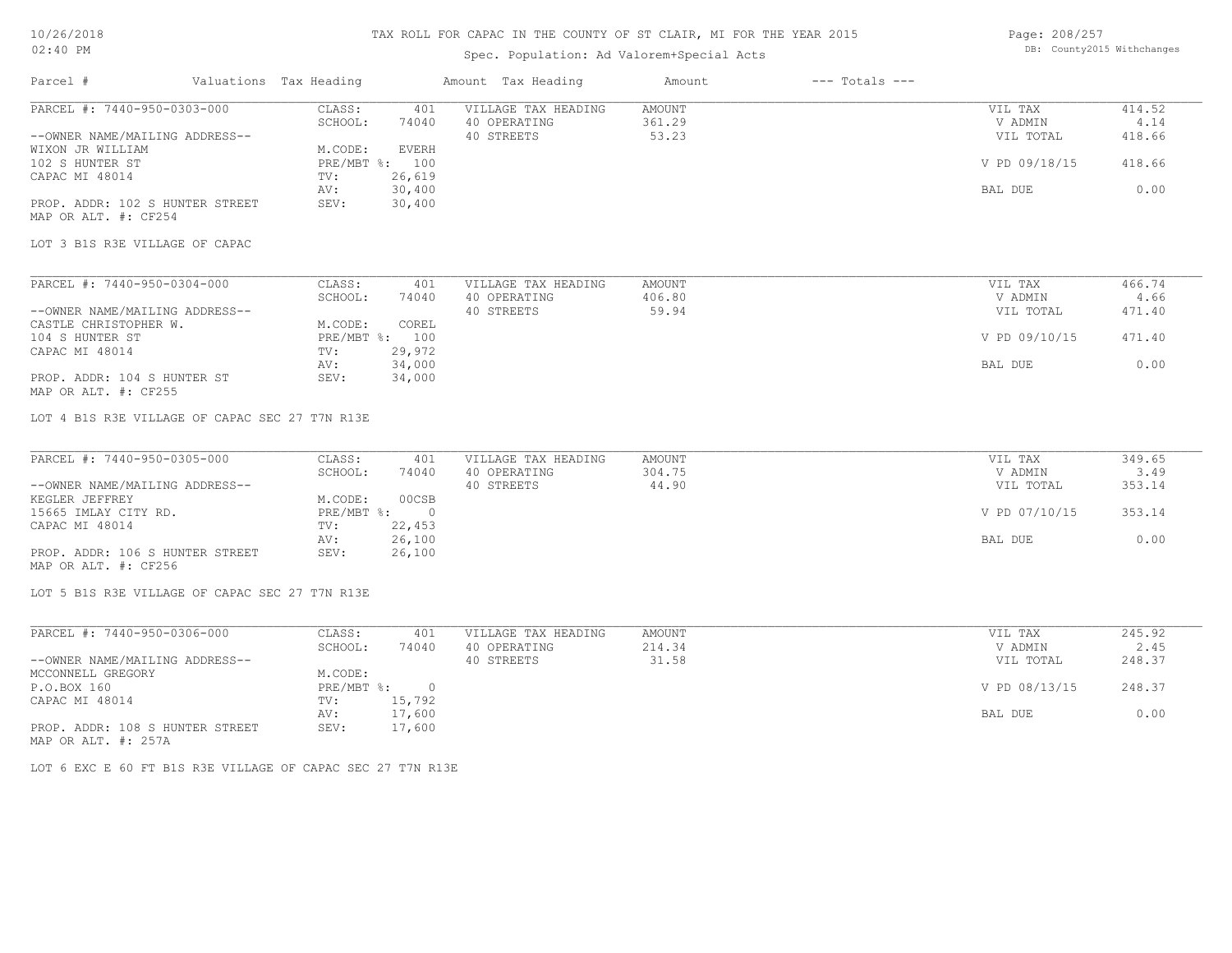# TAX ROLL FOR CAPAC IN THE COUNTY OF ST CLAIR, MI FOR THE YEAR 2015

Spec. Population: Ad Valorem+Special Acts

DB: County2015 Withchanges

| Parcel # | Valuations | Tax Heading | Amount | Tax Heading | Amount | --- Totals --- | |
|---|---|---|---|---|---|---|---|
| PARCEL #: 7440-950-0303-000 | CLASS: | 401 | VILLAGE TAX HEADING | AMOUNT | | VIL TAX | 414.52 |
| | SCHOOL: | 74040 | 40 OPERATING | 361.29 | | V ADMIN | 4.14 |
| --OWNER NAME/MAILING ADDRESS-- | | | 40 STREETS | 53.23 | | VIL TOTAL | 418.66 |
| WIXON JR WILLIAM | M.CODE: | EVERH | | | | | |
| 102 S HUNTER ST | PRE/MBT %: | 100 | | | | V PD 09/18/15 | 418.66 |
| CAPAC MI 48014 | TV: | 26,619 | | | | | |
| | AV: | 30,400 | | | | BAL DUE | 0.00 |
| PROP. ADDR: 102 S HUNTER STREET | SEV: | 30,400 | | | | | |
| MAP OR ALT. #: CF254 | | | | | | | |

LOT 3 B1S R3E VILLAGE OF CAPAC

| Parcel # | Valuations | Tax Heading | Amount | Tax Heading | Amount | --- Totals --- | |
|---|---|---|---|---|---|---|---|
| PARCEL #: 7440-950-0304-000 | CLASS: | 401 | VILLAGE TAX HEADING | AMOUNT | | VIL TAX | 466.74 |
| | SCHOOL: | 74040 | 40 OPERATING | 406.80 | | V ADMIN | 4.66 |
| --OWNER NAME/MAILING ADDRESS-- | | | 40 STREETS | 59.94 | | VIL TOTAL | 471.40 |
| CASTLE CHRISTOPHER W. | M.CODE: | COREL | | | | | |
| 104 S HUNTER ST | PRE/MBT %: | 100 | | | | V PD 09/10/15 | 471.40 |
| CAPAC MI 48014 | TV: | 29,972 | | | | | |
| | AV: | 34,000 | | | | BAL DUE | 0.00 |
| PROP. ADDR: 104 S HUNTER ST | SEV: | 34,000 | | | | | |
| MAP OR ALT. #: CF255 | | | | | | | |

LOT 4 B1S R3E VILLAGE OF CAPAC SEC 27 T7N R13E

| Parcel # | Valuations | Tax Heading | Amount | Tax Heading | Amount | --- Totals --- | |
|---|---|---|---|---|---|---|---|
| PARCEL #: 7440-950-0305-000 | CLASS: | 401 | VILLAGE TAX HEADING | AMOUNT | | VIL TAX | 349.65 |
| | SCHOOL: | 74040 | 40 OPERATING | 304.75 | | V ADMIN | 3.49 |
| --OWNER NAME/MAILING ADDRESS-- | | | 40 STREETS | 44.90 | | VIL TOTAL | 353.14 |
| KEGLER JEFFREY | M.CODE: | 00CSB | | | | | |
| 15665 IMLAY CITY RD. | PRE/MBT %: | 0 | | | | V PD 07/10/15 | 353.14 |
| CAPAC MI 48014 | TV: | 22,453 | | | | | |
| | AV: | 26,100 | | | | BAL DUE | 0.00 |
| PROP. ADDR: 106 S HUNTER STREET | SEV: | 26,100 | | | | | |
| MAP OR ALT. #: CF256 | | | | | | | |

LOT 5 B1S R3E VILLAGE OF CAPAC SEC 27 T7N R13E

| Parcel # | Valuations | Tax Heading | Amount | Tax Heading | Amount | --- Totals --- | |
|---|---|---|---|---|---|---|---|
| PARCEL #: 7440-950-0306-000 | CLASS: | 401 | VILLAGE TAX HEADING | AMOUNT | | VIL TAX | 245.92 |
| | SCHOOL: | 74040 | 40 OPERATING | 214.34 | | V ADMIN | 2.45 |
| --OWNER NAME/MAILING ADDRESS-- | | | 40 STREETS | 31.58 | | VIL TOTAL | 248.37 |
| MCCONNELL GREGORY | M.CODE: | | | | | | |
| P.O.BOX 160 | PRE/MBT %: | 0 | | | | V PD 08/13/15 | 248.37 |
| CAPAC MI 48014 | TV: | 15,792 | | | | | |
| | AV: | 17,600 | | | | BAL DUE | 0.00 |
| PROP. ADDR: 108 S HUNTER STREET | SEV: | 17,600 | | | | | |
| MAP OR ALT. #: 257A | | | | | | | |

LOT 6 EXC E 60 FT B1S R3E VILLAGE OF CAPAC SEC 27 T7N R13E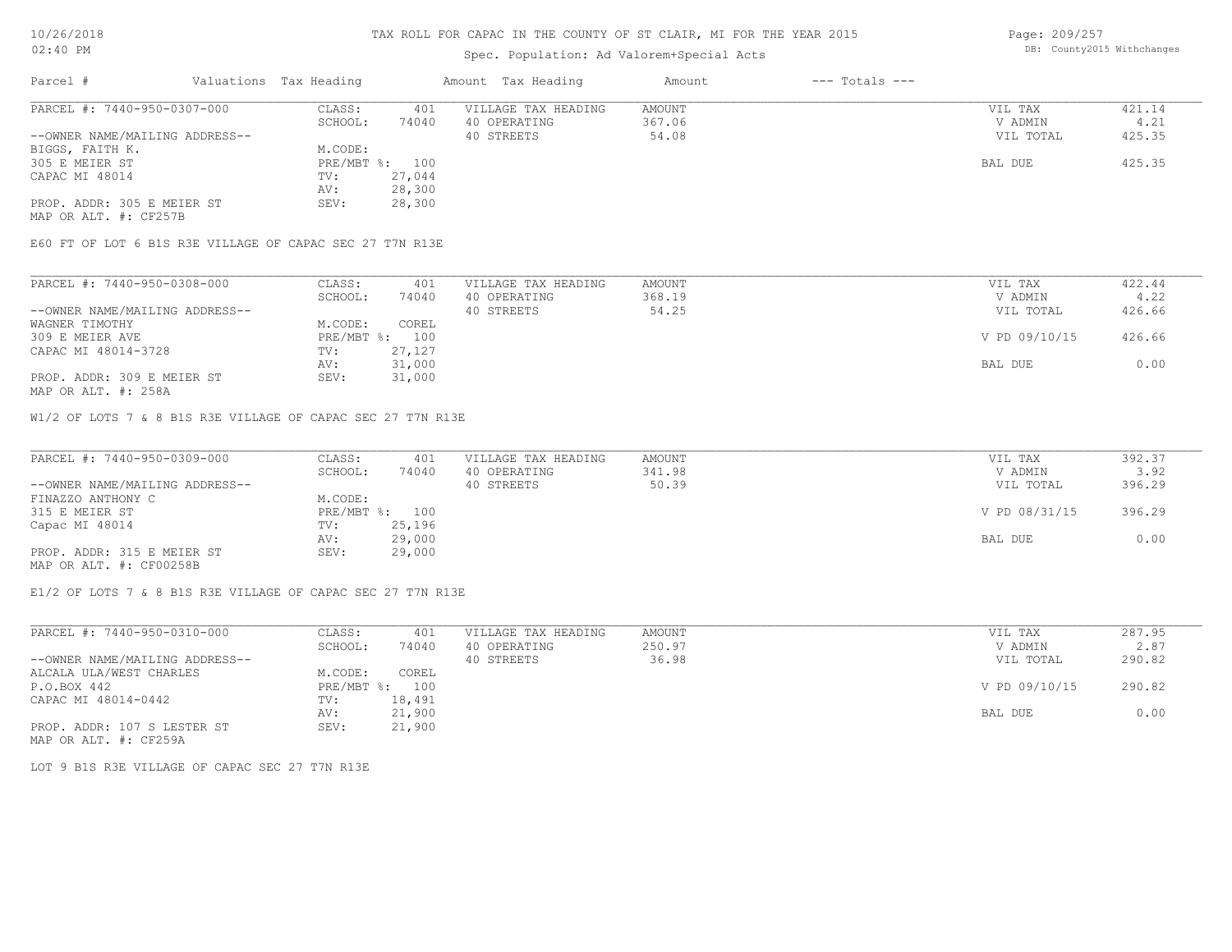# TAX ROLL FOR CAPAC IN THE COUNTY OF ST CLAIR, MI FOR THE YEAR 2015

Spec. Population: Ad Valorem+Special Acts

10/26/2018
02:40 PM

DB: County2015 Withchanges

| Parcel # | Valuations Tax Heading | | Amount Tax Heading | Amount | --- Totals --- | |
|---|---|---|---|---|---|---|
| PARCEL #: 7440-950-0307-000 | CLASS: | 401 | VILLAGE TAX HEADING | AMOUNT | VIL TAX | 421.14 |
| | SCHOOL: | 74040 | 40 OPERATING | 367.06 | V ADMIN | 4.21 |
| --OWNER NAME/MAILING ADDRESS-- | | | 40 STREETS | 54.08 | VIL TOTAL | 425.35 |
| BIGGS, FAITH K. | M.CODE: | | | | | |
| 305 E MEIER ST | PRE/MBT %: | 100 | | | BAL DUE | 425.35 |
| CAPAC MI 48014 | TV: | 27,044 | | | | |
| | AV: | 28,300 | | | | |
| PROP. ADDR: 305 E MEIER ST | SEV: | 28,300 | | | | |
| MAP OR ALT. #: CF257B | | | | | | |

E60 FT OF LOT 6 B1S R3E VILLAGE OF CAPAC SEC 27 T7N R13E

| Parcel # | Valuations Tax Heading | | Amount Tax Heading | Amount | --- Totals --- | |
|---|---|---|---|---|---|---|
| PARCEL #: 7440-950-0308-000 | CLASS: | 401 | VILLAGE TAX HEADING | AMOUNT | VIL TAX | 422.44 |
| | SCHOOL: | 74040 | 40 OPERATING | 368.19 | V ADMIN | 4.22 |
| --OWNER NAME/MAILING ADDRESS-- | | | 40 STREETS | 54.25 | VIL TOTAL | 426.66 |
| WAGNER TIMOTHY | M.CODE: | COREL | | | | |
| 309 E MEIER AVE | PRE/MBT %: | 100 | | | V PD 09/10/15 | 426.66 |
| CAPAC MI 48014-3728 | TV: | 27,127 | | | | |
| | AV: | 31,000 | | | BAL DUE | 0.00 |
| PROP. ADDR: 309 E MEIER ST | SEV: | 31,000 | | | | |
| MAP OR ALT. #: 258A | | | | | | |

W1/2 OF LOTS 7 & 8 B1S R3E VILLAGE OF CAPAC SEC 27 T7N R13E

| Parcel # | Valuations Tax Heading | | Amount Tax Heading | Amount | --- Totals --- | |
|---|---|---|---|---|---|---|
| PARCEL #: 7440-950-0309-000 | CLASS: | 401 | VILLAGE TAX HEADING | AMOUNT | VIL TAX | 392.37 |
| | SCHOOL: | 74040 | 40 OPERATING | 341.98 | V ADMIN | 3.92 |
| --OWNER NAME/MAILING ADDRESS-- | | | 40 STREETS | 50.39 | VIL TOTAL | 396.29 |
| FINAZZO ANTHONY C | M.CODE: | | | | | |
| 315 E MEIER ST | PRE/MBT %: | 100 | | | V PD 08/31/15 | 396.29 |
| Capac MI 48014 | TV: | 25,196 | | | | |
| | AV: | 29,000 | | | BAL DUE | 0.00 |
| PROP. ADDR: 315 E MEIER ST | SEV: | 29,000 | | | | |
| MAP OR ALT. #: CF00258B | | | | | | |

E1/2 OF LOTS 7 & 8 B1S R3E VILLAGE OF CAPAC SEC 27 T7N R13E

| Parcel # | Valuations Tax Heading | | Amount Tax Heading | Amount | --- Totals --- | |
|---|---|---|---|---|---|---|
| PARCEL #: 7440-950-0310-000 | CLASS: | 401 | VILLAGE TAX HEADING | AMOUNT | VIL TAX | 287.95 |
| | SCHOOL: | 74040 | 40 OPERATING | 250.97 | V ADMIN | 2.87 |
| --OWNER NAME/MAILING ADDRESS-- | | | 40 STREETS | 36.98 | VIL TOTAL | 290.82 |
| ALCALA ULA/WEST CHARLES | M.CODE: | COREL | | | | |
| P.O.BOX 442 | PRE/MBT %: | 100 | | | V PD 09/10/15 | 290.82 |
| CAPAC MI 48014-0442 | TV: | 18,491 | | | | |
| | AV: | 21,900 | | | BAL DUE | 0.00 |
| PROP. ADDR: 107 S LESTER ST | SEV: | 21,900 | | | | |
| MAP OR ALT. #: CF259A | | | | | | |

LOT 9 B1S R3E VILLAGE OF CAPAC SEC 27 T7N R13E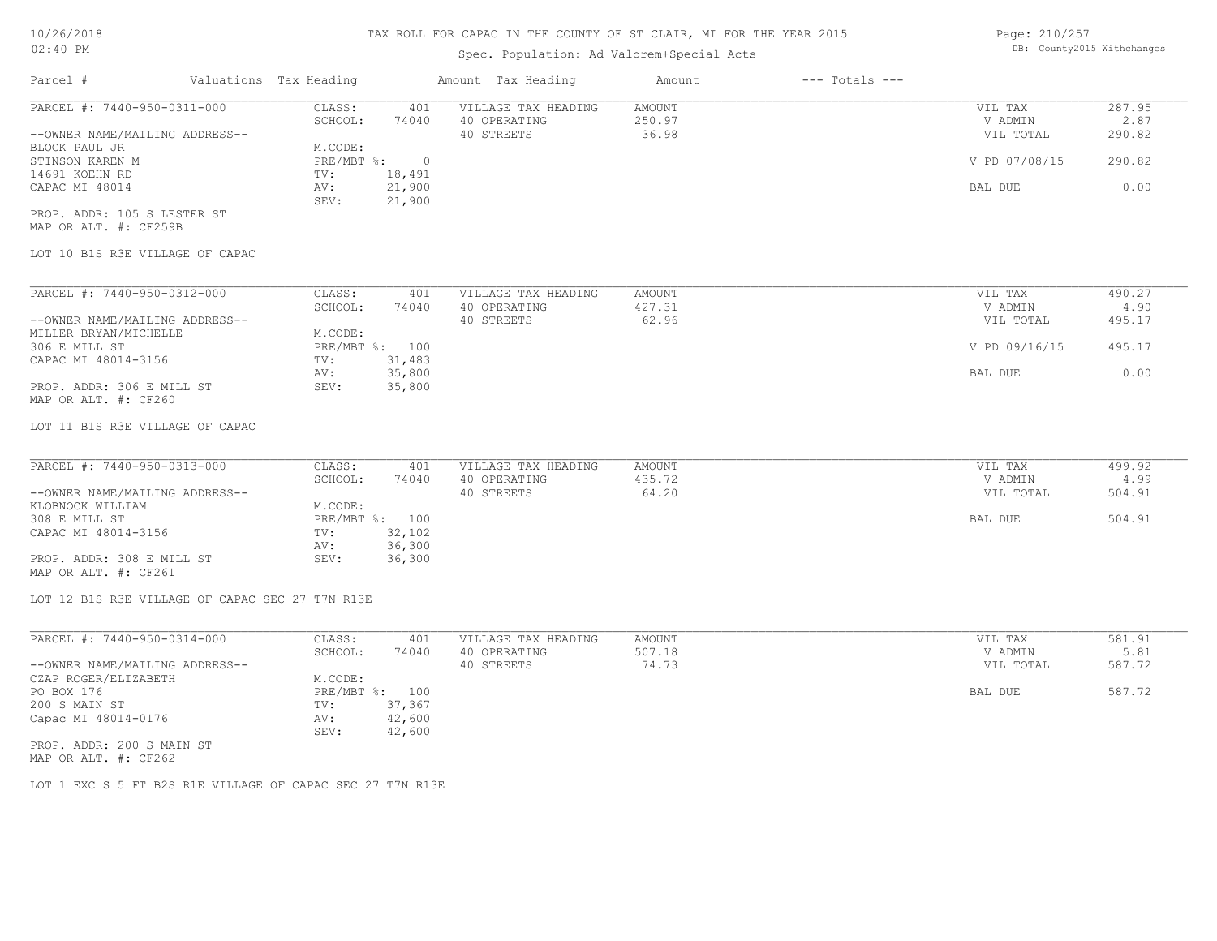# TAX ROLL FOR CAPAC IN THE COUNTY OF ST CLAIR, MI FOR THE YEAR 2015

Spec. Population: Ad Valorem+Special Acts

10/26/2018
02:40 PM

DB: County2015 Withchanges

| Parcel # | Valuations | Tax Heading | Amount | Tax Heading | Amount | --- Totals --- | |
|---|---|---|---|---|---|---|---|

---

**PARCEL #: 7440-950-0311-000**

| | | | | |
|---|---|---|---|---|
| CLASS: 401 | VILLAGE TAX HEADING | AMOUNT | VIL TAX | 287.95 |
| SCHOOL: 74040 | 40 OPERATING | 250.97 | V ADMIN | 2.87 |
| | 40 STREETS | 36.98 | VIL TOTAL | 290.82 |
| M.CODE: | | | | |
| PRE/MBT %: 0 | | | V PD 07/08/15 | 290.82 |
| TV: 18,491 | | | | |
| AV: 21,900 | | | BAL DUE | 0.00 |
| SEV: 21,900 | | | | |

--OWNER NAME/MAILING ADDRESS--
BLOCK PAUL JR
STINSON KAREN M
14691 KOEHN RD
CAPAC MI 48014

PROP. ADDR: 105 S LESTER ST
MAP OR ALT. #: CF259B

LOT 10 B1S R3E VILLAGE OF CAPAC

---

**PARCEL #: 7440-950-0312-000**

| | | | | |
|---|---|---|---|---|
| CLASS: 401 | VILLAGE TAX HEADING | AMOUNT | VIL TAX | 490.27 |
| SCHOOL: 74040 | 40 OPERATING | 427.31 | V ADMIN | 4.90 |
| | 40 STREETS | 62.96 | VIL TOTAL | 495.17 |
| M.CODE: | | | | |
| PRE/MBT %: 100 | | | V PD 09/16/15 | 495.17 |
| TV: 31,483 | | | | |
| AV: 35,800 | | | BAL DUE | 0.00 |
| SEV: 35,800 | | | | |

--OWNER NAME/MAILING ADDRESS--
MILLER BRYAN/MICHELLE
306 E MILL ST
CAPAC MI 48014-3156

PROP. ADDR: 306 E MILL ST
MAP OR ALT. #: CF260

LOT 11 B1S R3E VILLAGE OF CAPAC

---

**PARCEL #: 7440-950-0313-000**

| | | | | |
|---|---|---|---|---|
| CLASS: 401 | VILLAGE TAX HEADING | AMOUNT | VIL TAX | 499.92 |
| SCHOOL: 74040 | 40 OPERATING | 435.72 | V ADMIN | 4.99 |
| | 40 STREETS | 64.20 | VIL TOTAL | 504.91 |
| M.CODE: | | | | |
| PRE/MBT %: 100 | | | BAL DUE | 504.91 |
| TV: 32,102 | | | | |
| AV: 36,300 | | | | |
| SEV: 36,300 | | | | |

--OWNER NAME/MAILING ADDRESS--
KLOBNOCK WILLIAM
308 E MILL ST
CAPAC MI 48014-3156

PROP. ADDR: 308 E MILL ST
MAP OR ALT. #: CF261

LOT 12 B1S R3E VILLAGE OF CAPAC SEC 27 T7N R13E

---

**PARCEL #: 7440-950-0314-000**

| | | | | |
|---|---|---|---|---|
| CLASS: 401 | VILLAGE TAX HEADING | AMOUNT | VIL TAX | 581.91 |
| SCHOOL: 74040 | 40 OPERATING | 507.18 | V ADMIN | 5.81 |
| | 40 STREETS | 74.73 | VIL TOTAL | 587.72 |
| M.CODE: | | | | |
| PRE/MBT %: 100 | | | BAL DUE | 587.72 |
| TV: 37,367 | | | | |
| AV: 42,600 | | | | |
| SEV: 42,600 | | | | |

--OWNER NAME/MAILING ADDRESS--
CZAP ROGER/ELIZABETH
PO BOX 176
200 S MAIN ST
Capac MI 48014-0176

PROP. ADDR: 200 S MAIN ST
MAP OR ALT. #: CF262

LOT 1 EXC S 5 FT B2S R1E VILLAGE OF CAPAC SEC 27 T7N R13E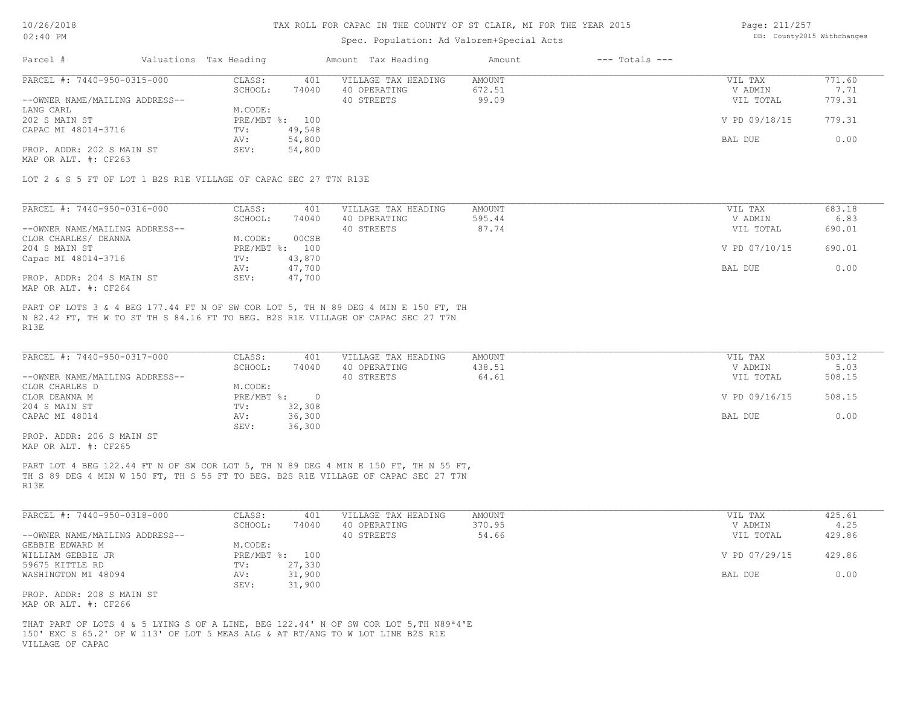# TAX ROLL FOR CAPAC IN THE COUNTY OF ST CLAIR, MI FOR THE YEAR 2015

Spec. Population: Ad Valorem+Special Acts

| Parcel # | Valuations | Tax Heading | Amount | Tax Heading | Amount | --- Totals --- | |
|---|---|---|---|---|---|---|---|
| PARCEL #: 7440-950-0315-000 | CLASS: | 401 | VILLAGE TAX HEADING | AMOUNT | | VIL TAX | 771.60 |
| | SCHOOL: | 74040 | 40 OPERATING | 672.51 | | V ADMIN | 7.71 |
| --OWNER NAME/MAILING ADDRESS-- | | | 40 STREETS | 99.09 | | VIL TOTAL | 779.31 |
| LANG CARL | M.CODE: | | | | | | |
| 202 S MAIN ST | PRE/MBT %: | 100 | | | | V PD 09/18/15 | 779.31 |
| CAPAC MI 48014-3716 | TV: | 49,548 | | | | | |
| | AV: | 54,800 | | | | BAL DUE | 0.00 |
| PROP. ADDR: 202 S MAIN ST | SEV: | 54,800 | | | | | |
| MAP OR ALT. #: CF263 | | | | | | | |

LOT 2 & S 5 FT OF LOT 1 B2S R1E VILLAGE OF CAPAC SEC 27 T7N R13E

| Parcel # | Valuations | Tax Heading | Amount | Tax Heading | Amount | --- Totals --- | |
|---|---|---|---|---|---|---|---|
| PARCEL #: 7440-950-0316-000 | CLASS: | 401 | VILLAGE TAX HEADING | AMOUNT | | VIL TAX | 683.18 |
| | SCHOOL: | 74040 | 40 OPERATING | 595.44 | | V ADMIN | 6.83 |
| --OWNER NAME/MAILING ADDRESS-- | | | 40 STREETS | 87.74 | | VIL TOTAL | 690.01 |
| CLOR CHARLES/ DEANNA | M.CODE: | 00CSB | | | | | |
| 204 S MAIN ST | PRE/MBT %: | 100 | | | | V PD 07/10/15 | 690.01 |
| Capac MI 48014-3716 | TV: | 43,870 | | | | | |
| | AV: | 47,700 | | | | BAL DUE | 0.00 |
| PROP. ADDR: 204 S MAIN ST | SEV: | 47,700 | | | | | |
| MAP OR ALT. #: CF264 | | | | | | | |

PART OF LOTS 3 & 4 BEG 177.44 FT N OF SW COR LOT 5, TH N 89 DEG 4 MIN E 150 FT, TH N 82.42 FT, TH W TO ST TH S 84.16 FT TO BEG. B2S R1E VILLAGE OF CAPAC SEC 27 T7N R13E

| Parcel # | Valuations | Tax Heading | Amount | Tax Heading | Amount | --- Totals --- | |
|---|---|---|---|---|---|---|---|
| PARCEL #: 7440-950-0317-000 | CLASS: | 401 | VILLAGE TAX HEADING | AMOUNT | | VIL TAX | 503.12 |
| | SCHOOL: | 74040 | 40 OPERATING | 438.51 | | V ADMIN | 5.03 |
| --OWNER NAME/MAILING ADDRESS-- | | | 40 STREETS | 64.61 | | VIL TOTAL | 508.15 |
| CLOR CHARLES D | M.CODE: | | | | | | |
| CLOR DEANNA M | PRE/MBT %: | 0 | | | | V PD 09/16/15 | 508.15 |
| 204 S MAIN ST | TV: | 32,308 | | | | | |
| CAPAC MI 48014 | AV: | 36,300 | | | | BAL DUE | 0.00 |
| | SEV: | 36,300 | | | | | |
| PROP. ADDR: 206 S MAIN ST | | | | | | | |
| MAP OR ALT. #: CF265 | | | | | | | |

PART LOT 4 BEG 122.44 FT N OF SW COR LOT 5, TH N 89 DEG 4 MIN E 150 FT, TH N 55 FT, TH S 89 DEG 4 MIN W 150 FT, TH S 55 FT TO BEG. B2S R1E VILLAGE OF CAPAC SEC 27 T7N R13E

| Parcel # | Valuations | Tax Heading | Amount | Tax Heading | Amount | --- Totals --- | |
|---|---|---|---|---|---|---|---|
| PARCEL #: 7440-950-0318-000 | CLASS: | 401 | VILLAGE TAX HEADING | AMOUNT | | VIL TAX | 425.61 |
| | SCHOOL: | 74040 | 40 OPERATING | 370.95 | | V ADMIN | 4.25 |
| --OWNER NAME/MAILING ADDRESS-- | | | 40 STREETS | 54.66 | | VIL TOTAL | 429.86 |
| GEBBIE EDWARD M | M.CODE: | | | | | | |
| WILLIAM GEBBIE JR | PRE/MBT %: | 100 | | | | V PD 07/29/15 | 429.86 |
| 59675 KITTLE RD | TV: | 27,330 | | | | | |
| WASHINGTON MI 48094 | AV: | 31,900 | | | | BAL DUE | 0.00 |
| | SEV: | 31,900 | | | | | |
| PROP. ADDR: 208 S MAIN ST | | | | | | | |
| MAP OR ALT. #: CF266 | | | | | | | |

THAT PART OF LOTS 4 & 5 LYING S OF A LINE, BEG 122.44' N OF SW COR LOT 5,TH N89ª4'E 150' EXC S 65.2' OF W 113' OF LOT 5 MEAS ALG & AT RT/ANG TO W LOT LINE B2S R1E VILLAGE OF CAPAC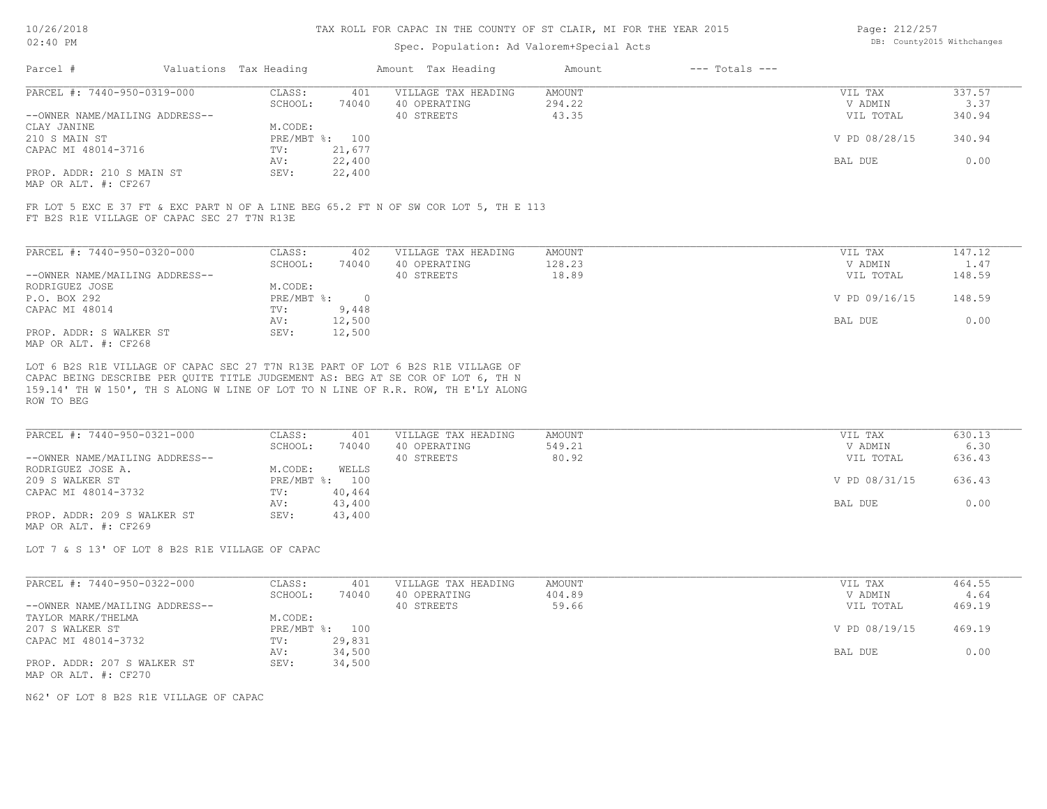# TAX ROLL FOR CAPAC IN THE COUNTY OF ST CLAIR, MI FOR THE YEAR 2015

Spec. Population: Ad Valorem+Special Acts

| Parcel # | Valuations | Tax Heading | Amount | Tax Heading | Amount | --- Totals --- | |
|---|---|---|---|---|---|---|---|
| PARCEL #: 7440-950-0319-000 | CLASS: | 401 | VILLAGE TAX HEADING | AMOUNT | | VIL TAX | 337.57 |
| | SCHOOL: | 74040 | 40 OPERATING | 294.22 | | V ADMIN | 3.37 |
| --OWNER NAME/MAILING ADDRESS-- | | | 40 STREETS | 43.35 | | VIL TOTAL | 340.94 |
| CLAY JANINE | M.CODE: | | | | | | |
| 210 S MAIN ST | PRE/MBT %: | 100 | | | | V PD 08/28/15 | 340.94 |
| CAPAC MI 48014-3716 | TV: | 21,677 | | | | | |
| | AV: | 22,400 | | | | BAL DUE | 0.00 |
| PROP. ADDR: 210 S MAIN ST | SEV: | 22,400 | | | | | |
| MAP OR ALT. #: CF267 | | | | | | | |

FR LOT 5 EXC E 37 FT & EXC PART N OF A LINE BEG 65.2 FT N OF SW COR LOT 5, TH E 113 FT B2S R1E VILLAGE OF CAPAC SEC 27 T7N R13E

| Parcel # | Valuations | Tax Heading | Amount | Tax Heading | Amount | --- Totals --- | |
|---|---|---|---|---|---|---|---|
| PARCEL #: 7440-950-0320-000 | CLASS: | 402 | VILLAGE TAX HEADING | AMOUNT | | VIL TAX | 147.12 |
| | SCHOOL: | 74040 | 40 OPERATING | 128.23 | | V ADMIN | 1.47 |
| --OWNER NAME/MAILING ADDRESS-- | | | 40 STREETS | 18.89 | | VIL TOTAL | 148.59 |
| RODRIGUEZ JOSE | M.CODE: | | | | | | |
| P.O. BOX 292 | PRE/MBT %: | 0 | | | | V PD 09/16/15 | 148.59 |
| CAPAC MI 48014 | TV: | 9,448 | | | | | |
| | AV: | 12,500 | | | | BAL DUE | 0.00 |
| PROP. ADDR: S WALKER ST | SEV: | 12,500 | | | | | |
| MAP OR ALT. #: CF268 | | | | | | | |

LOT 6 B2S R1E VILLAGE OF CAPAC SEC 27 T7N R13E PART OF LOT 6 B2S R1E VILLAGE OF CAPAC BEING DESCRIBE PER QUITE TITLE JUDGEMENT AS: BEG AT SE COR OF LOT 6, TH N 159.14' TH W 150', TH S ALONG W LINE OF LOT TO N LINE OF R.R. ROW, TH E'LY ALONG ROW TO BEG

| Parcel # | Valuations | Tax Heading | Amount | Tax Heading | Amount | --- Totals --- | |
|---|---|---|---|---|---|---|---|
| PARCEL #: 7440-950-0321-000 | CLASS: | 401 | VILLAGE TAX HEADING | AMOUNT | | VIL TAX | 630.13 |
| | SCHOOL: | 74040 | 40 OPERATING | 549.21 | | V ADMIN | 6.30 |
| --OWNER NAME/MAILING ADDRESS-- | | | 40 STREETS | 80.92 | | VIL TOTAL | 636.43 |
| RODRIGUEZ JOSE A. | M.CODE: | WELLS | | | | | |
| 209 S WALKER ST | PRE/MBT %: | 100 | | | | V PD 08/31/15 | 636.43 |
| CAPAC MI 48014-3732 | TV: | 40,464 | | | | | |
| | AV: | 43,400 | | | | BAL DUE | 0.00 |
| PROP. ADDR: 209 S WALKER ST | SEV: | 43,400 | | | | | |
| MAP OR ALT. #: CF269 | | | | | | | |

LOT 7 & S 13' OF LOT 8 B2S R1E VILLAGE OF CAPAC

| Parcel # | Valuations | Tax Heading | Amount | Tax Heading | Amount | --- Totals --- | |
|---|---|---|---|---|---|---|---|
| PARCEL #: 7440-950-0322-000 | CLASS: | 401 | VILLAGE TAX HEADING | AMOUNT | | VIL TAX | 464.55 |
| | SCHOOL: | 74040 | 40 OPERATING | 404.89 | | V ADMIN | 4.64 |
| --OWNER NAME/MAILING ADDRESS-- | | | 40 STREETS | 59.66 | | VIL TOTAL | 469.19 |
| TAYLOR MARK/THELMA | M.CODE: | | | | | | |
| 207 S WALKER ST | PRE/MBT %: | 100 | | | | V PD 08/19/15 | 469.19 |
| CAPAC MI 48014-3732 | TV: | 29,831 | | | | | |
| | AV: | 34,500 | | | | BAL DUE | 0.00 |
| PROP. ADDR: 207 S WALKER ST | SEV: | 34,500 | | | | | |
| MAP OR ALT. #: CF270 | | | | | | | |

N62' OF LOT 8 B2S R1E VILLAGE OF CAPAC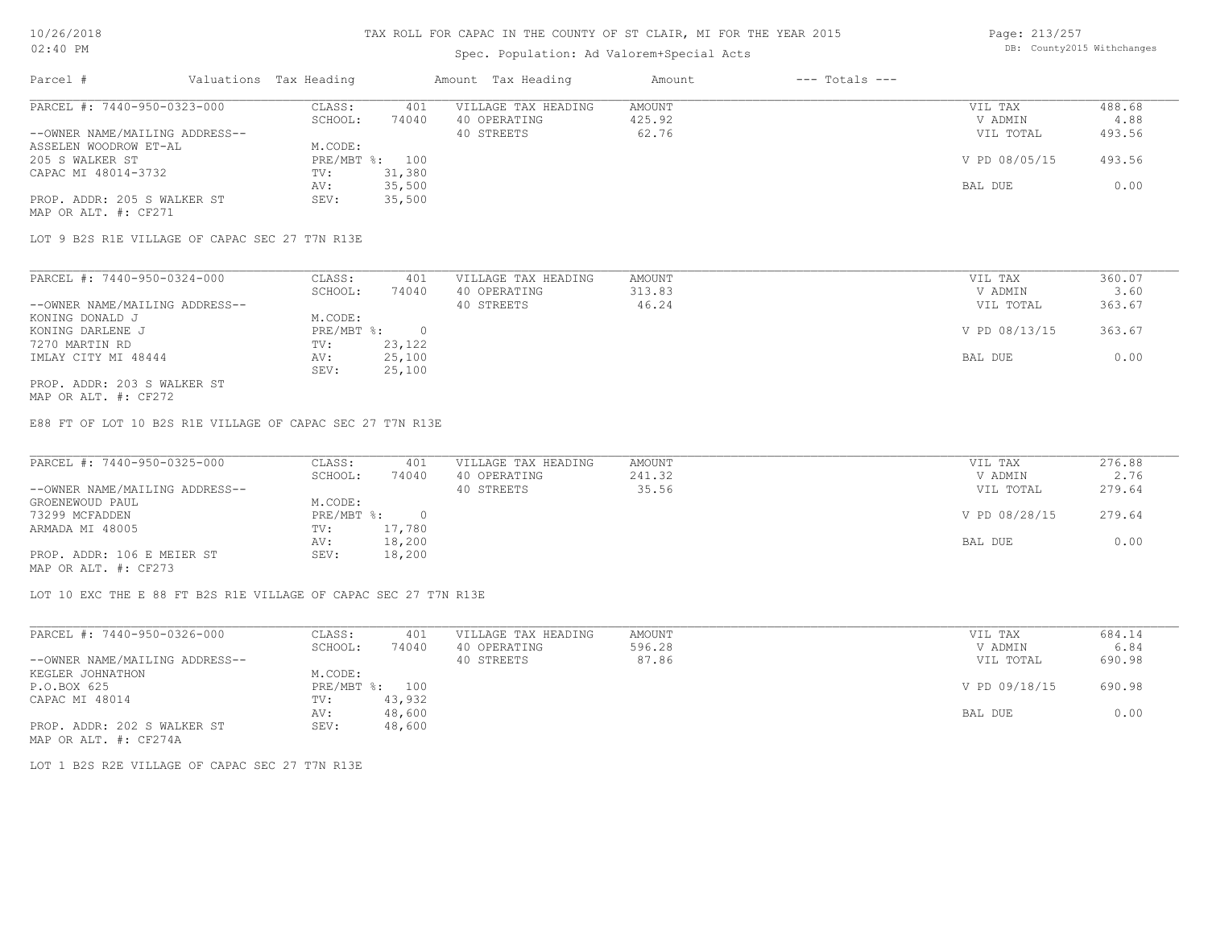# TAX ROLL FOR CAPAC IN THE COUNTY OF ST CLAIR, MI FOR THE YEAR 2015

Spec. Population: Ad Valorem+Special Acts

| Parcel # | Valuations | Tax Heading | Amount | Tax Heading | Amount | --- Totals --- | |
|---|---|---|---|---|---|---|---|
| PARCEL #: 7440-950-0323-000 | CLASS: | 401 | VILLAGE TAX HEADING | AMOUNT | | VIL TAX | 488.68 |
| | SCHOOL: | 74040 | 40 OPERATING | 425.92 | | V ADMIN | 4.88 |
| --OWNER NAME/MAILING ADDRESS-- | | | 40 STREETS | 62.76 | | VIL TOTAL | 493.56 |
| ASSELEN WOODROW ET-AL | M.CODE: | | | | | | |
| 205 S WALKER ST | PRE/MBT %: | 100 | | | | V PD 08/05/15 | 493.56 |
| CAPAC MI 48014-3732 | TV: | 31,380 | | | | | |
| | AV: | 35,500 | | | | BAL DUE | 0.00 |
| PROP. ADDR: 205 S WALKER ST | SEV: | 35,500 | | | | | |
| MAP OR ALT. #: CF271 | | | | | | | |

LOT 9 B2S R1E VILLAGE OF CAPAC SEC 27 T7N R13E

| Parcel # | Valuations | Tax Heading | Amount | Tax Heading | Amount | --- Totals --- | |
|---|---|---|---|---|---|---|---|
| PARCEL #: 7440-950-0324-000 | CLASS: | 401 | VILLAGE TAX HEADING | AMOUNT | | VIL TAX | 360.07 |
| | SCHOOL: | 74040 | 40 OPERATING | 313.83 | | V ADMIN | 3.60 |
| --OWNER NAME/MAILING ADDRESS-- | | | 40 STREETS | 46.24 | | VIL TOTAL | 363.67 |
| KONING DONALD J | M.CODE: | | | | | | |
| KONING DARLENE J | PRE/MBT %: | 0 | | | | V PD 08/13/15 | 363.67 |
| 7270 MARTIN RD | TV: | 23,122 | | | | | |
| IMLAY CITY MI 48444 | AV: | 25,100 | | | | BAL DUE | 0.00 |
| | SEV: | 25,100 | | | | | |
| PROP. ADDR: 203 S WALKER ST | | | | | | | |
| MAP OR ALT. #: CF272 | | | | | | | |

E88 FT OF LOT 10 B2S R1E VILLAGE OF CAPAC SEC 27 T7N R13E

| Parcel # | Valuations | Tax Heading | Amount | Tax Heading | Amount | --- Totals --- | |
|---|---|---|---|---|---|---|---|
| PARCEL #: 7440-950-0325-000 | CLASS: | 401 | VILLAGE TAX HEADING | AMOUNT | | VIL TAX | 276.88 |
| | SCHOOL: | 74040 | 40 OPERATING | 241.32 | | V ADMIN | 2.76 |
| --OWNER NAME/MAILING ADDRESS-- | | | 40 STREETS | 35.56 | | VIL TOTAL | 279.64 |
| GROENEWOUD PAUL | M.CODE: | | | | | | |
| 73299 MCFADDEN | PRE/MBT %: | 0 | | | | V PD 08/28/15 | 279.64 |
| ARMADA MI 48005 | TV: | 17,780 | | | | | |
| | AV: | 18,200 | | | | BAL DUE | 0.00 |
| PROP. ADDR: 106 E MEIER ST | SEV: | 18,200 | | | | | |
| MAP OR ALT. #: CF273 | | | | | | | |

LOT 10 EXC THE E 88 FT B2S R1E VILLAGE OF CAPAC SEC 27 T7N R13E

| Parcel # | Valuations | Tax Heading | Amount | Tax Heading | Amount | --- Totals --- | |
|---|---|---|---|---|---|---|---|
| PARCEL #: 7440-950-0326-000 | CLASS: | 401 | VILLAGE TAX HEADING | AMOUNT | | VIL TAX | 684.14 |
| | SCHOOL: | 74040 | 40 OPERATING | 596.28 | | V ADMIN | 6.84 |
| --OWNER NAME/MAILING ADDRESS-- | | | 40 STREETS | 87.86 | | VIL TOTAL | 690.98 |
| KEGLER JOHNATHON | M.CODE: | | | | | | |
| P.O.BOX 625 | PRE/MBT %: | 100 | | | | V PD 09/18/15 | 690.98 |
| CAPAC MI 48014 | TV: | 43,932 | | | | | |
| | AV: | 48,600 | | | | BAL DUE | 0.00 |
| PROP. ADDR: 202 S WALKER ST | SEV: | 48,600 | | | | | |
| MAP OR ALT. #: CF274A | | | | | | | |

LOT 1 B2S R2E VILLAGE OF CAPAC SEC 27 T7N R13E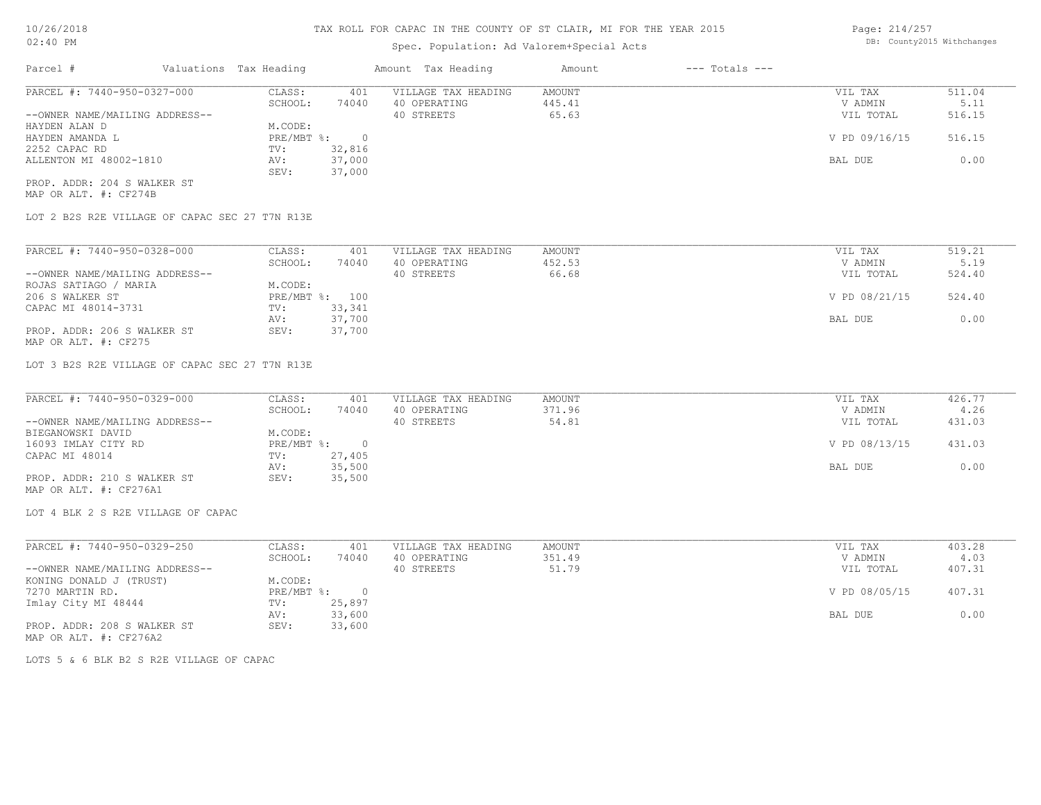# TAX ROLL FOR CAPAC IN THE COUNTY OF ST CLAIR, MI FOR THE YEAR 2015

Spec. Population: Ad Valorem+Special Acts

DB: County2015 Withchanges

| Parcel # | Valuations | Tax Heading | Amount | Tax Heading | Amount | --- Totals --- | |
|---|---|---|---|---|---|---|---|
| PARCEL #: 7440-950-0327-000 | CLASS: | 401 | VILLAGE TAX HEADING | AMOUNT | | VIL TAX | 511.04 |
| | SCHOOL: | 74040 | 40 OPERATING | 445.41 | | V ADMIN | 5.11 |
| --OWNER NAME/MAILING ADDRESS-- | | | 40 STREETS | 65.63 | | VIL TOTAL | 516.15 |
| HAYDEN ALAN D | M.CODE: | | | | | | |
| HAYDEN AMANDA L | PRE/MBT %: | 0 | | | | V PD 09/16/15 | 516.15 |
| 2252 CAPAC RD | TV: | 32,816 | | | | | |
| ALLENTON MI 48002-1810 | AV: | 37,000 | | | | BAL DUE | 0.00 |
| | SEV: | 37,000 | | | | | |
| PROP. ADDR: 204 S WALKER ST | | | | | | | |
| MAP OR ALT. #: CF274B | | | | | | | |

LOT 2 B2S R2E VILLAGE OF CAPAC SEC 27 T7N R13E

| Parcel # | Valuations | Tax Heading | Amount | Tax Heading | Amount | --- Totals --- | |
|---|---|---|---|---|---|---|---|
| PARCEL #: 7440-950-0328-000 | CLASS: | 401 | VILLAGE TAX HEADING | AMOUNT | | VIL TAX | 519.21 |
| | SCHOOL: | 74040 | 40 OPERATING | 452.53 | | V ADMIN | 5.19 |
| --OWNER NAME/MAILING ADDRESS-- | | | 40 STREETS | 66.68 | | VIL TOTAL | 524.40 |
| ROJAS SATIAGO / MARIA | M.CODE: | | | | | | |
| 206 S WALKER ST | PRE/MBT %: | 100 | | | | V PD 08/21/15 | 524.40 |
| CAPAC MI 48014-3731 | TV: | 33,341 | | | | | |
| | AV: | 37,700 | | | | BAL DUE | 0.00 |
| PROP. ADDR: 206 S WALKER ST | SEV: | 37,700 | | | | | |
| MAP OR ALT. #: CF275 | | | | | | | |

LOT 3 B2S R2E VILLAGE OF CAPAC SEC 27 T7N R13E

| Parcel # | Valuations | Tax Heading | Amount | Tax Heading | Amount | --- Totals --- | |
|---|---|---|---|---|---|---|---|
| PARCEL #: 7440-950-0329-000 | CLASS: | 401 | VILLAGE TAX HEADING | AMOUNT | | VIL TAX | 426.77 |
| | SCHOOL: | 74040 | 40 OPERATING | 371.96 | | V ADMIN | 4.26 |
| --OWNER NAME/MAILING ADDRESS-- | | | 40 STREETS | 54.81 | | VIL TOTAL | 431.03 |
| BIEGANOWSKI DAVID | M.CODE: | | | | | | |
| 16093 IMLAY CITY RD | PRE/MBT %: | 0 | | | | V PD 08/13/15 | 431.03 |
| CAPAC MI 48014 | TV: | 27,405 | | | | | |
| | AV: | 35,500 | | | | BAL DUE | 0.00 |
| PROP. ADDR: 210 S WALKER ST | SEV: | 35,500 | | | | | |
| MAP OR ALT. #: CF276A1 | | | | | | | |

LOT 4 BLK 2 S R2E VILLAGE OF CAPAC

| Parcel # | Valuations | Tax Heading | Amount | Tax Heading | Amount | --- Totals --- | |
|---|---|---|---|---|---|---|---|
| PARCEL #: 7440-950-0329-250 | CLASS: | 401 | VILLAGE TAX HEADING | AMOUNT | | VIL TAX | 403.28 |
| | SCHOOL: | 74040 | 40 OPERATING | 351.49 | | V ADMIN | 4.03 |
| --OWNER NAME/MAILING ADDRESS-- | | | 40 STREETS | 51.79 | | VIL TOTAL | 407.31 |
| KONING DONALD J (TRUST) | M.CODE: | | | | | | |
| 7270 MARTIN RD. | PRE/MBT %: | 0 | | | | V PD 08/05/15 | 407.31 |
| Imlay City MI 48444 | TV: | 25,897 | | | | | |
| | AV: | 33,600 | | | | BAL DUE | 0.00 |
| PROP. ADDR: 208 S WALKER ST | SEV: | 33,600 | | | | | |
| MAP OR ALT. #: CF276A2 | | | | | | | |

LOTS 5 & 6 BLK B2 S R2E VILLAGE OF CAPAC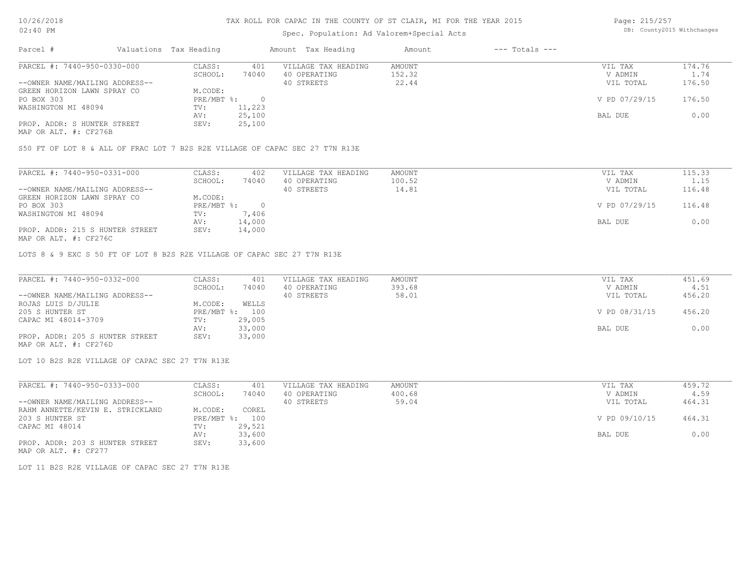# TAX ROLL FOR CAPAC IN THE COUNTY OF ST CLAIR, MI FOR THE YEAR 2015

Spec. Population: Ad Valorem+Special Acts

10/26/2018
02:40 PM

DB: County2015 Withchanges

| Parcel # | Valuations | Tax Heading | Amount | Tax Heading | Amount | --- Totals --- | |
|---|---|---|---|---|---|---|---|
| PARCEL #: 7440-950-0330-000 | CLASS: | 401 | VILLAGE TAX HEADING | AMOUNT | | VIL TAX | 174.76 |
| | SCHOOL: | 74040 | 40 OPERATING | 152.32 | | V ADMIN | 1.74 |
| --OWNER NAME/MAILING ADDRESS-- | | | 40 STREETS | 22.44 | | VIL TOTAL | 176.50 |
| GREEN HORIZON LAWN SPRAY CO | M.CODE: | | | | | | |
| PO BOX 303 | PRE/MBT %: | 0 | | | | V PD 07/29/15 | 176.50 |
| WASHINGTON MI 48094 | TV: | 11,223 | | | | | |
| | AV: | 25,100 | | | | BAL DUE | 0.00 |
| PROP. ADDR: S HUNTER STREET | SEV: | 25,100 | | | | | |
| MAP OR ALT. #: CF276B | | | | | | | |

S50 FT OF LOT 8 & ALL OF FRAC LOT 7 B2S R2E VILLAGE OF CAPAC SEC 27 T7N R13E

| Parcel # | Valuations | Tax Heading | Amount | Tax Heading | Amount | --- Totals --- | |
|---|---|---|---|---|---|---|---|
| PARCEL #: 7440-950-0331-000 | CLASS: | 402 | VILLAGE TAX HEADING | AMOUNT | | VIL TAX | 115.33 |
| | SCHOOL: | 74040 | 40 OPERATING | 100.52 | | V ADMIN | 1.15 |
| --OWNER NAME/MAILING ADDRESS-- | | | 40 STREETS | 14.81 | | VIL TOTAL | 116.48 |
| GREEN HORIZON LAWN SPRAY CO | M.CODE: | | | | | | |
| PO BOX 303 | PRE/MBT %: | 0 | | | | V PD 07/29/15 | 116.48 |
| WASHINGTON MI 48094 | TV: | 7,406 | | | | | |
| | AV: | 14,000 | | | | BAL DUE | 0.00 |
| PROP. ADDR: 215 S HUNTER STREET | SEV: | 14,000 | | | | | |
| MAP OR ALT. #: CF276C | | | | | | | |

LOTS 8 & 9 EXC S 50 FT OF LOT 8 B2S R2E VILLAGE OF CAPAC SEC 27 T7N R13E

| Parcel # | Valuations | Tax Heading | Amount | Tax Heading | Amount | --- Totals --- | |
|---|---|---|---|---|---|---|---|
| PARCEL #: 7440-950-0332-000 | CLASS: | 401 | VILLAGE TAX HEADING | AMOUNT | | VIL TAX | 451.69 |
| | SCHOOL: | 74040 | 40 OPERATING | 393.68 | | V ADMIN | 4.51 |
| --OWNER NAME/MAILING ADDRESS-- | | | 40 STREETS | 58.01 | | VIL TOTAL | 456.20 |
| ROJAS LUIS D/JULIE | M.CODE: | WELLS | | | | | |
| 205 S HUNTER ST | PRE/MBT %: | 100 | | | | V PD 08/31/15 | 456.20 |
| CAPAC MI 48014-3709 | TV: | 29,005 | | | | | |
| | AV: | 33,000 | | | | BAL DUE | 0.00 |
| PROP. ADDR: 205 S HUNTER STREET | SEV: | 33,000 | | | | | |
| MAP OR ALT. #: CF276D | | | | | | | |

LOT 10 B2S R2E VILLAGE OF CAPAC SEC 27 T7N R13E

| Parcel # | Valuations | Tax Heading | Amount | Tax Heading | Amount | --- Totals --- | |
|---|---|---|---|---|---|---|---|
| PARCEL #: 7440-950-0333-000 | CLASS: | 401 | VILLAGE TAX HEADING | AMOUNT | | VIL TAX | 459.72 |
| | SCHOOL: | 74040 | 40 OPERATING | 400.68 | | V ADMIN | 4.59 |
| --OWNER NAME/MAILING ADDRESS-- | | | 40 STREETS | 59.04 | | VIL TOTAL | 464.31 |
| RAHM ANNETTE/KEVIN E. STRICKLAND | M.CODE: | COREL | | | | | |
| 203 S HUNTER ST | PRE/MBT %: | 100 | | | | V PD 09/10/15 | 464.31 |
| CAPAC MI 48014 | TV: | 29,521 | | | | | |
| | AV: | 33,600 | | | | BAL DUE | 0.00 |
| PROP. ADDR: 203 S HUNTER STREET | SEV: | 33,600 | | | | | |
| MAP OR ALT. #: CF277 | | | | | | | |

LOT 11 B2S R2E VILLAGE OF CAPAC SEC 27 T7N R13E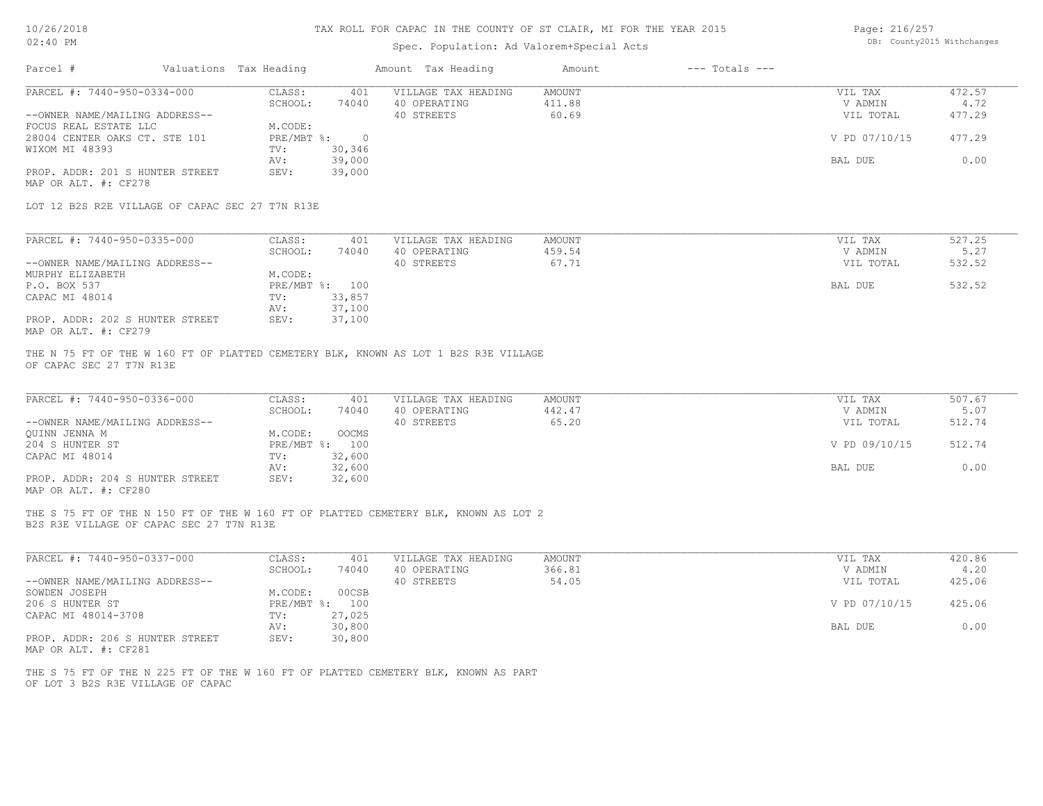# TAX ROLL FOR CAPAC IN THE COUNTY OF ST CLAIR, MI FOR THE YEAR 2015

Spec. Population: Ad Valorem+Special Acts

10/26/2018 02:40 PM — DB: County2015 Withchanges

| Parcel # | Valuations | Tax Heading | Amount | Tax Heading | Amount | --- Totals --- | |
|---|---|---|---|---|---|---|---|

---

**PARCEL #: 7440-950-0334-000**

| | | | | | |
|---|---|---|---|---|---|
| CLASS: | 401 | VILLAGE TAX HEADING | AMOUNT | VIL TAX | 472.57 |
| SCHOOL: | 74040 | 40 OPERATING | 411.88 | V ADMIN | 4.72 |
| | | 40 STREETS | 60.69 | VIL TOTAL | 477.29 |
| M.CODE: | | | | | |
| PRE/MBT %: | 0 | | | V PD 07/10/15 | 477.29 |
| TV: | 30,346 | | | | |
| AV: | 39,000 | | | BAL DUE | 0.00 |
| SEV: | 39,000 | | | | |

--OWNER NAME/MAILING ADDRESS--
FOCUS REAL ESTATE LLC
28004 CENTER OAKS CT. STE 101
WIXOM MI 48393

PROP. ADDR: 201 S HUNTER STREET
MAP OR ALT. #: CF278

LOT 12 B2S R2E VILLAGE OF CAPAC SEC 27 T7N R13E

---

**PARCEL #: 7440-950-0335-000**

| | | | | | |
|---|---|---|---|---|---|
| CLASS: | 401 | VILLAGE TAX HEADING | AMOUNT | VIL TAX | 527.25 |
| SCHOOL: | 74040 | 40 OPERATING | 459.54 | V ADMIN | 5.27 |
| | | 40 STREETS | 67.71 | VIL TOTAL | 532.52 |
| M.CODE: | | | | | |
| PRE/MBT %: | 100 | | | BAL DUE | 532.52 |
| TV: | 33,857 | | | | |
| AV: | 37,100 | | | | |
| SEV: | 37,100 | | | | |

--OWNER NAME/MAILING ADDRESS--
MURPHY ELIZABETH
P.O. BOX 537
CAPAC MI 48014

PROP. ADDR: 202 S HUNTER STREET
MAP OR ALT. #: CF279

THE N 75 FT OF THE W 160 FT OF PLATTED CEMETERY BLK, KNOWN AS LOT 1 B2S R3E VILLAGE OF CAPAC SEC 27 T7N R13E

---

**PARCEL #: 7440-950-0336-000**

| | | | | | |
|---|---|---|---|---|---|
| CLASS: | 401 | VILLAGE TAX HEADING | AMOUNT | VIL TAX | 507.67 |
| SCHOOL: | 74040 | 40 OPERATING | 442.47 | V ADMIN | 5.07 |
| | | 40 STREETS | 65.20 | VIL TOTAL | 512.74 |
| M.CODE: | OOCMS | | | | |
| PRE/MBT %: | 100 | | | V PD 09/10/15 | 512.74 |
| TV: | 32,600 | | | | |
| AV: | 32,600 | | | BAL DUE | 0.00 |
| SEV: | 32,600 | | | | |

--OWNER NAME/MAILING ADDRESS--
QUINN JENNA M
204 S HUNTER ST
CAPAC MI 48014

PROP. ADDR: 204 S HUNTER STREET
MAP OR ALT. #: CF280

THE S 75 FT OF THE N 150 FT OF THE W 160 FT OF PLATTED CEMETERY BLK, KNOWN AS LOT 2 B2S R3E VILLAGE OF CAPAC SEC 27 T7N R13E

---

**PARCEL #: 7440-950-0337-000**

| | | | | | |
|---|---|---|---|---|---|
| CLASS: | 401 | VILLAGE TAX HEADING | AMOUNT | VIL TAX | 420.86 |
| SCHOOL: | 74040 | 40 OPERATING | 366.81 | V ADMIN | 4.20 |
| | | 40 STREETS | 54.05 | VIL TOTAL | 425.06 |
| M.CODE: | 00CSB | | | | |
| PRE/MBT %: | 100 | | | V PD 07/10/15 | 425.06 |
| TV: | 27,025 | | | | |
| AV: | 30,800 | | | BAL DUE | 0.00 |
| SEV: | 30,800 | | | | |

--OWNER NAME/MAILING ADDRESS--
SOWDEN JOSEPH
206 S HUNTER ST
CAPAC MI 48014-3708

PROP. ADDR: 206 S HUNTER STREET
MAP OR ALT. #: CF281

THE S 75 FT OF THE N 225 FT OF THE W 160 FT OF PLATTED CEMETERY BLK, KNOWN AS PART OF LOT 3 B2S R3E VILLAGE OF CAPAC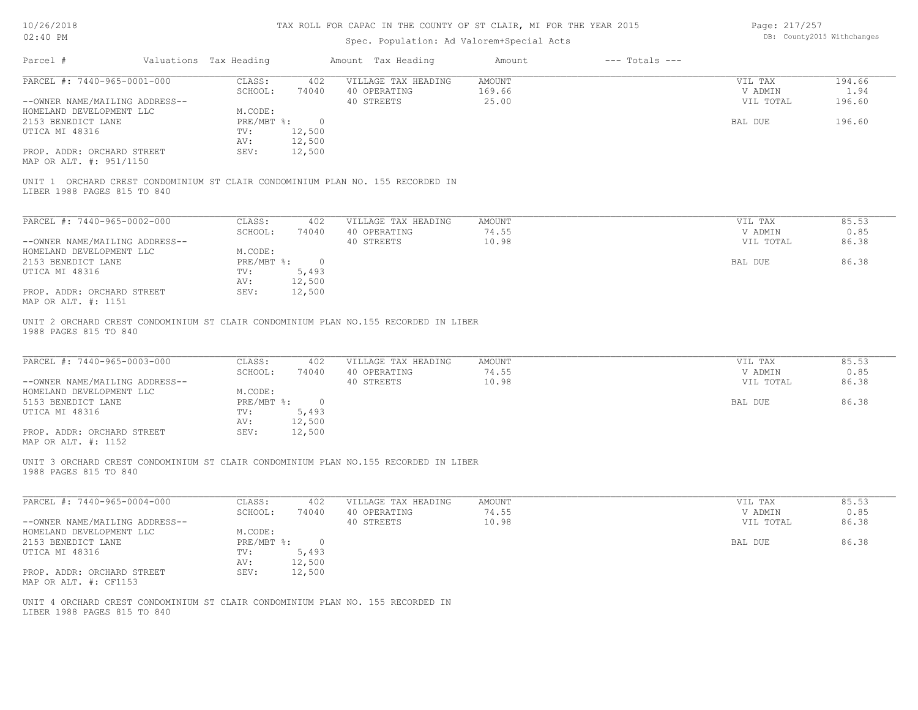# TAX ROLL FOR CAPAC IN THE COUNTY OF ST CLAIR, MI FOR THE YEAR 2015

Spec. Population: Ad Valorem+Special Acts

10/26/2018
02:40 PM

DB: County2015 Withchanges

| Parcel # | Valuations | Tax Heading | Amount | Tax Heading | Amount | --- Totals --- | |
|---|---|---|---|---|---|---|---|

## PARCEL #: 7440-965-0001-000

| | | | | |
|---|---|---|---|---|
| CLASS: 402 | VILLAGE TAX HEADING | AMOUNT | VIL TAX | 194.66 |
| SCHOOL: 74040 | 40 OPERATING | 169.66 | V ADMIN | 1.94 |
| M.CODE: | 40 STREETS | 25.00 | VIL TOTAL | 196.60 |
| PRE/MBT %: 0 | | | BAL DUE | 196.60 |
| TV: 12,500 | | | | |
| AV: 12,500 | | | | |
| SEV: 12,500 | | | | |

--OWNER NAME/MAILING ADDRESS--
HOMELAND DEVELOPMENT LLC
2153 BENEDICT LANE
UTICA MI 48316

PROP. ADDR: ORCHARD STREET
MAP OR ALT. #: 951/1150

UNIT 1 ORCHARD CREST CONDOMINIUM ST CLAIR CONDOMINIUM PLAN NO. 155 RECORDED IN LIBER 1988 PAGES 815 TO 840

## PARCEL #: 7440-965-0002-000

| | | | | |
|---|---|---|---|---|
| CLASS: 402 | VILLAGE TAX HEADING | AMOUNT | VIL TAX | 85.53 |
| SCHOOL: 74040 | 40 OPERATING | 74.55 | V ADMIN | 0.85 |
| M.CODE: | 40 STREETS | 10.98 | VIL TOTAL | 86.38 |
| PRE/MBT %: 0 | | | BAL DUE | 86.38 |
| TV: 5,493 | | | | |
| AV: 12,500 | | | | |
| SEV: 12,500 | | | | |

--OWNER NAME/MAILING ADDRESS--
HOMELAND DEVELOPMENT LLC
2153 BENEDICT LANE
UTICA MI 48316

PROP. ADDR: ORCHARD STREET
MAP OR ALT. #: 1151

UNIT 2 ORCHARD CREST CONDOMINIUM ST CLAIR CONDOMINIUM PLAN NO.155 RECORDED IN LIBER 1988 PAGES 815 TO 840

## PARCEL #: 7440-965-0003-000

| | | | | |
|---|---|---|---|---|
| CLASS: 402 | VILLAGE TAX HEADING | AMOUNT | VIL TAX | 85.53 |
| SCHOOL: 74040 | 40 OPERATING | 74.55 | V ADMIN | 0.85 |
| M.CODE: | 40 STREETS | 10.98 | VIL TOTAL | 86.38 |
| PRE/MBT %: 0 | | | BAL DUE | 86.38 |
| TV: 5,493 | | | | |
| AV: 12,500 | | | | |
| SEV: 12,500 | | | | |

--OWNER NAME/MAILING ADDRESS--
HOMELAND DEVELOPMENT LLC
5153 BENEDICT LANE
UTICA MI 48316

PROP. ADDR: ORCHARD STREET
MAP OR ALT. #: 1152

UNIT 3 ORCHARD CREST CONDOMINIUM ST CLAIR CONDOMINIUM PLAN NO.155 RECORDED IN LIBER 1988 PAGES 815 TO 840

## PARCEL #: 7440-965-0004-000

| | | | | |
|---|---|---|---|---|
| CLASS: 402 | VILLAGE TAX HEADING | AMOUNT | VIL TAX | 85.53 |
| SCHOOL: 74040 | 40 OPERATING | 74.55 | V ADMIN | 0.85 |
| M.CODE: | 40 STREETS | 10.98 | VIL TOTAL | 86.38 |
| PRE/MBT %: 0 | | | BAL DUE | 86.38 |
| TV: 5,493 | | | | |
| AV: 12,500 | | | | |
| SEV: 12,500 | | | | |

--OWNER NAME/MAILING ADDRESS--
HOMELAND DEVELOPMENT LLC
2153 BENEDICT LANE
UTICA MI 48316

PROP. ADDR: ORCHARD STREET
MAP OR ALT. #: CF1153

UNIT 4 ORCHARD CREST CONDOMINIUM ST CLAIR CONDOMINIUM PLAN NO. 155 RECORDED IN LIBER 1988 PAGES 815 TO 840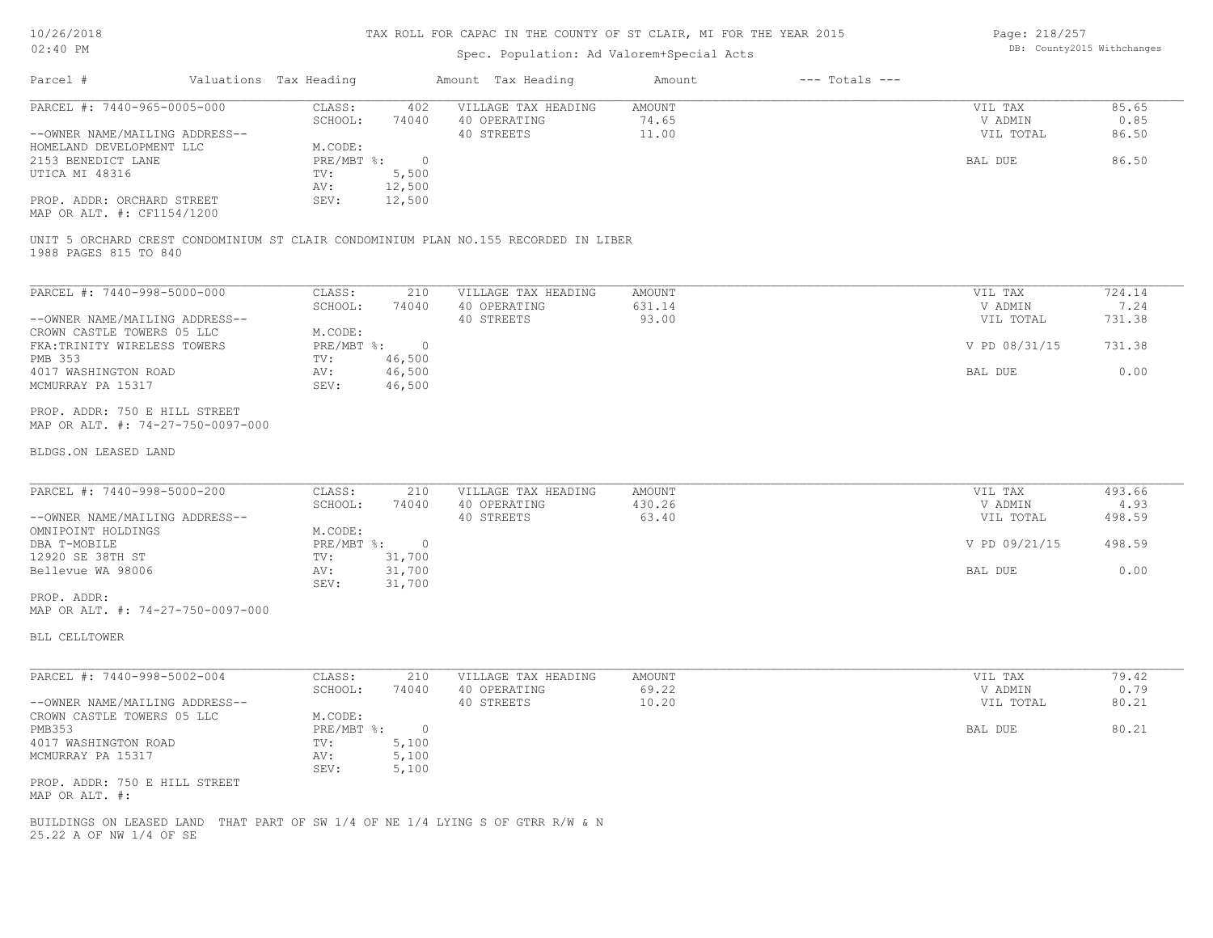# TAX ROLL FOR CAPAC IN THE COUNTY OF ST CLAIR, MI FOR THE YEAR 2015

Spec. Population: Ad Valorem+Special Acts

| Parcel # | Valuations | Tax Heading | Amount | Tax Heading | Amount | --- Totals --- | | |
|---|---|---|---|---|---|---|---|---|

## PARCEL #: 7440-965-0005-000

| | | | | | |
|---|---|---|---|---|---|
| CLASS: | 402 | VILLAGE TAX HEADING | AMOUNT | VIL TAX | 85.65 |
| SCHOOL: | 74040 | 40 OPERATING | 74.65 | V ADMIN | 0.85 |
| | | 40 STREETS | 11.00 | VIL TOTAL | 86.50 |
| M.CODE: | | | | | |
| PRE/MBT %: | 0 | | | BAL DUE | 86.50 |
| TV: | 5,500 | | | | |
| AV: | 12,500 | | | | |
| SEV: | 12,500 | | | | |

--OWNER NAME/MAILING ADDRESS--
HOMELAND DEVELOPMENT LLC
2153 BENEDICT LANE
UTICA MI 48316

PROP. ADDR: ORCHARD STREET
MAP OR ALT. #: CF1154/1200

UNIT 5 ORCHARD CREST CONDOMINIUM ST CLAIR CONDOMINIUM PLAN NO.155 RECORDED IN LIBER 1988 PAGES 815 TO 840

## PARCEL #: 7440-998-5000-000

| | | | | | |
|---|---|---|---|---|---|
| CLASS: | 210 | VILLAGE TAX HEADING | AMOUNT | VIL TAX | 724.14 |
| SCHOOL: | 74040 | 40 OPERATING | 631.14 | V ADMIN | 7.24 |
| | | 40 STREETS | 93.00 | VIL TOTAL | 731.38 |
| M.CODE: | | | | | |
| PRE/MBT %: | 0 | | | V PD 08/31/15 | 731.38 |
| TV: | 46,500 | | | | |
| AV: | 46,500 | | | BAL DUE | 0.00 |
| SEV: | 46,500 | | | | |

--OWNER NAME/MAILING ADDRESS--
CROWN CASTLE TOWERS 05 LLC
FKA:TRINITY WIRELESS TOWERS
PMB 353
4017 WASHINGTON ROAD
MCMURRAY PA 15317

PROP. ADDR: 750 E HILL STREET
MAP OR ALT. #: 74-27-750-0097-000

BLDGS.ON LEASED LAND

## PARCEL #: 7440-998-5000-200

| | | | | | |
|---|---|---|---|---|---|
| CLASS: | 210 | VILLAGE TAX HEADING | AMOUNT | VIL TAX | 493.66 |
| SCHOOL: | 74040 | 40 OPERATING | 430.26 | V ADMIN | 4.93 |
| | | 40 STREETS | 63.40 | VIL TOTAL | 498.59 |
| M.CODE: | | | | | |
| PRE/MBT %: | 0 | | | V PD 09/21/15 | 498.59 |
| TV: | 31,700 | | | | |
| AV: | 31,700 | | | BAL DUE | 0.00 |
| SEV: | 31,700 | | | | |

--OWNER NAME/MAILING ADDRESS--
OMNIPOINT HOLDINGS
DBA T-MOBILE
12920 SE 38TH ST
Bellevue WA 98006

PROP. ADDR:
MAP OR ALT. #: 74-27-750-0097-000

BLL CELLTOWER

## PARCEL #: 7440-998-5002-004

| | | | | | |
|---|---|---|---|---|---|
| CLASS: | 210 | VILLAGE TAX HEADING | AMOUNT | VIL TAX | 79.42 |
| SCHOOL: | 74040 | 40 OPERATING | 69.22 | V ADMIN | 0.79 |
| | | 40 STREETS | 10.20 | VIL TOTAL | 80.21 |
| M.CODE: | | | | | |
| PRE/MBT %: | 0 | | | BAL DUE | 80.21 |
| TV: | 5,100 | | | | |
| AV: | 5,100 | | | | |
| SEV: | 5,100 | | | | |

--OWNER NAME/MAILING ADDRESS--
CROWN CASTLE TOWERS 05 LLC
PMB353
4017 WASHINGTON ROAD
MCMURRAY PA 15317

PROP. ADDR: 750 E HILL STREET
MAP OR ALT. #:

BUILDINGS ON LEASED LAND THAT PART OF SW 1/4 OF NE 1/4 LYING S OF GTRR R/W & N 25.22 A OF NW 1/4 OF SE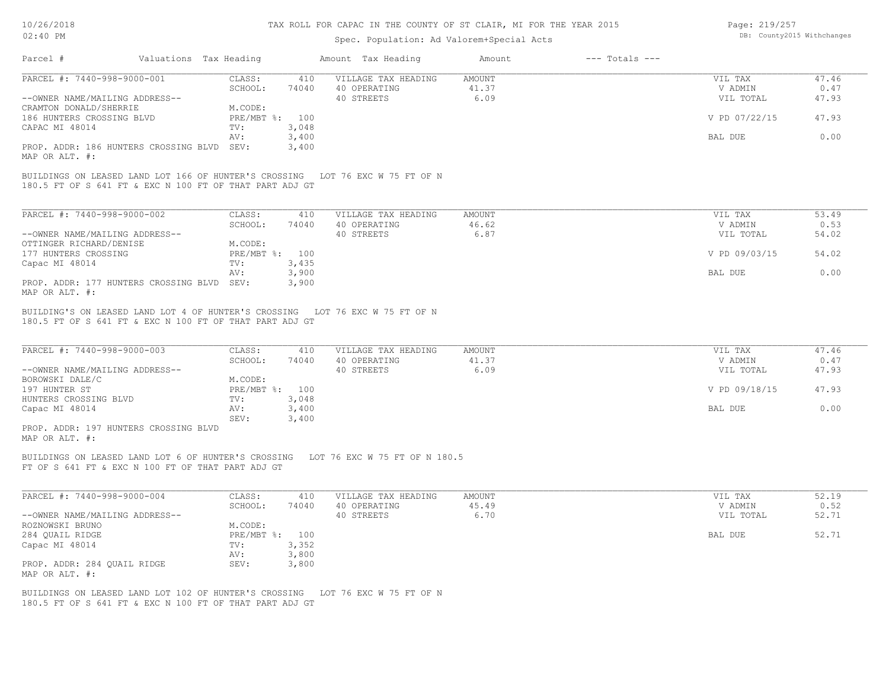# TAX ROLL FOR CAPAC IN THE COUNTY OF ST CLAIR, MI FOR THE YEAR 2015

Spec. Population: Ad Valorem+Special Acts

| Parcel # | Valuations | Tax Heading | Amount | Tax Heading | Amount | --- Totals --- | |
|---|---|---|---|---|---|---|---|

## PARCEL #: 7440-998-9000-001

| | | | | | | |
|---|---|---|---|---|---|---|
| --OWNER NAME/MAILING ADDRESS-- | CLASS: | 410 | VILLAGE TAX HEADING | AMOUNT | VIL TAX | 47.46 |
| CRAMTON DONALD/SHERRIE | SCHOOL: | 74040 | 40 OPERATING | 41.37 | V ADMIN | 0.47 |
| 186 HUNTERS CROSSING BLVD | M.CODE: | | 40 STREETS | 6.09 | VIL TOTAL | 47.93 |
| CAPAC MI 48014 | PRE/MBT %: | 100 | | | V PD 07/22/15 | 47.93 |
| | TV: | 3,048 | | | | |
| | AV: | 3,400 | | | BAL DUE | 0.00 |
| PROP. ADDR: 186 HUNTERS CROSSING BLVD | SEV: | 3,400 | | | | |
| MAP OR ALT. #: | | | | | | |

BUILDINGS ON LEASED LAND LOT 166 OF HUNTER'S CROSSING LOT 76 EXC W 75 FT OF N 180.5 FT OF S 641 FT & EXC N 100 FT OF THAT PART ADJ GT

## PARCEL #: 7440-998-9000-002

| | | | | | | |
|---|---|---|---|---|---|---|
| --OWNER NAME/MAILING ADDRESS-- | CLASS: | 410 | VILLAGE TAX HEADING | AMOUNT | VIL TAX | 53.49 |
| OTTINGER RICHARD/DENISE | SCHOOL: | 74040 | 40 OPERATING | 46.62 | V ADMIN | 0.53 |
| 177 HUNTERS CROSSING | M.CODE: | | 40 STREETS | 6.87 | VIL TOTAL | 54.02 |
| Capac MI 48014 | PRE/MBT %: | 100 | | | V PD 09/03/15 | 54.02 |
| | TV: | 3,435 | | | | |
| | AV: | 3,900 | | | BAL DUE | 0.00 |
| PROP. ADDR: 177 HUNTERS CROSSING BLVD | SEV: | 3,900 | | | | |
| MAP OR ALT. #: | | | | | | |

BUILDING'S ON LEASED LAND LOT 4 OF HUNTER'S CROSSING LOT 76 EXC W 75 FT OF N 180.5 FT OF S 641 FT & EXC N 100 FT OF THAT PART ADJ GT

## PARCEL #: 7440-998-9000-003

| | | | | | | |
|---|---|---|---|---|---|---|
| --OWNER NAME/MAILING ADDRESS-- | CLASS: | 410 | VILLAGE TAX HEADING | AMOUNT | VIL TAX | 47.46 |
| BOROWSKI DALE/C | SCHOOL: | 74040 | 40 OPERATING | 41.37 | V ADMIN | 0.47 |
| 197 HUNTER ST | M.CODE: | | 40 STREETS | 6.09 | VIL TOTAL | 47.93 |
| HUNTERS CROSSING BLVD | PRE/MBT %: | 100 | | | V PD 09/18/15 | 47.93 |
| Capac MI 48014 | TV: | 3,048 | | | | |
| | AV: | 3,400 | | | BAL DUE | 0.00 |
| | SEV: | 3,400 | | | | |
| PROP. ADDR: 197 HUNTERS CROSSING BLVD | | | | | | |
| MAP OR ALT. #: | | | | | | |

BUILDINGS ON LEASED LAND LOT 6 OF HUNTER'S CROSSING LOT 76 EXC W 75 FT OF N 180.5 FT OF S 641 FT & EXC N 100 FT OF THAT PART ADJ GT

## PARCEL #: 7440-998-9000-004

| | | | | | | |
|---|---|---|---|---|---|---|
| --OWNER NAME/MAILING ADDRESS-- | CLASS: | 410 | VILLAGE TAX HEADING | AMOUNT | VIL TAX | 52.19 |
| ROZNOWSKI BRUNO | SCHOOL: | 74040 | 40 OPERATING | 45.49 | V ADMIN | 0.52 |
| 284 QUAIL RIDGE | M.CODE: | | 40 STREETS | 6.70 | VIL TOTAL | 52.71 |
| Capac MI 48014 | PRE/MBT %: | 100 | | | BAL DUE | 52.71 |
| | TV: | 3,352 | | | | |
| | AV: | 3,800 | | | | |
| PROP. ADDR: 284 QUAIL RIDGE | SEV: | 3,800 | | | | |
| MAP OR ALT. #: | | | | | | |

BUILDINGS ON LEASED LAND LOT 102 OF HUNTER'S CROSSING LOT 76 EXC W 75 FT OF N 180.5 FT OF S 641 FT & EXC N 100 FT OF THAT PART ADJ GT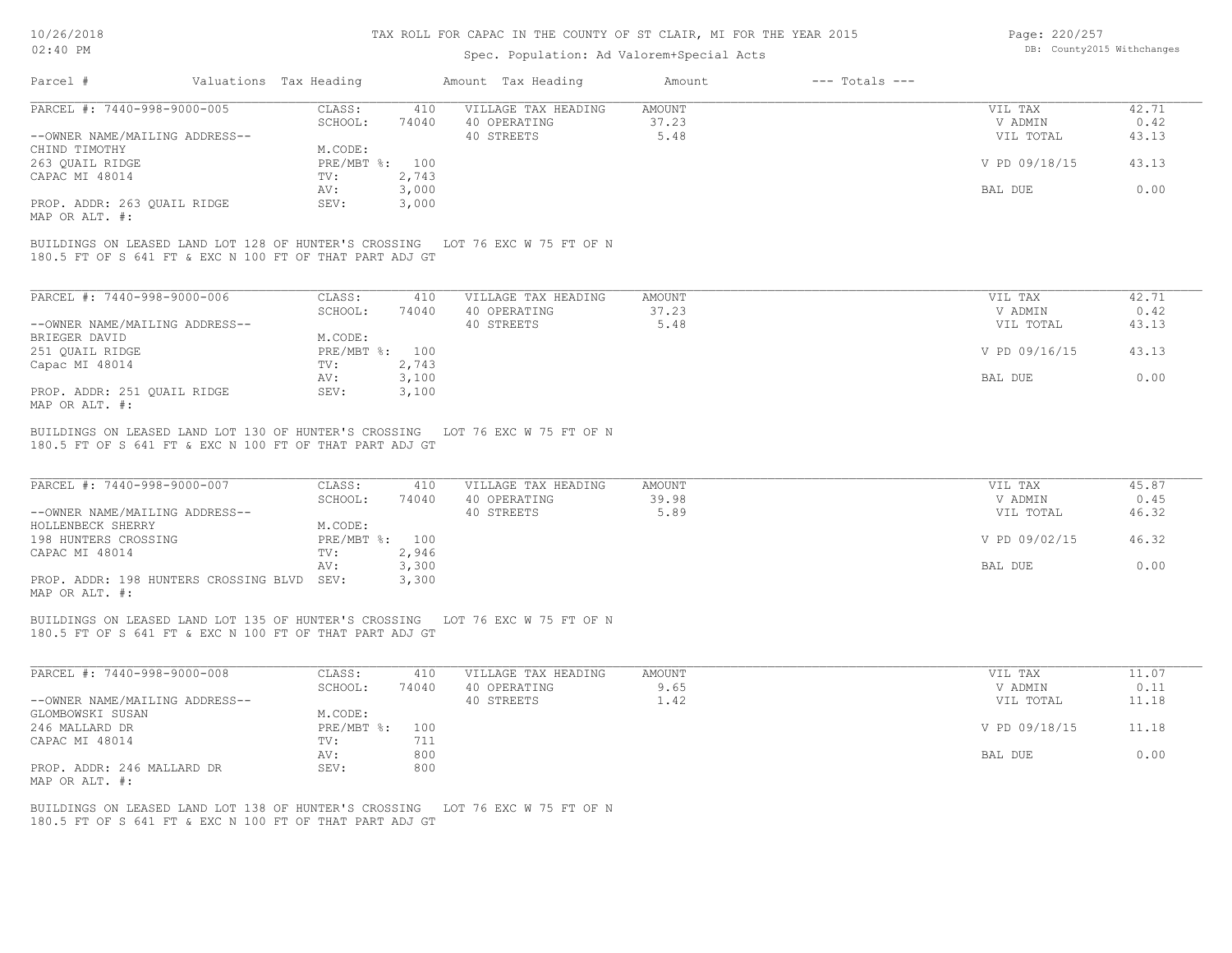# TAX ROLL FOR CAPAC IN THE COUNTY OF ST CLAIR, MI FOR THE YEAR 2015

Spec. Population: Ad Valorem+Special Acts

DB: County2015 Withchanges

| Parcel # | Valuations | Tax Heading | Amount | Tax Heading | Amount | --- Totals --- | |
|---|---|---|---|---|---|---|---|
| PARCEL #: 7440-998-9000-005 | CLASS: | 410 | VILLAGE TAX HEADING | AMOUNT | | VIL TAX | 42.71 |
| | SCHOOL: | 74040 | 40 OPERATING | 37.23 | | V ADMIN | 0.42 |
| --OWNER NAME/MAILING ADDRESS-- | | | 40 STREETS | 5.48 | | VIL TOTAL | 43.13 |
| CHIND TIMOTHY | M.CODE: | | | | | | |
| 263 QUAIL RIDGE | PRE/MBT %: | 100 | | | | V PD 09/18/15 | 43.13 |
| CAPAC MI 48014 | TV: | 2,743 | | | | | |
| | AV: | 3,000 | | | | BAL DUE | 0.00 |
| PROP. ADDR: 263 QUAIL RIDGE | SEV: | 3,000 | | | | | |
| MAP OR ALT. #: | | | | | | | |

BUILDINGS ON LEASED LAND LOT 128 OF HUNTER'S CROSSING LOT 76 EXC W 75 FT OF N 180.5 FT OF S 641 FT & EXC N 100 FT OF THAT PART ADJ GT

| Parcel # | Valuations | Tax Heading | Amount | Tax Heading | Amount | --- Totals --- | |
|---|---|---|---|---|---|---|---|
| PARCEL #: 7440-998-9000-006 | CLASS: | 410 | VILLAGE TAX HEADING | AMOUNT | | VIL TAX | 42.71 |
| | SCHOOL: | 74040 | 40 OPERATING | 37.23 | | V ADMIN | 0.42 |
| --OWNER NAME/MAILING ADDRESS-- | | | 40 STREETS | 5.48 | | VIL TOTAL | 43.13 |
| BRIEGER DAVID | M.CODE: | | | | | | |
| 251 QUAIL RIDGE | PRE/MBT %: | 100 | | | | V PD 09/16/15 | 43.13 |
| Capac MI 48014 | TV: | 2,743 | | | | | |
| | AV: | 3,100 | | | | BAL DUE | 0.00 |
| PROP. ADDR: 251 QUAIL RIDGE | SEV: | 3,100 | | | | | |
| MAP OR ALT. #: | | | | | | | |

BUILDINGS ON LEASED LAND LOT 130 OF HUNTER'S CROSSING LOT 76 EXC W 75 FT OF N 180.5 FT OF S 641 FT & EXC N 100 FT OF THAT PART ADJ GT

| Parcel # | Valuations | Tax Heading | Amount | Tax Heading | Amount | --- Totals --- | |
|---|---|---|---|---|---|---|---|
| PARCEL #: 7440-998-9000-007 | CLASS: | 410 | VILLAGE TAX HEADING | AMOUNT | | VIL TAX | 45.87 |
| | SCHOOL: | 74040 | 40 OPERATING | 39.98 | | V ADMIN | 0.45 |
| --OWNER NAME/MAILING ADDRESS-- | | | 40 STREETS | 5.89 | | VIL TOTAL | 46.32 |
| HOLLENBECK SHERRY | M.CODE: | | | | | | |
| 198 HUNTERS CROSSING | PRE/MBT %: | 100 | | | | V PD 09/02/15 | 46.32 |
| CAPAC MI 48014 | TV: | 2,946 | | | | | |
| | AV: | 3,300 | | | | BAL DUE | 0.00 |
| PROP. ADDR: 198 HUNTERS CROSSING BLVD | SEV: | 3,300 | | | | | |
| MAP OR ALT. #: | | | | | | | |

BUILDINGS ON LEASED LAND LOT 135 OF HUNTER'S CROSSING LOT 76 EXC W 75 FT OF N 180.5 FT OF S 641 FT & EXC N 100 FT OF THAT PART ADJ GT

| Parcel # | Valuations | Tax Heading | Amount | Tax Heading | Amount | --- Totals --- | |
|---|---|---|---|---|---|---|---|
| PARCEL #: 7440-998-9000-008 | CLASS: | 410 | VILLAGE TAX HEADING | AMOUNT | | VIL TAX | 11.07 |
| | SCHOOL: | 74040 | 40 OPERATING | 9.65 | | V ADMIN | 0.11 |
| --OWNER NAME/MAILING ADDRESS-- | | | 40 STREETS | 1.42 | | VIL TOTAL | 11.18 |
| GLOMBOWSKI SUSAN | M.CODE: | | | | | | |
| 246 MALLARD DR | PRE/MBT %: | 100 | | | | V PD 09/18/15 | 11.18 |
| CAPAC MI 48014 | TV: | 711 | | | | | |
| | AV: | 800 | | | | BAL DUE | 0.00 |
| PROP. ADDR: 246 MALLARD DR | SEV: | 800 | | | | | |
| MAP OR ALT. #: | | | | | | | |

BUILDINGS ON LEASED LAND LOT 138 OF HUNTER'S CROSSING LOT 76 EXC W 75 FT OF N 180.5 FT OF S 641 FT & EXC N 100 FT OF THAT PART ADJ GT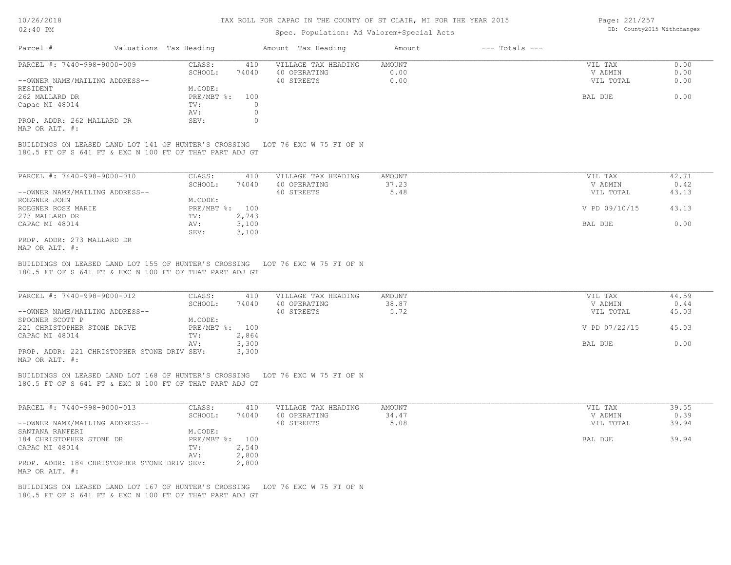# TAX ROLL FOR CAPAC IN THE COUNTY OF ST CLAIR, MI FOR THE YEAR 2015

Spec. Population: Ad Valorem+Special Acts

DB: County2015 Withchanges

| Parcel # | Valuations | Tax Heading | Amount | Tax Heading | Amount | --- Totals --- | |
|---|---|---|---|---|---|---|---|
| PARCEL #: 7440-998-9000-009 | CLASS: | 410 | | VILLAGE TAX HEADING | AMOUNT | VIL TAX | 0.00 |
| | SCHOOL: | 74040 | | 40 OPERATING | 0.00 | V ADMIN | 0.00 |
| --OWNER NAME/MAILING ADDRESS-- | | | | 40 STREETS | 0.00 | VIL TOTAL | 0.00 |
| RESIDENT | M.CODE: | | | | | | |
| 262 MALLARD DR | PRE/MBT %: | 100 | | | | BAL DUE | 0.00 |
| Capac MI 48014 | TV: | 0 | | | | | |
| | AV: | 0 | | | | | |
| PROP. ADDR: 262 MALLARD DR | SEV: | 0 | | | | | |
| MAP OR ALT. #: | | | | | | | |

BUILDINGS ON LEASED LAND LOT 141 OF HUNTER'S CROSSING LOT 76 EXC W 75 FT OF N 180.5 FT OF S 641 FT & EXC N 100 FT OF THAT PART ADJ GT

| Parcel # | Valuations | Tax Heading | Amount | Tax Heading | Amount | --- Totals --- | |
|---|---|---|---|---|---|---|---|
| PARCEL #: 7440-998-9000-010 | CLASS: | 410 | | VILLAGE TAX HEADING | AMOUNT | VIL TAX | 42.71 |
| | SCHOOL: | 74040 | | 40 OPERATING | 37.23 | V ADMIN | 0.42 |
| --OWNER NAME/MAILING ADDRESS-- | | | | 40 STREETS | 5.48 | VIL TOTAL | 43.13 |
| ROEGNER JOHN | M.CODE: | | | | | | |
| ROEGNER ROSE MARIE | PRE/MBT %: | 100 | | | | V PD 09/10/15 | 43.13 |
| 273 MALLARD DR | TV: | 2,743 | | | | | |
| CAPAC MI 48014 | AV: | 3,100 | | | | BAL DUE | 0.00 |
| | SEV: | 3,100 | | | | | |
| PROP. ADDR: 273 MALLARD DR | | | | | | | |
| MAP OR ALT. #: | | | | | | | |

BUILDINGS ON LEASED LAND LOT 155 OF HUNTER'S CROSSING LOT 76 EXC W 75 FT OF N 180.5 FT OF S 641 FT & EXC N 100 FT OF THAT PART ADJ GT

| Parcel # | Valuations | Tax Heading | Amount | Tax Heading | Amount | --- Totals --- | |
|---|---|---|---|---|---|---|---|
| PARCEL #: 7440-998-9000-012 | CLASS: | 410 | | VILLAGE TAX HEADING | AMOUNT | VIL TAX | 44.59 |
| | SCHOOL: | 74040 | | 40 OPERATING | 38.87 | V ADMIN | 0.44 |
| --OWNER NAME/MAILING ADDRESS-- | | | | 40 STREETS | 5.72 | VIL TOTAL | 45.03 |
| SPOONER SCOTT P | M.CODE: | | | | | | |
| 221 CHRISTOPHER STONE DRIVE | PRE/MBT %: | 100 | | | | V PD 07/22/15 | 45.03 |
| CAPAC MI 48014 | TV: | 2,864 | | | | | |
| | AV: | 3,300 | | | | BAL DUE | 0.00 |
| PROP. ADDR: 221 CHRISTOPHER STONE DRIV | SEV: | 3,300 | | | | | |
| MAP OR ALT. #: | | | | | | | |

BUILDINGS ON LEASED LAND LOT 168 OF HUNTER'S CROSSING LOT 76 EXC W 75 FT OF N 180.5 FT OF S 641 FT & EXC N 100 FT OF THAT PART ADJ GT

| Parcel # | Valuations | Tax Heading | Amount | Tax Heading | Amount | --- Totals --- | |
|---|---|---|---|---|---|---|---|
| PARCEL #: 7440-998-9000-013 | CLASS: | 410 | | VILLAGE TAX HEADING | AMOUNT | VIL TAX | 39.55 |
| | SCHOOL: | 74040 | | 40 OPERATING | 34.47 | V ADMIN | 0.39 |
| --OWNER NAME/MAILING ADDRESS-- | | | | 40 STREETS | 5.08 | VIL TOTAL | 39.94 |
| SANTANA RANFERI | M.CODE: | | | | | | |
| 184 CHRISTOPHER STONE DR | PRE/MBT %: | 100 | | | | BAL DUE | 39.94 |
| CAPAC MI 48014 | TV: | 2,540 | | | | | |
| | AV: | 2,800 | | | | | |
| PROP. ADDR: 184 CHRISTOPHER STONE DRIV | SEV: | 2,800 | | | | | |
| MAP OR ALT. #: | | | | | | | |

BUILDINGS ON LEASED LAND LOT 167 OF HUNTER'S CROSSING LOT 76 EXC W 75 FT OF N 180.5 FT OF S 641 FT & EXC N 100 FT OF THAT PART ADJ GT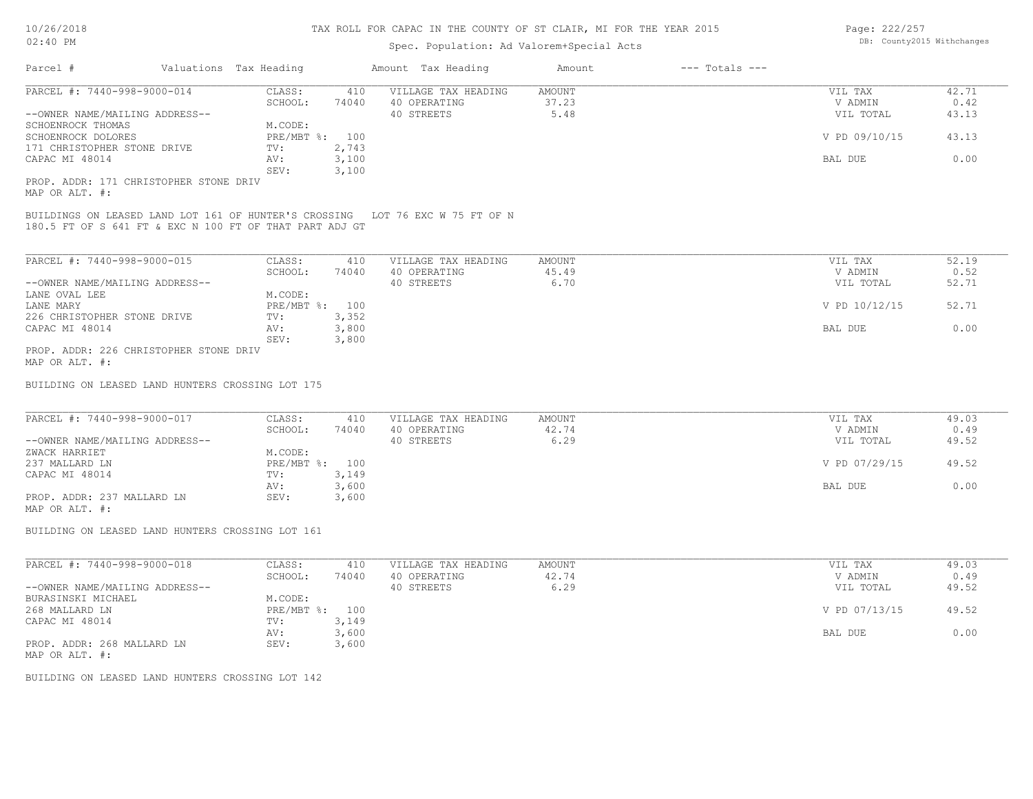# TAX ROLL FOR CAPAC IN THE COUNTY OF ST CLAIR, MI FOR THE YEAR 2015

Spec. Population: Ad Valorem+Special Acts

10/26/2018
02:40 PM

DB: County2015 Withchanges

| Parcel # | Valuations | Tax Heading | Amount | Tax Heading | Amount | --- Totals --- | |
|---|---|---|---|---|---|---|---|
| PARCEL #: 7440-998-9000-014 | CLASS: | 410 | VILLAGE TAX HEADING | AMOUNT | | VIL TAX | 42.71 |
| | SCHOOL: | 74040 | 40 OPERATING | 37.23 | | V ADMIN | 0.42 |
| --OWNER NAME/MAILING ADDRESS-- | | | 40 STREETS | 5.48 | | VIL TOTAL | 43.13 |
| SCHOENROCK THOMAS | M.CODE: | | | | | | |
| SCHOENROCK DOLORES | PRE/MBT %: | 100 | | | | V PD 09/10/15 | 43.13 |
| 171 CHRISTOPHER STONE DRIVE | TV: | 2,743 | | | | | |
| CAPAC MI 48014 | AV: | 3,100 | | | | BAL DUE | 0.00 |
| | SEV: | 3,100 | | | | | |

PROP. ADDR: 171 CHRISTOPHER STONE DRIV
MAP OR ALT. #:

BUILDINGS ON LEASED LAND LOT 161 OF HUNTER'S CROSSING LOT 76 EXC W 75 FT OF N 180.5 FT OF S 641 FT & EXC N 100 FT OF THAT PART ADJ GT

| Parcel # | Valuations | Tax Heading | Amount | Tax Heading | Amount | --- Totals --- | |
|---|---|---|---|---|---|---|---|
| PARCEL #: 7440-998-9000-015 | CLASS: | 410 | VILLAGE TAX HEADING | AMOUNT | | VIL TAX | 52.19 |
| | SCHOOL: | 74040 | 40 OPERATING | 45.49 | | V ADMIN | 0.52 |
| --OWNER NAME/MAILING ADDRESS-- | | | 40 STREETS | 6.70 | | VIL TOTAL | 52.71 |
| LANE OVAL LEE | M.CODE: | | | | | | |
| LANE MARY | PRE/MBT %: | 100 | | | | V PD 10/12/15 | 52.71 |
| 226 CHRISTOPHER STONE DRIVE | TV: | 3,352 | | | | | |
| CAPAC MI 48014 | AV: | 3,800 | | | | BAL DUE | 0.00 |
| | SEV: | 3,800 | | | | | |

PROP. ADDR: 226 CHRISTOPHER STONE DRIV
MAP OR ALT. #:

BUILDING ON LEASED LAND HUNTERS CROSSING LOT 175

| Parcel # | Valuations | Tax Heading | Amount | Tax Heading | Amount | --- Totals --- | |
|---|---|---|---|---|---|---|---|
| PARCEL #: 7440-998-9000-017 | CLASS: | 410 | VILLAGE TAX HEADING | AMOUNT | | VIL TAX | 49.03 |
| | SCHOOL: | 74040 | 40 OPERATING | 42.74 | | V ADMIN | 0.49 |
| --OWNER NAME/MAILING ADDRESS-- | | | 40 STREETS | 6.29 | | VIL TOTAL | 49.52 |
| ZWACK HARRIET | M.CODE: | | | | | | |
| 237 MALLARD LN | PRE/MBT %: | 100 | | | | V PD 07/29/15 | 49.52 |
| CAPAC MI 48014 | TV: | 3,149 | | | | | |
| | AV: | 3,600 | | | | BAL DUE | 0.00 |
| PROP. ADDR: 237 MALLARD LN | SEV: | 3,600 | | | | | |

MAP OR ALT. #:

BUILDING ON LEASED LAND HUNTERS CROSSING LOT 161

| Parcel # | Valuations | Tax Heading | Amount | Tax Heading | Amount | --- Totals --- | |
|---|---|---|---|---|---|---|---|
| PARCEL #: 7440-998-9000-018 | CLASS: | 410 | VILLAGE TAX HEADING | AMOUNT | | VIL TAX | 49.03 |
| | SCHOOL: | 74040 | 40 OPERATING | 42.74 | | V ADMIN | 0.49 |
| --OWNER NAME/MAILING ADDRESS-- | | | 40 STREETS | 6.29 | | VIL TOTAL | 49.52 |
| BURASINSKI MICHAEL | M.CODE: | | | | | | |
| 268 MALLARD LN | PRE/MBT %: | 100 | | | | V PD 07/13/15 | 49.52 |
| CAPAC MI 48014 | TV: | 3,149 | | | | | |
| | AV: | 3,600 | | | | BAL DUE | 0.00 |
| PROP. ADDR: 268 MALLARD LN | SEV: | 3,600 | | | | | |

MAP OR ALT. #:

BUILDING ON LEASED LAND HUNTERS CROSSING LOT 142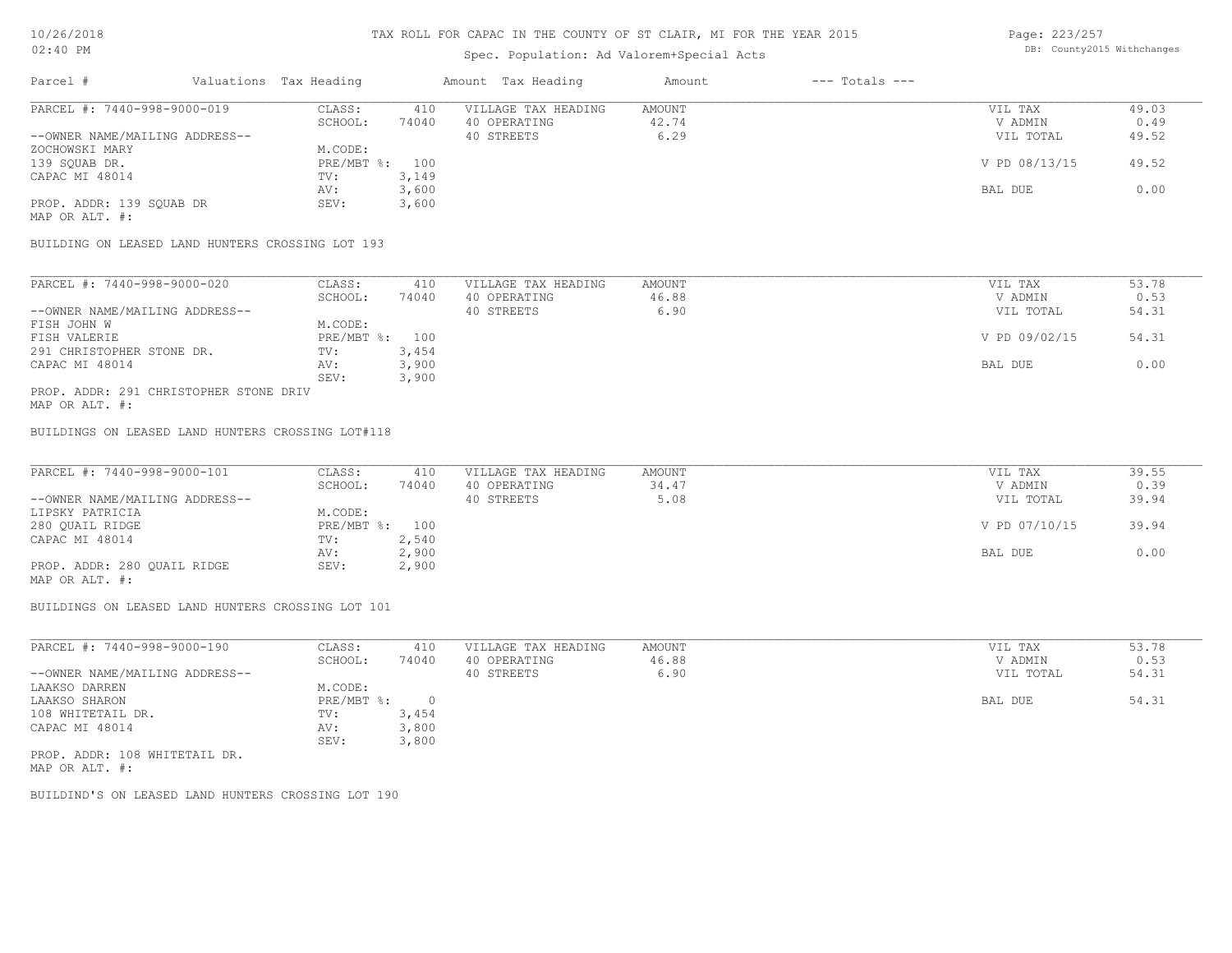# TAX ROLL FOR CAPAC IN THE COUNTY OF ST CLAIR, MI FOR THE YEAR 2015

10/26/2018
02:40 PM

Spec. Population: Ad Valorem+Special Acts

DB: County2015 Withchanges

| Parcel # | Valuations | Tax Heading | Amount | Tax Heading | Amount | --- Totals --- | |
|---|---|---|---|---|---|---|---|
| PARCEL #: 7440-998-9000-019 | CLASS: | 410 | VILLAGE TAX HEADING | AMOUNT | | VIL TAX | 49.03 |
| | SCHOOL: | 74040 | 40 OPERATING | 42.74 | | V ADMIN | 0.49 |
| --OWNER NAME/MAILING ADDRESS-- | | | 40 STREETS | 6.29 | | VIL TOTAL | 49.52 |
| ZOCHOWSKI MARY | M.CODE: | | | | | | |
| 139 SQUAB DR. | PRE/MBT %: | 100 | | | | V PD 08/13/15 | 49.52 |
| CAPAC MI 48014 | TV: | 3,149 | | | | | |
| | AV: | 3,600 | | | | BAL DUE | 0.00 |
| PROP. ADDR: 139 SQUAB DR | SEV: | 3,600 | | | | | |
| MAP OR ALT. #: | | | | | | | |

BUILDING ON LEASED LAND HUNTERS CROSSING LOT 193

| Parcel # | Valuations | Tax Heading | Amount | Tax Heading | Amount | --- Totals --- | |
|---|---|---|---|---|---|---|---|
| PARCEL #: 7440-998-9000-020 | CLASS: | 410 | VILLAGE TAX HEADING | AMOUNT | | VIL TAX | 53.78 |
| | SCHOOL: | 74040 | 40 OPERATING | 46.88 | | V ADMIN | 0.53 |
| --OWNER NAME/MAILING ADDRESS-- | | | 40 STREETS | 6.90 | | VIL TOTAL | 54.31 |
| FISH JOHN W | M.CODE: | | | | | | |
| FISH VALERIE | PRE/MBT %: | 100 | | | | V PD 09/02/15 | 54.31 |
| 291 CHRISTOPHER STONE DR. | TV: | 3,454 | | | | | |
| CAPAC MI 48014 | AV: | 3,900 | | | | BAL DUE | 0.00 |
| | SEV: | 3,900 | | | | | |
| PROP. ADDR: 291 CHRISTOPHER STONE DRIV | | | | | | | |
| MAP OR ALT. #: | | | | | | | |

BUILDINGS ON LEASED LAND HUNTERS CROSSING LOT#118

| Parcel # | Valuations | Tax Heading | Amount | Tax Heading | Amount | --- Totals --- | |
|---|---|---|---|---|---|---|---|
| PARCEL #: 7440-998-9000-101 | CLASS: | 410 | VILLAGE TAX HEADING | AMOUNT | | VIL TAX | 39.55 |
| | SCHOOL: | 74040 | 40 OPERATING | 34.47 | | V ADMIN | 0.39 |
| --OWNER NAME/MAILING ADDRESS-- | | | 40 STREETS | 5.08 | | VIL TOTAL | 39.94 |
| LIPSKY PATRICIA | M.CODE: | | | | | | |
| 280 QUAIL RIDGE | PRE/MBT %: | 100 | | | | V PD 07/10/15 | 39.94 |
| CAPAC MI 48014 | TV: | 2,540 | | | | | |
| | AV: | 2,900 | | | | BAL DUE | 0.00 |
| PROP. ADDR: 280 QUAIL RIDGE | SEV: | 2,900 | | | | | |
| MAP OR ALT. #: | | | | | | | |

BUILDINGS ON LEASED LAND HUNTERS CROSSING LOT 101

| Parcel # | Valuations | Tax Heading | Amount | Tax Heading | Amount | --- Totals --- | |
|---|---|---|---|---|---|---|---|
| PARCEL #: 7440-998-9000-190 | CLASS: | 410 | VILLAGE TAX HEADING | AMOUNT | | VIL TAX | 53.78 |
| | SCHOOL: | 74040 | 40 OPERATING | 46.88 | | V ADMIN | 0.53 |
| --OWNER NAME/MAILING ADDRESS-- | | | 40 STREETS | 6.90 | | VIL TOTAL | 54.31 |
| LAAKSO DARREN | M.CODE: | | | | | | |
| LAAKSO SHARON | PRE/MBT %: | 0 | | | | BAL DUE | 54.31 |
| 108 WHITETAIL DR. | TV: | 3,454 | | | | | |
| CAPAC MI 48014 | AV: | 3,800 | | | | | |
| | SEV: | 3,800 | | | | | |
| PROP. ADDR: 108 WHITETAIL DR. | | | | | | | |
| MAP OR ALT. #: | | | | | | | |

BUILDIND'S ON LEASED LAND HUNTERS CROSSING LOT 190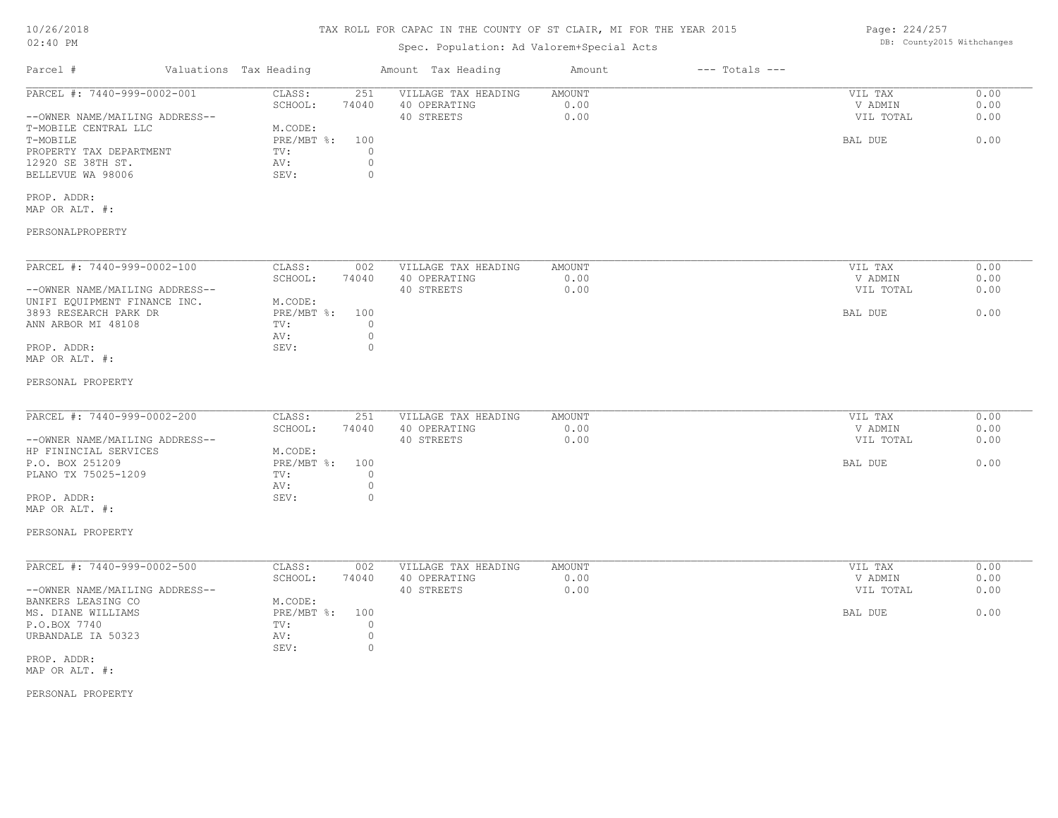# TAX ROLL FOR CAPAC IN THE COUNTY OF ST CLAIR, MI FOR THE YEAR 2015

Spec. Population: Ad Valorem+Special Acts

10/26/2018
02:40 PM

DB: County2015 Withchanges

| Parcel # | Valuations | Tax Heading | Amount | Tax Heading | Amount | --- Totals --- | |
|---|---|---|---|---|---|---|---|
| PARCEL #: 7440-999-0002-001 | CLASS: | 251 | VILLAGE TAX HEADING | AMOUNT | | VIL TAX | 0.00 |
| | SCHOOL: | 74040 | 40 OPERATING | 0.00 | | V ADMIN | 0.00 |
| --OWNER NAME/MAILING ADDRESS-- | | | 40 STREETS | 0.00 | | VIL TOTAL | 0.00 |
| T-MOBILE CENTRAL LLC | M.CODE: | | | | | | |
| T-MOBILE | PRE/MBT %: | 100 | | | | BAL DUE | 0.00 |
| PROPERTY TAX DEPARTMENT | TV: | 0 | | | | | |
| 12920 SE 38TH ST. | AV: | 0 | | | | | |
| BELLEVUE WA 98006 | SEV: | 0 | | | | | |
| PROP. ADDR: | | | | | | | |
| MAP OR ALT. #: | | | | | | | |
| PERSONALPROPERTY | | | | | | | |

| Parcel # | Valuations | Tax Heading | Amount | Tax Heading | Amount | --- Totals --- | |
|---|---|---|---|---|---|---|---|
| PARCEL #: 7440-999-0002-100 | CLASS: | 002 | VILLAGE TAX HEADING | AMOUNT | | VIL TAX | 0.00 |
| | SCHOOL: | 74040 | 40 OPERATING | 0.00 | | V ADMIN | 0.00 |
| --OWNER NAME/MAILING ADDRESS-- | | | 40 STREETS | 0.00 | | VIL TOTAL | 0.00 |
| UNIFI EQUIPMENT FINANCE INC. | M.CODE: | | | | | | |
| 3893 RESEARCH PARK DR | PRE/MBT %: | 100 | | | | BAL DUE | 0.00 |
| ANN ARBOR MI 48108 | TV: | 0 | | | | | |
| | AV: | 0 | | | | | |
| PROP. ADDR: | SEV: | 0 | | | | | |
| MAP OR ALT. #: | | | | | | | |
| PERSONAL PROPERTY | | | | | | | |

| Parcel # | Valuations | Tax Heading | Amount | Tax Heading | Amount | --- Totals --- | |
|---|---|---|---|---|---|---|---|
| PARCEL #: 7440-999-0002-200 | CLASS: | 251 | VILLAGE TAX HEADING | AMOUNT | | VIL TAX | 0.00 |
| | SCHOOL: | 74040 | 40 OPERATING | 0.00 | | V ADMIN | 0.00 |
| --OWNER NAME/MAILING ADDRESS-- | | | 40 STREETS | 0.00 | | VIL TOTAL | 0.00 |
| HP FININCIAL SERVICES | M.CODE: | | | | | | |
| P.O. BOX 251209 | PRE/MBT %: | 100 | | | | BAL DUE | 0.00 |
| PLANO TX 75025-1209 | TV: | 0 | | | | | |
| | AV: | 0 | | | | | |
| PROP. ADDR: | SEV: | 0 | | | | | |
| MAP OR ALT. #: | | | | | | | |
| PERSONAL PROPERTY | | | | | | | |

| Parcel # | Valuations | Tax Heading | Amount | Tax Heading | Amount | --- Totals --- | |
|---|---|---|---|---|---|---|---|
| PARCEL #: 7440-999-0002-500 | CLASS: | 002 | VILLAGE TAX HEADING | AMOUNT | | VIL TAX | 0.00 |
| | SCHOOL: | 74040 | 40 OPERATING | 0.00 | | V ADMIN | 0.00 |
| --OWNER NAME/MAILING ADDRESS-- | | | 40 STREETS | 0.00 | | VIL TOTAL | 0.00 |
| BANKERS LEASING CO | M.CODE: | | | | | | |
| MS. DIANE WILLIAMS | PRE/MBT %: | 100 | | | | BAL DUE | 0.00 |
| P.O.BOX 7740 | TV: | 0 | | | | | |
| URBANDALE IA 50323 | AV: | 0 | | | | | |
| | SEV: | 0 | | | | | |
| PROP. ADDR: | | | | | | | |
| MAP OR ALT. #: | | | | | | | |
| PERSONAL PROPERTY | | | | | | | |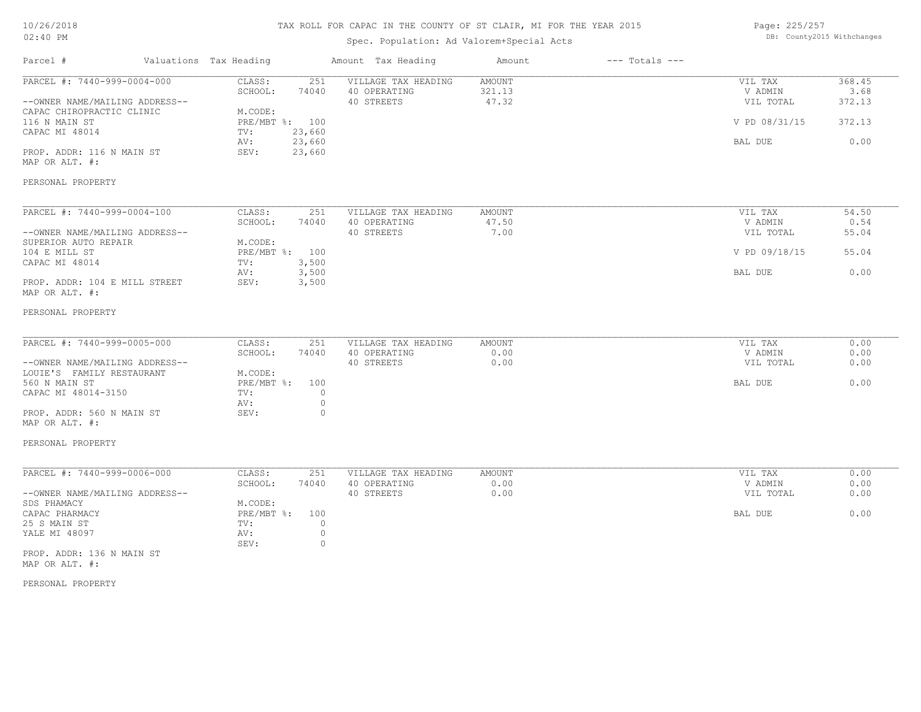# TAX ROLL FOR CAPAC IN THE COUNTY OF ST CLAIR, MI FOR THE YEAR 2015

Spec. Population: Ad Valorem+Special Acts

10/26/2018
02:40 PM

DB: County2015 Withchanges

| Parcel # | Valuations | Tax Heading | Amount | Tax Heading | Amount | --- Totals --- | |
|---|---|---|---|---|---|---|---|
| PARCEL #: 7440-999-0004-000 | CLASS: | 251 | VILLAGE TAX HEADING | AMOUNT | | VIL TAX | 368.45 |
| | SCHOOL: | 74040 | 40 OPERATING | 321.13 | | V ADMIN | 3.68 |
| --OWNER NAME/MAILING ADDRESS-- | | | 40 STREETS | 47.32 | | VIL TOTAL | 372.13 |
| CAPAC CHIROPRACTIC CLINIC | M.CODE: | | | | | | |
| 116 N MAIN ST | PRE/MBT %: | 100 | | | | V PD 08/31/15 | 372.13 |
| CAPAC MI 48014 | TV: | 23,660 | | | | | |
| | AV: | 23,660 | | | | BAL DUE | 0.00 |
| PROP. ADDR: 116 N MAIN ST | SEV: | 23,660 | | | | | |
| MAP OR ALT. #: | | | | | | | |
| PERSONAL PROPERTY | | | | | | | |

| Parcel # | Valuations | Tax Heading | Amount | Tax Heading | Amount | --- Totals --- | |
|---|---|---|---|---|---|---|---|
| PARCEL #: 7440-999-0004-100 | CLASS: | 251 | VILLAGE TAX HEADING | AMOUNT | | VIL TAX | 54.50 |
| | SCHOOL: | 74040 | 40 OPERATING | 47.50 | | V ADMIN | 0.54 |
| --OWNER NAME/MAILING ADDRESS-- | | | 40 STREETS | 7.00 | | VIL TOTAL | 55.04 |
| SUPERIOR AUTO REPAIR | M.CODE: | | | | | | |
| 104 E MILL ST | PRE/MBT %: | 100 | | | | V PD 09/18/15 | 55.04 |
| CAPAC MI 48014 | TV: | 3,500 | | | | | |
| | AV: | 3,500 | | | | BAL DUE | 0.00 |
| PROP. ADDR: 104 E MILL STREET | SEV: | 3,500 | | | | | |
| MAP OR ALT. #: | | | | | | | |
| PERSONAL PROPERTY | | | | | | | |

| Parcel # | Valuations | Tax Heading | Amount | Tax Heading | Amount | --- Totals --- | |
|---|---|---|---|---|---|---|---|
| PARCEL #: 7440-999-0005-000 | CLASS: | 251 | VILLAGE TAX HEADING | AMOUNT | | VIL TAX | 0.00 |
| | SCHOOL: | 74040 | 40 OPERATING | 0.00 | | V ADMIN | 0.00 |
| --OWNER NAME/MAILING ADDRESS-- | | | 40 STREETS | 0.00 | | VIL TOTAL | 0.00 |
| LOUIE'S FAMILY RESTAURANT | M.CODE: | | | | | | |
| 560 N MAIN ST | PRE/MBT %: | 100 | | | | BAL DUE | 0.00 |
| CAPAC MI 48014-3150 | TV: | 0 | | | | | |
| | AV: | 0 | | | | | |
| PROP. ADDR: 560 N MAIN ST | SEV: | 0 | | | | | |
| MAP OR ALT. #: | | | | | | | |
| PERSONAL PROPERTY | | | | | | | |

| Parcel # | Valuations | Tax Heading | Amount | Tax Heading | Amount | --- Totals --- | |
|---|---|---|---|---|---|---|---|
| PARCEL #: 7440-999-0006-000 | CLASS: | 251 | VILLAGE TAX HEADING | AMOUNT | | VIL TAX | 0.00 |
| | SCHOOL: | 74040 | 40 OPERATING | 0.00 | | V ADMIN | 0.00 |
| --OWNER NAME/MAILING ADDRESS-- | | | 40 STREETS | 0.00 | | VIL TOTAL | 0.00 |
| SDS PHAMACY | M.CODE: | | | | | | |
| CAPAC PHARMACY | PRE/MBT %: | 100 | | | | BAL DUE | 0.00 |
| 25 S MAIN ST | TV: | 0 | | | | | |
| YALE MI 48097 | AV: | 0 | | | | | |
| | SEV: | 0 | | | | | |
| PROP. ADDR: 136 N MAIN ST | | | | | | | |
| MAP OR ALT. #: | | | | | | | |
| PERSONAL PROPERTY | | | | | | | |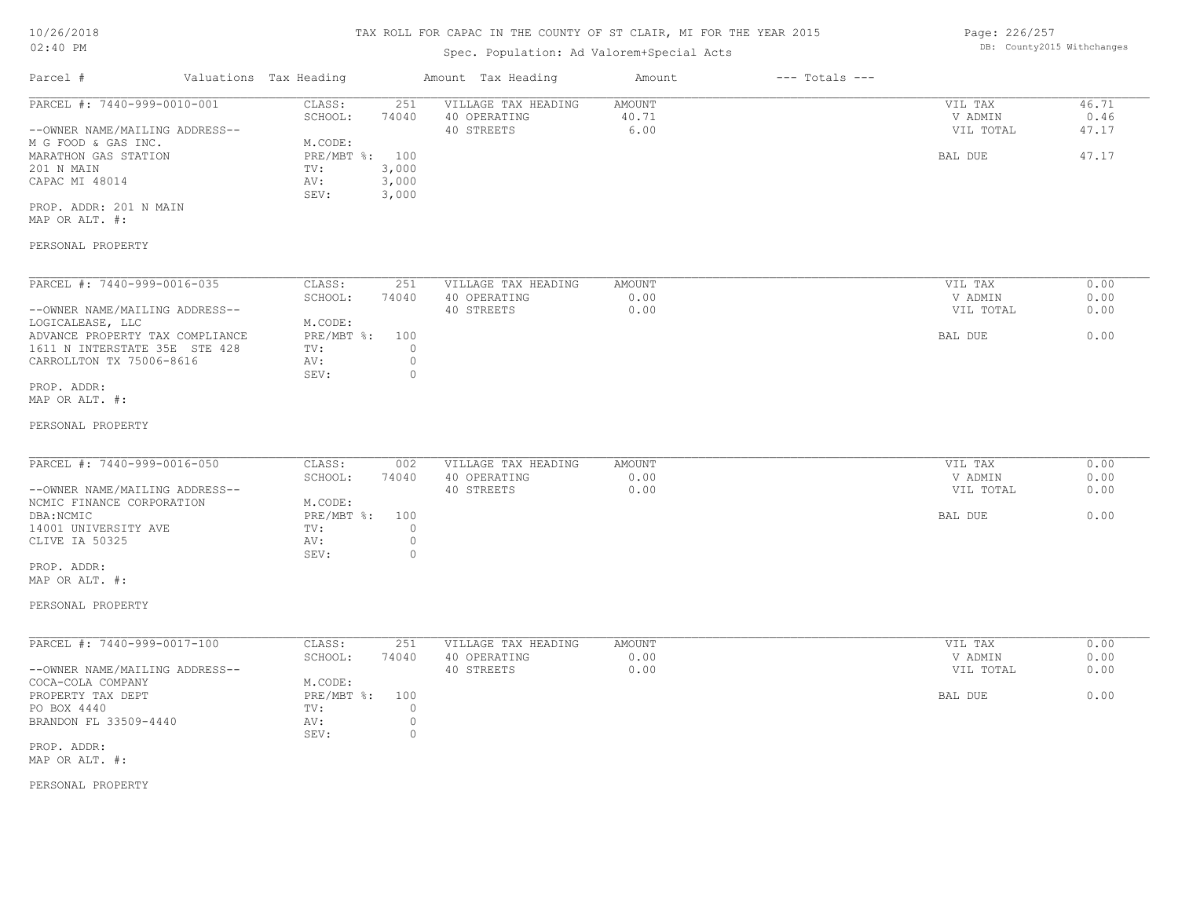# TAX ROLL FOR CAPAC IN THE COUNTY OF ST CLAIR, MI FOR THE YEAR 2015

Spec. Population: Ad Valorem+Special Acts

DB: County2015 Withchanges

| Parcel # | Valuations | Tax Heading | Amount | Tax Heading | Amount | --- Totals --- | |
|---|---|---|---|---|---|---|---|
| PARCEL #: 7440-999-0010-001 | CLASS: | 251 | VILLAGE TAX HEADING | AMOUNT | | VIL TAX | 46.71 |
| | SCHOOL: | 74040 | 40 OPERATING | 40.71 | | V ADMIN | 0.46 |
| --OWNER NAME/MAILING ADDRESS-- | | | 40 STREETS | 6.00 | | VIL TOTAL | 47.17 |
| M G FOOD & GAS INC. | M.CODE: | | | | | | |
| MARATHON GAS STATION | PRE/MBT %: | 100 | | | | BAL DUE | 47.17 |
| 201 N MAIN | TV: | 3,000 | | | | | |
| CAPAC MI 48014 | AV: | 3,000 | | | | | |
| | SEV: | 3,000 | | | | | |
| PROP. ADDR: 201 N MAIN | | | | | | | |
| MAP OR ALT. #: | | | | | | | |
| PERSONAL PROPERTY | | | | | | | |
| PARCEL #: 7440-999-0016-035 | CLASS: | 251 | VILLAGE TAX HEADING | AMOUNT | | VIL TAX | 0.00 |
| | SCHOOL: | 74040 | 40 OPERATING | 0.00 | | V ADMIN | 0.00 |
| --OWNER NAME/MAILING ADDRESS-- | | | 40 STREETS | 0.00 | | VIL TOTAL | 0.00 |
| LOGICALEASE, LLC | M.CODE: | | | | | | |
| ADVANCE PROPERTY TAX COMPLIANCE | PRE/MBT %: | 100 | | | | BAL DUE | 0.00 |
| 1611 N INTERSTATE 35E STE 428 | TV: | 0 | | | | | |
| CARROLLTON TX 75006-8616 | AV: | 0 | | | | | |
| | SEV: | 0 | | | | | |
| PROP. ADDR: | | | | | | | |
| MAP OR ALT. #: | | | | | | | |
| PERSONAL PROPERTY | | | | | | | |
| PARCEL #: 7440-999-0016-050 | CLASS: | 002 | VILLAGE TAX HEADING | AMOUNT | | VIL TAX | 0.00 |
| | SCHOOL: | 74040 | 40 OPERATING | 0.00 | | V ADMIN | 0.00 |
| --OWNER NAME/MAILING ADDRESS-- | | | 40 STREETS | 0.00 | | VIL TOTAL | 0.00 |
| NCMIC FINANCE CORPORATION | M.CODE: | | | | | | |
| DBA:NCMIC | PRE/MBT %: | 100 | | | | BAL DUE | 0.00 |
| 14001 UNIVERSITY AVE | TV: | 0 | | | | | |
| CLIVE IA 50325 | AV: | 0 | | | | | |
| | SEV: | 0 | | | | | |
| PROP. ADDR: | | | | | | | |
| MAP OR ALT. #: | | | | | | | |
| PERSONAL PROPERTY | | | | | | | |
| PARCEL #: 7440-999-0017-100 | CLASS: | 251 | VILLAGE TAX HEADING | AMOUNT | | VIL TAX | 0.00 |
| | SCHOOL: | 74040 | 40 OPERATING | 0.00 | | V ADMIN | 0.00 |
| --OWNER NAME/MAILING ADDRESS-- | | | 40 STREETS | 0.00 | | VIL TOTAL | 0.00 |
| COCA-COLA COMPANY | M.CODE: | | | | | | |
| PROPERTY TAX DEPT | PRE/MBT %: | 100 | | | | BAL DUE | 0.00 |
| PO BOX 4440 | TV: | 0 | | | | | |
| BRANDON FL 33509-4440 | AV: | 0 | | | | | |
| | SEV: | 0 | | | | | |
| PROP. ADDR: | | | | | | | |
| MAP OR ALT. #: | | | | | | | |
| PERSONAL PROPERTY | | | | | | | |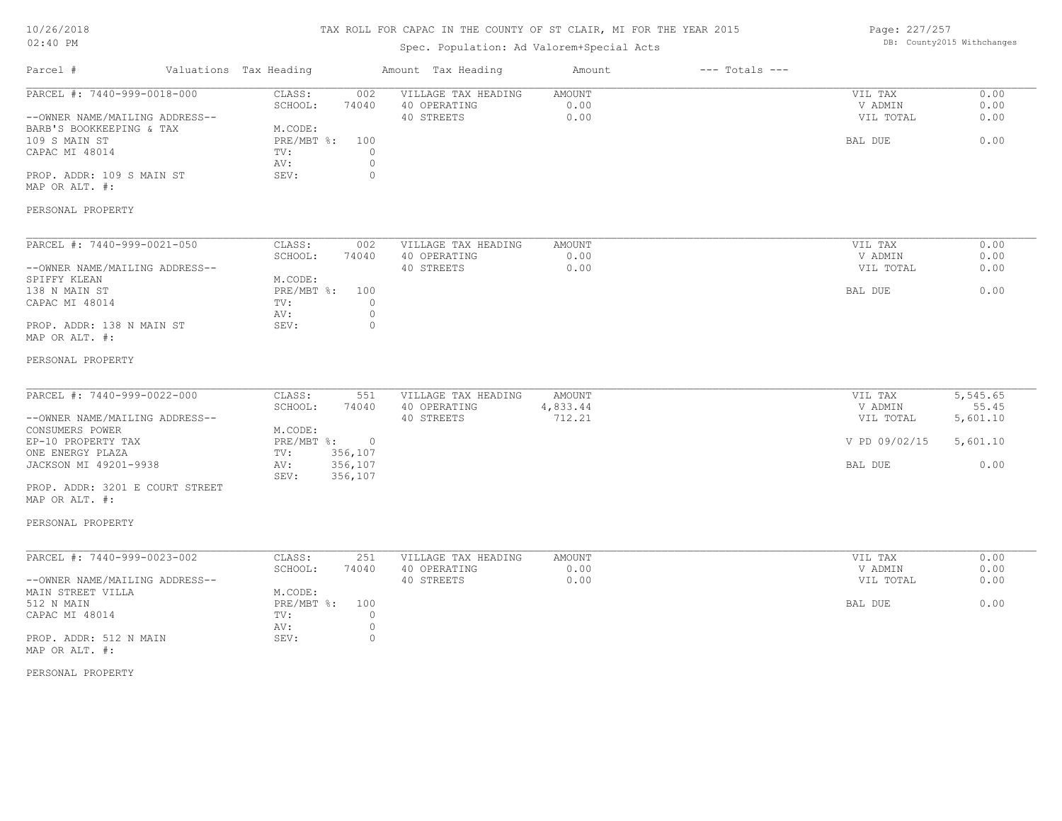# TAX ROLL FOR CAPAC IN THE COUNTY OF ST CLAIR, MI FOR THE YEAR 2015

Spec. Population: Ad Valorem+Special Acts

| Parcel # | Valuations Tax Heading | | Amount Tax Heading | Amount | --- Totals --- | |
|---|---|---|---|---|---|---|
| PARCEL #: 7440-999-0018-000 | CLASS: | 002 | VILLAGE TAX HEADING | AMOUNT | VIL TAX | 0.00 |
| | SCHOOL: | 74040 | 40 OPERATING | 0.00 | V ADMIN | 0.00 |
| --OWNER NAME/MAILING ADDRESS-- | | | 40 STREETS | 0.00 | VIL TOTAL | 0.00 |
| BARB'S BOOKKEEPING & TAX | M.CODE: | | | | | |
| 109 S MAIN ST | PRE/MBT %: | 100 | | | BAL DUE | 0.00 |
| CAPAC MI 48014 | TV: | 0 | | | | |
| | AV: | 0 | | | | |
| PROP. ADDR: 109 S MAIN ST | SEV: | 0 | | | | |
| MAP OR ALT. #: | | | | | | |
| PERSONAL PROPERTY | | | | | | |

| Parcel # | Valuations Tax Heading | | Amount Tax Heading | Amount | --- Totals --- | |
|---|---|---|---|---|---|---|
| PARCEL #: 7440-999-0021-050 | CLASS: | 002 | VILLAGE TAX HEADING | AMOUNT | VIL TAX | 0.00 |
| | SCHOOL: | 74040 | 40 OPERATING | 0.00 | V ADMIN | 0.00 |
| --OWNER NAME/MAILING ADDRESS-- | | | 40 STREETS | 0.00 | VIL TOTAL | 0.00 |
| SPIFFY KLEAN | M.CODE: | | | | | |
| 138 N MAIN ST | PRE/MBT %: | 100 | | | BAL DUE | 0.00 |
| CAPAC MI 48014 | TV: | 0 | | | | |
| | AV: | 0 | | | | |
| PROP. ADDR: 138 N MAIN ST | SEV: | 0 | | | | |
| MAP OR ALT. #: | | | | | | |
| PERSONAL PROPERTY | | | | | | |

| Parcel # | Valuations Tax Heading | | Amount Tax Heading | Amount | --- Totals --- | |
|---|---|---|---|---|---|---|
| PARCEL #: 7440-999-0022-000 | CLASS: | 551 | VILLAGE TAX HEADING | AMOUNT | VIL TAX | 5,545.65 |
| | SCHOOL: | 74040 | 40 OPERATING | 4,833.44 | V ADMIN | 55.45 |
| --OWNER NAME/MAILING ADDRESS-- | | | 40 STREETS | 712.21 | VIL TOTAL | 5,601.10 |
| CONSUMERS POWER | M.CODE: | | | | | |
| EP-10 PROPERTY TAX | PRE/MBT %: | 0 | | | V PD 09/02/15 | 5,601.10 |
| ONE ENERGY PLAZA | TV: | 356,107 | | | | |
| JACKSON MI 49201-9938 | AV: | 356,107 | | | BAL DUE | 0.00 |
| | SEV: | 356,107 | | | | |
| PROP. ADDR: 3201 E COURT STREET | | | | | | |
| MAP OR ALT. #: | | | | | | |
| PERSONAL PROPERTY | | | | | | |

| Parcel # | Valuations Tax Heading | | Amount Tax Heading | Amount | --- Totals --- | |
|---|---|---|---|---|---|---|
| PARCEL #: 7440-999-0023-002 | CLASS: | 251 | VILLAGE TAX HEADING | AMOUNT | VIL TAX | 0.00 |
| | SCHOOL: | 74040 | 40 OPERATING | 0.00 | V ADMIN | 0.00 |
| --OWNER NAME/MAILING ADDRESS-- | | | 40 STREETS | 0.00 | VIL TOTAL | 0.00 |
| MAIN STREET VILLA | M.CODE: | | | | | |
| 512 N MAIN | PRE/MBT %: | 100 | | | BAL DUE | 0.00 |
| CAPAC MI 48014 | TV: | 0 | | | | |
| | AV: | 0 | | | | |
| PROP. ADDR: 512 N MAIN | SEV: | 0 | | | | |
| MAP OR ALT. #: | | | | | | |
| PERSONAL PROPERTY | | | | | | |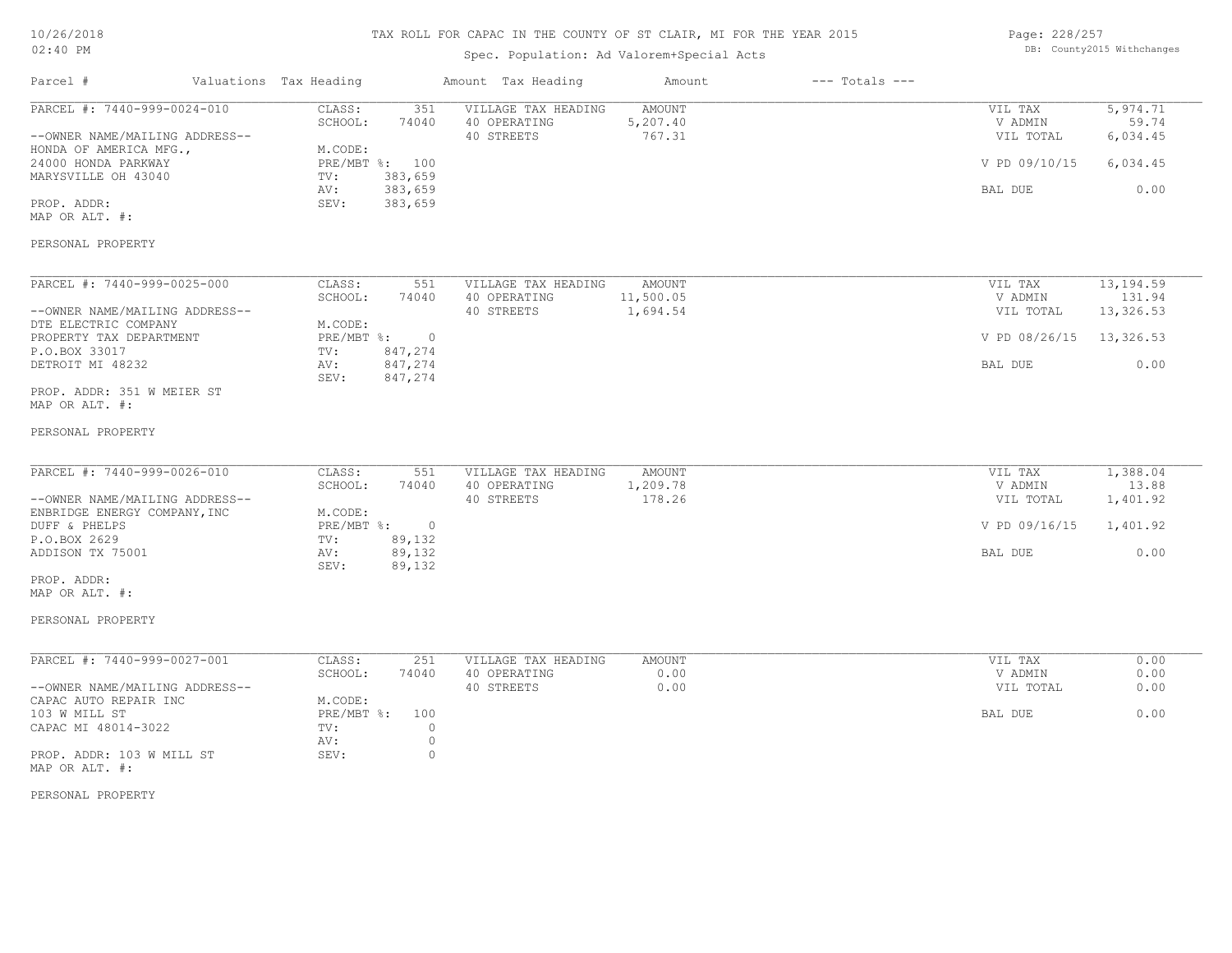# TAX ROLL FOR CAPAC IN THE COUNTY OF ST CLAIR, MI FOR THE YEAR 2015

Spec. Population: Ad Valorem+Special Acts

DB: County2015 Withchanges

| Parcel # | Valuations | Tax Heading | Amount | Tax Heading | Amount | --- Totals --- |
|---|---|---|---|---|---|---|

## PARCEL #: 7440-999-0024-010

--OWNER NAME/MAILING ADDRESS--
HONDA OF AMERICA MFG.,
24000 HONDA PARKWAY
MARYSVILLE OH 43040

PROP. ADDR:
MAP OR ALT. #:

PERSONAL PROPERTY

| Field | Value | Tax Heading | Amount | Totals | Amount |
|---|---|---|---|---|---|
| CLASS: | 351 | VILLAGE TAX HEADING | AMOUNT | VIL TAX | 5,974.71 |
| SCHOOL: | 74040 | 40 OPERATING | 5,207.40 | V ADMIN | 59.74 |
| M.CODE: | | 40 STREETS | 767.31 | VIL TOTAL | 6,034.45 |
| PRE/MBT %: | 100 | | | V PD 09/10/15 | 6,034.45 |
| TV: | 383,659 | | | | |
| AV: | 383,659 | | | BAL DUE | 0.00 |
| SEV: | 383,659 | | | | |

## PARCEL #: 7440-999-0025-000

--OWNER NAME/MAILING ADDRESS--
DTE ELECTRIC COMPANY
PROPERTY TAX DEPARTMENT
P.O.BOX 33017
DETROIT MI 48232

PROP. ADDR: 351 W MEIER ST
MAP OR ALT. #:

PERSONAL PROPERTY

| Field | Value | Tax Heading | Amount | Totals | Amount |
|---|---|---|---|---|---|
| CLASS: | 551 | VILLAGE TAX HEADING | AMOUNT | VIL TAX | 13,194.59 |
| SCHOOL: | 74040 | 40 OPERATING | 11,500.05 | V ADMIN | 131.94 |
| M.CODE: | | 40 STREETS | 1,694.54 | VIL TOTAL | 13,326.53 |
| PRE/MBT %: | 0 | | | V PD 08/26/15 | 13,326.53 |
| TV: | 847,274 | | | | |
| AV: | 847,274 | | | BAL DUE | 0.00 |
| SEV: | 847,274 | | | | |

## PARCEL #: 7440-999-0026-010

--OWNER NAME/MAILING ADDRESS--
ENBRIDGE ENERGY COMPANY,INC
DUFF & PHELPS
P.O.BOX 2629
ADDISON TX 75001

PROP. ADDR:
MAP OR ALT. #:

PERSONAL PROPERTY

| Field | Value | Tax Heading | Amount | Totals | Amount |
|---|---|---|---|---|---|
| CLASS: | 551 | VILLAGE TAX HEADING | AMOUNT | VIL TAX | 1,388.04 |
| SCHOOL: | 74040 | 40 OPERATING | 1,209.78 | V ADMIN | 13.88 |
| M.CODE: | | 40 STREETS | 178.26 | VIL TOTAL | 1,401.92 |
| PRE/MBT %: | 0 | | | V PD 09/16/15 | 1,401.92 |
| TV: | 89,132 | | | | |
| AV: | 89,132 | | | BAL DUE | 0.00 |
| SEV: | 89,132 | | | | |

## PARCEL #: 7440-999-0027-001

--OWNER NAME/MAILING ADDRESS--
CAPAC AUTO REPAIR INC
103 W MILL ST
CAPAC MI 48014-3022

PROP. ADDR: 103 W MILL ST
MAP OR ALT. #:

PERSONAL PROPERTY

| Field | Value | Tax Heading | Amount | Totals | Amount |
|---|---|---|---|---|---|
| CLASS: | 251 | VILLAGE TAX HEADING | AMOUNT | VIL TAX | 0.00 |
| SCHOOL: | 74040 | 40 OPERATING | 0.00 | V ADMIN | 0.00 |
| M.CODE: | | 40 STREETS | 0.00 | VIL TOTAL | 0.00 |
| PRE/MBT %: | 100 | | | BAL DUE | 0.00 |
| TV: | 0 | | | | |
| AV: | 0 | | | | |
| SEV: | 0 | | | | |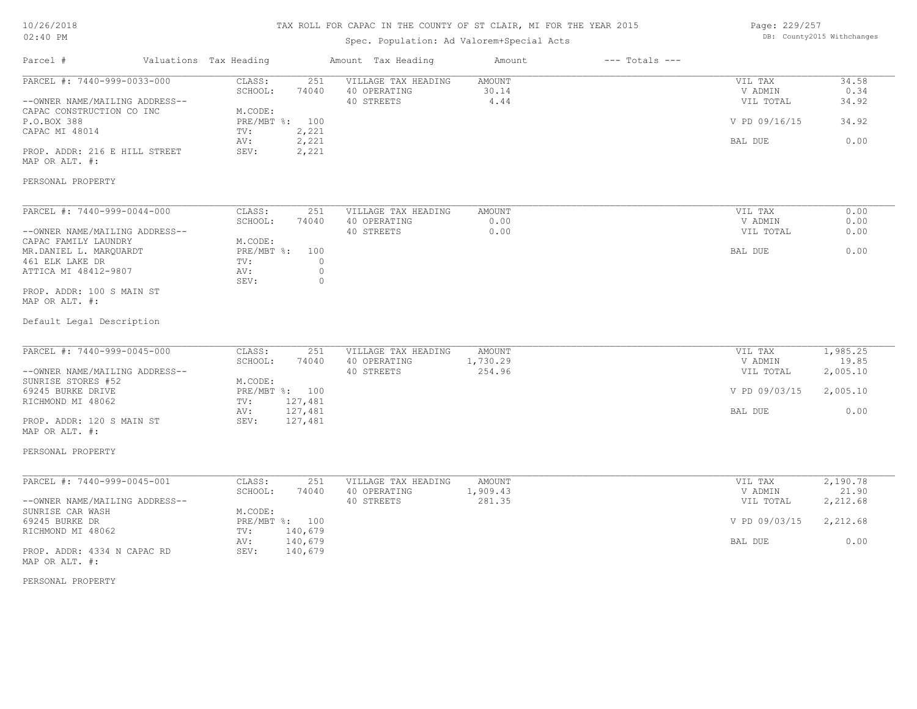# TAX ROLL FOR CAPAC IN THE COUNTY OF ST CLAIR, MI FOR THE YEAR 2015

Spec. Population: Ad Valorem+Special Acts

10/26/2018 02:40 PM — DB: County2015 Withchanges

| Parcel # | Valuations | Tax Heading | Amount | Tax Heading | Amount | --- Totals --- | |
|---|---|---|---|---|---|---|---|
| PARCEL #: 7440-999-0033-000 | CLASS: | 251 | VILLAGE TAX HEADING | AMOUNT | | VIL TAX | 34.58 |
| | SCHOOL: | 74040 | 40 OPERATING | 30.14 | | V ADMIN | 0.34 |
| --OWNER NAME/MAILING ADDRESS-- | | | 40 STREETS | 4.44 | | VIL TOTAL | 34.92 |
| CAPAC CONSTRUCTION CO INC | M.CODE: | | | | | | |
| P.O.BOX 388 | PRE/MBT %: | 100 | | | | V PD 09/16/15 | 34.92 |
| CAPAC MI 48014 | TV: | 2,221 | | | | | |
| | AV: | 2,221 | | | | BAL DUE | 0.00 |
| PROP. ADDR: 216 E HILL STREET | SEV: | 2,221 | | | | | |
| MAP OR ALT. #: | | | | | | | |
| PERSONAL PROPERTY | | | | | | | |

| Parcel # | Valuations | Tax Heading | Amount | Tax Heading | Amount | --- Totals --- | |
|---|---|---|---|---|---|---|---|
| PARCEL #: 7440-999-0044-000 | CLASS: | 251 | VILLAGE TAX HEADING | AMOUNT | | VIL TAX | 0.00 |
| | SCHOOL: | 74040 | 40 OPERATING | 0.00 | | V ADMIN | 0.00 |
| --OWNER NAME/MAILING ADDRESS-- | | | 40 STREETS | 0.00 | | VIL TOTAL | 0.00 |
| CAPAC FAMILY LAUNDRY | M.CODE: | | | | | | |
| MR.DANIEL L. MARQUARDT | PRE/MBT %: | 100 | | | | BAL DUE | 0.00 |
| 461 ELK LAKE DR | TV: | 0 | | | | | |
| ATTICA MI 48412-9807 | AV: | 0 | | | | | |
| | SEV: | 0 | | | | | |
| PROP. ADDR: 100 S MAIN ST | | | | | | | |
| MAP OR ALT. #: | | | | | | | |
| Default Legal Description | | | | | | | |

| Parcel # | Valuations | Tax Heading | Amount | Tax Heading | Amount | --- Totals --- | |
|---|---|---|---|---|---|---|---|
| PARCEL #: 7440-999-0045-000 | CLASS: | 251 | VILLAGE TAX HEADING | AMOUNT | | VIL TAX | 1,985.25 |
| | SCHOOL: | 74040 | 40 OPERATING | 1,730.29 | | V ADMIN | 19.85 |
| --OWNER NAME/MAILING ADDRESS-- | | | 40 STREETS | 254.96 | | VIL TOTAL | 2,005.10 |
| SUNRISE STORES #52 | M.CODE: | | | | | | |
| 69245 BURKE DRIVE | PRE/MBT %: | 100 | | | | V PD 09/03/15 | 2,005.10 |
| RICHMOND MI 48062 | TV: | 127,481 | | | | | |
| | AV: | 127,481 | | | | BAL DUE | 0.00 |
| PROP. ADDR: 120 S MAIN ST | SEV: | 127,481 | | | | | |
| MAP OR ALT. #: | | | | | | | |
| PERSONAL PROPERTY | | | | | | | |

| Parcel # | Valuations | Tax Heading | Amount | Tax Heading | Amount | --- Totals --- | |
|---|---|---|---|---|---|---|---|
| PARCEL #: 7440-999-0045-001 | CLASS: | 251 | VILLAGE TAX HEADING | AMOUNT | | VIL TAX | 2,190.78 |
| | SCHOOL: | 74040 | 40 OPERATING | 1,909.43 | | V ADMIN | 21.90 |
| --OWNER NAME/MAILING ADDRESS-- | | | 40 STREETS | 281.35 | | VIL TOTAL | 2,212.68 |
| SUNRISE CAR WASH | M.CODE: | | | | | | |
| 69245 BURKE DR | PRE/MBT %: | 100 | | | | V PD 09/03/15 | 2,212.68 |
| RICHMOND MI 48062 | TV: | 140,679 | | | | | |
| | AV: | 140,679 | | | | BAL DUE | 0.00 |
| PROP. ADDR: 4334 N CAPAC RD | SEV: | 140,679 | | | | | |
| MAP OR ALT. #: | | | | | | | |
| PERSONAL PROPERTY | | | | | | | |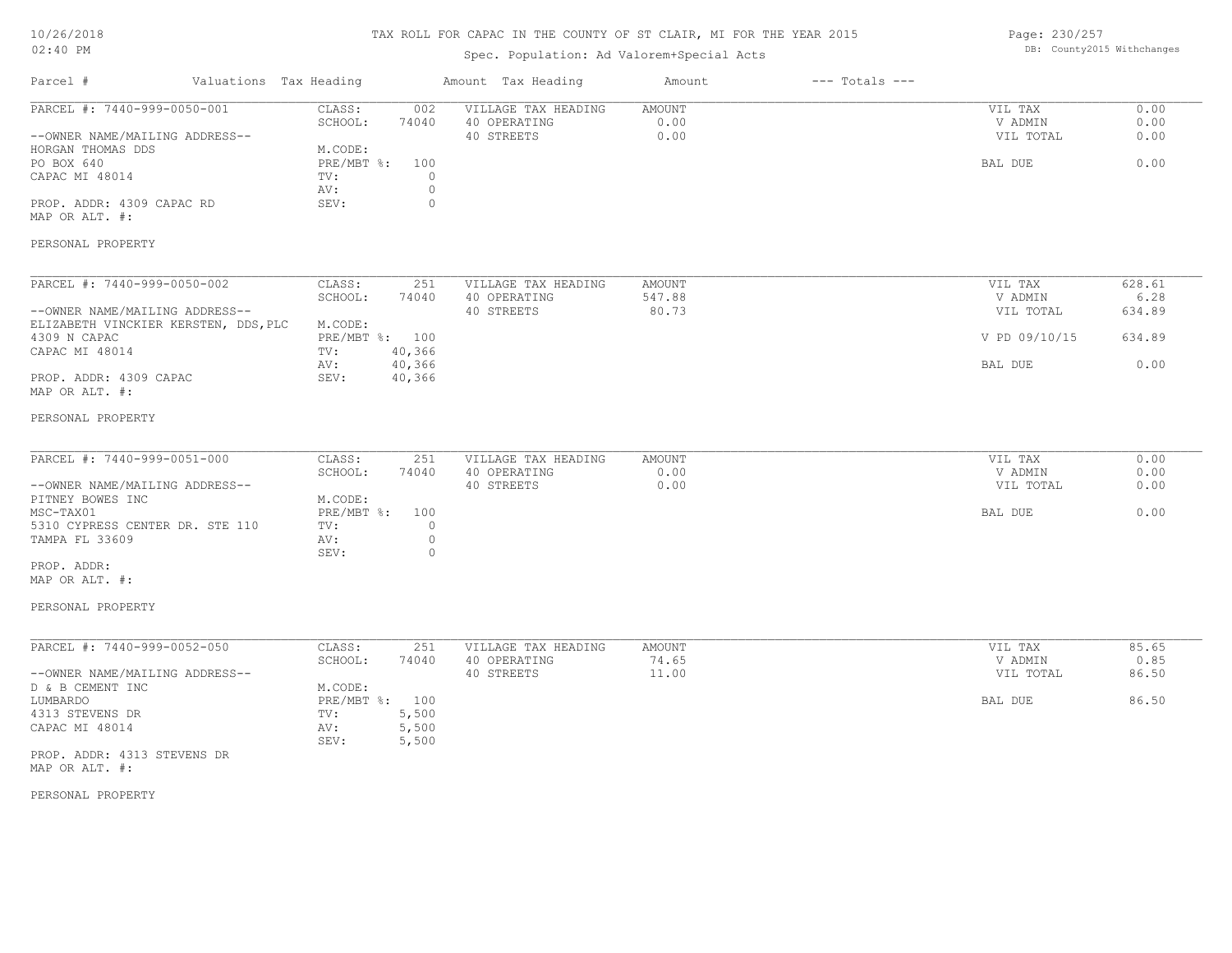# TAX ROLL FOR CAPAC IN THE COUNTY OF ST CLAIR, MI FOR THE YEAR 2015

Spec. Population: Ad Valorem+Special Acts

| Parcel # | Valuations | Tax Heading | Amount | Tax Heading | Amount | --- Totals --- | |
|---|---|---|---|---|---|---|---|

---

**PARCEL #: 7440-999-0050-001**

--OWNER NAME/MAILING ADDRESS--
HORGAN THOMAS DDS
PO BOX 640
CAPAC MI 48014

PROP. ADDR: 4309 CAPAC RD
MAP OR ALT. #:

PERSONAL PROPERTY

| | | | | | |
|---|---|---|---|---|---|
| CLASS: | 002 | VILLAGE TAX HEADING | AMOUNT | VIL TAX | 0.00 |
| SCHOOL: | 74040 | 40 OPERATING | 0.00 | V ADMIN | 0.00 |
| M.CODE: | | 40 STREETS | 0.00 | VIL TOTAL | 0.00 |
| PRE/MBT %: | 100 | | | BAL DUE | 0.00 |
| TV: | 0 | | | | |
| AV: | 0 | | | | |
| SEV: | 0 | | | | |

---

**PARCEL #: 7440-999-0050-002**

--OWNER NAME/MAILING ADDRESS--
ELIZABETH VINCKIER KERSTEN, DDS,PLC
4309 N CAPAC
CAPAC MI 48014

PROP. ADDR: 4309 CAPAC
MAP OR ALT. #:

PERSONAL PROPERTY

| | | | | | |
|---|---|---|---|---|---|
| CLASS: | 251 | VILLAGE TAX HEADING | AMOUNT | VIL TAX | 628.61 |
| SCHOOL: | 74040 | 40 OPERATING | 547.88 | V ADMIN | 6.28 |
| M.CODE: | | 40 STREETS | 80.73 | VIL TOTAL | 634.89 |
| PRE/MBT %: | 100 | | | V PD 09/10/15 | 634.89 |
| TV: | 40,366 | | | | |
| AV: | 40,366 | | | BAL DUE | 0.00 |
| SEV: | 40,366 | | | | |

---

**PARCEL #: 7440-999-0051-000**

--OWNER NAME/MAILING ADDRESS--
PITNEY BOWES INC
MSC-TAX01
5310 CYPRESS CENTER DR. STE 110
TAMPA FL 33609

PROP. ADDR:
MAP OR ALT. #:

PERSONAL PROPERTY

| | | | | | |
|---|---|---|---|---|---|
| CLASS: | 251 | VILLAGE TAX HEADING | AMOUNT | VIL TAX | 0.00 |
| SCHOOL: | 74040 | 40 OPERATING | 0.00 | V ADMIN | 0.00 |
| M.CODE: | | 40 STREETS | 0.00 | VIL TOTAL | 0.00 |
| PRE/MBT %: | 100 | | | BAL DUE | 0.00 |
| TV: | 0 | | | | |
| AV: | 0 | | | | |
| SEV: | 0 | | | | |

---

**PARCEL #: 7440-999-0052-050**

--OWNER NAME/MAILING ADDRESS--
D & B CEMENT INC
LUMBARDO
4313 STEVENS DR
CAPAC MI 48014

PROP. ADDR: 4313 STEVENS DR
MAP OR ALT. #:

PERSONAL PROPERTY

| | | | | | |
|---|---|---|---|---|---|
| CLASS: | 251 | VILLAGE TAX HEADING | AMOUNT | VIL TAX | 85.65 |
| SCHOOL: | 74040 | 40 OPERATING | 74.65 | V ADMIN | 0.85 |
| M.CODE: | | 40 STREETS | 11.00 | VIL TOTAL | 86.50 |
| PRE/MBT %: | 100 | | | BAL DUE | 86.50 |
| TV: | 5,500 | | | | |
| AV: | 5,500 | | | | |
| SEV: | 5,500 | | | | |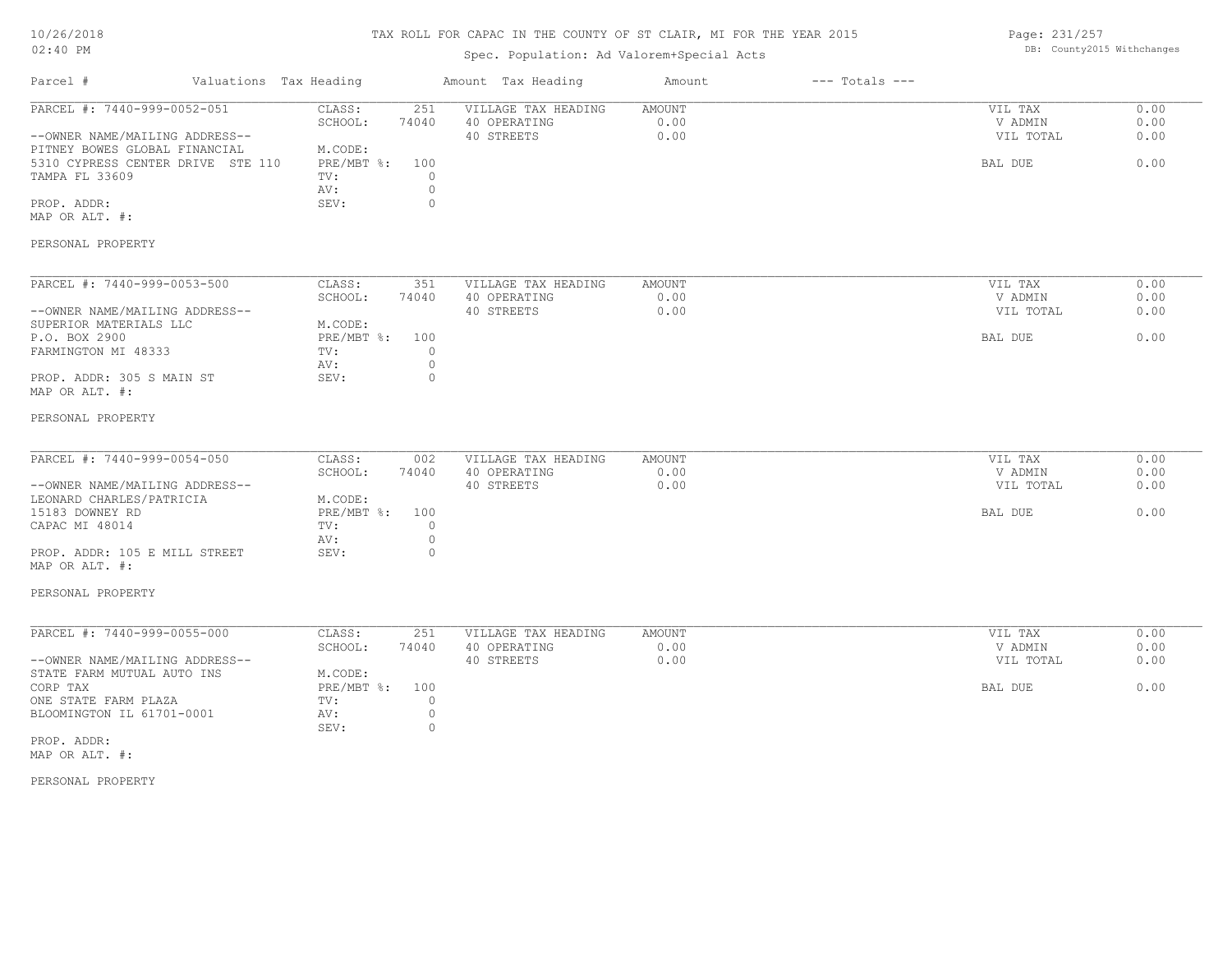# TAX ROLL FOR CAPAC IN THE COUNTY OF ST CLAIR, MI FOR THE YEAR 2015

Spec. Population: Ad Valorem+Special Acts

| Parcel # | Valuations Tax Heading | | Amount Tax Heading | Amount | --- Totals --- | |
|---|---|---|---|---|---|---|
| PARCEL #: 7440-999-0052-051 | CLASS: | 251 | VILLAGE TAX HEADING | AMOUNT | VIL TAX | 0.00 |
| | SCHOOL: | 74040 | 40 OPERATING | 0.00 | V ADMIN | 0.00 |
| --OWNER NAME/MAILING ADDRESS-- | | | 40 STREETS | 0.00 | VIL TOTAL | 0.00 |
| PITNEY BOWES GLOBAL FINANCIAL | M.CODE: | | | | | |
| 5310 CYPRESS CENTER DRIVE STE 110 | PRE/MBT %: | 100 | | | BAL DUE | 0.00 |
| TAMPA FL 33609 | TV: | 0 | | | | |
| | AV: | 0 | | | | |
| PROP. ADDR: | SEV: | 0 | | | | |
| MAP OR ALT. #: | | | | | | |
| PERSONAL PROPERTY | | | | | | |
| PARCEL #: 7440-999-0053-500 | CLASS: | 351 | VILLAGE TAX HEADING | AMOUNT | VIL TAX | 0.00 |
| | SCHOOL: | 74040 | 40 OPERATING | 0.00 | V ADMIN | 0.00 |
| --OWNER NAME/MAILING ADDRESS-- | | | 40 STREETS | 0.00 | VIL TOTAL | 0.00 |
| SUPERIOR MATERIALS LLC | M.CODE: | | | | | |
| P.O. BOX 2900 | PRE/MBT %: | 100 | | | BAL DUE | 0.00 |
| FARMINGTON MI 48333 | TV: | 0 | | | | |
| | AV: | 0 | | | | |
| PROP. ADDR: 305 S MAIN ST | SEV: | 0 | | | | |
| MAP OR ALT. #: | | | | | | |
| PERSONAL PROPERTY | | | | | | |
| PARCEL #: 7440-999-0054-050 | CLASS: | 002 | VILLAGE TAX HEADING | AMOUNT | VIL TAX | 0.00 |
| | SCHOOL: | 74040 | 40 OPERATING | 0.00 | V ADMIN | 0.00 |
| --OWNER NAME/MAILING ADDRESS-- | | | 40 STREETS | 0.00 | VIL TOTAL | 0.00 |
| LEONARD CHARLES/PATRICIA | M.CODE: | | | | | |
| 15183 DOWNEY RD | PRE/MBT %: | 100 | | | BAL DUE | 0.00 |
| CAPAC MI 48014 | TV: | 0 | | | | |
| | AV: | 0 | | | | |
| PROP. ADDR: 105 E MILL STREET | SEV: | 0 | | | | |
| MAP OR ALT. #: | | | | | | |
| PERSONAL PROPERTY | | | | | | |
| PARCEL #: 7440-999-0055-000 | CLASS: | 251 | VILLAGE TAX HEADING | AMOUNT | VIL TAX | 0.00 |
| | SCHOOL: | 74040 | 40 OPERATING | 0.00 | V ADMIN | 0.00 |
| --OWNER NAME/MAILING ADDRESS-- | | | 40 STREETS | 0.00 | VIL TOTAL | 0.00 |
| STATE FARM MUTUAL AUTO INS | M.CODE: | | | | | |
| CORP TAX | PRE/MBT %: | 100 | | | BAL DUE | 0.00 |
| ONE STATE FARM PLAZA | TV: | 0 | | | | |
| BLOOMINGTON IL 61701-0001 | AV: | 0 | | | | |
| | SEV: | 0 | | | | |
| PROP. ADDR: | | | | | | |
| MAP OR ALT. #: | | | | | | |
| PERSONAL PROPERTY | | | | | | |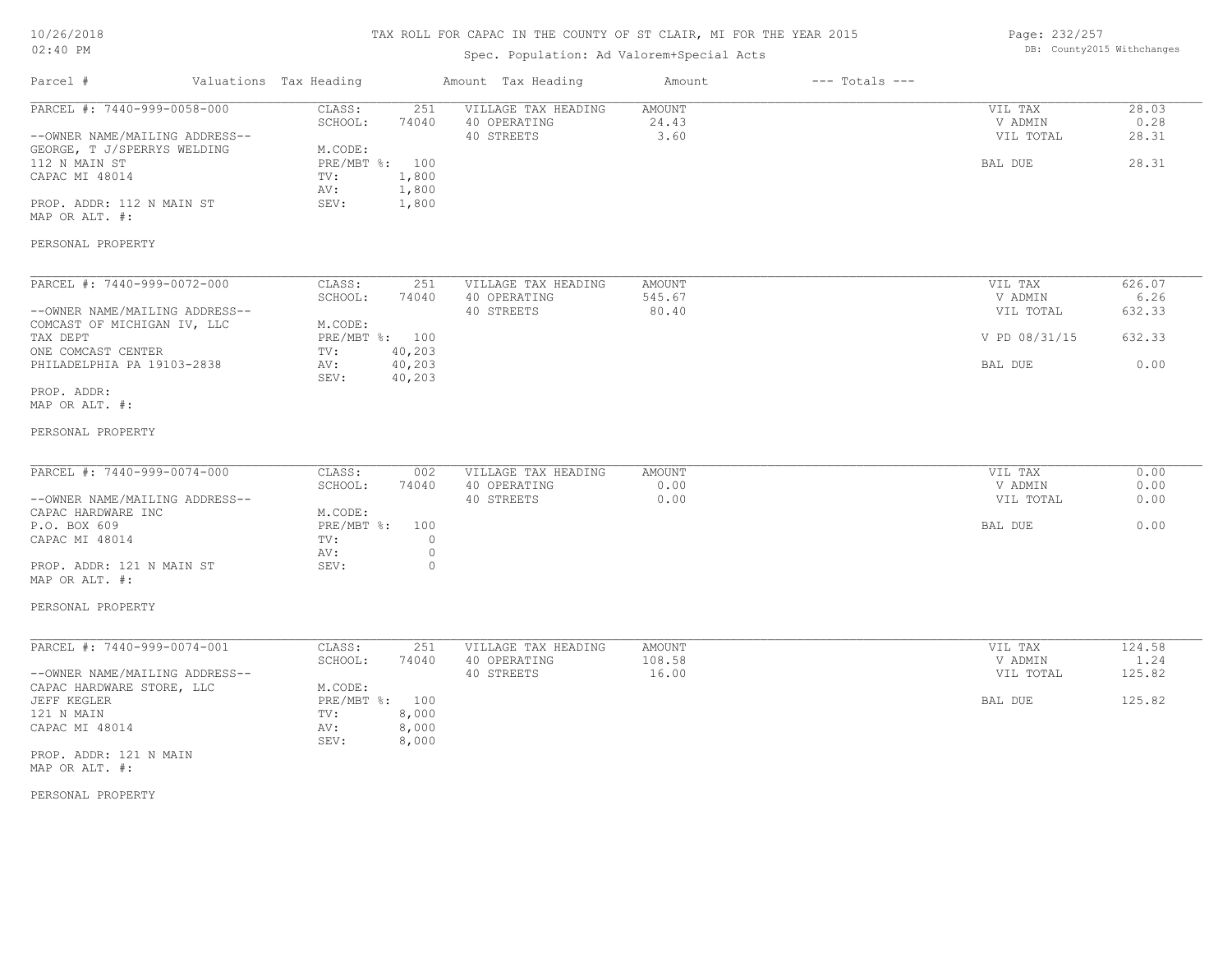# TAX ROLL FOR CAPAC IN THE COUNTY OF ST CLAIR, MI FOR THE YEAR 2015

Spec. Population: Ad Valorem+Special Acts

| Parcel # | Valuations | Tax Heading | Amount | Tax Heading | Amount | --- Totals --- | |
|---|---|---|---|---|---|---|---|
| PARCEL #: 7440-999-0058-000 | CLASS: | 251 | VILLAGE TAX HEADING | AMOUNT | | VIL TAX | 28.03 |
| | SCHOOL: | 74040 | 40 OPERATING | 24.43 | | V ADMIN | 0.28 |
| --OWNER NAME/MAILING ADDRESS-- | | | 40 STREETS | 3.60 | | VIL TOTAL | 28.31 |
| GEORGE, T J/SPERRYS WELDING | M.CODE: | | | | | | |
| 112 N MAIN ST | PRE/MBT %: | 100 | | | | BAL DUE | 28.31 |
| CAPAC MI 48014 | TV: | 1,800 | | | | | |
| | AV: | 1,800 | | | | | |
| PROP. ADDR: 112 N MAIN ST | SEV: | 1,800 | | | | | |
| MAP OR ALT. #: | | | | | | | |
| PERSONAL PROPERTY | | | | | | | |

| Parcel # | Valuations | Tax Heading | Amount | Tax Heading | Amount | --- Totals --- | |
|---|---|---|---|---|---|---|---|
| PARCEL #: 7440-999-0072-000 | CLASS: | 251 | VILLAGE TAX HEADING | AMOUNT | | VIL TAX | 626.07 |
| | SCHOOL: | 74040 | 40 OPERATING | 545.67 | | V ADMIN | 6.26 |
| --OWNER NAME/MAILING ADDRESS-- | | | 40 STREETS | 80.40 | | VIL TOTAL | 632.33 |
| COMCAST OF MICHIGAN IV, LLC | M.CODE: | | | | | | |
| TAX DEPT | PRE/MBT %: | 100 | | | | V PD 08/31/15 | 632.33 |
| ONE COMCAST CENTER | TV: | 40,203 | | | | | |
| PHILADELPHIA PA 19103-2838 | AV: | 40,203 | | | | BAL DUE | 0.00 |
| | SEV: | 40,203 | | | | | |
| PROP. ADDR: | | | | | | | |
| MAP OR ALT. #: | | | | | | | |
| PERSONAL PROPERTY | | | | | | | |

| Parcel # | Valuations | Tax Heading | Amount | Tax Heading | Amount | --- Totals --- | |
|---|---|---|---|---|---|---|---|
| PARCEL #: 7440-999-0074-000 | CLASS: | 002 | VILLAGE TAX HEADING | AMOUNT | | VIL TAX | 0.00 |
| | SCHOOL: | 74040 | 40 OPERATING | 0.00 | | V ADMIN | 0.00 |
| --OWNER NAME/MAILING ADDRESS-- | | | 40 STREETS | 0.00 | | VIL TOTAL | 0.00 |
| CAPAC HARDWARE INC | M.CODE: | | | | | | |
| P.O. BOX 609 | PRE/MBT %: | 100 | | | | BAL DUE | 0.00 |
| CAPAC MI 48014 | TV: | 0 | | | | | |
| | AV: | 0 | | | | | |
| PROP. ADDR: 121 N MAIN ST | SEV: | 0 | | | | | |
| MAP OR ALT. #: | | | | | | | |
| PERSONAL PROPERTY | | | | | | | |

| Parcel # | Valuations | Tax Heading | Amount | Tax Heading | Amount | --- Totals --- | |
|---|---|---|---|---|---|---|---|
| PARCEL #: 7440-999-0074-001 | CLASS: | 251 | VILLAGE TAX HEADING | AMOUNT | | VIL TAX | 124.58 |
| | SCHOOL: | 74040 | 40 OPERATING | 108.58 | | V ADMIN | 1.24 |
| --OWNER NAME/MAILING ADDRESS-- | | | 40 STREETS | 16.00 | | VIL TOTAL | 125.82 |
| CAPAC HARDWARE STORE, LLC | M.CODE: | | | | | | |
| JEFF KEGLER | PRE/MBT %: | 100 | | | | BAL DUE | 125.82 |
| 121 N MAIN | TV: | 8,000 | | | | | |
| CAPAC MI 48014 | AV: | 8,000 | | | | | |
| | SEV: | 8,000 | | | | | |
| PROP. ADDR: 121 N MAIN | | | | | | | |
| MAP OR ALT. #: | | | | | | | |
| PERSONAL PROPERTY | | | | | | | |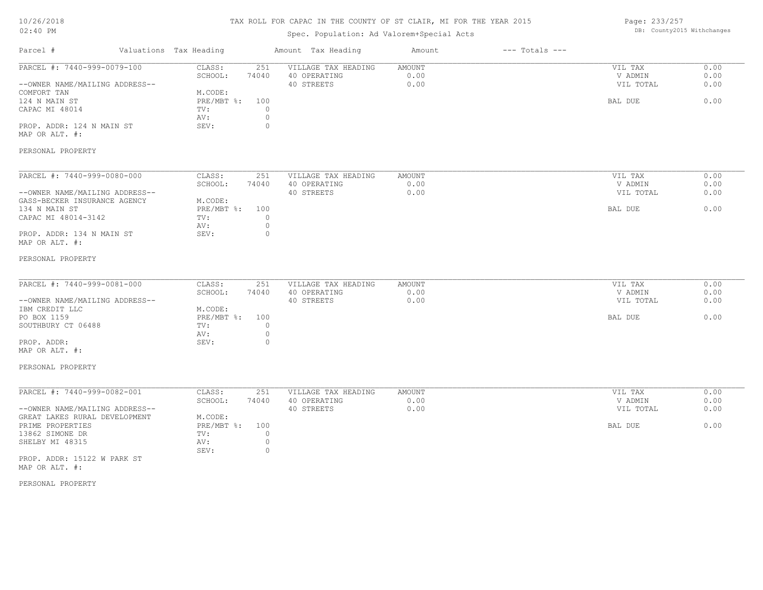# TAX ROLL FOR CAPAC IN THE COUNTY OF ST CLAIR, MI FOR THE YEAR 2015

Spec. Population: Ad Valorem+Special Acts

DB: County2015 Withchanges

| Parcel # | Valuations | Tax Heading | Amount | Tax Heading | Amount | --- Totals --- | |
|---|---|---|---|---|---|---|---|
| PARCEL #: 7440-999-0079-100 | CLASS: | 251 | VILLAGE TAX HEADING | AMOUNT | | VIL TAX | 0.00 |
| | SCHOOL: | 74040 | 40 OPERATING | 0.00 | | V ADMIN | 0.00 |
| --OWNER NAME/MAILING ADDRESS-- | | | 40 STREETS | 0.00 | | VIL TOTAL | 0.00 |
| COMFORT TAN | M.CODE: | | | | | | |
| 124 N MAIN ST | PRE/MBT %: | 100 | | | | BAL DUE | 0.00 |
| CAPAC MI 48014 | TV: | 0 | | | | | |
| | AV: | 0 | | | | | |
| PROP. ADDR: 124 N MAIN ST | SEV: | 0 | | | | | |
| MAP OR ALT. #: | | | | | | | |
| PERSONAL PROPERTY | | | | | | | |

| Parcel # | Valuations | Tax Heading | Amount | Tax Heading | Amount | --- Totals --- | |
|---|---|---|---|---|---|---|---|
| PARCEL #: 7440-999-0080-000 | CLASS: | 251 | VILLAGE TAX HEADING | AMOUNT | | VIL TAX | 0.00 |
| | SCHOOL: | 74040 | 40 OPERATING | 0.00 | | V ADMIN | 0.00 |
| --OWNER NAME/MAILING ADDRESS-- | | | 40 STREETS | 0.00 | | VIL TOTAL | 0.00 |
| GASS-BECKER INSURANCE AGENCY | M.CODE: | | | | | | |
| 134 N MAIN ST | PRE/MBT %: | 100 | | | | BAL DUE | 0.00 |
| CAPAC MI 48014-3142 | TV: | 0 | | | | | |
| | AV: | 0 | | | | | |
| PROP. ADDR: 134 N MAIN ST | SEV: | 0 | | | | | |
| MAP OR ALT. #: | | | | | | | |
| PERSONAL PROPERTY | | | | | | | |

| Parcel # | Valuations | Tax Heading | Amount | Tax Heading | Amount | --- Totals --- | |
|---|---|---|---|---|---|---|---|
| PARCEL #: 7440-999-0081-000 | CLASS: | 251 | VILLAGE TAX HEADING | AMOUNT | | VIL TAX | 0.00 |
| | SCHOOL: | 74040 | 40 OPERATING | 0.00 | | V ADMIN | 0.00 |
| --OWNER NAME/MAILING ADDRESS-- | | | 40 STREETS | 0.00 | | VIL TOTAL | 0.00 |
| IBM CREDIT LLC | M.CODE: | | | | | | |
| PO BOX 1159 | PRE/MBT %: | 100 | | | | BAL DUE | 0.00 |
| SOUTHBURY CT 06488 | TV: | 0 | | | | | |
| | AV: | 0 | | | | | |
| PROP. ADDR: | SEV: | 0 | | | | | |
| MAP OR ALT. #: | | | | | | | |
| PERSONAL PROPERTY | | | | | | | |

| Parcel # | Valuations | Tax Heading | Amount | Tax Heading | Amount | --- Totals --- | |
|---|---|---|---|---|---|---|---|
| PARCEL #: 7440-999-0082-001 | CLASS: | 251 | VILLAGE TAX HEADING | AMOUNT | | VIL TAX | 0.00 |
| | SCHOOL: | 74040 | 40 OPERATING | 0.00 | | V ADMIN | 0.00 |
| --OWNER NAME/MAILING ADDRESS-- | | | 40 STREETS | 0.00 | | VIL TOTAL | 0.00 |
| GREAT LAKES RURAL DEVELOPMENT | M.CODE: | | | | | | |
| PRIME PROPERTIES | PRE/MBT %: | 100 | | | | BAL DUE | 0.00 |
| 13862 SIMONE DR | TV: | 0 | | | | | |
| SHELBY MI 48315 | AV: | 0 | | | | | |
| | SEV: | 0 | | | | | |
| PROP. ADDR: 15122 W PARK ST | | | | | | | |
| MAP OR ALT. #: | | | | | | | |
| PERSONAL PROPERTY | | | | | | | |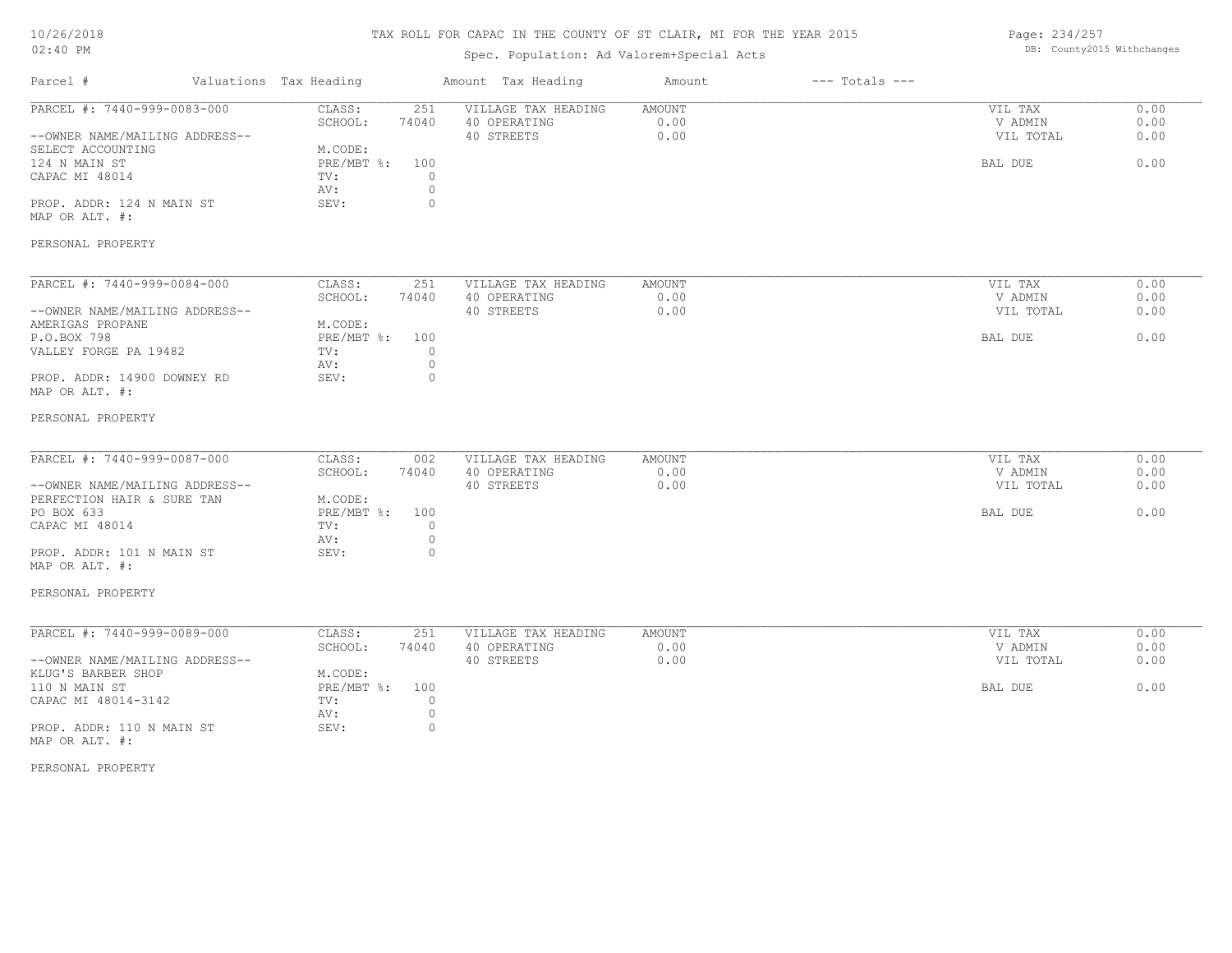TAX ROLL FOR CAPAC IN THE COUNTY OF ST CLAIR, MI FOR THE YEAR 2015

Spec. Population: Ad Valorem+Special Acts

| Parcel # | Valuations Tax Heading | | Amount Tax Heading | Amount | --- Totals --- | |
|---|---|---|---|---|---|---|
| PARCEL #: 7440-999-0083-000 | CLASS: | 251 | VILLAGE TAX HEADING | AMOUNT | VIL TAX | 0.00 |
| | SCHOOL: | 74040 | 40 OPERATING | 0.00 | V ADMIN | 0.00 |
| --OWNER NAME/MAILING ADDRESS-- | | | 40 STREETS | 0.00 | VIL TOTAL | 0.00 |
| SELECT ACCOUNTING | M.CODE: | | | | | |
| 124 N MAIN ST | PRE/MBT %: | 100 | | | BAL DUE | 0.00 |
| CAPAC MI 48014 | TV: | 0 | | | | |
| | AV: | 0 | | | | |
| PROP. ADDR: 124 N MAIN ST | SEV: | 0 | | | | |
| MAP OR ALT. #: | | | | | | |
| PERSONAL PROPERTY | | | | | | |
| PARCEL #: 7440-999-0084-000 | CLASS: | 251 | VILLAGE TAX HEADING | AMOUNT | VIL TAX | 0.00 |
| | SCHOOL: | 74040 | 40 OPERATING | 0.00 | V ADMIN | 0.00 |
| --OWNER NAME/MAILING ADDRESS-- | | | 40 STREETS | 0.00 | VIL TOTAL | 0.00 |
| AMERIGAS PROPANE | M.CODE: | | | | | |
| P.O.BOX 798 | PRE/MBT %: | 100 | | | BAL DUE | 0.00 |
| VALLEY FORGE PA 19482 | TV: | 0 | | | | |
| | AV: | 0 | | | | |
| PROP. ADDR: 14900 DOWNEY RD | SEV: | 0 | | | | |
| MAP OR ALT. #: | | | | | | |
| PERSONAL PROPERTY | | | | | | |
| PARCEL #: 7440-999-0087-000 | CLASS: | 002 | VILLAGE TAX HEADING | AMOUNT | VIL TAX | 0.00 |
| | SCHOOL: | 74040 | 40 OPERATING | 0.00 | V ADMIN | 0.00 |
| --OWNER NAME/MAILING ADDRESS-- | | | 40 STREETS | 0.00 | VIL TOTAL | 0.00 |
| PERFECTION HAIR & SURE TAN | M.CODE: | | | | | |
| PO BOX 633 | PRE/MBT %: | 100 | | | BAL DUE | 0.00 |
| CAPAC MI 48014 | TV: | 0 | | | | |
| | AV: | 0 | | | | |
| PROP. ADDR: 101 N MAIN ST | SEV: | 0 | | | | |
| MAP OR ALT. #: | | | | | | |
| PERSONAL PROPERTY | | | | | | |
| PARCEL #: 7440-999-0089-000 | CLASS: | 251 | VILLAGE TAX HEADING | AMOUNT | VIL TAX | 0.00 |
| | SCHOOL: | 74040 | 40 OPERATING | 0.00 | V ADMIN | 0.00 |
| --OWNER NAME/MAILING ADDRESS-- | | | 40 STREETS | 0.00 | VIL TOTAL | 0.00 |
| KLUG'S BARBER SHOP | M.CODE: | | | | | |
| 110 N MAIN ST | PRE/MBT %: | 100 | | | BAL DUE | 0.00 |
| CAPAC MI 48014-3142 | TV: | 0 | | | | |
| | AV: | 0 | | | | |
| PROP. ADDR: 110 N MAIN ST | SEV: | 0 | | | | |
| MAP OR ALT. #: | | | | | | |
| PERSONAL PROPERTY | | | | | | |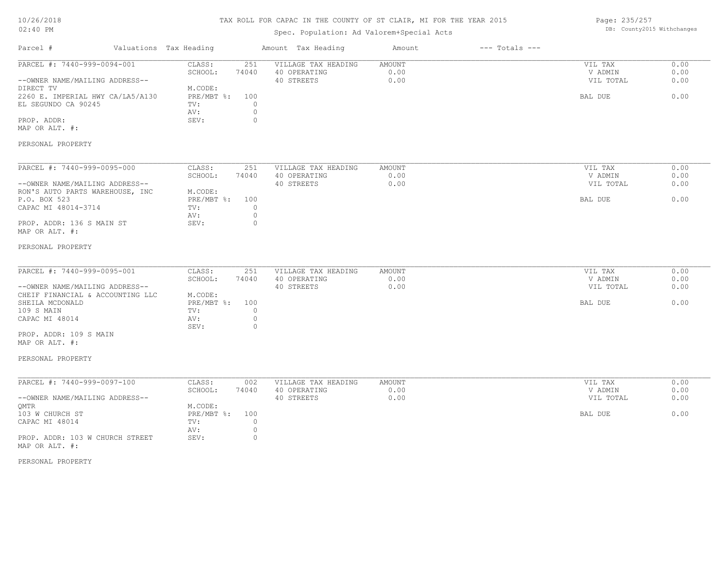# TAX ROLL FOR CAPAC IN THE COUNTY OF ST CLAIR, MI FOR THE YEAR 2015

Spec. Population: Ad Valorem+Special Acts

DB: County2015 Withchanges

| Parcel # | Valuations | Tax Heading | Amount | Tax Heading | Amount | --- Totals --- | |
|---|---|---|---|---|---|---|---|
| PARCEL #: 7440-999-0094-001 | CLASS: | 251 | VILLAGE TAX HEADING | AMOUNT | | VIL TAX | 0.00 |
| | SCHOOL: | 74040 | 40 OPERATING | 0.00 | | V ADMIN | 0.00 |
| --OWNER NAME/MAILING ADDRESS-- | | | 40 STREETS | 0.00 | | VIL TOTAL | 0.00 |
| DIRECT TV | M.CODE: | | | | | | |
| 2260 E. IMPERIAL HWY CA/LA5/A130 | PRE/MBT %: | 100 | | | | BAL DUE | 0.00 |
| EL SEGUNDO CA 90245 | TV: | 0 | | | | | |
| | AV: | 0 | | | | | |
| PROP. ADDR: | SEV: | 0 | | | | | |
| MAP OR ALT. #: | | | | | | | |
| PERSONAL PROPERTY | | | | | | | |

| Parcel # | Valuations | Tax Heading | Amount | Tax Heading | Amount | --- Totals --- | |
|---|---|---|---|---|---|---|---|
| PARCEL #: 7440-999-0095-000 | CLASS: | 251 | VILLAGE TAX HEADING | AMOUNT | | VIL TAX | 0.00 |
| | SCHOOL: | 74040 | 40 OPERATING | 0.00 | | V ADMIN | 0.00 |
| --OWNER NAME/MAILING ADDRESS-- | | | 40 STREETS | 0.00 | | VIL TOTAL | 0.00 |
| RON'S AUTO PARTS WAREHOUSE, INC | M.CODE: | | | | | | |
| P.O. BOX 523 | PRE/MBT %: | 100 | | | | BAL DUE | 0.00 |
| CAPAC MI 48014-3714 | TV: | 0 | | | | | |
| | AV: | 0 | | | | | |
| PROP. ADDR: 136 S MAIN ST | SEV: | 0 | | | | | |
| MAP OR ALT. #: | | | | | | | |
| PERSONAL PROPERTY | | | | | | | |

| Parcel # | Valuations | Tax Heading | Amount | Tax Heading | Amount | --- Totals --- | |
|---|---|---|---|---|---|---|---|
| PARCEL #: 7440-999-0095-001 | CLASS: | 251 | VILLAGE TAX HEADING | AMOUNT | | VIL TAX | 0.00 |
| | SCHOOL: | 74040 | 40 OPERATING | 0.00 | | V ADMIN | 0.00 |
| --OWNER NAME/MAILING ADDRESS-- | | | 40 STREETS | 0.00 | | VIL TOTAL | 0.00 |
| CHEIF FINANCIAL & ACCOUNTING LLC | M.CODE: | | | | | | |
| SHEILA MCDONALD | PRE/MBT %: | 100 | | | | BAL DUE | 0.00 |
| 109 S MAIN | TV: | 0 | | | | | |
| CAPAC MI 48014 | AV: | 0 | | | | | |
| | SEV: | 0 | | | | | |
| PROP. ADDR: 109 S MAIN | | | | | | | |
| MAP OR ALT. #: | | | | | | | |
| PERSONAL PROPERTY | | | | | | | |

| Parcel # | Valuations | Tax Heading | Amount | Tax Heading | Amount | --- Totals --- | |
|---|---|---|---|---|---|---|---|
| PARCEL #: 7440-999-0097-100 | CLASS: | 002 | VILLAGE TAX HEADING | AMOUNT | | VIL TAX | 0.00 |
| | SCHOOL: | 74040 | 40 OPERATING | 0.00 | | V ADMIN | 0.00 |
| --OWNER NAME/MAILING ADDRESS-- | | | 40 STREETS | 0.00 | | VIL TOTAL | 0.00 |
| QMTR | M.CODE: | | | | | | |
| 103 W CHURCH ST | PRE/MBT %: | 100 | | | | BAL DUE | 0.00 |
| CAPAC MI 48014 | TV: | 0 | | | | | |
| | AV: | 0 | | | | | |
| PROP. ADDR: 103 W CHURCH STREET | SEV: | 0 | | | | | |
| MAP OR ALT. #: | | | | | | | |
| PERSONAL PROPERTY | | | | | | | |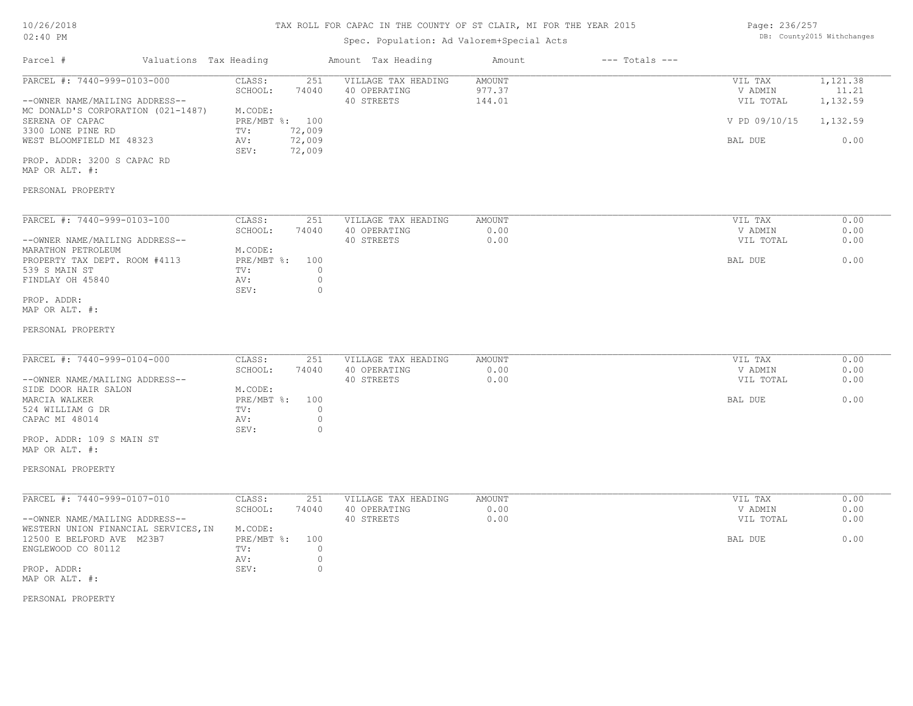# TAX ROLL FOR CAPAC IN THE COUNTY OF ST CLAIR, MI FOR THE YEAR 2015

Spec. Population: Ad Valorem+Special Acts

DB: County2015 Withchanges

| Parcel # | Valuations | Tax Heading | Amount | Tax Heading | Amount | --- Totals --- |
|---|---|---|---|---|---|---|

---

**PARCEL #: 7440-999-0103-000**

--OWNER NAME/MAILING ADDRESS--
MC DONALD'S CORPORATION (021-1487)
SERENA OF CAPAC
3300 LONE PINE RD
WEST BLOOMFIELD MI 48323

PROP. ADDR: 3200 S CAPAC RD
MAP OR ALT. #:

PERSONAL PROPERTY

| Valuations | | Tax Heading | Amount | Totals | |
|---|---|---|---|---|---|
| CLASS: | 251 | VILLAGE TAX HEADING | AMOUNT | VIL TAX | 1,121.38 |
| SCHOOL: | 74040 | 40 OPERATING | 977.37 | V ADMIN | 11.21 |
| M.CODE: | | 40 STREETS | 144.01 | VIL TOTAL | 1,132.59 |
| PRE/MBT %: | 100 | | | V PD 09/10/15 | 1,132.59 |
| TV: | 72,009 | | | | |
| AV: | 72,009 | | | BAL DUE | 0.00 |
| SEV: | 72,009 | | | | |

---

**PARCEL #: 7440-999-0103-100**

--OWNER NAME/MAILING ADDRESS--
MARATHON PETROLEUM
PROPERTY TAX DEPT. ROOM #4113
539 S MAIN ST
FINDLAY OH 45840

PROP. ADDR:
MAP OR ALT. #:

PERSONAL PROPERTY

| Valuations | | Tax Heading | Amount | Totals | |
|---|---|---|---|---|---|
| CLASS: | 251 | VILLAGE TAX HEADING | AMOUNT | VIL TAX | 0.00 |
| SCHOOL: | 74040 | 40 OPERATING | 0.00 | V ADMIN | 0.00 |
| M.CODE: | | 40 STREETS | 0.00 | VIL TOTAL | 0.00 |
| PRE/MBT %: | 100 | | | BAL DUE | 0.00 |
| TV: | 0 | | | | |
| AV: | 0 | | | | |
| SEV: | 0 | | | | |

---

**PARCEL #: 7440-999-0104-000**

--OWNER NAME/MAILING ADDRESS--
SIDE DOOR HAIR SALON
MARCIA WALKER
524 WILLIAM G DR
CAPAC MI 48014

PROP. ADDR: 109 S MAIN ST
MAP OR ALT. #:

PERSONAL PROPERTY

| Valuations | | Tax Heading | Amount | Totals | |
|---|---|---|---|---|---|
| CLASS: | 251 | VILLAGE TAX HEADING | AMOUNT | VIL TAX | 0.00 |
| SCHOOL: | 74040 | 40 OPERATING | 0.00 | V ADMIN | 0.00 |
| M.CODE: | | 40 STREETS | 0.00 | VIL TOTAL | 0.00 |
| PRE/MBT %: | 100 | | | BAL DUE | 0.00 |
| TV: | 0 | | | | |
| AV: | 0 | | | | |
| SEV: | 0 | | | | |

---

**PARCEL #: 7440-999-0107-010**

--OWNER NAME/MAILING ADDRESS--
WESTERN UNION FINANCIAL SERVICES,IN
12500 E BELFORD AVE M23B7
ENGLEWOOD CO 80112

PROP. ADDR:
MAP OR ALT. #:

PERSONAL PROPERTY

| Valuations | | Tax Heading | Amount | Totals | |
|---|---|---|---|---|---|
| CLASS: | 251 | VILLAGE TAX HEADING | AMOUNT | VIL TAX | 0.00 |
| SCHOOL: | 74040 | 40 OPERATING | 0.00 | V ADMIN | 0.00 |
| M.CODE: | | 40 STREETS | 0.00 | VIL TOTAL | 0.00 |
| PRE/MBT %: | 100 | | | BAL DUE | 0.00 |
| TV: | 0 | | | | |
| AV: | 0 | | | | |
| SEV: | 0 | | | | |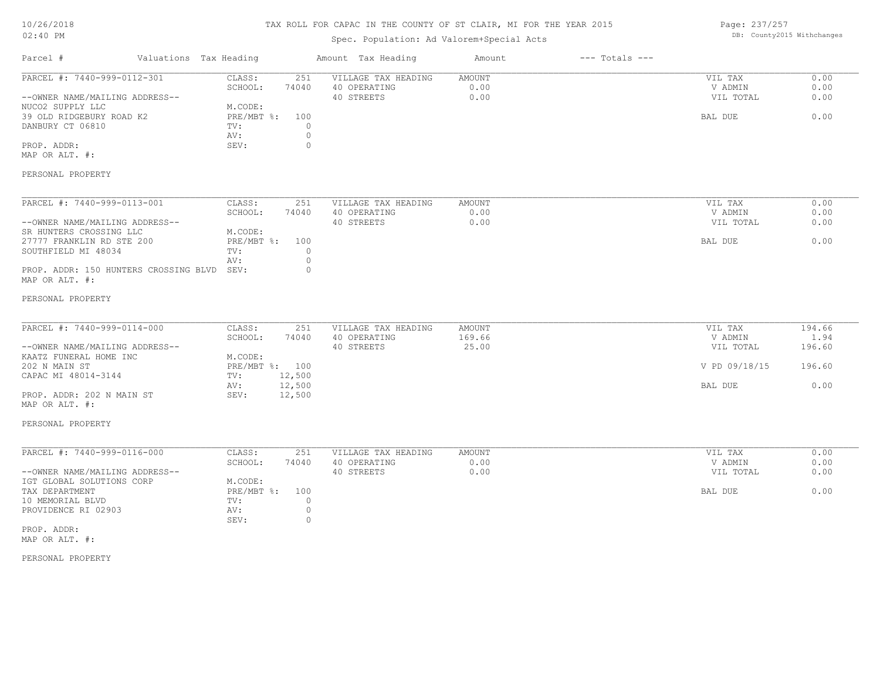# TAX ROLL FOR CAPAC IN THE COUNTY OF ST CLAIR, MI FOR THE YEAR 2015

Spec. Population: Ad Valorem+Special Acts

DB: County2015 Withchanges

| Parcel # | Valuations | Tax Heading | Amount | Tax Heading | Amount | --- Totals --- | |
|---|---|---|---|---|---|---|---|
| PARCEL #: 7440-999-0112-301 | CLASS: | 251 | VILLAGE TAX HEADING | AMOUNT | | VIL TAX | 0.00 |
| | SCHOOL: | 74040 | 40 OPERATING | 0.00 | | V ADMIN | 0.00 |
| --OWNER NAME/MAILING ADDRESS-- | | | 40 STREETS | 0.00 | | VIL TOTAL | 0.00 |
| NUCO2 SUPPLY LLC | M.CODE: | | | | | | |
| 39 OLD RIDGEBURY ROAD K2 | PRE/MBT %: | 100 | | | | BAL DUE | 0.00 |
| DANBURY CT 06810 | TV: | 0 | | | | | |
| | AV: | 0 | | | | | |
| PROP. ADDR: | SEV: | 0 | | | | | |
| MAP OR ALT. #: | | | | | | | |
| PERSONAL PROPERTY | | | | | | | |

| Parcel # | Valuations | Tax Heading | Amount | Tax Heading | Amount | --- Totals --- | |
|---|---|---|---|---|---|---|---|
| PARCEL #: 7440-999-0113-001 | CLASS: | 251 | VILLAGE TAX HEADING | AMOUNT | | VIL TAX | 0.00 |
| | SCHOOL: | 74040 | 40 OPERATING | 0.00 | | V ADMIN | 0.00 |
| --OWNER NAME/MAILING ADDRESS-- | | | 40 STREETS | 0.00 | | VIL TOTAL | 0.00 |
| SR HUNTERS CROSSING LLC | M.CODE: | | | | | | |
| 27777 FRANKLIN RD STE 200 | PRE/MBT %: | 100 | | | | BAL DUE | 0.00 |
| SOUTHFIELD MI 48034 | TV: | 0 | | | | | |
| | AV: | 0 | | | | | |
| PROP. ADDR: 150 HUNTERS CROSSING BLVD | SEV: | 0 | | | | | |
| MAP OR ALT. #: | | | | | | | |
| PERSONAL PROPERTY | | | | | | | |

| Parcel # | Valuations | Tax Heading | Amount | Tax Heading | Amount | --- Totals --- | |
|---|---|---|---|---|---|---|---|
| PARCEL #: 7440-999-0114-000 | CLASS: | 251 | VILLAGE TAX HEADING | AMOUNT | | VIL TAX | 194.66 |
| | SCHOOL: | 74040 | 40 OPERATING | 169.66 | | V ADMIN | 1.94 |
| --OWNER NAME/MAILING ADDRESS-- | | | 40 STREETS | 25.00 | | VIL TOTAL | 196.60 |
| KAATZ FUNERAL HOME INC | M.CODE: | | | | | | |
| 202 N MAIN ST | PRE/MBT %: | 100 | | | | V PD 09/18/15 | 196.60 |
| CAPAC MI 48014-3144 | TV: | 12,500 | | | | | |
| | AV: | 12,500 | | | | BAL DUE | 0.00 |
| PROP. ADDR: 202 N MAIN ST | SEV: | 12,500 | | | | | |
| MAP OR ALT. #: | | | | | | | |
| PERSONAL PROPERTY | | | | | | | |

| Parcel # | Valuations | Tax Heading | Amount | Tax Heading | Amount | --- Totals --- | |
|---|---|---|---|---|---|---|---|
| PARCEL #: 7440-999-0116-000 | CLASS: | 251 | VILLAGE TAX HEADING | AMOUNT | | VIL TAX | 0.00 |
| | SCHOOL: | 74040 | 40 OPERATING | 0.00 | | V ADMIN | 0.00 |
| --OWNER NAME/MAILING ADDRESS-- | | | 40 STREETS | 0.00 | | VIL TOTAL | 0.00 |
| IGT GLOBAL SOLUTIONS CORP | M.CODE: | | | | | | |
| TAX DEPARTMENT | PRE/MBT %: | 100 | | | | BAL DUE | 0.00 |
| 10 MEMORIAL BLVD | TV: | 0 | | | | | |
| PROVIDENCE RI 02903 | AV: | 0 | | | | | |
| | SEV: | 0 | | | | | |
| PROP. ADDR: | | | | | | | |
| MAP OR ALT. #: | | | | | | | |
| PERSONAL PROPERTY | | | | | | | |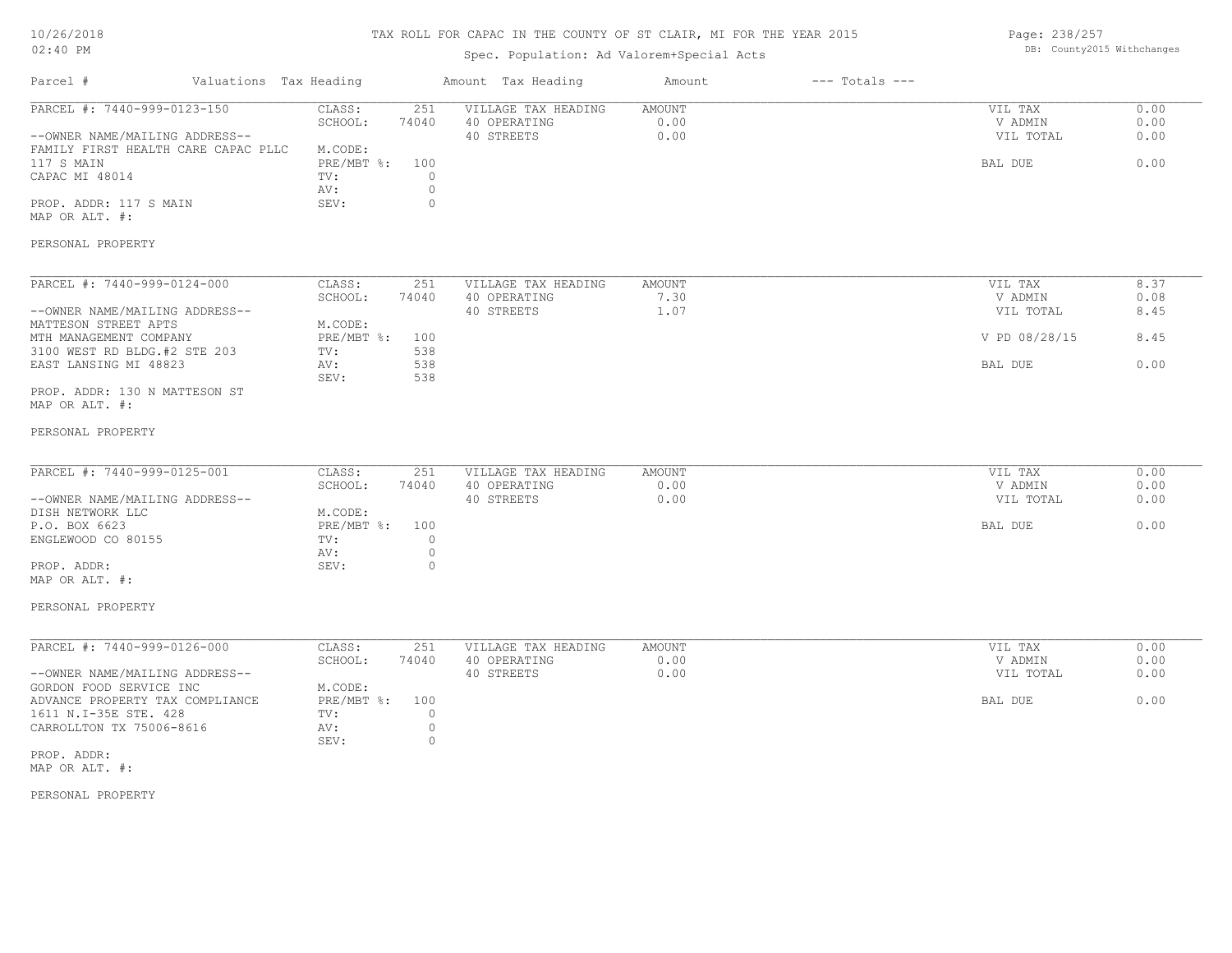# TAX ROLL FOR CAPAC IN THE COUNTY OF ST CLAIR, MI FOR THE YEAR 2015

Spec. Population: Ad Valorem+Special Acts

| Parcel # | Valuations | Tax Heading | Amount | Tax Heading | Amount | --- Totals --- | |
|---|---|---|---|---|---|---|---|
| PARCEL #: 7440-999-0123-150 | CLASS: | 251 | VILLAGE TAX HEADING | AMOUNT | | VIL TAX | 0.00 |
| | SCHOOL: | 74040 | 40 OPERATING | 0.00 | | V ADMIN | 0.00 |
| --OWNER NAME/MAILING ADDRESS-- | | | 40 STREETS | 0.00 | | VIL TOTAL | 0.00 |
| FAMILY FIRST HEALTH CARE CAPAC PLLC | M.CODE: | | | | | | |
| 117 S MAIN | PRE/MBT %: | 100 | | | | BAL DUE | 0.00 |
| CAPAC MI 48014 | TV: | 0 | | | | | |
| | AV: | 0 | | | | | |
| PROP. ADDR: 117 S MAIN | SEV: | 0 | | | | | |
| MAP OR ALT. #: | | | | | | | |
| PERSONAL PROPERTY | | | | | | | |

| Parcel # | Valuations | Tax Heading | Amount | Tax Heading | Amount | --- Totals --- | |
|---|---|---|---|---|---|---|---|
| PARCEL #: 7440-999-0124-000 | CLASS: | 251 | VILLAGE TAX HEADING | AMOUNT | | VIL TAX | 8.37 |
| | SCHOOL: | 74040 | 40 OPERATING | 7.30 | | V ADMIN | 0.08 |
| --OWNER NAME/MAILING ADDRESS-- | | | 40 STREETS | 1.07 | | VIL TOTAL | 8.45 |
| MATTESON STREET APTS | M.CODE: | | | | | | |
| MTH MANAGEMENT COMPANY | PRE/MBT %: | 100 | | | | V PD 08/28/15 | 8.45 |
| 3100 WEST RD BLDG.#2 STE 203 | TV: | 538 | | | | | |
| EAST LANSING MI 48823 | AV: | 538 | | | | BAL DUE | 0.00 |
| | SEV: | 538 | | | | | |
| PROP. ADDR: 130 N MATTESON ST | | | | | | | |
| MAP OR ALT. #: | | | | | | | |
| PERSONAL PROPERTY | | | | | | | |

| Parcel # | Valuations | Tax Heading | Amount | Tax Heading | Amount | --- Totals --- | |
|---|---|---|---|---|---|---|---|
| PARCEL #: 7440-999-0125-001 | CLASS: | 251 | VILLAGE TAX HEADING | AMOUNT | | VIL TAX | 0.00 |
| | SCHOOL: | 74040 | 40 OPERATING | 0.00 | | V ADMIN | 0.00 |
| --OWNER NAME/MAILING ADDRESS-- | | | 40 STREETS | 0.00 | | VIL TOTAL | 0.00 |
| DISH NETWORK LLC | M.CODE: | | | | | | |
| P.O. BOX 6623 | PRE/MBT %: | 100 | | | | BAL DUE | 0.00 |
| ENGLEWOOD CO 80155 | TV: | 0 | | | | | |
| | AV: | 0 | | | | | |
| PROP. ADDR: | SEV: | 0 | | | | | |
| MAP OR ALT. #: | | | | | | | |
| PERSONAL PROPERTY | | | | | | | |

| Parcel # | Valuations | Tax Heading | Amount | Tax Heading | Amount | --- Totals --- | |
|---|---|---|---|---|---|---|---|
| PARCEL #: 7440-999-0126-000 | CLASS: | 251 | VILLAGE TAX HEADING | AMOUNT | | VIL TAX | 0.00 |
| | SCHOOL: | 74040 | 40 OPERATING | 0.00 | | V ADMIN | 0.00 |
| --OWNER NAME/MAILING ADDRESS-- | | | 40 STREETS | 0.00 | | VIL TOTAL | 0.00 |
| GORDON FOOD SERVICE INC | M.CODE: | | | | | | |
| ADVANCE PROPERTY TAX COMPLIANCE | PRE/MBT %: | 100 | | | | BAL DUE | 0.00 |
| 1611 N.I-35E STE. 428 | TV: | 0 | | | | | |
| CARROLLTON TX 75006-8616 | AV: | 0 | | | | | |
| | SEV: | 0 | | | | | |
| PROP. ADDR: | | | | | | | |
| MAP OR ALT. #: | | | | | | | |
| PERSONAL PROPERTY | | | | | | | |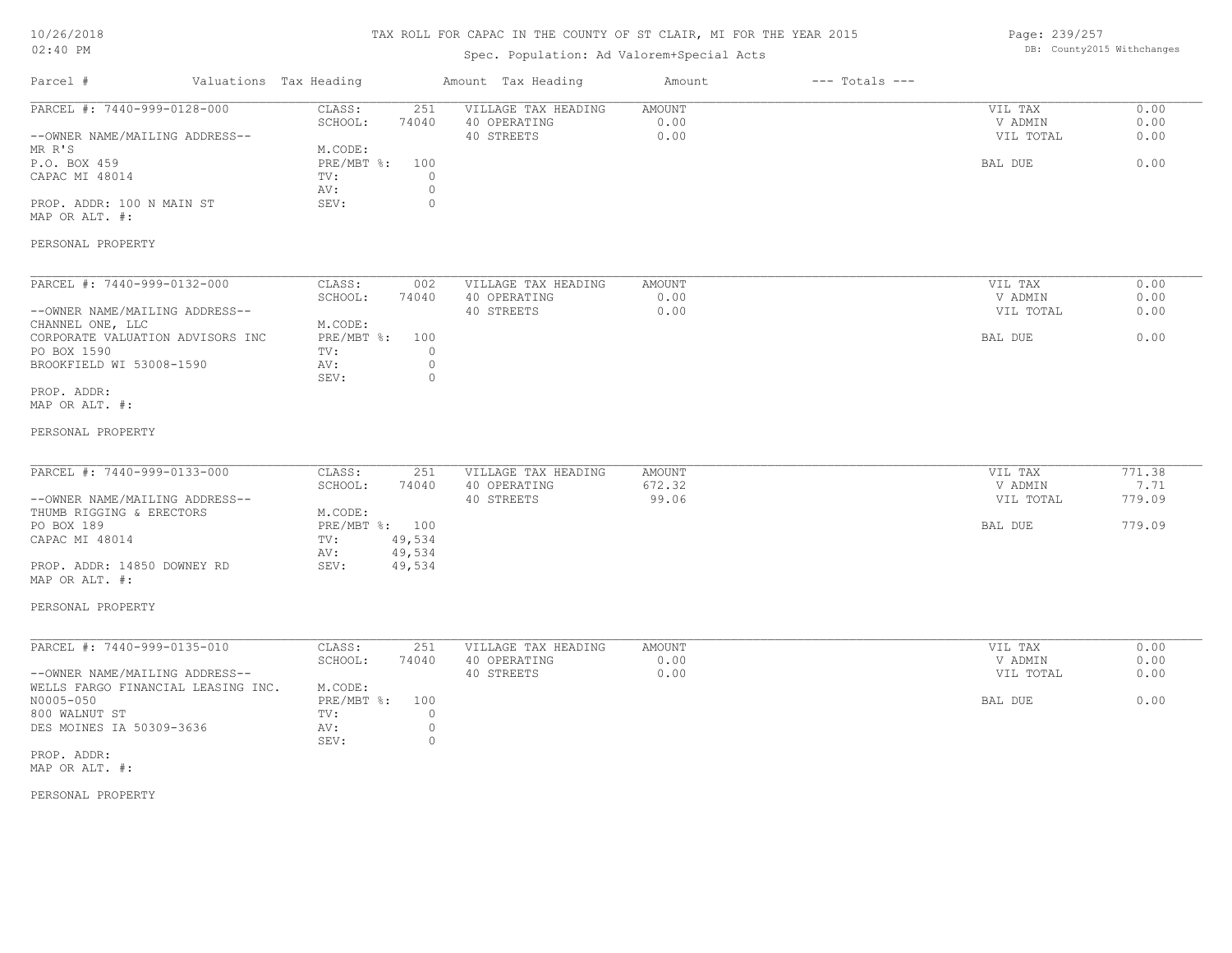# TAX ROLL FOR CAPAC IN THE COUNTY OF ST CLAIR, MI FOR THE YEAR 2015

Spec. Population: Ad Valorem+Special Acts

DB: County2015 Withchanges

| Parcel # | Valuations | Tax Heading | Amount | Tax Heading | Amount | --- Totals --- | |
|---|---|---|---|---|---|---|---|
| PARCEL #: 7440-999-0128-000 | CLASS: | 251 | VILLAGE TAX HEADING | AMOUNT | | VIL TAX | 0.00 |
| | SCHOOL: | 74040 | 40 OPERATING | 0.00 | | V ADMIN | 0.00 |
| --OWNER NAME/MAILING ADDRESS-- | | | 40 STREETS | 0.00 | | VIL TOTAL | 0.00 |
| MR R'S | M.CODE: | | | | | | |
| P.O. BOX 459 | PRE/MBT %: | 100 | | | | BAL DUE | 0.00 |
| CAPAC MI 48014 | TV: | 0 | | | | | |
| | AV: | 0 | | | | | |
| PROP. ADDR: 100 N MAIN ST | SEV: | 0 | | | | | |
| MAP OR ALT. #: | | | | | | | |
| PERSONAL PROPERTY | | | | | | | |

| Parcel # | Valuations | Tax Heading | Amount | Tax Heading | Amount | --- Totals --- | |
|---|---|---|---|---|---|---|---|
| PARCEL #: 7440-999-0132-000 | CLASS: | 002 | VILLAGE TAX HEADING | AMOUNT | | VIL TAX | 0.00 |
| | SCHOOL: | 74040 | 40 OPERATING | 0.00 | | V ADMIN | 0.00 |
| --OWNER NAME/MAILING ADDRESS-- | | | 40 STREETS | 0.00 | | VIL TOTAL | 0.00 |
| CHANNEL ONE, LLC | M.CODE: | | | | | | |
| CORPORATE VALUATION ADVISORS INC | PRE/MBT %: | 100 | | | | BAL DUE | 0.00 |
| PO BOX 1590 | TV: | 0 | | | | | |
| BROOKFIELD WI 53008-1590 | AV: | 0 | | | | | |
| | SEV: | 0 | | | | | |
| PROP. ADDR: | | | | | | | |
| MAP OR ALT. #: | | | | | | | |
| PERSONAL PROPERTY | | | | | | | |

| Parcel # | Valuations | Tax Heading | Amount | Tax Heading | Amount | --- Totals --- | |
|---|---|---|---|---|---|---|---|
| PARCEL #: 7440-999-0133-000 | CLASS: | 251 | VILLAGE TAX HEADING | AMOUNT | | VIL TAX | 771.38 |
| | SCHOOL: | 74040 | 40 OPERATING | 672.32 | | V ADMIN | 7.71 |
| --OWNER NAME/MAILING ADDRESS-- | | | 40 STREETS | 99.06 | | VIL TOTAL | 779.09 |
| THUMB RIGGING & ERECTORS | M.CODE: | | | | | | |
| PO BOX 189 | PRE/MBT %: | 100 | | | | BAL DUE | 779.09 |
| CAPAC MI 48014 | TV: | 49,534 | | | | | |
| | AV: | 49,534 | | | | | |
| PROP. ADDR: 14850 DOWNEY RD | SEV: | 49,534 | | | | | |
| MAP OR ALT. #: | | | | | | | |
| PERSONAL PROPERTY | | | | | | | |

| Parcel # | Valuations | Tax Heading | Amount | Tax Heading | Amount | --- Totals --- | |
|---|---|---|---|---|---|---|---|
| PARCEL #: 7440-999-0135-010 | CLASS: | 251 | VILLAGE TAX HEADING | AMOUNT | | VIL TAX | 0.00 |
| | SCHOOL: | 74040 | 40 OPERATING | 0.00 | | V ADMIN | 0.00 |
| --OWNER NAME/MAILING ADDRESS-- | | | 40 STREETS | 0.00 | | VIL TOTAL | 0.00 |
| WELLS FARGO FINANCIAL LEASING INC. | M.CODE: | | | | | | |
| N0005-050 | PRE/MBT %: | 100 | | | | BAL DUE | 0.00 |
| 800 WALNUT ST | TV: | 0 | | | | | |
| DES MOINES IA 50309-3636 | AV: | 0 | | | | | |
| | SEV: | 0 | | | | | |
| PROP. ADDR: | | | | | | | |
| MAP OR ALT. #: | | | | | | | |
| PERSONAL PROPERTY | | | | | | | |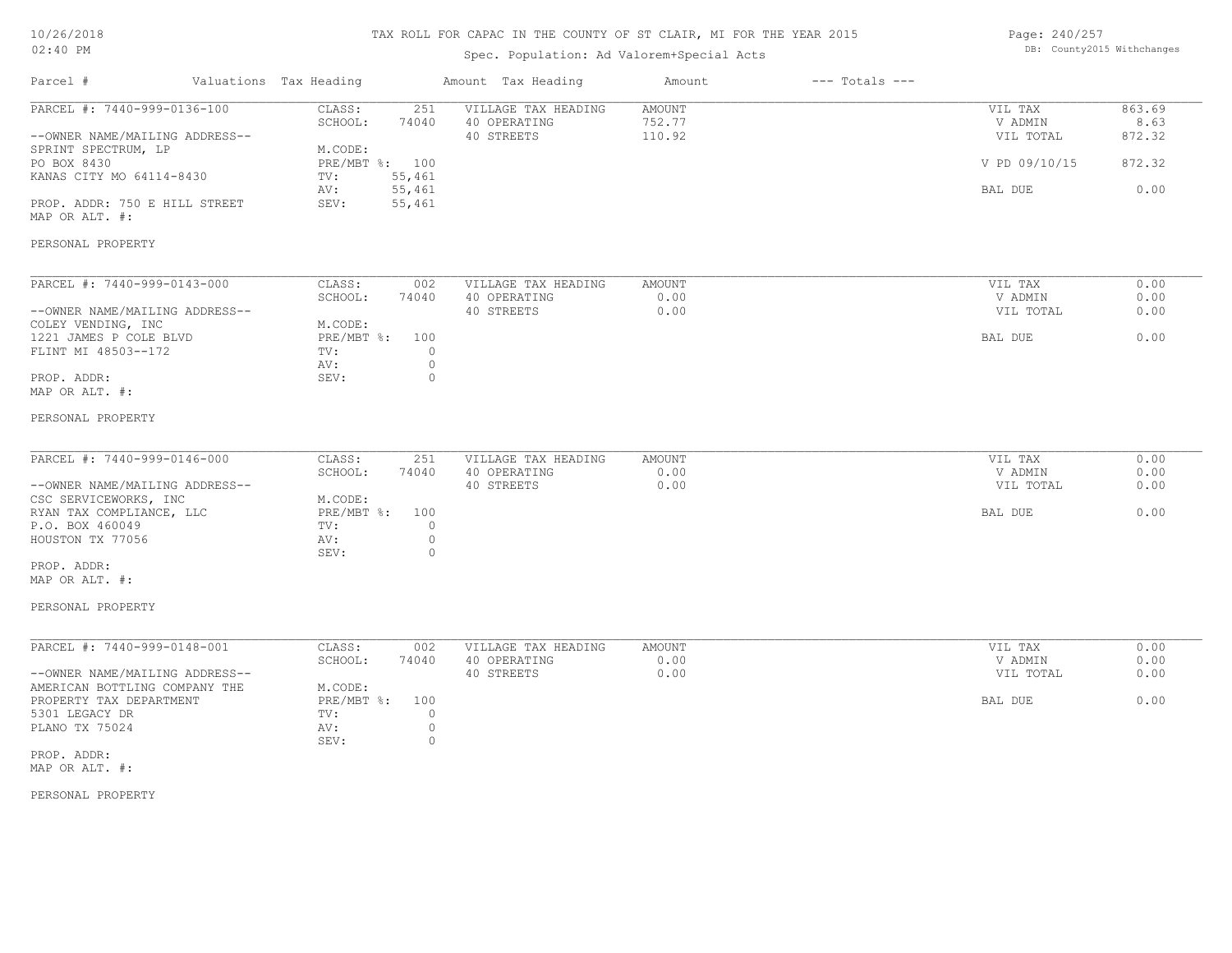# TAX ROLL FOR CAPAC IN THE COUNTY OF ST CLAIR, MI FOR THE YEAR 2015

Spec. Population: Ad Valorem+Special Acts

| Parcel # | Valuations | Tax Heading | Amount | Tax Heading | Amount | --- Totals --- | |
|---|---|---|---|---|---|---|---|
| PARCEL #: 7440-999-0136-100 | CLASS: | 251 | VILLAGE TAX HEADING | AMOUNT | | VIL TAX | 863.69 |
| | SCHOOL: | 74040 | 40 OPERATING | 752.77 | | V ADMIN | 8.63 |
| --OWNER NAME/MAILING ADDRESS-- | | | 40 STREETS | 110.92 | | VIL TOTAL | 872.32 |
| SPRINT SPECTRUM, LP | M.CODE: | | | | | | |
| PO BOX 8430 | PRE/MBT %: | 100 | | | | V PD 09/10/15 | 872.32 |
| KANAS CITY MO 64114-8430 | TV: | 55,461 | | | | | |
| | AV: | 55,461 | | | | BAL DUE | 0.00 |
| PROP. ADDR: 750 E HILL STREET | SEV: | 55,461 | | | | | |
| MAP OR ALT. #: | | | | | | | |
| PERSONAL PROPERTY | | | | | | | |

| Parcel # | Valuations | Tax Heading | Amount | Tax Heading | Amount | --- Totals --- | |
|---|---|---|---|---|---|---|---|
| PARCEL #: 7440-999-0143-000 | CLASS: | 002 | VILLAGE TAX HEADING | AMOUNT | | VIL TAX | 0.00 |
| | SCHOOL: | 74040 | 40 OPERATING | 0.00 | | V ADMIN | 0.00 |
| --OWNER NAME/MAILING ADDRESS-- | | | 40 STREETS | 0.00 | | VIL TOTAL | 0.00 |
| COLEY VENDING, INC | M.CODE: | | | | | | |
| 1221 JAMES P COLE BLVD | PRE/MBT %: | 100 | | | | BAL DUE | 0.00 |
| FLINT MI 48503--172 | TV: | 0 | | | | | |
| | AV: | 0 | | | | | |
| PROP. ADDR: | SEV: | 0 | | | | | |
| MAP OR ALT. #: | | | | | | | |
| PERSONAL PROPERTY | | | | | | | |

| Parcel # | Valuations | Tax Heading | Amount | Tax Heading | Amount | --- Totals --- | |
|---|---|---|---|---|---|---|---|
| PARCEL #: 7440-999-0146-000 | CLASS: | 251 | VILLAGE TAX HEADING | AMOUNT | | VIL TAX | 0.00 |
| | SCHOOL: | 74040 | 40 OPERATING | 0.00 | | V ADMIN | 0.00 |
| --OWNER NAME/MAILING ADDRESS-- | | | 40 STREETS | 0.00 | | VIL TOTAL | 0.00 |
| CSC SERVICEWORKS, INC | M.CODE: | | | | | | |
| RYAN TAX COMPLIANCE, LLC | PRE/MBT %: | 100 | | | | BAL DUE | 0.00 |
| P.O. BOX 460049 | TV: | 0 | | | | | |
| HOUSTON TX 77056 | AV: | 0 | | | | | |
| | SEV: | 0 | | | | | |
| PROP. ADDR: | | | | | | | |
| MAP OR ALT. #: | | | | | | | |
| PERSONAL PROPERTY | | | | | | | |

| Parcel # | Valuations | Tax Heading | Amount | Tax Heading | Amount | --- Totals --- | |
|---|---|---|---|---|---|---|---|
| PARCEL #: 7440-999-0148-001 | CLASS: | 002 | VILLAGE TAX HEADING | AMOUNT | | VIL TAX | 0.00 |
| | SCHOOL: | 74040 | 40 OPERATING | 0.00 | | V ADMIN | 0.00 |
| --OWNER NAME/MAILING ADDRESS-- | | | 40 STREETS | 0.00 | | VIL TOTAL | 0.00 |
| AMERICAN BOTTLING COMPANY THE | M.CODE: | | | | | | |
| PROPERTY TAX DEPARTMENT | PRE/MBT %: | 100 | | | | BAL DUE | 0.00 |
| 5301 LEGACY DR | TV: | 0 | | | | | |
| PLANO TX 75024 | AV: | 0 | | | | | |
| | SEV: | 0 | | | | | |
| PROP. ADDR: | | | | | | | |
| MAP OR ALT. #: | | | | | | | |
| PERSONAL PROPERTY | | | | | | | |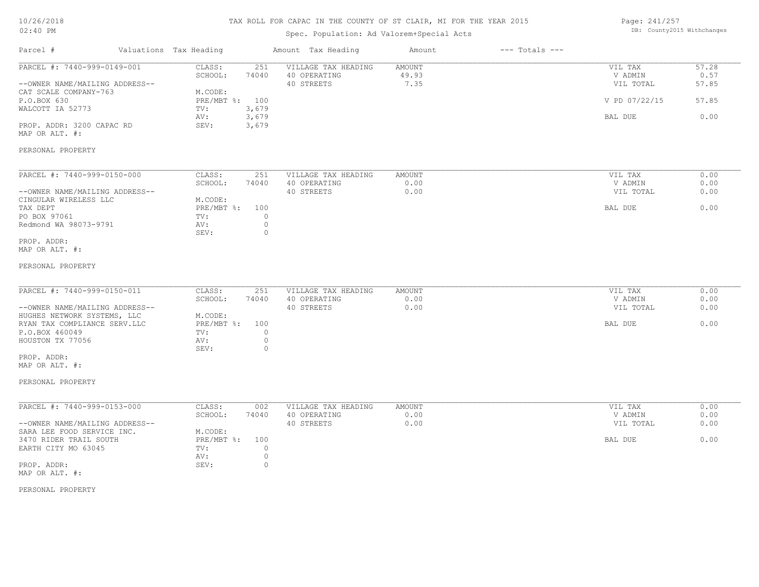# TAX ROLL FOR CAPAC IN THE COUNTY OF ST CLAIR, MI FOR THE YEAR 2015

Spec. Population: Ad Valorem+Special Acts

DB: County2015 Withchanges

| Parcel # | Valuations | Tax Heading | Amount | Tax Heading | Amount | --- Totals --- |
|---|---|---|---|---|---|---|

---

**PARCEL #: 7440-999-0149-001**

--OWNER NAME/MAILING ADDRESS--
CAT SCALE COMPANY-763
P.O.BOX 630
WALCOTT IA 52773

PROP. ADDR: 3200 CAPAC RD
MAP OR ALT. #:

PERSONAL PROPERTY

| Valuations | | Tax Heading | Amount | Totals | |
|---|---|---|---|---|---|
| CLASS: | 251 | VILLAGE TAX HEADING | AMOUNT | VIL TAX | 57.28 |
| SCHOOL: | 74040 | 40 OPERATING | 49.93 | V ADMIN | 0.57 |
| M.CODE: | | 40 STREETS | 7.35 | VIL TOTAL | 57.85 |
| PRE/MBT %: | 100 | | | V PD 07/22/15 | 57.85 |
| TV: | 3,679 | | | | |
| AV: | 3,679 | | | BAL DUE | 0.00 |
| SEV: | 3,679 | | | | |

---

**PARCEL #: 7440-999-0150-000**

--OWNER NAME/MAILING ADDRESS--
CINGULAR WIRELESS LLC
TAX DEPT
PO BOX 97061
Redmond WA 98073-9791

PROP. ADDR:
MAP OR ALT. #:

PERSONAL PROPERTY

| Valuations | | Tax Heading | Amount | Totals | |
|---|---|---|---|---|---|
| CLASS: | 251 | VILLAGE TAX HEADING | AMOUNT | VIL TAX | 0.00 |
| SCHOOL: | 74040 | 40 OPERATING | 0.00 | V ADMIN | 0.00 |
| M.CODE: | | 40 STREETS | 0.00 | VIL TOTAL | 0.00 |
| PRE/MBT %: | 100 | | | BAL DUE | 0.00 |
| TV: | 0 | | | | |
| AV: | 0 | | | | |
| SEV: | 0 | | | | |

---

**PARCEL #: 7440-999-0150-011**

--OWNER NAME/MAILING ADDRESS--
HUGHES NETWORK SYSTEMS, LLC
RYAN TAX COMPLIANCE SERV.LLC
P.O.BOX 460049
HOUSTON TX 77056

PROP. ADDR:
MAP OR ALT. #:

PERSONAL PROPERTY

| Valuations | | Tax Heading | Amount | Totals | |
|---|---|---|---|---|---|
| CLASS: | 251 | VILLAGE TAX HEADING | AMOUNT | VIL TAX | 0.00 |
| SCHOOL: | 74040 | 40 OPERATING | 0.00 | V ADMIN | 0.00 |
| M.CODE: | | 40 STREETS | 0.00 | VIL TOTAL | 0.00 |
| PRE/MBT %: | 100 | | | BAL DUE | 0.00 |
| TV: | 0 | | | | |
| AV: | 0 | | | | |
| SEV: | 0 | | | | |

---

**PARCEL #: 7440-999-0153-000**

--OWNER NAME/MAILING ADDRESS--
SARA LEE FOOD SERVICE INC.
3470 RIDER TRAIL SOUTH
EARTH CITY MO 63045

PROP. ADDR:
MAP OR ALT. #:

PERSONAL PROPERTY

| Valuations | | Tax Heading | Amount | Totals | |
|---|---|---|---|---|---|
| CLASS: | 002 | VILLAGE TAX HEADING | AMOUNT | VIL TAX | 0.00 |
| SCHOOL: | 74040 | 40 OPERATING | 0.00 | V ADMIN | 0.00 |
| M.CODE: | | 40 STREETS | 0.00 | VIL TOTAL | 0.00 |
| PRE/MBT %: | 100 | | | BAL DUE | 0.00 |
| TV: | 0 | | | | |
| AV: | 0 | | | | |
| SEV: | 0 | | | | |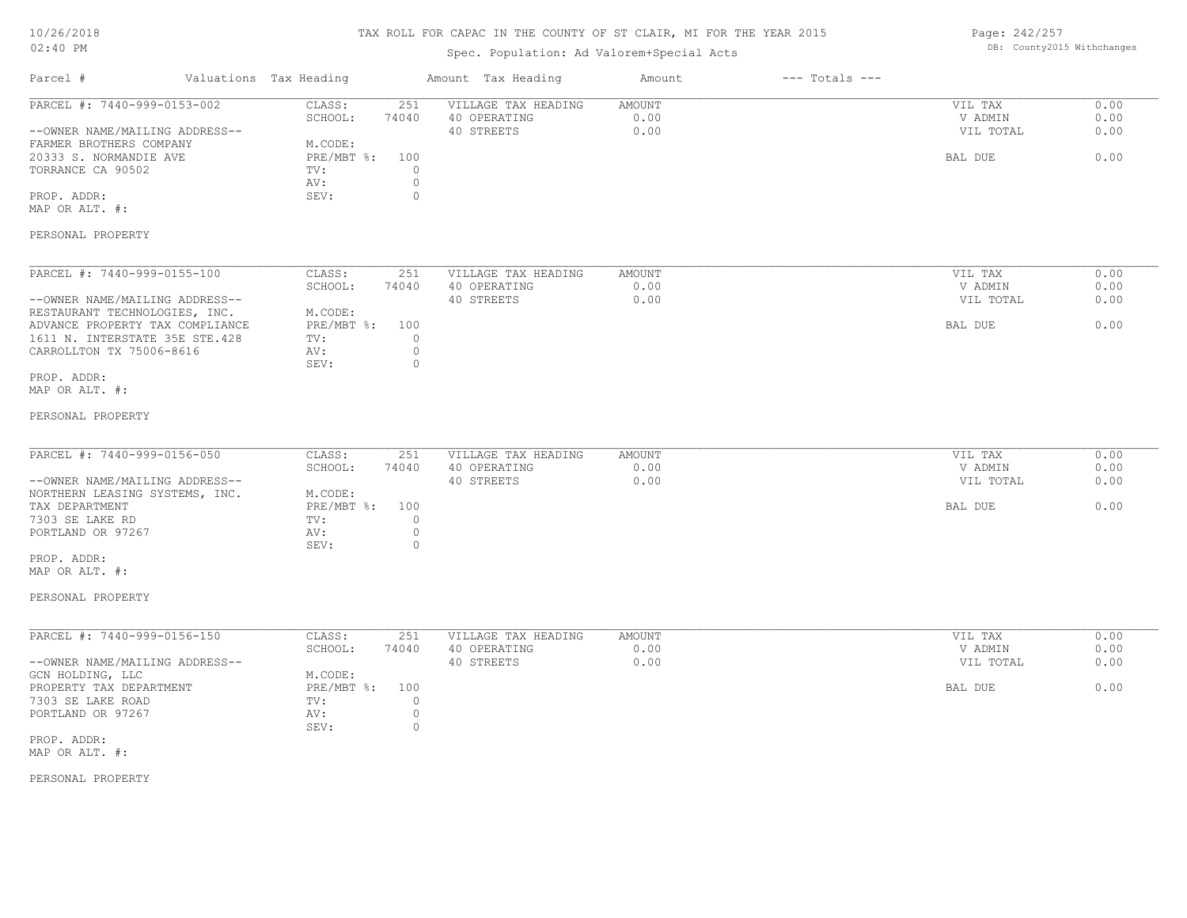# TAX ROLL FOR CAPAC IN THE COUNTY OF ST CLAIR, MI FOR THE YEAR 2015

Spec. Population: Ad Valorem+Special Acts

10/26/2018
02:40 PM

DB: County2015 Withchanges

| Parcel # | Valuations | Tax Heading | Amount | Tax Heading | Amount | --- Totals --- | |
|---|---|---|---|---|---|---|---|
| PARCEL #: 7440-999-0153-002 | CLASS: | 251 | VILLAGE TAX HEADING | AMOUNT | | VIL TAX | 0.00 |
| | SCHOOL: | 74040 | 40 OPERATING | 0.00 | | V ADMIN | 0.00 |
| --OWNER NAME/MAILING ADDRESS-- | | | 40 STREETS | 0.00 | | VIL TOTAL | 0.00 |
| FARMER BROTHERS COMPANY | M.CODE: | | | | | | |
| 20333 S. NORMANDIE AVE | PRE/MBT %: | 100 | | | | BAL DUE | 0.00 |
| TORRANCE CA 90502 | TV: | 0 | | | | | |
| | AV: | 0 | | | | | |
| PROP. ADDR: | SEV: | 0 | | | | | |
| MAP OR ALT. #: | | | | | | | |
| PERSONAL PROPERTY | | | | | | | |

| Parcel # | Valuations | Tax Heading | Amount | Tax Heading | Amount | --- Totals --- | |
|---|---|---|---|---|---|---|---|
| PARCEL #: 7440-999-0155-100 | CLASS: | 251 | VILLAGE TAX HEADING | AMOUNT | | VIL TAX | 0.00 |
| | SCHOOL: | 74040 | 40 OPERATING | 0.00 | | V ADMIN | 0.00 |
| --OWNER NAME/MAILING ADDRESS-- | | | 40 STREETS | 0.00 | | VIL TOTAL | 0.00 |
| RESTAURANT TECHNOLOGIES, INC. | M.CODE: | | | | | | |
| ADVANCE PROPERTY TAX COMPLIANCE | PRE/MBT %: | 100 | | | | BAL DUE | 0.00 |
| 1611 N. INTERSTATE 35E STE.428 | TV: | 0 | | | | | |
| CARROLLTON TX 75006-8616 | AV: | 0 | | | | | |
| | SEV: | 0 | | | | | |
| PROP. ADDR: | | | | | | | |
| MAP OR ALT. #: | | | | | | | |
| PERSONAL PROPERTY | | | | | | | |

| Parcel # | Valuations | Tax Heading | Amount | Tax Heading | Amount | --- Totals --- | |
|---|---|---|---|---|---|---|---|
| PARCEL #: 7440-999-0156-050 | CLASS: | 251 | VILLAGE TAX HEADING | AMOUNT | | VIL TAX | 0.00 |
| | SCHOOL: | 74040 | 40 OPERATING | 0.00 | | V ADMIN | 0.00 |
| --OWNER NAME/MAILING ADDRESS-- | | | 40 STREETS | 0.00 | | VIL TOTAL | 0.00 |
| NORTHERN LEASING SYSTEMS, INC. | M.CODE: | | | | | | |
| TAX DEPARTMENT | PRE/MBT %: | 100 | | | | BAL DUE | 0.00 |
| 7303 SE LAKE RD | TV: | 0 | | | | | |
| PORTLAND OR 97267 | AV: | 0 | | | | | |
| | SEV: | 0 | | | | | |
| PROP. ADDR: | | | | | | | |
| MAP OR ALT. #: | | | | | | | |
| PERSONAL PROPERTY | | | | | | | |

| Parcel # | Valuations | Tax Heading | Amount | Tax Heading | Amount | --- Totals --- | |
|---|---|---|---|---|---|---|---|
| PARCEL #: 7440-999-0156-150 | CLASS: | 251 | VILLAGE TAX HEADING | AMOUNT | | VIL TAX | 0.00 |
| | SCHOOL: | 74040 | 40 OPERATING | 0.00 | | V ADMIN | 0.00 |
| --OWNER NAME/MAILING ADDRESS-- | | | 40 STREETS | 0.00 | | VIL TOTAL | 0.00 |
| GCN HOLDING, LLC | M.CODE: | | | | | | |
| PROPERTY TAX DEPARTMENT | PRE/MBT %: | 100 | | | | BAL DUE | 0.00 |
| 7303 SE LAKE ROAD | TV: | 0 | | | | | |
| PORTLAND OR 97267 | AV: | 0 | | | | | |
| | SEV: | 0 | | | | | |
| PROP. ADDR: | | | | | | | |
| MAP OR ALT. #: | | | | | | | |
| PERSONAL PROPERTY | | | | | | | |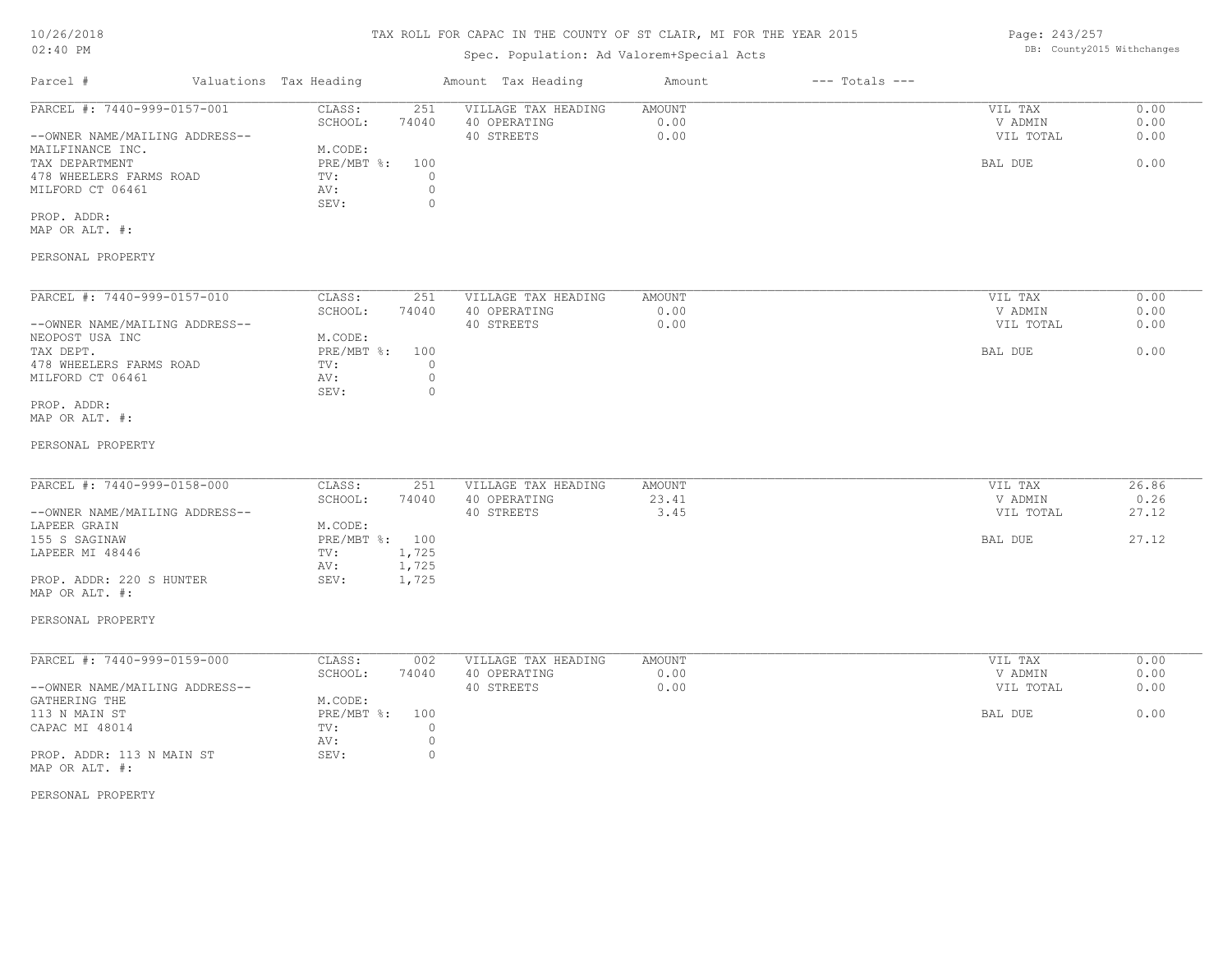# TAX ROLL FOR CAPAC IN THE COUNTY OF ST CLAIR, MI FOR THE YEAR 2015

Spec. Population: Ad Valorem+Special Acts

| Parcel # | Valuations Tax Heading | | Amount Tax Heading | Amount | --- Totals --- | |
|---|---|---|---|---|---|---|
| PARCEL #: 7440-999-0157-001 | CLASS: | 251 | VILLAGE TAX HEADING | AMOUNT | VIL TAX | 0.00 |
| | SCHOOL: | 74040 | 40 OPERATING | 0.00 | V ADMIN | 0.00 |
| --OWNER NAME/MAILING ADDRESS-- | | | 40 STREETS | 0.00 | VIL TOTAL | 0.00 |
| MAILFINANCE INC. | M.CODE: | | | | | |
| TAX DEPARTMENT | PRE/MBT %: | 100 | | | BAL DUE | 0.00 |
| 478 WHEELERS FARMS ROAD | TV: | 0 | | | | |
| MILFORD CT 06461 | AV: | 0 | | | | |
| | SEV: | 0 | | | | |
| PROP. ADDR: | | | | | | |
| MAP OR ALT. #: | | | | | | |
| PERSONAL PROPERTY | | | | | | |
| PARCEL #: 7440-999-0157-010 | CLASS: | 251 | VILLAGE TAX HEADING | AMOUNT | VIL TAX | 0.00 |
| | SCHOOL: | 74040 | 40 OPERATING | 0.00 | V ADMIN | 0.00 |
| --OWNER NAME/MAILING ADDRESS-- | | | 40 STREETS | 0.00 | VIL TOTAL | 0.00 |
| NEOPOST USA INC | M.CODE: | | | | | |
| TAX DEPT. | PRE/MBT %: | 100 | | | BAL DUE | 0.00 |
| 478 WHEELERS FARMS ROAD | TV: | 0 | | | | |
| MILFORD CT 06461 | AV: | 0 | | | | |
| | SEV: | 0 | | | | |
| PROP. ADDR: | | | | | | |
| MAP OR ALT. #: | | | | | | |
| PERSONAL PROPERTY | | | | | | |
| PARCEL #: 7440-999-0158-000 | CLASS: | 251 | VILLAGE TAX HEADING | AMOUNT | VIL TAX | 26.86 |
| | SCHOOL: | 74040 | 40 OPERATING | 23.41 | V ADMIN | 0.26 |
| --OWNER NAME/MAILING ADDRESS-- | | | 40 STREETS | 3.45 | VIL TOTAL | 27.12 |
| LAPEER GRAIN | M.CODE: | | | | | |
| 155 S SAGINAW | PRE/MBT %: | 100 | | | BAL DUE | 27.12 |
| LAPEER MI 48446 | TV: | 1,725 | | | | |
| | AV: | 1,725 | | | | |
| PROP. ADDR: 220 S HUNTER | SEV: | 1,725 | | | | |
| MAP OR ALT. #: | | | | | | |
| PERSONAL PROPERTY | | | | | | |
| PARCEL #: 7440-999-0159-000 | CLASS: | 002 | VILLAGE TAX HEADING | AMOUNT | VIL TAX | 0.00 |
| | SCHOOL: | 74040 | 40 OPERATING | 0.00 | V ADMIN | 0.00 |
| --OWNER NAME/MAILING ADDRESS-- | | | 40 STREETS | 0.00 | VIL TOTAL | 0.00 |
| GATHERING THE | M.CODE: | | | | | |
| 113 N MAIN ST | PRE/MBT %: | 100 | | | BAL DUE | 0.00 |
| CAPAC MI 48014 | TV: | 0 | | | | |
| | AV: | 0 | | | | |
| PROP. ADDR: 113 N MAIN ST | SEV: | 0 | | | | |
| MAP OR ALT. #: | | | | | | |
| PERSONAL PROPERTY | | | | | | |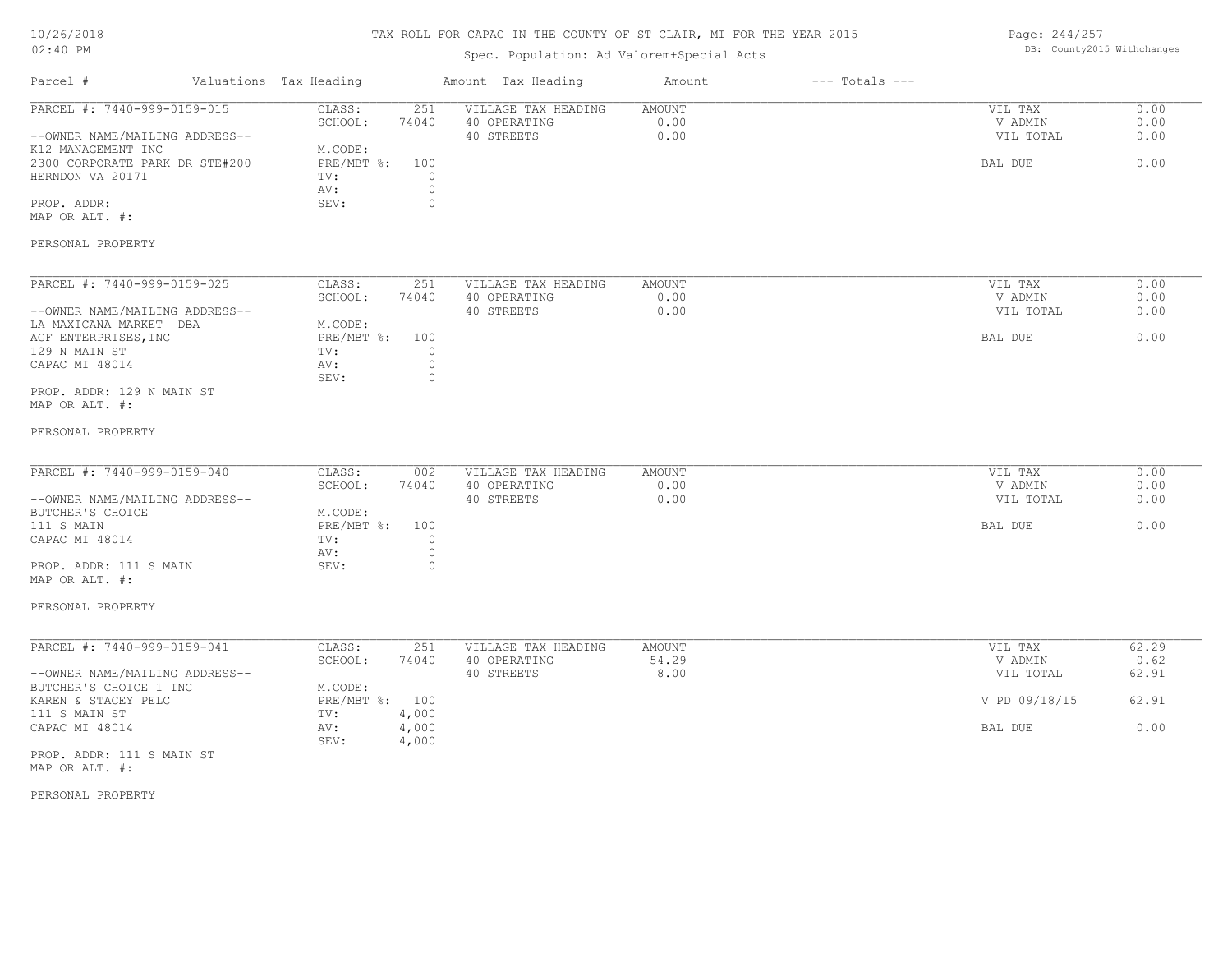# TAX ROLL FOR CAPAC IN THE COUNTY OF ST CLAIR, MI FOR THE YEAR 2015

Spec. Population: Ad Valorem+Special Acts

DB: County2015 Withchanges

| Parcel # | Valuations | Tax Heading | Amount | Tax Heading | Amount | --- Totals --- | |
|---|---|---|---|---|---|---|---|

## PARCEL #: 7440-999-0159-015

| | | | | |
|---|---|---|---|---|
| CLASS: | 251 | VILLAGE TAX HEADING | AMOUNT | VIL TAX | 0.00 |
| SCHOOL: | 74040 | 40 OPERATING | 0.00 | V ADMIN | 0.00 |
| M.CODE: | | 40 STREETS | 0.00 | VIL TOTAL | 0.00 |
| PRE/MBT %: | 100 | | | BAL DUE | 0.00 |
| TV: | 0 | | | | |
| AV: | 0 | | | | |
| SEV: | 0 | | | | |

--OWNER NAME/MAILING ADDRESS--
K12 MANAGEMENT INC
2300 CORPORATE PARK DR STE#200
HERNDON VA 20171

PROP. ADDR:
MAP OR ALT. #:

PERSONAL PROPERTY

## PARCEL #: 7440-999-0159-025

| | | | | | |
|---|---|---|---|---|---|
| CLASS: | 251 | VILLAGE TAX HEADING | AMOUNT | VIL TAX | 0.00 |
| SCHOOL: | 74040 | 40 OPERATING | 0.00 | V ADMIN | 0.00 |
| M.CODE: | | 40 STREETS | 0.00 | VIL TOTAL | 0.00 |
| PRE/MBT %: | 100 | | | BAL DUE | 0.00 |
| TV: | 0 | | | | |
| AV: | 0 | | | | |
| SEV: | 0 | | | | |

--OWNER NAME/MAILING ADDRESS--
LA MAXICANA MARKET DBA
AGF ENTERPRISES,INC
129 N MAIN ST
CAPAC MI 48014

PROP. ADDR: 129 N MAIN ST
MAP OR ALT. #:

PERSONAL PROPERTY

## PARCEL #: 7440-999-0159-040

| | | | | | |
|---|---|---|---|---|---|
| CLASS: | 002 | VILLAGE TAX HEADING | AMOUNT | VIL TAX | 0.00 |
| SCHOOL: | 74040 | 40 OPERATING | 0.00 | V ADMIN | 0.00 |
| M.CODE: | | 40 STREETS | 0.00 | VIL TOTAL | 0.00 |
| PRE/MBT %: | 100 | | | BAL DUE | 0.00 |
| TV: | 0 | | | | |
| AV: | 0 | | | | |
| SEV: | 0 | | | | |

--OWNER NAME/MAILING ADDRESS--
BUTCHER'S CHOICE
111 S MAIN
CAPAC MI 48014

PROP. ADDR: 111 S MAIN
MAP OR ALT. #:

PERSONAL PROPERTY

## PARCEL #: 7440-999-0159-041

| | | | | | |
|---|---|---|---|---|---|
| CLASS: | 251 | VILLAGE TAX HEADING | AMOUNT | VIL TAX | 62.29 |
| SCHOOL: | 74040 | 40 OPERATING | 54.29 | V ADMIN | 0.62 |
| M.CODE: | | 40 STREETS | 8.00 | VIL TOTAL | 62.91 |
| PRE/MBT %: | 100 | | | V PD 09/18/15 | 62.91 |
| TV: | 4,000 | | | | |
| AV: | 4,000 | | | BAL DUE | 0.00 |
| SEV: | 4,000 | | | | |

--OWNER NAME/MAILING ADDRESS--
BUTCHER'S CHOICE 1 INC
KAREN & STACEY PELC
111 S MAIN ST
CAPAC MI 48014

PROP. ADDR: 111 S MAIN ST
MAP OR ALT. #:

PERSONAL PROPERTY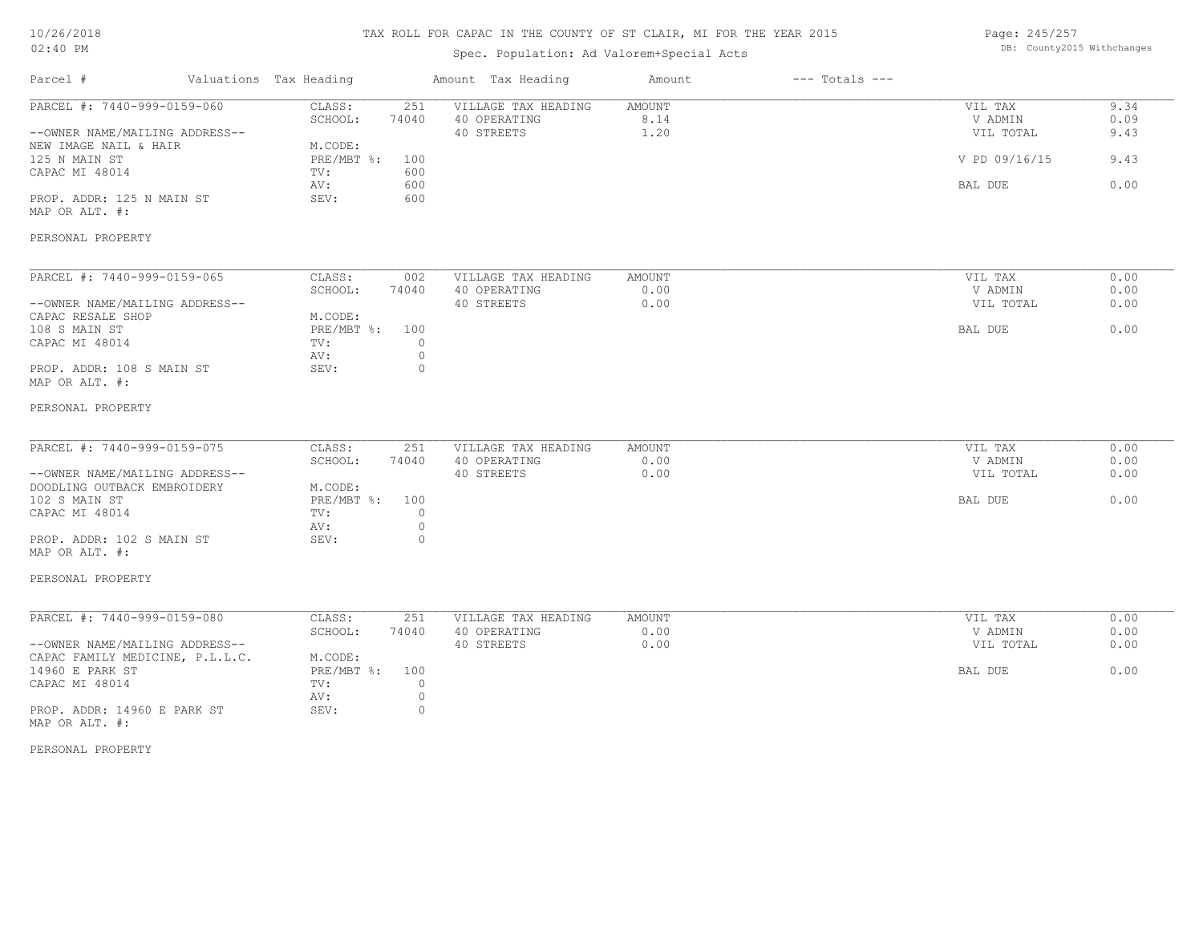# TAX ROLL FOR CAPAC IN THE COUNTY OF ST CLAIR, MI FOR THE YEAR 2015

Spec. Population: Ad Valorem+Special Acts

DB: County2015 Withchanges

10/26/2018
02:40 PM

| Parcel # | Valuations | Tax Heading | Amount | Tax Heading | Amount | --- Totals --- | |
|---|---|---|---|---|---|---|---|
| PARCEL #: 7440-999-0159-060 | CLASS: | 251 | VILLAGE TAX HEADING | AMOUNT | | VIL TAX | 9.34 |
| | SCHOOL: | 74040 | 40 OPERATING | 8.14 | | V ADMIN | 0.09 |
| --OWNER NAME/MAILING ADDRESS-- | | | 40 STREETS | 1.20 | | VIL TOTAL | 9.43 |
| NEW IMAGE NAIL & HAIR | M.CODE: | | | | | | |
| 125 N MAIN ST | PRE/MBT %: | 100 | | | | V PD 09/16/15 | 9.43 |
| CAPAC MI 48014 | TV: | 600 | | | | | |
| | AV: | 600 | | | | BAL DUE | 0.00 |
| PROP. ADDR: 125 N MAIN ST | SEV: | 600 | | | | | |
| MAP OR ALT. #: | | | | | | | |
| PERSONAL PROPERTY | | | | | | | |

| Parcel # | Valuations | Tax Heading | Amount | Tax Heading | Amount | --- Totals --- | |
|---|---|---|---|---|---|---|---|
| PARCEL #: 7440-999-0159-065 | CLASS: | 002 | VILLAGE TAX HEADING | AMOUNT | | VIL TAX | 0.00 |
| | SCHOOL: | 74040 | 40 OPERATING | 0.00 | | V ADMIN | 0.00 |
| --OWNER NAME/MAILING ADDRESS-- | | | 40 STREETS | 0.00 | | VIL TOTAL | 0.00 |
| CAPAC RESALE SHOP | M.CODE: | | | | | | |
| 108 S MAIN ST | PRE/MBT %: | 100 | | | | BAL DUE | 0.00 |
| CAPAC MI 48014 | TV: | 0 | | | | | |
| | AV: | 0 | | | | | |
| PROP. ADDR: 108 S MAIN ST | SEV: | 0 | | | | | |
| MAP OR ALT. #: | | | | | | | |
| PERSONAL PROPERTY | | | | | | | |

| Parcel # | Valuations | Tax Heading | Amount | Tax Heading | Amount | --- Totals --- | |
|---|---|---|---|---|---|---|---|
| PARCEL #: 7440-999-0159-075 | CLASS: | 251 | VILLAGE TAX HEADING | AMOUNT | | VIL TAX | 0.00 |
| | SCHOOL: | 74040 | 40 OPERATING | 0.00 | | V ADMIN | 0.00 |
| --OWNER NAME/MAILING ADDRESS-- | | | 40 STREETS | 0.00 | | VIL TOTAL | 0.00 |
| DOODLING OUTBACK EMBROIDERY | M.CODE: | | | | | | |
| 102 S MAIN ST | PRE/MBT %: | 100 | | | | BAL DUE | 0.00 |
| CAPAC MI 48014 | TV: | 0 | | | | | |
| | AV: | 0 | | | | | |
| PROP. ADDR: 102 S MAIN ST | SEV: | 0 | | | | | |
| MAP OR ALT. #: | | | | | | | |
| PERSONAL PROPERTY | | | | | | | |

| Parcel # | Valuations | Tax Heading | Amount | Tax Heading | Amount | --- Totals --- | |
|---|---|---|---|---|---|---|---|
| PARCEL #: 7440-999-0159-080 | CLASS: | 251 | VILLAGE TAX HEADING | AMOUNT | | VIL TAX | 0.00 |
| | SCHOOL: | 74040 | 40 OPERATING | 0.00 | | V ADMIN | 0.00 |
| --OWNER NAME/MAILING ADDRESS-- | | | 40 STREETS | 0.00 | | VIL TOTAL | 0.00 |
| CAPAC FAMILY MEDICINE, P.L.L.C. | M.CODE: | | | | | | |
| 14960 E PARK ST | PRE/MBT %: | 100 | | | | BAL DUE | 0.00 |
| CAPAC MI 48014 | TV: | 0 | | | | | |
| | AV: | 0 | | | | | |
| PROP. ADDR: 14960 E PARK ST | SEV: | 0 | | | | | |
| MAP OR ALT. #: | | | | | | | |
| PERSONAL PROPERTY | | | | | | | |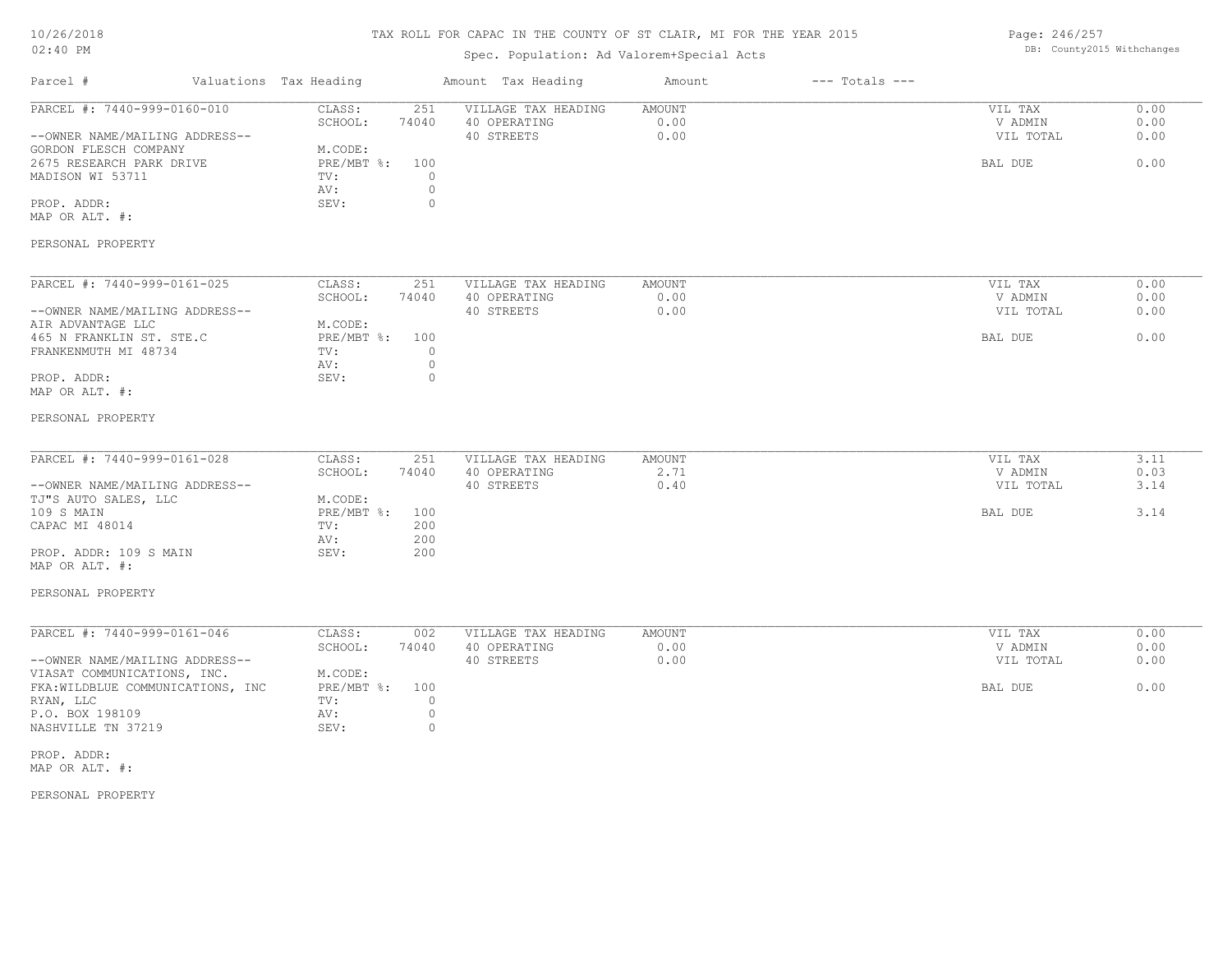# TAX ROLL FOR CAPAC IN THE COUNTY OF ST CLAIR, MI FOR THE YEAR 2015

Spec. Population: Ad Valorem+Special Acts

| Parcel # | Valuations | Tax Heading | Amount | Tax Heading | Amount | --- Totals --- | |
|---|---|---|---|---|---|---|---|
| PARCEL #: 7440-999-0160-010 | CLASS: | 251 | VILLAGE TAX HEADING | AMOUNT | | VIL TAX | 0.00 |
| | SCHOOL: | 74040 | 40 OPERATING | 0.00 | | V ADMIN | 0.00 |
| --OWNER NAME/MAILING ADDRESS-- | | | 40 STREETS | 0.00 | | VIL TOTAL | 0.00 |
| GORDON FLESCH COMPANY | M.CODE: | | | | | | |
| 2675 RESEARCH PARK DRIVE | PRE/MBT %: | 100 | | | | BAL DUE | 0.00 |
| MADISON WI 53711 | TV: | 0 | | | | | |
| | AV: | 0 | | | | | |
| PROP. ADDR: | SEV: | 0 | | | | | |
| MAP OR ALT. #: | | | | | | | |
| PERSONAL PROPERTY | | | | | | | |
| PARCEL #: 7440-999-0161-025 | CLASS: | 251 | VILLAGE TAX HEADING | AMOUNT | | VIL TAX | 0.00 |
| | SCHOOL: | 74040 | 40 OPERATING | 0.00 | | V ADMIN | 0.00 |
| --OWNER NAME/MAILING ADDRESS-- | | | 40 STREETS | 0.00 | | VIL TOTAL | 0.00 |
| AIR ADVANTAGE LLC | M.CODE: | | | | | | |
| 465 N FRANKLIN ST. STE.C | PRE/MBT %: | 100 | | | | BAL DUE | 0.00 |
| FRANKENMUTH MI 48734 | TV: | 0 | | | | | |
| | AV: | 0 | | | | | |
| PROP. ADDR: | SEV: | 0 | | | | | |
| MAP OR ALT. #: | | | | | | | |
| PERSONAL PROPERTY | | | | | | | |
| PARCEL #: 7440-999-0161-028 | CLASS: | 251 | VILLAGE TAX HEADING | AMOUNT | | VIL TAX | 3.11 |
| | SCHOOL: | 74040 | 40 OPERATING | 2.71 | | V ADMIN | 0.03 |
| --OWNER NAME/MAILING ADDRESS-- | | | 40 STREETS | 0.40 | | VIL TOTAL | 3.14 |
| TJ"S AUTO SALES, LLC | M.CODE: | | | | | | |
| 109 S MAIN | PRE/MBT %: | 100 | | | | BAL DUE | 3.14 |
| CAPAC MI 48014 | TV: | 200 | | | | | |
| | AV: | 200 | | | | | |
| PROP. ADDR: 109 S MAIN | SEV: | 200 | | | | | |
| MAP OR ALT. #: | | | | | | | |
| PERSONAL PROPERTY | | | | | | | |
| PARCEL #: 7440-999-0161-046 | CLASS: | 002 | VILLAGE TAX HEADING | AMOUNT | | VIL TAX | 0.00 |
| | SCHOOL: | 74040 | 40 OPERATING | 0.00 | | V ADMIN | 0.00 |
| --OWNER NAME/MAILING ADDRESS-- | | | 40 STREETS | 0.00 | | VIL TOTAL | 0.00 |
| VIASAT COMMUNICATIONS, INC. | M.CODE: | | | | | | |
| FKA:WILDBLUE COMMUNICATIONS, INC | PRE/MBT %: | 100 | | | | BAL DUE | 0.00 |
| RYAN, LLC | TV: | 0 | | | | | |
| P.O. BOX 198109 | AV: | 0 | | | | | |
| NASHVILLE TN 37219 | SEV: | 0 | | | | | |
| PROP. ADDR: | | | | | | | |
| MAP OR ALT. #: | | | | | | | |
| PERSONAL PROPERTY | | | | | | | |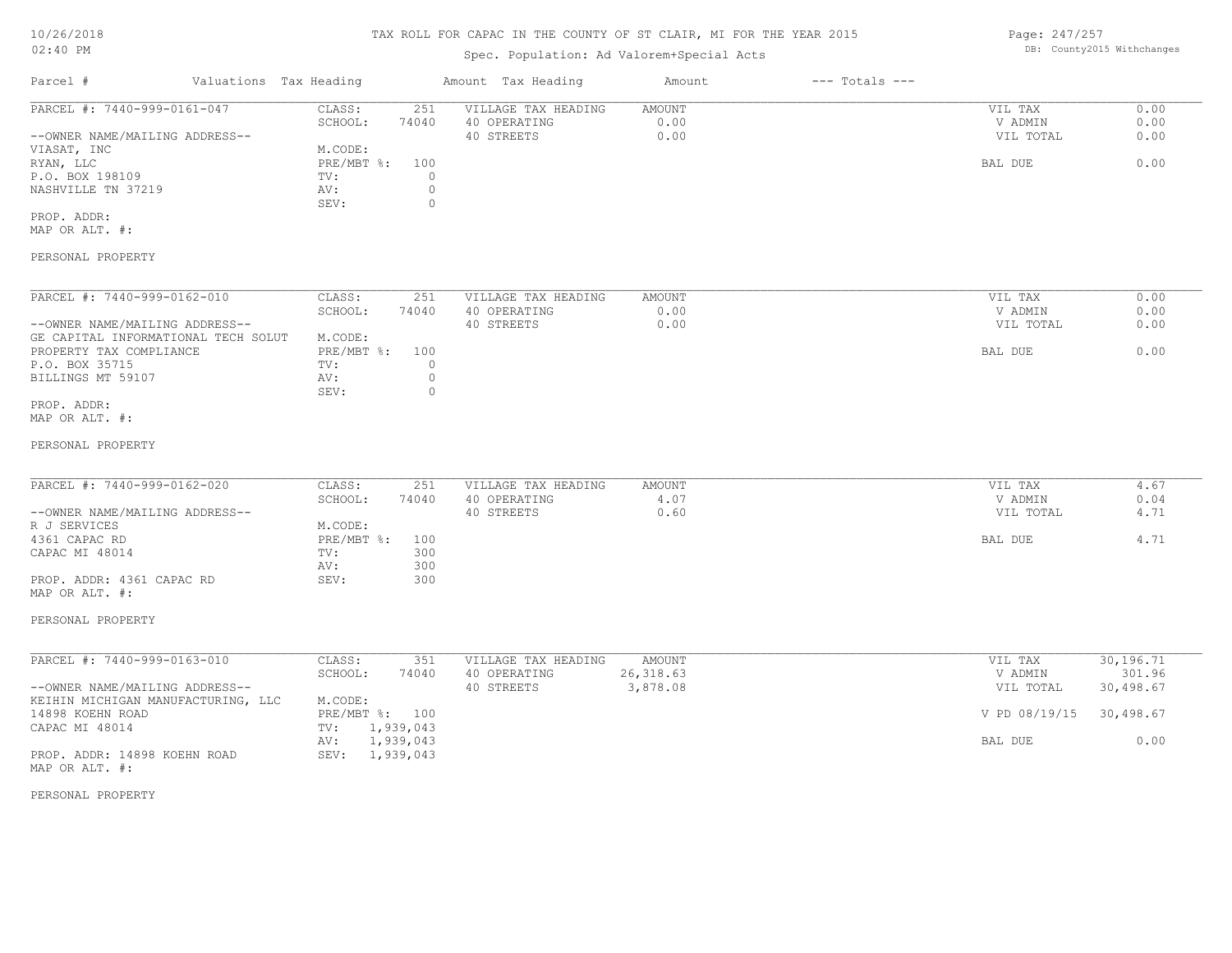# TAX ROLL FOR CAPAC IN THE COUNTY OF ST CLAIR, MI FOR THE YEAR 2015

Spec. Population: Ad Valorem+Special Acts

| Parcel # | Valuations | Tax Heading | Amount | Tax Heading | Amount | --- Totals --- | |
|---|---|---|---|---|---|---|---|
| PARCEL #: 7440-999-0161-047 | CLASS: | 251 | VILLAGE TAX HEADING | AMOUNT | | VIL TAX | 0.00 |
| | SCHOOL: | 74040 | 40 OPERATING | 0.00 | | V ADMIN | 0.00 |
| --OWNER NAME/MAILING ADDRESS-- | | | 40 STREETS | 0.00 | | VIL TOTAL | 0.00 |
| VIASAT, INC | M.CODE: | | | | | | |
| RYAN, LLC | PRE/MBT %: | 100 | | | | BAL DUE | 0.00 |
| P.O. BOX 198109 | TV: | 0 | | | | | |
| NASHVILLE TN 37219 | AV: | 0 | | | | | |
| | SEV: | 0 | | | | | |
| PROP. ADDR: | | | | | | | |
| MAP OR ALT. #: | | | | | | | |
| PERSONAL PROPERTY | | | | | | | |

| Parcel # | Valuations | Tax Heading | Amount | Tax Heading | Amount | --- Totals --- | |
|---|---|---|---|---|---|---|---|
| PARCEL #: 7440-999-0162-010 | CLASS: | 251 | VILLAGE TAX HEADING | AMOUNT | | VIL TAX | 0.00 |
| | SCHOOL: | 74040 | 40 OPERATING | 0.00 | | V ADMIN | 0.00 |
| --OWNER NAME/MAILING ADDRESS-- | | | 40 STREETS | 0.00 | | VIL TOTAL | 0.00 |
| GE CAPITAL INFORMATIONAL TECH SOLUT | M.CODE: | | | | | | |
| PROPERTY TAX COMPLIANCE | PRE/MBT %: | 100 | | | | BAL DUE | 0.00 |
| P.O. BOX 35715 | TV: | 0 | | | | | |
| BILLINGS MT 59107 | AV: | 0 | | | | | |
| | SEV: | 0 | | | | | |
| PROP. ADDR: | | | | | | | |
| MAP OR ALT. #: | | | | | | | |
| PERSONAL PROPERTY | | | | | | | |

| Parcel # | Valuations | Tax Heading | Amount | Tax Heading | Amount | --- Totals --- | |
|---|---|---|---|---|---|---|---|
| PARCEL #: 7440-999-0162-020 | CLASS: | 251 | VILLAGE TAX HEADING | AMOUNT | | VIL TAX | 4.67 |
| | SCHOOL: | 74040 | 40 OPERATING | 4.07 | | V ADMIN | 0.04 |
| --OWNER NAME/MAILING ADDRESS-- | | | 40 STREETS | 0.60 | | VIL TOTAL | 4.71 |
| R J SERVICES | M.CODE: | | | | | | |
| 4361 CAPAC RD | PRE/MBT %: | 100 | | | | BAL DUE | 4.71 |
| CAPAC MI 48014 | TV: | 300 | | | | | |
| | AV: | 300 | | | | | |
| PROP. ADDR: 4361 CAPAC RD | SEV: | 300 | | | | | |
| MAP OR ALT. #: | | | | | | | |
| PERSONAL PROPERTY | | | | | | | |

| Parcel # | Valuations | Tax Heading | Amount | Tax Heading | Amount | --- Totals --- | |
|---|---|---|---|---|---|---|---|
| PARCEL #: 7440-999-0163-010 | CLASS: | 351 | VILLAGE TAX HEADING | AMOUNT | | VIL TAX | 30,196.71 |
| | SCHOOL: | 74040 | 40 OPERATING | 26,318.63 | | V ADMIN | 301.96 |
| --OWNER NAME/MAILING ADDRESS-- | | | 40 STREETS | 3,878.08 | | VIL TOTAL | 30,498.67 |
| KEIHIN MICHIGAN MANUFACTURING, LLC | M.CODE: | | | | | | |
| 14898 KOEHN ROAD | PRE/MBT %: | 100 | | | | V PD 08/19/15 | 30,498.67 |
| CAPAC MI 48014 | TV: | 1,939,043 | | | | | |
| | AV: | 1,939,043 | | | | BAL DUE | 0.00 |
| PROP. ADDR: 14898 KOEHN ROAD | SEV: | 1,939,043 | | | | | |
| MAP OR ALT. #: | | | | | | | |
| PERSONAL PROPERTY | | | | | | | |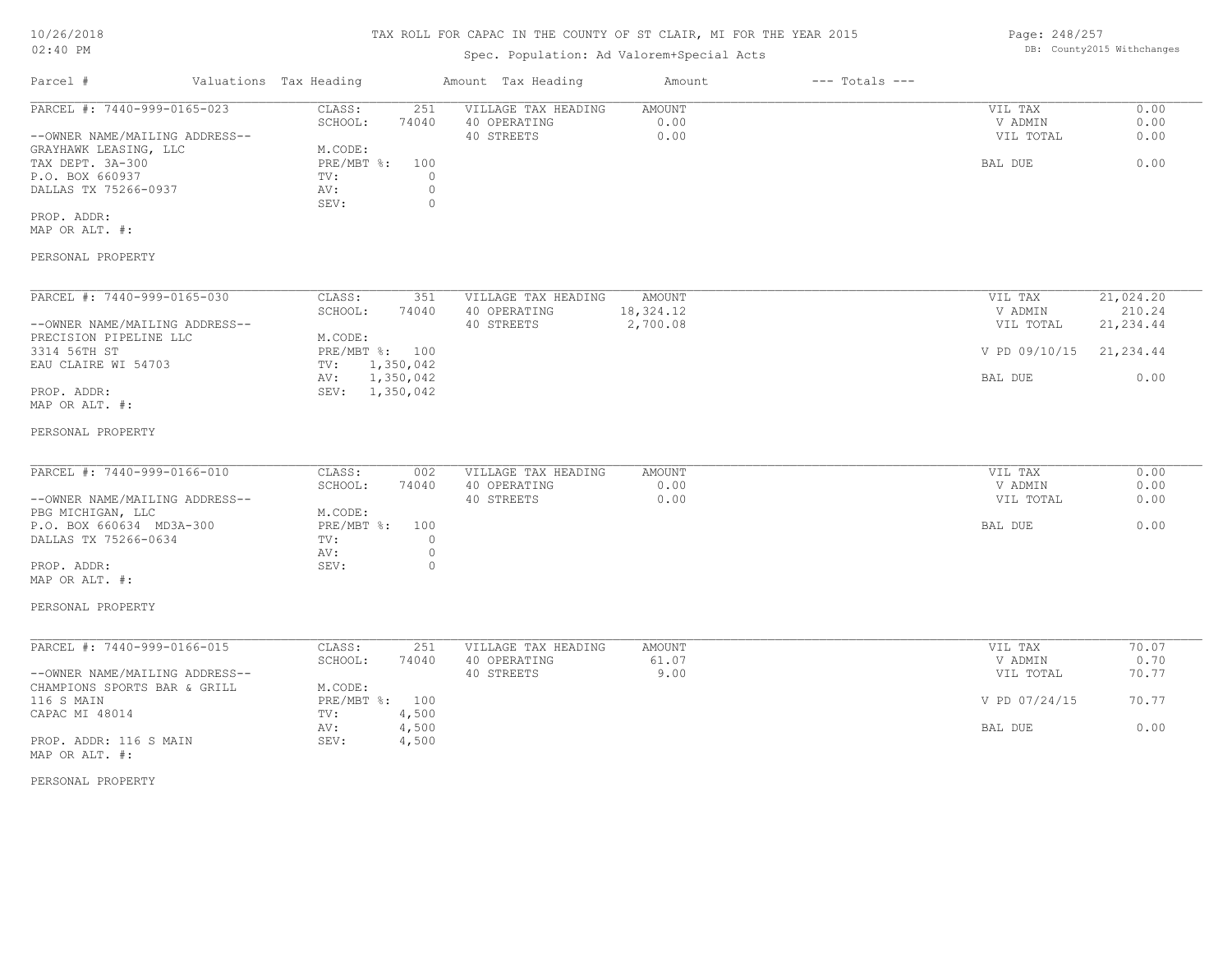# TAX ROLL FOR CAPAC IN THE COUNTY OF ST CLAIR, MI FOR THE YEAR 2015

Spec. Population: Ad Valorem+Special Acts

DB: County2015 Withchanges

| Parcel # | Valuations | Tax Heading | Amount | Tax Heading | Amount | --- Totals --- | |
|---|---|---|---|---|---|---|---|
| PARCEL #: 7440-999-0165-023 | CLASS: | 251 | VILLAGE TAX HEADING | AMOUNT | | VIL TAX | 0.00 |
| | SCHOOL: | 74040 | 40 OPERATING | 0.00 | | V ADMIN | 0.00 |
| --OWNER NAME/MAILING ADDRESS-- | | | 40 STREETS | 0.00 | | VIL TOTAL | 0.00 |
| GRAYHAWK LEASING, LLC | M.CODE: | | | | | | |
| TAX DEPT. 3A-300 | PRE/MBT %: | 100 | | | | BAL DUE | 0.00 |
| P.O. BOX 660937 | TV: | 0 | | | | | |
| DALLAS TX 75266-0937 | AV: | 0 | | | | | |
| | SEV: | 0 | | | | | |
| PROP. ADDR: | | | | | | | |
| MAP OR ALT. #: | | | | | | | |
| PERSONAL PROPERTY | | | | | | | |

| Parcel # | Valuations | Tax Heading | Amount | Tax Heading | Amount | --- Totals --- | |
|---|---|---|---|---|---|---|---|
| PARCEL #: 7440-999-0165-030 | CLASS: | 351 | VILLAGE TAX HEADING | AMOUNT | | VIL TAX | 21,024.20 |
| | SCHOOL: | 74040 | 40 OPERATING | 18,324.12 | | V ADMIN | 210.24 |
| --OWNER NAME/MAILING ADDRESS-- | | | 40 STREETS | 2,700.08 | | VIL TOTAL | 21,234.44 |
| PRECISION PIPELINE LLC | M.CODE: | | | | | | |
| 3314 56TH ST | PRE/MBT %: | 100 | | | | V PD 09/10/15 | 21,234.44 |
| EAU CLAIRE WI 54703 | TV: | 1,350,042 | | | | | |
| | AV: | 1,350,042 | | | | BAL DUE | 0.00 |
| PROP. ADDR: | SEV: | 1,350,042 | | | | | |
| MAP OR ALT. #: | | | | | | | |
| PERSONAL PROPERTY | | | | | | | |

| Parcel # | Valuations | Tax Heading | Amount | Tax Heading | Amount | --- Totals --- | |
|---|---|---|---|---|---|---|---|
| PARCEL #: 7440-999-0166-010 | CLASS: | 002 | VILLAGE TAX HEADING | AMOUNT | | VIL TAX | 0.00 |
| | SCHOOL: | 74040 | 40 OPERATING | 0.00 | | V ADMIN | 0.00 |
| --OWNER NAME/MAILING ADDRESS-- | | | 40 STREETS | 0.00 | | VIL TOTAL | 0.00 |
| PBG MICHIGAN, LLC | M.CODE: | | | | | | |
| P.O. BOX 660634 MD3A-300 | PRE/MBT %: | 100 | | | | BAL DUE | 0.00 |
| DALLAS TX 75266-0634 | TV: | 0 | | | | | |
| | AV: | 0 | | | | | |
| PROP. ADDR: | SEV: | 0 | | | | | |
| MAP OR ALT. #: | | | | | | | |
| PERSONAL PROPERTY | | | | | | | |

| Parcel # | Valuations | Tax Heading | Amount | Tax Heading | Amount | --- Totals --- | |
|---|---|---|---|---|---|---|---|
| PARCEL #: 7440-999-0166-015 | CLASS: | 251 | VILLAGE TAX HEADING | AMOUNT | | VIL TAX | 70.07 |
| | SCHOOL: | 74040 | 40 OPERATING | 61.07 | | V ADMIN | 0.70 |
| --OWNER NAME/MAILING ADDRESS-- | | | 40 STREETS | 9.00 | | VIL TOTAL | 70.77 |
| CHAMPIONS SPORTS BAR & GRILL | M.CODE: | | | | | | |
| 116 S MAIN | PRE/MBT %: | 100 | | | | V PD 07/24/15 | 70.77 |
| CAPAC MI 48014 | TV: | 4,500 | | | | | |
| | AV: | 4,500 | | | | BAL DUE | 0.00 |
| PROP. ADDR: 116 S MAIN | SEV: | 4,500 | | | | | |
| MAP OR ALT. #: | | | | | | | |
| PERSONAL PROPERTY | | | | | | | |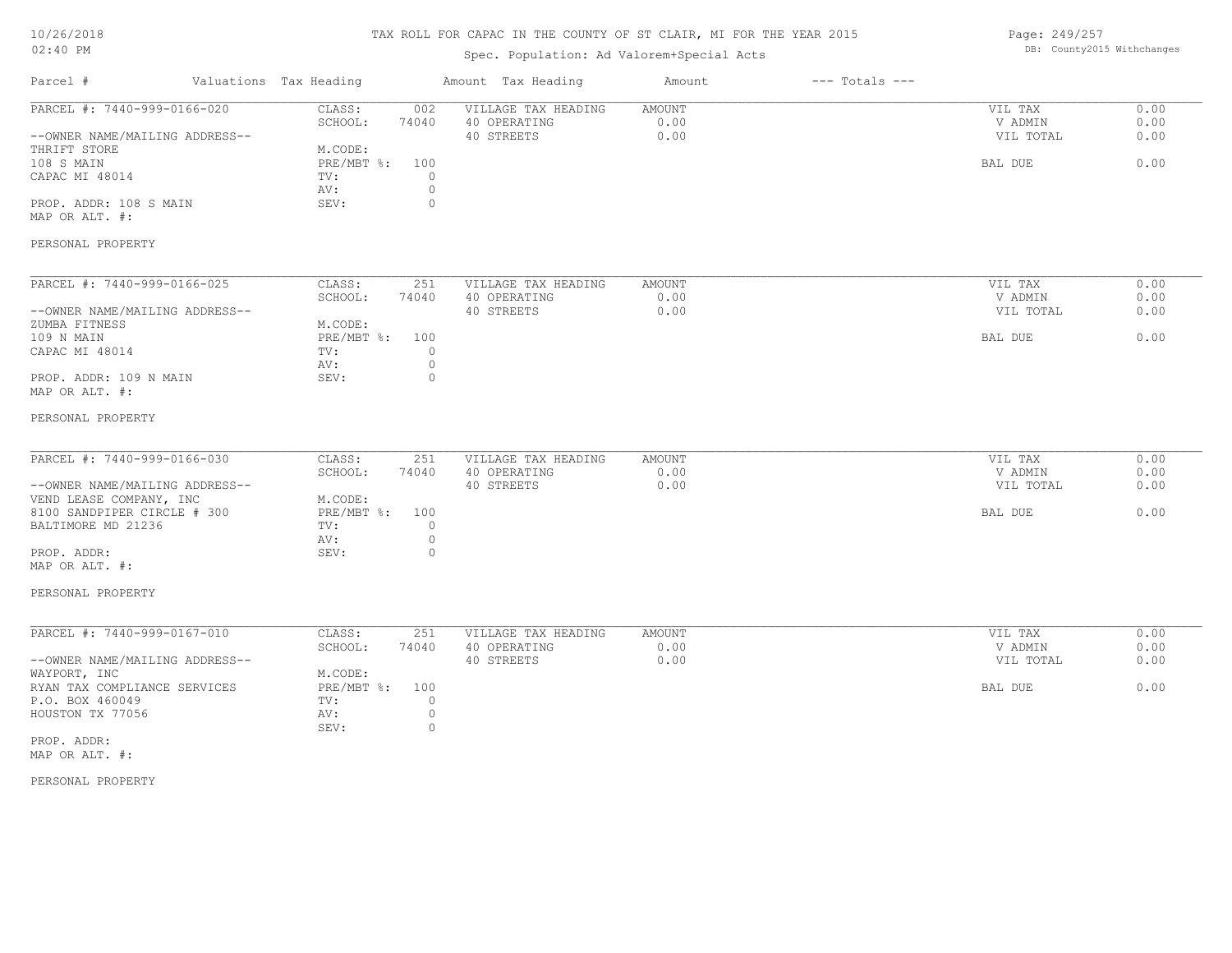# TAX ROLL FOR CAPAC IN THE COUNTY OF ST CLAIR, MI FOR THE YEAR 2015

Spec. Population: Ad Valorem+Special Acts

| Parcel # | Valuations | Tax Heading | Amount | Tax Heading | Amount | --- Totals --- | |
|---|---|---|---|---|---|---|---|
| PARCEL #: 7440-999-0166-020 | CLASS: | 002 | VILLAGE TAX HEADING | AMOUNT | | VIL TAX | 0.00 |
| | SCHOOL: | 74040 | 40 OPERATING | 0.00 | | V ADMIN | 0.00 |
| --OWNER NAME/MAILING ADDRESS-- | | | 40 STREETS | 0.00 | | VIL TOTAL | 0.00 |
| THRIFT STORE | M.CODE: | | | | | | |
| 108 S MAIN | PRE/MBT %: | 100 | | | | BAL DUE | 0.00 |
| CAPAC MI 48014 | TV: | 0 | | | | | |
| | AV: | 0 | | | | | |
| PROP. ADDR: 108 S MAIN | SEV: | 0 | | | | | |
| MAP OR ALT. #: | | | | | | | |
| PERSONAL PROPERTY | | | | | | | |

| Parcel # | Valuations | Tax Heading | Amount | Tax Heading | Amount | --- Totals --- | |
|---|---|---|---|---|---|---|---|
| PARCEL #: 7440-999-0166-025 | CLASS: | 251 | VILLAGE TAX HEADING | AMOUNT | | VIL TAX | 0.00 |
| | SCHOOL: | 74040 | 40 OPERATING | 0.00 | | V ADMIN | 0.00 |
| --OWNER NAME/MAILING ADDRESS-- | | | 40 STREETS | 0.00 | | VIL TOTAL | 0.00 |
| ZUMBA FITNESS | M.CODE: | | | | | | |
| 109 N MAIN | PRE/MBT %: | 100 | | | | BAL DUE | 0.00 |
| CAPAC MI 48014 | TV: | 0 | | | | | |
| | AV: | 0 | | | | | |
| PROP. ADDR: 109 N MAIN | SEV: | 0 | | | | | |
| MAP OR ALT. #: | | | | | | | |
| PERSONAL PROPERTY | | | | | | | |

| Parcel # | Valuations | Tax Heading | Amount | Tax Heading | Amount | --- Totals --- | |
|---|---|---|---|---|---|---|---|
| PARCEL #: 7440-999-0166-030 | CLASS: | 251 | VILLAGE TAX HEADING | AMOUNT | | VIL TAX | 0.00 |
| | SCHOOL: | 74040 | 40 OPERATING | 0.00 | | V ADMIN | 0.00 |
| --OWNER NAME/MAILING ADDRESS-- | | | 40 STREETS | 0.00 | | VIL TOTAL | 0.00 |
| VEND LEASE COMPANY, INC | M.CODE: | | | | | | |
| 8100 SANDPIPER CIRCLE # 300 | PRE/MBT %: | 100 | | | | BAL DUE | 0.00 |
| BALTIMORE MD 21236 | TV: | 0 | | | | | |
| | AV: | 0 | | | | | |
| PROP. ADDR: | SEV: | 0 | | | | | |
| MAP OR ALT. #: | | | | | | | |
| PERSONAL PROPERTY | | | | | | | |

| Parcel # | Valuations | Tax Heading | Amount | Tax Heading | Amount | --- Totals --- | |
|---|---|---|---|---|---|---|---|
| PARCEL #: 7440-999-0167-010 | CLASS: | 251 | VILLAGE TAX HEADING | AMOUNT | | VIL TAX | 0.00 |
| | SCHOOL: | 74040 | 40 OPERATING | 0.00 | | V ADMIN | 0.00 |
| --OWNER NAME/MAILING ADDRESS-- | | | 40 STREETS | 0.00 | | VIL TOTAL | 0.00 |
| WAYPORT, INC | M.CODE: | | | | | | |
| RYAN TAX COMPLIANCE SERVICES | PRE/MBT %: | 100 | | | | BAL DUE | 0.00 |
| P.O. BOX 460049 | TV: | 0 | | | | | |
| HOUSTON TX 77056 | AV: | 0 | | | | | |
| | SEV: | 0 | | | | | |
| PROP. ADDR: | | | | | | | |
| MAP OR ALT. #: | | | | | | | |
| PERSONAL PROPERTY | | | | | | | |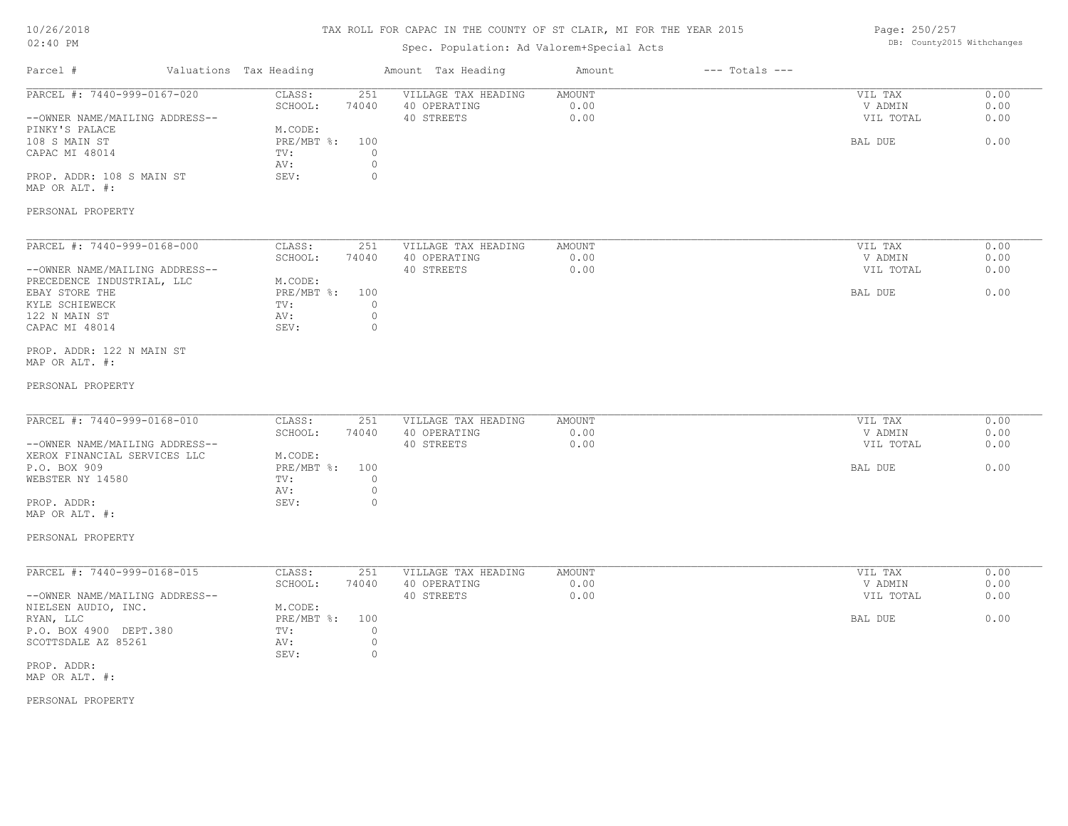# TAX ROLL FOR CAPAC IN THE COUNTY OF ST CLAIR, MI FOR THE YEAR 2015

Spec. Population: Ad Valorem+Special Acts

DB: County2015 Withchanges

10/26/2018 02:40 PM

| Parcel # | Valuations | Tax Heading | Amount | Tax Heading | Amount | --- Totals --- | |
|---|---|---|---|---|---|---|---|
| PARCEL #: 7440-999-0167-020 | CLASS: | 251 | VILLAGE TAX HEADING | AMOUNT | | VIL TAX | 0.00 |
| | SCHOOL: | 74040 | 40 OPERATING | 0.00 | | V ADMIN | 0.00 |
| --OWNER NAME/MAILING ADDRESS-- | | | 40 STREETS | 0.00 | | VIL TOTAL | 0.00 |
| PINKY'S PALACE | M.CODE: | | | | | | |
| 108 S MAIN ST | PRE/MBT %: | 100 | | | | BAL DUE | 0.00 |
| CAPAC MI 48014 | TV: | 0 | | | | | |
| | AV: | 0 | | | | | |
| PROP. ADDR: 108 S MAIN ST | SEV: | 0 | | | | | |
| MAP OR ALT. #: | | | | | | | |
| PERSONAL PROPERTY | | | | | | | |

| Parcel # | Valuations | Tax Heading | Amount | Tax Heading | Amount | --- Totals --- | |
|---|---|---|---|---|---|---|---|
| PARCEL #: 7440-999-0168-000 | CLASS: | 251 | VILLAGE TAX HEADING | AMOUNT | | VIL TAX | 0.00 |
| | SCHOOL: | 74040 | 40 OPERATING | 0.00 | | V ADMIN | 0.00 |
| --OWNER NAME/MAILING ADDRESS-- | | | 40 STREETS | 0.00 | | VIL TOTAL | 0.00 |
| PRECEDENCE INDUSTRIAL, LLC | M.CODE: | | | | | | |
| EBAY STORE THE | PRE/MBT %: | 100 | | | | BAL DUE | 0.00 |
| KYLE SCHIEWECK | TV: | 0 | | | | | |
| 122 N MAIN ST | AV: | 0 | | | | | |
| CAPAC MI 48014 | SEV: | 0 | | | | | |
| PROP. ADDR: 122 N MAIN ST | | | | | | | |
| MAP OR ALT. #: | | | | | | | |
| PERSONAL PROPERTY | | | | | | | |

| Parcel # | Valuations | Tax Heading | Amount | Tax Heading | Amount | --- Totals --- | |
|---|---|---|---|---|---|---|---|
| PARCEL #: 7440-999-0168-010 | CLASS: | 251 | VILLAGE TAX HEADING | AMOUNT | | VIL TAX | 0.00 |
| | SCHOOL: | 74040 | 40 OPERATING | 0.00 | | V ADMIN | 0.00 |
| --OWNER NAME/MAILING ADDRESS-- | | | 40 STREETS | 0.00 | | VIL TOTAL | 0.00 |
| XEROX FINANCIAL SERVICES LLC | M.CODE: | | | | | | |
| P.O. BOX 909 | PRE/MBT %: | 100 | | | | BAL DUE | 0.00 |
| WEBSTER NY 14580 | TV: | 0 | | | | | |
| | AV: | 0 | | | | | |
| PROP. ADDR: | SEV: | 0 | | | | | |
| MAP OR ALT. #: | | | | | | | |
| PERSONAL PROPERTY | | | | | | | |

| Parcel # | Valuations | Tax Heading | Amount | Tax Heading | Amount | --- Totals --- | |
|---|---|---|---|---|---|---|---|
| PARCEL #: 7440-999-0168-015 | CLASS: | 251 | VILLAGE TAX HEADING | AMOUNT | | VIL TAX | 0.00 |
| | SCHOOL: | 74040 | 40 OPERATING | 0.00 | | V ADMIN | 0.00 |
| --OWNER NAME/MAILING ADDRESS-- | | | 40 STREETS | 0.00 | | VIL TOTAL | 0.00 |
| NIELSEN AUDIO, INC. | M.CODE: | | | | | | |
| RYAN, LLC | PRE/MBT %: | 100 | | | | BAL DUE | 0.00 |
| P.O. BOX 4900 DEPT.380 | TV: | 0 | | | | | |
| SCOTTSDALE AZ 85261 | AV: | 0 | | | | | |
| | SEV: | 0 | | | | | |
| PROP. ADDR: | | | | | | | |
| MAP OR ALT. #: | | | | | | | |
| PERSONAL PROPERTY | | | | | | | |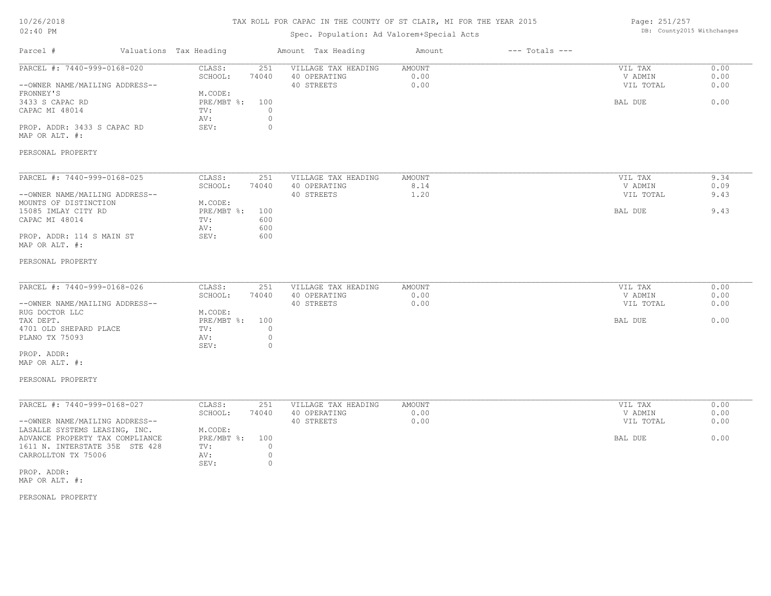# TAX ROLL FOR CAPAC IN THE COUNTY OF ST CLAIR, MI FOR THE YEAR 2015

Spec. Population: Ad Valorem+Special Acts

DB: County2015 Withchanges

| Parcel # | Valuations | Tax Heading | Amount | Tax Heading | Amount | --- Totals --- | |
|---|---|---|---|---|---|---|---|
| PARCEL #: 7440-999-0168-020 | CLASS: | 251 | VILLAGE TAX HEADING | AMOUNT | | VIL TAX | 0.00 |
| | SCHOOL: | 74040 | 40 OPERATING | 0.00 | | V ADMIN | 0.00 |
| --OWNER NAME/MAILING ADDRESS-- | | | 40 STREETS | 0.00 | | VIL TOTAL | 0.00 |
| FRONNEY'S | M.CODE: | | | | | | |
| 3433 S CAPAC RD | PRE/MBT %: | 100 | | | | BAL DUE | 0.00 |
| CAPAC MI 48014 | TV: | 0 | | | | | |
| | AV: | 0 | | | | | |
| PROP. ADDR: 3433 S CAPAC RD | SEV: | 0 | | | | | |
| MAP OR ALT. #: | | | | | | | |
| PERSONAL PROPERTY | | | | | | | |

| Parcel # | Valuations | Tax Heading | Amount | Tax Heading | Amount | --- Totals --- | |
|---|---|---|---|---|---|---|---|
| PARCEL #: 7440-999-0168-025 | CLASS: | 251 | VILLAGE TAX HEADING | AMOUNT | | VIL TAX | 9.34 |
| | SCHOOL: | 74040 | 40 OPERATING | 8.14 | | V ADMIN | 0.09 |
| --OWNER NAME/MAILING ADDRESS-- | | | 40 STREETS | 1.20 | | VIL TOTAL | 9.43 |
| MOUNTS OF DISTINCTION | M.CODE: | | | | | | |
| 15085 IMLAY CITY RD | PRE/MBT %: | 100 | | | | BAL DUE | 9.43 |
| CAPAC MI 48014 | TV: | 600 | | | | | |
| | AV: | 600 | | | | | |
| PROP. ADDR: 114 S MAIN ST | SEV: | 600 | | | | | |
| MAP OR ALT. #: | | | | | | | |
| PERSONAL PROPERTY | | | | | | | |

| Parcel # | Valuations | Tax Heading | Amount | Tax Heading | Amount | --- Totals --- | |
|---|---|---|---|---|---|---|---|
| PARCEL #: 7440-999-0168-026 | CLASS: | 251 | VILLAGE TAX HEADING | AMOUNT | | VIL TAX | 0.00 |
| | SCHOOL: | 74040 | 40 OPERATING | 0.00 | | V ADMIN | 0.00 |
| --OWNER NAME/MAILING ADDRESS-- | | | 40 STREETS | 0.00 | | VIL TOTAL | 0.00 |
| RUG DOCTOR LLC | M.CODE: | | | | | | |
| TAX DEPT. | PRE/MBT %: | 100 | | | | BAL DUE | 0.00 |
| 4701 OLD SHEPARD PLACE | TV: | 0 | | | | | |
| PLANO TX 75093 | AV: | 0 | | | | | |
| | SEV: | 0 | | | | | |
| PROP. ADDR: | | | | | | | |
| MAP OR ALT. #: | | | | | | | |
| PERSONAL PROPERTY | | | | | | | |

| Parcel # | Valuations | Tax Heading | Amount | Tax Heading | Amount | --- Totals --- | |
|---|---|---|---|---|---|---|---|
| PARCEL #: 7440-999-0168-027 | CLASS: | 251 | VILLAGE TAX HEADING | AMOUNT | | VIL TAX | 0.00 |
| | SCHOOL: | 74040 | 40 OPERATING | 0.00 | | V ADMIN | 0.00 |
| --OWNER NAME/MAILING ADDRESS-- | | | 40 STREETS | 0.00 | | VIL TOTAL | 0.00 |
| LASALLE SYSTEMS LEASING, INC. | M.CODE: | | | | | | |
| ADVANCE PROPERTY TAX COMPLIANCE | PRE/MBT %: | 100 | | | | BAL DUE | 0.00 |
| 1611 N. INTERSTATE 35E STE 428 | TV: | 0 | | | | | |
| CARROLLTON TX 75006 | AV: | 0 | | | | | |
| | SEV: | 0 | | | | | |
| PROP. ADDR: | | | | | | | |
| MAP OR ALT. #: | | | | | | | |
| PERSONAL PROPERTY | | | | | | | |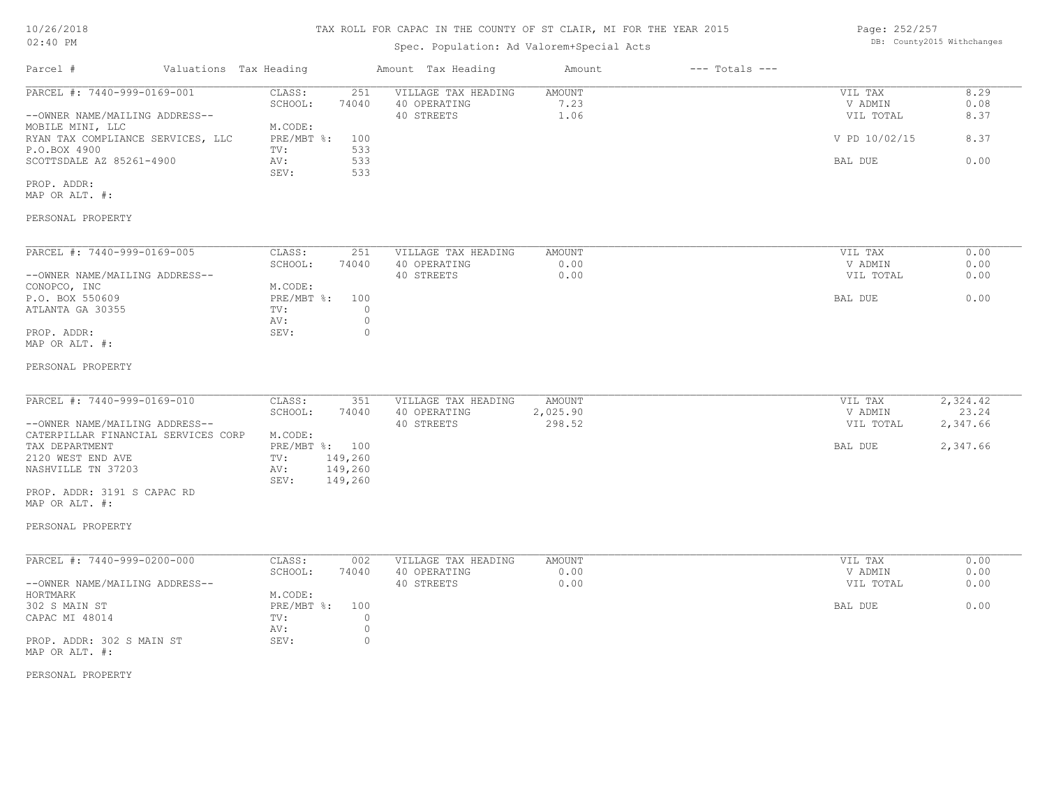# TAX ROLL FOR CAPAC IN THE COUNTY OF ST CLAIR, MI FOR THE YEAR 2015

Spec. Population: Ad Valorem+Special Acts

DB: County2015 Withchanges

| Parcel # | Valuations | Tax Heading | Amount | Tax Heading | Amount | --- Totals --- | |
|---|---|---|---|---|---|---|---|
| PARCEL #: 7440-999-0169-001 | CLASS: | 251 | VILLAGE TAX HEADING | AMOUNT | | VIL TAX | 8.29 |
| | SCHOOL: | 74040 | 40 OPERATING | 7.23 | | V ADMIN | 0.08 |
| --OWNER NAME/MAILING ADDRESS-- | | | 40 STREETS | 1.06 | | VIL TOTAL | 8.37 |
| MOBILE MINI, LLC | M.CODE: | | | | | | |
| RYAN TAX COMPLIANCE SERVICES, LLC | PRE/MBT %: | 100 | | | | V PD 10/02/15 | 8.37 |
| P.O.BOX 4900 | TV: | 533 | | | | | |
| SCOTTSDALE AZ 85261-4900 | AV: | 533 | | | | BAL DUE | 0.00 |
| | SEV: | 533 | | | | | |
| PROP. ADDR: | | | | | | | |
| MAP OR ALT. #: | | | | | | | |
| PERSONAL PROPERTY | | | | | | | |

| Parcel # | Valuations | Tax Heading | Amount | Tax Heading | Amount | --- Totals --- | |
|---|---|---|---|---|---|---|---|
| PARCEL #: 7440-999-0169-005 | CLASS: | 251 | VILLAGE TAX HEADING | AMOUNT | | VIL TAX | 0.00 |
| | SCHOOL: | 74040 | 40 OPERATING | 0.00 | | V ADMIN | 0.00 |
| --OWNER NAME/MAILING ADDRESS-- | | | 40 STREETS | 0.00 | | VIL TOTAL | 0.00 |
| CONOPCO, INC | M.CODE: | | | | | | |
| P.O. BOX 550609 | PRE/MBT %: | 100 | | | | BAL DUE | 0.00 |
| ATLANTA GA 30355 | TV: | 0 | | | | | |
| | AV: | 0 | | | | | |
| PROP. ADDR: | SEV: | 0 | | | | | |
| MAP OR ALT. #: | | | | | | | |
| PERSONAL PROPERTY | | | | | | | |

| Parcel # | Valuations | Tax Heading | Amount | Tax Heading | Amount | --- Totals --- | |
|---|---|---|---|---|---|---|---|
| PARCEL #: 7440-999-0169-010 | CLASS: | 351 | VILLAGE TAX HEADING | AMOUNT | | VIL TAX | 2,324.42 |
| | SCHOOL: | 74040 | 40 OPERATING | 2,025.90 | | V ADMIN | 23.24 |
| --OWNER NAME/MAILING ADDRESS-- | | | 40 STREETS | 298.52 | | VIL TOTAL | 2,347.66 |
| CATERPILLAR FINANCIAL SERVICES CORP | M.CODE: | | | | | | |
| TAX DEPARTMENT | PRE/MBT %: | 100 | | | | BAL DUE | 2,347.66 |
| 2120 WEST END AVE | TV: | 149,260 | | | | | |
| NASHVILLE TN 37203 | AV: | 149,260 | | | | | |
| | SEV: | 149,260 | | | | | |
| PROP. ADDR: 3191 S CAPAC RD | | | | | | | |
| MAP OR ALT. #: | | | | | | | |
| PERSONAL PROPERTY | | | | | | | |

| Parcel # | Valuations | Tax Heading | Amount | Tax Heading | Amount | --- Totals --- | |
|---|---|---|---|---|---|---|---|
| PARCEL #: 7440-999-0200-000 | CLASS: | 002 | VILLAGE TAX HEADING | AMOUNT | | VIL TAX | 0.00 |
| | SCHOOL: | 74040 | 40 OPERATING | 0.00 | | V ADMIN | 0.00 |
| --OWNER NAME/MAILING ADDRESS-- | | | 40 STREETS | 0.00 | | VIL TOTAL | 0.00 |
| HORTMARK | M.CODE: | | | | | | |
| 302 S MAIN ST | PRE/MBT %: | 100 | | | | BAL DUE | 0.00 |
| CAPAC MI 48014 | TV: | 0 | | | | | |
| | AV: | 0 | | | | | |
| PROP. ADDR: 302 S MAIN ST | SEV: | 0 | | | | | |
| MAP OR ALT. #: | | | | | | | |
| PERSONAL PROPERTY | | | | | | | |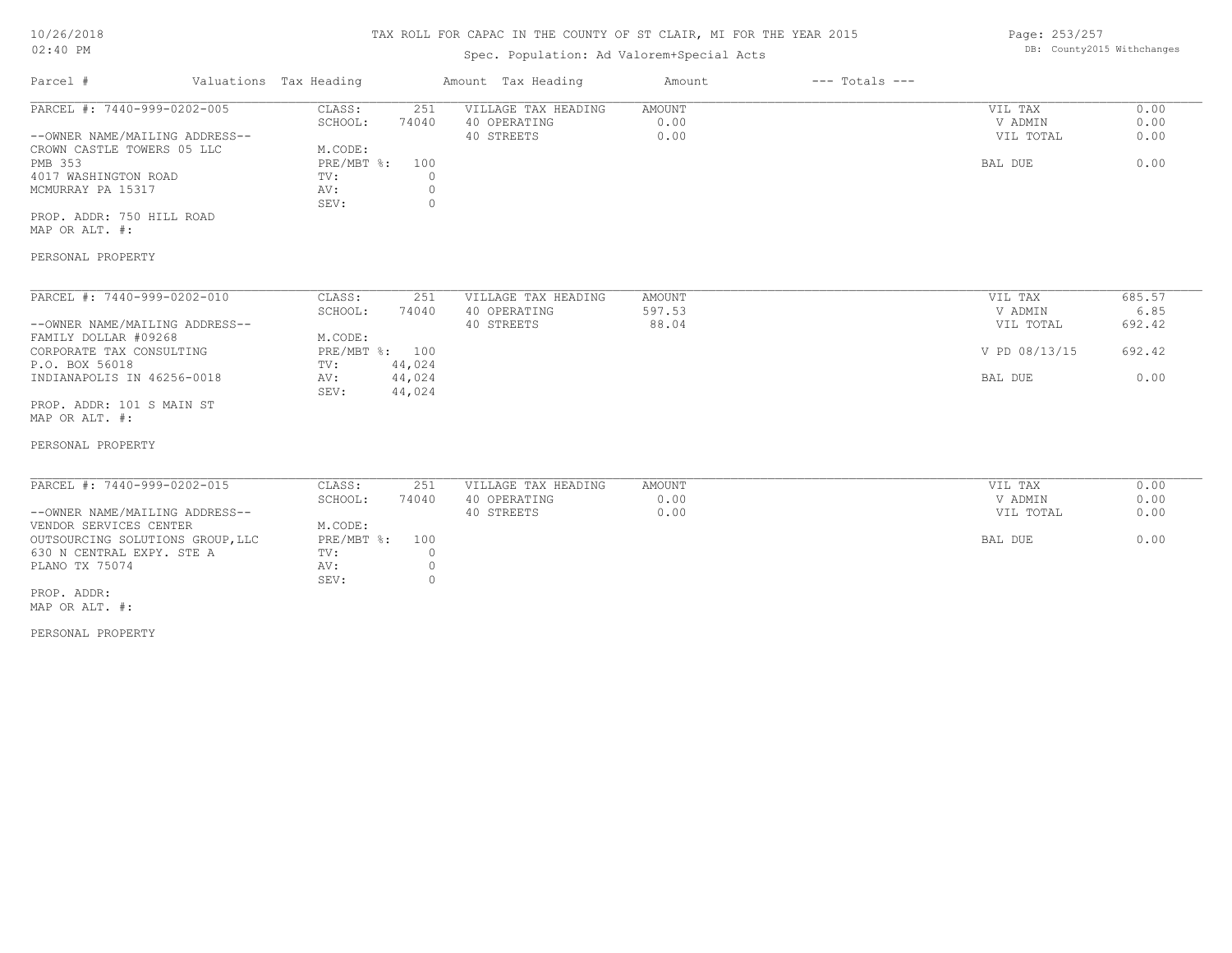# TAX ROLL FOR CAPAC IN THE COUNTY OF ST CLAIR, MI FOR THE YEAR 2015

Spec. Population: Ad Valorem+Special Acts

| Parcel # | Valuations | Tax Heading | Amount | Tax Heading | Amount | --- Totals --- | |
|---|---|---|---|---|---|---|---|
| PARCEL #: 7440-999-0202-005 | CLASS: | 251 | VILLAGE TAX HEADING | AMOUNT | | VIL TAX | 0.00 |
| | SCHOOL: | 74040 | 40 OPERATING | 0.00 | | V ADMIN | 0.00 |
| --OWNER NAME/MAILING ADDRESS-- | | | 40 STREETS | 0.00 | | VIL TOTAL | 0.00 |
| CROWN CASTLE TOWERS 05 LLC | M.CODE: | | | | | | |
| PMB 353 | PRE/MBT %: | 100 | | | | BAL DUE | 0.00 |
| 4017 WASHINGTON ROAD | TV: | 0 | | | | | |
| MCMURRAY PA 15317 | AV: | 0 | | | | | |
| | SEV: | 0 | | | | | |

PROP. ADDR: 750 HILL ROAD
MAP OR ALT. #:

PERSONAL PROPERTY

| Parcel # | Valuations | Tax Heading | Amount | Tax Heading | Amount | --- Totals --- | |
|---|---|---|---|---|---|---|---|
| PARCEL #: 7440-999-0202-010 | CLASS: | 251 | VILLAGE TAX HEADING | AMOUNT | | VIL TAX | 685.57 |
| | SCHOOL: | 74040 | 40 OPERATING | 597.53 | | V ADMIN | 6.85 |
| --OWNER NAME/MAILING ADDRESS-- | | | 40 STREETS | 88.04 | | VIL TOTAL | 692.42 |
| FAMILY DOLLAR #09268 | M.CODE: | | | | | | |
| CORPORATE TAX CONSULTING | PRE/MBT %: | 100 | | | | V PD 08/13/15 | 692.42 |
| P.O. BOX 56018 | TV: | 44,024 | | | | | |
| INDIANAPOLIS IN 46256-0018 | AV: | 44,024 | | | | BAL DUE | 0.00 |
| | SEV: | 44,024 | | | | | |

PROP. ADDR: 101 S MAIN ST
MAP OR ALT. #:

PERSONAL PROPERTY

| Parcel # | Valuations | Tax Heading | Amount | Tax Heading | Amount | --- Totals --- | |
|---|---|---|---|---|---|---|---|
| PARCEL #: 7440-999-0202-015 | CLASS: | 251 | VILLAGE TAX HEADING | AMOUNT | | VIL TAX | 0.00 |
| | SCHOOL: | 74040 | 40 OPERATING | 0.00 | | V ADMIN | 0.00 |
| --OWNER NAME/MAILING ADDRESS-- | | | 40 STREETS | 0.00 | | VIL TOTAL | 0.00 |
| VENDOR SERVICES CENTER | M.CODE: | | | | | | |
| OUTSOURCING SOLUTIONS GROUP,LLC | PRE/MBT %: | 100 | | | | BAL DUE | 0.00 |
| 630 N CENTRAL EXPY. STE A | TV: | 0 | | | | | |
| PLANO TX 75074 | AV: | 0 | | | | | |
| | SEV: | 0 | | | | | |

PROP. ADDR:
MAP OR ALT. #:

PERSONAL PROPERTY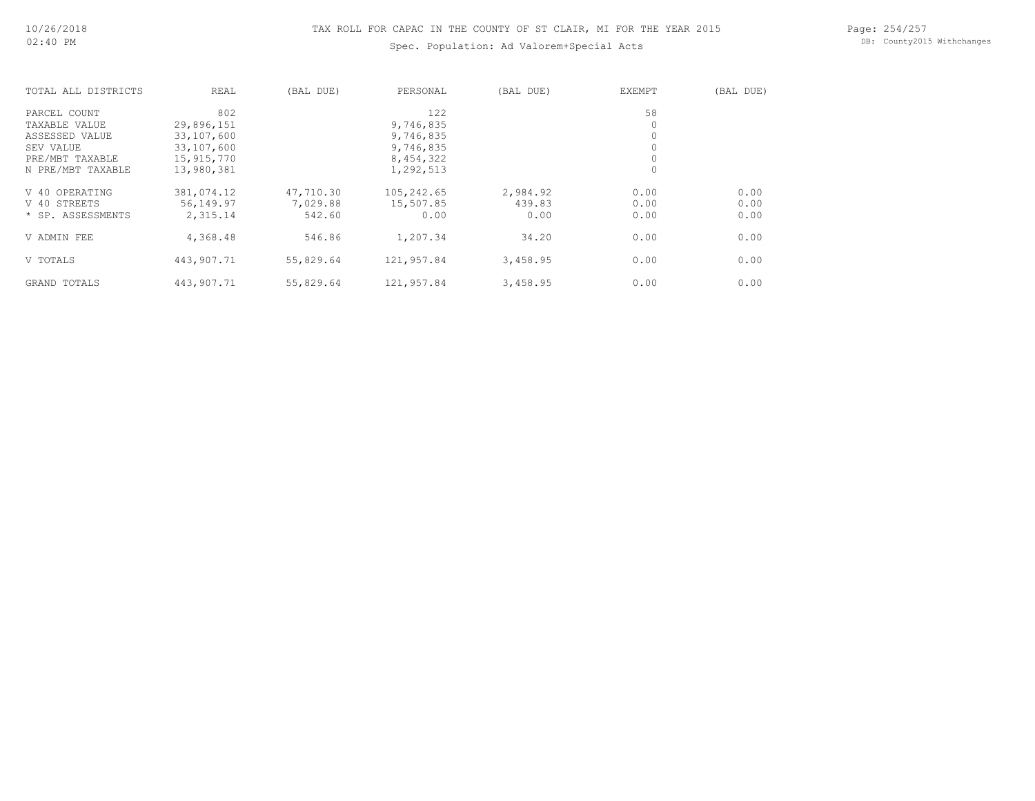TAX ROLL FOR CAPAC IN THE COUNTY OF ST CLAIR, MI FOR THE YEAR 2015

Spec. Population: Ad Valorem+Special Acts

| TOTAL ALL DISTRICTS | REAL | (BAL DUE) | PERSONAL | (BAL DUE) | EXEMPT | (BAL DUE) |
|---|---|---|---|---|---|---|
| PARCEL COUNT | 802 | | 122 | | 58 | |
| TAXABLE VALUE | 29,896,151 | | 9,746,835 | | 0 | |
| ASSESSED VALUE | 33,107,600 | | 9,746,835 | | 0 | |
| SEV VALUE | 33,107,600 | | 9,746,835 | | 0 | |
| PRE/MBT TAXABLE | 15,915,770 | | 8,454,322 | | 0 | |
| N PRE/MBT TAXABLE | 13,980,381 | | 1,292,513 | | 0 | |
| V 40 OPERATING | 381,074.12 | 47,710.30 | 105,242.65 | 2,984.92 | 0.00 | 0.00 |
| V 40 STREETS | 56,149.97 | 7,029.88 | 15,507.85 | 439.83 | 0.00 | 0.00 |
| * SP. ASSESSMENTS | 2,315.14 | 542.60 | 0.00 | 0.00 | 0.00 | 0.00 |
| V ADMIN FEE | 4,368.48 | 546.86 | 1,207.34 | 34.20 | 0.00 | 0.00 |
| V TOTALS | 443,907.71 | 55,829.64 | 121,957.84 | 3,458.95 | 0.00 | 0.00 |
| GRAND TOTALS | 443,907.71 | 55,829.64 | 121,957.84 | 3,458.95 | 0.00 | 0.00 |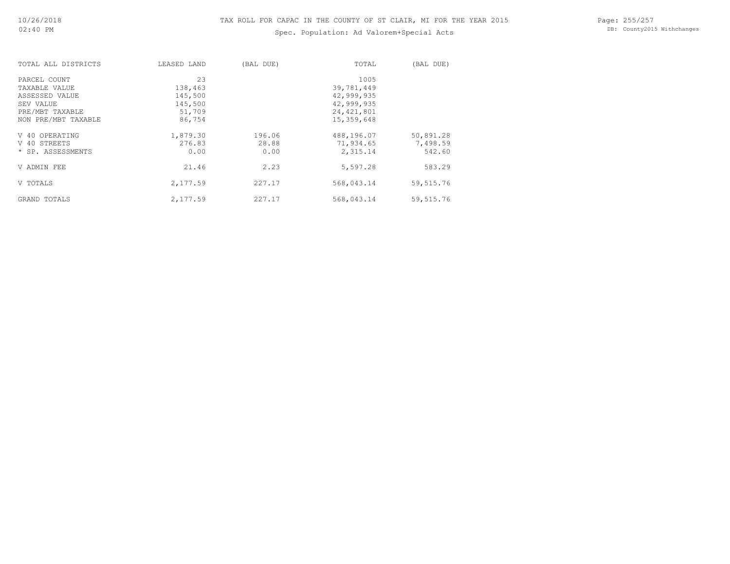# TAX ROLL FOR CAPAC IN THE COUNTY OF ST CLAIR, MI FOR THE YEAR 2015

Spec. Population: Ad Valorem+Special Acts

| TOTAL ALL DISTRICTS | LEASED LAND | (BAL DUE) | TOTAL | (BAL DUE) |
|---|---|---|---|---|
| PARCEL COUNT | 23 | | 1005 | |
| TAXABLE VALUE | 138,463 | | 39,781,449 | |
| ASSESSED VALUE | 145,500 | | 42,999,935 | |
| SEV VALUE | 145,500 | | 42,999,935 | |
| PRE/MBT TAXABLE | 51,709 | | 24,421,801 | |
| NON PRE/MBT TAXABLE | 86,754 | | 15,359,648 | |
| V 40 OPERATING | 1,879.30 | 196.06 | 488,196.07 | 50,891.28 |
| V 40 STREETS | 276.83 | 28.88 | 71,934.65 | 7,498.59 |
| * SP. ASSESSMENTS | 0.00 | 0.00 | 2,315.14 | 542.60 |
| V ADMIN FEE | 21.46 | 2.23 | 5,597.28 | 583.29 |
| V TOTALS | 2,177.59 | 227.17 | 568,043.14 | 59,515.76 |
| GRAND TOTALS | 2,177.59 | 227.17 | 568,043.14 | 59,515.76 |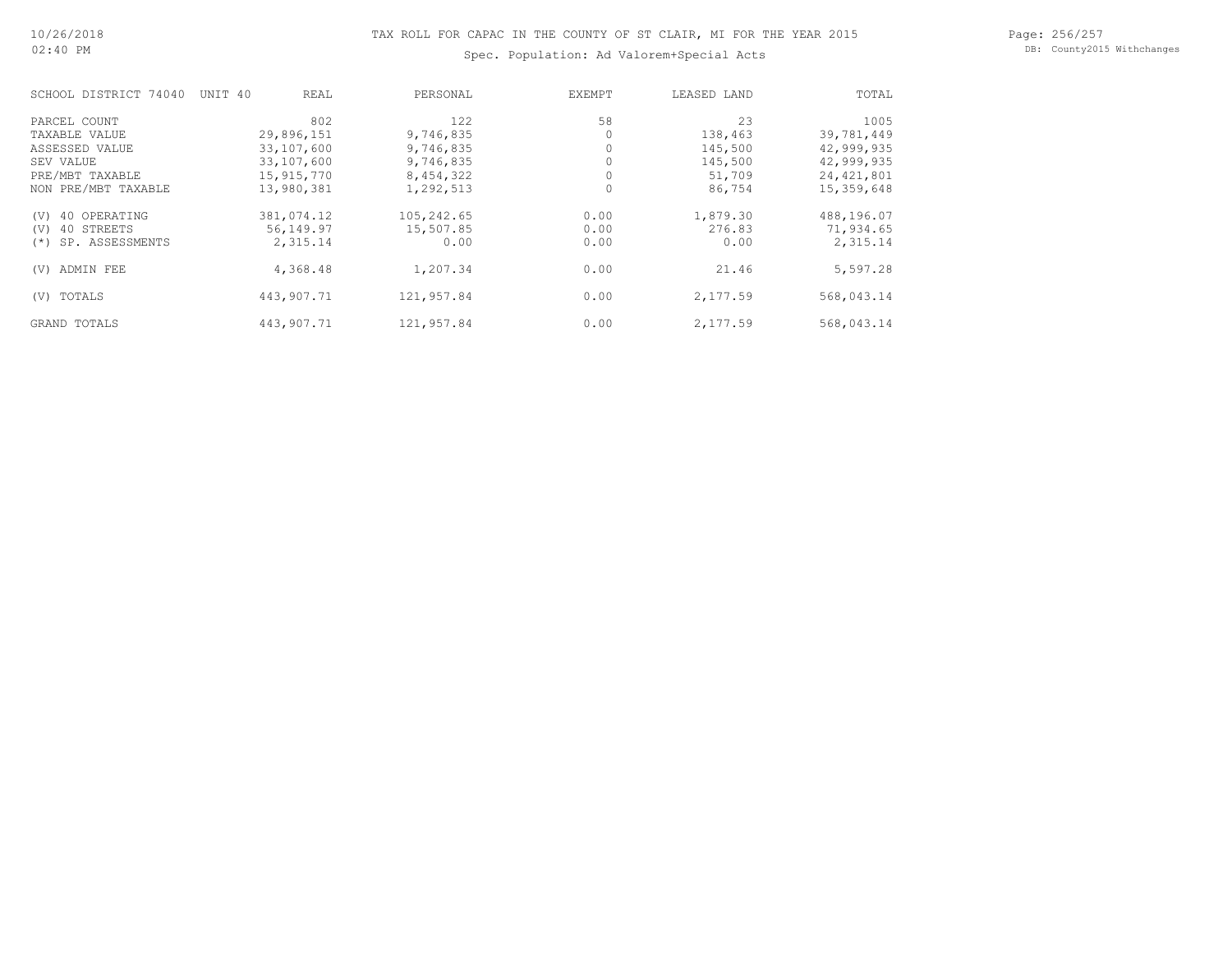# TAX ROLL FOR CAPAC IN THE COUNTY OF ST CLAIR, MI FOR THE YEAR 2015

Spec. Population: Ad Valorem+Special Acts

| SCHOOL DISTRICT 74040 UNIT 40 | REAL | PERSONAL | EXEMPT | LEASED LAND | TOTAL |
|---|---|---|---|---|---|
| PARCEL COUNT | 802 | 122 | 58 | 23 | 1005 |
| TAXABLE VALUE | 29,896,151 | 9,746,835 | 0 | 138,463 | 39,781,449 |
| ASSESSED VALUE | 33,107,600 | 9,746,835 | 0 | 145,500 | 42,999,935 |
| SEV VALUE | 33,107,600 | 9,746,835 | 0 | 145,500 | 42,999,935 |
| PRE/MBT TAXABLE | 15,915,770 | 8,454,322 | 0 | 51,709 | 24,421,801 |
| NON PRE/MBT TAXABLE | 13,980,381 | 1,292,513 | 0 | 86,754 | 15,359,648 |
| (V) 40 OPERATING | 381,074.12 | 105,242.65 | 0.00 | 1,879.30 | 488,196.07 |
| (V) 40 STREETS | 56,149.97 | 15,507.85 | 0.00 | 276.83 | 71,934.65 |
| (*) SP. ASSESSMENTS | 2,315.14 | 0.00 | 0.00 | 0.00 | 2,315.14 |
| (V) ADMIN FEE | 4,368.48 | 1,207.34 | 0.00 | 21.46 | 5,597.28 |
| (V) TOTALS | 443,907.71 | 121,957.84 | 0.00 | 2,177.59 | 568,043.14 |
| GRAND TOTALS | 443,907.71 | 121,957.84 | 0.00 | 2,177.59 | 568,043.14 |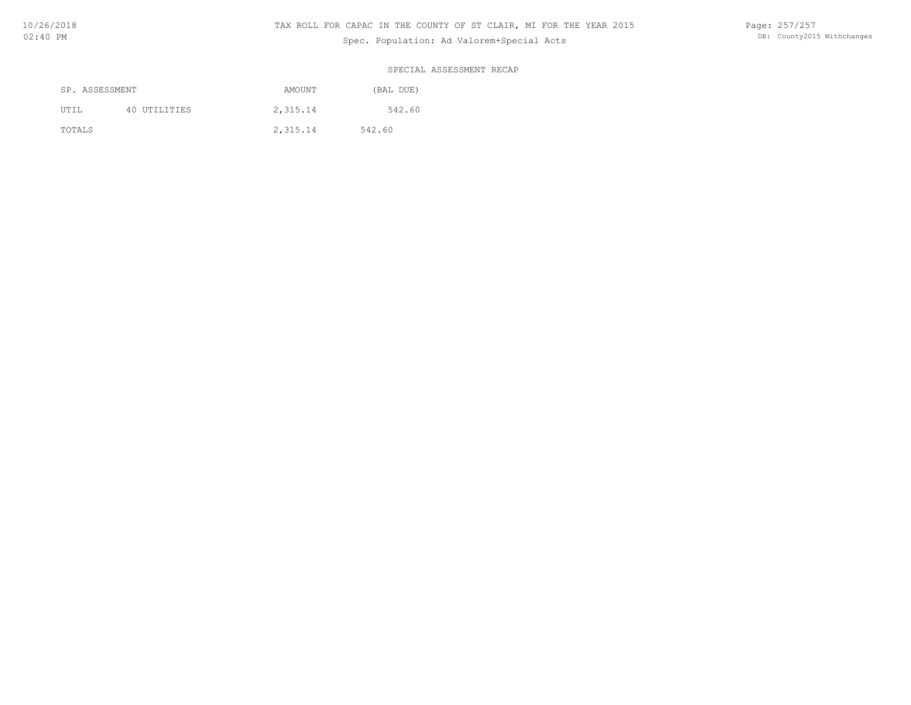SPECIAL ASSESSMENT RECAP

| SP. ASSESSMENT | | AMOUNT | (BAL DUE) |
|---|---|---|---|
| UTIL | 40 UTILITIES | 2,315.14 | 542.60 |
| TOTALS | | 2,315.14 | 542.60 |